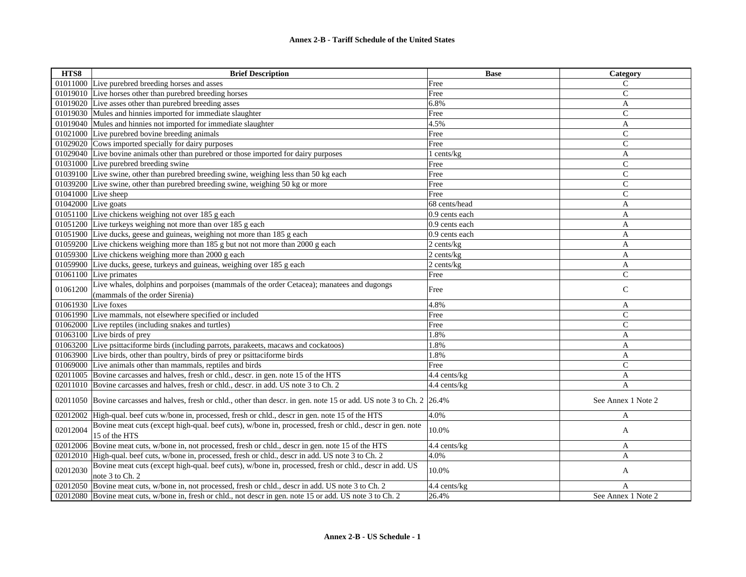# Annex 2-B - Tariff Schedule of the United States

| HTS8 | Brief Description | Base | Category |
|---|---|---|---|
| 01011000 | Live purebred breeding horses and asses | Free | C |
| 01019010 | Live horses other than purebred breeding horses | Free | C |
| 01019020 | Live asses other than purebred breeding asses | 6.8% | A |
| 01019030 | Mules and hinnies imported for immediate slaughter | Free | C |
| 01019040 | Mules and hinnies not imported for immediate slaughter | 4.5% | A |
| 01021000 | Live purebred bovine breeding animals | Free | C |
| 01029020 | Cows imported specially for dairy purposes | Free | C |
| 01029040 | Live bovine animals other than purebred or those imported for dairy purposes | 1 cents/kg | A |
| 01031000 | Live purebred breeding swine | Free | C |
| 01039100 | Live swine, other than purebred breeding swine, weighing less than 50 kg each | Free | C |
| 01039200 | Live swine, other than purebred breeding swine, weighing 50 kg or more | Free | C |
| 01041000 | Live sheep | Free | C |
| 01042000 | Live goats | 68 cents/head | A |
| 01051100 | Live chickens weighing not over 185 g each | 0.9 cents each | A |
| 01051200 | Live turkeys weighing not more than over 185 g each | 0.9 cents each | A |
| 01051900 | Live ducks, geese and guineas, weighing not more than 185 g each | 0.9 cents each | A |
| 01059200 | Live chickens weighing more than 185 g but not not more than 2000 g each | 2 cents/kg | A |
| 01059300 | Live chickens weighing more than 2000 g each | 2 cents/kg | A |
| 01059900 | Live ducks, geese, turkeys and guineas, weighing over 185 g each | 2 cents/kg | A |
| 01061100 | Live primates | Free | C |
| 01061200 | Live whales, dolphins and porpoises (mammals of the order Cetacea); manatees and dugongs (mammals of the order Sirenia) | Free | C |
| 01061930 | Live foxes | 4.8% | A |
| 01061990 | Live mammals, not elsewhere specified or included | Free | C |
| 01062000 | Live reptiles (including snakes and turtles) | Free | C |
| 01063100 | Live birds of prey | 1.8% | A |
| 01063200 | Live psittaciforme birds (including parrots, parakeets, macaws and cockatoos) | 1.8% | A |
| 01063900 | Live birds, other than poultry, birds of prey or psittaciforme birds | 1.8% | A |
| 01069000 | Live animals other than mammals, reptiles and birds | Free | C |
| 02011005 | Bovine carcasses and halves, fresh or chld., descr. in gen. note 15 of the HTS | 4.4 cents/kg | A |
| 02011010 | Bovine carcasses and halves, fresh or chld., descr. in add. US note 3 to Ch. 2 | 4.4 cents/kg | A |
| 02011050 | Bovine carcasses and halves, fresh or chld., other than descr. in gen. note 15 or add. US note 3 to Ch. 2 | 26.4% | See Annex 1 Note 2 |
| 02012002 | High-qual. beef cuts w/bone in, processed, fresh or chld., descr in gen. note 15 of the HTS | 4.0% | A |
| 02012004 | Bovine meat cuts (except high-qual. beef cuts), w/bone in, processed, fresh or chld., descr in gen. note 15 of the HTS | 10.0% | A |
| 02012006 | Bovine meat cuts, w/bone in, not processed, fresh or chld., descr in gen. note 15 of the HTS | 4.4 cents/kg | A |
| 02012010 | High-qual. beef cuts, w/bone in, processed, fresh or chld., descr in add. US note 3 to Ch. 2 | 4.0% | A |
| 02012030 | Bovine meat cuts (except high-qual. beef cuts), w/bone in, processed, fresh or chld., descr in add. US note 3 to Ch. 2 | 10.0% | A |
| 02012050 | Bovine meat cuts, w/bone in, not processed, fresh or chld., descr in add. US note 3 to Ch. 2 | 4.4 cents/kg | A |
| 02012080 | Bovine meat cuts, w/bone in, fresh or chld., not descr in gen. note 15 or add. US note 3 to Ch. 2 | 26.4% | See Annex 1 Note 2 |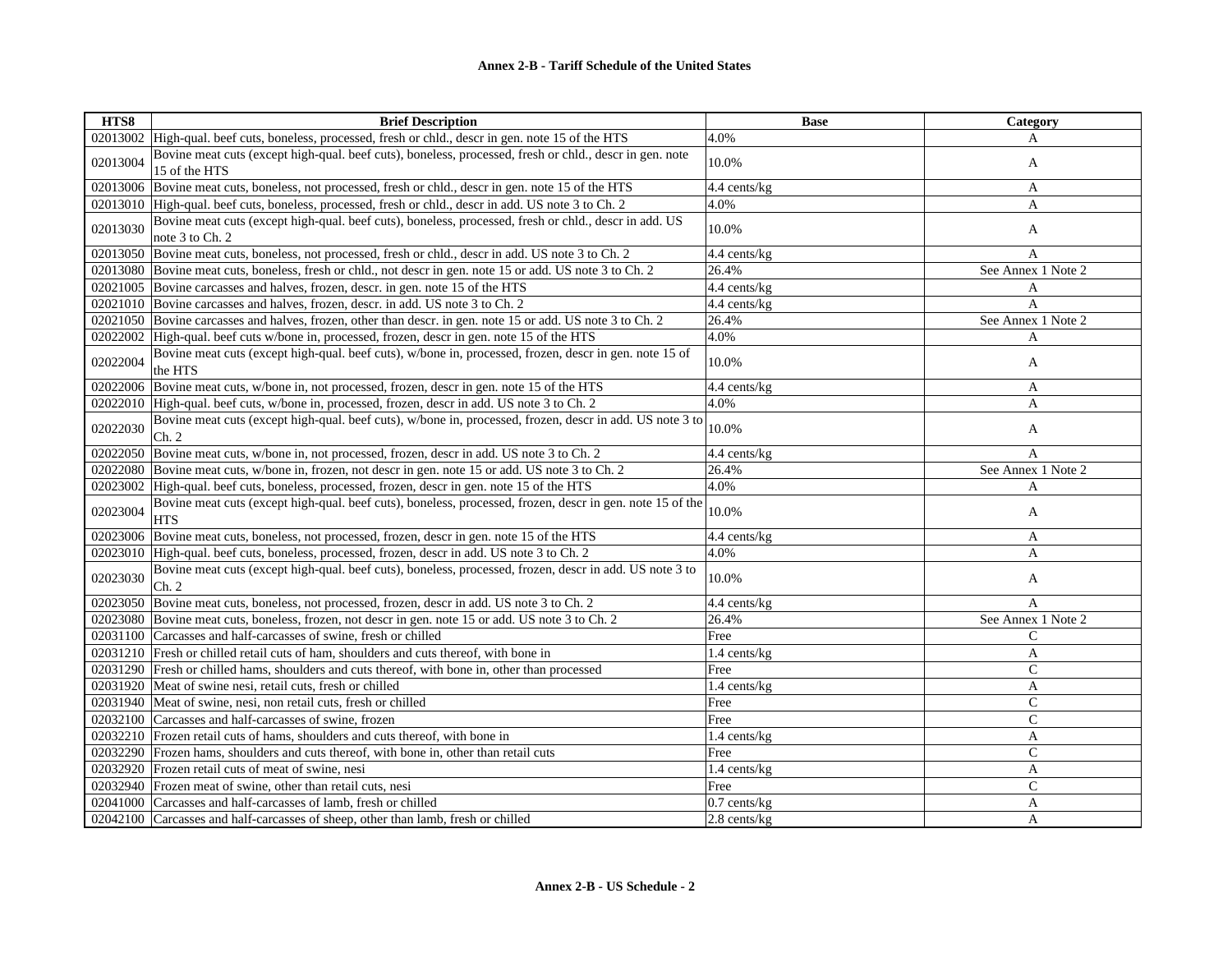**Annex 2-B - Tariff Schedule of the United States**

| HTS8 | Brief Description | Base | Category |
|---|---|---|---|
| 02013002 | High-qual. beef cuts, boneless, processed, fresh or chld., descr in gen. note 15 of the HTS | 4.0% | A |
| 02013004 | Bovine meat cuts (except high-qual. beef cuts), boneless, processed, fresh or chld., descr in gen. note 15 of the HTS | 10.0% | A |
| 02013006 | Bovine meat cuts, boneless, not processed, fresh or chld., descr in gen. note 15 of the HTS | 4.4 cents/kg | A |
| 02013010 | High-qual. beef cuts, boneless, processed, fresh or chld., descr in add. US note 3 to Ch. 2 | 4.0% | A |
| 02013030 | Bovine meat cuts (except high-qual. beef cuts), boneless, processed, fresh or chld., descr in add. US note 3 to Ch. 2 | 10.0% | A |
| 02013050 | Bovine meat cuts, boneless, not processed, fresh or chld., descr in add. US note 3 to Ch. 2 | 4.4 cents/kg | A |
| 02013080 | Bovine meat cuts, boneless, fresh or chld., not descr in gen. note 15 or add. US note 3 to Ch. 2 | 26.4% | See Annex 1 Note 2 |
| 02021005 | Bovine carcasses and halves, frozen, descr. in gen. note 15 of the HTS | 4.4 cents/kg | A |
| 02021010 | Bovine carcasses and halves, frozen, descr. in add. US note 3 to Ch. 2 | 4.4 cents/kg | A |
| 02021050 | Bovine carcasses and halves, frozen, other than descr. in gen. note 15 or add. US note 3 to Ch. 2 | 26.4% | See Annex 1 Note 2 |
| 02022002 | High-qual. beef cuts w/bone in, processed, frozen, descr in gen. note 15 of the HTS | 4.0% | A |
| 02022004 | Bovine meat cuts (except high-qual. beef cuts), w/bone in, processed, frozen, descr in gen. note 15 of the HTS | 10.0% | A |
| 02022006 | Bovine meat cuts, w/bone in, not processed, frozen, descr in gen. note 15 of the HTS | 4.4 cents/kg | A |
| 02022010 | High-qual. beef cuts, w/bone in, processed, frozen, descr in add. US note 3 to Ch. 2 | 4.0% | A |
| 02022030 | Bovine meat cuts (except high-qual. beef cuts), w/bone in, processed, frozen, descr in add. US note 3 to Ch. 2 | 10.0% | A |
| 02022050 | Bovine meat cuts, w/bone in, not processed, frozen, descr in add. US note 3 to Ch. 2 | 4.4 cents/kg | A |
| 02022080 | Bovine meat cuts, w/bone in, frozen, not descr in gen. note 15 or add. US note 3 to Ch. 2 | 26.4% | See Annex 1 Note 2 |
| 02023002 | High-qual. beef cuts, boneless, processed, frozen, descr in gen. note 15 of the HTS | 4.0% | A |
| 02023004 | Bovine meat cuts (except high-qual. beef cuts), boneless, processed, frozen, descr in gen. note 15 of the HTS | 10.0% | A |
| 02023006 | Bovine meat cuts, boneless, not processed, frozen, descr in gen. note 15 of the HTS | 4.4 cents/kg | A |
| 02023010 | High-qual. beef cuts, boneless, processed, frozen, descr in add. US note 3 to Ch. 2 | 4.0% | A |
| 02023030 | Bovine meat cuts (except high-qual. beef cuts), boneless, processed, frozen, descr in add. US note 3 to Ch. 2 | 10.0% | A |
| 02023050 | Bovine meat cuts, boneless, not processed, frozen, descr in add. US note 3 to Ch. 2 | 4.4 cents/kg | A |
| 02023080 | Bovine meat cuts, boneless, frozen, not descr in gen. note 15 or add. US note 3 to Ch. 2 | 26.4% | See Annex 1 Note 2 |
| 02031100 | Carcasses and half-carcasses of swine, fresh or chilled | Free | C |
| 02031210 | Fresh or chilled retail cuts of ham, shoulders and cuts thereof, with bone in | 1.4 cents/kg | A |
| 02031290 | Fresh or chilled hams, shoulders and cuts thereof, with bone in, other than processed | Free | C |
| 02031920 | Meat of swine nesi, retail cuts, fresh or chilled | 1.4 cents/kg | A |
| 02031940 | Meat of swine, nesi, non retail cuts, fresh or chilled | Free | C |
| 02032100 | Carcasses and half-carcasses of swine, frozen | Free | C |
| 02032210 | Frozen retail cuts of hams, shoulders and cuts thereof, with bone in | 1.4 cents/kg | A |
| 02032290 | Frozen hams, shoulders and cuts thereof, with bone in, other than retail cuts | Free | C |
| 02032920 | Frozen retail cuts of meat of swine, nesi | 1.4 cents/kg | A |
| 02032940 | Frozen meat of swine, other than retail cuts, nesi | Free | C |
| 02041000 | Carcasses and half-carcasses of lamb, fresh or chilled | 0.7 cents/kg | A |
| 02042100 | Carcasses and half-carcasses of sheep, other than lamb, fresh or chilled | 2.8 cents/kg | A |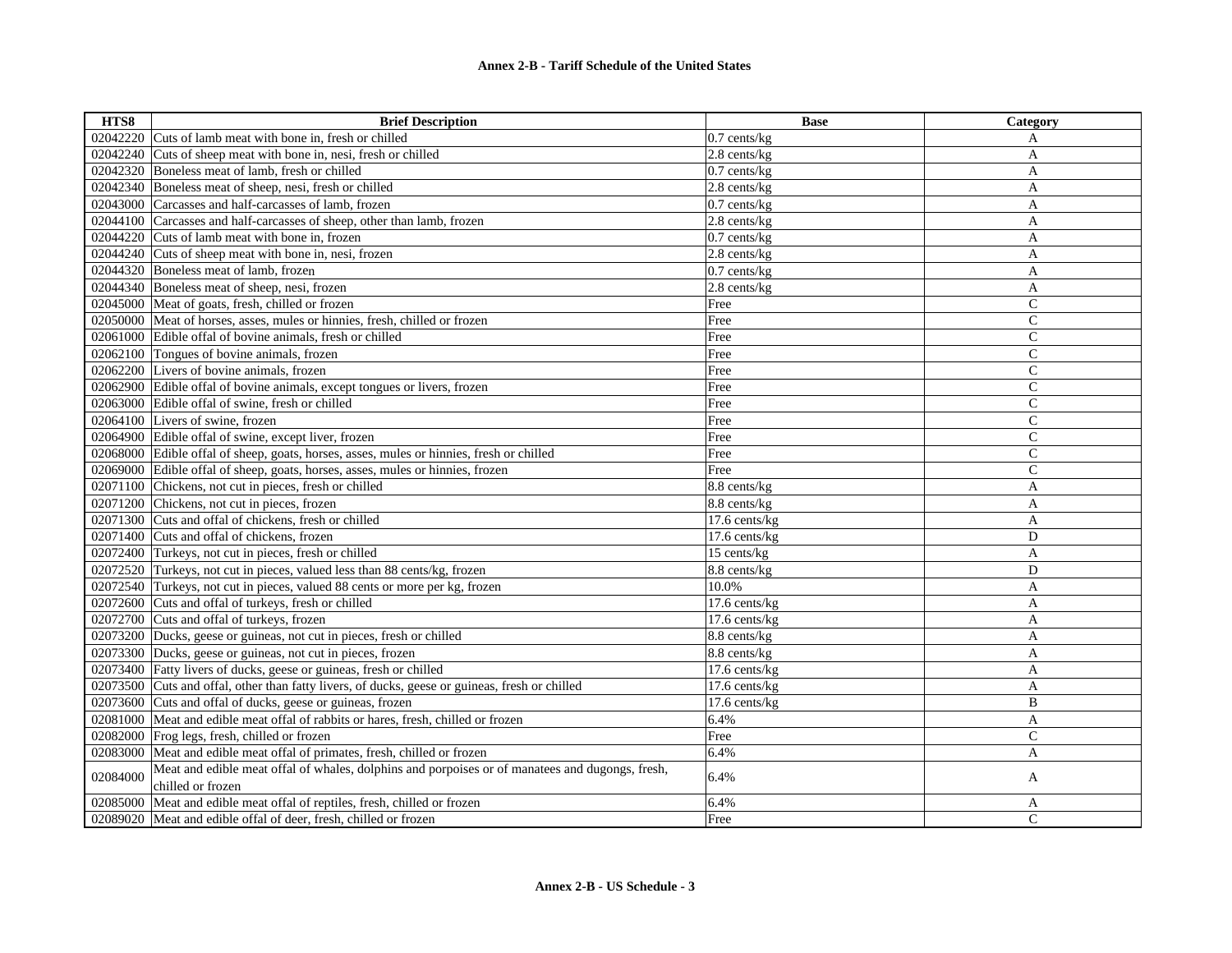| HTS8 | Brief Description | Base | Category |
|---|---|---|---|
| 02042220 | Cuts of lamb meat with bone in, fresh or chilled | 0.7 cents/kg | A |
| 02042240 | Cuts of sheep meat with bone in, nesi, fresh or chilled | 2.8 cents/kg | A |
| 02042320 | Boneless meat of lamb, fresh or chilled | 0.7 cents/kg | A |
| 02042340 | Boneless meat of sheep, nesi, fresh or chilled | 2.8 cents/kg | A |
| 02043000 | Carcasses and half-carcasses of lamb, frozen | 0.7 cents/kg | A |
| 02044100 | Carcasses and half-carcasses of sheep, other than lamb, frozen | 2.8 cents/kg | A |
| 02044220 | Cuts of lamb meat with bone in, frozen | 0.7 cents/kg | A |
| 02044240 | Cuts of sheep meat with bone in, nesi, frozen | 2.8 cents/kg | A |
| 02044320 | Boneless meat of lamb, frozen | 0.7 cents/kg | A |
| 02044340 | Boneless meat of sheep, nesi, frozen | 2.8 cents/kg | A |
| 02045000 | Meat of goats, fresh, chilled or frozen | Free | C |
| 02050000 | Meat of horses, asses, mules or hinnies, fresh, chilled or frozen | Free | C |
| 02061000 | Edible offal of bovine animals, fresh or chilled | Free | C |
| 02062100 | Tongues of bovine animals, frozen | Free | C |
| 02062200 | Livers of bovine animals, frozen | Free | C |
| 02062900 | Edible offal of bovine animals, except tongues or livers, frozen | Free | C |
| 02063000 | Edible offal of swine, fresh or chilled | Free | C |
| 02064100 | Livers of swine, frozen | Free | C |
| 02064900 | Edible offal of swine, except liver, frozen | Free | C |
| 02068000 | Edible offal of sheep, goats, horses, asses, mules or hinnies, fresh or chilled | Free | C |
| 02069000 | Edible offal of sheep, goats, horses, asses, mules or hinnies, frozen | Free | C |
| 02071100 | Chickens, not cut in pieces, fresh or chilled | 8.8 cents/kg | A |
| 02071200 | Chickens, not cut in pieces, frozen | 8.8 cents/kg | A |
| 02071300 | Cuts and offal of chickens, fresh or chilled | 17.6 cents/kg | A |
| 02071400 | Cuts and offal of chickens, frozen | 17.6 cents/kg | D |
| 02072400 | Turkeys, not cut in pieces, fresh or chilled | 15 cents/kg | A |
| 02072520 | Turkeys, not cut in pieces, valued less than 88 cents/kg, frozen | 8.8 cents/kg | D |
| 02072540 | Turkeys, not cut in pieces, valued 88 cents or more per kg, frozen | 10.0% | A |
| 02072600 | Cuts and offal of turkeys, fresh or chilled | 17.6 cents/kg | A |
| 02072700 | Cuts and offal of turkeys, frozen | 17.6 cents/kg | A |
| 02073200 | Ducks, geese or guineas, not cut in pieces, fresh or chilled | 8.8 cents/kg | A |
| 02073300 | Ducks, geese or guineas, not cut in pieces, frozen | 8.8 cents/kg | A |
| 02073400 | Fatty livers of ducks, geese or guineas, fresh or chilled | 17.6 cents/kg | A |
| 02073500 | Cuts and offal, other than fatty livers, of ducks, geese or guineas, fresh or chilled | 17.6 cents/kg | A |
| 02073600 | Cuts and offal of ducks, geese or guineas, frozen | 17.6 cents/kg | B |
| 02081000 | Meat and edible meat offal of rabbits or hares, fresh, chilled or frozen | 6.4% | A |
| 02082000 | Frog legs, fresh, chilled or frozen | Free | C |
| 02083000 | Meat and edible meat offal of primates, fresh, chilled or frozen | 6.4% | A |
| 02084000 | Meat and edible meat offal of whales, dolphins and porpoises or of manatees and dugongs, fresh, chilled or frozen | 6.4% | A |
| 02085000 | Meat and edible meat offal of reptiles, fresh, chilled or frozen | 6.4% | A |
| 02089020 | Meat and edible offal of deer, fresh, chilled or frozen | Free | C |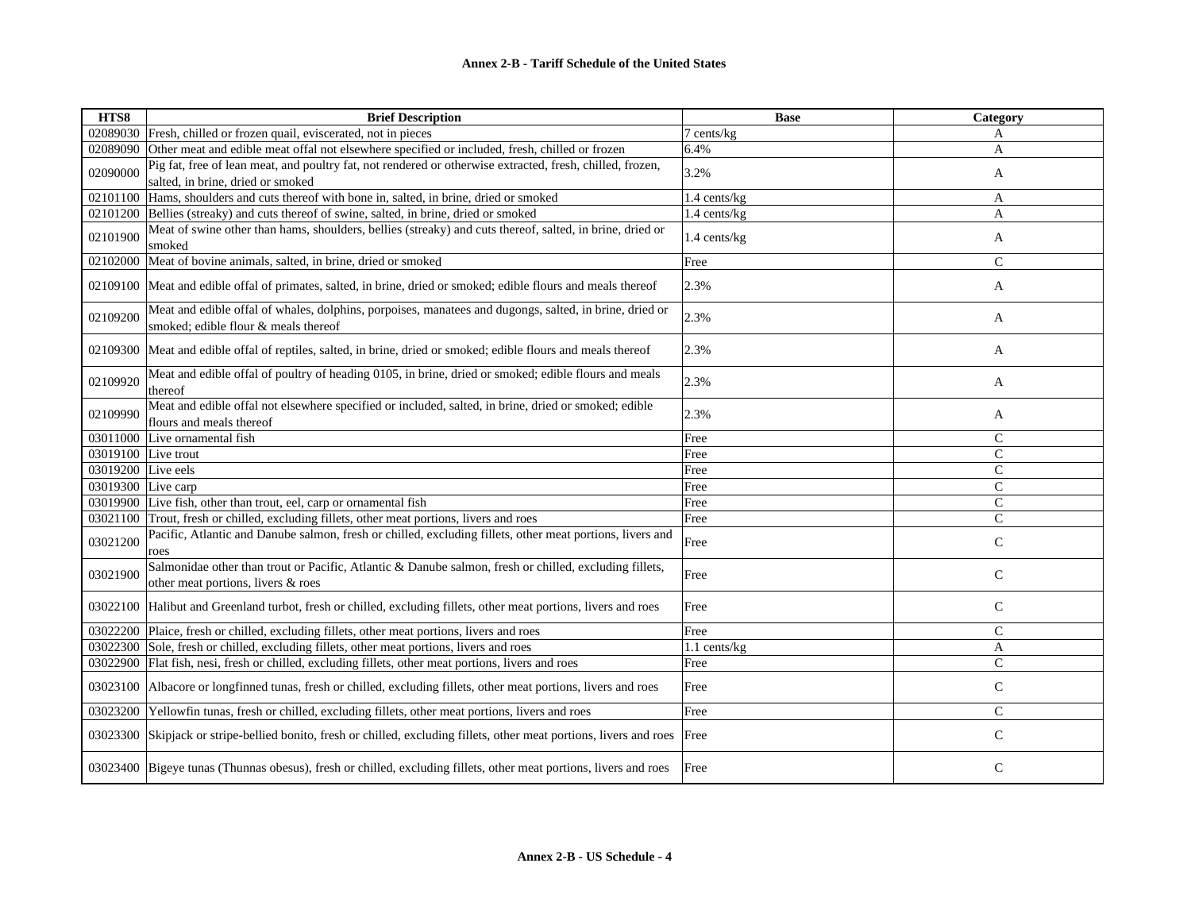**Annex 2-B - Tariff Schedule of the United States**

| HTS8 | Brief Description | Base | Category |
|---|---|---|---|
| 02089030 | Fresh, chilled or frozen quail, eviscerated, not in pieces | 7 cents/kg | A |
| 02089090 | Other meat and edible meat offal not elsewhere specified or included, fresh, chilled or frozen | 6.4% | A |
| 02090000 | Pig fat, free of lean meat, and poultry fat, not rendered or otherwise extracted, fresh, chilled, frozen, salted, in brine, dried or smoked | 3.2% | A |
| 02101100 | Hams, shoulders and cuts thereof with bone in, salted, in brine, dried or smoked | 1.4 cents/kg | A |
| 02101200 | Bellies (streaky) and cuts thereof of swine, salted, in brine, dried or smoked | 1.4 cents/kg | A |
| 02101900 | Meat of swine other than hams, shoulders, bellies (streaky) and cuts thereof, salted, in brine, dried or smoked | 1.4 cents/kg | A |
| 02102000 | Meat of bovine animals, salted, in brine, dried or smoked | Free | C |
| 02109100 | Meat and edible offal of primates, salted, in brine, dried or smoked; edible flours and meals thereof | 2.3% | A |
| 02109200 | Meat and edible offal of whales, dolphins, porpoises, manatees and dugongs, salted, in brine, dried or smoked; edible flour & meals thereof | 2.3% | A |
| 02109300 | Meat and edible offal of reptiles, salted, in brine, dried or smoked; edible flours and meals thereof | 2.3% | A |
| 02109920 | Meat and edible offal of poultry of heading 0105, in brine, dried or smoked; edible flours and meals thereof | 2.3% | A |
| 02109990 | Meat and edible offal not elsewhere specified or included, salted, in brine, dried or smoked; edible flours and meals thereof | 2.3% | A |
| 03011000 | Live ornamental fish | Free | C |
| 03019100 | Live trout | Free | C |
| 03019200 | Live eels | Free | C |
| 03019300 | Live carp | Free | C |
| 03019900 | Live fish, other than trout, eel, carp or ornamental fish | Free | C |
| 03021100 | Trout, fresh or chilled, excluding fillets, other meat portions, livers and roes | Free | C |
| 03021200 | Pacific, Atlantic and Danube salmon, fresh or chilled, excluding fillets, other meat portions, livers and roes | Free | C |
| 03021900 | Salmonidae other than trout or Pacific, Atlantic & Danube salmon, fresh or chilled, excluding fillets, other meat portions, livers & roes | Free | C |
| 03022100 | Halibut and Greenland turbot, fresh or chilled, excluding fillets, other meat portions, livers and roes | Free | C |
| 03022200 | Plaice, fresh or chilled, excluding fillets, other meat portions, livers and roes | Free | C |
| 03022300 | Sole, fresh or chilled, excluding fillets, other meat portions, livers and roes | 1.1 cents/kg | A |
| 03022900 | Flat fish, nesi, fresh or chilled, excluding fillets, other meat portions, livers and roes | Free | C |
| 03023100 | Albacore or longfinned tunas, fresh or chilled, excluding fillets, other meat portions, livers and roes | Free | C |
| 03023200 | Yellowfin tunas, fresh or chilled, excluding fillets, other meat portions, livers and roes | Free | C |
| 03023300 | Skipjack or stripe-bellied bonito, fresh or chilled, excluding fillets, other meat portions, livers and roes | Free | C |
| 03023400 | Bigeye tunas (Thunnas obesus), fresh or chilled, excluding fillets, other meat portions, livers and roes | Free | C |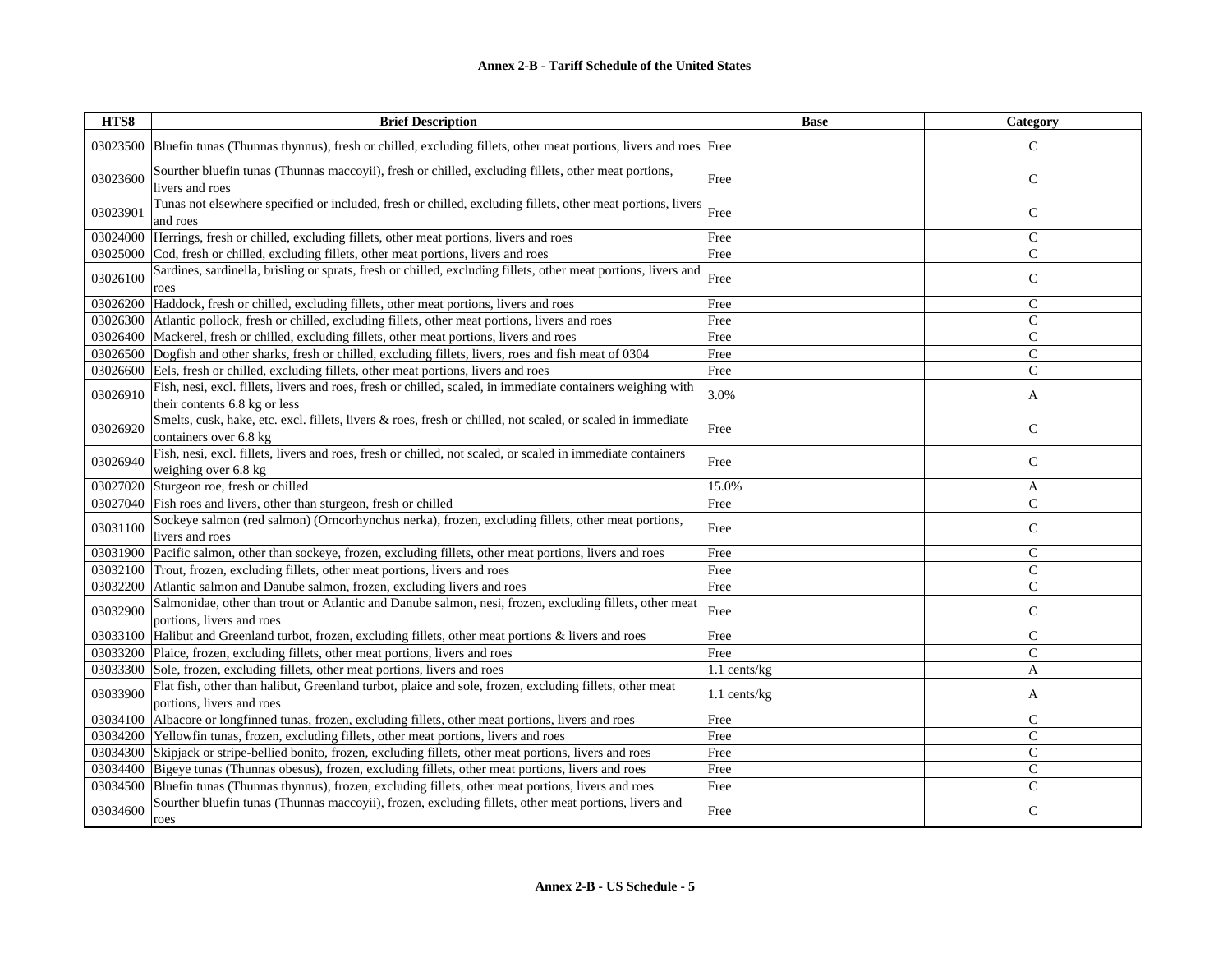| HTS8 | Brief Description | Base | Category |
|---|---|---|---|
| 03023500 | Bluefin tunas (Thunnas thynnus), fresh or chilled, excluding fillets, other meat portions, livers and roes | Free | C |
| 03023600 | Sourther bluefin tunas (Thunnas maccoyii), fresh or chilled, excluding fillets, other meat portions, livers and roes | Free | C |
| 03023901 | Tunas not elsewhere specified or included, fresh or chilled, excluding fillets, other meat portions, livers and roes | Free | C |
| 03024000 | Herrings, fresh or chilled, excluding fillets, other meat portions, livers and roes | Free | C |
| 03025000 | Cod, fresh or chilled, excluding fillets, other meat portions, livers and roes | Free | C |
| 03026100 | Sardines, sardinella, brisling or sprats, fresh or chilled, excluding fillets, other meat portions, livers and roes | Free | C |
| 03026200 | Haddock, fresh or chilled, excluding fillets, other meat portions, livers and roes | Free | C |
| 03026300 | Atlantic pollock, fresh or chilled, excluding fillets, other meat portions, livers and roes | Free | C |
| 03026400 | Mackerel, fresh or chilled, excluding fillets, other meat portions, livers and roes | Free | C |
| 03026500 | Dogfish and other sharks, fresh or chilled, excluding fillets, livers, roes and fish meat of 0304 | Free | C |
| 03026600 | Eels, fresh or chilled, excluding fillets, other meat portions, livers and roes | Free | C |
| 03026910 | Fish, nesi, excl. fillets, livers and roes, fresh or chilled, scaled, in immediate containers weighing with their contents 6.8 kg or less | 3.0% | A |
| 03026920 | Smelts, cusk, hake, etc. excl. fillets, livers & roes, fresh or chilled, not scaled, or scaled in immediate containers over 6.8 kg | Free | C |
| 03026940 | Fish, nesi, excl. fillets, livers and roes, fresh or chilled, not scaled, or scaled in immediate containers weighing over 6.8 kg | Free | C |
| 03027020 | Sturgeon roe, fresh or chilled | 15.0% | A |
| 03027040 | Fish roes and livers, other than sturgeon, fresh or chilled | Free | C |
| 03031100 | Sockeye salmon (red salmon) (Orncorhynchus nerka), frozen, excluding fillets, other meat portions, livers and roes | Free | C |
| 03031900 | Pacific salmon, other than sockeye, frozen, excluding fillets, other meat portions, livers and roes | Free | C |
| 03032100 | Trout, frozen, excluding fillets, other meat portions, livers and roes | Free | C |
| 03032200 | Atlantic salmon and Danube salmon, frozen, excluding livers and roes | Free | C |
| 03032900 | Salmonidae, other than trout or Atlantic and Danube salmon, nesi, frozen, excluding fillets, other meat portions, livers and roes | Free | C |
| 03033100 | Halibut and Greenland turbot, frozen, excluding fillets, other meat portions & livers and roes | Free | C |
| 03033200 | Plaice, frozen, excluding fillets, other meat portions, livers and roes | Free | C |
| 03033300 | Sole, frozen, excluding fillets, other meat portions, livers and roes | 1.1 cents/kg | A |
| 03033900 | Flat fish, other than halibut, Greenland turbot, plaice and sole, frozen, excluding fillets, other meat portions, livers and roes | 1.1 cents/kg | A |
| 03034100 | Albacore or longfinned tunas, frozen, excluding fillets, other meat portions, livers and roes | Free | C |
| 03034200 | Yellowfin tunas, frozen, excluding fillets, other meat portions, livers and roes | Free | C |
| 03034300 | Skipjack or stripe-bellied bonito, frozen, excluding fillets, other meat portions, livers and roes | Free | C |
| 03034400 | Bigeye tunas (Thunnas obesus), frozen, excluding fillets, other meat portions, livers and roes | Free | C |
| 03034500 | Bluefin tunas (Thunnas thynnus), frozen, excluding fillets, other meat portions, livers and roes | Free | C |
| 03034600 | Sourther bluefin tunas (Thunnas maccoyii), frozen, excluding fillets, other meat portions, livers and roes | Free | C |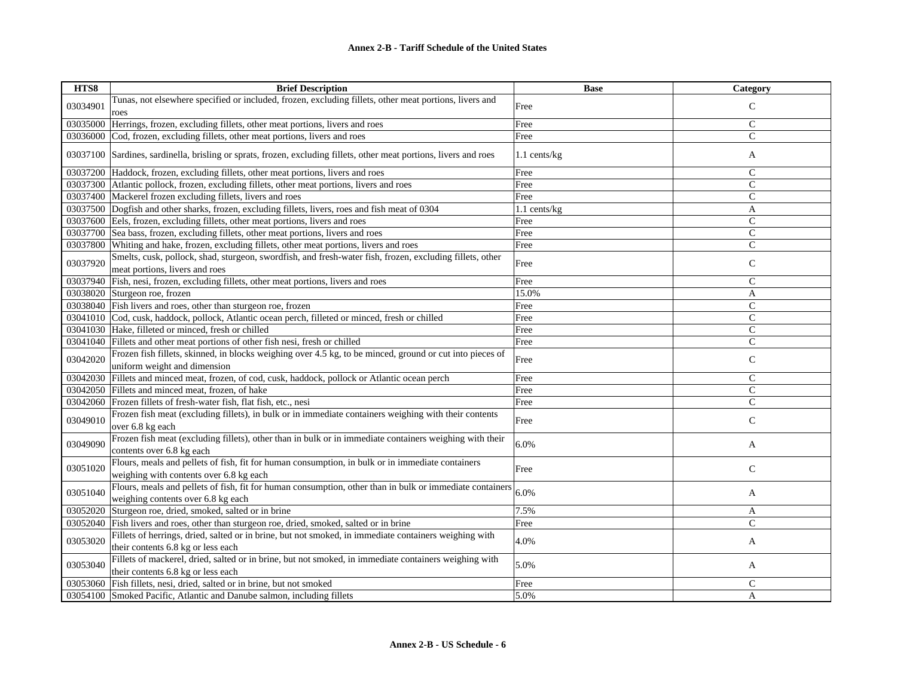| HTS8 | Brief Description | Base | Category |
|---|---|---|---|
| 03034901 | Tunas, not elsewhere specified or included, frozen, excluding fillets, other meat portions, livers and roes | Free | C |
| 03035000 | Herrings, frozen, excluding fillets, other meat portions, livers and roes | Free | C |
| 03036000 | Cod, frozen, excluding fillets, other meat portions, livers and roes | Free | C |
| 03037100 | Sardines, sardinella, brisling or sprats, frozen, excluding fillets, other meat portions, livers and roes | 1.1 cents/kg | A |
| 03037200 | Haddock, frozen, excluding fillets, other meat portions, livers and roes | Free | C |
| 03037300 | Atlantic pollock, frozen, excluding fillets, other meat portions, livers and roes | Free | C |
| 03037400 | Mackerel frozen excluding fillets, livers and roes | Free | C |
| 03037500 | Dogfish and other sharks, frozen, excluding fillets, livers, roes and fish meat of 0304 | 1.1 cents/kg | A |
| 03037600 | Eels, frozen, excluding fillets, other meat portions, livers and roes | Free | C |
| 03037700 | Sea bass, frozen, excluding fillets, other meat portions, livers and roes | Free | C |
| 03037800 | Whiting and hake, frozen, excluding fillets, other meat portions, livers and roes | Free | C |
| 03037920 | Smelts, cusk, pollock, shad, sturgeon, swordfish, and fresh-water fish, frozen, excluding fillets, other meat portions, livers and roes | Free | C |
| 03037940 | Fish, nesi, frozen, excluding fillets, other meat portions, livers and roes | Free | C |
| 03038020 | Sturgeon roe, frozen | 15.0% | A |
| 03038040 | Fish livers and roes, other than sturgeon roe, frozen | Free | C |
| 03041010 | Cod, cusk, haddock, pollock, Atlantic ocean perch, filleted or minced, fresh or chilled | Free | C |
| 03041030 | Hake, filleted or minced, fresh or chilled | Free | C |
| 03041040 | Fillets and other meat portions of other fish nesi, fresh or chilled | Free | C |
| 03042020 | Frozen fish fillets, skinned, in blocks weighing over 4.5 kg, to be minced, ground or cut into pieces of uniform weight and dimension | Free | C |
| 03042030 | Fillets and minced meat, frozen, of cod, cusk, haddock, pollock or Atlantic ocean perch | Free | C |
| 03042050 | Fillets and minced meat, frozen, of hake | Free | C |
| 03042060 | Frozen fillets of fresh-water fish, flat fish, etc., nesi | Free | C |
| 03049010 | Frozen fish meat (excluding fillets), in bulk or in immediate containers weighing with their contents over 6.8 kg each | Free | C |
| 03049090 | Frozen fish meat (excluding fillets), other than in bulk or in immediate containers weighing with their contents over 6.8 kg each | 6.0% | A |
| 03051020 | Flours, meals and pellets of fish, fit for human consumption, in bulk or in immediate containers weighing with contents over 6.8 kg each | Free | C |
| 03051040 | Flours, meals and pellets of fish, fit for human consumption, other than in bulk or immediate containers weighing contents over 6.8 kg each | 6.0% | A |
| 03052020 | Sturgeon roe, dried, smoked, salted or in brine | 7.5% | A |
| 03052040 | Fish livers and roes, other than sturgeon roe, dried, smoked, salted or in brine | Free | C |
| 03053020 | Fillets of herrings, dried, salted or in brine, but not smoked, in immediate containers weighing with their contents 6.8 kg or less each | 4.0% | A |
| 03053040 | Fillets of mackerel, dried, salted or in brine, but not smoked, in immediate containers weighing with their contents 6.8 kg or less each | 5.0% | A |
| 03053060 | Fish fillets, nesi, dried, salted or in brine, but not smoked | Free | C |
| 03054100 | Smoked Pacific, Atlantic and Danube salmon, including fillets | 5.0% | A |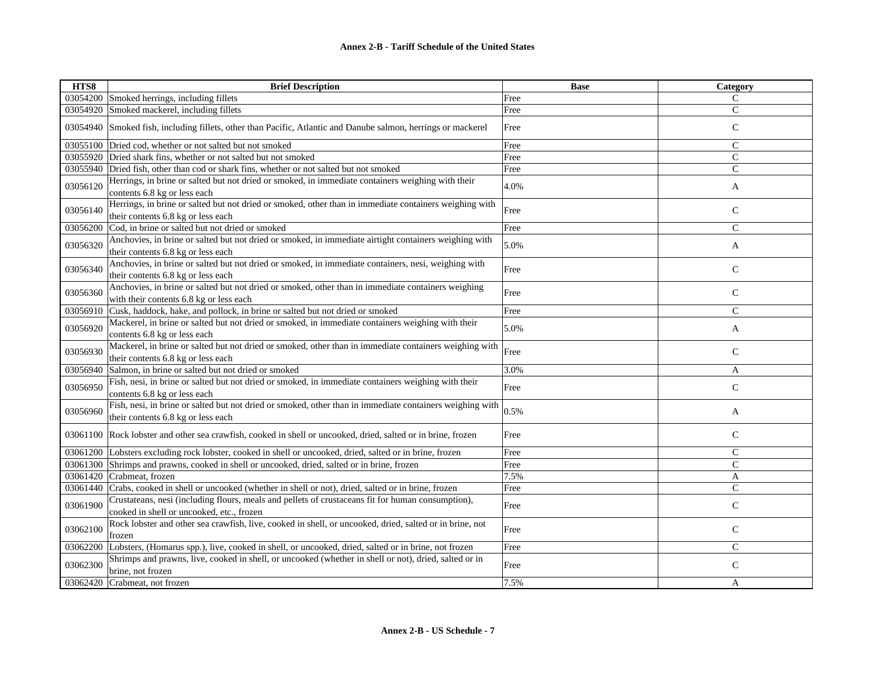| HTS8 | Brief Description | Base | Category |
| --- | --- | --- | --- |
| 03054200 | Smoked herrings, including fillets | Free | C |
| 03054920 | Smoked mackerel, including fillets | Free | C |
| 03054940 | Smoked fish, including fillets, other than Pacific, Atlantic and Danube salmon, herrings or mackerel | Free | C |
| 03055100 | Dried cod, whether or not salted but not smoked | Free | C |
| 03055920 | Dried shark fins, whether or not salted but not smoked | Free | C |
| 03055940 | Dried fish, other than cod or shark fins, whether or not salted but not smoked | Free | C |
| 03056120 | Herrings, in brine or salted but not dried or smoked, in immediate containers weighing with their contents 6.8 kg or less each | 4.0% | A |
| 03056140 | Herrings, in brine or salted but not dried or smoked, other than in immediate containers weighing with their contents 6.8 kg or less each | Free | C |
| 03056200 | Cod, in brine or salted but not dried or smoked | Free | C |
| 03056320 | Anchovies, in brine or salted but not dried or smoked, in immediate airtight containers weighing with their contents 6.8 kg or less each | 5.0% | A |
| 03056340 | Anchovies, in brine or salted but not dried or smoked, in immediate containers, nesi, weighing with their contents 6.8 kg or less each | Free | C |
| 03056360 | Anchovies, in brine or salted but not dried or smoked, other than in immediate containers weighing with their contents 6.8 kg or less each | Free | C |
| 03056910 | Cusk, haddock, hake, and pollock, in brine or salted but not dried or smoked | Free | C |
| 03056920 | Mackerel, in brine or salted but not dried or smoked, in immediate containers weighing with their contents 6.8 kg or less each | 5.0% | A |
| 03056930 | Mackerel, in brine or salted but not dried or smoked, other than in immediate containers weighing with their contents 6.8 kg or less each | Free | C |
| 03056940 | Salmon, in brine or salted but not dried or smoked | 3.0% | A |
| 03056950 | Fish, nesi, in brine or salted but not dried or smoked, in immediate containers weighing with their contents 6.8 kg or less each | Free | C |
| 03056960 | Fish, nesi, in brine or salted but not dried or smoked, other than in immediate containers weighing with their contents 6.8 kg or less each | 0.5% | A |
| 03061100 | Rock lobster and other sea crawfish, cooked in shell or uncooked, dried, salted or in brine, frozen | Free | C |
| 03061200 | Lobsters excluding rock lobster, cooked in shell or uncooked, dried, salted or in brine, frozen | Free | C |
| 03061300 | Shrimps and prawns, cooked in shell or uncooked, dried, salted or in brine, frozen | Free | C |
| 03061420 | Crabmeat, frozen | 7.5% | A |
| 03061440 | Crabs, cooked in shell or uncooked (whether in shell or not), dried, salted or in brine, frozen | Free | C |
| 03061900 | Crustateans, nesi (including flours, meals and pellets of crustaceans fit for human consumption), cooked in shell or uncooked, etc., frozen | Free | C |
| 03062100 | Rock lobster and other sea crawfish, live, cooked in shell, or uncooked, dried, salted or in brine, not frozen | Free | C |
| 03062200 | Lobsters, (Homarus spp.), live, cooked in shell, or uncooked, dried, salted or in brine, not frozen | Free | C |
| 03062300 | Shrimps and prawns, live, cooked in shell, or uncooked (whether in shell or not), dried, salted or in brine, not frozen | Free | C |
| 03062420 | Crabmeat, not frozen | 7.5% | A |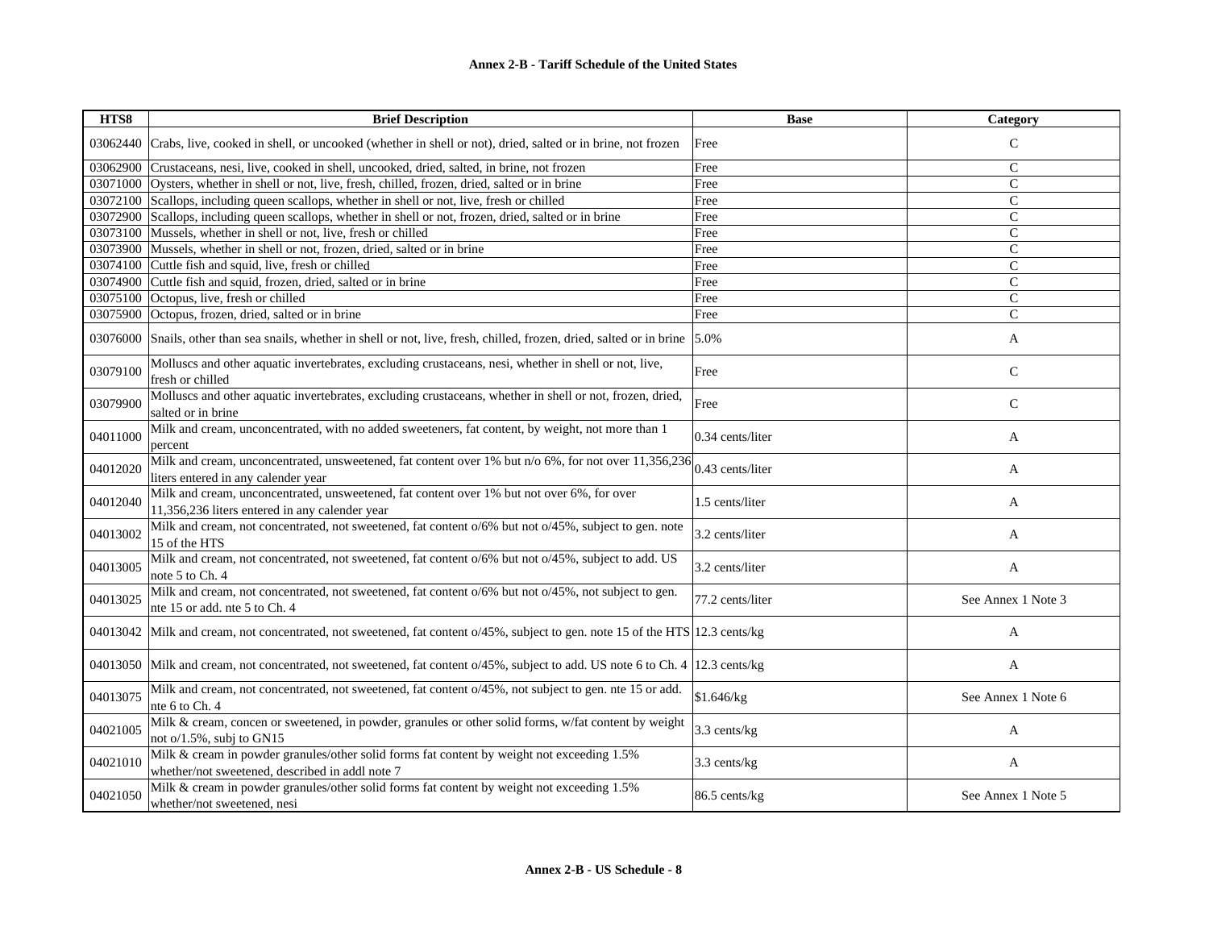| HTS8 | Brief Description | Base | Category |
|---|---|---|---|
| 03062440 | Crabs, live, cooked in shell, or uncooked (whether in shell or not), dried, salted or in brine, not frozen | Free | C |
| 03062900 | Crustaceans, nesi, live, cooked in shell, uncooked, dried, salted, in brine, not frozen | Free | C |
| 03071000 | Oysters, whether in shell or not, live, fresh, chilled, frozen, dried, salted or in brine | Free | C |
| 03072100 | Scallops, including queen scallops, whether in shell or not, live, fresh or chilled | Free | C |
| 03072900 | Scallops, including queen scallops, whether in shell or not, frozen, dried, salted or in brine | Free | C |
| 03073100 | Mussels, whether in shell or not, live, fresh or chilled | Free | C |
| 03073900 | Mussels, whether in shell or not, frozen, dried, salted or in brine | Free | C |
| 03074100 | Cuttle fish and squid, live, fresh or chilled | Free | C |
| 03074900 | Cuttle fish and squid, frozen, dried, salted or in brine | Free | C |
| 03075100 | Octopus, live, fresh or chilled | Free | C |
| 03075900 | Octopus, frozen, dried, salted or in brine | Free | C |
| 03076000 | Snails, other than sea snails, whether in shell or not, live, fresh, chilled, frozen, dried, salted or in brine | 5.0% | A |
| 03079100 | Molluscs and other aquatic invertebrates, excluding crustaceans, nesi, whether in shell or not, live, fresh or chilled | Free | C |
| 03079900 | Molluscs and other aquatic invertebrates, excluding crustaceans, whether in shell or not, frozen, dried, salted or in brine | Free | C |
| 04011000 | Milk and cream, unconcentrated, with no added sweeteners, fat content, by weight, not more than 1 percent | 0.34 cents/liter | A |
| 04012020 | Milk and cream, unconcentrated, unsweetened, fat content over 1% but n/o 6%, for not over 11,356,236 liters entered in any calender year | 0.43 cents/liter | A |
| 04012040 | Milk and cream, unconcentrated, unsweetened, fat content over 1% but not over 6%, for over 11,356,236 liters entered in any calender year | 1.5 cents/liter | A |
| 04013002 | Milk and cream, not concentrated, not sweetened, fat content o/6% but not o/45%, subject to gen. note 15 of the HTS | 3.2 cents/liter | A |
| 04013005 | Milk and cream, not concentrated, not sweetened, fat content o/6% but not o/45%, subject to add. US note 5 to Ch. 4 | 3.2 cents/liter | A |
| 04013025 | Milk and cream, not concentrated, not sweetened, fat content o/6% but not o/45%, not subject to gen. nte 15 or add. nte 5 to Ch. 4 | 77.2 cents/liter | See Annex 1 Note 3 |
| 04013042 | Milk and cream, not concentrated, not sweetened, fat content o/45%, subject to gen. note 15 of the HTS | 12.3 cents/kg | A |
| 04013050 | Milk and cream, not concentrated, not sweetened, fat content o/45%, subject to add. US note 6 to Ch. 4 | 12.3 cents/kg | A |
| 04013075 | Milk and cream, not concentrated, not sweetened, fat content o/45%, not subject to gen. nte 15 or add. nte 6 to Ch. 4 | $1.646/kg | See Annex 1 Note 6 |
| 04021005 | Milk & cream, concen or sweetened, in powder, granules or other solid forms, w/fat content by weight not o/1.5%, subj to GN15 | 3.3 cents/kg | A |
| 04021010 | Milk & cream in powder granules/other solid forms fat content by weight not exceeding 1.5% whether/not sweetened, described in addl note 7 | 3.3 cents/kg | A |
| 04021050 | Milk & cream in powder granules/other solid forms fat content by weight not exceeding 1.5% whether/not sweetened, nesi | 86.5 cents/kg | See Annex 1 Note 5 |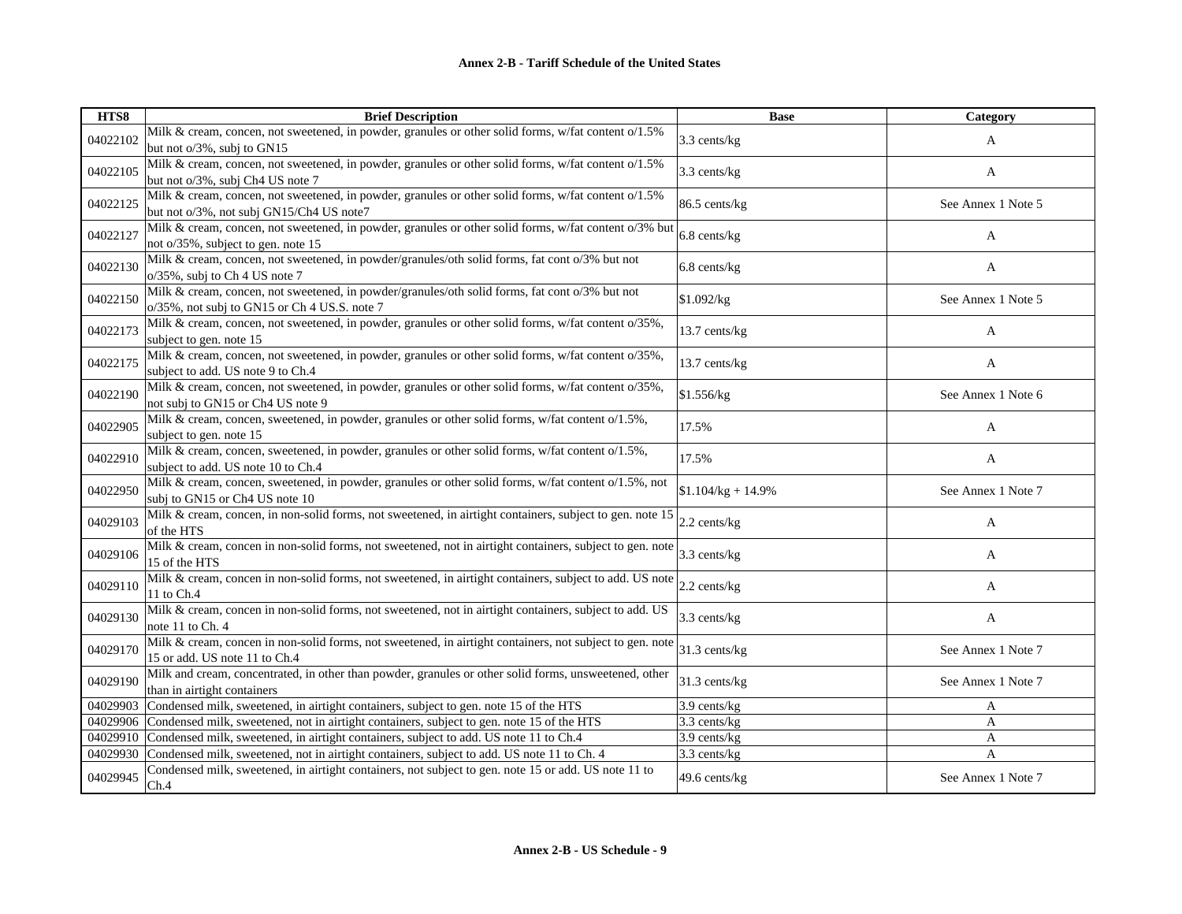# Annex 2-B - Tariff Schedule of the United States

| HTS8 | Brief Description | Base | Category |
| --- | --- | --- | --- |
| 04022102 | Milk & cream, concen, not sweetened, in powder, granules or other solid forms, w/fat content o/1.5% but not o/3%, subj to GN15 | 3.3 cents/kg | A |
| 04022105 | Milk & cream, concen, not sweetened, in powder, granules or other solid forms, w/fat content o/1.5% but not o/3%, subj Ch4 US note 7 | 3.3 cents/kg | A |
| 04022125 | Milk & cream, concen, not sweetened, in powder, granules or other solid forms, w/fat content o/1.5% but not o/3%, not subj GN15/Ch4 US note7 | 86.5 cents/kg | See Annex 1 Note 5 |
| 04022127 | Milk & cream, concen, not sweetened, in powder, granules or other solid forms, w/fat content o/3% but not o/35%, subject to gen. note 15 | 6.8 cents/kg | A |
| 04022130 | Milk & cream, concen, not sweetened, in powder/granules/oth solid forms, fat cont o/3% but not o/35%, subj to Ch 4 US note 7 | 6.8 cents/kg | A |
| 04022150 | Milk & cream, concen, not sweetened, in powder/granules/oth solid forms, fat cont o/3% but not o/35%, not subj to GN15 or Ch 4 US.S. note 7 | $1.092/kg | See Annex 1 Note 5 |
| 04022173 | Milk & cream, concen, not sweetened, in powder, granules or other solid forms, w/fat content o/35%, subject to gen. note 15 | 13.7 cents/kg | A |
| 04022175 | Milk & cream, concen, not sweetened, in powder, granules or other solid forms, w/fat content o/35%, subject to add. US note 9 to Ch.4 | 13.7 cents/kg | A |
| 04022190 | Milk & cream, concen, not sweetened, in powder, granules or other solid forms, w/fat content o/35%, not subj to GN15 or Ch4 US note 9 | $1.556/kg | See Annex 1 Note 6 |
| 04022905 | Milk & cream, concen, sweetened, in powder, granules or other solid forms, w/fat content o/1.5%, subject to gen. note 15 | 17.5% | A |
| 04022910 | Milk & cream, concen, sweetened, in powder, granules or other solid forms, w/fat content o/1.5%, subject to add. US note 10 to Ch.4 | 17.5% | A |
| 04022950 | Milk & cream, concen, sweetened, in powder, granules or other solid forms, w/fat content o/1.5%, not subj to GN15 or Ch4 US note 10 | $1.104/kg + 14.9% | See Annex 1 Note 7 |
| 04029103 | Milk & cream, concen, in non-solid forms, not sweetened, in airtight containers, subject to gen. note 15 of the HTS | 2.2 cents/kg | A |
| 04029106 | Milk & cream, concen in non-solid forms, not sweetened, not in airtight containers, subject to gen. note 15 of the HTS | 3.3 cents/kg | A |
| 04029110 | Milk & cream, concen in non-solid forms, not sweetened, in airtight containers, subject to add. US note 11 to Ch.4 | 2.2 cents/kg | A |
| 04029130 | Milk & cream, concen in non-solid forms, not sweetened, not in airtight containers, subject to add. US note 11 to Ch. 4 | 3.3 cents/kg | A |
| 04029170 | Milk & cream, concen in non-solid forms, not sweetened, in airtight containers, not subject to gen. note 15 or add. US note 11 to Ch.4 | 31.3 cents/kg | See Annex 1 Note 7 |
| 04029190 | Milk and cream, concentrated, in other than powder, granules or other solid forms, unsweetened, other than in airtight containers | 31.3 cents/kg | See Annex 1 Note 7 |
| 04029903 | Condensed milk, sweetened, in airtight containers, subject to gen. note 15 of the HTS | 3.9 cents/kg | A |
| 04029906 | Condensed milk, sweetened, not in airtight containers, subject to gen. note 15 of the HTS | 3.3 cents/kg | A |
| 04029910 | Condensed milk, sweetened, in airtight containers, subject to add. US note 11 to Ch.4 | 3.9 cents/kg | A |
| 04029930 | Condensed milk, sweetened, not in airtight containers, subject to add. US note 11 to Ch. 4 | 3.3 cents/kg | A |
| 04029945 | Condensed milk, sweetened, in airtight containers, not subject to gen. note 15 or add. US note 11 to Ch.4 | 49.6 cents/kg | See Annex 1 Note 7 |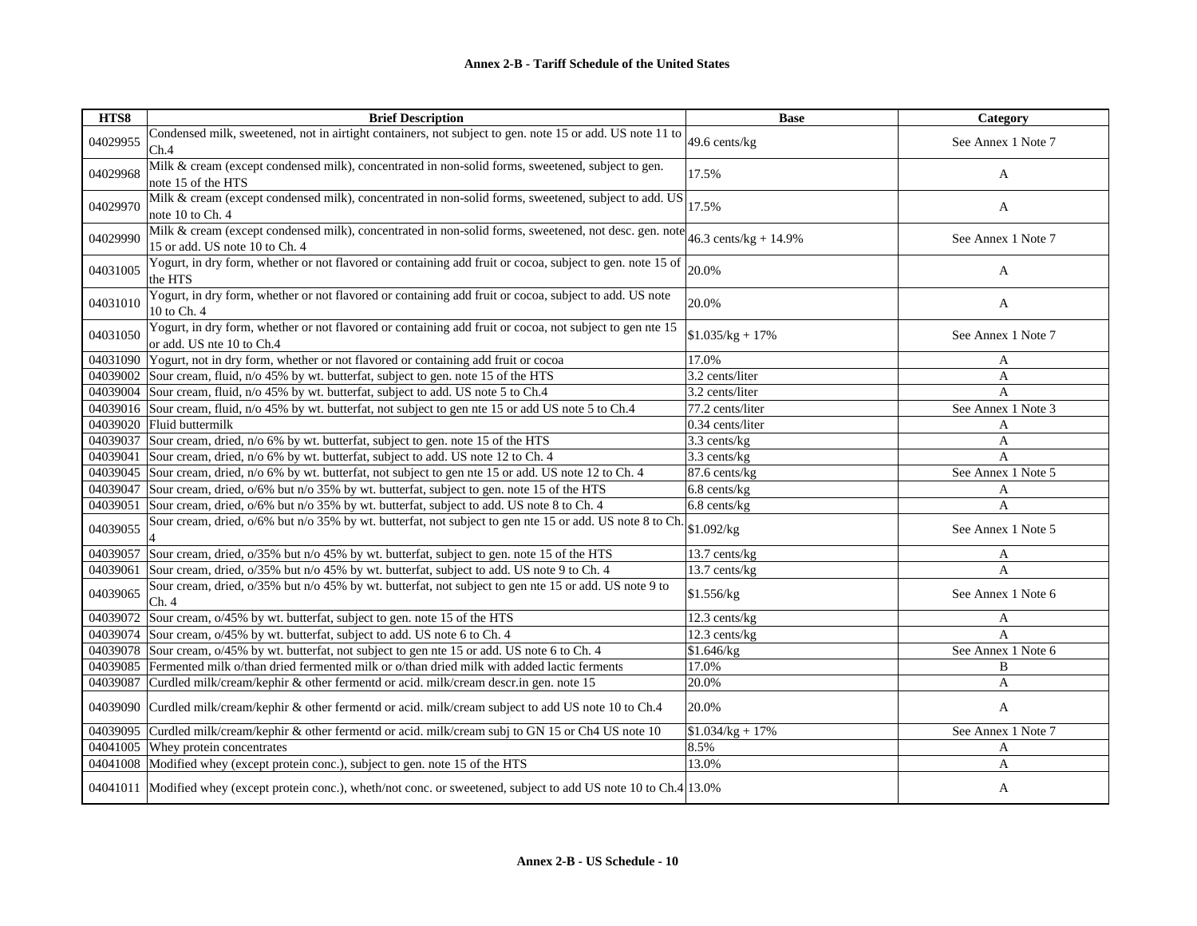| HTS8 | Brief Description | Base | Category |
|---|---|---|---|
| 04029955 | Condensed milk, sweetened, not in airtight containers, not subject to gen. note 15 or add. US note 11 to Ch.4 | 49.6 cents/kg | See Annex 1 Note 7 |
| 04029968 | Milk & cream (except condensed milk), concentrated in non-solid forms, sweetened, subject to gen. note 15 of the HTS | 17.5% | A |
| 04029970 | Milk & cream (except condensed milk), concentrated in non-solid forms, sweetened, subject to add. US note 10 to Ch. 4 | 17.5% | A |
| 04029990 | Milk & cream (except condensed milk), concentrated in non-solid forms, sweetened, not desc. gen. note 15 or add. US note 10 to Ch. 4 | 46.3 cents/kg + 14.9% | See Annex 1 Note 7 |
| 04031005 | Yogurt, in dry form, whether or not flavored or containing add fruit or cocoa, subject to gen. note 15 of the HTS | 20.0% | A |
| 04031010 | Yogurt, in dry form, whether or not flavored or containing add fruit or cocoa, subject to add. US note 10 to Ch. 4 | 20.0% | A |
| 04031050 | Yogurt, in dry form, whether or not flavored or containing add fruit or cocoa, not subject to gen nte 15 or add. US nte 10 to Ch.4 | $1.035/kg + 17% | See Annex 1 Note 7 |
| 04031090 | Yogurt, not in dry form, whether or not flavored or containing add fruit or cocoa | 17.0% | A |
| 04039002 | Sour cream, fluid, n/o 45% by wt. butterfat, subject to gen. note 15 of the HTS | 3.2 cents/liter | A |
| 04039004 | Sour cream, fluid, n/o 45% by wt. butterfat, subject to add. US note 5 to Ch.4 | 3.2 cents/liter | A |
| 04039016 | Sour cream, fluid, n/o 45% by wt. butterfat, not subject to gen nte 15 or add US note 5 to Ch.4 | 77.2 cents/liter | See Annex 1 Note 3 |
| 04039020 | Fluid buttermilk | 0.34 cents/liter | A |
| 04039037 | Sour cream, dried, n/o 6% by wt. butterfat, subject to gen. note 15 of the HTS | 3.3 cents/kg | A |
| 04039041 | Sour cream, dried, n/o 6% by wt. butterfat, subject to add. US note 12 to Ch. 4 | 3.3 cents/kg | A |
| 04039045 | Sour cream, dried, n/o 6% by wt. butterfat, not subject to gen nte 15 or add. US note 12 to Ch. 4 | 87.6 cents/kg | See Annex 1 Note 5 |
| 04039047 | Sour cream, dried, o/6% but n/o 35% by wt. butterfat, subject to gen. note 15 of the HTS | 6.8 cents/kg | A |
| 04039051 | Sour cream, dried, o/6% but n/o 35% by wt. butterfat, subject to add. US note 8 to Ch. 4 | 6.8 cents/kg | A |
| 04039055 | Sour cream, dried, o/6% but n/o 35% by wt. butterfat, not subject to gen nte 15 or add. US note 8 to Ch. 4 | $1.092/kg | See Annex 1 Note 5 |
| 04039057 | Sour cream, dried, o/35% but n/o 45% by wt. butterfat, subject to gen. note 15 of the HTS | 13.7 cents/kg | A |
| 04039061 | Sour cream, dried, o/35% but n/o 45% by wt. butterfat, subject to add. US note 9 to Ch. 4 | 13.7 cents/kg | A |
| 04039065 | Sour cream, dried, o/35% but n/o 45% by wt. butterfat, not subject to gen nte 15 or add. US note 9 to Ch. 4 | $1.556/kg | See Annex 1 Note 6 |
| 04039072 | Sour cream, o/45% by wt. butterfat, subject to gen. note 15 of the HTS | 12.3 cents/kg | A |
| 04039074 | Sour cream, o/45% by wt. butterfat, subject to add. US note 6 to Ch. 4 | 12.3 cents/kg | A |
| 04039078 | Sour cream, o/45% by wt. butterfat, not subject to gen nte 15 or add. US note 6 to Ch. 4 | $1.646/kg | See Annex 1 Note 6 |
| 04039085 | Fermented milk o/than dried fermented milk or o/than dried milk with added lactic ferments | 17.0% | B |
| 04039087 | Curdled milk/cream/kephir & other fermentd or acid. milk/cream descr.in gen. note 15 | 20.0% | A |
| 04039090 | Curdled milk/cream/kephir & other fermentd or acid. milk/cream subject to add US note 10 to Ch.4 | 20.0% | A |
| 04039095 | Curdled milk/cream/kephir & other fermentd or acid. milk/cream subj to GN 15 or Ch4 US note 10 | $1.034/kg + 17% | See Annex 1 Note 7 |
| 04041005 | Whey protein concentrates | 8.5% | A |
| 04041008 | Modified whey (except protein conc.), subject to gen. note 15 of the HTS | 13.0% | A |
| 04041011 | Modified whey (except protein conc.), wheth/not conc. or sweetened, subject to add US note 10 to Ch.4 | 13.0% | A |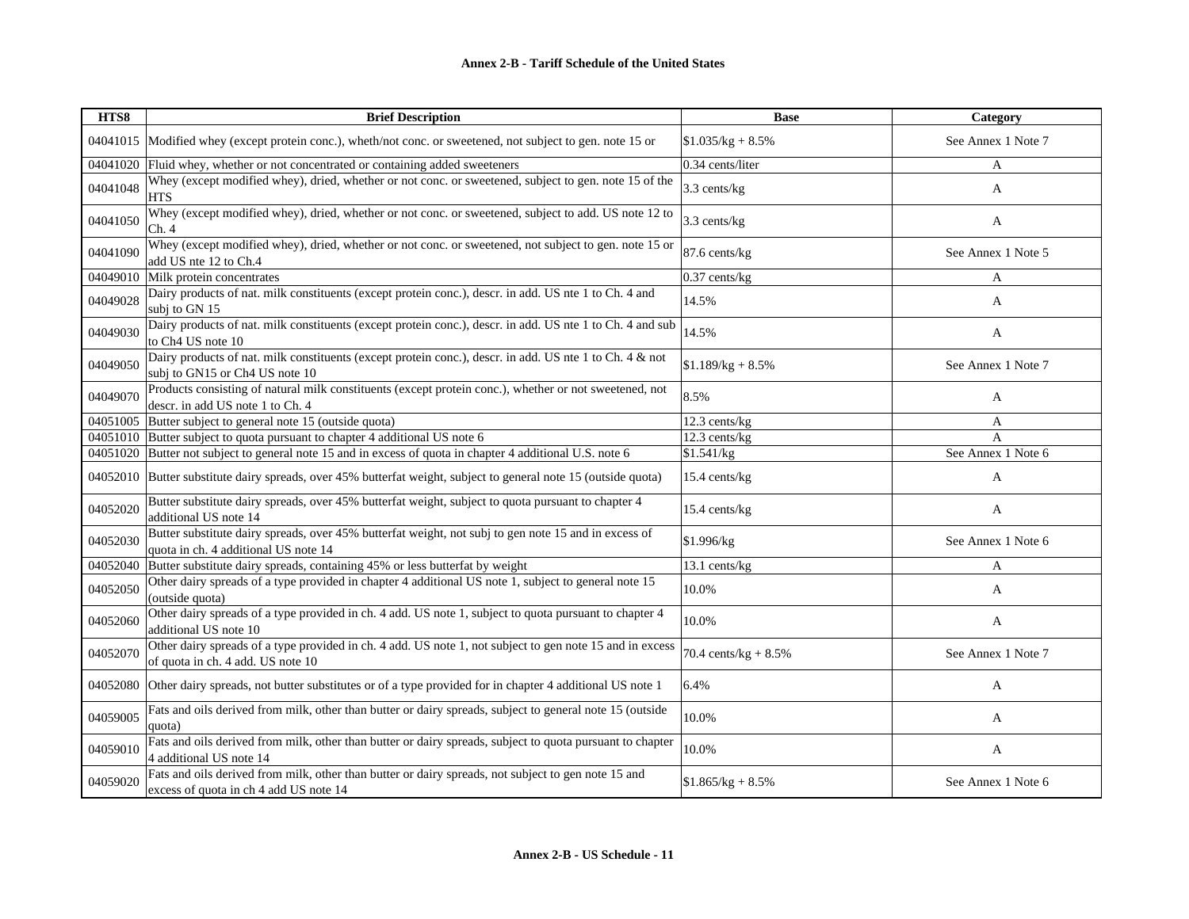**Annex 2-B - Tariff Schedule of the United States**

| HTS8 | Brief Description | Base | Category |
|---|---|---|---|
| 04041015 | Modified whey (except protein conc.), wheth/not conc. or sweetened, not subject to gen. note 15 or | $1.035/kg + 8.5% | See Annex 1 Note 7 |
| 04041020 | Fluid whey, whether or not concentrated or containing added sweeteners | 0.34 cents/liter | A |
| 04041048 | Whey (except modified whey), dried, whether or not conc. or sweetened, subject to gen. note 15 of the HTS | 3.3 cents/kg | A |
| 04041050 | Whey (except modified whey), dried, whether or not conc. or sweetened, subject to add. US note 12 to Ch. 4 | 3.3 cents/kg | A |
| 04041090 | Whey (except modified whey), dried, whether or not conc. or sweetened, not subject to gen. note 15 or add US nte 12 to Ch.4 | 87.6 cents/kg | See Annex 1 Note 5 |
| 04049010 | Milk protein concentrates | 0.37 cents/kg | A |
| 04049028 | Dairy products of nat. milk constituents (except protein conc.), descr. in add. US nte 1 to Ch. 4 and subj to GN 15 | 14.5% | A |
| 04049030 | Dairy products of nat. milk constituents (except protein conc.), descr. in add. US nte 1 to Ch. 4 and sub to Ch4 US note 10 | 14.5% | A |
| 04049050 | Dairy products of nat. milk constituents (except protein conc.), descr. in add. US nte 1 to Ch. 4 & not subj to GN15 or Ch4 US note 10 | $1.189/kg + 8.5% | See Annex 1 Note 7 |
| 04049070 | Products consisting of natural milk constituents (except protein conc.), whether or not sweetened, not descr. in add US note 1 to Ch. 4 | 8.5% | A |
| 04051005 | Butter subject to general note 15 (outside quota) | 12.3 cents/kg | A |
| 04051010 | Butter subject to quota pursuant to chapter 4 additional US note 6 | 12.3 cents/kg | A |
| 04051020 | Butter not subject to general note 15 and in excess of quota in chapter 4 additional U.S. note 6 | $1.541/kg | See Annex 1 Note 6 |
| 04052010 | Butter substitute dairy spreads, over 45% butterfat weight, subject to general note 15 (outside quota) | 15.4 cents/kg | A |
| 04052020 | Butter substitute dairy spreads, over 45% butterfat weight, subject to quota pursuant to chapter 4 additional US note 14 | 15.4 cents/kg | A |
| 04052030 | Butter substitute dairy spreads, over 45% butterfat weight, not subj to gen note 15 and in excess of quota in ch. 4 additional US note 14 | $1.996/kg | See Annex 1 Note 6 |
| 04052040 | Butter substitute dairy spreads, containing 45% or less butterfat by weight | 13.1 cents/kg | A |
| 04052050 | Other dairy spreads of a type provided in chapter 4 additional US note 1, subject to general note 15 (outside quota) | 10.0% | A |
| 04052060 | Other dairy spreads of a type provided in ch. 4 add. US note 1, subject to quota pursuant to chapter 4 additional US note 10 | 10.0% | A |
| 04052070 | Other dairy spreads of a type provided in ch. 4 add. US note 1, not subject to gen note 15 and in excess of quota in ch. 4 add. US note 10 | 70.4 cents/kg + 8.5% | See Annex 1 Note 7 |
| 04052080 | Other dairy spreads, not butter substitutes or of a type provided for in chapter 4 additional US note 1 | 6.4% | A |
| 04059005 | Fats and oils derived from milk, other than butter or dairy spreads, subject to general note 15 (outside quota) | 10.0% | A |
| 04059010 | Fats and oils derived from milk, other than butter or dairy spreads, subject to quota pursuant to chapter 4 additional US note 14 | 10.0% | A |
| 04059020 | Fats and oils derived from milk, other than butter or dairy spreads, not subject to gen note 15 and excess of quota in ch 4 add US note 14 | $1.865/kg + 8.5% | See Annex 1 Note 6 |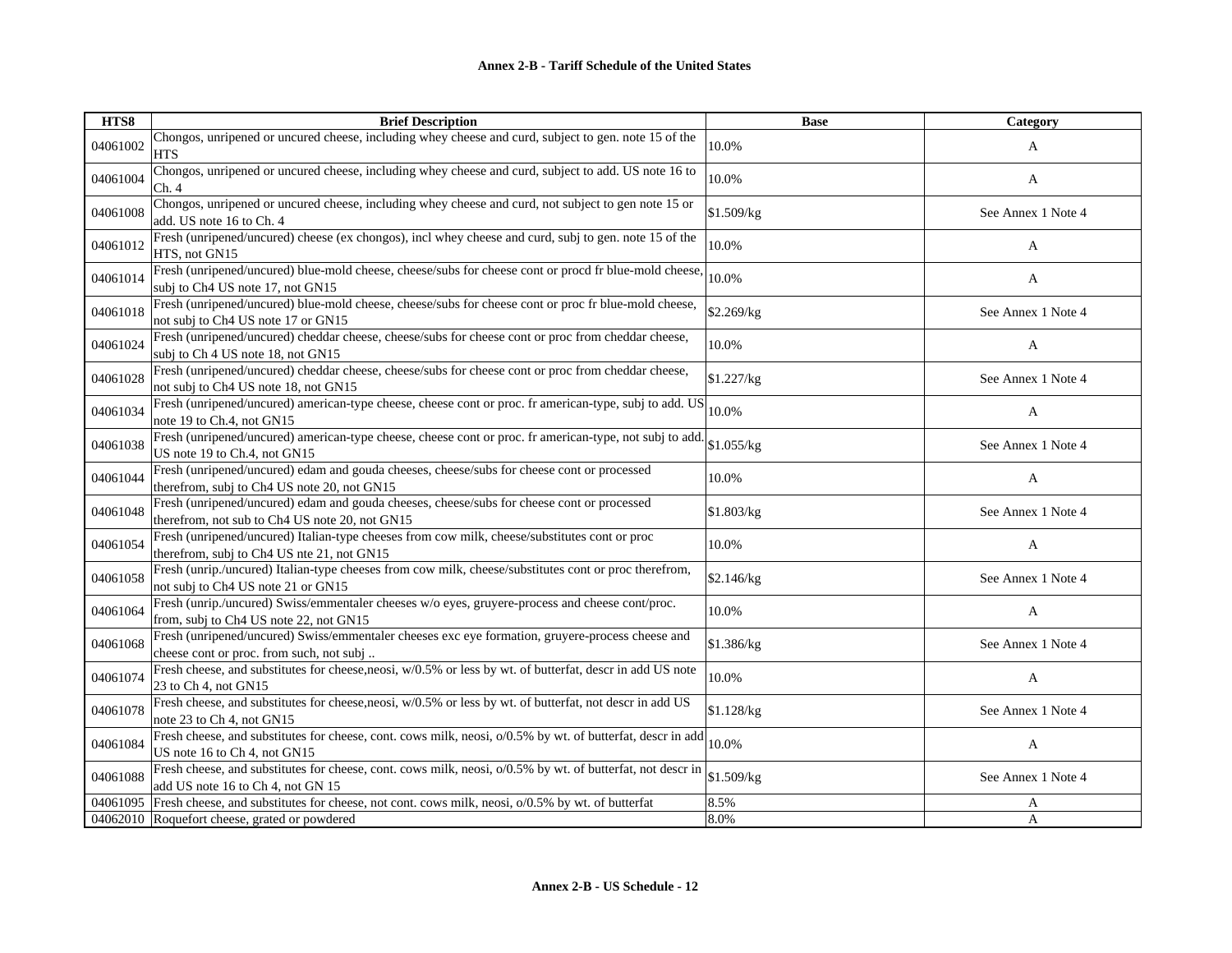**Annex 2-B - Tariff Schedule of the United States**

| HTS8 | Brief Description | Base | Category |
|---|---|---|---|
| 04061002 | Chongos, unripened or uncured cheese, including whey cheese and curd, subject to gen. note 15 of the HTS | 10.0% | A |
| 04061004 | Chongos, unripened or uncured cheese, including whey cheese and curd, subject to add. US note 16 to Ch. 4 | 10.0% | A |
| 04061008 | Chongos, unripened or uncured cheese, including whey cheese and curd, not subject to gen note 15 or add. US note 16 to Ch. 4 | $1.509/kg | See Annex 1 Note 4 |
| 04061012 | Fresh (unripened/uncured) cheese (ex chongos), incl whey cheese and curd, subj to gen. note 15 of the HTS, not GN15 | 10.0% | A |
| 04061014 | Fresh (unripened/uncured) blue-mold cheese, cheese/subs for cheese cont or procd fr blue-mold cheese, subj to Ch4 US note 17, not GN15 | 10.0% | A |
| 04061018 | Fresh (unripened/uncured) blue-mold cheese, cheese/subs for cheese cont or proc fr blue-mold cheese, not subj to Ch4 US note 17 or GN15 | $2.269/kg | See Annex 1 Note 4 |
| 04061024 | Fresh (unripened/uncured) cheddar cheese, cheese/subs for cheese cont or proc from cheddar cheese, subj to Ch 4 US note 18, not GN15 | 10.0% | A |
| 04061028 | Fresh (unripened/uncured) cheddar cheese, cheese/subs for cheese cont or proc from cheddar cheese, not subj to Ch4 US note 18, not GN15 | $1.227/kg | See Annex 1 Note 4 |
| 04061034 | Fresh (unripened/uncured) american-type cheese, cheese cont or proc. fr american-type, subj to add. US note 19 to Ch.4, not GN15 | 10.0% | A |
| 04061038 | Fresh (unripened/uncured) american-type cheese, cheese cont or proc. fr american-type, not subj to add. US note 19 to Ch.4, not GN15 | $1.055/kg | See Annex 1 Note 4 |
| 04061044 | Fresh (unripened/uncured) edam and gouda cheeses, cheese/subs for cheese cont or processed therefrom, subj to Ch4 US note 20, not GN15 | 10.0% | A |
| 04061048 | Fresh (unripened/uncured) edam and gouda cheeses, cheese/subs for cheese cont or processed therefrom, not sub to Ch4 US note 20, not GN15 | $1.803/kg | See Annex 1 Note 4 |
| 04061054 | Fresh (unripened/uncured) Italian-type cheeses from cow milk, cheese/substitutes cont or proc therefrom, subj to Ch4 US nte 21, not GN15 | 10.0% | A |
| 04061058 | Fresh (unrip./uncured) Italian-type cheeses from cow milk, cheese/substitutes cont or proc therefrom, not subj to Ch4 US note 21 or GN15 | $2.146/kg | See Annex 1 Note 4 |
| 04061064 | Fresh (unrip./uncured) Swiss/emmentaler cheeses w/o eyes, gruyere-process and cheese cont/proc. from, subj to Ch4 US note 22, not GN15 | 10.0% | A |
| 04061068 | Fresh (unripened/uncured) Swiss/emmentaler cheeses exc eye formation, gruyere-process cheese and cheese cont or proc. from such, not subj .. | $1.386/kg | See Annex 1 Note 4 |
| 04061074 | Fresh cheese, and substitutes for cheese,neosi, w/0.5% or less by wt. of butterfat, descr in add US note 23 to Ch 4, not GN15 | 10.0% | A |
| 04061078 | Fresh cheese, and substitutes for cheese,neosi, w/0.5% or less by wt. of butterfat, not descr in add US note 23 to Ch 4, not GN15 | $1.128/kg | See Annex 1 Note 4 |
| 04061084 | Fresh cheese, and substitutes for cheese, cont. cows milk, neosi, o/0.5% by wt. of butterfat, descr in add US note 16 to Ch 4, not GN15 | 10.0% | A |
| 04061088 | Fresh cheese, and substitutes for cheese, cont. cows milk, neosi, o/0.5% by wt. of butterfat, not descr in add US note 16 to Ch 4, not GN 15 | $1.509/kg | See Annex 1 Note 4 |
| 04061095 | Fresh cheese, and substitutes for cheese, not cont. cows milk, neosi, o/0.5% by wt. of butterfat | 8.5% | A |
| 04062010 | Roquefort cheese, grated or powdered | 8.0% | A |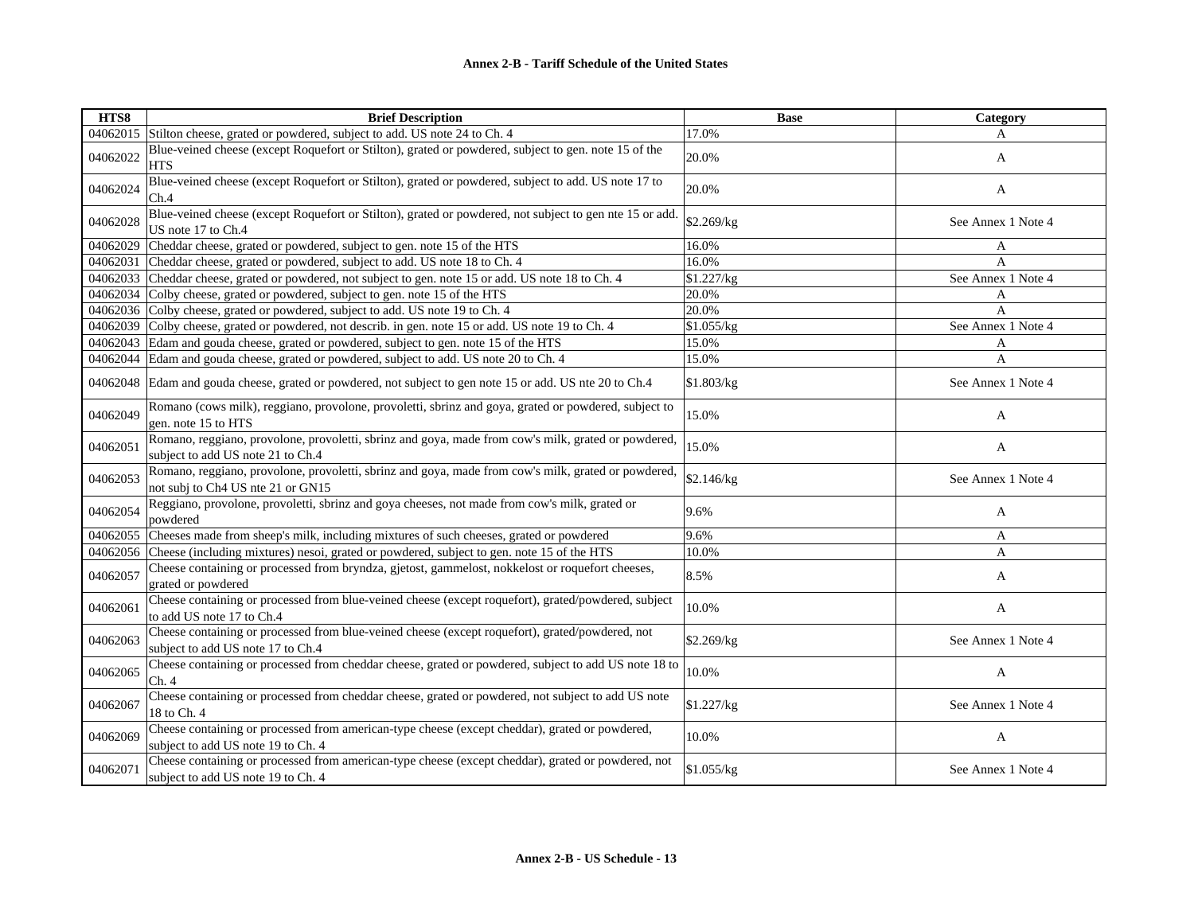**Annex 2-B - Tariff Schedule of the United States**

| HTS8 | Brief Description | Base | Category |
|---|---|---|---|
| 04062015 | Stilton cheese, grated or powdered, subject to add. US note 24 to Ch. 4 | 17.0% | A |
| 04062022 | Blue-veined cheese (except Roquefort or Stilton), grated or powdered, subject to gen. note 15 of the HTS | 20.0% | A |
| 04062024 | Blue-veined cheese (except Roquefort or Stilton), grated or powdered, subject to add. US note 17 to Ch.4 | 20.0% | A |
| 04062028 | Blue-veined cheese (except Roquefort or Stilton), grated or powdered, not subject to gen nte 15 or add. US note 17 to Ch.4 | $2.269/kg | See Annex 1 Note 4 |
| 04062029 | Cheddar cheese, grated or powdered, subject to gen. note 15 of the HTS | 16.0% | A |
| 04062031 | Cheddar cheese, grated or powdered, subject to add. US note 18 to Ch. 4 | 16.0% | A |
| 04062033 | Cheddar cheese, grated or powdered, not subject to gen. note 15 or add. US note 18 to Ch. 4 | $1.227/kg | See Annex 1 Note 4 |
| 04062034 | Colby cheese, grated or powdered, subject to gen. note 15 of the HTS | 20.0% | A |
| 04062036 | Colby cheese, grated or powdered, subject to add. US note 19 to Ch. 4 | 20.0% | A |
| 04062039 | Colby cheese, grated or powdered, not describ. in gen. note 15 or add. US note 19 to Ch. 4 | $1.055/kg | See Annex 1 Note 4 |
| 04062043 | Edam and gouda cheese, grated or powdered, subject to gen. note 15 of the HTS | 15.0% | A |
| 04062044 | Edam and gouda cheese, grated or powdered, subject to add. US note 20 to Ch. 4 | 15.0% | A |
| 04062048 | Edam and gouda cheese, grated or powdered, not subject to gen note 15 or add. US nte 20 to Ch.4 | $1.803/kg | See Annex 1 Note 4 |
| 04062049 | Romano (cows milk), reggiano, provolone, provoletti, sbrinz and goya, grated or powdered, subject to gen. note 15 to HTS | 15.0% | A |
| 04062051 | Romano, reggiano, provolone, provoletti, sbrinz and goya, made from cow's milk, grated or powdered, subject to add US note 21 to Ch.4 | 15.0% | A |
| 04062053 | Romano, reggiano, provolone, provoletti, sbrinz and goya, made from cow's milk, grated or powdered, not subj to Ch4 US nte 21 or GN15 | $2.146/kg | See Annex 1 Note 4 |
| 04062054 | Reggiano, provolone, provoletti, sbrinz and goya cheeses, not made from cow's milk, grated or powdered | 9.6% | A |
| 04062055 | Cheeses made from sheep's milk, including mixtures of such cheeses, grated or powdered | 9.6% | A |
| 04062056 | Cheese (including mixtures) nesoi, grated or powdered, subject to gen. note 15 of the HTS | 10.0% | A |
| 04062057 | Cheese containing or processed from bryndza, gjetost, gammelost, nokkelost or roquefort cheeses, grated or powdered | 8.5% | A |
| 04062061 | Cheese containing or processed from blue-veined cheese (except roquefort), grated/powdered, subject to add US note 17 to Ch.4 | 10.0% | A |
| 04062063 | Cheese containing or processed from blue-veined cheese (except roquefort), grated/powdered, not subject to add US note 17 to Ch.4 | $2.269/kg | See Annex 1 Note 4 |
| 04062065 | Cheese containing or processed from cheddar cheese, grated or powdered, subject to add US note 18 to Ch. 4 | 10.0% | A |
| 04062067 | Cheese containing or processed from cheddar cheese, grated or powdered, not subject to add US note 18 to Ch. 4 | $1.227/kg | See Annex 1 Note 4 |
| 04062069 | Cheese containing or processed from american-type cheese (except cheddar), grated or powdered, subject to add US note 19 to Ch. 4 | 10.0% | A |
| 04062071 | Cheese containing or processed from american-type cheese (except cheddar), grated or powdered, not subject to add US note 19 to Ch. 4 | $1.055/kg | See Annex 1 Note 4 |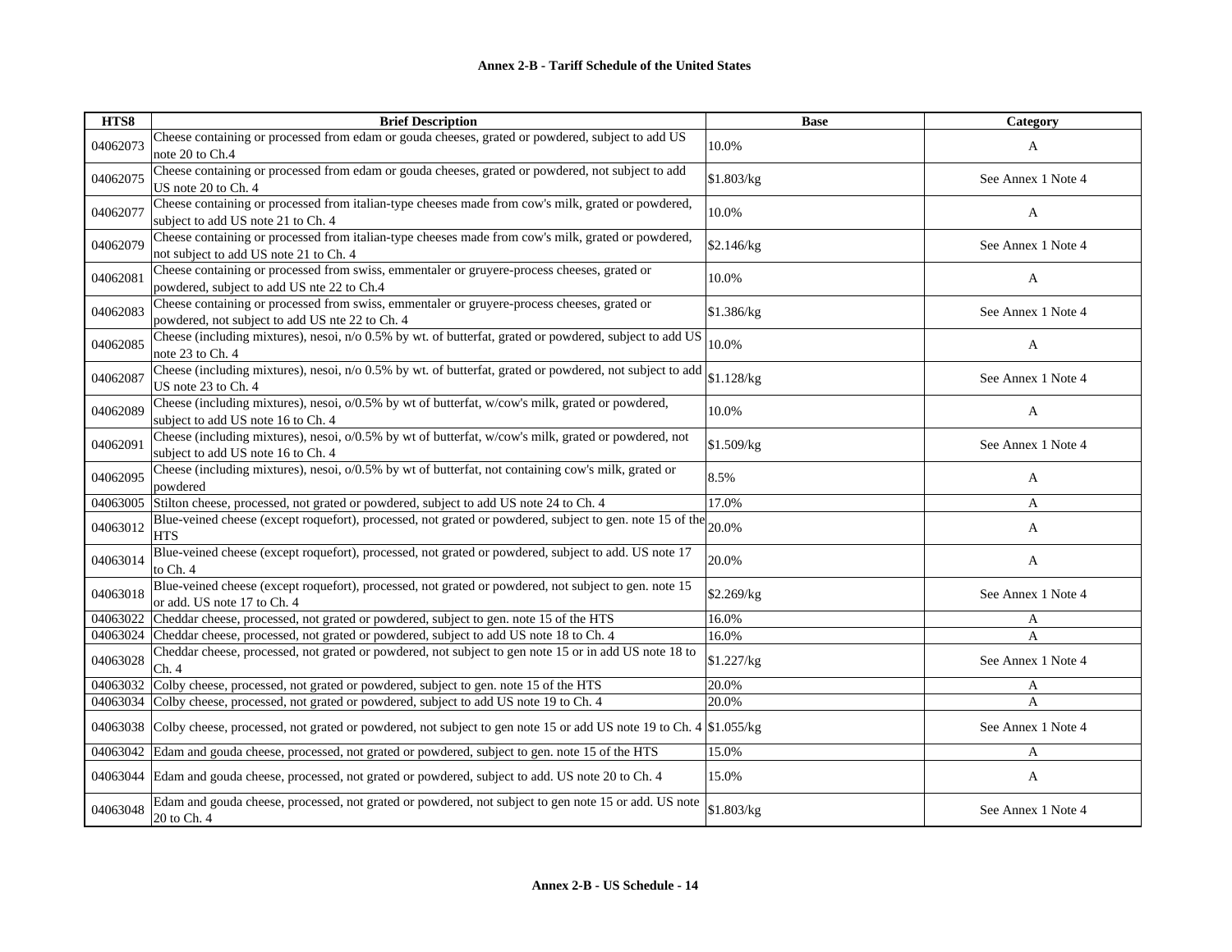# Annex 2-B - Tariff Schedule of the United States

| HTS8 | Brief Description | Base | Category |
|---|---|---|---|
| 04062073 | Cheese containing or processed from edam or gouda cheeses, grated or powdered, subject to add US note 20 to Ch.4 | 10.0% | A |
| 04062075 | Cheese containing or processed from edam or gouda cheeses, grated or powdered, not subject to add US note 20 to Ch. 4 | $1.803/kg | See Annex 1 Note 4 |
| 04062077 | Cheese containing or processed from italian-type cheeses made from cow's milk, grated or powdered, subject to add US note 21 to Ch. 4 | 10.0% | A |
| 04062079 | Cheese containing or processed from italian-type cheeses made from cow's milk, grated or powdered, not subject to add US note 21 to Ch. 4 | $2.146/kg | See Annex 1 Note 4 |
| 04062081 | Cheese containing or processed from swiss, emmentaler or gruyere-process cheeses, grated or powdered, subject to add US nte 22 to Ch.4 | 10.0% | A |
| 04062083 | Cheese containing or processed from swiss, emmentaler or gruyere-process cheeses, grated or powdered, not subject to add US nte 22 to Ch. 4 | $1.386/kg | See Annex 1 Note 4 |
| 04062085 | Cheese (including mixtures), nesoi, n/o 0.5% by wt. of butterfat, grated or powdered, subject to add US note 23 to Ch. 4 | 10.0% | A |
| 04062087 | Cheese (including mixtures), nesoi, n/o 0.5% by wt. of butterfat, grated or powdered, not subject to add US note 23 to Ch. 4 | $1.128/kg | See Annex 1 Note 4 |
| 04062089 | Cheese (including mixtures), nesoi, o/0.5% by wt of butterfat, w/cow's milk, grated or powdered, subject to add US note 16 to Ch. 4 | 10.0% | A |
| 04062091 | Cheese (including mixtures), nesoi, o/0.5% by wt of butterfat, w/cow's milk, grated or powdered, not subject to add US note 16 to Ch. 4 | $1.509/kg | See Annex 1 Note 4 |
| 04062095 | Cheese (including mixtures), nesoi, o/0.5% by wt of butterfat, not containing cow's milk, grated or powdered | 8.5% | A |
| 04063005 | Stilton cheese, processed, not grated or powdered, subject to add US note 24 to Ch. 4 | 17.0% | A |
| 04063012 | Blue-veined cheese (except roquefort), processed, not grated or powdered, subject to gen. note 15 of the HTS | 20.0% | A |
| 04063014 | Blue-veined cheese (except roquefort), processed, not grated or powdered, subject to add. US note 17 to Ch. 4 | 20.0% | A |
| 04063018 | Blue-veined cheese (except roquefort), processed, not grated or powdered, not subject to gen. note 15 or add. US note 17 to Ch. 4 | $2.269/kg | See Annex 1 Note 4 |
| 04063022 | Cheddar cheese, processed, not grated or powdered, subject to gen. note 15 of the HTS | 16.0% | A |
| 04063024 | Cheddar cheese, processed, not grated or powdered, subject to add US note 18 to Ch. 4 | 16.0% | A |
| 04063028 | Cheddar cheese, processed, not grated or powdered, not subject to gen note 15 or in add US note 18 to Ch. 4 | $1.227/kg | See Annex 1 Note 4 |
| 04063032 | Colby cheese, processed, not grated or powdered, subject to gen. note 15 of the HTS | 20.0% | A |
| 04063034 | Colby cheese, processed, not grated or powdered, subject to add US note 19 to Ch. 4 | 20.0% | A |
| 04063038 | Colby cheese, processed, not grated or powdered, not subject to gen note 15 or add US note 19 to Ch. 4 | $1.055/kg | See Annex 1 Note 4 |
| 04063042 | Edam and gouda cheese, processed, not grated or powdered, subject to gen. note 15 of the HTS | 15.0% | A |
| 04063044 | Edam and gouda cheese, processed, not grated or powdered, subject to add. US note 20 to Ch. 4 | 15.0% | A |
| 04063048 | Edam and gouda cheese, processed, not grated or powdered, not subject to gen note 15 or add. US note 20 to Ch. 4 | $1.803/kg | See Annex 1 Note 4 |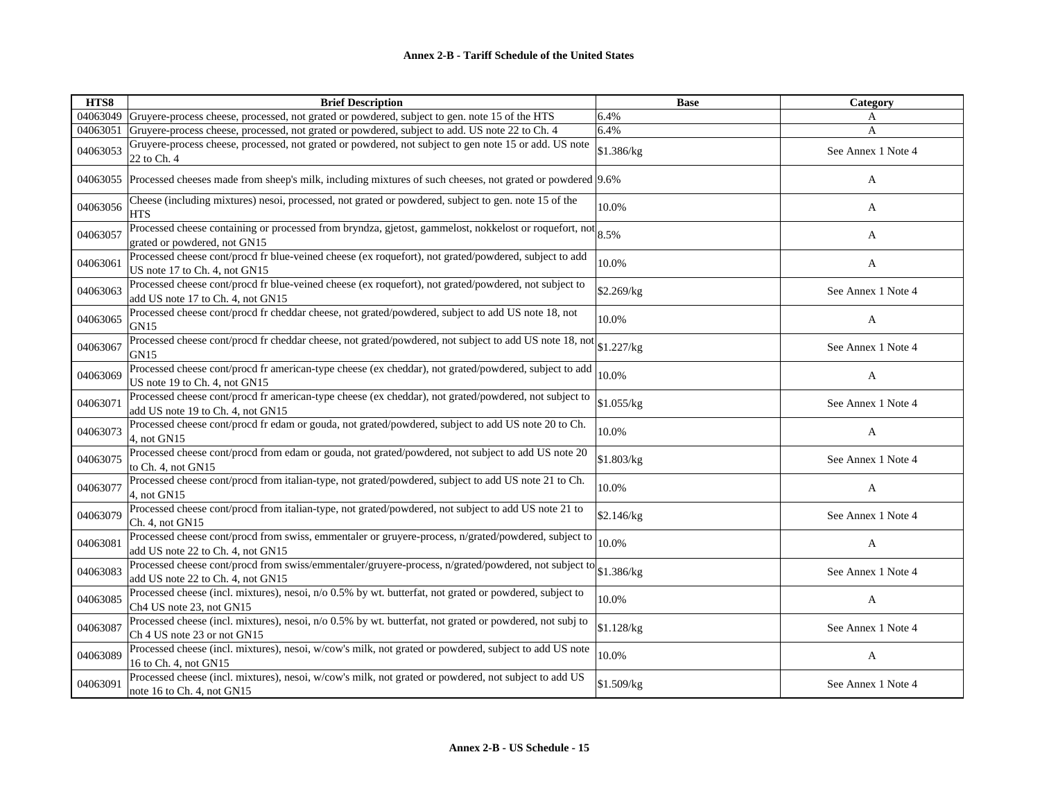| HTS8 | Brief Description | Base | Category |
|---|---|---|---|
| 04063049 | Gruyere-process cheese, processed, not grated or powdered, subject to gen. note 15 of the HTS | 6.4% | A |
| 04063051 | Gruyere-process cheese, processed, not grated or powdered, subject to add. US note 22 to Ch. 4 | 6.4% | A |
| 04063053 | Gruyere-process cheese, processed, not grated or powdered, not subject to gen note 15 or add. US note 22 to Ch. 4 | $1.386/kg | See Annex 1 Note 4 |
| 04063055 | Processed cheeses made from sheep's milk, including mixtures of such cheeses, not grated or powdered | 9.6% | A |
| 04063056 | Cheese (including mixtures) nesoi, processed, not grated or powdered, subject to gen. note 15 of the HTS | 10.0% | A |
| 04063057 | Processed cheese containing or processed from bryndza, gjetost, gammelost, nokkelost or roquefort, not grated or powdered, not GN15 | 8.5% | A |
| 04063061 | Processed cheese cont/procd fr blue-veined cheese (ex roquefort), not grated/powdered, subject to add US note 17 to Ch. 4, not GN15 | 10.0% | A |
| 04063063 | Processed cheese cont/procd fr blue-veined cheese (ex roquefort), not grated/powdered, not subject to add US note 17 to Ch. 4, not GN15 | $2.269/kg | See Annex 1 Note 4 |
| 04063065 | Processed cheese cont/procd fr cheddar cheese, not grated/powdered, subject to add US note 18, not GN15 | 10.0% | A |
| 04063067 | Processed cheese cont/procd fr cheddar cheese, not grated/powdered, not subject to add US note 18, not GN15 | $1.227/kg | See Annex 1 Note 4 |
| 04063069 | Processed cheese cont/procd fr american-type cheese (ex cheddar), not grated/powdered, subject to add US note 19 to Ch. 4, not GN15 | 10.0% | A |
| 04063071 | Processed cheese cont/procd fr american-type cheese (ex cheddar), not grated/powdered, not subject to add US note 19 to Ch. 4, not GN15 | $1.055/kg | See Annex 1 Note 4 |
| 04063073 | Processed cheese cont/procd fr edam or gouda, not grated/powdered, subject to add US note 20 to Ch. 4, not GN15 | 10.0% | A |
| 04063075 | Processed cheese cont/procd from edam or gouda, not grated/powdered, not subject to add US note 20 to Ch. 4, not GN15 | $1.803/kg | See Annex 1 Note 4 |
| 04063077 | Processed cheese cont/procd from italian-type, not grated/powdered, subject to add US note 21 to Ch. 4, not GN15 | 10.0% | A |
| 04063079 | Processed cheese cont/procd from italian-type, not grated/powdered, not subject to add US note 21 to Ch. 4, not GN15 | $2.146/kg | See Annex 1 Note 4 |
| 04063081 | Processed cheese cont/procd from swiss, emmentaler or gruyere-process, n/grated/powdered, subject to add US note 22 to Ch. 4, not GN15 | 10.0% | A |
| 04063083 | Processed cheese cont/procd from swiss/emmentaler/gruyere-process, n/grated/powdered, not subject to add US note 22 to Ch. 4, not GN15 | $1.386/kg | See Annex 1 Note 4 |
| 04063085 | Processed cheese (incl. mixtures), nesoi, n/o 0.5% by wt. butterfat, not grated or powdered, subject to Ch4 US note 23, not GN15 | 10.0% | A |
| 04063087 | Processed cheese (incl. mixtures), nesoi, n/o 0.5% by wt. butterfat, not grated or powdered, not subj to Ch 4 US note 23 or not GN15 | $1.128/kg | See Annex 1 Note 4 |
| 04063089 | Processed cheese (incl. mixtures), nesoi, w/cow's milk, not grated or powdered, subject to add US note 16 to Ch. 4, not GN15 | 10.0% | A |
| 04063091 | Processed cheese (incl. mixtures), nesoi, w/cow's milk, not grated or powdered, not subject to add US note 16 to Ch. 4, not GN15 | $1.509/kg | See Annex 1 Note 4 |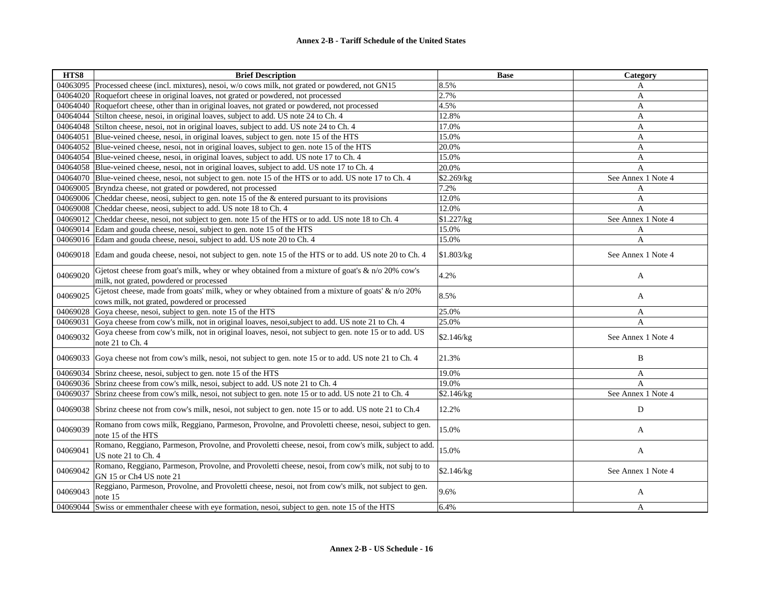| HTS8 | Brief Description | Base | Category |
|---|---|---|---|
| 04063095 | Processed cheese (incl. mixtures), nesoi, w/o cows milk, not grated or powdered, not GN15 | 8.5% | A |
| 04064020 | Roquefort cheese in original loaves, not grated or powdered, not processed | 2.7% | A |
| 04064040 | Roquefort cheese, other than in original loaves, not grated or powdered, not processed | 4.5% | A |
| 04064044 | Stilton cheese, nesoi, in original loaves, subject to add. US note 24 to Ch. 4 | 12.8% | A |
| 04064048 | Stilton cheese, nesoi, not in original loaves, subject to add. US note 24 to Ch. 4 | 17.0% | A |
| 04064051 | Blue-veined cheese, nesoi, in original loaves, subject to gen. note 15 of the HTS | 15.0% | A |
| 04064052 | Blue-veined cheese, nesoi, not in original loaves, subject to gen. note 15 of the HTS | 20.0% | A |
| 04064054 | Blue-veined cheese, nesoi, in original loaves, subject to add. US note 17 to Ch. 4 | 15.0% | A |
| 04064058 | Blue-veined cheese, nesoi, not in original loaves, subject to add. US note 17 to Ch. 4 | 20.0% | A |
| 04064070 | Blue-veined cheese, nesoi, not subject to gen. note 15 of the HTS or to add. US note 17 to Ch. 4 | $2.269/kg | See Annex 1 Note 4 |
| 04069005 | Bryndza cheese, not grated or powdered, not processed | 7.2% | A |
| 04069006 | Cheddar cheese, neosi, subject to gen. note 15 of the & entered pursuant to its provisions | 12.0% | A |
| 04069008 | Cheddar cheese, neosi, subject to add. US note 18 to Ch. 4 | 12.0% | A |
| 04069012 | Cheddar cheese, nesoi, not subject to gen. note 15 of the HTS or to add. US note 18 to Ch. 4 | $1.227/kg | See Annex 1 Note 4 |
| 04069014 | Edam and gouda cheese, nesoi, subject to gen. note 15 of the HTS | 15.0% | A |
| 04069016 | Edam and gouda cheese, nesoi, subject to add. US note 20 to Ch. 4 | 15.0% | A |
| 04069018 | Edam and gouda cheese, nesoi, not subject to gen. note 15 of the HTS or to add. US note 20 to Ch. 4 | $1.803/kg | See Annex 1 Note 4 |
| 04069020 | Gjetost cheese from goat's milk, whey or whey obtained from a mixture of goat's & n/o 20% cow's milk, not grated, powdered or processed | 4.2% | A |
| 04069025 | Gjetost cheese, made from goats' milk, whey or whey obtained from a mixture of goats' & n/o 20% cows milk, not grated, powdered or processed | 8.5% | A |
| 04069028 | Goya cheese, nesoi, subject to gen. note 15 of the HTS | 25.0% | A |
| 04069031 | Goya cheese from cow's milk, not in original loaves, nesoi,subject to add. US note 21 to Ch. 4 | 25.0% | A |
| 04069032 | Goya cheese from cow's milk, not in original loaves, nesoi, not subject to gen. note 15 or to add. US note 21 to Ch. 4 | $2.146/kg | See Annex 1 Note 4 |
| 04069033 | Goya cheese not from cow's milk, nesoi, not subject to gen. note 15 or to add. US note 21 to Ch. 4 | 21.3% | B |
| 04069034 | Sbrinz cheese, nesoi, subject to gen. note 15 of the HTS | 19.0% | A |
| 04069036 | Sbrinz cheese from cow's milk, nesoi, subject to add. US note 21 to Ch. 4 | 19.0% | A |
| 04069037 | Sbrinz cheese from cow's milk, nesoi, not subject to gen. note 15 or to add. US note 21 to Ch. 4 | $2.146/kg | See Annex 1 Note 4 |
| 04069038 | Sbrinz cheese not from cow's milk, nesoi, not subject to gen. note 15 or to add. US note 21 to Ch.4 | 12.2% | D |
| 04069039 | Romano from cows milk, Reggiano, Parmeson, Provolne, and Provoletti cheese, nesoi, subject to gen. note 15 of the HTS | 15.0% | A |
| 04069041 | Romano, Reggiano, Parmeson, Provolne, and Provoletti cheese, nesoi, from cow's milk, subject to add. US note 21 to Ch. 4 | 15.0% | A |
| 04069042 | Romano, Reggiano, Parmeson, Provolne, and Provoletti cheese, nesoi, from cow's milk, not subj to to GN 15 or Ch4 US note 21 | $2.146/kg | See Annex 1 Note 4 |
| 04069043 | Reggiano, Parmeson, Provolne, and Provoletti cheese, nesoi, not from cow's milk, not subject to gen. note 15 | 9.6% | A |
| 04069044 | Swiss or emmenthaler cheese with eye formation, nesoi, subject to gen. note 15 of the HTS | 6.4% | A |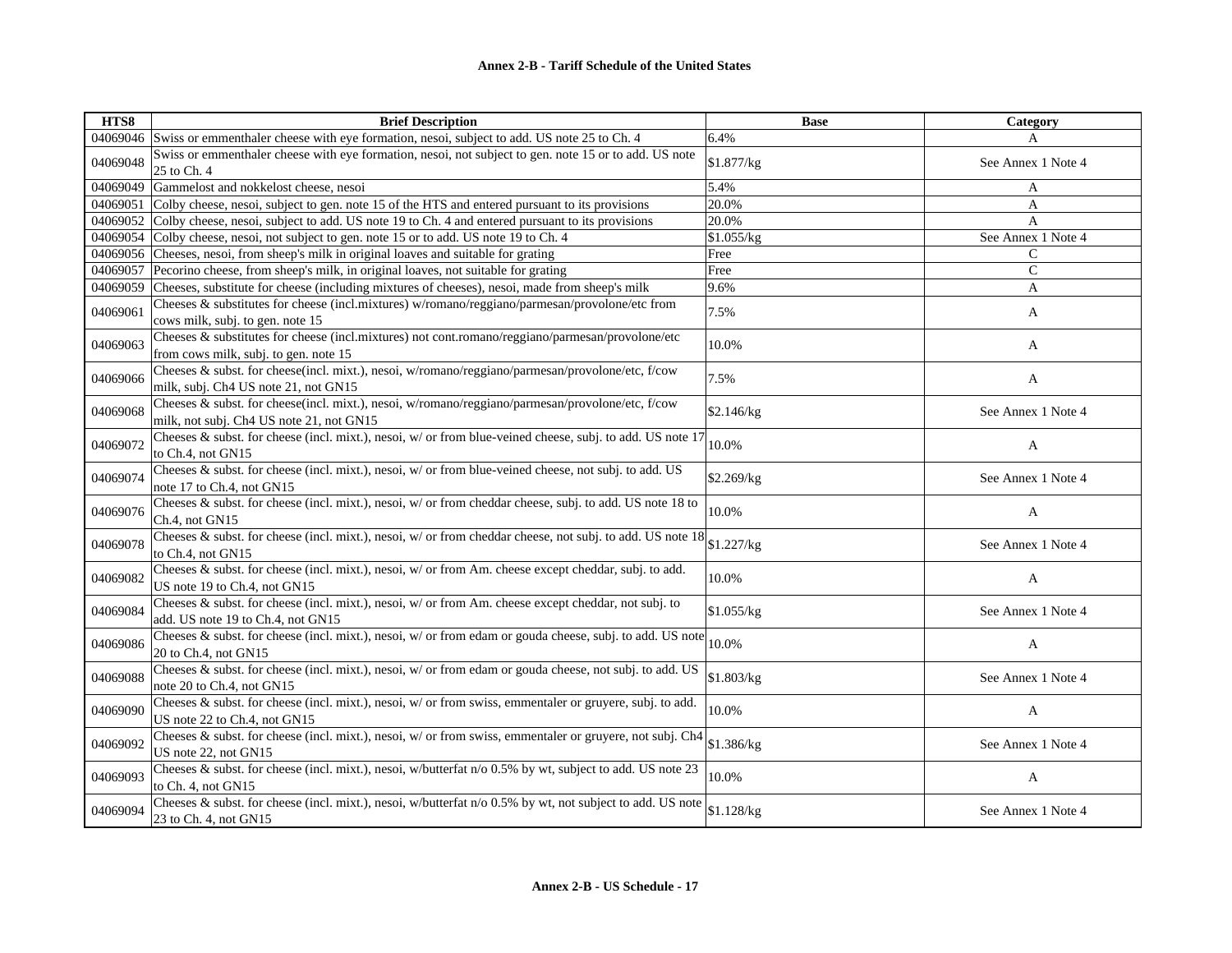| HTS8 | Brief Description | Base | Category |
|---|---|---|---|
| 04069046 | Swiss or emmenthaler cheese with eye formation, nesoi, subject to add. US note 25 to Ch. 4 | 6.4% | A |
| 04069048 | Swiss or emmenthaler cheese with eye formation, nesoi, not subject to gen. note 15 or to add. US note 25 to Ch. 4 | $1.877/kg | See Annex 1 Note 4 |
| 04069049 | Gammelost and nokkelost cheese, nesoi | 5.4% | A |
| 04069051 | Colby cheese, nesoi, subject to gen. note 15 of the HTS and entered pursuant to its provisions | 20.0% | A |
| 04069052 | Colby cheese, nesoi, subject to add. US note 19 to Ch. 4 and entered pursuant to its provisions | 20.0% | A |
| 04069054 | Colby cheese, nesoi, not subject to gen. note 15 or to add. US note 19 to Ch. 4 | $1.055/kg | See Annex 1 Note 4 |
| 04069056 | Cheeses, nesoi, from sheep's milk in original loaves and suitable for grating | Free | C |
| 04069057 | Pecorino cheese, from sheep's milk, in original loaves, not suitable for grating | Free | C |
| 04069059 | Cheeses, substitute for cheese (including mixtures of cheeses), nesoi, made from sheep's milk | 9.6% | A |
| 04069061 | Cheeses & substitutes for cheese (incl.mixtures) w/romano/reggiano/parmesan/provolone/etc from cows milk, subj. to gen. note 15 | 7.5% | A |
| 04069063 | Cheeses & substitutes for cheese (incl.mixtures) not cont.romano/reggiano/parmesan/provolone/etc from cows milk, subj. to gen. note 15 | 10.0% | A |
| 04069066 | Cheeses & subst. for cheese(incl. mixt.), nesoi, w/romano/reggiano/parmesan/provolone/etc, f/cow milk, subj. Ch4 US note 21, not GN15 | 7.5% | A |
| 04069068 | Cheeses & subst. for cheese(incl. mixt.), nesoi, w/romano/reggiano/parmesan/provolone/etc, f/cow milk, not subj. Ch4 US note 21, not GN15 | $2.146/kg | See Annex 1 Note 4 |
| 04069072 | Cheeses & subst. for cheese (incl. mixt.), nesoi, w/ or from blue-veined cheese, subj. to add. US note 17 to Ch.4, not GN15 | 10.0% | A |
| 04069074 | Cheeses & subst. for cheese (incl. mixt.), nesoi, w/ or from blue-veined cheese, not subj. to add. US note 17 to Ch.4, not GN15 | $2.269/kg | See Annex 1 Note 4 |
| 04069076 | Cheeses & subst. for cheese (incl. mixt.), nesoi, w/ or from cheddar cheese, subj. to add. US note 18 to Ch.4, not GN15 | 10.0% | A |
| 04069078 | Cheeses & subst. for cheese (incl. mixt.), nesoi, w/ or from cheddar cheese, not subj. to add. US note 18 to Ch.4, not GN15 | $1.227/kg | See Annex 1 Note 4 |
| 04069082 | Cheeses & subst. for cheese (incl. mixt.), nesoi, w/ or from Am. cheese except cheddar, subj. to add. US note 19 to Ch.4, not GN15 | 10.0% | A |
| 04069084 | Cheeses & subst. for cheese (incl. mixt.), nesoi, w/ or from Am. cheese except cheddar, not subj. to add. US note 19 to Ch.4, not GN15 | $1.055/kg | See Annex 1 Note 4 |
| 04069086 | Cheeses & subst. for cheese (incl. mixt.), nesoi, w/ or from edam or gouda cheese, subj. to add. US note 20 to Ch.4, not GN15 | 10.0% | A |
| 04069088 | Cheeses & subst. for cheese (incl. mixt.), nesoi, w/ or from edam or gouda cheese, not subj. to add. US note 20 to Ch.4, not GN15 | $1.803/kg | See Annex 1 Note 4 |
| 04069090 | Cheeses & subst. for cheese (incl. mixt.), nesoi, w/ or from swiss, emmentaler or gruyere, subj. to add. US note 22 to Ch.4, not GN15 | 10.0% | A |
| 04069092 | Cheeses & subst. for cheese (incl. mixt.), nesoi, w/ or from swiss, emmentaler or gruyere, not subj. Ch4 US note 22, not GN15 | $1.386/kg | See Annex 1 Note 4 |
| 04069093 | Cheeses & subst. for cheese (incl. mixt.), nesoi, w/butterfat n/o 0.5% by wt, subject to add. US note 23 to Ch. 4, not GN15 | 10.0% | A |
| 04069094 | Cheeses & subst. for cheese (incl. mixt.), nesoi, w/butterfat n/o 0.5% by wt, not subject to add. US note 23 to Ch. 4, not GN15 | $1.128/kg | See Annex 1 Note 4 |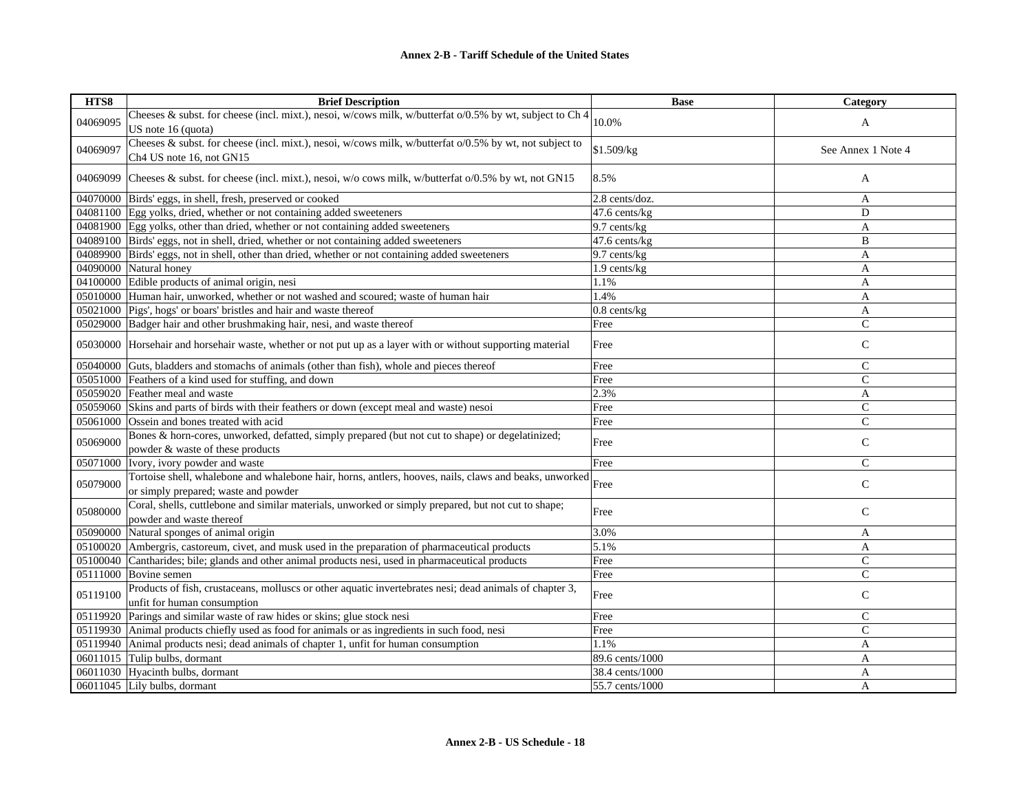**Annex 2-B - Tariff Schedule of the United States**

| HTS8 | Brief Description | Base | Category |
|---|---|---|---|
| 04069095 | Cheeses & subst. for cheese (incl. mixt.), nesoi, w/cows milk, w/butterfat o/0.5% by wt, subject to Ch 4 US note 16 (quota) | 10.0% | A |
| 04069097 | Cheeses & subst. for cheese (incl. mixt.), nesoi, w/cows milk, w/butterfat o/0.5% by wt, not subject to Ch4 US note 16, not GN15 | $1.509/kg | See Annex 1 Note 4 |
| 04069099 | Cheeses & subst. for cheese (incl. mixt.), nesoi, w/o cows milk, w/butterfat o/0.5% by wt, not GN15 | 8.5% | A |
| 04070000 | Birds' eggs, in shell, fresh, preserved or cooked | 2.8 cents/doz. | A |
| 04081100 | Egg yolks, dried, whether or not containing added sweeteners | 47.6 cents/kg | D |
| 04081900 | Egg yolks, other than dried, whether or not containing added sweeteners | 9.7 cents/kg | A |
| 04089100 | Birds' eggs, not in shell, dried, whether or not containing added sweeteners | 47.6 cents/kg | B |
| 04089900 | Birds' eggs, not in shell, other than dried, whether or not containing added sweeteners | 9.7 cents/kg | A |
| 04090000 | Natural honey | 1.9 cents/kg | A |
| 04100000 | Edible products of animal origin, nesi | 1.1% | A |
| 05010000 | Human hair, unworked, whether or not washed and scoured; waste of human hair | 1.4% | A |
| 05021000 | Pigs', hogs' or boars' bristles and hair and waste thereof | 0.8 cents/kg | A |
| 05029000 | Badger hair and other brushmaking hair, nesi, and waste thereof | Free | C |
| 05030000 | Horsehair and horsehair waste, whether or not put up as a layer with or without supporting material | Free | C |
| 05040000 | Guts, bladders and stomachs of animals (other than fish), whole and pieces thereof | Free | C |
| 05051000 | Feathers of a kind used for stuffing, and down | Free | C |
| 05059020 | Feather meal and waste | 2.3% | A |
| 05059060 | Skins and parts of birds with their feathers or down (except meal and waste) nesoi | Free | C |
| 05061000 | Ossein and bones treated with acid | Free | C |
| 05069000 | Bones & horn-cores, unworked, defatted, simply prepared (but not cut to shape) or degelatinized; powder & waste of these products | Free | C |
| 05071000 | Ivory, ivory powder and waste | Free | C |
| 05079000 | Tortoise shell, whalebone and whalebone hair, horns, antlers, hooves, nails, claws and beaks, unworked or simply prepared; waste and powder | Free | C |
| 05080000 | Coral, shells, cuttlebone and similar materials, unworked or simply prepared, but not cut to shape; powder and waste thereof | Free | C |
| 05090000 | Natural sponges of animal origin | 3.0% | A |
| 05100020 | Ambergris, castoreum, civet, and musk used in the preparation of pharmaceutical products | 5.1% | A |
| 05100040 | Cantharides; bile; glands and other animal products nesi, used in pharmaceutical products | Free | C |
| 05111000 | Bovine semen | Free | C |
| 05119100 | Products of fish, crustaceans, molluscs or other aquatic invertebrates nesi; dead animals of chapter 3, unfit for human consumption | Free | C |
| 05119920 | Parings and similar waste of raw hides or skins; glue stock nesi | Free | C |
| 05119930 | Animal products chiefly used as food for animals or as ingredients in such food, nesi | Free | C |
| 05119940 | Animal products nesi; dead animals of chapter 1, unfit for human consumption | 1.1% | A |
| 06011015 | Tulip bulbs, dormant | 89.6 cents/1000 | A |
| 06011030 | Hyacinth bulbs, dormant | 38.4 cents/1000 | A |
| 06011045 | Lily bulbs, dormant | 55.7 cents/1000 | A |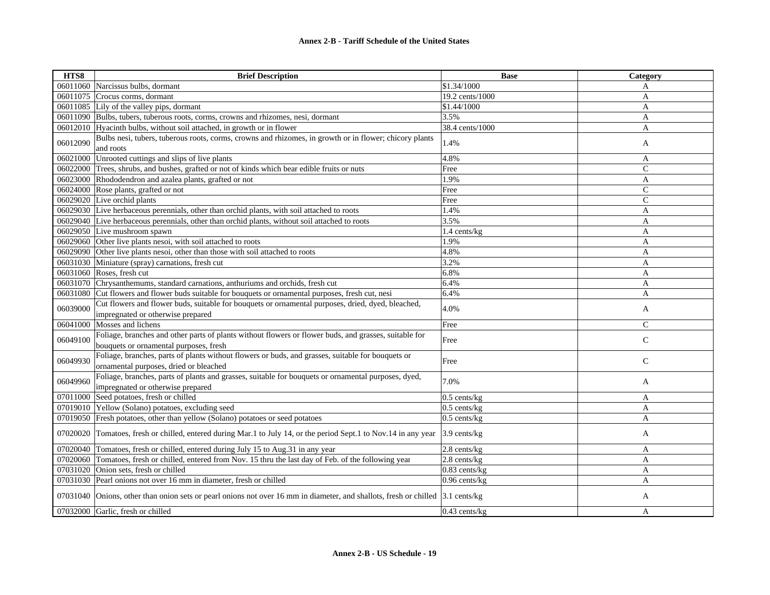**Annex 2-B - Tariff Schedule of the United States**

| HTS8 | Brief Description | Base | Category |
|---|---|---|---|
| 06011060 | Narcissus bulbs, dormant | $1.34/1000 | A |
| 06011075 | Crocus corms, dormant | 19.2 cents/1000 | A |
| 06011085 | Lily of the valley pips, dormant | $1.44/1000 | A |
| 06011090 | Bulbs, tubers, tuberous roots, corms, crowns and rhizomes, nesi, dormant | 3.5% | A |
| 06012010 | Hyacinth bulbs, without soil attached, in growth or in flower | 38.4 cents/1000 | A |
| 06012090 | Bulbs nesi, tubers, tuberous roots, corms, crowns and rhizomes, in growth or in flower; chicory plants and roots | 1.4% | A |
| 06021000 | Unrooted cuttings and slips of live plants | 4.8% | A |
| 06022000 | Trees, shrubs, and bushes, grafted or not of kinds which bear edible fruits or nuts | Free | C |
| 06023000 | Rhododendron and azalea plants, grafted or not | 1.9% | A |
| 06024000 | Rose plants, grafted or not | Free | C |
| 06029020 | Live orchid plants | Free | C |
| 06029030 | Live herbaceous perennials, other than orchid plants, with soil attached to roots | 1.4% | A |
| 06029040 | Live herbaceous perennials, other than orchid plants, without soil attached to roots | 3.5% | A |
| 06029050 | Live mushroom spawn | 1.4 cents/kg | A |
| 06029060 | Other live plants nesoi, with soil attached to roots | 1.9% | A |
| 06029090 | Other live plants nesoi, other than those with soil attached to roots | 4.8% | A |
| 06031030 | Miniature (spray) carnations, fresh cut | 3.2% | A |
| 06031060 | Roses, fresh cut | 6.8% | A |
| 06031070 | Chrysanthemums, standard carnations, anthuriums and orchids, fresh cut | 6.4% | A |
| 06031080 | Cut flowers and flower buds suitable for bouquets or ornamental purposes, fresh cut, nesi | 6.4% | A |
| 06039000 | Cut flowers and flower buds, suitable for bouquets or ornamental purposes, dried, dyed, bleached, impregnated or otherwise prepared | 4.0% | A |
| 06041000 | Mosses and lichens | Free | C |
| 06049100 | Foliage, branches and other parts of plants without flowers or flower buds, and grasses, suitable for bouquets or ornamental purposes, fresh | Free | C |
| 06049930 | Foliage, branches, parts of plants without flowers or buds, and grasses, suitable for bouquets or ornamental purposes, dried or bleached | Free | C |
| 06049960 | Foliage, branches, parts of plants and grasses, suitable for bouquets or ornamental purposes, dyed, impregnated or otherwise prepared | 7.0% | A |
| 07011000 | Seed potatoes, fresh or chilled | 0.5 cents/kg | A |
| 07019010 | Yellow (Solano) potatoes, excluding seed | 0.5 cents/kg | A |
| 07019050 | Fresh potatoes, other than yellow (Solano) potatoes or seed potatoes | 0.5 cents/kg | A |
| 07020020 | Tomatoes, fresh or chilled, entered during Mar.1 to July 14, or the period Sept.1 to Nov.14 in any year | 3.9 cents/kg | A |
| 07020040 | Tomatoes, fresh or chilled, entered during July 15 to Aug.31 in any year | 2.8 cents/kg | A |
| 07020060 | Tomatoes, fresh or chilled, entered from Nov. 15 thru the last day of Feb. of the following year | 2.8 cents/kg | A |
| 07031020 | Onion sets, fresh or chilled | 0.83 cents/kg | A |
| 07031030 | Pearl onions not over 16 mm in diameter, fresh or chilled | 0.96 cents/kg | A |
| 07031040 | Onions, other than onion sets or pearl onions not over 16 mm in diameter, and shallots, fresh or chilled | 3.1 cents/kg | A |
| 07032000 | Garlic, fresh or chilled | 0.43 cents/kg | A |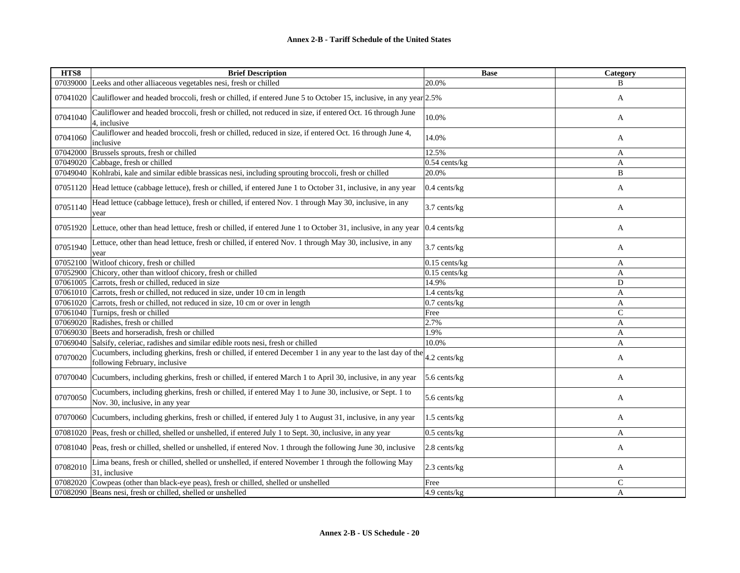| HTS8 | Brief Description | Base | Category |
|---|---|---|---|
| 07039000 | Leeks and other alliaceous vegetables nesi, fresh or chilled | 20.0% | B |
| 07041020 | Cauliflower and headed broccoli, fresh or chilled, if entered June 5 to October 15, inclusive, in any year | 2.5% | A |
| 07041040 | Cauliflower and headed broccoli, fresh or chilled, not reduced in size, if entered Oct. 16 through June 4, inclusive | 10.0% | A |
| 07041060 | Cauliflower and headed broccoli, fresh or chilled, reduced in size, if entered Oct. 16 through June 4, inclusive | 14.0% | A |
| 07042000 | Brussels sprouts, fresh or chilled | 12.5% | A |
| 07049020 | Cabbage, fresh or chilled | 0.54 cents/kg | A |
| 07049040 | Kohlrabi, kale and similar edible brassicas nesi, including sprouting broccoli, fresh or chilled | 20.0% | B |
| 07051120 | Head lettuce (cabbage lettuce), fresh or chilled, if entered June 1 to October 31, inclusive, in any year | 0.4 cents/kg | A |
| 07051140 | Head lettuce (cabbage lettuce), fresh or chilled, if entered Nov. 1 through May 30, inclusive, in any year | 3.7 cents/kg | A |
| 07051920 | Lettuce, other than head lettuce, fresh or chilled, if entered June 1 to October 31, inclusive, in any year | 0.4 cents/kg | A |
| 07051940 | Lettuce, other than head lettuce, fresh or chilled, if entered Nov. 1 through May 30, inclusive, in any year | 3.7 cents/kg | A |
| 07052100 | Witloof chicory, fresh or chilled | 0.15 cents/kg | A |
| 07052900 | Chicory, other than witloof chicory, fresh or chilled | 0.15 cents/kg | A |
| 07061005 | Carrots, fresh or chilled, reduced in size | 14.9% | D |
| 07061010 | Carrots, fresh or chilled, not reduced in size, under 10 cm in length | 1.4 cents/kg | A |
| 07061020 | Carrots, fresh or chilled, not reduced in size, 10 cm or over in length | 0.7 cents/kg | A |
| 07061040 | Turnips, fresh or chilled | Free | C |
| 07069020 | Radishes, fresh or chilled | 2.7% | A |
| 07069030 | Beets and horseradish, fresh or chilled | 1.9% | A |
| 07069040 | Salsify, celeriac, radishes and similar edible roots nesi, fresh or chilled | 10.0% | A |
| 07070020 | Cucumbers, including gherkins, fresh or chilled, if entered December 1 in any year to the last day of the following February, inclusive | 4.2 cents/kg | A |
| 07070040 | Cucumbers, including gherkins, fresh or chilled, if entered March 1 to April 30, inclusive, in any year | 5.6 cents/kg | A |
| 07070050 | Cucumbers, including gherkins, fresh or chilled, if entered May 1 to June 30, inclusive, or Sept. 1 to Nov. 30, inclusive, in any year | 5.6 cents/kg | A |
| 07070060 | Cucumbers, including gherkins, fresh or chilled, if entered July 1 to August 31, inclusive, in any year | 1.5 cents/kg | A |
| 07081020 | Peas, fresh or chilled, shelled or unshelled, if entered July 1 to Sept. 30, inclusive, in any year | 0.5 cents/kg | A |
| 07081040 | Peas, fresh or chilled, shelled or unshelled, if entered Nov. 1 through the following June 30, inclusive | 2.8 cents/kg | A |
| 07082010 | Lima beans, fresh or chilled, shelled or unshelled, if entered November 1 through the following May 31, inclusive | 2.3 cents/kg | A |
| 07082020 | Cowpeas (other than black-eye peas), fresh or chilled, shelled or unshelled | Free | C |
| 07082090 | Beans nesi, fresh or chilled, shelled or unshelled | 4.9 cents/kg | A |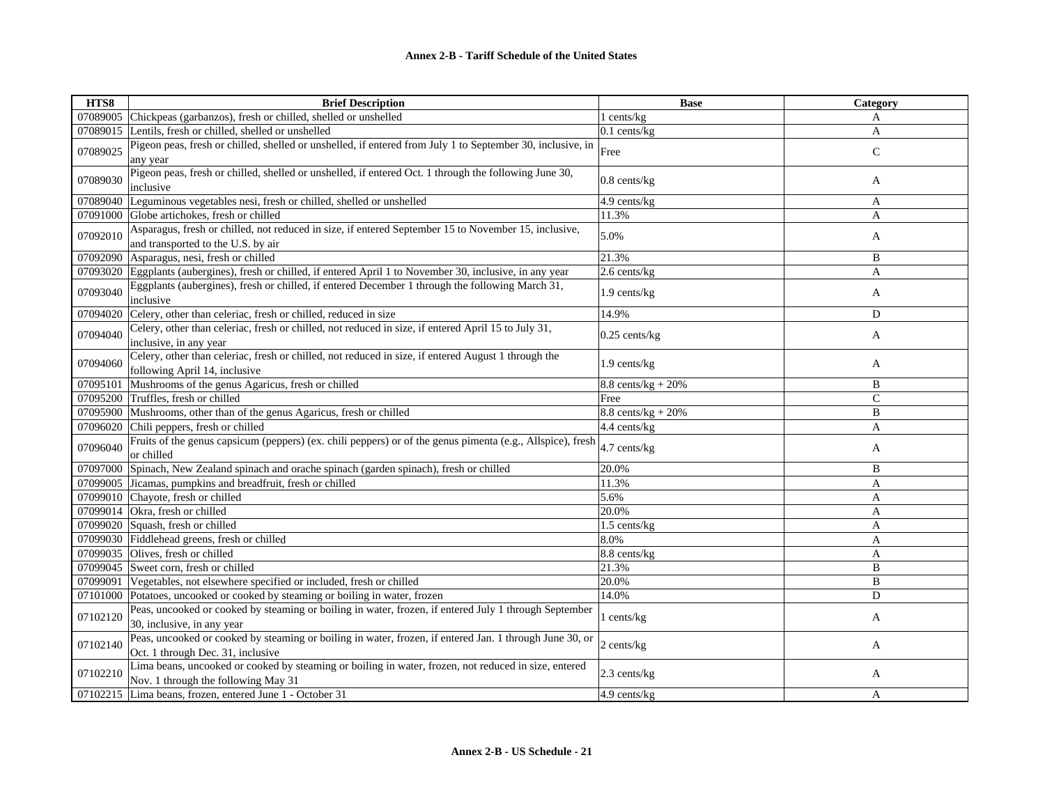| HTS8 | Brief Description | Base | Category |
|---|---|---|---|
| 07089005 | Chickpeas (garbanzos), fresh or chilled, shelled or unshelled | 1 cents/kg | A |
| 07089015 | Lentils, fresh or chilled, shelled or unshelled | 0.1 cents/kg | A |
| 07089025 | Pigeon peas, fresh or chilled, shelled or unshelled, if entered from July 1 to September 30, inclusive, in any year | Free | C |
| 07089030 | Pigeon peas, fresh or chilled, shelled or unshelled, if entered Oct. 1 through the following June 30, inclusive | 0.8 cents/kg | A |
| 07089040 | Leguminous vegetables nesi, fresh or chilled, shelled or unshelled | 4.9 cents/kg | A |
| 07091000 | Globe artichokes, fresh or chilled | 11.3% | A |
| 07092010 | Asparagus, fresh or chilled, not reduced in size, if entered September 15 to November 15, inclusive, and transported to the U.S. by air | 5.0% | A |
| 07092090 | Asparagus, nesi, fresh or chilled | 21.3% | B |
| 07093020 | Eggplants (aubergines), fresh or chilled, if entered April 1 to November 30, inclusive, in any year | 2.6 cents/kg | A |
| 07093040 | Eggplants (aubergines), fresh or chilled, if entered December 1 through the following March 31, inclusive | 1.9 cents/kg | A |
| 07094020 | Celery, other than celeriac, fresh or chilled, reduced in size | 14.9% | D |
| 07094040 | Celery, other than celeriac, fresh or chilled, not reduced in size, if entered April 15 to July 31, inclusive, in any year | 0.25 cents/kg | A |
| 07094060 | Celery, other than celeriac, fresh or chilled, not reduced in size, if entered August 1 through the following April 14, inclusive | 1.9 cents/kg | A |
| 07095101 | Mushrooms of the genus Agaricus, fresh or chilled | 8.8 cents/kg + 20% | B |
| 07095200 | Truffles, fresh or chilled | Free | C |
| 07095900 | Mushrooms, other than of the genus Agaricus, fresh or chilled | 8.8 cents/kg + 20% | B |
| 07096020 | Chili peppers, fresh or chilled | 4.4 cents/kg | A |
| 07096040 | Fruits of the genus capsicum (peppers) (ex. chili peppers) or of the genus pimenta (e.g., Allspice), fresh or chilled | 4.7 cents/kg | A |
| 07097000 | Spinach, New Zealand spinach and orache spinach (garden spinach), fresh or chilled | 20.0% | B |
| 07099005 | Jicamas, pumpkins and breadfruit, fresh or chilled | 11.3% | A |
| 07099010 | Chayote, fresh or chilled | 5.6% | A |
| 07099014 | Okra, fresh or chilled | 20.0% | A |
| 07099020 | Squash, fresh or chilled | 1.5 cents/kg | A |
| 07099030 | Fiddlehead greens, fresh or chilled | 8.0% | A |
| 07099035 | Olives, fresh or chilled | 8.8 cents/kg | A |
| 07099045 | Sweet corn, fresh or chilled | 21.3% | B |
| 07099091 | Vegetables, not elsewhere specified or included, fresh or chilled | 20.0% | B |
| 07101000 | Potatoes, uncooked or cooked by steaming or boiling in water, frozen | 14.0% | D |
| 07102120 | Peas, uncooked or cooked by steaming or boiling in water, frozen, if entered July 1 through September 30, inclusive, in any year | 1 cents/kg | A |
| 07102140 | Peas, uncooked or cooked by steaming or boiling in water, frozen, if entered Jan. 1 through June 30, or Oct. 1 through Dec. 31, inclusive | 2 cents/kg | A |
| 07102210 | Lima beans, uncooked or cooked by steaming or boiling in water, frozen, not reduced in size, entered Nov. 1 through the following May 31 | 2.3 cents/kg | A |
| 07102215 | Lima beans, frozen, entered June 1 - October 31 | 4.9 cents/kg | A |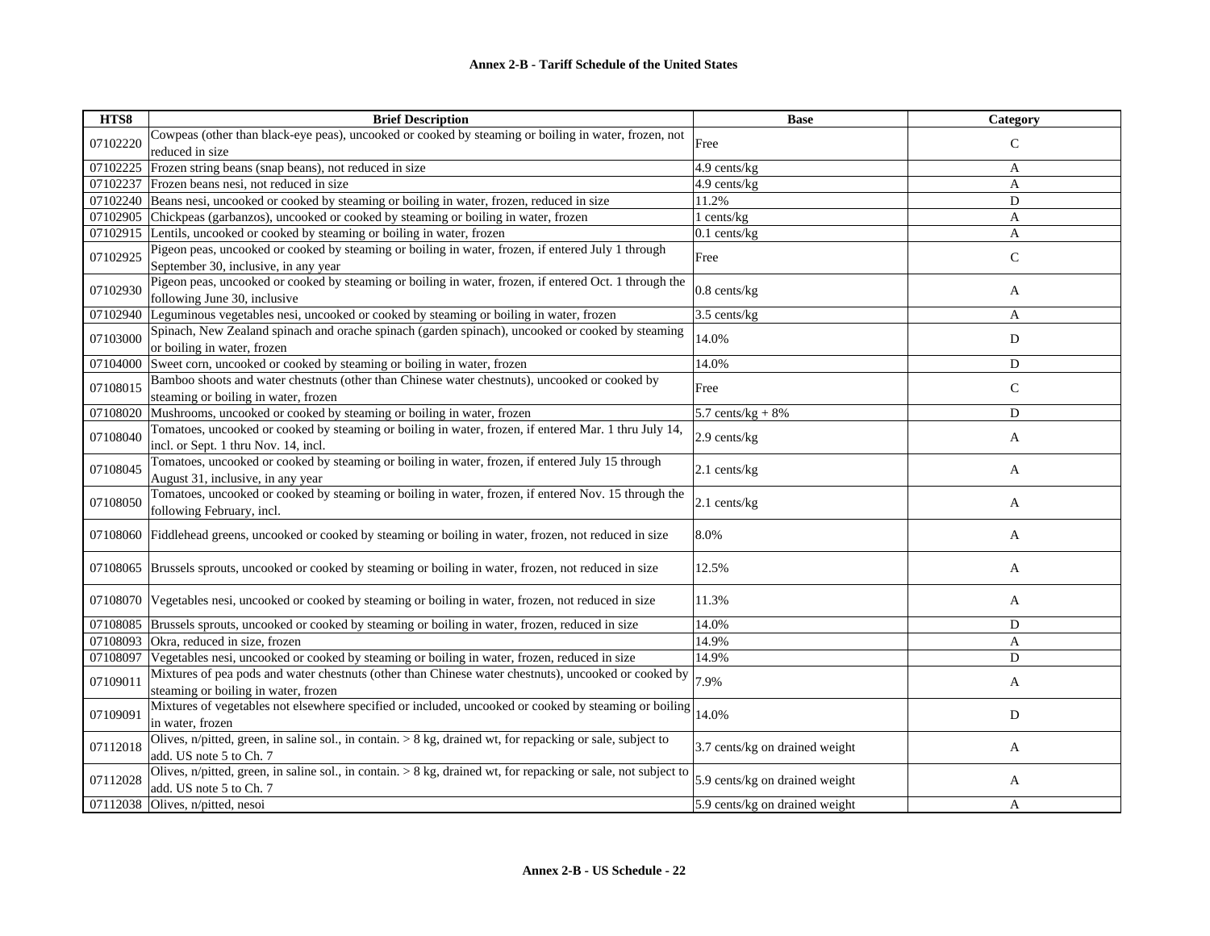**Annex 2-B - Tariff Schedule of the United States**

| HTS8 | Brief Description | Base | Category |
|---|---|---|---|
| 07102220 | Cowpeas (other than black-eye peas), uncooked or cooked by steaming or boiling in water, frozen, not reduced in size | Free | C |
| 07102225 | Frozen string beans (snap beans), not reduced in size | 4.9 cents/kg | A |
| 07102237 | Frozen beans nesi, not reduced in size | 4.9 cents/kg | A |
| 07102240 | Beans nesi, uncooked or cooked by steaming or boiling in water, frozen, reduced in size | 11.2% | D |
| 07102905 | Chickpeas (garbanzos), uncooked or cooked by steaming or boiling in water, frozen | 1 cents/kg | A |
| 07102915 | Lentils, uncooked or cooked by steaming or boiling in water, frozen | 0.1 cents/kg | A |
| 07102925 | Pigeon peas, uncooked or cooked by steaming or boiling in water, frozen, if entered July 1 through September 30, inclusive, in any year | Free | C |
| 07102930 | Pigeon peas, uncooked or cooked by steaming or boiling in water, frozen, if entered Oct. 1 through the following June 30, inclusive | 0.8 cents/kg | A |
| 07102940 | Leguminous vegetables nesi, uncooked or cooked by steaming or boiling in water, frozen | 3.5 cents/kg | A |
| 07103000 | Spinach, New Zealand spinach and orache spinach (garden spinach), uncooked or cooked by steaming or boiling in water, frozen | 14.0% | D |
| 07104000 | Sweet corn, uncooked or cooked by steaming or boiling in water, frozen | 14.0% | D |
| 07108015 | Bamboo shoots and water chestnuts (other than Chinese water chestnuts), uncooked or cooked by steaming or boiling in water, frozen | Free | C |
| 07108020 | Mushrooms, uncooked or cooked by steaming or boiling in water, frozen | 5.7 cents/kg + 8% | D |
| 07108040 | Tomatoes, uncooked or cooked by steaming or boiling in water, frozen, if entered Mar. 1 thru July 14, incl. or Sept. 1 thru Nov. 14, incl. | 2.9 cents/kg | A |
| 07108045 | Tomatoes, uncooked or cooked by steaming or boiling in water, frozen, if entered July 15 through August 31, inclusive, in any year | 2.1 cents/kg | A |
| 07108050 | Tomatoes, uncooked or cooked by steaming or boiling in water, frozen, if entered Nov. 15 through the following February, incl. | 2.1 cents/kg | A |
| 07108060 | Fiddlehead greens, uncooked or cooked by steaming or boiling in water, frozen, not reduced in size | 8.0% | A |
| 07108065 | Brussels sprouts, uncooked or cooked by steaming or boiling in water, frozen, not reduced in size | 12.5% | A |
| 07108070 | Vegetables nesi, uncooked or cooked by steaming or boiling in water, frozen, not reduced in size | 11.3% | A |
| 07108085 | Brussels sprouts, uncooked or cooked by steaming or boiling in water, frozen, reduced in size | 14.0% | D |
| 07108093 | Okra, reduced in size, frozen | 14.9% | A |
| 07108097 | Vegetables nesi, uncooked or cooked by steaming or boiling in water, frozen, reduced in size | 14.9% | D |
| 07109011 | Mixtures of pea pods and water chestnuts (other than Chinese water chestnuts), uncooked or cooked by steaming or boiling in water, frozen | 7.9% | A |
| 07109091 | Mixtures of vegetables not elsewhere specified or included, uncooked or cooked by steaming or boiling in water, frozen | 14.0% | D |
| 07112018 | Olives, n/pitted, green, in saline sol., in contain. > 8 kg, drained wt, for repacking or sale, subject to add. US note 5 to Ch. 7 | 3.7 cents/kg on drained weight | A |
| 07112028 | Olives, n/pitted, green, in saline sol., in contain. > 8 kg, drained wt, for repacking or sale, not subject to add. US note 5 to Ch. 7 | 5.9 cents/kg on drained weight | A |
| 07112038 | Olives, n/pitted, nesoi | 5.9 cents/kg on drained weight | A |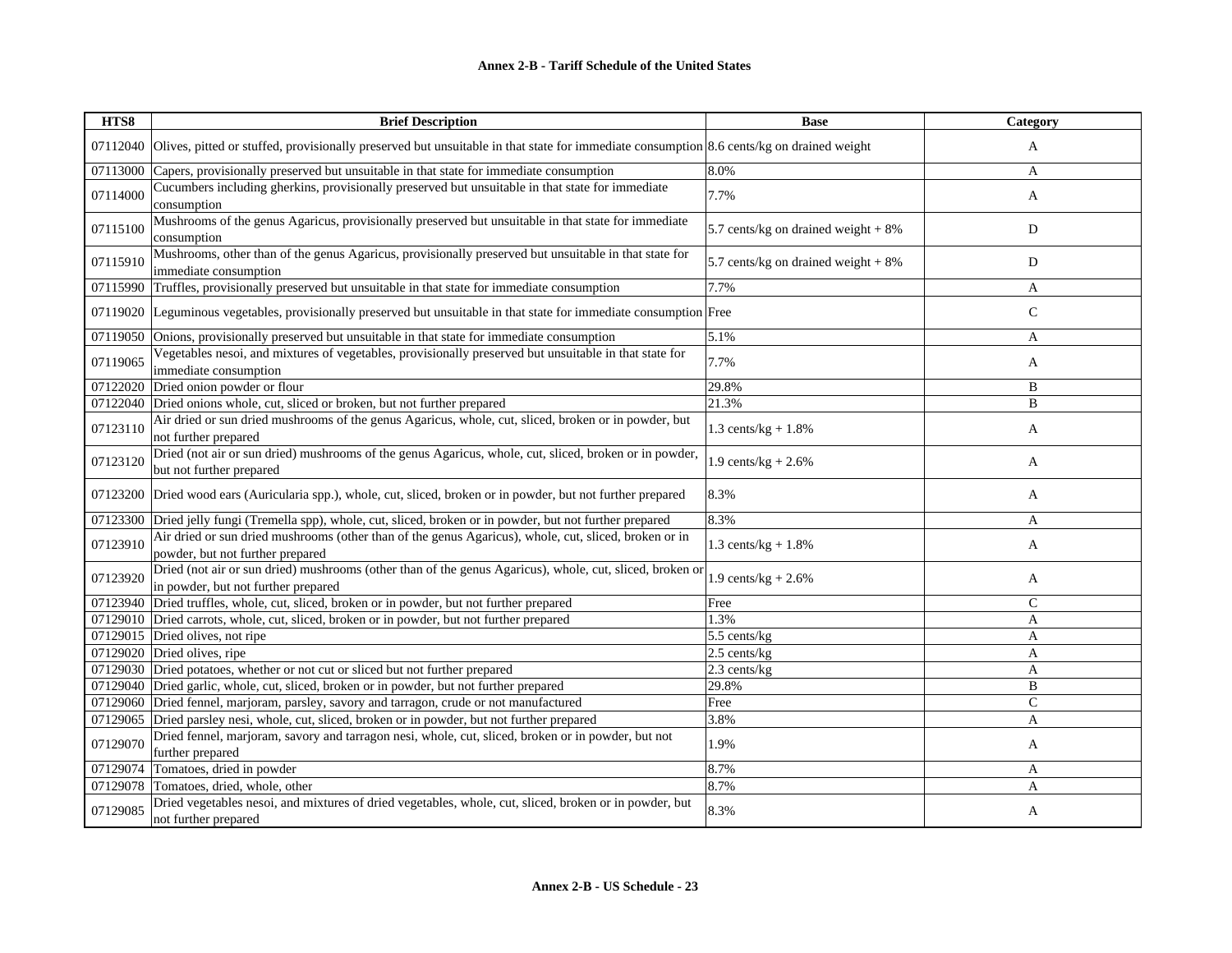| HTS8 | Brief Description | Base | Category |
|---|---|---|---|
| 07112040 | Olives, pitted or stuffed, provisionally preserved but unsuitable in that state for immediate consumption | 8.6 cents/kg on drained weight | A |
| 07113000 | Capers, provisionally preserved but unsuitable in that state for immediate consumption | 8.0% | A |
| 07114000 | Cucumbers including gherkins, provisionally preserved but unsuitable in that state for immediate consumption | 7.7% | A |
| 07115100 | Mushrooms of the genus Agaricus, provisionally preserved but unsuitable in that state for immediate consumption | 5.7 cents/kg on drained weight + 8% | D |
| 07115910 | Mushrooms, other than of the genus Agaricus, provisionally preserved but unsuitable in that state for immediate consumption | 5.7 cents/kg on drained weight + 8% | D |
| 07115990 | Truffles, provisionally preserved but unsuitable in that state for immediate consumption | 7.7% | A |
| 07119020 | Leguminous vegetables, provisionally preserved but unsuitable in that state for immediate consumption | Free | C |
| 07119050 | Onions, provisionally preserved but unsuitable in that state for immediate consumption | 5.1% | A |
| 07119065 | Vegetables nesoi, and mixtures of vegetables, provisionally preserved but unsuitable in that state for immediate consumption | 7.7% | A |
| 07122020 | Dried onion powder or flour | 29.8% | B |
| 07122040 | Dried onions whole, cut, sliced or broken, but not further prepared | 21.3% | B |
| 07123110 | Air dried or sun dried mushrooms of the genus Agaricus, whole, cut, sliced, broken or in powder, but not further prepared | 1.3 cents/kg + 1.8% | A |
| 07123120 | Dried (not air or sun dried) mushrooms of the genus Agaricus, whole, cut, sliced, broken or in powder, but not further prepared | 1.9 cents/kg + 2.6% | A |
| 07123200 | Dried wood ears (Auricularia spp.), whole, cut, sliced, broken or in powder, but not further prepared | 8.3% | A |
| 07123300 | Dried jelly fungi (Tremella spp), whole, cut, sliced, broken or in powder, but not further prepared | 8.3% | A |
| 07123910 | Air dried or sun dried mushrooms (other than of the genus Agaricus), whole, cut, sliced, broken or in powder, but not further prepared | 1.3 cents/kg + 1.8% | A |
| 07123920 | Dried (not air or sun dried) mushrooms (other than of the genus Agaricus), whole, cut, sliced, broken or in powder, but not further prepared | 1.9 cents/kg + 2.6% | A |
| 07123940 | Dried truffles, whole, cut, sliced, broken or in powder, but not further prepared | Free | C |
| 07129010 | Dried carrots, whole, cut, sliced, broken or in powder, but not further prepared | 1.3% | A |
| 07129015 | Dried olives, not ripe | 5.5 cents/kg | A |
| 07129020 | Dried olives, ripe | 2.5 cents/kg | A |
| 07129030 | Dried potatoes, whether or not cut or sliced but not further prepared | 2.3 cents/kg | A |
| 07129040 | Dried garlic, whole, cut, sliced, broken or in powder, but not further prepared | 29.8% | B |
| 07129060 | Dried fennel, marjoram, parsley, savory and tarragon, crude or not manufactured | Free | C |
| 07129065 | Dried parsley nesi, whole, cut, sliced, broken or in powder, but not further prepared | 3.8% | A |
| 07129070 | Dried fennel, marjoram, savory and tarragon nesi, whole, cut, sliced, broken or in powder, but not further prepared | 1.9% | A |
| 07129074 | Tomatoes, dried in powder | 8.7% | A |
| 07129078 | Tomatoes, dried, whole, other | 8.7% | A |
| 07129085 | Dried vegetables nesoi, and mixtures of dried vegetables, whole, cut, sliced, broken or in powder, but not further prepared | 8.3% | A |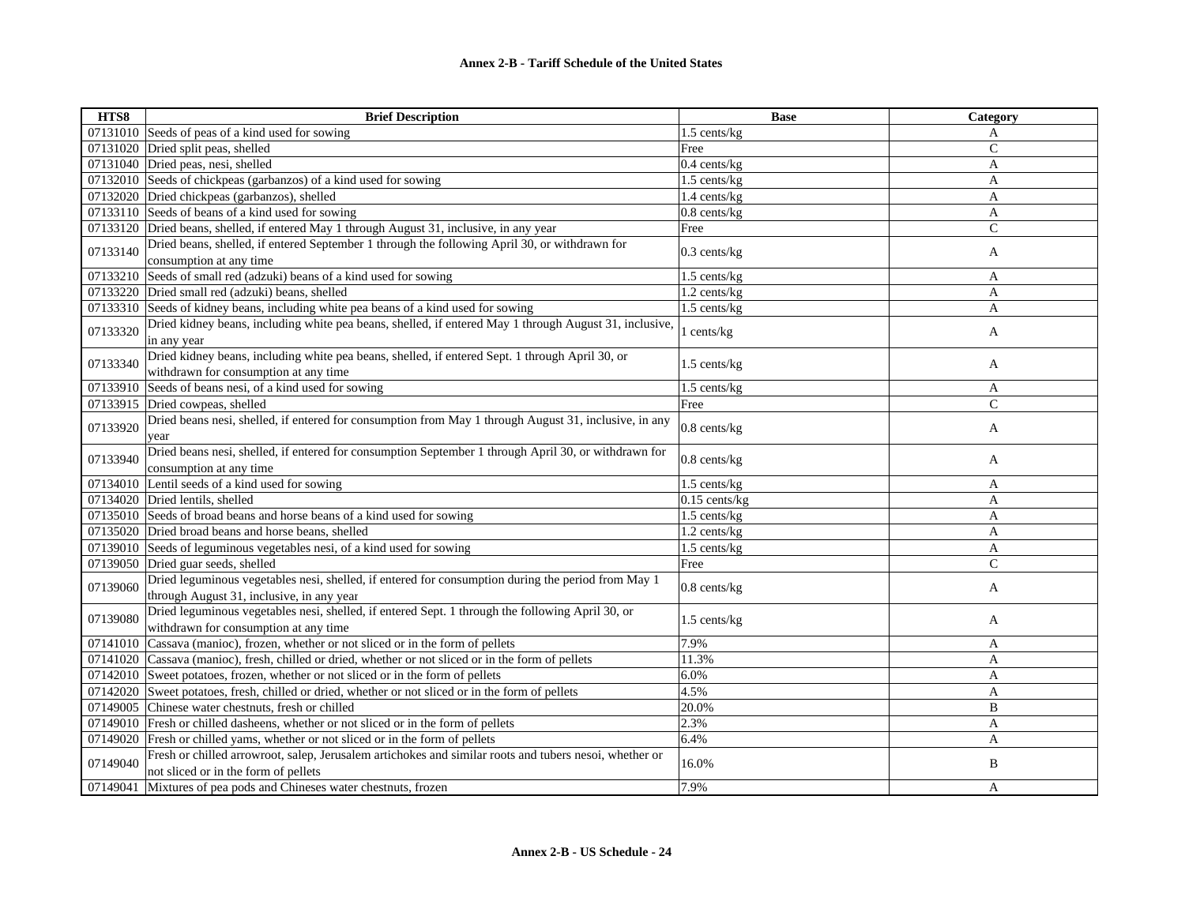| HTS8 | Brief Description | Base | Category |
|---|---|---|---|
| 07131010 | Seeds of peas of a kind used for sowing | 1.5 cents/kg | A |
| 07131020 | Dried split peas, shelled | Free | C |
| 07131040 | Dried peas, nesi, shelled | 0.4 cents/kg | A |
| 07132010 | Seeds of chickpeas (garbanzos) of a kind used for sowing | 1.5 cents/kg | A |
| 07132020 | Dried chickpeas (garbanzos), shelled | 1.4 cents/kg | A |
| 07133110 | Seeds of beans of a kind used for sowing | 0.8 cents/kg | A |
| 07133120 | Dried beans, shelled, if entered May 1 through August 31, inclusive, in any year | Free | C |
| 07133140 | Dried beans, shelled, if entered September 1 through the following April 30, or withdrawn for consumption at any time | 0.3 cents/kg | A |
| 07133210 | Seeds of small red (adzuki) beans of a kind used for sowing | 1.5 cents/kg | A |
| 07133220 | Dried small red (adzuki) beans, shelled | 1.2 cents/kg | A |
| 07133310 | Seeds of kidney beans, including white pea beans of a kind used for sowing | 1.5 cents/kg | A |
| 07133320 | Dried kidney beans, including white pea beans, shelled, if entered May 1 through August 31, inclusive, in any year | 1 cents/kg | A |
| 07133340 | Dried kidney beans, including white pea beans, shelled, if entered Sept. 1 through April 30, or withdrawn for consumption at any time | 1.5 cents/kg | A |
| 07133910 | Seeds of beans nesi, of a kind used for sowing | 1.5 cents/kg | A |
| 07133915 | Dried cowpeas, shelled | Free | C |
| 07133920 | Dried beans nesi, shelled, if entered for consumption from May 1 through August 31, inclusive, in any year | 0.8 cents/kg | A |
| 07133940 | Dried beans nesi, shelled, if entered for consumption September 1 through April 30, or withdrawn for consumption at any time | 0.8 cents/kg | A |
| 07134010 | Lentil seeds of a kind used for sowing | 1.5 cents/kg | A |
| 07134020 | Dried lentils, shelled | 0.15 cents/kg | A |
| 07135010 | Seeds of broad beans and horse beans of a kind used for sowing | 1.5 cents/kg | A |
| 07135020 | Dried broad beans and horse beans, shelled | 1.2 cents/kg | A |
| 07139010 | Seeds of leguminous vegetables nesi, of a kind used for sowing | 1.5 cents/kg | A |
| 07139050 | Dried guar seeds, shelled | Free | C |
| 07139060 | Dried leguminous vegetables nesi, shelled, if entered for consumption during the period from May 1 through August 31, inclusive, in any year | 0.8 cents/kg | A |
| 07139080 | Dried leguminous vegetables nesi, shelled, if entered Sept. 1 through the following April 30, or withdrawn for consumption at any time | 1.5 cents/kg | A |
| 07141010 | Cassava (manioc), frozen, whether or not sliced or in the form of pellets | 7.9% | A |
| 07141020 | Cassava (manioc), fresh, chilled or dried, whether or not sliced or in the form of pellets | 11.3% | A |
| 07142010 | Sweet potatoes, frozen, whether or not sliced or in the form of pellets | 6.0% | A |
| 07142020 | Sweet potatoes, fresh, chilled or dried, whether or not sliced or in the form of pellets | 4.5% | A |
| 07149005 | Chinese water chestnuts, fresh or chilled | 20.0% | B |
| 07149010 | Fresh or chilled dasheens, whether or not sliced or in the form of pellets | 2.3% | A |
| 07149020 | Fresh or chilled yams, whether or not sliced or in the form of pellets | 6.4% | A |
| 07149040 | Fresh or chilled arrowroot, salep, Jerusalem artichokes and similar roots and tubers nesoi, whether or not sliced or in the form of pellets | 16.0% | B |
| 07149041 | Mixtures of pea pods and Chineses water chestnuts, frozen | 7.9% | A |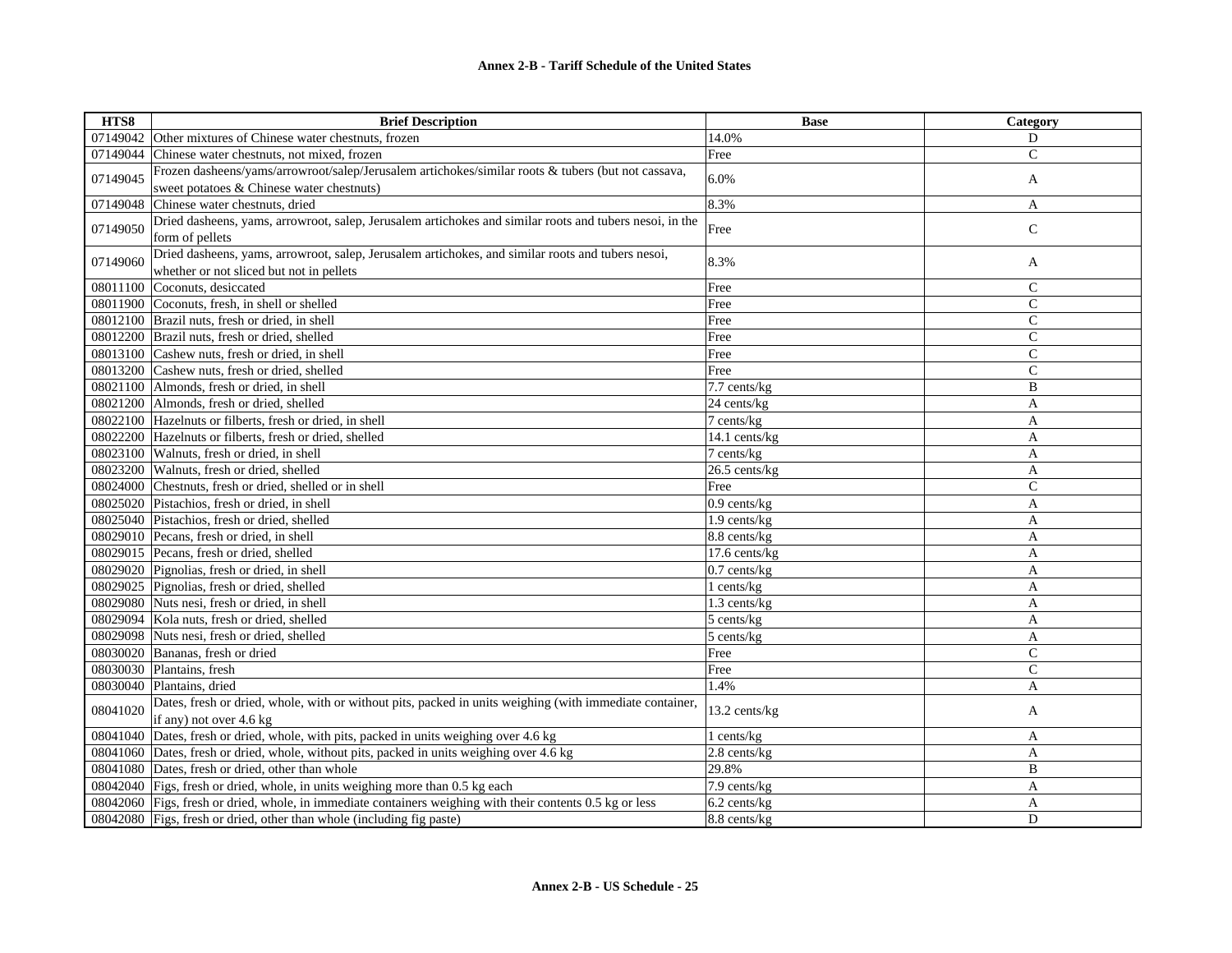| HTS8 | Brief Description | Base | Category |
|---|---|---|---|
| 07149042 | Other mixtures of Chinese water chestnuts, frozen | 14.0% | D |
| 07149044 | Chinese water chestnuts, not mixed, frozen | Free | C |
| 07149045 | Frozen dasheens/yams/arrowroot/salep/Jerusalem artichokes/similar roots & tubers (but not cassava, sweet potatoes & Chinese water chestnuts) | 6.0% | A |
| 07149048 | Chinese water chestnuts, dried | 8.3% | A |
| 07149050 | Dried dasheens, yams, arrowroot, salep, Jerusalem artichokes and similar roots and tubers nesoi, in the form of pellets | Free | C |
| 07149060 | Dried dasheens, yams, arrowroot, salep, Jerusalem artichokes, and similar roots and tubers nesoi, whether or not sliced but not in pellets | 8.3% | A |
| 08011100 | Coconuts, desiccated | Free | C |
| 08011900 | Coconuts, fresh, in shell or shelled | Free | C |
| 08012100 | Brazil nuts, fresh or dried, in shell | Free | C |
| 08012200 | Brazil nuts, fresh or dried, shelled | Free | C |
| 08013100 | Cashew nuts, fresh or dried, in shell | Free | C |
| 08013200 | Cashew nuts, fresh or dried, shelled | Free | C |
| 08021100 | Almonds, fresh or dried, in shell | 7.7 cents/kg | B |
| 08021200 | Almonds, fresh or dried, shelled | 24 cents/kg | A |
| 08022100 | Hazelnuts or filberts, fresh or dried, in shell | 7 cents/kg | A |
| 08022200 | Hazelnuts or filberts, fresh or dried, shelled | 14.1 cents/kg | A |
| 08023100 | Walnuts, fresh or dried, in shell | 7 cents/kg | A |
| 08023200 | Walnuts, fresh or dried, shelled | 26.5 cents/kg | A |
| 08024000 | Chestnuts, fresh or dried, shelled or in shell | Free | C |
| 08025020 | Pistachios, fresh or dried, in shell | 0.9 cents/kg | A |
| 08025040 | Pistachios, fresh or dried, shelled | 1.9 cents/kg | A |
| 08029010 | Pecans, fresh or dried, in shell | 8.8 cents/kg | A |
| 08029015 | Pecans, fresh or dried, shelled | 17.6 cents/kg | A |
| 08029020 | Pignolias, fresh or dried, in shell | 0.7 cents/kg | A |
| 08029025 | Pignolias, fresh or dried, shelled | 1 cents/kg | A |
| 08029080 | Nuts nesi, fresh or dried, in shell | 1.3 cents/kg | A |
| 08029094 | Kola nuts, fresh or dried, shelled | 5 cents/kg | A |
| 08029098 | Nuts nesi, fresh or dried, shelled | 5 cents/kg | A |
| 08030020 | Bananas, fresh or dried | Free | C |
| 08030030 | Plantains, fresh | Free | C |
| 08030040 | Plantains, dried | 1.4% | A |
| 08041020 | Dates, fresh or dried, whole, with or without pits, packed in units weighing (with immediate container, if any) not over 4.6 kg | 13.2 cents/kg | A |
| 08041040 | Dates, fresh or dried, whole, with pits, packed in units weighing over 4.6 kg | 1 cents/kg | A |
| 08041060 | Dates, fresh or dried, whole, without pits, packed in units weighing over 4.6 kg | 2.8 cents/kg | A |
| 08041080 | Dates, fresh or dried, other than whole | 29.8% | B |
| 08042040 | Figs, fresh or dried, whole, in units weighing more than 0.5 kg each | 7.9 cents/kg | A |
| 08042060 | Figs, fresh or dried, whole, in immediate containers weighing with their contents 0.5 kg or less | 6.2 cents/kg | A |
| 08042080 | Figs, fresh or dried, other than whole (including fig paste) | 8.8 cents/kg | D |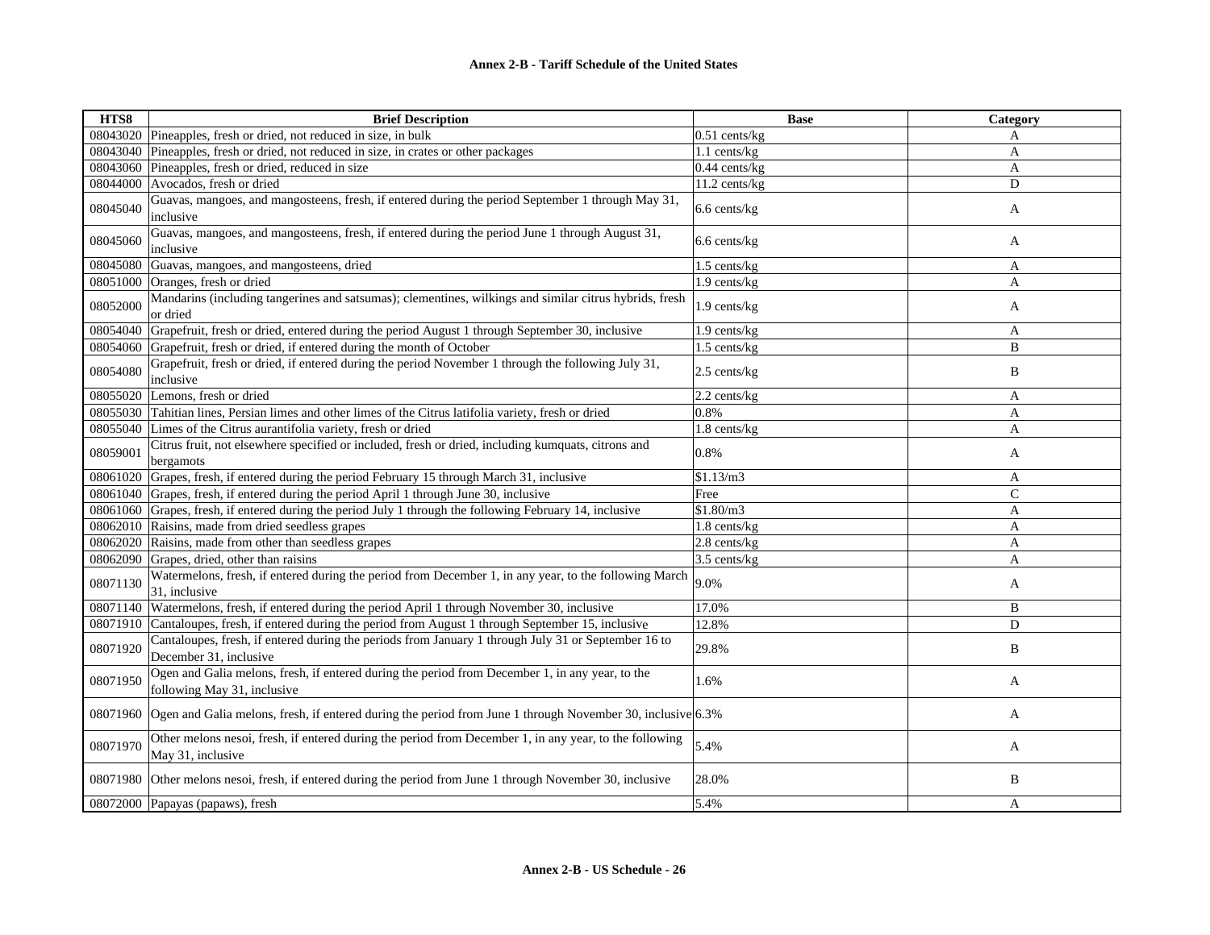| HTS8 | Brief Description | Base | Category |
| --- | --- | --- | --- |
| 08043020 | Pineapples, fresh or dried, not reduced in size, in bulk | 0.51 cents/kg | A |
| 08043040 | Pineapples, fresh or dried, not reduced in size, in crates or other packages | 1.1 cents/kg | A |
| 08043060 | Pineapples, fresh or dried, reduced in size | 0.44 cents/kg | A |
| 08044000 | Avocados, fresh or dried | 11.2 cents/kg | D |
| 08045040 | Guavas, mangoes, and mangosteens, fresh, if entered during the period September 1 through May 31, inclusive | 6.6 cents/kg | A |
| 08045060 | Guavas, mangoes, and mangosteens, fresh, if entered during the period June 1 through August 31, inclusive | 6.6 cents/kg | A |
| 08045080 | Guavas, mangoes, and mangosteens, dried | 1.5 cents/kg | A |
| 08051000 | Oranges, fresh or dried | 1.9 cents/kg | A |
| 08052000 | Mandarins (including tangerines and satsumas); clementines, wilkings and similar citrus hybrids, fresh or dried | 1.9 cents/kg | A |
| 08054040 | Grapefruit, fresh or dried, entered during the period August 1 through September 30, inclusive | 1.9 cents/kg | A |
| 08054060 | Grapefruit, fresh or dried, if entered during the month of October | 1.5 cents/kg | B |
| 08054080 | Grapefruit, fresh or dried, if entered during the period November 1 through the following July 31, inclusive | 2.5 cents/kg | B |
| 08055020 | Lemons, fresh or dried | 2.2 cents/kg | A |
| 08055030 | Tahitian lines, Persian limes and other limes of the Citrus latifolia variety, fresh or dried | 0.8% | A |
| 08055040 | Limes of the Citrus aurantifolia variety, fresh or dried | 1.8 cents/kg | A |
| 08059001 | Citrus fruit, not elsewhere specified or included, fresh or dried, including kumquats, citrons and bergamots | 0.8% | A |
| 08061020 | Grapes, fresh, if entered during the period February 15 through March 31, inclusive | $1.13/m3 | A |
| 08061040 | Grapes, fresh, if entered during the period April 1 through June 30, inclusive | Free | C |
| 08061060 | Grapes, fresh, if entered during the period July 1 through the following February 14, inclusive | $1.80/m3 | A |
| 08062010 | Raisins, made from dried seedless grapes | 1.8 cents/kg | A |
| 08062020 | Raisins, made from other than seedless grapes | 2.8 cents/kg | A |
| 08062090 | Grapes, dried, other than raisins | 3.5 cents/kg | A |
| 08071130 | Watermelons, fresh, if entered during the period from December 1, in any year, to the following March 31, inclusive | 9.0% | A |
| 08071140 | Watermelons, fresh, if entered during the period April 1 through November 30, inclusive | 17.0% | B |
| 08071910 | Cantaloupes, fresh, if entered during the period from August 1 through September 15, inclusive | 12.8% | D |
| 08071920 | Cantaloupes, fresh, if entered during the periods from January 1 through July 31 or September 16 to December 31, inclusive | 29.8% | B |
| 08071950 | Ogen and Galia melons, fresh, if entered during the period from December 1, in any year, to the following May 31, inclusive | 1.6% | A |
| 08071960 | Ogen and Galia melons, fresh, if entered during the period from June 1 through November 30, inclusive | 6.3% | A |
| 08071970 | Other melons nesoi, fresh, if entered during the period from December 1, in any year, to the following May 31, inclusive | 5.4% | A |
| 08071980 | Other melons nesoi, fresh, if entered during the period from June 1 through November 30, inclusive | 28.0% | B |
| 08072000 | Papayas (papaws), fresh | 5.4% | A |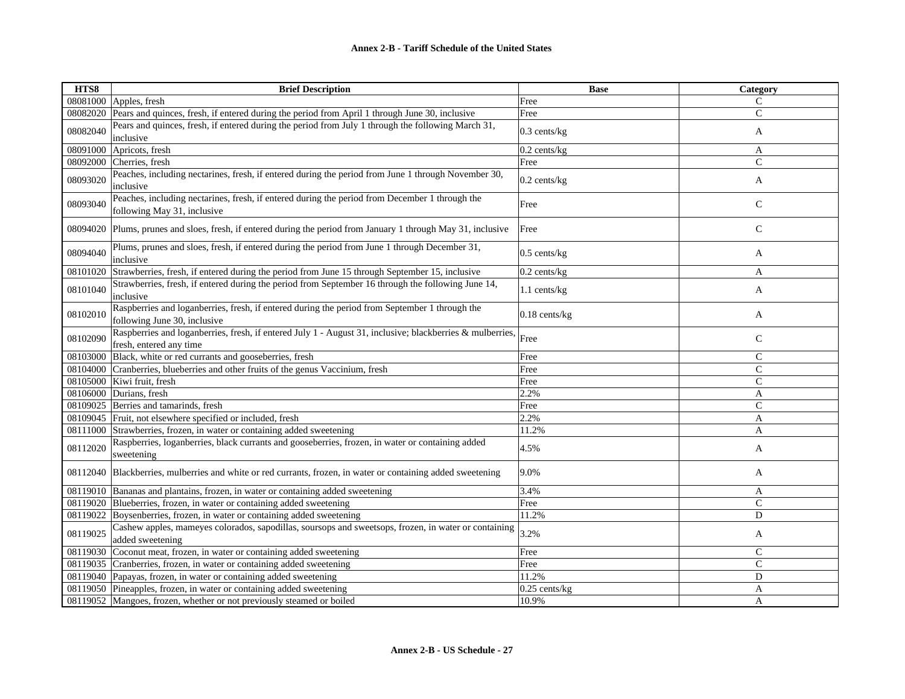| HTS8 | Brief Description | Base | Category |
|---|---|---|---|
| 08081000 | Apples, fresh | Free | C |
| 08082020 | Pears and quinces, fresh, if entered during the period from April 1 through June 30, inclusive | Free | C |
| 08082040 | Pears and quinces, fresh, if entered during the period from July 1 through the following March 31, inclusive | 0.3 cents/kg | A |
| 08091000 | Apricots, fresh | 0.2 cents/kg | A |
| 08092000 | Cherries, fresh | Free | C |
| 08093020 | Peaches, including nectarines, fresh, if entered during the period from June 1 through November 30, inclusive | 0.2 cents/kg | A |
| 08093040 | Peaches, including nectarines, fresh, if entered during the period from December 1 through the following May 31, inclusive | Free | C |
| 08094020 | Plums, prunes and sloes, fresh, if entered during the period from January 1 through May 31, inclusive | Free | C |
| 08094040 | Plums, prunes and sloes, fresh, if entered during the period from June 1 through December 31, inclusive | 0.5 cents/kg | A |
| 08101020 | Strawberries, fresh, if entered during the period from June 15 through September 15, inclusive | 0.2 cents/kg | A |
| 08101040 | Strawberries, fresh, if entered during the period from September 16 through the following June 14, inclusive | 1.1 cents/kg | A |
| 08102010 | Raspberries and loganberries, fresh, if entered during the period from September 1 through the following June 30, inclusive | 0.18 cents/kg | A |
| 08102090 | Raspberries and loganberries, fresh, if entered July 1 - August 31, inclusive; blackberries & mulberries, fresh, entered any time | Free | C |
| 08103000 | Black, white or red currants and gooseberries, fresh | Free | C |
| 08104000 | Cranberries, blueberries and other fruits of the genus Vaccinium, fresh | Free | C |
| 08105000 | Kiwi fruit, fresh | Free | C |
| 08106000 | Durians, fresh | 2.2% | A |
| 08109025 | Berries and tamarinds, fresh | Free | C |
| 08109045 | Fruit, not elsewhere specified or included, fresh | 2.2% | A |
| 08111000 | Strawberries, frozen, in water or containing added sweetening | 11.2% | A |
| 08112020 | Raspberries, loganberries, black currants and gooseberries, frozen, in water or containing added sweetening | 4.5% | A |
| 08112040 | Blackberries, mulberries and white or red currants, frozen, in water or containing added sweetening | 9.0% | A |
| 08119010 | Bananas and plantains, frozen, in water or containing added sweetening | 3.4% | A |
| 08119020 | Blueberries, frozen, in water or containing added sweetening | Free | C |
| 08119022 | Boysenberries, frozen, in water or containing added sweetening | 11.2% | D |
| 08119025 | Cashew apples, mameyes colorados, sapodillas, soursops and sweetsops, frozen, in water or containing added sweetening | 3.2% | A |
| 08119030 | Coconut meat, frozen, in water or containing added sweetening | Free | C |
| 08119035 | Cranberries, frozen, in water or containing added sweetening | Free | C |
| 08119040 | Papayas, frozen, in water or containing added sweetening | 11.2% | D |
| 08119050 | Pineapples, frozen, in water or containing added sweetening | 0.25 cents/kg | A |
| 08119052 | Mangoes, frozen, whether or not previously steamed or boiled | 10.9% | A |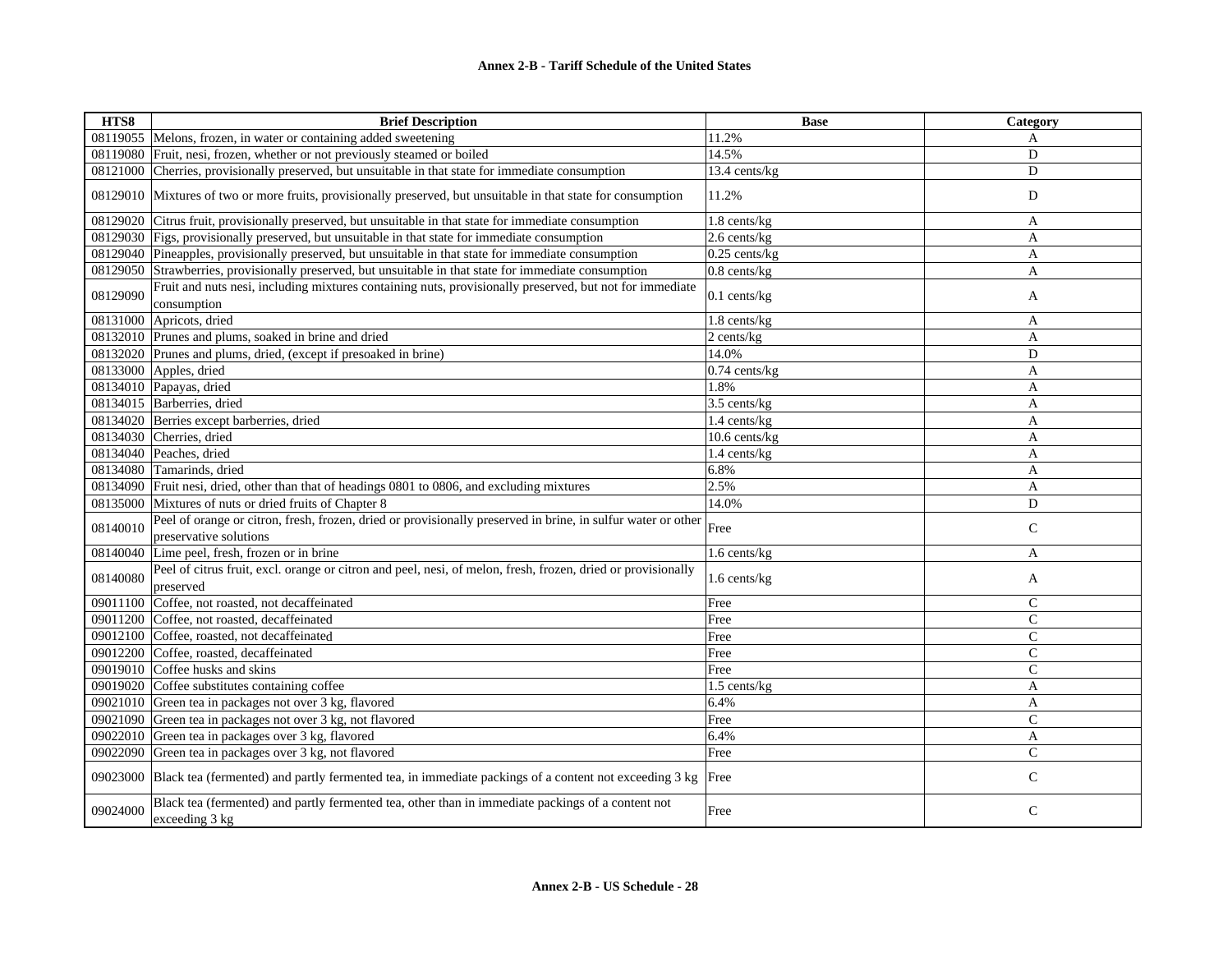| HTS8 | Brief Description | Base | Category |
|---|---|---|---|
| 08119055 | Melons, frozen, in water or containing added sweetening | 11.2% | A |
| 08119080 | Fruit, nesi, frozen, whether or not previously steamed or boiled | 14.5% | D |
| 08121000 | Cherries, provisionally preserved, but unsuitable in that state for immediate consumption | 13.4 cents/kg | D |
| 08129010 | Mixtures of two or more fruits, provisionally preserved, but unsuitable in that state for consumption | 11.2% | D |
| 08129020 | Citrus fruit, provisionally preserved, but unsuitable in that state for immediate consumption | 1.8 cents/kg | A |
| 08129030 | Figs, provisionally preserved, but unsuitable in that state for immediate consumption | 2.6 cents/kg | A |
| 08129040 | Pineapples, provisionally preserved, but unsuitable in that state for immediate consumption | 0.25 cents/kg | A |
| 08129050 | Strawberries, provisionally preserved, but unsuitable in that state for immediate consumption | 0.8 cents/kg | A |
| 08129090 | Fruit and nuts nesi, including mixtures containing nuts, provisionally preserved, but not for immediate consumption | 0.1 cents/kg | A |
| 08131000 | Apricots, dried | 1.8 cents/kg | A |
| 08132010 | Prunes and plums, soaked in brine and dried | 2 cents/kg | A |
| 08132020 | Prunes and plums, dried, (except if presoaked in brine) | 14.0% | D |
| 08133000 | Apples, dried | 0.74 cents/kg | A |
| 08134010 | Papayas, dried | 1.8% | A |
| 08134015 | Barberries, dried | 3.5 cents/kg | A |
| 08134020 | Berries except barberries, dried | 1.4 cents/kg | A |
| 08134030 | Cherries, dried | 10.6 cents/kg | A |
| 08134040 | Peaches, dried | 1.4 cents/kg | A |
| 08134080 | Tamarinds, dried | 6.8% | A |
| 08134090 | Fruit nesi, dried, other than that of headings 0801 to 0806, and excluding mixtures | 2.5% | A |
| 08135000 | Mixtures of nuts or dried fruits of Chapter 8 | 14.0% | D |
| 08140010 | Peel of orange or citron, fresh, frozen, dried or provisionally preserved in brine, in sulfur water or other preservative solutions | Free | C |
| 08140040 | Lime peel, fresh, frozen or in brine | 1.6 cents/kg | A |
| 08140080 | Peel of citrus fruit, excl. orange or citron and peel, nesi, of melon, fresh, frozen, dried or provisionally preserved | 1.6 cents/kg | A |
| 09011100 | Coffee, not roasted, not decaffeinated | Free | C |
| 09011200 | Coffee, not roasted, decaffeinated | Free | C |
| 09012100 | Coffee, roasted, not decaffeinated | Free | C |
| 09012200 | Coffee, roasted, decaffeinated | Free | C |
| 09019010 | Coffee husks and skins | Free | C |
| 09019020 | Coffee substitutes containing coffee | 1.5 cents/kg | A |
| 09021010 | Green tea in packages not over 3 kg, flavored | 6.4% | A |
| 09021090 | Green tea in packages not over 3 kg, not flavored | Free | C |
| 09022010 | Green tea in packages over 3 kg, flavored | 6.4% | A |
| 09022090 | Green tea in packages over 3 kg, not flavored | Free | C |
| 09023000 | Black tea (fermented) and partly fermented tea, in immediate packings of a content not exceeding 3 kg | Free | C |
| 09024000 | Black tea (fermented) and partly fermented tea, other than in immediate packings of a content not exceeding 3 kg | Free | C |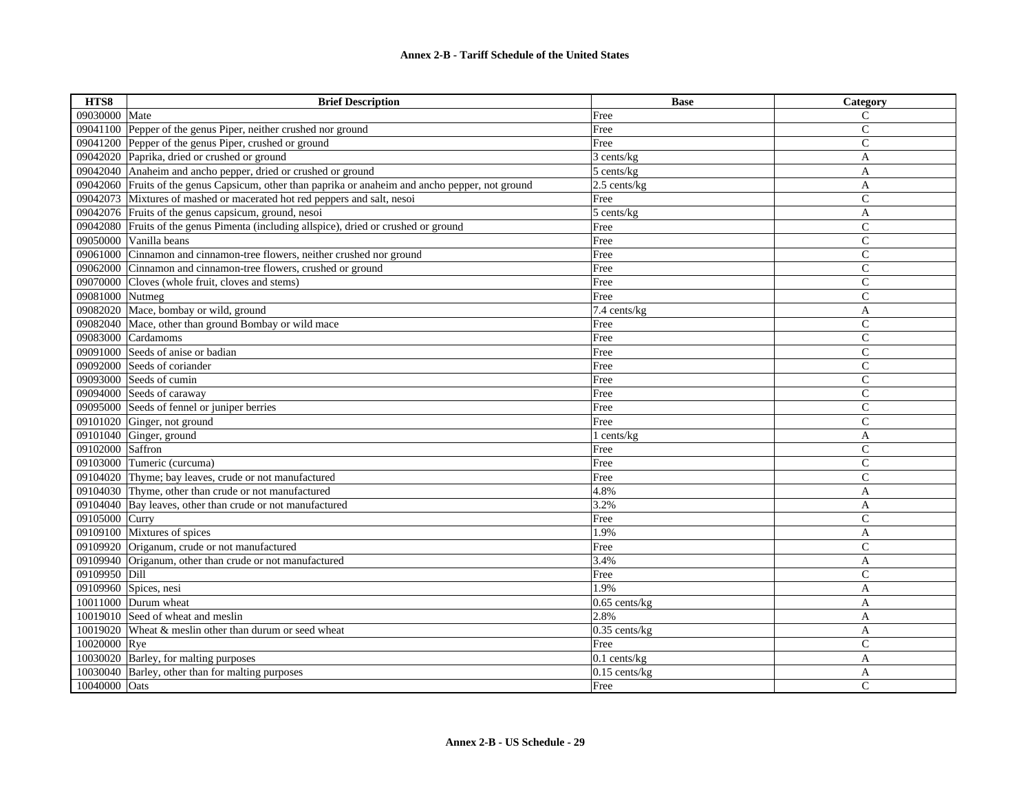**Annex 2-B - Tariff Schedule of the United States**

| HTS8 | Brief Description | Base | Category |
|---|---|---|---|
| 09030000 | Mate | Free | C |
| 09041100 | Pepper of the genus Piper, neither crushed nor ground | Free | C |
| 09041200 | Pepper of the genus Piper, crushed or ground | Free | C |
| 09042020 | Paprika, dried or crushed or ground | 3 cents/kg | A |
| 09042040 | Anaheim and ancho pepper, dried or crushed or ground | 5 cents/kg | A |
| 09042060 | Fruits of the genus Capsicum, other than paprika or anaheim and ancho pepper, not ground | 2.5 cents/kg | A |
| 09042073 | Mixtures of mashed or macerated hot red peppers and salt, nesoi | Free | C |
| 09042076 | Fruits of the genus capsicum, ground, nesoi | 5 cents/kg | A |
| 09042080 | Fruits of the genus Pimenta (including allspice), dried or crushed or ground | Free | C |
| 09050000 | Vanilla beans | Free | C |
| 09061000 | Cinnamon and cinnamon-tree flowers, neither crushed nor ground | Free | C |
| 09062000 | Cinnamon and cinnamon-tree flowers, crushed or ground | Free | C |
| 09070000 | Cloves (whole fruit, cloves and stems) | Free | C |
| 09081000 | Nutmeg | Free | C |
| 09082020 | Mace, bombay or wild, ground | 7.4 cents/kg | A |
| 09082040 | Mace, other than ground Bombay or wild mace | Free | C |
| 09083000 | Cardamoms | Free | C |
| 09091000 | Seeds of anise or badian | Free | C |
| 09092000 | Seeds of coriander | Free | C |
| 09093000 | Seeds of cumin | Free | C |
| 09094000 | Seeds of caraway | Free | C |
| 09095000 | Seeds of fennel or juniper berries | Free | C |
| 09101020 | Ginger, not ground | Free | C |
| 09101040 | Ginger, ground | 1 cents/kg | A |
| 09102000 | Saffron | Free | C |
| 09103000 | Tumeric (curcuma) | Free | C |
| 09104020 | Thyme; bay leaves, crude or not manufactured | Free | C |
| 09104030 | Thyme, other than crude or not manufactured | 4.8% | A |
| 09104040 | Bay leaves, other than crude or not manufactured | 3.2% | A |
| 09105000 | Curry | Free | C |
| 09109100 | Mixtures of spices | 1.9% | A |
| 09109920 | Origanum, crude or not manufactured | Free | C |
| 09109940 | Origanum, other than crude or not manufactured | 3.4% | A |
| 09109950 | Dill | Free | C |
| 09109960 | Spices, nesi | 1.9% | A |
| 10011000 | Durum wheat | 0.65 cents/kg | A |
| 10019010 | Seed of wheat and meslin | 2.8% | A |
| 10019020 | Wheat & meslin other than durum or seed wheat | 0.35 cents/kg | A |
| 10020000 | Rye | Free | C |
| 10030020 | Barley, for malting purposes | 0.1 cents/kg | A |
| 10030040 | Barley, other than for malting purposes | 0.15 cents/kg | A |
| 10040000 | Oats | Free | C |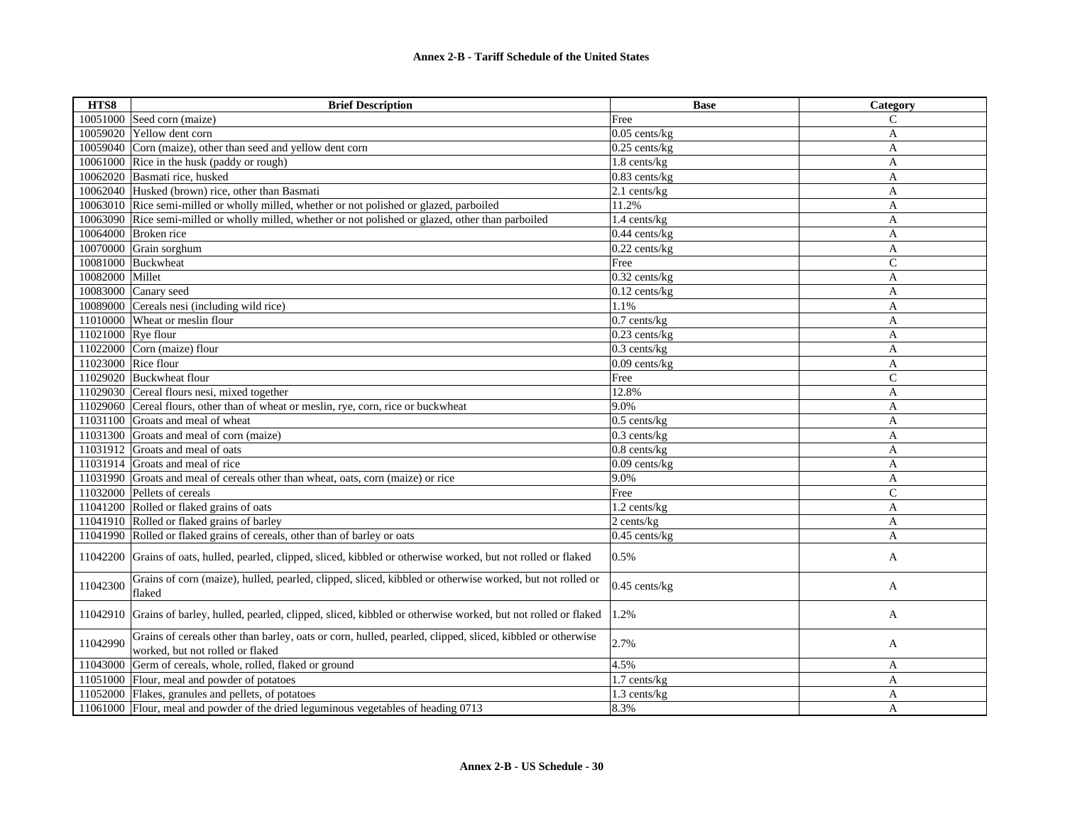| HTS8 | Brief Description | Base | Category |
|---|---|---|---|
| 10051000 | Seed corn (maize) | Free | C |
| 10059020 | Yellow dent corn | 0.05 cents/kg | A |
| 10059040 | Corn (maize), other than seed and yellow dent corn | 0.25 cents/kg | A |
| 10061000 | Rice in the husk (paddy or rough) | 1.8 cents/kg | A |
| 10062020 | Basmati rice, husked | 0.83 cents/kg | A |
| 10062040 | Husked (brown) rice, other than Basmati | 2.1 cents/kg | A |
| 10063010 | Rice semi-milled or wholly milled, whether or not polished or glazed, parboiled | 11.2% | A |
| 10063090 | Rice semi-milled or wholly milled, whether or not polished or glazed, other than parboiled | 1.4 cents/kg | A |
| 10064000 | Broken rice | 0.44 cents/kg | A |
| 10070000 | Grain sorghum | 0.22 cents/kg | A |
| 10081000 | Buckwheat | Free | C |
| 10082000 | Millet | 0.32 cents/kg | A |
| 10083000 | Canary seed | 0.12 cents/kg | A |
| 10089000 | Cereals nesi (including wild rice) | 1.1% | A |
| 11010000 | Wheat or meslin flour | 0.7 cents/kg | A |
| 11021000 | Rye flour | 0.23 cents/kg | A |
| 11022000 | Corn (maize) flour | 0.3 cents/kg | A |
| 11023000 | Rice flour | 0.09 cents/kg | A |
| 11029020 | Buckwheat flour | Free | C |
| 11029030 | Cereal flours nesi, mixed together | 12.8% | A |
| 11029060 | Cereal flours, other than of wheat or meslin, rye, corn, rice or buckwheat | 9.0% | A |
| 11031100 | Groats and meal of wheat | 0.5 cents/kg | A |
| 11031300 | Groats and meal of corn (maize) | 0.3 cents/kg | A |
| 11031912 | Groats and meal of oats | 0.8 cents/kg | A |
| 11031914 | Groats and meal of rice | 0.09 cents/kg | A |
| 11031990 | Groats and meal of cereals other than wheat, oats, corn (maize) or rice | 9.0% | A |
| 11032000 | Pellets of cereals | Free | C |
| 11041200 | Rolled or flaked grains of oats | 1.2 cents/kg | A |
| 11041910 | Rolled or flaked grains of barley | 2 cents/kg | A |
| 11041990 | Rolled or flaked grains of cereals, other than of barley or oats | 0.45 cents/kg | A |
| 11042200 | Grains of oats, hulled, pearled, clipped, sliced, kibbled or otherwise worked, but not rolled or flaked | 0.5% | A |
| 11042300 | Grains of corn (maize), hulled, pearled, clipped, sliced, kibbled or otherwise worked, but not rolled or flaked | 0.45 cents/kg | A |
| 11042910 | Grains of barley, hulled, pearled, clipped, sliced, kibbled or otherwise worked, but not rolled or flaked | 1.2% | A |
| 11042990 | Grains of cereals other than barley, oats or corn, hulled, pearled, clipped, sliced, kibbled or otherwise worked, but not rolled or flaked | 2.7% | A |
| 11043000 | Germ of cereals, whole, rolled, flaked or ground | 4.5% | A |
| 11051000 | Flour, meal and powder of potatoes | 1.7 cents/kg | A |
| 11052000 | Flakes, granules and pellets, of potatoes | 1.3 cents/kg | A |
| 11061000 | Flour, meal and powder of the dried leguminous vegetables of heading 0713 | 8.3% | A |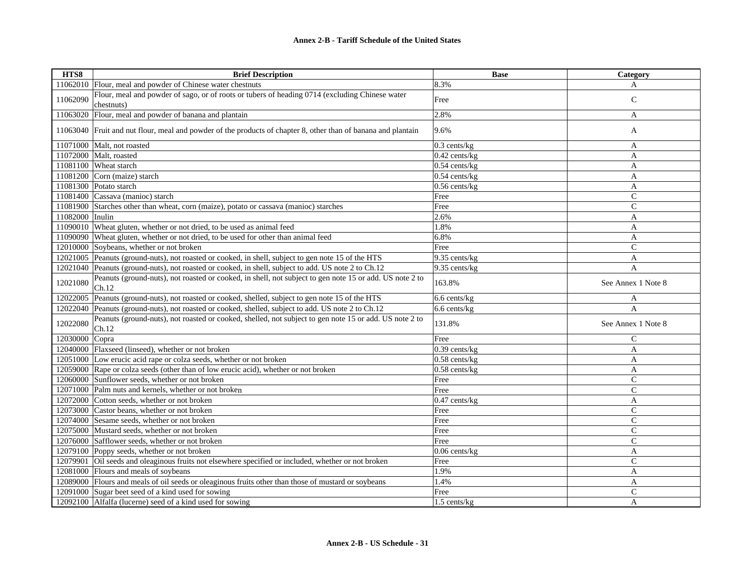**Annex 2-B - Tariff Schedule of the United States**

| HTS8 | Brief Description | Base | Category |
|---|---|---|---|
| 11062010 | Flour, meal and powder of Chinese water chestnuts | 8.3% | A |
| 11062090 | Flour, meal and powder of sago, or of roots or tubers of heading 0714 (excluding Chinese water chestnuts) | Free | C |
| 11063020 | Flour, meal and powder of banana and plantain | 2.8% | A |
| 11063040 | Fruit and nut flour, meal and powder of the products of chapter 8, other than of banana and plantain | 9.6% | A |
| 11071000 | Malt, not roasted | 0.3 cents/kg | A |
| 11072000 | Malt, roasted | 0.42 cents/kg | A |
| 11081100 | Wheat starch | 0.54 cents/kg | A |
| 11081200 | Corn (maize) starch | 0.54 cents/kg | A |
| 11081300 | Potato starch | 0.56 cents/kg | A |
| 11081400 | Cassava (manioc) starch | Free | C |
| 11081900 | Starches other than wheat, corn (maize), potato or cassava (manioc) starches | Free | C |
| 11082000 | Inulin | 2.6% | A |
| 11090010 | Wheat gluten, whether or not dried, to be used as animal feed | 1.8% | A |
| 11090090 | Wheat gluten, whether or not dried, to be used for other than animal feed | 6.8% | A |
| 12010000 | Soybeans, whether or not broken | Free | C |
| 12021005 | Peanuts (ground-nuts), not roasted or cooked, in shell, subject to gen note 15 of the HTS | 9.35 cents/kg | A |
| 12021040 | Peanuts (ground-nuts), not roasted or cooked, in shell, subject to add. US note 2 to Ch.12 | 9.35 cents/kg | A |
| 12021080 | Peanuts (ground-nuts), not roasted or cooked, in shell, not subject to gen note 15 or add. US note 2 to Ch.12 | 163.8% | See Annex 1 Note 8 |
| 12022005 | Peanuts (ground-nuts), not roasted or cooked, shelled, subject to gen note 15 of the HTS | 6.6 cents/kg | A |
| 12022040 | Peanuts (ground-nuts), not roasted or cooked, shelled, subject to add. US note 2 to Ch.12 | 6.6 cents/kg | A |
| 12022080 | Peanuts (ground-nuts), not roasted or cooked, shelled, not subject to gen note 15 or add. US note 2 to Ch.12 | 131.8% | See Annex 1 Note 8 |
| 12030000 | Copra | Free | C |
| 12040000 | Flaxseed (linseed), whether or not broken | 0.39 cents/kg | A |
| 12051000 | Low erucic acid rape or colza seeds, whether or not broken | 0.58 cents/kg | A |
| 12059000 | Rape or colza seeds (other than of low erucic acid), whether or not broken | 0.58 cents/kg | A |
| 12060000 | Sunflower seeds, whether or not broken | Free | C |
| 12071000 | Palm nuts and kernels, whether or not broken | Free | C |
| 12072000 | Cotton seeds, whether or not broken | 0.47 cents/kg | A |
| 12073000 | Castor beans, whether or not broken | Free | C |
| 12074000 | Sesame seeds, whether or not broken | Free | C |
| 12075000 | Mustard seeds, whether or not broken | Free | C |
| 12076000 | Safflower seeds, whether or not broken | Free | C |
| 12079100 | Poppy seeds, whether or not broken | 0.06 cents/kg | A |
| 12079901 | Oil seeds and oleaginous fruits not elsewhere specified or included, whether or not broken | Free | C |
| 12081000 | Flours and meals of soybeans | 1.9% | A |
| 12089000 | Flours and meals of oil seeds or oleaginous fruits other than those of mustard or soybeans | 1.4% | A |
| 12091000 | Sugar beet seed of a kind used for sowing | Free | C |
| 12092100 | Alfalfa (lucerne) seed of a kind used for sowing | 1.5 cents/kg | A |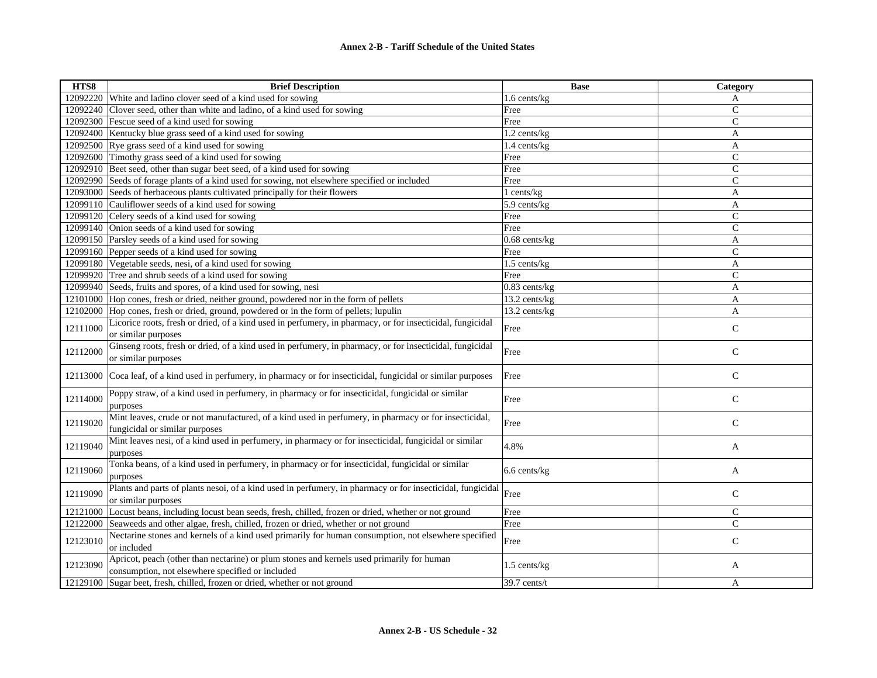| HTS8 | Brief Description | Base | Category |
|---|---|---|---|
| 12092220 | White and ladino clover seed of a kind used for sowing | 1.6 cents/kg | A |
| 12092240 | Clover seed, other than white and ladino, of a kind used for sowing | Free | C |
| 12092300 | Fescue seed of a kind used for sowing | Free | C |
| 12092400 | Kentucky blue grass seed of a kind used for sowing | 1.2 cents/kg | A |
| 12092500 | Rye grass seed of a kind used for sowing | 1.4 cents/kg | A |
| 12092600 | Timothy grass seed of a kind used for sowing | Free | C |
| 12092910 | Beet seed, other than sugar beet seed, of a kind used for sowing | Free | C |
| 12092990 | Seeds of forage plants of a kind used for sowing, not elsewhere specified or included | Free | C |
| 12093000 | Seeds of herbaceous plants cultivated principally for their flowers | 1 cents/kg | A |
| 12099110 | Cauliflower seeds of a kind used for sowing | 5.9 cents/kg | A |
| 12099120 | Celery seeds of a kind used for sowing | Free | C |
| 12099140 | Onion seeds of a kind used for sowing | Free | C |
| 12099150 | Parsley seeds of a kind used for sowing | 0.68 cents/kg | A |
| 12099160 | Pepper seeds of a kind used for sowing | Free | C |
| 12099180 | Vegetable seeds, nesi, of a kind used for sowing | 1.5 cents/kg | A |
| 12099920 | Tree and shrub seeds of a kind used for sowing | Free | C |
| 12099940 | Seeds, fruits and spores, of a kind used for sowing, nesi | 0.83 cents/kg | A |
| 12101000 | Hop cones, fresh or dried, neither ground, powdered nor in the form of pellets | 13.2 cents/kg | A |
| 12102000 | Hop cones, fresh or dried, ground, powdered or in the form of pellets; lupulin | 13.2 cents/kg | A |
| 12111000 | Licorice roots, fresh or dried, of a kind used in perfumery, in pharmacy, or for insecticidal, fungicidal or similar purposes | Free | C |
| 12112000 | Ginseng roots, fresh or dried, of a kind used in perfumery, in pharmacy, or for insecticidal, fungicidal or similar purposes | Free | C |
| 12113000 | Coca leaf, of a kind used in perfumery, in pharmacy or for insecticidal, fungicidal or similar purposes | Free | C |
| 12114000 | Poppy straw, of a kind used in perfumery, in pharmacy or for insecticidal, fungicidal or similar purposes | Free | C |
| 12119020 | Mint leaves, crude or not manufactured, of a kind used in perfumery, in pharmacy or for insecticidal, fungicidal or similar purposes | Free | C |
| 12119040 | Mint leaves nesi, of a kind used in perfumery, in pharmacy or for insecticidal, fungicidal or similar purposes | 4.8% | A |
| 12119060 | Tonka beans, of a kind used in perfumery, in pharmacy or for insecticidal, fungicidal or similar purposes | 6.6 cents/kg | A |
| 12119090 | Plants and parts of plants nesoi, of a kind used in perfumery, in pharmacy or for insecticidal, fungicidal or similar purposes | Free | C |
| 12121000 | Locust beans, including locust bean seeds, fresh, chilled, frozen or dried, whether or not ground | Free | C |
| 12122000 | Seaweeds and other algae, fresh, chilled, frozen or dried, whether or not ground | Free | C |
| 12123010 | Nectarine stones and kernels of a kind used primarily for human consumption, not elsewhere specified or included | Free | C |
| 12123090 | Apricot, peach (other than nectarine) or plum stones and kernels used primarily for human consumption, not elsewhere specified or included | 1.5 cents/kg | A |
| 12129100 | Sugar beet, fresh, chilled, frozen or dried, whether or not ground | 39.7 cents/t | A |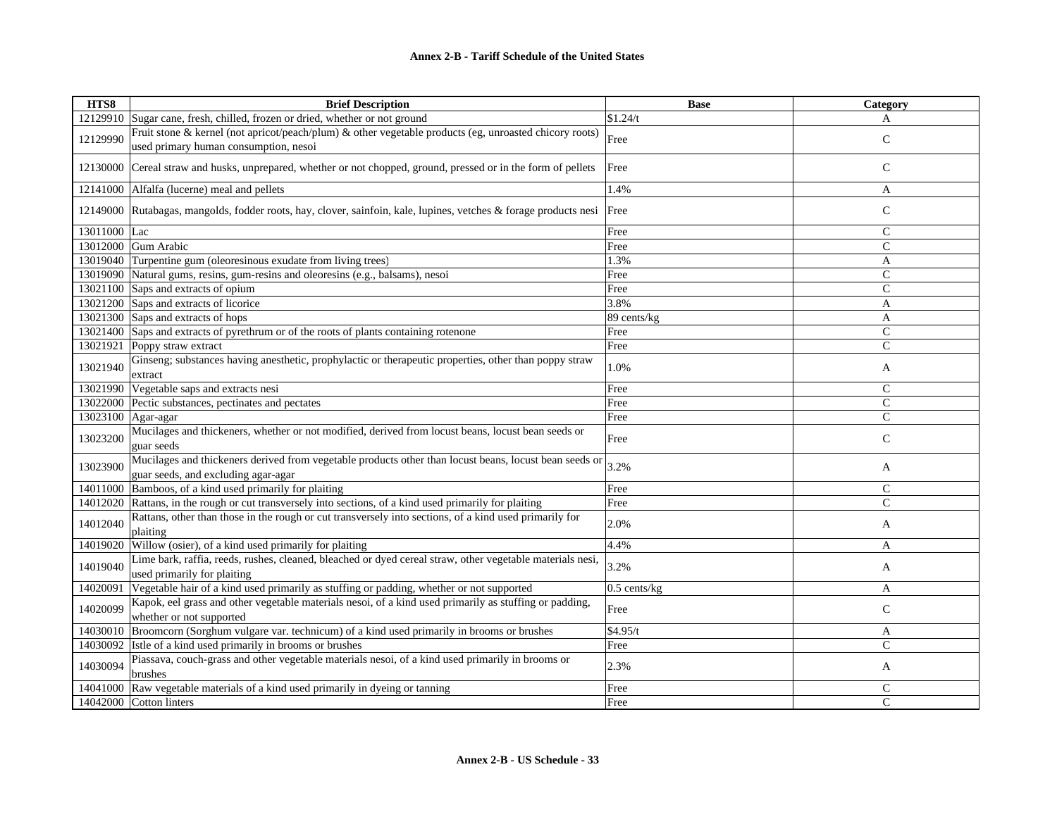| HTS8 | Brief Description | Base | Category |
|---|---|---|---|
| 12129910 | Sugar cane, fresh, chilled, frozen or dried, whether or not ground | $1.24/t | A |
| 12129990 | Fruit stone & kernel (not apricot/peach/plum) & other vegetable products (eg, unroasted chicory roots) used primary human consumption, nesoi | Free | C |
| 12130000 | Cereal straw and husks, unprepared, whether or not chopped, ground, pressed or in the form of pellets | Free | C |
| 12141000 | Alfalfa (lucerne) meal and pellets | 1.4% | A |
| 12149000 | Rutabagas, mangolds, fodder roots, hay, clover, sainfoin, kale, lupines, vetches & forage products nesi | Free | C |
| 13011000 | Lac | Free | C |
| 13012000 | Gum Arabic | Free | C |
| 13019040 | Turpentine gum (oleoresinous exudate from living trees) | 1.3% | A |
| 13019090 | Natural gums, resins, gum-resins and oleoresins (e.g., balsams), nesoi | Free | C |
| 13021100 | Saps and extracts of opium | Free | C |
| 13021200 | Saps and extracts of licorice | 3.8% | A |
| 13021300 | Saps and extracts of hops | 89 cents/kg | A |
| 13021400 | Saps and extracts of pyrethrum or of the roots of plants containing rotenone | Free | C |
| 13021921 | Poppy straw extract | Free | C |
| 13021940 | Ginseng; substances having anesthetic, prophylactic or therapeutic properties, other than poppy straw extract | 1.0% | A |
| 13021990 | Vegetable saps and extracts nesi | Free | C |
| 13022000 | Pectic substances, pectinates and pectates | Free | C |
| 13023100 | Agar-agar | Free | C |
| 13023200 | Mucilages and thickeners, whether or not modified, derived from locust beans, locust bean seeds or guar seeds | Free | C |
| 13023900 | Mucilages and thickeners derived from vegetable products other than locust beans, locust bean seeds or guar seeds, and excluding agar-agar | 3.2% | A |
| 14011000 | Bamboos, of a kind used primarily for plaiting | Free | C |
| 14012020 | Rattans, in the rough or cut transversely into sections, of a kind used primarily for plaiting | Free | C |
| 14012040 | Rattans, other than those in the rough or cut transversely into sections, of a kind used primarily for plaiting | 2.0% | A |
| 14019020 | Willow (osier), of a kind used primarily for plaiting | 4.4% | A |
| 14019040 | Lime bark, raffia, reeds, rushes, cleaned, bleached or dyed cereal straw, other vegetable materials nesi, used primarily for plaiting | 3.2% | A |
| 14020091 | Vegetable hair of a kind used primarily as stuffing or padding, whether or not supported | 0.5 cents/kg | A |
| 14020099 | Kapok, eel grass and other vegetable materials nesoi, of a kind used primarily as stuffing or padding, whether or not supported | Free | C |
| 14030010 | Broomcorn (Sorghum vulgare var. technicum) of a kind used primarily in brooms or brushes | $4.95/t | A |
| 14030092 | Istle of a kind used primarily in brooms or brushes | Free | C |
| 14030094 | Piassava, couch-grass and other vegetable materials nesoi, of a kind used primarily in brooms or brushes | 2.3% | A |
| 14041000 | Raw vegetable materials of a kind used primarily in dyeing or tanning | Free | C |
| 14042000 | Cotton linters | Free | C |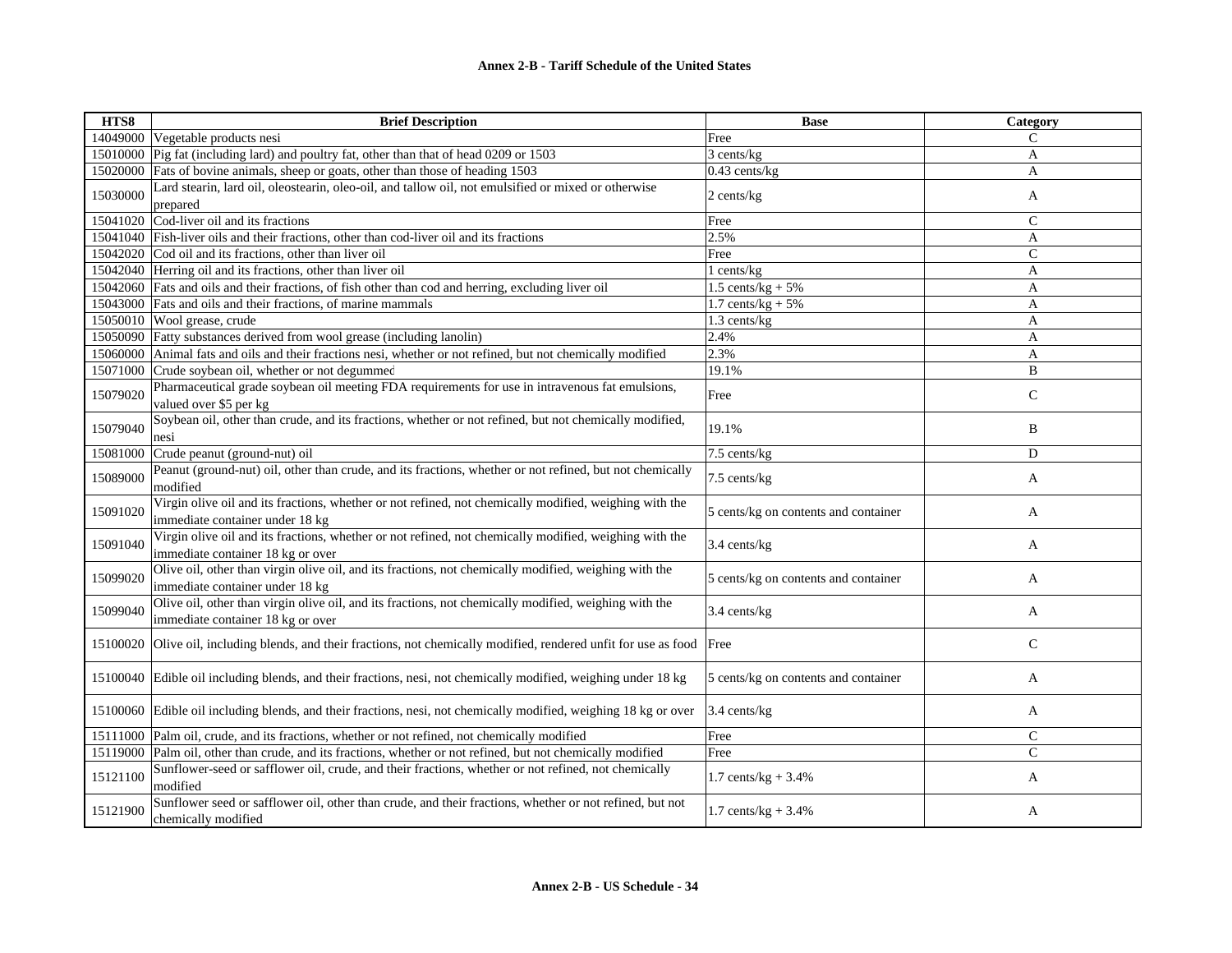**Annex 2-B - Tariff Schedule of the United States**

| HTS8 | Brief Description | Base | Category |
|---|---|---|---|
| 14049000 | Vegetable products nesi | Free | C |
| 15010000 | Pig fat (including lard) and poultry fat, other than that of head 0209 or 1503 | 3 cents/kg | A |
| 15020000 | Fats of bovine animals, sheep or goats, other than those of heading 1503 | 0.43 cents/kg | A |
| 15030000 | Lard stearin, lard oil, oleostearin, oleo-oil, and tallow oil, not emulsified or mixed or otherwise prepared | 2 cents/kg | A |
| 15041020 | Cod-liver oil and its fractions | Free | C |
| 15041040 | Fish-liver oils and their fractions, other than cod-liver oil and its fractions | 2.5% | A |
| 15042020 | Cod oil and its fractions, other than liver oil | Free | C |
| 15042040 | Herring oil and its fractions, other than liver oil | 1 cents/kg | A |
| 15042060 | Fats and oils and their fractions, of fish other than cod and herring, excluding liver oil | 1.5 cents/kg + 5% | A |
| 15043000 | Fats and oils and their fractions, of marine mammals | 1.7 cents/kg + 5% | A |
| 15050010 | Wool grease, crude | 1.3 cents/kg | A |
| 15050090 | Fatty substances derived from wool grease (including lanolin) | 2.4% | A |
| 15060000 | Animal fats and oils and their fractions nesi, whether or not refined, but not chemically modified | 2.3% | A |
| 15071000 | Crude soybean oil, whether or not degummed | 19.1% | B |
| 15079020 | Pharmaceutical grade soybean oil meeting FDA requirements for use in intravenous fat emulsions, valued over $5 per kg | Free | C |
| 15079040 | Soybean oil, other than crude, and its fractions, whether or not refined, but not chemically modified, nesi | 19.1% | B |
| 15081000 | Crude peanut (ground-nut) oil | 7.5 cents/kg | D |
| 15089000 | Peanut (ground-nut) oil, other than crude, and its fractions, whether or not refined, but not chemically modified | 7.5 cents/kg | A |
| 15091020 | Virgin olive oil and its fractions, whether or not refined, not chemically modified, weighing with the immediate container under 18 kg | 5 cents/kg on contents and container | A |
| 15091040 | Virgin olive oil and its fractions, whether or not refined, not chemically modified, weighing with the immediate container 18 kg or over | 3.4 cents/kg | A |
| 15099020 | Olive oil, other than virgin olive oil, and its fractions, not chemically modified, weighing with the immediate container under 18 kg | 5 cents/kg on contents and container | A |
| 15099040 | Olive oil, other than virgin olive oil, and its fractions, not chemically modified, weighing with the immediate container 18 kg or over | 3.4 cents/kg | A |
| 15100020 | Olive oil, including blends, and their fractions, not chemically modified, rendered unfit for use as food | Free | C |
| 15100040 | Edible oil including blends, and their fractions, nesi, not chemically modified, weighing under 18 kg | 5 cents/kg on contents and container | A |
| 15100060 | Edible oil including blends, and their fractions, nesi, not chemically modified, weighing 18 kg or over | 3.4 cents/kg | A |
| 15111000 | Palm oil, crude, and its fractions, whether or not refined, not chemically modified | Free | C |
| 15119000 | Palm oil, other than crude, and its fractions, whether or not refined, but not chemically modified | Free | C |
| 15121100 | Sunflower-seed or safflower oil, crude, and their fractions, whether or not refined, not chemically modified | 1.7 cents/kg + 3.4% | A |
| 15121900 | Sunflower seed or safflower oil, other than crude, and their fractions, whether or not refined, but not chemically modified | 1.7 cents/kg + 3.4% | A |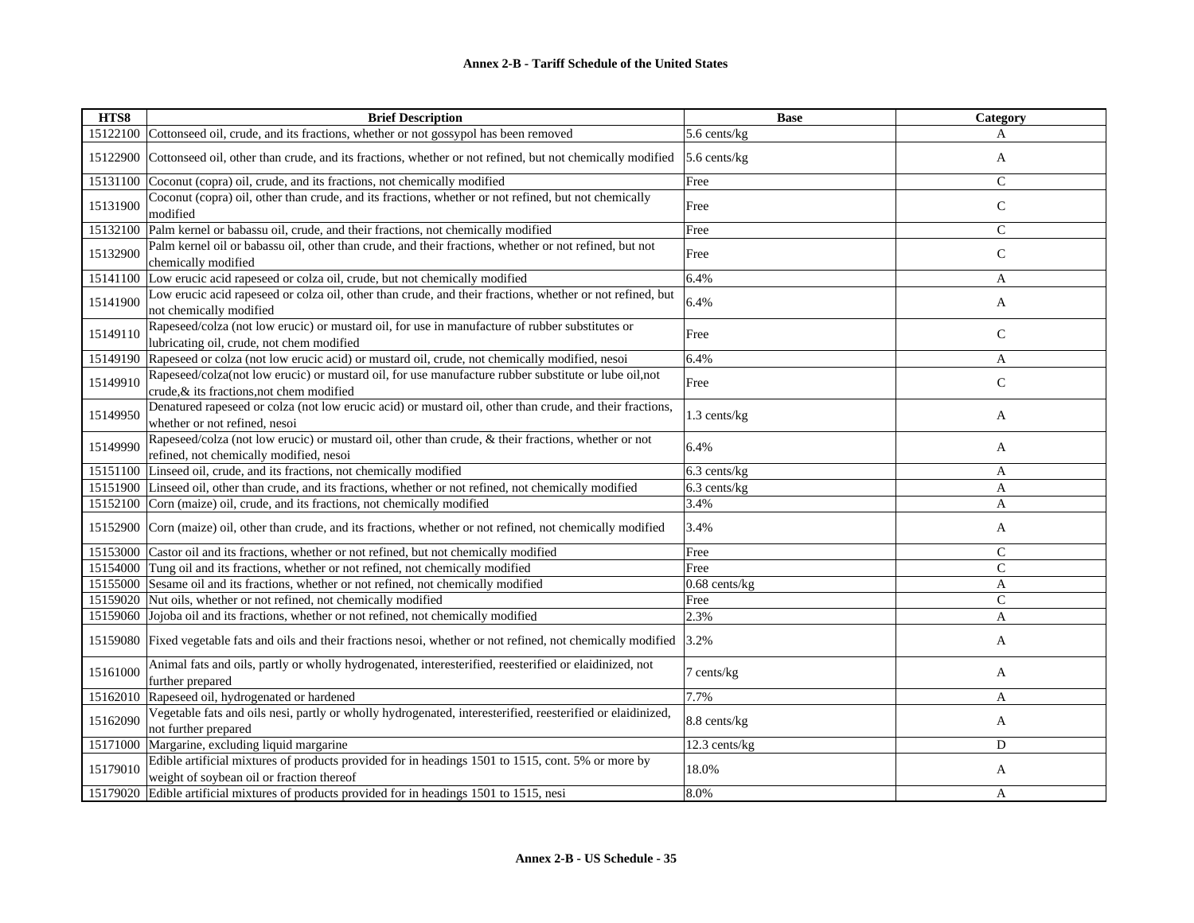| HTS8 | Brief Description | Base | Category |
|---|---|---|---|
| 15122100 | Cottonseed oil, crude, and its fractions, whether or not gossypol has been removed | 5.6 cents/kg | A |
| 15122900 | Cottonseed oil, other than crude, and its fractions, whether or not refined, but not chemically modified | 5.6 cents/kg | A |
| 15131100 | Coconut (copra) oil, crude, and its fractions, not chemically modified | Free | C |
| 15131900 | Coconut (copra) oil, other than crude, and its fractions, whether or not refined, but not chemically modified | Free | C |
| 15132100 | Palm kernel or babassu oil, crude, and their fractions, not chemically modified | Free | C |
| 15132900 | Palm kernel oil or babassu oil, other than crude, and their fractions, whether or not refined, but not chemically modified | Free | C |
| 15141100 | Low erucic acid rapeseed or colza oil, crude, but not chemically modified | 6.4% | A |
| 15141900 | Low erucic acid rapeseed or colza oil, other than crude, and their fractions, whether or not refined, but not chemically modified | 6.4% | A |
| 15149110 | Rapeseed/colza (not low erucic) or mustard oil, for use in manufacture of rubber substitutes or lubricating oil, crude, not chem modified | Free | C |
| 15149190 | Rapeseed or colza (not low erucic acid) or mustard oil, crude, not chemically modified, nesoi | 6.4% | A |
| 15149910 | Rapeseed/colza(not low erucic) or mustard oil, for use manufacture rubber substitute or lube oil,not crude,& its fractions,not chem modified | Free | C |
| 15149950 | Denatured rapeseed or colza (not low erucic acid) or mustard oil, other than crude, and their fractions, whether or not refined, nesoi | 1.3 cents/kg | A |
| 15149990 | Rapeseed/colza (not low erucic) or mustard oil, other than crude, & their fractions, whether or not refined, not chemically modified, nesoi | 6.4% | A |
| 15151100 | Linseed oil, crude, and its fractions, not chemically modified | 6.3 cents/kg | A |
| 15151900 | Linseed oil, other than crude, and its fractions, whether or not refined, not chemically modified | 6.3 cents/kg | A |
| 15152100 | Corn (maize) oil, crude, and its fractions, not chemically modified | 3.4% | A |
| 15152900 | Corn (maize) oil, other than crude, and its fractions, whether or not refined, not chemically modified | 3.4% | A |
| 15153000 | Castor oil and its fractions, whether or not refined, but not chemically modified | Free | C |
| 15154000 | Tung oil and its fractions, whether or not refined, not chemically modified | Free | C |
| 15155000 | Sesame oil and its fractions, whether or not refined, not chemically modified | 0.68 cents/kg | A |
| 15159020 | Nut oils, whether or not refined, not chemically modified | Free | C |
| 15159060 | Jojoba oil and its fractions, whether or not refined, not chemically modified | 2.3% | A |
| 15159080 | Fixed vegetable fats and oils and their fractions nesoi, whether or not refined, not chemically modified | 3.2% | A |
| 15161000 | Animal fats and oils, partly or wholly hydrogenated, interesterified, reesterified or elaidinized, not further prepared | 7 cents/kg | A |
| 15162010 | Rapeseed oil, hydrogenated or hardened | 7.7% | A |
| 15162090 | Vegetable fats and oils nesi, partly or wholly hydrogenated, interesterified, reesterified or elaidinized, not further prepared | 8.8 cents/kg | A |
| 15171000 | Margarine, excluding liquid margarine | 12.3 cents/kg | D |
| 15179010 | Edible artificial mixtures of products provided for in headings 1501 to 1515, cont. 5% or more by weight of soybean oil or fraction thereof | 18.0% | A |
| 15179020 | Edible artificial mixtures of products provided for in headings 1501 to 1515, nesi | 8.0% | A |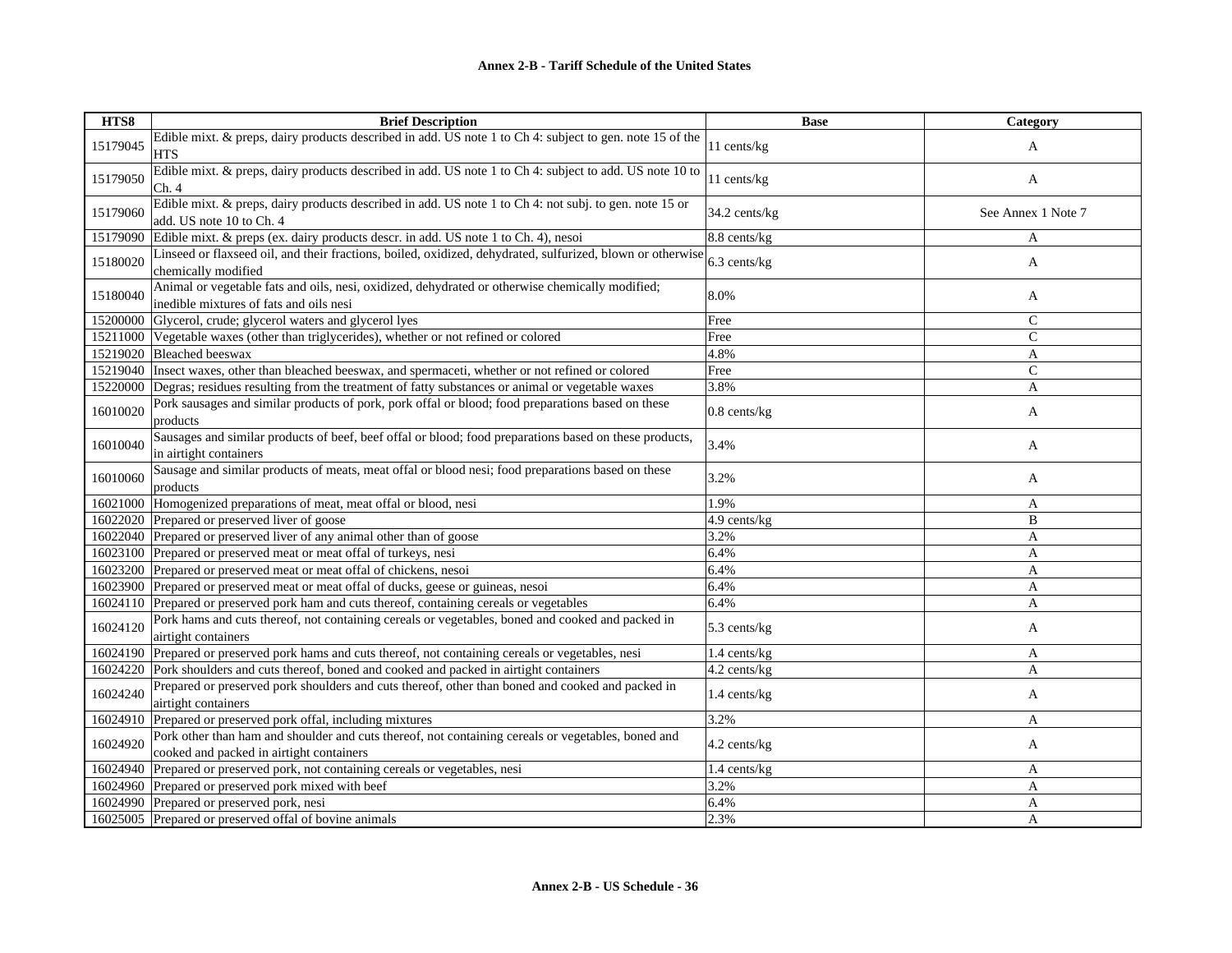| HTS8 | Brief Description | Base | Category |
|---|---|---|---|
| 15179045 | Edible mixt. & preps, dairy products described in add. US note 1 to Ch 4: subject to gen. note 15 of the HTS | 11 cents/kg | A |
| 15179050 | Edible mixt. & preps, dairy products described in add. US note 1 to Ch 4: subject to add. US note 10 to Ch. 4 | 11 cents/kg | A |
| 15179060 | Edible mixt. & preps, dairy products described in add. US note 1 to Ch 4: not subj. to gen. note 15 or add. US note 10 to Ch. 4 | 34.2 cents/kg | See Annex 1 Note 7 |
| 15179090 | Edible mixt. & preps (ex. dairy products descr. in add. US note 1 to Ch. 4), nesoi | 8.8 cents/kg | A |
| 15180020 | Linseed or flaxseed oil, and their fractions, boiled, oxidized, dehydrated, sulfurized, blown or otherwise chemically modified | 6.3 cents/kg | A |
| 15180040 | Animal or vegetable fats and oils, nesi, oxidized, dehydrated or otherwise chemically modified; inedible mixtures of fats and oils nesi | 8.0% | A |
| 15200000 | Glycerol, crude; glycerol waters and glycerol lyes | Free | C |
| 15211000 | Vegetable waxes (other than triglycerides), whether or not refined or colored | Free | C |
| 15219020 | Bleached beeswax | 4.8% | A |
| 15219040 | Insect waxes, other than bleached beeswax, and spermaceti, whether or not refined or colored | Free | C |
| 15220000 | Degras; residues resulting from the treatment of fatty substances or animal or vegetable waxes | 3.8% | A |
| 16010020 | Pork sausages and similar products of pork, pork offal or blood; food preparations based on these products | 0.8 cents/kg | A |
| 16010040 | Sausages and similar products of beef, beef offal or blood; food preparations based on these products, in airtight containers | 3.4% | A |
| 16010060 | Sausage and similar products of meats, meat offal or blood nesi; food preparations based on these products | 3.2% | A |
| 16021000 | Homogenized preparations of meat, meat offal or blood, nesi | 1.9% | A |
| 16022020 | Prepared or preserved liver of goose | 4.9 cents/kg | B |
| 16022040 | Prepared or preserved liver of any animal other than of goose | 3.2% | A |
| 16023100 | Prepared or preserved meat or meat offal of turkeys, nesi | 6.4% | A |
| 16023200 | Prepared or preserved meat or meat offal of chickens, nesoi | 6.4% | A |
| 16023900 | Prepared or preserved meat or meat offal of ducks, geese or guineas, nesoi | 6.4% | A |
| 16024110 | Prepared or preserved pork ham and cuts thereof, containing cereals or vegetables | 6.4% | A |
| 16024120 | Pork hams and cuts thereof, not containing cereals or vegetables, boned and cooked and packed in airtight containers | 5.3 cents/kg | A |
| 16024190 | Prepared or preserved pork hams and cuts thereof, not containing cereals or vegetables, nesi | 1.4 cents/kg | A |
| 16024220 | Pork shoulders and cuts thereof, boned and cooked and packed in airtight containers | 4.2 cents/kg | A |
| 16024240 | Prepared or preserved pork shoulders and cuts thereof, other than boned and cooked and packed in airtight containers | 1.4 cents/kg | A |
| 16024910 | Prepared or preserved pork offal, including mixtures | 3.2% | A |
| 16024920 | Pork other than ham and shoulder and cuts thereof, not containing cereals or vegetables, boned and cooked and packed in airtight containers | 4.2 cents/kg | A |
| 16024940 | Prepared or preserved pork, not containing cereals or vegetables, nesi | 1.4 cents/kg | A |
| 16024960 | Prepared or preserved pork mixed with beef | 3.2% | A |
| 16024990 | Prepared or preserved pork, nesi | 6.4% | A |
| 16025005 | Prepared or preserved offal of bovine animals | 2.3% | A |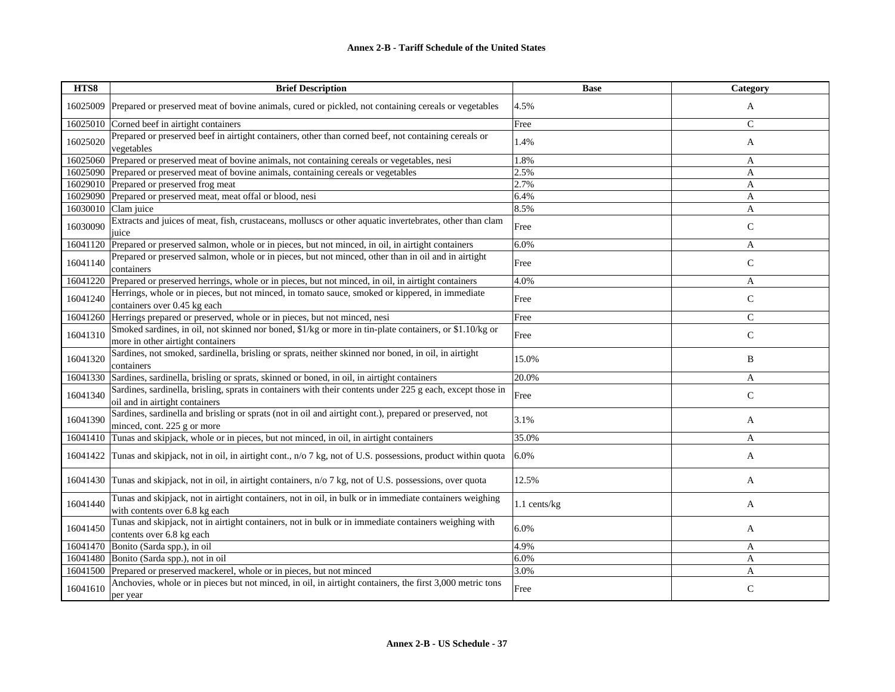**Annex 2-B - Tariff Schedule of the United States**

| HTS8 | Brief Description | Base | Category |
|---|---|---|---|
| 16025009 | Prepared or preserved meat of bovine animals, cured or pickled, not containing cereals or vegetables | 4.5% | A |
| 16025010 | Corned beef in airtight containers | Free | C |
| 16025020 | Prepared or preserved beef in airtight containers, other than corned beef, not containing cereals or vegetables | 1.4% | A |
| 16025060 | Prepared or preserved meat of bovine animals, not containing cereals or vegetables, nesi | 1.8% | A |
| 16025090 | Prepared or preserved meat of bovine animals, containing cereals or vegetables | 2.5% | A |
| 16029010 | Prepared or preserved frog meat | 2.7% | A |
| 16029090 | Prepared or preserved meat, meat offal or blood, nesi | 6.4% | A |
| 16030010 | Clam juice | 8.5% | A |
| 16030090 | Extracts and juices of meat, fish, crustaceans, molluscs or other aquatic invertebrates, other than clam juice | Free | C |
| 16041120 | Prepared or preserved salmon, whole or in pieces, but not minced, in oil, in airtight containers | 6.0% | A |
| 16041140 | Prepared or preserved salmon, whole or in pieces, but not minced, other than in oil and in airtight containers | Free | C |
| 16041220 | Prepared or preserved herrings, whole or in pieces, but not minced, in oil, in airtight containers | 4.0% | A |
| 16041240 | Herrings, whole or in pieces, but not minced, in tomato sauce, smoked or kippered, in immediate containers over 0.45 kg each | Free | C |
| 16041260 | Herrings prepared or preserved, whole or in pieces, but not minced, nesi | Free | C |
| 16041310 | Smoked sardines, in oil, not skinned nor boned, $1/kg or more in tin-plate containers, or $1.10/kg or more in other airtight containers | Free | C |
| 16041320 | Sardines, not smoked, sardinella, brisling or sprats, neither skinned nor boned, in oil, in airtight containers | 15.0% | B |
| 16041330 | Sardines, sardinella, brisling or sprats, skinned or boned, in oil, in airtight containers | 20.0% | A |
| 16041340 | Sardines, sardinella, brisling, sprats in containers with their contents under 225 g each, except those in oil and in airtight containers | Free | C |
| 16041390 | Sardines, sardinella and brisling or sprats (not in oil and airtight cont.), prepared or preserved, not minced, cont. 225 g or more | 3.1% | A |
| 16041410 | Tunas and skipjack, whole or in pieces, but not minced, in oil, in airtight containers | 35.0% | A |
| 16041422 | Tunas and skipjack, not in oil, in airtight cont., n/o 7 kg, not of U.S. possessions, product within quota | 6.0% | A |
| 16041430 | Tunas and skipjack, not in oil, in airtight containers, n/o 7 kg, not of U.S. possessions, over quota | 12.5% | A |
| 16041440 | Tunas and skipjack, not in airtight containers, not in oil, in bulk or in immediate containers weighing with contents over 6.8 kg each | 1.1 cents/kg | A |
| 16041450 | Tunas and skipjack, not in airtight containers, not in bulk or in immediate containers weighing with contents over 6.8 kg each | 6.0% | A |
| 16041470 | Bonito (Sarda spp.), in oil | 4.9% | A |
| 16041480 | Bonito (Sarda spp.), not in oil | 6.0% | A |
| 16041500 | Prepared or preserved mackerel, whole or in pieces, but not minced | 3.0% | A |
| 16041610 | Anchovies, whole or in pieces but not minced, in oil, in airtight containers, the first 3,000 metric tons per year | Free | C |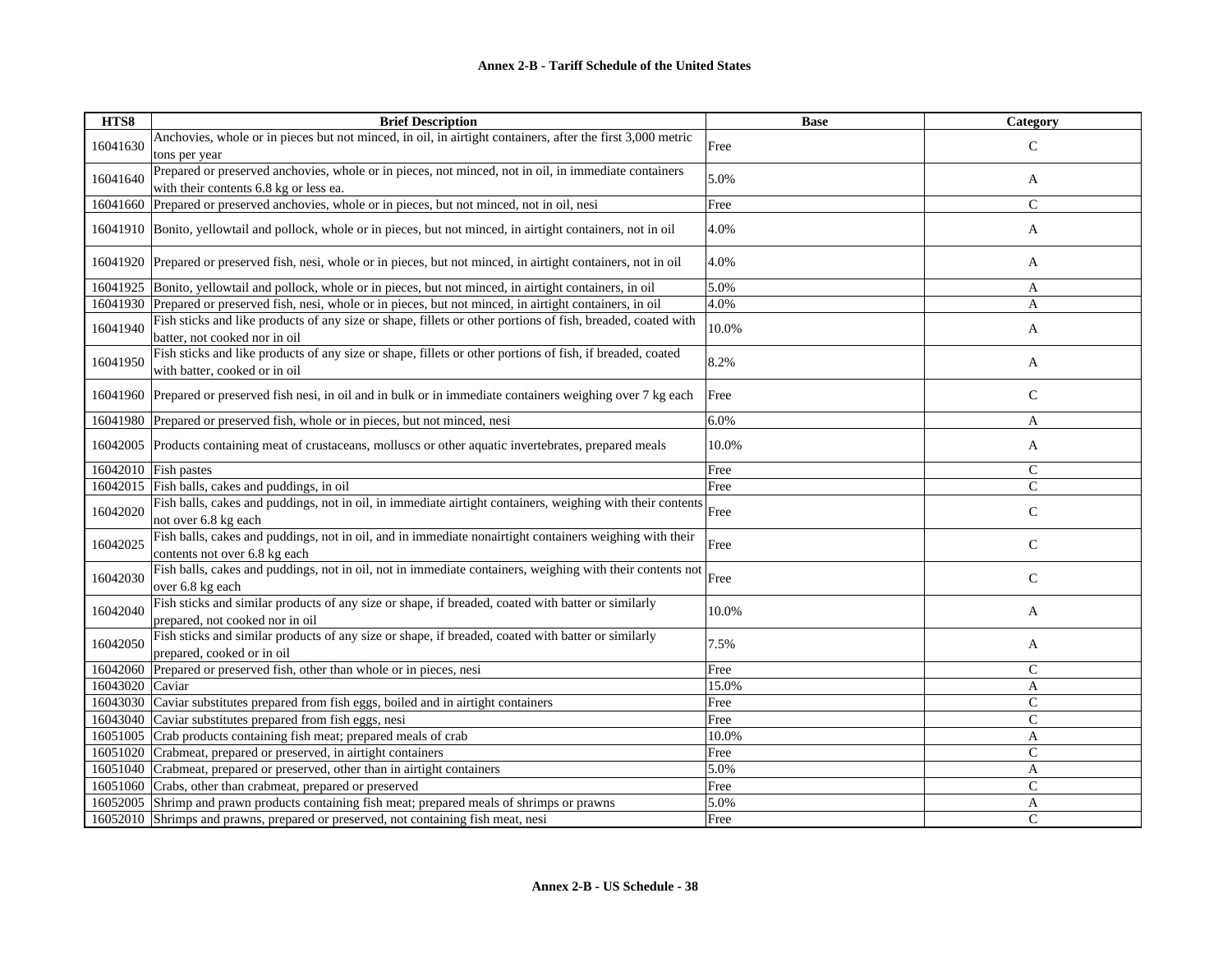**Annex 2-B - Tariff Schedule of the United States**

| HTS8 | Brief Description | Base | Category |
|---|---|---|---|
| 16041630 | Anchovies, whole or in pieces but not minced, in oil, in airtight containers, after the first 3,000 metric tons per year | Free | C |
| 16041640 | Prepared or preserved anchovies, whole or in pieces, not minced, not in oil, in immediate containers with their contents 6.8 kg or less ea. | 5.0% | A |
| 16041660 | Prepared or preserved anchovies, whole or in pieces, but not minced, not in oil, nesi | Free | C |
| 16041910 | Bonito, yellowtail and pollock, whole or in pieces, but not minced, in airtight containers, not in oil | 4.0% | A |
| 16041920 | Prepared or preserved fish, nesi, whole or in pieces, but not minced, in airtight containers, not in oil | 4.0% | A |
| 16041925 | Bonito, yellowtail and pollock, whole or in pieces, but not minced, in airtight containers, in oil | 5.0% | A |
| 16041930 | Prepared or preserved fish, nesi, whole or in pieces, but not minced, in airtight containers, in oil | 4.0% | A |
| 16041940 | Fish sticks and like products of any size or shape, fillets or other portions of fish, breaded, coated with batter, not cooked nor in oil | 10.0% | A |
| 16041950 | Fish sticks and like products of any size or shape, fillets or other portions of fish, if breaded, coated with batter, cooked or in oil | 8.2% | A |
| 16041960 | Prepared or preserved fish nesi, in oil and in bulk or in immediate containers weighing over 7 kg each | Free | C |
| 16041980 | Prepared or preserved fish, whole or in pieces, but not minced, nesi | 6.0% | A |
| 16042005 | Products containing meat of crustaceans, molluscs or other aquatic invertebrates, prepared meals | 10.0% | A |
| 16042010 | Fish pastes | Free | C |
| 16042015 | Fish balls, cakes and puddings, in oil | Free | C |
| 16042020 | Fish balls, cakes and puddings, not in oil, in immediate airtight containers, weighing with their contents not over 6.8 kg each | Free | C |
| 16042025 | Fish balls, cakes and puddings, not in oil, and in immediate nonairtight containers weighing with their contents not over 6.8 kg each | Free | C |
| 16042030 | Fish balls, cakes and puddings, not in oil, not in immediate containers, weighing with their contents not over 6.8 kg each | Free | C |
| 16042040 | Fish sticks and similar products of any size or shape, if breaded, coated with batter or similarly prepared, not cooked nor in oil | 10.0% | A |
| 16042050 | Fish sticks and similar products of any size or shape, if breaded, coated with batter or similarly prepared, cooked or in oil | 7.5% | A |
| 16042060 | Prepared or preserved fish, other than whole or in pieces, nesi | Free | C |
| 16043020 | Caviar | 15.0% | A |
| 16043030 | Caviar substitutes prepared from fish eggs, boiled and in airtight containers | Free | C |
| 16043040 | Caviar substitutes prepared from fish eggs, nesi | Free | C |
| 16051005 | Crab products containing fish meat; prepared meals of crab | 10.0% | A |
| 16051020 | Crabmeat, prepared or preserved, in airtight containers | Free | C |
| 16051040 | Crabmeat, prepared or preserved, other than in airtight containers | 5.0% | A |
| 16051060 | Crabs, other than crabmeat, prepared or preserved | Free | C |
| 16052005 | Shrimp and prawn products containing fish meat; prepared meals of shrimps or prawns | 5.0% | A |
| 16052010 | Shrimps and prawns, prepared or preserved, not containing fish meat, nesi | Free | C |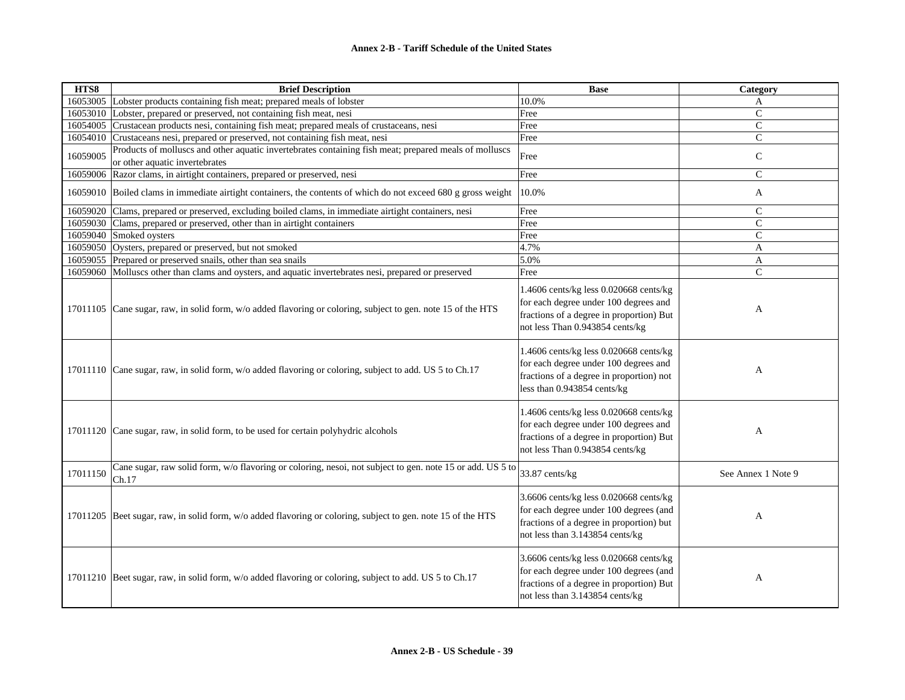| HTS8 | Brief Description | Base | Category |
|---|---|---|---|
| 16053005 | Lobster products containing fish meat; prepared meals of lobster | 10.0% | A |
| 16053010 | Lobster, prepared or preserved, not containing fish meat, nesi | Free | C |
| 16054005 | Crustacean products nesi, containing fish meat; prepared meals of crustaceans, nesi | Free | C |
| 16054010 | Crustaceans nesi, prepared or preserved, not containing fish meat, nesi | Free | C |
| 16059005 | Products of molluscs and other aquatic invertebrates containing fish meat; prepared meals of molluscs or other aquatic invertebrates | Free | C |
| 16059006 | Razor clams, in airtight containers, prepared or preserved, nesi | Free | C |
| 16059010 | Boiled clams in immediate airtight containers, the contents of which do not exceed 680 g gross weight | 10.0% | A |
| 16059020 | Clams, prepared or preserved, excluding boiled clams, in immediate airtight containers, nesi | Free | C |
| 16059030 | Clams, prepared or preserved, other than in airtight containers | Free | C |
| 16059040 | Smoked oysters | Free | C |
| 16059050 | Oysters, prepared or preserved, but not smoked | 4.7% | A |
| 16059055 | Prepared or preserved snails, other than sea snails | 5.0% | A |
| 16059060 | Molluscs other than clams and oysters, and aquatic invertebrates nesi, prepared or preserved | Free | C |
| 17011105 | Cane sugar, raw, in solid form, w/o added flavoring or coloring, subject to gen. note 15 of the HTS | 1.4606 cents/kg less 0.020668 cents/kg for each degree under 100 degrees and fractions of a degree in proportion) But not less Than 0.943854 cents/kg | A |
| 17011110 | Cane sugar, raw, in solid form, w/o added flavoring or coloring, subject to add. US 5 to Ch.17 | 1.4606 cents/kg less 0.020668 cents/kg for each degree under 100 degrees and fractions of a degree in proportion) not less than 0.943854 cents/kg | A |
| 17011120 | Cane sugar, raw, in solid form, to be used for certain polyhydric alcohols | 1.4606 cents/kg less 0.020668 cents/kg for each degree under 100 degrees and fractions of a degree in proportion) But not less Than 0.943854 cents/kg | A |
| 17011150 | Cane sugar, raw solid form, w/o flavoring or coloring, nesoi, not subject to gen. note 15 or add. US 5 to Ch.17 | 33.87 cents/kg | See Annex 1 Note 9 |
| 17011205 | Beet sugar, raw, in solid form, w/o added flavoring or coloring, subject to gen. note 15 of the HTS | 3.6606 cents/kg less 0.020668 cents/kg for each degree under 100 degrees (and fractions of a degree in proportion) but not less than 3.143854 cents/kg | A |
| 17011210 | Beet sugar, raw, in solid form, w/o added flavoring or coloring, subject to add. US 5 to Ch.17 | 3.6606 cents/kg less 0.020668 cents/kg for each degree under 100 degrees (and fractions of a degree in proportion) But not less than 3.143854 cents/kg | A |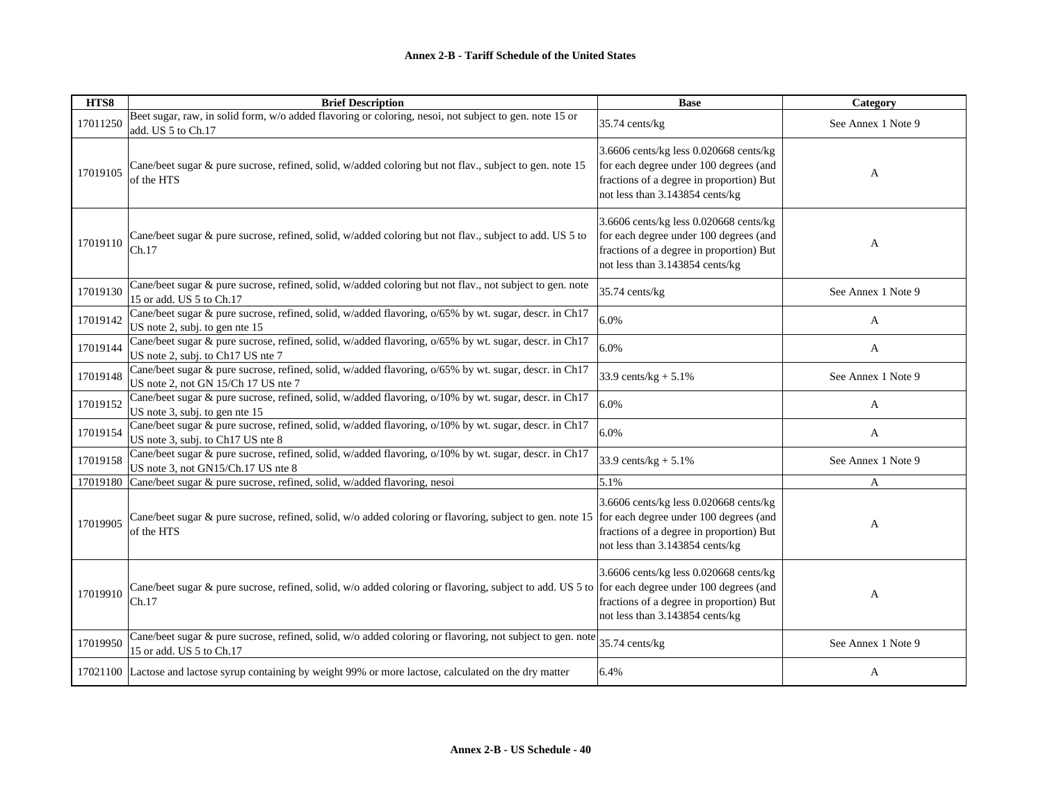**Annex 2-B - Tariff Schedule of the United States**

| HTS8 | Brief Description | Base | Category |
|---|---|---|---|
| 17011250 | Beet sugar, raw, in solid form, w/o added flavoring or coloring, nesoi, not subject to gen. note 15 or add. US 5 to Ch.17 | 35.74 cents/kg | See Annex 1 Note 9 |
| 17019105 | Cane/beet sugar & pure sucrose, refined, solid, w/added coloring but not flav., subject to gen. note 15 of the HTS | 3.6606 cents/kg less 0.020668 cents/kg for each degree under 100 degrees (and fractions of a degree in proportion) But not less than 3.143854 cents/kg | A |
| 17019110 | Cane/beet sugar & pure sucrose, refined, solid, w/added coloring but not flav., subject to add. US 5 to Ch.17 | 3.6606 cents/kg less 0.020668 cents/kg for each degree under 100 degrees (and fractions of a degree in proportion) But not less than 3.143854 cents/kg | A |
| 17019130 | Cane/beet sugar & pure sucrose, refined, solid, w/added coloring but not flav., not subject to gen. note 15 or add. US 5 to Ch.17 | 35.74 cents/kg | See Annex 1 Note 9 |
| 17019142 | Cane/beet sugar & pure sucrose, refined, solid, w/added flavoring, o/65% by wt. sugar, descr. in Ch17 US note 2, subj. to gen nte 15 | 6.0% | A |
| 17019144 | Cane/beet sugar & pure sucrose, refined, solid, w/added flavoring, o/65% by wt. sugar, descr. in Ch17 US note 2, subj. to Ch17 US nte 7 | 6.0% | A |
| 17019148 | Cane/beet sugar & pure sucrose, refined, solid, w/added flavoring, o/65% by wt. sugar, descr. in Ch17 US note 2, not GN 15/Ch 17 US nte 7 | 33.9 cents/kg + 5.1% | See Annex 1 Note 9 |
| 17019152 | Cane/beet sugar & pure sucrose, refined, solid, w/added flavoring, o/10% by wt. sugar, descr. in Ch17 US note 3, subj. to gen nte 15 | 6.0% | A |
| 17019154 | Cane/beet sugar & pure sucrose, refined, solid, w/added flavoring, o/10% by wt. sugar, descr. in Ch17 US note 3, subj. to Ch17 US nte 8 | 6.0% | A |
| 17019158 | Cane/beet sugar & pure sucrose, refined, solid, w/added flavoring, o/10% by wt. sugar, descr. in Ch17 US note 3, not GN15/Ch.17 US nte 8 | 33.9 cents/kg + 5.1% | See Annex 1 Note 9 |
| 17019180 | Cane/beet sugar & pure sucrose, refined, solid, w/added flavoring, nesoi | 5.1% | A |
| 17019905 | Cane/beet sugar & pure sucrose, refined, solid, w/o added coloring or flavoring, subject to gen. note 15 of the HTS | 3.6606 cents/kg less 0.020668 cents/kg for each degree under 100 degrees (and fractions of a degree in proportion) But not less than 3.143854 cents/kg | A |
| 17019910 | Cane/beet sugar & pure sucrose, refined, solid, w/o added coloring or flavoring, subject to add. US 5 to Ch.17 | 3.6606 cents/kg less 0.020668 cents/kg for each degree under 100 degrees (and fractions of a degree in proportion) But not less than 3.143854 cents/kg | A |
| 17019950 | Cane/beet sugar & pure sucrose, refined, solid, w/o added coloring or flavoring, not subject to gen. note 15 or add. US 5 to Ch.17 | 35.74 cents/kg | See Annex 1 Note 9 |
| 17021100 | Lactose and lactose syrup containing by weight 99% or more lactose, calculated on the dry matter | 6.4% | A |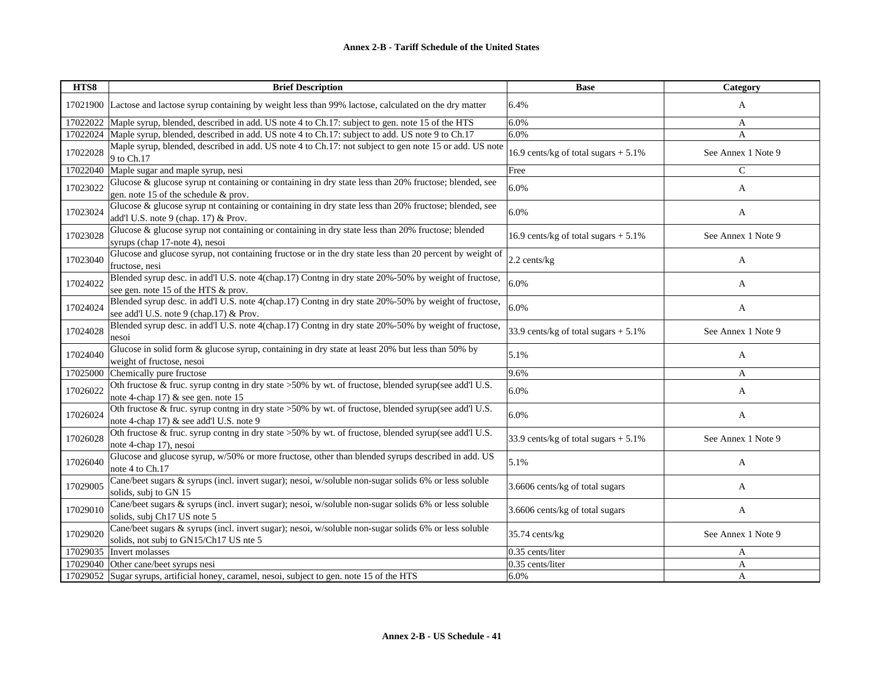| HTS8 | Brief Description | Base | Category |
|---|---|---|---|
| 17021900 | Lactose and lactose syrup containing by weight less than 99% lactose, calculated on the dry matter | 6.4% | A |
| 17022022 | Maple syrup, blended, described in add. US note 4 to Ch.17: subject to gen. note 15 of the HTS | 6.0% | A |
| 17022024 | Maple syrup, blended, described in add. US note 4 to Ch.17: subject to add. US note 9 to Ch.17 | 6.0% | A |
| 17022028 | Maple syrup, blended, described in add. US note 4 to Ch.17: not subject to gen note 15 or add. US note 9 to Ch.17 | 16.9 cents/kg of total sugars + 5.1% | See Annex 1 Note 9 |
| 17022040 | Maple sugar and maple syrup, nesi | Free | C |
| 17023022 | Glucose & glucose syrup nt containing or containing in dry state less than 20% fructose; blended, see gen. note 15 of the schedule & prov. | 6.0% | A |
| 17023024 | Glucose & glucose syrup nt containing or containing in dry state less than 20% fructose; blended, see add'l U.S. note 9 (chap. 17) & Prov. | 6.0% | A |
| 17023028 | Glucose & glucose syrup not containing or containing in dry state less than 20% fructose; blended syrups (chap 17-note 4), nesoi | 16.9 cents/kg of total sugars + 5.1% | See Annex 1 Note 9 |
| 17023040 | Glucose and glucose syrup, not containing fructose or in the dry state less than 20 percent by weight of fructose, nesi | 2.2 cents/kg | A |
| 17024022 | Blended syrup desc. in add'l U.S. note 4(chap.17) Contng in dry state 20%-50% by weight of fructose, see gen. note 15 of the HTS & prov. | 6.0% | A |
| 17024024 | Blended syrup desc. in add'l U.S. note 4(chap.17) Contng in dry state 20%-50% by weight of fructose, see add'l U.S. note 9 (chap.17) & Prov. | 6.0% | A |
| 17024028 | Blended syrup desc. in add'l U.S. note 4(chap.17) Contng in dry state 20%-50% by weight of fructose, nesoi | 33.9 cents/kg of total sugars + 5.1% | See Annex 1 Note 9 |
| 17024040 | Glucose in solid form & glucose syrup, containing in dry state at least 20% but less than 50% by weight of fructose, nesoi | 5.1% | A |
| 17025000 | Chemically pure fructose | 9.6% | A |
| 17026022 | Oth fructose & fruc. syrup contng in dry state >50% by wt. of fructose, blended syrup(see add'l U.S. note 4-chap 17) & see gen. note 15 | 6.0% | A |
| 17026024 | Oth fructose & fruc. syrup contng in dry state >50% by wt. of fructose, blended syrup(see add'l U.S. note 4-chap 17) & see add'l U.S. note 9 | 6.0% | A |
| 17026028 | Oth fructose & fruc. syrup contng in dry state >50% by wt. of fructose, blended syrup(see add'l U.S. note 4-chap 17), nesoi | 33.9 cents/kg of total sugars + 5.1% | See Annex 1 Note 9 |
| 17026040 | Glucose and glucose syrup, w/50% or more fructose, other than blended syrups described in add. US note 4 to Ch.17 | 5.1% | A |
| 17029005 | Cane/beet sugars & syrups (incl. invert sugar); nesoi, w/soluble non-sugar solids 6% or less soluble solids, subj to GN 15 | 3.6606 cents/kg of total sugars | A |
| 17029010 | Cane/beet sugars & syrups (incl. invert sugar); nesoi, w/soluble non-sugar solids 6% or less soluble solids, subj Ch17 US note 5 | 3.6606 cents/kg of total sugars | A |
| 17029020 | Cane/beet sugars & syrups (incl. invert sugar); nesoi, w/soluble non-sugar solids 6% or less soluble solids, not subj to GN15/Ch17 US nte 5 | 35.74 cents/kg | See Annex 1 Note 9 |
| 17029035 | Invert molasses | 0.35 cents/liter | A |
| 17029040 | Other cane/beet syrups nesi | 0.35 cents/liter | A |
| 17029052 | Sugar syrups, artificial honey, caramel, nesoi, subject to gen. note 15 of the HTS | 6.0% | A |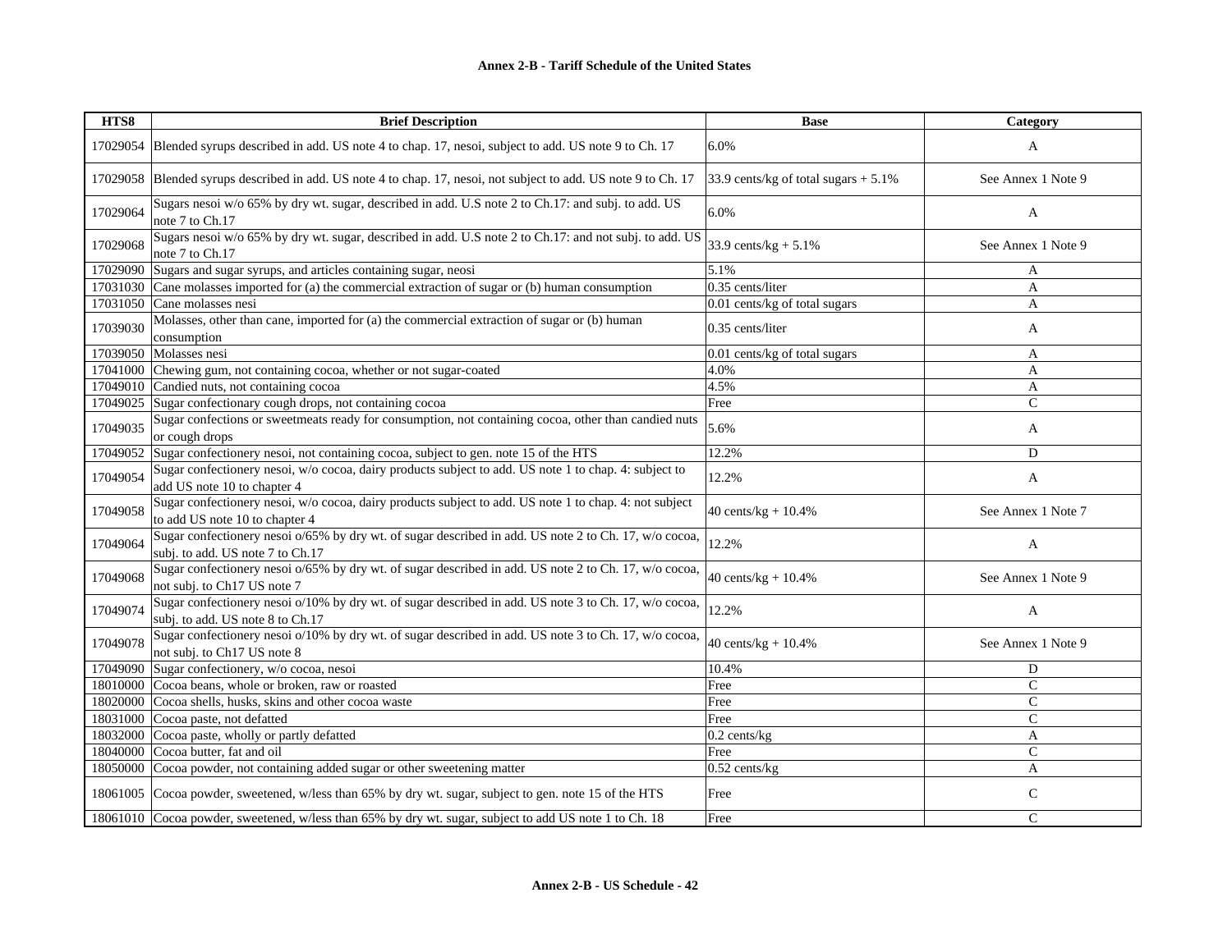| HTS8 | Brief Description | Base | Category |
|---|---|---|---|
| 17029054 | Blended syrups described in add. US note 4 to chap. 17, nesoi, subject to add. US note 9 to Ch. 17 | 6.0% | A |
| 17029058 | Blended syrups described in add. US note 4 to chap. 17, nesoi, not subject to add. US note 9 to Ch. 17 | 33.9 cents/kg of total sugars + 5.1% | See Annex 1 Note 9 |
| 17029064 | Sugars nesoi w/o 65% by dry wt. sugar, described in add. U.S note 2 to Ch.17: and subj. to add. US note 7 to Ch.17 | 6.0% | A |
| 17029068 | Sugars nesoi w/o 65% by dry wt. sugar, described in add. U.S note 2 to Ch.17: and not subj. to add. US note 7 to Ch.17 | 33.9 cents/kg + 5.1% | See Annex 1 Note 9 |
| 17029090 | Sugars and sugar syrups, and articles containing sugar, neosi | 5.1% | A |
| 17031030 | Cane molasses imported for (a) the commercial extraction of sugar or (b) human consumption | 0.35 cents/liter | A |
| 17031050 | Cane molasses nesi | 0.01 cents/kg of total sugars | A |
| 17039030 | Molasses, other than cane, imported for (a) the commercial extraction of sugar or (b) human consumption | 0.35 cents/liter | A |
| 17039050 | Molasses nesi | 0.01 cents/kg of total sugars | A |
| 17041000 | Chewing gum, not containing cocoa, whether or not sugar-coated | 4.0% | A |
| 17049010 | Candied nuts, not containing cocoa | 4.5% | A |
| 17049025 | Sugar confectionary cough drops, not containing cocoa | Free | C |
| 17049035 | Sugar confections or sweetmeats ready for consumption, not containing cocoa, other than candied nuts or cough drops | 5.6% | A |
| 17049052 | Sugar confectionery nesoi, not containing cocoa, subject to gen. note 15 of the HTS | 12.2% | D |
| 17049054 | Sugar confectionery nesoi, w/o cocoa, dairy products subject to add. US note 1 to chap. 4: subject to add US note 10 to chapter 4 | 12.2% | A |
| 17049058 | Sugar confectionery nesoi, w/o cocoa, dairy products subject to add. US note 1 to chap. 4: not subject to add US note 10 to chapter 4 | 40 cents/kg + 10.4% | See Annex 1 Note 7 |
| 17049064 | Sugar confectionery nesoi o/65% by dry wt. of sugar described in add. US note 2 to Ch. 17, w/o cocoa, subj. to add. US note 7 to Ch.17 | 12.2% | A |
| 17049068 | Sugar confectionery nesoi o/65% by dry wt. of sugar described in add. US note 2 to Ch. 17, w/o cocoa, not subj. to Ch17 US note 7 | 40 cents/kg + 10.4% | See Annex 1 Note 9 |
| 17049074 | Sugar confectionery nesoi o/10% by dry wt. of sugar described in add. US note 3 to Ch. 17, w/o cocoa, subj. to add. US note 8 to Ch.17 | 12.2% | A |
| 17049078 | Sugar confectionery nesoi o/10% by dry wt. of sugar described in add. US note 3 to Ch. 17, w/o cocoa, not subj. to Ch17 US note 8 | 40 cents/kg + 10.4% | See Annex 1 Note 9 |
| 17049090 | Sugar confectionery, w/o cocoa, nesoi | 10.4% | D |
| 18010000 | Cocoa beans, whole or broken, raw or roasted | Free | C |
| 18020000 | Cocoa shells, husks, skins and other cocoa waste | Free | C |
| 18031000 | Cocoa paste, not defatted | Free | C |
| 18032000 | Cocoa paste, wholly or partly defatted | 0.2 cents/kg | A |
| 18040000 | Cocoa butter, fat and oil | Free | C |
| 18050000 | Cocoa powder, not containing added sugar or other sweetening matter | 0.52 cents/kg | A |
| 18061005 | Cocoa powder, sweetened, w/less than 65% by dry wt. sugar, subject to gen. note 15 of the HTS | Free | C |
| 18061010 | Cocoa powder, sweetened, w/less than 65% by dry wt. sugar, subject to add US note 1 to Ch. 18 | Free | C |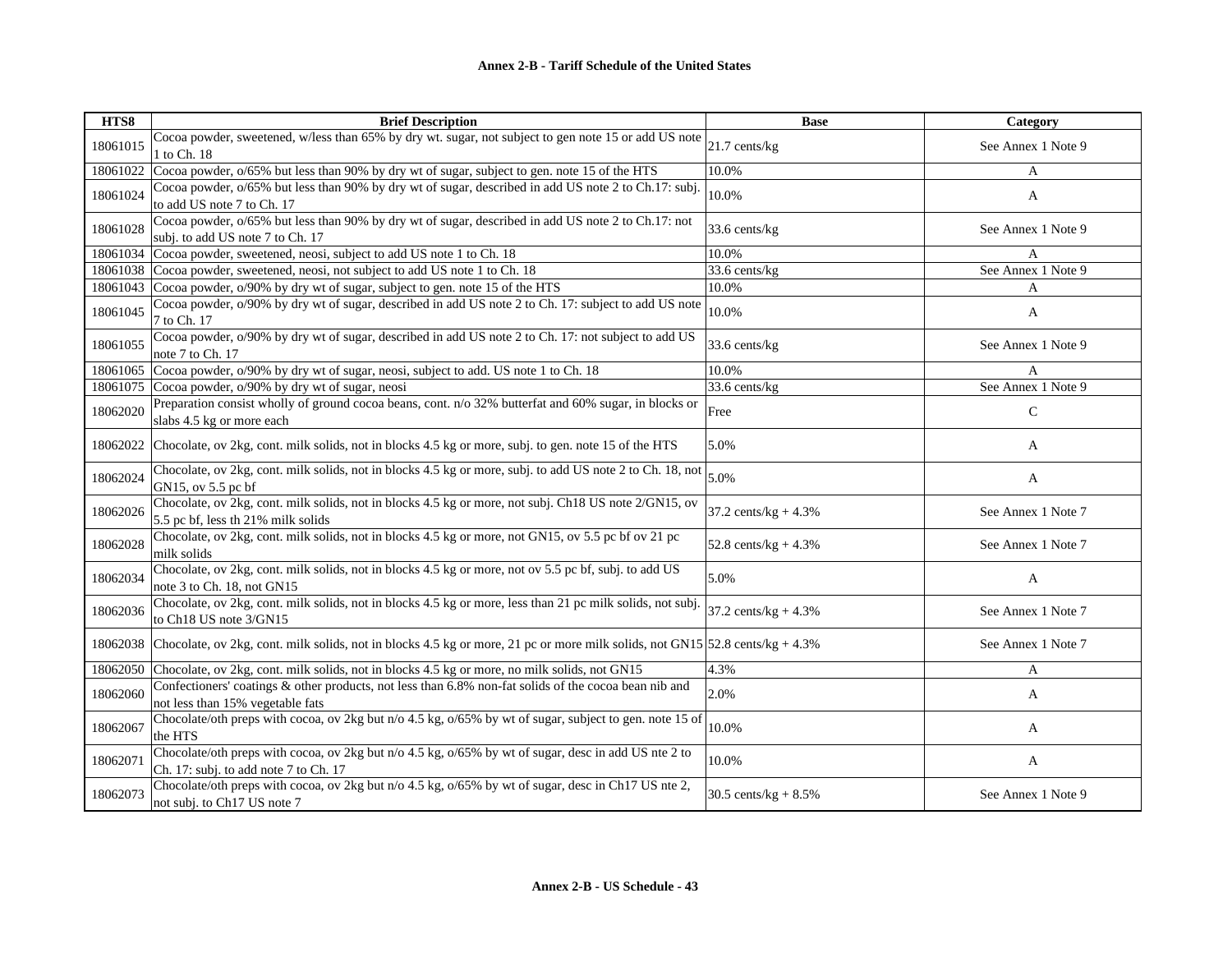**Annex 2-B - Tariff Schedule of the United States**

| HTS8 | Brief Description | Base | Category |
|---|---|---|---|
| 18061015 | Cocoa powder, sweetened, w/less than 65% by dry wt. sugar, not subject to gen note 15 or add US note 1 to Ch. 18 | 21.7 cents/kg | See Annex 1 Note 9 |
| 18061022 | Cocoa powder, o/65% but less than 90% by dry wt of sugar, subject to gen. note 15 of the HTS | 10.0% | A |
| 18061024 | Cocoa powder, o/65% but less than 90% by dry wt of sugar, described in add US note 2 to Ch.17: subj. to add US note 7 to Ch. 17 | 10.0% | A |
| 18061028 | Cocoa powder, o/65% but less than 90% by dry wt of sugar, described in add US note 2 to Ch.17: not subj. to add US note 7 to Ch. 17 | 33.6 cents/kg | See Annex 1 Note 9 |
| 18061034 | Cocoa powder, sweetened, neosi, subject to add US note 1 to Ch. 18 | 10.0% | A |
| 18061038 | Cocoa powder, sweetened, neosi, not subject to add US note 1 to Ch. 18 | 33.6 cents/kg | See Annex 1 Note 9 |
| 18061043 | Cocoa powder, o/90% by dry wt of sugar, subject to gen. note 15 of the HTS | 10.0% | A |
| 18061045 | Cocoa powder, o/90% by dry wt of sugar, described in add US note 2 to Ch. 17: subject to add US note 7 to Ch. 17 | 10.0% | A |
| 18061055 | Cocoa powder, o/90% by dry wt of sugar, described in add US note 2 to Ch. 17: not subject to add US note 7 to Ch. 17 | 33.6 cents/kg | See Annex 1 Note 9 |
| 18061065 | Cocoa powder, o/90% by dry wt of sugar, neosi, subject to add. US note 1 to Ch. 18 | 10.0% | A |
| 18061075 | Cocoa powder, o/90% by dry wt of sugar, neosi | 33.6 cents/kg | See Annex 1 Note 9 |
| 18062020 | Preparation consist wholly of ground cocoa beans, cont. n/o 32% butterfat and 60% sugar, in blocks or slabs 4.5 kg or more each | Free | C |
| 18062022 | Chocolate, ov 2kg, cont. milk solids, not in blocks 4.5 kg or more, subj. to gen. note 15 of the HTS | 5.0% | A |
| 18062024 | Chocolate, ov 2kg, cont. milk solids, not in blocks 4.5 kg or more, subj. to add US note 2 to Ch. 18, not GN15, ov 5.5 pc bf | 5.0% | A |
| 18062026 | Chocolate, ov 2kg, cont. milk solids, not in blocks 4.5 kg or more, not subj. Ch18 US note 2/GN15, ov 5.5 pc bf, less th 21% milk solids | 37.2 cents/kg + 4.3% | See Annex 1 Note 7 |
| 18062028 | Chocolate, ov 2kg, cont. milk solids, not in blocks 4.5 kg or more, not GN15, ov 5.5 pc bf ov 21 pc milk solids | 52.8 cents/kg + 4.3% | See Annex 1 Note 7 |
| 18062034 | Chocolate, ov 2kg, cont. milk solids, not in blocks 4.5 kg or more, not ov 5.5 pc bf, subj. to add US note 3 to Ch. 18, not GN15 | 5.0% | A |
| 18062036 | Chocolate, ov 2kg, cont. milk solids, not in blocks 4.5 kg or more, less than 21 pc milk solids, not subj. to Ch18 US note 3/GN15 | 37.2 cents/kg + 4.3% | See Annex 1 Note 7 |
| 18062038 | Chocolate, ov 2kg, cont. milk solids, not in blocks 4.5 kg or more, 21 pc or more milk solids, not GN15 | 52.8 cents/kg + 4.3% | See Annex 1 Note 7 |
| 18062050 | Chocolate, ov 2kg, cont. milk solids, not in blocks 4.5 kg or more, no milk solids, not GN15 | 4.3% | A |
| 18062060 | Confectioners' coatings & other products, not less than 6.8% non-fat solids of the cocoa bean nib and not less than 15% vegetable fats | 2.0% | A |
| 18062067 | Chocolate/oth preps with cocoa, ov 2kg but n/o 4.5 kg, o/65% by wt of sugar, subject to gen. note 15 of the HTS | 10.0% | A |
| 18062071 | Chocolate/oth preps with cocoa, ov 2kg but n/o 4.5 kg, o/65% by wt of sugar, desc in add US nte 2 to Ch. 17: subj. to add note 7 to Ch. 17 | 10.0% | A |
| 18062073 | Chocolate/oth preps with cocoa, ov 2kg but n/o 4.5 kg, o/65% by wt of sugar, desc in Ch17 US nte 2, not subj. to Ch17 US note 7 | 30.5 cents/kg + 8.5% | See Annex 1 Note 9 |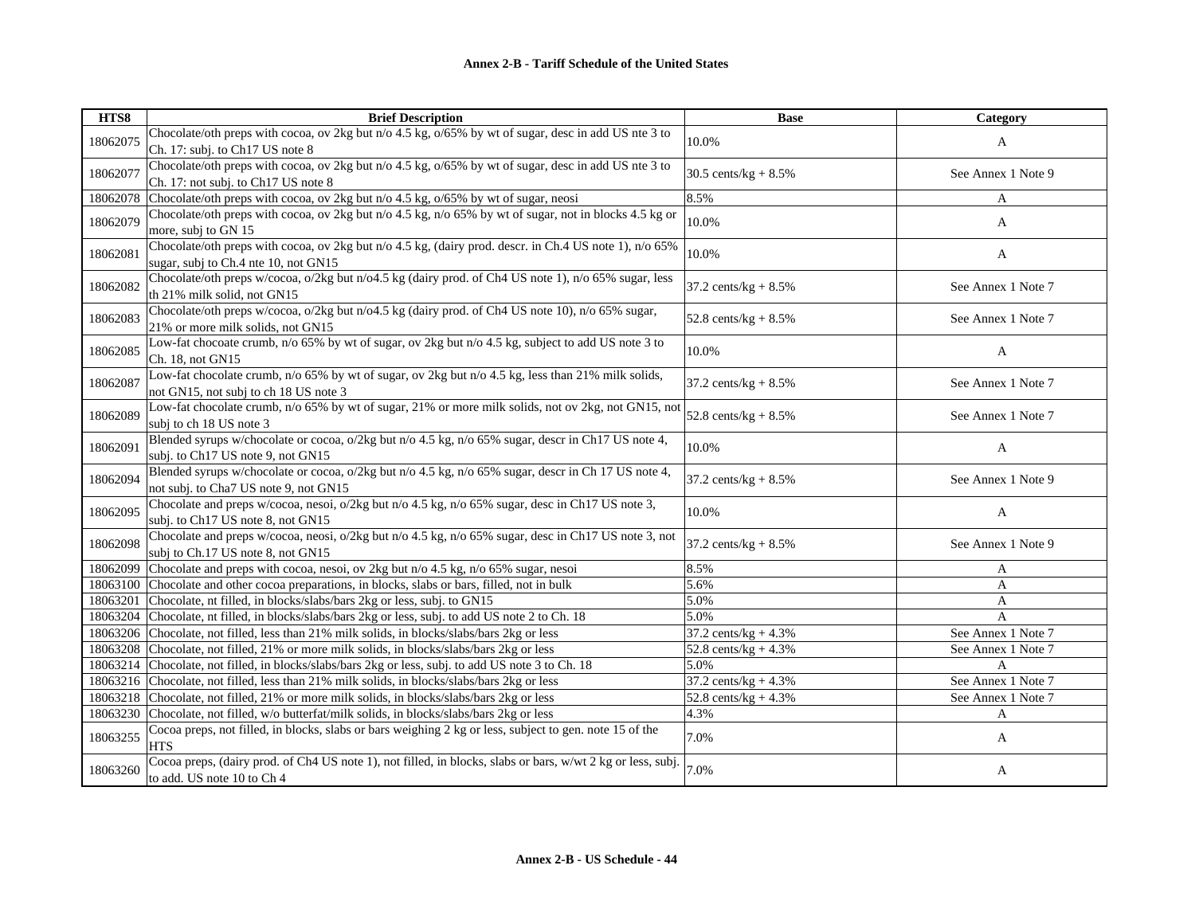**Annex 2-B - Tariff Schedule of the United States**

| HTS8 | Brief Description | Base | Category |
|---|---|---|---|
| 18062075 | Chocolate/oth preps with cocoa, ov 2kg but n/o 4.5 kg, o/65% by wt of sugar, desc in add US nte 3 to Ch. 17: subj. to Ch17 US note 8 | 10.0% | A |
| 18062077 | Chocolate/oth preps with cocoa, ov 2kg but n/o 4.5 kg, o/65% by wt of sugar, desc in add US nte 3 to Ch. 17: not subj. to Ch17 US note 8 | 30.5 cents/kg + 8.5% | See Annex 1 Note 9 |
| 18062078 | Chocolate/oth preps with cocoa, ov 2kg but n/o 4.5 kg, o/65% by wt of sugar, neosi | 8.5% | A |
| 18062079 | Chocolate/oth preps with cocoa, ov 2kg but n/o 4.5 kg, n/o 65% by wt of sugar, not in blocks 4.5 kg or more, subj to GN 15 | 10.0% | A |
| 18062081 | Chocolate/oth preps with cocoa, ov 2kg but n/o 4.5 kg, (dairy prod. descr. in Ch.4 US note 1), n/o 65% sugar, subj to Ch.4 nte 10, not GN15 | 10.0% | A |
| 18062082 | Chocolate/oth preps w/cocoa, o/2kg but n/o4.5 kg (dairy prod. of Ch4 US note 1), n/o 65% sugar, less th 21% milk solid, not GN15 | 37.2 cents/kg + 8.5% | See Annex 1 Note 7 |
| 18062083 | Chocolate/oth preps w/cocoa, o/2kg but n/o4.5 kg (dairy prod. of Ch4 US note 10), n/o 65% sugar, 21% or more milk solids, not GN15 | 52.8 cents/kg + 8.5% | See Annex 1 Note 7 |
| 18062085 | Low-fat chocoate crumb, n/o 65% by wt of sugar, ov 2kg but n/o 4.5 kg, subject to add US note 3 to Ch. 18, not GN15 | 10.0% | A |
| 18062087 | Low-fat chocolate crumb, n/o 65% by wt of sugar, ov 2kg but n/o 4.5 kg, less than 21% milk solids, not GN15, not subj to ch 18 US note 3 | 37.2 cents/kg + 8.5% | See Annex 1 Note 7 |
| 18062089 | Low-fat chocolate crumb, n/o 65% by wt of sugar, 21% or more milk solids, not ov 2kg, not GN15, not subj to ch 18 US note 3 | 52.8 cents/kg + 8.5% | See Annex 1 Note 7 |
| 18062091 | Blended syrups w/chocolate or cocoa, o/2kg but n/o 4.5 kg, n/o 65% sugar, descr in Ch17 US note 4, subj. to Ch17 US note 9, not GN15 | 10.0% | A |
| 18062094 | Blended syrups w/chocolate or cocoa, o/2kg but n/o 4.5 kg, n/o 65% sugar, descr in Ch 17 US note 4, not subj. to Cha7 US note 9, not GN15 | 37.2 cents/kg + 8.5% | See Annex 1 Note 9 |
| 18062095 | Chocolate and preps w/cocoa, nesoi, o/2kg but n/o 4.5 kg, n/o 65% sugar, desc in Ch17 US note 3, subj. to Ch17 US note 8, not GN15 | 10.0% | A |
| 18062098 | Chocolate and preps w/cocoa, neosi, o/2kg but n/o 4.5 kg, n/o 65% sugar, desc in Ch17 US note 3, not subj to Ch.17 US note 8, not GN15 | 37.2 cents/kg + 8.5% | See Annex 1 Note 9 |
| 18062099 | Chocolate and preps with cocoa, nesoi, ov 2kg but n/o 4.5 kg, n/o 65% sugar, nesoi | 8.5% | A |
| 18063100 | Chocolate and other cocoa preparations, in blocks, slabs or bars, filled, not in bulk | 5.6% | A |
| 18063201 | Chocolate, nt filled, in blocks/slabs/bars 2kg or less, subj. to GN15 | 5.0% | A |
| 18063204 | Chocolate, nt filled, in blocks/slabs/bars 2kg or less, subj. to add US note 2 to Ch. 18 | 5.0% | A |
| 18063206 | Chocolate, not filled, less than 21% milk solids, in blocks/slabs/bars 2kg or less | 37.2 cents/kg + 4.3% | See Annex 1 Note 7 |
| 18063208 | Chocolate, not filled, 21% or more milk solids, in blocks/slabs/bars 2kg or less | 52.8 cents/kg + 4.3% | See Annex 1 Note 7 |
| 18063214 | Chocolate, not filled, in blocks/slabs/bars 2kg or less, subj. to add US note 3 to Ch. 18 | 5.0% | A |
| 18063216 | Chocolate, not filled, less than 21% milk solids, in blocks/slabs/bars 2kg or less | 37.2 cents/kg + 4.3% | See Annex 1 Note 7 |
| 18063218 | Chocolate, not filled, 21% or more milk solids, in blocks/slabs/bars 2kg or less | 52.8 cents/kg + 4.3% | See Annex 1 Note 7 |
| 18063230 | Chocolate, not filled, w/o butterfat/milk solids, in blocks/slabs/bars 2kg or less | 4.3% | A |
| 18063255 | Cocoa preps, not filled, in blocks, slabs or bars weighing 2 kg or less, subject to gen. note 15 of the HTS | 7.0% | A |
| 18063260 | Cocoa preps, (dairy prod. of Ch4 US note 1), not filled, in blocks, slabs or bars, w/wt 2 kg or less, subj. to add. US note 10 to Ch 4 | 7.0% | A |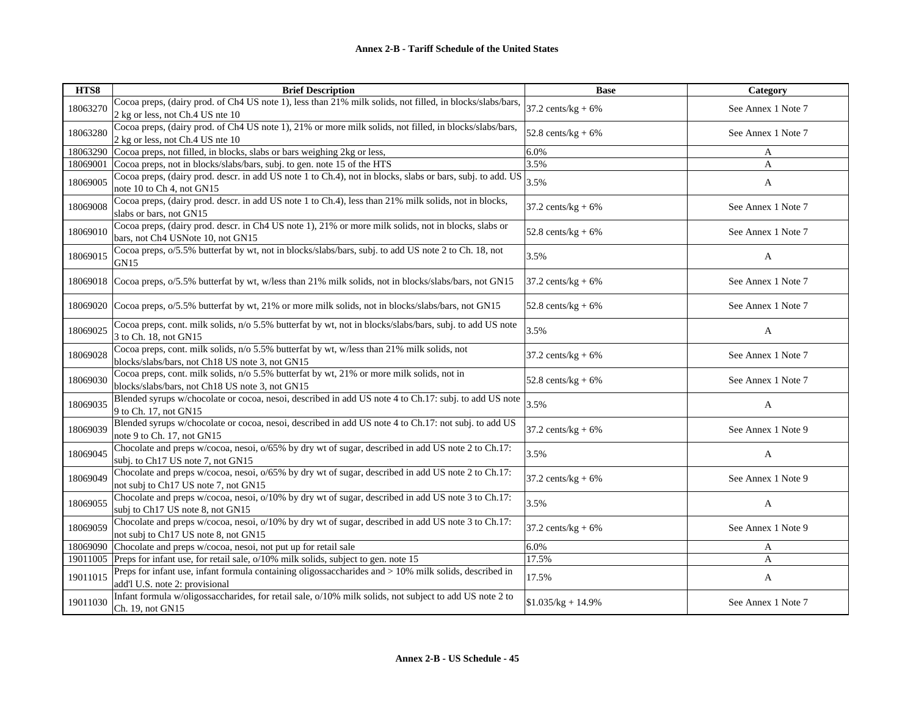| HTS8 | Brief Description | Base | Category |
| --- | --- | --- | --- |
| 18063270 | Cocoa preps, (dairy prod. of Ch4 US note 1), less than 21% milk solids, not filled, in blocks/slabs/bars, 2 kg or less, not Ch.4 US nte 10 | 37.2 cents/kg + 6% | See Annex 1 Note 7 |
| 18063280 | Cocoa preps, (dairy prod. of Ch4 US note 1), 21% or more milk solids, not filled, in blocks/slabs/bars, 2 kg or less, not Ch.4 US nte 10 | 52.8 cents/kg + 6% | See Annex 1 Note 7 |
| 18063290 | Cocoa preps, not filled, in blocks, slabs or bars weighing 2kg or less, | 6.0% | A |
| 18069001 | Cocoa preps, not in blocks/slabs/bars, subj. to gen. note 15 of the HTS | 3.5% | A |
| 18069005 | Cocoa preps, (dairy prod. descr. in add US note 1 to Ch.4), not in blocks, slabs or bars, subj. to add. US note 10 to Ch 4, not GN15 | 3.5% | A |
| 18069008 | Cocoa preps, (dairy prod. descr. in add US note 1 to Ch.4), less than 21% milk solids, not in blocks, slabs or bars, not GN15 | 37.2 cents/kg + 6% | See Annex 1 Note 7 |
| 18069010 | Cocoa preps, (dairy prod. descr. in Ch4 US note 1), 21% or more milk solids, not in blocks, slabs or bars, not Ch4 USNote 10, not GN15 | 52.8 cents/kg + 6% | See Annex 1 Note 7 |
| 18069015 | Cocoa preps, o/5.5% butterfat by wt, not in blocks/slabs/bars, subj. to add US note 2 to Ch. 18, not GN15 | 3.5% | A |
| 18069018 | Cocoa preps, o/5.5% butterfat by wt, w/less than 21% milk solids, not in blocks/slabs/bars, not GN15 | 37.2 cents/kg + 6% | See Annex 1 Note 7 |
| 18069020 | Cocoa preps, o/5.5% butterfat by wt, 21% or more milk solids, not in blocks/slabs/bars, not GN15 | 52.8 cents/kg + 6% | See Annex 1 Note 7 |
| 18069025 | Cocoa preps, cont. milk solids, n/o 5.5% butterfat by wt, not in blocks/slabs/bars, subj. to add US note 3 to Ch. 18, not GN15 | 3.5% | A |
| 18069028 | Cocoa preps, cont. milk solids, n/o 5.5% butterfat by wt, w/less than 21% milk solids, not blocks/slabs/bars, not Ch18 US note 3, not GN15 | 37.2 cents/kg + 6% | See Annex 1 Note 7 |
| 18069030 | Cocoa preps, cont. milk solids, n/o 5.5% butterfat by wt, 21% or more milk solids, not in blocks/slabs/bars, not Ch18 US note 3, not GN15 | 52.8 cents/kg + 6% | See Annex 1 Note 7 |
| 18069035 | Blended syrups w/chocolate or cocoa, nesoi, described in add US note 4 to Ch.17: subj. to add US note 9 to Ch. 17, not GN15 | 3.5% | A |
| 18069039 | Blended syrups w/chocolate or cocoa, nesoi, described in add US note 4 to Ch.17: not subj. to add US note 9 to Ch. 17, not GN15 | 37.2 cents/kg + 6% | See Annex 1 Note 9 |
| 18069045 | Chocolate and preps w/cocoa, nesoi, o/65% by dry wt of sugar, described in add US note 2 to Ch.17: subj. to Ch17 US note 7, not GN15 | 3.5% | A |
| 18069049 | Chocolate and preps w/cocoa, nesoi, o/65% by dry wt of sugar, described in add US note 2 to Ch.17: not subj to Ch17 US note 7, not GN15 | 37.2 cents/kg + 6% | See Annex 1 Note 9 |
| 18069055 | Chocolate and preps w/cocoa, nesoi, o/10% by dry wt of sugar, described in add US note 3 to Ch.17: subj to Ch17 US note 8, not GN15 | 3.5% | A |
| 18069059 | Chocolate and preps w/cocoa, nesoi, o/10% by dry wt of sugar, described in add US note 3 to Ch.17: not subj to Ch17 US note 8, not GN15 | 37.2 cents/kg + 6% | See Annex 1 Note 9 |
| 18069090 | Chocolate and preps w/cocoa, nesoi, not put up for retail sale | 6.0% | A |
| 19011005 | Preps for infant use, for retail sale, o/10% milk solids, subject to gen. note 15 | 17.5% | A |
| 19011015 | Preps for infant use, infant formula containing oligossaccharides and > 10% milk solids, described in add'l U.S. note 2: provisional | 17.5% | A |
| 19011030 | Infant formula w/oligossaccharides, for retail sale, o/10% milk solids, not subject to add US note 2 to Ch. 19, not GN15 | $1.035/kg + 14.9% | See Annex 1 Note 7 |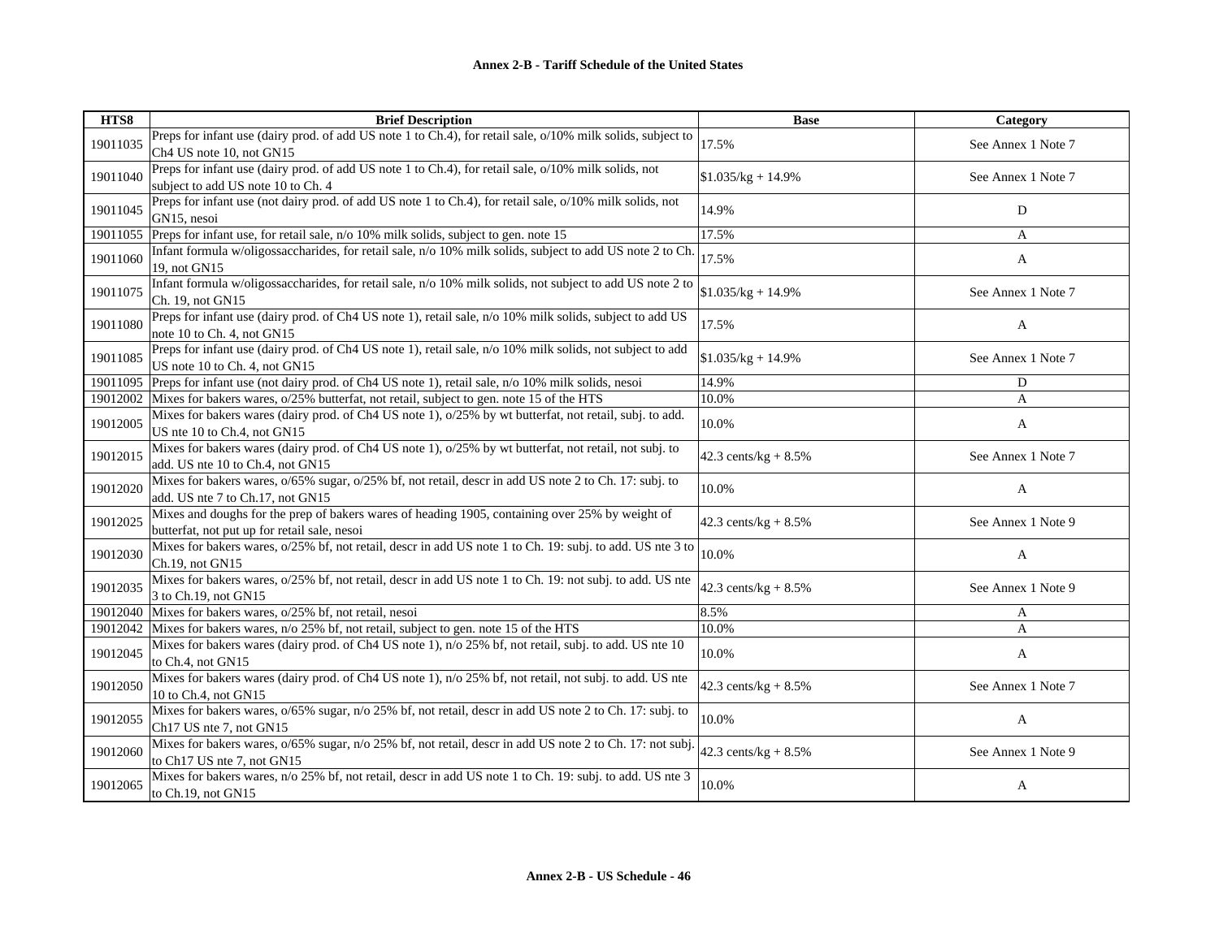**Annex 2-B - Tariff Schedule of the United States**

| HTS8 | Brief Description | Base | Category |
|---|---|---|---|
| 19011035 | Preps for infant use (dairy prod. of add US note 1 to Ch.4), for retail sale, o/10% milk solids, subject to Ch4 US note 10, not GN15 | 17.5% | See Annex 1 Note 7 |
| 19011040 | Preps for infant use (dairy prod. of add US note 1 to Ch.4), for retail sale, o/10% milk solids, not subject to add US note 10 to Ch. 4 | $1.035/kg + 14.9% | See Annex 1 Note 7 |
| 19011045 | Preps for infant use (not dairy prod. of add US note 1 to Ch.4), for retail sale, o/10% milk solids, not GN15, nesoi | 14.9% | D |
| 19011055 | Preps for infant use, for retail sale, n/o 10% milk solids, subject to gen. note 15 | 17.5% | A |
| 19011060 | Infant formula w/oligossaccharides, for retail sale, n/o 10% milk solids, subject to add US note 2 to Ch. 19, not GN15 | 17.5% | A |
| 19011075 | Infant formula w/oligossaccharides, for retail sale, n/o 10% milk solids, not subject to add US note 2 to Ch. 19, not GN15 | $1.035/kg + 14.9% | See Annex 1 Note 7 |
| 19011080 | Preps for infant use (dairy prod. of Ch4 US note 1), retail sale, n/o 10% milk solids, subject to add US note 10 to Ch. 4, not GN15 | 17.5% | A |
| 19011085 | Preps for infant use (dairy prod. of Ch4 US note 1), retail sale, n/o 10% milk solids, not subject to add US note 10 to Ch. 4, not GN15 | $1.035/kg + 14.9% | See Annex 1 Note 7 |
| 19011095 | Preps for infant use (not dairy prod. of Ch4 US note 1), retail sale, n/o 10% milk solids, nesoi | 14.9% | D |
| 19012002 | Mixes for bakers wares, o/25% butterfat, not retail, subject to gen. note 15 of the HTS | 10.0% | A |
| 19012005 | Mixes for bakers wares (dairy prod. of Ch4 US note 1), o/25% by wt butterfat, not retail, subj. to add. US nte 10 to Ch.4, not GN15 | 10.0% | A |
| 19012015 | Mixes for bakers wares (dairy prod. of Ch4 US note 1), o/25% by wt butterfat, not retail, not subj. to add. US nte 10 to Ch.4, not GN15 | 42.3 cents/kg + 8.5% | See Annex 1 Note 7 |
| 19012020 | Mixes for bakers wares, o/65% sugar, o/25% bf, not retail, descr in add US note 2 to Ch. 17: subj. to add. US nte 7 to Ch.17, not GN15 | 10.0% | A |
| 19012025 | Mixes and doughs for the prep of bakers wares of heading 1905, containing over 25% by weight of butterfat, not put up for retail sale, nesoi | 42.3 cents/kg + 8.5% | See Annex 1 Note 9 |
| 19012030 | Mixes for bakers wares, o/25% bf, not retail, descr in add US note 1 to Ch. 19: subj. to add. US nte 3 to Ch.19, not GN15 | 10.0% | A |
| 19012035 | Mixes for bakers wares, o/25% bf, not retail, descr in add US note 1 to Ch. 19: not subj. to add. US nte 3 to Ch.19, not GN15 | 42.3 cents/kg + 8.5% | See Annex 1 Note 9 |
| 19012040 | Mixes for bakers wares, o/25% bf, not retail, nesoi | 8.5% | A |
| 19012042 | Mixes for bakers wares, n/o 25% bf, not retail, subject to gen. note 15 of the HTS | 10.0% | A |
| 19012045 | Mixes for bakers wares (dairy prod. of Ch4 US note 1), n/o 25% bf, not retail, subj. to add. US nte 10 to Ch.4, not GN15 | 10.0% | A |
| 19012050 | Mixes for bakers wares (dairy prod. of Ch4 US note 1), n/o 25% bf, not retail, not subj. to add. US nte 10 to Ch.4, not GN15 | 42.3 cents/kg + 8.5% | See Annex 1 Note 7 |
| 19012055 | Mixes for bakers wares, o/65% sugar, n/o 25% bf, not retail, descr in add US note 2 to Ch. 17: subj. to Ch17 US nte 7, not GN15 | 10.0% | A |
| 19012060 | Mixes for bakers wares, o/65% sugar, n/o 25% bf, not retail, descr in add US note 2 to Ch. 17: not subj. to Ch17 US nte 7, not GN15 | 42.3 cents/kg + 8.5% | See Annex 1 Note 9 |
| 19012065 | Mixes for bakers wares, n/o 25% bf, not retail, descr in add US note 1 to Ch. 19: subj. to add. US nte 3 to Ch.19, not GN15 | 10.0% | A |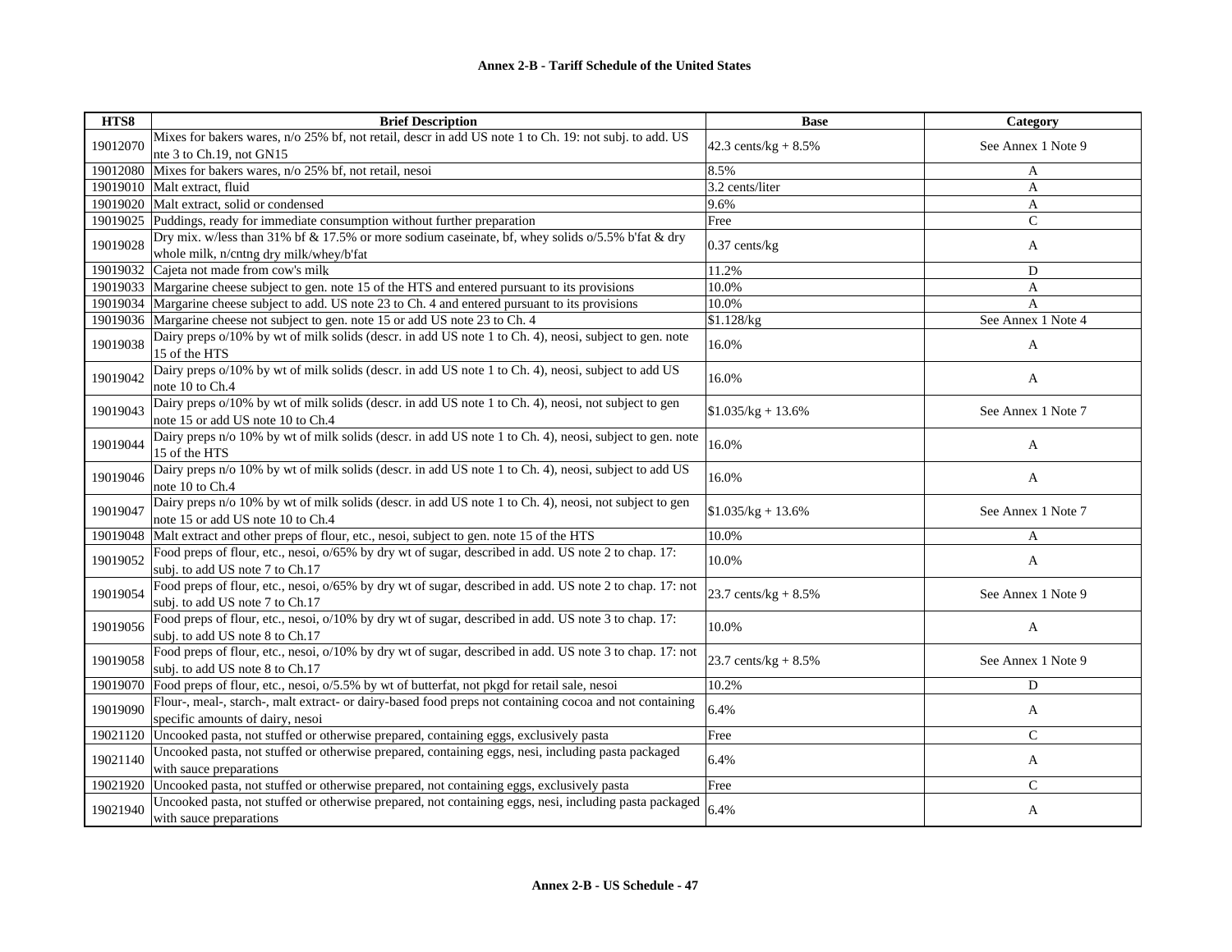| HTS8 | Brief Description | Base | Category |
|---|---|---|---|
| 19012070 | Mixes for bakers wares, n/o 25% bf, not retail, descr in add US note 1 to Ch. 19: not subj. to add. US nte 3 to Ch.19, not GN15 | 42.3 cents/kg + 8.5% | See Annex 1 Note 9 |
| 19012080 | Mixes for bakers wares, n/o 25% bf, not retail, nesoi | 8.5% | A |
| 19019010 | Malt extract, fluid | 3.2 cents/liter | A |
| 19019020 | Malt extract, solid or condensed | 9.6% | A |
| 19019025 | Puddings, ready for immediate consumption without further preparation | Free | C |
| 19019028 | Dry mix. w/less than 31% bf & 17.5% or more sodium caseinate, bf, whey solids o/5.5% b'fat & dry whole milk, n/cntng dry milk/whey/b'fat | 0.37 cents/kg | A |
| 19019032 | Cajeta not made from cow's milk | 11.2% | D |
| 19019033 | Margarine cheese subject to gen. note 15 of the HTS and entered pursuant to its provisions | 10.0% | A |
| 19019034 | Margarine cheese subject to add. US note 23 to Ch. 4 and entered pursuant to its provisions | 10.0% | A |
| 19019036 | Margarine cheese not subject to gen. note 15 or add US note 23 to Ch. 4 | $1.128/kg | See Annex 1 Note 4 |
| 19019038 | Dairy preps o/10% by wt of milk solids (descr. in add US note 1 to Ch. 4), neosi, subject to gen. note 15 of the HTS | 16.0% | A |
| 19019042 | Dairy preps o/10% by wt of milk solids (descr. in add US note 1 to Ch. 4), neosi, subject to add US note 10 to Ch.4 | 16.0% | A |
| 19019043 | Dairy preps o/10% by wt of milk solids (descr. in add US note 1 to Ch. 4), neosi, not subject to gen note 15 or add US note 10 to Ch.4 | $1.035/kg + 13.6% | See Annex 1 Note 7 |
| 19019044 | Dairy preps n/o 10% by wt of milk solids (descr. in add US note 1 to Ch. 4), neosi, subject to gen. note 15 of the HTS | 16.0% | A |
| 19019046 | Dairy preps n/o 10% by wt of milk solids (descr. in add US note 1 to Ch. 4), neosi, subject to add US note 10 to Ch.4 | 16.0% | A |
| 19019047 | Dairy preps n/o 10% by wt of milk solids (descr. in add US note 1 to Ch. 4), neosi, not subject to gen note 15 or add US note 10 to Ch.4 | $1.035/kg + 13.6% | See Annex 1 Note 7 |
| 19019048 | Malt extract and other preps of flour, etc., nesoi, subject to gen. note 15 of the HTS | 10.0% | A |
| 19019052 | Food preps of flour, etc., nesoi, o/65% by dry wt of sugar, described in add. US note 2 to chap. 17: subj. to add US note 7 to Ch.17 | 10.0% | A |
| 19019054 | Food preps of flour, etc., nesoi, o/65% by dry wt of sugar, described in add. US note 2 to chap. 17: not subj. to add US note 7 to Ch.17 | 23.7 cents/kg + 8.5% | See Annex 1 Note 9 |
| 19019056 | Food preps of flour, etc., nesoi, o/10% by dry wt of sugar, described in add. US note 3 to chap. 17: subj. to add US note 8 to Ch.17 | 10.0% | A |
| 19019058 | Food preps of flour, etc., nesoi, o/10% by dry wt of sugar, described in add. US note 3 to chap. 17: not subj. to add US note 8 to Ch.17 | 23.7 cents/kg + 8.5% | See Annex 1 Note 9 |
| 19019070 | Food preps of flour, etc., nesoi, o/5.5% by wt of butterfat, not pkgd for retail sale, nesoi | 10.2% | D |
| 19019090 | Flour-, meal-, starch-, malt extract- or dairy-based food preps not containing cocoa and not containing specific amounts of dairy, nesoi | 6.4% | A |
| 19021120 | Uncooked pasta, not stuffed or otherwise prepared, containing eggs, exclusively pasta | Free | C |
| 19021140 | Uncooked pasta, not stuffed or otherwise prepared, containing eggs, nesi, including pasta packaged with sauce preparations | 6.4% | A |
| 19021920 | Uncooked pasta, not stuffed or otherwise prepared, not containing eggs, exclusively pasta | Free | C |
| 19021940 | Uncooked pasta, not stuffed or otherwise prepared, not containing eggs, nesi, including pasta packaged with sauce preparations | 6.4% | A |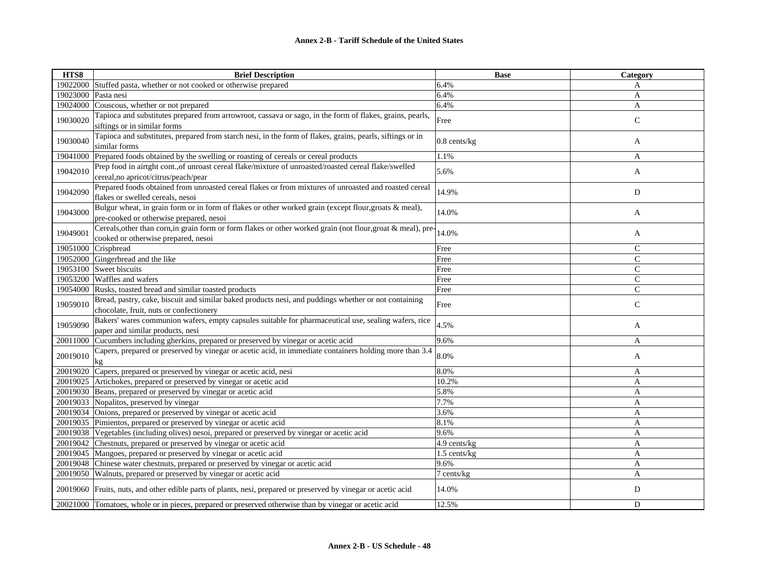**Annex 2-B - Tariff Schedule of the United States**

| HTS8 | Brief Description | Base | Category |
|---|---|---|---|
| 19022000 | Stuffed pasta, whether or not cooked or otherwise prepared | 6.4% | A |
| 19023000 | Pasta nesi | 6.4% | A |
| 19024000 | Couscous, whether or not prepared | 6.4% | A |
| 19030020 | Tapioca and substitutes prepared from arrowroot, cassava or sago, in the form of flakes, grains, pearls, siftings or in similar forms | Free | C |
| 19030040 | Tapioca and substitutes, prepared from starch nesi, in the form of flakes, grains, pearls, siftings or in similar forms | 0.8 cents/kg | A |
| 19041000 | Prepared foods obtained by the swelling or roasting of cereals or cereal products | 1.1% | A |
| 19042010 | Prep food in airtght cont.,of unroast cereal flake/mixture of unroasted/roasted cereal flake/swelled cereal,no apricot/citrus/peach/pear | 5.6% | A |
| 19042090 | Prepared foods obtained from unroasted cereal flakes or from mixtures of unroasted and roasted cereal flakes or swelled cereals, nesoi | 14.9% | D |
| 19043000 | Bulgur wheat, in grain form or in form of flakes or other worked grain (except flour,groats & meal), pre-cooked or otherwise prepared, nesoi | 14.0% | A |
| 19049001 | Cereals,other than corn,in grain form or form flakes or other worked grain (not flour,groat & meal), pre-cooked or otherwise prepared, nesoi | 14.0% | A |
| 19051000 | Crispbread | Free | C |
| 19052000 | Gingerbread and the like | Free | C |
| 19053100 | Sweet biscuits | Free | C |
| 19053200 | Waffles and wafers | Free | C |
| 19054000 | Rusks, toasted bread and similar toasted products | Free | C |
| 19059010 | Bread, pastry, cake, biscuit and similar baked products nesi, and puddings whether or not containing chocolate, fruit, nuts or confectionery | Free | C |
| 19059090 | Bakers' wares communion wafers, empty capsules suitable for pharmaceutical use, sealing wafers, rice paper and similar products, nesi | 4.5% | A |
| 20011000 | Cucumbers including gherkins, prepared or preserved by vinegar or acetic acid | 9.6% | A |
| 20019010 | Capers, prepared or preserved by vinegar or acetic acid, in immediate containers holding more than 3.4 kg | 8.0% | A |
| 20019020 | Capers, prepared or preserved by vinegar or acetic acid, nesi | 8.0% | A |
| 20019025 | Artichokes, prepared or preserved by vinegar or acetic acid | 10.2% | A |
| 20019030 | Beans, prepared or preserved by vinegar or acetic acid | 5.8% | A |
| 20019033 | Nopalitos, preserved by vinegar | 7.7% | A |
| 20019034 | Onions, prepared or preserved by vinegar or acetic acid | 3.6% | A |
| 20019035 | Pimientos, prepared or preserved by vinegar or acetic acid | 8.1% | A |
| 20019038 | Vegetables (including olives) nesoi, prepared or preserved by vinegar or acetic acid | 9.6% | A |
| 20019042 | Chestnuts, prepared or preserved by vinegar or acetic acid | 4.9 cents/kg | A |
| 20019045 | Mangoes, prepared or preserved by vinegar or acetic acid | 1.5 cents/kg | A |
| 20019048 | Chinese water chestnuts, prepared or preserved by vinegar or acetic acid | 9.6% | A |
| 20019050 | Walnuts, prepared or preserved by vinegar or acetic acid | 7 cents/kg | A |
| 20019060 | Fruits, nuts, and other edible parts of plants, nesi, prepared or preserved by vinegar or acetic acid | 14.0% | D |
| 20021000 | Tomatoes, whole or in pieces, prepared or preserved otherwise than by vinegar or acetic acid | 12.5% | D |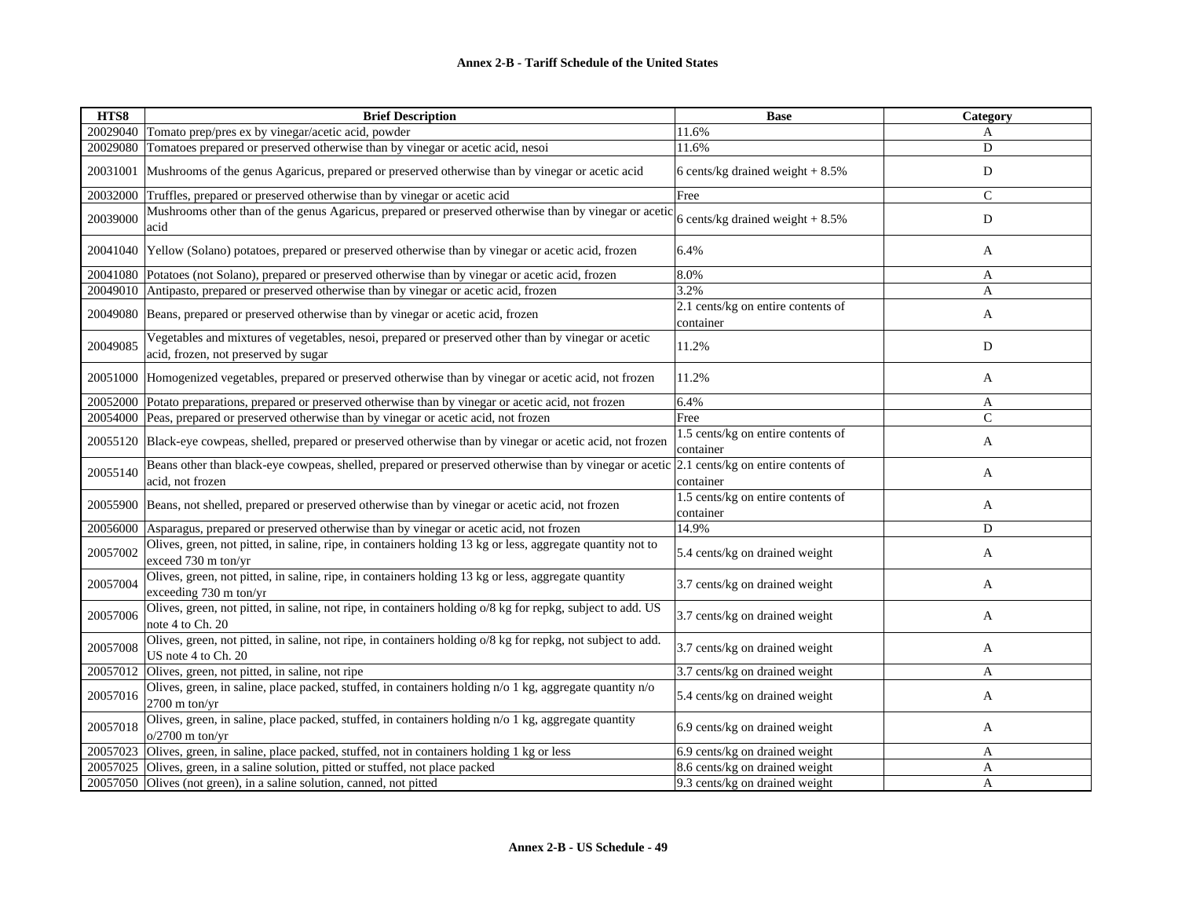| HTS8 | Brief Description | Base | Category |
|---|---|---|---|
| 20029040 | Tomato prep/pres ex by vinegar/acetic acid, powder | 11.6% | A |
| 20029080 | Tomatoes prepared or preserved otherwise than by vinegar or acetic acid, nesoi | 11.6% | D |
| 20031001 | Mushrooms of the genus Agaricus, prepared or preserved otherwise than by vinegar or acetic acid | 6 cents/kg drained weight + 8.5% | D |
| 20032000 | Truffles, prepared or preserved otherwise than by vinegar or acetic acid | Free | C |
| 20039000 | Mushrooms other than of the genus Agaricus, prepared or preserved otherwise than by vinegar or acetic acid | 6 cents/kg drained weight + 8.5% | D |
| 20041040 | Yellow (Solano) potatoes, prepared or preserved otherwise than by vinegar or acetic acid, frozen | 6.4% | A |
| 20041080 | Potatoes (not Solano), prepared or preserved otherwise than by vinegar or acetic acid, frozen | 8.0% | A |
| 20049010 | Antipasto, prepared or preserved otherwise than by vinegar or acetic acid, frozen | 3.2% | A |
| 20049080 | Beans, prepared or preserved otherwise than by vinegar or acetic acid, frozen | 2.1 cents/kg on entire contents of container | A |
| 20049085 | Vegetables and mixtures of vegetables, nesoi, prepared or preserved other than by vinegar or acetic acid, frozen, not preserved by sugar | 11.2% | D |
| 20051000 | Homogenized vegetables, prepared or preserved otherwise than by vinegar or acetic acid, not frozen | 11.2% | A |
| 20052000 | Potato preparations, prepared or preserved otherwise than by vinegar or acetic acid, not frozen | 6.4% | A |
| 20054000 | Peas, prepared or preserved otherwise than by vinegar or acetic acid, not frozen | Free | C |
| 20055120 | Black-eye cowpeas, shelled, prepared or preserved otherwise than by vinegar or acetic acid, not frozen | 1.5 cents/kg on entire contents of container | A |
| 20055140 | Beans other than black-eye cowpeas, shelled, prepared or preserved otherwise than by vinegar or acetic acid, not frozen | 2.1 cents/kg on entire contents of container | A |
| 20055900 | Beans, not shelled, prepared or preserved otherwise than by vinegar or acetic acid, not frozen | 1.5 cents/kg on entire contents of container | A |
| 20056000 | Asparagus, prepared or preserved otherwise than by vinegar or acetic acid, not frozen | 14.9% | D |
| 20057002 | Olives, green, not pitted, in saline, ripe, in containers holding 13 kg or less, aggregate quantity not to exceed 730 m ton/yr | 5.4 cents/kg on drained weight | A |
| 20057004 | Olives, green, not pitted, in saline, ripe, in containers holding 13 kg or less, aggregate quantity exceeding 730 m ton/yr | 3.7 cents/kg on drained weight | A |
| 20057006 | Olives, green, not pitted, in saline, not ripe, in containers holding o/8 kg for repkg, subject to add. US note 4 to Ch. 20 | 3.7 cents/kg on drained weight | A |
| 20057008 | Olives, green, not pitted, in saline, not ripe, in containers holding o/8 kg for repkg, not subject to add. US note 4 to Ch. 20 | 3.7 cents/kg on drained weight | A |
| 20057012 | Olives, green, not pitted, in saline, not ripe | 3.7 cents/kg on drained weight | A |
| 20057016 | Olives, green, in saline, place packed, stuffed, in containers holding n/o 1 kg, aggregate quantity n/o 2700 m ton/yr | 5.4 cents/kg on drained weight | A |
| 20057018 | Olives, green, in saline, place packed, stuffed, in containers holding n/o 1 kg, aggregate quantity o/2700 m ton/yr | 6.9 cents/kg on drained weight | A |
| 20057023 | Olives, green, in saline, place packed, stuffed, not in containers holding 1 kg or less | 6.9 cents/kg on drained weight | A |
| 20057025 | Olives, green, in a saline solution, pitted or stuffed, not place packed | 8.6 cents/kg on drained weight | A |
| 20057050 | Olives (not green), in a saline solution, canned, not pitted | 9.3 cents/kg on drained weight | A |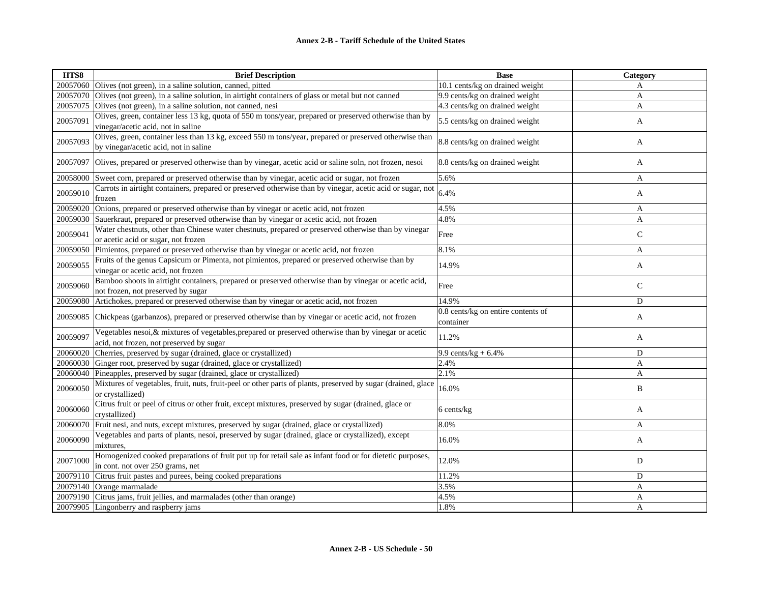**Annex 2-B - Tariff Schedule of the United States**

| HTS8 | Brief Description | Base | Category |
|---|---|---|---|
| 20057060 | Olives (not green), in a saline solution, canned, pitted | 10.1 cents/kg on drained weight | A |
| 20057070 | Olives (not green), in a saline solution, in airtight containers of glass or metal but not canned | 9.9 cents/kg on drained weight | A |
| 20057075 | Olives (not green), in a saline solution, not canned, nesi | 4.3 cents/kg on drained weight | A |
| 20057091 | Olives, green, container less 13 kg, quota of 550 m tons/year, prepared or preserved otherwise than by vinegar/acetic acid, not in saline | 5.5 cents/kg on drained weight | A |
| 20057093 | Olives, green, container less than 13 kg, exceed 550 m tons/year, prepared or preserved otherwise than by vinegar/acetic acid, not in saline | 8.8 cents/kg on drained weight | A |
| 20057097 | Olives, prepared or preserved otherwise than by vinegar, acetic acid or saline soln, not frozen, nesoi | 8.8 cents/kg on drained weight | A |
| 20058000 | Sweet corn, prepared or preserved otherwise than by vinegar, acetic acid or sugar, not frozen | 5.6% | A |
| 20059010 | Carrots in airtight containers, prepared or preserved otherwise than by vinegar, acetic acid or sugar, not frozen | 6.4% | A |
| 20059020 | Onions, prepared or preserved otherwise than by vinegar or acetic acid, not frozen | 4.5% | A |
| 20059030 | Sauerkraut, prepared or preserved otherwise than by vinegar or acetic acid, not frozen | 4.8% | A |
| 20059041 | Water chestnuts, other than Chinese water chestnuts, prepared or preserved otherwise than by vinegar or acetic acid or sugar, not frozen | Free | C |
| 20059050 | Pimientos, prepared or preserved otherwise than by vinegar or acetic acid, not frozen | 8.1% | A |
| 20059055 | Fruits of the genus Capsicum or Pimenta, not pimientos, prepared or preserved otherwise than by vinegar or acetic acid, not frozen | 14.9% | A |
| 20059060 | Bamboo shoots in airtight containers, prepared or preserved otherwise than by vinegar or acetic acid, not frozen, not preserved by sugar | Free | C |
| 20059080 | Artichokes, prepared or preserved otherwise than by vinegar or acetic acid, not frozen | 14.9% | D |
| 20059085 | Chickpeas (garbanzos), prepared or preserved otherwise than by vinegar or acetic acid, not frozen | 0.8 cents/kg on entire contents of container | A |
| 20059097 | Vegetables nesoi,& mixtures of vegetables,prepared or preserved otherwise than by vinegar or acetic acid, not frozen, not preserved by sugar | 11.2% | A |
| 20060020 | Cherries, preserved by sugar (drained, glace or crystallized) | 9.9 cents/kg + 6.4% | D |
| 20060030 | Ginger root, preserved by sugar (drained, glace or crystallized) | 2.4% | A |
| 20060040 | Pineapples, preserved by sugar (drained, glace or crystallized) | 2.1% | A |
| 20060050 | Mixtures of vegetables, fruit, nuts, fruit-peel or other parts of plants, preserved by sugar (drained, glace or crystallized) | 16.0% | B |
| 20060060 | Citrus fruit or peel of citrus or other fruit, except mixtures, preserved by sugar (drained, glace or crystallized) | 6 cents/kg | A |
| 20060070 | Fruit nesi, and nuts, except mixtures, preserved by sugar (drained, glace or crystallized) | 8.0% | A |
| 20060090 | Vegetables and parts of plants, nesoi, preserved by sugar (drained, glace or crystallized), except mixtures, | 16.0% | A |
| 20071000 | Homogenized cooked preparations of fruit put up for retail sale as infant food or for dietetic purposes, in cont. not over 250 grams, net | 12.0% | D |
| 20079110 | Citrus fruit pastes and purees, being cooked preparations | 11.2% | D |
| 20079140 | Orange marmalade | 3.5% | A |
| 20079190 | Citrus jams, fruit jellies, and marmalades (other than orange) | 4.5% | A |
| 20079905 | Lingonberry and raspberry jams | 1.8% | A |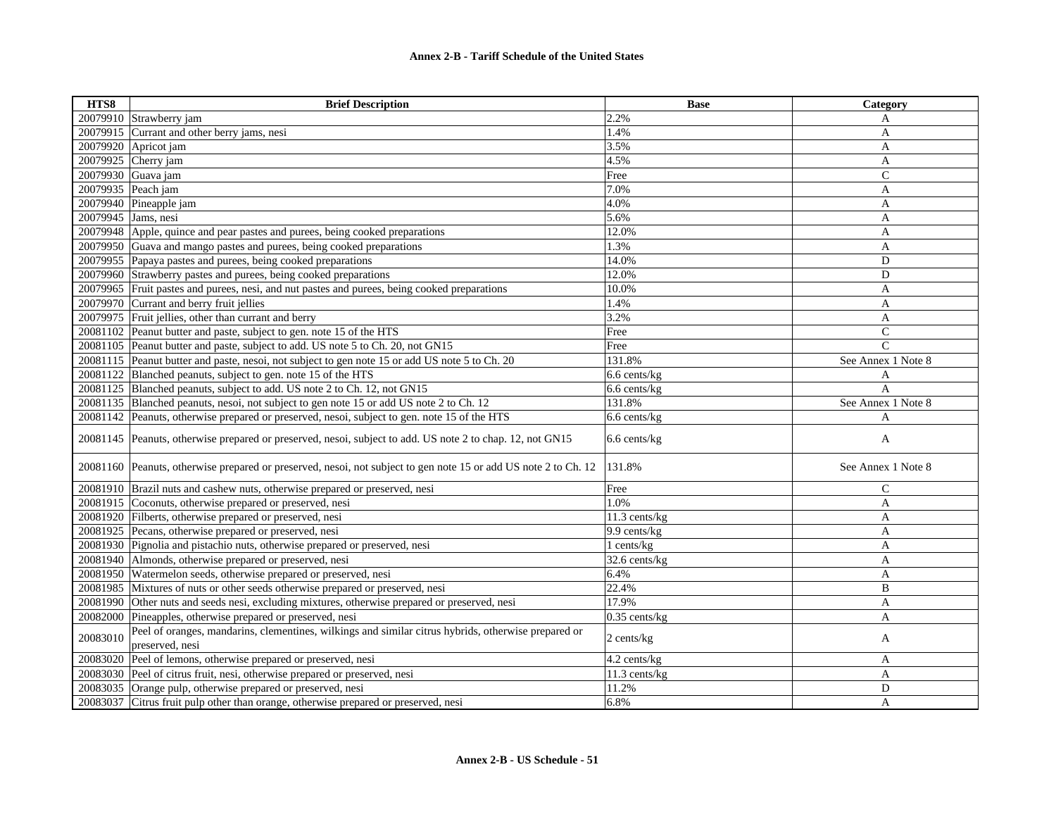| HTS8 | Brief Description | Base | Category |
|---|---|---|---|
| 20079910 | Strawberry jam | 2.2% | A |
| 20079915 | Currant and other berry jams, nesi | 1.4% | A |
| 20079920 | Apricot jam | 3.5% | A |
| 20079925 | Cherry jam | 4.5% | A |
| 20079930 | Guava jam | Free | C |
| 20079935 | Peach jam | 7.0% | A |
| 20079940 | Pineapple jam | 4.0% | A |
| 20079945 | Jams, nesi | 5.6% | A |
| 20079948 | Apple, quince and pear pastes and purees, being cooked preparations | 12.0% | A |
| 20079950 | Guava and mango pastes and purees, being cooked preparations | 1.3% | A |
| 20079955 | Papaya pastes and purees, being cooked preparations | 14.0% | D |
| 20079960 | Strawberry pastes and purees, being cooked preparations | 12.0% | D |
| 20079965 | Fruit pastes and purees, nesi, and nut pastes and purees, being cooked preparations | 10.0% | A |
| 20079970 | Currant and berry fruit jellies | 1.4% | A |
| 20079975 | Fruit jellies, other than currant and berry | 3.2% | A |
| 20081102 | Peanut butter and paste, subject to gen. note 15 of the HTS | Free | C |
| 20081105 | Peanut butter and paste, subject to add. US note 5 to Ch. 20, not GN15 | Free | C |
| 20081115 | Peanut butter and paste, nesoi, not subject to gen note 15 or add US note 5 to Ch. 20 | 131.8% | See Annex 1 Note 8 |
| 20081122 | Blanched peanuts, subject to gen. note 15 of the HTS | 6.6 cents/kg | A |
| 20081125 | Blanched peanuts, subject to add. US note 2 to Ch. 12, not GN15 | 6.6 cents/kg | A |
| 20081135 | Blanched peanuts, nesoi, not subject to gen note 15 or add US note 2 to Ch. 12 | 131.8% | See Annex 1 Note 8 |
| 20081142 | Peanuts, otherwise prepared or preserved, nesoi, subject to gen. note 15 of the HTS | 6.6 cents/kg | A |
| 20081145 | Peanuts, otherwise prepared or preserved, nesoi, subject to add. US note 2 to chap. 12, not GN15 | 6.6 cents/kg | A |
| 20081160 | Peanuts, otherwise prepared or preserved, nesoi, not subject to gen note 15 or add US note 2 to Ch. 12 | 131.8% | See Annex 1 Note 8 |
| 20081910 | Brazil nuts and cashew nuts, otherwise prepared or preserved, nesi | Free | C |
| 20081915 | Coconuts, otherwise prepared or preserved, nesi | 1.0% | A |
| 20081920 | Filberts, otherwise prepared or preserved, nesi | 11.3 cents/kg | A |
| 20081925 | Pecans, otherwise prepared or preserved, nesi | 9.9 cents/kg | A |
| 20081930 | Pignolia and pistachio nuts, otherwise prepared or preserved, nesi | 1 cents/kg | A |
| 20081940 | Almonds, otherwise prepared or preserved, nesi | 32.6 cents/kg | A |
| 20081950 | Watermelon seeds, otherwise prepared or preserved, nesi | 6.4% | A |
| 20081985 | Mixtures of nuts or other seeds otherwise prepared or preserved, nesi | 22.4% | B |
| 20081990 | Other nuts and seeds nesi, excluding mixtures, otherwise prepared or preserved, nesi | 17.9% | A |
| 20082000 | Pineapples, otherwise prepared or preserved, nesi | 0.35 cents/kg | A |
| 20083010 | Peel of oranges, mandarins, clementines, wilkings and similar citrus hybrids, otherwise prepared or preserved, nesi | 2 cents/kg | A |
| 20083020 | Peel of lemons, otherwise prepared or preserved, nesi | 4.2 cents/kg | A |
| 20083030 | Peel of citrus fruit, nesi, otherwise prepared or preserved, nesi | 11.3 cents/kg | A |
| 20083035 | Orange pulp, otherwise prepared or preserved, nesi | 11.2% | D |
| 20083037 | Citrus fruit pulp other than orange, otherwise prepared or preserved, nesi | 6.8% | A |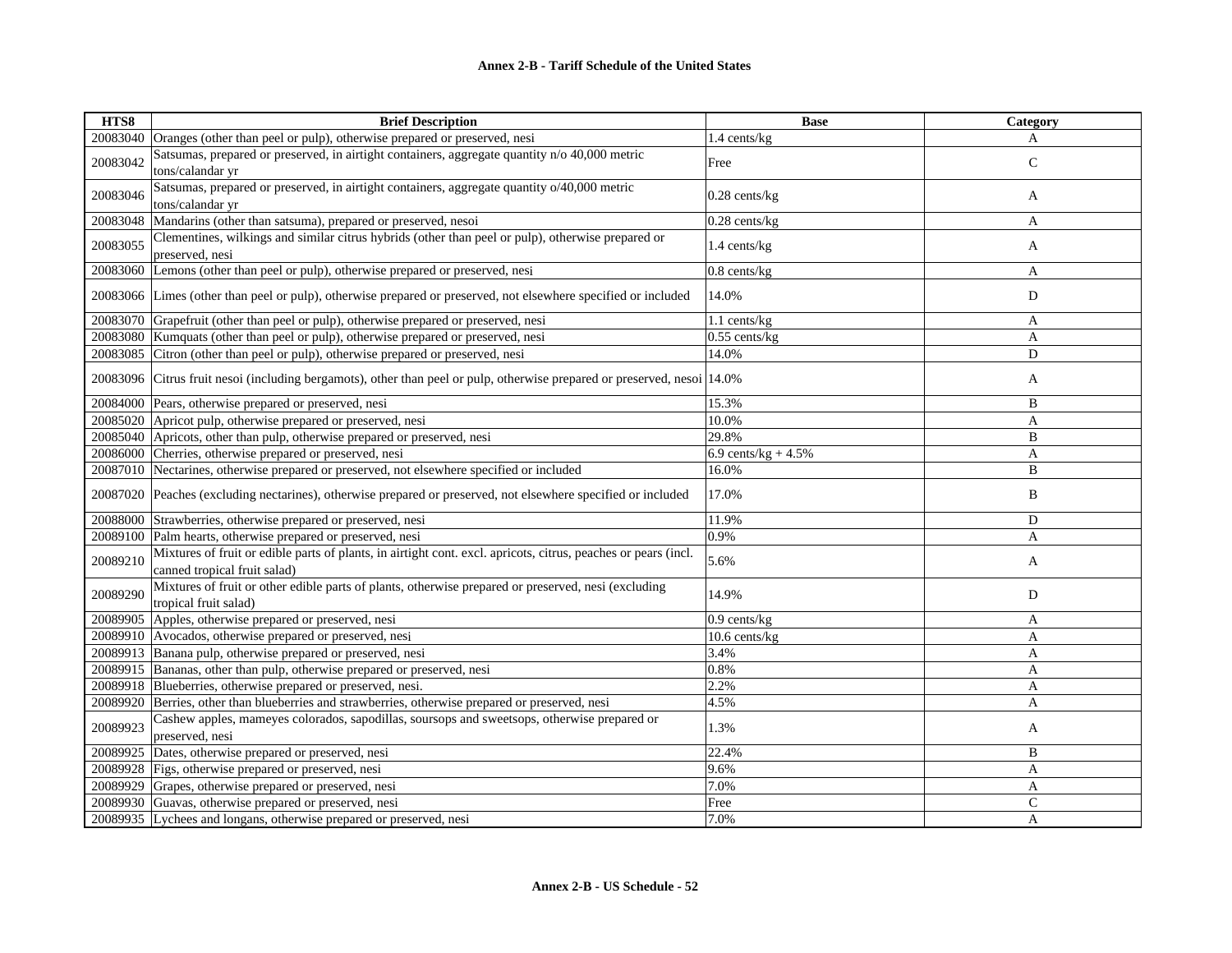## Annex 2-B - Tariff Schedule of the United States

| HTS8 | Brief Description | Base | Category |
|---|---|---|---|
| 20083040 | Oranges (other than peel or pulp), otherwise prepared or preserved, nesi | 1.4 cents/kg | A |
| 20083042 | Satsumas, prepared or preserved, in airtight containers, aggregate quantity n/o 40,000 metric tons/calandar yr | Free | C |
| 20083046 | Satsumas, prepared or preserved, in airtight containers, aggregate quantity o/40,000 metric tons/calandar yr | 0.28 cents/kg | A |
| 20083048 | Mandarins (other than satsuma), prepared or preserved, nesoi | 0.28 cents/kg | A |
| 20083055 | Clementines, wilkings and similar citrus hybrids (other than peel or pulp), otherwise prepared or preserved, nesi | 1.4 cents/kg | A |
| 20083060 | Lemons (other than peel or pulp), otherwise prepared or preserved, nesi | 0.8 cents/kg | A |
| 20083066 | Limes (other than peel or pulp), otherwise prepared or preserved, not elsewhere specified or included | 14.0% | D |
| 20083070 | Grapefruit (other than peel or pulp), otherwise prepared or preserved, nesi | 1.1 cents/kg | A |
| 20083080 | Kumquats (other than peel or pulp), otherwise prepared or preserved, nesi | 0.55 cents/kg | A |
| 20083085 | Citron (other than peel or pulp), otherwise prepared or preserved, nesi | 14.0% | D |
| 20083096 | Citrus fruit nesoi (including bergamots), other than peel or pulp, otherwise prepared or preserved, nesoi | 14.0% | A |
| 20084000 | Pears, otherwise prepared or preserved, nesi | 15.3% | B |
| 20085020 | Apricot pulp, otherwise prepared or preserved, nesi | 10.0% | A |
| 20085040 | Apricots, other than pulp, otherwise prepared or preserved, nesi | 29.8% | B |
| 20086000 | Cherries, otherwise prepared or preserved, nesi | 6.9 cents/kg + 4.5% | A |
| 20087010 | Nectarines, otherwise prepared or preserved, not elsewhere specified or included | 16.0% | B |
| 20087020 | Peaches (excluding nectarines), otherwise prepared or preserved, not elsewhere specified or included | 17.0% | B |
| 20088000 | Strawberries, otherwise prepared or preserved, nesi | 11.9% | D |
| 20089100 | Palm hearts, otherwise prepared or preserved, nesi | 0.9% | A |
| 20089210 | Mixtures of fruit or edible parts of plants, in airtight cont. excl. apricots, citrus, peaches or pears (incl. canned tropical fruit salad) | 5.6% | A |
| 20089290 | Mixtures of fruit or other edible parts of plants, otherwise prepared or preserved, nesi (excluding tropical fruit salad) | 14.9% | D |
| 20089905 | Apples, otherwise prepared or preserved, nesi | 0.9 cents/kg | A |
| 20089910 | Avocados, otherwise prepared or preserved, nesi | 10.6 cents/kg | A |
| 20089913 | Banana pulp, otherwise prepared or preserved, nesi | 3.4% | A |
| 20089915 | Bananas, other than pulp, otherwise prepared or preserved, nesi | 0.8% | A |
| 20089918 | Blueberries, otherwise prepared or preserved, nesi. | 2.2% | A |
| 20089920 | Berries, other than blueberries and strawberries, otherwise prepared or preserved, nesi | 4.5% | A |
| 20089923 | Cashew apples, mameyes colorados, sapodillas, soursops and sweetsops, otherwise prepared or preserved, nesi | 1.3% | A |
| 20089925 | Dates, otherwise prepared or preserved, nesi | 22.4% | B |
| 20089928 | Figs, otherwise prepared or preserved, nesi | 9.6% | A |
| 20089929 | Grapes, otherwise prepared or preserved, nesi | 7.0% | A |
| 20089930 | Guavas, otherwise prepared or preserved, nesi | Free | C |
| 20089935 | Lychees and longans, otherwise prepared or preserved, nesi | 7.0% | A |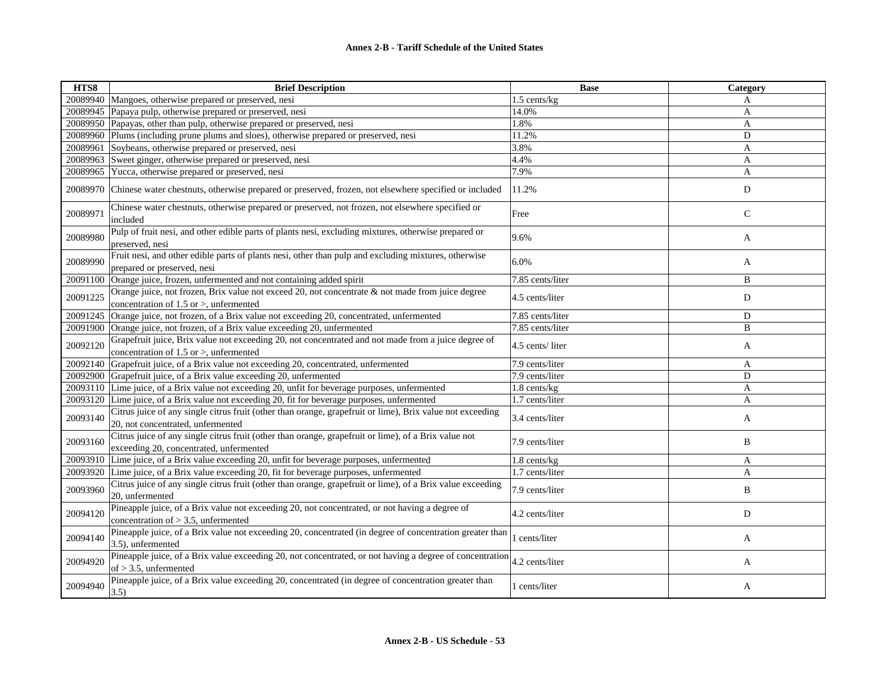**Annex 2-B - Tariff Schedule of the United States**

| HTS8 | Brief Description | Base | Category |
|---|---|---|---|
| 20089940 | Mangoes, otherwise prepared or preserved, nesi | 1.5 cents/kg | A |
| 20089945 | Papaya pulp, otherwise prepared or preserved, nesi | 14.0% | A |
| 20089950 | Papayas, other than pulp, otherwise prepared or preserved, nesi | 1.8% | A |
| 20089960 | Plums (including prune plums and sloes), otherwise prepared or preserved, nesi | 11.2% | D |
| 20089961 | Soybeans, otherwise prepared or preserved, nesi | 3.8% | A |
| 20089963 | Sweet ginger, otherwise prepared or preserved, nesi | 4.4% | A |
| 20089965 | Yucca, otherwise prepared or preserved, nesi | 7.9% | A |
| 20089970 | Chinese water chestnuts, otherwise prepared or preserved, frozen, not elsewhere specified or included | 11.2% | D |
| 20089971 | Chinese water chestnuts, otherwise prepared or preserved, not frozen, not elsewhere specified or included | Free | C |
| 20089980 | Pulp of fruit nesi, and other edible parts of plants nesi, excluding mixtures, otherwise prepared or preserved, nesi | 9.6% | A |
| 20089990 | Fruit nesi, and other edible parts of plants nesi, other than pulp and excluding mixtures, otherwise prepared or preserved, nesi | 6.0% | A |
| 20091100 | Orange juice, frozen, unfermented and not containing added spirit | 7.85 cents/liter | B |
| 20091225 | Orange juice, not frozen, Brix value not exceed 20, not concentrate & not made from juice degree concentration of 1.5 or >, unfermented | 4.5 cents/liter | D |
| 20091245 | Orange juice, not frozen, of a Brix value not exceeding 20, concentrated, unfermented | 7.85 cents/liter | D |
| 20091900 | Orange juice, not frozen, of a Brix value exceeding 20, unfermented | 7.85 cents/liter | B |
| 20092120 | Grapefruit juice, Brix value not exceeding 20, not concentrated and not made from a juice degree of concentration of 1.5 or >, unfermented | 4.5 cents/ liter | A |
| 20092140 | Grapefruit juice, of a Brix value not exceeding 20, concentrated, unfermented | 7.9 cents/liter | A |
| 20092900 | Grapefruit juice, of a Brix value exceeding 20, unfermented | 7.9 cents/liter | D |
| 20093110 | Lime juice, of a Brix value not exceeding 20, unfit for beverage purposes, unfermented | 1.8 cents/kg | A |
| 20093120 | Lime juice, of a Brix value not exceeding 20, fit for beverage purposes, unfermented | 1.7 cents/liter | A |
| 20093140 | Citrus juice of any single citrus fruit (other than orange, grapefruit or lime), Brix value not exceeding 20, not concentrated, unfermented | 3.4 cents/liter | A |
| 20093160 | Citrus juice of any single citrus fruit (other than orange, grapefruit or lime), of a Brix value not exceeding 20, concentrated, unfermented | 7.9 cents/liter | B |
| 20093910 | Lime juice, of a Brix value exceeding 20, unfit for beverage purposes, unfermented | 1.8 cents/kg | A |
| 20093920 | Lime juice, of a Brix value exceeding 20, fit for beverage purposes, unfermented | 1.7 cents/liter | A |
| 20093960 | Citrus juice of any single citrus fruit (other than orange, grapefruit or lime), of a Brix value exceeding 20, unfermented | 7.9 cents/liter | B |
| 20094120 | Pineapple juice, of a Brix value not exceeding 20, not concentrated, or not having a degree of concentration of > 3.5, unfermented | 4.2 cents/liter | D |
| 20094140 | Pineapple juice, of a Brix value not exceeding 20, concentrated (in degree of concentration greater than 3.5), unfermented | 1 cents/liter | A |
| 20094920 | Pineapple juice, of a Brix value exceeding 20, not concentrated, or not having a degree of concentration of > 3.5, unfermented | 4.2 cents/liter | A |
| 20094940 | Pineapple juice, of a Brix value exceeding 20, concentrated (in degree of concentration greater than 3.5) | 1 cents/liter | A |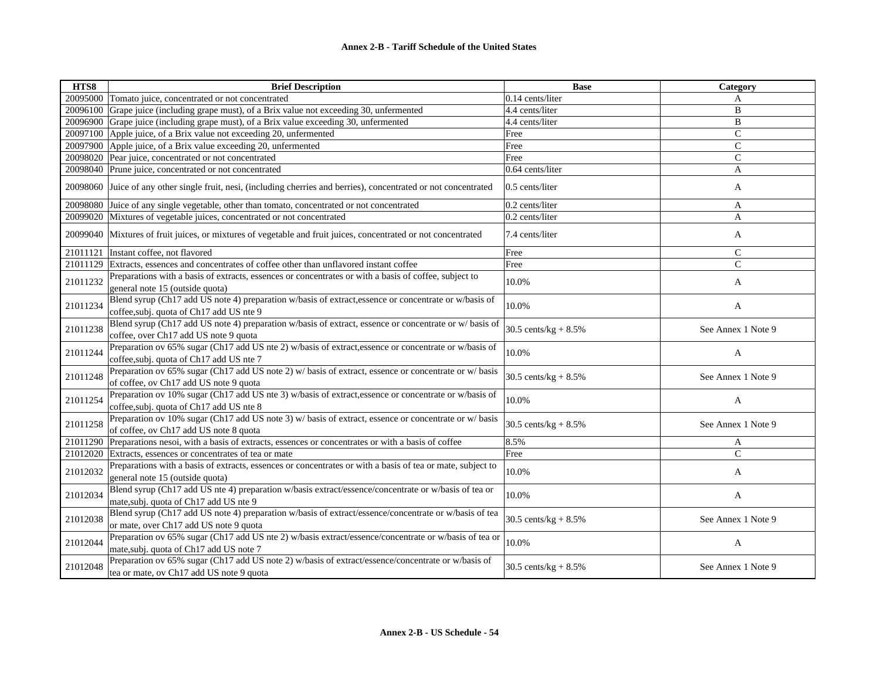**Annex 2-B - Tariff Schedule of the United States**

| HTS8 | Brief Description | Base | Category |
|---|---|---|---|
| 20095000 | Tomato juice, concentrated or not concentrated | 0.14 cents/liter | A |
| 20096100 | Grape juice (including grape must), of a Brix value not exceeding 30, unfermented | 4.4 cents/liter | B |
| 20096900 | Grape juice (including grape must), of a Brix value exceeding 30, unfermented | 4.4 cents/liter | B |
| 20097100 | Apple juice, of a Brix value not exceeding 20, unfermented | Free | C |
| 20097900 | Apple juice, of a Brix value exceeding 20, unfermented | Free | C |
| 20098020 | Pear juice, concentrated or not concentrated | Free | C |
| 20098040 | Prune juice, concentrated or not concentrated | 0.64 cents/liter | A |
| 20098060 | Juice of any other single fruit, nesi, (including cherries and berries), concentrated or not concentrated | 0.5 cents/liter | A |
| 20098080 | Juice of any single vegetable, other than tomato, concentrated or not concentrated | 0.2 cents/liter | A |
| 20099020 | Mixtures of vegetable juices, concentrated or not concentrated | 0.2 cents/liter | A |
| 20099040 | Mixtures of fruit juices, or mixtures of vegetable and fruit juices, concentrated or not concentrated | 7.4 cents/liter | A |
| 21011121 | Instant coffee, not flavored | Free | C |
| 21011129 | Extracts, essences and concentrates of coffee other than unflavored instant coffee | Free | C |
| 21011232 | Preparations with a basis of extracts, essences or concentrates or with a basis of coffee, subject to general note 15 (outside quota) | 10.0% | A |
| 21011234 | Blend syrup (Ch17 add US note 4) preparation w/basis of extract,essence or concentrate or w/basis of coffee,subj. quota of Ch17 add US nte 9 | 10.0% | A |
| 21011238 | Blend syrup (Ch17 add US note 4) preparation w/basis of extract, essence or concentrate or w/ basis of coffee, over Ch17 add US note 9 quota | 30.5 cents/kg + 8.5% | See Annex 1 Note 9 |
| 21011244 | Preparation ov 65% sugar (Ch17 add US nte 2) w/basis of extract,essence or concentrate or w/basis of coffee,subj. quota of Ch17 add US nte 7 | 10.0% | A |
| 21011248 | Preparation ov 65% sugar (Ch17 add US note 2) w/ basis of extract, essence or concentrate or w/ basis of coffee, ov Ch17 add US note 9 quota | 30.5 cents/kg + 8.5% | See Annex 1 Note 9 |
| 21011254 | Preparation ov 10% sugar (Ch17 add US nte 3) w/basis of extract,essence or concentrate or w/basis of coffee,subj. quota of Ch17 add US nte 8 | 10.0% | A |
| 21011258 | Preparation ov 10% sugar (Ch17 add US note 3) w/ basis of extract, essence or concentrate or w/ basis of coffee, ov Ch17 add US note 8 quota | 30.5 cents/kg + 8.5% | See Annex 1 Note 9 |
| 21011290 | Preparations nesoi, with a basis of extracts, essences or concentrates or with a basis of coffee | 8.5% | A |
| 21012020 | Extracts, essences or concentrates of tea or mate | Free | C |
| 21012032 | Preparations with a basis of extracts, essences or concentrates or with a basis of tea or mate, subject to general note 15 (outside quota) | 10.0% | A |
| 21012034 | Blend syrup (Ch17 add US nte 4) preparation w/basis extract/essence/concentrate or w/basis of tea or mate,subj. quota of Ch17 add US nte 9 | 10.0% | A |
| 21012038 | Blend syrup (Ch17 add US note 4) preparation w/basis of extract/essence/concentrate or w/basis of tea or mate, over Ch17 add US note 9 quota | 30.5 cents/kg + 8.5% | See Annex 1 Note 9 |
| 21012044 | Preparation ov 65% sugar (Ch17 add US nte 2) w/basis extract/essence/concentrate or w/basis of tea or mate,subj. quota of Ch17 add US note 7 | 10.0% | A |
| 21012048 | Preparation ov 65% sugar (Ch17 add US note 2) w/basis of extract/essence/concentrate or w/basis of tea or mate, ov Ch17 add US note 9 quota | 30.5 cents/kg + 8.5% | See Annex 1 Note 9 |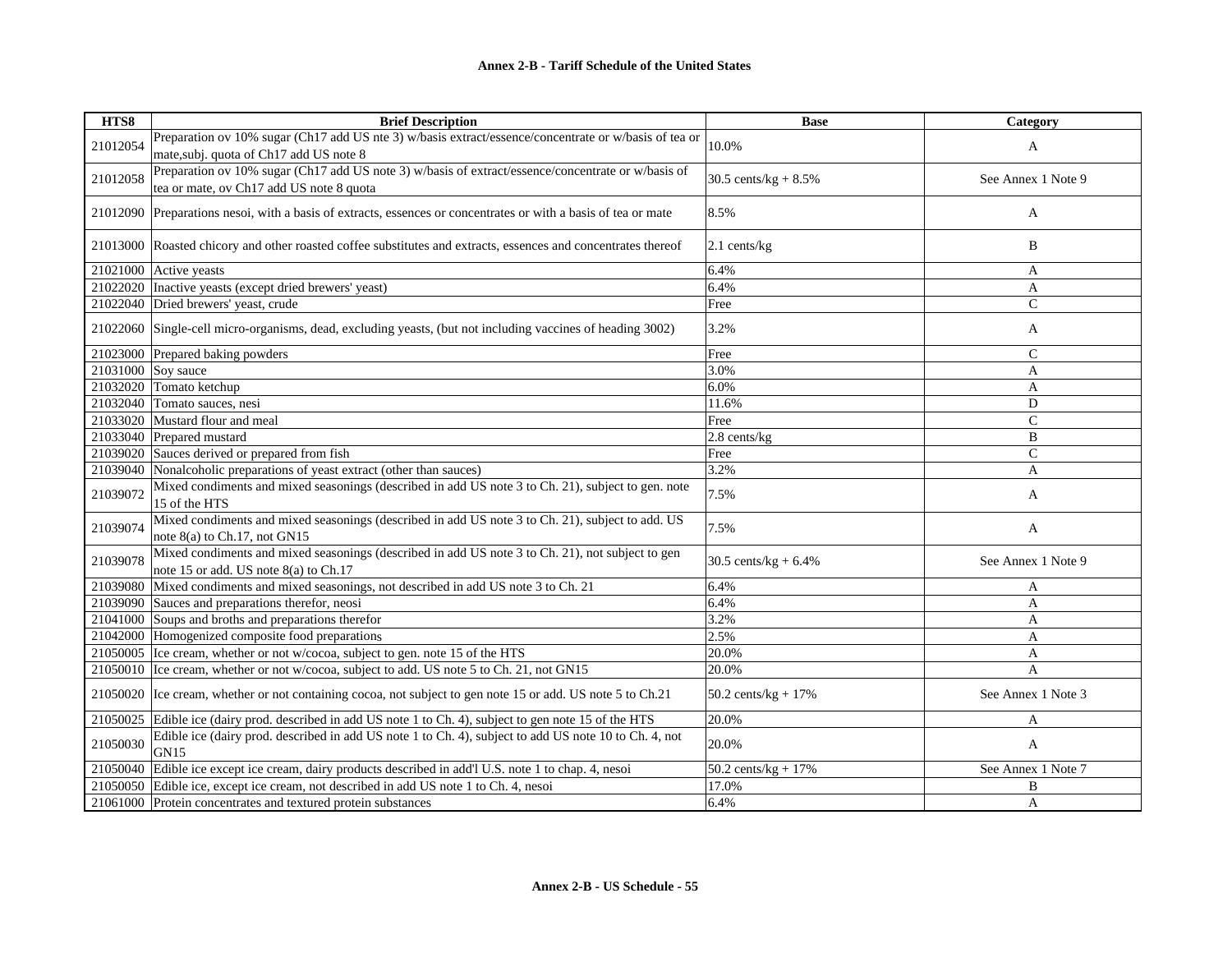**Annex 2-B - Tariff Schedule of the United States**

| HTS8 | Brief Description | Base | Category |
|---|---|---|---|
| 21012054 | Preparation ov 10% sugar (Ch17 add US nte 3) w/basis extract/essence/concentrate or w/basis of tea or mate,subj. quota of Ch17 add US note 8 | 10.0% | A |
| 21012058 | Preparation ov 10% sugar (Ch17 add US note 3) w/basis of extract/essence/concentrate or w/basis of tea or mate, ov Ch17 add US note 8 quota | 30.5 cents/kg + 8.5% | See Annex 1 Note 9 |
| 21012090 | Preparations nesoi, with a basis of extracts, essences or concentrates or with a basis of tea or mate | 8.5% | A |
| 21013000 | Roasted chicory and other roasted coffee substitutes and extracts, essences and concentrates thereof | 2.1 cents/kg | B |
| 21021000 | Active yeasts | 6.4% | A |
| 21022020 | Inactive yeasts (except dried brewers' yeast) | 6.4% | A |
| 21022040 | Dried brewers' yeast, crude | Free | C |
| 21022060 | Single-cell micro-organisms, dead, excluding yeasts, (but not including vaccines of heading 3002) | 3.2% | A |
| 21023000 | Prepared baking powders | Free | C |
| 21031000 | Soy sauce | 3.0% | A |
| 21032020 | Tomato ketchup | 6.0% | A |
| 21032040 | Tomato sauces, nesi | 11.6% | D |
| 21033020 | Mustard flour and meal | Free | C |
| 21033040 | Prepared mustard | 2.8 cents/kg | B |
| 21039020 | Sauces derived or prepared from fish | Free | C |
| 21039040 | Nonalcoholic preparations of yeast extract (other than sauces) | 3.2% | A |
| 21039072 | Mixed condiments and mixed seasonings (described in add US note 3 to Ch. 21), subject to gen. note 15 of the HTS | 7.5% | A |
| 21039074 | Mixed condiments and mixed seasonings (described in add US note 3 to Ch. 21), subject to add. US note 8(a) to Ch.17, not GN15 | 7.5% | A |
| 21039078 | Mixed condiments and mixed seasonings (described in add US note 3 to Ch. 21), not subject to gen note 15 or add. US note 8(a) to Ch.17 | 30.5 cents/kg + 6.4% | See Annex 1 Note 9 |
| 21039080 | Mixed condiments and mixed seasonings, not described in add US note 3 to Ch. 21 | 6.4% | A |
| 21039090 | Sauces and preparations therefor, neosi | 6.4% | A |
| 21041000 | Soups and broths and preparations therefor | 3.2% | A |
| 21042000 | Homogenized composite food preparations | 2.5% | A |
| 21050005 | Ice cream, whether or not w/cocoa, subject to gen. note 15 of the HTS | 20.0% | A |
| 21050010 | Ice cream, whether or not w/cocoa, subject to add. US note 5 to Ch. 21, not GN15 | 20.0% | A |
| 21050020 | Ice cream, whether or not containing cocoa, not subject to gen note 15 or add. US note 5 to Ch.21 | 50.2 cents/kg + 17% | See Annex 1 Note 3 |
| 21050025 | Edible ice (dairy prod. described in add US note 1 to Ch. 4), subject to gen note 15 of the HTS | 20.0% | A |
| 21050030 | Edible ice (dairy prod. described in add US note 1 to Ch. 4), subject to add US note 10 to Ch. 4, not GN15 | 20.0% | A |
| 21050040 | Edible ice except ice cream, dairy products described in add'l U.S. note 1 to chap. 4, nesoi | 50.2 cents/kg + 17% | See Annex 1 Note 7 |
| 21050050 | Edible ice, except ice cream, not described in add US note 1 to Ch. 4, nesoi | 17.0% | B |
| 21061000 | Protein concentrates and textured protein substances | 6.4% | A |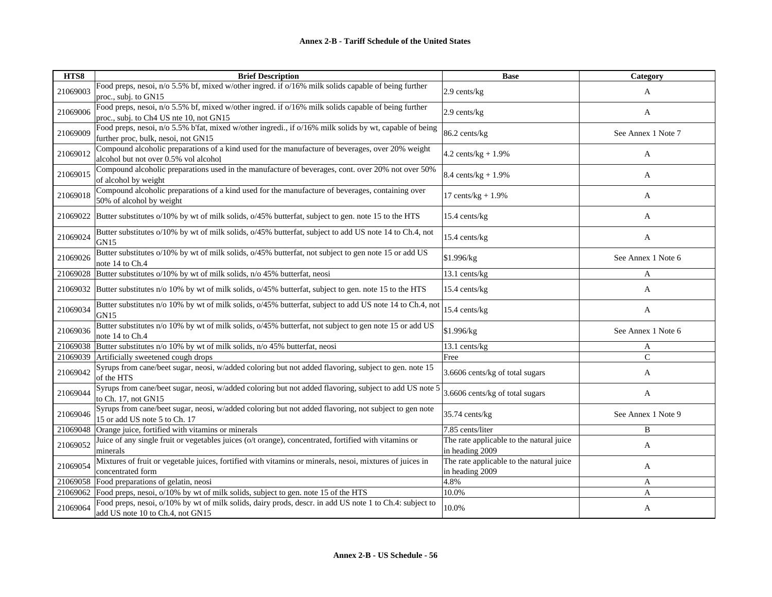**Annex 2-B - Tariff Schedule of the United States**

| HTS8 | Brief Description | Base | Category |
|---|---|---|---|
| 21069003 | Food preps, nesoi, n/o 5.5% bf, mixed w/other ingred. if o/16% milk solids capable of being further proc., subj. to GN15 | 2.9 cents/kg | A |
| 21069006 | Food preps, nesoi, n/o 5.5% bf, mixed w/other ingred. if o/16% milk solids capable of being further proc., subj. to Ch4 US nte 10, not GN15 | 2.9 cents/kg | A |
| 21069009 | Food preps, nesoi, n/o 5.5% b'fat, mixed w/other ingredi., if o/16% milk solids by wt, capable of being further proc, bulk, nesoi, not GN15 | 86.2 cents/kg | See Annex 1 Note 7 |
| 21069012 | Compound alcoholic preparations of a kind used for the manufacture of beverages, over 20% weight alcohol but not over 0.5% vol alcohol | 4.2 cents/kg + 1.9% | A |
| 21069015 | Compound alcoholic preparations used in the manufacture of beverages, cont. over 20% not over 50% of alcohol by weight | 8.4 cents/kg + 1.9% | A |
| 21069018 | Compound alcoholic preparations of a kind used for the manufacture of beverages, containing over 50% of alcohol by weight | 17 cents/kg + 1.9% | A |
| 21069022 | Butter substitutes o/10% by wt of milk solids, o/45% butterfat, subject to gen. note 15 to the HTS | 15.4 cents/kg | A |
| 21069024 | Butter substitutes o/10% by wt of milk solids, o/45% butterfat, subject to add US note 14 to Ch.4, not GN15 | 15.4 cents/kg | A |
| 21069026 | Butter substitutes o/10% by wt of milk solids, o/45% butterfat, not subject to gen note 15 or add US note 14 to Ch.4 | $1.996/kg | See Annex 1 Note 6 |
| 21069028 | Butter substitutes o/10% by wt of milk solids, n/o 45% butterfat, neosi | 13.1 cents/kg | A |
| 21069032 | Butter substitutes n/o 10% by wt of milk solids, o/45% butterfat, subject to gen. note 15 to the HTS | 15.4 cents/kg | A |
| 21069034 | Butter substitutes n/o 10% by wt of milk solids, o/45% butterfat, subject to add US note 14 to Ch.4, not GN15 | 15.4 cents/kg | A |
| 21069036 | Butter substitutes n/o 10% by wt of milk solids, o/45% butterfat, not subject to gen note 15 or add US note 14 to Ch.4 | $1.996/kg | See Annex 1 Note 6 |
| 21069038 | Butter substitutes n/o 10% by wt of milk solids, n/o 45% butterfat, neosi | 13.1 cents/kg | A |
| 21069039 | Artificially sweetened cough drops | Free | C |
| 21069042 | Syrups from cane/beet sugar, neosi, w/added coloring but not added flavoring, subject to gen. note 15 of the HTS | 3.6606 cents/kg of total sugars | A |
| 21069044 | Syrups from cane/beet sugar, neosi, w/added coloring but not added flavoring, subject to add US note 5 to Ch. 17, not GN15 | 3.6606 cents/kg of total sugars | A |
| 21069046 | Syrups from cane/beet sugar, neosi, w/added coloring but not added flavoring, not subject to gen note 15 or add US note 5 to Ch. 17 | 35.74 cents/kg | See Annex 1 Note 9 |
| 21069048 | Orange juice, fortified with vitamins or minerals | 7.85 cents/liter | B |
| 21069052 | Juice of any single fruit or vegetables juices (o/t orange), concentrated, fortified with vitamins or minerals | The rate applicable to the natural juice in heading 2009 | A |
| 21069054 | Mixtures of fruit or vegetable juices, fortified with vitamins or minerals, nesoi, mixtures of juices in concentrated form | The rate applicable to the natural juice in heading 2009 | A |
| 21069058 | Food preparations of gelatin, neosi | 4.8% | A |
| 21069062 | Food preps, nesoi, o/10% by wt of milk solids, subject to gen. note 15 of the HTS | 10.0% | A |
| 21069064 | Food preps, nesoi, o/10% by wt of milk solids, dairy prods, descr. in add US note 1 to Ch.4: subject to add US note 10 to Ch.4, not GN15 | 10.0% | A |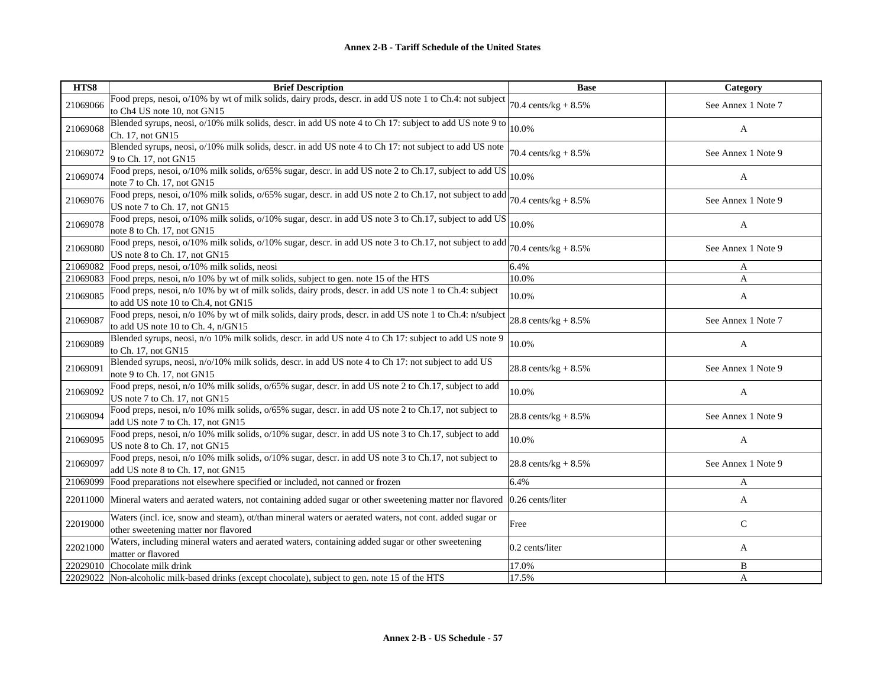**Annex 2-B - Tariff Schedule of the United States**

| HTS8 | Brief Description | Base | Category |
|---|---|---|---|
| 21069066 | Food preps, nesoi, o/10% by wt of milk solids, dairy prods, descr. in add US note 1 to Ch.4: not subject to Ch4 US note 10, not GN15 | 70.4 cents/kg + 8.5% | See Annex 1 Note 7 |
| 21069068 | Blended syrups, neosi, o/10% milk solids, descr. in add US note 4 to Ch 17: subject to add US note 9 to Ch. 17, not GN15 | 10.0% | A |
| 21069072 | Blended syrups, neosi, o/10% milk solids, descr. in add US note 4 to Ch 17: not subject to add US note 9 to Ch. 17, not GN15 | 70.4 cents/kg + 8.5% | See Annex 1 Note 9 |
| 21069074 | Food preps, nesoi, o/10% milk solids, o/65% sugar, descr. in add US note 2 to Ch.17, subject to add US note 7 to Ch. 17, not GN15 | 10.0% | A |
| 21069076 | Food preps, nesoi, o/10% milk solids, o/65% sugar, descr. in add US note 2 to Ch.17, not subject to add US note 7 to Ch. 17, not GN15 | 70.4 cents/kg + 8.5% | See Annex 1 Note 9 |
| 21069078 | Food preps, nesoi, o/10% milk solids, o/10% sugar, descr. in add US note 3 to Ch.17, subject to add US note 8 to Ch. 17, not GN15 | 10.0% | A |
| 21069080 | Food preps, nesoi, o/10% milk solids, o/10% sugar, descr. in add US note 3 to Ch.17, not subject to add US note 8 to Ch. 17, not GN15 | 70.4 cents/kg + 8.5% | See Annex 1 Note 9 |
| 21069082 | Food preps, nesoi, o/10% milk solids, neosi | 6.4% | A |
| 21069083 | Food preps, nesoi, n/o 10% by wt of milk solids, subject to gen. note 15 of the HTS | 10.0% | A |
| 21069085 | Food preps, nesoi, n/o 10% by wt of milk solids, dairy prods, descr. in add US note 1 to Ch.4: subject to add US note 10 to Ch.4, not GN15 | 10.0% | A |
| 21069087 | Food preps, nesoi, n/o 10% by wt of milk solids, dairy prods, descr. in add US note 1 to Ch.4: n/subject to add US note 10 to Ch. 4, n/GN15 | 28.8 cents/kg + 8.5% | See Annex 1 Note 7 |
| 21069089 | Blended syrups, neosi, n/o 10% milk solids, descr. in add US note 4 to Ch 17: subject to add US note 9 to Ch. 17, not GN15 | 10.0% | A |
| 21069091 | Blended syrups, neosi, n/o/10% milk solids, descr. in add US note 4 to Ch 17: not subject to add US note 9 to Ch. 17, not GN15 | 28.8 cents/kg + 8.5% | See Annex 1 Note 9 |
| 21069092 | Food preps, nesoi, n/o 10% milk solids, o/65% sugar, descr. in add US note 2 to Ch.17, subject to add US note 7 to Ch. 17, not GN15 | 10.0% | A |
| 21069094 | Food preps, nesoi, n/o 10% milk solids, o/65% sugar, descr. in add US note 2 to Ch.17, not subject to add US note 7 to Ch. 17, not GN15 | 28.8 cents/kg + 8.5% | See Annex 1 Note 9 |
| 21069095 | Food preps, nesoi, n/o 10% milk solids, o/10% sugar, descr. in add US note 3 to Ch.17, subject to add US note 8 to Ch. 17, not GN15 | 10.0% | A |
| 21069097 | Food preps, nesoi, n/o 10% milk solids, o/10% sugar, descr. in add US note 3 to Ch.17, not subject to add US note 8 to Ch. 17, not GN15 | 28.8 cents/kg + 8.5% | See Annex 1 Note 9 |
| 21069099 | Food preparations not elsewhere specified or included, not canned or frozen | 6.4% | A |
| 22011000 | Mineral waters and aerated waters, not containing added sugar or other sweetening matter nor flavored | 0.26 cents/liter | A |
| 22019000 | Waters (incl. ice, snow and steam), ot/than mineral waters or aerated waters, not cont. added sugar or other sweetening matter nor flavored | Free | C |
| 22021000 | Waters, including mineral waters and aerated waters, containing added sugar or other sweetening matter or flavored | 0.2 cents/liter | A |
| 22029010 | Chocolate milk drink | 17.0% | B |
| 22029022 | Non-alcoholic milk-based drinks (except chocolate), subject to gen. note 15 of the HTS | 17.5% | A |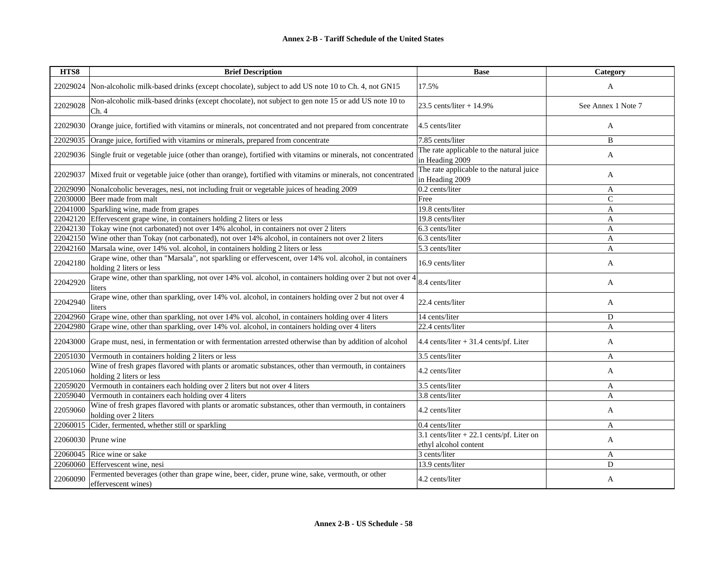**Annex 2-B - Tariff Schedule of the United States**

| HTS8 | Brief Description | Base | Category |
|---|---|---|---|
| 22029024 | Non-alcoholic milk-based drinks (except chocolate), subject to add US note 10 to Ch. 4, not GN15 | 17.5% | A |
| 22029028 | Non-alcoholic milk-based drinks (except chocolate), not subject to gen note 15 or add US note 10 to Ch. 4 | 23.5 cents/liter + 14.9% | See Annex 1 Note 7 |
| 22029030 | Orange juice, fortified with vitamins or minerals, not concentrated and not prepared from concentrate | 4.5 cents/liter | A |
| 22029035 | Orange juice, fortified with vitamins or minerals, prepared from concentrate | 7.85 cents/liter | B |
| 22029036 | Single fruit or vegetable juice (other than orange), fortified with vitamins or minerals, not concentrated | The rate applicable to the natural juice in Heading 2009 | A |
| 22029037 | Mixed fruit or vegetable juice (other than orange), fortified with vitamins or minerals, not concentrated | The rate applicable to the natural juice in Heading 2009 | A |
| 22029090 | Nonalcoholic beverages, nesi, not including fruit or vegetable juices of heading 2009 | 0.2 cents/liter | A |
| 22030000 | Beer made from malt | Free | C |
| 22041000 | Sparkling wine, made from grapes | 19.8 cents/liter | A |
| 22042120 | Effervescent grape wine, in containers holding 2 liters or less | 19.8 cents/liter | A |
| 22042130 | Tokay wine (not carbonated) not over 14% alcohol, in containers not over 2 liters | 6.3 cents/liter | A |
| 22042150 | Wine other than Tokay (not carbonated), not over 14% alcohol, in containers not over 2 liters | 6.3 cents/liter | A |
| 22042160 | Marsala wine, over 14% vol. alcohol, in containers holding 2 liters or less | 5.3 cents/liter | A |
| 22042180 | Grape wine, other than "Marsala", not sparkling or effervescent, over 14% vol. alcohol, in containers holding 2 liters or less | 16.9 cents/liter | A |
| 22042920 | Grape wine, other than sparkling, not over 14% vol. alcohol, in containers holding over 2 but not over 4 liters | 8.4 cents/liter | A |
| 22042940 | Grape wine, other than sparkling, over 14% vol. alcohol, in containers holding over 2 but not over 4 liters | 22.4 cents/liter | A |
| 22042960 | Grape wine, other than sparkling, not over 14% vol. alcohol, in containers holding over 4 liters | 14 cents/liter | D |
| 22042980 | Grape wine, other than sparkling, over 14% vol. alcohol, in containers holding over 4 liters | 22.4 cents/liter | A |
| 22043000 | Grape must, nesi, in fermentation or with fermentation arrested otherwise than by addition of alcohol | 4.4 cents/liter + 31.4 cents/pf. Liter | A |
| 22051030 | Vermouth in containers holding 2 liters or less | 3.5 cents/liter | A |
| 22051060 | Wine of fresh grapes flavored with plants or aromatic substances, other than vermouth, in containers holding 2 liters or less | 4.2 cents/liter | A |
| 22059020 | Vermouth in containers each holding over 2 liters but not over 4 liters | 3.5 cents/liter | A |
| 22059040 | Vermouth in containers each holding over 4 liters | 3.8 cents/liter | A |
| 22059060 | Wine of fresh grapes flavored with plants or aromatic substances, other than vermouth, in containers holding over 2 liters | 4.2 cents/liter | A |
| 22060015 | Cider, fermented, whether still or sparkling | 0.4 cents/liter | A |
| 22060030 | Prune wine | 3.1 cents/liter + 22.1 cents/pf. Liter on ethyl alcohol content | A |
| 22060045 | Rice wine or sake | 3 cents/liter | A |
| 22060060 | Effervescent wine, nesi | 13.9 cents/liter | D |
| 22060090 | Fermented beverages (other than grape wine, beer, cider, prune wine, sake, vermouth, or other effervescent wines) | 4.2 cents/liter | A |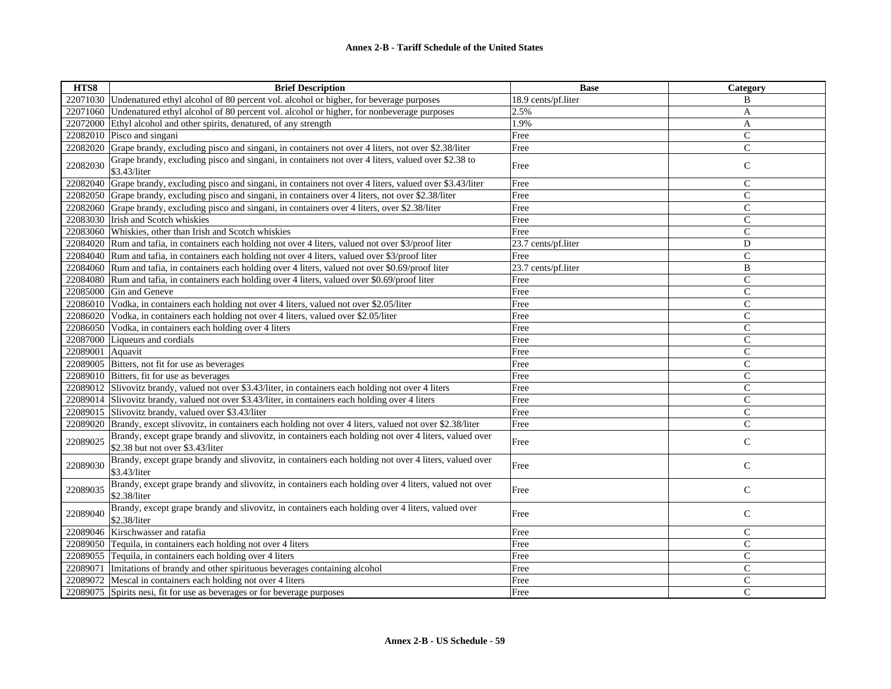| HTS8 | Brief Description | Base | Category |
|---|---|---|---|
| 22071030 | Undenatured ethyl alcohol of 80 percent vol. alcohol or higher, for beverage purposes | 18.9 cents/pf.liter | B |
| 22071060 | Undenatured ethyl alcohol of 80 percent vol. alcohol or higher, for nonbeverage purposes | 2.5% | A |
| 22072000 | Ethyl alcohol and other spirits, denatured, of any strength | 1.9% | A |
| 22082010 | Pisco and singani | Free | C |
| 22082020 | Grape brandy, excluding pisco and singani, in containers not over 4 liters, not over $2.38/liter | Free | C |
| 22082030 | Grape brandy, excluding pisco and singani, in containers not over 4 liters, valued over $2.38 to $3.43/liter | Free | C |
| 22082040 | Grape brandy, excluding pisco and singani, in containers not over 4 liters, valued over $3.43/liter | Free | C |
| 22082050 | Grape brandy, excluding pisco and singani, in containers over 4 liters, not over $2.38/liter | Free | C |
| 22082060 | Grape brandy, excluding pisco and singani, in containers over 4 liters, over $2.38/liter | Free | C |
| 22083030 | Irish and Scotch whiskies | Free | C |
| 22083060 | Whiskies, other than Irish and Scotch whiskies | Free | C |
| 22084020 | Rum and tafia, in containers each holding not over 4 liters, valued not over $3/proof liter | 23.7 cents/pf.liter | D |
| 22084040 | Rum and tafia, in containers each holding not over 4 liters, valued over $3/proof liter | Free | C |
| 22084060 | Rum and tafia, in containers each holding over 4 liters, valued not over $0.69/proof liter | 23.7 cents/pf.liter | B |
| 22084080 | Rum and tafia, in containers each holding over 4 liters, valued over $0.69/proof liter | Free | C |
| 22085000 | Gin and Geneve | Free | C |
| 22086010 | Vodka, in containers each holding not over 4 liters, valued not over $2.05/liter | Free | C |
| 22086020 | Vodka, in containers each holding not over 4 liters, valued over $2.05/liter | Free | C |
| 22086050 | Vodka, in containers each holding over 4 liters | Free | C |
| 22087000 | Liqueurs and cordials | Free | C |
| 22089001 | Aquavit | Free | C |
| 22089005 | Bitters, not fit for use as beverages | Free | C |
| 22089010 | Bitters, fit for use as beverages | Free | C |
| 22089012 | Slivovitz brandy, valued not over $3.43/liter, in containers each holding not over 4 liters | Free | C |
| 22089014 | Slivovitz brandy, valued not over $3.43/liter, in containers each holding over 4 liters | Free | C |
| 22089015 | Slivovitz brandy, valued over $3.43/liter | Free | C |
| 22089020 | Brandy, except slivovitz, in containers each holding not over 4 liters, valued not over $2.38/liter | Free | C |
| 22089025 | Brandy, except grape brandy and slivovitz, in containers each holding not over 4 liters, valued over $2.38 but not over $3.43/liter | Free | C |
| 22089030 | Brandy, except grape brandy and slivovitz, in containers each holding not over 4 liters, valued over $3.43/liter | Free | C |
| 22089035 | Brandy, except grape brandy and slivovitz, in containers each holding over 4 liters, valued not over $2.38/liter | Free | C |
| 22089040 | Brandy, except grape brandy and slivovitz, in containers each holding over 4 liters, valued over $2.38/liter | Free | C |
| 22089046 | Kirschwasser and ratafia | Free | C |
| 22089050 | Tequila, in containers each holding not over 4 liters | Free | C |
| 22089055 | Tequila, in containers each holding over 4 liters | Free | C |
| 22089071 | Imitations of brandy and other spirituous beverages containing alcohol | Free | C |
| 22089072 | Mescal in containers each holding not over 4 liters | Free | C |
| 22089075 | Spirits nesi, fit for use as beverages or for beverage purposes | Free | C |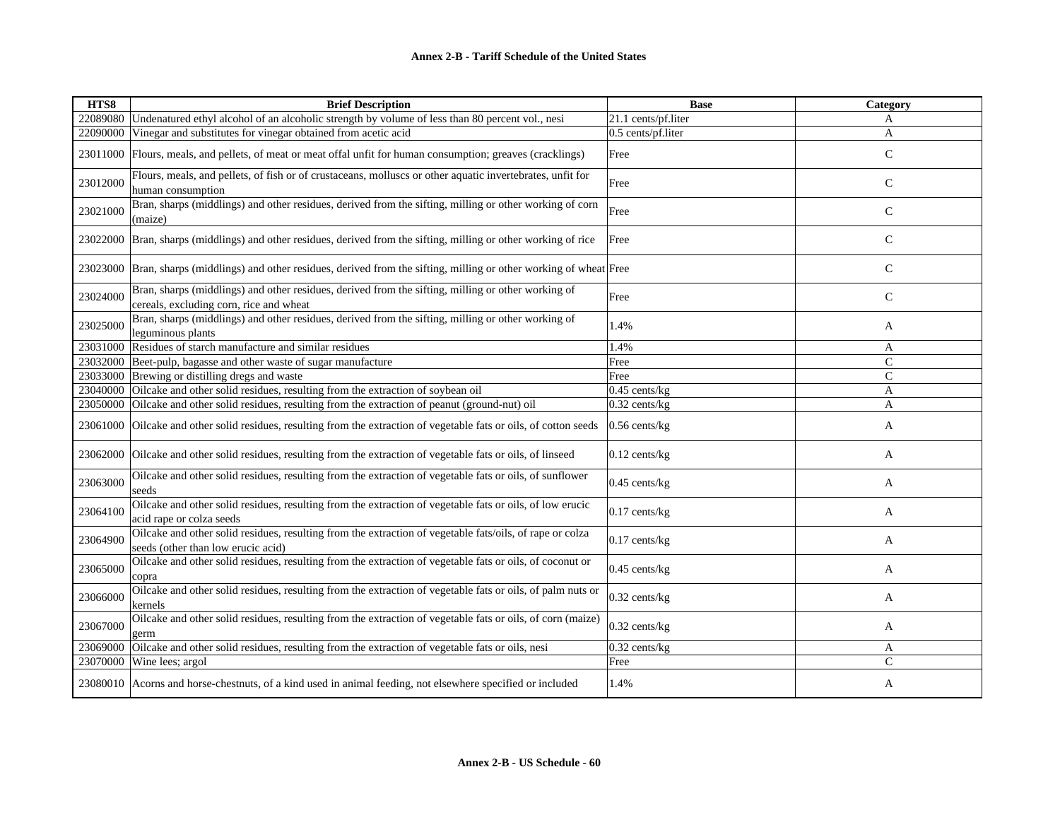| HTS8 | Brief Description | Base | Category |
|---|---|---|---|
| 22089080 | Undenatured ethyl alcohol of an alcoholic strength by volume of less than 80 percent vol., nesi | 21.1 cents/pf.liter | A |
| 22090000 | Vinegar and substitutes for vinegar obtained from acetic acid | 0.5 cents/pf.liter | A |
| 23011000 | Flours, meals, and pellets, of meat or meat offal unfit for human consumption; greaves (cracklings) | Free | C |
| 23012000 | Flours, meals, and pellets, of fish or of crustaceans, molluscs or other aquatic invertebrates, unfit for human consumption | Free | C |
| 23021000 | Bran, sharps (middlings) and other residues, derived from the sifting, milling or other working of corn (maize) | Free | C |
| 23022000 | Bran, sharps (middlings) and other residues, derived from the sifting, milling or other working of rice | Free | C |
| 23023000 | Bran, sharps (middlings) and other residues, derived from the sifting, milling or other working of wheat | Free | C |
| 23024000 | Bran, sharps (middlings) and other residues, derived from the sifting, milling or other working of cereals, excluding corn, rice and wheat | Free | C |
| 23025000 | Bran, sharps (middlings) and other residues, derived from the sifting, milling or other working of leguminous plants | 1.4% | A |
| 23031000 | Residues of starch manufacture and similar residues | 1.4% | A |
| 23032000 | Beet-pulp, bagasse and other waste of sugar manufacture | Free | C |
| 23033000 | Brewing or distilling dregs and waste | Free | C |
| 23040000 | Oilcake and other solid residues, resulting from the extraction of soybean oil | 0.45 cents/kg | A |
| 23050000 | Oilcake and other solid residues, resulting from the extraction of peanut (ground-nut) oil | 0.32 cents/kg | A |
| 23061000 | Oilcake and other solid residues, resulting from the extraction of vegetable fats or oils, of cotton seeds | 0.56 cents/kg | A |
| 23062000 | Oilcake and other solid residues, resulting from the extraction of vegetable fats or oils, of linseed | 0.12 cents/kg | A |
| 23063000 | Oilcake and other solid residues, resulting from the extraction of vegetable fats or oils, of sunflower seeds | 0.45 cents/kg | A |
| 23064100 | Oilcake and other solid residues, resulting from the extraction of vegetable fats or oils, of low erucic acid rape or colza seeds | 0.17 cents/kg | A |
| 23064900 | Oilcake and other solid residues, resulting from the extraction of vegetable fats/oils, of rape or colza seeds (other than low erucic acid) | 0.17 cents/kg | A |
| 23065000 | Oilcake and other solid residues, resulting from the extraction of vegetable fats or oils, of coconut or copra | 0.45 cents/kg | A |
| 23066000 | Oilcake and other solid residues, resulting from the extraction of vegetable fats or oils, of palm nuts or kernels | 0.32 cents/kg | A |
| 23067000 | Oilcake and other solid residues, resulting from the extraction of vegetable fats or oils, of corn (maize) germ | 0.32 cents/kg | A |
| 23069000 | Oilcake and other solid residues, resulting from the extraction of vegetable fats or oils, nesi | 0.32 cents/kg | A |
| 23070000 | Wine lees; argol | Free | C |
| 23080010 | Acorns and horse-chestnuts, of a kind used in animal feeding, not elsewhere specified or included | 1.4% | A |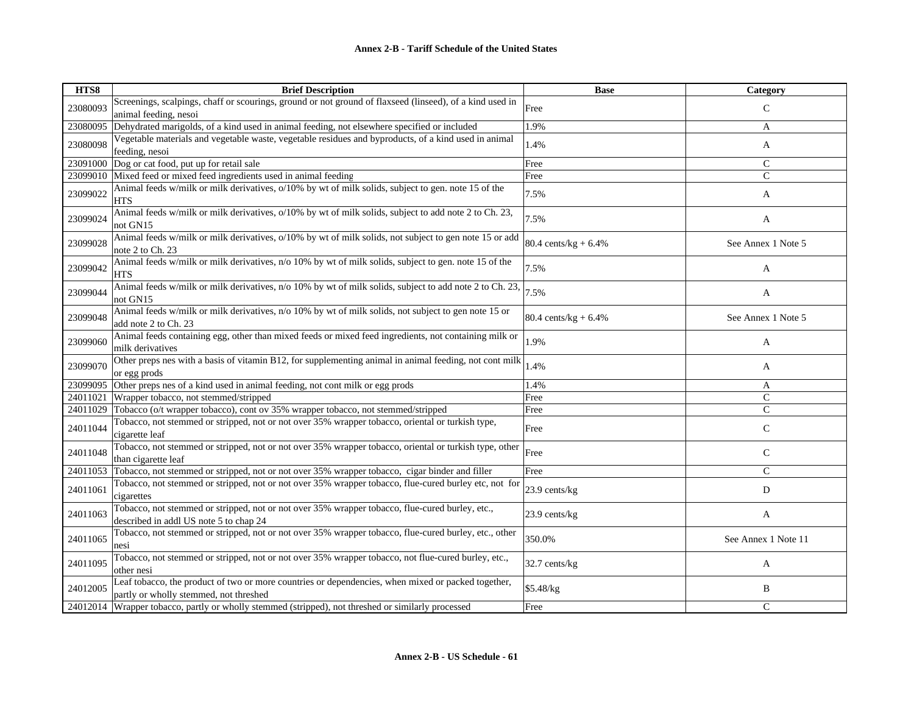| HTS8 | Brief Description | Base | Category |
|---|---|---|---|
| 23080093 | Screenings, scalpings, chaff or scourings, ground or not ground of flaxseed (linseed), of a kind used in animal feeding, nesoi | Free | C |
| 23080095 | Dehydrated marigolds, of a kind used in animal feeding, not elsewhere specified or included | 1.9% | A |
| 23080098 | Vegetable materials and vegetable waste, vegetable residues and byproducts, of a kind used in animal feeding, nesoi | 1.4% | A |
| 23091000 | Dog or cat food, put up for retail sale | Free | C |
| 23099010 | Mixed feed or mixed feed ingredients used in animal feeding | Free | C |
| 23099022 | Animal feeds w/milk or milk derivatives, o/10% by wt of milk solids, subject to gen. note 15 of the HTS | 7.5% | A |
| 23099024 | Animal feeds w/milk or milk derivatives, o/10% by wt of milk solids, subject to add note 2 to Ch. 23, not GN15 | 7.5% | A |
| 23099028 | Animal feeds w/milk or milk derivatives, o/10% by wt of milk solids, not subject to gen note 15 or add note 2 to Ch. 23 | 80.4 cents/kg + 6.4% | See Annex 1 Note 5 |
| 23099042 | Animal feeds w/milk or milk derivatives, n/o 10% by wt of milk solids, subject to gen. note 15 of the HTS | 7.5% | A |
| 23099044 | Animal feeds w/milk or milk derivatives, n/o 10% by wt of milk solids, subject to add note 2 to Ch. 23, not GN15 | 7.5% | A |
| 23099048 | Animal feeds w/milk or milk derivatives, n/o 10% by wt of milk solids, not subject to gen note 15 or add note 2 to Ch. 23 | 80.4 cents/kg + 6.4% | See Annex 1 Note 5 |
| 23099060 | Animal feeds containing egg, other than mixed feeds or mixed feed ingredients, not containing milk or milk derivatives | 1.9% | A |
| 23099070 | Other preps nes with a basis of vitamin B12, for supplementing animal in animal feeding, not cont milk or egg prods | 1.4% | A |
| 23099095 | Other preps nes of a kind used in animal feeding, not cont milk or egg prods | 1.4% | A |
| 24011021 | Wrapper tobacco, not stemmed/stripped | Free | C |
| 24011029 | Tobacco (o/t wrapper tobacco), cont ov 35% wrapper tobacco, not stemmed/stripped | Free | C |
| 24011044 | Tobacco, not stemmed or stripped, not or not over 35% wrapper tobacco, oriental or turkish type, cigarette leaf | Free | C |
| 24011048 | Tobacco, not stemmed or stripped, not or not over 35% wrapper tobacco, oriental or turkish type, other than cigarette leaf | Free | C |
| 24011053 | Tobacco, not stemmed or stripped, not or not over 35% wrapper tobacco, cigar binder and filler | Free | C |
| 24011061 | Tobacco, not stemmed or stripped, not or not over 35% wrapper tobacco, flue-cured burley etc, not for cigarettes | 23.9 cents/kg | D |
| 24011063 | Tobacco, not stemmed or stripped, not or not over 35% wrapper tobacco, flue-cured burley, etc., described in addl US note 5 to chap 24 | 23.9 cents/kg | A |
| 24011065 | Tobacco, not stemmed or stripped, not or not over 35% wrapper tobacco, flue-cured burley, etc., other nesi | 350.0% | See Annex 1 Note 11 |
| 24011095 | Tobacco, not stemmed or stripped, not or not over 35% wrapper tobacco, not flue-cured burley, etc., other nesi | 32.7 cents/kg | A |
| 24012005 | Leaf tobacco, the product of two or more countries or dependencies, when mixed or packed together, partly or wholly stemmed, not threshed | $5.48/kg | B |
| 24012014 | Wrapper tobacco, partly or wholly stemmed (stripped), not threshed or similarly processed | Free | C |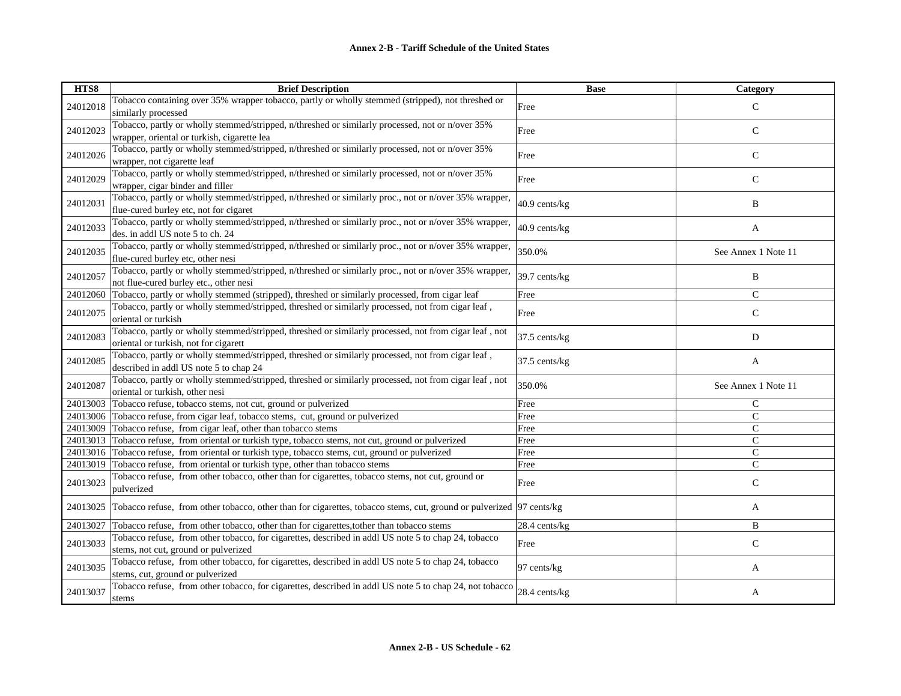**Annex 2-B - Tariff Schedule of the United States**

| HTS8 | Brief Description | Base | Category |
|---|---|---|---|
| 24012018 | Tobacco containing over 35% wrapper tobacco, partly or wholly stemmed (stripped), not threshed or similarly processed | Free | C |
| 24012023 | Tobacco, partly or wholly stemmed/stripped, n/threshed or similarly processed, not or n/over 35% wrapper, oriental or turkish, cigarette lea | Free | C |
| 24012026 | Tobacco, partly or wholly stemmed/stripped, n/threshed or similarly processed, not or n/over 35% wrapper, not cigarette leaf | Free | C |
| 24012029 | Tobacco, partly or wholly stemmed/stripped, n/threshed or similarly processed, not or n/over 35% wrapper, cigar binder and filler | Free | C |
| 24012031 | Tobacco, partly or wholly stemmed/stripped, n/threshed or similarly proc., not or n/over 35% wrapper, flue-cured burley etc, not for cigaret | 40.9 cents/kg | B |
| 24012033 | Tobacco, partly or wholly stemmed/stripped, n/threshed or similarly proc., not or n/over 35% wrapper, des. in addl US note 5 to ch. 24 | 40.9 cents/kg | A |
| 24012035 | Tobacco, partly or wholly stemmed/stripped, n/threshed or similarly proc., not or n/over 35% wrapper, flue-cured burley etc, other nesi | 350.0% | See Annex 1 Note 11 |
| 24012057 | Tobacco, partly or wholly stemmed/stripped, n/threshed or similarly proc., not or n/over 35% wrapper, not flue-cured burley etc., other nesi | 39.7 cents/kg | B |
| 24012060 | Tobacco, partly or wholly stemmed (stripped), threshed or similarly processed, from cigar leaf | Free | C |
| 24012075 | Tobacco, partly or wholly stemmed/stripped, threshed or similarly processed, not from cigar leaf , oriental or turkish | Free | C |
| 24012083 | Tobacco, partly or wholly stemmed/stripped, threshed or similarly processed, not from cigar leaf , not oriental or turkish, not for cigarett | 37.5 cents/kg | D |
| 24012085 | Tobacco, partly or wholly stemmed/stripped, threshed or similarly processed, not from cigar leaf , described in addl US note 5 to chap 24 | 37.5 cents/kg | A |
| 24012087 | Tobacco, partly or wholly stemmed/stripped, threshed or similarly processed, not from cigar leaf , not oriental or turkish, other nesi | 350.0% | See Annex 1 Note 11 |
| 24013003 | Tobacco refuse, tobacco stems, not cut, ground or pulverized | Free | C |
| 24013006 | Tobacco refuse, from cigar leaf, tobacco stems, cut, ground or pulverized | Free | C |
| 24013009 | Tobacco refuse, from cigar leaf, other than tobacco stems | Free | C |
| 24013013 | Tobacco refuse, from oriental or turkish type, tobacco stems, not cut, ground or pulverized | Free | C |
| 24013016 | Tobacco refuse, from oriental or turkish type, tobacco stems, cut, ground or pulverized | Free | C |
| 24013019 | Tobacco refuse, from oriental or turkish type, other than tobacco stems | Free | C |
| 24013023 | Tobacco refuse, from other tobacco, other than for cigarettes, tobacco stems, not cut, ground or pulverized | Free | C |
| 24013025 | Tobacco refuse, from other tobacco, other than for cigarettes, tobacco stems, cut, ground or pulverized | 97 cents/kg | A |
| 24013027 | Tobacco refuse, from other tobacco, other than for cigarettes,tother than tobacco stems | 28.4 cents/kg | B |
| 24013033 | Tobacco refuse, from other tobacco, for cigarettes, described in addl US note 5 to chap 24, tobacco stems, not cut, ground or pulverized | Free | C |
| 24013035 | Tobacco refuse, from other tobacco, for cigarettes, described in addl US note 5 to chap 24, tobacco stems, cut, ground or pulverized | 97 cents/kg | A |
| 24013037 | Tobacco refuse, from other tobacco, for cigarettes, described in addl US note 5 to chap 24, not tobacco stems | 28.4 cents/kg | A |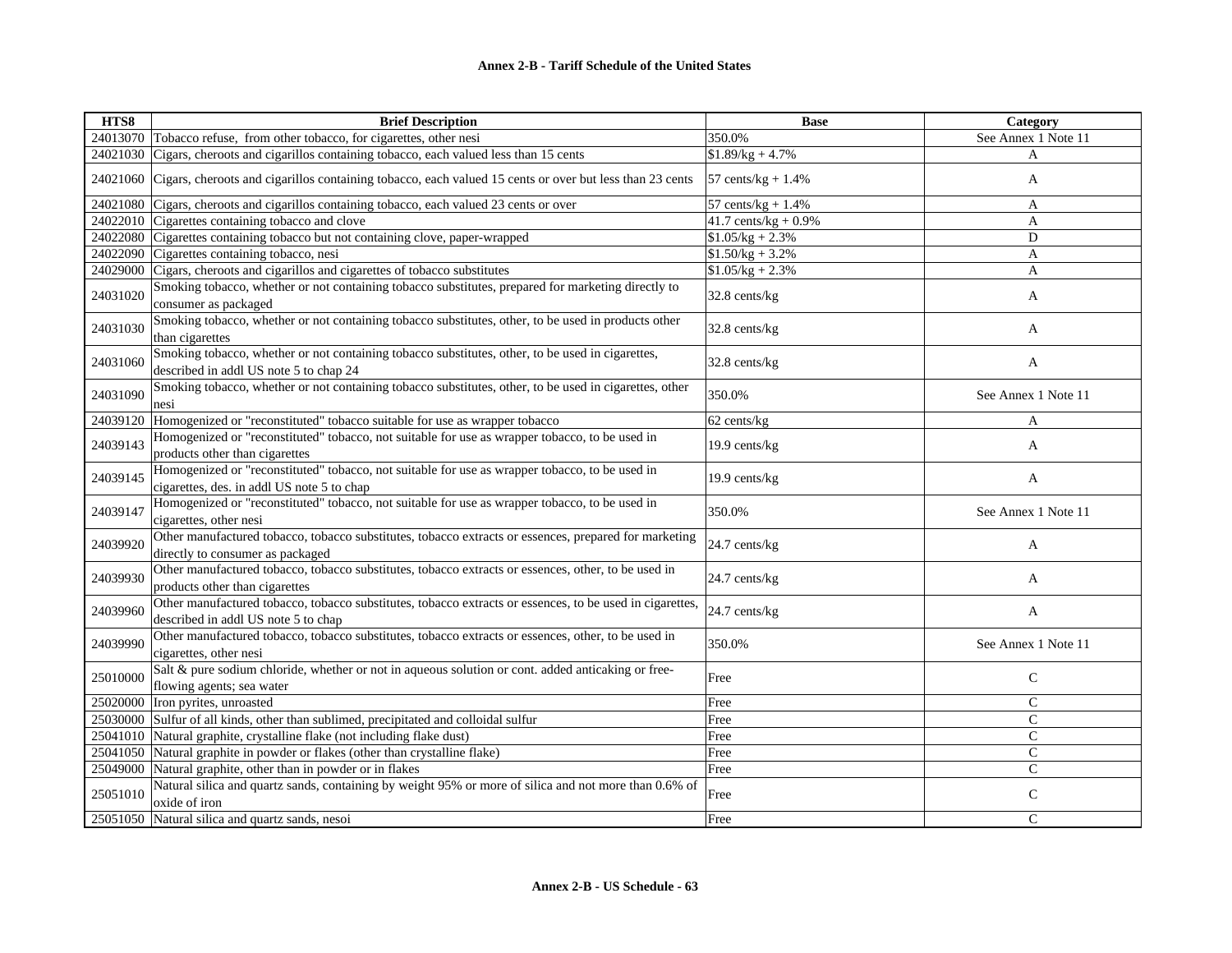**Annex 2-B - Tariff Schedule of the United States**

| HTS8 | Brief Description | Base | Category |
|---|---|---|---|
| 24013070 | Tobacco refuse, from other tobacco, for cigarettes, other nesi | 350.0% | See Annex 1 Note 11 |
| 24021030 | Cigars, cheroots and cigarillos containing tobacco, each valued less than 15 cents | $1.89/kg + 4.7% | A |
| 24021060 | Cigars, cheroots and cigarillos containing tobacco, each valued 15 cents or over but less than 23 cents | 57 cents/kg + 1.4% | A |
| 24021080 | Cigars, cheroots and cigarillos containing tobacco, each valued 23 cents or over | 57 cents/kg + 1.4% | A |
| 24022010 | Cigarettes containing tobacco and clove | 41.7 cents/kg + 0.9% | A |
| 24022080 | Cigarettes containing tobacco but not containing clove, paper-wrapped | $1.05/kg + 2.3% | D |
| 24022090 | Cigarettes containing tobacco, nesi | $1.50/kg + 3.2% | A |
| 24029000 | Cigars, cheroots and cigarillos and cigarettes of tobacco substitutes | $1.05/kg + 2.3% | A |
| 24031020 | Smoking tobacco, whether or not containing tobacco substitutes, prepared for marketing directly to consumer as packaged | 32.8 cents/kg | A |
| 24031030 | Smoking tobacco, whether or not containing tobacco substitutes, other, to be used in products other than cigarettes | 32.8 cents/kg | A |
| 24031060 | Smoking tobacco, whether or not containing tobacco substitutes, other, to be used in cigarettes, described in addl US note 5 to chap 24 | 32.8 cents/kg | A |
| 24031090 | Smoking tobacco, whether or not containing tobacco substitutes, other, to be used in cigarettes, other nesi | 350.0% | See Annex 1 Note 11 |
| 24039120 | Homogenized or "reconstituted" tobacco suitable for use as wrapper tobacco | 62 cents/kg | A |
| 24039143 | Homogenized or "reconstituted" tobacco, not suitable for use as wrapper tobacco, to be used in products other than cigarettes | 19.9 cents/kg | A |
| 24039145 | Homogenized or "reconstituted" tobacco, not suitable for use as wrapper tobacco, to be used in cigarettes, des. in addl US note 5 to chap | 19.9 cents/kg | A |
| 24039147 | Homogenized or "reconstituted" tobacco, not suitable for use as wrapper tobacco, to be used in cigarettes, other nesi | 350.0% | See Annex 1 Note 11 |
| 24039920 | Other manufactured tobacco, tobacco substitutes, tobacco extracts or essences, prepared for marketing directly to consumer as packaged | 24.7 cents/kg | A |
| 24039930 | Other manufactured tobacco, tobacco substitutes, tobacco extracts or essences, other, to be used in products other than cigarettes | 24.7 cents/kg | A |
| 24039960 | Other manufactured tobacco, tobacco substitutes, tobacco extracts or essences, to be used in cigarettes, described in addl US note 5 to chap | 24.7 cents/kg | A |
| 24039990 | Other manufactured tobacco, tobacco substitutes, tobacco extracts or essences, other, to be used in cigarettes, other nesi | 350.0% | See Annex 1 Note 11 |
| 25010000 | Salt & pure sodium chloride, whether or not in aqueous solution or cont. added anticaking or free-flowing agents; sea water | Free | C |
| 25020000 | Iron pyrites, unroasted | Free | C |
| 25030000 | Sulfur of all kinds, other than sublimed, precipitated and colloidal sulfur | Free | C |
| 25041010 | Natural graphite, crystalline flake (not including flake dust) | Free | C |
| 25041050 | Natural graphite in powder or flakes (other than crystalline flake) | Free | C |
| 25049000 | Natural graphite, other than in powder or in flakes | Free | C |
| 25051010 | Natural silica and quartz sands, containing by weight 95% or more of silica and not more than 0.6% of oxide of iron | Free | C |
| 25051050 | Natural silica and quartz sands, nesoi | Free | C |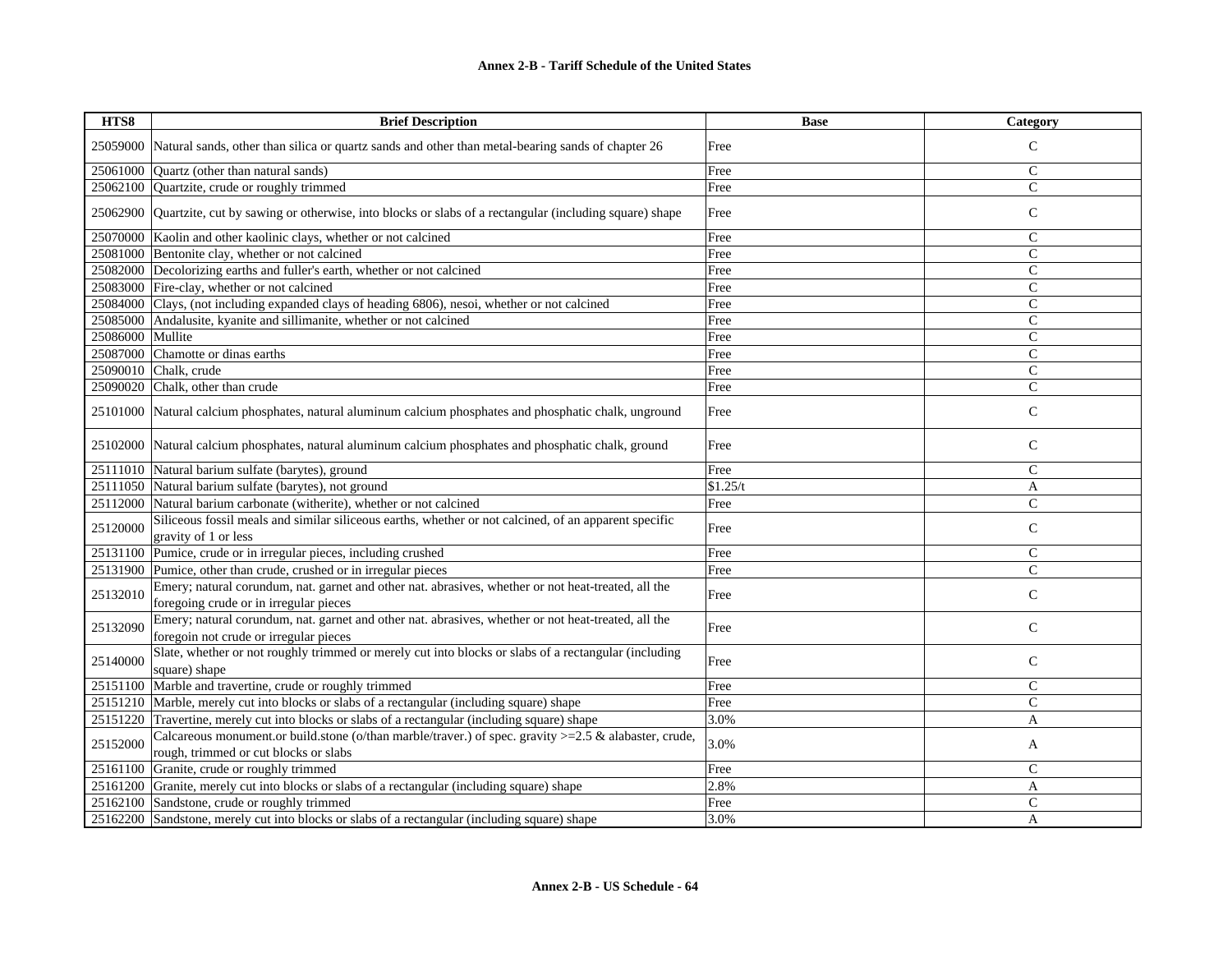| HTS8 | Brief Description | Base | Category |
|---|---|---|---|
| 25059000 | Natural sands, other than silica or quartz sands and other than metal-bearing sands of chapter 26 | Free | C |
| 25061000 | Quartz (other than natural sands) | Free | C |
| 25062100 | Quartzite, crude or roughly trimmed | Free | C |
| 25062900 | Quartzite, cut by sawing or otherwise, into blocks or slabs of a rectangular (including square) shape | Free | C |
| 25070000 | Kaolin and other kaolinic clays, whether or not calcined | Free | C |
| 25081000 | Bentonite clay, whether or not calcined | Free | C |
| 25082000 | Decolorizing earths and fuller's earth, whether or not calcined | Free | C |
| 25083000 | Fire-clay, whether or not calcined | Free | C |
| 25084000 | Clays, (not including expanded clays of heading 6806), nesoi, whether or not calcined | Free | C |
| 25085000 | Andalusite, kyanite and sillimanite, whether or not calcined | Free | C |
| 25086000 | Mullite | Free | C |
| 25087000 | Chamotte or dinas earths | Free | C |
| 25090010 | Chalk, crude | Free | C |
| 25090020 | Chalk, other than crude | Free | C |
| 25101000 | Natural calcium phosphates, natural aluminum calcium phosphates and phosphatic chalk, unground | Free | C |
| 25102000 | Natural calcium phosphates, natural aluminum calcium phosphates and phosphatic chalk, ground | Free | C |
| 25111010 | Natural barium sulfate (barytes), ground | Free | C |
| 25111050 | Natural barium sulfate (barytes), not ground | $1.25/t | A |
| 25112000 | Natural barium carbonate (witherite), whether or not calcined | Free | C |
| 25120000 | Siliceous fossil meals and similar siliceous earths, whether or not calcined, of an apparent specific gravity of 1 or less | Free | C |
| 25131100 | Pumice, crude or in irregular pieces, including crushed | Free | C |
| 25131900 | Pumice, other than crude, crushed or in irregular pieces | Free | C |
| 25132010 | Emery; natural corundum, nat. garnet and other nat. abrasives, whether or not heat-treated, all the foregoing crude or in irregular pieces | Free | C |
| 25132090 | Emery; natural corundum, nat. garnet and other nat. abrasives, whether or not heat-treated, all the foregoin not crude or irregular pieces | Free | C |
| 25140000 | Slate, whether or not roughly trimmed or merely cut into blocks or slabs of a rectangular (including square) shape | Free | C |
| 25151100 | Marble and travertine, crude or roughly trimmed | Free | C |
| 25151210 | Marble, merely cut into blocks or slabs of a rectangular (including square) shape | Free | C |
| 25151220 | Travertine, merely cut into blocks or slabs of a rectangular (including square) shape | 3.0% | A |
| 25152000 | Calcareous monument.or build.stone (o/than marble/traver.) of spec. gravity >=2.5 & alabaster, crude, rough, trimmed or cut blocks or slabs | 3.0% | A |
| 25161100 | Granite, crude or roughly trimmed | Free | C |
| 25161200 | Granite, merely cut into blocks or slabs of a rectangular (including square) shape | 2.8% | A |
| 25162100 | Sandstone, crude or roughly trimmed | Free | C |
| 25162200 | Sandstone, merely cut into blocks or slabs of a rectangular (including square) shape | 3.0% | A |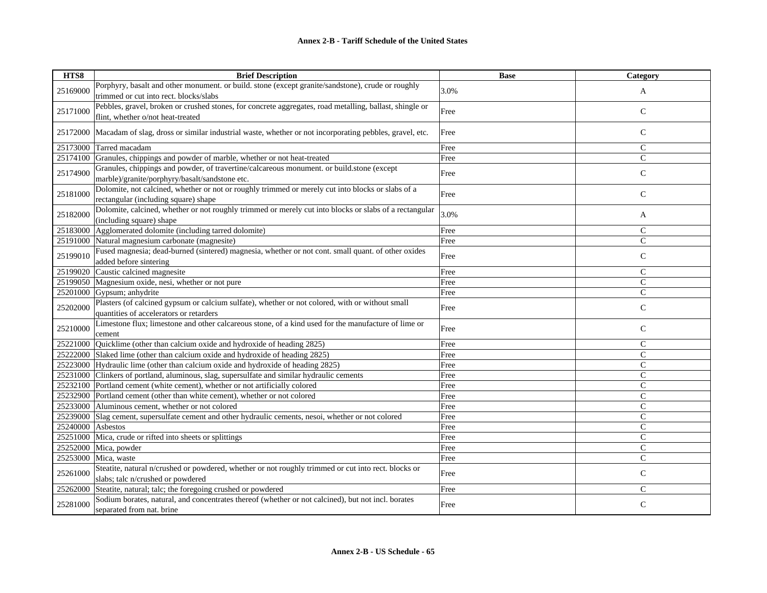| HTS8 | Brief Description | Base | Category |
|---|---|---|---|
| 25169000 | Porphyry, basalt and other monument. or build. stone (except granite/sandstone), crude or roughly trimmed or cut into rect. blocks/slabs | 3.0% | A |
| 25171000 | Pebbles, gravel, broken or crushed stones, for concrete aggregates, road metalling, ballast, shingle or flint, whether o/not heat-treated | Free | C |
| 25172000 | Macadam of slag, dross or similar industrial waste, whether or not incorporating pebbles, gravel, etc. | Free | C |
| 25173000 | Tarred macadam | Free | C |
| 25174100 | Granules, chippings and powder of marble, whether or not heat-treated | Free | C |
| 25174900 | Granules, chippings and powder, of travertine/calcareous monument. or build.stone (except marble)/granite/porphyry/basalt/sandstone etc. | Free | C |
| 25181000 | Dolomite, not calcined, whether or not roughly trimmed or merely cut into blocks or slabs of a rectangular (including square) shape | Free | C |
| 25182000 | Dolomite, calcined, whether or not roughly trimmed or merely cut into blocks or slabs of a rectangular (including square) shape | 3.0% | A |
| 25183000 | Agglomerated dolomite (including tarred dolomite) | Free | C |
| 25191000 | Natural magnesium carbonate (magnesite) | Free | C |
| 25199010 | Fused magnesia; dead-burned (sintered) magnesia, whether or not cont. small quant. of other oxides added before sintering | Free | C |
| 25199020 | Caustic calcined magnesite | Free | C |
| 25199050 | Magnesium oxide, nesi, whether or not pure | Free | C |
| 25201000 | Gypsum; anhydrite | Free | C |
| 25202000 | Plasters (of calcined gypsum or calcium sulfate), whether or not colored, with or without small quantities of accelerators or retarders | Free | C |
| 25210000 | Limestone flux; limestone and other calcareous stone, of a kind used for the manufacture of lime or cement | Free | C |
| 25221000 | Quicklime (other than calcium oxide and hydroxide of heading 2825) | Free | C |
| 25222000 | Slaked lime (other than calcium oxide and hydroxide of heading 2825) | Free | C |
| 25223000 | Hydraulic lime (other than calcium oxide and hydroxide of heading 2825) | Free | C |
| 25231000 | Clinkers of portland, aluminous, slag, supersulfate and similar hydraulic cements | Free | C |
| 25232100 | Portland cement (white cement), whether or not artificially colored | Free | C |
| 25232900 | Portland cement (other than white cement), whether or not colored | Free | C |
| 25233000 | Aluminous cement, whether or not colored | Free | C |
| 25239000 | Slag cement, supersulfate cement and other hydraulic cements, nesoi, whether or not colored | Free | C |
| 25240000 | Asbestos | Free | C |
| 25251000 | Mica, crude or rifted into sheets or splittings | Free | C |
| 25252000 | Mica, powder | Free | C |
| 25253000 | Mica, waste | Free | C |
| 25261000 | Steatite, natural n/crushed or powdered, whether or not roughly trimmed or cut into rect. blocks or slabs; talc n/crushed or powdered | Free | C |
| 25262000 | Steatite, natural; talc; the foregoing crushed or powdered | Free | C |
| 25281000 | Sodium borates, natural, and concentrates thereof (whether or not calcined), but not incl. borates separated from nat. brine | Free | C |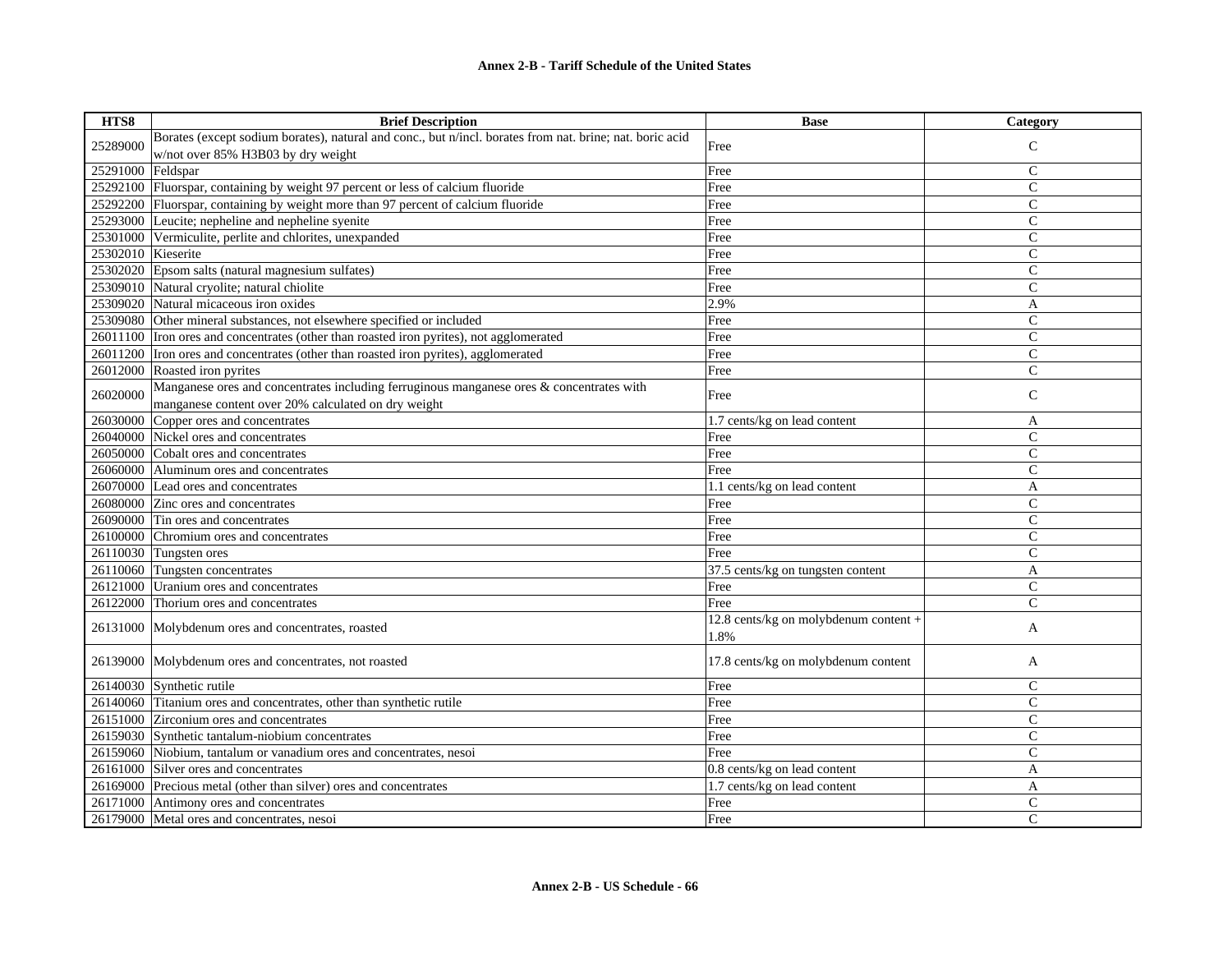| HTS8 | Brief Description | Base | Category |
|---|---|---|---|
| 25289000 | Borates (except sodium borates), natural and conc., but n/incl. borates from nat. brine; nat. boric acid w/not over 85% H3B03 by dry weight | Free | C |
| 25291000 | Feldspar | Free | C |
| 25292100 | Fluorspar, containing by weight 97 percent or less of calcium fluoride | Free | C |
| 25292200 | Fluorspar, containing by weight more than 97 percent of calcium fluoride | Free | C |
| 25293000 | Leucite; nepheline and nepheline syenite | Free | C |
| 25301000 | Vermiculite, perlite and chlorites, unexpanded | Free | C |
| 25302010 | Kieserite | Free | C |
| 25302020 | Epsom salts (natural magnesium sulfates) | Free | C |
| 25309010 | Natural cryolite; natural chiolite | Free | C |
| 25309020 | Natural micaceous iron oxides | 2.9% | A |
| 25309080 | Other mineral substances, not elsewhere specified or included | Free | C |
| 26011100 | Iron ores and concentrates (other than roasted iron pyrites), not agglomerated | Free | C |
| 26011200 | Iron ores and concentrates (other than roasted iron pyrites), agglomerated | Free | C |
| 26012000 | Roasted iron pyrites | Free | C |
| 26020000 | Manganese ores and concentrates including ferruginous manganese ores & concentrates with manganese content over 20% calculated on dry weight | Free | C |
| 26030000 | Copper ores and concentrates | 1.7 cents/kg on lead content | A |
| 26040000 | Nickel ores and concentrates | Free | C |
| 26050000 | Cobalt ores and concentrates | Free | C |
| 26060000 | Aluminum ores and concentrates | Free | C |
| 26070000 | Lead ores and concentrates | 1.1 cents/kg on lead content | A |
| 26080000 | Zinc ores and concentrates | Free | C |
| 26090000 | Tin ores and concentrates | Free | C |
| 26100000 | Chromium ores and concentrates | Free | C |
| 26110030 | Tungsten ores | Free | C |
| 26110060 | Tungsten concentrates | 37.5 cents/kg on tungsten content | A |
| 26121000 | Uranium ores and concentrates | Free | C |
| 26122000 | Thorium ores and concentrates | Free | C |
| 26131000 | Molybdenum ores and concentrates, roasted | 12.8 cents/kg on molybdenum content + 1.8% | A |
| 26139000 | Molybdenum ores and concentrates, not roasted | 17.8 cents/kg on molybdenum content | A |
| 26140030 | Synthetic rutile | Free | C |
| 26140060 | Titanium ores and concentrates, other than synthetic rutile | Free | C |
| 26151000 | Zirconium ores and concentrates | Free | C |
| 26159030 | Synthetic tantalum-niobium concentrates | Free | C |
| 26159060 | Niobium, tantalum or vanadium ores and concentrates, nesoi | Free | C |
| 26161000 | Silver ores and concentrates | 0.8 cents/kg on lead content | A |
| 26169000 | Precious metal (other than silver) ores and concentrates | 1.7 cents/kg on lead content | A |
| 26171000 | Antimony ores and concentrates | Free | C |
| 26179000 | Metal ores and concentrates, nesoi | Free | C |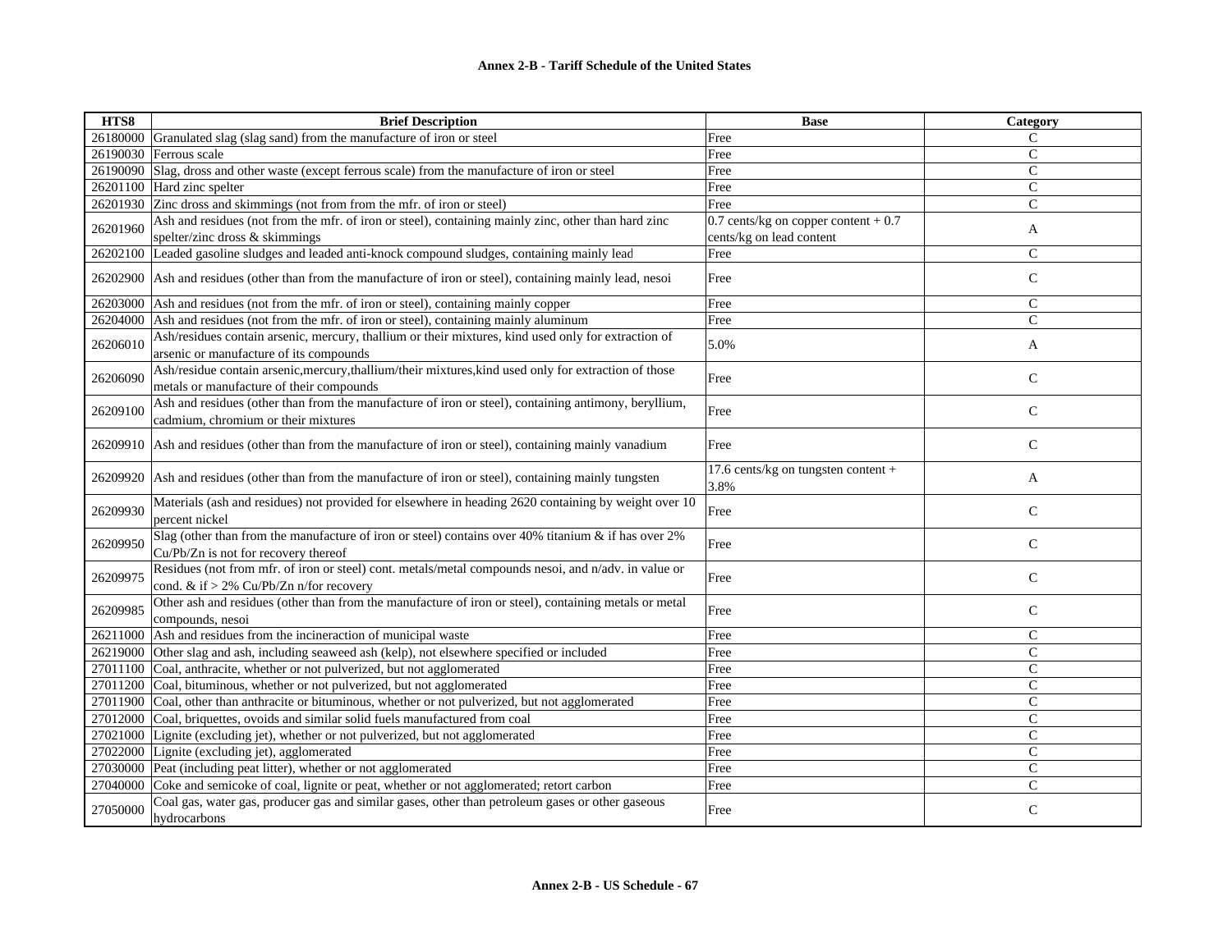**Annex 2-B - Tariff Schedule of the United States**

| HTS8 | Brief Description | Base | Category |
|---|---|---|---|
| 26180000 | Granulated slag (slag sand) from the manufacture of iron or steel | Free | C |
| 26190030 | Ferrous scale | Free | C |
| 26190090 | Slag, dross and other waste (except ferrous scale) from the manufacture of iron or steel | Free | C |
| 26201100 | Hard zinc spelter | Free | C |
| 26201930 | Zinc dross and skimmings (not from from the mfr. of iron or steel) | Free | C |
| 26201960 | Ash and residues (not from the mfr. of iron or steel), containing mainly zinc, other than hard zinc spelter/zinc dross & skimmings | 0.7 cents/kg on copper content + 0.7 cents/kg on lead content | A |
| 26202100 | Leaded gasoline sludges and leaded anti-knock compound sludges, containing mainly lead | Free | C |
| 26202900 | Ash and residues (other than from the manufacture of iron or steel), containing mainly lead, nesoi | Free | C |
| 26203000 | Ash and residues (not from the mfr. of iron or steel), containing mainly copper | Free | C |
| 26204000 | Ash and residues (not from the mfr. of iron or steel), containing mainly aluminum | Free | C |
| 26206010 | Ash/residues contain arsenic, mercury, thallium or their mixtures, kind used only for extraction of arsenic or manufacture of its compounds | 5.0% | A |
| 26206090 | Ash/residue contain arsenic,mercury,thallium/their mixtures,kind used only for extraction of those metals or manufacture of their compounds | Free | C |
| 26209100 | Ash and residues (other than from the manufacture of iron or steel), containing antimony, beryllium, cadmium, chromium or their mixtures | Free | C |
| 26209910 | Ash and residues (other than from the manufacture of iron or steel), containing mainly vanadium | Free | C |
| 26209920 | Ash and residues (other than from the manufacture of iron or steel), containing mainly tungsten | 17.6 cents/kg on tungsten content + 3.8% | A |
| 26209930 | Materials (ash and residues) not provided for elsewhere in heading 2620 containing by weight over 10 percent nickel | Free | C |
| 26209950 | Slag (other than from the manufacture of iron or steel) contains over 40% titanium & if has over 2% Cu/Pb/Zn is not for recovery thereof | Free | C |
| 26209975 | Residues (not from mfr. of iron or steel) cont. metals/metal compounds nesoi, and n/adv. in value or cond. & if > 2% Cu/Pb/Zn n/for recovery | Free | C |
| 26209985 | Other ash and residues (other than from the manufacture of iron or steel), containing metals or metal compounds, nesoi | Free | C |
| 26211000 | Ash and residues from the incineraction of municipal waste | Free | C |
| 26219000 | Other slag and ash, including seaweed ash (kelp), not elsewhere specified or included | Free | C |
| 27011100 | Coal, anthracite, whether or not pulverized, but not agglomerated | Free | C |
| 27011200 | Coal, bituminous, whether or not pulverized, but not agglomerated | Free | C |
| 27011900 | Coal, other than anthracite or bituminous, whether or not pulverized, but not agglomerated | Free | C |
| 27012000 | Coal, briquettes, ovoids and similar solid fuels manufactured from coal | Free | C |
| 27021000 | Lignite (excluding jet), whether or not pulverized, but not agglomerated | Free | C |
| 27022000 | Lignite (excluding jet), agglomerated | Free | C |
| 27030000 | Peat (including peat litter), whether or not agglomerated | Free | C |
| 27040000 | Coke and semicoke of coal, lignite or peat, whether or not agglomerated; retort carbon | Free | C |
| 27050000 | Coal gas, water gas, producer gas and similar gases, other than petroleum gases or other gaseous hydrocarbons | Free | C |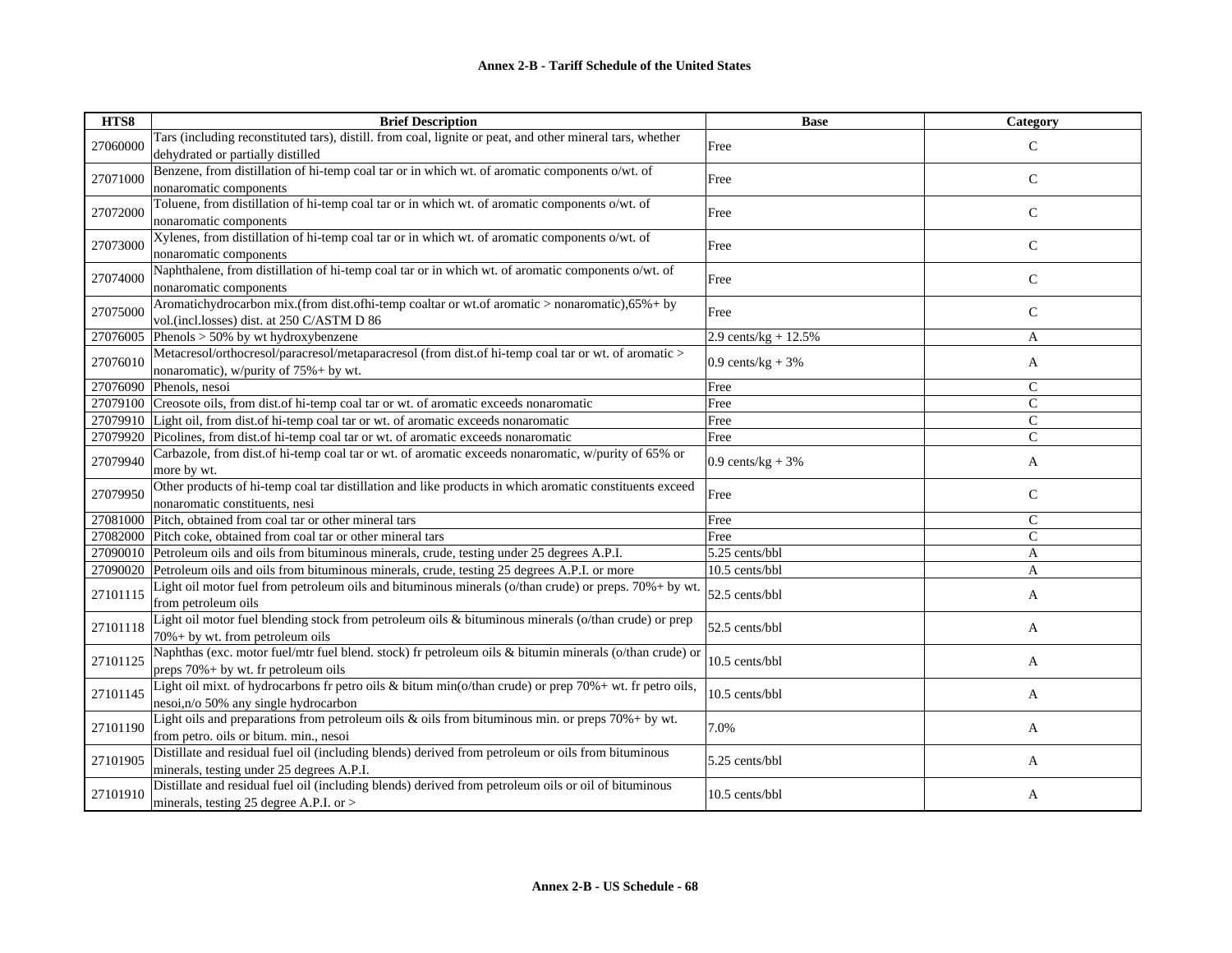**Annex 2-B - Tariff Schedule of the United States**

| HTS8 | Brief Description | Base | Category |
|---|---|---|---|
| 27060000 | Tars (including reconstituted tars), distill. from coal, lignite or peat, and other mineral tars, whether dehydrated or partially distilled | Free | C |
| 27071000 | Benzene, from distillation of hi-temp coal tar or in which wt. of aromatic components o/wt. of nonaromatic components | Free | C |
| 27072000 | Toluene, from distillation of hi-temp coal tar or in which wt. of aromatic components o/wt. of nonaromatic components | Free | C |
| 27073000 | Xylenes, from distillation of hi-temp coal tar or in which wt. of aromatic components o/wt. of nonaromatic components | Free | C |
| 27074000 | Naphthalene, from distillation of hi-temp coal tar or in which wt. of aromatic components o/wt. of nonaromatic components | Free | C |
| 27075000 | Aromatichydrocarbon mix.(from dist.ofhi-temp coaltar or wt.of aromatic > nonaromatic),65%+ by vol.(incl.losses) dist. at 250 C/ASTM D 86 | Free | C |
| 27076005 | Phenols > 50% by wt hydroxybenzene | 2.9 cents/kg + 12.5% | A |
| 27076010 | Metacresol/orthocresol/paracresol/metaparacresol (from dist.of hi-temp coal tar or wt. of aromatic > nonaromatic), w/purity of 75%+ by wt. | 0.9 cents/kg + 3% | A |
| 27076090 | Phenols, nesoi | Free | C |
| 27079100 | Creosote oils, from dist.of hi-temp coal tar or wt. of aromatic exceeds nonaromatic | Free | C |
| 27079910 | Light oil, from dist.of hi-temp coal tar or wt. of aromatic exceeds nonaromatic | Free | C |
| 27079920 | Picolines, from dist.of hi-temp coal tar or wt. of aromatic exceeds nonaromatic | Free | C |
| 27079940 | Carbazole, from dist.of hi-temp coal tar or wt. of aromatic exceeds nonaromatic, w/purity of 65% or more by wt. | 0.9 cents/kg + 3% | A |
| 27079950 | Other products of hi-temp coal tar distillation and like products in which aromatic constituents exceed nonaromatic constituents, nesi | Free | C |
| 27081000 | Pitch, obtained from coal tar or other mineral tars | Free | C |
| 27082000 | Pitch coke, obtained from coal tar or other mineral tars | Free | C |
| 27090010 | Petroleum oils and oils from bituminous minerals, crude, testing under 25 degrees A.P.I. | 5.25 cents/bbl | A |
| 27090020 | Petroleum oils and oils from bituminous minerals, crude, testing 25 degrees A.P.I. or more | 10.5 cents/bbl | A |
| 27101115 | Light oil motor fuel from petroleum oils and bituminous minerals (o/than crude) or preps. 70%+ by wt. from petroleum oils | 52.5 cents/bbl | A |
| 27101118 | Light oil motor fuel blending stock from petroleum oils & bituminous minerals (o/than crude) or prep 70%+ by wt. from petroleum oils | 52.5 cents/bbl | A |
| 27101125 | Naphthas (exc. motor fuel/mtr fuel blend. stock) fr petroleum oils & bitumin minerals (o/than crude) or preps 70%+ by wt. fr petroleum oils | 10.5 cents/bbl | A |
| 27101145 | Light oil mixt. of hydrocarbons fr petro oils & bitum min(o/than crude) or prep 70%+ wt. fr petro oils, nesoi,n/o 50% any single hydrocarbon | 10.5 cents/bbl | A |
| 27101190 | Light oils and preparations from petroleum oils & oils from bituminous min. or preps 70%+ by wt. from petro. oils or bitum. min., nesoi | 7.0% | A |
| 27101905 | Distillate and residual fuel oil (including blends) derived from petroleum or oils from bituminous minerals, testing under 25 degrees A.P.I. | 5.25 cents/bbl | A |
| 27101910 | Distillate and residual fuel oil (including blends) derived from petroleum oils or oil of bituminous minerals, testing 25 degree A.P.I. or > | 10.5 cents/bbl | A |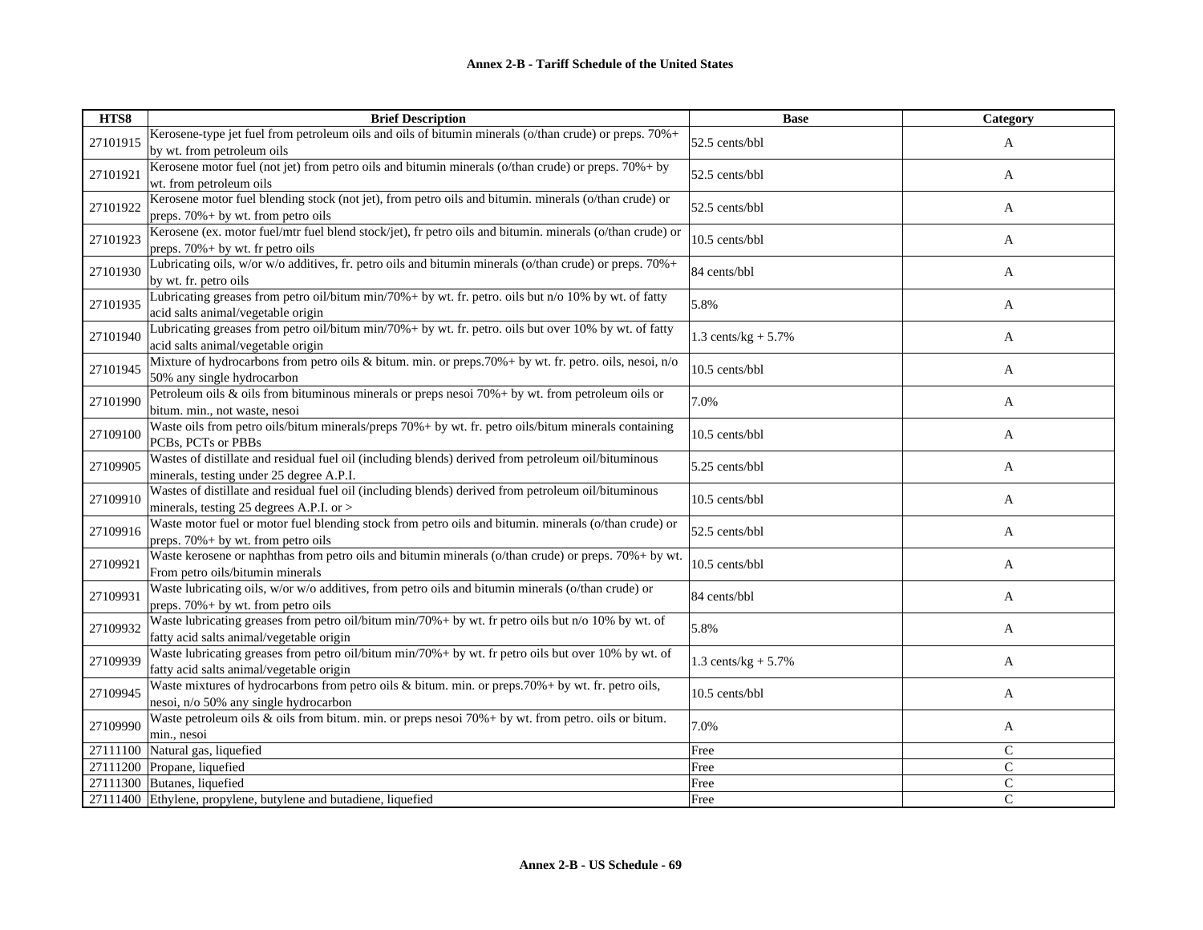| HTS8 | Brief Description | Base | Category |
|---|---|---|---|
| 27101915 | Kerosene-type jet fuel from petroleum oils and oils of bitumin minerals (o/than crude) or preps. 70%+ by wt. from petroleum oils | 52.5 cents/bbl | A |
| 27101921 | Kerosene motor fuel (not jet) from petro oils and bitumin minerals (o/than crude) or preps. 70%+ by wt. from petroleum oils | 52.5 cents/bbl | A |
| 27101922 | Kerosene motor fuel blending stock (not jet), from petro oils and bitumin. minerals (o/than crude) or preps. 70%+ by wt. from petro oils | 52.5 cents/bbl | A |
| 27101923 | Kerosene (ex. motor fuel/mtr fuel blend stock/jet), fr petro oils and bitumin. minerals (o/than crude) or preps. 70%+ by wt. fr petro oils | 10.5 cents/bbl | A |
| 27101930 | Lubricating oils, w/or w/o additives, fr. petro oils and bitumin minerals (o/than crude) or preps. 70%+ by wt. fr. petro oils | 84 cents/bbl | A |
| 27101935 | Lubricating greases from petro oil/bitum min/70%+ by wt. fr. petro. oils but n/o 10% by wt. of fatty acid salts animal/vegetable origin | 5.8% | A |
| 27101940 | Lubricating greases from petro oil/bitum min/70%+ by wt. fr. petro. oils but over 10% by wt. of fatty acid salts animal/vegetable origin | 1.3 cents/kg + 5.7% | A |
| 27101945 | Mixture of hydrocarbons from petro oils & bitum. min. or preps.70%+ by wt. fr. petro. oils, nesoi, n/o 50% any single hydrocarbon | 10.5 cents/bbl | A |
| 27101990 | Petroleum oils & oils from bituminous minerals or preps nesoi 70%+ by wt. from petroleum oils or bitum. min., not waste, nesoi | 7.0% | A |
| 27109100 | Waste oils from petro oils/bitum minerals/preps 70%+ by wt. fr. petro oils/bitum minerals containing PCBs, PCTs or PBBs | 10.5 cents/bbl | A |
| 27109905 | Wastes of distillate and residual fuel oil (including blends) derived from petroleum oil/bituminous minerals, testing under 25 degree A.P.I. | 5.25 cents/bbl | A |
| 27109910 | Wastes of distillate and residual fuel oil (including blends) derived from petroleum oil/bituminous minerals, testing 25 degrees A.P.I. or > | 10.5 cents/bbl | A |
| 27109916 | Waste motor fuel or motor fuel blending stock from petro oils and bitumin. minerals (o/than crude) or preps. 70%+ by wt. from petro oils | 52.5 cents/bbl | A |
| 27109921 | Waste kerosene or naphthas from petro oils and bitumin minerals (o/than crude) or preps. 70%+ by wt. From petro oils/bitumin minerals | 10.5 cents/bbl | A |
| 27109931 | Waste lubricating oils, w/or w/o additives, from petro oils and bitumin minerals (o/than crude) or preps. 70%+ by wt. from petro oils | 84 cents/bbl | A |
| 27109932 | Waste lubricating greases from petro oil/bitum min/70%+ by wt. fr petro oils but n/o 10% by wt. of fatty acid salts animal/vegetable origin | 5.8% | A |
| 27109939 | Waste lubricating greases from petro oil/bitum min/70%+ by wt. fr petro oils but over 10% by wt. of fatty acid salts animal/vegetable origin | 1.3 cents/kg + 5.7% | A |
| 27109945 | Waste mixtures of hydrocarbons from petro oils & bitum. min. or preps.70%+ by wt. fr. petro oils, nesoi, n/o 50% any single hydrocarbon | 10.5 cents/bbl | A |
| 27109990 | Waste petroleum oils & oils from bitum. min. or preps nesoi 70%+ by wt. from petro. oils or bitum. min., nesoi | 7.0% | A |
| 27111100 | Natural gas, liquefied | Free | C |
| 27111200 | Propane, liquefied | Free | C |
| 27111300 | Butanes, liquefied | Free | C |
| 27111400 | Ethylene, propylene, butylene and butadiene, liquefied | Free | C |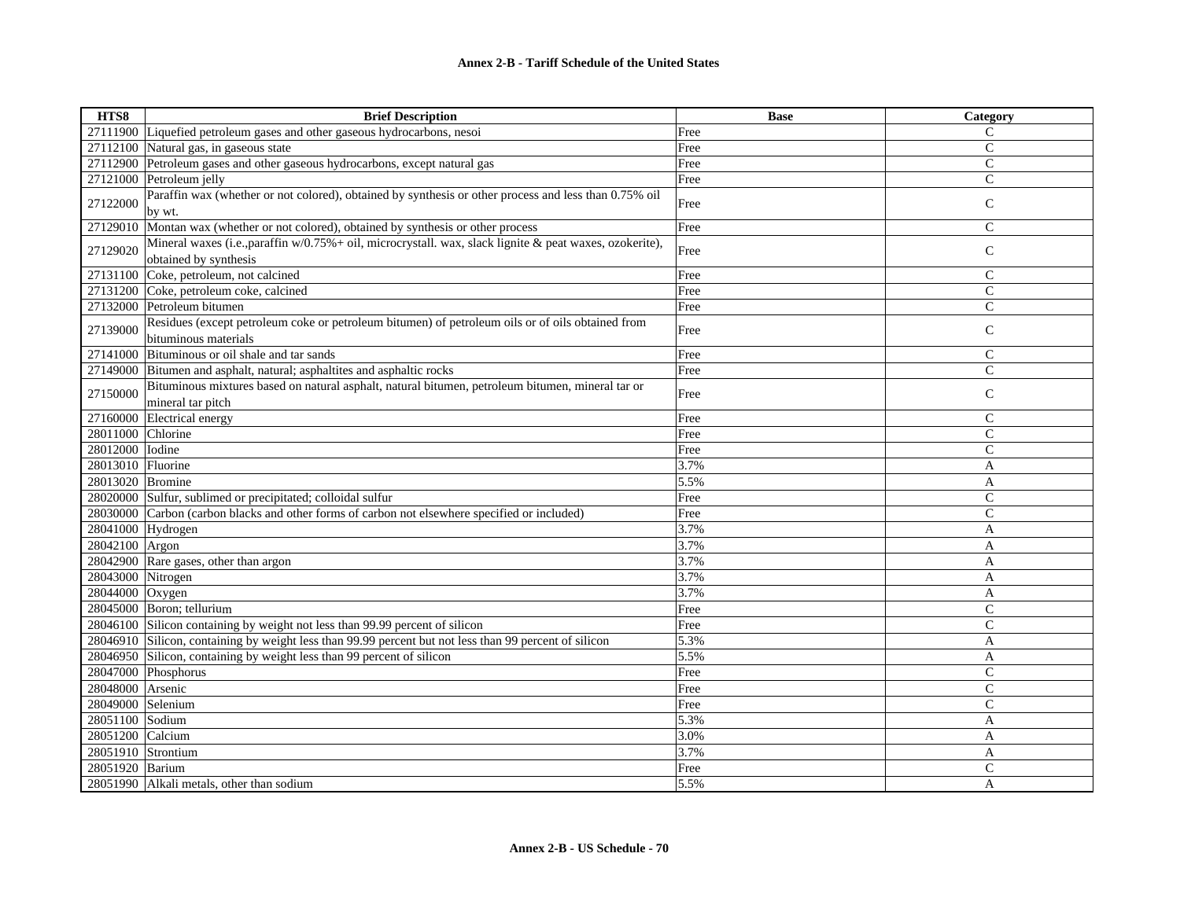| HTS8 | Brief Description | Base | Category |
|---|---|---|---|
| 27111900 | Liquefied petroleum gases and other gaseous hydrocarbons, nesoi | Free | C |
| 27112100 | Natural gas, in gaseous state | Free | C |
| 27112900 | Petroleum gases and other gaseous hydrocarbons, except natural gas | Free | C |
| 27121000 | Petroleum jelly | Free | C |
| 27122000 | Paraffin wax (whether or not colored), obtained by synthesis or other process and less than 0.75% oil by wt. | Free | C |
| 27129010 | Montan wax (whether or not colored), obtained by synthesis or other process | Free | C |
| 27129020 | Mineral waxes (i.e.,paraffin w/0.75%+ oil, microcrystall. wax, slack lignite & peat waxes, ozokerite), obtained by synthesis | Free | C |
| 27131100 | Coke, petroleum, not calcined | Free | C |
| 27131200 | Coke, petroleum coke, calcined | Free | C |
| 27132000 | Petroleum bitumen | Free | C |
| 27139000 | Residues (except petroleum coke or petroleum bitumen) of petroleum oils or of oils obtained from bituminous materials | Free | C |
| 27141000 | Bituminous or oil shale and tar sands | Free | C |
| 27149000 | Bitumen and asphalt, natural; asphaltites and asphaltic rocks | Free | C |
| 27150000 | Bituminous mixtures based on natural asphalt, natural bitumen, petroleum bitumen, mineral tar or mineral tar pitch | Free | C |
| 27160000 | Electrical energy | Free | C |
| 28011000 | Chlorine | Free | C |
| 28012000 | Iodine | Free | C |
| 28013010 | Fluorine | 3.7% | A |
| 28013020 | Bromine | 5.5% | A |
| 28020000 | Sulfur, sublimed or precipitated; colloidal sulfur | Free | C |
| 28030000 | Carbon (carbon blacks and other forms of carbon not elsewhere specified or included) | Free | C |
| 28041000 | Hydrogen | 3.7% | A |
| 28042100 | Argon | 3.7% | A |
| 28042900 | Rare gases, other than argon | 3.7% | A |
| 28043000 | Nitrogen | 3.7% | A |
| 28044000 | Oxygen | 3.7% | A |
| 28045000 | Boron; tellurium | Free | C |
| 28046100 | Silicon containing by weight not less than 99.99 percent of silicon | Free | C |
| 28046910 | Silicon, containing by weight less than 99.99 percent but not less than 99 percent of silicon | 5.3% | A |
| 28046950 | Silicon, containing by weight less than 99 percent of silicon | 5.5% | A |
| 28047000 | Phosphorus | Free | C |
| 28048000 | Arsenic | Free | C |
| 28049000 | Selenium | Free | C |
| 28051100 | Sodium | 5.3% | A |
| 28051200 | Calcium | 3.0% | A |
| 28051910 | Strontium | 3.7% | A |
| 28051920 | Barium | Free | C |
| 28051990 | Alkali metals, other than sodium | 5.5% | A |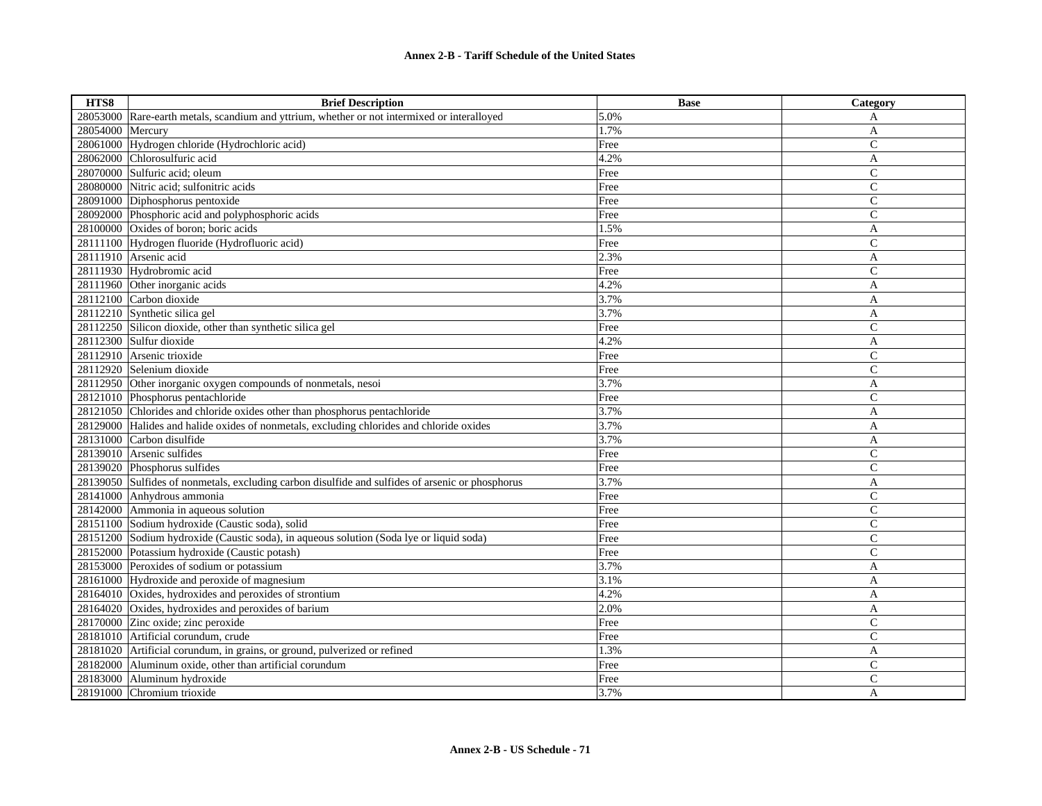| HTS8 | Brief Description | Base | Category |
|---|---|---|---|
| 28053000 | Rare-earth metals, scandium and yttrium, whether or not intermixed or interalloyed | 5.0% | A |
| 28054000 | Mercury | 1.7% | A |
| 28061000 | Hydrogen chloride (Hydrochloric acid) | Free | C |
| 28062000 | Chlorosulfuric acid | 4.2% | A |
| 28070000 | Sulfuric acid; oleum | Free | C |
| 28080000 | Nitric acid; sulfonitric acids | Free | C |
| 28091000 | Diphosphorus pentoxide | Free | C |
| 28092000 | Phosphoric acid and polyphosphoric acids | Free | C |
| 28100000 | Oxides of boron; boric acids | 1.5% | A |
| 28111100 | Hydrogen fluoride (Hydrofluoric acid) | Free | C |
| 28111910 | Arsenic acid | 2.3% | A |
| 28111930 | Hydrobromic acid | Free | C |
| 28111960 | Other inorganic acids | 4.2% | A |
| 28112100 | Carbon dioxide | 3.7% | A |
| 28112210 | Synthetic silica gel | 3.7% | A |
| 28112250 | Silicon dioxide, other than synthetic silica gel | Free | C |
| 28112300 | Sulfur dioxide | 4.2% | A |
| 28112910 | Arsenic trioxide | Free | C |
| 28112920 | Selenium dioxide | Free | C |
| 28112950 | Other inorganic oxygen compounds of nonmetals, nesoi | 3.7% | A |
| 28121010 | Phosphorus pentachloride | Free | C |
| 28121050 | Chlorides and chloride oxides other than phosphorus pentachloride | 3.7% | A |
| 28129000 | Halides and halide oxides of nonmetals, excluding chlorides and chloride oxides | 3.7% | A |
| 28131000 | Carbon disulfide | 3.7% | A |
| 28139010 | Arsenic sulfides | Free | C |
| 28139020 | Phosphorus sulfides | Free | C |
| 28139050 | Sulfides of nonmetals, excluding carbon disulfide and sulfides of arsenic or phosphorus | 3.7% | A |
| 28141000 | Anhydrous ammonia | Free | C |
| 28142000 | Ammonia in aqueous solution | Free | C |
| 28151100 | Sodium hydroxide (Caustic soda), solid | Free | C |
| 28151200 | Sodium hydroxide (Caustic soda), in aqueous solution (Soda lye or liquid soda) | Free | C |
| 28152000 | Potassium hydroxide (Caustic potash) | Free | C |
| 28153000 | Peroxides of sodium or potassium | 3.7% | A |
| 28161000 | Hydroxide and peroxide of magnesium | 3.1% | A |
| 28164010 | Oxides, hydroxides and peroxides of strontium | 4.2% | A |
| 28164020 | Oxides, hydroxides and peroxides of barium | 2.0% | A |
| 28170000 | Zinc oxide; zinc peroxide | Free | C |
| 28181010 | Artificial corundum, crude | Free | C |
| 28181020 | Artificial corundum, in grains, or ground, pulverized or refined | 1.3% | A |
| 28182000 | Aluminum oxide, other than artificial corundum | Free | C |
| 28183000 | Aluminum hydroxide | Free | C |
| 28191000 | Chromium trioxide | 3.7% | A |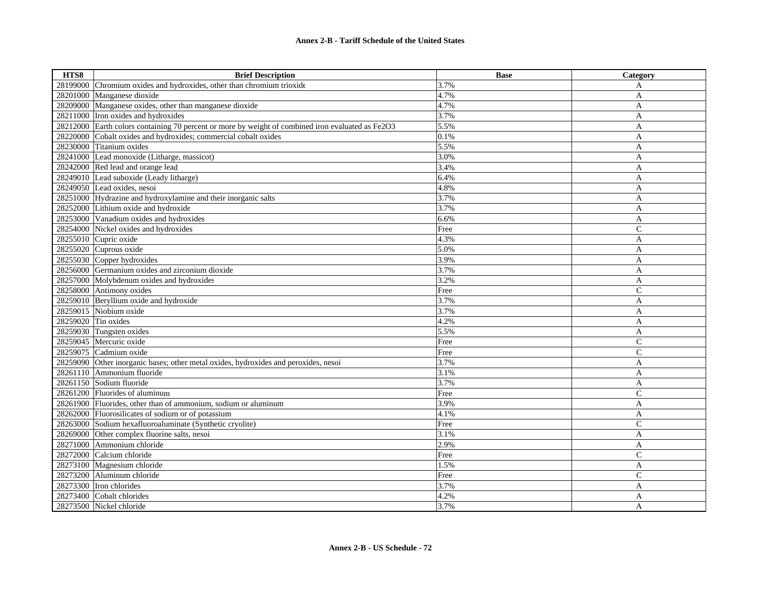**Annex 2-B - Tariff Schedule of the United States**

| HTS8 | Brief Description | Base | Category |
|---|---|---|---|
| 28199000 | Chromium oxides and hydroxides, other than chromium trioxide | 3.7% | A |
| 28201000 | Manganese dioxide | 4.7% | A |
| 28209000 | Manganese oxides, other than manganese dioxide | 4.7% | A |
| 28211000 | Iron oxides and hydroxides | 3.7% | A |
| 28212000 | Earth colors containing 70 percent or more by weight of combined iron evaluated as $Fe_2O_3$ | 5.5% | A |
| 28220000 | Cobalt oxides and hydroxides; commercial cobalt oxides | 0.1% | A |
| 28230000 | Titanium oxides | 5.5% | A |
| 28241000 | Lead monoxide (Litharge, massicot) | 3.0% | A |
| 28242000 | Red lead and orange lead | 3.4% | A |
| 28249010 | Lead suboxide (Leady litharge) | 6.4% | A |
| 28249050 | Lead oxides, nesoi | 4.8% | A |
| 28251000 | Hydrazine and hydroxylamine and their inorganic salts | 3.7% | A |
| 28252000 | Lithium oxide and hydroxide | 3.7% | A |
| 28253000 | Vanadium oxides and hydroxides | 6.6% | A |
| 28254000 | Nickel oxides and hydroxides | Free | C |
| 28255010 | Cupric oxide | 4.3% | A |
| 28255020 | Cuprous oxide | 5.0% | A |
| 28255030 | Copper hydroxides | 3.9% | A |
| 28256000 | Germanium oxides and zirconium dioxide | 3.7% | A |
| 28257000 | Molybdenum oxides and hydroxides | 3.2% | A |
| 28258000 | Antimony oxides | Free | C |
| 28259010 | Beryllium oxide and hydroxide | 3.7% | A |
| 28259015 | Niobium oxide | 3.7% | A |
| 28259020 | Tin oxides | 4.2% | A |
| 28259030 | Tungsten oxides | 5.5% | A |
| 28259045 | Mercuric oxide | Free | C |
| 28259075 | Cadmium oxide | Free | C |
| 28259090 | Other inorganic bases; other metal oxides, hydroxides and peroxides, nesoi | 3.7% | A |
| 28261110 | Ammonium fluoride | 3.1% | A |
| 28261150 | Sodium fluoride | 3.7% | A |
| 28261200 | Fluorides of aluminum | Free | C |
| 28261900 | Fluorides, other than of ammonium, sodium or aluminum | 3.9% | A |
| 28262000 | Fluorosilicates of sodium or of potassium | 4.1% | A |
| 28263000 | Sodium hexafluoroaluminate (Synthetic cryolite) | Free | C |
| 28269000 | Other complex fluorine salts, nesoi | 3.1% | A |
| 28271000 | Ammonium chloride | 2.9% | A |
| 28272000 | Calcium chloride | Free | C |
| 28273100 | Magnesium chloride | 1.5% | A |
| 28273200 | Aluminum chloride | Free | C |
| 28273300 | Iron chlorides | 3.7% | A |
| 28273400 | Cobalt chlorides | 4.2% | A |
| 28273500 | Nickel chloride | 3.7% | A |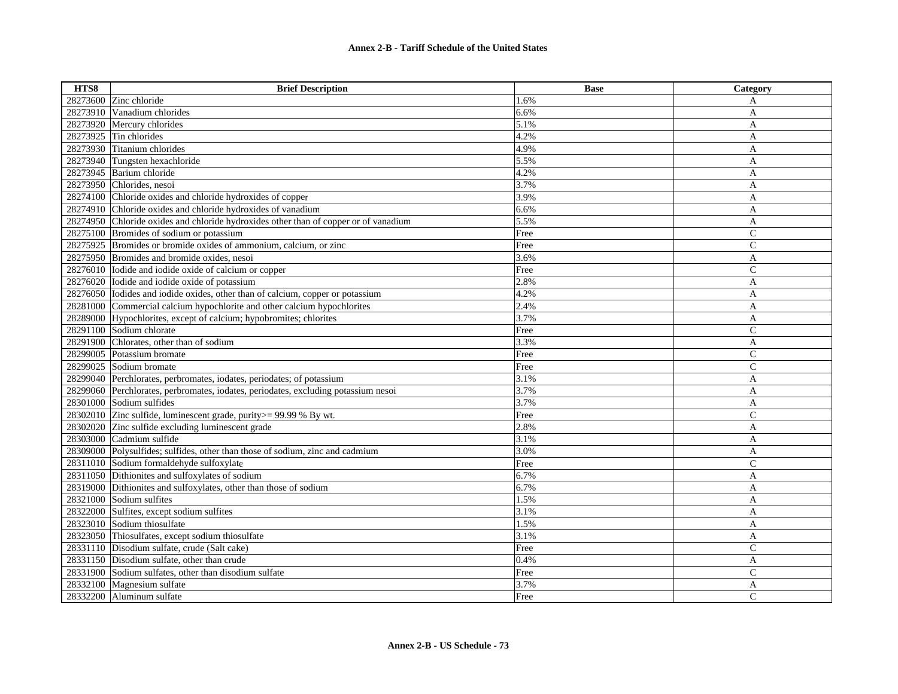| HTS8 | Brief Description | Base | Category |
|---|---|---|---|
| 28273600 | Zinc chloride | 1.6% | A |
| 28273910 | Vanadium chlorides | 6.6% | A |
| 28273920 | Mercury chlorides | 5.1% | A |
| 28273925 | Tin chlorides | 4.2% | A |
| 28273930 | Titanium chlorides | 4.9% | A |
| 28273940 | Tungsten hexachloride | 5.5% | A |
| 28273945 | Barium chloride | 4.2% | A |
| 28273950 | Chlorides, nesoi | 3.7% | A |
| 28274100 | Chloride oxides and chloride hydroxides of copper | 3.9% | A |
| 28274910 | Chloride oxides and chloride hydroxides of vanadium | 6.6% | A |
| 28274950 | Chloride oxides and chloride hydroxides other than of copper or of vanadium | 5.5% | A |
| 28275100 | Bromides of sodium or potassium | Free | C |
| 28275925 | Bromides or bromide oxides of ammonium, calcium, or zinc | Free | C |
| 28275950 | Bromides and bromide oxides, nesoi | 3.6% | A |
| 28276010 | Iodide and iodide oxide of calcium or copper | Free | C |
| 28276020 | Iodide and iodide oxide of potassium | 2.8% | A |
| 28276050 | Iodides and iodide oxides, other than of calcium, copper or potassium | 4.2% | A |
| 28281000 | Commercial calcium hypochlorite and other calcium hypochlorites | 2.4% | A |
| 28289000 | Hypochlorites, except of calcium; hypobromites; chlorites | 3.7% | A |
| 28291100 | Sodium chlorate | Free | C |
| 28291900 | Chlorates, other than of sodium | 3.3% | A |
| 28299005 | Potassium bromate | Free | C |
| 28299025 | Sodium bromate | Free | C |
| 28299040 | Perchlorates, perbromates, iodates, periodates; of potassium | 3.1% | A |
| 28299060 | Perchlorates, perbromates, iodates, periodates, excluding potassium nesoi | 3.7% | A |
| 28301000 | Sodium sulfides | 3.7% | A |
| 28302010 | Zinc sulfide, luminescent grade, purity>= 99.99 % By wt. | Free | C |
| 28302020 | Zinc sulfide excluding luminescent grade | 2.8% | A |
| 28303000 | Cadmium sulfide | 3.1% | A |
| 28309000 | Polysulfides; sulfides, other than those of sodium, zinc and cadmium | 3.0% | A |
| 28311010 | Sodium formaldehyde sulfoxylate | Free | C |
| 28311050 | Dithionites and sulfoxylates of sodium | 6.7% | A |
| 28319000 | Dithionites and sulfoxylates, other than those of sodium | 6.7% | A |
| 28321000 | Sodium sulfites | 1.5% | A |
| 28322000 | Sulfites, except sodium sulfites | 3.1% | A |
| 28323010 | Sodium thiosulfate | 1.5% | A |
| 28323050 | Thiosulfates, except sodium thiosulfate | 3.1% | A |
| 28331110 | Disodium sulfate, crude (Salt cake) | Free | C |
| 28331150 | Disodium sulfate, other than crude | 0.4% | A |
| 28331900 | Sodium sulfates, other than disodium sulfate | Free | C |
| 28332100 | Magnesium sulfate | 3.7% | A |
| 28332200 | Aluminum sulfate | Free | C |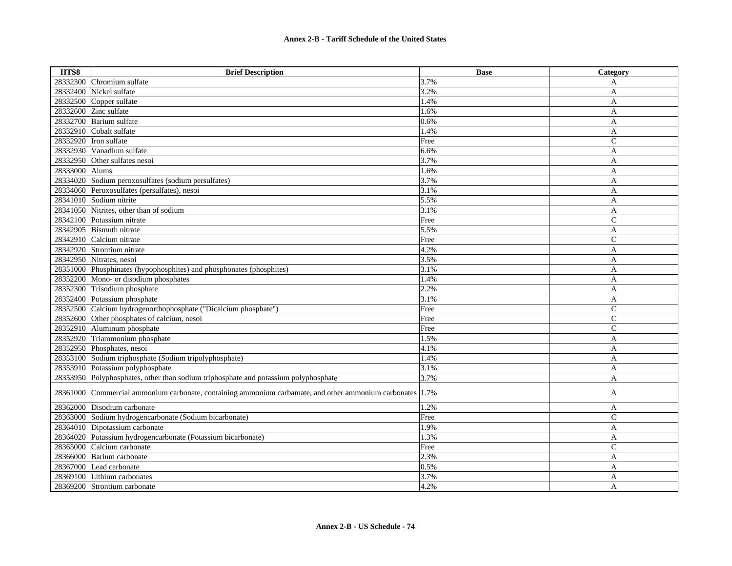| HTS8 | Brief Description | Base | Category |
|---|---|---|---|
| 28332300 | Chromium sulfate | 3.7% | A |
| 28332400 | Nickel sulfate | 3.2% | A |
| 28332500 | Copper sulfate | 1.4% | A |
| 28332600 | Zinc sulfate | 1.6% | A |
| 28332700 | Barium sulfate | 0.6% | A |
| 28332910 | Cobalt sulfate | 1.4% | A |
| 28332920 | Iron sulfate | Free | C |
| 28332930 | Vanadium sulfate | 6.6% | A |
| 28332950 | Other sulfates nesoi | 3.7% | A |
| 28333000 | Alums | 1.6% | A |
| 28334020 | Sodium peroxosulfates (sodium persulfates) | 3.7% | A |
| 28334060 | Peroxosulfates (persulfates), nesoi | 3.1% | A |
| 28341010 | Sodium nitrite | 5.5% | A |
| 28341050 | Nitrites, other than of sodium | 3.1% | A |
| 28342100 | Potassium nitrate | Free | C |
| 28342905 | Bismuth nitrate | 5.5% | A |
| 28342910 | Calcium nitrate | Free | C |
| 28342920 | Strontium nitrate | 4.2% | A |
| 28342950 | Nitrates, nesoi | 3.5% | A |
| 28351000 | Phosphinates (hypophosphites) and phosphonates (phosphites) | 3.1% | A |
| 28352200 | Mono- or disodium phosphates | 1.4% | A |
| 28352300 | Trisodium phosphate | 2.2% | A |
| 28352400 | Potassium phosphate | 3.1% | A |
| 28352500 | Calcium hydrogenorthophosphate ("Dicalcium phosphate") | Free | C |
| 28352600 | Other phosphates of calcium, nesoi | Free | C |
| 28352910 | Aluminum phosphate | Free | C |
| 28352920 | Triammonium phosphate | 1.5% | A |
| 28352950 | Phosphates, nesoi | 4.1% | A |
| 28353100 | Sodium triphosphate (Sodium tripolyphosphate) | 1.4% | A |
| 28353910 | Potassium polyphosphate | 3.1% | A |
| 28353950 | Polyphosphates, other than sodium triphosphate and potassium polyphosphate | 3.7% | A |
| 28361000 | Commercial ammonium carbonate, containing ammonium carbamate, and other ammonium carbonates | 1.7% | A |
| 28362000 | Disodium carbonate | 1.2% | A |
| 28363000 | Sodium hydrogencarbonate (Sodium bicarbonate) | Free | C |
| 28364010 | Dipotassium carbonate | 1.9% | A |
| 28364020 | Potassium hydrogencarbonate (Potassium bicarbonate) | 1.3% | A |
| 28365000 | Calcium carbonate | Free | C |
| 28366000 | Barium carbonate | 2.3% | A |
| 28367000 | Lead carbonate | 0.5% | A |
| 28369100 | Lithium carbonates | 3.7% | A |
| 28369200 | Strontium carbonate | 4.2% | A |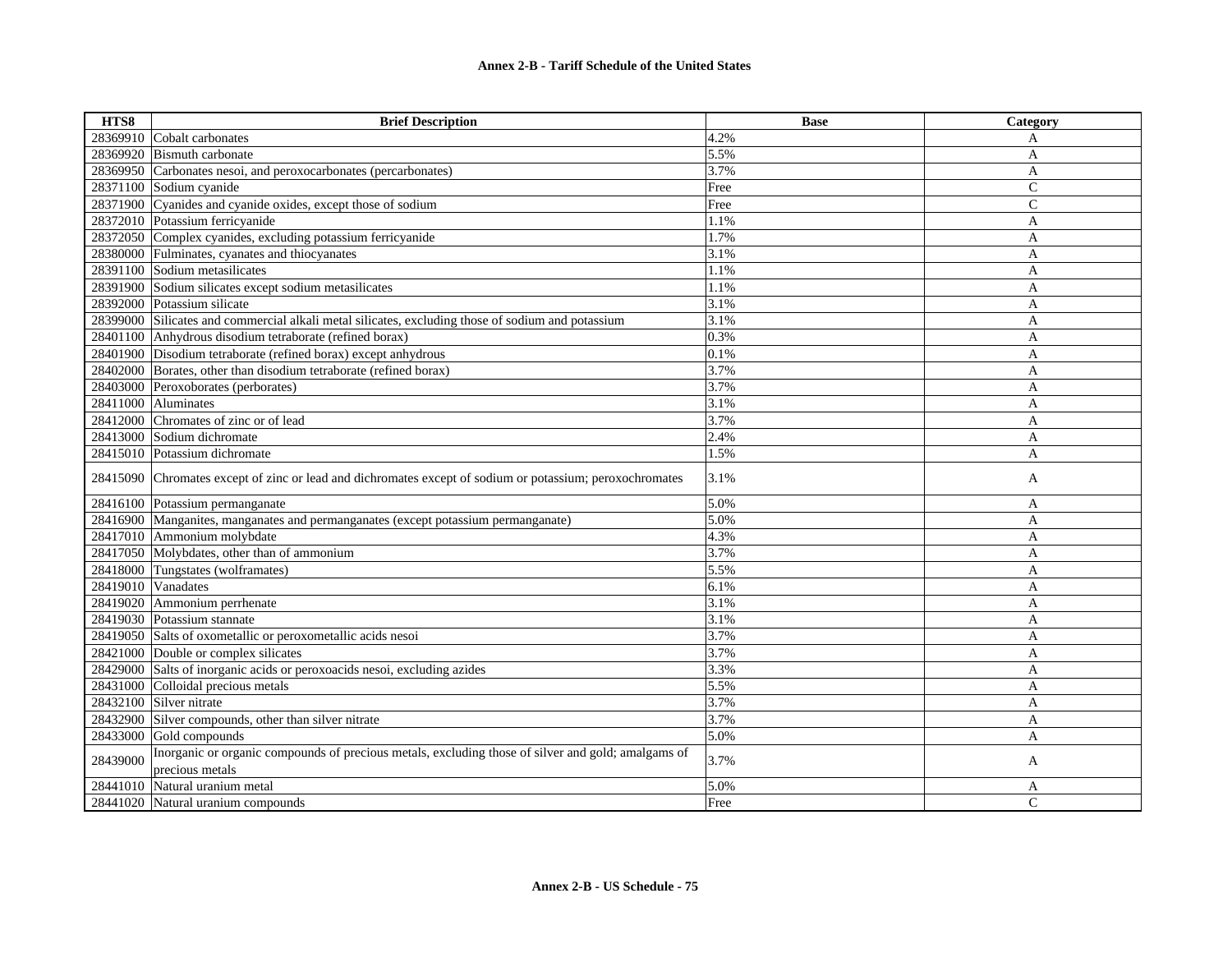**Annex 2-B - Tariff Schedule of the United States**

| HTS8 | Brief Description | Base | Category |
|---|---|---|---|
| 28369910 | Cobalt carbonates | 4.2% | A |
| 28369920 | Bismuth carbonate | 5.5% | A |
| 28369950 | Carbonates nesoi, and peroxocarbonates (percarbonates) | 3.7% | A |
| 28371100 | Sodium cyanide | Free | C |
| 28371900 | Cyanides and cyanide oxides, except those of sodium | Free | C |
| 28372010 | Potassium ferricyanide | 1.1% | A |
| 28372050 | Complex cyanides, excluding potassium ferricyanide | 1.7% | A |
| 28380000 | Fulminates, cyanates and thiocyanates | 3.1% | A |
| 28391100 | Sodium metasilicates | 1.1% | A |
| 28391900 | Sodium silicates except sodium metasilicates | 1.1% | A |
| 28392000 | Potassium silicate | 3.1% | A |
| 28399000 | Silicates and commercial alkali metal silicates, excluding those of sodium and potassium | 3.1% | A |
| 28401100 | Anhydrous disodium tetraborate (refined borax) | 0.3% | A |
| 28401900 | Disodium tetraborate (refined borax) except anhydrous | 0.1% | A |
| 28402000 | Borates, other than disodium tetraborate (refined borax) | 3.7% | A |
| 28403000 | Peroxoborates (perborates) | 3.7% | A |
| 28411000 | Aluminates | 3.1% | A |
| 28412000 | Chromates of zinc or of lead | 3.7% | A |
| 28413000 | Sodium dichromate | 2.4% | A |
| 28415010 | Potassium dichromate | 1.5% | A |
| 28415090 | Chromates except of zinc or lead and dichromates except of sodium or potassium; peroxochromates | 3.1% | A |
| 28416100 | Potassium permanganate | 5.0% | A |
| 28416900 | Manganites, manganates and permanganates (except potassium permanganate) | 5.0% | A |
| 28417010 | Ammonium molybdate | 4.3% | A |
| 28417050 | Molybdates, other than of ammonium | 3.7% | A |
| 28418000 | Tungstates (wolframates) | 5.5% | A |
| 28419010 | Vanadates | 6.1% | A |
| 28419020 | Ammonium perrhenate | 3.1% | A |
| 28419030 | Potassium stannate | 3.1% | A |
| 28419050 | Salts of oxometallic or peroxometallic acids nesoi | 3.7% | A |
| 28421000 | Double or complex silicates | 3.7% | A |
| 28429000 | Salts of inorganic acids or peroxoacids nesoi, excluding azides | 3.3% | A |
| 28431000 | Colloidal precious metals | 5.5% | A |
| 28432100 | Silver nitrate | 3.7% | A |
| 28432900 | Silver compounds, other than silver nitrate | 3.7% | A |
| 28433000 | Gold compounds | 5.0% | A |
| 28439000 | Inorganic or organic compounds of precious metals, excluding those of silver and gold; amalgams of precious metals | 3.7% | A |
| 28441010 | Natural uranium metal | 5.0% | A |
| 28441020 | Natural uranium compounds | Free | C |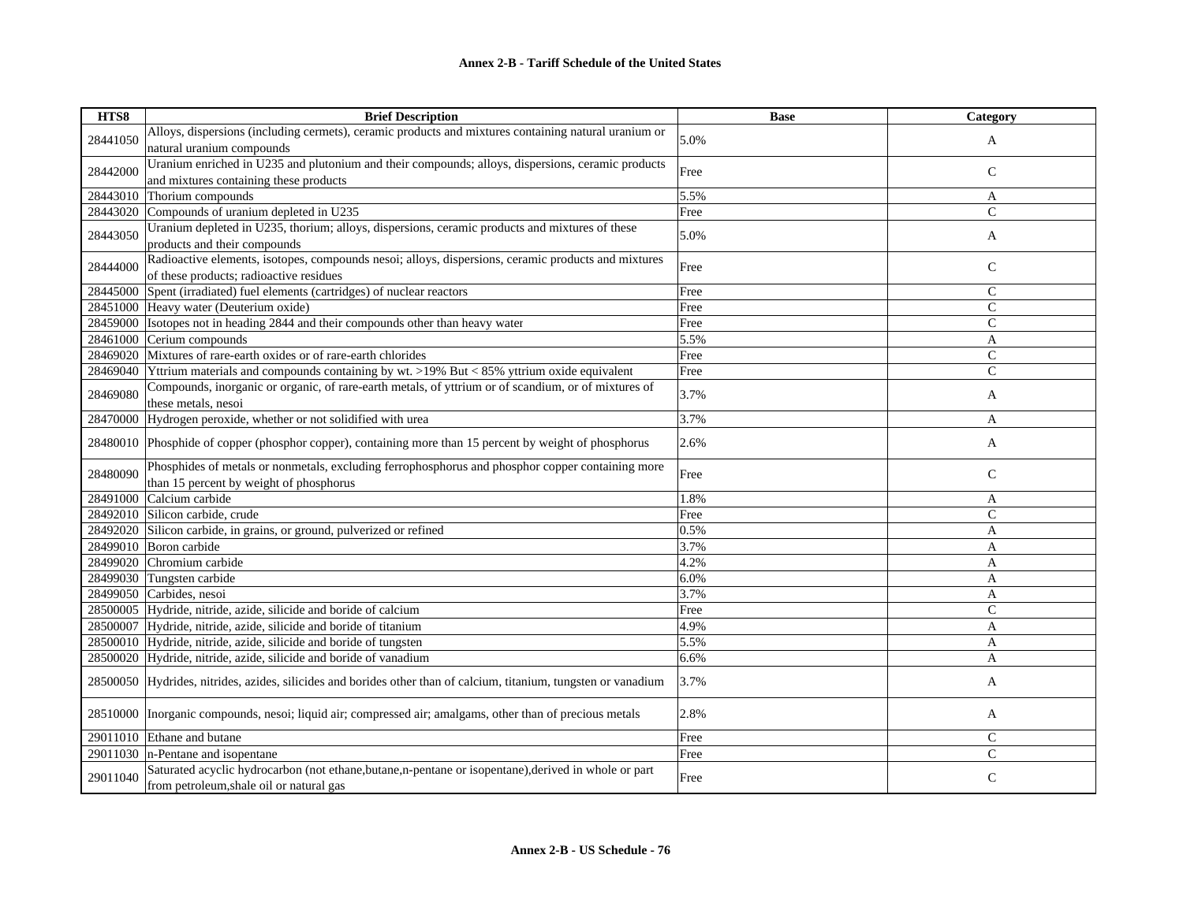**Annex 2-B - Tariff Schedule of the United States**

| HTS8 | Brief Description | Base | Category |
|---|---|---|---|
| 28441050 | Alloys, dispersions (including cermets), ceramic products and mixtures containing natural uranium or natural uranium compounds | 5.0% | A |
| 28442000 | Uranium enriched in U235 and plutonium and their compounds; alloys, dispersions, ceramic products and mixtures containing these products | Free | C |
| 28443010 | Thorium compounds | 5.5% | A |
| 28443020 | Compounds of uranium depleted in U235 | Free | C |
| 28443050 | Uranium depleted in U235, thorium; alloys, dispersions, ceramic products and mixtures of these products and their compounds | 5.0% | A |
| 28444000 | Radioactive elements, isotopes, compounds nesoi; alloys, dispersions, ceramic products and mixtures of these products; radioactive residues | Free | C |
| 28445000 | Spent (irradiated) fuel elements (cartridges) of nuclear reactors | Free | C |
| 28451000 | Heavy water (Deuterium oxide) | Free | C |
| 28459000 | Isotopes not in heading 2844 and their compounds other than heavy water | Free | C |
| 28461000 | Cerium compounds | 5.5% | A |
| 28469020 | Mixtures of rare-earth oxides or of rare-earth chlorides | Free | C |
| 28469040 | Yttrium materials and compounds containing by wt. >19% But < 85% yttrium oxide equivalent | Free | C |
| 28469080 | Compounds, inorganic or organic, of rare-earth metals, of yttrium or of scandium, or of mixtures of these metals, nesoi | 3.7% | A |
| 28470000 | Hydrogen peroxide, whether or not solidified with urea | 3.7% | A |
| 28480010 | Phosphide of copper (phosphor copper), containing more than 15 percent by weight of phosphorus | 2.6% | A |
| 28480090 | Phosphides of metals or nonmetals, excluding ferrophosphorus and phosphor copper containing more than 15 percent by weight of phosphorus | Free | C |
| 28491000 | Calcium carbide | 1.8% | A |
| 28492010 | Silicon carbide, crude | Free | C |
| 28492020 | Silicon carbide, in grains, or ground, pulverized or refined | 0.5% | A |
| 28499010 | Boron carbide | 3.7% | A |
| 28499020 | Chromium carbide | 4.2% | A |
| 28499030 | Tungsten carbide | 6.0% | A |
| 28499050 | Carbides, nesoi | 3.7% | A |
| 28500005 | Hydride, nitride, azide, silicide and boride of calcium | Free | C |
| 28500007 | Hydride, nitride, azide, silicide and boride of titanium | 4.9% | A |
| 28500010 | Hydride, nitride, azide, silicide and boride of tungsten | 5.5% | A |
| 28500020 | Hydride, nitride, azide, silicide and boride of vanadium | 6.6% | A |
| 28500050 | Hydrides, nitrides, azides, silicides and borides other than of calcium, titanium, tungsten or vanadium | 3.7% | A |
| 28510000 | Inorganic compounds, nesoi; liquid air; compressed air; amalgams, other than of precious metals | 2.8% | A |
| 29011010 | Ethane and butane | Free | C |
| 29011030 | n-Pentane and isopentane | Free | C |
| 29011040 | Saturated acyclic hydrocarbon (not ethane,butane,n-pentane or isopentane),derived in whole or part from petroleum,shale oil or natural gas | Free | C |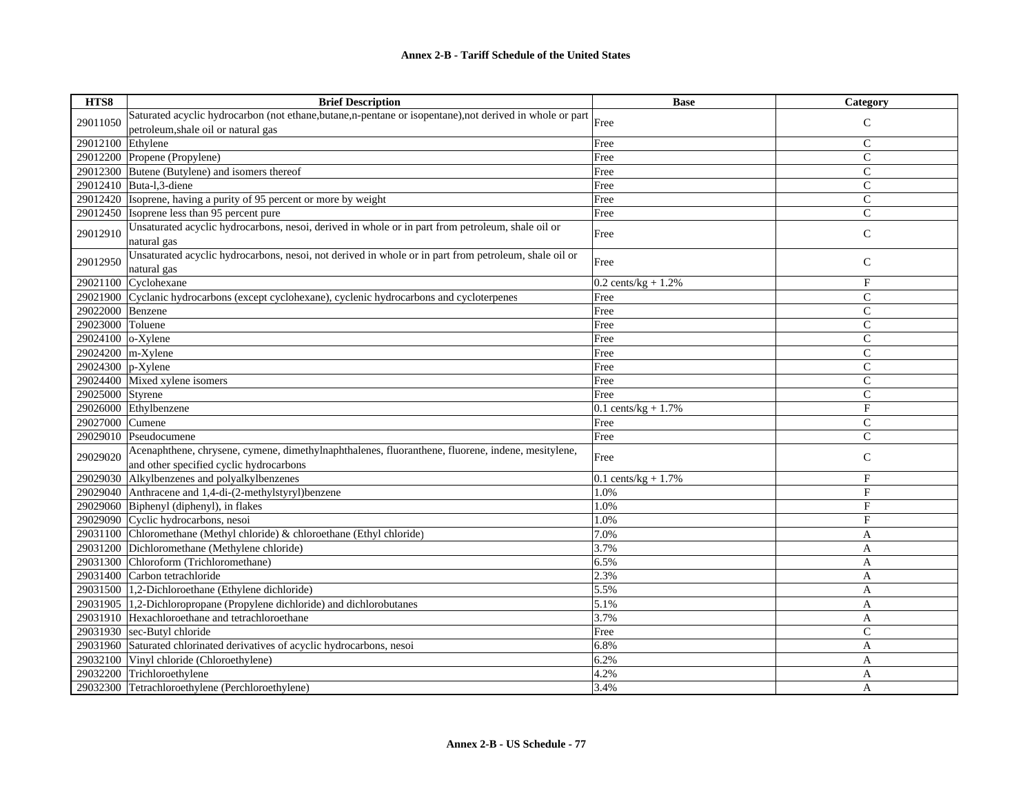| HTS8 | Brief Description | Base | Category |
|---|---|---|---|
| 29011050 | Saturated acyclic hydrocarbon (not ethane,butane,n-pentane or isopentane),not derived in whole or part petroleum,shale oil or natural gas | Free | C |
| 29012100 | Ethylene | Free | C |
| 29012200 | Propene (Propylene) | Free | C |
| 29012300 | Butene (Butylene) and isomers thereof | Free | C |
| 29012410 | Buta-l,3-diene | Free | C |
| 29012420 | Isoprene, having a purity of 95 percent or more by weight | Free | C |
| 29012450 | Isoprene less than 95 percent pure | Free | C |
| 29012910 | Unsaturated acyclic hydrocarbons, nesoi, derived in whole or in part from petroleum, shale oil or natural gas | Free | C |
| 29012950 | Unsaturated acyclic hydrocarbons, nesoi, not derived in whole or in part from petroleum, shale oil or natural gas | Free | C |
| 29021100 | Cyclohexane | 0.2 cents/kg + 1.2% | F |
| 29021900 | Cyclanic hydrocarbons (except cyclohexane), cyclenic hydrocarbons and cycloterpenes | Free | C |
| 29022000 | Benzene | Free | C |
| 29023000 | Toluene | Free | C |
| 29024100 | o-Xylene | Free | C |
| 29024200 | m-Xylene | Free | C |
| 29024300 | p-Xylene | Free | C |
| 29024400 | Mixed xylene isomers | Free | C |
| 29025000 | Styrene | Free | C |
| 29026000 | Ethylbenzene | 0.1 cents/kg + 1.7% | F |
| 29027000 | Cumene | Free | C |
| 29029010 | Pseudocumene | Free | C |
| 29029020 | Acenaphthene, chrysene, cymene, dimethylnaphthalenes, fluoranthene, fluorene, indene, mesitylene, and other specified cyclic hydrocarbons | Free | C |
| 29029030 | Alkylbenzenes and polyalkylbenzenes | 0.1 cents/kg + 1.7% | F |
| 29029040 | Anthracene and 1,4-di-(2-methylstyryl)benzene | 1.0% | F |
| 29029060 | Biphenyl (diphenyl), in flakes | 1.0% | F |
| 29029090 | Cyclic hydrocarbons, nesoi | 1.0% | F |
| 29031100 | Chloromethane (Methyl chloride) & chloroethane (Ethyl chloride) | 7.0% | A |
| 29031200 | Dichloromethane (Methylene chloride) | 3.7% | A |
| 29031300 | Chloroform (Trichloromethane) | 6.5% | A |
| 29031400 | Carbon tetrachloride | 2.3% | A |
| 29031500 | 1,2-Dichloroethane (Ethylene dichloride) | 5.5% | A |
| 29031905 | 1,2-Dichloropropane (Propylene dichloride) and dichlorobutanes | 5.1% | A |
| 29031910 | Hexachloroethane and tetrachloroethane | 3.7% | A |
| 29031930 | sec-Butyl chloride | Free | C |
| 29031960 | Saturated chlorinated derivatives of acyclic hydrocarbons, nesoi | 6.8% | A |
| 29032100 | Vinyl chloride (Chloroethylene) | 6.2% | A |
| 29032200 | Trichloroethylene | 4.2% | A |
| 29032300 | Tetrachloroethylene (Perchloroethylene) | 3.4% | A |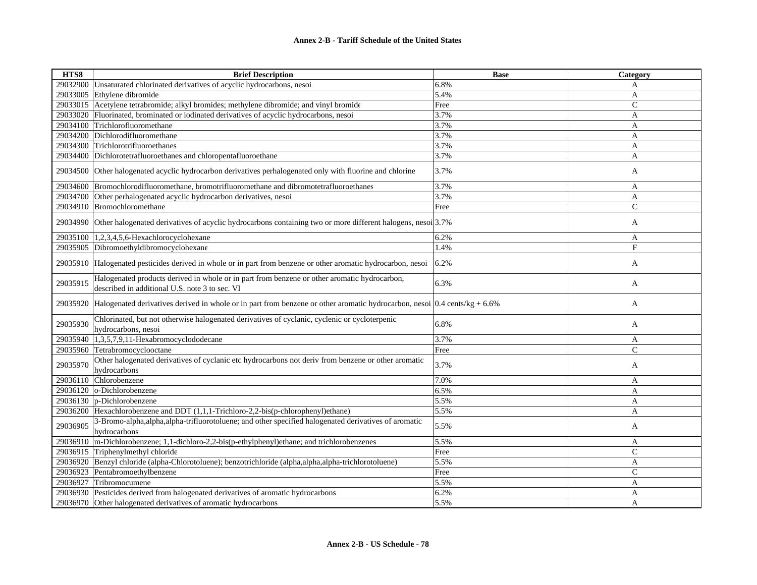| HTS8 | Brief Description | Base | Category |
|---|---|---|---|
| 29032900 | Unsaturated chlorinated derivatives of acyclic hydrocarbons, nesoi | 6.8% | A |
| 29033005 | Ethylene dibromide | 5.4% | A |
| 29033015 | Acetylene tetrabromide; alkyl bromides; methylene dibromide; and vinyl bromide | Free | C |
| 29033020 | Fluorinated, brominated or iodinated derivatives of acyclic hydrocarbons, nesoi | 3.7% | A |
| 29034100 | Trichlorofluoromethane | 3.7% | A |
| 29034200 | Dichlorodifluoromethane | 3.7% | A |
| 29034300 | Trichlorotrifluoroethanes | 3.7% | A |
| 29034400 | Dichlorotetrafluoroethanes and chloropentafluoroethane | 3.7% | A |
| 29034500 | Other halogenated acyclic hydrocarbon derivatives perhalogenated only with fluorine and chlorine | 3.7% | A |
| 29034600 | Bromochlorodifluoromethane, bromotrifluoromethane and dibromotetrafluoroethanes | 3.7% | A |
| 29034700 | Other perhalogenated acyclic hydrocarbon derivatives, nesoi | 3.7% | A |
| 29034910 | Bromochloromethane | Free | C |
| 29034990 | Other halogenated derivatives of acyclic hydrocarbons containing two or more different halogens, nesoi | 3.7% | A |
| 29035100 | 1,2,3,4,5,6-Hexachlorocyclohexane | 6.2% | A |
| 29035905 | Dibromoethyldibromocyclohexane | 1.4% | F |
| 29035910 | Halogenated pesticides derived in whole or in part from benzene or other aromatic hydrocarbon, nesoi | 6.2% | A |
| 29035915 | Halogenated products derived in whole or in part from benzene or other aromatic hydrocarbon, described in additional U.S. note 3 to sec. VI | 6.3% | A |
| 29035920 | Halogenated derivatives derived in whole or in part from benzene or other aromatic hydrocarbon, nesoi | 0.4 cents/kg + 6.6% | A |
| 29035930 | Chlorinated, but not otherwise halogenated derivatives of cyclanic, cyclenic or cycloterpenic hydrocarbons, nesoi | 6.8% | A |
| 29035940 | 1,3,5,7,9,11-Hexabromocyclododecane | 3.7% | A |
| 29035960 | Tetrabromocyclooctane | Free | C |
| 29035970 | Other halogenated derivatives of cyclanic etc hydrocarbons not deriv from benzene or other aromatic hydrocarbons | 3.7% | A |
| 29036110 | Chlorobenzene | 7.0% | A |
| 29036120 | o-Dichlorobenzene | 6.5% | A |
| 29036130 | p-Dichlorobenzene | 5.5% | A |
| 29036200 | Hexachlorobenzene and DDT (1,1,1-Trichloro-2,2-bis(p-chlorophenyl)ethane) | 5.5% | A |
| 29036905 | 3-Bromo-alpha,alpha,alpha-trifluorotoluene; and other specified halogenated derivatives of aromatic hydrocarbons | 5.5% | A |
| 29036910 | m-Dichlorobenzene; 1,1-dichloro-2,2-bis(p-ethylphenyl)ethane; and trichlorobenzenes | 5.5% | A |
| 29036915 | Triphenylmethyl chloride | Free | C |
| 29036920 | Benzyl chloride (alpha-Chlorotoluene); benzotrichloride (alpha,alpha,alpha-trichlorotoluene) | 5.5% | A |
| 29036923 | Pentabromoethylbenzene | Free | C |
| 29036927 | Tribromocumene | 5.5% | A |
| 29036930 | Pesticides derived from halogenated derivatives of aromatic hydrocarbons | 6.2% | A |
| 29036970 | Other halogenated derivatives of aromatic hydrocarbons | 5.5% | A |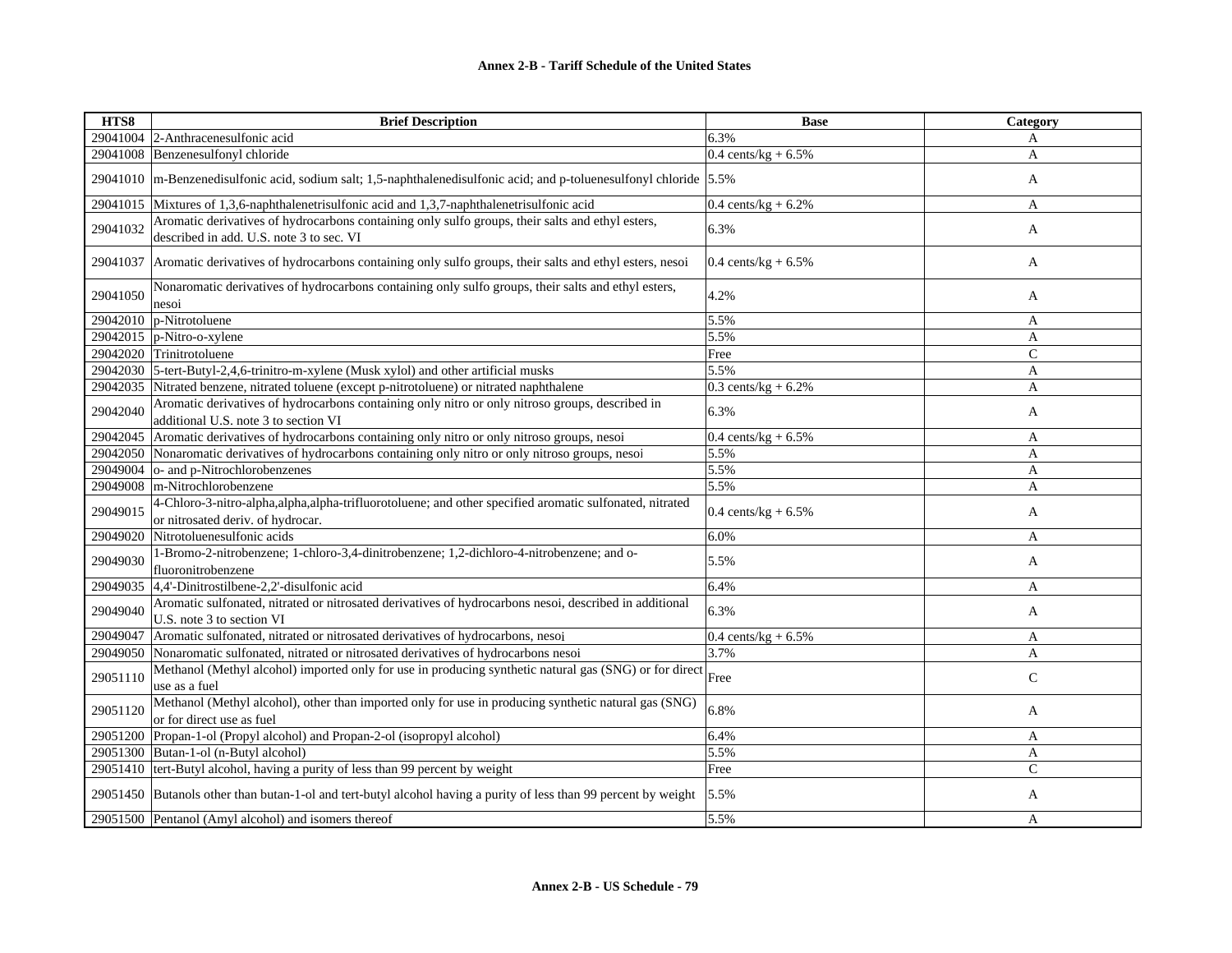| HTS8 | Brief Description | Base | Category |
|---|---|---|---|
| 29041004 | 2-Anthracenesulfonic acid | 6.3% | A |
| 29041008 | Benzenesulfonyl chloride | 0.4 cents/kg + 6.5% | A |
| 29041010 | m-Benzenedisulfonic acid, sodium salt; 1,5-naphthalenedisulfonic acid; and p-toluenesulfonyl chloride | 5.5% | A |
| 29041015 | Mixtures of 1,3,6-naphthalenetrisulfonic acid and 1,3,7-naphthalenetrisulfonic acid | 0.4 cents/kg + 6.2% | A |
| 29041032 | Aromatic derivatives of hydrocarbons containing only sulfo groups, their salts and ethyl esters, described in add. U.S. note 3 to sec. VI | 6.3% | A |
| 29041037 | Aromatic derivatives of hydrocarbons containing only sulfo groups, their salts and ethyl esters, nesoi | 0.4 cents/kg + 6.5% | A |
| 29041050 | Nonaromatic derivatives of hydrocarbons containing only sulfo groups, their salts and ethyl esters, nesoi | 4.2% | A |
| 29042010 | p-Nitrotoluene | 5.5% | A |
| 29042015 | p-Nitro-o-xylene | 5.5% | A |
| 29042020 | Trinitrotoluene | Free | C |
| 29042030 | 5-tert-Butyl-2,4,6-trinitro-m-xylene (Musk xylol) and other artificial musks | 5.5% | A |
| 29042035 | Nitrated benzene, nitrated toluene (except p-nitrotoluene) or nitrated naphthalene | 0.3 cents/kg + 6.2% | A |
| 29042040 | Aromatic derivatives of hydrocarbons containing only nitro or only nitroso groups, described in additional U.S. note 3 to section VI | 6.3% | A |
| 29042045 | Aromatic derivatives of hydrocarbons containing only nitro or only nitroso groups, nesoi | 0.4 cents/kg + 6.5% | A |
| 29042050 | Nonaromatic derivatives of hydrocarbons containing only nitro or only nitroso groups, nesoi | 5.5% | A |
| 29049004 | o- and p-Nitrochlorobenzenes | 5.5% | A |
| 29049008 | m-Nitrochlorobenzene | 5.5% | A |
| 29049015 | 4-Chloro-3-nitro-alpha,alpha,alpha-trifluorotoluene; and other specified aromatic sulfonated, nitrated or nitrosated deriv. of hydrocar. | 0.4 cents/kg + 6.5% | A |
| 29049020 | Nitrotoluenesulfonic acids | 6.0% | A |
| 29049030 | 1-Bromo-2-nitrobenzene; 1-chloro-3,4-dinitrobenzene; 1,2-dichloro-4-nitrobenzene; and o-fluoronitrobenzene | 5.5% | A |
| 29049035 | 4,4'-Dinitrostilbene-2,2'-disulfonic acid | 6.4% | A |
| 29049040 | Aromatic sulfonated, nitrated or nitrosated derivatives of hydrocarbons nesoi, described in additional U.S. note 3 to section VI | 6.3% | A |
| 29049047 | Aromatic sulfonated, nitrated or nitrosated derivatives of hydrocarbons, nesoi | 0.4 cents/kg + 6.5% | A |
| 29049050 | Nonaromatic sulfonated, nitrated or nitrosated derivatives of hydrocarbons nesoi | 3.7% | A |
| 29051110 | Methanol (Methyl alcohol) imported only for use in producing synthetic natural gas (SNG) or for direct use as a fuel | Free | C |
| 29051120 | Methanol (Methyl alcohol), other than imported only for use in producing synthetic natural gas (SNG) or for direct use as fuel | 6.8% | A |
| 29051200 | Propan-1-ol (Propyl alcohol) and Propan-2-ol (isopropyl alcohol) | 6.4% | A |
| 29051300 | Butan-1-ol (n-Butyl alcohol) | 5.5% | A |
| 29051410 | tert-Butyl alcohol, having a purity of less than 99 percent by weight | Free | C |
| 29051450 | Butanols other than butan-1-ol and tert-butyl alcohol having a purity of less than 99 percent by weight | 5.5% | A |
| 29051500 | Pentanol (Amyl alcohol) and isomers thereof | 5.5% | A |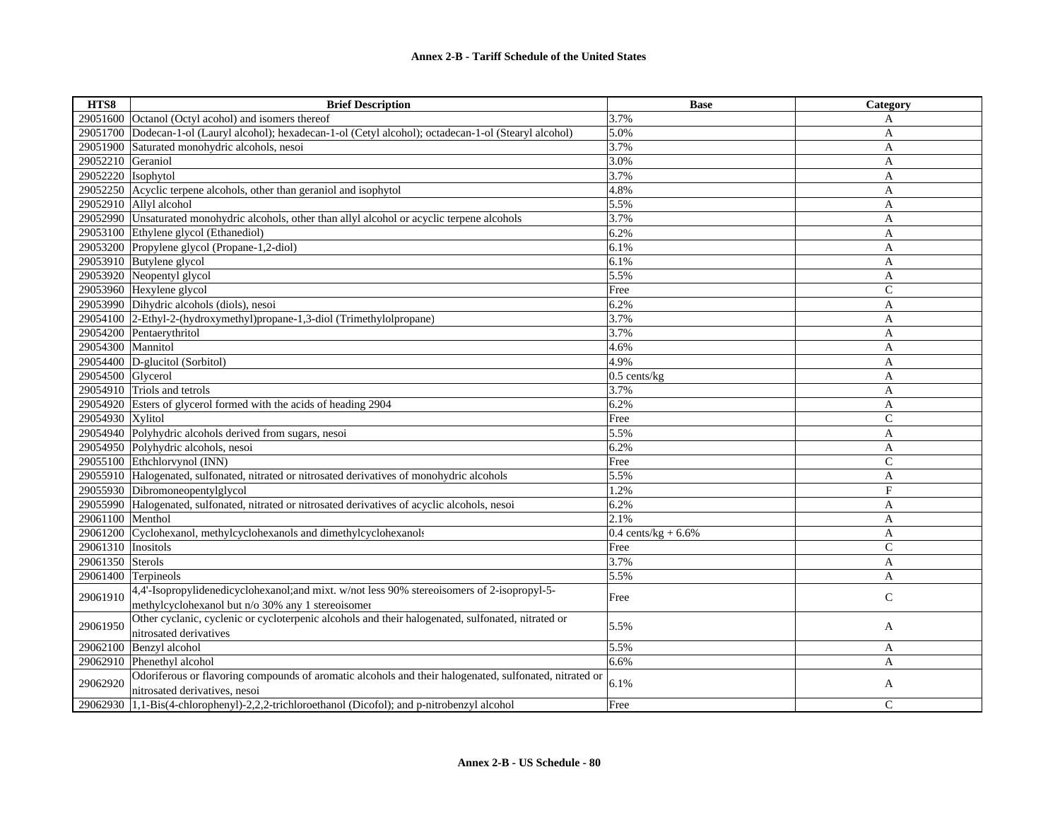| HTS8 | Brief Description | Base | Category |
|---|---|---|---|
| 29051600 | Octanol (Octyl acohol) and isomers thereof | 3.7% | A |
| 29051700 | Dodecan-1-ol (Lauryl alcohol); hexadecan-1-ol (Cetyl alcohol); octadecan-1-ol (Stearyl alcohol) | 5.0% | A |
| 29051900 | Saturated monohydric alcohols, nesoi | 3.7% | A |
| 29052210 | Geraniol | 3.0% | A |
| 29052220 | Isophytol | 3.7% | A |
| 29052250 | Acyclic terpene alcohols, other than geraniol and isophytol | 4.8% | A |
| 29052910 | Allyl alcohol | 5.5% | A |
| 29052990 | Unsaturated monohydric alcohols, other than allyl alcohol or acyclic terpene alcohols | 3.7% | A |
| 29053100 | Ethylene glycol (Ethanediol) | 6.2% | A |
| 29053200 | Propylene glycol (Propane-1,2-diol) | 6.1% | A |
| 29053910 | Butylene glycol | 6.1% | A |
| 29053920 | Neopentyl glycol | 5.5% | A |
| 29053960 | Hexylene glycol | Free | C |
| 29053990 | Dihydric alcohols (diols), nesoi | 6.2% | A |
| 29054100 | 2-Ethyl-2-(hydroxymethyl)propane-1,3-diol (Trimethylolpropane) | 3.7% | A |
| 29054200 | Pentaerythritol | 3.7% | A |
| 29054300 | Mannitol | 4.6% | A |
| 29054400 | D-glucitol (Sorbitol) | 4.9% | A |
| 29054500 | Glycerol | 0.5 cents/kg | A |
| 29054910 | Triols and tetrols | 3.7% | A |
| 29054920 | Esters of glycerol formed with the acids of heading 2904 | 6.2% | A |
| 29054930 | Xylitol | Free | C |
| 29054940 | Polyhydric alcohols derived from sugars, nesoi | 5.5% | A |
| 29054950 | Polyhydric alcohols, nesoi | 6.2% | A |
| 29055100 | Ethchlorvynol (INN) | Free | C |
| 29055910 | Halogenated, sulfonated, nitrated or nitrosated derivatives of monohydric alcohols | 5.5% | A |
| 29055930 | Dibromoneopentylglycol | 1.2% | F |
| 29055990 | Halogenated, sulfonated, nitrated or nitrosated derivatives of acyclic alcohols, nesoi | 6.2% | A |
| 29061100 | Menthol | 2.1% | A |
| 29061200 | Cyclohexanol, methylcyclohexanols and dimethylcyclohexanols | 0.4 cents/kg + 6.6% | A |
| 29061310 | Inositols | Free | C |
| 29061350 | Sterols | 3.7% | A |
| 29061400 | Terpineols | 5.5% | A |
| 29061910 | 4,4'-Isopropylidenedicyclohexanol;and mixt. w/not less 90% stereoisomers of 2-isopropyl-5-methylcyclohexanol but n/o 30% any 1 stereoisomer | Free | C |
| 29061950 | Other cyclanic, cyclenic or cycloterpenic alcohols and their halogenated, sulfonated, nitrated or nitrosated derivatives | 5.5% | A |
| 29062100 | Benzyl alcohol | 5.5% | A |
| 29062910 | Phenethyl alcohol | 6.6% | A |
| 29062920 | Odoriferous or flavoring compounds of aromatic alcohols and their halogenated, sulfonated, nitrated or nitrosated derivatives, nesoi | 6.1% | A |
| 29062930 | 1,1-Bis(4-chlorophenyl)-2,2,2-trichloroethanol (Dicofol); and p-nitrobenzyl alcohol | Free | C |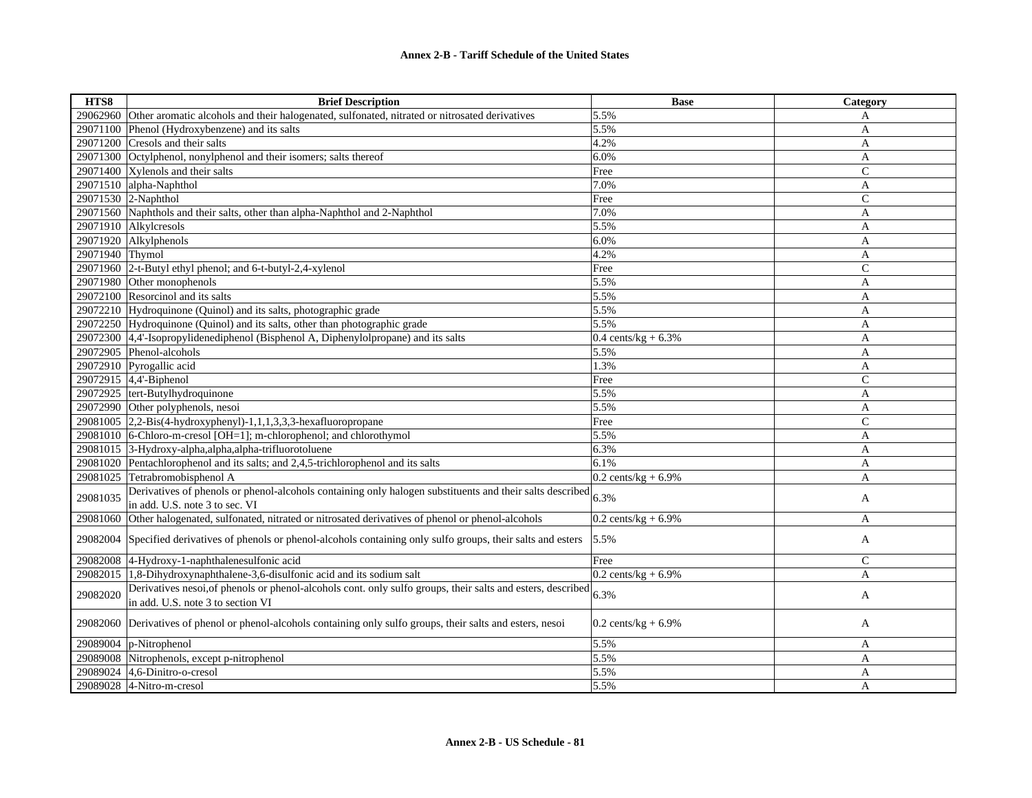| HTS8 | Brief Description | Base | Category |
|---|---|---|---|
| 29062960 | Other aromatic alcohols and their halogenated, sulfonated, nitrated or nitrosated derivatives | 5.5% | A |
| 29071100 | Phenol (Hydroxybenzene) and its salts | 5.5% | A |
| 29071200 | Cresols and their salts | 4.2% | A |
| 29071300 | Octylphenol, nonylphenol and their isomers; salts thereof | 6.0% | A |
| 29071400 | Xylenols and their salts | Free | C |
| 29071510 | alpha-Naphthol | 7.0% | A |
| 29071530 | 2-Naphthol | Free | C |
| 29071560 | Naphthols and their salts, other than alpha-Naphthol and 2-Naphthol | 7.0% | A |
| 29071910 | Alkylcresols | 5.5% | A |
| 29071920 | Alkylphenols | 6.0% | A |
| 29071940 | Thymol | 4.2% | A |
| 29071960 | 2-t-Butyl ethyl phenol; and 6-t-butyl-2,4-xylenol | Free | C |
| 29071980 | Other monophenols | 5.5% | A |
| 29072100 | Resorcinol and its salts | 5.5% | A |
| 29072210 | Hydroquinone (Quinol) and its salts, photographic grade | 5.5% | A |
| 29072250 | Hydroquinone (Quinol) and its salts, other than photographic grade | 5.5% | A |
| 29072300 | 4,4'-Isopropylidenediphenol (Bisphenol A, Diphenylolpropane) and its salts | 0.4 cents/kg + 6.3% | A |
| 29072905 | Phenol-alcohols | 5.5% | A |
| 29072910 | Pyrogallic acid | 1.3% | A |
| 29072915 | 4,4'-Biphenol | Free | C |
| 29072925 | tert-Butylhydroquinone | 5.5% | A |
| 29072990 | Other polyphenols, nesoi | 5.5% | A |
| 29081005 | 2,2-Bis(4-hydroxyphenyl)-1,1,1,3,3,3-hexafluoropropane | Free | C |
| 29081010 | 6-Chloro-m-cresol [OH=1]; m-chlorophenol; and chlorothymol | 5.5% | A |
| 29081015 | 3-Hydroxy-alpha,alpha,alpha-trifluorotoluene | 6.3% | A |
| 29081020 | Pentachlorophenol and its salts; and 2,4,5-trichlorophenol and its salts | 6.1% | A |
| 29081025 | Tetrabromobisphenol A | 0.2 cents/kg + 6.9% | A |
| 29081035 | Derivatives of phenols or phenol-alcohols containing only halogen substituents and their salts described in add. U.S. note 3 to sec. VI | 6.3% | A |
| 29081060 | Other halogenated, sulfonated, nitrated or nitrosated derivatives of phenol or phenol-alcohols | 0.2 cents/kg + 6.9% | A |
| 29082004 | Specified derivatives of phenols or phenol-alcohols containing only sulfo groups, their salts and esters | 5.5% | A |
| 29082008 | 4-Hydroxy-1-naphthalenesulfonic acid | Free | C |
| 29082015 | 1,8-Dihydroxynaphthalene-3,6-disulfonic acid and its sodium salt | 0.2 cents/kg + 6.9% | A |
| 29082020 | Derivatives nesoi,of phenols or phenol-alcohols cont. only sulfo groups, their salts and esters, described in add. U.S. note 3 to section VI | 6.3% | A |
| 29082060 | Derivatives of phenol or phenol-alcohols containing only sulfo groups, their salts and esters, nesoi | 0.2 cents/kg + 6.9% | A |
| 29089004 | p-Nitrophenol | 5.5% | A |
| 29089008 | Nitrophenols, except p-nitrophenol | 5.5% | A |
| 29089024 | 4,6-Dinitro-o-cresol | 5.5% | A |
| 29089028 | 4-Nitro-m-cresol | 5.5% | A |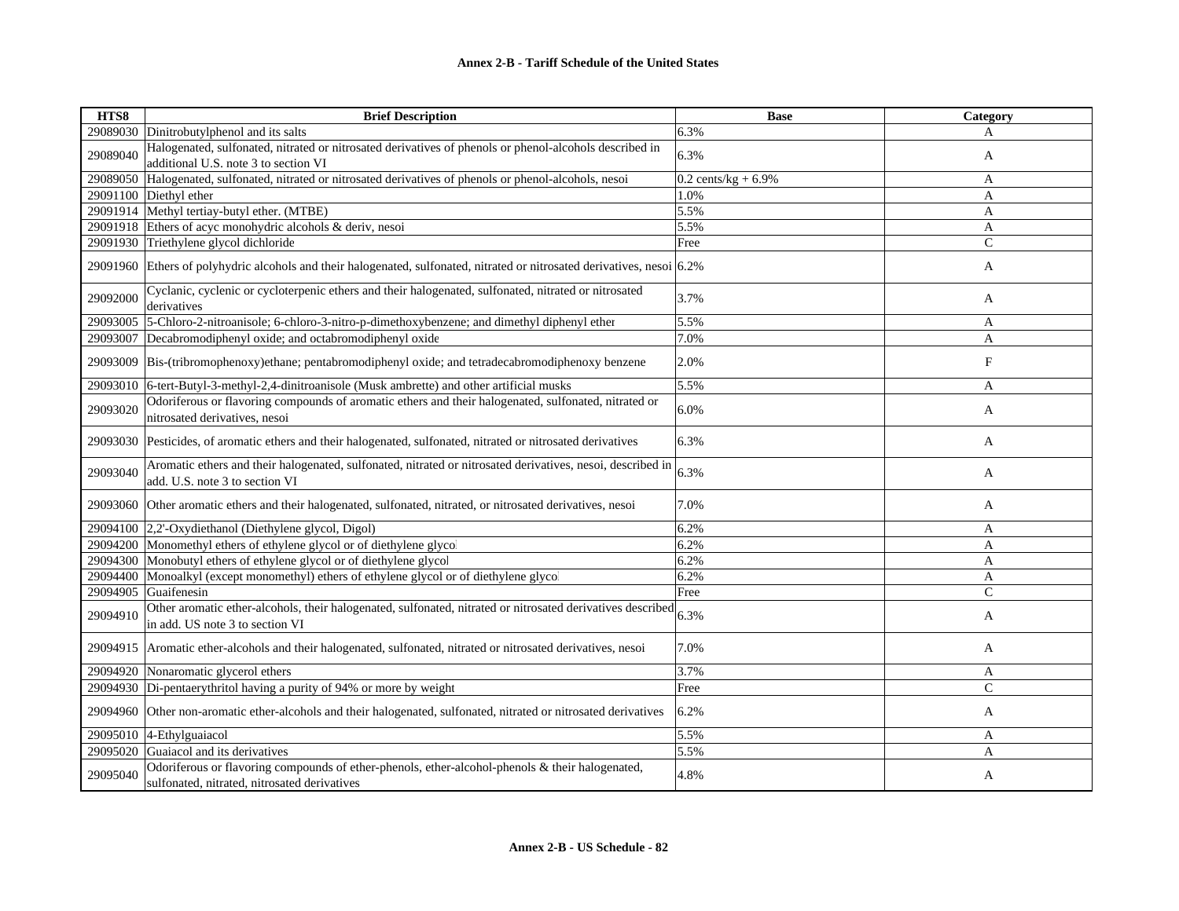| HTS8 | Brief Description | Base | Category |
|---|---|---|---|
| 29089030 | Dinitrobutylphenol and its salts | 6.3% | A |
| 29089040 | Halogenated, sulfonated, nitrated or nitrosated derivatives of phenols or phenol-alcohols described in additional U.S. note 3 to section VI | 6.3% | A |
| 29089050 | Halogenated, sulfonated, nitrated or nitrosated derivatives of phenols or phenol-alcohols, nesoi | 0.2 cents/kg + 6.9% | A |
| 29091100 | Diethyl ether | 1.0% | A |
| 29091914 | Methyl tertiay-butyl ether. (MTBE) | 5.5% | A |
| 29091918 | Ethers of acyc monohydric alcohols & deriv, nesoi | 5.5% | A |
| 29091930 | Triethylene glycol dichloride | Free | C |
| 29091960 | Ethers of polyhydric alcohols and their halogenated, sulfonated, nitrated or nitrosated derivatives, nesoi | 6.2% | A |
| 29092000 | Cyclanic, cyclenic or cycloterpenic ethers and their halogenated, sulfonated, nitrated or nitrosated derivatives | 3.7% | A |
| 29093005 | 5-Chloro-2-nitroanisole; 6-chloro-3-nitro-p-dimethoxybenzene; and dimethyl diphenyl ether | 5.5% | A |
| 29093007 | Decabromodiphenyl oxide; and octabromodiphenyl oxide | 7.0% | A |
| 29093009 | Bis-(tribromophenoxy)ethane; pentabromodiphenyl oxide; and tetradecabromodiphenoxy benzene | 2.0% | F |
| 29093010 | 6-tert-Butyl-3-methyl-2,4-dinitroanisole (Musk ambrette) and other artificial musks | 5.5% | A |
| 29093020 | Odoriferous or flavoring compounds of aromatic ethers and their halogenated, sulfonated, nitrated or nitrosated derivatives, nesoi | 6.0% | A |
| 29093030 | Pesticides, of aromatic ethers and their halogenated, sulfonated, nitrated or nitrosated derivatives | 6.3% | A |
| 29093040 | Aromatic ethers and their halogenated, sulfonated, nitrated or nitrosated derivatives, nesoi, described in add. U.S. note 3 to section VI | 6.3% | A |
| 29093060 | Other aromatic ethers and their halogenated, sulfonated, nitrated, or nitrosated derivatives, nesoi | 7.0% | A |
| 29094100 | 2,2'-Oxydiethanol (Diethylene glycol, Digol) | 6.2% | A |
| 29094200 | Monomethyl ethers of ethylene glycol or of diethylene glycol | 6.2% | A |
| 29094300 | Monobutyl ethers of ethylene glycol or of diethylene glycol | 6.2% | A |
| 29094400 | Monoalkyl (except monomethyl) ethers of ethylene glycol or of diethylene glycol | 6.2% | A |
| 29094905 | Guaifenesin | Free | C |
| 29094910 | Other aromatic ether-alcohols, their halogenated, sulfonated, nitrated or nitrosated derivatives described in add. US note 3 to section VI | 6.3% | A |
| 29094915 | Aromatic ether-alcohols and their halogenated, sulfonated, nitrated or nitrosated derivatives, nesoi | 7.0% | A |
| 29094920 | Nonaromatic glycerol ethers | 3.7% | A |
| 29094930 | Di-pentaerythritol having a purity of 94% or more by weight | Free | C |
| 29094960 | Other non-aromatic ether-alcohols and their halogenated, sulfonated, nitrated or nitrosated derivatives | 6.2% | A |
| 29095010 | 4-Ethylguaiacol | 5.5% | A |
| 29095020 | Guaiacol and its derivatives | 5.5% | A |
| 29095040 | Odoriferous or flavoring compounds of ether-phenols, ether-alcohol-phenols & their halogenated, sulfonated, nitrated, nitrosated derivatives | 4.8% | A |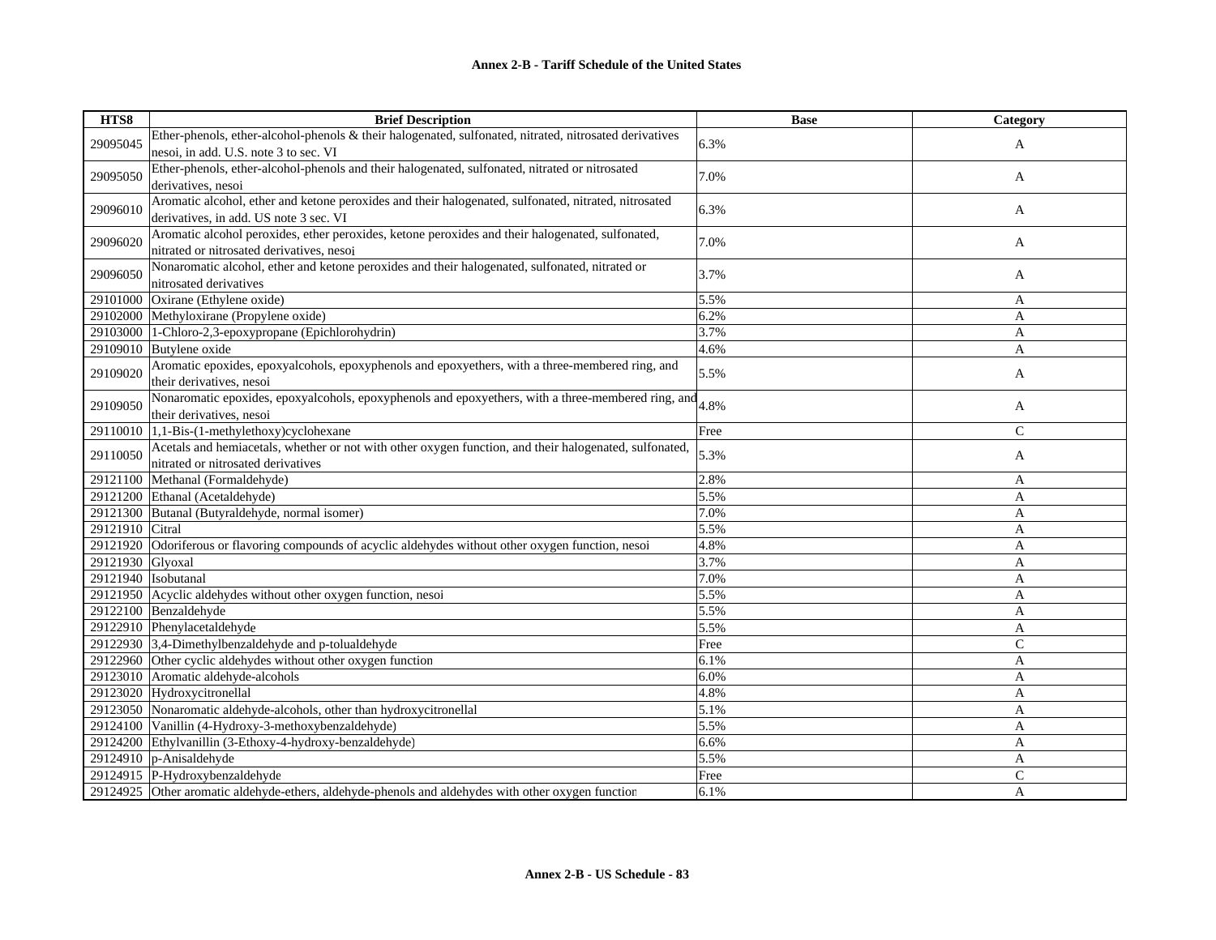**Annex 2-B - Tariff Schedule of the United States**

| HTS8 | Brief Description | Base | Category |
|---|---|---|---|
| 29095045 | Ether-phenols, ether-alcohol-phenols & their halogenated, sulfonated, nitrated, nitrosated derivatives nesoi, in add. U.S. note 3 to sec. VI | 6.3% | A |
| 29095050 | Ether-phenols, ether-alcohol-phenols and their halogenated, sulfonated, nitrated or nitrosated derivatives, nesoi | 7.0% | A |
| 29096010 | Aromatic alcohol, ether and ketone peroxides and their halogenated, sulfonated, nitrated, nitrosated derivatives, in add. US note 3 sec. VI | 6.3% | A |
| 29096020 | Aromatic alcohol peroxides, ether peroxides, ketone peroxides and their halogenated, sulfonated, nitrated or nitrosated derivatives, nesoi | 7.0% | A |
| 29096050 | Nonaromatic alcohol, ether and ketone peroxides and their halogenated, sulfonated, nitrated or nitrosated derivatives | 3.7% | A |
| 29101000 | Oxirane (Ethylene oxide) | 5.5% | A |
| 29102000 | Methyloxirane (Propylene oxide) | 6.2% | A |
| 29103000 | 1-Chloro-2,3-epoxypropane (Epichlorohydrin) | 3.7% | A |
| 29109010 | Butylene oxide | 4.6% | A |
| 29109020 | Aromatic epoxides, epoxyalcohols, epoxyphenols and epoxyethers, with a three-membered ring, and their derivatives, nesoi | 5.5% | A |
| 29109050 | Nonaromatic epoxides, epoxyalcohols, epoxyphenols and epoxyethers, with a three-membered ring, and their derivatives, nesoi | 4.8% | A |
| 29110010 | 1,1-Bis-(1-methylethoxy)cyclohexane | Free | C |
| 29110050 | Acetals and hemiacetals, whether or not with other oxygen function, and their halogenated, sulfonated, nitrated or nitrosated derivatives | 5.3% | A |
| 29121100 | Methanal (Formaldehyde) | 2.8% | A |
| 29121200 | Ethanal (Acetaldehyde) | 5.5% | A |
| 29121300 | Butanal (Butyraldehyde, normal isomer) | 7.0% | A |
| 29121910 | Citral | 5.5% | A |
| 29121920 | Odoriferous or flavoring compounds of acyclic aldehydes without other oxygen function, nesoi | 4.8% | A |
| 29121930 | Glyoxal | 3.7% | A |
| 29121940 | Isobutanal | 7.0% | A |
| 29121950 | Acyclic aldehydes without other oxygen function, nesoi | 5.5% | A |
| 29122100 | Benzaldehyde | 5.5% | A |
| 29122910 | Phenylacetaldehyde | 5.5% | A |
| 29122930 | 3,4-Dimethylbenzaldehyde and p-tolualdehyde | Free | C |
| 29122960 | Other cyclic aldehydes without other oxygen function | 6.1% | A |
| 29123010 | Aromatic aldehyde-alcohols | 6.0% | A |
| 29123020 | Hydroxycitronellal | 4.8% | A |
| 29123050 | Nonaromatic aldehyde-alcohols, other than hydroxycitronellal | 5.1% | A |
| 29124100 | Vanillin (4-Hydroxy-3-methoxybenzaldehyde) | 5.5% | A |
| 29124200 | Ethylvanillin (3-Ethoxy-4-hydroxy-benzaldehyde) | 6.6% | A |
| 29124910 | p-Anisaldehyde | 5.5% | A |
| 29124915 | P-Hydroxybenzaldehyde | Free | C |
| 29124925 | Other aromatic aldehyde-ethers, aldehyde-phenols and aldehydes with other oxygen function | 6.1% | A |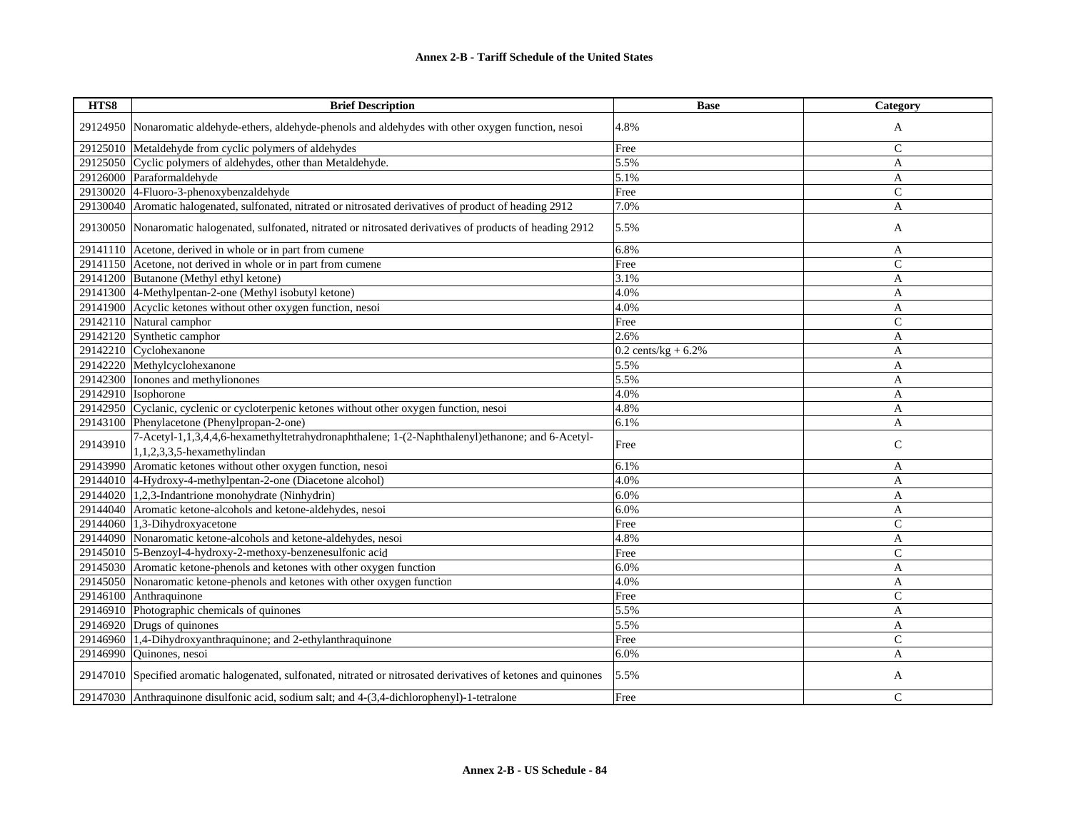| HTS8 | Brief Description | Base | Category |
|---|---|---|---|
| 29124950 | Nonaromatic aldehyde-ethers, aldehyde-phenols and aldehydes with other oxygen function, nesoi | 4.8% | A |
| 29125010 | Metaldehyde from cyclic polymers of aldehydes | Free | C |
| 29125050 | Cyclic polymers of aldehydes, other than Metaldehyde. | 5.5% | A |
| 29126000 | Paraformaldehyde | 5.1% | A |
| 29130020 | 4-Fluoro-3-phenoxybenzaldehyde | Free | C |
| 29130040 | Aromatic halogenated, sulfonated, nitrated or nitrosated derivatives of product of heading 2912 | 7.0% | A |
| 29130050 | Nonaromatic halogenated, sulfonated, nitrated or nitrosated derivatives of products of heading 2912 | 5.5% | A |
| 29141110 | Acetone, derived in whole or in part from cumene | 6.8% | A |
| 29141150 | Acetone, not derived in whole or in part from cumene | Free | C |
| 29141200 | Butanone (Methyl ethyl ketone) | 3.1% | A |
| 29141300 | 4-Methylpentan-2-one (Methyl isobutyl ketone) | 4.0% | A |
| 29141900 | Acyclic ketones without other oxygen function, nesoi | 4.0% | A |
| 29142110 | Natural camphor | Free | C |
| 29142120 | Synthetic camphor | 2.6% | A |
| 29142210 | Cyclohexanone | 0.2 cents/kg + 6.2% | A |
| 29142220 | Methylcyclohexanone | 5.5% | A |
| 29142300 | Ionones and methylionones | 5.5% | A |
| 29142910 | Isophorone | 4.0% | A |
| 29142950 | Cyclanic, cyclenic or cycloterpenic ketones without other oxygen function, nesoi | 4.8% | A |
| 29143100 | Phenylacetone (Phenylpropan-2-one) | 6.1% | A |
| 29143910 | 7-Acetyl-1,1,3,4,4,6-hexamethyltetrahydronaphthalene; 1-(2-Naphthalenyl)ethanone; and 6-Acetyl-1,1,2,3,3,5-hexamethylindan | Free | C |
| 29143990 | Aromatic ketones without other oxygen function, nesoi | 6.1% | A |
| 29144010 | 4-Hydroxy-4-methylpentan-2-one (Diacetone alcohol) | 4.0% | A |
| 29144020 | 1,2,3-Indantrione monohydrate (Ninhydrin) | 6.0% | A |
| 29144040 | Aromatic ketone-alcohols and ketone-aldehydes, nesoi | 6.0% | A |
| 29144060 | 1,3-Dihydroxyacetone | Free | C |
| 29144090 | Nonaromatic ketone-alcohols and ketone-aldehydes, nesoi | 4.8% | A |
| 29145010 | 5-Benzoyl-4-hydroxy-2-methoxy-benzenesulfonic acid | Free | C |
| 29145030 | Aromatic ketone-phenols and ketones with other oxygen function | 6.0% | A |
| 29145050 | Nonaromatic ketone-phenols and ketones with other oxygen function | 4.0% | A |
| 29146100 | Anthraquinone | Free | C |
| 29146910 | Photographic chemicals of quinones | 5.5% | A |
| 29146920 | Drugs of quinones | 5.5% | A |
| 29146960 | 1,4-Dihydroxyanthraquinone; and 2-ethylanthraquinone | Free | C |
| 29146990 | Quinones, nesoi | 6.0% | A |
| 29147010 | Specified aromatic halogenated, sulfonated, nitrated or nitrosated derivatives of ketones and quinones | 5.5% | A |
| 29147030 | Anthraquinone disulfonic acid, sodium salt; and 4-(3,4-dichlorophenyl)-1-tetralone | Free | C |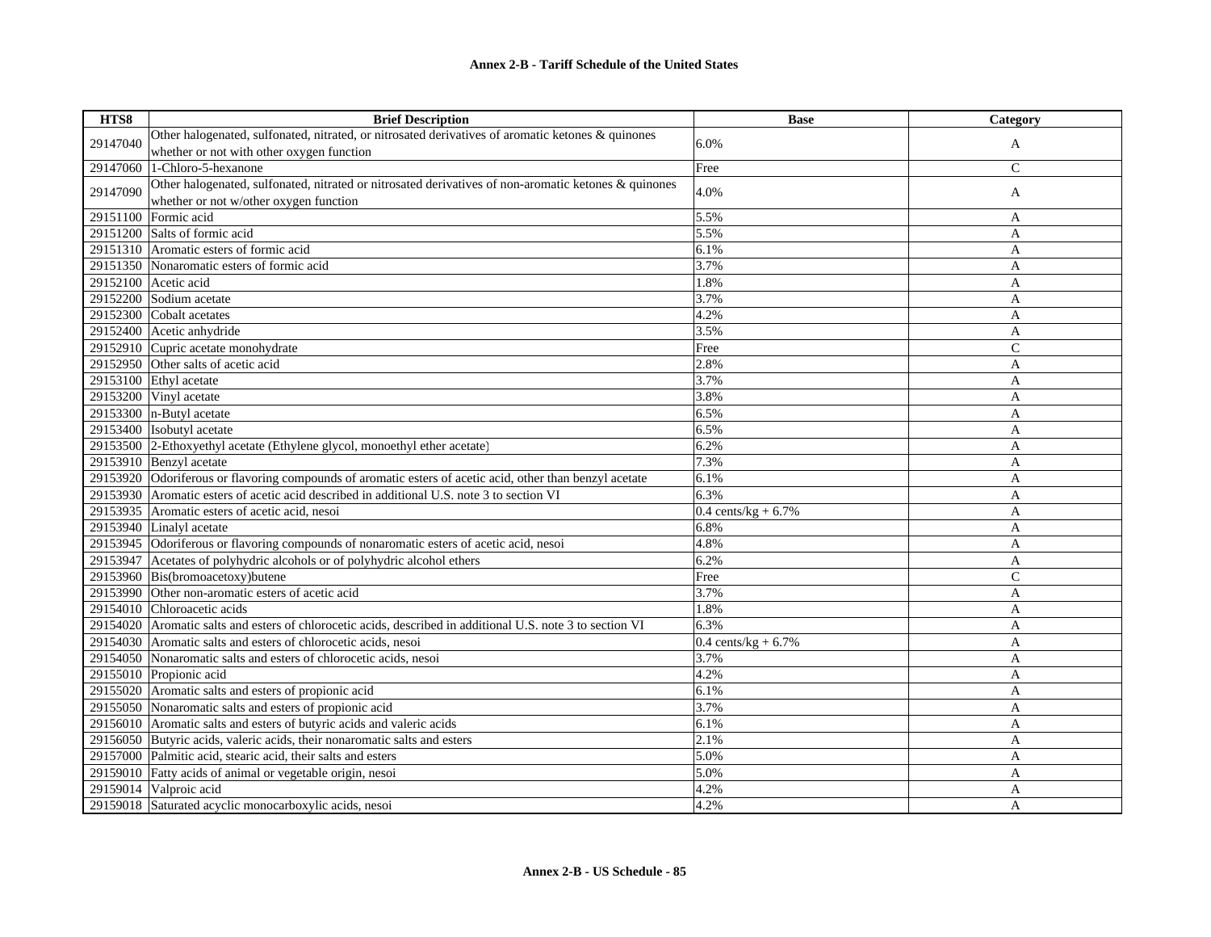| HTS8 | Brief Description | Base | Category |
|---|---|---|---|
| 29147040 | Other halogenated, sulfonated, nitrated, or nitrosated derivatives of aromatic ketones & quinones whether or not with other oxygen function | 6.0% | A |
| 29147060 | 1-Chloro-5-hexanone | Free | C |
| 29147090 | Other halogenated, sulfonated, nitrated or nitrosated derivatives of non-aromatic ketones & quinones whether or not w/other oxygen function | 4.0% | A |
| 29151100 | Formic acid | 5.5% | A |
| 29151200 | Salts of formic acid | 5.5% | A |
| 29151310 | Aromatic esters of formic acid | 6.1% | A |
| 29151350 | Nonaromatic esters of formic acid | 3.7% | A |
| 29152100 | Acetic acid | 1.8% | A |
| 29152200 | Sodium acetate | 3.7% | A |
| 29152300 | Cobalt acetates | 4.2% | A |
| 29152400 | Acetic anhydride | 3.5% | A |
| 29152910 | Cupric acetate monohydrate | Free | C |
| 29152950 | Other salts of acetic acid | 2.8% | A |
| 29153100 | Ethyl acetate | 3.7% | A |
| 29153200 | Vinyl acetate | 3.8% | A |
| 29153300 | n-Butyl acetate | 6.5% | A |
| 29153400 | Isobutyl acetate | 6.5% | A |
| 29153500 | 2-Ethoxyethyl acetate (Ethylene glycol, monoethyl ether acetate) | 6.2% | A |
| 29153910 | Benzyl acetate | 7.3% | A |
| 29153920 | Odoriferous or flavoring compounds of aromatic esters of acetic acid, other than benzyl acetate | 6.1% | A |
| 29153930 | Aromatic esters of acetic acid described in additional U.S. note 3 to section VI | 6.3% | A |
| 29153935 | Aromatic esters of acetic acid, nesoi | 0.4 cents/kg + 6.7% | A |
| 29153940 | Linalyl acetate | 6.8% | A |
| 29153945 | Odoriferous or flavoring compounds of nonaromatic esters of acetic acid, nesoi | 4.8% | A |
| 29153947 | Acetates of polyhydric alcohols or of polyhydric alcohol ethers | 6.2% | A |
| 29153960 | Bis(bromoacetoxy)butene | Free | C |
| 29153990 | Other non-aromatic esters of acetic acid | 3.7% | A |
| 29154010 | Chloroacetic acids | 1.8% | A |
| 29154020 | Aromatic salts and esters of chlorocetic acids, described in additional U.S. note 3 to section VI | 6.3% | A |
| 29154030 | Aromatic salts and esters of chlorocetic acids, nesoi | 0.4 cents/kg + 6.7% | A |
| 29154050 | Nonaromatic salts and esters of chlorocetic acids, nesoi | 3.7% | A |
| 29155010 | Propionic acid | 4.2% | A |
| 29155020 | Aromatic salts and esters of propionic acid | 6.1% | A |
| 29155050 | Nonaromatic salts and esters of propionic acid | 3.7% | A |
| 29156010 | Aromatic salts and esters of butyric acids and valeric acids | 6.1% | A |
| 29156050 | Butyric acids, valeric acids, their nonaromatic salts and esters | 2.1% | A |
| 29157000 | Palmitic acid, stearic acid, their salts and esters | 5.0% | A |
| 29159010 | Fatty acids of animal or vegetable origin, nesoi | 5.0% | A |
| 29159014 | Valproic acid | 4.2% | A |
| 29159018 | Saturated acyclic monocarboxylic acids, nesoi | 4.2% | A |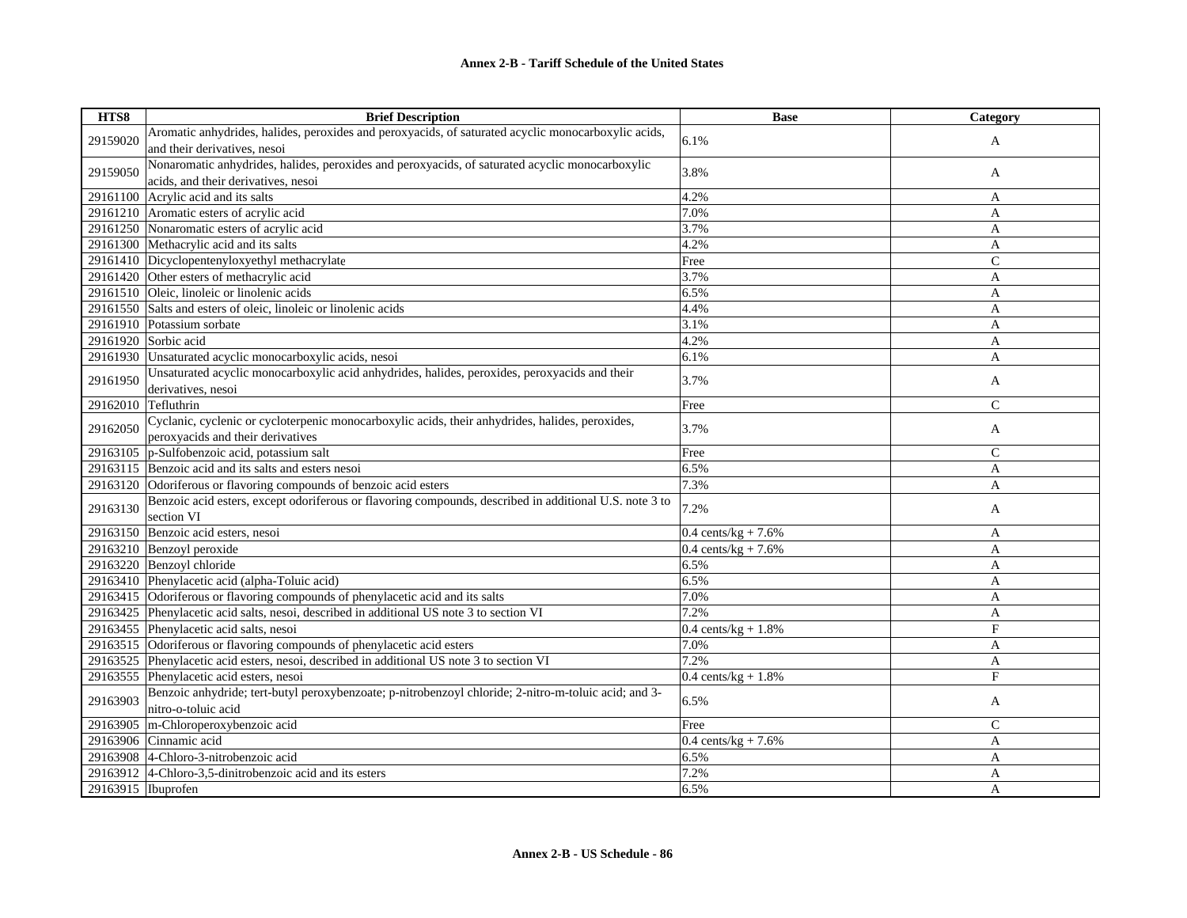| HTS8 | Brief Description | Base | Category |
|---|---|---|---|
| 29159020 | Aromatic anhydrides, halides, peroxides and peroxyacids, of saturated acyclic monocarboxylic acids, and their derivatives, nesoi | 6.1% | A |
| 29159050 | Nonaromatic anhydrides, halides, peroxides and peroxyacids, of saturated acyclic monocarboxylic acids, and their derivatives, nesoi | 3.8% | A |
| 29161100 | Acrylic acid and its salts | 4.2% | A |
| 29161210 | Aromatic esters of acrylic acid | 7.0% | A |
| 29161250 | Nonaromatic esters of acrylic acid | 3.7% | A |
| 29161300 | Methacrylic acid and its salts | 4.2% | A |
| 29161410 | Dicyclopentenyloxyethyl methacrylate | Free | C |
| 29161420 | Other esters of methacrylic acid | 3.7% | A |
| 29161510 | Oleic, linoleic or linolenic acids | 6.5% | A |
| 29161550 | Salts and esters of oleic, linoleic or linolenic acids | 4.4% | A |
| 29161910 | Potassium sorbate | 3.1% | A |
| 29161920 | Sorbic acid | 4.2% | A |
| 29161930 | Unsaturated acyclic monocarboxylic acids, nesoi | 6.1% | A |
| 29161950 | Unsaturated acyclic monocarboxylic acid anhydrides, halides, peroxides, peroxyacids and their derivatives, nesoi | 3.7% | A |
| 29162010 | Tefluthrin | Free | C |
| 29162050 | Cyclanic, cyclenic or cycloterpenic monocarboxylic acids, their anhydrides, halides, peroxides, peroxyacids and their derivatives | 3.7% | A |
| 29163105 | p-Sulfobenzoic acid, potassium salt | Free | C |
| 29163115 | Benzoic acid and its salts and esters nesoi | 6.5% | A |
| 29163120 | Odoriferous or flavoring compounds of benzoic acid esters | 7.3% | A |
| 29163130 | Benzoic acid esters, except odoriferous or flavoring compounds, described in additional U.S. note 3 to section VI | 7.2% | A |
| 29163150 | Benzoic acid esters, nesoi | 0.4 cents/kg + 7.6% | A |
| 29163210 | Benzoyl peroxide | 0.4 cents/kg + 7.6% | A |
| 29163220 | Benzoyl chloride | 6.5% | A |
| 29163410 | Phenylacetic acid (alpha-Toluic acid) | 6.5% | A |
| 29163415 | Odoriferous or flavoring compounds of phenylacetic acid and its salts | 7.0% | A |
| 29163425 | Phenylacetic acid salts, nesoi, described in additional US note 3 to section VI | 7.2% | A |
| 29163455 | Phenylacetic acid salts, nesoi | 0.4 cents/kg + 1.8% | F |
| 29163515 | Odoriferous or flavoring compounds of phenylacetic acid esters | 7.0% | A |
| 29163525 | Phenylacetic acid esters, nesoi, described in additional US note 3 to section VI | 7.2% | A |
| 29163555 | Phenylacetic acid esters, nesoi | 0.4 cents/kg + 1.8% | F |
| 29163903 | Benzoic anhydride; tert-butyl peroxybenzoate; p-nitrobenzoyl chloride; 2-nitro-m-toluic acid; and 3-nitro-o-toluic acid | 6.5% | A |
| 29163905 | m-Chloroperoxybenzoic acid | Free | C |
| 29163906 | Cinnamic acid | 0.4 cents/kg + 7.6% | A |
| 29163908 | 4-Chloro-3-nitrobenzoic acid | 6.5% | A |
| 29163912 | 4-Chloro-3,5-dinitrobenzoic acid and its esters | 7.2% | A |
| 29163915 | Ibuprofen | 6.5% | A |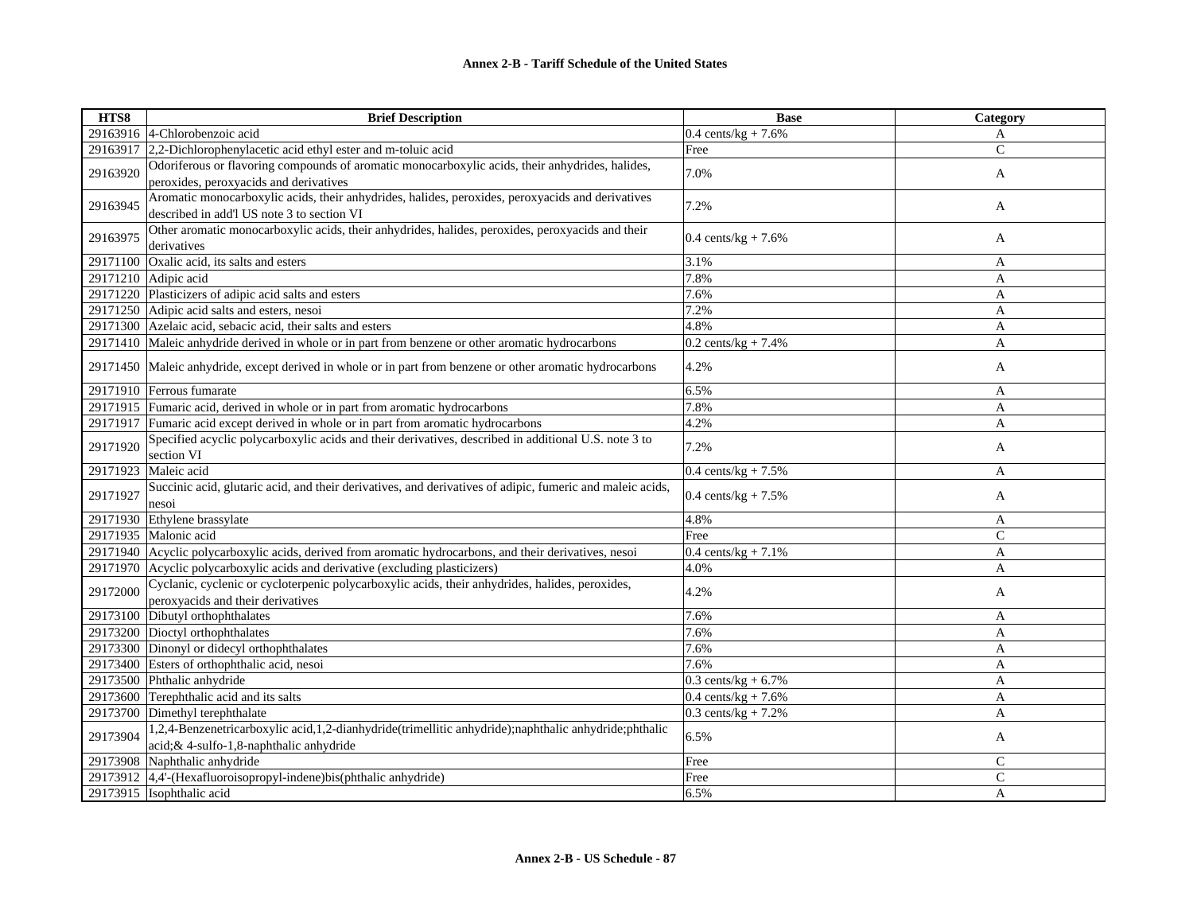| HTS8 | Brief Description | Base | Category |
|---|---|---|---|
| 29163916 | 4-Chlorobenzoic acid | 0.4 cents/kg + 7.6% | A |
| 29163917 | 2,2-Dichlorophenylacetic acid ethyl ester and m-toluic acid | Free | C |
| 29163920 | Odoriferous or flavoring compounds of aromatic monocarboxylic acids, their anhydrides, halides, peroxides, peroxyacids and derivatives | 7.0% | A |
| 29163945 | Aromatic monocarboxylic acids, their anhydrides, halides, peroxides, peroxyacids and derivatives described in add'l US note 3 to section VI | 7.2% | A |
| 29163975 | Other aromatic monocarboxylic acids, their anhydrides, halides, peroxides, peroxyacids and their derivatives | 0.4 cents/kg + 7.6% | A |
| 29171100 | Oxalic acid, its salts and esters | 3.1% | A |
| 29171210 | Adipic acid | 7.8% | A |
| 29171220 | Plasticizers of adipic acid salts and esters | 7.6% | A |
| 29171250 | Adipic acid salts and esters, nesoi | 7.2% | A |
| 29171300 | Azelaic acid, sebacic acid, their salts and esters | 4.8% | A |
| 29171410 | Maleic anhydride derived in whole or in part from benzene or other aromatic hydrocarbons | 0.2 cents/kg + 7.4% | A |
| 29171450 | Maleic anhydride, except derived in whole or in part from benzene or other aromatic hydrocarbons | 4.2% | A |
| 29171910 | Ferrous fumarate | 6.5% | A |
| 29171915 | Fumaric acid, derived in whole or in part from aromatic hydrocarbons | 7.8% | A |
| 29171917 | Fumaric acid except derived in whole or in part from aromatic hydrocarbons | 4.2% | A |
| 29171920 | Specified acyclic polycarboxylic acids and their derivatives, described in additional U.S. note 3 to section VI | 7.2% | A |
| 29171923 | Maleic acid | 0.4 cents/kg + 7.5% | A |
| 29171927 | Succinic acid, glutaric acid, and their derivatives, and derivatives of adipic, fumeric and maleic acids, nesoi | 0.4 cents/kg + 7.5% | A |
| 29171930 | Ethylene brassylate | 4.8% | A |
| 29171935 | Malonic acid | Free | C |
| 29171940 | Acyclic polycarboxylic acids, derived from aromatic hydrocarbons, and their derivatives, nesoi | 0.4 cents/kg + 7.1% | A |
| 29171970 | Acyclic polycarboxylic acids and derivative (excluding plasticizers) | 4.0% | A |
| 29172000 | Cyclanic, cyclenic or cycloterpenic polycarboxylic acids, their anhydrides, halides, peroxides, peroxyacids and their derivatives | 4.2% | A |
| 29173100 | Dibutyl orthophthalates | 7.6% | A |
| 29173200 | Dioctyl orthophthalates | 7.6% | A |
| 29173300 | Dinonyl or didecyl orthophthalates | 7.6% | A |
| 29173400 | Esters of orthophthalic acid, nesoi | 7.6% | A |
| 29173500 | Phthalic anhydride | 0.3 cents/kg + 6.7% | A |
| 29173600 | Terephthalic acid and its salts | 0.4 cents/kg + 7.6% | A |
| 29173700 | Dimethyl terephthalate | 0.3 cents/kg + 7.2% | A |
| 29173904 | 1,2,4-Benzenetricarboxylic acid,1,2-dianhydride(trimellitic anhydride);naphthalic anhydride;phthalic acid;& 4-sulfo-1,8-naphthalic anhydride | 6.5% | A |
| 29173908 | Naphthalic anhydride | Free | C |
| 29173912 | 4,4'-(Hexafluoroisopropyl-indene)bis(phthalic anhydride) | Free | C |
| 29173915 | Isophthalic acid | 6.5% | A |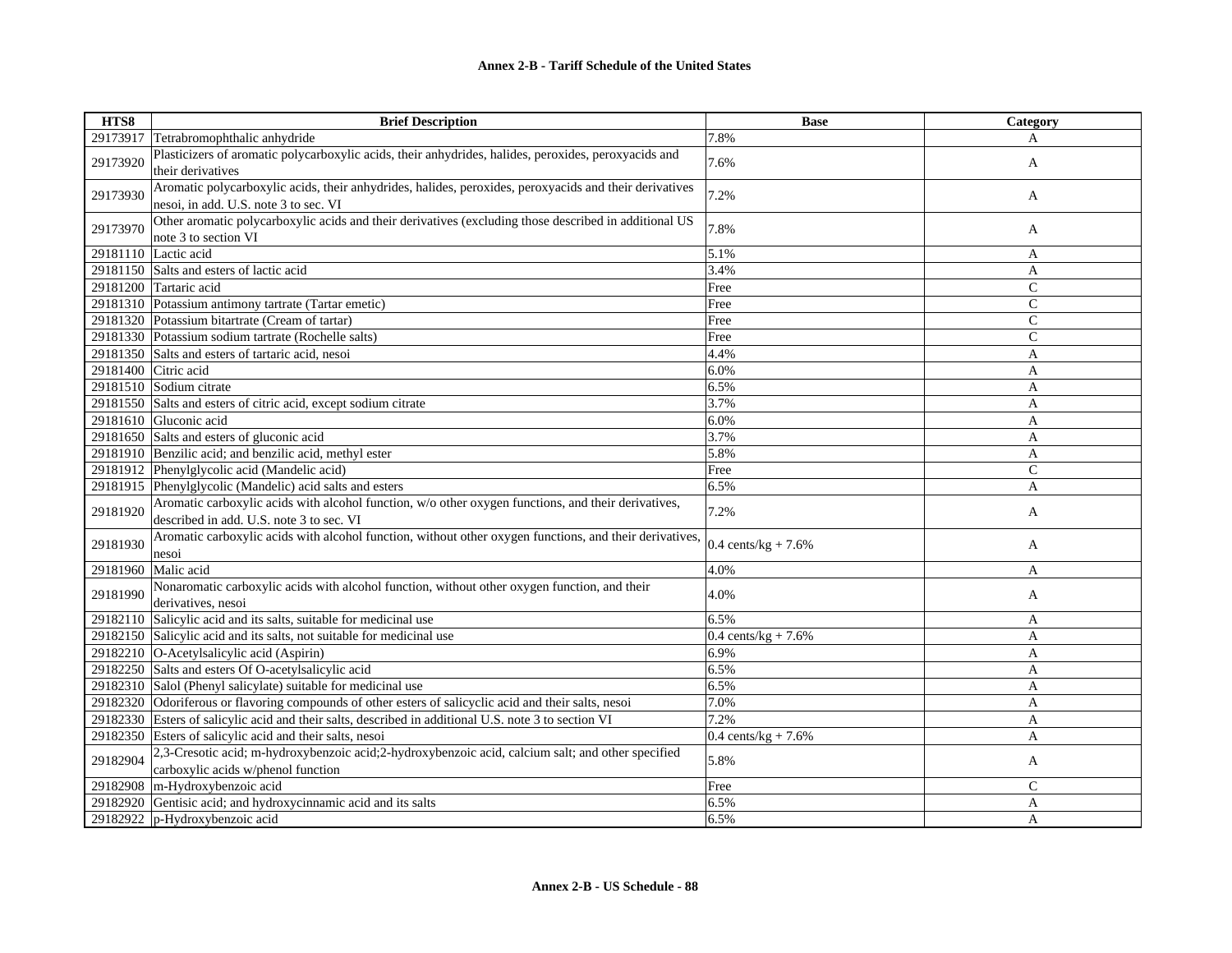| HTS8 | Brief Description | Base | Category |
|---|---|---|---|
| 29173917 | Tetrabromophthalic anhydride | 7.8% | A |
| 29173920 | Plasticizers of aromatic polycarboxylic acids, their anhydrides, halides, peroxides, peroxyacids and their derivatives | 7.6% | A |
| 29173930 | Aromatic polycarboxylic acids, their anhydrides, halides, peroxides, peroxyacids and their derivatives nesoi, in add. U.S. note 3 to sec. VI | 7.2% | A |
| 29173970 | Other aromatic polycarboxylic acids and their derivatives (excluding those described in additional US note 3 to section VI | 7.8% | A |
| 29181110 | Lactic acid | 5.1% | A |
| 29181150 | Salts and esters of lactic acid | 3.4% | A |
| 29181200 | Tartaric acid | Free | C |
| 29181310 | Potassium antimony tartrate (Tartar emetic) | Free | C |
| 29181320 | Potassium bitartrate (Cream of tartar) | Free | C |
| 29181330 | Potassium sodium tartrate (Rochelle salts) | Free | C |
| 29181350 | Salts and esters of tartaric acid, nesoi | 4.4% | A |
| 29181400 | Citric acid | 6.0% | A |
| 29181510 | Sodium citrate | 6.5% | A |
| 29181550 | Salts and esters of citric acid, except sodium citrate | 3.7% | A |
| 29181610 | Gluconic acid | 6.0% | A |
| 29181650 | Salts and esters of gluconic acid | 3.7% | A |
| 29181910 | Benzilic acid; and benzilic acid, methyl ester | 5.8% | A |
| 29181912 | Phenylglycolic acid (Mandelic acid) | Free | C |
| 29181915 | Phenylglycolic (Mandelic) acid salts and esters | 6.5% | A |
| 29181920 | Aromatic carboxylic acids with alcohol function, w/o other oxygen functions, and their derivatives, described in add. U.S. note 3 to sec. VI | 7.2% | A |
| 29181930 | Aromatic carboxylic acids with alcohol function, without other oxygen functions, and their derivatives, nesoi | 0.4 cents/kg + 7.6% | A |
| 29181960 | Malic acid | 4.0% | A |
| 29181990 | Nonaromatic carboxylic acids with alcohol function, without other oxygen function, and their derivatives, nesoi | 4.0% | A |
| 29182110 | Salicylic acid and its salts, suitable for medicinal use | 6.5% | A |
| 29182150 | Salicylic acid and its salts, not suitable for medicinal use | 0.4 cents/kg + 7.6% | A |
| 29182210 | O-Acetylsalicylic acid (Aspirin) | 6.9% | A |
| 29182250 | Salts and esters Of O-acetylsalicylic acid | 6.5% | A |
| 29182310 | Salol (Phenyl salicylate) suitable for medicinal use | 6.5% | A |
| 29182320 | Odoriferous or flavoring compounds of other esters of salicyclic acid and their salts, nesoi | 7.0% | A |
| 29182330 | Esters of salicylic acid and their salts, described in additional U.S. note 3 to section VI | 7.2% | A |
| 29182350 | Esters of salicylic acid and their salts, nesoi | 0.4 cents/kg + 7.6% | A |
| 29182904 | 2,3-Cresotic acid; m-hydroxybenzoic acid;2-hydroxybenzoic acid, calcium salt; and other specified carboxylic acids w/phenol function | 5.8% | A |
| 29182908 | m-Hydroxybenzoic acid | Free | C |
| 29182920 | Gentisic acid; and hydroxycinnamic acid and its salts | 6.5% | A |
| 29182922 | p-Hydroxybenzoic acid | 6.5% | A |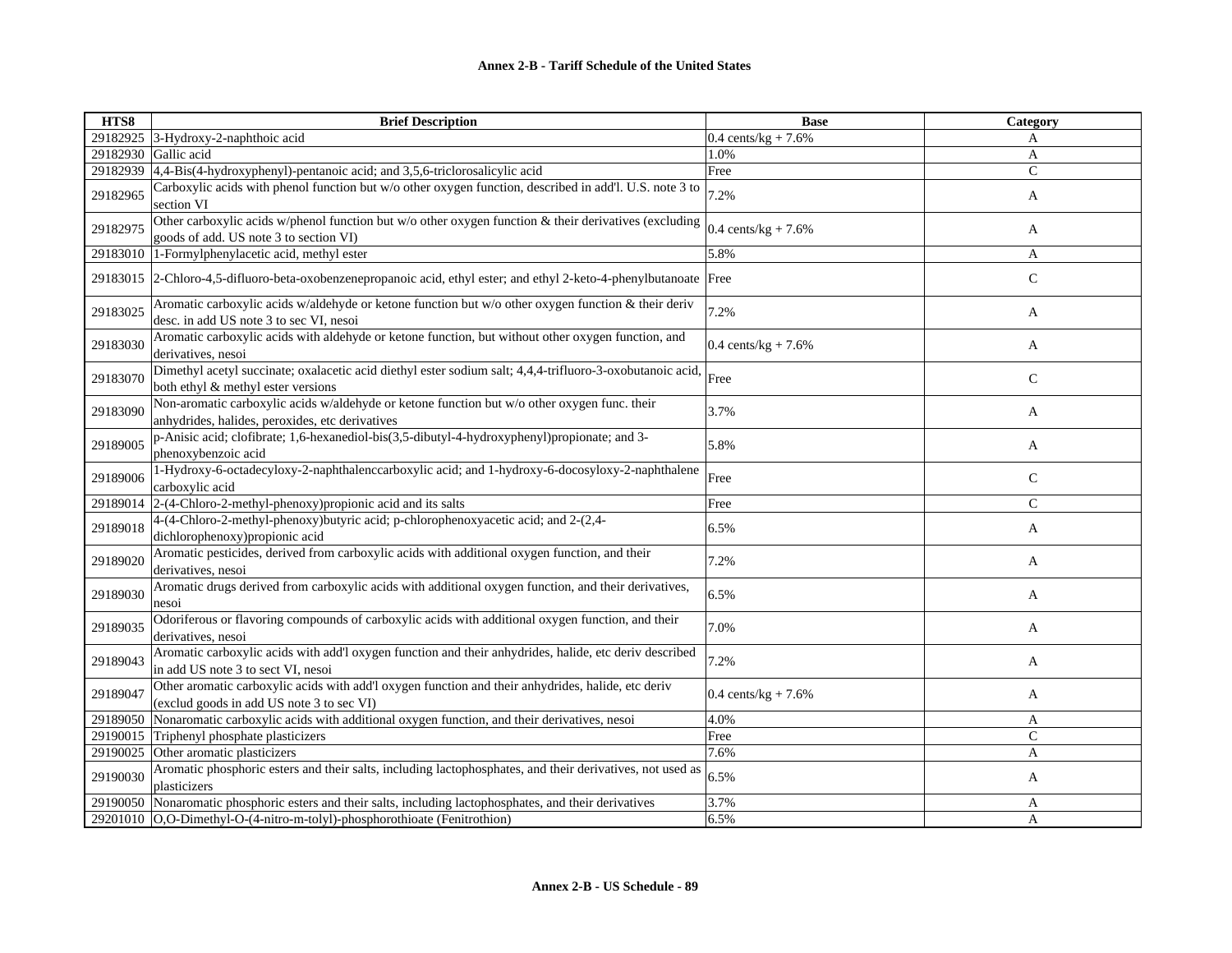**Annex 2-B - Tariff Schedule of the United States**

| HTS8 | Brief Description | Base | Category |
|---|---|---|---|
| 29182925 | 3-Hydroxy-2-naphthoic acid | 0.4 cents/kg + 7.6% | A |
| 29182930 | Gallic acid | 1.0% | A |
| 29182939 | 4,4-Bis(4-hydroxyphenyl)-pentanoic acid; and 3,5,6-triclorosalicylic acid | Free | C |
| 29182965 | Carboxylic acids with phenol function but w/o other oxygen function, described in add'l. U.S. note 3 to section VI | 7.2% | A |
| 29182975 | Other carboxylic acids w/phenol function but w/o other oxygen function & their derivatives (excluding goods of add. US note 3 to section VI) | 0.4 cents/kg + 7.6% | A |
| 29183010 | 1-Formylphenylacetic acid, methyl ester | 5.8% | A |
| 29183015 | 2-Chloro-4,5-difluoro-beta-oxobenzenepropanoic acid, ethyl ester; and ethyl 2-keto-4-phenylbutanoate | Free | C |
| 29183025 | Aromatic carboxylic acids w/aldehyde or ketone function but w/o other oxygen function & their deriv desc. in add US note 3 to sec VI, nesoi | 7.2% | A |
| 29183030 | Aromatic carboxylic acids with aldehyde or ketone function, but without other oxygen function, and derivatives, nesoi | 0.4 cents/kg + 7.6% | A |
| 29183070 | Dimethyl acetyl succinate; oxalacetic acid diethyl ester sodium salt; 4,4,4-trifluoro-3-oxobutanoic acid, both ethyl & methyl ester versions | Free | C |
| 29183090 | Non-aromatic carboxylic acids w/aldehyde or ketone function but w/o other oxygen func. their anhydrides, halides, peroxides, etc derivatives | 3.7% | A |
| 29189005 | p-Anisic acid; clofibrate; 1,6-hexanediol-bis(3,5-dibutyl-4-hydroxyphenyl)propionate; and 3-phenoxybenzoic acid | 5.8% | A |
| 29189006 | 1-Hydroxy-6-octadecyloxy-2-naphthalenccarboxylic acid; and 1-hydroxy-6-docosyloxy-2-naphthalene carboxylic acid | Free | C |
| 29189014 | 2-(4-Chloro-2-methyl-phenoxy)propionic acid and its salts | Free | C |
| 29189018 | 4-(4-Chloro-2-methyl-phenoxy)butyric acid; p-chlorophenoxyacetic acid; and 2-(2,4-dichlorophenoxy)propionic acid | 6.5% | A |
| 29189020 | Aromatic pesticides, derived from carboxylic acids with additional oxygen function, and their derivatives, nesoi | 7.2% | A |
| 29189030 | Aromatic drugs derived from carboxylic acids with additional oxygen function, and their derivatives, nesoi | 6.5% | A |
| 29189035 | Odoriferous or flavoring compounds of carboxylic acids with additional oxygen function, and their derivatives, nesoi | 7.0% | A |
| 29189043 | Aromatic carboxylic acids with add'l oxygen function and their anhydrides, halide, etc deriv described in add US note 3 to sect VI, nesoi | 7.2% | A |
| 29189047 | Other aromatic carboxylic acids with add'l oxygen function and their anhydrides, halide, etc deriv (exclud goods in add US note 3 to sec VI) | 0.4 cents/kg + 7.6% | A |
| 29189050 | Nonaromatic carboxylic acids with additional oxygen function, and their derivatives, nesoi | 4.0% | A |
| 29190015 | Triphenyl phosphate plasticizers | Free | C |
| 29190025 | Other aromatic plasticizers | 7.6% | A |
| 29190030 | Aromatic phosphoric esters and their salts, including lactophosphates, and their derivatives, not used as plasticizers | 6.5% | A |
| 29190050 | Nonaromatic phosphoric esters and their salts, including lactophosphates, and their derivatives | 3.7% | A |
| 29201010 | O,O-Dimethyl-O-(4-nitro-m-tolyl)-phosphorothioate (Fenitrothion) | 6.5% | A |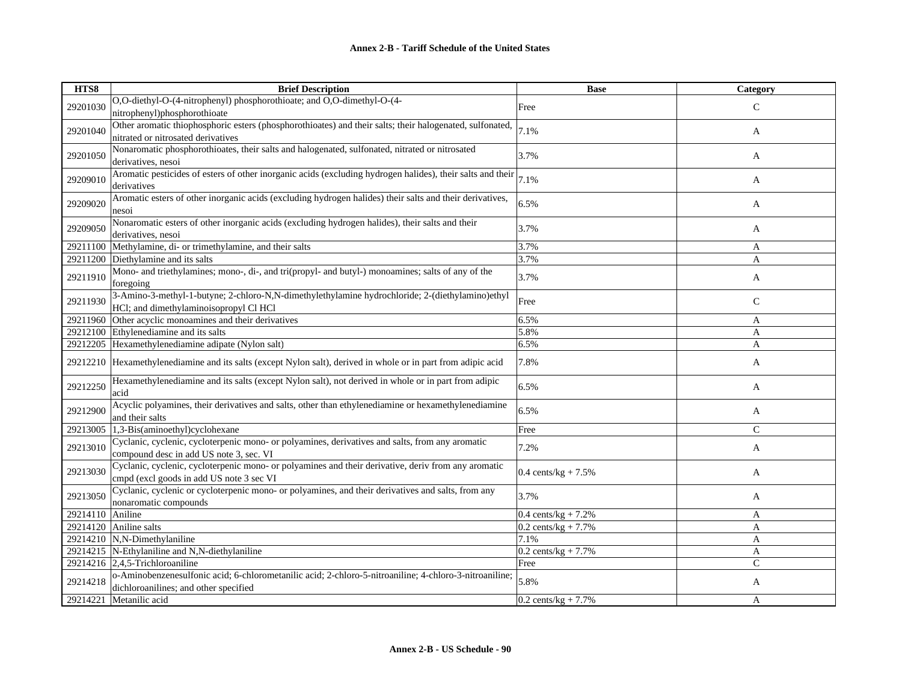| HTS8 | Brief Description | Base | Category |
|---|---|---|---|
| 29201030 | O,O-diethyl-O-(4-nitrophenyl) phosphorothioate; and O,O-dimethyl-O-(4-nitrophenyl)phosphorothioate | Free | C |
| 29201040 | Other aromatic thiophosphoric esters (phosphorothioates) and their salts; their halogenated, sulfonated, nitrated or nitrosated derivatives | 7.1% | A |
| 29201050 | Nonaromatic phosphorothioates, their salts and halogenated, sulfonated, nitrated or nitrosated derivatives, nesoi | 3.7% | A |
| 29209010 | Aromatic pesticides of esters of other inorganic acids (excluding hydrogen halides), their salts and their derivatives | 7.1% | A |
| 29209020 | Aromatic esters of other inorganic acids (excluding hydrogen halides) their salts and their derivatives, nesoi | 6.5% | A |
| 29209050 | Nonaromatic esters of other inorganic acids (excluding hydrogen halides), their salts and their derivatives, nesoi | 3.7% | A |
| 29211100 | Methylamine, di- or trimethylamine, and their salts | 3.7% | A |
| 29211200 | Diethylamine and its salts | 3.7% | A |
| 29211910 | Mono- and triethylamines; mono-, di-, and tri(propyl- and butyl-) monoamines; salts of any of the foregoing | 3.7% | A |
| 29211930 | 3-Amino-3-methyl-1-butyne; 2-chloro-N,N-dimethylethylamine hydrochloride; 2-(diethylamino)ethyl HCl; and dimethylaminoisopropyl Cl HCl | Free | C |
| 29211960 | Other acyclic monoamines and their derivatives | 6.5% | A |
| 29212100 | Ethylenediamine and its salts | 5.8% | A |
| 29212205 | Hexamethylenediamine adipate (Nylon salt) | 6.5% | A |
| 29212210 | Hexamethylenediamine and its salts (except Nylon salt), derived in whole or in part from adipic acid | 7.8% | A |
| 29212250 | Hexamethylenediamine and its salts (except Nylon salt), not derived in whole or in part from adipic acid | 6.5% | A |
| 29212900 | Acyclic polyamines, their derivatives and salts, other than ethylenediamine or hexamethylenediamine and their salts | 6.5% | A |
| 29213005 | 1,3-Bis(aminoethyl)cyclohexane | Free | C |
| 29213010 | Cyclanic, cyclenic, cycloterpenic mono- or polyamines, derivatives and salts, from any aromatic compound desc in add US note 3, sec. VI | 7.2% | A |
| 29213030 | Cyclanic, cyclenic, cycloterpenic mono- or polyamines and their derivative, deriv from any aromatic cmpd (excl goods in add US note 3 sec VI | 0.4 cents/kg + 7.5% | A |
| 29213050 | Cyclanic, cyclenic or cycloterpenic mono- or polyamines, and their derivatives and salts, from any nonaromatic compounds | 3.7% | A |
| 29214110 | Aniline | 0.4 cents/kg + 7.2% | A |
| 29214120 | Aniline salts | 0.2 cents/kg + 7.7% | A |
| 29214210 | N,N-Dimethylaniline | 7.1% | A |
| 29214215 | N-Ethylaniline and N,N-diethylaniline | 0.2 cents/kg + 7.7% | A |
| 29214216 | 2,4,5-Trichloroaniline | Free | C |
| 29214218 | o-Aminobenzenesulfonic acid; 6-chlorometanilic acid; 2-chloro-5-nitroaniline; 4-chloro-3-nitroaniline; dichloroanilines; and other specified | 5.8% | A |
| 29214221 | Metanilic acid | 0.2 cents/kg + 7.7% | A |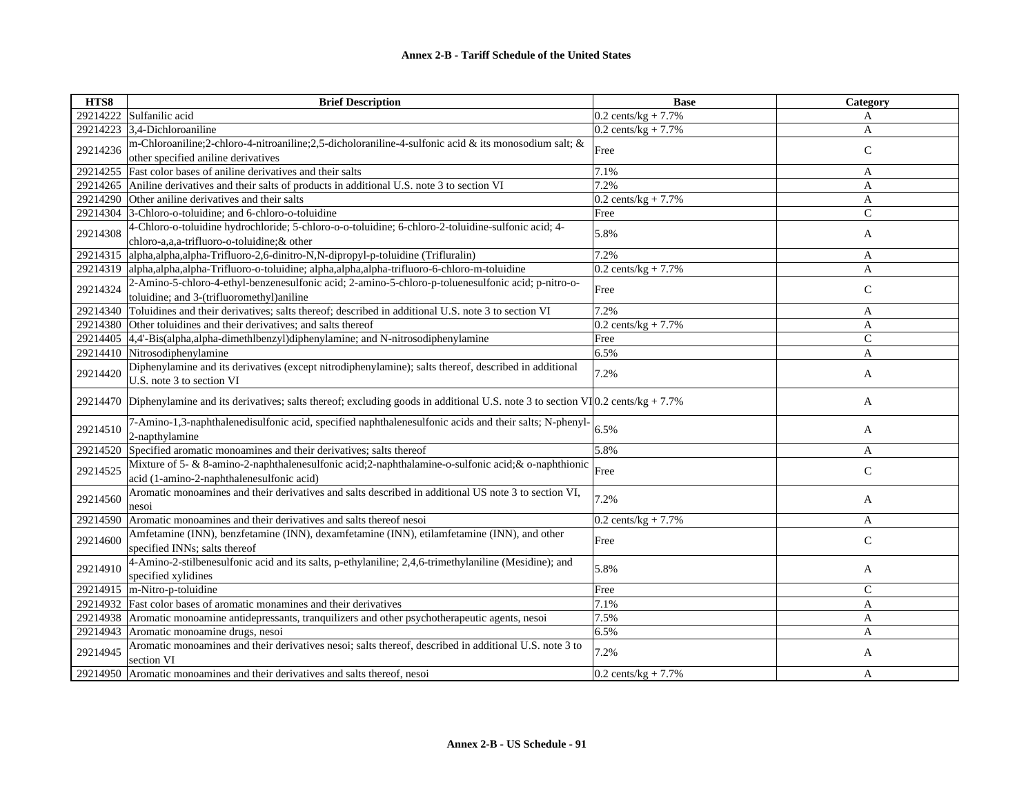**Annex 2-B - Tariff Schedule of the United States**

| HTS8 | Brief Description | Base | Category |
|---|---|---|---|
| 29214222 | Sulfanilic acid | 0.2 cents/kg + 7.7% | A |
| 29214223 | 3,4-Dichloroaniline | 0.2 cents/kg + 7.7% | A |
| 29214236 | m-Chloroaniline;2-chloro-4-nitroaniline;2,5-dicholoraniline-4-sulfonic acid & its monosodium salt; & other specified aniline derivatives | Free | C |
| 29214255 | Fast color bases of aniline derivatives and their salts | 7.1% | A |
| 29214265 | Aniline derivatives and their salts of products in additional U.S. note 3 to section VI | 7.2% | A |
| 29214290 | Other aniline derivatives and their salts | 0.2 cents/kg + 7.7% | A |
| 29214304 | 3-Chloro-o-toluidine; and 6-chloro-o-toluidine | Free | C |
| 29214308 | 4-Chloro-o-toluidine hydrochloride; 5-chloro-o-o-toluidine; 6-chloro-2-toluidine-sulfonic acid; 4-chloro-a,a,a-trifluoro-o-toluidine;& other | 5.8% | A |
| 29214315 | alpha,alpha,alpha-Trifluoro-2,6-dinitro-N,N-dipropyl-p-toluidine (Trifluralin) | 7.2% | A |
| 29214319 | alpha,alpha,alpha-Trifluoro-o-toluidine; alpha,alpha,alpha-trifluoro-6-chloro-m-toluidine | 0.2 cents/kg + 7.7% | A |
| 29214324 | 2-Amino-5-chloro-4-ethyl-benzenesulfonic acid; 2-amino-5-chloro-p-toluenesulfonic acid; p-nitro-o-toluidine; and 3-(trifluoromethyl)aniline | Free | C |
| 29214340 | Toluidines and their derivatives; salts thereof; described in additional U.S. note 3 to section VI | 7.2% | A |
| 29214380 | Other toluidines and their derivatives; and salts thereof | 0.2 cents/kg + 7.7% | A |
| 29214405 | 4,4'-Bis(alpha,alpha-dimethlbenzyl)diphenylamine; and N-nitrosodiphenylamine | Free | C |
| 29214410 | Nitrosodiphenylamine | 6.5% | A |
| 29214420 | Diphenylamine and its derivatives (except nitrodiphenylamine); salts thereof, described in additional U.S. note 3 to section VI | 7.2% | A |
| 29214470 | Diphenylamine and its derivatives; salts thereof; excluding goods in additional U.S. note 3 to section VI | 0.2 cents/kg + 7.7% | A |
| 29214510 | 7-Amino-1,3-naphthalenedisulfonic acid, specified naphthalenesulfonic acids and their salts; N-phenyl-2-napthylamine | 6.5% | A |
| 29214520 | Specified aromatic monoamines and their derivatives; salts thereof | 5.8% | A |
| 29214525 | Mixture of 5- & 8-amino-2-naphthalenesulfonic acid;2-naphthalamine-o-sulfonic acid;& o-naphthionic acid (1-amino-2-naphthalenesulfonic acid) | Free | C |
| 29214560 | Aromatic monoamines and their derivatives and salts described in additional US note 3 to section VI, nesoi | 7.2% | A |
| 29214590 | Aromatic monoamines and their derivatives and salts thereof nesoi | 0.2 cents/kg + 7.7% | A |
| 29214600 | Amfetamine (INN), benzfetamine (INN), dexamfetamine (INN), etilamfetamine (INN), and other specified INNs; salts thereof | Free | C |
| 29214910 | 4-Amino-2-stilbenesulfonic acid and its salts, p-ethylaniline; 2,4,6-trimethylaniline (Mesidine); and specified xylidines | 5.8% | A |
| 29214915 | m-Nitro-p-toluidine | Free | C |
| 29214932 | Fast color bases of aromatic monamines and their derivatives | 7.1% | A |
| 29214938 | Aromatic monoamine antidepressants, tranquilizers and other psychotherapeutic agents, nesoi | 7.5% | A |
| 29214943 | Aromatic monoamine drugs, nesoi | 6.5% | A |
| 29214945 | Aromatic monoamines and their derivatives nesoi; salts thereof, described in additional U.S. note 3 to section VI | 7.2% | A |
| 29214950 | Aromatic monoamines and their derivatives and salts thereof, nesoi | 0.2 cents/kg + 7.7% | A |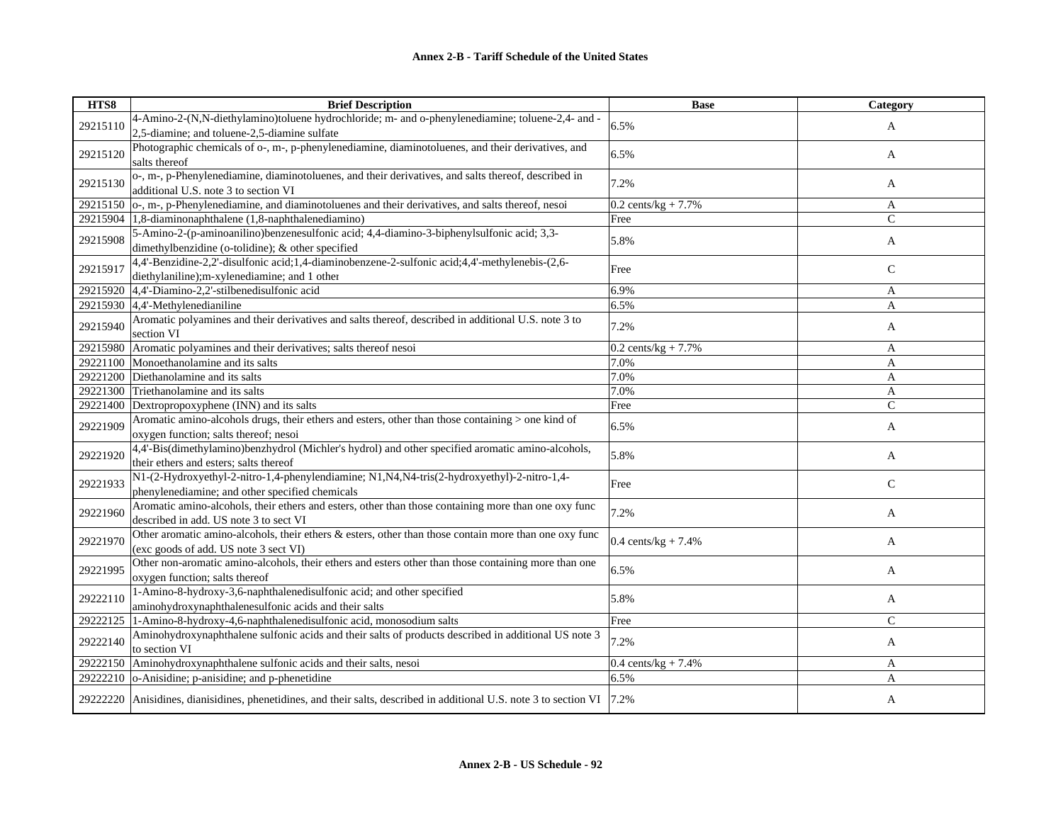| HTS8 | Brief Description | Base | Category |
| --- | --- | --- | --- |
| 29215110 | 4-Amino-2-(N,N-diethylamino)toluene hydrochloride; m- and o-phenylenediamine; toluene-2,4- and -2,5-diamine; and toluene-2,5-diamine sulfate | 6.5% | A |
| 29215120 | Photographic chemicals of o-, m-, p-phenylenediamine, diaminotoluenes, and their derivatives, and salts thereof | 6.5% | A |
| 29215130 | o-, m-, p-Phenylenediamine, diaminotoluenes, and their derivatives, and salts thereof, described in additional U.S. note 3 to section VI | 7.2% | A |
| 29215150 | o-, m-, p-Phenylenediamine, and diaminotoluenes and their derivatives, and salts thereof, nesoi | 0.2 cents/kg + 7.7% | A |
| 29215904 | 1,8-diaminonaphthalene (1,8-naphthalenediamino) | Free | C |
| 29215908 | 5-Amino-2-(p-aminoanilino)benzenesulfonic acid; 4,4-diamino-3-biphenylsulfonic acid; 3,3-dimethylbenzidine (o-tolidine); & other specified | 5.8% | A |
| 29215917 | 4,4'-Benzidine-2,2'-disulfonic acid;1,4-diaminobenzene-2-sulfonic acid;4,4'-methylenebis-(2,6-diethylaniline);m-xylenediamine; and 1 other | Free | C |
| 29215920 | 4,4'-Diamino-2,2'-stilbenedisulfonic acid | 6.9% | A |
| 29215930 | 4,4'-Methylenedianiline | 6.5% | A |
| 29215940 | Aromatic polyamines and their derivatives and salts thereof, described in additional U.S. note 3 to section VI | 7.2% | A |
| 29215980 | Aromatic polyamines and their derivatives; salts thereof nesoi | 0.2 cents/kg + 7.7% | A |
| 29221100 | Monoethanolamine and its salts | 7.0% | A |
| 29221200 | Diethanolamine and its salts | 7.0% | A |
| 29221300 | Triethanolamine and its salts | 7.0% | A |
| 29221400 | Dextropropoxyphene (INN) and its salts | Free | C |
| 29221909 | Aromatic amino-alcohols drugs, their ethers and esters, other than those containing > one kind of oxygen function; salts thereof; nesoi | 6.5% | A |
| 29221920 | 4,4'-Bis(dimethylamino)benzhydrol (Michler's hydrol) and other specified aromatic amino-alcohols, their ethers and esters; salts thereof | 5.8% | A |
| 29221933 | N1-(2-Hydroxyethyl-2-nitro-1,4-phenylendiamine; N1,N4,N4-tris(2-hydroxyethyl)-2-nitro-1,4-phenylenediamine; and other specified chemicals | Free | C |
| 29221960 | Aromatic amino-alcohols, their ethers and esters, other than those containing more than one oxy func described in add. US note 3 to sect VI | 7.2% | A |
| 29221970 | Other aromatic amino-alcohols, their ethers & esters, other than those contain more than one oxy func (exc goods of add. US note 3 sect VI) | 0.4 cents/kg + 7.4% | A |
| 29221995 | Other non-aromatic amino-alcohols, their ethers and esters other than those containing more than one oxygen function; salts thereof | 6.5% | A |
| 29222110 | 1-Amino-8-hydroxy-3,6-naphthalenedisulfonic acid; and other specified aminohydroxynaphthalenesulfonic acids and their salts | 5.8% | A |
| 29222125 | 1-Amino-8-hydroxy-4,6-naphthalenedisulfonic acid, monosodium salts | Free | C |
| 29222140 | Aminohydroxynaphthalene sulfonic acids and their salts of products described in additional US note 3 to section VI | 7.2% | A |
| 29222150 | Aminohydroxynaphthalene sulfonic acids and their salts, nesoi | 0.4 cents/kg + 7.4% | A |
| 29222210 | o-Anisidine; p-anisidine; and p-phenetidine | 6.5% | A |
| 29222220 | Anisidines, dianisidines, phenetidines, and their salts, described in additional U.S. note 3 to section VI | 7.2% | A |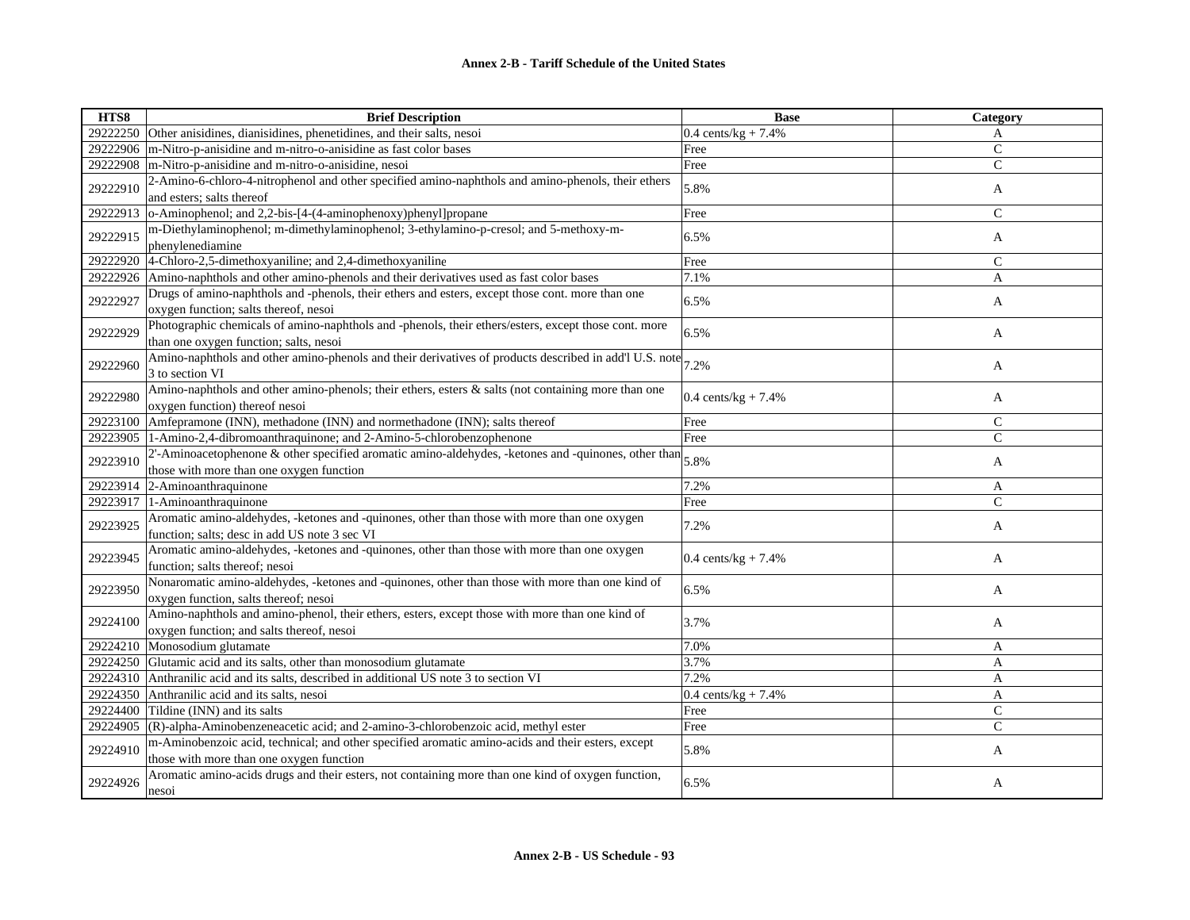# Annex 2-B - Tariff Schedule of the United States

| HTS8 | Brief Description | Base | Category |
|---|---|---|---|
| 29222250 | Other anisidines, dianisidines, phenetidines, and their salts, nesoi | 0.4 cents/kg + 7.4% | A |
| 29222906 | m-Nitro-p-anisidine and m-nitro-o-anisidine as fast color bases | Free | C |
| 29222908 | m-Nitro-p-anisidine and m-nitro-o-anisidine, nesoi | Free | C |
| 29222910 | 2-Amino-6-chloro-4-nitrophenol and other specified amino-naphthols and amino-phenols, their ethers and esters; salts thereof | 5.8% | A |
| 29222913 | o-Aminophenol; and 2,2-bis-[4-(4-aminophenoxy)phenyl]propane | Free | C |
| 29222915 | m-Diethylaminophenol; m-dimethylaminophenol; 3-ethylamino-p-cresol; and 5-methoxy-m-phenylenediamine | 6.5% | A |
| 29222920 | 4-Chloro-2,5-dimethoxyaniline; and 2,4-dimethoxyaniline | Free | C |
| 29222926 | Amino-naphthols and other amino-phenols and their derivatives used as fast color bases | 7.1% | A |
| 29222927 | Drugs of amino-naphthols and -phenols, their ethers and esters, except those cont. more than one oxygen function; salts thereof, nesoi | 6.5% | A |
| 29222929 | Photographic chemicals of amino-naphthols and -phenols, their ethers/esters, except those cont. more than one oxygen function; salts, nesoi | 6.5% | A |
| 29222960 | Amino-naphthols and other amino-phenols and their derivatives of products described in add'l U.S. note 3 to section VI | 7.2% | A |
| 29222980 | Amino-naphthols and other amino-phenols; their ethers, esters & salts (not containing more than one oxygen function) thereof nesoi | 0.4 cents/kg + 7.4% | A |
| 29223100 | Amfepramone (INN), methadone (INN) and normethadone (INN); salts thereof | Free | C |
| 29223905 | 1-Amino-2,4-dibromoanthraquinone; and 2-Amino-5-chlorobenzophenone | Free | C |
| 29223910 | 2'-Aminoacetophenone & other specified aromatic amino-aldehydes, -ketones and -quinones, other than those with more than one oxygen function | 5.8% | A |
| 29223914 | 2-Aminoanthraquinone | 7.2% | A |
| 29223917 | 1-Aminoanthraquinone | Free | C |
| 29223925 | Aromatic amino-aldehydes, -ketones and -quinones, other than those with more than one oxygen function; salts; desc in add US note 3 sec VI | 7.2% | A |
| 29223945 | Aromatic amino-aldehydes, -ketones and -quinones, other than those with more than one oxygen function; salts thereof; nesoi | 0.4 cents/kg + 7.4% | A |
| 29223950 | Nonaromatic amino-aldehydes, -ketones and -quinones, other than those with more than one kind of oxygen function, salts thereof; nesoi | 6.5% | A |
| 29224100 | Amino-naphthols and amino-phenol, their ethers, esters, except those with more than one kind of oxygen function; and salts thereof, nesoi | 3.7% | A |
| 29224210 | Monosodium glutamate | 7.0% | A |
| 29224250 | Glutamic acid and its salts, other than monosodium glutamate | 3.7% | A |
| 29224310 | Anthranilic acid and its salts, described in additional US note 3 to section VI | 7.2% | A |
| 29224350 | Anthranilic acid and its salts, nesoi | 0.4 cents/kg + 7.4% | A |
| 29224400 | Tildine (INN) and its salts | Free | C |
| 29224905 | (R)-alpha-Aminobenzeneacetic acid; and 2-amino-3-chlorobenzoic acid, methyl ester | Free | C |
| 29224910 | m-Aminobenzoic acid, technical; and other specified aromatic amino-acids and their esters, except those with more than one oxygen function | 5.8% | A |
| 29224926 | Aromatic amino-acids drugs and their esters, not containing more than one kind of oxygen function, nesoi | 6.5% | A |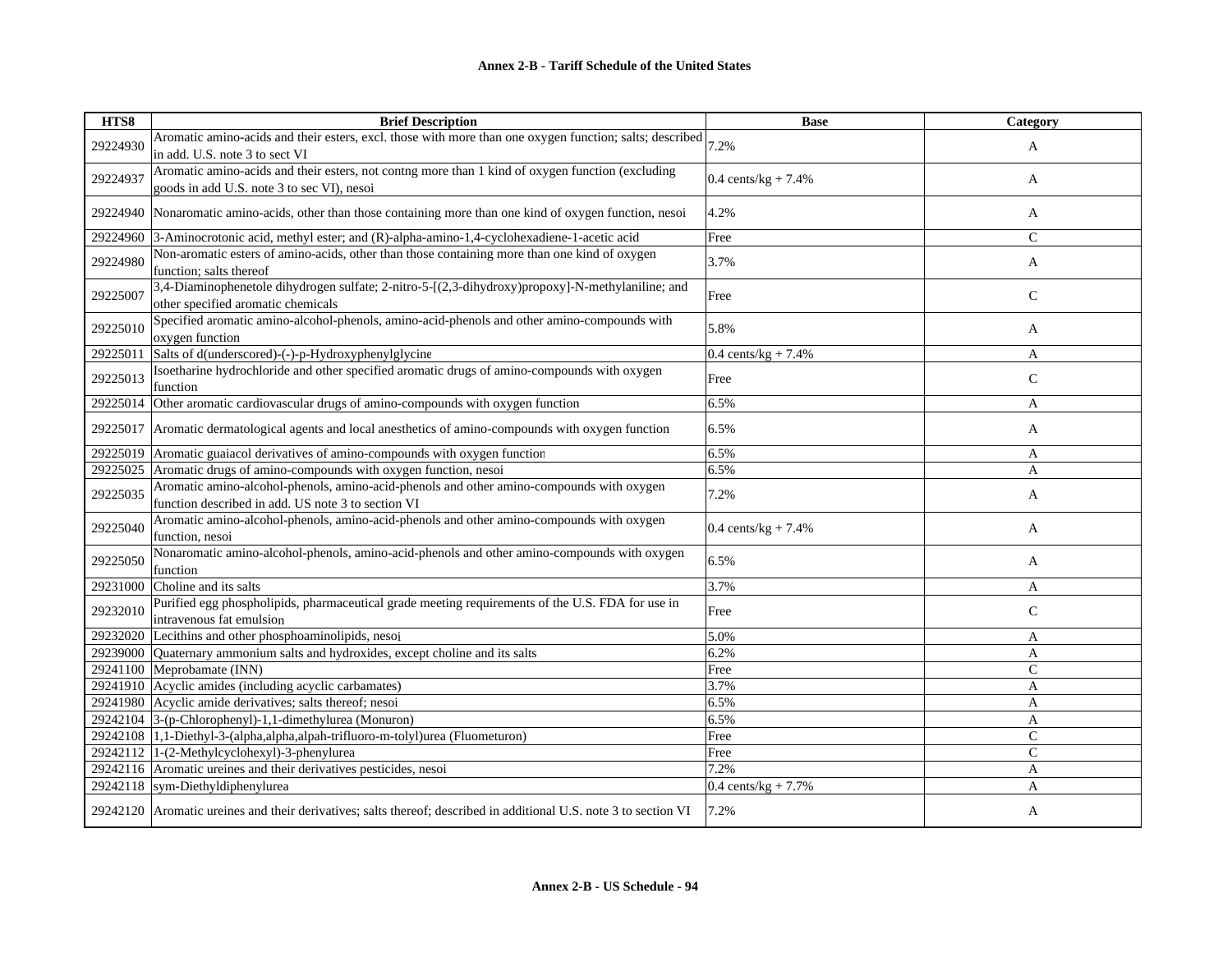## Annex 2-B - Tariff Schedule of the United States

| HTS8 | Brief Description | Base | Category |
|---|---|---|---|
| 29224930 | Aromatic amino-acids and their esters, excl. those with more than one oxygen function; salts; described in add. U.S. note 3 to sect VI | 7.2% | A |
| 29224937 | Aromatic amino-acids and their esters, not contng more than 1 kind of oxygen function (excluding goods in add U.S. note 3 to sec VI), nesoi | 0.4 cents/kg + 7.4% | A |
| 29224940 | Nonaromatic amino-acids, other than those containing more than one kind of oxygen function, nesoi | 4.2% | A |
| 29224960 | 3-Aminocrotonic acid, methyl ester; and (R)-alpha-amino-1,4-cyclohexadiene-1-acetic acid | Free | C |
| 29224980 | Non-aromatic esters of amino-acids, other than those containing more than one kind of oxygen function; salts thereof | 3.7% | A |
| 29225007 | 3,4-Diaminophenetole dihydrogen sulfate; 2-nitro-5-[(2,3-dihydroxy)propoxy]-N-methylaniline; and other specified aromatic chemicals | Free | C |
| 29225010 | Specified aromatic amino-alcohol-phenols, amino-acid-phenols and other amino-compounds with oxygen function | 5.8% | A |
| 29225011 | Salts of d(underscored)-(-)-p-Hydroxyphenylglycine | 0.4 cents/kg + 7.4% | A |
| 29225013 | Isoetharine hydrochloride and other specified aromatic drugs of amino-compounds with oxygen function | Free | C |
| 29225014 | Other aromatic cardiovascular drugs of amino-compounds with oxygen function | 6.5% | A |
| 29225017 | Aromatic dermatological agents and local anesthetics of amino-compounds with oxygen function | 6.5% | A |
| 29225019 | Aromatic guaiacol derivatives of amino-compounds with oxygen function | 6.5% | A |
| 29225025 | Aromatic drugs of amino-compounds with oxygen function, nesoi | 6.5% | A |
| 29225035 | Aromatic amino-alcohol-phenols, amino-acid-phenols and other amino-compounds with oxygen function described in add. US note 3 to section VI | 7.2% | A |
| 29225040 | Aromatic amino-alcohol-phenols, amino-acid-phenols and other amino-compounds with oxygen function, nesoi | 0.4 cents/kg + 7.4% | A |
| 29225050 | Nonaromatic amino-alcohol-phenols, amino-acid-phenols and other amino-compounds with oxygen function | 6.5% | A |
| 29231000 | Choline and its salts | 3.7% | A |
| 29232010 | Purified egg phospholipids, pharmaceutical grade meeting requirements of the U.S. FDA for use in intravenous fat emulsion | Free | C |
| 29232020 | Lecithins and other phosphoaminolipids, nesoi | 5.0% | A |
| 29239000 | Quaternary ammonium salts and hydroxides, except choline and its salts | 6.2% | A |
| 29241100 | Meprobamate (INN) | Free | C |
| 29241910 | Acyclic amides (including acyclic carbamates) | 3.7% | A |
| 29241980 | Acyclic amide derivatives; salts thereof; nesoi | 6.5% | A |
| 29242104 | 3-(p-Chlorophenyl)-1,1-dimethylurea (Monuron) | 6.5% | A |
| 29242108 | 1,1-Diethyl-3-(alpha,alpha,alpah-trifluoro-m-tolyl)urea (Fluometuron) | Free | C |
| 29242112 | 1-(2-Methylcyclohexyl)-3-phenylurea | Free | C |
| 29242116 | Aromatic ureines and their derivatives pesticides, nesoi | 7.2% | A |
| 29242118 | sym-Diethyldiphenylurea | 0.4 cents/kg + 7.7% | A |
| 29242120 | Aromatic ureines and their derivatives; salts thereof; described in additional U.S. note 3 to section VI | 7.2% | A |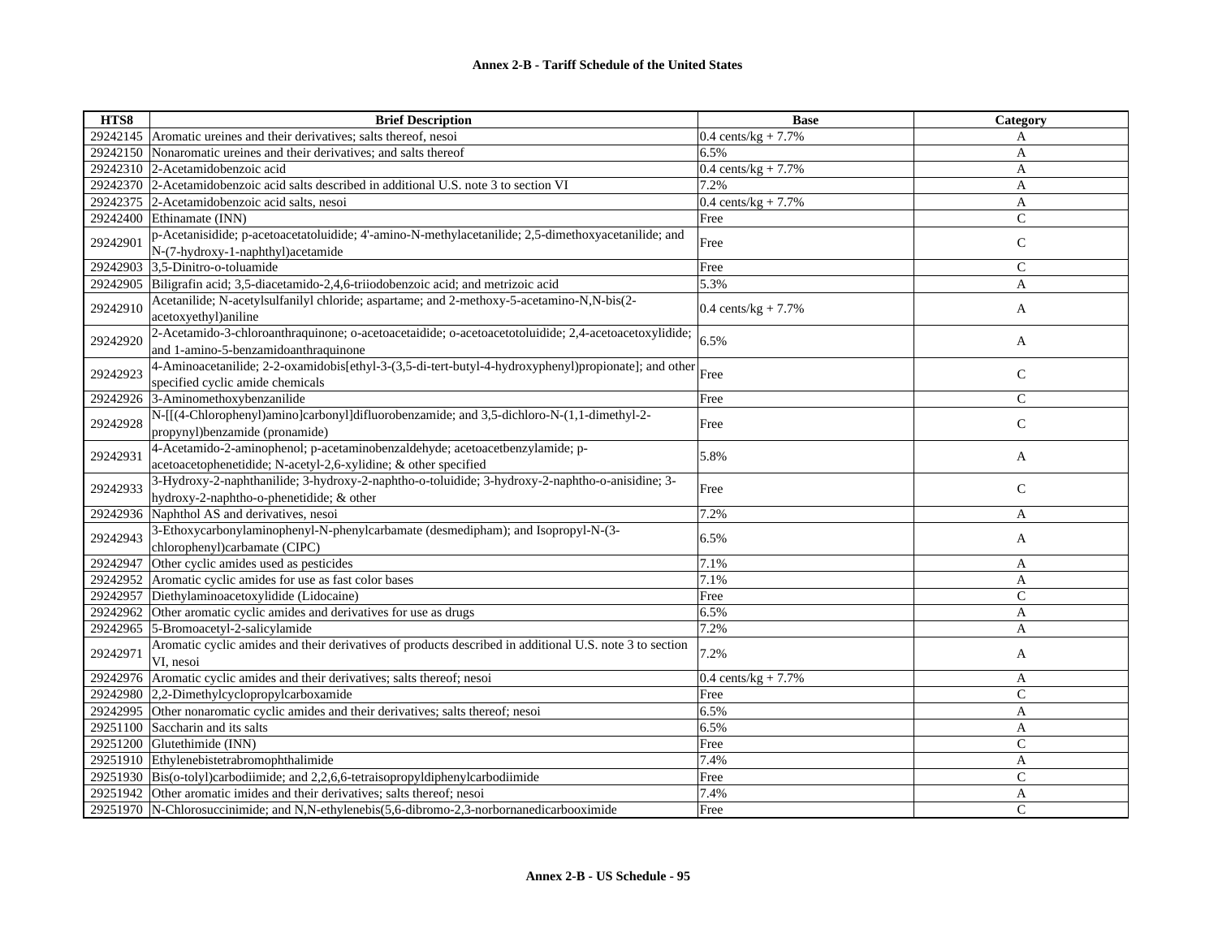| HTS8 | Brief Description | Base | Category |
|---|---|---|---|
| 29242145 | Aromatic ureines and their derivatives; salts thereof, nesoi | 0.4 cents/kg + 7.7% | A |
| 29242150 | Nonaromatic ureines and their derivatives; and salts thereof | 6.5% | A |
| 29242310 | 2-Acetamidobenzoic acid | 0.4 cents/kg + 7.7% | A |
| 29242370 | 2-Acetamidobenzoic acid salts described in additional U.S. note 3 to section VI | 7.2% | A |
| 29242375 | 2-Acetamidobenzoic acid salts, nesoi | 0.4 cents/kg + 7.7% | A |
| 29242400 | Ethinamate (INN) | Free | C |
| 29242901 | p-Acetanisidide; p-acetoacetatoluidide; 4'-amino-N-methylacetanilide; 2,5-dimethoxyacetanilide; and N-(7-hydroxy-1-naphthyl)acetamide | Free | C |
| 29242903 | 3,5-Dinitro-o-toluamide | Free | C |
| 29242905 | Biligrafin acid; 3,5-diacetamido-2,4,6-triiodobenzoic acid; and metrizoic acid | 5.3% | A |
| 29242910 | Acetanilide; N-acetylsulfanilyl chloride; aspartame; and 2-methoxy-5-acetamino-N,N-bis(2-acetoxyethyl)aniline | 0.4 cents/kg + 7.7% | A |
| 29242920 | 2-Acetamido-3-chloroanthraquinone; o-acetoacetaidide; o-acetoacetotoluidide; 2,4-acetoacetoxylidide; and 1-amino-5-benzamidoanthraquinone | 6.5% | A |
| 29242923 | 4-Aminoacetanilide; 2-2-oxamidobis[ethyl-3-(3,5-di-tert-butyl-4-hydroxyphenyl)propionate]; and other specified cyclic amide chemicals | Free | C |
| 29242926 | 3-Aminomethoxybenzanilide | Free | C |
| 29242928 | N-[[(4-Chlorophenyl)amino]carbonyl]difluorobenzamide; and 3,5-dichloro-N-(1,1-dimethyl-2-propynyl)benzamide (pronamide) | Free | C |
| 29242931 | 4-Acetamido-2-aminophenol; p-acetaminobenzaldehyde; acetoacetbenzylamide; p-acetoacetophenetidide; N-acetyl-2,6-xylidine; & other specified | 5.8% | A |
| 29242933 | 3-Hydroxy-2-naphthanilide; 3-hydroxy-2-naphtho-o-toluidide; 3-hydroxy-2-naphtho-o-anisidine; 3-hydroxy-2-naphtho-o-phenetidide; & other | Free | C |
| 29242936 | Naphthol AS and derivatives, nesoi | 7.2% | A |
| 29242943 | 3-Ethoxycarbonylaminophenyl-N-phenylcarbamate (desmedipham); and Isopropyl-N-(3-chlorophenyl)carbamate (CIPC) | 6.5% | A |
| 29242947 | Other cyclic amides used as pesticides | 7.1% | A |
| 29242952 | Aromatic cyclic amides for use as fast color bases | 7.1% | A |
| 29242957 | Diethylaminoacetoxylidide (Lidocaine) | Free | C |
| 29242962 | Other aromatic cyclic amides and derivatives for use as drugs | 6.5% | A |
| 29242965 | 5-Bromoacetyl-2-salicylamide | 7.2% | A |
| 29242971 | Aromatic cyclic amides and their derivatives of products described in additional U.S. note 3 to section VI, nesoi | 7.2% | A |
| 29242976 | Aromatic cyclic amides and their derivatives; salts thereof; nesoi | 0.4 cents/kg + 7.7% | A |
| 29242980 | 2,2-Dimethylcyclopropylcarboxamide | Free | C |
| 29242995 | Other nonaromatic cyclic amides and their derivatives; salts thereof; nesoi | 6.5% | A |
| 29251100 | Saccharin and its salts | 6.5% | A |
| 29251200 | Glutethimide (INN) | Free | C |
| 29251910 | Ethylenebistetrabromophthalimide | 7.4% | A |
| 29251930 | Bis(o-tolyl)carbodiimide; and 2,2,6,6-tetraisopropyldiphenylcarbodiimide | Free | C |
| 29251942 | Other aromatic imides and their derivatives; salts thereof; nesoi | 7.4% | A |
| 29251970 | N-Chlorosuccinimide; and N,N-ethylenebis(5,6-dibromo-2,3-norbornanedicarbooximide | Free | C |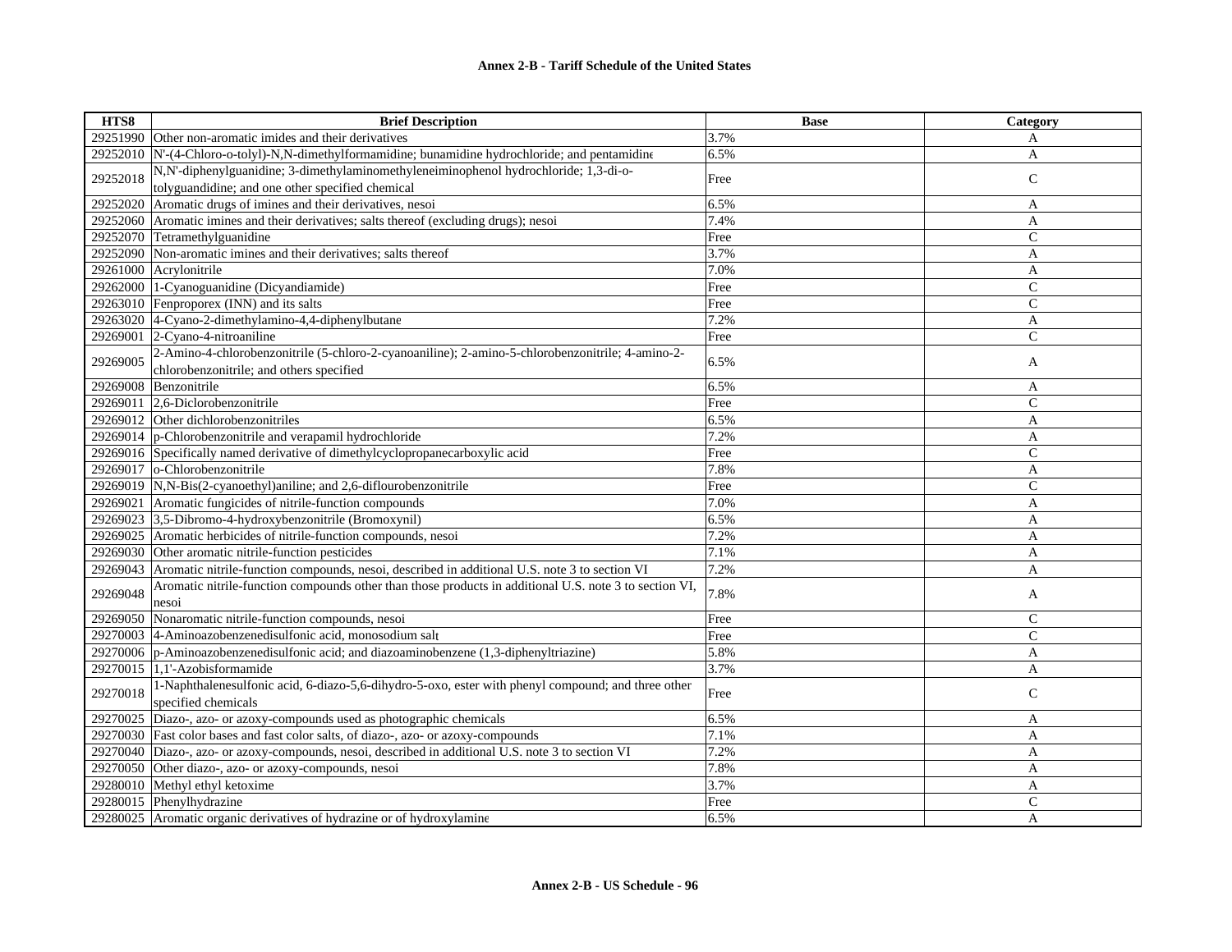| HTS8 | Brief Description | Base | Category |
|---|---|---|---|
| 29251990 | Other non-aromatic imides and their derivatives | 3.7% | A |
| 29252010 | N'-(4-Chloro-o-tolyl)-N,N-dimethylformamidine; bunamidine hydrochloride; and pentamidine | 6.5% | A |
| 29252018 | N,N'-diphenylguanidine; 3-dimethylaminomethyleneiminophenol hydrochloride; 1,3-di-o-tolyguandidine; and one other specified chemical | Free | C |
| 29252020 | Aromatic drugs of imines and their derivatives, nesoi | 6.5% | A |
| 29252060 | Aromatic imines and their derivatives; salts thereof (excluding drugs); nesoi | 7.4% | A |
| 29252070 | Tetramethylguanidine | Free | C |
| 29252090 | Non-aromatic imines and their derivatives; salts thereof | 3.7% | A |
| 29261000 | Acrylonitrile | 7.0% | A |
| 29262000 | 1-Cyanoguanidine (Dicyandiamide) | Free | C |
| 29263010 | Fenproporex (INN) and its salts | Free | C |
| 29263020 | 4-Cyano-2-dimethylamino-4,4-diphenylbutane | 7.2% | A |
| 29269001 | 2-Cyano-4-nitroaniline | Free | C |
| 29269005 | 2-Amino-4-chlorobenzonitrile (5-chloro-2-cyanoaniline); 2-amino-5-chlorobenzonitrile; 4-amino-2-chlorobenzonitrile; and others specified | 6.5% | A |
| 29269008 | Benzonitrile | 6.5% | A |
| 29269011 | 2,6-Diclorobenzonitrile | Free | C |
| 29269012 | Other dichlorobenzonitriles | 6.5% | A |
| 29269014 | p-Chlorobenzonitrile and verapamil hydrochloride | 7.2% | A |
| 29269016 | Specifically named derivative of dimethylcyclopropanecarboxylic acid | Free | C |
| 29269017 | o-Chlorobenzonitrile | 7.8% | A |
| 29269019 | N,N-Bis(2-cyanoethyl)aniline; and 2,6-diflourobenzonitrile | Free | C |
| 29269021 | Aromatic fungicides of nitrile-function compounds | 7.0% | A |
| 29269023 | 3,5-Dibromo-4-hydroxybenzonitrile (Bromoxynil) | 6.5% | A |
| 29269025 | Aromatic herbicides of nitrile-function compounds, nesoi | 7.2% | A |
| 29269030 | Other aromatic nitrile-function pesticides | 7.1% | A |
| 29269043 | Aromatic nitrile-function compounds, nesoi, described in additional U.S. note 3 to section VI | 7.2% | A |
| 29269048 | Aromatic nitrile-function compounds other than those products in additional U.S. note 3 to section VI, nesoi | 7.8% | A |
| 29269050 | Nonaromatic nitrile-function compounds, nesoi | Free | C |
| 29270003 | 4-Aminoazobenzenedisulfonic acid, monosodium salt | Free | C |
| 29270006 | p-Aminoazobenzenedisulfonic acid; and diazoaminobenzene (1,3-diphenyltriazine) | 5.8% | A |
| 29270015 | 1,1'-Azobisformamide | 3.7% | A |
| 29270018 | 1-Naphthalenesulfonic acid, 6-diazo-5,6-dihydro-5-oxo, ester with phenyl compound; and three other specified chemicals | Free | C |
| 29270025 | Diazo-, azo- or azoxy-compounds used as photographic chemicals | 6.5% | A |
| 29270030 | Fast color bases and fast color salts, of diazo-, azo- or azoxy-compounds | 7.1% | A |
| 29270040 | Diazo-, azo- or azoxy-compounds, nesoi, described in additional U.S. note 3 to section VI | 7.2% | A |
| 29270050 | Other diazo-, azo- or azoxy-compounds, nesoi | 7.8% | A |
| 29280010 | Methyl ethyl ketoxime | 3.7% | A |
| 29280015 | Phenylhydrazine | Free | C |
| 29280025 | Aromatic organic derivatives of hydrazine or of hydroxylamine | 6.5% | A |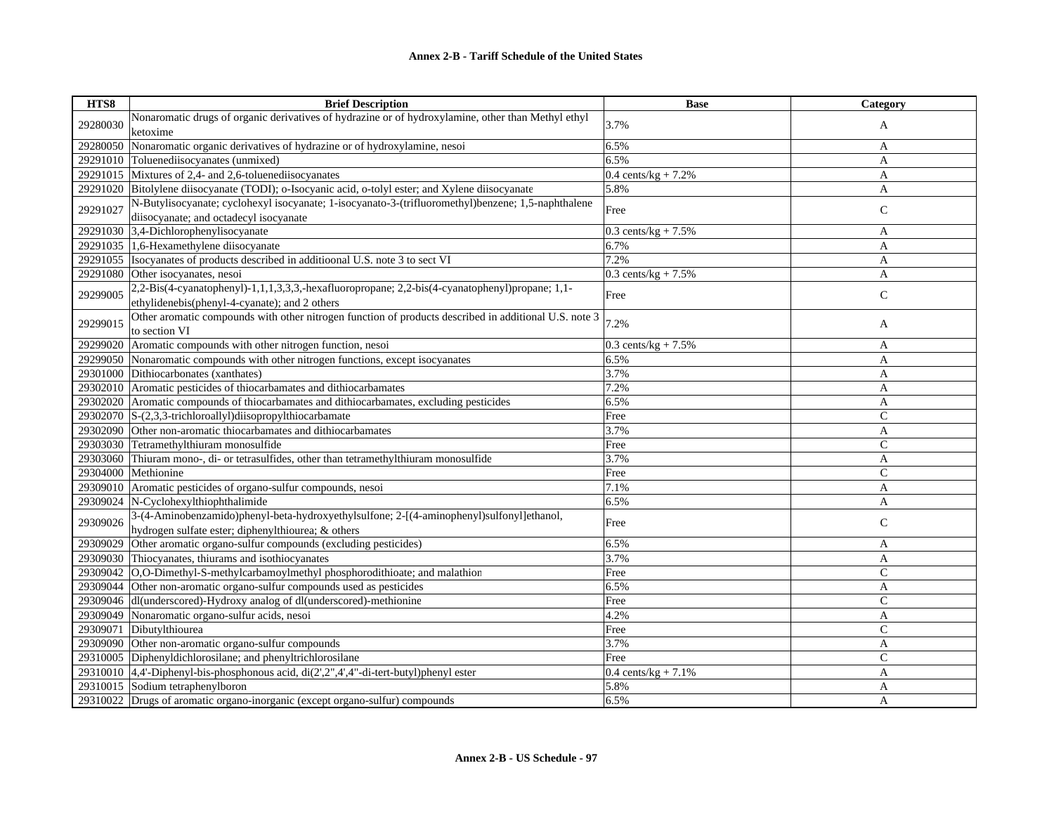| HTS8 | Brief Description | Base | Category |
|---|---|---|---|
| 29280030 | Nonaromatic drugs of organic derivatives of hydrazine or of hydroxylamine, other than Methyl ethyl ketoxime | 3.7% | A |
| 29280050 | Nonaromatic organic derivatives of hydrazine or of hydroxylamine, nesoi | 6.5% | A |
| 29291010 | Toluenediisocyanates (unmixed) | 6.5% | A |
| 29291015 | Mixtures of 2,4- and 2,6-toluenediisocyanates | 0.4 cents/kg + 7.2% | A |
| 29291020 | Bitolylene diisocyanate (TODI); o-Isocyanic acid, o-tolyl ester; and Xylene diisocyanate | 5.8% | A |
| 29291027 | N-Butylisocyanate; cyclohexyl isocyanate; 1-isocyanato-3-(trifluoromethyl)benzene; 1,5-naphthalene diisocyanate; and octadecyl isocyanate | Free | C |
| 29291030 | 3,4-Dichlorophenylisocyanate | 0.3 cents/kg + 7.5% | A |
| 29291035 | 1,6-Hexamethylene diisocyanate | 6.7% | A |
| 29291055 | Isocyanates of products described in additioonal U.S. note 3 to sect VI | 7.2% | A |
| 29291080 | Other isocyanates, nesoi | 0.3 cents/kg + 7.5% | A |
| 29299005 | 2,2-Bis(4-cyanatophenyl)-1,1,1,3,3,3,-hexafluoropropane; 2,2-bis(4-cyanatophenyl)propane; 1,1-ethylidenebis(phenyl-4-cyanate); and 2 others | Free | C |
| 29299015 | Other aromatic compounds with other nitrogen function of products described in additional U.S. note 3 to section VI | 7.2% | A |
| 29299020 | Aromatic compounds with other nitrogen function, nesoi | 0.3 cents/kg + 7.5% | A |
| 29299050 | Nonaromatic compounds with other nitrogen functions, except isocyanates | 6.5% | A |
| 29301000 | Dithiocarbonates (xanthates) | 3.7% | A |
| 29302010 | Aromatic pesticides of thiocarbamates and dithiocarbamates | 7.2% | A |
| 29302020 | Aromatic compounds of thiocarbamates and dithiocarbamates, excluding pesticides | 6.5% | A |
| 29302070 | S-(2,3,3-trichloroallyl)diisopropylthiocarbamate | Free | C |
| 29302090 | Other non-aromatic thiocarbamates and dithiocarbamates | 3.7% | A |
| 29303030 | Tetramethylthiuram monosulfide | Free | C |
| 29303060 | Thiuram mono-, di- or tetrasulfides, other than tetramethylthiuram monosulfide | 3.7% | A |
| 29304000 | Methionine | Free | C |
| 29309010 | Aromatic pesticides of organo-sulfur compounds, nesoi | 7.1% | A |
| 29309024 | N-Cyclohexylthiophthalimide | 6.5% | A |
| 29309026 | 3-(4-Aminobenzamido)phenyl-beta-hydroxyethylsulfone; 2-[(4-aminophenyl)sulfonyl]ethanol, hydrogen sulfate ester; diphenylthiourea; & others | Free | C |
| 29309029 | Other aromatic organo-sulfur compounds (excluding pesticides) | 6.5% | A |
| 29309030 | Thiocyanates, thiurams and isothiocyanates | 3.7% | A |
| 29309042 | O,O-Dimethyl-S-methylcarbamoylmethyl phosphorodithioate; and malathion | Free | C |
| 29309044 | Other non-aromatic organo-sulfur compounds used as pesticides | 6.5% | A |
| 29309046 | dl(underscored)-Hydroxy analog of dl(underscored)-methionine | Free | C |
| 29309049 | Nonaromatic organo-sulfur acids, nesoi | 4.2% | A |
| 29309071 | Dibutylthiourea | Free | C |
| 29309090 | Other non-aromatic organo-sulfur compounds | 3.7% | A |
| 29310005 | Diphenyldichlorosilane; and phenyltrichlorosilane | Free | C |
| 29310010 | 4,4'-Diphenyl-bis-phosphonous acid, di(2',2",4',4"-di-tert-butyl)phenyl ester | 0.4 cents/kg + 7.1% | A |
| 29310015 | Sodium tetraphenylboron | 5.8% | A |
| 29310022 | Drugs of aromatic organo-inorganic (except organo-sulfur) compounds | 6.5% | A |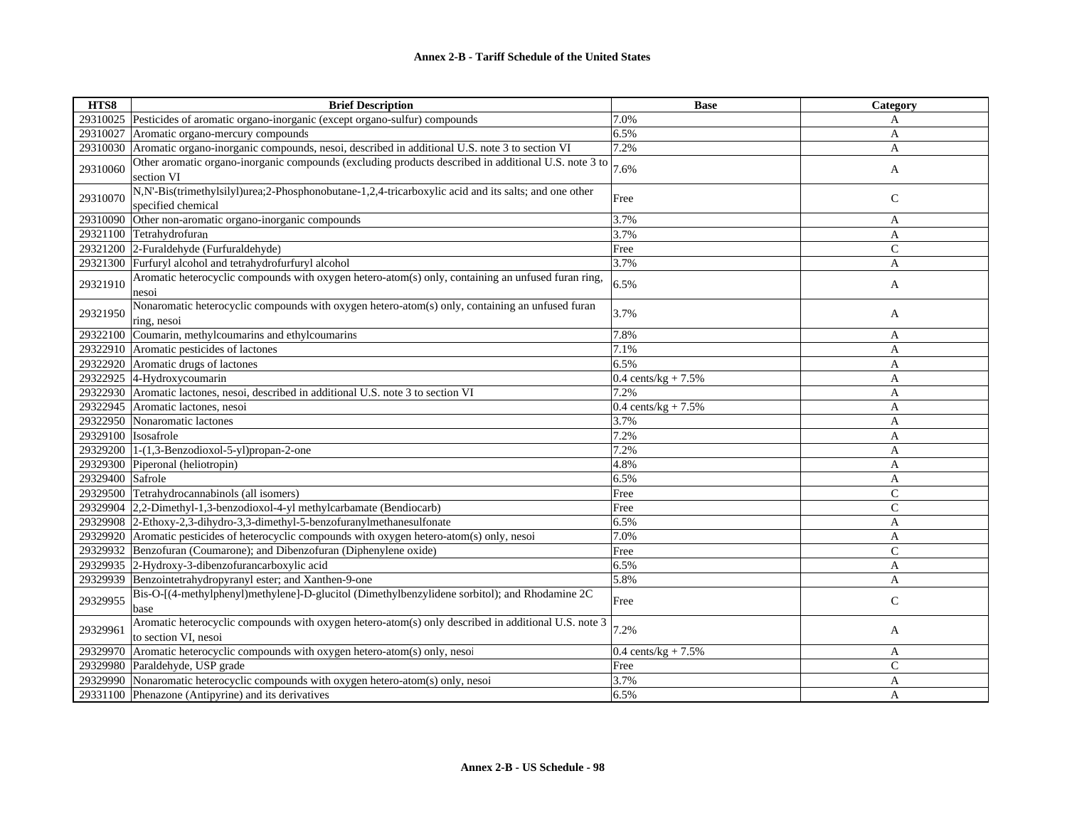**Annex 2-B - Tariff Schedule of the United States**

| HTS8 | Brief Description | Base | Category |
|---|---|---|---|
| 29310025 | Pesticides of aromatic organo-inorganic (except organo-sulfur) compounds | 7.0% | A |
| 29310027 | Aromatic organo-mercury compounds | 6.5% | A |
| 29310030 | Aromatic organo-inorganic compounds, nesoi, described in additional U.S. note 3 to section VI | 7.2% | A |
| 29310060 | Other aromatic organo-inorganic compounds (excluding products described in additional U.S. note 3 to section VI | 7.6% | A |
| 29310070 | N,N'-Bis(trimethylsilyl)urea;2-Phosphonobutane-1,2,4-tricarboxylic acid and its salts; and one other specified chemical | Free | C |
| 29310090 | Other non-aromatic organo-inorganic compounds | 3.7% | A |
| 29321100 | Tetrahydrofuran | 3.7% | A |
| 29321200 | 2-Furaldehyde (Furfuraldehyde) | Free | C |
| 29321300 | Furfuryl alcohol and tetrahydrofurfuryl alcohol | 3.7% | A |
| 29321910 | Aromatic heterocyclic compounds with oxygen hetero-atom(s) only, containing an unfused furan ring, nesoi | 6.5% | A |
| 29321950 | Nonaromatic heterocyclic compounds with oxygen hetero-atom(s) only, containing an unfused furan ring, nesoi | 3.7% | A |
| 29322100 | Coumarin, methylcoumarins and ethylcoumarins | 7.8% | A |
| 29322910 | Aromatic pesticides of lactones | 7.1% | A |
| 29322920 | Aromatic drugs of lactones | 6.5% | A |
| 29322925 | 4-Hydroxycoumarin | 0.4 cents/kg + 7.5% | A |
| 29322930 | Aromatic lactones, nesoi, described in additional U.S. note 3 to section VI | 7.2% | A |
| 29322945 | Aromatic lactones, nesoi | 0.4 cents/kg + 7.5% | A |
| 29322950 | Nonaromatic lactones | 3.7% | A |
| 29329100 | Isosafrole | 7.2% | A |
| 29329200 | 1-(1,3-Benzodioxol-5-yl)propan-2-one | 7.2% | A |
| 29329300 | Piperonal (heliotropin) | 4.8% | A |
| 29329400 | Safrole | 6.5% | A |
| 29329500 | Tetrahydrocannabinols (all isomers) | Free | C |
| 29329904 | 2,2-Dimethyl-1,3-benzodioxol-4-yl methylcarbamate (Bendiocarb) | Free | C |
| 29329908 | 2-Ethoxy-2,3-dihydro-3,3-dimethyl-5-benzofuranylmethanesulfonate | 6.5% | A |
| 29329920 | Aromatic pesticides of heterocyclic compounds with oxygen hetero-atom(s) only, nesoi | 7.0% | A |
| 29329932 | Benzofuran (Coumarone); and Dibenzofuran (Diphenylene oxide) | Free | C |
| 29329935 | 2-Hydroxy-3-dibenzofurancarboxylic acid | 6.5% | A |
| 29329939 | Benzointetrahydropyranyl ester; and Xanthen-9-one | 5.8% | A |
| 29329955 | Bis-O-[(4-methylphenyl)methylene]-D-glucitol (Dimethylbenzylidene sorbitol); and Rhodamine 2C base | Free | C |
| 29329961 | Aromatic heterocyclic compounds with oxygen hetero-atom(s) only described in additional U.S. note 3 to section VI, nesoi | 7.2% | A |
| 29329970 | Aromatic heterocyclic compounds with oxygen hetero-atom(s) only, nesoi | 0.4 cents/kg + 7.5% | A |
| 29329980 | Paraldehyde, USP grade | Free | C |
| 29329990 | Nonaromatic heterocyclic compounds with oxygen hetero-atom(s) only, nesoi | 3.7% | A |
| 29331100 | Phenazone (Antipyrine) and its derivatives | 6.5% | A |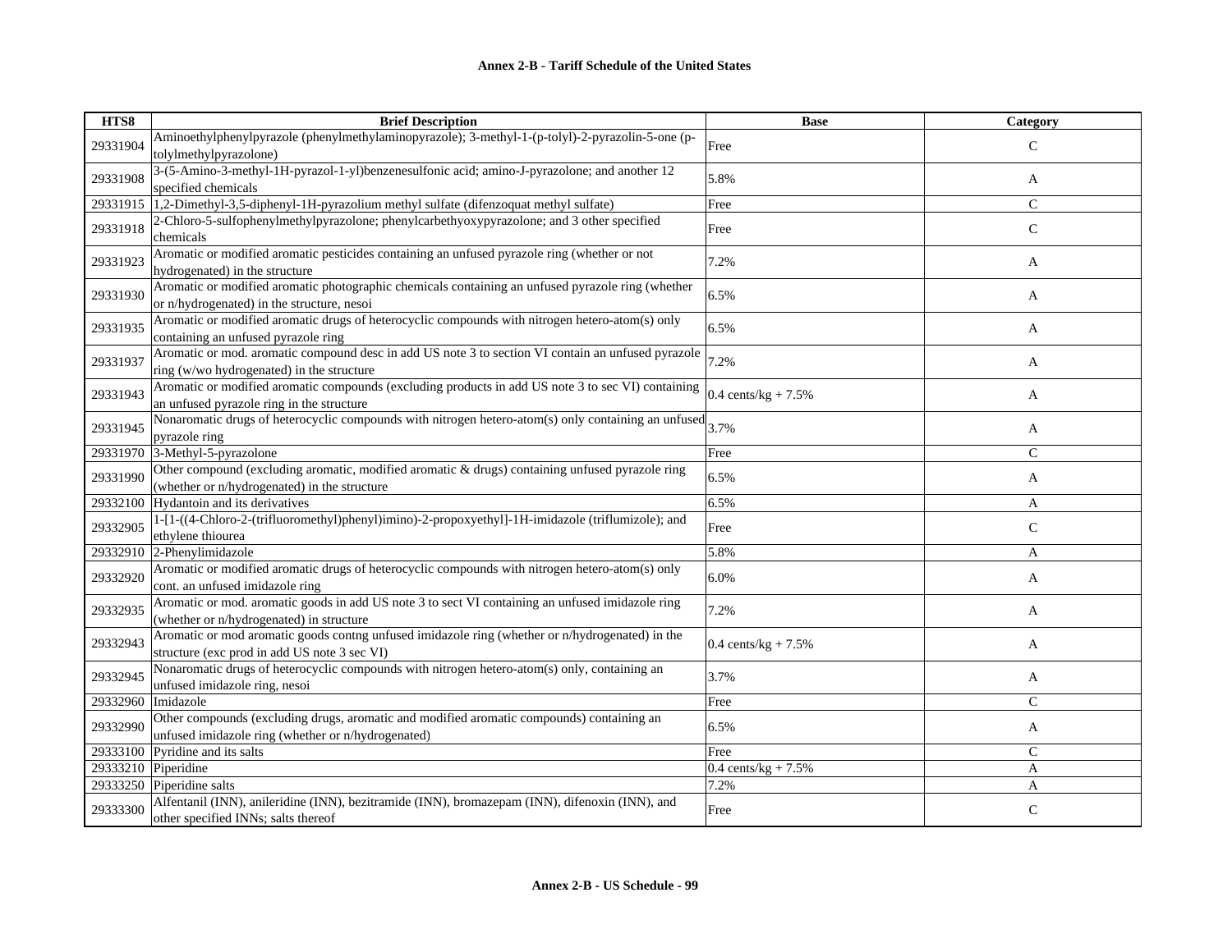## Annex 2-B - Tariff Schedule of the United States

| HTS8 | Brief Description | Base | Category |
|---|---|---|---|
| 29331904 | Aminoethylphenylpyrazole (phenylmethylaminopyrazole); 3-methyl-1-(p-tolyl)-2-pyrazolin-5-one (p-tolylmethylpyrazolone) | Free | C |
| 29331908 | 3-(5-Amino-3-methyl-1H-pyrazol-1-yl)benzenesulfonic acid; amino-J-pyrazolone; and another 12 specified chemicals | 5.8% | A |
| 29331915 | 1,2-Dimethyl-3,5-diphenyl-1H-pyrazolium methyl sulfate (difenzoquat methyl sulfate) | Free | C |
| 29331918 | 2-Chloro-5-sulfophenylmethylpyrazolone; phenylcarbethyoxypyrazolone; and 3 other specified chemicals | Free | C |
| 29331923 | Aromatic or modified aromatic pesticides containing an unfused pyrazole ring (whether or not hydrogenated) in the structure | 7.2% | A |
| 29331930 | Aromatic or modified aromatic photographic chemicals containing an unfused pyrazole ring (whether or n/hydrogenated) in the structure, nesoi | 6.5% | A |
| 29331935 | Aromatic or modified aromatic drugs of heterocyclic compounds with nitrogen hetero-atom(s) only containing an unfused pyrazole ring | 6.5% | A |
| 29331937 | Aromatic or mod. aromatic compound desc in add US note 3 to section VI contain an unfused pyrazole ring (w/wo hydrogenated) in the structure | 7.2% | A |
| 29331943 | Aromatic or modified aromatic compounds (excluding products in add US note 3 to sec VI) containing an unfused pyrazole ring in the structure | 0.4 cents/kg + 7.5% | A |
| 29331945 | Nonaromatic drugs of heterocyclic compounds with nitrogen hetero-atom(s) only containing an unfused pyrazole ring | 3.7% | A |
| 29331970 | 3-Methyl-5-pyrazolone | Free | C |
| 29331990 | Other compound (excluding aromatic, modified aromatic & drugs) containing unfused pyrazole ring (whether or n/hydrogenated) in the structure | 6.5% | A |
| 29332100 | Hydantoin and its derivatives | 6.5% | A |
| 29332905 | 1-[1-((4-Chloro-2-(trifluoromethyl)phenyl)imino)-2-propoxyethyl]-1H-imidazole (triflumizole); and ethylene thiourea | Free | C |
| 29332910 | 2-Phenylimidazole | 5.8% | A |
| 29332920 | Aromatic or modified aromatic drugs of heterocyclic compounds with nitrogen hetero-atom(s) only cont. an unfused imidazole ring | 6.0% | A |
| 29332935 | Aromatic or mod. aromatic goods in add US note 3 to sect VI containing an unfused imidazole ring (whether or n/hydrogenated) in structure | 7.2% | A |
| 29332943 | Aromatic or mod aromatic goods contng unfused imidazole ring (whether or n/hydrogenated) in the structure (exc prod in add US note 3 sec VI) | 0.4 cents/kg + 7.5% | A |
| 29332945 | Nonaromatic drugs of heterocyclic compounds with nitrogen hetero-atom(s) only, containing an unfused imidazole ring, nesoi | 3.7% | A |
| 29332960 | Imidazole | Free | C |
| 29332990 | Other compounds (excluding drugs, aromatic and modified aromatic compounds) containing an unfused imidazole ring (whether or n/hydrogenated) | 6.5% | A |
| 29333100 | Pyridine and its salts | Free | C |
| 29333210 | Piperidine | 0.4 cents/kg + 7.5% | A |
| 29333250 | Piperidine salts | 7.2% | A |
| 29333300 | Alfentanil (INN), anileridine (INN), bezitramide (INN), bromazepam (INN), difenoxin (INN), and other specified INNs; salts thereof | Free | C |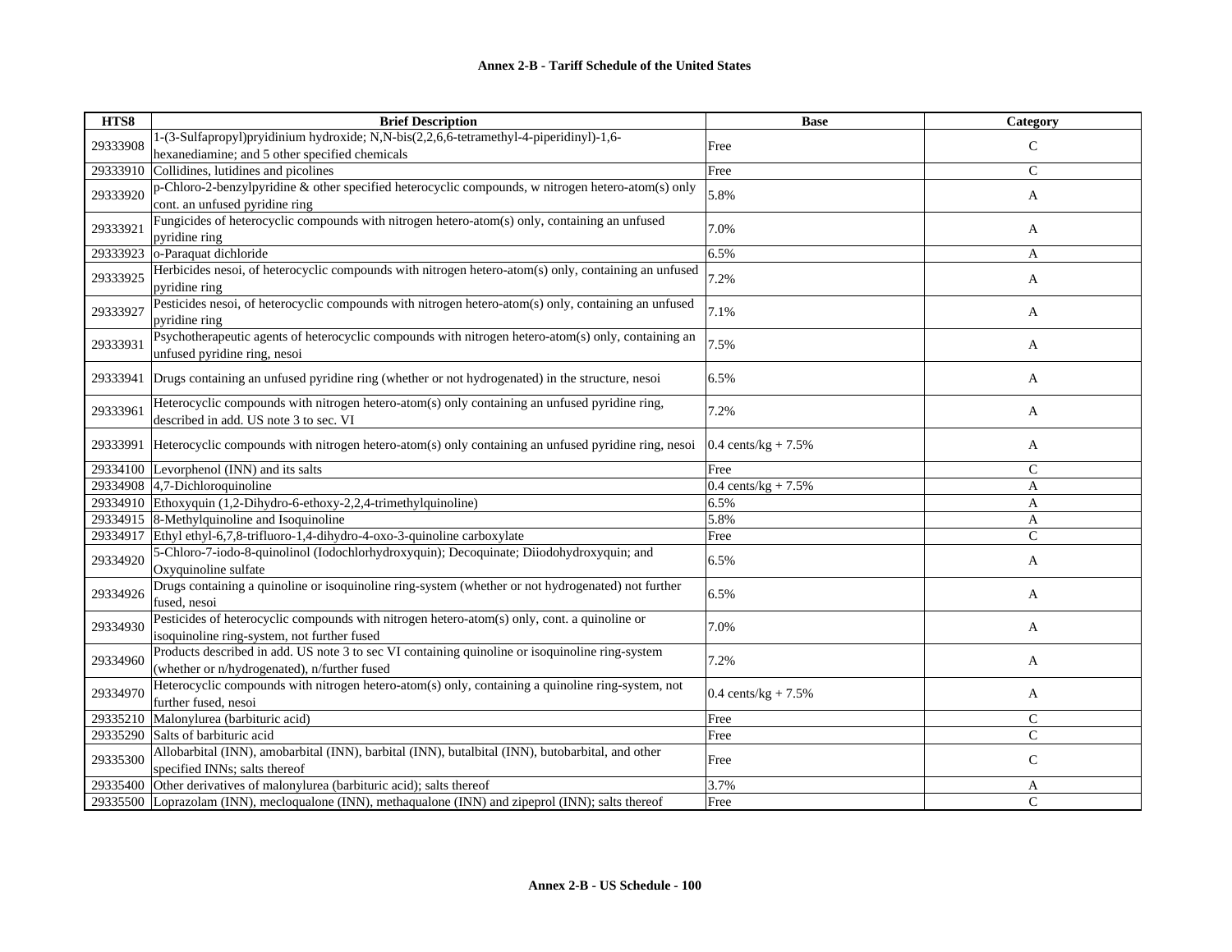| HTS8 | Brief Description | Base | Category |
|---|---|---|---|
| 29333908 | 1-(3-Sulfapropyl)pryidinium hydroxide; N,N-bis(2,2,6,6-tetramethyl-4-piperidinyl)-1,6-hexanediamine; and 5 other specified chemicals | Free | C |
| 29333910 | Collidines, lutidines and picolines | Free | C |
| 29333920 | p-Chloro-2-benzylpyridine & other specified heterocyclic compounds, w nitrogen hetero-atom(s) only cont. an unfused pyridine ring | 5.8% | A |
| 29333921 | Fungicides of heterocyclic compounds with nitrogen hetero-atom(s) only, containing an unfused pyridine ring | 7.0% | A |
| 29333923 | o-Paraquat dichloride | 6.5% | A |
| 29333925 | Herbicides nesoi, of heterocyclic compounds with nitrogen hetero-atom(s) only, containing an unfused pyridine ring | 7.2% | A |
| 29333927 | Pesticides nesoi, of heterocyclic compounds with nitrogen hetero-atom(s) only, containing an unfused pyridine ring | 7.1% | A |
| 29333931 | Psychotherapeutic agents of heterocyclic compounds with nitrogen hetero-atom(s) only, containing an unfused pyridine ring, nesoi | 7.5% | A |
| 29333941 | Drugs containing an unfused pyridine ring (whether or not hydrogenated) in the structure, nesoi | 6.5% | A |
| 29333961 | Heterocyclic compounds with nitrogen hetero-atom(s) only containing an unfused pyridine ring, described in add. US note 3 to sec. VI | 7.2% | A |
| 29333991 | Heterocyclic compounds with nitrogen hetero-atom(s) only containing an unfused pyridine ring, nesoi | 0.4 cents/kg + 7.5% | A |
| 29334100 | Levorphenol (INN) and its salts | Free | C |
| 29334908 | 4,7-Dichloroquinoline | 0.4 cents/kg + 7.5% | A |
| 29334910 | Ethoxyquin (1,2-Dihydro-6-ethoxy-2,2,4-trimethylquinoline) | 6.5% | A |
| 29334915 | 8-Methylquinoline and Isoquinoline | 5.8% | A |
| 29334917 | Ethyl ethyl-6,7,8-trifluoro-1,4-dihydro-4-oxo-3-quinoline carboxylate | Free | C |
| 29334920 | 5-Chloro-7-iodo-8-quinolinol (Iodochlorhydroxyquin); Decoquinate; Diiodohydroxyquin; and Oxyquinoline sulfate | 6.5% | A |
| 29334926 | Drugs containing a quinoline or isoquinoline ring-system (whether or not hydrogenated) not further fused, nesoi | 6.5% | A |
| 29334930 | Pesticides of heterocyclic compounds with nitrogen hetero-atom(s) only, cont. a quinoline or isoquinoline ring-system, not further fused | 7.0% | A |
| 29334960 | Products described in add. US note 3 to sec VI containing quinoline or isoquinoline ring-system (whether or n/hydrogenated), n/further fused | 7.2% | A |
| 29334970 | Heterocyclic compounds with nitrogen hetero-atom(s) only, containing a quinoline ring-system, not further fused, nesoi | 0.4 cents/kg + 7.5% | A |
| 29335210 | Malonylurea (barbituric acid) | Free | C |
| 29335290 | Salts of barbituric acid | Free | C |
| 29335300 | Allobarbital (INN), amobarbital (INN), barbital (INN), butalbital (INN), butobarbital, and other specified INNs; salts thereof | Free | C |
| 29335400 | Other derivatives of malonylurea (barbituric acid); salts thereof | 3.7% | A |
| 29335500 | Loprazolam (INN), mecloqualone (INN), methaqualone (INN) and zipeprol (INN); salts thereof | Free | C |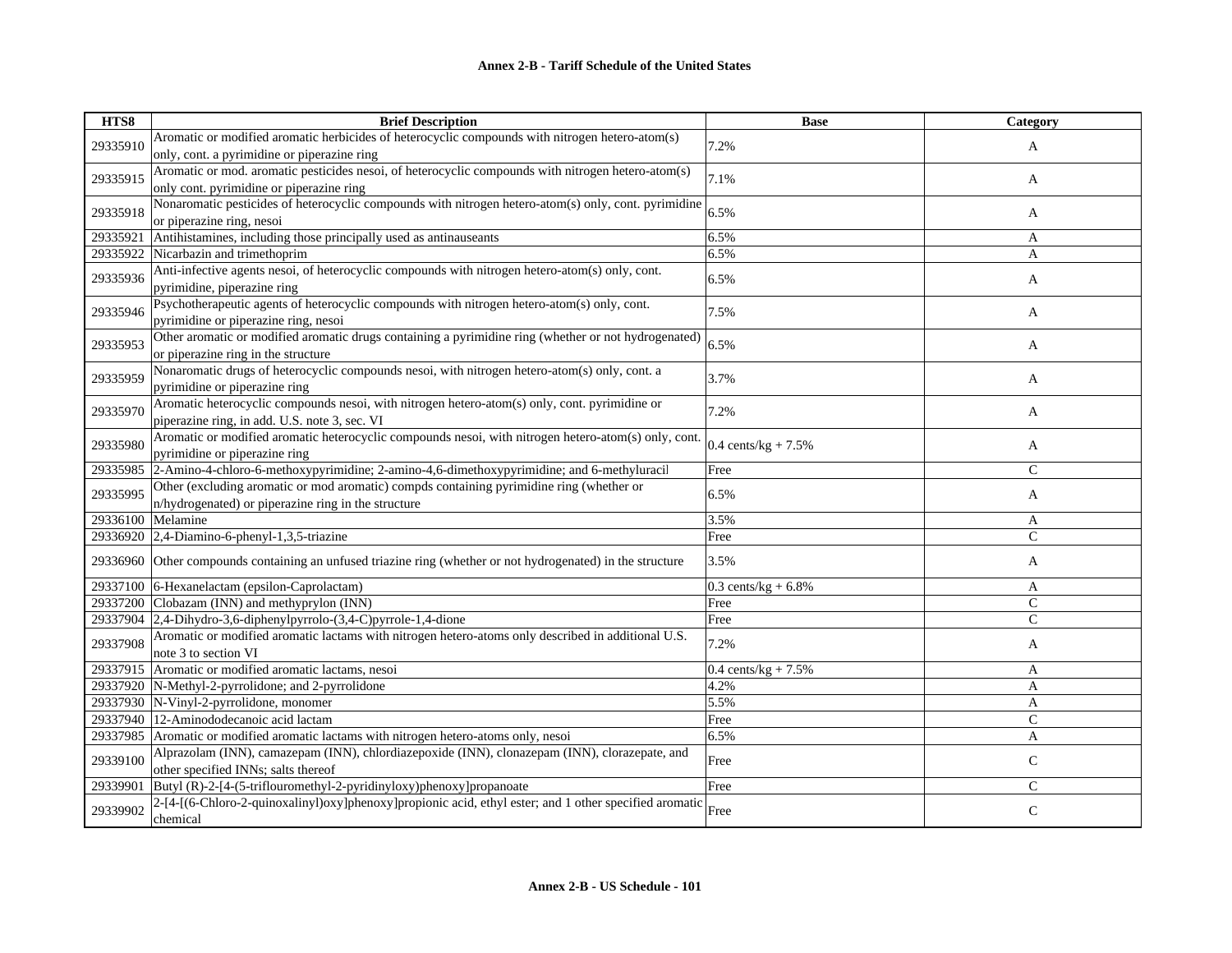| HTS8 | Brief Description | Base | Category |
|---|---|---|---|
| 29335910 | Aromatic or modified aromatic herbicides of heterocyclic compounds with nitrogen hetero-atom(s) only, cont. a pyrimidine or piperazine ring | 7.2% | A |
| 29335915 | Aromatic or mod. aromatic pesticides nesoi, of heterocyclic compounds with nitrogen hetero-atom(s) only cont. pyrimidine or piperazine ring | 7.1% | A |
| 29335918 | Nonaromatic pesticides of heterocyclic compounds with nitrogen hetero-atom(s) only, cont. pyrimidine or piperazine ring, nesoi | 6.5% | A |
| 29335921 | Antihistamines, including those principally used as antinauseants | 6.5% | A |
| 29335922 | Nicarbazin and trimethoprim | 6.5% | A |
| 29335936 | Anti-infective agents nesoi, of heterocyclic compounds with nitrogen hetero-atom(s) only, cont. pyrimidine, piperazine ring | 6.5% | A |
| 29335946 | Psychotherapeutic agents of heterocyclic compounds with nitrogen hetero-atom(s) only, cont. pyrimidine or piperazine ring, nesoi | 7.5% | A |
| 29335953 | Other aromatic or modified aromatic drugs containing a pyrimidine ring (whether or not hydrogenated) or piperazine ring in the structure | 6.5% | A |
| 29335959 | Nonaromatic drugs of heterocyclic compounds nesoi, with nitrogen hetero-atom(s) only, cont. a pyrimidine or piperazine ring | 3.7% | A |
| 29335970 | Aromatic heterocyclic compounds nesoi, with nitrogen hetero-atom(s) only, cont. pyrimidine or piperazine ring, in add. U.S. note 3, sec. VI | 7.2% | A |
| 29335980 | Aromatic or modified aromatic heterocyclic compounds nesoi, with nitrogen hetero-atom(s) only, cont. pyrimidine or piperazine ring | 0.4 cents/kg + 7.5% | A |
| 29335985 | 2-Amino-4-chloro-6-methoxypyrimidine; 2-amino-4,6-dimethoxypyrimidine; and 6-methyluracil | Free | C |
| 29335995 | Other (excluding aromatic or mod aromatic) compds containing pyrimidine ring (whether or n/hydrogenated) or piperazine ring in the structure | 6.5% | A |
| 29336100 | Melamine | 3.5% | A |
| 29336920 | 2,4-Diamino-6-phenyl-1,3,5-triazine | Free | C |
| 29336960 | Other compounds containing an unfused triazine ring (whether or not hydrogenated) in the structure | 3.5% | A |
| 29337100 | 6-Hexanelactam (epsilon-Caprolactam) | 0.3 cents/kg + 6.8% | A |
| 29337200 | Clobazam (INN) and methyprylon (INN) | Free | C |
| 29337904 | 2,4-Dihydro-3,6-diphenylpyrrolo-(3,4-C)pyrrole-1,4-dione | Free | C |
| 29337908 | Aromatic or modified aromatic lactams with nitrogen hetero-atoms only described in additional U.S. note 3 to section VI | 7.2% | A |
| 29337915 | Aromatic or modified aromatic lactams, nesoi | 0.4 cents/kg + 7.5% | A |
| 29337920 | N-Methyl-2-pyrrolidone; and 2-pyrrolidone | 4.2% | A |
| 29337930 | N-Vinyl-2-pyrrolidone, monomer | 5.5% | A |
| 29337940 | 12-Aminododecanoic acid lactam | Free | C |
| 29337985 | Aromatic or modified aromatic lactams with nitrogen hetero-atoms only, nesoi | 6.5% | A |
| 29339100 | Alprazolam (INN), camazepam (INN), chlordiazepoxide (INN), clonazepam (INN), clorazepate, and other specified INNs; salts thereof | Free | C |
| 29339901 | Butyl (R)-2-[4-(5-triflouromethyl-2-pyridinyloxy)phenoxy]propanoate | Free | C |
| 29339902 | 2-[4-[(6-Chloro-2-quinoxalinyl)oxy]phenoxy]propionic acid, ethyl ester; and 1 other specified aromatic chemical | Free | C |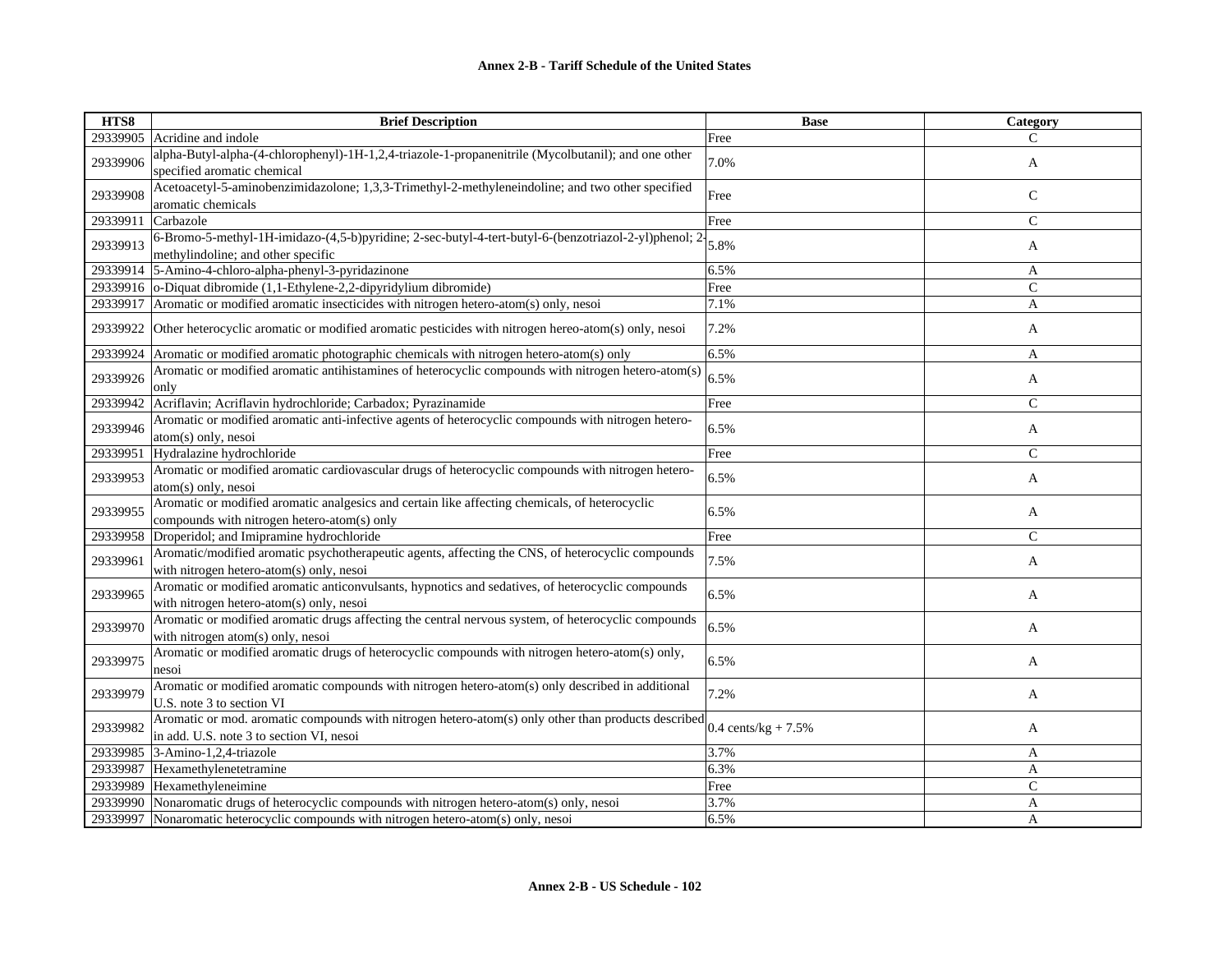| HTS8 | Brief Description | Base | Category |
|---|---|---|---|
| 29339905 | Acridine and indole | Free | C |
| 29339906 | alpha-Butyl-alpha-(4-chlorophenyl)-1H-1,2,4-triazole-1-propanenitrile (Mycolbutanil); and one other specified aromatic chemical | 7.0% | A |
| 29339908 | Acetoacetyl-5-aminobenzimidazolone; 1,3,3-Trimethyl-2-methyleneindoline; and two other specified aromatic chemicals | Free | C |
| 29339911 | Carbazole | Free | C |
| 29339913 | 6-Bromo-5-methyl-1H-imidazo-(4,5-b)pyridine; 2-sec-butyl-4-tert-butyl-6-(benzotriazol-2-yl)phenol; 2-methylindoline; and other specific | 5.8% | A |
| 29339914 | 5-Amino-4-chloro-alpha-phenyl-3-pyridazinone | 6.5% | A |
| 29339916 | o-Diquat dibromide (1,1-Ethylene-2,2-dipyridylium dibromide) | Free | C |
| 29339917 | Aromatic or modified aromatic insecticides with nitrogen hetero-atom(s) only, nesoi | 7.1% | A |
| 29339922 | Other heterocyclic aromatic or modified aromatic pesticides with nitrogen hereo-atom(s) only, nesoi | 7.2% | A |
| 29339924 | Aromatic or modified aromatic photographic chemicals with nitrogen hetero-atom(s) only | 6.5% | A |
| 29339926 | Aromatic or modified aromatic antihistamines of heterocyclic compounds with nitrogen hetero-atom(s) only | 6.5% | A |
| 29339942 | Acriflavin; Acriflavin hydrochloride; Carbadox; Pyrazinamide | Free | C |
| 29339946 | Aromatic or modified aromatic anti-infective agents of heterocyclic compounds with nitrogen hetero-atom(s) only, nesoi | 6.5% | A |
| 29339951 | Hydralazine hydrochloride | Free | C |
| 29339953 | Aromatic or modified aromatic cardiovascular drugs of heterocyclic compounds with nitrogen hetero-atom(s) only, nesoi | 6.5% | A |
| 29339955 | Aromatic or modified aromatic analgesics and certain like affecting chemicals, of heterocyclic compounds with nitrogen hetero-atom(s) only | 6.5% | A |
| 29339958 | Droperidol; and Imipramine hydrochloride | Free | C |
| 29339961 | Aromatic/modified aromatic psychotherapeutic agents, affecting the CNS, of heterocyclic compounds with nitrogen hetero-atom(s) only, nesoi | 7.5% | A |
| 29339965 | Aromatic or modified aromatic anticonvulsants, hypnotics and sedatives, of heterocyclic compounds with nitrogen hetero-atom(s) only, nesoi | 6.5% | A |
| 29339970 | Aromatic or modified aromatic drugs affecting the central nervous system, of heterocyclic compounds with nitrogen atom(s) only, nesoi | 6.5% | A |
| 29339975 | Aromatic or modified aromatic drugs of heterocyclic compounds with nitrogen hetero-atom(s) only, nesoi | 6.5% | A |
| 29339979 | Aromatic or modified aromatic compounds with nitrogen hetero-atom(s) only described in additional U.S. note 3 to section VI | 7.2% | A |
| 29339982 | Aromatic or mod. aromatic compounds with nitrogen hetero-atom(s) only other than products described in add. U.S. note 3 to section VI, nesoi | 0.4 cents/kg + 7.5% | A |
| 29339985 | 3-Amino-1,2,4-triazole | 3.7% | A |
| 29339987 | Hexamethylenetetramine | 6.3% | A |
| 29339989 | Hexamethyleneimine | Free | C |
| 29339990 | Nonaromatic drugs of heterocyclic compounds with nitrogen hetero-atom(s) only, nesoi | 3.7% | A |
| 29339997 | Nonaromatic heterocyclic compounds with nitrogen hetero-atom(s) only, nesoi | 6.5% | A |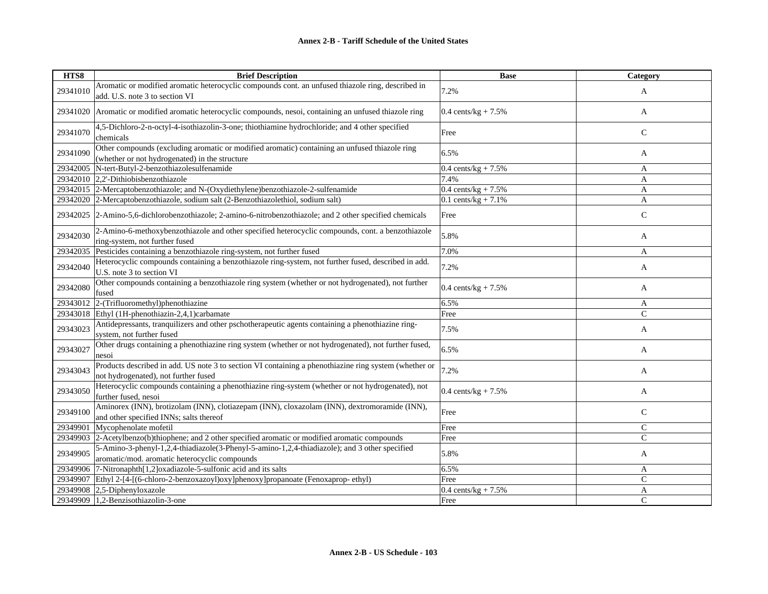| HTS8 | Brief Description | Base | Category |
|---|---|---|---|
| 29341010 | Aromatic or modified aromatic heterocyclic compounds cont. an unfused thiazole ring, described in add. U.S. note 3 to section VI | 7.2% | A |
| 29341020 | Aromatic or modified aromatic heterocyclic compounds, nesoi, containing an unfused thiazole ring | 0.4 cents/kg + 7.5% | A |
| 29341070 | 4,5-Dichloro-2-n-octyl-4-isothiazolin-3-one; thiothiamine hydrochloride; and 4 other specified chemicals | Free | C |
| 29341090 | Other compounds (excluding aromatic or modified aromatic) containing an unfused thiazole ring (whether or not hydrogenated) in the structure | 6.5% | A |
| 29342005 | N-tert-Butyl-2-benzothiazolesulfenamide | 0.4 cents/kg + 7.5% | A |
| 29342010 | 2,2'-Dithiobisbenzothiazole | 7.4% | A |
| 29342015 | 2-Mercaptobenzothiazole; and N-(Oxydiethylene)benzothiazole-2-sulfenamide | 0.4 cents/kg + 7.5% | A |
| 29342020 | 2-Mercaptobenzothiazole, sodium salt (2-Benzothiazolethiol, sodium salt) | 0.1 cents/kg + 7.1% | A |
| 29342025 | 2-Amino-5,6-dichlorobenzothiazole; 2-amino-6-nitrobenzothiazole; and 2 other specified chemicals | Free | C |
| 29342030 | 2-Amino-6-methoxybenzothiazole and other specified heterocyclic compounds, cont. a benzothiazole ring-system, not further fused | 5.8% | A |
| 29342035 | Pesticides containing a benzothiazole ring-system, not further fused | 7.0% | A |
| 29342040 | Heterocyclic compounds containing a benzothiazole ring-system, not further fused, described in add. U.S. note 3 to section VI | 7.2% | A |
| 29342080 | Other compounds containing a benzothiazole ring system (whether or not hydrogenated), not further fused | 0.4 cents/kg + 7.5% | A |
| 29343012 | 2-(Trifluoromethyl)phenothiazine | 6.5% | A |
| 29343018 | Ethyl (1H-phenothiazin-2,4,1)carbamate | Free | C |
| 29343023 | Antidepressants, tranquilizers and other pschotherapeutic agents containing a phenothiazine ring-system, not further fused | 7.5% | A |
| 29343027 | Other drugs containing a phenothiazine ring system (whether or not hydrogenated), not further fused, nesoi | 6.5% | A |
| 29343043 | Products described in add. US note 3 to section VI containing a phenothiazine ring system (whether or not hydrogenated), not further fused | 7.2% | A |
| 29343050 | Heterocyclic compounds containing a phenothiazine ring-system (whether or not hydrogenated), not further fused, nesoi | 0.4 cents/kg + 7.5% | A |
| 29349100 | Aminorex (INN), brotizolam (INN), clotiazepam (INN), cloxazolam (INN), dextromoramide (INN), and other specified INNs; salts thereof | Free | C |
| 29349901 | Mycophenolate mofetil | Free | C |
| 29349903 | 2-Acetylbenzo(b)thiophene; and 2 other specified aromatic or modified aromatic compounds | Free | C |
| 29349905 | 5-Amino-3-phenyl-1,2,4-thiadiazole(3-Phenyl-5-amino-1,2,4-thiadiazole); and 3 other specified aromatic/mod. aromatic heterocyclic compounds | 5.8% | A |
| 29349906 | 7-Nitronaphth[1,2]oxadiazole-5-sulfonic acid and its salts | 6.5% | A |
| 29349907 | Ethyl 2-[4-[(6-chloro-2-benzoxazoyl)oxy]phenoxy]propanoate (Fenoxaprop- ethyl) | Free | C |
| 29349908 | 2,5-Diphenyloxazole | 0.4 cents/kg + 7.5% | A |
| 29349909 | 1,2-Benzisothiazolin-3-one | Free | C |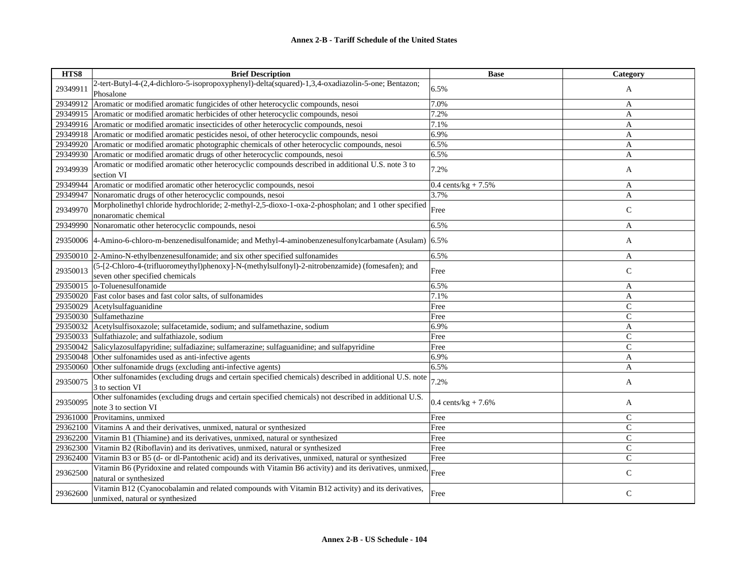## Annex 2-B - Tariff Schedule of the United States

| HTS8 | Brief Description | Base | Category |
|---|---|---|---|
| 29349911 | 2-tert-Butyl-4-(2,4-dichloro-5-isopropoxyphenyl)-delta(squared)-1,3,4-oxadiazolin-5-one; Bentazon; Phosalone | 6.5% | A |
| 29349912 | Aromatic or modified aromatic fungicides of other heterocyclic compounds, nesoi | 7.0% | A |
| 29349915 | Aromatic or modified aromatic herbicides of other heterocyclic compounds, nesoi | 7.2% | A |
| 29349916 | Aromatic or modified aromatic insecticides of other heterocyclic compounds, nesoi | 7.1% | A |
| 29349918 | Aromatic or modified aromatic pesticides nesoi, of other heterocyclic compounds, nesoi | 6.9% | A |
| 29349920 | Aromatic or modified aromatic photographic chemicals of other heterocyclic compounds, nesoi | 6.5% | A |
| 29349930 | Aromatic or modified aromatic drugs of other heterocyclic compounds, nesoi | 6.5% | A |
| 29349939 | Aromatic or modified aromatic other heterocyclic compounds described in additional U.S. note 3 to section VI | 7.2% | A |
| 29349944 | Aromatic or modified aromatic other heterocyclic compounds, nesoi | 0.4 cents/kg + 7.5% | A |
| 29349947 | Nonaromatic drugs of other heterocyclic compounds, nesoi | 3.7% | A |
| 29349970 | Morpholinethyl chloride hydrochloride; 2-methyl-2,5-dioxo-1-oxa-2-phospholan; and 1 other specified nonaromatic chemical | Free | C |
| 29349990 | Nonaromatic other heterocyclic compounds, nesoi | 6.5% | A |
| 29350006 | 4-Amino-6-chloro-m-benzenedisulfonamide; and Methyl-4-aminobenzenesulfonylcarbamate (Asulam) | 6.5% | A |
| 29350010 | 2-Amino-N-ethylbenzenesulfonamide; and six other specified sulfonamides | 6.5% | A |
| 29350013 | (5-[2-Chloro-4-(trifluoromeythyl)phenoxy]-N-(methylsulfonyl)-2-nitrobenzamide) (fomesafen); and seven other specified chemicals | Free | C |
| 29350015 | o-Toluenesulfonamide | 6.5% | A |
| 29350020 | Fast color bases and fast color salts, of sulfonamides | 7.1% | A |
| 29350029 | Acetylsulfaguanidine | Free | C |
| 29350030 | Sulfamethazine | Free | C |
| 29350032 | Acetylsulfisoxazole; sulfacetamide, sodium; and sulfamethazine, sodium | 6.9% | A |
| 29350033 | Sulfathiazole; and sulfathiazole, sodium | Free | C |
| 29350042 | Salicylazosulfapyridine; sulfadiazine; sulfamerazine; sulfaguanidine; and sulfapyridine | Free | C |
| 29350048 | Other sulfonamides used as anti-infective agents | 6.9% | A |
| 29350060 | Other sulfonamide drugs (excluding anti-infective agents) | 6.5% | A |
| 29350075 | Other sulfonamides (excluding drugs and certain specified chemicals) described in additional U.S. note 3 to section VI | 7.2% | A |
| 29350095 | Other sulfonamides (excluding drugs and certain specified chemicals) not described in additional U.S. note 3 to section VI | 0.4 cents/kg + 7.6% | A |
| 29361000 | Provitamins, unmixed | Free | C |
| 29362100 | Vitamins A and their derivatives, unmixed, natural or synthesized | Free | C |
| 29362200 | Vitamin B1 (Thiamine) and its derivatives, unmixed, natural or synthesized | Free | C |
| 29362300 | Vitamin B2 (Riboflavin) and its derivatives, unmixed, natural or synthesized | Free | C |
| 29362400 | Vitamin B3 or B5 (d- or dl-Pantothenic acid) and its derivatives, unmixed, natural or synthesized | Free | C |
| 29362500 | Vitamin B6 (Pyridoxine and related compounds with Vitamin B6 activity) and its derivatives, unmixed, natural or synthesized | Free | C |
| 29362600 | Vitamin B12 (Cyanocobalamin and related compounds with Vitamin B12 activity) and its derivatives, unmixed, natural or synthesized | Free | C |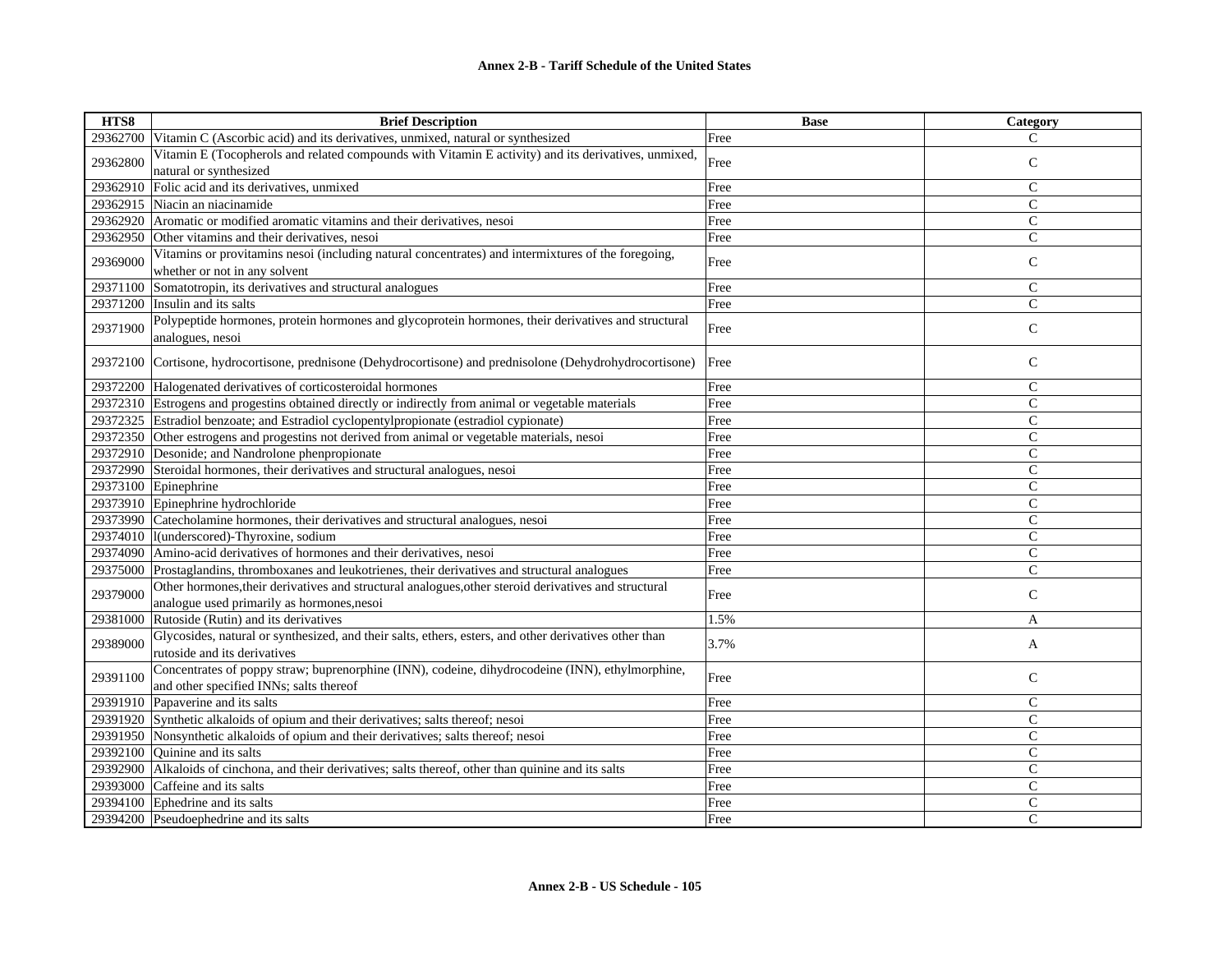| HTS8 | Brief Description | Base | Category |
|---|---|---|---|
| 29362700 | Vitamin C (Ascorbic acid) and its derivatives, unmixed, natural or synthesized | Free | C |
| 29362800 | Vitamin E (Tocopherols and related compounds with Vitamin E activity) and its derivatives, unmixed, natural or synthesized | Free | C |
| 29362910 | Folic acid and its derivatives, unmixed | Free | C |
| 29362915 | Niacin an niacinamide | Free | C |
| 29362920 | Aromatic or modified aromatic vitamins and their derivatives, nesoi | Free | C |
| 29362950 | Other vitamins and their derivatives, nesoi | Free | C |
| 29369000 | Vitamins or provitamins nesoi (including natural concentrates) and intermixtures of the foregoing, whether or not in any solvent | Free | C |
| 29371100 | Somatotropin, its derivatives and structural analogues | Free | C |
| 29371200 | Insulin and its salts | Free | C |
| 29371900 | Polypeptide hormones, protein hormones and glycoprotein hormones, their derivatives and structural analogues, nesoi | Free | C |
| 29372100 | Cortisone, hydrocortisone, prednisone (Dehydrocortisone) and prednisolone (Dehydrohydrocortisone) | Free | C |
| 29372200 | Halogenated derivatives of corticosteroidal hormones | Free | C |
| 29372310 | Estrogens and progestins obtained directly or indirectly from animal or vegetable materials | Free | C |
| 29372325 | Estradiol benzoate; and Estradiol cyclopentylpropionate (estradiol cypionate) | Free | C |
| 29372350 | Other estrogens and progestins not derived from animal or vegetable materials, nesoi | Free | C |
| 29372910 | Desonide; and Nandrolone phenpropionate | Free | C |
| 29372990 | Steroidal hormones, their derivatives and structural analogues, nesoi | Free | C |
| 29373100 | Epinephrine | Free | C |
| 29373910 | Epinephrine hydrochloride | Free | C |
| 29373990 | Catecholamine hormones, their derivatives and structural analogues, nesoi | Free | C |
| 29374010 | l(underscored)-Thyroxine, sodium | Free | C |
| 29374090 | Amino-acid derivatives of hormones and their derivatives, nesoi | Free | C |
| 29375000 | Prostaglandins, thromboxanes and leukotrienes, their derivatives and structural analogues | Free | C |
| 29379000 | Other hormones,their derivatives and structural analogues,other steroid derivatives and structural analogue used primarily as hormones,nesoi | Free | C |
| 29381000 | Rutoside (Rutin) and its derivatives | 1.5% | A |
| 29389000 | Glycosides, natural or synthesized, and their salts, ethers, esters, and other derivatives other than rutoside and its derivatives | 3.7% | A |
| 29391100 | Concentrates of poppy straw; buprenorphine (INN), codeine, dihydrocodeine (INN), ethylmorphine, and other specified INNs; salts thereof | Free | C |
| 29391910 | Papaverine and its salts | Free | C |
| 29391920 | Synthetic alkaloids of opium and their derivatives; salts thereof; nesoi | Free | C |
| 29391950 | Nonsynthetic alkaloids of opium and their derivatives; salts thereof; nesoi | Free | C |
| 29392100 | Quinine and its salts | Free | C |
| 29392900 | Alkaloids of cinchona, and their derivatives; salts thereof, other than quinine and its salts | Free | C |
| 29393000 | Caffeine and its salts | Free | C |
| 29394100 | Ephedrine and its salts | Free | C |
| 29394200 | Pseudoephedrine and its salts | Free | C |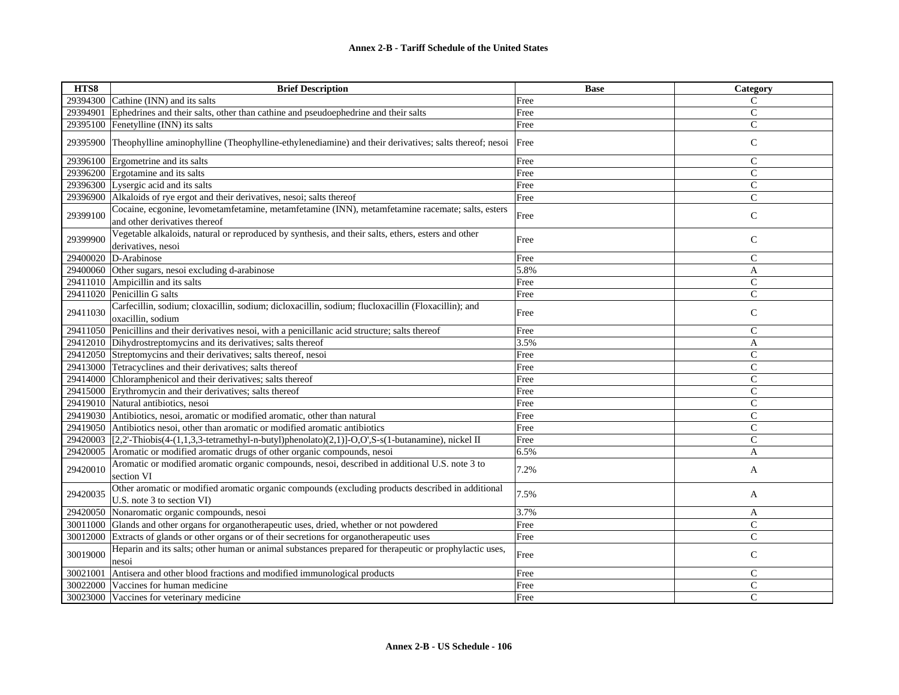| HTS8 | Brief Description | Base | Category |
|---|---|---|---|
| 29394300 | Cathine (INN) and its salts | Free | C |
| 29394901 | Ephedrines and their salts, other than cathine and pseudoephedrine and their salts | Free | C |
| 29395100 | Fenetylline (INN) its salts | Free | C |
| 29395900 | Theophylline aminophylline (Theophylline-ethylenediamine) and their derivatives; salts thereof; nesoi | Free | C |
| 29396100 | Ergometrine and its salts | Free | C |
| 29396200 | Ergotamine and its salts | Free | C |
| 29396300 | Lysergic acid and its salts | Free | C |
| 29396900 | Alkaloids of rye ergot and their derivatives, nesoi; salts thereof | Free | C |
| 29399100 | Cocaine, ecgonine, levometamfetamine, metamfetamine (INN), metamfetamine racemate; salts, esters and other derivatives thereof | Free | C |
| 29399900 | Vegetable alkaloids, natural or reproduced by synthesis, and their salts, ethers, esters and other derivatives, nesoi | Free | C |
| 29400020 | D-Arabinose | Free | C |
| 29400060 | Other sugars, nesoi excluding d-arabinose | 5.8% | A |
| 29411010 | Ampicillin and its salts | Free | C |
| 29411020 | Penicillin G salts | Free | C |
| 29411030 | Carfecillin, sodium; cloxacillin, sodium; dicloxacillin, sodium; flucloxacillin (Floxacillin); and oxacillin, sodium | Free | C |
| 29411050 | Penicillins and their derivatives nesoi, with a penicillanic acid structure; salts thereof | Free | C |
| 29412010 | Dihydrostreptomycins and its derivatives; salts thereof | 3.5% | A |
| 29412050 | Streptomycins and their derivatives; salts thereof, nesoi | Free | C |
| 29413000 | Tetracyclines and their derivatives; salts thereof | Free | C |
| 29414000 | Chloramphenicol and their derivatives; salts thereof | Free | C |
| 29415000 | Erythromycin and their derivatives; salts thereof | Free | C |
| 29419010 | Natural antibiotics, nesoi | Free | C |
| 29419030 | Antibiotics, nesoi, aromatic or modified aromatic, other than natural | Free | C |
| 29419050 | Antibiotics nesoi, other than aromatic or modified aromatic antibiotics | Free | C |
| 29420003 | [2,2'-Thiobis(4-(1,1,3,3-tetramethyl-n-butyl)phenolato)(2,1)]-O,O',S-s(1-butanamine), nickel II | Free | C |
| 29420005 | Aromatic or modified aromatic drugs of other organic compounds, nesoi | 6.5% | A |
| 29420010 | Aromatic or modified aromatic organic compounds, nesoi, described in additional U.S. note 3 to section VI | 7.2% | A |
| 29420035 | Other aromatic or modified aromatic organic compounds (excluding products described in additional U.S. note 3 to section VI) | 7.5% | A |
| 29420050 | Nonaromatic organic compounds, nesoi | 3.7% | A |
| 30011000 | Glands and other organs for organotherapeutic uses, dried, whether or not powdered | Free | C |
| 30012000 | Extracts of glands or other organs or of their secretions for organotherapeutic uses | Free | C |
| 30019000 | Heparin and its salts; other human or animal substances prepared for therapeutic or prophylactic uses, nesoi | Free | C |
| 30021001 | Antisera and other blood fractions and modified immunological products | Free | C |
| 30022000 | Vaccines for human medicine | Free | C |
| 30023000 | Vaccines for veterinary medicine | Free | C |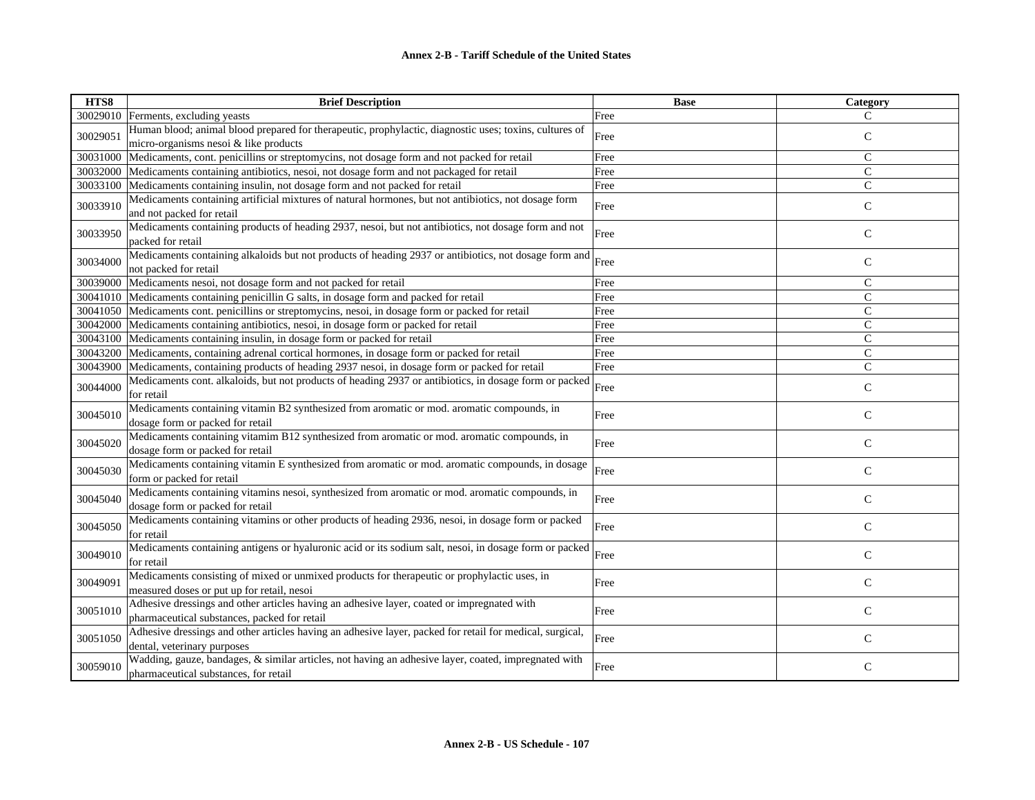| HTS8 | Brief Description | Base | Category |
|---|---|---|---|
| 30029010 | Ferments, excluding yeasts | Free | C |
| 30029051 | Human blood; animal blood prepared for therapeutic, prophylactic, diagnostic uses; toxins, cultures of micro-organisms nesoi & like products | Free | C |
| 30031000 | Medicaments, cont. penicillins or streptomycins, not dosage form and not packed for retail | Free | C |
| 30032000 | Medicaments containing antibiotics, nesoi, not dosage form and not packaged for retail | Free | C |
| 30033100 | Medicaments containing insulin, not dosage form and not packed for retail | Free | C |
| 30033910 | Medicaments containing artificial mixtures of natural hormones, but not antibiotics, not dosage form and not packed for retail | Free | C |
| 30033950 | Medicaments containing products of heading 2937, nesoi, but not antibiotics, not dosage form and not packed for retail | Free | C |
| 30034000 | Medicaments containing alkaloids but not products of heading 2937 or antibiotics, not dosage form and not packed for retail | Free | C |
| 30039000 | Medicaments nesoi, not dosage form and not packed for retail | Free | C |
| 30041010 | Medicaments containing penicillin G salts, in dosage form and packed for retail | Free | C |
| 30041050 | Medicaments cont. penicillins or streptomycins, nesoi, in dosage form or packed for retail | Free | C |
| 30042000 | Medicaments containing antibiotics, nesoi, in dosage form or packed for retail | Free | C |
| 30043100 | Medicaments containing insulin, in dosage form or packed for retail | Free | C |
| 30043200 | Medicaments, containing adrenal cortical hormones, in dosage form or packed for retail | Free | C |
| 30043900 | Medicaments, containing products of heading 2937 nesoi, in dosage form or packed for retail | Free | C |
| 30044000 | Medicaments cont. alkaloids, but not products of heading 2937 or antibiotics, in dosage form or packed for retail | Free | C |
| 30045010 | Medicaments containing vitamin B2 synthesized from aromatic or mod. aromatic compounds, in dosage form or packed for retail | Free | C |
| 30045020 | Medicaments containing vitamim B12 synthesized from aromatic or mod. aromatic compounds, in dosage form or packed for retail | Free | C |
| 30045030 | Medicaments containing vitamin E synthesized from aromatic or mod. aromatic compounds, in dosage form or packed for retail | Free | C |
| 30045040 | Medicaments containing vitamins nesoi, synthesized from aromatic or mod. aromatic compounds, in dosage form or packed for retail | Free | C |
| 30045050 | Medicaments containing vitamins or other products of heading 2936, nesoi, in dosage form or packed for retail | Free | C |
| 30049010 | Medicaments containing antigens or hyaluronic acid or its sodium salt, nesoi, in dosage form or packed for retail | Free | C |
| 30049091 | Medicaments consisting of mixed or unmixed products for therapeutic or prophylactic uses, in measured doses or put up for retail, nesoi | Free | C |
| 30051010 | Adhesive dressings and other articles having an adhesive layer, coated or impregnated with pharmaceutical substances, packed for retail | Free | C |
| 30051050 | Adhesive dressings and other articles having an adhesive layer, packed for retail for medical, surgical, dental, veterinary purposes | Free | C |
| 30059010 | Wadding, gauze, bandages, & similar articles, not having an adhesive layer, coated, impregnated with pharmaceutical substances, for retail | Free | C |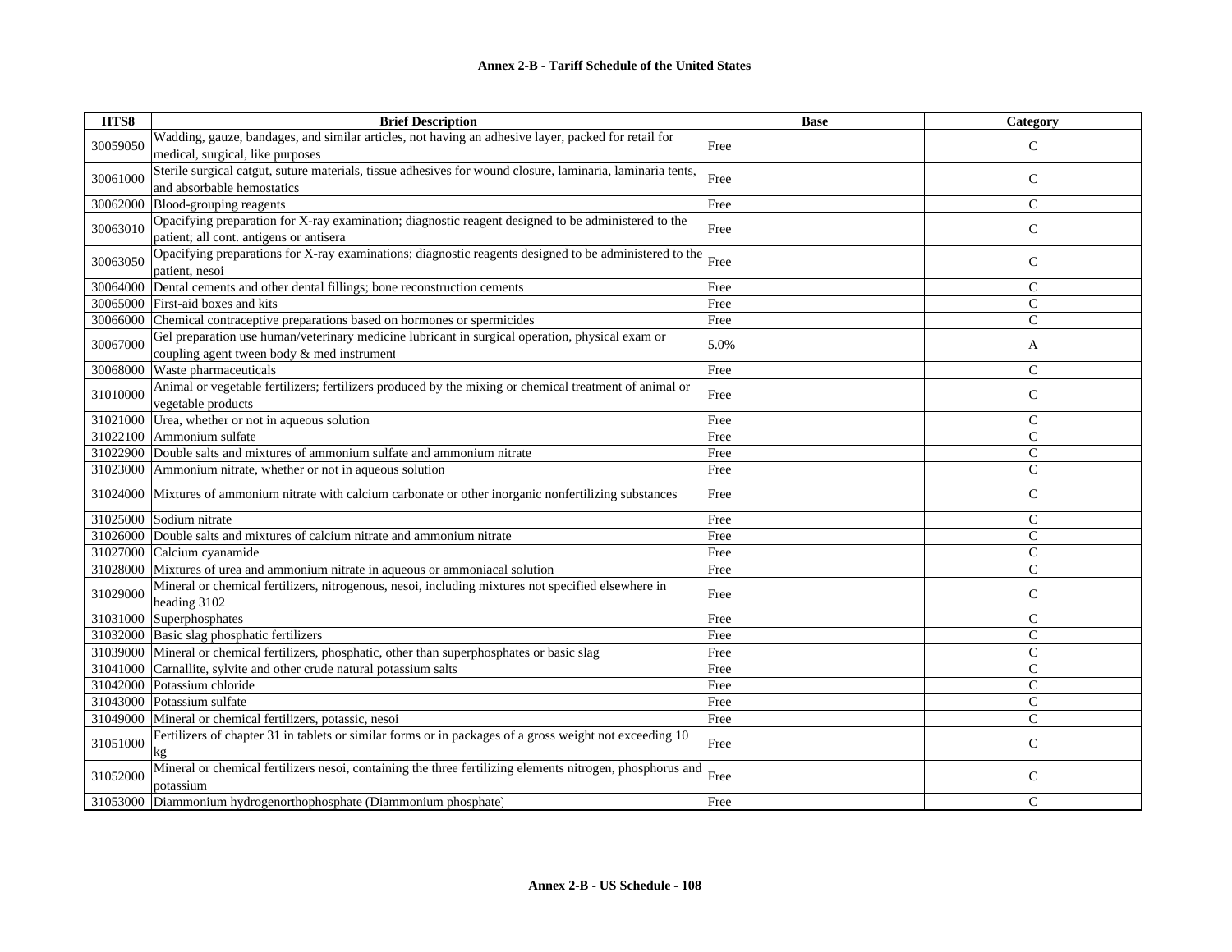| HTS8 | Brief Description | Base | Category |
|---|---|---|---|
| 30059050 | Wadding, gauze, bandages, and similar articles, not having an adhesive layer, packed for retail for medical, surgical, like purposes | Free | C |
| 30061000 | Sterile surgical catgut, suture materials, tissue adhesives for wound closure, laminaria, laminaria tents, and absorbable hemostatics | Free | C |
| 30062000 | Blood-grouping reagents | Free | C |
| 30063010 | Opacifying preparation for X-ray examination; diagnostic reagent designed to be administered to the patient; all cont. antigens or antisera | Free | C |
| 30063050 | Opacifying preparations for X-ray examinations; diagnostic reagents designed to be administered to the patient, nesoi | Free | C |
| 30064000 | Dental cements and other dental fillings; bone reconstruction cements | Free | C |
| 30065000 | First-aid boxes and kits | Free | C |
| 30066000 | Chemical contraceptive preparations based on hormones or spermicides | Free | C |
| 30067000 | Gel preparation use human/veterinary medicine lubricant in surgical operation, physical exam or coupling agent tween body & med instrument | 5.0% | A |
| 30068000 | Waste pharmaceuticals | Free | C |
| 31010000 | Animal or vegetable fertilizers; fertilizers produced by the mixing or chemical treatment of animal or vegetable products | Free | C |
| 31021000 | Urea, whether or not in aqueous solution | Free | C |
| 31022100 | Ammonium sulfate | Free | C |
| 31022900 | Double salts and mixtures of ammonium sulfate and ammonium nitrate | Free | C |
| 31023000 | Ammonium nitrate, whether or not in aqueous solution | Free | C |
| 31024000 | Mixtures of ammonium nitrate with calcium carbonate or other inorganic nonfertilizing substances | Free | C |
| 31025000 | Sodium nitrate | Free | C |
| 31026000 | Double salts and mixtures of calcium nitrate and ammonium nitrate | Free | C |
| 31027000 | Calcium cyanamide | Free | C |
| 31028000 | Mixtures of urea and ammonium nitrate in aqueous or ammoniacal solution | Free | C |
| 31029000 | Mineral or chemical fertilizers, nitrogenous, nesoi, including mixtures not specified elsewhere in heading 3102 | Free | C |
| 31031000 | Superphosphates | Free | C |
| 31032000 | Basic slag phosphatic fertilizers | Free | C |
| 31039000 | Mineral or chemical fertilizers, phosphatic, other than superphosphates or basic slag | Free | C |
| 31041000 | Carnallite, sylvite and other crude natural potassium salts | Free | C |
| 31042000 | Potassium chloride | Free | C |
| 31043000 | Potassium sulfate | Free | C |
| 31049000 | Mineral or chemical fertilizers, potassic, nesoi | Free | C |
| 31051000 | Fertilizers of chapter 31 in tablets or similar forms or in packages of a gross weight not exceeding 10 kg | Free | C |
| 31052000 | Mineral or chemical fertilizers nesoi, containing the three fertilizing elements nitrogen, phosphorus and potassium | Free | C |
| 31053000 | Diammonium hydrogenorthophosphate (Diammonium phosphate) | Free | C |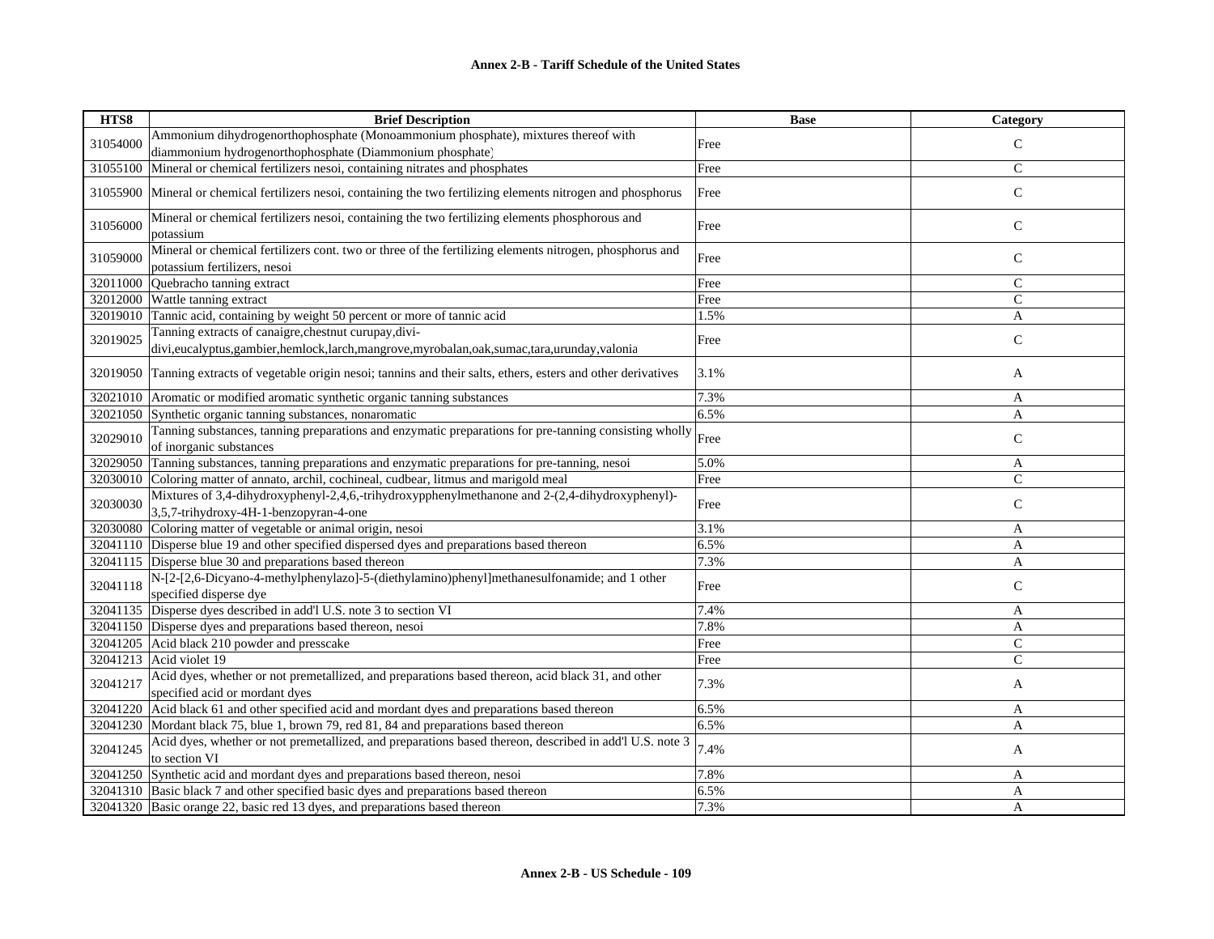## Annex 2-B - Tariff Schedule of the United States

| HTS8 | Brief Description | Base | Category |
|---|---|---|---|
| 31054000 | Ammonium dihydrogenorthophosphate (Monoammonium phosphate), mixtures thereof with diammonium hydrogenorthophosphate (Diammonium phosphate) | Free | C |
| 31055100 | Mineral or chemical fertilizers nesoi, containing nitrates and phosphates | Free | C |
| 31055900 | Mineral or chemical fertilizers nesoi, containing the two fertilizing elements nitrogen and phosphorus | Free | C |
| 31056000 | Mineral or chemical fertilizers nesoi, containing the two fertilizing elements phosphorous and potassium | Free | C |
| 31059000 | Mineral or chemical fertilizers cont. two or three of the fertilizing elements nitrogen, phosphorus and potassium fertilizers, nesoi | Free | C |
| 32011000 | Quebracho tanning extract | Free | C |
| 32012000 | Wattle tanning extract | Free | C |
| 32019010 | Tannic acid, containing by weight 50 percent or more of tannic acid | 1.5% | A |
| 32019025 | Tanning extracts of canaigre,chestnut curupay,divi-divi,eucalyptus,gambier,hemlock,larch,mangrove,myrobalan,oak,sumac,tara,urunday,valonia | Free | C |
| 32019050 | Tanning extracts of vegetable origin nesoi; tannins and their salts, ethers, esters and other derivatives | 3.1% | A |
| 32021010 | Aromatic or modified aromatic synthetic organic tanning substances | 7.3% | A |
| 32021050 | Synthetic organic tanning substances, nonaromatic | 6.5% | A |
| 32029010 | Tanning substances, tanning preparations and enzymatic preparations for pre-tanning consisting wholly of inorganic substances | Free | C |
| 32029050 | Tanning substances, tanning preparations and enzymatic preparations for pre-tanning, nesoi | 5.0% | A |
| 32030010 | Coloring matter of annato, archil, cochineal, cudbear, litmus and marigold meal | Free | C |
| 32030030 | Mixtures of 3,4-dihydroxyphenyl-2,4,6,-trihydroxypphenylmethanone and 2-(2,4-dihydroxyphenyl)-3,5,7-trihydroxy-4H-1-benzopyran-4-one | Free | C |
| 32030080 | Coloring matter of vegetable or animal origin, nesoi | 3.1% | A |
| 32041110 | Disperse blue 19 and other specified dispersed dyes and preparations based thereon | 6.5% | A |
| 32041115 | Disperse blue 30 and preparations based thereon | 7.3% | A |
| 32041118 | N-[2-[2,6-Dicyano-4-methylphenylazo]-5-(diethylamino)phenyl]methanesulfonamide; and 1 other specified disperse dye | Free | C |
| 32041135 | Disperse dyes described in add'l U.S. note 3 to section VI | 7.4% | A |
| 32041150 | Disperse dyes and preparations based thereon, nesoi | 7.8% | A |
| 32041205 | Acid black 210 powder and presscake | Free | C |
| 32041213 | Acid violet 19 | Free | C |
| 32041217 | Acid dyes, whether or not premetallized, and preparations based thereon, acid black 31, and other specified acid or mordant dyes | 7.3% | A |
| 32041220 | Acid black 61 and other specified acid and mordant dyes and preparations based thereon | 6.5% | A |
| 32041230 | Mordant black 75, blue 1, brown 79, red 81, 84 and preparations based thereon | 6.5% | A |
| 32041245 | Acid dyes, whether or not premetallized, and preparations based thereon, described in add'l U.S. note 3 to section VI | 7.4% | A |
| 32041250 | Synthetic acid and mordant dyes and preparations based thereon, nesoi | 7.8% | A |
| 32041310 | Basic black 7 and other specified basic dyes and preparations based thereon | 6.5% | A |
| 32041320 | Basic orange 22, basic red 13 dyes, and preparations based thereon | 7.3% | A |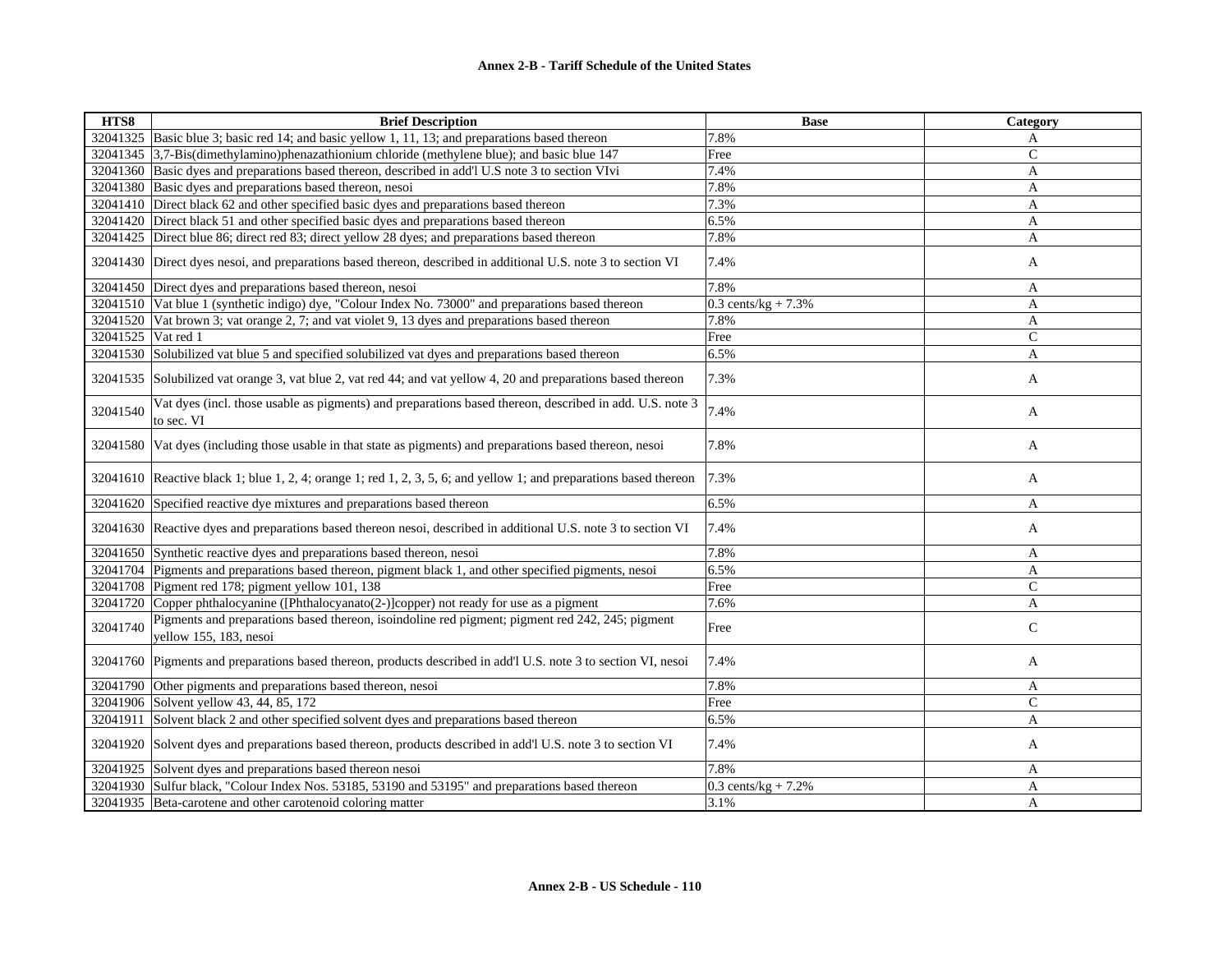| HTS8 | Brief Description | Base | Category |
|---|---|---|---|
| 32041325 | Basic blue 3; basic red 14; and basic yellow 1, 11, 13; and preparations based thereon | 7.8% | A |
| 32041345 | 3,7-Bis(dimethylamino)phenazathionium chloride (methylene blue); and basic blue 147 | Free | C |
| 32041360 | Basic dyes and preparations based thereon, described in add'l U.S note 3 to section VIvi | 7.4% | A |
| 32041380 | Basic dyes and preparations based thereon, nesoi | 7.8% | A |
| 32041410 | Direct black 62 and other specified basic dyes and preparations based thereon | 7.3% | A |
| 32041420 | Direct black 51 and other specified basic dyes and preparations based thereon | 6.5% | A |
| 32041425 | Direct blue 86; direct red 83; direct yellow 28 dyes; and preparations based thereon | 7.8% | A |
| 32041430 | Direct dyes nesoi, and preparations based thereon, described in additional U.S. note 3 to section VI | 7.4% | A |
| 32041450 | Direct dyes and preparations based thereon, nesoi | 7.8% | A |
| 32041510 | Vat blue 1 (synthetic indigo) dye, "Colour Index No. 73000" and preparations based thereon | 0.3 cents/kg + 7.3% | A |
| 32041520 | Vat brown 3; vat orange 2, 7; and vat violet 9, 13 dyes and preparations based thereon | 7.8% | A |
| 32041525 | Vat red 1 | Free | C |
| 32041530 | Solubilized vat blue 5 and specified solubilized vat dyes and preparations based thereon | 6.5% | A |
| 32041535 | Solubilized vat orange 3, vat blue 2, vat red 44; and vat yellow 4, 20 and preparations based thereon | 7.3% | A |
| 32041540 | Vat dyes (incl. those usable as pigments) and preparations based thereon, described in add. U.S. note 3 to sec. VI | 7.4% | A |
| 32041580 | Vat dyes (including those usable in that state as pigments) and preparations based thereon, nesoi | 7.8% | A |
| 32041610 | Reactive black 1; blue 1, 2, 4; orange 1; red 1, 2, 3, 5, 6; and yellow 1; and preparations based thereon | 7.3% | A |
| 32041620 | Specified reactive dye mixtures and preparations based thereon | 6.5% | A |
| 32041630 | Reactive dyes and preparations based thereon nesoi, described in additional U.S. note 3 to section VI | 7.4% | A |
| 32041650 | Synthetic reactive dyes and preparations based thereon, nesoi | 7.8% | A |
| 32041704 | Pigments and preparations based thereon, pigment black 1, and other specified pigments, nesoi | 6.5% | A |
| 32041708 | Pigment red 178; pigment yellow 101, 138 | Free | C |
| 32041720 | Copper phthalocyanine ([Phthalocyanato(2-)]copper) not ready for use as a pigment | 7.6% | A |
| 32041740 | Pigments and preparations based thereon, isoindoline red pigment; pigment red 242, 245; pigment yellow 155, 183, nesoi | Free | C |
| 32041760 | Pigments and preparations based thereon, products described in add'l U.S. note 3 to section VI, nesoi | 7.4% | A |
| 32041790 | Other pigments and preparations based thereon, nesoi | 7.8% | A |
| 32041906 | Solvent yellow 43, 44, 85, 172 | Free | C |
| 32041911 | Solvent black 2 and other specified solvent dyes and preparations based thereon | 6.5% | A |
| 32041920 | Solvent dyes and preparations based thereon, products described in add'l U.S. note 3 to section VI | 7.4% | A |
| 32041925 | Solvent dyes and preparations based thereon nesoi | 7.8% | A |
| 32041930 | Sulfur black, "Colour Index Nos. 53185, 53190 and 53195" and preparations based thereon | 0.3 cents/kg + 7.2% | A |
| 32041935 | Beta-carotene and other carotenoid coloring matter | 3.1% | A |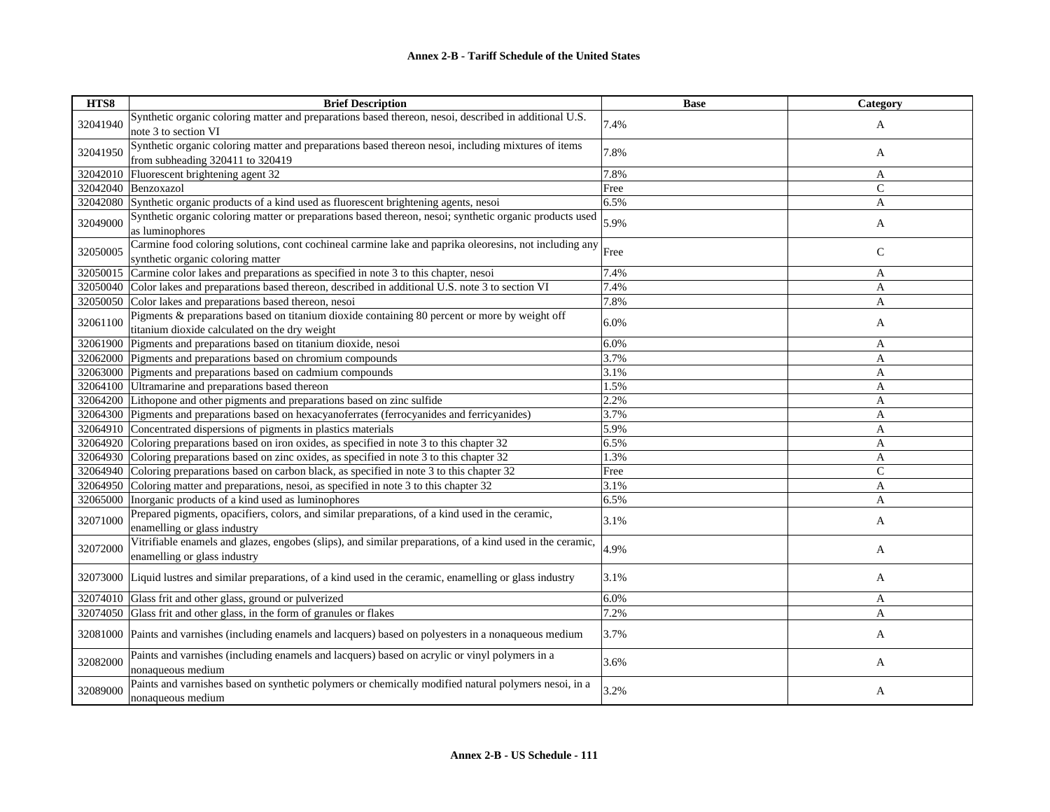| HTS8 | Brief Description | Base | Category |
|---|---|---|---|
| 32041940 | Synthetic organic coloring matter and preparations based thereon, nesoi, described in additional U.S. note 3 to section VI | 7.4% | A |
| 32041950 | Synthetic organic coloring matter and preparations based thereon nesoi, including mixtures of items from subheading 320411 to 320419 | 7.8% | A |
| 32042010 | Fluorescent brightening agent 32 | 7.8% | A |
| 32042040 | Benzoxazol | Free | C |
| 32042080 | Synthetic organic products of a kind used as fluorescent brightening agents, nesoi | 6.5% | A |
| 32049000 | Synthetic organic coloring matter or preparations based thereon, nesoi; synthetic organic products used as luminophores | 5.9% | A |
| 32050005 | Carmine food coloring solutions, cont cochineal carmine lake and paprika oleoresins, not including any synthetic organic coloring matter | Free | C |
| 32050015 | Carmine color lakes and preparations as specified in note 3 to this chapter, nesoi | 7.4% | A |
| 32050040 | Color lakes and preparations based thereon, described in additional U.S. note 3 to section VI | 7.4% | A |
| 32050050 | Color lakes and preparations based thereon, nesoi | 7.8% | A |
| 32061100 | Pigments & preparations based on titanium dioxide containing 80 percent or more by weight off titanium dioxide calculated on the dry weight | 6.0% | A |
| 32061900 | Pigments and preparations based on titanium dioxide, nesoi | 6.0% | A |
| 32062000 | Pigments and preparations based on chromium compounds | 3.7% | A |
| 32063000 | Pigments and preparations based on cadmium compounds | 3.1% | A |
| 32064100 | Ultramarine and preparations based thereon | 1.5% | A |
| 32064200 | Lithopone and other pigments and preparations based on zinc sulfide | 2.2% | A |
| 32064300 | Pigments and preparations based on hexacyanoferrates (ferrocyanides and ferricyanides) | 3.7% | A |
| 32064910 | Concentrated dispersions of pigments in plastics materials | 5.9% | A |
| 32064920 | Coloring preparations based on iron oxides, as specified in note 3 to this chapter 32 | 6.5% | A |
| 32064930 | Coloring preparations based on zinc oxides, as specified in note 3 to this chapter 32 | 1.3% | A |
| 32064940 | Coloring preparations based on carbon black, as specified in note 3 to this chapter 32 | Free | C |
| 32064950 | Coloring matter and preparations, nesoi, as specified in note 3 to this chapter 32 | 3.1% | A |
| 32065000 | Inorganic products of a kind used as luminophores | 6.5% | A |
| 32071000 | Prepared pigments, opacifiers, colors, and similar preparations, of a kind used in the ceramic, enamelling or glass industry | 3.1% | A |
| 32072000 | Vitrifiable enamels and glazes, engobes (slips), and similar preparations, of a kind used in the ceramic, enamelling or glass industry | 4.9% | A |
| 32073000 | Liquid lustres and similar preparations, of a kind used in the ceramic, enamelling or glass industry | 3.1% | A |
| 32074010 | Glass frit and other glass, ground or pulverized | 6.0% | A |
| 32074050 | Glass frit and other glass, in the form of granules or flakes | 7.2% | A |
| 32081000 | Paints and varnishes (including enamels and lacquers) based on polyesters in a nonaqueous medium | 3.7% | A |
| 32082000 | Paints and varnishes (including enamels and lacquers) based on acrylic or vinyl polymers in a nonaqueous medium | 3.6% | A |
| 32089000 | Paints and varnishes based on synthetic polymers or chemically modified natural polymers nesoi, in a nonaqueous medium | 3.2% | A |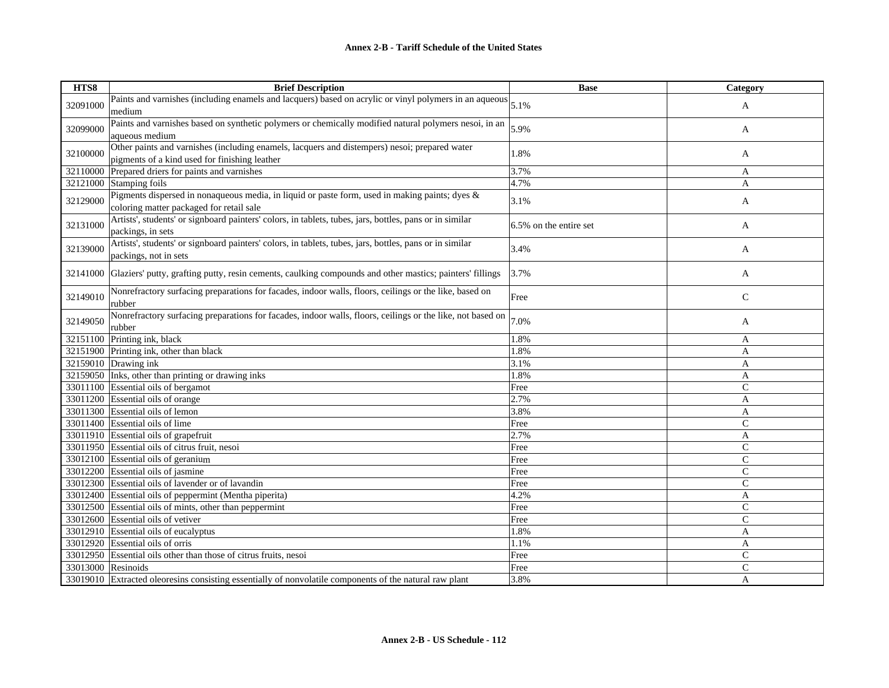| HTS8 | Brief Description | Base | Category |
|---|---|---|---|
| 32091000 | Paints and varnishes (including enamels and lacquers) based on acrylic or vinyl polymers in an aqueous medium | 5.1% | A |
| 32099000 | Paints and varnishes based on synthetic polymers or chemically modified natural polymers nesoi, in an aqueous medium | 5.9% | A |
| 32100000 | Other paints and varnishes (including enamels, lacquers and distempers) nesoi; prepared water pigments of a kind used for finishing leather | 1.8% | A |
| 32110000 | Prepared driers for paints and varnishes | 3.7% | A |
| 32121000 | Stamping foils | 4.7% | A |
| 32129000 | Pigments dispersed in nonaqueous media, in liquid or paste form, used in making paints; dyes & coloring matter packaged for retail sale | 3.1% | A |
| 32131000 | Artists', students' or signboard painters' colors, in tablets, tubes, jars, bottles, pans or in similar packings, in sets | 6.5% on the entire set | A |
| 32139000 | Artists', students' or signboard painters' colors, in tablets, tubes, jars, bottles, pans or in similar packings, not in sets | 3.4% | A |
| 32141000 | Glaziers' putty, grafting putty, resin cements, caulking compounds and other mastics; painters' fillings | 3.7% | A |
| 32149010 | Nonrefractory surfacing preparations for facades, indoor walls, floors, ceilings or the like, based on rubber | Free | C |
| 32149050 | Nonrefractory surfacing preparations for facades, indoor walls, floors, ceilings or the like, not based on rubber | 7.0% | A |
| 32151100 | Printing ink, black | 1.8% | A |
| 32151900 | Printing ink, other than black | 1.8% | A |
| 32159010 | Drawing ink | 3.1% | A |
| 32159050 | Inks, other than printing or drawing inks | 1.8% | A |
| 33011100 | Essential oils of bergamot | Free | C |
| 33011200 | Essential oils of orange | 2.7% | A |
| 33011300 | Essential oils of lemon | 3.8% | A |
| 33011400 | Essential oils of lime | Free | C |
| 33011910 | Essential oils of grapefruit | 2.7% | A |
| 33011950 | Essential oils of citrus fruit, nesoi | Free | C |
| 33012100 | Essential oils of geranium | Free | C |
| 33012200 | Essential oils of jasmine | Free | C |
| 33012300 | Essential oils of lavender or of lavandin | Free | C |
| 33012400 | Essential oils of peppermint (Mentha piperita) | 4.2% | A |
| 33012500 | Essential oils of mints, other than peppermint | Free | C |
| 33012600 | Essential oils of vetiver | Free | C |
| 33012910 | Essential oils of eucalyptus | 1.8% | A |
| 33012920 | Essential oils of orris | 1.1% | A |
| 33012950 | Essential oils other than those of citrus fruits, nesoi | Free | C |
| 33013000 | Resinoids | Free | C |
| 33019010 | Extracted oleoresins consisting essentially of nonvolatile components of the natural raw plant | 3.8% | A |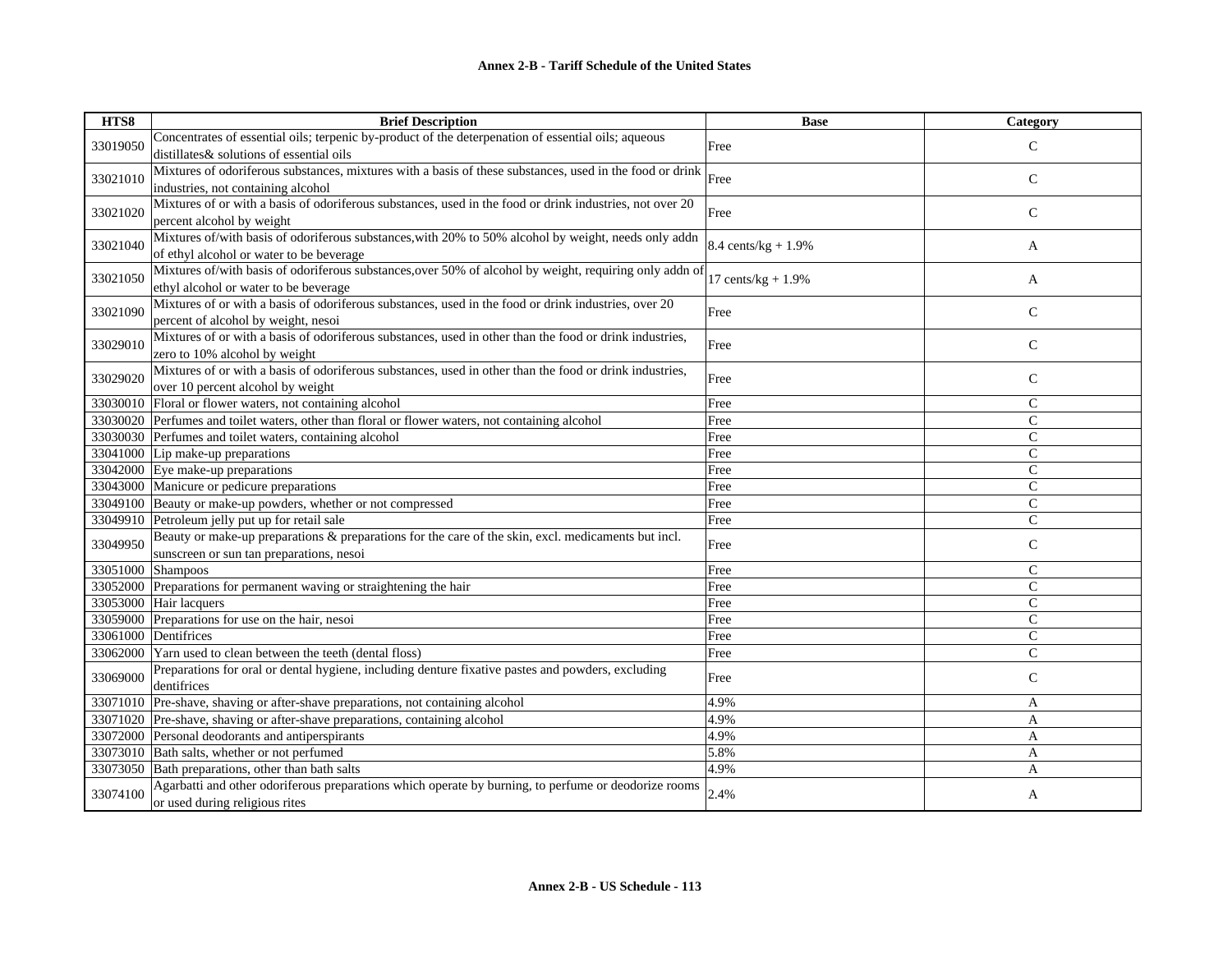## Annex 2-B - Tariff Schedule of the United States

| HTS8 | Brief Description | Base | Category |
|---|---|---|---|
| 33019050 | Concentrates of essential oils; terpenic by-product of the deterpenation of essential oils; aqueous distillates& solutions of essential oils | Free | C |
| 33021010 | Mixtures of odoriferous substances, mixtures with a basis of these substances, used in the food or drink industries, not containing alcohol | Free | C |
| 33021020 | Mixtures of or with a basis of odoriferous substances, used in the food or drink industries, not over 20 percent alcohol by weight | Free | C |
| 33021040 | Mixtures of/with basis of odoriferous substances,with 20% to 50% alcohol by weight, needs only addn of ethyl alcohol or water to be beverage | 8.4 cents/kg + 1.9% | A |
| 33021050 | Mixtures of/with basis of odoriferous substances,over 50% of alcohol by weight, requiring only addn of ethyl alcohol or water to be beverage | 17 cents/kg + 1.9% | A |
| 33021090 | Mixtures of or with a basis of odoriferous substances, used in the food or drink industries, over 20 percent of alcohol by weight, nesoi | Free | C |
| 33029010 | Mixtures of or with a basis of odoriferous substances, used in other than the food or drink industries, zero to 10% alcohol by weight | Free | C |
| 33029020 | Mixtures of or with a basis of odoriferous substances, used in other than the food or drink industries, over 10 percent alcohol by weight | Free | C |
| 33030010 | Floral or flower waters, not containing alcohol | Free | C |
| 33030020 | Perfumes and toilet waters, other than floral or flower waters, not containing alcohol | Free | C |
| 33030030 | Perfumes and toilet waters, containing alcohol | Free | C |
| 33041000 | Lip make-up preparations | Free | C |
| 33042000 | Eye make-up preparations | Free | C |
| 33043000 | Manicure or pedicure preparations | Free | C |
| 33049100 | Beauty or make-up powders, whether or not compressed | Free | C |
| 33049910 | Petroleum jelly put up for retail sale | Free | C |
| 33049950 | Beauty or make-up preparations & preparations for the care of the skin, excl. medicaments but incl. sunscreen or sun tan preparations, nesoi | Free | C |
| 33051000 | Shampoos | Free | C |
| 33052000 | Preparations for permanent waving or straightening the hair | Free | C |
| 33053000 | Hair lacquers | Free | C |
| 33059000 | Preparations for use on the hair, nesoi | Free | C |
| 33061000 | Dentifrices | Free | C |
| 33062000 | Yarn used to clean between the teeth (dental floss) | Free | C |
| 33069000 | Preparations for oral or dental hygiene, including denture fixative pastes and powders, excluding dentifrices | Free | C |
| 33071010 | Pre-shave, shaving or after-shave preparations, not containing alcohol | 4.9% | A |
| 33071020 | Pre-shave, shaving or after-shave preparations, containing alcohol | 4.9% | A |
| 33072000 | Personal deodorants and antiperspirants | 4.9% | A |
| 33073010 | Bath salts, whether or not perfumed | 5.8% | A |
| 33073050 | Bath preparations, other than bath salts | 4.9% | A |
| 33074100 | Agarbatti and other odoriferous preparations which operate by burning, to perfume or deodorize rooms or used during religious rites | 2.4% | A |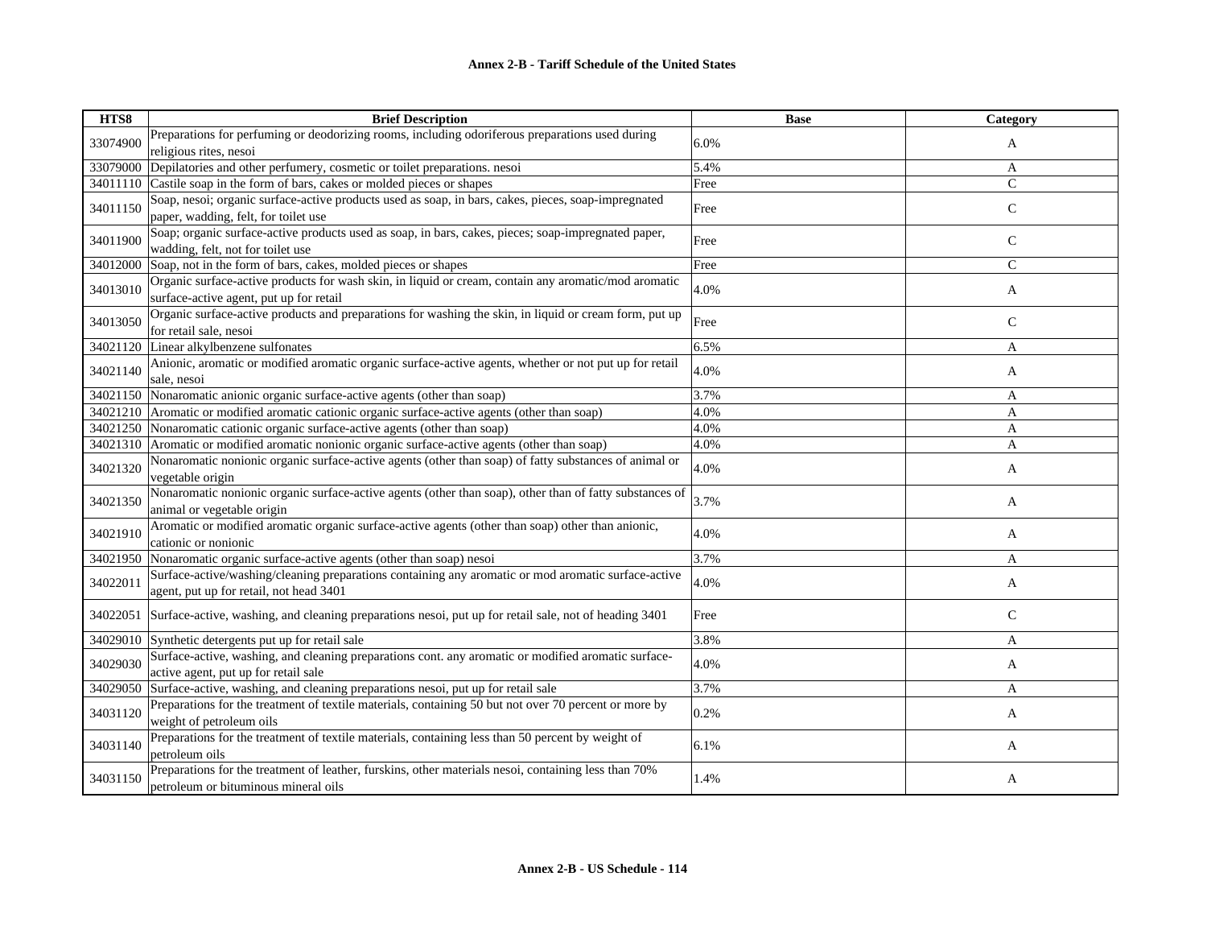| HTS8 | Brief Description | Base | Category |
|---|---|---|---|
| 33074900 | Preparations for perfuming or deodorizing rooms, including odoriferous preparations used during religious rites, nesoi | 6.0% | A |
| 33079000 | Depilatories and other perfumery, cosmetic or toilet preparations. nesoi | 5.4% | A |
| 34011110 | Castile soap in the form of bars, cakes or molded pieces or shapes | Free | C |
| 34011150 | Soap, nesoi; organic surface-active products used as soap, in bars, cakes, pieces, soap-impregnated paper, wadding, felt, for toilet use | Free | C |
| 34011900 | Soap; organic surface-active products used as soap, in bars, cakes, pieces; soap-impregnated paper, wadding, felt, not for toilet use | Free | C |
| 34012000 | Soap, not in the form of bars, cakes, molded pieces or shapes | Free | C |
| 34013010 | Organic surface-active products for wash skin, in liquid or cream, contain any aromatic/mod aromatic surface-active agent, put up for retail | 4.0% | A |
| 34013050 | Organic surface-active products and preparations for washing the skin, in liquid or cream form, put up for retail sale, nesoi | Free | C |
| 34021120 | Linear alkylbenzene sulfonates | 6.5% | A |
| 34021140 | Anionic, aromatic or modified aromatic organic surface-active agents, whether or not put up for retail sale, nesoi | 4.0% | A |
| 34021150 | Nonaromatic anionic organic surface-active agents (other than soap) | 3.7% | A |
| 34021210 | Aromatic or modified aromatic cationic organic surface-active agents (other than soap) | 4.0% | A |
| 34021250 | Nonaromatic cationic organic surface-active agents (other than soap) | 4.0% | A |
| 34021310 | Aromatic or modified aromatic nonionic organic surface-active agents (other than soap) | 4.0% | A |
| 34021320 | Nonaromatic nonionic organic surface-active agents (other than soap) of fatty substances of animal or vegetable origin | 4.0% | A |
| 34021350 | Nonaromatic nonionic organic surface-active agents (other than soap), other than of fatty substances of animal or vegetable origin | 3.7% | A |
| 34021910 | Aromatic or modified aromatic organic surface-active agents (other than soap) other than anionic, cationic or nonionic | 4.0% | A |
| 34021950 | Nonaromatic organic surface-active agents (other than soap) nesoi | 3.7% | A |
| 34022011 | Surface-active/washing/cleaning preparations containing any aromatic or mod aromatic surface-active agent, put up for retail, not head 3401 | 4.0% | A |
| 34022051 | Surface-active, washing, and cleaning preparations nesoi, put up for retail sale, not of heading 3401 | Free | C |
| 34029010 | Synthetic detergents put up for retail sale | 3.8% | A |
| 34029030 | Surface-active, washing, and cleaning preparations cont. any aromatic or modified aromatic surface-active agent, put up for retail sale | 4.0% | A |
| 34029050 | Surface-active, washing, and cleaning preparations nesoi, put up for retail sale | 3.7% | A |
| 34031120 | Preparations for the treatment of textile materials, containing 50 but not over 70 percent or more by weight of petroleum oils | 0.2% | A |
| 34031140 | Preparations for the treatment of textile materials, containing less than 50 percent by weight of petroleum oils | 6.1% | A |
| 34031150 | Preparations for the treatment of leather, furskins, other materials nesoi, containing less than 70% petroleum or bituminous mineral oils | 1.4% | A |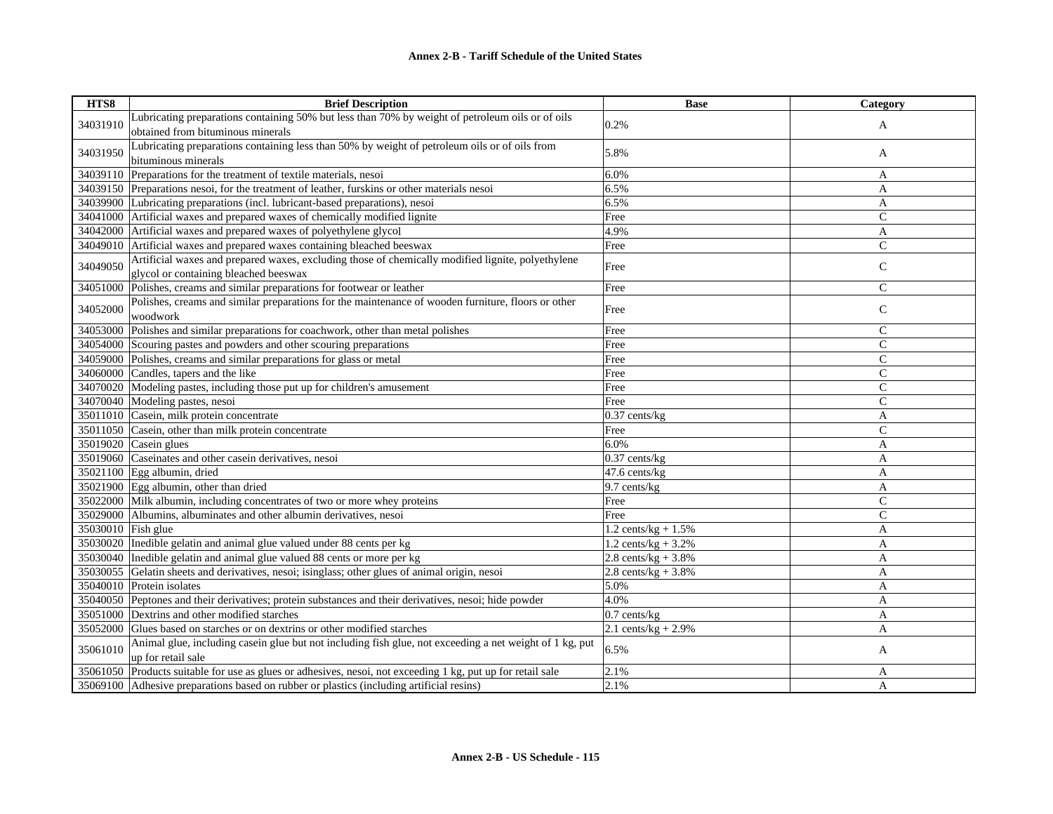| HTS8 | Brief Description | Base | Category |
|---|---|---|---|
| 34031910 | Lubricating preparations containing 50% but less than 70% by weight of petroleum oils or of oils obtained from bituminous minerals | 0.2% | A |
| 34031950 | Lubricating preparations containing less than 50% by weight of petroleum oils or of oils from bituminous minerals | 5.8% | A |
| 34039110 | Preparations for the treatment of textile materials, nesoi | 6.0% | A |
| 34039150 | Preparations nesoi, for the treatment of leather, furskins or other materials nesoi | 6.5% | A |
| 34039900 | Lubricating preparations (incl. lubricant-based preparations), nesoi | 6.5% | A |
| 34041000 | Artificial waxes and prepared waxes of chemically modified lignite | Free | C |
| 34042000 | Artificial waxes and prepared waxes of polyethylene glycol | 4.9% | A |
| 34049010 | Artificial waxes and prepared waxes containing bleached beeswax | Free | C |
| 34049050 | Artificial waxes and prepared waxes, excluding those of chemically modified lignite, polyethylene glycol or containing bleached beeswax | Free | C |
| 34051000 | Polishes, creams and similar preparations for footwear or leather | Free | C |
| 34052000 | Polishes, creams and similar preparations for the maintenance of wooden furniture, floors or other woodwork | Free | C |
| 34053000 | Polishes and similar preparations for coachwork, other than metal polishes | Free | C |
| 34054000 | Scouring pastes and powders and other scouring preparations | Free | C |
| 34059000 | Polishes, creams and similar preparations for glass or metal | Free | C |
| 34060000 | Candles, tapers and the like | Free | C |
| 34070020 | Modeling pastes, including those put up for children's amusement | Free | C |
| 34070040 | Modeling pastes, nesoi | Free | C |
| 35011010 | Casein, milk protein concentrate | 0.37 cents/kg | A |
| 35011050 | Casein, other than milk protein concentrate | Free | C |
| 35019020 | Casein glues | 6.0% | A |
| 35019060 | Caseinates and other casein derivatives, nesoi | 0.37 cents/kg | A |
| 35021100 | Egg albumin, dried | 47.6 cents/kg | A |
| 35021900 | Egg albumin, other than dried | 9.7 cents/kg | A |
| 35022000 | Milk albumin, including concentrates of two or more whey proteins | Free | C |
| 35029000 | Albumins, albuminates and other albumin derivatives, nesoi | Free | C |
| 35030010 | Fish glue | 1.2 cents/kg + 1.5% | A |
| 35030020 | Inedible gelatin and animal glue valued under 88 cents per kg | 1.2 cents/kg + 3.2% | A |
| 35030040 | Inedible gelatin and animal glue valued 88 cents or more per kg | 2.8 cents/kg + 3.8% | A |
| 35030055 | Gelatin sheets and derivatives, nesoi; isinglass; other glues of animal origin, nesoi | 2.8 cents/kg + 3.8% | A |
| 35040010 | Protein isolates | 5.0% | A |
| 35040050 | Peptones and their derivatives; protein substances and their derivatives, nesoi; hide powder | 4.0% | A |
| 35051000 | Dextrins and other modified starches | 0.7 cents/kg | A |
| 35052000 | Glues based on starches or on dextrins or other modified starches | 2.1 cents/kg + 2.9% | A |
| 35061010 | Animal glue, including casein glue but not including fish glue, not exceeding a net weight of 1 kg, put up for retail sale | 6.5% | A |
| 35061050 | Products suitable for use as glues or adhesives, nesoi, not exceeding 1 kg, put up for retail sale | 2.1% | A |
| 35069100 | Adhesive preparations based on rubber or plastics (including artificial resins) | 2.1% | A |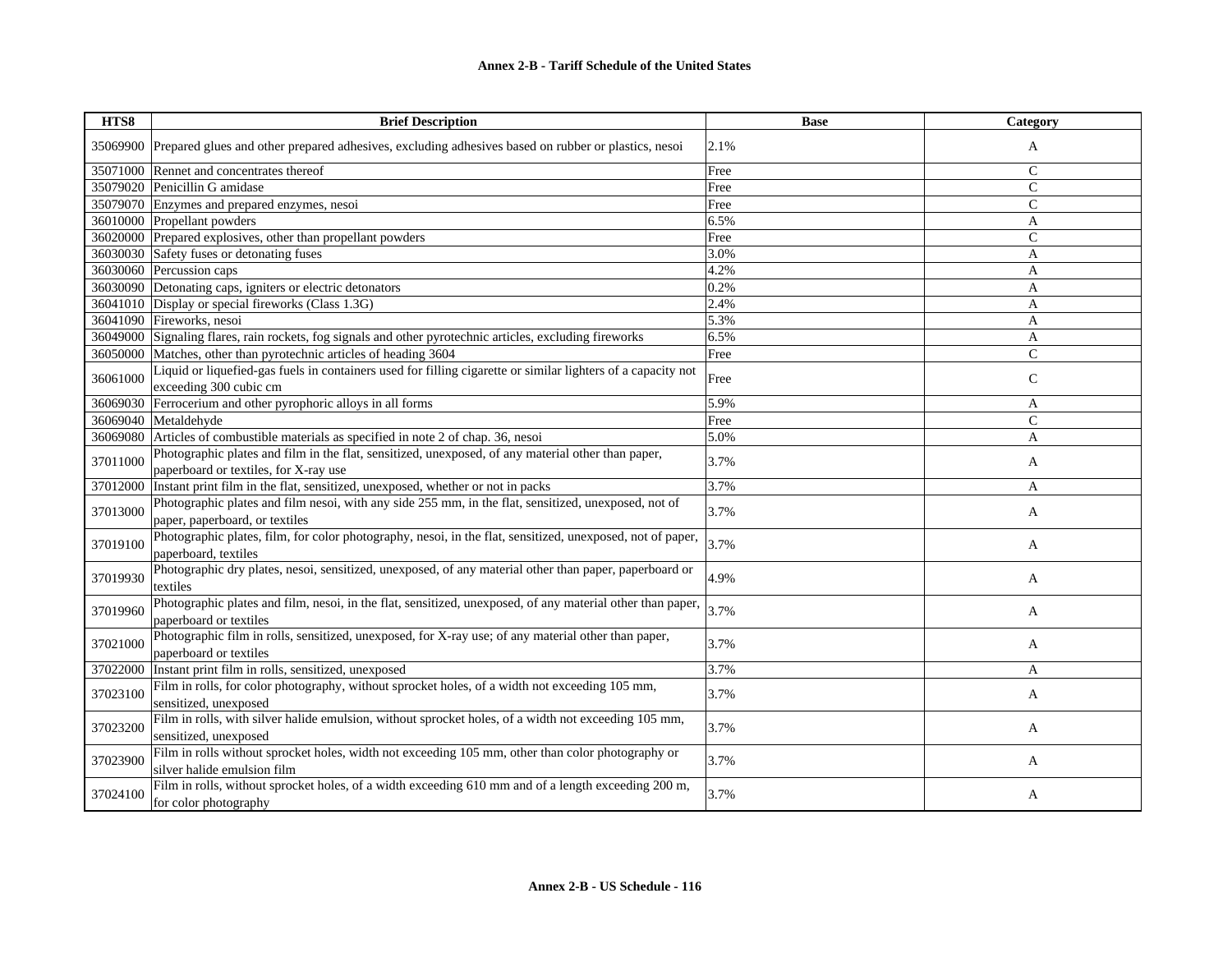## Annex 2-B - Tariff Schedule of the United States

| HTS8 | Brief Description | Base | Category |
|---|---|---|---|
| 35069900 | Prepared glues and other prepared adhesives, excluding adhesives based on rubber or plastics, nesoi | 2.1% | A |
| 35071000 | Rennet and concentrates thereof | Free | C |
| 35079020 | Penicillin G amidase | Free | C |
| 35079070 | Enzymes and prepared enzymes, nesoi | Free | C |
| 36010000 | Propellant powders | 6.5% | A |
| 36020000 | Prepared explosives, other than propellant powders | Free | C |
| 36030030 | Safety fuses or detonating fuses | 3.0% | A |
| 36030060 | Percussion caps | 4.2% | A |
| 36030090 | Detonating caps, igniters or electric detonators | 0.2% | A |
| 36041010 | Display or special fireworks (Class 1.3G) | 2.4% | A |
| 36041090 | Fireworks, nesoi | 5.3% | A |
| 36049000 | Signaling flares, rain rockets, fog signals and other pyrotechnic articles, excluding fireworks | 6.5% | A |
| 36050000 | Matches, other than pyrotechnic articles of heading 3604 | Free | C |
| 36061000 | Liquid or liquefied-gas fuels in containers used for filling cigarette or similar lighters of a capacity not exceeding 300 cubic cm | Free | C |
| 36069030 | Ferrocerium and other pyrophoric alloys in all forms | 5.9% | A |
| 36069040 | Metaldehyde | Free | C |
| 36069080 | Articles of combustible materials as specified in note 2 of chap. 36, nesoi | 5.0% | A |
| 37011000 | Photographic plates and film in the flat, sensitized, unexposed, of any material other than paper, paperboard or textiles, for X-ray use | 3.7% | A |
| 37012000 | Instant print film in the flat, sensitized, unexposed, whether or not in packs | 3.7% | A |
| 37013000 | Photographic plates and film nesoi, with any side 255 mm, in the flat, sensitized, unexposed, not of paper, paperboard, or textiles | 3.7% | A |
| 37019100 | Photographic plates, film, for color photography, nesoi, in the flat, sensitized, unexposed, not of paper, paperboard, textiles | 3.7% | A |
| 37019930 | Photographic dry plates, nesoi, sensitized, unexposed, of any material other than paper, paperboard or textiles | 4.9% | A |
| 37019960 | Photographic plates and film, nesoi, in the flat, sensitized, unexposed, of any material other than paper, paperboard or textiles | 3.7% | A |
| 37021000 | Photographic film in rolls, sensitized, unexposed, for X-ray use; of any material other than paper, paperboard or textiles | 3.7% | A |
| 37022000 | Instant print film in rolls, sensitized, unexposed | 3.7% | A |
| 37023100 | Film in rolls, for color photography, without sprocket holes, of a width not exceeding 105 mm, sensitized, unexposed | 3.7% | A |
| 37023200 | Film in rolls, with silver halide emulsion, without sprocket holes, of a width not exceeding 105 mm, sensitized, unexposed | 3.7% | A |
| 37023900 | Film in rolls without sprocket holes, width not exceeding 105 mm, other than color photography or silver halide emulsion film | 3.7% | A |
| 37024100 | Film in rolls, without sprocket holes, of a width exceeding 610 mm and of a length exceeding 200 m, for color photography | 3.7% | A |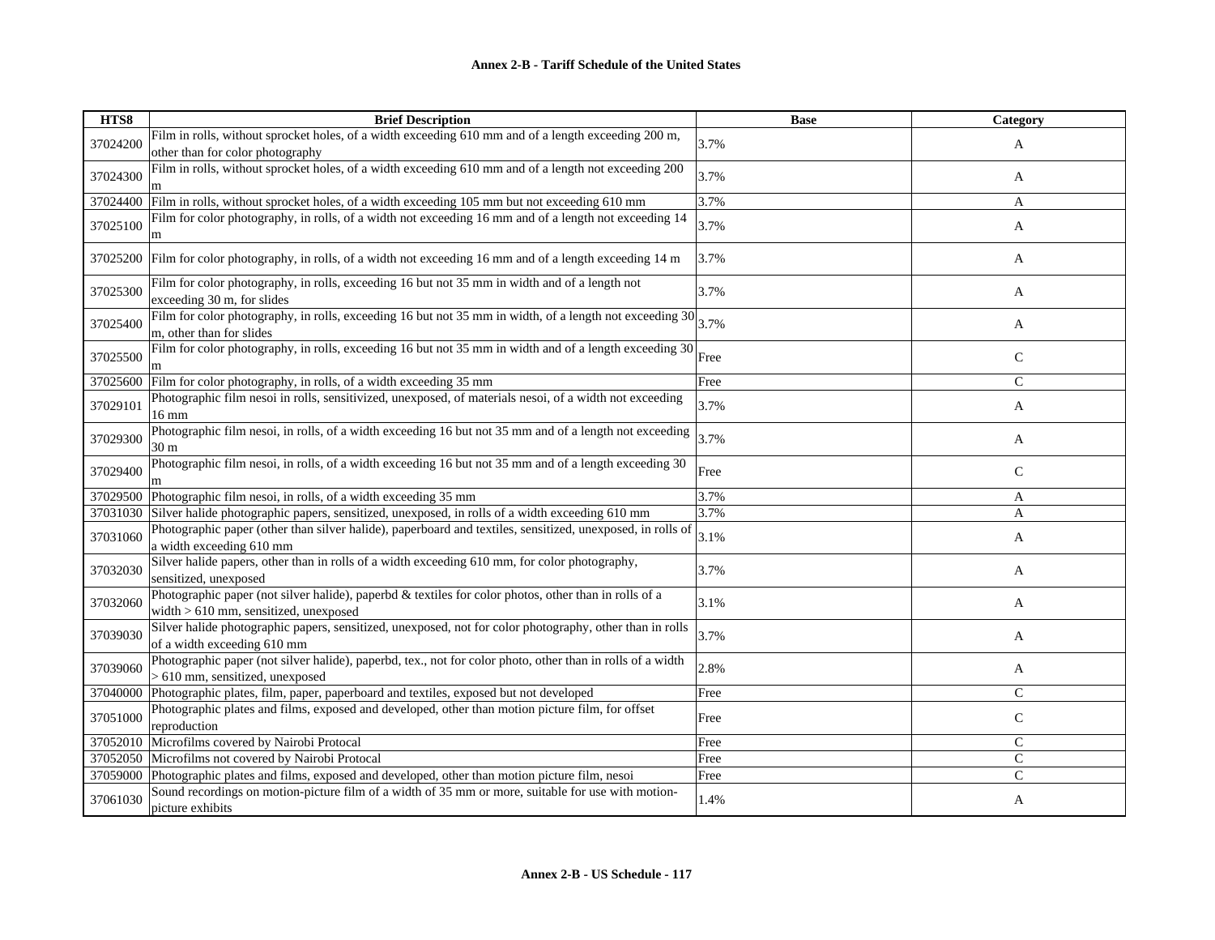# Annex 2-B - Tariff Schedule of the United States

| HTS8 | Brief Description | Base | Category |
|---|---|---|---|
| 37024200 | Film in rolls, without sprocket holes, of a width exceeding 610 mm and of a length exceeding 200 m, other than for color photography | 3.7% | A |
| 37024300 | Film in rolls, without sprocket holes, of a width exceeding 610 mm and of a length not exceeding 200 m | 3.7% | A |
| 37024400 | Film in rolls, without sprocket holes, of a width exceeding 105 mm but not exceeding 610 mm | 3.7% | A |
| 37025100 | Film for color photography, in rolls, of a width not exceeding 16 mm and of a length not exceeding 14 m | 3.7% | A |
| 37025200 | Film for color photography, in rolls, of a width not exceeding 16 mm and of a length exceeding 14 m | 3.7% | A |
| 37025300 | Film for color photography, in rolls, exceeding 16 but not 35 mm in width and of a length not exceeding 30 m, for slides | 3.7% | A |
| 37025400 | Film for color photography, in rolls, exceeding 16 but not 35 mm in width, of a length not exceeding 30 m, other than for slides | 3.7% | A |
| 37025500 | Film for color photography, in rolls, exceeding 16 but not 35 mm in width and of a length exceeding 30 m | Free | C |
| 37025600 | Film for color photography, in rolls, of a width exceeding 35 mm | Free | C |
| 37029101 | Photographic film nesoi in rolls, sensitivized, unexposed, of materials nesoi, of a width not exceeding 16 mm | 3.7% | A |
| 37029300 | Photographic film nesoi, in rolls, of a width exceeding 16 but not 35 mm and of a length not exceeding 30 m | 3.7% | A |
| 37029400 | Photographic film nesoi, in rolls, of a width exceeding 16 but not 35 mm and of a length exceeding 30 m | Free | C |
| 37029500 | Photographic film nesoi, in rolls, of a width exceeding 35 mm | 3.7% | A |
| 37031030 | Silver halide photographic papers, sensitized, unexposed, in rolls of a width exceeding 610 mm | 3.7% | A |
| 37031060 | Photographic paper (other than silver halide), paperboard and textiles, sensitized, unexposed, in rolls of a width exceeding 610 mm | 3.1% | A |
| 37032030 | Silver halide papers, other than in rolls of a width exceeding 610 mm, for color photography, sensitized, unexposed | 3.7% | A |
| 37032060 | Photographic paper (not silver halide), paperbd & textiles for color photos, other than in rolls of a width > 610 mm, sensitized, unexposed | 3.1% | A |
| 37039030 | Silver halide photographic papers, sensitized, unexposed, not for color photography, other than in rolls of a width exceeding 610 mm | 3.7% | A |
| 37039060 | Photographic paper (not silver halide), paperbd, tex., not for color photo, other than in rolls of a width > 610 mm, sensitized, unexposed | 2.8% | A |
| 37040000 | Photographic plates, film, paper, paperboard and textiles, exposed but not developed | Free | C |
| 37051000 | Photographic plates and films, exposed and developed, other than motion picture film, for offset reproduction | Free | C |
| 37052010 | Microfilms covered by Nairobi Protocal | Free | C |
| 37052050 | Microfilms not covered by Nairobi Protocal | Free | C |
| 37059000 | Photographic plates and films, exposed and developed, other than motion picture film, nesoi | Free | C |
| 37061030 | Sound recordings on motion-picture film of a width of 35 mm or more, suitable for use with motion-picture exhibits | 1.4% | A |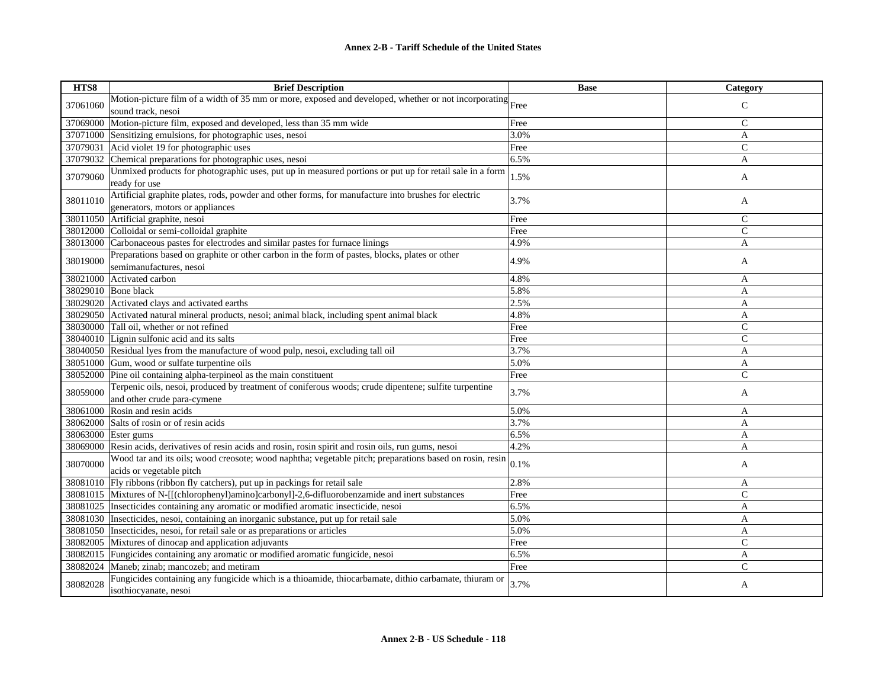**Annex 2-B - Tariff Schedule of the United States**

| HTS8 | Brief Description | Base | Category |
|---|---|---|---|
| 37061060 | Motion-picture film of a width of 35 mm or more, exposed and developed, whether or not incorporating sound track, nesoi | Free | C |
| 37069000 | Motion-picture film, exposed and developed, less than 35 mm wide | Free | C |
| 37071000 | Sensitizing emulsions, for photographic uses, nesoi | 3.0% | A |
| 37079031 | Acid violet 19 for photographic uses | Free | C |
| 37079032 | Chemical preparations for photographic uses, nesoi | 6.5% | A |
| 37079060 | Unmixed products for photographic uses, put up in measured portions or put up for retail sale in a form ready for use | 1.5% | A |
| 38011010 | Artificial graphite plates, rods, powder and other forms, for manufacture into brushes for electric generators, motors or appliances | 3.7% | A |
| 38011050 | Artificial graphite, nesoi | Free | C |
| 38012000 | Colloidal or semi-colloidal graphite | Free | C |
| 38013000 | Carbonaceous pastes for electrodes and similar pastes for furnace linings | 4.9% | A |
| 38019000 | Preparations based on graphite or other carbon in the form of pastes, blocks, plates or other semimanufactures, nesoi | 4.9% | A |
| 38021000 | Activated carbon | 4.8% | A |
| 38029010 | Bone black | 5.8% | A |
| 38029020 | Activated clays and activated earths | 2.5% | A |
| 38029050 | Activated natural mineral products, nesoi; animal black, including spent animal black | 4.8% | A |
| 38030000 | Tall oil, whether or not refined | Free | C |
| 38040010 | Lignin sulfonic acid and its salts | Free | C |
| 38040050 | Residual lyes from the manufacture of wood pulp, nesoi, excluding tall oil | 3.7% | A |
| 38051000 | Gum, wood or sulfate turpentine oils | 5.0% | A |
| 38052000 | Pine oil containing alpha-terpineol as the main constituent | Free | C |
| 38059000 | Terpenic oils, nesoi, produced by treatment of coniferous woods; crude dipentene; sulfite turpentine and other crude para-cymene | 3.7% | A |
| 38061000 | Rosin and resin acids | 5.0% | A |
| 38062000 | Salts of rosin or of resin acids | 3.7% | A |
| 38063000 | Ester gums | 6.5% | A |
| 38069000 | Resin acids, derivatives of resin acids and rosin, rosin spirit and rosin oils, run gums, nesoi | 4.2% | A |
| 38070000 | Wood tar and its oils; wood creosote; wood naphtha; vegetable pitch; preparations based on rosin, resin acids or vegetable pitch | 0.1% | A |
| 38081010 | Fly ribbons (ribbon fly catchers), put up in packings for retail sale | 2.8% | A |
| 38081015 | Mixtures of N-[[(chlorophenyl)amino]carbonyl]-2,6-difluorobenzamide and inert substances | Free | C |
| 38081025 | Insecticides containing any aromatic or modified aromatic insecticide, nesoi | 6.5% | A |
| 38081030 | Insecticides, nesoi, containing an inorganic substance, put up for retail sale | 5.0% | A |
| 38081050 | Insecticides, nesoi, for retail sale or as preparations or articles | 5.0% | A |
| 38082005 | Mixtures of dinocap and application adjuvants | Free | C |
| 38082015 | Fungicides containing any aromatic or modified aromatic fungicide, nesoi | 6.5% | A |
| 38082024 | Maneb; zinab; mancozeb; and metiram | Free | C |
| 38082028 | Fungicides containing any fungicide which is a thioamide, thiocarbamate, dithio carbamate, thiuram or isothiocyanate, nesoi | 3.7% | A |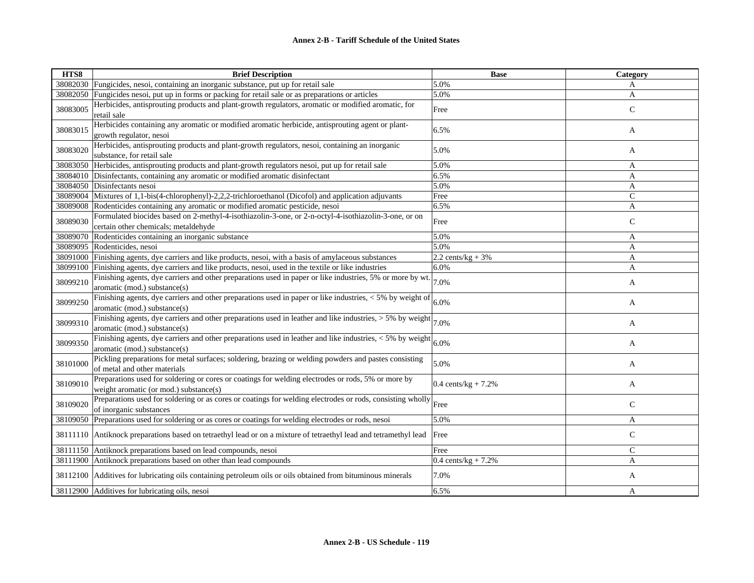**Annex 2-B - Tariff Schedule of the United States**

| HTS8 | Brief Description | Base | Category |
|---|---|---|---|
| 38082030 | Fungicides, nesoi, containing an inorganic substance, put up for retail sale | 5.0% | A |
| 38082050 | Fungicides nesoi, put up in forms or packing for retail sale or as preparations or articles | 5.0% | A |
| 38083005 | Herbicides, antisprouting products and plant-growth regulators, aromatic or modified aromatic, for retail sale | Free | C |
| 38083015 | Herbicides containing any aromatic or modified aromatic herbicide, antisprouting agent or plant-growth regulator, nesoi | 6.5% | A |
| 38083020 | Herbicides, antisprouting products and plant-growth regulators, nesoi, containing an inorganic substance, for retail sale | 5.0% | A |
| 38083050 | Herbicides, antisprouting products and plant-growth regulators nesoi, put up for retail sale | 5.0% | A |
| 38084010 | Disinfectants, containing any aromatic or modified aromatic disinfectant | 6.5% | A |
| 38084050 | Disinfectants nesoi | 5.0% | A |
| 38089004 | Mixtures of 1,1-bis(4-chlorophenyl)-2,2,2-trichloroethanol (Dicofol) and application adjuvants | Free | C |
| 38089008 | Rodenticides containing any aromatic or modified aromatic pesticide, nesoi | 6.5% | A |
| 38089030 | Formulated biocides based on 2-methyl-4-isothiazolin-3-one, or 2-n-octyl-4-isothiazolin-3-one, or on certain other chemicals; metaldehyde | Free | C |
| 38089070 | Rodenticides containing an inorganic substance | 5.0% | A |
| 38089095 | Rodenticides, nesoi | 5.0% | A |
| 38091000 | Finishing agents, dye carriers and like products, nesoi, with a basis of amylaceous substances | 2.2 cents/kg + 3% | A |
| 38099100 | Finishing agents, dye carriers and like products, nesoi, used in the textile or like industries | 6.0% | A |
| 38099210 | Finishing agents, dye carriers and other preparations used in paper or like industries, 5% or more by wt. aromatic (mod.) substance(s) | 7.0% | A |
| 38099250 | Finishing agents, dye carriers and other preparations used in paper or like industries, < 5% by weight of aromatic (mod.) substance(s) | 6.0% | A |
| 38099310 | Finishing agents, dye carriers and other preparations used in leather and like industries, > 5% by weight aromatic (mod.) substance(s) | 7.0% | A |
| 38099350 | Finishing agents, dye carriers and other preparations used in leather and like industries, < 5% by weight aromatic (mod.) substance(s) | 6.0% | A |
| 38101000 | Pickling preparations for metal surfaces; soldering, brazing or welding powders and pastes consisting of metal and other materials | 5.0% | A |
| 38109010 | Preparations used for soldering or cores or coatings for welding electrodes or rods, 5% or more by weight aromatic (or mod.) substance(s) | 0.4 cents/kg + 7.2% | A |
| 38109020 | Preparations used for soldering or as cores or coatings for welding electrodes or rods, consisting wholly of inorganic substances | Free | C |
| 38109050 | Preparations used for soldering or as cores or coatings for welding electrodes or rods, nesoi | 5.0% | A |
| 38111110 | Antiknock preparations based on tetraethyl lead or on a mixture of tetraethyl lead and tetramethyl lead | Free | C |
| 38111150 | Antiknock preparations based on lead compounds, nesoi | Free | C |
| 38111900 | Antiknock preparations based on other than lead compounds | 0.4 cents/kg + 7.2% | A |
| 38112100 | Additives for lubricating oils containing petroleum oils or oils obtained from bituminous minerals | 7.0% | A |
| 38112900 | Additives for lubricating oils, nesoi | 6.5% | A |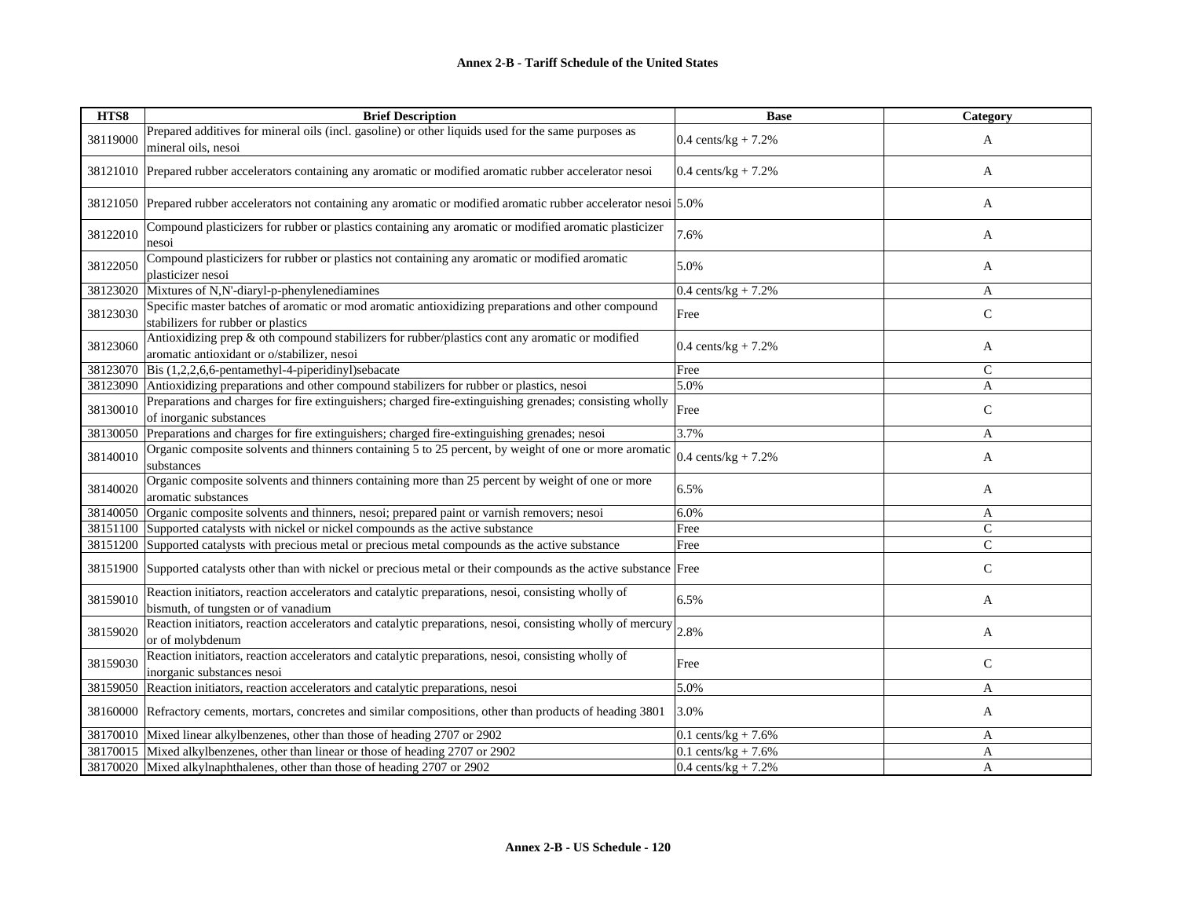**Annex 2-B - Tariff Schedule of the United States**

| HTS8 | Brief Description | Base | Category |
|---|---|---|---|
| 38119000 | Prepared additives for mineral oils (incl. gasoline) or other liquids used for the same purposes as mineral oils, nesoi | 0.4 cents/kg + 7.2% | A |
| 38121010 | Prepared rubber accelerators containing any aromatic or modified aromatic rubber accelerator nesoi | 0.4 cents/kg + 7.2% | A |
| 38121050 | Prepared rubber accelerators not containing any aromatic or modified aromatic rubber accelerator nesoi | 5.0% | A |
| 38122010 | Compound plasticizers for rubber or plastics containing any aromatic or modified aromatic plasticizer nesoi | 7.6% | A |
| 38122050 | Compound plasticizers for rubber or plastics not containing any aromatic or modified aromatic plasticizer nesoi | 5.0% | A |
| 38123020 | Mixtures of N,N'-diaryl-p-phenylenediamines | 0.4 cents/kg + 7.2% | A |
| 38123030 | Specific master batches of aromatic or mod aromatic antioxidizing preparations and other compound stabilizers for rubber or plastics | Free | C |
| 38123060 | Antioxidizing prep & oth compound stabilizers for rubber/plastics cont any aromatic or modified aromatic antioxidant or o/stabilizer, nesoi | 0.4 cents/kg + 7.2% | A |
| 38123070 | Bis (1,2,2,6,6-pentamethyl-4-piperidinyl)sebacate | Free | C |
| 38123090 | Antioxidizing preparations and other compound stabilizers for rubber or plastics, nesoi | 5.0% | A |
| 38130010 | Preparations and charges for fire extinguishers; charged fire-extinguishing grenades; consisting wholly of inorganic substances | Free | C |
| 38130050 | Preparations and charges for fire extinguishers; charged fire-extinguishing grenades; nesoi | 3.7% | A |
| 38140010 | Organic composite solvents and thinners containing 5 to 25 percent, by weight of one or more aromatic substances | 0.4 cents/kg + 7.2% | A |
| 38140020 | Organic composite solvents and thinners containing more than 25 percent by weight of one or more aromatic substances | 6.5% | A |
| 38140050 | Organic composite solvents and thinners, nesoi; prepared paint or varnish removers; nesoi | 6.0% | A |
| 38151100 | Supported catalysts with nickel or nickel compounds as the active substance | Free | C |
| 38151200 | Supported catalysts with precious metal or precious metal compounds as the active substance | Free | C |
| 38151900 | Supported catalysts other than with nickel or precious metal or their compounds as the active substance | Free | C |
| 38159010 | Reaction initiators, reaction accelerators and catalytic preparations, nesoi, consisting wholly of bismuth, of tungsten or of vanadium | 6.5% | A |
| 38159020 | Reaction initiators, reaction accelerators and catalytic preparations, nesoi, consisting wholly of mercury or of molybdenum | 2.8% | A |
| 38159030 | Reaction initiators, reaction accelerators and catalytic preparations, nesoi, consisting wholly of inorganic substances nesoi | Free | C |
| 38159050 | Reaction initiators, reaction accelerators and catalytic preparations, nesoi | 5.0% | A |
| 38160000 | Refractory cements, mortars, concretes and similar compositions, other than products of heading 3801 | 3.0% | A |
| 38170010 | Mixed linear alkylbenzenes, other than those of heading 2707 or 2902 | 0.1 cents/kg + 7.6% | A |
| 38170015 | Mixed alkylbenzenes, other than linear or those of heading 2707 or 2902 | 0.1 cents/kg + 7.6% | A |
| 38170020 | Mixed alkylnaphthalenes, other than those of heading 2707 or 2902 | 0.4 cents/kg + 7.2% | A |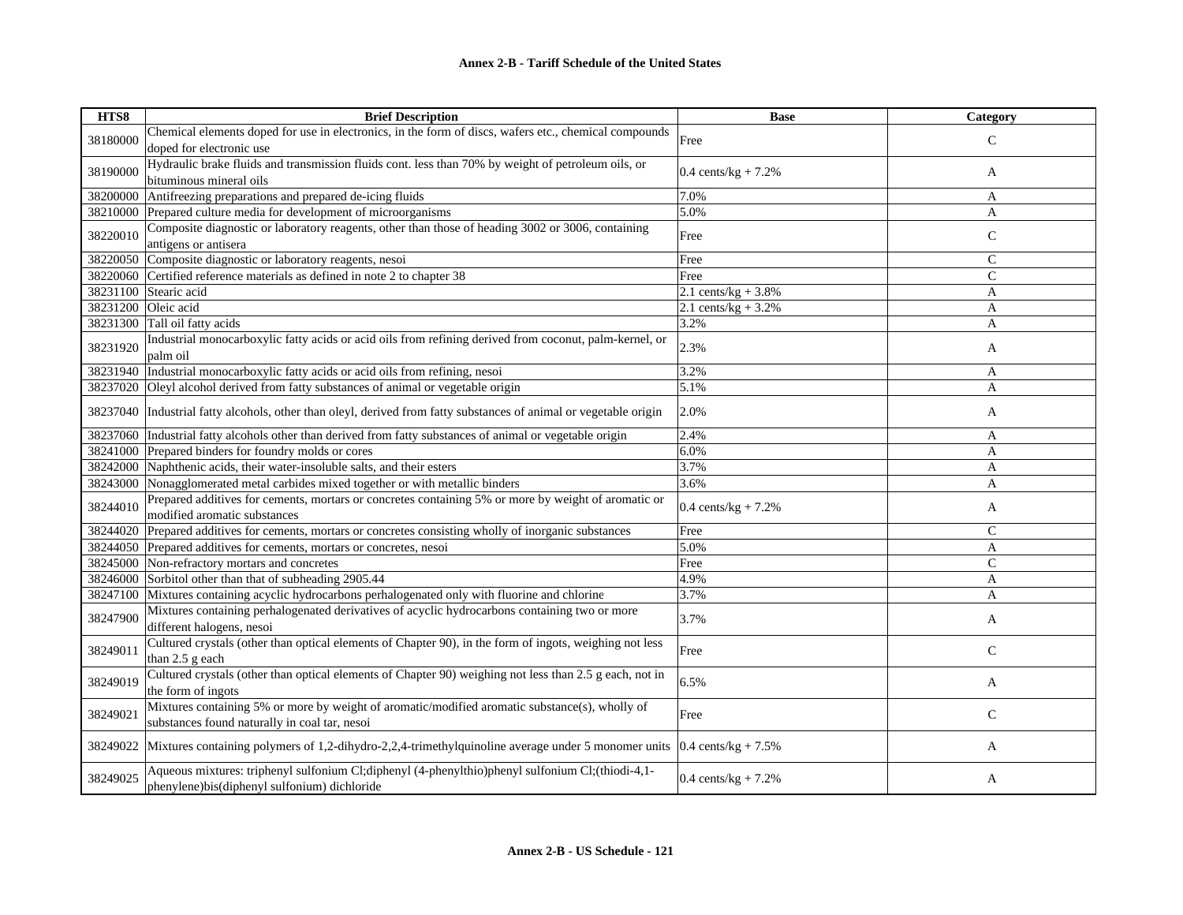**Annex 2-B - Tariff Schedule of the United States**

| HTS8 | Brief Description | Base | Category |
|---|---|---|---|
| 38180000 | Chemical elements doped for use in electronics, in the form of discs, wafers etc., chemical compounds doped for electronic use | Free | C |
| 38190000 | Hydraulic brake fluids and transmission fluids cont. less than 70% by weight of petroleum oils, or bituminous mineral oils | 0.4 cents/kg + 7.2% | A |
| 38200000 | Antifreezing preparations and prepared de-icing fluids | 7.0% | A |
| 38210000 | Prepared culture media for development of microorganisms | 5.0% | A |
| 38220010 | Composite diagnostic or laboratory reagents, other than those of heading 3002 or 3006, containing antigens or antisera | Free | C |
| 38220050 | Composite diagnostic or laboratory reagents, nesoi | Free | C |
| 38220060 | Certified reference materials as defined in note 2 to chapter 38 | Free | C |
| 38231100 | Stearic acid | 2.1 cents/kg + 3.8% | A |
| 38231200 | Oleic acid | 2.1 cents/kg + 3.2% | A |
| 38231300 | Tall oil fatty acids | 3.2% | A |
| 38231920 | Industrial monocarboxylic fatty acids or acid oils from refining derived from coconut, palm-kernel, or palm oil | 2.3% | A |
| 38231940 | Industrial monocarboxylic fatty acids or acid oils from refining, nesoi | 3.2% | A |
| 38237020 | Oleyl alcohol derived from fatty substances of animal or vegetable origin | 5.1% | A |
| 38237040 | Industrial fatty alcohols, other than oleyl, derived from fatty substances of animal or vegetable origin | 2.0% | A |
| 38237060 | Industrial fatty alcohols other than derived from fatty substances of animal or vegetable origin | 2.4% | A |
| 38241000 | Prepared binders for foundry molds or cores | 6.0% | A |
| 38242000 | Naphthenic acids, their water-insoluble salts, and their esters | 3.7% | A |
| 38243000 | Nonagglomerated metal carbides mixed together or with metallic binders | 3.6% | A |
| 38244010 | Prepared additives for cements, mortars or concretes containing 5% or more by weight of aromatic or modified aromatic substances | 0.4 cents/kg + 7.2% | A |
| 38244020 | Prepared additives for cements, mortars or concretes consisting wholly of inorganic substances | Free | C |
| 38244050 | Prepared additives for cements, mortars or concretes, nesoi | 5.0% | A |
| 38245000 | Non-refractory mortars and concretes | Free | C |
| 38246000 | Sorbitol other than that of subheading 2905.44 | 4.9% | A |
| 38247100 | Mixtures containing acyclic hydrocarbons perhalogenated only with fluorine and chlorine | 3.7% | A |
| 38247900 | Mixtures containing perhalogenated derivatives of acyclic hydrocarbons containing two or more different halogens, nesoi | 3.7% | A |
| 38249011 | Cultured crystals (other than optical elements of Chapter 90), in the form of ingots, weighing not less than 2.5 g each | Free | C |
| 38249019 | Cultured crystals (other than optical elements of Chapter 90) weighing not less than 2.5 g each, not in the form of ingots | 6.5% | A |
| 38249021 | Mixtures containing 5% or more by weight of aromatic/modified aromatic substance(s), wholly of substances found naturally in coal tar, nesoi | Free | C |
| 38249022 | Mixtures containing polymers of 1,2-dihydro-2,2,4-trimethylquinoline average under 5 monomer units | 0.4 cents/kg + 7.5% | A |
| 38249025 | Aqueous mixtures: triphenyl sulfonium Cl;diphenyl (4-phenylthio)phenyl sulfonium Cl;(thiodi-4,1-phenylene)bis(diphenyl sulfonium) dichloride | 0.4 cents/kg + 7.2% | A |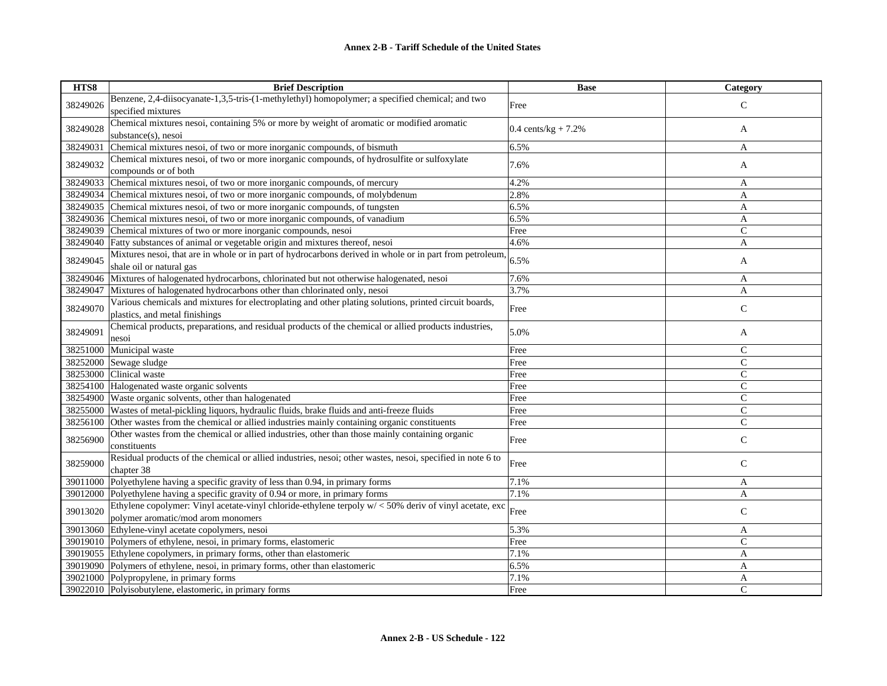| HTS8 | Brief Description | Base | Category |
|---|---|---|---|
| 38249026 | Benzene, 2,4-diisocyanate-1,3,5-tris-(1-methylethyl) homopolymer; a specified chemical; and two specified mixtures | Free | C |
| 38249028 | Chemical mixtures nesoi, containing 5% or more by weight of aromatic or modified aromatic substance(s), nesoi | 0.4 cents/kg + 7.2% | A |
| 38249031 | Chemical mixtures nesoi, of two or more inorganic compounds, of bismuth | 6.5% | A |
| 38249032 | Chemical mixtures nesoi, of two or more inorganic compounds, of hydrosulfite or sulfoxylate compounds or of both | 7.6% | A |
| 38249033 | Chemical mixtures nesoi, of two or more inorganic compounds, of mercury | 4.2% | A |
| 38249034 | Chemical mixtures nesoi, of two or more inorganic compounds, of molybdenum | 2.8% | A |
| 38249035 | Chemical mixtures nesoi, of two or more inorganic compounds, of tungsten | 6.5% | A |
| 38249036 | Chemical mixtures nesoi, of two or more inorganic compounds, of vanadium | 6.5% | A |
| 38249039 | Chemical mixtures of two or more inorganic compounds, nesoi | Free | C |
| 38249040 | Fatty substances of animal or vegetable origin and mixtures thereof, nesoi | 4.6% | A |
| 38249045 | Mixtures nesoi, that are in whole or in part of hydrocarbons derived in whole or in part from petroleum, shale oil or natural gas | 6.5% | A |
| 38249046 | Mixtures of halogenated hydrocarbons, chlorinated but not otherwise halogenated, nesoi | 7.6% | A |
| 38249047 | Mixtures of halogenated hydrocarbons other than chlorinated only, nesoi | 3.7% | A |
| 38249070 | Various chemicals and mixtures for electroplating and other plating solutions, printed circuit boards, plastics, and metal finishings | Free | C |
| 38249091 | Chemical products, preparations, and residual products of the chemical or allied products industries, nesoi | 5.0% | A |
| 38251000 | Municipal waste | Free | C |
| 38252000 | Sewage sludge | Free | C |
| 38253000 | Clinical waste | Free | C |
| 38254100 | Halogenated waste organic solvents | Free | C |
| 38254900 | Waste organic solvents, other than halogenated | Free | C |
| 38255000 | Wastes of metal-pickling liquors, hydraulic fluids, brake fluids and anti-freeze fluids | Free | C |
| 38256100 | Other wastes from the chemical or allied industries mainly containing organic constituents | Free | C |
| 38256900 | Other wastes from the chemical or allied industries, other than those mainly containing organic constituents | Free | C |
| 38259000 | Residual products of the chemical or allied industries, nesoi; other wastes, nesoi, specified in note 6 to chapter 38 | Free | C |
| 39011000 | Polyethylene having a specific gravity of less than 0.94, in primary forms | 7.1% | A |
| 39012000 | Polyethylene having a specific gravity of 0.94 or more, in primary forms | 7.1% | A |
| 39013020 | Ethylene copolymer: Vinyl acetate-vinyl chloride-ethylene terpoly w/ < 50% deriv of vinyl acetate, exc polymer aromatic/mod arom monomers | Free | C |
| 39013060 | Ethylene-vinyl acetate copolymers, nesoi | 5.3% | A |
| 39019010 | Polymers of ethylene, nesoi, in primary forms, elastomeric | Free | C |
| 39019055 | Ethylene copolymers, in primary forms, other than elastomeric | 7.1% | A |
| 39019090 | Polymers of ethylene, nesoi, in primary forms, other than elastomeric | 6.5% | A |
| 39021000 | Polypropylene, in primary forms | 7.1% | A |
| 39022010 | Polyisobutylene, elastomeric, in primary forms | Free | C |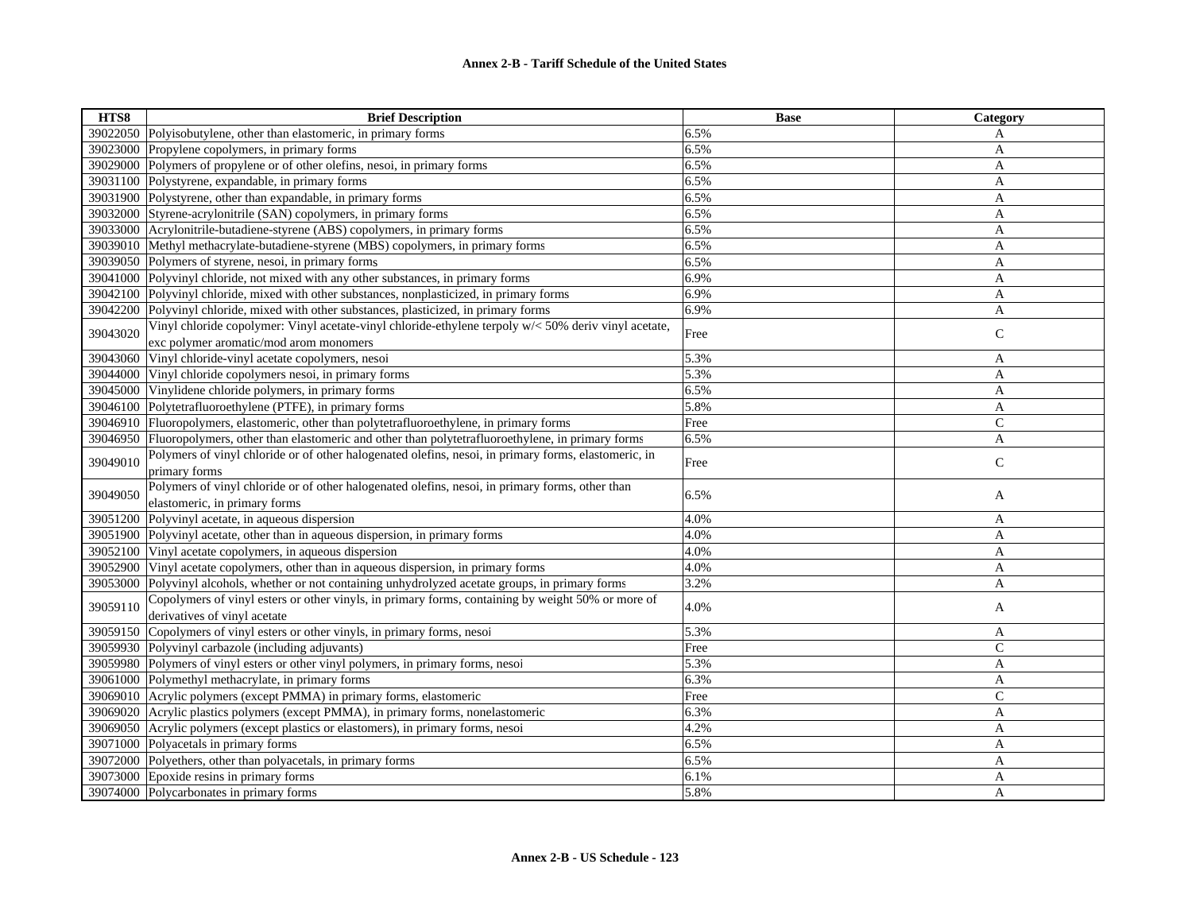**Annex 2-B - Tariff Schedule of the United States**

| HTS8 | Brief Description | Base | Category |
|---|---|---|---|
| 39022050 | Polyisobutylene, other than elastomeric, in primary forms | 6.5% | A |
| 39023000 | Propylene copolymers, in primary forms | 6.5% | A |
| 39029000 | Polymers of propylene or of other olefins, nesoi, in primary forms | 6.5% | A |
| 39031100 | Polystyrene, expandable, in primary forms | 6.5% | A |
| 39031900 | Polystyrene, other than expandable, in primary forms | 6.5% | A |
| 39032000 | Styrene-acrylonitrile (SAN) copolymers, in primary forms | 6.5% | A |
| 39033000 | Acrylonitrile-butadiene-styrene (ABS) copolymers, in primary forms | 6.5% | A |
| 39039010 | Methyl methacrylate-butadiene-styrene (MBS) copolymers, in primary forms | 6.5% | A |
| 39039050 | Polymers of styrene, nesoi, in primary forms | 6.5% | A |
| 39041000 | Polyvinyl chloride, not mixed with any other substances, in primary forms | 6.9% | A |
| 39042100 | Polyvinyl chloride, mixed with other substances, nonplasticized, in primary forms | 6.9% | A |
| 39042200 | Polyvinyl chloride, mixed with other substances, plasticized, in primary forms | 6.9% | A |
| 39043020 | Vinyl chloride copolymer: Vinyl acetate-vinyl chloride-ethylene terpoly w/< 50% deriv vinyl acetate, exc polymer aromatic/mod arom monomers | Free | C |
| 39043060 | Vinyl chloride-vinyl acetate copolymers, nesoi | 5.3% | A |
| 39044000 | Vinyl chloride copolymers nesoi, in primary forms | 5.3% | A |
| 39045000 | Vinylidene chloride polymers, in primary forms | 6.5% | A |
| 39046100 | Polytetrafluoroethylene (PTFE), in primary forms | 5.8% | A |
| 39046910 | Fluoropolymers, elastomeric, other than polytetrafluoroethylene, in primary forms | Free | C |
| 39046950 | Fluoropolymers, other than elastomeric and other than polytetrafluoroethylene, in primary forms | 6.5% | A |
| 39049010 | Polymers of vinyl chloride or of other halogenated olefins, nesoi, in primary forms, elastomeric, in primary forms | Free | C |
| 39049050 | Polymers of vinyl chloride or of other halogenated olefins, nesoi, in primary forms, other than elastomeric, in primary forms | 6.5% | A |
| 39051200 | Polyvinyl acetate, in aqueous dispersion | 4.0% | A |
| 39051900 | Polyvinyl acetate, other than in aqueous dispersion, in primary forms | 4.0% | A |
| 39052100 | Vinyl acetate copolymers, in aqueous dispersion | 4.0% | A |
| 39052900 | Vinyl acetate copolymers, other than in aqueous dispersion, in primary forms | 4.0% | A |
| 39053000 | Polyvinyl alcohols, whether or not containing unhydrolyzed acetate groups, in primary forms | 3.2% | A |
| 39059110 | Copolymers of vinyl esters or other vinyls, in primary forms, containing by weight 50% or more of derivatives of vinyl acetate | 4.0% | A |
| 39059150 | Copolymers of vinyl esters or other vinyls, in primary forms, nesoi | 5.3% | A |
| 39059930 | Polyvinyl carbazole (including adjuvants) | Free | C |
| 39059980 | Polymers of vinyl esters or other vinyl polymers, in primary forms, nesoi | 5.3% | A |
| 39061000 | Polymethyl methacrylate, in primary forms | 6.3% | A |
| 39069010 | Acrylic polymers (except PMMA) in primary forms, elastomeric | Free | C |
| 39069020 | Acrylic plastics polymers (except PMMA), in primary forms, nonelastomeric | 6.3% | A |
| 39069050 | Acrylic polymers (except plastics or elastomers), in primary forms, nesoi | 4.2% | A |
| 39071000 | Polyacetals in primary forms | 6.5% | A |
| 39072000 | Polyethers, other than polyacetals, in primary forms | 6.5% | A |
| 39073000 | Epoxide resins in primary forms | 6.1% | A |
| 39074000 | Polycarbonates in primary forms | 5.8% | A |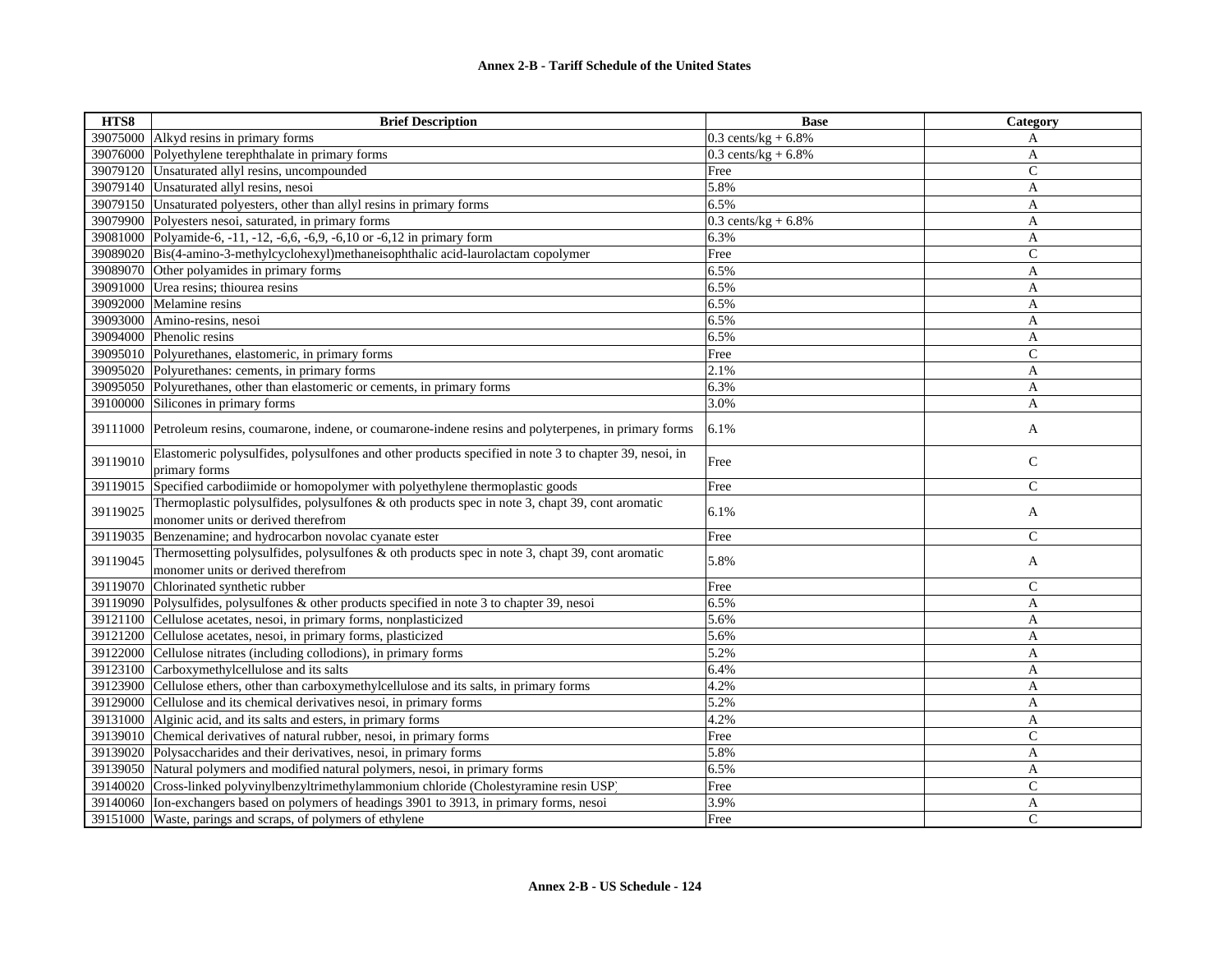# Annex 2-B - Tariff Schedule of the United States

| HTS8 | Brief Description | Base | Category |
|---|---|---|---|
| 39075000 | Alkyd resins in primary forms | 0.3 cents/kg + 6.8% | A |
| 39076000 | Polyethylene terephthalate in primary forms | 0.3 cents/kg + 6.8% | A |
| 39079120 | Unsaturated allyl resins, uncompounded | Free | C |
| 39079140 | Unsaturated allyl resins, nesoi | 5.8% | A |
| 39079150 | Unsaturated polyesters, other than allyl resins in primary forms | 6.5% | A |
| 39079900 | Polyesters nesoi, saturated, in primary forms | 0.3 cents/kg + 6.8% | A |
| 39081000 | Polyamide-6, -11, -12, -6,6, -6,9, -6,10 or -6,12 in primary form | 6.3% | A |
| 39089020 | Bis(4-amino-3-methylcyclohexyl)methaneisophthalic acid-laurolactam copolymer | Free | C |
| 39089070 | Other polyamides in primary forms | 6.5% | A |
| 39091000 | Urea resins; thiourea resins | 6.5% | A |
| 39092000 | Melamine resins | 6.5% | A |
| 39093000 | Amino-resins, nesoi | 6.5% | A |
| 39094000 | Phenolic resins | 6.5% | A |
| 39095010 | Polyurethanes, elastomeric, in primary forms | Free | C |
| 39095020 | Polyurethanes: cements, in primary forms | 2.1% | A |
| 39095050 | Polyurethanes, other than elastomeric or cements, in primary forms | 6.3% | A |
| 39100000 | Silicones in primary forms | 3.0% | A |
| 39111000 | Petroleum resins, coumarone, indene, or coumarone-indene resins and polyterpenes, in primary forms | 6.1% | A |
| 39119010 | Elastomeric polysulfides, polysulfones and other products specified in note 3 to chapter 39, nesoi, in primary forms | Free | C |
| 39119015 | Specified carbodiimide or homopolymer with polyethylene thermoplastic goods | Free | C |
| 39119025 | Thermoplastic polysulfides, polysulfones & oth products spec in note 3, chapt 39, cont aromatic monomer units or derived therefrom | 6.1% | A |
| 39119035 | Benzenamine; and hydrocarbon novolac cyanate ester | Free | C |
| 39119045 | Thermosetting polysulfides, polysulfones & oth products spec in note 3, chapt 39, cont aromatic monomer units or derived therefrom | 5.8% | A |
| 39119070 | Chlorinated synthetic rubber | Free | C |
| 39119090 | Polysulfides, polysulfones & other products specified in note 3 to chapter 39, nesoi | 6.5% | A |
| 39121100 | Cellulose acetates, nesoi, in primary forms, nonplasticized | 5.6% | A |
| 39121200 | Cellulose acetates, nesoi, in primary forms, plasticized | 5.6% | A |
| 39122000 | Cellulose nitrates (including collodions), in primary forms | 5.2% | A |
| 39123100 | Carboxymethylcellulose and its salts | 6.4% | A |
| 39123900 | Cellulose ethers, other than carboxymethylcellulose and its salts, in primary forms | 4.2% | A |
| 39129000 | Cellulose and its chemical derivatives nesoi, in primary forms | 5.2% | A |
| 39131000 | Alginic acid, and its salts and esters, in primary forms | 4.2% | A |
| 39139010 | Chemical derivatives of natural rubber, nesoi, in primary forms | Free | C |
| 39139020 | Polysaccharides and their derivatives, nesoi, in primary forms | 5.8% | A |
| 39139050 | Natural polymers and modified natural polymers, nesoi, in primary forms | 6.5% | A |
| 39140020 | Cross-linked polyvinylbenzyltrimethylammonium chloride (Cholestyramine resin USP) | Free | C |
| 39140060 | Ion-exchangers based on polymers of headings 3901 to 3913, in primary forms, nesoi | 3.9% | A |
| 39151000 | Waste, parings and scraps, of polymers of ethylene | Free | C |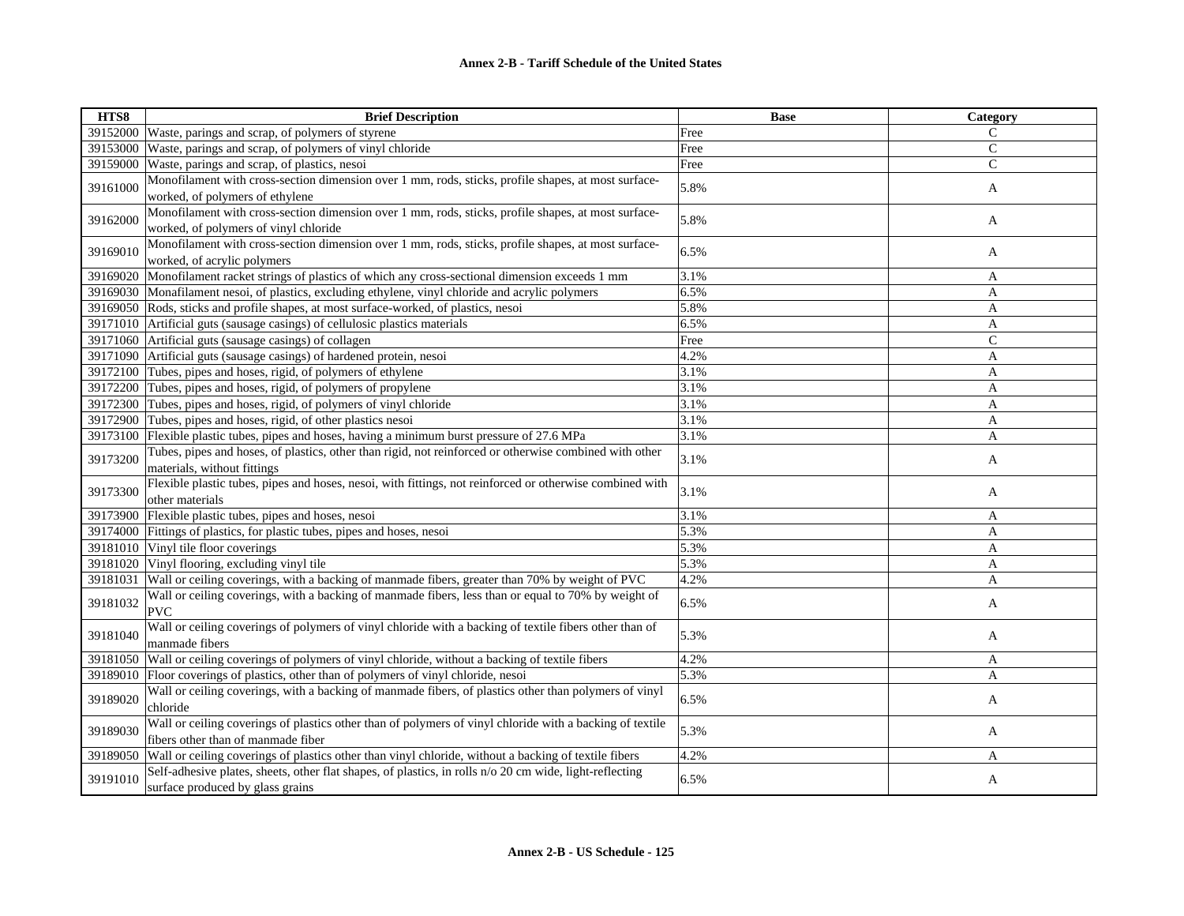| HTS8 | Brief Description | Base | Category |
|---|---|---|---|
| 39152000 | Waste, parings and scrap, of polymers of styrene | Free | C |
| 39153000 | Waste, parings and scrap, of polymers of vinyl chloride | Free | C |
| 39159000 | Waste, parings and scrap, of plastics, nesoi | Free | C |
| 39161000 | Monofilament with cross-section dimension over 1 mm, rods, sticks, profile shapes, at most surface-worked, of polymers of ethylene | 5.8% | A |
| 39162000 | Monofilament with cross-section dimension over 1 mm, rods, sticks, profile shapes, at most surface-worked, of polymers of vinyl chloride | 5.8% | A |
| 39169010 | Monofilament with cross-section dimension over 1 mm, rods, sticks, profile shapes, at most surface-worked, of acrylic polymers | 6.5% | A |
| 39169020 | Monofilament racket strings of plastics of which any cross-sectional dimension exceeds 1 mm | 3.1% | A |
| 39169030 | Monafilament nesoi, of plastics, excluding ethylene, vinyl chloride and acrylic polymers | 6.5% | A |
| 39169050 | Rods, sticks and profile shapes, at most surface-worked, of plastics, nesoi | 5.8% | A |
| 39171010 | Artificial guts (sausage casings) of cellulosic plastics materials | 6.5% | A |
| 39171060 | Artificial guts (sausage casings) of collagen | Free | C |
| 39171090 | Artificial guts (sausage casings) of hardened protein, nesoi | 4.2% | A |
| 39172100 | Tubes, pipes and hoses, rigid, of polymers of ethylene | 3.1% | A |
| 39172200 | Tubes, pipes and hoses, rigid, of polymers of propylene | 3.1% | A |
| 39172300 | Tubes, pipes and hoses, rigid, of polymers of vinyl chloride | 3.1% | A |
| 39172900 | Tubes, pipes and hoses, rigid, of other plastics nesoi | 3.1% | A |
| 39173100 | Flexible plastic tubes, pipes and hoses, having a minimum burst pressure of 27.6 MPa | 3.1% | A |
| 39173200 | Tubes, pipes and hoses, of plastics, other than rigid, not reinforced or otherwise combined with other materials, without fittings | 3.1% | A |
| 39173300 | Flexible plastic tubes, pipes and hoses, nesoi, with fittings, not reinforced or otherwise combined with other materials | 3.1% | A |
| 39173900 | Flexible plastic tubes, pipes and hoses, nesoi | 3.1% | A |
| 39174000 | Fittings of plastics, for plastic tubes, pipes and hoses, nesoi | 5.3% | A |
| 39181010 | Vinyl tile floor coverings | 5.3% | A |
| 39181020 | Vinyl flooring, excluding vinyl tile | 5.3% | A |
| 39181031 | Wall or ceiling coverings, with a backing of manmade fibers, greater than 70% by weight of PVC | 4.2% | A |
| 39181032 | Wall or ceiling coverings, with a backing of manmade fibers, less than or equal to 70% by weight of PVC | 6.5% | A |
| 39181040 | Wall or ceiling coverings of polymers of vinyl chloride with a backing of textile fibers other than of manmade fibers | 5.3% | A |
| 39181050 | Wall or ceiling coverings of polymers of vinyl chloride, without a backing of textile fibers | 4.2% | A |
| 39189010 | Floor coverings of plastics, other than of polymers of vinyl chloride, nesoi | 5.3% | A |
| 39189020 | Wall or ceiling coverings, with a backing of manmade fibers, of plastics other than polymers of vinyl chloride | 6.5% | A |
| 39189030 | Wall or ceiling coverings of plastics other than of polymers of vinyl chloride with a backing of textile fibers other than of manmade fiber | 5.3% | A |
| 39189050 | Wall or ceiling coverings of plastics other than vinyl chloride, without a backing of textile fibers | 4.2% | A |
| 39191010 | Self-adhesive plates, sheets, other flat shapes, of plastics, in rolls n/o 20 cm wide, light-reflecting surface produced by glass grains | 6.5% | A |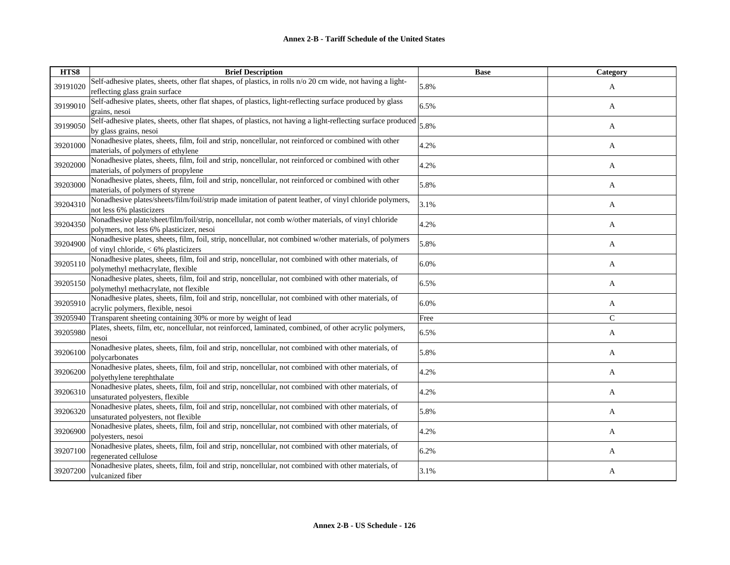| HTS8 | Brief Description | Base | Category |
|---|---|---|---|
| 39191020 | Self-adhesive plates, sheets, other flat shapes, of plastics, in rolls n/o 20 cm wide, not having a light-reflecting glass grain surface | 5.8% | A |
| 39199010 | Self-adhesive plates, sheets, other flat shapes, of plastics, light-reflecting surface produced by glass grains, nesoi | 6.5% | A |
| 39199050 | Self-adhesive plates, sheets, other flat shapes, of plastics, not having a light-reflecting surface produced by glass grains, nesoi | 5.8% | A |
| 39201000 | Nonadhesive plates, sheets, film, foil and strip, noncellular, not reinforced or combined with other materials, of polymers of ethylene | 4.2% | A |
| 39202000 | Nonadhesive plates, sheets, film, foil and strip, noncellular, not reinforced or combined with other materials, of polymers of propylene | 4.2% | A |
| 39203000 | Nonadhesive plates, sheets, film, foil and strip, noncellular, not reinforced or combined with other materials, of polymers of styrene | 5.8% | A |
| 39204310 | Nonadhesive plates/sheets/film/foil/strip made imitation of patent leather, of vinyl chloride polymers, not less 6% plasticizers | 3.1% | A |
| 39204350 | Nonadhesive plate/sheet/film/foil/strip, noncellular, not comb w/other materials, of vinyl chloride polymers, not less 6% plasticizer, nesoi | 4.2% | A |
| 39204900 | Nonadhesive plates, sheets, film, foil, strip, noncellular, not combined w/other materials, of polymers of vinyl chloride, < 6% plasticizers | 5.8% | A |
| 39205110 | Nonadhesive plates, sheets, film, foil and strip, noncellular, not combined with other materials, of polymethyl methacrylate, flexible | 6.0% | A |
| 39205150 | Nonadhesive plates, sheets, film, foil and strip, noncellular, not combined with other materials, of polymethyl methacrylate, not flexible | 6.5% | A |
| 39205910 | Nonadhesive plates, sheets, film, foil and strip, noncellular, not combined with other materials, of acrylic polymers, flexible, nesoi | 6.0% | A |
| 39205940 | Transparent sheeting containing 30% or more by weight of lead | Free | C |
| 39205980 | Plates, sheets, film, etc, noncellular, not reinforced, laminated, combined, of other acrylic polymers, nesoi | 6.5% | A |
| 39206100 | Nonadhesive plates, sheets, film, foil and strip, noncellular, not combined with other materials, of polycarbonates | 5.8% | A |
| 39206200 | Nonadhesive plates, sheets, film, foil and strip, noncellular, not combined with other materials, of polyethylene terephthalate | 4.2% | A |
| 39206310 | Nonadhesive plates, sheets, film, foil and strip, noncellular, not combined with other materials, of unsaturated polyesters, flexible | 4.2% | A |
| 39206320 | Nonadhesive plates, sheets, film, foil and strip, noncellular, not combined with other materials, of unsaturated polyesters, not flexible | 5.8% | A |
| 39206900 | Nonadhesive plates, sheets, film, foil and strip, noncellular, not combined with other materials, of polyesters, nesoi | 4.2% | A |
| 39207100 | Nonadhesive plates, sheets, film, foil and strip, noncellular, not combined with other materials, of regenerated cellulose | 6.2% | A |
| 39207200 | Nonadhesive plates, sheets, film, foil and strip, noncellular, not combined with other materials, of vulcanized fiber | 3.1% | A |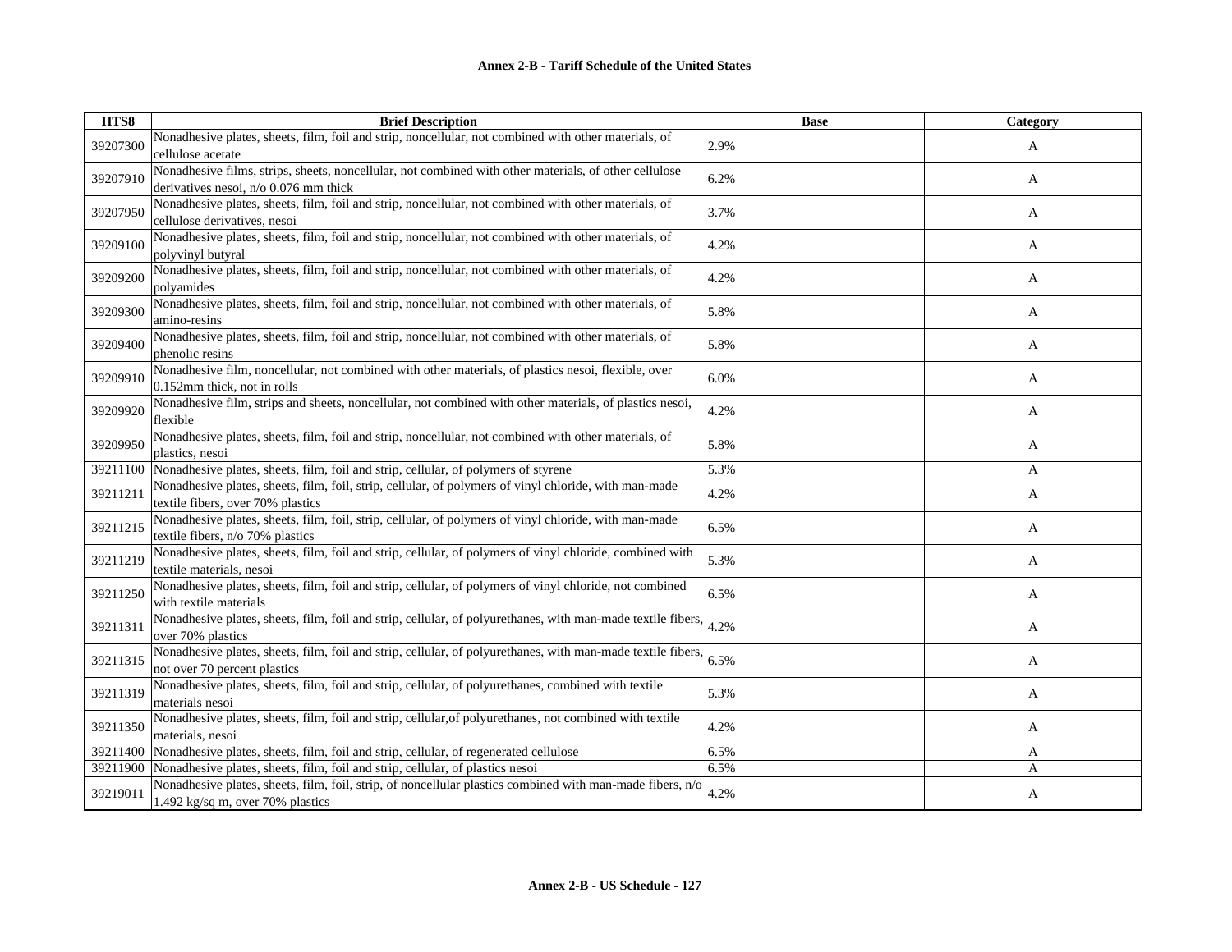**Annex 2-B - Tariff Schedule of the United States**

| HTS8 | Brief Description | Base | Category |
|---|---|---|---|
| 39207300 | Nonadhesive plates, sheets, film, foil and strip, noncellular, not combined with other materials, of cellulose acetate | 2.9% | A |
| 39207910 | Nonadhesive films, strips, sheets, noncellular, not combined with other materials, of other cellulose derivatives nesoi, n/o 0.076 mm thick | 6.2% | A |
| 39207950 | Nonadhesive plates, sheets, film, foil and strip, noncellular, not combined with other materials, of cellulose derivatives, nesoi | 3.7% | A |
| 39209100 | Nonadhesive plates, sheets, film, foil and strip, noncellular, not combined with other materials, of polyvinyl butyral | 4.2% | A |
| 39209200 | Nonadhesive plates, sheets, film, foil and strip, noncellular, not combined with other materials, of polyamides | 4.2% | A |
| 39209300 | Nonadhesive plates, sheets, film, foil and strip, noncellular, not combined with other materials, of amino-resins | 5.8% | A |
| 39209400 | Nonadhesive plates, sheets, film, foil and strip, noncellular, not combined with other materials, of phenolic resins | 5.8% | A |
| 39209910 | Nonadhesive film, noncellular, not combined with other materials, of plastics nesoi, flexible, over 0.152mm thick, not in rolls | 6.0% | A |
| 39209920 | Nonadhesive film, strips and sheets, noncellular, not combined with other materials, of plastics nesoi, flexible | 4.2% | A |
| 39209950 | Nonadhesive plates, sheets, film, foil and strip, noncellular, not combined with other materials, of plastics, nesoi | 5.8% | A |
| 39211100 | Nonadhesive plates, sheets, film, foil and strip, cellular, of polymers of styrene | 5.3% | A |
| 39211211 | Nonadhesive plates, sheets, film, foil, strip, cellular, of polymers of vinyl chloride, with man-made textile fibers, over 70% plastics | 4.2% | A |
| 39211215 | Nonadhesive plates, sheets, film, foil, strip, cellular, of polymers of vinyl chloride, with man-made textile fibers, n/o 70% plastics | 6.5% | A |
| 39211219 | Nonadhesive plates, sheets, film, foil and strip, cellular, of polymers of vinyl chloride, combined with textile materials, nesoi | 5.3% | A |
| 39211250 | Nonadhesive plates, sheets, film, foil and strip, cellular, of polymers of vinyl chloride, not combined with textile materials | 6.5% | A |
| 39211311 | Nonadhesive plates, sheets, film, foil and strip, cellular, of polyurethanes, with man-made textile fibers, over 70% plastics | 4.2% | A |
| 39211315 | Nonadhesive plates, sheets, film, foil and strip, cellular, of polyurethanes, with man-made textile fibers, not over 70 percent plastics | 6.5% | A |
| 39211319 | Nonadhesive plates, sheets, film, foil and strip, cellular, of polyurethanes, combined with textile materials nesoi | 5.3% | A |
| 39211350 | Nonadhesive plates, sheets, film, foil and strip, cellular,of polyurethanes, not combined with textile materials, nesoi | 4.2% | A |
| 39211400 | Nonadhesive plates, sheets, film, foil and strip, cellular, of regenerated cellulose | 6.5% | A |
| 39211900 | Nonadhesive plates, sheets, film, foil and strip, cellular, of plastics nesoi | 6.5% | A |
| 39219011 | Nonadhesive plates, sheets, film, foil, strip, of noncellular plastics combined with man-made fibers, n/o 1.492 kg/sq m, over 70% plastics | 4.2% | A |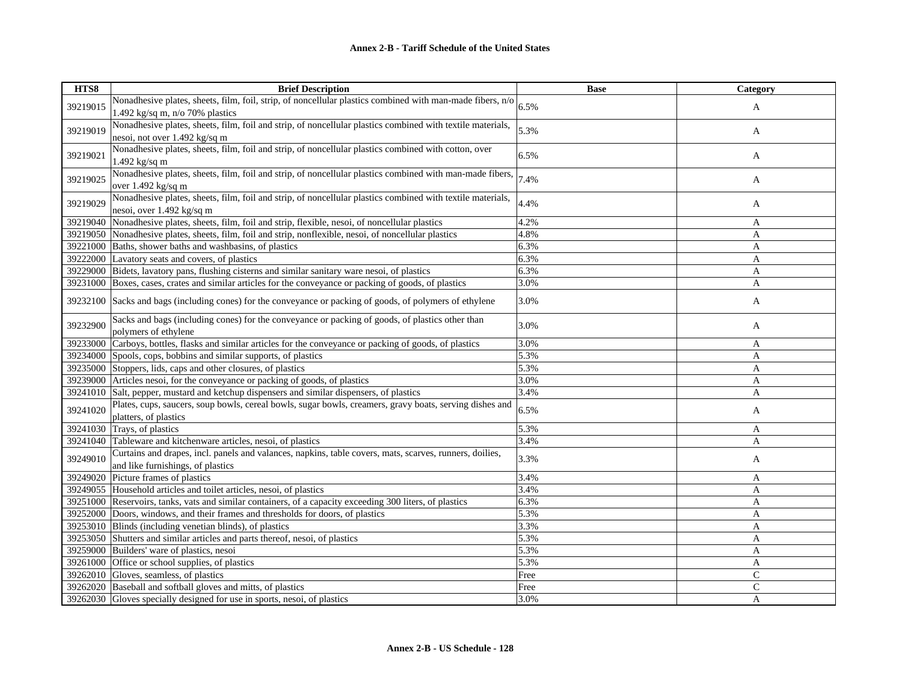| HTS8 | Brief Description | Base | Category |
|---|---|---|---|
| 39219015 | Nonadhesive plates, sheets, film, foil, strip, of noncellular plastics combined with man-made fibers, n/o 1.492 kg/sq m, n/o 70% plastics | 6.5% | A |
| 39219019 | Nonadhesive plates, sheets, film, foil and strip, of noncellular plastics combined with textile materials, nesoi, not over 1.492 kg/sq m | 5.3% | A |
| 39219021 | Nonadhesive plates, sheets, film, foil and strip, of noncellular plastics combined with cotton, over 1.492 kg/sq m | 6.5% | A |
| 39219025 | Nonadhesive plates, sheets, film, foil and strip, of noncellular plastics combined with man-made fibers, over 1.492 kg/sq m | 7.4% | A |
| 39219029 | Nonadhesive plates, sheets, film, foil and strip, of noncellular plastics combined with textile materials, nesoi, over 1.492 kg/sq m | 4.4% | A |
| 39219040 | Nonadhesive plates, sheets, film, foil and strip, flexible, nesoi, of noncellular plastics | 4.2% | A |
| 39219050 | Nonadhesive plates, sheets, film, foil and strip, nonflexible, nesoi, of noncellular plastics | 4.8% | A |
| 39221000 | Baths, shower baths and washbasins, of plastics | 6.3% | A |
| 39222000 | Lavatory seats and covers, of plastics | 6.3% | A |
| 39229000 | Bidets, lavatory pans, flushing cisterns and similar sanitary ware nesoi, of plastics | 6.3% | A |
| 39231000 | Boxes, cases, crates and similar articles for the conveyance or packing of goods, of plastics | 3.0% | A |
| 39232100 | Sacks and bags (including cones) for the conveyance or packing of goods, of polymers of ethylene | 3.0% | A |
| 39232900 | Sacks and bags (including cones) for the conveyance or packing of goods, of plastics other than polymers of ethylene | 3.0% | A |
| 39233000 | Carboys, bottles, flasks and similar articles for the conveyance or packing of goods, of plastics | 3.0% | A |
| 39234000 | Spools, cops, bobbins and similar supports, of plastics | 5.3% | A |
| 39235000 | Stoppers, lids, caps and other closures, of plastics | 5.3% | A |
| 39239000 | Articles nesoi, for the conveyance or packing of goods, of plastics | 3.0% | A |
| 39241010 | Salt, pepper, mustard and ketchup dispensers and similar dispensers, of plastics | 3.4% | A |
| 39241020 | Plates, cups, saucers, soup bowls, cereal bowls, sugar bowls, creamers, gravy boats, serving dishes and platters, of plastics | 6.5% | A |
| 39241030 | Trays, of plastics | 5.3% | A |
| 39241040 | Tableware and kitchenware articles, nesoi, of plastics | 3.4% | A |
| 39249010 | Curtains and drapes, incl. panels and valances, napkins, table covers, mats, scarves, runners, doilies, and like furnishings, of plastics | 3.3% | A |
| 39249020 | Picture frames of plastics | 3.4% | A |
| 39249055 | Household articles and toilet articles, nesoi, of plastics | 3.4% | A |
| 39251000 | Reservoirs, tanks, vats and similar containers, of a capacity exceeding 300 liters, of plastics | 6.3% | A |
| 39252000 | Doors, windows, and their frames and thresholds for doors, of plastics | 5.3% | A |
| 39253010 | Blinds (including venetian blinds), of plastics | 3.3% | A |
| 39253050 | Shutters and similar articles and parts thereof, nesoi, of plastics | 5.3% | A |
| 39259000 | Builders' ware of plastics, nesoi | 5.3% | A |
| 39261000 | Office or school supplies, of plastics | 5.3% | A |
| 39262010 | Gloves, seamless, of plastics | Free | C |
| 39262020 | Baseball and softball gloves and mitts, of plastics | Free | C |
| 39262030 | Gloves specially designed for use in sports, nesoi, of plastics | 3.0% | A |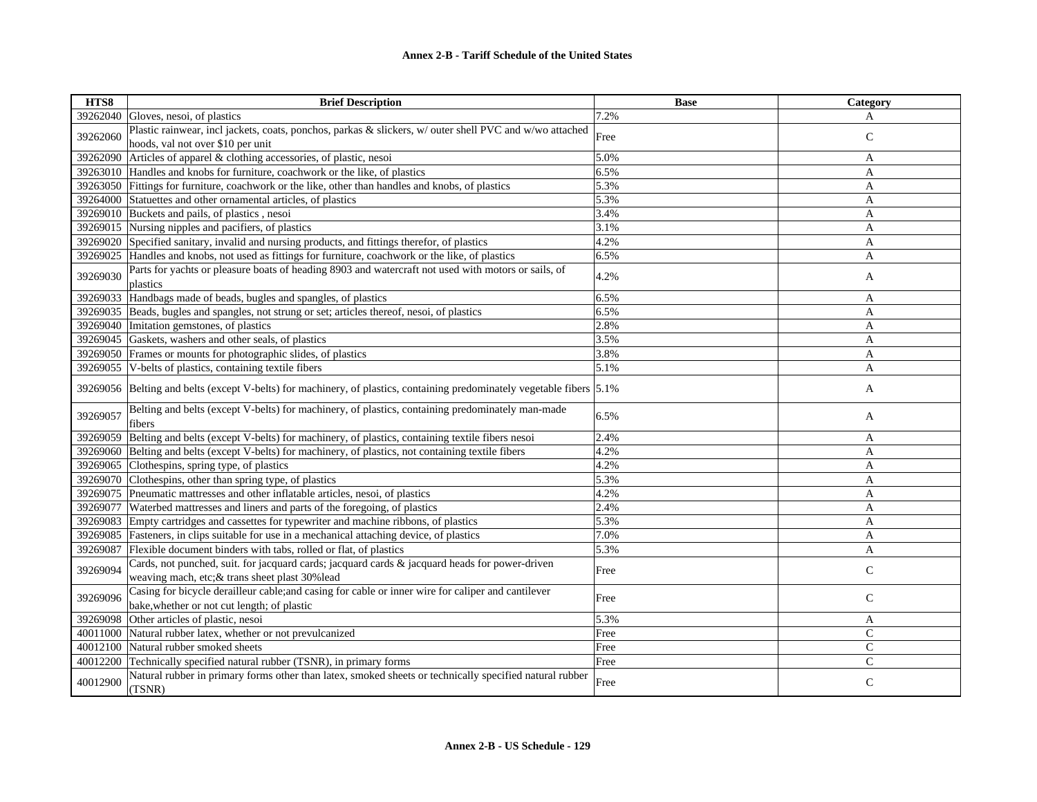| HTS8 | Brief Description | Base | Category |
|---|---|---|---|
| 39262040 | Gloves, nesoi, of plastics | 7.2% | A |
| 39262060 | Plastic rainwear, incl jackets, coats, ponchos, parkas & slickers, w/ outer shell PVC and w/wo attached hoods, val not over $10 per unit | Free | C |
| 39262090 | Articles of apparel & clothing accessories, of plastic, nesoi | 5.0% | A |
| 39263010 | Handles and knobs for furniture, coachwork or the like, of plastics | 6.5% | A |
| 39263050 | Fittings for furniture, coachwork or the like, other than handles and knobs, of plastics | 5.3% | A |
| 39264000 | Statuettes and other ornamental articles, of plastics | 5.3% | A |
| 39269010 | Buckets and pails, of plastics , nesoi | 3.4% | A |
| 39269015 | Nursing nipples and pacifiers, of plastics | 3.1% | A |
| 39269020 | Specified sanitary, invalid and nursing products, and fittings therefor, of plastics | 4.2% | A |
| 39269025 | Handles and knobs, not used as fittings for furniture, coachwork or the like, of plastics | 6.5% | A |
| 39269030 | Parts for yachts or pleasure boats of heading 8903 and watercraft not used with motors or sails, of plastics | 4.2% | A |
| 39269033 | Handbags made of beads, bugles and spangles, of plastics | 6.5% | A |
| 39269035 | Beads, bugles and spangles, not strung or set; articles thereof, nesoi, of plastics | 6.5% | A |
| 39269040 | Imitation gemstones, of plastics | 2.8% | A |
| 39269045 | Gaskets, washers and other seals, of plastics | 3.5% | A |
| 39269050 | Frames or mounts for photographic slides, of plastics | 3.8% | A |
| 39269055 | V-belts of plastics, containing textile fibers | 5.1% | A |
| 39269056 | Belting and belts (except V-belts) for machinery, of plastics, containing predominately vegetable fibers | 5.1% | A |
| 39269057 | Belting and belts (except V-belts) for machinery, of plastics, containing predominately man-made fibers | 6.5% | A |
| 39269059 | Belting and belts (except V-belts) for machinery, of plastics, containing textile fibers nesoi | 2.4% | A |
| 39269060 | Belting and belts (except V-belts) for machinery, of plastics, not containing textile fibers | 4.2% | A |
| 39269065 | Clothespins, spring type, of plastics | 4.2% | A |
| 39269070 | Clothespins, other than spring type, of plastics | 5.3% | A |
| 39269075 | Pneumatic mattresses and other inflatable articles, nesoi, of plastics | 4.2% | A |
| 39269077 | Waterbed mattresses and liners and parts of the foregoing, of plastics | 2.4% | A |
| 39269083 | Empty cartridges and cassettes for typewriter and machine ribbons, of plastics | 5.3% | A |
| 39269085 | Fasteners, in clips suitable for use in a mechanical attaching device, of plastics | 7.0% | A |
| 39269087 | Flexible document binders with tabs, rolled or flat, of plastics | 5.3% | A |
| 39269094 | Cards, not punched, suit. for jacquard cards; jacquard cards & jacquard heads for power-driven weaving mach, etc;& trans sheet plast 30%lead | Free | C |
| 39269096 | Casing for bicycle derailleur cable;and casing for cable or inner wire for caliper and cantilever bake,whether or not cut length; of plastic | Free | C |
| 39269098 | Other articles of plastic, nesoi | 5.3% | A |
| 40011000 | Natural rubber latex, whether or not prevulcanized | Free | C |
| 40012100 | Natural rubber smoked sheets | Free | C |
| 40012200 | Technically specified natural rubber (TSNR), in primary forms | Free | C |
| 40012900 | Natural rubber in primary forms other than latex, smoked sheets or technically specified natural rubber (TSNR) | Free | C |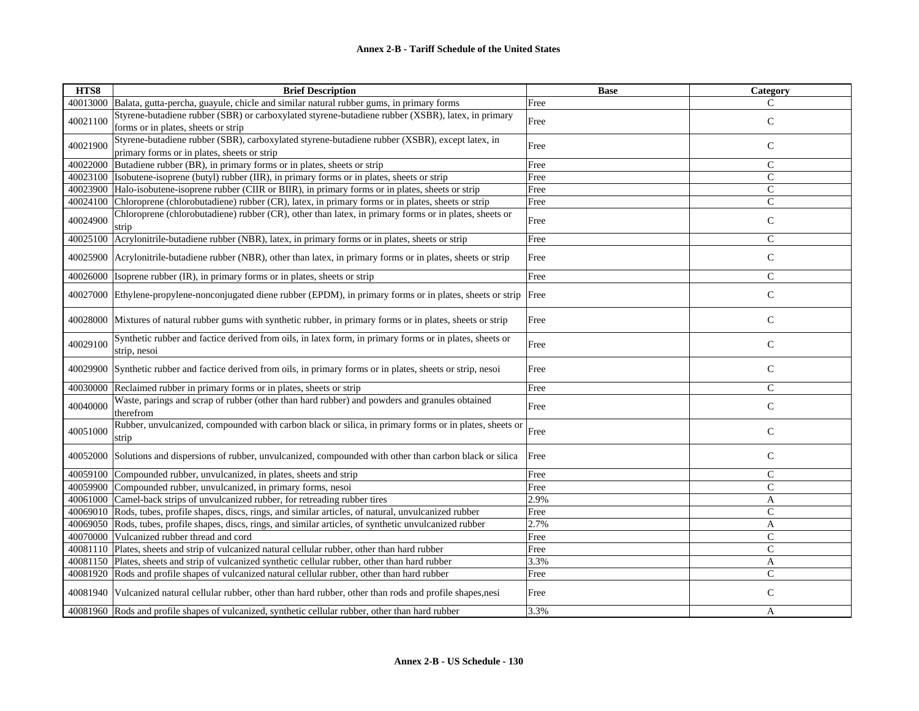| HTS8 | Brief Description | Base | Category |
|---|---|---|---|
| 40013000 | Balata, gutta-percha, guayule, chicle and similar natural rubber gums, in primary forms | Free | C |
| 40021100 | Styrene-butadiene rubber (SBR) or carboxylated styrene-butadiene rubber (XSBR), latex, in primary forms or in plates, sheets or strip | Free | C |
| 40021900 | Styrene-butadiene rubber (SBR), carboxylated styrene-butadiene rubber (XSBR), except latex, in primary forms or in plates, sheets or strip | Free | C |
| 40022000 | Butadiene rubber (BR), in primary forms or in plates, sheets or strip | Free | C |
| 40023100 | Isobutene-isoprene (butyl) rubber (IIR), in primary forms or in plates, sheets or strip | Free | C |
| 40023900 | Halo-isobutene-isoprene rubber (CIIR or BIIR), in primary forms or in plates, sheets or strip | Free | C |
| 40024100 | Chloroprene (chlorobutadiene) rubber (CR), latex, in primary forms or in plates, sheets or strip | Free | C |
| 40024900 | Chloroprene (chlorobutadiene) rubber (CR), other than latex, in primary forms or in plates, sheets or strip | Free | C |
| 40025100 | Acrylonitrile-butadiene rubber (NBR), latex, in primary forms or in plates, sheets or strip | Free | C |
| 40025900 | Acrylonitrile-butadiene rubber (NBR), other than latex, in primary forms or in plates, sheets or strip | Free | C |
| 40026000 | Isoprene rubber (IR), in primary forms or in plates, sheets or strip | Free | C |
| 40027000 | Ethylene-propylene-nonconjugated diene rubber (EPDM), in primary forms or in plates, sheets or strip | Free | C |
| 40028000 | Mixtures of natural rubber gums with synthetic rubber, in primary forms or in plates, sheets or strip | Free | C |
| 40029100 | Synthetic rubber and factice derived from oils, in latex form, in primary forms or in plates, sheets or strip, nesoi | Free | C |
| 40029900 | Synthetic rubber and factice derived from oils, in primary forms or in plates, sheets or strip, nesoi | Free | C |
| 40030000 | Reclaimed rubber in primary forms or in plates, sheets or strip | Free | C |
| 40040000 | Waste, parings and scrap of rubber (other than hard rubber) and powders and granules obtained therefrom | Free | C |
| 40051000 | Rubber, unvulcanized, compounded with carbon black or silica, in primary forms or in plates, sheets or strip | Free | C |
| 40052000 | Solutions and dispersions of rubber, unvulcanized, compounded with other than carbon black or silica | Free | C |
| 40059100 | Compounded rubber, unvulcanized, in plates, sheets and strip | Free | C |
| 40059900 | Compounded rubber, unvulcanized, in primary forms, nesoi | Free | C |
| 40061000 | Camel-back strips of unvulcanized rubber, for retreading rubber tires | 2.9% | A |
| 40069010 | Rods, tubes, profile shapes, discs, rings, and similar articles, of natural, unvulcanized rubber | Free | C |
| 40069050 | Rods, tubes, profile shapes, discs, rings, and similar articles, of synthetic unvulcanized rubber | 2.7% | A |
| 40070000 | Vulcanized rubber thread and cord | Free | C |
| 40081110 | Plates, sheets and strip of vulcanized natural cellular rubber, other than hard rubber | Free | C |
| 40081150 | Plates, sheets and strip of vulcanized synthetic cellular rubber, other than hard rubber | 3.3% | A |
| 40081920 | Rods and profile shapes of vulcanized natural cellular rubber, other than hard rubber | Free | C |
| 40081940 | Vulcanized natural cellular rubber, other than hard rubber, other than rods and profile shapes,nesi | Free | C |
| 40081960 | Rods and profile shapes of vulcanized, synthetic cellular rubber, other than hard rubber | 3.3% | A |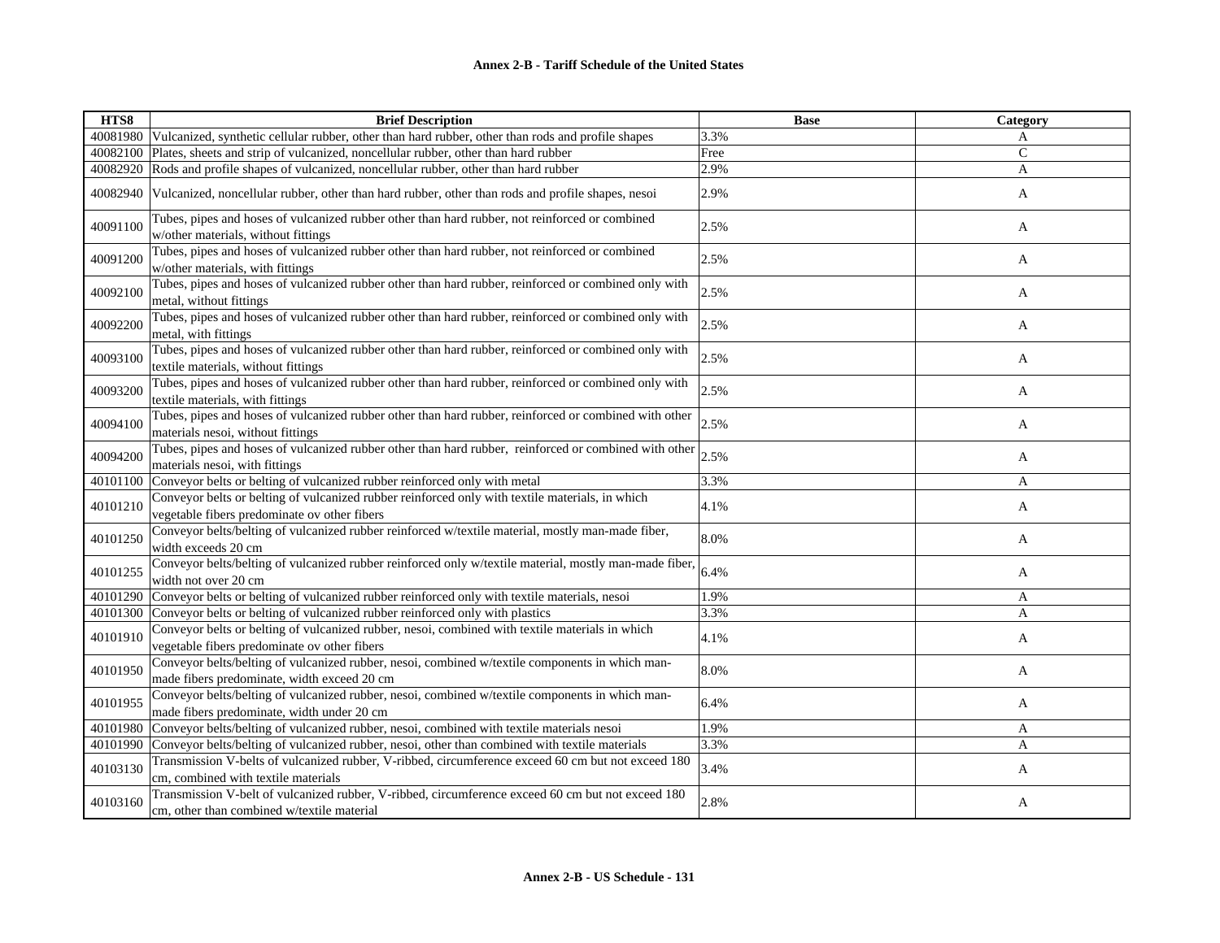| HTS8 | Brief Description | Base | Category |
|---|---|---|---|
| 40081980 | Vulcanized, synthetic cellular rubber, other than hard rubber, other than rods and profile shapes | 3.3% | A |
| 40082100 | Plates, sheets and strip of vulcanized, noncellular rubber, other than hard rubber | Free | C |
| 40082920 | Rods and profile shapes of vulcanized, noncellular rubber, other than hard rubber | 2.9% | A |
| 40082940 | Vulcanized, noncellular rubber, other than hard rubber, other than rods and profile shapes, nesoi | 2.9% | A |
| 40091100 | Tubes, pipes and hoses of vulcanized rubber other than hard rubber, not reinforced or combined w/other materials, without fittings | 2.5% | A |
| 40091200 | Tubes, pipes and hoses of vulcanized rubber other than hard rubber, not reinforced or combined w/other materials, with fittings | 2.5% | A |
| 40092100 | Tubes, pipes and hoses of vulcanized rubber other than hard rubber, reinforced or combined only with metal, without fittings | 2.5% | A |
| 40092200 | Tubes, pipes and hoses of vulcanized rubber other than hard rubber, reinforced or combined only with metal, with fittings | 2.5% | A |
| 40093100 | Tubes, pipes and hoses of vulcanized rubber other than hard rubber, reinforced or combined only with textile materials, without fittings | 2.5% | A |
| 40093200 | Tubes, pipes and hoses of vulcanized rubber other than hard rubber, reinforced or combined only with textile materials, with fittings | 2.5% | A |
| 40094100 | Tubes, pipes and hoses of vulcanized rubber other than hard rubber, reinforced or combined with other materials nesoi, without fittings | 2.5% | A |
| 40094200 | Tubes, pipes and hoses of vulcanized rubber other than hard rubber, reinforced or combined with other materials nesoi, with fittings | 2.5% | A |
| 40101100 | Conveyor belts or belting of vulcanized rubber reinforced only with metal | 3.3% | A |
| 40101210 | Conveyor belts or belting of vulcanized rubber reinforced only with textile materials, in which vegetable fibers predominate ov other fibers | 4.1% | A |
| 40101250 | Conveyor belts/belting of vulcanized rubber reinforced w/textile material, mostly man-made fiber, width exceeds 20 cm | 8.0% | A |
| 40101255 | Conveyor belts/belting of vulcanized rubber reinforced only w/textile material, mostly man-made fiber, width not over 20 cm | 6.4% | A |
| 40101290 | Conveyor belts or belting of vulcanized rubber reinforced only with textile materials, nesoi | 1.9% | A |
| 40101300 | Conveyor belts or belting of vulcanized rubber reinforced only with plastics | 3.3% | A |
| 40101910 | Conveyor belts or belting of vulcanized rubber, nesoi, combined with textile materials in which vegetable fibers predominate ov other fibers | 4.1% | A |
| 40101950 | Conveyor belts/belting of vulcanized rubber, nesoi, combined w/textile components in which man-made fibers predominate, width exceed 20 cm | 8.0% | A |
| 40101955 | Conveyor belts/belting of vulcanized rubber, nesoi, combined w/textile components in which man-made fibers predominate, width under 20 cm | 6.4% | A |
| 40101980 | Conveyor belts/belting of vulcanized rubber, nesoi, combined with textile materials nesoi | 1.9% | A |
| 40101990 | Conveyor belts/belting of vulcanized rubber, nesoi, other than combined with textile materials | 3.3% | A |
| 40103130 | Transmission V-belts of vulcanized rubber, V-ribbed, circumference exceed 60 cm but not exceed 180 cm, combined with textile materials | 3.4% | A |
| 40103160 | Transmission V-belt of vulcanized rubber, V-ribbed, circumference exceed 60 cm but not exceed 180 cm, other than combined w/textile material | 2.8% | A |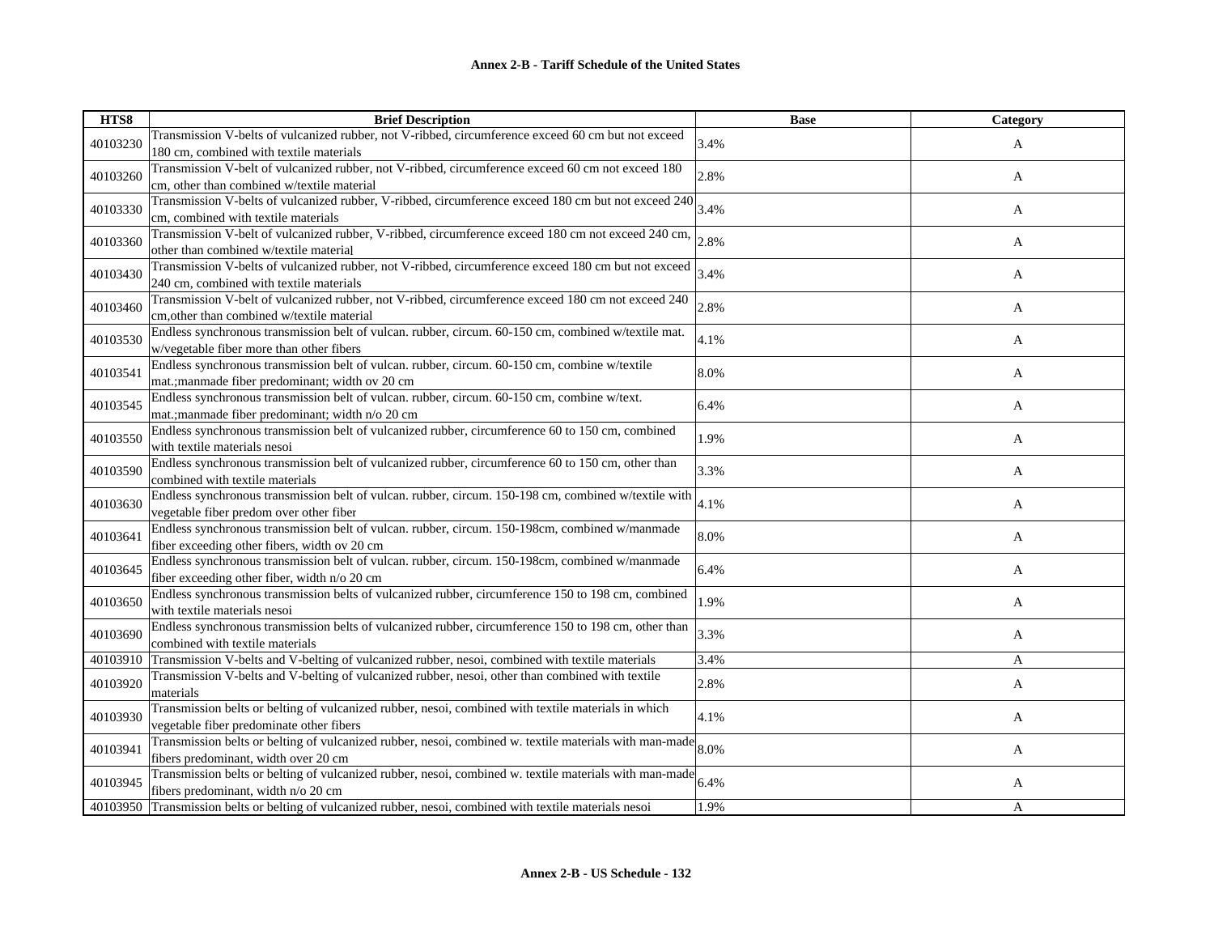**Annex 2-B - Tariff Schedule of the United States**

| HTS8 | Brief Description | Base | Category |
|---|---|---|---|
| 40103230 | Transmission V-belts of vulcanized rubber, not V-ribbed, circumference exceed 60 cm but not exceed 180 cm, combined with textile materials | 3.4% | A |
| 40103260 | Transmission V-belt of vulcanized rubber, not V-ribbed, circumference exceed 60 cm not exceed 180 cm, other than combined w/textile material | 2.8% | A |
| 40103330 | Transmission V-belts of vulcanized rubber, V-ribbed, circumference exceed 180 cm but not exceed 240 cm, combined with textile materials | 3.4% | A |
| 40103360 | Transmission V-belt of vulcanized rubber, V-ribbed, circumference exceed 180 cm not exceed 240 cm, other than combined w/textile material | 2.8% | A |
| 40103430 | Transmission V-belts of vulcanized rubber, not V-ribbed, circumference exceed 180 cm but not exceed 240 cm, combined with textile materials | 3.4% | A |
| 40103460 | Transmission V-belt of vulcanized rubber, not V-ribbed, circumference exceed 180 cm not exceed 240 cm,other than combined w/textile material | 2.8% | A |
| 40103530 | Endless synchronous transmission belt of vulcan. rubber, circum. 60-150 cm, combined w/textile mat. w/vegetable fiber more than other fibers | 4.1% | A |
| 40103541 | Endless synchronous transmission belt of vulcan. rubber, circum. 60-150 cm, combine w/textile mat.;manmade fiber predominant; width ov 20 cm | 8.0% | A |
| 40103545 | Endless synchronous transmission belt of vulcan. rubber, circum. 60-150 cm, combine w/text. mat.;manmade fiber predominant; width n/o 20 cm | 6.4% | A |
| 40103550 | Endless synchronous transmission belt of vulcanized rubber, circumference 60 to 150 cm, combined with textile materials nesoi | 1.9% | A |
| 40103590 | Endless synchronous transmission belt of vulcanized rubber, circumference 60 to 150 cm, other than combined with textile materials | 3.3% | A |
| 40103630 | Endless synchronous transmission belt of vulcan. rubber, circum. 150-198 cm, combined w/textile with vegetable fiber predom over other fiber | 4.1% | A |
| 40103641 | Endless synchronous transmission belt of vulcan. rubber, circum. 150-198cm, combined w/manmade fiber exceeding other fibers, width ov 20 cm | 8.0% | A |
| 40103645 | Endless synchronous transmission belt of vulcan. rubber, circum. 150-198cm, combined w/manmade fiber exceeding other fiber, width n/o 20 cm | 6.4% | A |
| 40103650 | Endless synchronous transmission belts of vulcanized rubber, circumference 150 to 198 cm, combined with textile materials nesoi | 1.9% | A |
| 40103690 | Endless synchronous transmission belts of vulcanized rubber, circumference 150 to 198 cm, other than combined with textile materials | 3.3% | A |
| 40103910 | Transmission V-belts and V-belting of vulcanized rubber, nesoi, combined with textile materials | 3.4% | A |
| 40103920 | Transmission V-belts and V-belting of vulcanized rubber, nesoi, other than combined with textile materials | 2.8% | A |
| 40103930 | Transmission belts or belting of vulcanized rubber, nesoi, combined with textile materials in which vegetable fiber predominate other fibers | 4.1% | A |
| 40103941 | Transmission belts or belting of vulcanized rubber, nesoi, combined w. textile materials with man-made fibers predominant, width over 20 cm | 8.0% | A |
| 40103945 | Transmission belts or belting of vulcanized rubber, nesoi, combined w. textile materials with man-made fibers predominant, width n/o 20 cm | 6.4% | A |
| 40103950 | Transmission belts or belting of vulcanized rubber, nesoi, combined with textile materials nesoi | 1.9% | A |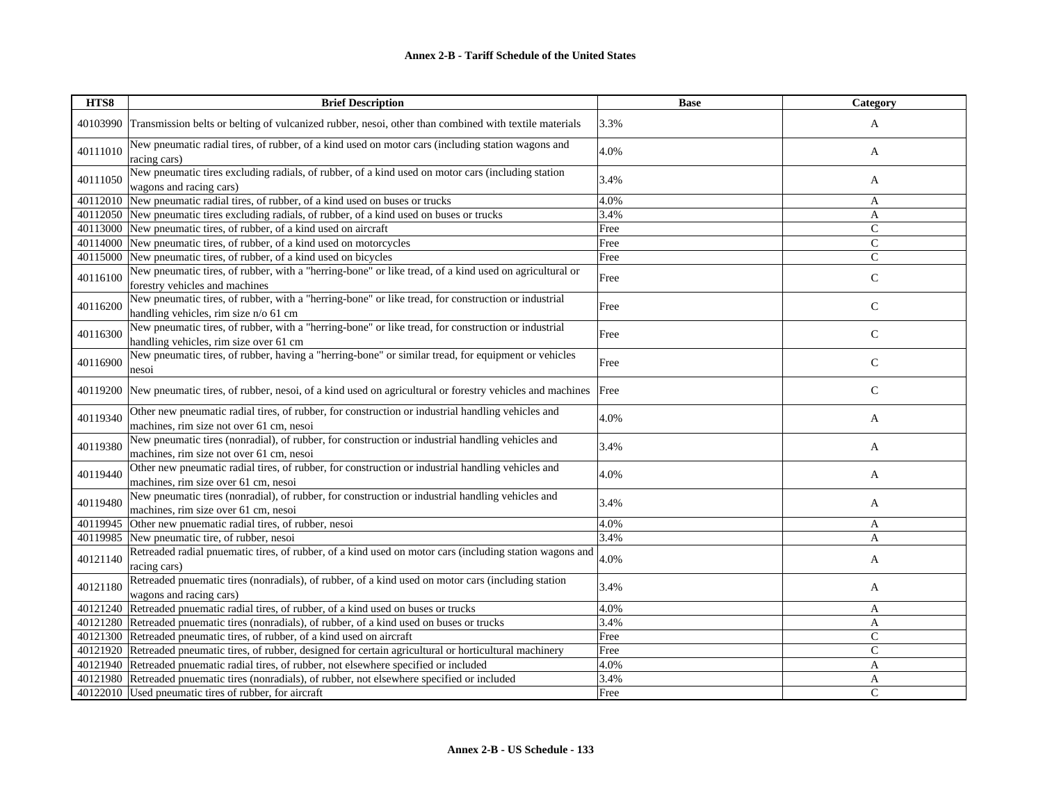| HTS8 | Brief Description | Base | Category |
|---|---|---|---|
| 40103990 | Transmission belts or belting of vulcanized rubber, nesoi, other than combined with textile materials | 3.3% | A |
| 40111010 | New pneumatic radial tires, of rubber, of a kind used on motor cars (including station wagons and racing cars) | 4.0% | A |
| 40111050 | New pneumatic tires excluding radials, of rubber, of a kind used on motor cars (including station wagons and racing cars) | 3.4% | A |
| 40112010 | New pneumatic radial tires, of rubber, of a kind used on buses or trucks | 4.0% | A |
| 40112050 | New pneumatic tires excluding radials, of rubber, of a kind used on buses or trucks | 3.4% | A |
| 40113000 | New pneumatic tires, of rubber, of a kind used on aircraft | Free | C |
| 40114000 | New pneumatic tires, of rubber, of a kind used on motorcycles | Free | C |
| 40115000 | New pneumatic tires, of rubber, of a kind used on bicycles | Free | C |
| 40116100 | New pneumatic tires, of rubber, with a "herring-bone" or like tread, of a kind used on agricultural or forestry vehicles and machines | Free | C |
| 40116200 | New pneumatic tires, of rubber, with a "herring-bone" or like tread, for construction or industrial handling vehicles, rim size n/o 61 cm | Free | C |
| 40116300 | New pneumatic tires, of rubber, with a "herring-bone" or like tread, for construction or industrial handling vehicles, rim size over 61 cm | Free | C |
| 40116900 | New pneumatic tires, of rubber, having a "herring-bone" or similar tread, for equipment or vehicles nesoi | Free | C |
| 40119200 | New pneumatic tires, of rubber, nesoi, of a kind used on agricultural or forestry vehicles and machines | Free | C |
| 40119340 | Other new pneumatic radial tires, of rubber, for construction or industrial handling vehicles and machines, rim size not over 61 cm, nesoi | 4.0% | A |
| 40119380 | New pneumatic tires (nonradial), of rubber, for construction or industrial handling vehicles and machines, rim size not over 61 cm, nesoi | 3.4% | A |
| 40119440 | Other new pneumatic radial tires, of rubber, for construction or industrial handling vehicles and machines, rim size over 61 cm, nesoi | 4.0% | A |
| 40119480 | New pneumatic tires (nonradial), of rubber, for construction or industrial handling vehicles and machines, rim size over 61 cm, nesoi | 3.4% | A |
| 40119945 | Other new pnuematic radial tires, of rubber, nesoi | 4.0% | A |
| 40119985 | New pneumatic tire, of rubber, nesoi | 3.4% | A |
| 40121140 | Retreaded radial pnuematic tires, of rubber, of a kind used on motor cars (including station wagons and racing cars) | 4.0% | A |
| 40121180 | Retreaded pnuematic tires (nonradials), of rubber, of a kind used on motor cars (including station wagons and racing cars) | 3.4% | A |
| 40121240 | Retreaded pnuematic radial tires, of rubber, of a kind used on buses or trucks | 4.0% | A |
| 40121280 | Retreaded pnuematic tires (nonradials), of rubber, of a kind used on buses or trucks | 3.4% | A |
| 40121300 | Retreaded pneumatic tires, of rubber, of a kind used on aircraft | Free | C |
| 40121920 | Retreaded pneumatic tires, of rubber, designed for certain agricultural or horticultural machinery | Free | C |
| 40121940 | Retreaded pnuematic radial tires, of rubber, not elsewhere specified or included | 4.0% | A |
| 40121980 | Retreaded pnuematic tires (nonradials), of rubber, not elsewhere specified or included | 3.4% | A |
| 40122010 | Used pneumatic tires of rubber, for aircraft | Free | C |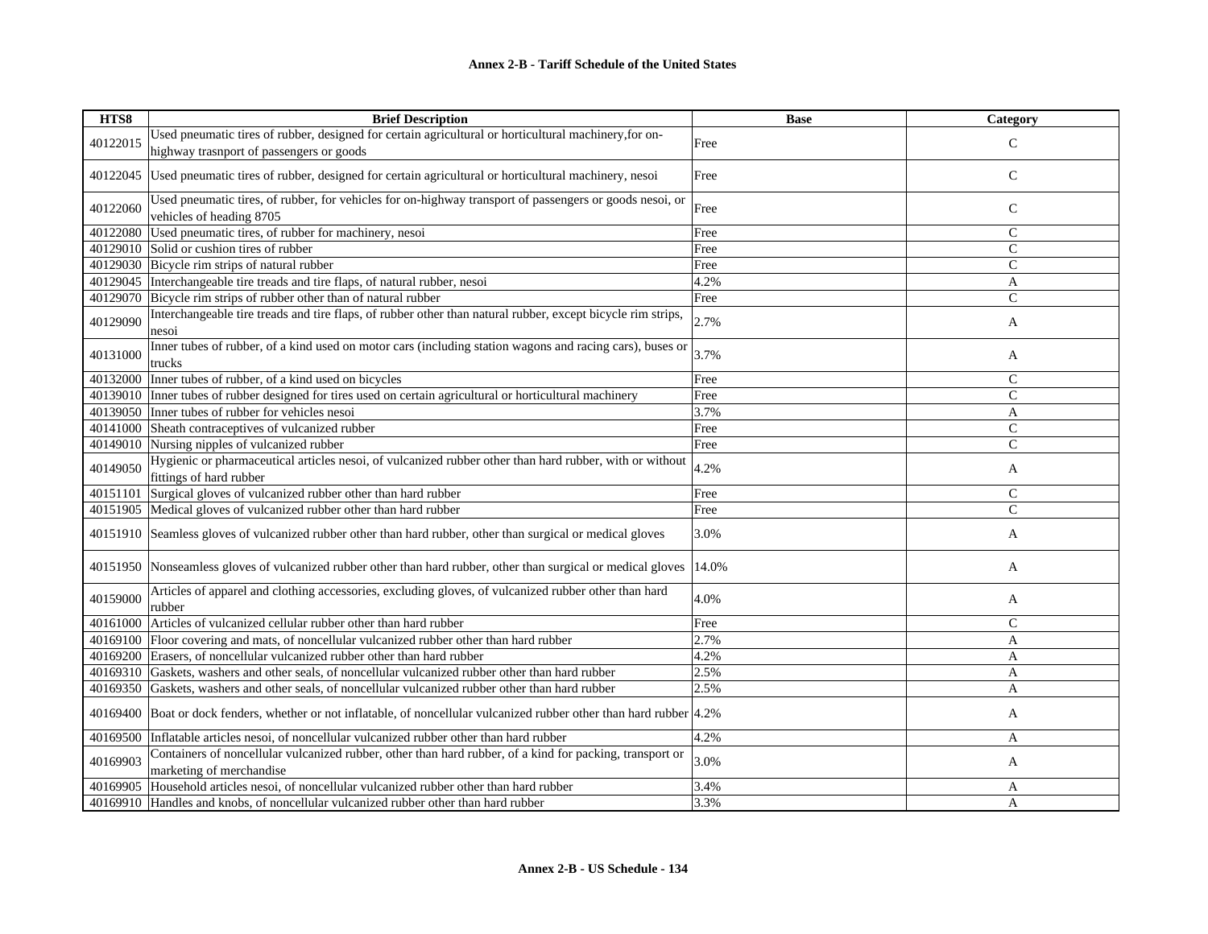# Annex 2-B - Tariff Schedule of the United States

| HTS8 | Brief Description | Base | Category |
|---|---|---|---|
| 40122015 | Used pneumatic tires of rubber, designed for certain agricultural or horticultural machinery,for on-highway trasnport of passengers or goods | Free | C |
| 40122045 | Used pneumatic tires of rubber, designed for certain agricultural or horticultural machinery, nesoi | Free | C |
| 40122060 | Used pneumatic tires, of rubber, for vehicles for on-highway transport of passengers or goods nesoi, or vehicles of heading 8705 | Free | C |
| 40122080 | Used pneumatic tires, of rubber for machinery, nesoi | Free | C |
| 40129010 | Solid or cushion tires of rubber | Free | C |
| 40129030 | Bicycle rim strips of natural rubber | Free | C |
| 40129045 | Interchangeable tire treads and tire flaps, of natural rubber, nesoi | 4.2% | A |
| 40129070 | Bicycle rim strips of rubber other than of natural rubber | Free | C |
| 40129090 | Interchangeable tire treads and tire flaps, of rubber other than natural rubber, except bicycle rim strips, nesoi | 2.7% | A |
| 40131000 | Inner tubes of rubber, of a kind used on motor cars (including station wagons and racing cars), buses or trucks | 3.7% | A |
| 40132000 | Inner tubes of rubber, of a kind used on bicycles | Free | C |
| 40139010 | Inner tubes of rubber designed for tires used on certain agricultural or horticultural machinery | Free | C |
| 40139050 | Inner tubes of rubber for vehicles nesoi | 3.7% | A |
| 40141000 | Sheath contraceptives of vulcanized rubber | Free | C |
| 40149010 | Nursing nipples of vulcanized rubber | Free | C |
| 40149050 | Hygienic or pharmaceutical articles nesoi, of vulcanized rubber other than hard rubber, with or without fittings of hard rubber | 4.2% | A |
| 40151101 | Surgical gloves of vulcanized rubber other than hard rubber | Free | C |
| 40151905 | Medical gloves of vulcanized rubber other than hard rubber | Free | C |
| 40151910 | Seamless gloves of vulcanized rubber other than hard rubber, other than surgical or medical gloves | 3.0% | A |
| 40151950 | Nonseamless gloves of vulcanized rubber other than hard rubber, other than surgical or medical gloves | 14.0% | A |
| 40159000 | Articles of apparel and clothing accessories, excluding gloves, of vulcanized rubber other than hard rubber | 4.0% | A |
| 40161000 | Articles of vulcanized cellular rubber other than hard rubber | Free | C |
| 40169100 | Floor covering and mats, of noncellular vulcanized rubber other than hard rubber | 2.7% | A |
| 40169200 | Erasers, of noncellular vulcanized rubber other than hard rubber | 4.2% | A |
| 40169310 | Gaskets, washers and other seals, of noncellular vulcanized rubber other than hard rubber | 2.5% | A |
| 40169350 | Gaskets, washers and other seals, of noncellular vulcanized rubber other than hard rubber | 2.5% | A |
| 40169400 | Boat or dock fenders, whether or not inflatable, of noncellular vulcanized rubber other than hard rubber | 4.2% | A |
| 40169500 | Inflatable articles nesoi, of noncellular vulcanized rubber other than hard rubber | 4.2% | A |
| 40169903 | Containers of noncellular vulcanized rubber, other than hard rubber, of a kind for packing, transport or marketing of merchandise | 3.0% | A |
| 40169905 | Household articles nesoi, of noncellular vulcanized rubber other than hard rubber | 3.4% | A |
| 40169910 | Handles and knobs, of noncellular vulcanized rubber other than hard rubber | 3.3% | A |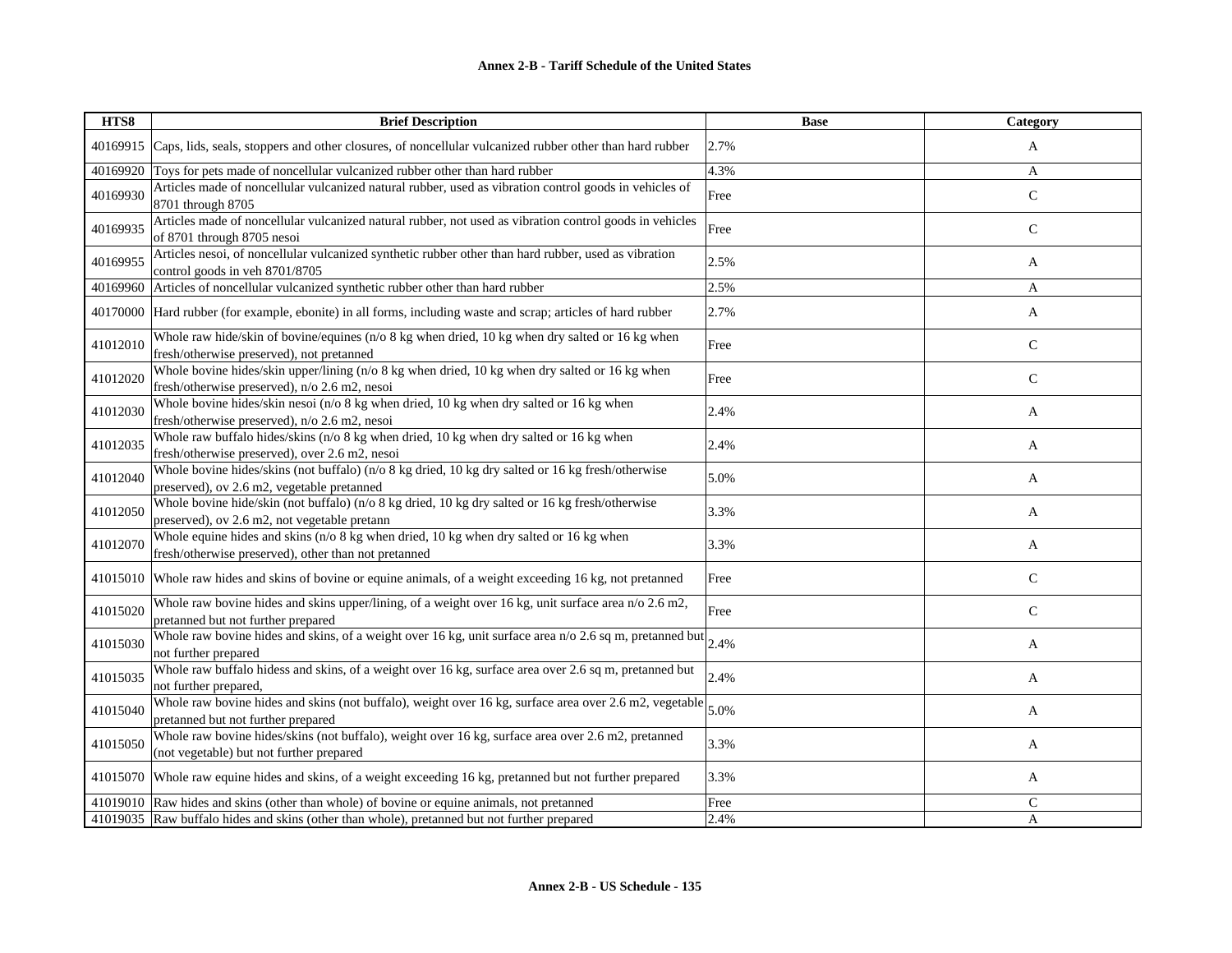| HTS8 | Brief Description | Base | Category |
|---|---|---|---|
| 40169915 | Caps, lids, seals, stoppers and other closures, of noncellular vulcanized rubber other than hard rubber | 2.7% | A |
| 40169920 | Toys for pets made of noncellular vulcanized rubber other than hard rubber | 4.3% | A |
| 40169930 | Articles made of noncellular vulcanized natural rubber, used as vibration control goods in vehicles of 8701 through 8705 | Free | C |
| 40169935 | Articles made of noncellular vulcanized natural rubber, not used as vibration control goods in vehicles of 8701 through 8705 nesoi | Free | C |
| 40169955 | Articles nesoi, of noncellular vulcanized synthetic rubber other than hard rubber, used as vibration control goods in veh 8701/8705 | 2.5% | A |
| 40169960 | Articles of noncellular vulcanized synthetic rubber other than hard rubber | 2.5% | A |
| 40170000 | Hard rubber (for example, ebonite) in all forms, including waste and scrap; articles of hard rubber | 2.7% | A |
| 41012010 | Whole raw hide/skin of bovine/equines (n/o 8 kg when dried, 10 kg when dry salted or 16 kg when fresh/otherwise preserved), not pretanned | Free | C |
| 41012020 | Whole bovine hides/skin upper/lining (n/o 8 kg when dried, 10 kg when dry salted or 16 kg when fresh/otherwise preserved), n/o 2.6 m2, nesoi | Free | C |
| 41012030 | Whole bovine hides/skin nesoi (n/o 8 kg when dried, 10 kg when dry salted or 16 kg when fresh/otherwise preserved), n/o 2.6 m2, nesoi | 2.4% | A |
| 41012035 | Whole raw buffalo hides/skins (n/o 8 kg when dried, 10 kg when dry salted or 16 kg when fresh/otherwise preserved), over 2.6 m2, nesoi | 2.4% | A |
| 41012040 | Whole bovine hides/skins (not buffalo) (n/o 8 kg dried, 10 kg dry salted or 16 kg fresh/otherwise preserved), ov 2.6 m2, vegetable pretanned | 5.0% | A |
| 41012050 | Whole bovine hide/skin (not buffalo) (n/o 8 kg dried, 10 kg dry salted or 16 kg fresh/otherwise preserved), ov 2.6 m2, not vegetable pretann | 3.3% | A |
| 41012070 | Whole equine hides and skins (n/o 8 kg when dried, 10 kg when dry salted or 16 kg when fresh/otherwise preserved), other than not pretanned | 3.3% | A |
| 41015010 | Whole raw hides and skins of bovine or equine animals, of a weight exceeding 16 kg, not pretanned | Free | C |
| 41015020 | Whole raw bovine hides and skins upper/lining, of a weight over 16 kg, unit surface area n/o 2.6 m2, pretanned but not further prepared | Free | C |
| 41015030 | Whole raw bovine hides and skins, of a weight over 16 kg, unit surface area n/o 2.6 sq m, pretanned but not further prepared | 2.4% | A |
| 41015035 | Whole raw buffalo hidess and skins, of a weight over 16 kg, surface area over 2.6 sq m, pretanned but not further prepared, | 2.4% | A |
| 41015040 | Whole raw bovine hides and skins (not buffalo), weight over 16 kg, surface area over 2.6 m2, vegetable pretanned but not further prepared | 5.0% | A |
| 41015050 | Whole raw bovine hides/skins (not buffalo), weight over 16 kg, surface area over 2.6 m2, pretanned (not vegetable) but not further prepared | 3.3% | A |
| 41015070 | Whole raw equine hides and skins, of a weight exceeding 16 kg, pretanned but not further prepared | 3.3% | A |
| 41019010 | Raw hides and skins (other than whole) of bovine or equine animals, not pretanned | Free | C |
| 41019035 | Raw buffalo hides and skins (other than whole), pretanned but not further prepared | 2.4% | A |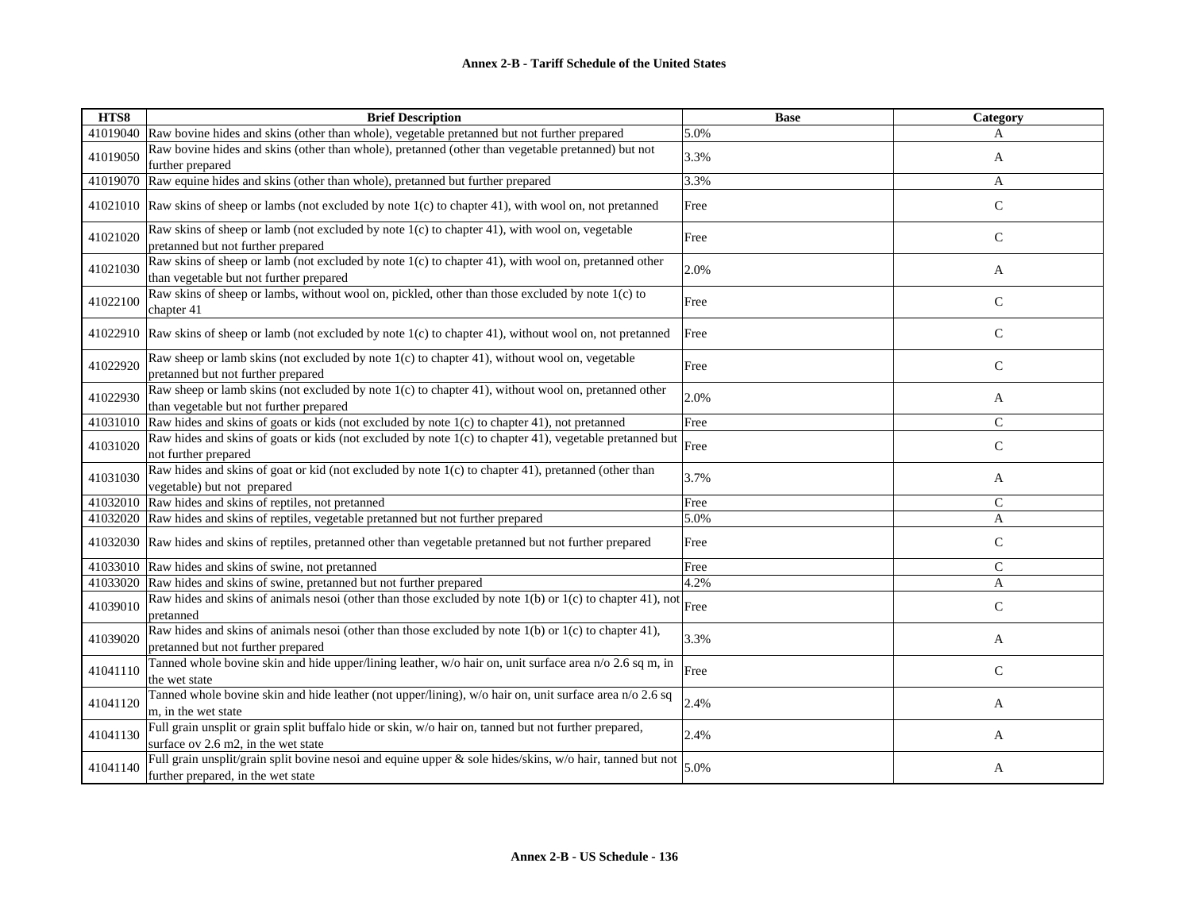| HTS8 | Brief Description | Base | Category |
|---|---|---|---|
| 41019040 | Raw bovine hides and skins (other than whole), vegetable pretanned but not further prepared | 5.0% | A |
| 41019050 | Raw bovine hides and skins (other than whole), pretanned (other than vegetable pretanned) but not further prepared | 3.3% | A |
| 41019070 | Raw equine hides and skins (other than whole), pretanned but further prepared | 3.3% | A |
| 41021010 | Raw skins of sheep or lambs (not excluded by note 1(c) to chapter 41), with wool on, not pretanned | Free | C |
| 41021020 | Raw skins of sheep or lamb (not excluded by note 1(c) to chapter 41), with wool on, vegetable pretanned but not further prepared | Free | C |
| 41021030 | Raw skins of sheep or lamb (not excluded by note 1(c) to chapter 41), with wool on, pretanned other than vegetable but not further prepared | 2.0% | A |
| 41022100 | Raw skins of sheep or lambs, without wool on, pickled, other than those excluded by note 1(c) to chapter 41 | Free | C |
| 41022910 | Raw skins of sheep or lamb (not excluded by note 1(c) to chapter 41), without wool on, not pretanned | Free | C |
| 41022920 | Raw sheep or lamb skins (not excluded by note 1(c) to chapter 41), without wool on, vegetable pretanned but not further prepared | Free | C |
| 41022930 | Raw sheep or lamb skins (not excluded by note 1(c) to chapter 41), without wool on, pretanned other than vegetable but not further prepared | 2.0% | A |
| 41031010 | Raw hides and skins of goats or kids (not excluded by note 1(c) to chapter 41), not pretanned | Free | C |
| 41031020 | Raw hides and skins of goats or kids (not excluded by note 1(c) to chapter 41), vegetable pretanned but not further prepared | Free | C |
| 41031030 | Raw hides and skins of goat or kid (not excluded by note 1(c) to chapter 41), pretanned (other than vegetable) but not prepared | 3.7% | A |
| 41032010 | Raw hides and skins of reptiles, not pretanned | Free | C |
| 41032020 | Raw hides and skins of reptiles, vegetable pretanned but not further prepared | 5.0% | A |
| 41032030 | Raw hides and skins of reptiles, pretanned other than vegetable pretanned but not further prepared | Free | C |
| 41033010 | Raw hides and skins of swine, not pretanned | Free | C |
| 41033020 | Raw hides and skins of swine, pretanned but not further prepared | 4.2% | A |
| 41039010 | Raw hides and skins of animals nesoi (other than those excluded by note 1(b) or 1(c) to chapter 41), not pretanned | Free | C |
| 41039020 | Raw hides and skins of animals nesoi (other than those excluded by note 1(b) or 1(c) to chapter 41), pretanned but not further prepared | 3.3% | A |
| 41041110 | Tanned whole bovine skin and hide upper/lining leather, w/o hair on, unit surface area n/o 2.6 sq m, in the wet state | Free | C |
| 41041120 | Tanned whole bovine skin and hide leather (not upper/lining), w/o hair on, unit surface area n/o 2.6 sq m, in the wet state | 2.4% | A |
| 41041130 | Full grain unsplit or grain split buffalo hide or skin, w/o hair on, tanned but not further prepared, surface ov 2.6 m2, in the wet state | 2.4% | A |
| 41041140 | Full grain unsplit/grain split bovine nesoi and equine upper & sole hides/skins, w/o hair, tanned but not further prepared, in the wet state | 5.0% | A |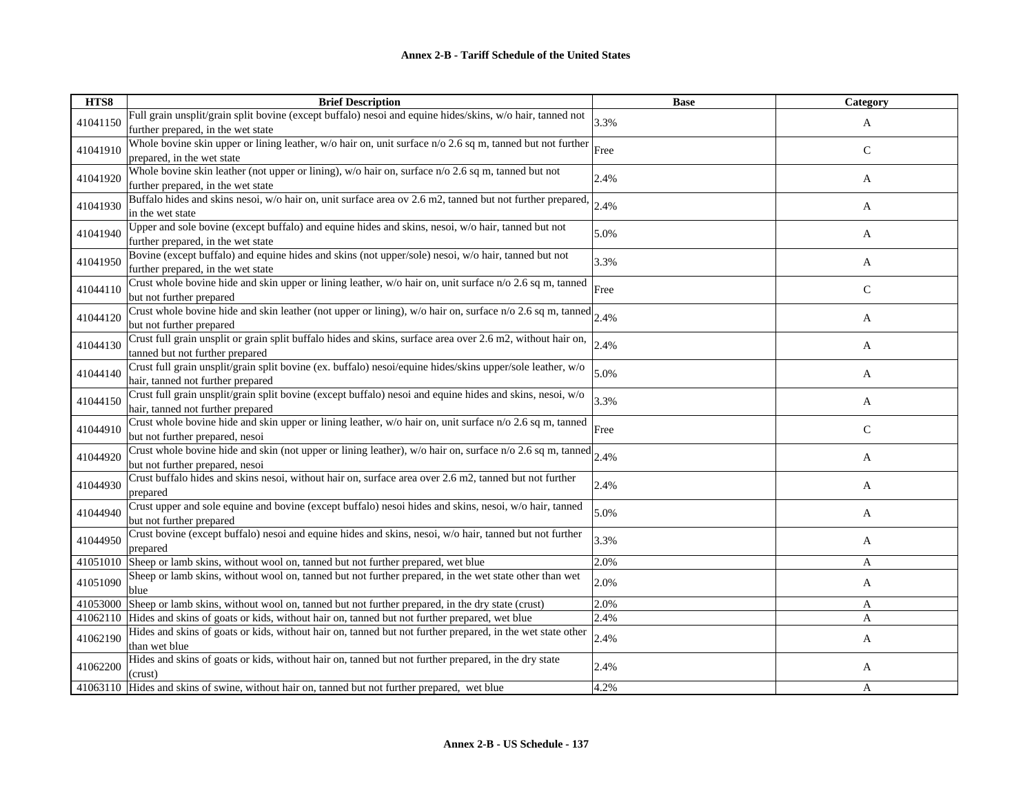| HTS8 | Brief Description | Base | Category |
|---|---|---|---|
| 41041150 | Full grain unsplit/grain split bovine (except buffalo) nesoi and equine hides/skins, w/o hair, tanned not further prepared, in the wet state | 3.3% | A |
| 41041910 | Whole bovine skin upper or lining leather, w/o hair on, unit surface n/o 2.6 sq m, tanned but not further prepared, in the wet state | Free | C |
| 41041920 | Whole bovine skin leather (not upper or lining), w/o hair on, surface n/o 2.6 sq m, tanned but not further prepared, in the wet state | 2.4% | A |
| 41041930 | Buffalo hides and skins nesoi, w/o hair on, unit surface area ov 2.6 m2, tanned but not further prepared, in the wet state | 2.4% | A |
| 41041940 | Upper and sole bovine (except buffalo) and equine hides and skins, nesoi, w/o hair, tanned but not further prepared, in the wet state | 5.0% | A |
| 41041950 | Bovine (except buffalo) and equine hides and skins (not upper/sole) nesoi, w/o hair, tanned but not further prepared, in the wet state | 3.3% | A |
| 41044110 | Crust whole bovine hide and skin upper or lining leather, w/o hair on, unit surface n/o 2.6 sq m, tanned but not further prepared | Free | C |
| 41044120 | Crust whole bovine hide and skin leather (not upper or lining), w/o hair on, surface n/o 2.6 sq m, tanned but not further prepared | 2.4% | A |
| 41044130 | Crust full grain unsplit or grain split buffalo hides and skins, surface area over 2.6 m2, without hair on, tanned but not further prepared | 2.4% | A |
| 41044140 | Crust full grain unsplit/grain split bovine (ex. buffalo) nesoi/equine hides/skins upper/sole leather, w/o hair, tanned not further prepared | 5.0% | A |
| 41044150 | Crust full grain unsplit/grain split bovine (except buffalo) nesoi and equine hides and skins, nesoi, w/o hair, tanned not further prepared | 3.3% | A |
| 41044910 | Crust whole bovine hide and skin upper or lining leather, w/o hair on, unit surface n/o 2.6 sq m, tanned but not further prepared, nesoi | Free | C |
| 41044920 | Crust whole bovine hide and skin (not upper or lining leather), w/o hair on, surface n/o 2.6 sq m, tanned but not further prepared, nesoi | 2.4% | A |
| 41044930 | Crust buffalo hides and skins nesoi, without hair on, surface area over 2.6 m2, tanned but not further prepared | 2.4% | A |
| 41044940 | Crust upper and sole equine and bovine (except buffalo) nesoi hides and skins, nesoi, w/o hair, tanned but not further prepared | 5.0% | A |
| 41044950 | Crust bovine (except buffalo) nesoi and equine hides and skins, nesoi, w/o hair, tanned but not further prepared | 3.3% | A |
| 41051010 | Sheep or lamb skins, without wool on, tanned but not further prepared, wet blue | 2.0% | A |
| 41051090 | Sheep or lamb skins, without wool on, tanned but not further prepared, in the wet state other than wet blue | 2.0% | A |
| 41053000 | Sheep or lamb skins, without wool on, tanned but not further prepared, in the dry state (crust) | 2.0% | A |
| 41062110 | Hides and skins of goats or kids, without hair on, tanned but not further prepared, wet blue | 2.4% | A |
| 41062190 | Hides and skins of goats or kids, without hair on, tanned but not further prepared, in the wet state other than wet blue | 2.4% | A |
| 41062200 | Hides and skins of goats or kids, without hair on, tanned but not further prepared, in the dry state (crust) | 2.4% | A |
| 41063110 | Hides and skins of swine, without hair on, tanned but not further prepared, wet blue | 4.2% | A |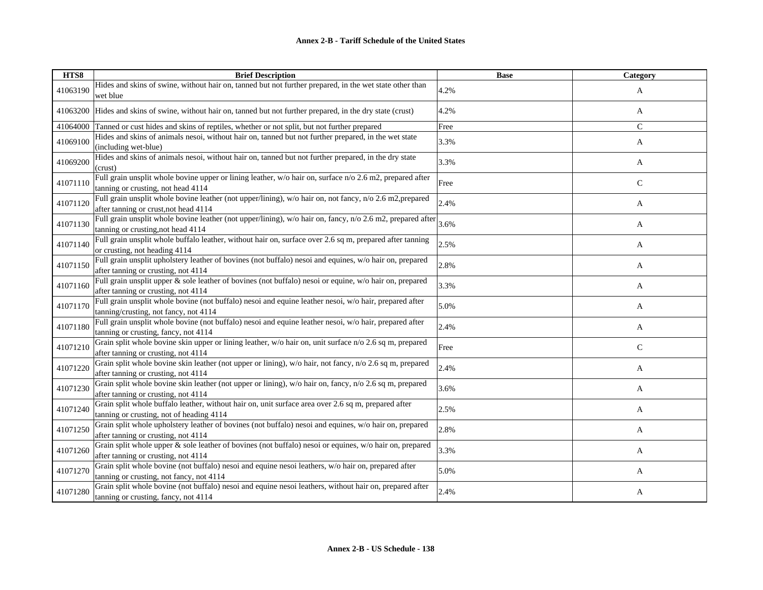**Annex 2-B - Tariff Schedule of the United States**

| HTS8 | Brief Description | Base | Category |
|---|---|---|---|
| 41063190 | Hides and skins of swine, without hair on, tanned but not further prepared, in the wet state other than wet blue | 4.2% | A |
| 41063200 | Hides and skins of swine, without hair on, tanned but not further prepared, in the dry state (crust) | 4.2% | A |
| 41064000 | Tanned or cust hides and skins of reptiles, whether or not split, but not further prepared | Free | C |
| 41069100 | Hides and skins of animals nesoi, without hair on, tanned but not further prepared, in the wet state (including wet-blue) | 3.3% | A |
| 41069200 | Hides and skins of animals nesoi, without hair on, tanned but not further prepared, in the dry state (crust) | 3.3% | A |
| 41071110 | Full grain unsplit whole bovine upper or lining leather, w/o hair on, surface n/o 2.6 m2, prepared after tanning or crusting, not head 4114 | Free | C |
| 41071120 | Full grain unsplit whole bovine leather (not upper/lining), w/o hair on, not fancy, n/o 2.6 m2,prepared after tanning or crust,not head 4114 | 2.4% | A |
| 41071130 | Full grain unsplit whole bovine leather (not upper/lining), w/o hair on, fancy, n/o 2.6 m2, prepared after tanning or crusting,not head 4114 | 3.6% | A |
| 41071140 | Full grain unsplit whole buffalo leather, without hair on, surface over 2.6 sq m, prepared after tanning or crusting, not heading 4114 | 2.5% | A |
| 41071150 | Full grain unsplit upholstery leather of bovines (not buffalo) nesoi and equines, w/o hair on, prepared after tanning or crusting, not 4114 | 2.8% | A |
| 41071160 | Full grain unsplit upper & sole leather of bovines (not buffalo) nesoi or equine, w/o hair on, prepared after tanning or crusting, not 4114 | 3.3% | A |
| 41071170 | Full grain unsplit whole bovine (not buffalo) nesoi and equine leather nesoi, w/o hair, prepared after tanning/crusting, not fancy, not 4114 | 5.0% | A |
| 41071180 | Full grain unsplit whole bovine (not buffalo) nesoi and equine leather nesoi, w/o hair, prepared after tanning or crusting, fancy, not 4114 | 2.4% | A |
| 41071210 | Grain split whole bovine skin upper or lining leather, w/o hair on, unit surface n/o 2.6 sq m, prepared after tanning or crusting, not 4114 | Free | C |
| 41071220 | Grain split whole bovine skin leather (not upper or lining), w/o hair, not fancy, n/o 2.6 sq m, prepared after tanning or crusting, not 4114 | 2.4% | A |
| 41071230 | Grain split whole bovine skin leather (not upper or lining), w/o hair on, fancy, n/o 2.6 sq m, prepared after tanning or crusting, not 4114 | 3.6% | A |
| 41071240 | Grain split whole buffalo leather, without hair on, unit surface area over 2.6 sq m, prepared after tanning or crusting, not of heading 4114 | 2.5% | A |
| 41071250 | Grain split whole upholstery leather of bovines (not buffalo) nesoi and equines, w/o hair on, prepared after tanning or crusting, not 4114 | 2.8% | A |
| 41071260 | Grain split whole upper & sole leather of bovines (not buffalo) nesoi or equines, w/o hair on, prepared after tanning or crusting, not 4114 | 3.3% | A |
| 41071270 | Grain split whole bovine (not buffalo) nesoi and equine nesoi leathers, w/o hair on, prepared after tanning or crusting, not fancy, not 4114 | 5.0% | A |
| 41071280 | Grain split whole bovine (not buffalo) nesoi and equine nesoi leathers, without hair on, prepared after tanning or crusting, fancy, not 4114 | 2.4% | A |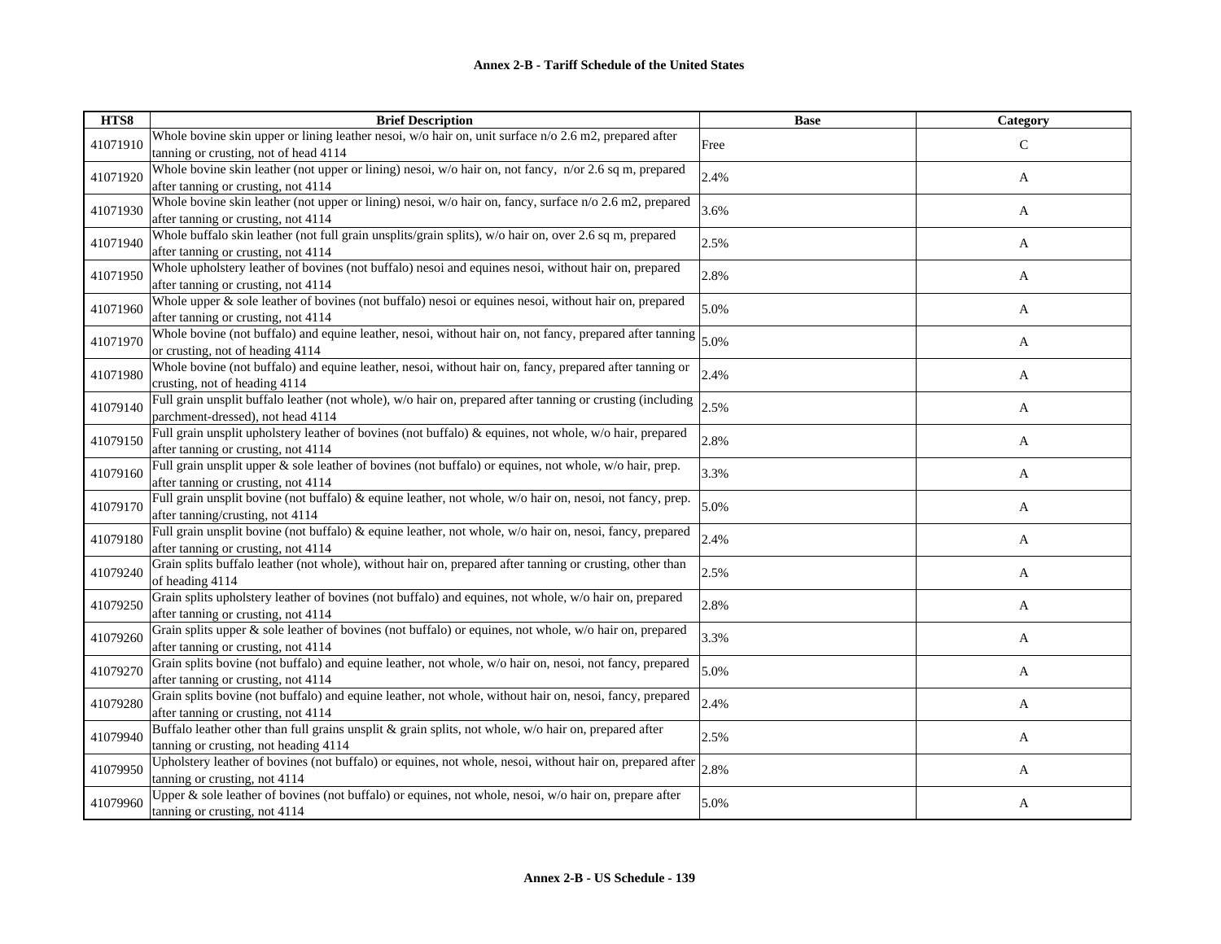**Annex 2-B - Tariff Schedule of the United States**

| HTS8 | Brief Description | Base | Category |
|---|---|---|---|
| 41071910 | Whole bovine skin upper or lining leather nesoi, w/o hair on, unit surface n/o 2.6 m2, prepared after tanning or crusting, not of head 4114 | Free | C |
| 41071920 | Whole bovine skin leather (not upper or lining) nesoi, w/o hair on, not fancy, n/or 2.6 sq m, prepared after tanning or crusting, not 4114 | 2.4% | A |
| 41071930 | Whole bovine skin leather (not upper or lining) nesoi, w/o hair on, fancy, surface n/o 2.6 m2, prepared after tanning or crusting, not 4114 | 3.6% | A |
| 41071940 | Whole buffalo skin leather (not full grain unsplits/grain splits), w/o hair on, over 2.6 sq m, prepared after tanning or crusting, not 4114 | 2.5% | A |
| 41071950 | Whole upholstery leather of bovines (not buffalo) nesoi and equines nesoi, without hair on, prepared after tanning or crusting, not 4114 | 2.8% | A |
| 41071960 | Whole upper & sole leather of bovines (not buffalo) nesoi or equines nesoi, without hair on, prepared after tanning or crusting, not 4114 | 5.0% | A |
| 41071970 | Whole bovine (not buffalo) and equine leather, nesoi, without hair on, not fancy, prepared after tanning or crusting, not of heading 4114 | 5.0% | A |
| 41071980 | Whole bovine (not buffalo) and equine leather, nesoi, without hair on, fancy, prepared after tanning or crusting, not of heading 4114 | 2.4% | A |
| 41079140 | Full grain unsplit buffalo leather (not whole), w/o hair on, prepared after tanning or crusting (including parchment-dressed), not head 4114 | 2.5% | A |
| 41079150 | Full grain unsplit upholstery leather of bovines (not buffalo) & equines, not whole, w/o hair, prepared after tanning or crusting, not 4114 | 2.8% | A |
| 41079160 | Full grain unsplit upper & sole leather of bovines (not buffalo) or equines, not whole, w/o hair, prep. after tanning or crusting, not 4114 | 3.3% | A |
| 41079170 | Full grain unsplit bovine (not buffalo) & equine leather, not whole, w/o hair on, nesoi, not fancy, prep. after tanning/crusting, not 4114 | 5.0% | A |
| 41079180 | Full grain unsplit bovine (not buffalo) & equine leather, not whole, w/o hair on, nesoi, fancy, prepared after tanning or crusting, not 4114 | 2.4% | A |
| 41079240 | Grain splits buffalo leather (not whole), without hair on, prepared after tanning or crusting, other than of heading 4114 | 2.5% | A |
| 41079250 | Grain splits upholstery leather of bovines (not buffalo) and equines, not whole, w/o hair on, prepared after tanning or crusting, not 4114 | 2.8% | A |
| 41079260 | Grain splits upper & sole leather of bovines (not buffalo) or equines, not whole, w/o hair on, prepared after tanning or crusting, not 4114 | 3.3% | A |
| 41079270 | Grain splits bovine (not buffalo) and equine leather, not whole, w/o hair on, nesoi, not fancy, prepared after tanning or crusting, not 4114 | 5.0% | A |
| 41079280 | Grain splits bovine (not buffalo) and equine leather, not whole, without hair on, nesoi, fancy, prepared after tanning or crusting, not 4114 | 2.4% | A |
| 41079940 | Buffalo leather other than full grains unsplit & grain splits, not whole, w/o hair on, prepared after tanning or crusting, not heading 4114 | 2.5% | A |
| 41079950 | Upholstery leather of bovines (not buffalo) or equines, not whole, nesoi, without hair on, prepared after tanning or crusting, not 4114 | 2.8% | A |
| 41079960 | Upper & sole leather of bovines (not buffalo) or equines, not whole, nesoi, w/o hair on, prepare after tanning or crusting, not 4114 | 5.0% | A |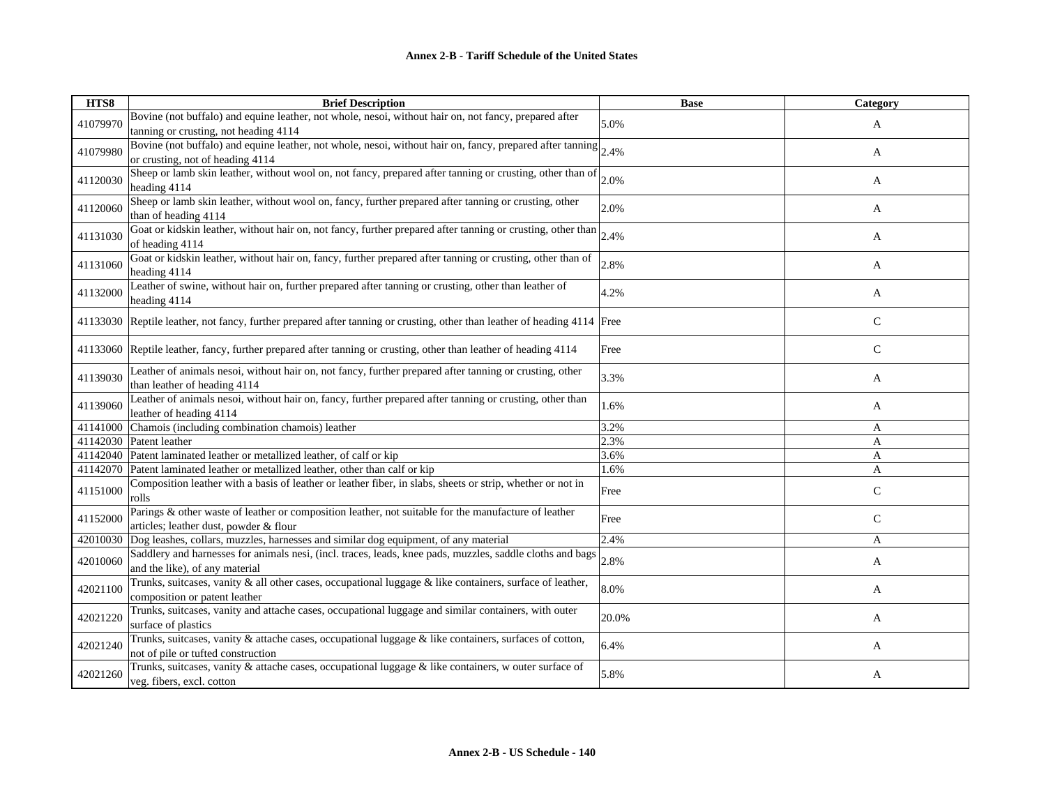# Annex 2-B - Tariff Schedule of the United States

| HTS8 | Brief Description | Base | Category |
|---|---|---|---|
| 41079970 | Bovine (not buffalo) and equine leather, not whole, nesoi, without hair on, not fancy, prepared after tanning or crusting, not heading 4114 | 5.0% | A |
| 41079980 | Bovine (not buffalo) and equine leather, not whole, nesoi, without hair on, fancy, prepared after tanning or crusting, not of heading 4114 | 2.4% | A |
| 41120030 | Sheep or lamb skin leather, without wool on, not fancy, prepared after tanning or crusting, other than of heading 4114 | 2.0% | A |
| 41120060 | Sheep or lamb skin leather, without wool on, fancy, further prepared after tanning or crusting, other than of heading 4114 | 2.0% | A |
| 41131030 | Goat or kidskin leather, without hair on, not fancy, further prepared after tanning or crusting, other than of heading 4114 | 2.4% | A |
| 41131060 | Goat or kidskin leather, without hair on, fancy, further prepared after tanning or crusting, other than of heading 4114 | 2.8% | A |
| 41132000 | Leather of swine, without hair on, further prepared after tanning or crusting, other than leather of heading 4114 | 4.2% | A |
| 41133030 | Reptile leather, not fancy, further prepared after tanning or crusting, other than leather of heading 4114 | Free | C |
| 41133060 | Reptile leather, fancy, further prepared after tanning or crusting, other than leather of heading 4114 | Free | C |
| 41139030 | Leather of animals nesoi, without hair on, not fancy, further prepared after tanning or crusting, other than leather of heading 4114 | 3.3% | A |
| 41139060 | Leather of animals nesoi, without hair on, fancy, further prepared after tanning or crusting, other than leather of heading 4114 | 1.6% | A |
| 41141000 | Chamois (including combination chamois) leather | 3.2% | A |
| 41142030 | Patent leather | 2.3% | A |
| 41142040 | Patent laminated leather or metallized leather, of calf or kip | 3.6% | A |
| 41142070 | Patent laminated leather or metallized leather, other than calf or kip | 1.6% | A |
| 41151000 | Composition leather with a basis of leather or leather fiber, in slabs, sheets or strip, whether or not in rolls | Free | C |
| 41152000 | Parings & other waste of leather or composition leather, not suitable for the manufacture of leather articles; leather dust, powder & flour | Free | C |
| 42010030 | Dog leashes, collars, muzzles, harnesses and similar dog equipment, of any material | 2.4% | A |
| 42010060 | Saddlery and harnesses for animals nesi, (incl. traces, leads, knee pads, muzzles, saddle cloths and bags and the like), of any material | 2.8% | A |
| 42021100 | Trunks, suitcases, vanity & all other cases, occupational luggage & like containers, surface of leather, composition or patent leather | 8.0% | A |
| 42021220 | Trunks, suitcases, vanity and attache cases, occupational luggage and similar containers, with outer surface of plastics | 20.0% | A |
| 42021240 | Trunks, suitcases, vanity & attache cases, occupational luggage & like containers, surfaces of cotton, not of pile or tufted construction | 6.4% | A |
| 42021260 | Trunks, suitcases, vanity & attache cases, occupational luggage & like containers, w outer surface of veg. fibers, excl. cotton | 5.8% | A |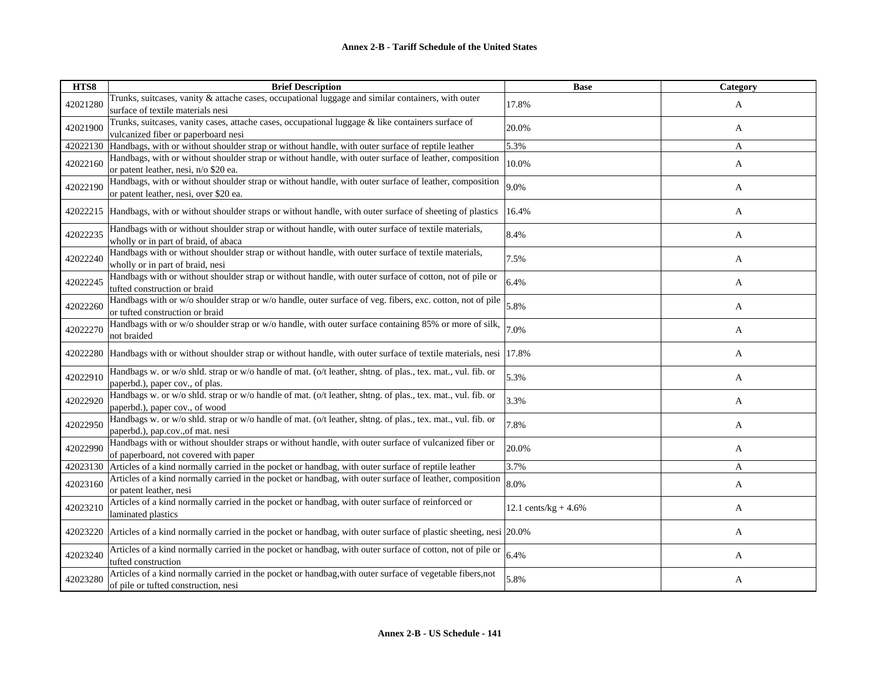**Annex 2-B - Tariff Schedule of the United States**

| HTS8 | Brief Description | Base | Category |
|---|---|---|---|
| 42021280 | Trunks, suitcases, vanity & attache cases, occupational luggage and similar containers, with outer surface of textile materials nesi | 17.8% | A |
| 42021900 | Trunks, suitcases, vanity cases, attache cases, occupational luggage & like containers surface of vulcanized fiber or paperboard nesi | 20.0% | A |
| 42022130 | Handbags, with or without shoulder strap or without handle, with outer surface of reptile leather | 5.3% | A |
| 42022160 | Handbags, with or without shoulder strap or without handle, with outer surface of leather, composition or patent leather, nesi, n/o $20 ea. | 10.0% | A |
| 42022190 | Handbags, with or without shoulder strap or without handle, with outer surface of leather, composition or patent leather, nesi, over $20 ea. | 9.0% | A |
| 42022215 | Handbags, with or without shoulder straps or without handle, with outer surface of sheeting of plastics | 16.4% | A |
| 42022235 | Handbags with or without shoulder strap or without handle, with outer surface of textile materials, wholly or in part of braid, of abaca | 8.4% | A |
| 42022240 | Handbags with or without shoulder strap or without handle, with outer surface of textile materials, wholly or in part of braid, nesi | 7.5% | A |
| 42022245 | Handbags with or without shoulder strap or without handle, with outer surface of cotton, not of pile or tufted construction or braid | 6.4% | A |
| 42022260 | Handbags with or w/o shoulder strap or w/o handle, outer surface of veg. fibers, exc. cotton, not of pile or tufted construction or braid | 5.8% | A |
| 42022270 | Handbags with or w/o shoulder strap or w/o handle, with outer surface containing 85% or more of silk, not braided | 7.0% | A |
| 42022280 | Handbags with or without shoulder strap or without handle, with outer surface of textile materials, nesi | 17.8% | A |
| 42022910 | Handbags w. or w/o shld. strap or w/o handle of mat. (o/t leather, shtng. of plas., tex. mat., vul. fib. or paperbd.), paper cov., of plas. | 5.3% | A |
| 42022920 | Handbags w. or w/o shld. strap or w/o handle of mat. (o/t leather, shtng. of plas., tex. mat., vul. fib. or paperbd.), paper cov., of wood | 3.3% | A |
| 42022950 | Handbags w. or w/o shld. strap or w/o handle of mat. (o/t leather, shtng. of plas., tex. mat., vul. fib. or paperbd.), pap.cov.,of mat. nesi | 7.8% | A |
| 42022990 | Handbags with or without shoulder straps or without handle, with outer surface of vulcanized fiber or of paperboard, not covered with paper | 20.0% | A |
| 42023130 | Articles of a kind normally carried in the pocket or handbag, with outer surface of reptile leather | 3.7% | A |
| 42023160 | Articles of a kind normally carried in the pocket or handbag, with outer surface of leather, composition or patent leather, nesi | 8.0% | A |
| 42023210 | Articles of a kind normally carried in the pocket or handbag, with outer surface of reinforced or laminated plastics | 12.1 cents/kg + 4.6% | A |
| 42023220 | Articles of a kind normally carried in the pocket or handbag, with outer surface of plastic sheeting, nesi | 20.0% | A |
| 42023240 | Articles of a kind normally carried in the pocket or handbag, with outer surface of cotton, not of pile or tufted construction | 6.4% | A |
| 42023280 | Articles of a kind normally carried in the pocket or handbag,with outer surface of vegetable fibers,not of pile or tufted construction, nesi | 5.8% | A |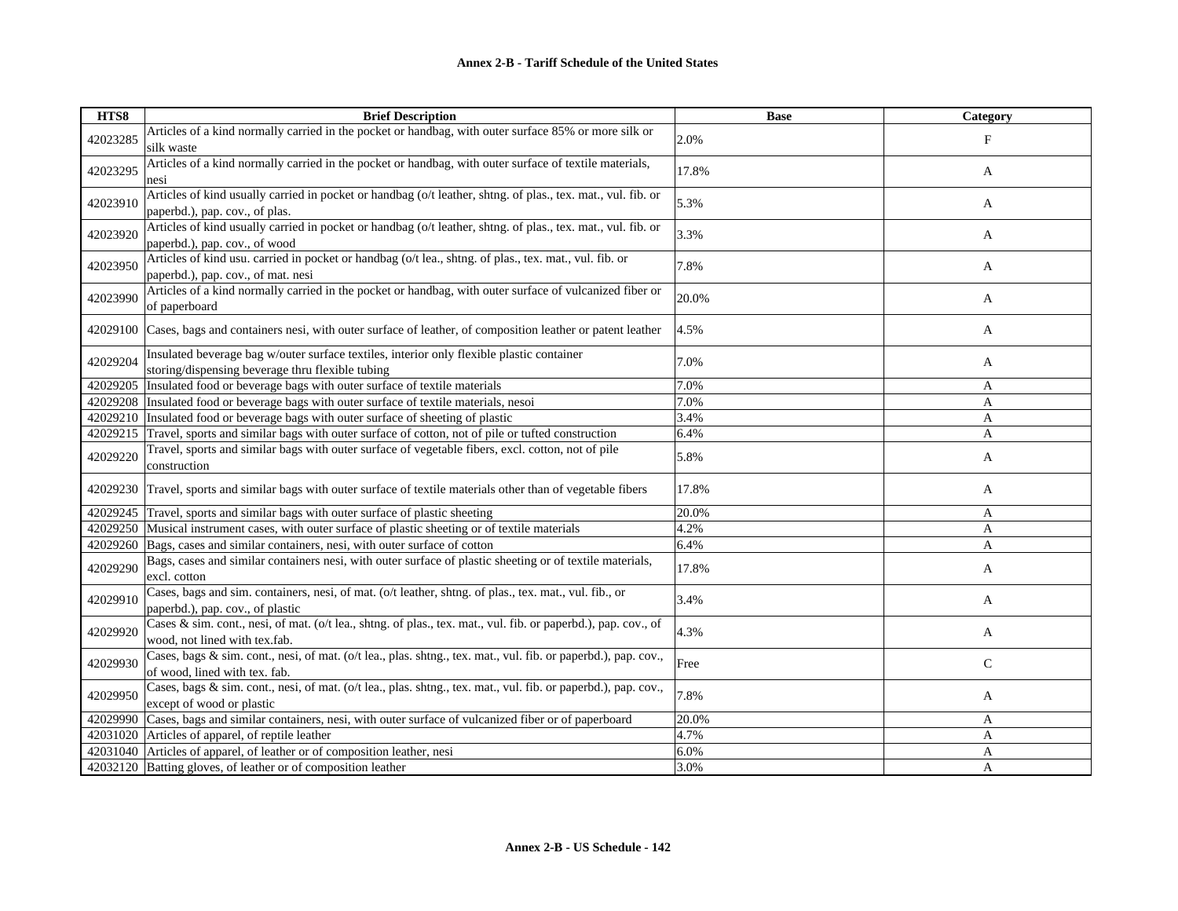**Annex 2-B - Tariff Schedule of the United States**

| HTS8 | Brief Description | Base | Category |
|---|---|---|---|
| 42023285 | Articles of a kind normally carried in the pocket or handbag, with outer surface 85% or more silk or silk waste | 2.0% | F |
| 42023295 | Articles of a kind normally carried in the pocket or handbag, with outer surface of textile materials, nesi | 17.8% | A |
| 42023910 | Articles of kind usually carried in pocket or handbag (o/t leather, shtng. of plas., tex. mat., vul. fib. or paperbd.), pap. cov., of plas. | 5.3% | A |
| 42023920 | Articles of kind usually carried in pocket or handbag (o/t leather, shtng. of plas., tex. mat., vul. fib. or paperbd.), pap. cov., of wood | 3.3% | A |
| 42023950 | Articles of kind usu. carried in pocket or handbag (o/t lea., shtng. of plas., tex. mat., vul. fib. or paperbd.), pap. cov., of mat. nesi | 7.8% | A |
| 42023990 | Articles of a kind normally carried in the pocket or handbag, with outer surface of vulcanized fiber or of paperboard | 20.0% | A |
| 42029100 | Cases, bags and containers nesi, with outer surface of leather, of composition leather or patent leather | 4.5% | A |
| 42029204 | Insulated beverage bag w/outer surface textiles, interior only flexible plastic container storing/dispensing beverage thru flexible tubing | 7.0% | A |
| 42029205 | Insulated food or beverage bags with outer surface of textile materials | 7.0% | A |
| 42029208 | Insulated food or beverage bags with outer surface of textile materials, nesoi | 7.0% | A |
| 42029210 | Insulated food or beverage bags with outer surface of sheeting of plastic | 3.4% | A |
| 42029215 | Travel, sports and similar bags with outer surface of cotton, not of pile or tufted construction | 6.4% | A |
| 42029220 | Travel, sports and similar bags with outer surface of vegetable fibers, excl. cotton, not of pile construction | 5.8% | A |
| 42029230 | Travel, sports and similar bags with outer surface of textile materials other than of vegetable fibers | 17.8% | A |
| 42029245 | Travel, sports and similar bags with outer surface of plastic sheeting | 20.0% | A |
| 42029250 | Musical instrument cases, with outer surface of plastic sheeting or of textile materials | 4.2% | A |
| 42029260 | Bags, cases and similar containers, nesi, with outer surface of cotton | 6.4% | A |
| 42029290 | Bags, cases and similar containers nesi, with outer surface of plastic sheeting or of textile materials, excl. cotton | 17.8% | A |
| 42029910 | Cases, bags and sim. containers, nesi, of mat. (o/t leather, shtng. of plas., tex. mat., vul. fib., or paperbd.), pap. cov., of plastic | 3.4% | A |
| 42029920 | Cases & sim. cont., nesi, of mat. (o/t lea., shtng. of plas., tex. mat., vul. fib. or paperbd.), pap. cov., of wood, not lined with tex.fab. | 4.3% | A |
| 42029930 | Cases, bags & sim. cont., nesi, of mat. (o/t lea., plas. shtng., tex. mat., vul. fib. or paperbd.), pap. cov., of wood, lined with tex. fab. | Free | C |
| 42029950 | Cases, bags & sim. cont., nesi, of mat. (o/t lea., plas. shtng., tex. mat., vul. fib. or paperbd.), pap. cov., except of wood or plastic | 7.8% | A |
| 42029990 | Cases, bags and similar containers, nesi, with outer surface of vulcanized fiber or of paperboard | 20.0% | A |
| 42031020 | Articles of apparel, of reptile leather | 4.7% | A |
| 42031040 | Articles of apparel, of leather or of composition leather, nesi | 6.0% | A |
| 42032120 | Batting gloves, of leather or of composition leather | 3.0% | A |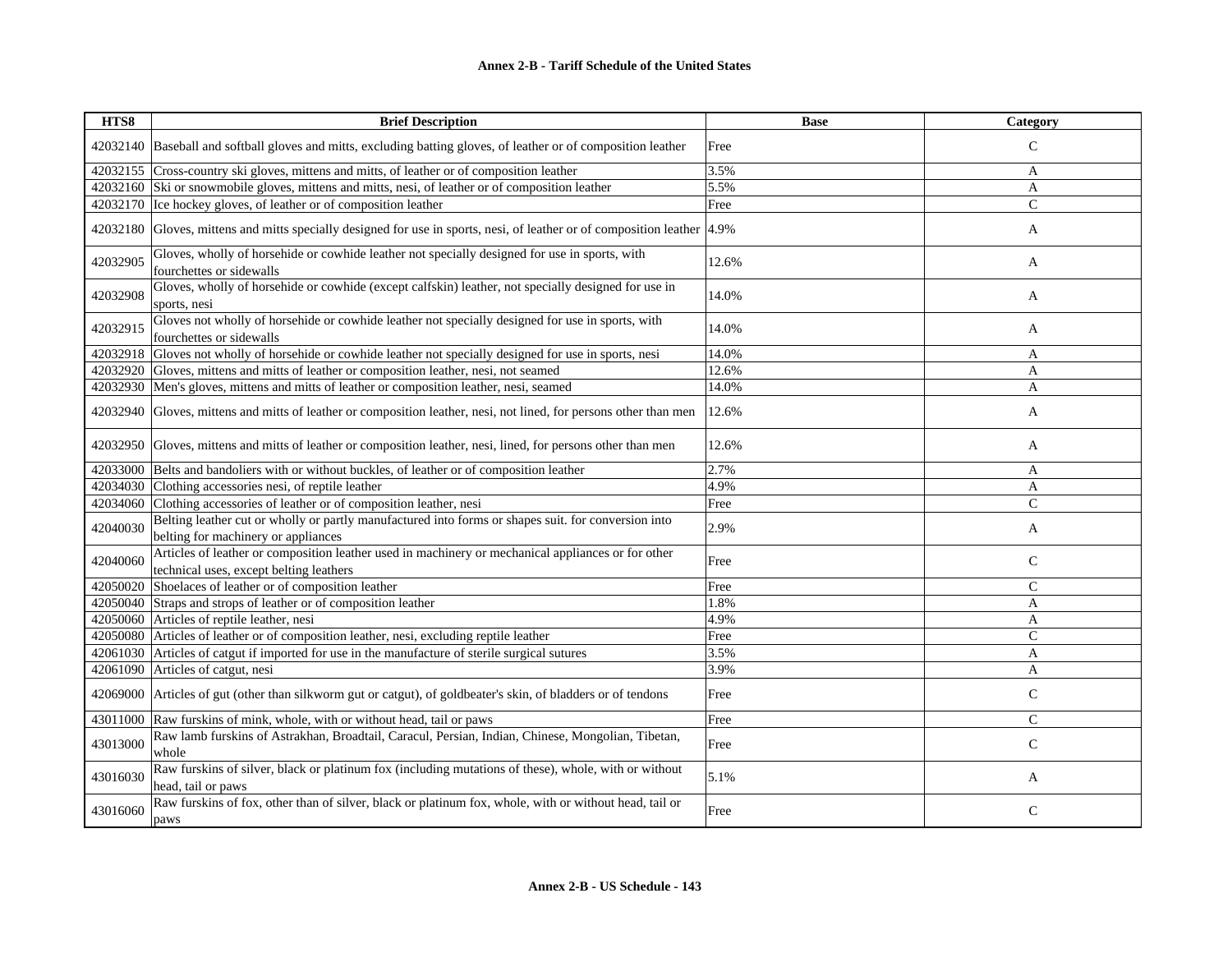# Annex 2-B - Tariff Schedule of the United States

| HTS8 | Brief Description | Base | Category |
|---|---|---|---|
| 42032140 | Baseball and softball gloves and mitts, excluding batting gloves, of leather or of composition leather | Free | C |
| 42032155 | Cross-country ski gloves, mittens and mitts, of leather or of composition leather | 3.5% | A |
| 42032160 | Ski or snowmobile gloves, mittens and mitts, nesi, of leather or of composition leather | 5.5% | A |
| 42032170 | Ice hockey gloves, of leather or of composition leather | Free | C |
| 42032180 | Gloves, mittens and mitts specially designed for use in sports, nesi, of leather or of composition leather | 4.9% | A |
| 42032905 | Gloves, wholly of horsehide or cowhide leather not specially designed for use in sports, with fourchettes or sidewalls | 12.6% | A |
| 42032908 | Gloves, wholly of horsehide or cowhide (except calfskin) leather, not specially designed for use in sports, nesi | 14.0% | A |
| 42032915 | Gloves not wholly of horsehide or cowhide leather not specially designed for use in sports, with fourchettes or sidewalls | 14.0% | A |
| 42032918 | Gloves not wholly of horsehide or cowhide leather not specially designed for use in sports, nesi | 14.0% | A |
| 42032920 | Gloves, mittens and mitts of leather or composition leather, nesi, not seamed | 12.6% | A |
| 42032930 | Men's gloves, mittens and mitts of leather or composition leather, nesi, seamed | 14.0% | A |
| 42032940 | Gloves, mittens and mitts of leather or composition leather, nesi, not lined, for persons other than men | 12.6% | A |
| 42032950 | Gloves, mittens and mitts of leather or composition leather, nesi, lined, for persons other than men | 12.6% | A |
| 42033000 | Belts and bandoliers with or without buckles, of leather or of composition leather | 2.7% | A |
| 42034030 | Clothing accessories nesi, of reptile leather | 4.9% | A |
| 42034060 | Clothing accessories of leather or of composition leather, nesi | Free | C |
| 42040030 | Belting leather cut or wholly or partly manufactured into forms or shapes suit. for conversion into belting for machinery or appliances | 2.9% | A |
| 42040060 | Articles of leather or composition leather used in machinery or mechanical appliances or for other technical uses, except belting leathers | Free | C |
| 42050020 | Shoelaces of leather or of composition leather | Free | C |
| 42050040 | Straps and strops of leather or of composition leather | 1.8% | A |
| 42050060 | Articles of reptile leather, nesi | 4.9% | A |
| 42050080 | Articles of leather or of composition leather, nesi, excluding reptile leather | Free | C |
| 42061030 | Articles of catgut if imported for use in the manufacture of sterile surgical sutures | 3.5% | A |
| 42061090 | Articles of catgut, nesi | 3.9% | A |
| 42069000 | Articles of gut (other than silkworm gut or catgut), of goldbeater's skin, of bladders or of tendons | Free | C |
| 43011000 | Raw furskins of mink, whole, with or without head, tail or paws | Free | C |
| 43013000 | Raw lamb furskins of Astrakhan, Broadtail, Caracul, Persian, Indian, Chinese, Mongolian, Tibetan, whole | Free | C |
| 43016030 | Raw furskins of silver, black or platinum fox (including mutations of these), whole, with or without head, tail or paws | 5.1% | A |
| 43016060 | Raw furskins of fox, other than of silver, black or platinum fox, whole, with or without head, tail or paws | Free | C |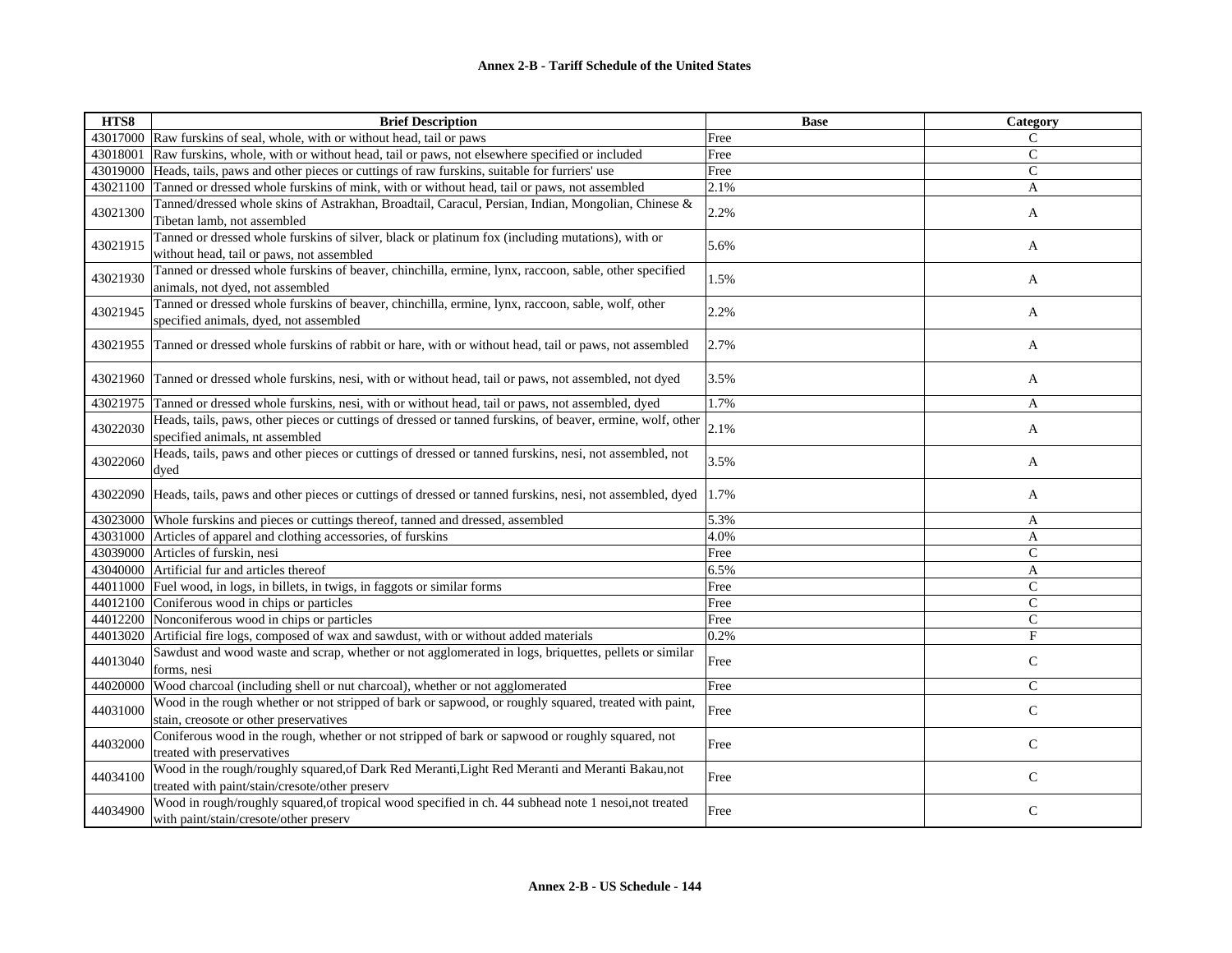| HTS8 | Brief Description | Base | Category |
|---|---|---|---|
| 43017000 | Raw furskins of seal, whole, with or without head, tail or paws | Free | C |
| 43018001 | Raw furskins, whole, with or without head, tail or paws, not elsewhere specified or included | Free | C |
| 43019000 | Heads, tails, paws and other pieces or cuttings of raw furskins, suitable for furriers' use | Free | C |
| 43021100 | Tanned or dressed whole furskins of mink, with or without head, tail or paws, not assembled | 2.1% | A |
| 43021300 | Tanned/dressed whole skins of Astrakhan, Broadtail, Caracul, Persian, Indian, Mongolian, Chinese & Tibetan lamb, not assembled | 2.2% | A |
| 43021915 | Tanned or dressed whole furskins of silver, black or platinum fox (including mutations), with or without head, tail or paws, not assembled | 5.6% | A |
| 43021930 | Tanned or dressed whole furskins of beaver, chinchilla, ermine, lynx, raccoon, sable, other specified animals, not dyed, not assembled | 1.5% | A |
| 43021945 | Tanned or dressed whole furskins of beaver, chinchilla, ermine, lynx, raccoon, sable, wolf, other specified animals, dyed, not assembled | 2.2% | A |
| 43021955 | Tanned or dressed whole furskins of rabbit or hare, with or without head, tail or paws, not assembled | 2.7% | A |
| 43021960 | Tanned or dressed whole furskins, nesi, with or without head, tail or paws, not assembled, not dyed | 3.5% | A |
| 43021975 | Tanned or dressed whole furskins, nesi, with or without head, tail or paws, not assembled, dyed | 1.7% | A |
| 43022030 | Heads, tails, paws, other pieces or cuttings of dressed or tanned furskins, of beaver, ermine, wolf, other specified animals, nt assembled | 2.1% | A |
| 43022060 | Heads, tails, paws and other pieces or cuttings of dressed or tanned furskins, nesi, not assembled, not dyed | 3.5% | A |
| 43022090 | Heads, tails, paws and other pieces or cuttings of dressed or tanned furskins, nesi, not assembled, dyed | 1.7% | A |
| 43023000 | Whole furskins and pieces or cuttings thereof, tanned and dressed, assembled | 5.3% | A |
| 43031000 | Articles of apparel and clothing accessories, of furskins | 4.0% | A |
| 43039000 | Articles of furskin, nesi | Free | C |
| 43040000 | Artificial fur and articles thereof | 6.5% | A |
| 44011000 | Fuel wood, in logs, in billets, in twigs, in faggots or similar forms | Free | C |
| 44012100 | Coniferous wood in chips or particles | Free | C |
| 44012200 | Nonconiferous wood in chips or particles | Free | C |
| 44013020 | Artificial fire logs, composed of wax and sawdust, with or without added materials | 0.2% | F |
| 44013040 | Sawdust and wood waste and scrap, whether or not agglomerated in logs, briquettes, pellets or similar forms, nesi | Free | C |
| 44020000 | Wood charcoal (including shell or nut charcoal), whether or not agglomerated | Free | C |
| 44031000 | Wood in the rough whether or not stripped of bark or sapwood, or roughly squared, treated with paint, stain, creosote or other preservatives | Free | C |
| 44032000 | Coniferous wood in the rough, whether or not stripped of bark or sapwood or roughly squared, not treated with preservatives | Free | C |
| 44034100 | Wood in the rough/roughly squared,of Dark Red Meranti,Light Red Meranti and Meranti Bakau,not treated with paint/stain/cresote/other preserv | Free | C |
| 44034900 | Wood in rough/roughly squared,of tropical wood specified in ch. 44 subhead note 1 nesoi,not treated with paint/stain/cresote/other preserv | Free | C |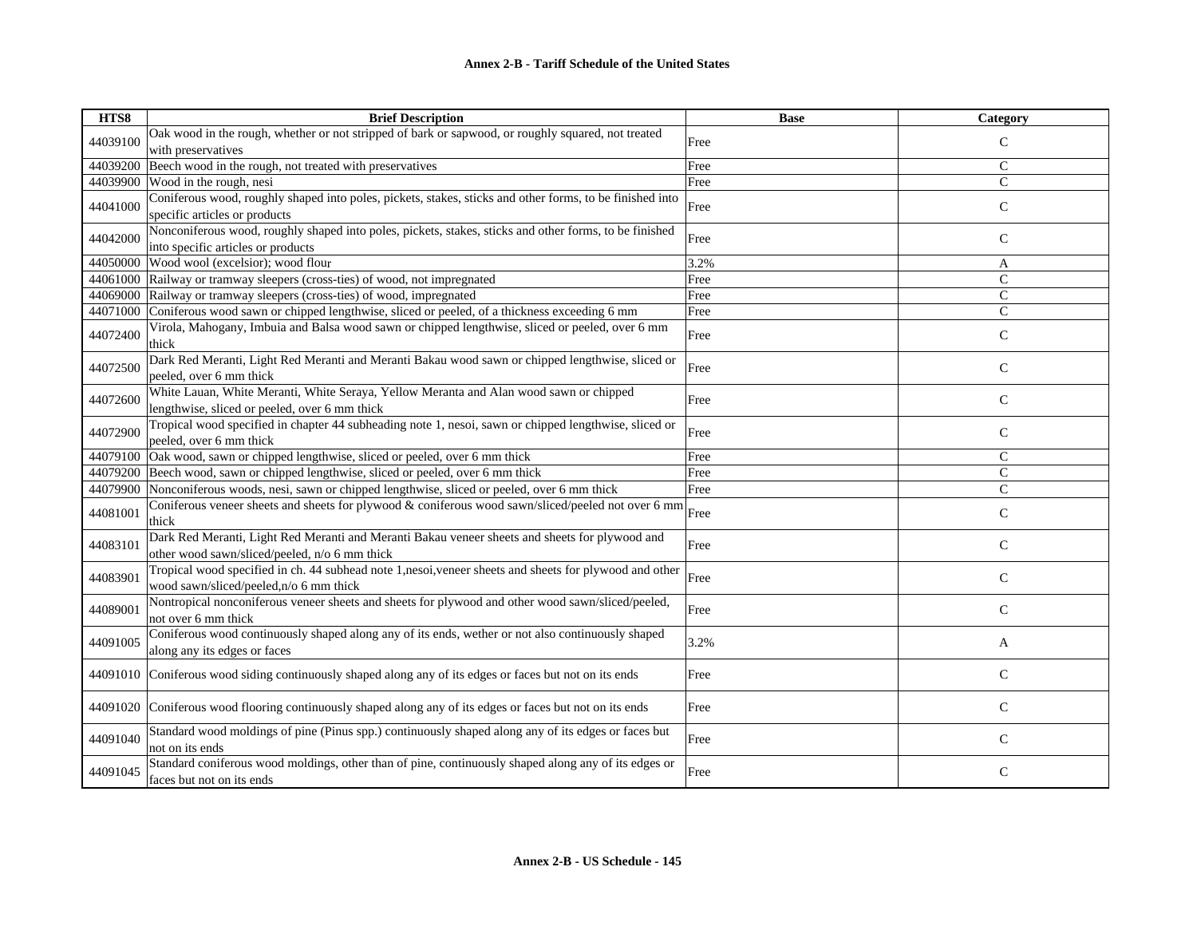**Annex 2-B - Tariff Schedule of the United States**

| HTS8 | Brief Description | Base | Category |
|---|---|---|---|
| 44039100 | Oak wood in the rough, whether or not stripped of bark or sapwood, or roughly squared, not treated with preservatives | Free | C |
| 44039200 | Beech wood in the rough, not treated with preservatives | Free | C |
| 44039900 | Wood in the rough, nesi | Free | C |
| 44041000 | Coniferous wood, roughly shaped into poles, pickets, stakes, sticks and other forms, to be finished into specific articles or products | Free | C |
| 44042000 | Nonconiferous wood, roughly shaped into poles, pickets, stakes, sticks and other forms, to be finished into specific articles or products | Free | C |
| 44050000 | Wood wool (excelsior); wood flour | 3.2% | A |
| 44061000 | Railway or tramway sleepers (cross-ties) of wood, not impregnated | Free | C |
| 44069000 | Railway or tramway sleepers (cross-ties) of wood, impregnated | Free | C |
| 44071000 | Coniferous wood sawn or chipped lengthwise, sliced or peeled, of a thickness exceeding 6 mm | Free | C |
| 44072400 | Virola, Mahogany, Imbuia and Balsa wood sawn or chipped lengthwise, sliced or peeled, over 6 mm thick | Free | C |
| 44072500 | Dark Red Meranti, Light Red Meranti and Meranti Bakau wood sawn or chipped lengthwise, sliced or peeled, over 6 mm thick | Free | C |
| 44072600 | White Lauan, White Meranti, White Seraya, Yellow Meranta and Alan wood sawn or chipped lengthwise, sliced or peeled, over 6 mm thick | Free | C |
| 44072900 | Tropical wood specified in chapter 44 subheading note 1, nesoi, sawn or chipped lengthwise, sliced or peeled, over 6 mm thick | Free | C |
| 44079100 | Oak wood, sawn or chipped lengthwise, sliced or peeled, over 6 mm thick | Free | C |
| 44079200 | Beech wood, sawn or chipped lengthwise, sliced or peeled, over 6 mm thick | Free | C |
| 44079900 | Nonconiferous woods, nesi, sawn or chipped lengthwise, sliced or peeled, over 6 mm thick | Free | C |
| 44081001 | Coniferous veneer sheets and sheets for plywood & coniferous wood sawn/sliced/peeled not over 6 mm thick | Free | C |
| 44083101 | Dark Red Meranti, Light Red Meranti and Meranti Bakau veneer sheets and sheets for plywood and other wood sawn/sliced/peeled, n/o 6 mm thick | Free | C |
| 44083901 | Tropical wood specified in ch. 44 subhead note 1,nesoi,veneer sheets and sheets for plywood and other wood sawn/sliced/peeled,n/o 6 mm thick | Free | C |
| 44089001 | Nontropical nonconiferous veneer sheets and sheets for plywood and other wood sawn/sliced/peeled, not over 6 mm thick | Free | C |
| 44091005 | Coniferous wood continuously shaped along any of its ends, wether or not also continuously shaped along any its edges or faces | 3.2% | A |
| 44091010 | Coniferous wood siding continuously shaped along any of its edges or faces but not on its ends | Free | C |
| 44091020 | Coniferous wood flooring continuously shaped along any of its edges or faces but not on its ends | Free | C |
| 44091040 | Standard wood moldings of pine (Pinus spp.) continuously shaped along any of its edges or faces but not on its ends | Free | C |
| 44091045 | Standard coniferous wood moldings, other than of pine, continuously shaped along any of its edges or faces but not on its ends | Free | C |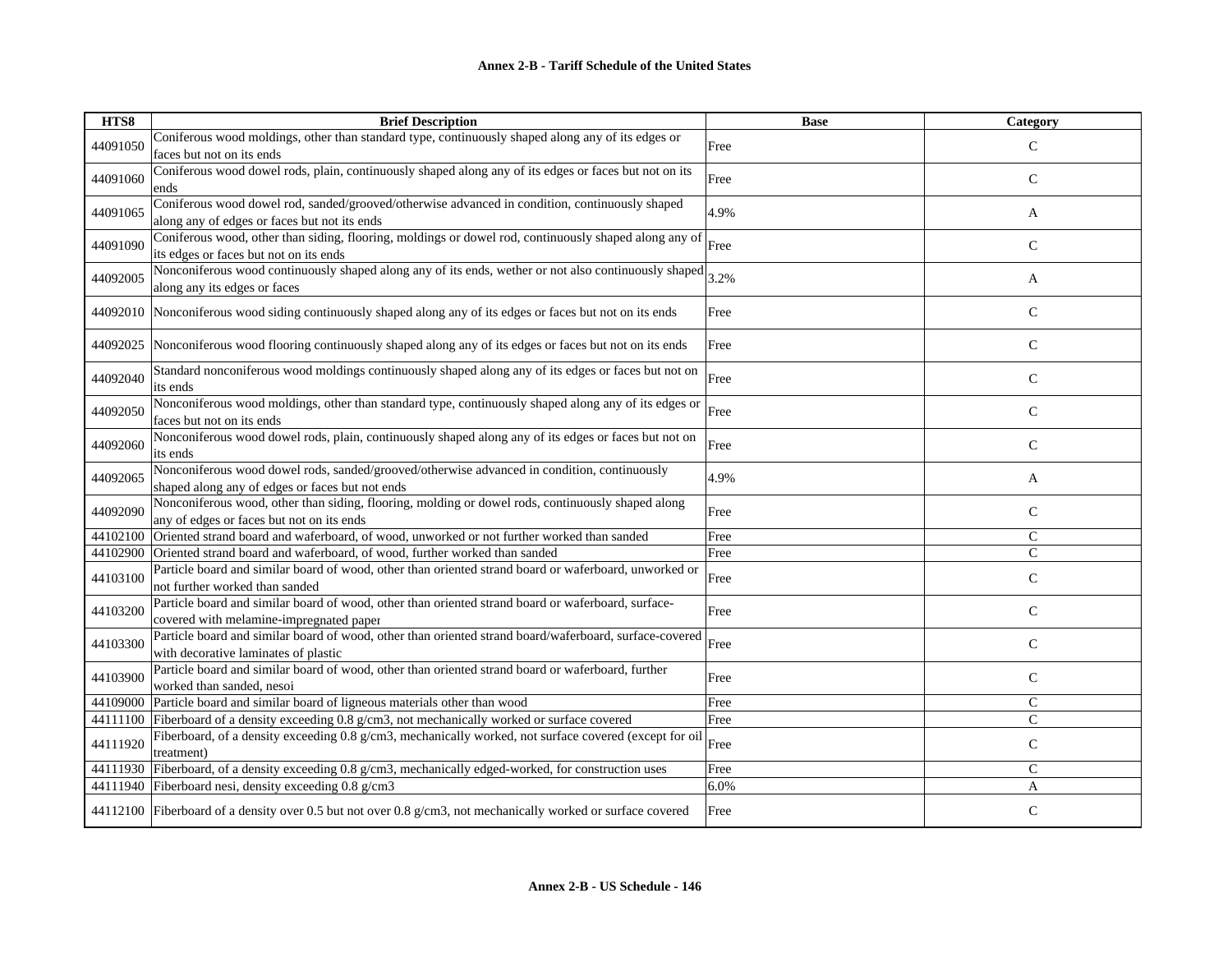| HTS8 | Brief Description | Base | Category |
|---|---|---|---|
| 44091050 | Coniferous wood moldings, other than standard type, continuously shaped along any of its edges or faces but not on its ends | Free | C |
| 44091060 | Coniferous wood dowel rods, plain, continuously shaped along any of its edges or faces but not on its ends | Free | C |
| 44091065 | Coniferous wood dowel rod, sanded/grooved/otherwise advanced in condition, continuously shaped along any of edges or faces but not its ends | 4.9% | A |
| 44091090 | Coniferous wood, other than siding, flooring, moldings or dowel rod, continuously shaped along any of its edges or faces but not on its ends | Free | C |
| 44092005 | Nonconiferous wood continuously shaped along any of its ends, wether or not also continuously shaped along any its edges or faces | 3.2% | A |
| 44092010 | Nonconiferous wood siding continuously shaped along any of its edges or faces but not on its ends | Free | C |
| 44092025 | Nonconiferous wood flooring continuously shaped along any of its edges or faces but not on its ends | Free | C |
| 44092040 | Standard nonconiferous wood moldings continuously shaped along any of its edges or faces but not on its ends | Free | C |
| 44092050 | Nonconiferous wood moldings, other than standard type, continuously shaped along any of its edges or faces but not on its ends | Free | C |
| 44092060 | Nonconiferous wood dowel rods, plain, continuously shaped along any of its edges or faces but not on its ends | Free | C |
| 44092065 | Nonconiferous wood dowel rods, sanded/grooved/otherwise advanced in condition, continuously shaped along any of edges or faces but not ends | 4.9% | A |
| 44092090 | Nonconiferous wood, other than siding, flooring, molding or dowel rods, continuously shaped along any of edges or faces but not on its ends | Free | C |
| 44102100 | Oriented strand board and waferboard, of wood, unworked or not further worked than sanded | Free | C |
| 44102900 | Oriented strand board and waferboard, of wood, further worked than sanded | Free | C |
| 44103100 | Particle board and similar board of wood, other than oriented strand board or waferboard, unworked or not further worked than sanded | Free | C |
| 44103200 | Particle board and similar board of wood, other than oriented strand board or waferboard, surface-covered with melamine-impregnated paper | Free | C |
| 44103300 | Particle board and similar board of wood, other than oriented strand board/waferboard, surface-covered with decorative laminates of plastic | Free | C |
| 44103900 | Particle board and similar board of wood, other than oriented strand board or waferboard, further worked than sanded, nesoi | Free | C |
| 44109000 | Particle board and similar board of ligneous materials other than wood | Free | C |
| 44111100 | Fiberboard of a density exceeding 0.8 g/cm3, not mechanically worked or surface covered | Free | C |
| 44111920 | Fiberboard, of a density exceeding 0.8 g/cm3, mechanically worked, not surface covered (except for oil treatment) | Free | C |
| 44111930 | Fiberboard, of a density exceeding 0.8 g/cm3, mechanically edged-worked, for construction uses | Free | C |
| 44111940 | Fiberboard nesi, density exceeding 0.8 g/cm3 | 6.0% | A |
| 44112100 | Fiberboard of a density over 0.5 but not over 0.8 g/cm3, not mechanically worked or surface covered | Free | C |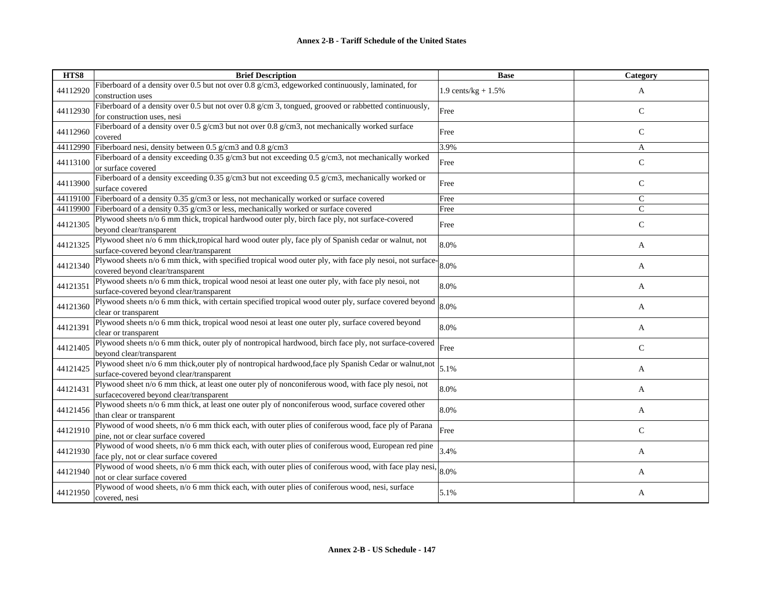## Annex 2-B - Tariff Schedule of the United States

| HTS8 | Brief Description | Base | Category |
|---|---|---|---|
| 44112920 | Fiberboard of a density over 0.5 but not over 0.8 g/cm3, edgeworked continuously, laminated, for construction uses | 1.9 cents/kg + 1.5% | A |
| 44112930 | Fiberboard of a density over 0.5 but not over 0.8 g/cm 3, tongued, grooved or rabbetted continuously, for construction uses, nesi | Free | C |
| 44112960 | Fiberboard of a density over 0.5 g/cm3 but not over 0.8 g/cm3, not mechanically worked surface covered | Free | C |
| 44112990 | Fiberboard nesi, density between 0.5 g/cm3 and 0.8 g/cm3 | 3.9% | A |
| 44113100 | Fiberboard of a density exceeding 0.35 g/cm3 but not exceeding 0.5 g/cm3, not mechanically worked or surface covered | Free | C |
| 44113900 | Fiberboard of a density exceeding 0.35 g/cm3 but not exceeding 0.5 g/cm3, mechanically worked or surface covered | Free | C |
| 44119100 | Fiberboard of a density 0.35 g/cm3 or less, not mechanically worked or surface covered | Free | C |
| 44119900 | Fiberboard of a density 0.35 g/cm3 or less, mechanically worked or surface covered | Free | C |
| 44121305 | Plywood sheets n/o 6 mm thick, tropical hardwood outer ply, birch face ply, not surface-covered beyond clear/transparent | Free | C |
| 44121325 | Plywood sheet n/o 6 mm thick,tropical hard wood outer ply, face ply of Spanish cedar or walnut, not surface-covered beyond clear/transparent | 8.0% | A |
| 44121340 | Plywood sheets n/o 6 mm thick, with specified tropical wood outer ply, with face ply nesoi, not surface-covered beyond clear/transparent | 8.0% | A |
| 44121351 | Plywood sheets n/o 6 mm thick, tropical wood nesoi at least one outer ply, with face ply nesoi, not surface-covered beyond clear/transparent | 8.0% | A |
| 44121360 | Plywood sheets n/o 6 mm thick, with certain specified tropical wood outer ply, surface covered beyond clear or transparent | 8.0% | A |
| 44121391 | Plywood sheets n/o 6 mm thick, tropical wood nesoi at least one outer ply, surface covered beyond clear or transparent | 8.0% | A |
| 44121405 | Plywood sheets n/o 6 mm thick, outer ply of nontropical hardwood, birch face ply, not surface-covered beyond clear/transparent | Free | C |
| 44121425 | Plywood sheet n/o 6 mm thick,outer ply of nontropical hardwood,face ply Spanish Cedar or walnut,not surface-covered beyond clear/transparent | 5.1% | A |
| 44121431 | Plywood sheet n/o 6 mm thick, at least one outer ply of nonconiferous wood, with face ply nesoi, not surfacecovered beyond clear/transparent | 8.0% | A |
| 44121456 | Plywood sheets n/o 6 mm thick, at least one outer ply of nonconiferous wood, surface covered other than clear or transparent | 8.0% | A |
| 44121910 | Plywood of wood sheets, n/o 6 mm thick each, with outer plies of coniferous wood, face ply of Parana pine, not or clear surface covered | Free | C |
| 44121930 | Plywood of wood sheets, n/o 6 mm thick each, with outer plies of coniferous wood, European red pine face ply, not or clear surface covered | 3.4% | A |
| 44121940 | Plywood of wood sheets, n/o 6 mm thick each, with outer plies of coniferous wood, with face play nesi, not or clear surface covered | 8.0% | A |
| 44121950 | Plywood of wood sheets, n/o 6 mm thick each, with outer plies of coniferous wood, nesi, surface covered, nesi | 5.1% | A |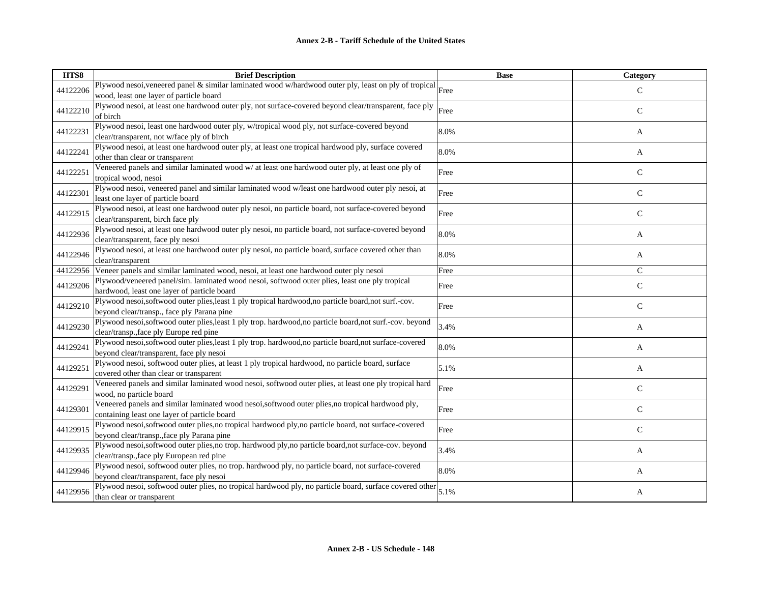**Annex 2-B - Tariff Schedule of the United States**

| HTS8 | Brief Description | Base | Category |
|---|---|---|---|
| 44122206 | Plywood nesoi,veneered panel & similar laminated wood w/hardwood outer ply, least on ply of tropical wood, least one layer of particle board | Free | C |
| 44122210 | Plywood nesoi, at least one hardwood outer ply, not surface-covered beyond clear/transparent, face ply of birch | Free | C |
| 44122231 | Plywood nesoi, least one hardwood outer ply, w/tropical wood ply, not surface-covered beyond clear/transparent, not w/face ply of birch | 8.0% | A |
| 44122241 | Plywood nesoi, at least one hardwood outer ply, at least one tropical hardwood ply, surface covered other than clear or transparent | 8.0% | A |
| 44122251 | Veneered panels and similar laminated wood w/ at least one hardwood outer ply, at least one ply of tropical wood, nesoi | Free | C |
| 44122301 | Plywood nesoi, veneered panel and similar laminated wood w/least one hardwood outer ply nesoi, at least one layer of particle board | Free | C |
| 44122915 | Plywood nesoi, at least one hardwood outer ply nesoi, no particle board, not surface-covered beyond clear/transparent, birch face ply | Free | C |
| 44122936 | Plywood nesoi, at least one hardwood outer ply nesoi, no particle board, not surface-covered beyond clear/transparent, face ply nesoi | 8.0% | A |
| 44122946 | Plywood nesoi, at least one hardwood outer ply nesoi, no particle board, surface covered other than clear/transparent | 8.0% | A |
| 44122956 | Veneer panels and similar laminated wood, nesoi, at least one hardwood outer ply nesoi | Free | C |
| 44129206 | Plywood/veneered panel/sim. laminated wood nesoi, softwood outer plies, least one ply tropical hardwood, least one layer of particle board | Free | C |
| 44129210 | Plywood nesoi,softwood outer plies,least 1 ply tropical hardwood,no particle board,not surf.-cov. beyond clear/transp., face ply Parana pine | Free | C |
| 44129230 | Plywood nesoi,softwood outer plies,least 1 ply trop. hardwood,no particle board,not surf.-cov. beyond clear/transp.,face ply Europe red pine | 3.4% | A |
| 44129241 | Plywood nesoi,softwood outer plies,least 1 ply trop. hardwood,no particle board,not surface-covered beyond clear/transparent, face ply nesoi | 8.0% | A |
| 44129251 | Plywood nesoi, softwood outer plies, at least 1 ply tropical hardwood, no particle board, surface covered other than clear or transparent | 5.1% | A |
| 44129291 | Veneered panels and similar laminated wood nesoi, softwood outer plies, at least one ply tropical hard wood, no particle board | Free | C |
| 44129301 | Veneered panels and similar laminated wood nesoi,softwood outer plies,no tropical hardwood ply, containing least one layer of particle board | Free | C |
| 44129915 | Plywood nesoi,softwood outer plies,no tropical hardwood ply,no particle board, not surface-covered beyond clear/transp.,face ply Parana pine | Free | C |
| 44129935 | Plywood nesoi,softwood outer plies,no trop. hardwood ply,no particle board,not surface-cov. beyond clear/transp.,face ply European red pine | 3.4% | A |
| 44129946 | Plywood nesoi, softwood outer plies, no trop. hardwood ply, no particle board, not surface-covered beyond clear/transparent, face ply nesoi | 8.0% | A |
| 44129956 | Plywood nesoi, softwood outer plies, no tropical hardwood ply, no particle board, surface covered other than clear or transparent | 5.1% | A |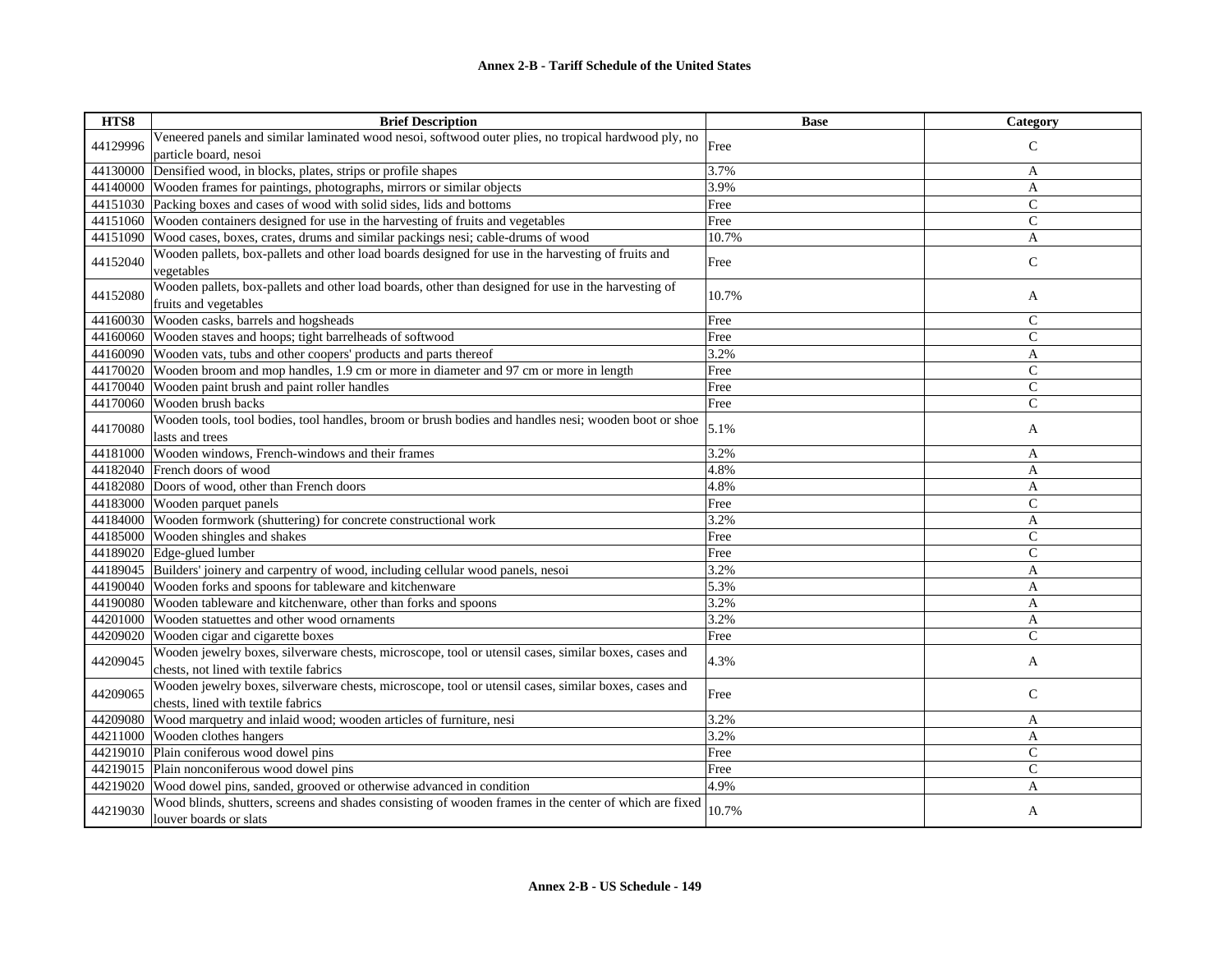| HTS8 | Brief Description | Base | Category |
|---|---|---|---|
| 44129996 | Veneered panels and similar laminated wood nesoi, softwood outer plies, no tropical hardwood ply, no particle board, nesoi | Free | C |
| 44130000 | Densified wood, in blocks, plates, strips or profile shapes | 3.7% | A |
| 44140000 | Wooden frames for paintings, photographs, mirrors or similar objects | 3.9% | A |
| 44151030 | Packing boxes and cases of wood with solid sides, lids and bottoms | Free | C |
| 44151060 | Wooden containers designed for use in the harvesting of fruits and vegetables | Free | C |
| 44151090 | Wood cases, boxes, crates, drums and similar packings nesi; cable-drums of wood | 10.7% | A |
| 44152040 | Wooden pallets, box-pallets and other load boards designed for use in the harvesting of fruits and vegetables | Free | C |
| 44152080 | Wooden pallets, box-pallets and other load boards, other than designed for use in the harvesting of fruits and vegetables | 10.7% | A |
| 44160030 | Wooden casks, barrels and hogsheads | Free | C |
| 44160060 | Wooden staves and hoops; tight barrelheads of softwood | Free | C |
| 44160090 | Wooden vats, tubs and other coopers' products and parts thereof | 3.2% | A |
| 44170020 | Wooden broom and mop handles, 1.9 cm or more in diameter and 97 cm or more in length | Free | C |
| 44170040 | Wooden paint brush and paint roller handles | Free | C |
| 44170060 | Wooden brush backs | Free | C |
| 44170080 | Wooden tools, tool bodies, tool handles, broom or brush bodies and handles nesi; wooden boot or shoe lasts and trees | 5.1% | A |
| 44181000 | Wooden windows, French-windows and their frames | 3.2% | A |
| 44182040 | French doors of wood | 4.8% | A |
| 44182080 | Doors of wood, other than French doors | 4.8% | A |
| 44183000 | Wooden parquet panels | Free | C |
| 44184000 | Wooden formwork (shuttering) for concrete constructional work | 3.2% | A |
| 44185000 | Wooden shingles and shakes | Free | C |
| 44189020 | Edge-glued lumber | Free | C |
| 44189045 | Builders' joinery and carpentry of wood, including cellular wood panels, nesoi | 3.2% | A |
| 44190040 | Wooden forks and spoons for tableware and kitchenware | 5.3% | A |
| 44190080 | Wooden tableware and kitchenware, other than forks and spoons | 3.2% | A |
| 44201000 | Wooden statuettes and other wood ornaments | 3.2% | A |
| 44209020 | Wooden cigar and cigarette boxes | Free | C |
| 44209045 | Wooden jewelry boxes, silverware chests, microscope, tool or utensil cases, similar boxes, cases and chests, not lined with textile fabrics | 4.3% | A |
| 44209065 | Wooden jewelry boxes, silverware chests, microscope, tool or utensil cases, similar boxes, cases and chests, lined with textile fabrics | Free | C |
| 44209080 | Wood marquetry and inlaid wood; wooden articles of furniture, nesi | 3.2% | A |
| 44211000 | Wooden clothes hangers | 3.2% | A |
| 44219010 | Plain coniferous wood dowel pins | Free | C |
| 44219015 | Plain nonconiferous wood dowel pins | Free | C |
| 44219020 | Wood dowel pins, sanded, grooved or otherwise advanced in condition | 4.9% | A |
| 44219030 | Wood blinds, shutters, screens and shades consisting of wooden frames in the center of which are fixed louver boards or slats | 10.7% | A |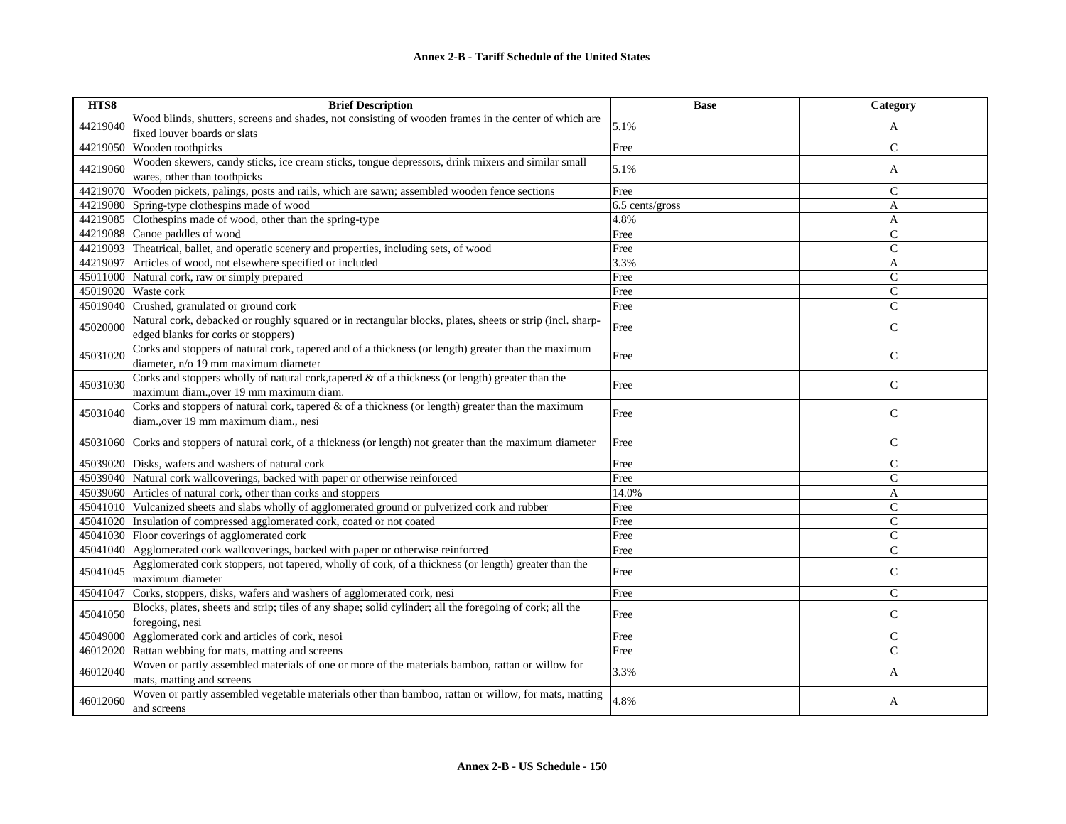| HTS8 | Brief Description | Base | Category |
|---|---|---|---|
| 44219040 | Wood blinds, shutters, screens and shades, not consisting of wooden frames in the center of which are fixed louver boards or slats | 5.1% | A |
| 44219050 | Wooden toothpicks | Free | C |
| 44219060 | Wooden skewers, candy sticks, ice cream sticks, tongue depressors, drink mixers and similar small wares, other than toothpicks | 5.1% | A |
| 44219070 | Wooden pickets, palings, posts and rails, which are sawn; assembled wooden fence sections | Free | C |
| 44219080 | Spring-type clothespins made of wood | 6.5 cents/gross | A |
| 44219085 | Clothespins made of wood, other than the spring-type | 4.8% | A |
| 44219088 | Canoe paddles of wood | Free | C |
| 44219093 | Theatrical, ballet, and operatic scenery and properties, including sets, of wood | Free | C |
| 44219097 | Articles of wood, not elsewhere specified or included | 3.3% | A |
| 45011000 | Natural cork, raw or simply prepared | Free | C |
| 45019020 | Waste cork | Free | C |
| 45019040 | Crushed, granulated or ground cork | Free | C |
| 45020000 | Natural cork, debacked or roughly squared or in rectangular blocks, plates, sheets or strip (incl. sharp-edged blanks for corks or stoppers) | Free | C |
| 45031020 | Corks and stoppers of natural cork, tapered and of a thickness (or length) greater than the maximum diameter, n/o 19 mm maximum diameter | Free | C |
| 45031030 | Corks and stoppers wholly of natural cork,tapered & of a thickness (or length) greater than the maximum diam.,over 19 mm maximum diam. | Free | C |
| 45031040 | Corks and stoppers of natural cork, tapered & of a thickness (or length) greater than the maximum diam.,over 19 mm maximum diam., nesi | Free | C |
| 45031060 | Corks and stoppers of natural cork, of a thickness (or length) not greater than the maximum diameter | Free | C |
| 45039020 | Disks, wafers and washers of natural cork | Free | C |
| 45039040 | Natural cork wallcoverings, backed with paper or otherwise reinforced | Free | C |
| 45039060 | Articles of natural cork, other than corks and stoppers | 14.0% | A |
| 45041010 | Vulcanized sheets and slabs wholly of agglomerated ground or pulverized cork and rubber | Free | C |
| 45041020 | Insulation of compressed agglomerated cork, coated or not coated | Free | C |
| 45041030 | Floor coverings of agglomerated cork | Free | C |
| 45041040 | Agglomerated cork wallcoverings, backed with paper or otherwise reinforced | Free | C |
| 45041045 | Agglomerated cork stoppers, not tapered, wholly of cork, of a thickness (or length) greater than the maximum diameter | Free | C |
| 45041047 | Corks, stoppers, disks, wafers and washers of agglomerated cork, nesi | Free | C |
| 45041050 | Blocks, plates, sheets and strip; tiles of any shape; solid cylinder; all the foregoing of cork; all the foregoing, nesi | Free | C |
| 45049000 | Agglomerated cork and articles of cork, nesoi | Free | C |
| 46012020 | Rattan webbing for mats, matting and screens | Free | C |
| 46012040 | Woven or partly assembled materials of one or more of the materials bamboo, rattan or willow for mats, matting and screens | 3.3% | A |
| 46012060 | Woven or partly assembled vegetable materials other than bamboo, rattan or willow, for mats, matting and screens | 4.8% | A |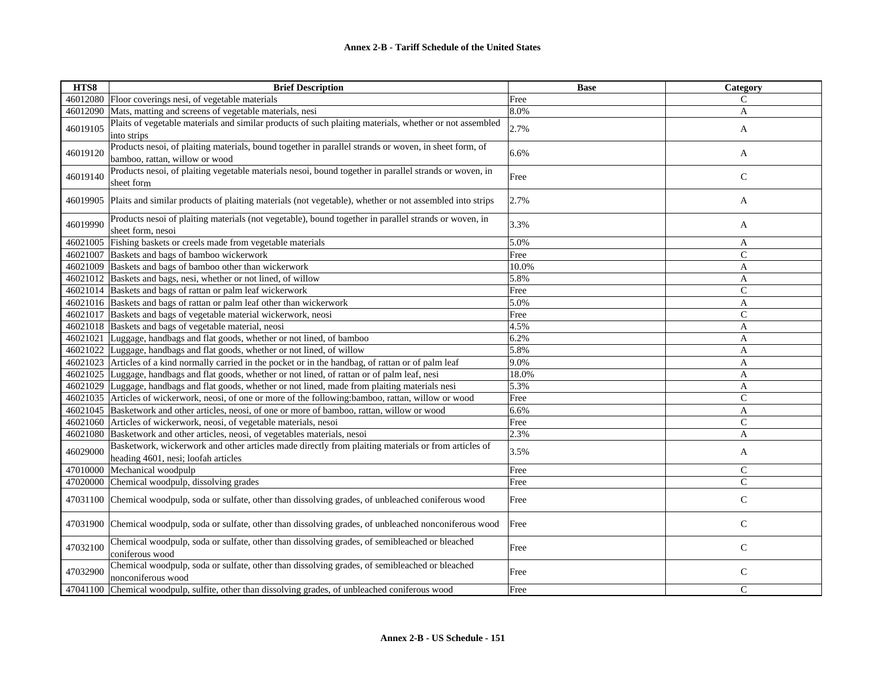| HTS8 | Brief Description | Base | Category |
|---|---|---|---|
| 46012080 | Floor coverings nesi, of vegetable materials | Free | C |
| 46012090 | Mats, matting and screens of vegetable materials, nesi | 8.0% | A |
| 46019105 | Plaits of vegetable materials and similar products of such plaiting materials, whether or not assembled into strips | 2.7% | A |
| 46019120 | Products nesoi, of plaiting materials, bound together in parallel strands or woven, in sheet form, of bamboo, rattan, willow or wood | 6.6% | A |
| 46019140 | Products nesoi, of plaiting vegetable materials nesoi, bound together in parallel strands or woven, in sheet form | Free | C |
| 46019905 | Plaits and similar products of plaiting materials (not vegetable), whether or not assembled into strips | 2.7% | A |
| 46019990 | Products nesoi of plaiting materials (not vegetable), bound together in parallel strands or woven, in sheet form, nesoi | 3.3% | A |
| 46021005 | Fishing baskets or creels made from vegetable materials | 5.0% | A |
| 46021007 | Baskets and bags of bamboo wickerwork | Free | C |
| 46021009 | Baskets and bags of bamboo other than wickerwork | 10.0% | A |
| 46021012 | Baskets and bags, nesi, whether or not lined, of willow | 5.8% | A |
| 46021014 | Baskets and bags of rattan or palm leaf wickerwork | Free | C |
| 46021016 | Baskets and bags of rattan or palm leaf other than wickerwork | 5.0% | A |
| 46021017 | Baskets and bags of vegetable material wickerwork, neosi | Free | C |
| 46021018 | Baskets and bags of vegetable material, neosi | 4.5% | A |
| 46021021 | Luggage, handbags and flat goods, whether or not lined, of bamboo | 6.2% | A |
| 46021022 | Luggage, handbags and flat goods, whether or not lined, of willow | 5.8% | A |
| 46021023 | Articles of a kind normally carried in the pocket or in the handbag, of rattan or of palm leaf | 9.0% | A |
| 46021025 | Luggage, handbags and flat goods, whether or not lined, of rattan or of palm leaf, nesi | 18.0% | A |
| 46021029 | Luggage, handbags and flat goods, whether or not lined, made from plaiting materials nesi | 5.3% | A |
| 46021035 | Articles of wickerwork, neosi, of one or more of the following:bamboo, rattan, willow or wood | Free | C |
| 46021045 | Basketwork and other articles, neosi, of one or more of bamboo, rattan, willow or wood | 6.6% | A |
| 46021060 | Articles of wickerwork, neosi, of vegetable materials, nesoi | Free | C |
| 46021080 | Basketwork and other articles, neosi, of vegetables materials, nesoi | 2.3% | A |
| 46029000 | Basketwork, wickerwork and other articles made directly from plaiting materials or from articles of heading 4601, nesi; loofah articles | 3.5% | A |
| 47010000 | Mechanical woodpulp | Free | C |
| 47020000 | Chemical woodpulp, dissolving grades | Free | C |
| 47031100 | Chemical woodpulp, soda or sulfate, other than dissolving grades, of unbleached coniferous wood | Free | C |
| 47031900 | Chemical woodpulp, soda or sulfate, other than dissolving grades, of unbleached nonconiferous wood | Free | C |
| 47032100 | Chemical woodpulp, soda or sulfate, other than dissolving grades, of semibleached or bleached coniferous wood | Free | C |
| 47032900 | Chemical woodpulp, soda or sulfate, other than dissolving grades, of semibleached or bleached nonconiferous wood | Free | C |
| 47041100 | Chemical woodpulp, sulfite, other than dissolving grades, of unbleached coniferous wood | Free | C |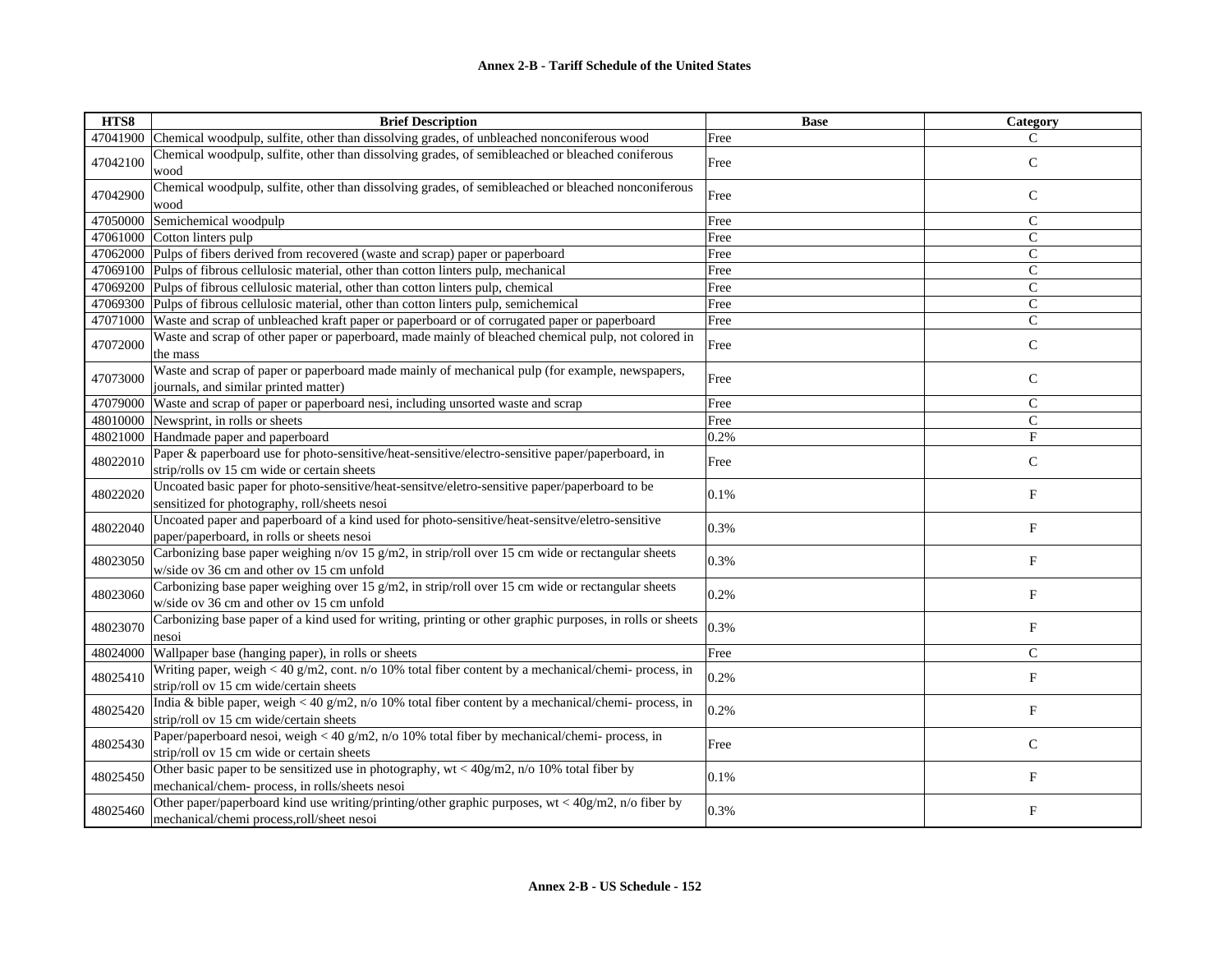**Annex 2-B - Tariff Schedule of the United States**

| HTS8 | Brief Description | Base | Category |
|---|---|---|---|
| 47041900 | Chemical woodpulp, sulfite, other than dissolving grades, of unbleached nonconiferous wood | Free | C |
| 47042100 | Chemical woodpulp, sulfite, other than dissolving grades, of semibleached or bleached coniferous wood | Free | C |
| 47042900 | Chemical woodpulp, sulfite, other than dissolving grades, of semibleached or bleached nonconiferous wood | Free | C |
| 47050000 | Semichemical woodpulp | Free | C |
| 47061000 | Cotton linters pulp | Free | C |
| 47062000 | Pulps of fibers derived from recovered (waste and scrap) paper or paperboard | Free | C |
| 47069100 | Pulps of fibrous cellulosic material, other than cotton linters pulp, mechanical | Free | C |
| 47069200 | Pulps of fibrous cellulosic material, other than cotton linters pulp, chemical | Free | C |
| 47069300 | Pulps of fibrous cellulosic material, other than cotton linters pulp, semichemical | Free | C |
| 47071000 | Waste and scrap of unbleached kraft paper or paperboard or of corrugated paper or paperboard | Free | C |
| 47072000 | Waste and scrap of other paper or paperboard, made mainly of bleached chemical pulp, not colored in the mass | Free | C |
| 47073000 | Waste and scrap of paper or paperboard made mainly of mechanical pulp (for example, newspapers, journals, and similar printed matter) | Free | C |
| 47079000 | Waste and scrap of paper or paperboard nesi, including unsorted waste and scrap | Free | C |
| 48010000 | Newsprint, in rolls or sheets | Free | C |
| 48021000 | Handmade paper and paperboard | 0.2% | F |
| 48022010 | Paper & paperboard use for photo-sensitive/heat-sensitive/electro-sensitive paper/paperboard, in strip/rolls ov 15 cm wide or certain sheets | Free | C |
| 48022020 | Uncoated basic paper for photo-sensitive/heat-sensitve/eletro-sensitive paper/paperboard to be sensitized for photography, roll/sheets nesoi | 0.1% | F |
| 48022040 | Uncoated paper and paperboard of a kind used for photo-sensitive/heat-sensitve/eletro-sensitive paper/paperboard, in rolls or sheets nesoi | 0.3% | F |
| 48023050 | Carbonizing base paper weighing n/ov 15 g/m2, in strip/roll over 15 cm wide or rectangular sheets w/side ov 36 cm and other ov 15 cm unfold | 0.3% | F |
| 48023060 | Carbonizing base paper weighing over 15 g/m2, in strip/roll over 15 cm wide or rectangular sheets w/side ov 36 cm and other ov 15 cm unfold | 0.2% | F |
| 48023070 | Carbonizing base paper of a kind used for writing, printing or other graphic purposes, in rolls or sheets nesoi | 0.3% | F |
| 48024000 | Wallpaper base (hanging paper), in rolls or sheets | Free | C |
| 48025410 | Writing paper, weigh < 40 g/m2, cont. n/o 10% total fiber content by a mechanical/chemi- process, in strip/roll ov 15 cm wide/certain sheets | 0.2% | F |
| 48025420 | India & bible paper, weigh < 40 g/m2, n/o 10% total fiber content by a mechanical/chemi- process, in strip/roll ov 15 cm wide/certain sheets | 0.2% | F |
| 48025430 | Paper/paperboard nesoi, weigh < 40 g/m2, n/o 10% total fiber by mechanical/chemi- process, in strip/roll ov 15 cm wide or certain sheets | Free | C |
| 48025450 | Other basic paper to be sensitized use in photography, wt < 40g/m2, n/o 10% total fiber by mechanical/chem- process, in rolls/sheets nesoi | 0.1% | F |
| 48025460 | Other paper/paperboard kind use writing/printing/other graphic purposes, wt < 40g/m2, n/o fiber by mechanical/chemi process,roll/sheet nesoi | 0.3% | F |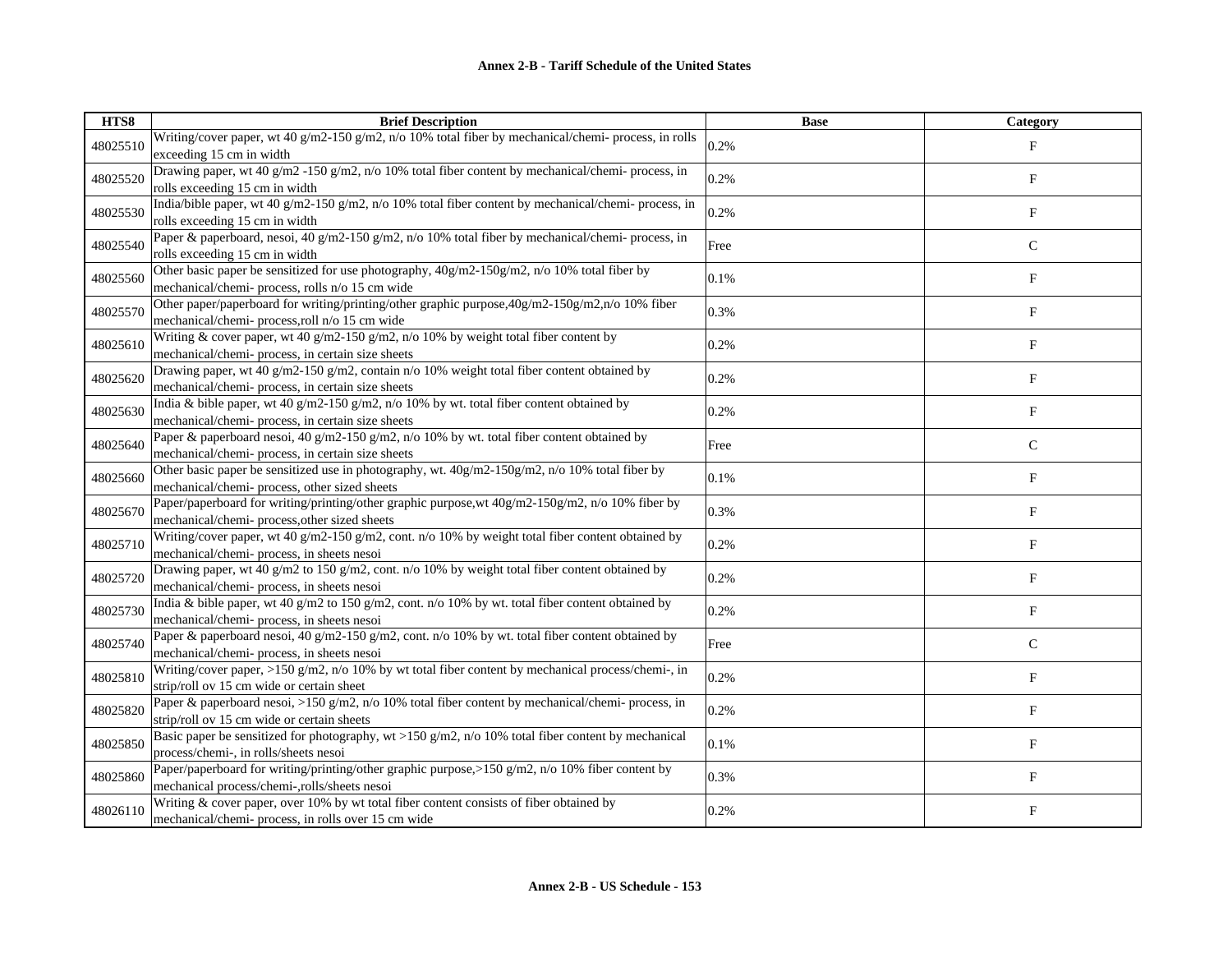**Annex 2-B - Tariff Schedule of the United States**

| HTS8 | Brief Description | Base | Category |
|---|---|---|---|
| 48025510 | Writing/cover paper, wt 40 g/m2-150 g/m2, n/o 10% total fiber by mechanical/chemi- process, in rolls exceeding 15 cm in width | 0.2% | F |
| 48025520 | Drawing paper, wt 40 g/m2 -150 g/m2, n/o 10% total fiber content by mechanical/chemi- process, in rolls exceeding 15 cm in width | 0.2% | F |
| 48025530 | India/bible paper, wt 40 g/m2-150 g/m2, n/o 10% total fiber content by mechanical/chemi- process, in rolls exceeding 15 cm in width | 0.2% | F |
| 48025540 | Paper & paperboard, nesoi, 40 g/m2-150 g/m2, n/o 10% total fiber by mechanical/chemi- process, in rolls exceeding 15 cm in width | Free | C |
| 48025560 | Other basic paper be sensitized for use photography, 40g/m2-150g/m2, n/o 10% total fiber by mechanical/chemi- process, rolls n/o 15 cm wide | 0.1% | F |
| 48025570 | Other paper/paperboard for writing/printing/other graphic purpose,40g/m2-150g/m2,n/o 10% fiber mechanical/chemi- process,roll n/o 15 cm wide | 0.3% | F |
| 48025610 | Writing & cover paper, wt 40 g/m2-150 g/m2, n/o 10% by weight total fiber content by mechanical/chemi- process, in certain size sheets | 0.2% | F |
| 48025620 | Drawing paper, wt 40 g/m2-150 g/m2, contain n/o 10% weight total fiber content obtained by mechanical/chemi- process, in certain size sheets | 0.2% | F |
| 48025630 | India & bible paper, wt 40 g/m2-150 g/m2, n/o 10% by wt. total fiber content obtained by mechanical/chemi- process, in certain size sheets | 0.2% | F |
| 48025640 | Paper & paperboard nesoi, 40 g/m2-150 g/m2, n/o 10% by wt. total fiber content obtained by mechanical/chemi- process, in certain size sheets | Free | C |
| 48025660 | Other basic paper be sensitized use in photography, wt. 40g/m2-150g/m2, n/o 10% total fiber by mechanical/chemi- process, other sized sheets | 0.1% | F |
| 48025670 | Paper/paperboard for writing/printing/other graphic purpose,wt 40g/m2-150g/m2, n/o 10% fiber by mechanical/chemi- process,other sized sheets | 0.3% | F |
| 48025710 | Writing/cover paper, wt 40 g/m2-150 g/m2, cont. n/o 10% by weight total fiber content obtained by mechanical/chemi- process, in sheets nesoi | 0.2% | F |
| 48025720 | Drawing paper, wt 40 g/m2 to 150 g/m2, cont. n/o 10% by weight total fiber content obtained by mechanical/chemi- process, in sheets nesoi | 0.2% | F |
| 48025730 | India & bible paper, wt 40 g/m2 to 150 g/m2, cont. n/o 10% by wt. total fiber content obtained by mechanical/chemi- process, in sheets nesoi | 0.2% | F |
| 48025740 | Paper & paperboard nesoi, 40 g/m2-150 g/m2, cont. n/o 10% by wt. total fiber content obtained by mechanical/chemi- process, in sheets nesoi | Free | C |
| 48025810 | Writing/cover paper, >150 g/m2, n/o 10% by wt total fiber content by mechanical process/chemi-, in strip/roll ov 15 cm wide or certain sheet | 0.2% | F |
| 48025820 | Paper & paperboard nesoi, >150 g/m2, n/o 10% total fiber content by mechanical/chemi- process, in strip/roll ov 15 cm wide or certain sheets | 0.2% | F |
| 48025850 | Basic paper be sensitized for photography, wt >150 g/m2, n/o 10% total fiber content by mechanical process/chemi-, in rolls/sheets nesoi | 0.1% | F |
| 48025860 | Paper/paperboard for writing/printing/other graphic purpose,>150 g/m2, n/o 10% fiber content by mechanical process/chemi-,rolls/sheets nesoi | 0.3% | F |
| 48026110 | Writing & cover paper, over 10% by wt total fiber content consists of fiber obtained by mechanical/chemi- process, in rolls over 15 cm wide | 0.2% | F |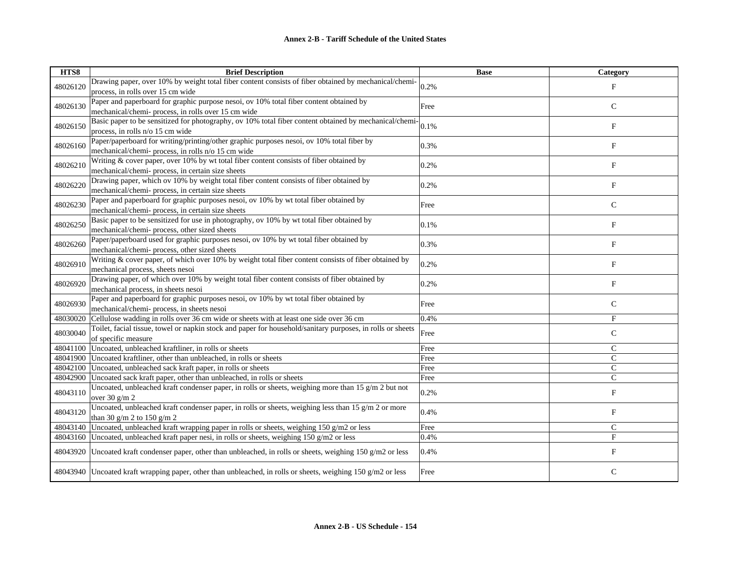| HTS8 | Brief Description | Base | Category |
|---|---|---|---|
| 48026120 | Drawing paper, over 10% by weight total fiber content consists of fiber obtained by mechanical/chemi-process, in rolls over 15 cm wide | 0.2% | F |
| 48026130 | Paper and paperboard for graphic purpose nesoi, ov 10% total fiber content obtained by mechanical/chemi- process, in rolls over 15 cm wide | Free | C |
| 48026150 | Basic paper to be sensitized for photography, ov 10% total fiber content obtained by mechanical/chemi-process, in rolls n/o 15 cm wide | 0.1% | F |
| 48026160 | Paper/paperboard for writing/printing/other graphic purposes nesoi, ov 10% total fiber by mechanical/chemi- process, in rolls n/o 15 cm wide | 0.3% | F |
| 48026210 | Writing & cover paper, over 10% by wt total fiber content consists of fiber obtained by mechanical/chemi- process, in certain size sheets | 0.2% | F |
| 48026220 | Drawing paper, which ov 10% by weight total fiber content consists of fiber obtained by mechanical/chemi- process, in certain size sheets | 0.2% | F |
| 48026230 | Paper and paperboard for graphic purposes nesoi, ov 10% by wt total fiber obtained by mechanical/chemi- process, in certain size sheets | Free | C |
| 48026250 | Basic paper to be sensitized for use in photography, ov 10% by wt total fiber obtained by mechanical/chemi- process, other sized sheets | 0.1% | F |
| 48026260 | Paper/paperboard used for graphic purposes nesoi, ov 10% by wt total fiber obtained by mechanical/chemi- process, other sized sheets | 0.3% | F |
| 48026910 | Writing & cover paper, of which over 10% by weight total fiber content consists of fiber obtained by mechanical process, sheets nesoi | 0.2% | F |
| 48026920 | Drawing paper, of which over 10% by weight total fiber content consists of fiber obtained by mechanical process, in sheets nesoi | 0.2% | F |
| 48026930 | Paper and paperboard for graphic purposes nesoi, ov 10% by wt total fiber obtained by mechanical/chemi- process, in sheets nesoi | Free | C |
| 48030020 | Cellulose wadding in rolls over 36 cm wide or sheets with at least one side over 36 cm | 0.4% | F |
| 48030040 | Toilet, facial tissue, towel or napkin stock and paper for household/sanitary purposes, in rolls or sheets of specific measure | Free | C |
| 48041100 | Uncoated, unbleached kraftliner, in rolls or sheets | Free | C |
| 48041900 | Uncoated kraftliner, other than unbleached, in rolls or sheets | Free | C |
| 48042100 | Uncoated, unbleached sack kraft paper, in rolls or sheets | Free | C |
| 48042900 | Uncoated sack kraft paper, other than unbleached, in rolls or sheets | Free | C |
| 48043110 | Uncoated, unbleached kraft condenser paper, in rolls or sheets, weighing more than 15 g/m 2 but not over 30 g/m 2 | 0.2% | F |
| 48043120 | Uncoated, unbleached kraft condenser paper, in rolls or sheets, weighing less than 15 g/m 2 or more than 30 g/m 2 to 150 g/m 2 | 0.4% | F |
| 48043140 | Uncoated, unbleached kraft wrapping paper in rolls or sheets, weighing 150 g/m2 or less | Free | C |
| 48043160 | Uncoated, unbleached kraft paper nesi, in rolls or sheets, weighing 150 g/m2 or less | 0.4% | F |
| 48043920 | Uncoated kraft condenser paper, other than unbleached, in rolls or sheets, weighing 150 g/m2 or less | 0.4% | F |
| 48043940 | Uncoated kraft wrapping paper, other than unbleached, in rolls or sheets, weighing 150 g/m2 or less | Free | C |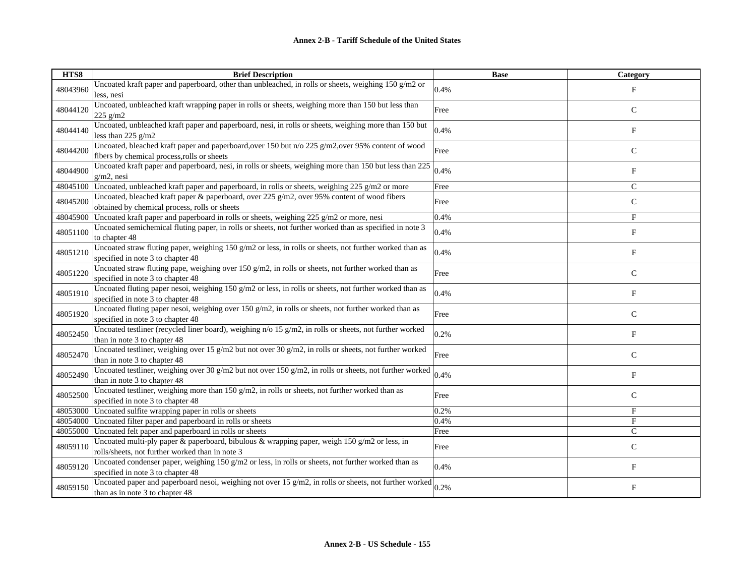| HTS8 | Brief Description | Base | Category |
|---|---|---|---|
| 48043960 | Uncoated kraft paper and paperboard, other than unbleached, in rolls or sheets, weighing 150 g/m2 or less, nesi | 0.4% | F |
| 48044120 | Uncoated, unbleached kraft wrapping paper in rolls or sheets, weighing more than 150 but less than 225 g/m2 | Free | C |
| 48044140 | Uncoated, unbleached kraft paper and paperboard, nesi, in rolls or sheets, weighing more than 150 but less than 225 g/m2 | 0.4% | F |
| 48044200 | Uncoated, bleached kraft paper and paperboard,over 150 but n/o 225 g/m2,over 95% content of wood fibers by chemical process,rolls or sheets | Free | C |
| 48044900 | Uncoated kraft paper and paperboard, nesi, in rolls or sheets, weighing more than 150 but less than 225 g/m2, nesi | 0.4% | F |
| 48045100 | Uncoated, unbleached kraft paper and paperboard, in rolls or sheets, weighing 225 g/m2 or more | Free | C |
| 48045200 | Uncoated, bleached kraft paper & paperboard, over 225 g/m2, over 95% content of wood fibers obtained by chemical process, rolls or sheets | Free | C |
| 48045900 | Uncoated kraft paper and paperboard in rolls or sheets, weighing 225 g/m2 or more, nesi | 0.4% | F |
| 48051100 | Uncoated semichemical fluting paper, in rolls or sheets, not further worked than as specified in note 3 to chapter 48 | 0.4% | F |
| 48051210 | Uncoated straw fluting paper, weighing 150 g/m2 or less, in rolls or sheets, not further worked than as specified in note 3 to chapter 48 | 0.4% | F |
| 48051220 | Uncoated straw fluting pape, weighing over 150 g/m2, in rolls or sheets, not further worked than as specified in note 3 to chapter 48 | Free | C |
| 48051910 | Uncoated fluting paper nesoi, weighing 150 g/m2 or less, in rolls or sheets, not further worked than as specified in note 3 to chapter 48 | 0.4% | F |
| 48051920 | Uncoated fluting paper nesoi, weighing over 150 g/m2, in rolls or sheets, not further worked than as specified in note 3 to chapter 48 | Free | C |
| 48052450 | Uncoated testliner (recycled liner board), weighing n/o 15 g/m2, in rolls or sheets, not further worked than in note 3 to chapter 48 | 0.2% | F |
| 48052470 | Uncoated testliner, weighing over 15 g/m2 but not over 30 g/m2, in rolls or sheets, not further worked than in note 3 to chapter 48 | Free | C |
| 48052490 | Uncoated testliner, weighing over 30 g/m2 but not over 150 g/m2, in rolls or sheets, not further worked than in note 3 to chapter 48 | 0.4% | F |
| 48052500 | Uncoated testliner, weighing more than 150 g/m2, in rolls or sheets, not further worked than as specified in note 3 to chapter 48 | Free | C |
| 48053000 | Uncoated sulfite wrapping paper in rolls or sheets | 0.2% | F |
| 48054000 | Uncoated filter paper and paperboard in rolls or sheets | 0.4% | F |
| 48055000 | Uncoated felt paper and paperboard in rolls or sheets | Free | C |
| 48059110 | Uncoated multi-ply paper & paperboard, bibulous & wrapping paper, weigh 150 g/m2 or less, in rolls/sheets, not further worked than in note 3 | Free | C |
| 48059120 | Uncoated condenser paper, weighing 150 g/m2 or less, in rolls or sheets, not further worked than as specified in note 3 to chapter 48 | 0.4% | F |
| 48059150 | Uncoated paper and paperboard nesoi, weighing not over 15 g/m2, in rolls or sheets, not further worked than as in note 3 to chapter 48 | 0.2% | F |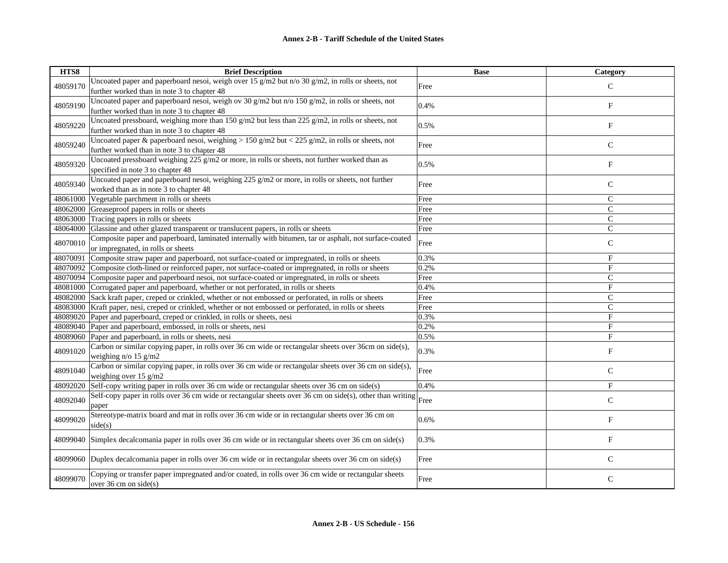# Annex 2-B - Tariff Schedule of the United States

| HTS8 | Brief Description | Base | Category |
|---|---|---|---|
| 48059170 | Uncoated paper and paperboard nesoi, weigh over 15 g/m2 but n/o 30 g/m2, in rolls or sheets, not further worked than in note 3 to chapter 48 | Free | C |
| 48059190 | Uncoated paper and paperboard nesoi, weigh ov 30 g/m2 but n/o 150 g/m2, in rolls or sheets, not further worked than in note 3 to chapter 48 | 0.4% | F |
| 48059220 | Uncoated pressboard, weighing more than 150 g/m2 but less than 225 g/m2, in rolls or sheets, not further worked than in note 3 to chapter 48 | 0.5% | F |
| 48059240 | Uncoated paper & paperboard nesoi, weighing > 150 g/m2 but < 225 g/m2, in rolls or sheets, not further worked than in note 3 to chapter 48 | Free | C |
| 48059320 | Uncoated pressboard weighing 225 g/m2 or more, in rolls or sheets, not further worked than as specified in note 3 to chapter 48 | 0.5% | F |
| 48059340 | Uncoated paper and paperboard nesoi, weighing 225 g/m2 or more, in rolls or sheets, not further worked than as in note 3 to chapter 48 | Free | C |
| 48061000 | Vegetable parchment in rolls or sheets | Free | C |
| 48062000 | Greaseproof papers in rolls or sheets | Free | C |
| 48063000 | Tracing papers in rolls or sheets | Free | C |
| 48064000 | Glassine and other glazed transparent or translucent papers, in rolls or sheets | Free | C |
| 48070010 | Composite paper and paperboard, laminated internally with bitumen, tar or asphalt, not surface-coated or impregnated, in rolls or sheets | Free | C |
| 48070091 | Composite straw paper and paperboard, not surface-coated or impregnated, in rolls or sheets | 0.3% | F |
| 48070092 | Composite cloth-lined or reinforced paper, not surface-coated or impregnated, in rolls or sheets | 0.2% | F |
| 48070094 | Composite paper and paperboard nesoi, not surface-coated or impregnated, in rolls or sheets | Free | C |
| 48081000 | Corrugated paper and paperboard, whether or not perforated, in rolls or sheets | 0.4% | F |
| 48082000 | Sack kraft paper, creped or crinkled, whether or not embossed or perforated, in rolls or sheets | Free | C |
| 48083000 | Kraft paper, nesi, creped or crinkled, whether or not embossed or perforated, in rolls or sheets | Free | C |
| 48089020 | Paper and paperboard, creped or crinkled, in rolls or sheets, nesi | 0.3% | F |
| 48089040 | Paper and paperboard, embossed, in rolls or sheets, nesi | 0.2% | F |
| 48089060 | Paper and paperboard, in rolls or sheets, nesi | 0.5% | F |
| 48091020 | Carbon or similar copying paper, in rolls over 36 cm wide or rectangular sheets over 36cm on side(s), weighing n/o 15 g/m2 | 0.3% | F |
| 48091040 | Carbon or similar copying paper, in rolls over 36 cm wide or rectangular sheets over 36 cm on side(s), weighing over 15 g/m2 | Free | C |
| 48092020 | Self-copy writing paper in rolls over 36 cm wide or rectangular sheets over 36 cm on side(s) | 0.4% | F |
| 48092040 | Self-copy paper in rolls over 36 cm wide or rectangular sheets over 36 cm on side(s), other than writing paper | Free | C |
| 48099020 | Stereotype-matrix board and mat in rolls over 36 cm wide or in rectangular sheets over 36 cm on side(s) | 0.6% | F |
| 48099040 | Simplex decalcomania paper in rolls over 36 cm wide or in rectangular sheets over 36 cm on side(s) | 0.3% | F |
| 48099060 | Duplex decalcomania paper in rolls over 36 cm wide or in rectangular sheets over 36 cm on side(s) | Free | C |
| 48099070 | Copying or transfer paper impregnated and/or coated, in rolls over 36 cm wide or rectangular sheets over 36 cm on side(s) | Free | C |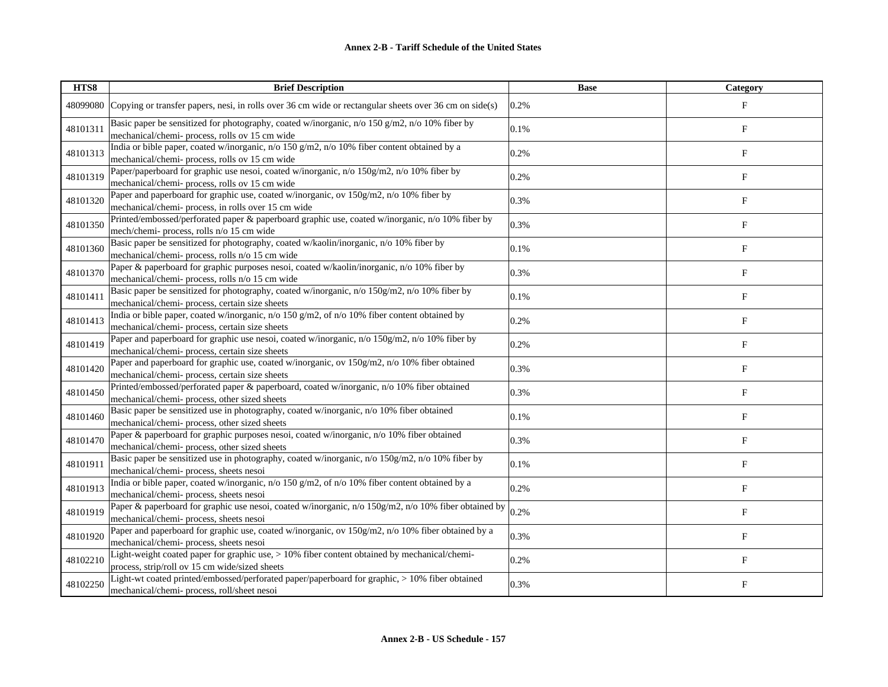**Annex 2-B - Tariff Schedule of the United States**

| HTS8 | Brief Description | Base | Category |
|---|---|---|---|
| 48099080 | Copying or transfer papers, nesi, in rolls over 36 cm wide or rectangular sheets over 36 cm on side(s) | 0.2% | F |
| 48101311 | Basic paper be sensitized for photography, coated w/inorganic, n/o 150 g/m2, n/o 10% fiber by mechanical/chemi- process, rolls ov 15 cm wide | 0.1% | F |
| 48101313 | India or bible paper, coated w/inorganic, n/o 150 g/m2, n/o 10% fiber content obtained by a mechanical/chemi- process, rolls ov 15 cm wide | 0.2% | F |
| 48101319 | Paper/paperboard for graphic use nesoi, coated w/inorganic, n/o 150g/m2, n/o 10% fiber by mechanical/chemi- process, rolls ov 15 cm wide | 0.2% | F |
| 48101320 | Paper and paperboard for graphic use, coated w/inorganic, ov 150g/m2, n/o 10% fiber by mechanical/chemi- process, in rolls over 15 cm wide | 0.3% | F |
| 48101350 | Printed/embossed/perforated paper & paperboard graphic use, coated w/inorganic, n/o 10% fiber by mech/chemi- process, rolls n/o 15 cm wide | 0.3% | F |
| 48101360 | Basic paper be sensitized for photography, coated w/kaolin/inorganic, n/o 10% fiber by mechanical/chemi- process, rolls n/o 15 cm wide | 0.1% | F |
| 48101370 | Paper & paperboard for graphic purposes nesoi, coated w/kaolin/inorganic, n/o 10% fiber by mechanical/chemi- process, rolls n/o 15 cm wide | 0.3% | F |
| 48101411 | Basic paper be sensitized for photography, coated w/inorganic, n/o 150g/m2, n/o 10% fiber by mechanical/chemi- process, certain size sheets | 0.1% | F |
| 48101413 | India or bible paper, coated w/inorganic, n/o 150 g/m2, of n/o 10% fiber content obtained by mechanical/chemi- process, certain size sheets | 0.2% | F |
| 48101419 | Paper and paperboard for graphic use nesoi, coated w/inorganic, n/o 150g/m2, n/o 10% fiber by mechanical/chemi- process, certain size sheets | 0.2% | F |
| 48101420 | Paper and paperboard for graphic use, coated w/inorganic, ov 150g/m2, n/o 10% fiber obtained mechanical/chemi- process, certain size sheets | 0.3% | F |
| 48101450 | Printed/embossed/perforated paper & paperboard, coated w/inorganic, n/o 10% fiber obtained mechanical/chemi- process, other sized sheets | 0.3% | F |
| 48101460 | Basic paper be sensitized use in photography, coated w/inorganic, n/o 10% fiber obtained mechanical/chemi- process, other sized sheets | 0.1% | F |
| 48101470 | Paper & paperboard for graphic purposes nesoi, coated w/inorganic, n/o 10% fiber obtained mechanical/chemi- process, other sized sheets | 0.3% | F |
| 48101911 | Basic paper be sensitized use in photography, coated w/inorganic, n/o 150g/m2, n/o 10% fiber by mechanical/chemi- process, sheets nesoi | 0.1% | F |
| 48101913 | India or bible paper, coated w/inorganic, n/o 150 g/m2, of n/o 10% fiber content obtained by a mechanical/chemi- process, sheets nesoi | 0.2% | F |
| 48101919 | Paper & paperboard for graphic use nesoi, coated w/inorganic, n/o 150g/m2, n/o 10% fiber obtained by mechanical/chemi- process, sheets nesoi | 0.2% | F |
| 48101920 | Paper and paperboard for graphic use, coated w/inorganic, ov 150g/m2, n/o 10% fiber obtained by a mechanical/chemi- process, sheets nesoi | 0.3% | F |
| 48102210 | Light-weight coated paper for graphic use, > 10% fiber content obtained by mechanical/chemi- process, strip/roll ov 15 cm wide/sized sheets | 0.2% | F |
| 48102250 | Light-wt coated printed/embossed/perforated paper/paperboard for graphic, > 10% fiber obtained mechanical/chemi- process, roll/sheet nesoi | 0.3% | F |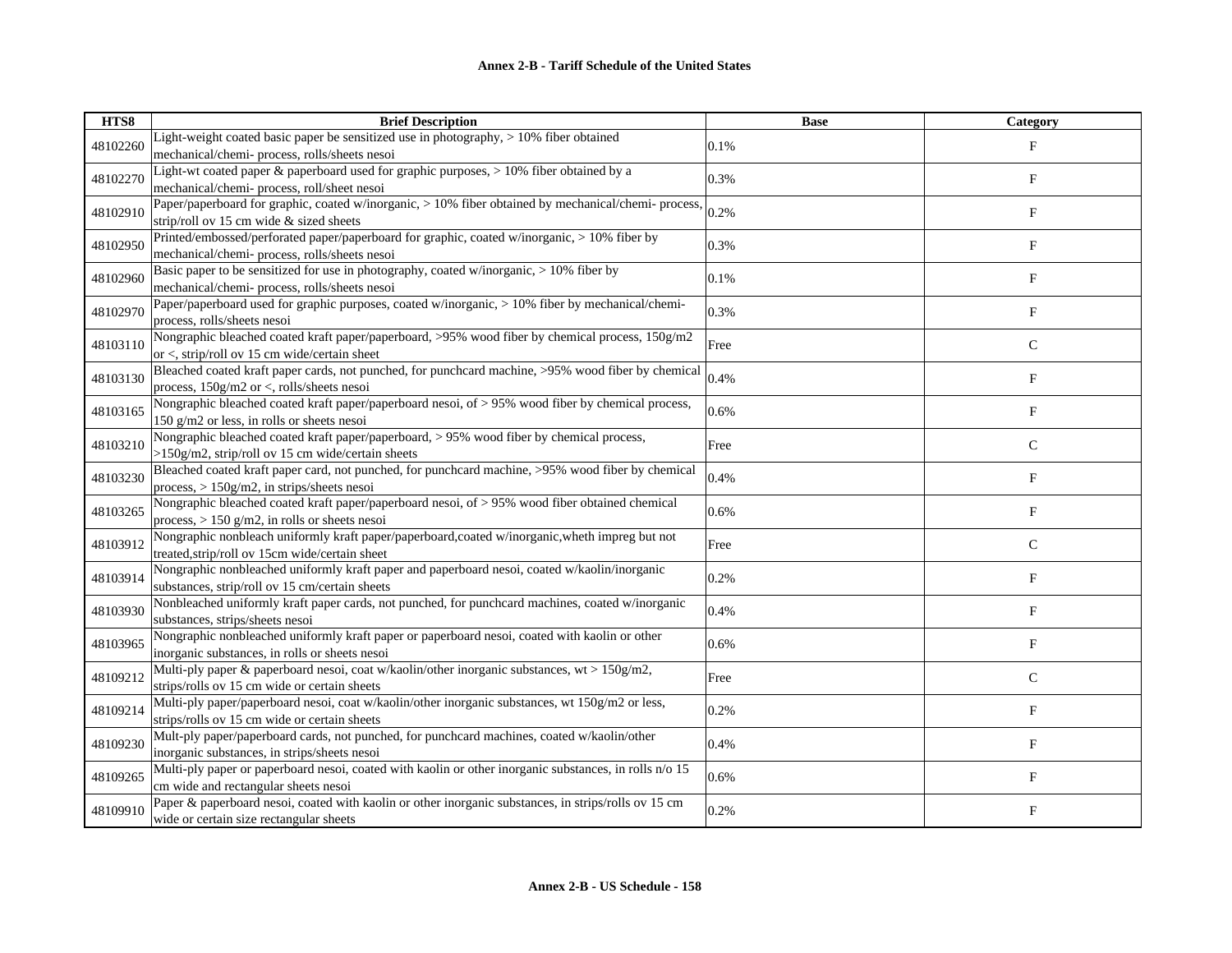**Annex 2-B - Tariff Schedule of the United States**

| HTS8 | Brief Description | Base | Category |
|---|---|---|---|
| 48102260 | Light-weight coated basic paper be sensitized use in photography, > 10% fiber obtained mechanical/chemi- process, rolls/sheets nesoi | 0.1% | F |
| 48102270 | Light-wt coated paper & paperboard used for graphic purposes, > 10% fiber obtained by a mechanical/chemi- process, roll/sheet nesoi | 0.3% | F |
| 48102910 | Paper/paperboard for graphic, coated w/inorganic, > 10% fiber obtained by mechanical/chemi- process, strip/roll ov 15 cm wide & sized sheets | 0.2% | F |
| 48102950 | Printed/embossed/perforated paper/paperboard for graphic, coated w/inorganic, > 10% fiber by mechanical/chemi- process, rolls/sheets nesoi | 0.3% | F |
| 48102960 | Basic paper to be sensitized for use in photography, coated w/inorganic, > 10% fiber by mechanical/chemi- process, rolls/sheets nesoi | 0.1% | F |
| 48102970 | Paper/paperboard used for graphic purposes, coated w/inorganic, > 10% fiber by mechanical/chemi- process, rolls/sheets nesoi | 0.3% | F |
| 48103110 | Nongraphic bleached coated kraft paper/paperboard, >95% wood fiber by chemical process, 150g/m2 or <, strip/roll ov 15 cm wide/certain sheet | Free | C |
| 48103130 | Bleached coated kraft paper cards, not punched, for punchcard machine, >95% wood fiber by chemical process, 150g/m2 or <, rolls/sheets nesoi | 0.4% | F |
| 48103165 | Nongraphic bleached coated kraft paper/paperboard nesoi, of > 95% wood fiber by chemical process, 150 g/m2 or less, in rolls or sheets nesoi | 0.6% | F |
| 48103210 | Nongraphic bleached coated kraft paper/paperboard, > 95% wood fiber by chemical process, >150g/m2, strip/roll ov 15 cm wide/certain sheets | Free | C |
| 48103230 | Bleached coated kraft paper card, not punched, for punchcard machine, >95% wood fiber by chemical process, > 150g/m2, in strips/sheets nesoi | 0.4% | F |
| 48103265 | Nongraphic bleached coated kraft paper/paperboard nesoi, of > 95% wood fiber obtained chemical process, > 150 g/m2, in rolls or sheets nesoi | 0.6% | F |
| 48103912 | Nongraphic nonbleach uniformly kraft paper/paperboard,coated w/inorganic,wheth impreg but not treated,strip/roll ov 15cm wide/certain sheet | Free | C |
| 48103914 | Nongraphic nonbleached uniformly kraft paper and paperboard nesoi, coated w/kaolin/inorganic substances, strip/roll ov 15 cm/certain sheets | 0.2% | F |
| 48103930 | Nonbleached uniformly kraft paper cards, not punched, for punchcard machines, coated w/inorganic substances, strips/sheets nesoi | 0.4% | F |
| 48103965 | Nongraphic nonbleached uniformly kraft paper or paperboard nesoi, coated with kaolin or other inorganic substances, in rolls or sheets nesoi | 0.6% | F |
| 48109212 | Multi-ply paper & paperboard nesoi, coat w/kaolin/other inorganic substances, wt > 150g/m2, strips/rolls ov 15 cm wide or certain sheets | Free | C |
| 48109214 | Multi-ply paper/paperboard nesoi, coat w/kaolin/other inorganic substances, wt 150g/m2 or less, strips/rolls ov 15 cm wide or certain sheets | 0.2% | F |
| 48109230 | Mult-ply paper/paperboard cards, not punched, for punchcard machines, coated w/kaolin/other inorganic substances, in strips/sheets nesoi | 0.4% | F |
| 48109265 | Multi-ply paper or paperboard nesoi, coated with kaolin or other inorganic substances, in rolls n/o 15 cm wide and rectangular sheets nesoi | 0.6% | F |
| 48109910 | Paper & paperboard nesoi, coated with kaolin or other inorganic substances, in strips/rolls ov 15 cm wide or certain size rectangular sheets | 0.2% | F |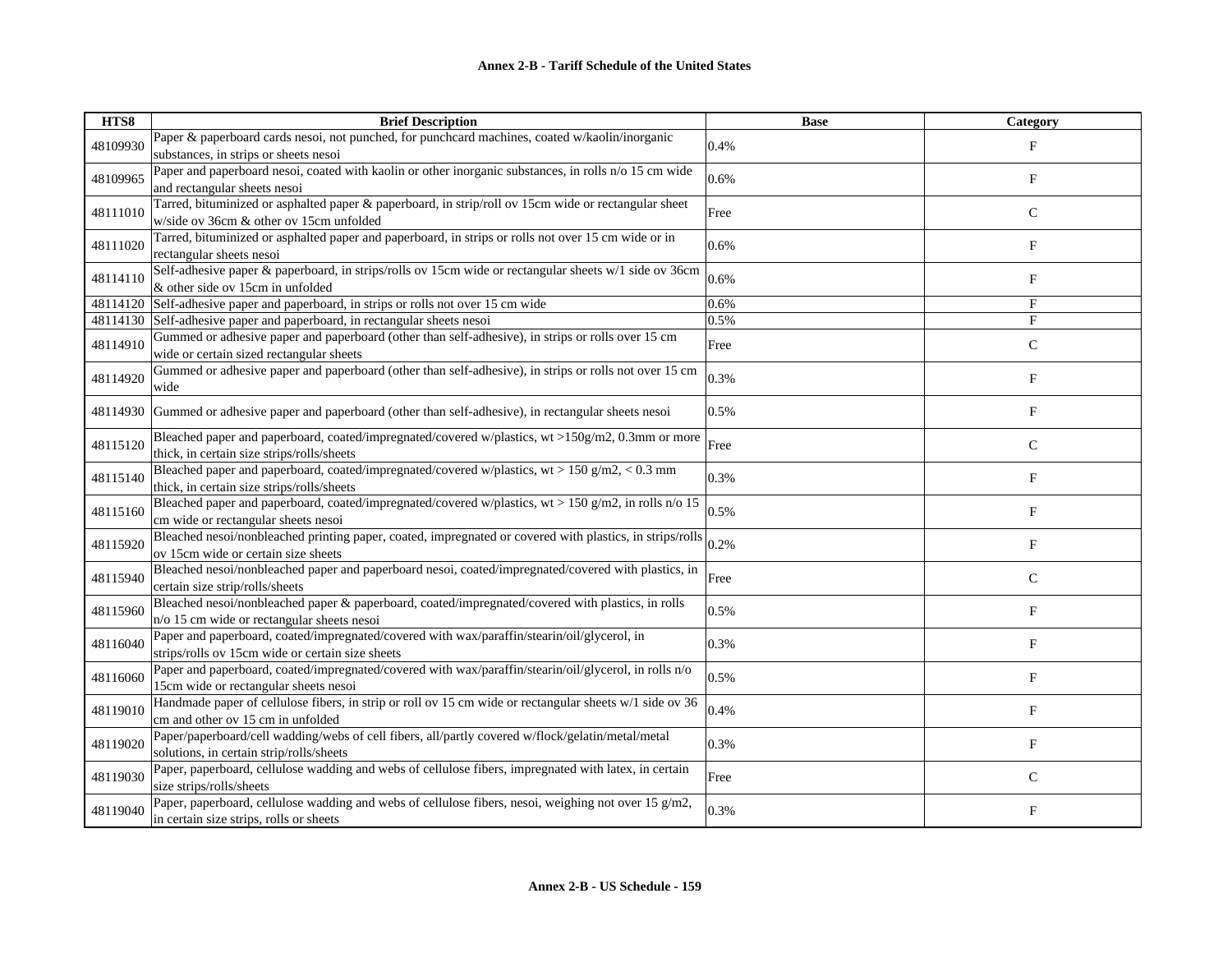| HTS8 | Brief Description | Base | Category |
|---|---|---|---|
| 48109930 | Paper & paperboard cards nesoi, not punched, for punchcard machines, coated w/kaolin/inorganic substances, in strips or sheets nesoi | 0.4% | F |
| 48109965 | Paper and paperboard nesoi, coated with kaolin or other inorganic substances, in rolls n/o 15 cm wide and rectangular sheets nesoi | 0.6% | F |
| 48111010 | Tarred, bituminized or asphalted paper & paperboard, in strip/roll ov 15cm wide or rectangular sheet w/side ov 36cm & other ov 15cm unfolded | Free | C |
| 48111020 | Tarred, bituminized or asphalted paper and paperboard, in strips or rolls not over 15 cm wide or in rectangular sheets nesoi | 0.6% | F |
| 48114110 | Self-adhesive paper & paperboard, in strips/rolls ov 15cm wide or rectangular sheets w/1 side ov 36cm & other side ov 15cm in unfolded | 0.6% | F |
| 48114120 | Self-adhesive paper and paperboard, in strips or rolls not over 15 cm wide | 0.6% | F |
| 48114130 | Self-adhesive paper and paperboard, in rectangular sheets nesoi | 0.5% | F |
| 48114910 | Gummed or adhesive paper and paperboard (other than self-adhesive), in strips or rolls over 15 cm wide or certain sized rectangular sheets | Free | C |
| 48114920 | Gummed or adhesive paper and paperboard (other than self-adhesive), in strips or rolls not over 15 cm wide | 0.3% | F |
| 48114930 | Gummed or adhesive paper and paperboard (other than self-adhesive), in rectangular sheets nesoi | 0.5% | F |
| 48115120 | Bleached paper and paperboard, coated/impregnated/covered w/plastics, wt >150g/m2, 0.3mm or more thick, in certain size strips/rolls/sheets | Free | C |
| 48115140 | Bleached paper and paperboard, coated/impregnated/covered w/plastics, wt > 150 g/m2, < 0.3 mm thick, in certain size strips/rolls/sheets | 0.3% | F |
| 48115160 | Bleached paper and paperboard, coated/impregnated/covered w/plastics, wt > 150 g/m2, in rolls n/o 15 cm wide or rectangular sheets nesoi | 0.5% | F |
| 48115920 | Bleached nesoi/nonbleached printing paper, coated, impregnated or covered with plastics, in strips/rolls ov 15cm wide or certain size sheets | 0.2% | F |
| 48115940 | Bleached nesoi/nonbleached paper and paperboard nesoi, coated/impregnated/covered with plastics, in certain size strip/rolls/sheets | Free | C |
| 48115960 | Bleached nesoi/nonbleached paper & paperboard, coated/impregnated/covered with plastics, in rolls n/o 15 cm wide or rectangular sheets nesoi | 0.5% | F |
| 48116040 | Paper and paperboard, coated/impregnated/covered with wax/paraffin/stearin/oil/glycerol, in strips/rolls ov 15cm wide or certain size sheets | 0.3% | F |
| 48116060 | Paper and paperboard, coated/impregnated/covered with wax/paraffin/stearin/oil/glycerol, in rolls n/o 15cm wide or rectangular sheets nesoi | 0.5% | F |
| 48119010 | Handmade paper of cellulose fibers, in strip or roll ov 15 cm wide or rectangular sheets w/1 side ov 36 cm and other ov 15 cm in unfolded | 0.4% | F |
| 48119020 | Paper/paperboard/cell wadding/webs of cell fibers, all/partly covered w/flock/gelatin/metal/metal solutions, in certain strip/rolls/sheets | 0.3% | F |
| 48119030 | Paper, paperboard, cellulose wadding and webs of cellulose fibers, impregnated with latex, in certain size strips/rolls/sheets | Free | C |
| 48119040 | Paper, paperboard, cellulose wadding and webs of cellulose fibers, nesoi, weighing not over 15 g/m2, in certain size strips, rolls or sheets | 0.3% | F |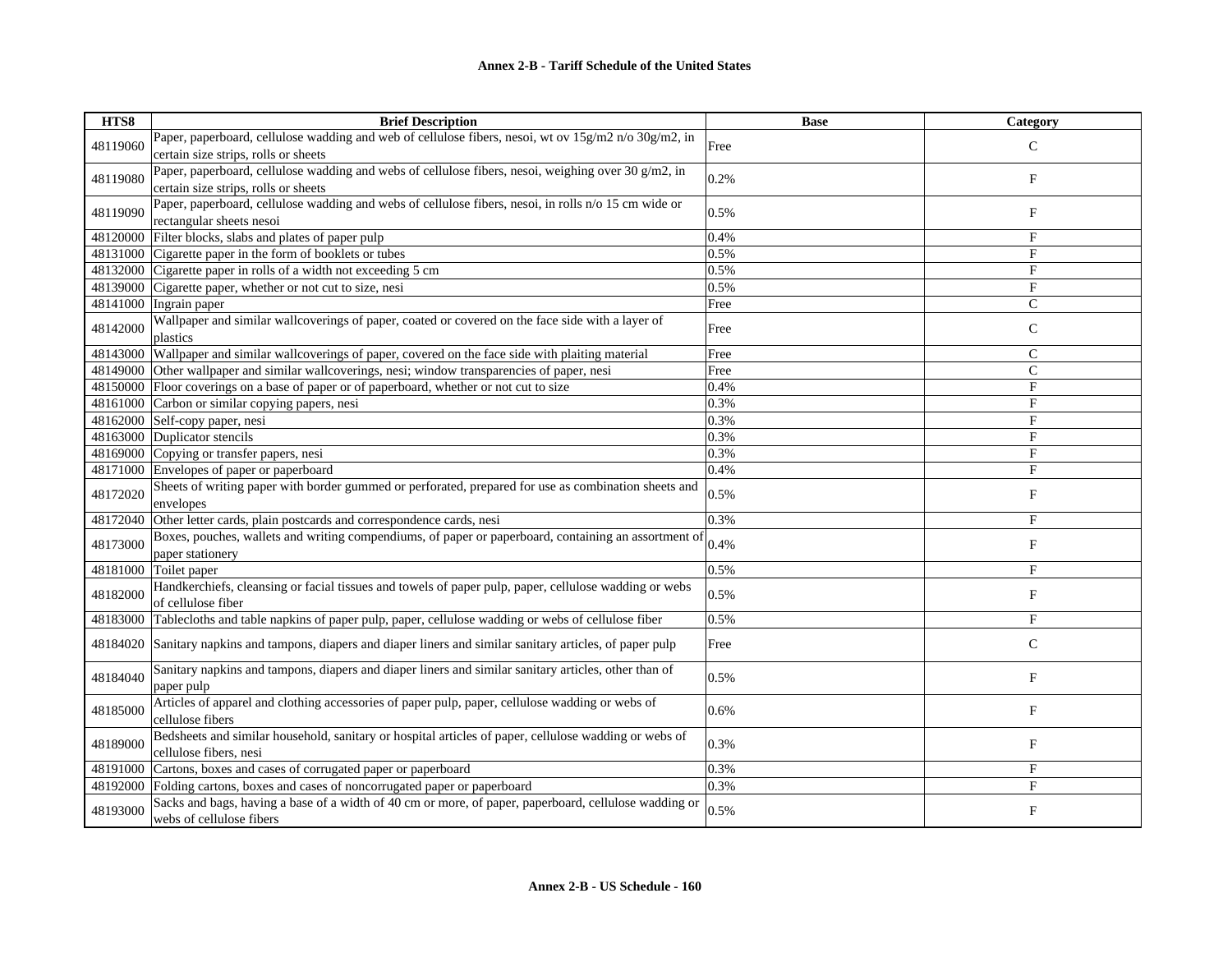| HTS8 | Brief Description | Base | Category |
|---|---|---|---|
| 48119060 | Paper, paperboard, cellulose wadding and web of cellulose fibers, nesoi, wt ov 15g/m2 n/o 30g/m2, in certain size strips, rolls or sheets | Free | C |
| 48119080 | Paper, paperboard, cellulose wadding and webs of cellulose fibers, nesoi, weighing over 30 g/m2, in certain size strips, rolls or sheets | 0.2% | F |
| 48119090 | Paper, paperboard, cellulose wadding and webs of cellulose fibers, nesoi, in rolls n/o 15 cm wide or rectangular sheets nesoi | 0.5% | F |
| 48120000 | Filter blocks, slabs and plates of paper pulp | 0.4% | F |
| 48131000 | Cigarette paper in the form of booklets or tubes | 0.5% | F |
| 48132000 | Cigarette paper in rolls of a width not exceeding 5 cm | 0.5% | F |
| 48139000 | Cigarette paper, whether or not cut to size, nesi | 0.5% | F |
| 48141000 | Ingrain paper | Free | C |
| 48142000 | Wallpaper and similar wallcoverings of paper, coated or covered on the face side with a layer of plastics | Free | C |
| 48143000 | Wallpaper and similar wallcoverings of paper, covered on the face side with plaiting material | Free | C |
| 48149000 | Other wallpaper and similar wallcoverings, nesi; window transparencies of paper, nesi | Free | C |
| 48150000 | Floor coverings on a base of paper or of paperboard, whether or not cut to size | 0.4% | F |
| 48161000 | Carbon or similar copying papers, nesi | 0.3% | F |
| 48162000 | Self-copy paper, nesi | 0.3% | F |
| 48163000 | Duplicator stencils | 0.3% | F |
| 48169000 | Copying or transfer papers, nesi | 0.3% | F |
| 48171000 | Envelopes of paper or paperboard | 0.4% | F |
| 48172020 | Sheets of writing paper with border gummed or perforated, prepared for use as combination sheets and envelopes | 0.5% | F |
| 48172040 | Other letter cards, plain postcards and correspondence cards, nesi | 0.3% | F |
| 48173000 | Boxes, pouches, wallets and writing compendiums, of paper or paperboard, containing an assortment of paper stationery | 0.4% | F |
| 48181000 | Toilet paper | 0.5% | F |
| 48182000 | Handkerchiefs, cleansing or facial tissues and towels of paper pulp, paper, cellulose wadding or webs of cellulose fiber | 0.5% | F |
| 48183000 | Tablecloths and table napkins of paper pulp, paper, cellulose wadding or webs of cellulose fiber | 0.5% | F |
| 48184020 | Sanitary napkins and tampons, diapers and diaper liners and similar sanitary articles, of paper pulp | Free | C |
| 48184040 | Sanitary napkins and tampons, diapers and diaper liners and similar sanitary articles, other than of paper pulp | 0.5% | F |
| 48185000 | Articles of apparel and clothing accessories of paper pulp, paper, cellulose wadding or webs of cellulose fibers | 0.6% | F |
| 48189000 | Bedsheets and similar household, sanitary or hospital articles of paper, cellulose wadding or webs of cellulose fibers, nesi | 0.3% | F |
| 48191000 | Cartons, boxes and cases of corrugated paper or paperboard | 0.3% | F |
| 48192000 | Folding cartons, boxes and cases of noncorrugated paper or paperboard | 0.3% | F |
| 48193000 | Sacks and bags, having a base of a width of 40 cm or more, of paper, paperboard, cellulose wadding or webs of cellulose fibers | 0.5% | F |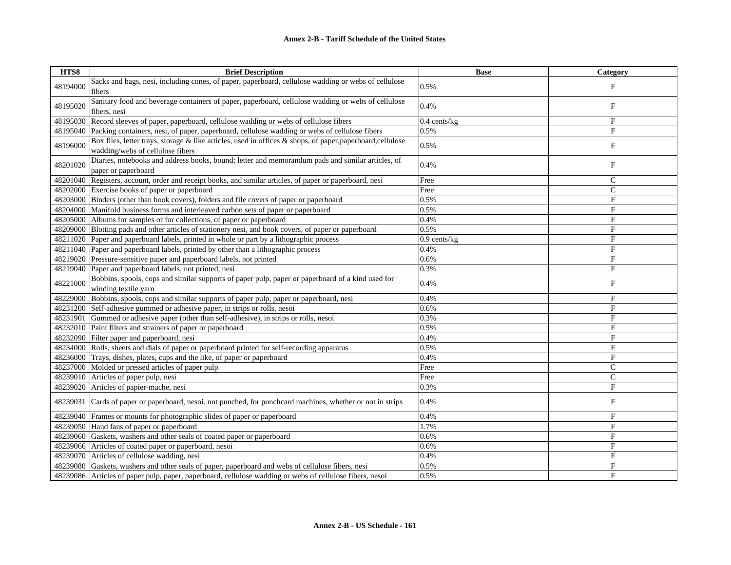## Annex 2-B - Tariff Schedule of the United States

| HTS8 | Brief Description | Base | Category |
|---|---|---|---|
| 48194000 | Sacks and bags, nesi, including cones, of paper, paperboard, cellulose wadding or webs of cellulose fibers | 0.5% | F |
| 48195020 | Sanitary food and beverage containers of paper, paperboard, cellulose wadding or webs of cellulose fibers, nesi | 0.4% | F |
| 48195030 | Record sleeves of paper, paperboard, cellulose wadding or webs of cellulose fibers | 0.4 cents/kg | F |
| 48195040 | Packing containers, nesi, of paper, paperboard, cellulose wadding or webs of cellulose fibers | 0.5% | F |
| 48196000 | Box files, letter trays, storage & like articles, used in offices & shops, of paper,paperboard,cellulose wadding/webs of cellulose fibers | 0.5% | F |
| 48201020 | Diaries, notebooks and address books, bound; letter and memorandum pads and similar articles, of paper or paperboard | 0.4% | F |
| 48201040 | Registers, account, order and receipt books, and similar articles, of paper or paperboard, nesi | Free | C |
| 48202000 | Exercise books of paper or paperboard | Free | C |
| 48203000 | Binders (other than book covers), folders and file covers of paper or paperboard | 0.5% | F |
| 48204000 | Manifold business forms and interleaved carbon sets of paper or paperboard | 0.5% | F |
| 48205000 | Albums for samples or for collections, of paper or paperboard | 0.4% | F |
| 48209000 | Blotting pads and other articles of stationery nesi, and book covers, of paper or paperboard | 0.5% | F |
| 48211020 | Paper and paperboard labels, printed in whole or part by a lithographic process | 0.9 cents/kg | F |
| 48211040 | Paper and paperboard labels, printed by other than a lithographic process | 0.4% | F |
| 48219020 | Pressure-sensitive paper and paperboard labels, not printed | 0.6% | F |
| 48219040 | Paper and paperboard labels, not printed, nesi | 0.3% | F |
| 48221000 | Bobbins, spools, cops and similar supports of paper pulp, paper or paperboard of a kind used for winding textile yarn | 0.4% | F |
| 48229000 | Bobbins, spools, cops and similar supports of paper pulp, paper or paperboard, nesi | 0.4% | F |
| 48231200 | Self-adhesive gummed or adhesive paper, in strips or rolls, nesoi | 0.6% | F |
| 48231901 | Gummed or adhesive paper (other than self-adhesive), in strips or rolls, nesoi | 0.3% | F |
| 48232010 | Paint filters and strainers of paper or paperboard | 0.5% | F |
| 48232090 | Filter paper and paperboard, nesi | 0.4% | F |
| 48234000 | Rolls, sheets and dials of paper or paperboard printed for self-recording apparatus | 0.5% | F |
| 48236000 | Trays, dishes, plates, cups and the like, of paper or paperboard | 0.4% | F |
| 48237000 | Molded or pressed articles of paper pulp | Free | C |
| 48239010 | Articles of paper pulp, nesi | Free | C |
| 48239020 | Articles of papier-mache, nesi | 0.3% | F |
| 48239031 | Cards of paper or paperboard, nesoi, not punched, for punchcard machines, whether or not in strips | 0.4% | F |
| 48239040 | Frames or mounts for photographic slides of paper or paperboard | 0.4% | F |
| 48239050 | Hand fans of paper or paperboard | 1.7% | F |
| 48239060 | Gaskets, washers and other seals of coated paper or paperboard | 0.6% | F |
| 48239066 | Articles of coated paper or paperboard, nesoi | 0.6% | F |
| 48239070 | Articles of cellulose wadding, nesi | 0.4% | F |
| 48239080 | Gaskets, washers and other seals of paper, paperboard and webs of cellulose fibers, nesi | 0.5% | F |
| 48239086 | Articles of paper pulp, paper, paperboard, cellulose wadding or webs of cellulose fibers, nesoi | 0.5% | F |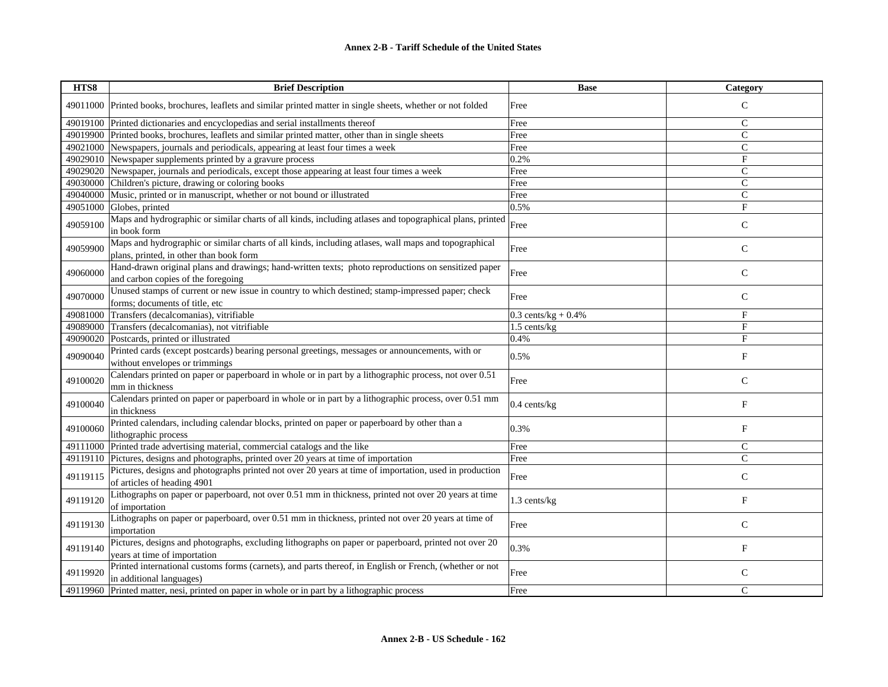**Annex 2-B - Tariff Schedule of the United States**

| HTS8 | Brief Description | Base | Category |
|---|---|---|---|
| 49011000 | Printed books, brochures, leaflets and similar printed matter in single sheets, whether or not folded | Free | C |
| 49019100 | Printed dictionaries and encyclopedias and serial installments thereof | Free | C |
| 49019900 | Printed books, brochures, leaflets and similar printed matter, other than in single sheets | Free | C |
| 49021000 | Newspapers, journals and periodicals, appearing at least four times a week | Free | C |
| 49029010 | Newspaper supplements printed by a gravure process | 0.2% | F |
| 49029020 | Newspaper, journals and periodicals, except those appearing at least four times a week | Free | C |
| 49030000 | Children's picture, drawing or coloring books | Free | C |
| 49040000 | Music, printed or in manuscript, whether or not bound or illustrated | Free | C |
| 49051000 | Globes, printed | 0.5% | F |
| 49059100 | Maps and hydrographic or similar charts of all kinds, including atlases and topographical plans, printed in book form | Free | C |
| 49059900 | Maps and hydrographic or similar charts of all kinds, including atlases, wall maps and topographical plans, printed, in other than book form | Free | C |
| 49060000 | Hand-drawn original plans and drawings; hand-written texts; photo reproductions on sensitized paper and carbon copies of the foregoing | Free | C |
| 49070000 | Unused stamps of current or new issue in country to which destined; stamp-impressed paper; check forms; documents of title, etc | Free | C |
| 49081000 | Transfers (decalcomanias), vitrifiable | 0.3 cents/kg + 0.4% | F |
| 49089000 | Transfers (decalcomanias), not vitrifiable | 1.5 cents/kg | F |
| 49090020 | Postcards, printed or illustrated | 0.4% | F |
| 49090040 | Printed cards (except postcards) bearing personal greetings, messages or announcements, with or without envelopes or trimmings | 0.5% | F |
| 49100020 | Calendars printed on paper or paperboard in whole or in part by a lithographic process, not over 0.51 mm in thickness | Free | C |
| 49100040 | Calendars printed on paper or paperboard in whole or in part by a lithographic process, over 0.51 mm in thickness | 0.4 cents/kg | F |
| 49100060 | Printed calendars, including calendar blocks, printed on paper or paperboard by other than a lithographic process | 0.3% | F |
| 49111000 | Printed trade advertising material, commercial catalogs and the like | Free | C |
| 49119110 | Pictures, designs and photographs, printed over 20 years at time of importation | Free | C |
| 49119115 | Pictures, designs and photographs printed not over 20 years at time of importation, used in production of articles of heading 4901 | Free | C |
| 49119120 | Lithographs on paper or paperboard, not over 0.51 mm in thickness, printed not over 20 years at time of importation | 1.3 cents/kg | F |
| 49119130 | Lithographs on paper or paperboard, over 0.51 mm in thickness, printed not over 20 years at time of importation | Free | C |
| 49119140 | Pictures, designs and photographs, excluding lithographs on paper or paperboard, printed not over 20 years at time of importation | 0.3% | F |
| 49119920 | Printed international customs forms (carnets), and parts thereof, in English or French, (whether or not in additional languages) | Free | C |
| 49119960 | Printed matter, nesi, printed on paper in whole or in part by a lithographic process | Free | C |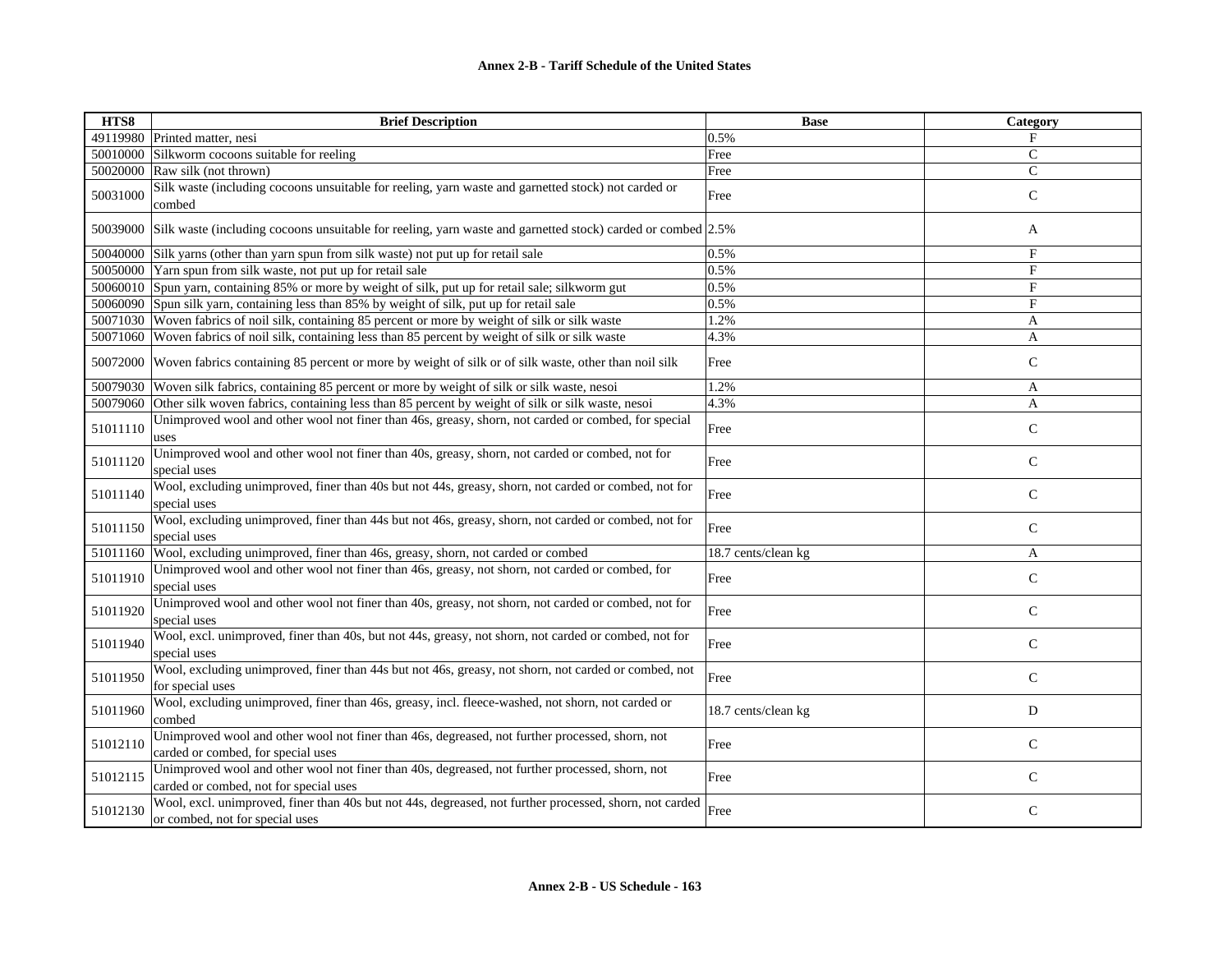| HTS8 | Brief Description | Base | Category |
|---|---|---|---|
| 49119980 | Printed matter, nesi | 0.5% | F |
| 50010000 | Silkworm cocoons suitable for reeling | Free | C |
| 50020000 | Raw silk (not thrown) | Free | C |
| 50031000 | Silk waste (including cocoons unsuitable for reeling, yarn waste and garnetted stock) not carded or combed | Free | C |
| 50039000 | Silk waste (including cocoons unsuitable for reeling, yarn waste and garnetted stock) carded or combed | 2.5% | A |
| 50040000 | Silk yarns (other than yarn spun from silk waste) not put up for retail sale | 0.5% | F |
| 50050000 | Yarn spun from silk waste, not put up for retail sale | 0.5% | F |
| 50060010 | Spun yarn, containing 85% or more by weight of silk, put up for retail sale; silkworm gut | 0.5% | F |
| 50060090 | Spun silk yarn, containing less than 85% by weight of silk, put up for retail sale | 0.5% | F |
| 50071030 | Woven fabrics of noil silk, containing 85 percent or more by weight of silk or silk waste | 1.2% | A |
| 50071060 | Woven fabrics of noil silk, containing less than 85 percent by weight of silk or silk waste | 4.3% | A |
| 50072000 | Woven fabrics containing 85 percent or more by weight of silk or of silk waste, other than noil silk | Free | C |
| 50079030 | Woven silk fabrics, containing 85 percent or more by weight of silk or silk waste, nesoi | 1.2% | A |
| 50079060 | Other silk woven fabrics, containing less than 85 percent by weight of silk or silk waste, nesoi | 4.3% | A |
| 51011110 | Unimproved wool and other wool not finer than 46s, greasy, shorn, not carded or combed, for special uses | Free | C |
| 51011120 | Unimproved wool and other wool not finer than 40s, greasy, shorn, not carded or combed, not for special uses | Free | C |
| 51011140 | Wool, excluding unimproved, finer than 40s but not 44s, greasy, shorn, not carded or combed, not for special uses | Free | C |
| 51011150 | Wool, excluding unimproved, finer than 44s but not 46s, greasy, shorn, not carded or combed, not for special uses | Free | C |
| 51011160 | Wool, excluding unimproved, finer than 46s, greasy, shorn, not carded or combed | 18.7 cents/clean kg | A |
| 51011910 | Unimproved wool and other wool not finer than 46s, greasy, not shorn, not carded or combed, for special uses | Free | C |
| 51011920 | Unimproved wool and other wool not finer than 40s, greasy, not shorn, not carded or combed, not for special uses | Free | C |
| 51011940 | Wool, excl. unimproved, finer than 40s, but not 44s, greasy, not shorn, not carded or combed, not for special uses | Free | C |
| 51011950 | Wool, excluding unimproved, finer than 44s but not 46s, greasy, not shorn, not carded or combed, not for special uses | Free | C |
| 51011960 | Wool, excluding unimproved, finer than 46s, greasy, incl. fleece-washed, not shorn, not carded or combed | 18.7 cents/clean kg | D |
| 51012110 | Unimproved wool and other wool not finer than 46s, degreased, not further processed, shorn, not carded or combed, for special uses | Free | C |
| 51012115 | Unimproved wool and other wool not finer than 40s, degreased, not further processed, shorn, not carded or combed, not for special uses | Free | C |
| 51012130 | Wool, excl. unimproved, finer than 40s but not 44s, degreased, not further processed, shorn, not carded or combed, not for special uses | Free | C |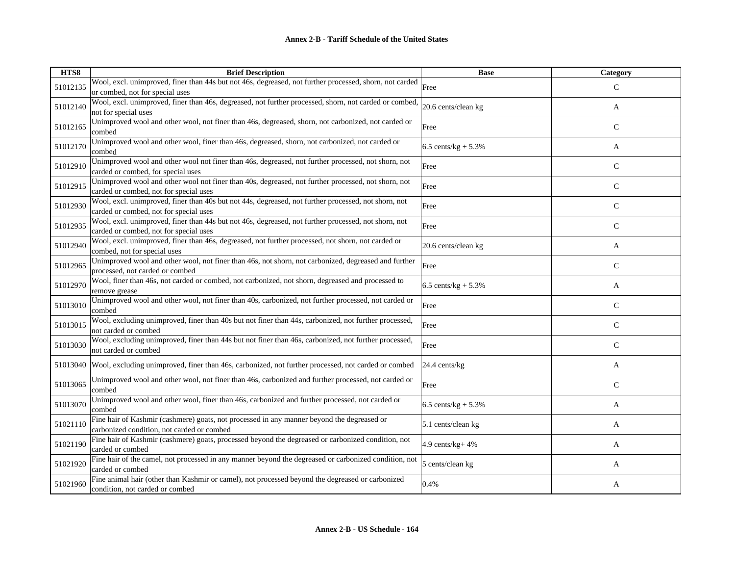| HTS8 | Brief Description | Base | Category |
| --- | --- | --- | --- |
| 51012135 | Wool, excl. unimproved, finer than 44s but not 46s, degreased, not further processed, shorn, not carded or combed, not for special uses | Free | C |
| 51012140 | Wool, excl. unimproved, finer than 46s, degreased, not further processed, shorn, not carded or combed, not for special uses | 20.6 cents/clean kg | A |
| 51012165 | Unimproved wool and other wool, not finer than 46s, degreased, shorn, not carbonized, not carded or combed | Free | C |
| 51012170 | Unimproved wool and other wool, finer than 46s, degreased, shorn, not carbonized, not carded or combed | 6.5 cents/kg + 5.3% | A |
| 51012910 | Unimproved wool and other wool not finer than 46s, degreased, not further processed, not shorn, not carded or combed, for special uses | Free | C |
| 51012915 | Unimproved wool and other wool not finer than 40s, degreased, not further processed, not shorn, not carded or combed, not for special uses | Free | C |
| 51012930 | Wool, excl. unimproved, finer than 40s but not 44s, degreased, not further processed, not shorn, not carded or combed, not for special uses | Free | C |
| 51012935 | Wool, excl. unimproved, finer than 44s but not 46s, degreased, not further processed, not shorn, not carded or combed, not for special uses | Free | C |
| 51012940 | Wool, excl. unimproved, finer than 46s, degreased, not further processed, not shorn, not carded or combed, not for special uses | 20.6 cents/clean kg | A |
| 51012965 | Unimproved wool and other wool, not finer than 46s, not shorn, not carbonized, degreased and further processed, not carded or combed | Free | C |
| 51012970 | Wool, finer than 46s, not carded or combed, not carbonized, not shorn, degreased and processed to remove grease | 6.5 cents/kg + 5.3% | A |
| 51013010 | Unimproved wool and other wool, not finer than 40s, carbonized, not further processed, not carded or combed | Free | C |
| 51013015 | Wool, excluding unimproved, finer than 40s but not finer than 44s, carbonized, not further processed, not carded or combed | Free | C |
| 51013030 | Wool, excluding unimproved, finer than 44s but not finer than 46s, carbonized, not further processed, not carded or combed | Free | C |
| 51013040 | Wool, excluding unimproved, finer than 46s, carbonized, not further processed, not carded or combed | 24.4 cents/kg | A |
| 51013065 | Unimproved wool and other wool, not finer than 46s, carbonized and further processed, not carded or combed | Free | C |
| 51013070 | Unimproved wool and other wool, finer than 46s, carbonized and further processed, not carded or combed | 6.5 cents/kg + 5.3% | A |
| 51021110 | Fine hair of Kashmir (cashmere) goats, not processed in any manner beyond the degreased or carbonized condition, not carded or combed | 5.1 cents/clean kg | A |
| 51021190 | Fine hair of Kashmir (cashmere) goats, processed beyond the degreased or carbonized condition, not carded or combed | 4.9 cents/kg+ 4% | A |
| 51021920 | Fine hair of the camel, not processed in any manner beyond the degreased or carbonized condition, not carded or combed | 5 cents/clean kg | A |
| 51021960 | Fine animal hair (other than Kashmir or camel), not processed beyond the degreased or carbonized condition, not carded or combed | 0.4% | A |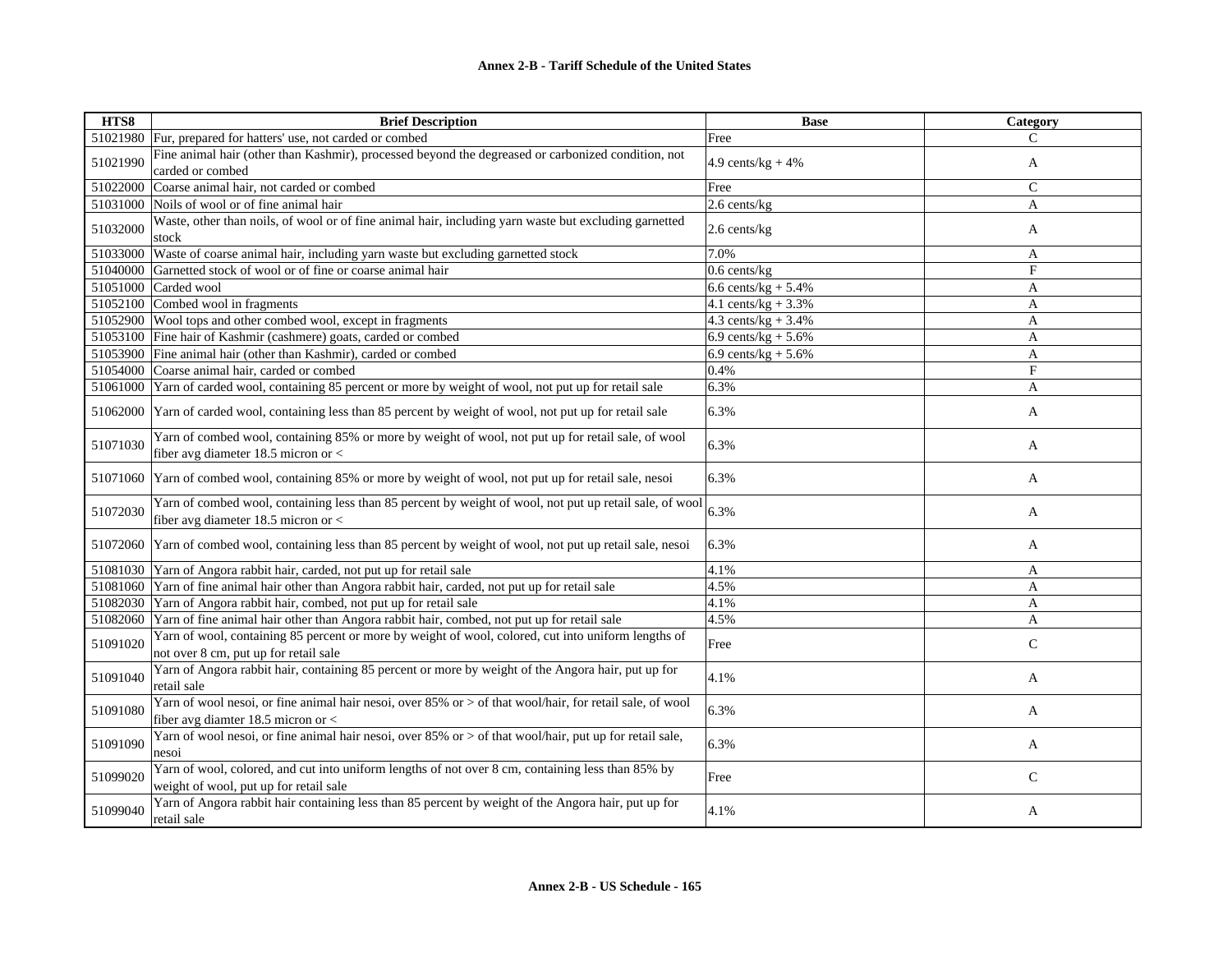| HTS8 | Brief Description | Base | Category |
|---|---|---|---|
| 51021980 | Fur, prepared for hatters' use, not carded or combed | Free | C |
| 51021990 | Fine animal hair (other than Kashmir), processed beyond the degreased or carbonized condition, not carded or combed | 4.9 cents/kg + 4% | A |
| 51022000 | Coarse animal hair, not carded or combed | Free | C |
| 51031000 | Noils of wool or of fine animal hair | 2.6 cents/kg | A |
| 51032000 | Waste, other than noils, of wool or of fine animal hair, including yarn waste but excluding garnetted stock | 2.6 cents/kg | A |
| 51033000 | Waste of coarse animal hair, including yarn waste but excluding garnetted stock | 7.0% | A |
| 51040000 | Garnetted stock of wool or of fine or coarse animal hair | 0.6 cents/kg | F |
| 51051000 | Carded wool | 6.6 cents/kg + 5.4% | A |
| 51052100 | Combed wool in fragments | 4.1 cents/kg + 3.3% | A |
| 51052900 | Wool tops and other combed wool, except in fragments | 4.3 cents/kg + 3.4% | A |
| 51053100 | Fine hair of Kashmir (cashmere) goats, carded or combed | 6.9 cents/kg + 5.6% | A |
| 51053900 | Fine animal hair (other than Kashmir), carded or combed | 6.9 cents/kg + 5.6% | A |
| 51054000 | Coarse animal hair, carded or combed | 0.4% | F |
| 51061000 | Yarn of carded wool, containing 85 percent or more by weight of wool, not put up for retail sale | 6.3% | A |
| 51062000 | Yarn of carded wool, containing less than 85 percent by weight of wool, not put up for retail sale | 6.3% | A |
| 51071030 | Yarn of combed wool, containing 85% or more by weight of wool, not put up for retail sale, of wool fiber avg diameter 18.5 micron or < | 6.3% | A |
| 51071060 | Yarn of combed wool, containing 85% or more by weight of wool, not put up for retail sale, nesoi | 6.3% | A |
| 51072030 | Yarn of combed wool, containing less than 85 percent by weight of wool, not put up retail sale, of wool fiber avg diameter 18.5 micron or < | 6.3% | A |
| 51072060 | Yarn of combed wool, containing less than 85 percent by weight of wool, not put up retail sale, nesoi | 6.3% | A |
| 51081030 | Yarn of Angora rabbit hair, carded, not put up for retail sale | 4.1% | A |
| 51081060 | Yarn of fine animal hair other than Angora rabbit hair, carded, not put up for retail sale | 4.5% | A |
| 51082030 | Yarn of Angora rabbit hair, combed, not put up for retail sale | 4.1% | A |
| 51082060 | Yarn of fine animal hair other than Angora rabbit hair, combed, not put up for retail sale | 4.5% | A |
| 51091020 | Yarn of wool, containing 85 percent or more by weight of wool, colored, cut into uniform lengths of not over 8 cm, put up for retail sale | Free | C |
| 51091040 | Yarn of Angora rabbit hair, containing 85 percent or more by weight of the Angora hair, put up for retail sale | 4.1% | A |
| 51091080 | Yarn of wool nesoi, or fine animal hair nesoi, over 85% or > of that wool/hair, for retail sale, of wool fiber avg diamter 18.5 micron or < | 6.3% | A |
| 51091090 | Yarn of wool nesoi, or fine animal hair nesoi, over 85% or > of that wool/hair, put up for retail sale, nesoi | 6.3% | A |
| 51099020 | Yarn of wool, colored, and cut into uniform lengths of not over 8 cm, containing less than 85% by weight of wool, put up for retail sale | Free | C |
| 51099040 | Yarn of Angora rabbit hair containing less than 85 percent by weight of the Angora hair, put up for retail sale | 4.1% | A |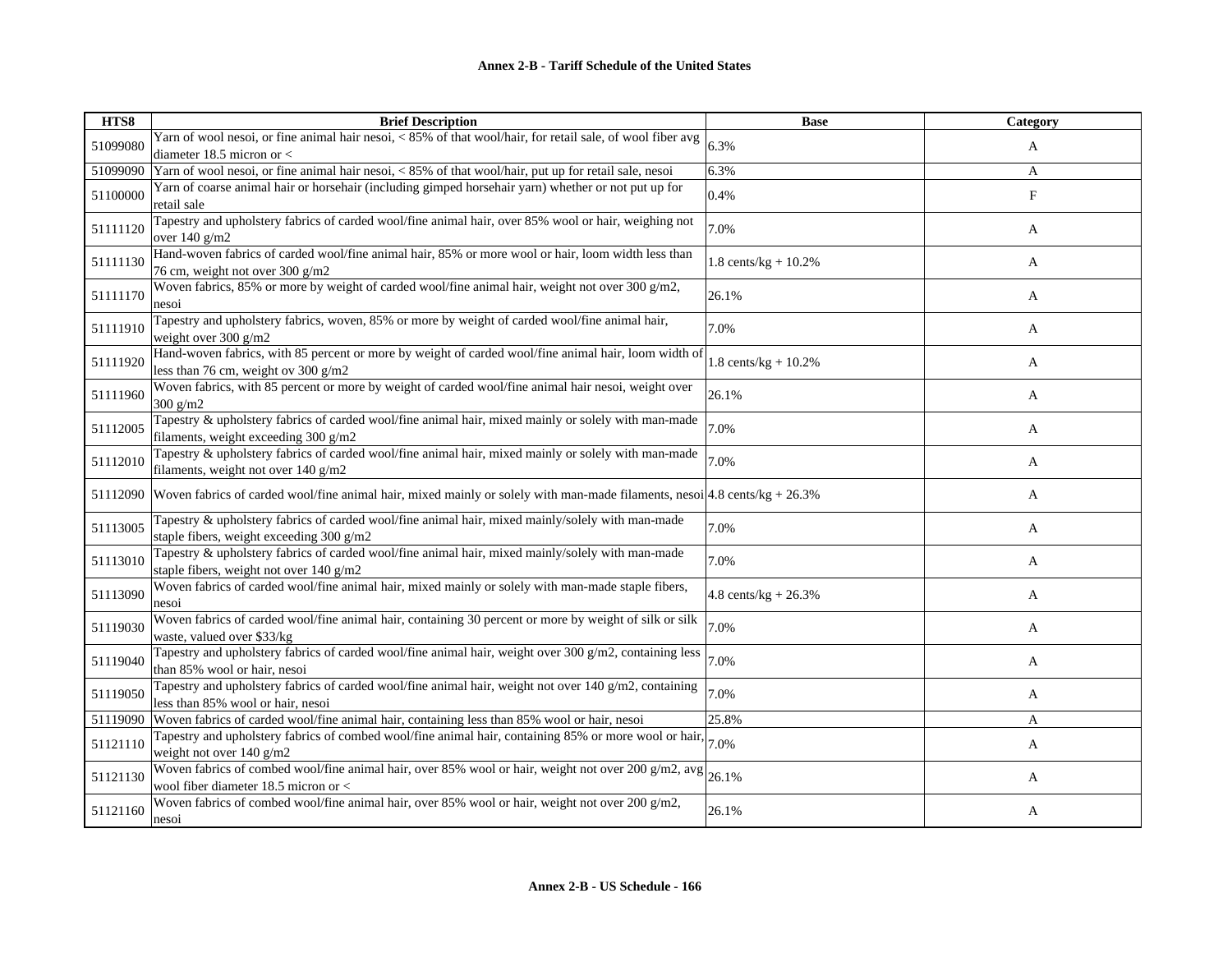# Annex 2-B - Tariff Schedule of the United States

| HTS8 | Brief Description | Base | Category |
|---|---|---|---|
| 51099080 | Yarn of wool nesoi, or fine animal hair nesoi, < 85% of that wool/hair, for retail sale, of wool fiber avg diameter 18.5 micron or < | 6.3% | A |
| 51099090 | Yarn of wool nesoi, or fine animal hair nesoi, < 85% of that wool/hair, put up for retail sale, nesoi | 6.3% | A |
| 51100000 | Yarn of coarse animal hair or horsehair (including gimped horsehair yarn) whether or not put up for retail sale | 0.4% | F |
| 51111120 | Tapestry and upholstery fabrics of carded wool/fine animal hair, over 85% wool or hair, weighing not over 140 g/m2 | 7.0% | A |
| 51111130 | Hand-woven fabrics of carded wool/fine animal hair, 85% or more wool or hair, loom width less than 76 cm, weight not over 300 g/m2 | 1.8 cents/kg + 10.2% | A |
| 51111170 | Woven fabrics, 85% or more by weight of carded wool/fine animal hair, weight not over 300 g/m2, nesoi | 26.1% | A |
| 51111910 | Tapestry and upholstery fabrics, woven, 85% or more by weight of carded wool/fine animal hair, weight over 300 g/m2 | 7.0% | A |
| 51111920 | Hand-woven fabrics, with 85 percent or more by weight of carded wool/fine animal hair, loom width of less than 76 cm, weight ov 300 g/m2 | 1.8 cents/kg + 10.2% | A |
| 51111960 | Woven fabrics, with 85 percent or more by weight of carded wool/fine animal hair nesoi, weight over 300 g/m2 | 26.1% | A |
| 51112005 | Tapestry & upholstery fabrics of carded wool/fine animal hair, mixed mainly or solely with man-made filaments, weight exceeding 300 g/m2 | 7.0% | A |
| 51112010 | Tapestry & upholstery fabrics of carded wool/fine animal hair, mixed mainly or solely with man-made filaments, weight not over 140 g/m2 | 7.0% | A |
| 51112090 | Woven fabrics of carded wool/fine animal hair, mixed mainly or solely with man-made filaments, nesoi | 4.8 cents/kg + 26.3% | A |
| 51113005 | Tapestry & upholstery fabrics of carded wool/fine animal hair, mixed mainly/solely with man-made staple fibers, weight exceeding 300 g/m2 | 7.0% | A |
| 51113010 | Tapestry & upholstery fabrics of carded wool/fine animal hair, mixed mainly/solely with man-made staple fibers, weight not over 140 g/m2 | 7.0% | A |
| 51113090 | Woven fabrics of carded wool/fine animal hair, mixed mainly or solely with man-made staple fibers, nesoi | 4.8 cents/kg + 26.3% | A |
| 51119030 | Woven fabrics of carded wool/fine animal hair, containing 30 percent or more by weight of silk or silk waste, valued over $33/kg | 7.0% | A |
| 51119040 | Tapestry and upholstery fabrics of carded wool/fine animal hair, weight over 300 g/m2, containing less than 85% wool or hair, nesoi | 7.0% | A |
| 51119050 | Tapestry and upholstery fabrics of carded wool/fine animal hair, weight not over 140 g/m2, containing less than 85% wool or hair, nesoi | 7.0% | A |
| 51119090 | Woven fabrics of carded wool/fine animal hair, containing less than 85% wool or hair, nesoi | 25.8% | A |
| 51121110 | Tapestry and upholstery fabrics of combed wool/fine animal hair, containing 85% or more wool or hair, weight not over 140 g/m2 | 7.0% | A |
| 51121130 | Woven fabrics of combed wool/fine animal hair, over 85% wool or hair, weight not over 200 g/m2, avg wool fiber diameter 18.5 micron or < | 26.1% | A |
| 51121160 | Woven fabrics of combed wool/fine animal hair, over 85% wool or hair, weight not over 200 g/m2, nesoi | 26.1% | A |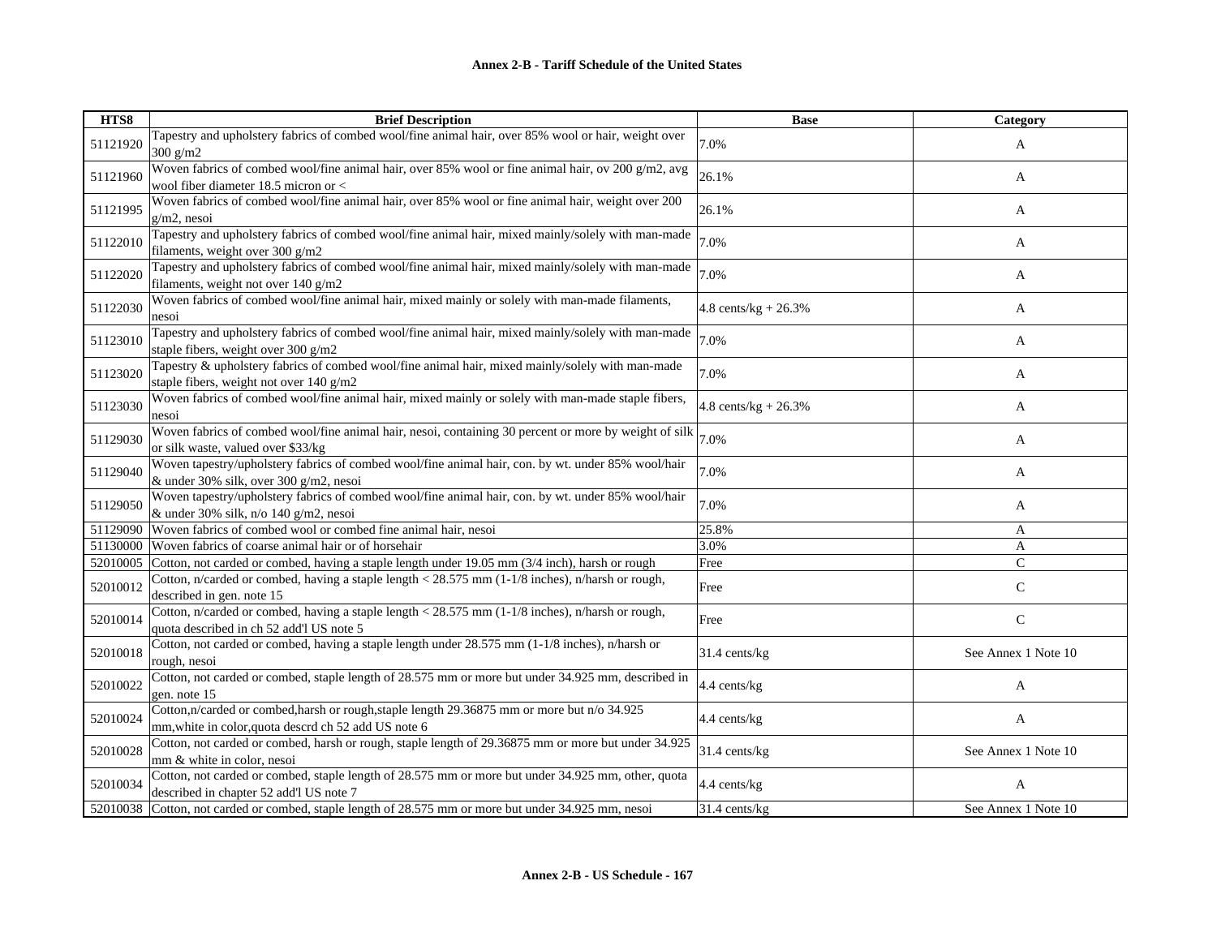**Annex 2-B - Tariff Schedule of the United States**

| HTS8 | Brief Description | Base | Category |
|---|---|---|---|
| 51121920 | Tapestry and upholstery fabrics of combed wool/fine animal hair, over 85% wool or hair, weight over 300 g/m2 | 7.0% | A |
| 51121960 | Woven fabrics of combed wool/fine animal hair, over 85% wool or fine animal hair, ov 200 g/m2, avg wool fiber diameter 18.5 micron or < | 26.1% | A |
| 51121995 | Woven fabrics of combed wool/fine animal hair, over 85% wool or fine animal hair, weight over 200 g/m2, nesoi | 26.1% | A |
| 51122010 | Tapestry and upholstery fabrics of combed wool/fine animal hair, mixed mainly/solely with man-made filaments, weight over 300 g/m2 | 7.0% | A |
| 51122020 | Tapestry and upholstery fabrics of combed wool/fine animal hair, mixed mainly/solely with man-made filaments, weight not over 140 g/m2 | 7.0% | A |
| 51122030 | Woven fabrics of combed wool/fine animal hair, mixed mainly or solely with man-made filaments, nesoi | 4.8 cents/kg + 26.3% | A |
| 51123010 | Tapestry and upholstery fabrics of combed wool/fine animal hair, mixed mainly/solely with man-made staple fibers, weight over 300 g/m2 | 7.0% | A |
| 51123020 | Tapestry & upholstery fabrics of combed wool/fine animal hair, mixed mainly/solely with man-made staple fibers, weight not over 140 g/m2 | 7.0% | A |
| 51123030 | Woven fabrics of combed wool/fine animal hair, mixed mainly or solely with man-made staple fibers, nesoi | 4.8 cents/kg + 26.3% | A |
| 51129030 | Woven fabrics of combed wool/fine animal hair, nesoi, containing 30 percent or more by weight of silk or silk waste, valued over $33/kg | 7.0% | A |
| 51129040 | Woven tapestry/upholstery fabrics of combed wool/fine animal hair, con. by wt. under 85% wool/hair & under 30% silk, over 300 g/m2, nesoi | 7.0% | A |
| 51129050 | Woven tapestry/upholstery fabrics of combed wool/fine animal hair, con. by wt. under 85% wool/hair & under 30% silk, n/o 140 g/m2, nesoi | 7.0% | A |
| 51129090 | Woven fabrics of combed wool or combed fine animal hair, nesoi | 25.8% | A |
| 51130000 | Woven fabrics of coarse animal hair or of horsehair | 3.0% | A |
| 52010005 | Cotton, not carded or combed, having a staple length under 19.05 mm (3/4 inch), harsh or rough | Free | C |
| 52010012 | Cotton, n/carded or combed, having a staple length < 28.575 mm (1-1/8 inches), n/harsh or rough, described in gen. note 15 | Free | C |
| 52010014 | Cotton, n/carded or combed, having a staple length < 28.575 mm (1-1/8 inches), n/harsh or rough, quota described in ch 52 add'l US note 5 | Free | C |
| 52010018 | Cotton, not carded or combed, having a staple length under 28.575 mm (1-1/8 inches), n/harsh or rough, nesoi | 31.4 cents/kg | See Annex 1 Note 10 |
| 52010022 | Cotton, not carded or combed, staple length of 28.575 mm or more but under 34.925 mm, described in gen. note 15 | 4.4 cents/kg | A |
| 52010024 | Cotton,n/carded or combed,harsh or rough,staple length 29.36875 mm or more but n/o 34.925 mm,white in color,quota descrd ch 52 add US note 6 | 4.4 cents/kg | A |
| 52010028 | Cotton, not carded or combed, harsh or rough, staple length of 29.36875 mm or more but under 34.925 mm & white in color, nesoi | 31.4 cents/kg | See Annex 1 Note 10 |
| 52010034 | Cotton, not carded or combed, staple length of 28.575 mm or more but under 34.925 mm, other, quota described in chapter 52 add'l US note 7 | 4.4 cents/kg | A |
| 52010038 | Cotton, not carded or combed, staple length of 28.575 mm or more but under 34.925 mm, nesoi | 31.4 cents/kg | See Annex 1 Note 10 |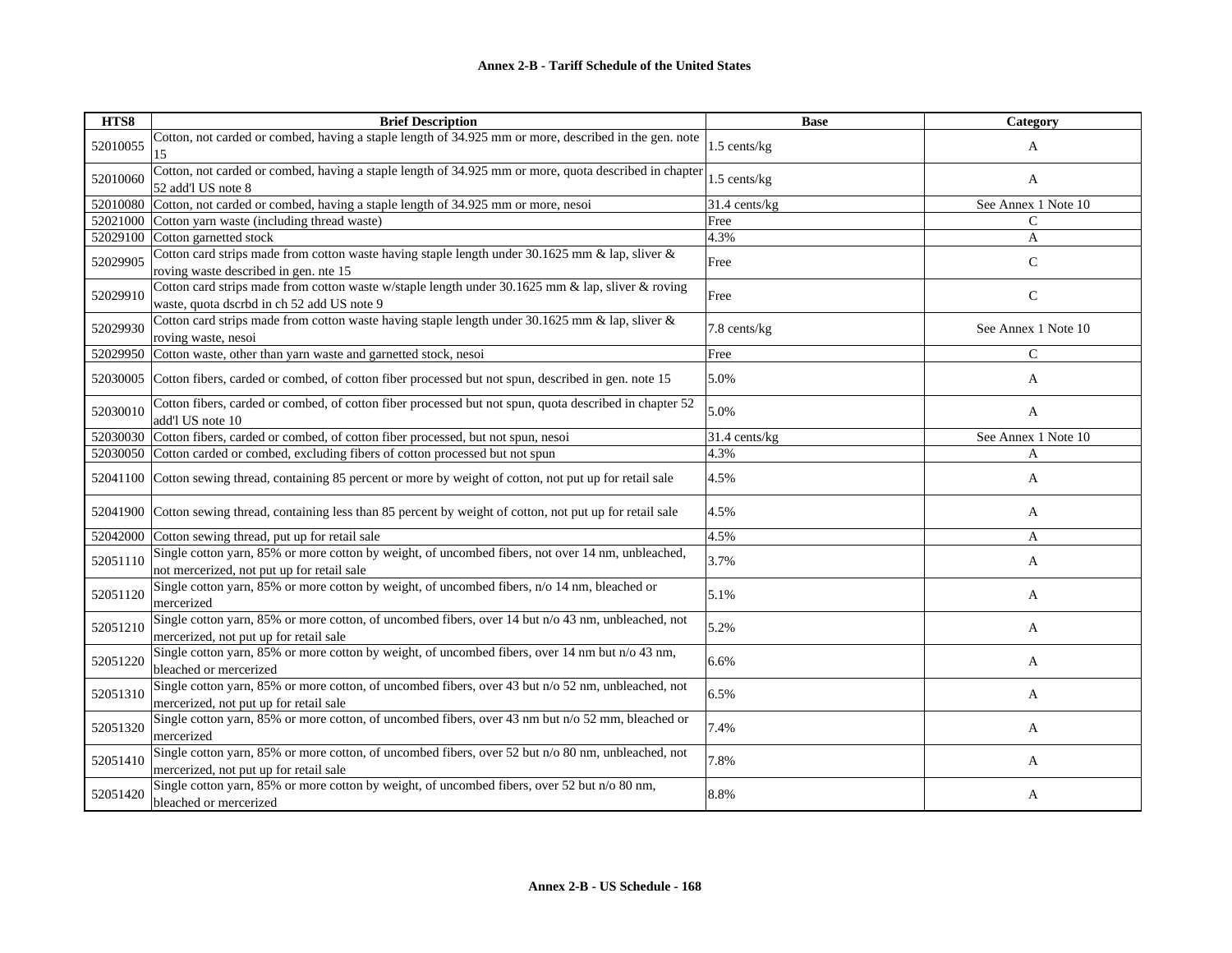| HTS8 | Brief Description | Base | Category |
|---|---|---|---|
| 52010055 | Cotton, not carded or combed, having a staple length of 34.925 mm or more, described in the gen. note 15 | 1.5 cents/kg | A |
| 52010060 | Cotton, not carded or combed, having a staple length of 34.925 mm or more, quota described in chapter 52 add'l US note 8 | 1.5 cents/kg | A |
| 52010080 | Cotton, not carded or combed, having a staple length of 34.925 mm or more, nesoi | 31.4 cents/kg | See Annex 1 Note 10 |
| 52021000 | Cotton yarn waste (including thread waste) | Free | C |
| 52029100 | Cotton garnetted stock | 4.3% | A |
| 52029905 | Cotton card strips made from cotton waste having staple length under 30.1625 mm & lap, sliver & roving waste described in gen. nte 15 | Free | C |
| 52029910 | Cotton card strips made from cotton waste w/staple length under 30.1625 mm & lap, sliver & roving waste, quota dscrbd in ch 52 add US note 9 | Free | C |
| 52029930 | Cotton card strips made from cotton waste having staple length under 30.1625 mm & lap, sliver & roving waste, nesoi | 7.8 cents/kg | See Annex 1 Note 10 |
| 52029950 | Cotton waste, other than yarn waste and garnetted stock, nesoi | Free | C |
| 52030005 | Cotton fibers, carded or combed, of cotton fiber processed but not spun, described in gen. note 15 | 5.0% | A |
| 52030010 | Cotton fibers, carded or combed, of cotton fiber processed but not spun, quota described in chapter 52 add'l US note 10 | 5.0% | A |
| 52030030 | Cotton fibers, carded or combed, of cotton fiber processed, but not spun, nesoi | 31.4 cents/kg | See Annex 1 Note 10 |
| 52030050 | Cotton carded or combed, excluding fibers of cotton processed but not spun | 4.3% | A |
| 52041100 | Cotton sewing thread, containing 85 percent or more by weight of cotton, not put up for retail sale | 4.5% | A |
| 52041900 | Cotton sewing thread, containing less than 85 percent by weight of cotton, not put up for retail sale | 4.5% | A |
| 52042000 | Cotton sewing thread, put up for retail sale | 4.5% | A |
| 52051110 | Single cotton yarn, 85% or more cotton by weight, of uncombed fibers, not over 14 nm, unbleached, not mercerized, not put up for retail sale | 3.7% | A |
| 52051120 | Single cotton yarn, 85% or more cotton by weight, of uncombed fibers, n/o 14 nm, bleached or mercerized | 5.1% | A |
| 52051210 | Single cotton yarn, 85% or more cotton, of uncombed fibers, over 14 but n/o 43 nm, unbleached, not mercerized, not put up for retail sale | 5.2% | A |
| 52051220 | Single cotton yarn, 85% or more cotton by weight, of uncombed fibers, over 14 nm but n/o 43 nm, bleached or mercerized | 6.6% | A |
| 52051310 | Single cotton yarn, 85% or more cotton, of uncombed fibers, over 43 but n/o 52 nm, unbleached, not mercerized, not put up for retail sale | 6.5% | A |
| 52051320 | Single cotton yarn, 85% or more cotton, of uncombed fibers, over 43 nm but n/o 52 mm, bleached or mercerized | 7.4% | A |
| 52051410 | Single cotton yarn, 85% or more cotton, of uncombed fibers, over 52 but n/o 80 nm, unbleached, not mercerized, not put up for retail sale | 7.8% | A |
| 52051420 | Single cotton yarn, 85% or more cotton by weight, of uncombed fibers, over 52 but n/o 80 nm, bleached or mercerized | 8.8% | A |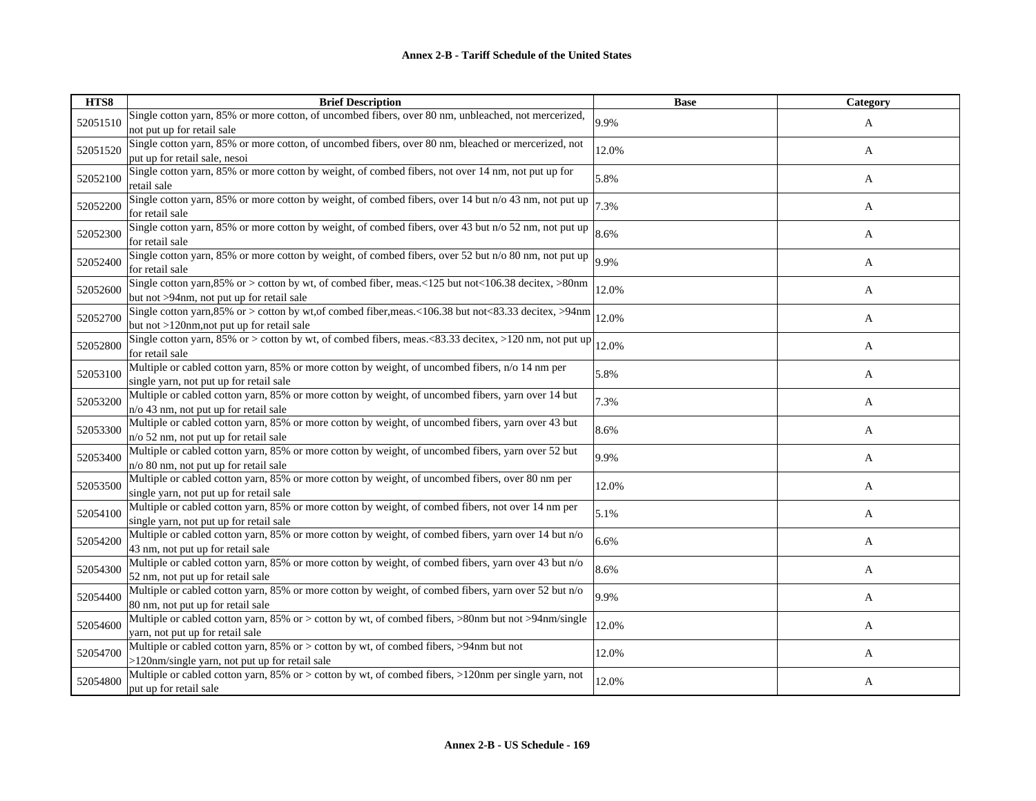**Annex 2-B - Tariff Schedule of the United States**

| HTS8 | Brief Description | Base | Category |
|---|---|---|---|
| 52051510 | Single cotton yarn, 85% or more cotton, of uncombed fibers, over 80 nm, unbleached, not mercerized, not put up for retail sale | 9.9% | A |
| 52051520 | Single cotton yarn, 85% or more cotton, of uncombed fibers, over 80 nm, bleached or mercerized, not put up for retail sale, nesoi | 12.0% | A |
| 52052100 | Single cotton yarn, 85% or more cotton by weight, of combed fibers, not over 14 nm, not put up for retail sale | 5.8% | A |
| 52052200 | Single cotton yarn, 85% or more cotton by weight, of combed fibers, over 14 but n/o 43 nm, not put up for retail sale | 7.3% | A |
| 52052300 | Single cotton yarn, 85% or more cotton by weight, of combed fibers, over 43 but n/o 52 nm, not put up for retail sale | 8.6% | A |
| 52052400 | Single cotton yarn, 85% or more cotton by weight, of combed fibers, over 52 but n/o 80 nm, not put up for retail sale | 9.9% | A |
| 52052600 | Single cotton yarn,85% or > cotton by wt, of combed fiber, meas.<125 but not<106.38 decitex, >80nm but not >94nm, not put up for retail sale | 12.0% | A |
| 52052700 | Single cotton yarn,85% or > cotton by wt,of combed fiber,meas.<106.38 but not<83.33 decitex, >94nm but not >120nm,not put up for retail sale | 12.0% | A |
| 52052800 | Single cotton yarn, 85% or > cotton by wt, of combed fibers, meas.<83.33 decitex, >120 nm, not put up for retail sale | 12.0% | A |
| 52053100 | Multiple or cabled cotton yarn, 85% or more cotton by weight, of uncombed fibers, n/o 14 nm per single yarn, not put up for retail sale | 5.8% | A |
| 52053200 | Multiple or cabled cotton yarn, 85% or more cotton by weight, of uncombed fibers, yarn over 14 but n/o 43 nm, not put up for retail sale | 7.3% | A |
| 52053300 | Multiple or cabled cotton yarn, 85% or more cotton by weight, of uncombed fibers, yarn over 43 but n/o 52 nm, not put up for retail sale | 8.6% | A |
| 52053400 | Multiple or cabled cotton yarn, 85% or more cotton by weight, of uncombed fibers, yarn over 52 but n/o 80 nm, not put up for retail sale | 9.9% | A |
| 52053500 | Multiple or cabled cotton yarn, 85% or more cotton by weight, of uncombed fibers, over 80 nm per single yarn, not put up for retail sale | 12.0% | A |
| 52054100 | Multiple or cabled cotton yarn, 85% or more cotton by weight, of combed fibers, not over 14 nm per single yarn, not put up for retail sale | 5.1% | A |
| 52054200 | Multiple or cabled cotton yarn, 85% or more cotton by weight, of combed fibers, yarn over 14 but n/o 43 nm, not put up for retail sale | 6.6% | A |
| 52054300 | Multiple or cabled cotton yarn, 85% or more cotton by weight, of combed fibers, yarn over 43 but n/o 52 nm, not put up for retail sale | 8.6% | A |
| 52054400 | Multiple or cabled cotton yarn, 85% or more cotton by weight, of combed fibers, yarn over 52 but n/o 80 nm, not put up for retail sale | 9.9% | A |
| 52054600 | Multiple or cabled cotton yarn, 85% or > cotton by wt, of combed fibers, >80nm but not >94nm/single yarn, not put up for retail sale | 12.0% | A |
| 52054700 | Multiple or cabled cotton yarn, 85% or > cotton by wt, of combed fibers, >94nm but not >120nm/single yarn, not put up for retail sale | 12.0% | A |
| 52054800 | Multiple or cabled cotton yarn, 85% or > cotton by wt, of combed fibers, >120nm per single yarn, not put up for retail sale | 12.0% | A |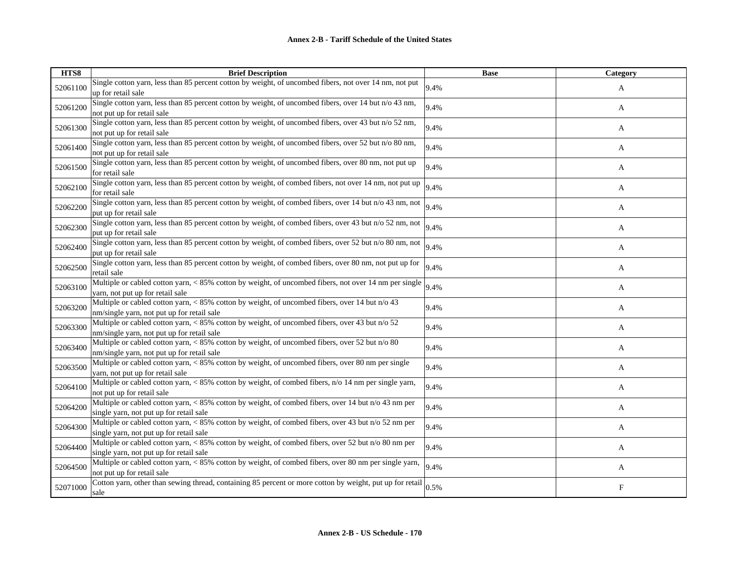| HTS8 | Brief Description | Base | Category |
|---|---|---|---|
| 52061100 | Single cotton yarn, less than 85 percent cotton by weight, of uncombed fibers, not over 14 nm, not put up for retail sale | 9.4% | A |
| 52061200 | Single cotton yarn, less than 85 percent cotton by weight, of uncombed fibers, over 14 but n/o 43 nm, not put up for retail sale | 9.4% | A |
| 52061300 | Single cotton yarn, less than 85 percent cotton by weight, of uncombed fibers, over 43 but n/o 52 nm, not put up for retail sale | 9.4% | A |
| 52061400 | Single cotton yarn, less than 85 percent cotton by weight, of uncombed fibers, over 52 but n/o 80 nm, not put up for retail sale | 9.4% | A |
| 52061500 | Single cotton yarn, less than 85 percent cotton by weight, of uncombed fibers, over 80 nm, not put up for retail sale | 9.4% | A |
| 52062100 | Single cotton yarn, less than 85 percent cotton by weight, of combed fibers, not over 14 nm, not put up for retail sale | 9.4% | A |
| 52062200 | Single cotton yarn, less than 85 percent cotton by weight, of combed fibers, over 14 but n/o 43 nm, not put up for retail sale | 9.4% | A |
| 52062300 | Single cotton yarn, less than 85 percent cotton by weight, of combed fibers, over 43 but n/o 52 nm, not put up for retail sale | 9.4% | A |
| 52062400 | Single cotton yarn, less than 85 percent cotton by weight, of combed fibers, over 52 but n/o 80 nm, not put up for retail sale | 9.4% | A |
| 52062500 | Single cotton yarn, less than 85 percent cotton by weight, of combed fibers, over 80 nm, not put up for retail sale | 9.4% | A |
| 52063100 | Multiple or cabled cotton yarn, < 85% cotton by weight, of uncombed fibers, not over 14 nm per single yarn, not put up for retail sale | 9.4% | A |
| 52063200 | Multiple or cabled cotton yarn, < 85% cotton by weight, of uncombed fibers, over 14 but n/o 43 nm/single yarn, not put up for retail sale | 9.4% | A |
| 52063300 | Multiple or cabled cotton yarn, < 85% cotton by weight, of uncombed fibers, over 43 but n/o 52 nm/single yarn, not put up for retail sale | 9.4% | A |
| 52063400 | Multiple or cabled cotton yarn, < 85% cotton by weight, of uncombed fibers, over 52 but n/o 80 nm/single yarn, not put up for retail sale | 9.4% | A |
| 52063500 | Multiple or cabled cotton yarn, < 85% cotton by weight, of uncombed fibers, over 80 nm per single yarn, not put up for retail sale | 9.4% | A |
| 52064100 | Multiple or cabled cotton yarn, < 85% cotton by weight, of combed fibers, n/o 14 nm per single yarn, not put up for retail sale | 9.4% | A |
| 52064200 | Multiple or cabled cotton yarn, < 85% cotton by weight, of combed fibers, over 14 but n/o 43 nm per single yarn, not put up for retail sale | 9.4% | A |
| 52064300 | Multiple or cabled cotton yarn, < 85% cotton by weight, of combed fibers, over 43 but n/o 52 nm per single yarn, not put up for retail sale | 9.4% | A |
| 52064400 | Multiple or cabled cotton yarn, < 85% cotton by weight, of combed fibers, over 52 but n/o 80 nm per single yarn, not put up for retail sale | 9.4% | A |
| 52064500 | Multiple or cabled cotton yarn, < 85% cotton by weight, of combed fibers, over 80 nm per single yarn, not put up for retail sale | 9.4% | A |
| 52071000 | Cotton yarn, other than sewing thread, containing 85 percent or more cotton by weight, put up for retail sale | 0.5% | F |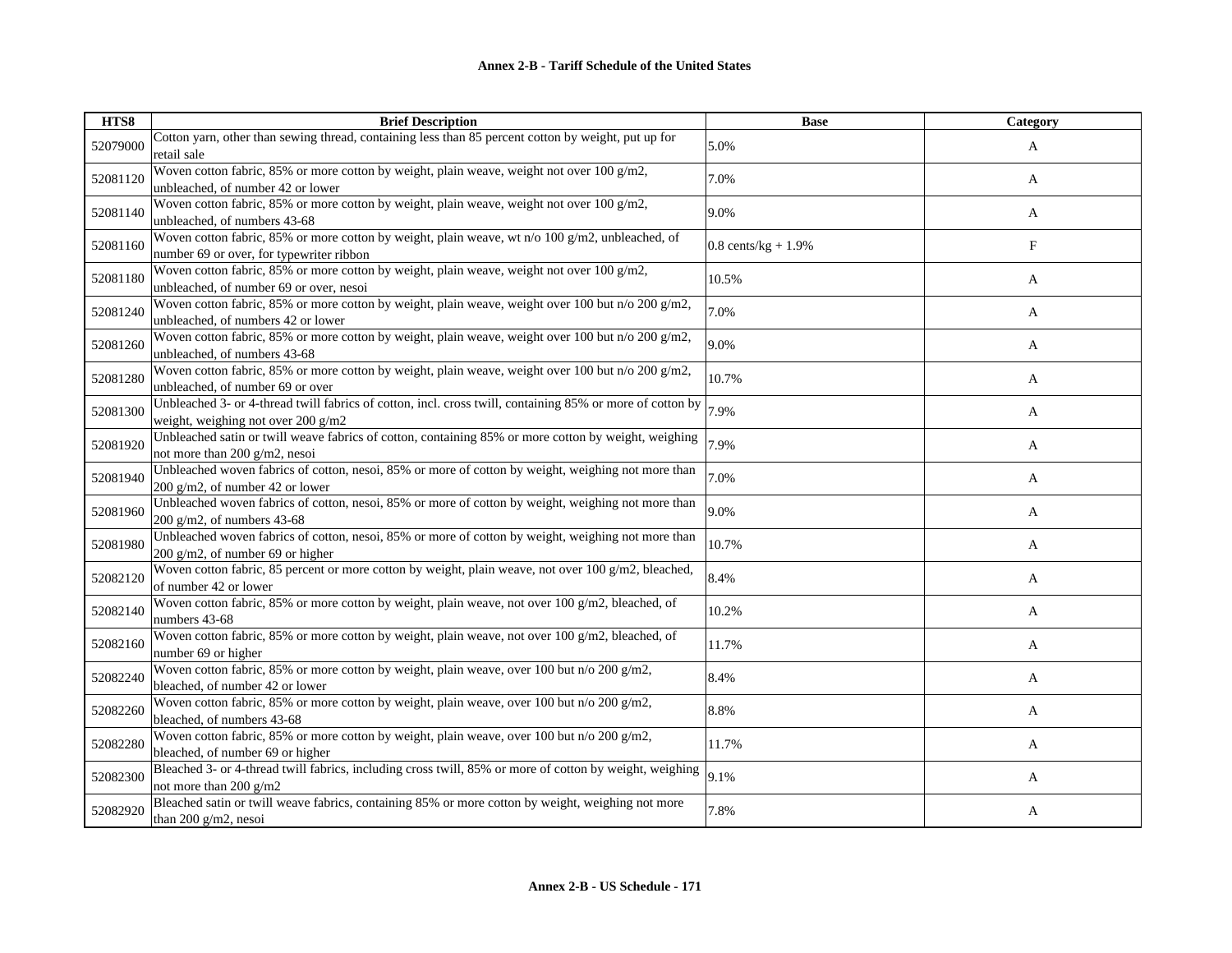## Annex 2-B - Tariff Schedule of the United States

| HTS8 | Brief Description | Base | Category |
|---|---|---|---|
| 52079000 | Cotton yarn, other than sewing thread, containing less than 85 percent cotton by weight, put up for retail sale | 5.0% | A |
| 52081120 | Woven cotton fabric, 85% or more cotton by weight, plain weave, weight not over 100 g/m2, unbleached, of number 42 or lower | 7.0% | A |
| 52081140 | Woven cotton fabric, 85% or more cotton by weight, plain weave, weight not over 100 g/m2, unbleached, of numbers 43-68 | 9.0% | A |
| 52081160 | Woven cotton fabric, 85% or more cotton by weight, plain weave, wt n/o 100 g/m2, unbleached, of number 69 or over, for typewriter ribbon | 0.8 cents/kg + 1.9% | F |
| 52081180 | Woven cotton fabric, 85% or more cotton by weight, plain weave, weight not over 100 g/m2, unbleached, of number 69 or over, nesoi | 10.5% | A |
| 52081240 | Woven cotton fabric, 85% or more cotton by weight, plain weave, weight over 100 but n/o 200 g/m2, unbleached, of numbers 42 or lower | 7.0% | A |
| 52081260 | Woven cotton fabric, 85% or more cotton by weight, plain weave, weight over 100 but n/o 200 g/m2, unbleached, of numbers 43-68 | 9.0% | A |
| 52081280 | Woven cotton fabric, 85% or more cotton by weight, plain weave, weight over 100 but n/o 200 g/m2, unbleached, of number 69 or over | 10.7% | A |
| 52081300 | Unbleached 3- or 4-thread twill fabrics of cotton, incl. cross twill, containing 85% or more of cotton by weight, weighing not over 200 g/m2 | 7.9% | A |
| 52081920 | Unbleached satin or twill weave fabrics of cotton, containing 85% or more cotton by weight, weighing not more than 200 g/m2, nesoi | 7.9% | A |
| 52081940 | Unbleached woven fabrics of cotton, nesoi, 85% or more of cotton by weight, weighing not more than 200 g/m2, of number 42 or lower | 7.0% | A |
| 52081960 | Unbleached woven fabrics of cotton, nesoi, 85% or more of cotton by weight, weighing not more than 200 g/m2, of numbers 43-68 | 9.0% | A |
| 52081980 | Unbleached woven fabrics of cotton, nesoi, 85% or more of cotton by weight, weighing not more than 200 g/m2, of number 69 or higher | 10.7% | A |
| 52082120 | Woven cotton fabric, 85 percent or more cotton by weight, plain weave, not over 100 g/m2, bleached, of number 42 or lower | 8.4% | A |
| 52082140 | Woven cotton fabric, 85% or more cotton by weight, plain weave, not over 100 g/m2, bleached, of numbers 43-68 | 10.2% | A |
| 52082160 | Woven cotton fabric, 85% or more cotton by weight, plain weave, not over 100 g/m2, bleached, of number 69 or higher | 11.7% | A |
| 52082240 | Woven cotton fabric, 85% or more cotton by weight, plain weave, over 100 but n/o 200 g/m2, bleached, of number 42 or lower | 8.4% | A |
| 52082260 | Woven cotton fabric, 85% or more cotton by weight, plain weave, over 100 but n/o 200 g/m2, bleached, of numbers 43-68 | 8.8% | A |
| 52082280 | Woven cotton fabric, 85% or more cotton by weight, plain weave, over 100 but n/o 200 g/m2, bleached, of number 69 or higher | 11.7% | A |
| 52082300 | Bleached 3- or 4-thread twill fabrics, including cross twill, 85% or more of cotton by weight, weighing not more than 200 g/m2 | 9.1% | A |
| 52082920 | Bleached satin or twill weave fabrics, containing 85% or more cotton by weight, weighing not more than 200 g/m2, nesoi | 7.8% | A |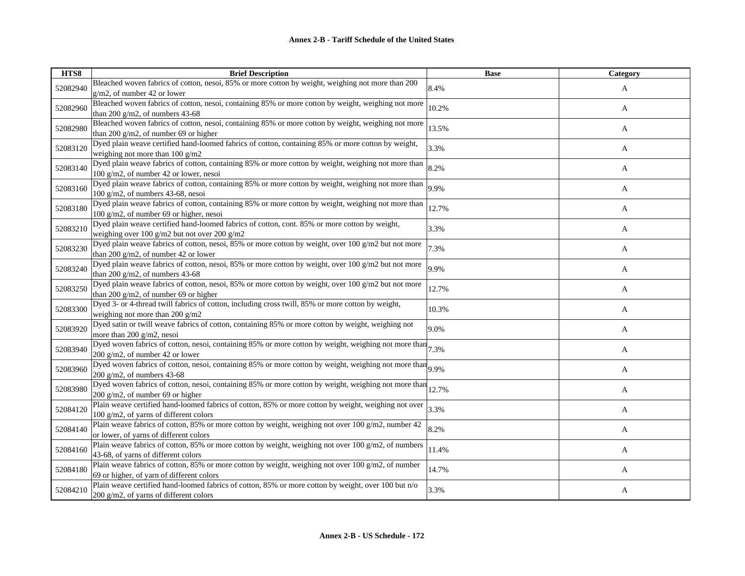| HTS8 | Brief Description | Base | Category |
|---|---|---|---|
| 52082940 | Bleached woven fabrics of cotton, nesoi, 85% or more cotton by weight, weighing not more than 200 g/m2, of number 42 or lower | 8.4% | A |
| 52082960 | Bleached woven fabrics of cotton, nesoi, containing 85% or more cotton by weight, weighing not more than 200 g/m2, of numbers 43-68 | 10.2% | A |
| 52082980 | Bleached woven fabrics of cotton, nesoi, containing 85% or more cotton by weight, weighing not more than 200 g/m2, of number 69 or higher | 13.5% | A |
| 52083120 | Dyed plain weave certified hand-loomed fabrics of cotton, containing 85% or more cotton by weight, weighing not more than 100 g/m2 | 3.3% | A |
| 52083140 | Dyed plain weave fabrics of cotton, containing 85% or more cotton by weight, weighing not more than 100 g/m2, of number 42 or lower, nesoi | 8.2% | A |
| 52083160 | Dyed plain weave fabrics of cotton, containing 85% or more cotton by weight, weighing not more than 100 g/m2, of numbers 43-68, nesoi | 9.9% | A |
| 52083180 | Dyed plain weave fabrics of cotton, containing 85% or more cotton by weight, weighing not more than 100 g/m2, of number 69 or higher, nesoi | 12.7% | A |
| 52083210 | Dyed plain weave certified hand-loomed fabrics of cotton, cont. 85% or more cotton by weight, weighing over 100 g/m2 but not over 200 g/m2 | 3.3% | A |
| 52083230 | Dyed plain weave fabrics of cotton, nesoi, 85% or more cotton by weight, over 100 g/m2 but not more than 200 g/m2, of number 42 or lower | 7.3% | A |
| 52083240 | Dyed plain weave fabrics of cotton, nesoi, 85% or more cotton by weight, over 100 g/m2 but not more than 200 g/m2, of numbers 43-68 | 9.9% | A |
| 52083250 | Dyed plain weave fabrics of cotton, nesoi, 85% or more cotton by weight, over 100 g/m2 but not more than 200 g/m2, of number 69 or higher | 12.7% | A |
| 52083300 | Dyed 3- or 4-thread twill fabrics of cotton, including cross twill, 85% or more cotton by weight, weighing not more than 200 g/m2 | 10.3% | A |
| 52083920 | Dyed satin or twill weave fabrics of cotton, containing 85% or more cotton by weight, weighing not more than 200 g/m2, nesoi | 9.0% | A |
| 52083940 | Dyed woven fabrics of cotton, nesoi, containing 85% or more cotton by weight, weighing not more than 200 g/m2, of number 42 or lower | 7.3% | A |
| 52083960 | Dyed woven fabrics of cotton, nesoi, containing 85% or more cotton by weight, weighing not more than 200 g/m2, of numbers 43-68 | 9.9% | A |
| 52083980 | Dyed woven fabrics of cotton, nesoi, containing 85% or more cotton by weight, weighing not more than 200 g/m2, of number 69 or higher | 12.7% | A |
| 52084120 | Plain weave certified hand-loomed fabrics of cotton, 85% or more cotton by weight, weighing not over 100 g/m2, of yarns of different colors | 3.3% | A |
| 52084140 | Plain weave fabrics of cotton, 85% or more cotton by weight, weighing not over 100 g/m2, number 42 or lower, of yarns of different colors | 8.2% | A |
| 52084160 | Plain weave fabrics of cotton, 85% or more cotton by weight, weighing not over 100 g/m2, of numbers 43-68, of yarns of different colors | 11.4% | A |
| 52084180 | Plain weave fabrics of cotton, 85% or more cotton by weight, weighing not over 100 g/m2, of number 69 or higher, of yarn of different colors | 14.7% | A |
| 52084210 | Plain weave certified hand-loomed fabrics of cotton, 85% or more cotton by weight, over 100 but n/o 200 g/m2, of yarns of different colors | 3.3% | A |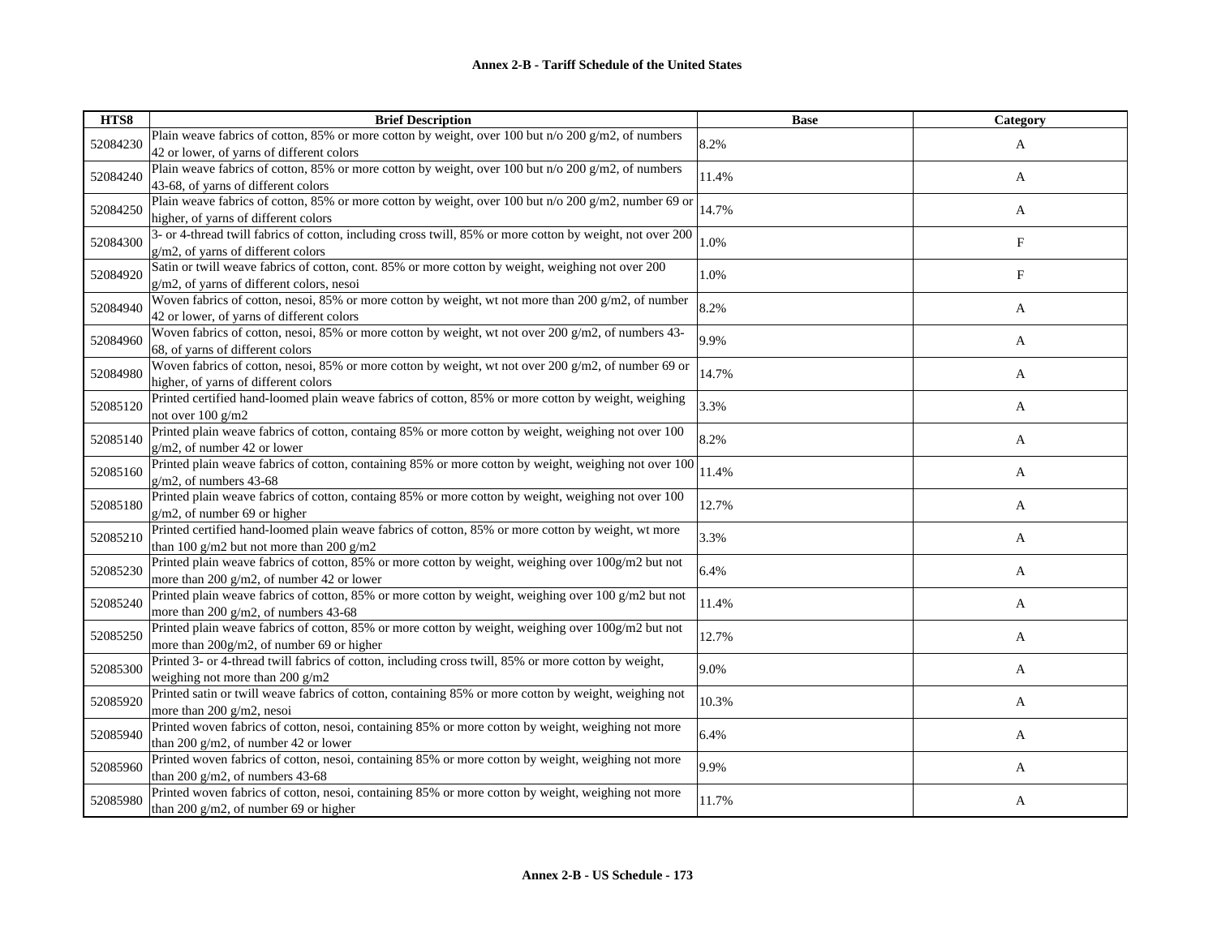| HTS8 | Brief Description | Base | Category |
|---|---|---|---|
| 52084230 | Plain weave fabrics of cotton, 85% or more cotton by weight, over 100 but n/o 200 g/m2, of numbers 42 or lower, of yarns of different colors | 8.2% | A |
| 52084240 | Plain weave fabrics of cotton, 85% or more cotton by weight, over 100 but n/o 200 g/m2, of numbers 43-68, of yarns of different colors | 11.4% | A |
| 52084250 | Plain weave fabrics of cotton, 85% or more cotton by weight, over 100 but n/o 200 g/m2, number 69 or higher, of yarns of different colors | 14.7% | A |
| 52084300 | 3- or 4-thread twill fabrics of cotton, including cross twill, 85% or more cotton by weight, not over 200 g/m2, of yarns of different colors | 1.0% | F |
| 52084920 | Satin or twill weave fabrics of cotton, cont. 85% or more cotton by weight, weighing not over 200 g/m2, of yarns of different colors, nesoi | 1.0% | F |
| 52084940 | Woven fabrics of cotton, nesoi, 85% or more cotton by weight, wt not more than 200 g/m2, of number 42 or lower, of yarns of different colors | 8.2% | A |
| 52084960 | Woven fabrics of cotton, nesoi, 85% or more cotton by weight, wt not over 200 g/m2, of numbers 43-68, of yarns of different colors | 9.9% | A |
| 52084980 | Woven fabrics of cotton, nesoi, 85% or more cotton by weight, wt not over 200 g/m2, of number 69 or higher, of yarns of different colors | 14.7% | A |
| 52085120 | Printed certified hand-loomed plain weave fabrics of cotton, 85% or more cotton by weight, weighing not over 100 g/m2 | 3.3% | A |
| 52085140 | Printed plain weave fabrics of cotton, containg 85% or more cotton by weight, weighing not over 100 g/m2, of number 42 or lower | 8.2% | A |
| 52085160 | Printed plain weave fabrics of cotton, containing 85% or more cotton by weight, weighing not over 100 g/m2, of numbers 43-68 | 11.4% | A |
| 52085180 | Printed plain weave fabrics of cotton, containg 85% or more cotton by weight, weighing not over 100 g/m2, of number 69 or higher | 12.7% | A |
| 52085210 | Printed certified hand-loomed plain weave fabrics of cotton, 85% or more cotton by weight, wt more than 100 g/m2 but not more than 200 g/m2 | 3.3% | A |
| 52085230 | Printed plain weave fabrics of cotton, 85% or more cotton by weight, weighing over 100g/m2 but not more than 200 g/m2, of number 42 or lower | 6.4% | A |
| 52085240 | Printed plain weave fabrics of cotton, 85% or more cotton by weight, weighing over 100 g/m2 but not more than 200 g/m2, of numbers 43-68 | 11.4% | A |
| 52085250 | Printed plain weave fabrics of cotton, 85% or more cotton by weight, weighing over 100g/m2 but not more than 200g/m2, of number 69 or higher | 12.7% | A |
| 52085300 | Printed 3- or 4-thread twill fabrics of cotton, including cross twill, 85% or more cotton by weight, weighing not more than 200 g/m2 | 9.0% | A |
| 52085920 | Printed satin or twill weave fabrics of cotton, containing 85% or more cotton by weight, weighing not more than 200 g/m2, nesoi | 10.3% | A |
| 52085940 | Printed woven fabrics of cotton, nesoi, containing 85% or more cotton by weight, weighing not more than 200 g/m2, of number 42 or lower | 6.4% | A |
| 52085960 | Printed woven fabrics of cotton, nesoi, containing 85% or more cotton by weight, weighing not more than 200 g/m2, of numbers 43-68 | 9.9% | A |
| 52085980 | Printed woven fabrics of cotton, nesoi, containing 85% or more cotton by weight, weighing not more than 200 g/m2, of number 69 or higher | 11.7% | A |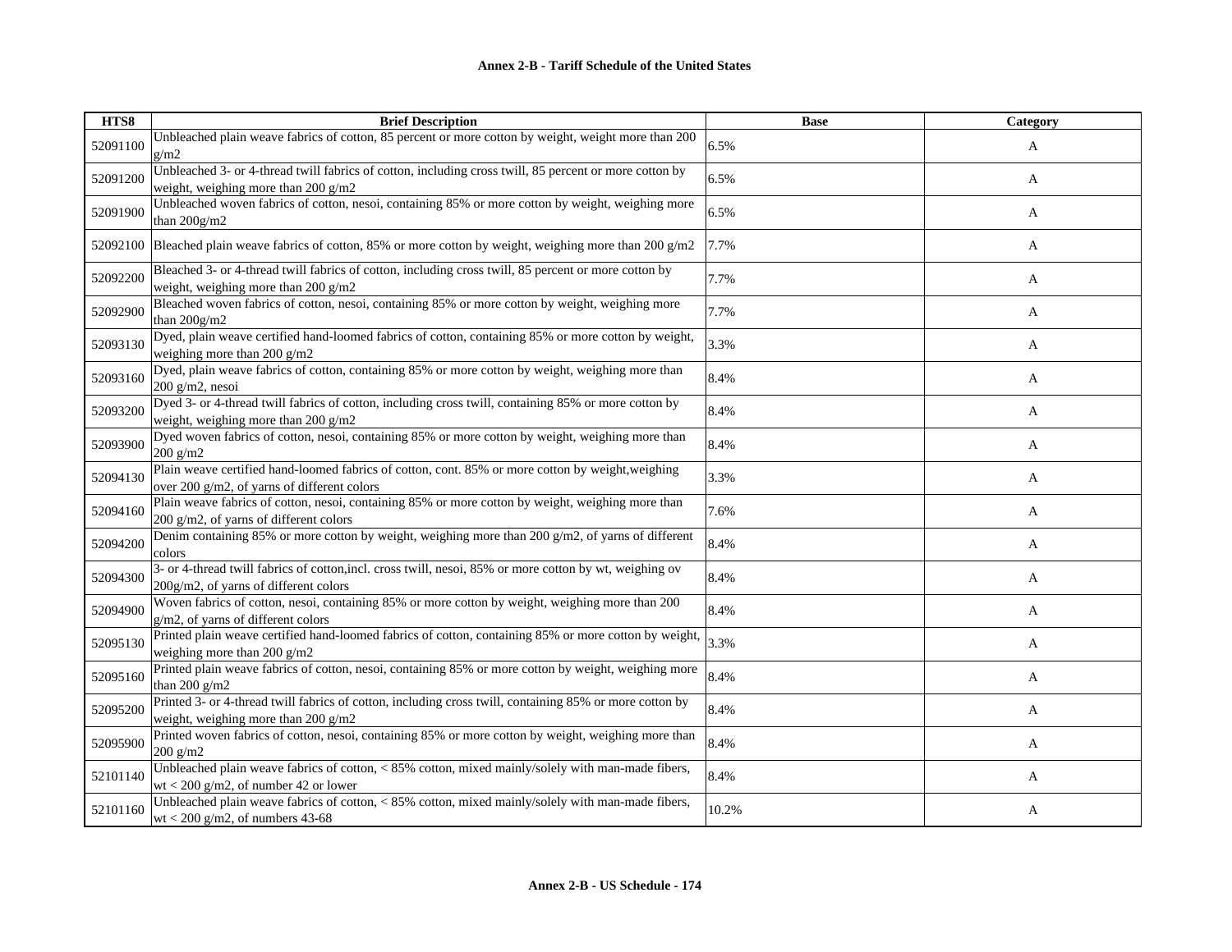## Annex 2-B - Tariff Schedule of the United States

| HTS8 | Brief Description | Base | Category |
|---|---|---|---|
| 52091100 | Unbleached plain weave fabrics of cotton, 85 percent or more cotton by weight, weight more than 200 g/m2 | 6.5% | A |
| 52091200 | Unbleached 3- or 4-thread twill fabrics of cotton, including cross twill, 85 percent or more cotton by weight, weighing more than 200 g/m2 | 6.5% | A |
| 52091900 | Unbleached woven fabrics of cotton, nesoi, containing 85% or more cotton by weight, weighing more than 200g/m2 | 6.5% | A |
| 52092100 | Bleached plain weave fabrics of cotton, 85% or more cotton by weight, weighing more than 200 g/m2 | 7.7% | A |
| 52092200 | Bleached 3- or 4-thread twill fabrics of cotton, including cross twill, 85 percent or more cotton by weight, weighing more than 200 g/m2 | 7.7% | A |
| 52092900 | Bleached woven fabrics of cotton, nesoi, containing 85% or more cotton by weight, weighing more than 200g/m2 | 7.7% | A |
| 52093130 | Dyed, plain weave certified hand-loomed fabrics of cotton, containing 85% or more cotton by weight, weighing more than 200 g/m2 | 3.3% | A |
| 52093160 | Dyed, plain weave fabrics of cotton, containing 85% or more cotton by weight, weighing more than 200 g/m2, nesoi | 8.4% | A |
| 52093200 | Dyed 3- or 4-thread twill fabrics of cotton, including cross twill, containing 85% or more cotton by weight, weighing more than 200 g/m2 | 8.4% | A |
| 52093900 | Dyed woven fabrics of cotton, nesoi, containing 85% or more cotton by weight, weighing more than 200 g/m2 | 8.4% | A |
| 52094130 | Plain weave certified hand-loomed fabrics of cotton, cont. 85% or more cotton by weight,weighing over 200 g/m2, of yarns of different colors | 3.3% | A |
| 52094160 | Plain weave fabrics of cotton, nesoi, containing 85% or more cotton by weight, weighing more than 200 g/m2, of yarns of different colors | 7.6% | A |
| 52094200 | Denim containing 85% or more cotton by weight, weighing more than 200 g/m2, of yarns of different colors | 8.4% | A |
| 52094300 | 3- or 4-thread twill fabrics of cotton,incl. cross twill, nesoi, 85% or more cotton by wt, weighing ov 200g/m2, of yarns of different colors | 8.4% | A |
| 52094900 | Woven fabrics of cotton, nesoi, containing 85% or more cotton by weight, weighing more than 200 g/m2, of yarns of different colors | 8.4% | A |
| 52095130 | Printed plain weave certified hand-loomed fabrics of cotton, containing 85% or more cotton by weight, weighing more than 200 g/m2 | 3.3% | A |
| 52095160 | Printed plain weave fabrics of cotton, nesoi, containing 85% or more cotton by weight, weighing more than 200 g/m2 | 8.4% | A |
| 52095200 | Printed 3- or 4-thread twill fabrics of cotton, including cross twill, containing 85% or more cotton by weight, weighing more than 200 g/m2 | 8.4% | A |
| 52095900 | Printed woven fabrics of cotton, nesoi, containing 85% or more cotton by weight, weighing more than 200 g/m2 | 8.4% | A |
| 52101140 | Unbleached plain weave fabrics of cotton, < 85% cotton, mixed mainly/solely with man-made fibers, wt < 200 g/m2, of number 42 or lower | 8.4% | A |
| 52101160 | Unbleached plain weave fabrics of cotton, < 85% cotton, mixed mainly/solely with man-made fibers, wt < 200 g/m2, of numbers 43-68 | 10.2% | A |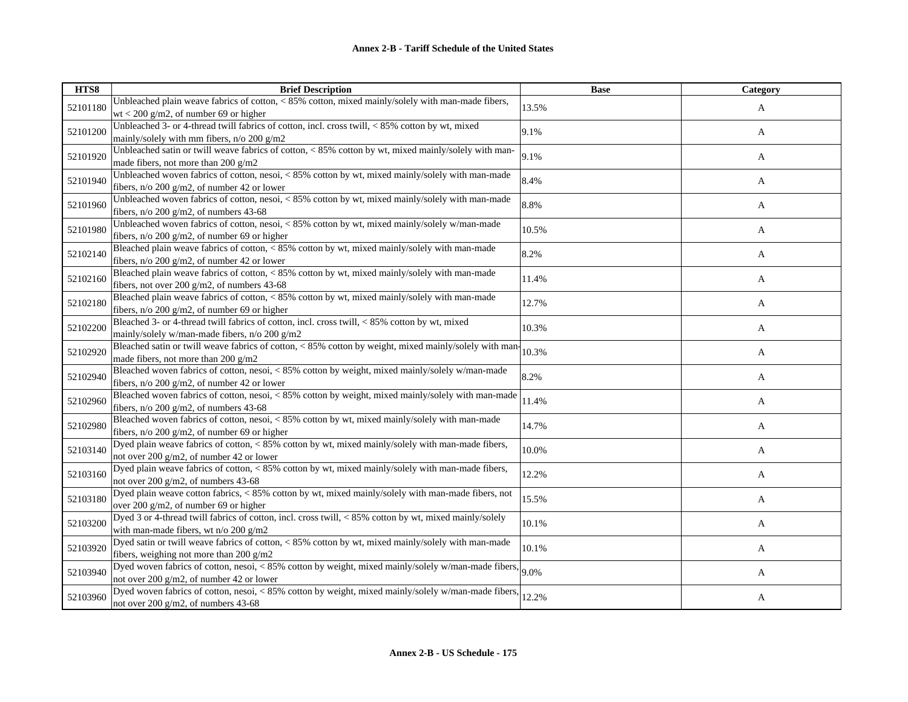| HTS8 | Brief Description | Base | Category |
|---|---|---|---|
| 52101180 | Unbleached plain weave fabrics of cotton, < 85% cotton, mixed mainly/solely with man-made fibers, wt < 200 g/m2, of number 69 or higher | 13.5% | A |
| 52101200 | Unbleached 3- or 4-thread twill fabrics of cotton, incl. cross twill, < 85% cotton by wt, mixed mainly/solely with mm fibers, n/o 200 g/m2 | 9.1% | A |
| 52101920 | Unbleached satin or twill weave fabrics of cotton, < 85% cotton by wt, mixed mainly/solely with man-made fibers, not more than 200 g/m2 | 9.1% | A |
| 52101940 | Unbleached woven fabrics of cotton, nesoi, < 85% cotton by wt, mixed mainly/solely with man-made fibers, n/o 200 g/m2, of number 42 or lower | 8.4% | A |
| 52101960 | Unbleached woven fabrics of cotton, nesoi, < 85% cotton by wt, mixed mainly/solely with man-made fibers, n/o 200 g/m2, of numbers 43-68 | 8.8% | A |
| 52101980 | Unbleached woven fabrics of cotton, nesoi, < 85% cotton by wt, mixed mainly/solely w/man-made fibers, n/o 200 g/m2, of number 69 or higher | 10.5% | A |
| 52102140 | Bleached plain weave fabrics of cotton, < 85% cotton by wt, mixed mainly/solely with man-made fibers, n/o 200 g/m2, of number 42 or lower | 8.2% | A |
| 52102160 | Bleached plain weave fabrics of cotton, < 85% cotton by wt, mixed mainly/solely with man-made fibers, not over 200 g/m2, of numbers 43-68 | 11.4% | A |
| 52102180 | Bleached plain weave fabrics of cotton, < 85% cotton by wt, mixed mainly/solely with man-made fibers, n/o 200 g/m2, of number 69 or higher | 12.7% | A |
| 52102200 | Bleached 3- or 4-thread twill fabrics of cotton, incl. cross twill, < 85% cotton by wt, mixed mainly/solely w/man-made fibers, n/o 200 g/m2 | 10.3% | A |
| 52102920 | Bleached satin or twill weave fabrics of cotton, < 85% cotton by weight, mixed mainly/solely with man-made fibers, not more than 200 g/m2 | 10.3% | A |
| 52102940 | Bleached woven fabrics of cotton, nesoi, < 85% cotton by weight, mixed mainly/solely w/man-made fibers, n/o 200 g/m2, of number 42 or lower | 8.2% | A |
| 52102960 | Bleached woven fabrics of cotton, nesoi, < 85% cotton by weight, mixed mainly/solely with man-made fibers, n/o 200 g/m2, of numbers 43-68 | 11.4% | A |
| 52102980 | Bleached woven fabrics of cotton, nesoi, < 85% cotton by wt, mixed mainly/solely with man-made fibers, n/o 200 g/m2, of number 69 or higher | 14.7% | A |
| 52103140 | Dyed plain weave fabrics of cotton, < 85% cotton by wt, mixed mainly/solely with man-made fibers, not over 200 g/m2, of number 42 or lower | 10.0% | A |
| 52103160 | Dyed plain weave fabrics of cotton, < 85% cotton by wt, mixed mainly/solely with man-made fibers, not over 200 g/m2, of numbers 43-68 | 12.2% | A |
| 52103180 | Dyed plain weave cotton fabrics, < 85% cotton by wt, mixed mainly/solely with man-made fibers, not over 200 g/m2, of number 69 or higher | 15.5% | A |
| 52103200 | Dyed 3 or 4-thread twill fabrics of cotton, incl. cross twill, < 85% cotton by wt, mixed mainly/solely with man-made fibers, wt n/o 200 g/m2 | 10.1% | A |
| 52103920 | Dyed satin or twill weave fabrics of cotton, < 85% cotton by wt, mixed mainly/solely with man-made fibers, weighing not more than 200 g/m2 | 10.1% | A |
| 52103940 | Dyed woven fabrics of cotton, nesoi, < 85% cotton by weight, mixed mainly/solely w/man-made fibers, not over 200 g/m2, of number 42 or lower | 9.0% | A |
| 52103960 | Dyed woven fabrics of cotton, nesoi, < 85% cotton by weight, mixed mainly/solely w/man-made fibers, not over 200 g/m2, of numbers 43-68 | 12.2% | A |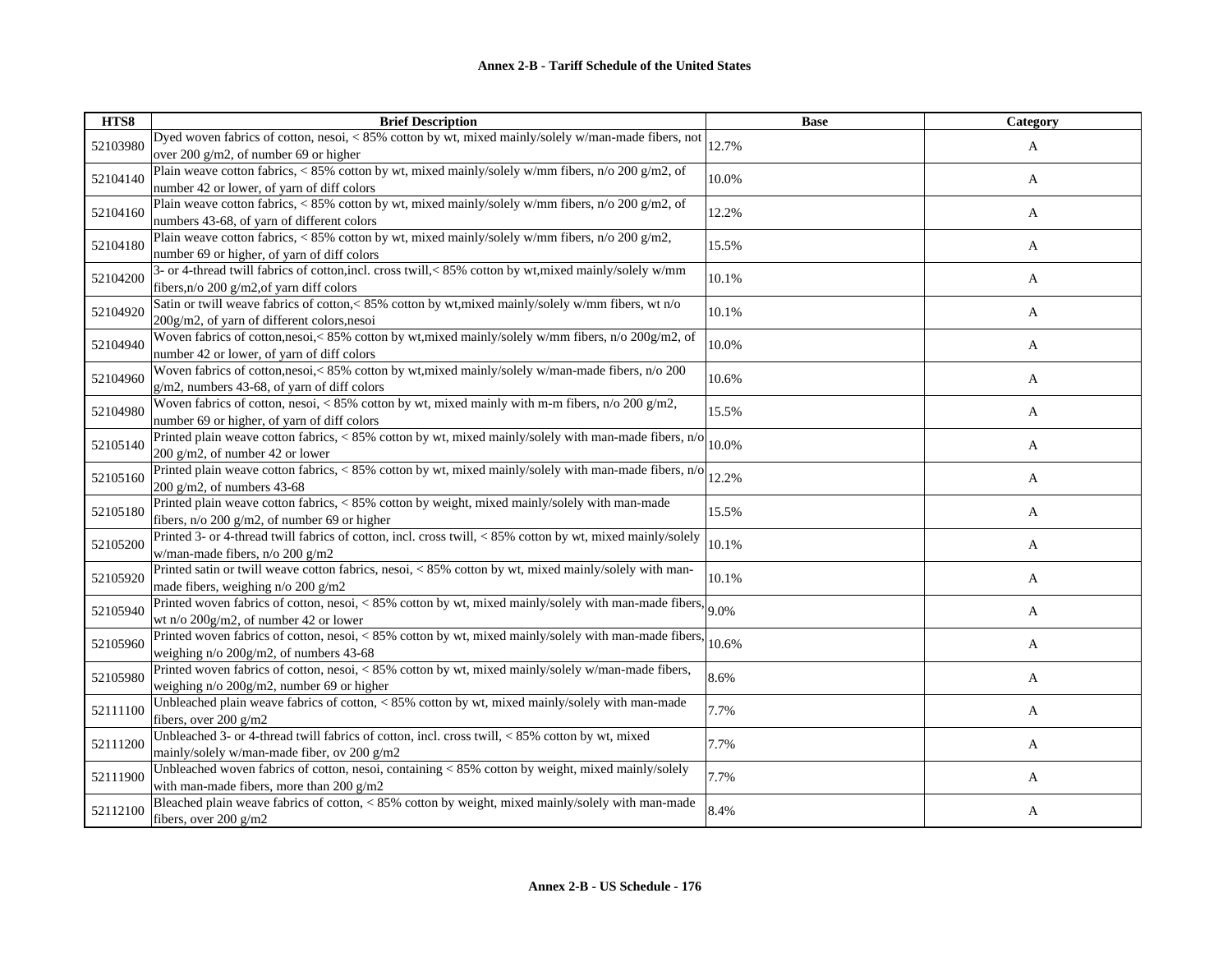| HTS8 | Brief Description | Base | Category |
|---|---|---|---|
| 52103980 | Dyed woven fabrics of cotton, nesoi, < 85% cotton by wt, mixed mainly/solely w/man-made fibers, not over 200 g/m2, of number 69 or higher | 12.7% | A |
| 52104140 | Plain weave cotton fabrics, < 85% cotton by wt, mixed mainly/solely w/mm fibers, n/o 200 g/m2, of number 42 or lower, of yarn of diff colors | 10.0% | A |
| 52104160 | Plain weave cotton fabrics, < 85% cotton by wt, mixed mainly/solely w/mm fibers, n/o 200 g/m2, of numbers 43-68, of yarn of different colors | 12.2% | A |
| 52104180 | Plain weave cotton fabrics, < 85% cotton by wt, mixed mainly/solely w/mm fibers, n/o 200 g/m2, number 69 or higher, of yarn of diff colors | 15.5% | A |
| 52104200 | 3- or 4-thread twill fabrics of cotton,incl. cross twill,< 85% cotton by wt,mixed mainly/solely w/mm fibers,n/o 200 g/m2,of yarn diff colors | 10.1% | A |
| 52104920 | Satin or twill weave fabrics of cotton,< 85% cotton by wt,mixed mainly/solely w/mm fibers, wt n/o 200g/m2, of yarn of different colors,nesoi | 10.1% | A |
| 52104940 | Woven fabrics of cotton,nesoi,< 85% cotton by wt,mixed mainly/solely w/mm fibers, n/o 200g/m2, of number 42 or lower, of yarn of diff colors | 10.0% | A |
| 52104960 | Woven fabrics of cotton,nesoi,< 85% cotton by wt,mixed mainly/solely w/man-made fibers, n/o 200 g/m2, numbers 43-68, of yarn of diff colors | 10.6% | A |
| 52104980 | Woven fabrics of cotton, nesoi, < 85% cotton by wt, mixed mainly with m-m fibers, n/o 200 g/m2, number 69 or higher, of yarn of diff colors | 15.5% | A |
| 52105140 | Printed plain weave cotton fabrics, < 85% cotton by wt, mixed mainly/solely with man-made fibers, n/o 200 g/m2, of number 42 or lower | 10.0% | A |
| 52105160 | Printed plain weave cotton fabrics, < 85% cotton by wt, mixed mainly/solely with man-made fibers, n/o 200 g/m2, of numbers 43-68 | 12.2% | A |
| 52105180 | Printed plain weave cotton fabrics, < 85% cotton by weight, mixed mainly/solely with man-made fibers, n/o 200 g/m2, of number 69 or higher | 15.5% | A |
| 52105200 | Printed 3- or 4-thread twill fabrics of cotton, incl. cross twill, < 85% cotton by wt, mixed mainly/solely w/man-made fibers, n/o 200 g/m2 | 10.1% | A |
| 52105920 | Printed satin or twill weave cotton fabrics, nesoi, < 85% cotton by wt, mixed mainly/solely with man-made fibers, weighing n/o 200 g/m2 | 10.1% | A |
| 52105940 | Printed woven fabrics of cotton, nesoi, < 85% cotton by wt, mixed mainly/solely with man-made fibers, wt n/o 200g/m2, of number 42 or lower | 9.0% | A |
| 52105960 | Printed woven fabrics of cotton, nesoi, < 85% cotton by wt, mixed mainly/solely with man-made fibers, weighing n/o 200g/m2, of numbers 43-68 | 10.6% | A |
| 52105980 | Printed woven fabrics of cotton, nesoi, < 85% cotton by wt, mixed mainly/solely w/man-made fibers, weighing n/o 200g/m2, number 69 or higher | 8.6% | A |
| 52111100 | Unbleached plain weave fabrics of cotton, < 85% cotton by wt, mixed mainly/solely with man-made fibers, over 200 g/m2 | 7.7% | A |
| 52111200 | Unbleached 3- or 4-thread twill fabrics of cotton, incl. cross twill, < 85% cotton by wt, mixed mainly/solely w/man-made fiber, ov 200 g/m2 | 7.7% | A |
| 52111900 | Unbleached woven fabrics of cotton, nesoi, containing < 85% cotton by weight, mixed mainly/solely with man-made fibers, more than 200 g/m2 | 7.7% | A |
| 52112100 | Bleached plain weave fabrics of cotton, < 85% cotton by weight, mixed mainly/solely with man-made fibers, over 200 g/m2 | 8.4% | A |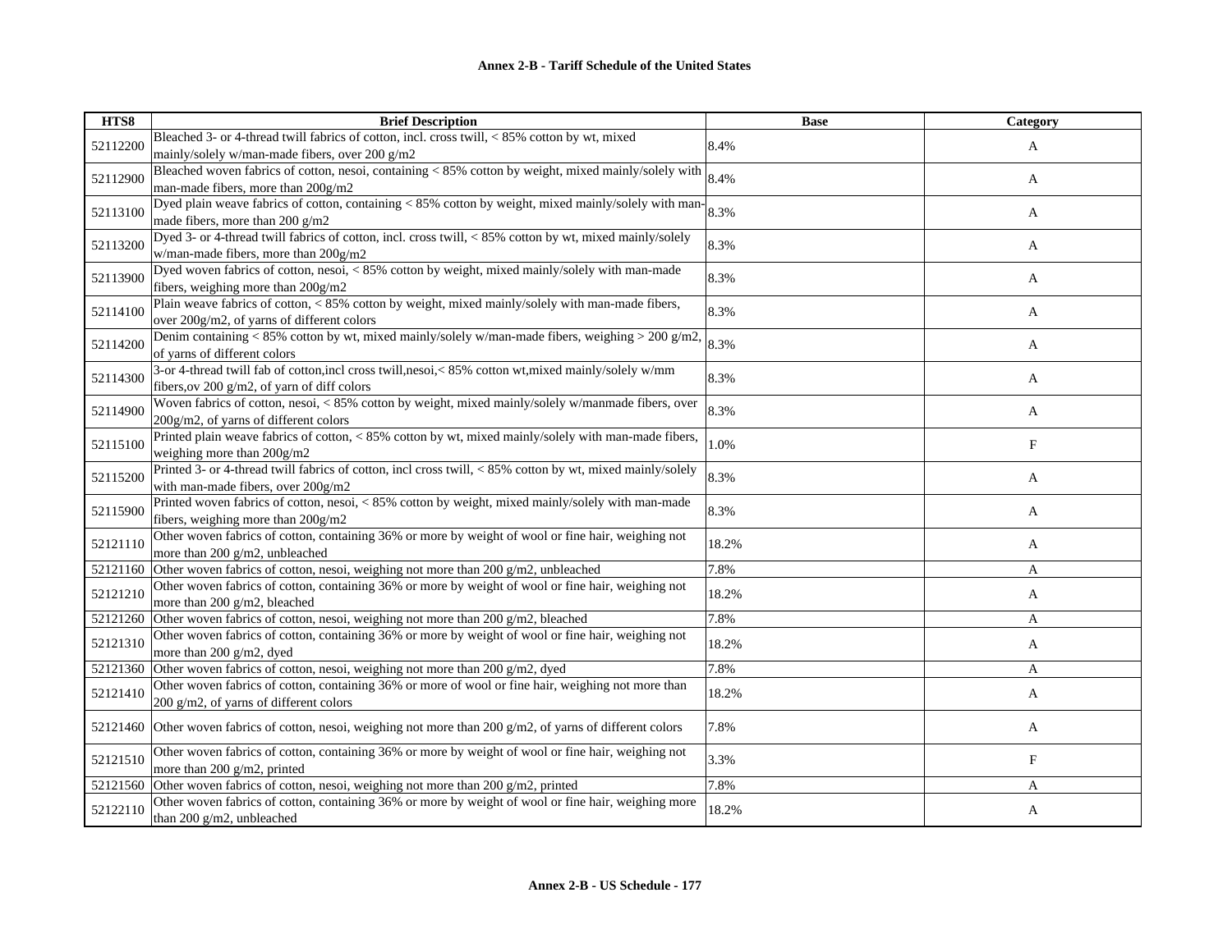| HTS8 | Brief Description | Base | Category |
|---|---|---|---|
| 52112200 | Bleached 3- or 4-thread twill fabrics of cotton, incl. cross twill, < 85% cotton by wt, mixed mainly/solely w/man-made fibers, over 200 g/m2 | 8.4% | A |
| 52112900 | Bleached woven fabrics of cotton, nesoi, containing < 85% cotton by weight, mixed mainly/solely with man-made fibers, more than 200g/m2 | 8.4% | A |
| 52113100 | Dyed plain weave fabrics of cotton, containing < 85% cotton by weight, mixed mainly/solely with man-made fibers, more than 200 g/m2 | 8.3% | A |
| 52113200 | Dyed 3- or 4-thread twill fabrics of cotton, incl. cross twill, < 85% cotton by wt, mixed mainly/solely w/man-made fibers, more than 200g/m2 | 8.3% | A |
| 52113900 | Dyed woven fabrics of cotton, nesoi, < 85% cotton by weight, mixed mainly/solely with man-made fibers, weighing more than 200g/m2 | 8.3% | A |
| 52114100 | Plain weave fabrics of cotton, < 85% cotton by weight, mixed mainly/solely with man-made fibers, over 200g/m2, of yarns of different colors | 8.3% | A |
| 52114200 | Denim containing < 85% cotton by wt, mixed mainly/solely w/man-made fibers, weighing > 200 g/m2, of yarns of different colors | 8.3% | A |
| 52114300 | 3-or 4-thread twill fab of cotton,incl cross twill,nesoi,< 85% cotton wt,mixed mainly/solely w/mm fibers,ov 200 g/m2, of yarn of diff colors | 8.3% | A |
| 52114900 | Woven fabrics of cotton, nesoi, < 85% cotton by weight, mixed mainly/solely w/manmade fibers, over 200g/m2, of yarns of different colors | 8.3% | A |
| 52115100 | Printed plain weave fabrics of cotton, < 85% cotton by wt, mixed mainly/solely with man-made fibers, weighing more than 200g/m2 | 1.0% | F |
| 52115200 | Printed 3- or 4-thread twill fabrics of cotton, incl cross twill, < 85% cotton by wt, mixed mainly/solely with man-made fibers, over 200g/m2 | 8.3% | A |
| 52115900 | Printed woven fabrics of cotton, nesoi, < 85% cotton by weight, mixed mainly/solely with man-made fibers, weighing more than 200g/m2 | 8.3% | A |
| 52121110 | Other woven fabrics of cotton, containing 36% or more by weight of wool or fine hair, weighing not more than 200 g/m2, unbleached | 18.2% | A |
| 52121160 | Other woven fabrics of cotton, nesoi, weighing not more than 200 g/m2, unbleached | 7.8% | A |
| 52121210 | Other woven fabrics of cotton, containing 36% or more by weight of wool or fine hair, weighing not more than 200 g/m2, bleached | 18.2% | A |
| 52121260 | Other woven fabrics of cotton, nesoi, weighing not more than 200 g/m2, bleached | 7.8% | A |
| 52121310 | Other woven fabrics of cotton, containing 36% or more by weight of wool or fine hair, weighing not more than 200 g/m2, dyed | 18.2% | A |
| 52121360 | Other woven fabrics of cotton, nesoi, weighing not more than 200 g/m2, dyed | 7.8% | A |
| 52121410 | Other woven fabrics of cotton, containing 36% or more of wool or fine hair, weighing not more than 200 g/m2, of yarns of different colors | 18.2% | A |
| 52121460 | Other woven fabrics of cotton, nesoi, weighing not more than 200 g/m2, of yarns of different colors | 7.8% | A |
| 52121510 | Other woven fabrics of cotton, containing 36% or more by weight of wool or fine hair, weighing not more than 200 g/m2, printed | 3.3% | F |
| 52121560 | Other woven fabrics of cotton, nesoi, weighing not more than 200 g/m2, printed | 7.8% | A |
| 52122110 | Other woven fabrics of cotton, containing 36% or more by weight of wool or fine hair, weighing more than 200 g/m2, unbleached | 18.2% | A |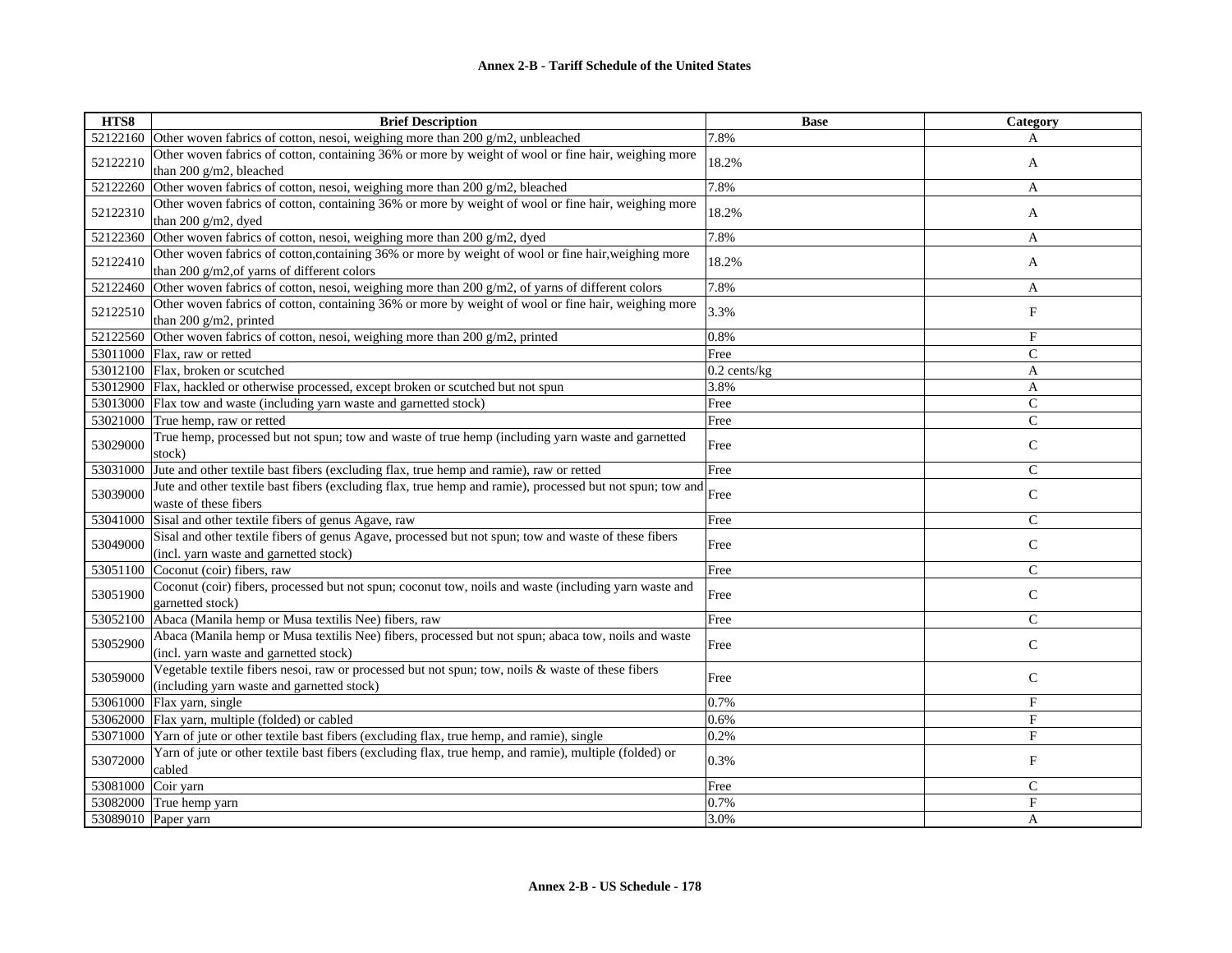| HTS8 | Brief Description | Base | Category |
|---|---|---|---|
| 52122160 | Other woven fabrics of cotton, nesoi, weighing more than 200 g/m2, unbleached | 7.8% | A |
| 52122210 | Other woven fabrics of cotton, containing 36% or more by weight of wool or fine hair, weighing more than 200 g/m2, bleached | 18.2% | A |
| 52122260 | Other woven fabrics of cotton, nesoi, weighing more than 200 g/m2, bleached | 7.8% | A |
| 52122310 | Other woven fabrics of cotton, containing 36% or more by weight of wool or fine hair, weighing more than 200 g/m2, dyed | 18.2% | A |
| 52122360 | Other woven fabrics of cotton, nesoi, weighing more than 200 g/m2, dyed | 7.8% | A |
| 52122410 | Other woven fabrics of cotton,containing 36% or more by weight of wool or fine hair,weighing more than 200 g/m2,of yarns of different colors | 18.2% | A |
| 52122460 | Other woven fabrics of cotton, nesoi, weighing more than 200 g/m2, of yarns of different colors | 7.8% | A |
| 52122510 | Other woven fabrics of cotton, containing 36% or more by weight of wool or fine hair, weighing more than 200 g/m2, printed | 3.3% | F |
| 52122560 | Other woven fabrics of cotton, nesoi, weighing more than 200 g/m2, printed | 0.8% | F |
| 53011000 | Flax, raw or retted | Free | C |
| 53012100 | Flax, broken or scutched | 0.2 cents/kg | A |
| 53012900 | Flax, hackled or otherwise processed, except broken or scutched but not spun | 3.8% | A |
| 53013000 | Flax tow and waste (including yarn waste and garnetted stock) | Free | C |
| 53021000 | True hemp, raw or retted | Free | C |
| 53029000 | True hemp, processed but not spun; tow and waste of true hemp (including yarn waste and garnetted stock) | Free | C |
| 53031000 | Jute and other textile bast fibers (excluding flax, true hemp and ramie), raw or retted | Free | C |
| 53039000 | Jute and other textile bast fibers (excluding flax, true hemp and ramie), processed but not spun; tow and waste of these fibers | Free | C |
| 53041000 | Sisal and other textile fibers of genus Agave, raw | Free | C |
| 53049000 | Sisal and other textile fibers of genus Agave, processed but not spun; tow and waste of these fibers (incl. yarn waste and garnetted stock) | Free | C |
| 53051100 | Coconut (coir) fibers, raw | Free | C |
| 53051900 | Coconut (coir) fibers, processed but not spun; coconut tow, noils and waste (including yarn waste and garnetted stock) | Free | C |
| 53052100 | Abaca (Manila hemp or Musa textilis Nee) fibers, raw | Free | C |
| 53052900 | Abaca (Manila hemp or Musa textilis Nee) fibers, processed but not spun; abaca tow, noils and waste (incl. yarn waste and garnetted stock) | Free | C |
| 53059000 | Vegetable textile fibers nesoi, raw or processed but not spun; tow, noils & waste of these fibers (including yarn waste and garnetted stock) | Free | C |
| 53061000 | Flax yarn, single | 0.7% | F |
| 53062000 | Flax yarn, multiple (folded) or cabled | 0.6% | F |
| 53071000 | Yarn of jute or other textile bast fibers (excluding flax, true hemp, and ramie), single | 0.2% | F |
| 53072000 | Yarn of jute or other textile bast fibers (excluding flax, true hemp, and ramie), multiple (folded) or cabled | 0.3% | F |
| 53081000 | Coir yarn | Free | C |
| 53082000 | True hemp yarn | 0.7% | F |
| 53089010 | Paper yarn | 3.0% | A |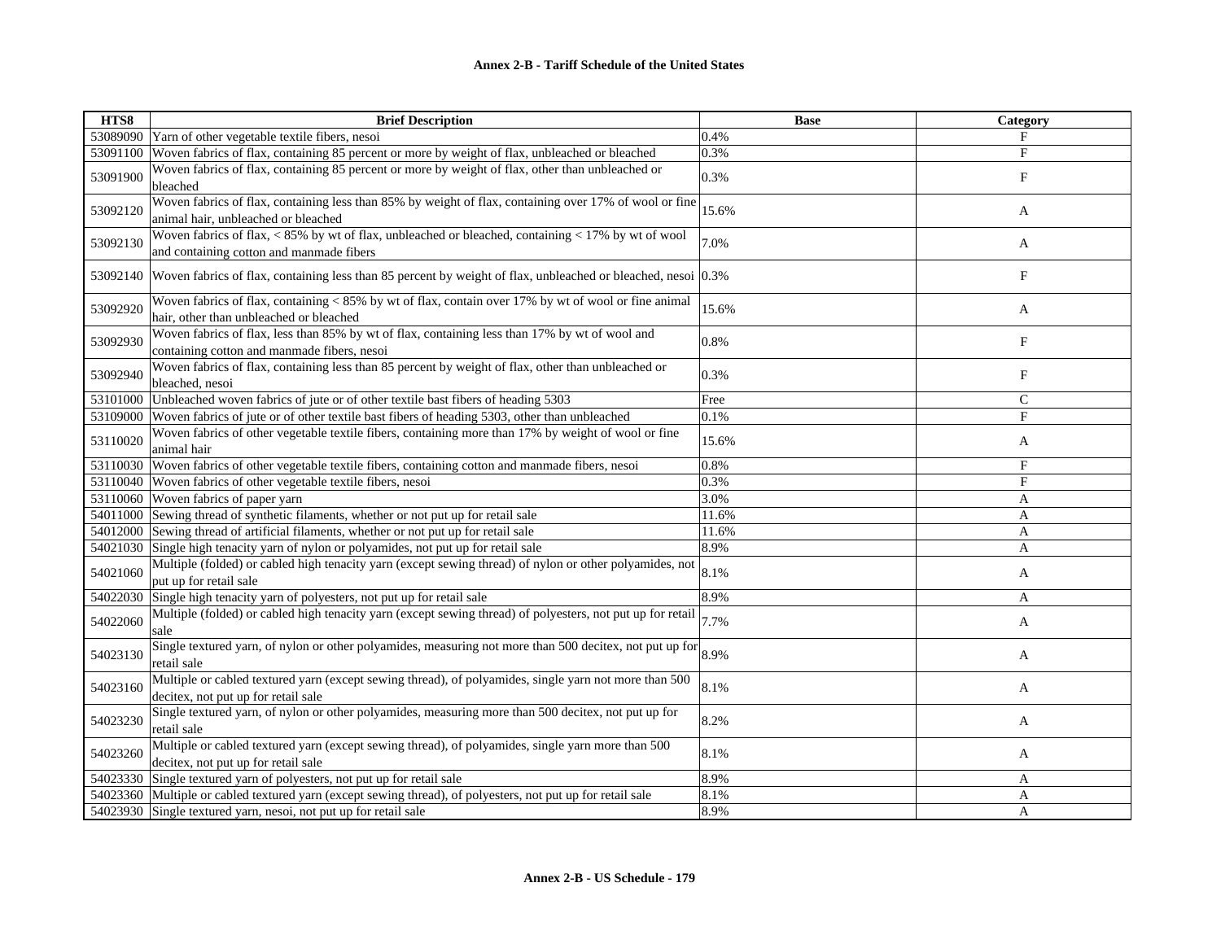**Annex 2-B - Tariff Schedule of the United States**

| HTS8 | Brief Description | Base | Category |
|---|---|---|---|
| 53089090 | Yarn of other vegetable textile fibers, nesoi | 0.4% | F |
| 53091100 | Woven fabrics of flax, containing 85 percent or more by weight of flax, unbleached or bleached | 0.3% | F |
| 53091900 | Woven fabrics of flax, containing 85 percent or more by weight of flax, other than unbleached or bleached | 0.3% | F |
| 53092120 | Woven fabrics of flax, containing less than 85% by weight of flax, containing over 17% of wool or fine animal hair, unbleached or bleached | 15.6% | A |
| 53092130 | Woven fabrics of flax, < 85% by wt of flax, unbleached or bleached, containing < 17% by wt of wool and containing cotton and manmade fibers | 7.0% | A |
| 53092140 | Woven fabrics of flax, containing less than 85 percent by weight of flax, unbleached or bleached, nesoi | 0.3% | F |
| 53092920 | Woven fabrics of flax, containing < 85% by wt of flax, contain over 17% by wt of wool or fine animal hair, other than unbleached or bleached | 15.6% | A |
| 53092930 | Woven fabrics of flax, less than 85% by wt of flax, containing less than 17% by wt of wool and containing cotton and manmade fibers, nesoi | 0.8% | F |
| 53092940 | Woven fabrics of flax, containing less than 85 percent by weight of flax, other than unbleached or bleached, nesoi | 0.3% | F |
| 53101000 | Unbleached woven fabrics of jute or of other textile bast fibers of heading 5303 | Free | C |
| 53109000 | Woven fabrics of jute or of other textile bast fibers of heading 5303, other than unbleached | 0.1% | F |
| 53110020 | Woven fabrics of other vegetable textile fibers, containing more than 17% by weight of wool or fine animal hair | 15.6% | A |
| 53110030 | Woven fabrics of other vegetable textile fibers, containing cotton and manmade fibers, nesoi | 0.8% | F |
| 53110040 | Woven fabrics of other vegetable textile fibers, nesoi | 0.3% | F |
| 53110060 | Woven fabrics of paper yarn | 3.0% | A |
| 54011000 | Sewing thread of synthetic filaments, whether or not put up for retail sale | 11.6% | A |
| 54012000 | Sewing thread of artificial filaments, whether or not put up for retail sale | 11.6% | A |
| 54021030 | Single high tenacity yarn of nylon or polyamides, not put up for retail sale | 8.9% | A |
| 54021060 | Multiple (folded) or cabled high tenacity yarn (except sewing thread) of nylon or other polyamides, not put up for retail sale | 8.1% | A |
| 54022030 | Single high tenacity yarn of polyesters, not put up for retail sale | 8.9% | A |
| 54022060 | Multiple (folded) or cabled high tenacity yarn (except sewing thread) of polyesters, not put up for retail sale | 7.7% | A |
| 54023130 | Single textured yarn, of nylon or other polyamides, measuring not more than 500 decitex, not put up for retail sale | 8.9% | A |
| 54023160 | Multiple or cabled textured yarn (except sewing thread), of polyamides, single yarn not more than 500 decitex, not put up for retail sale | 8.1% | A |
| 54023230 | Single textured yarn, of nylon or other polyamides, measuring more than 500 decitex, not put up for retail sale | 8.2% | A |
| 54023260 | Multiple or cabled textured yarn (except sewing thread), of polyamides, single yarn more than 500 decitex, not put up for retail sale | 8.1% | A |
| 54023330 | Single textured yarn of polyesters, not put up for retail sale | 8.9% | A |
| 54023360 | Multiple or cabled textured yarn (except sewing thread), of polyesters, not put up for retail sale | 8.1% | A |
| 54023930 | Single textured yarn, nesoi, not put up for retail sale | 8.9% | A |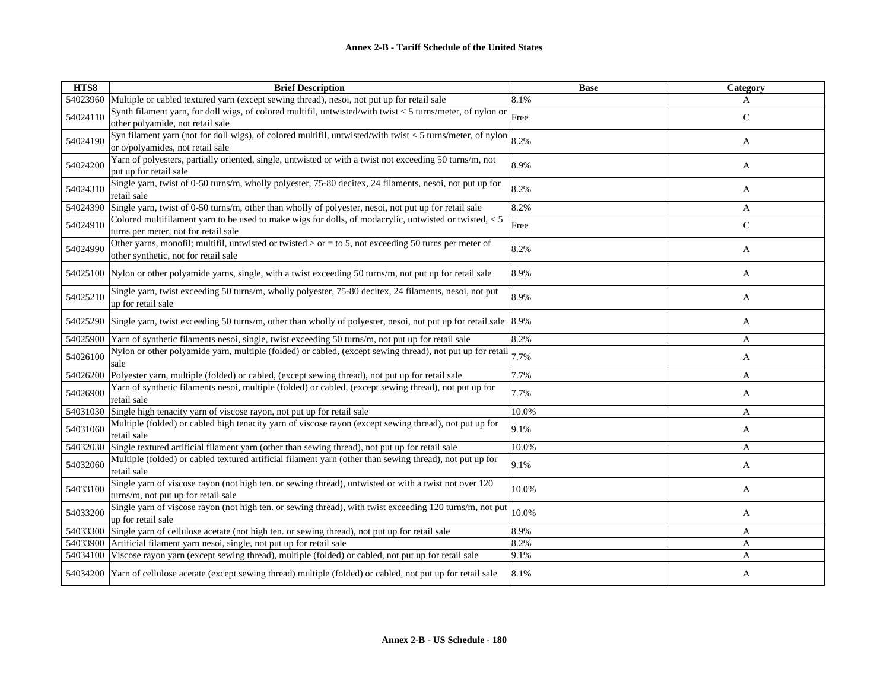| HTS8 | Brief Description | Base | Category |
|---|---|---|---|
| 54023960 | Multiple or cabled textured yarn (except sewing thread), nesoi, not put up for retail sale | 8.1% | A |
| 54024110 | Synth filament yarn, for doll wigs, of colored multifil, untwisted/with twist < 5 turns/meter, of nylon or other polyamide, not retail sale | Free | C |
| 54024190 | Syn filament yarn (not for doll wigs), of colored multifil, untwisted/with twist < 5 turns/meter, of nylon or o/polyamides, not retail sale | 8.2% | A |
| 54024200 | Yarn of polyesters, partially oriented, single, untwisted or with a twist not exceeding 50 turns/m, not put up for retail sale | 8.9% | A |
| 54024310 | Single yarn, twist of 0-50 turns/m, wholly polyester, 75-80 decitex, 24 filaments, nesoi, not put up for retail sale | 8.2% | A |
| 54024390 | Single yarn, twist of 0-50 turns/m, other than wholly of polyester, nesoi, not put up for retail sale | 8.2% | A |
| 54024910 | Colored multifilament yarn to be used to make wigs for dolls, of modacrylic, untwisted or twisted, < 5 turns per meter, not for retail sale | Free | C |
| 54024990 | Other yarns, monofil; multifil, untwisted or twisted > or = to 5, not exceeding 50 turns per meter of other synthetic, not for retail sale | 8.2% | A |
| 54025100 | Nylon or other polyamide yarns, single, with a twist exceeding 50 turns/m, not put up for retail sale | 8.9% | A |
| 54025210 | Single yarn, twist exceeding 50 turns/m, wholly polyester, 75-80 decitex, 24 filaments, nesoi, not put up for retail sale | 8.9% | A |
| 54025290 | Single yarn, twist exceeding 50 turns/m, other than wholly of polyester, nesoi, not put up for retail sale | 8.9% | A |
| 54025900 | Yarn of synthetic filaments nesoi, single, twist exceeding 50 turns/m, not put up for retail sale | 8.2% | A |
| 54026100 | Nylon or other polyamide yarn, multiple (folded) or cabled, (except sewing thread), not put up for retail sale | 7.7% | A |
| 54026200 | Polyester yarn, multiple (folded) or cabled, (except sewing thread), not put up for retail sale | 7.7% | A |
| 54026900 | Yarn of synthetic filaments nesoi, multiple (folded) or cabled, (except sewing thread), not put up for retail sale | 7.7% | A |
| 54031030 | Single high tenacity yarn of viscose rayon, not put up for retail sale | 10.0% | A |
| 54031060 | Multiple (folded) or cabled high tenacity yarn of viscose rayon (except sewing thread), not put up for retail sale | 9.1% | A |
| 54032030 | Single textured artificial filament yarn (other than sewing thread), not put up for retail sale | 10.0% | A |
| 54032060 | Multiple (folded) or cabled textured artificial filament yarn (other than sewing thread), not put up for retail sale | 9.1% | A |
| 54033100 | Single yarn of viscose rayon (not high ten. or sewing thread), untwisted or with a twist not over 120 turns/m, not put up for retail sale | 10.0% | A |
| 54033200 | Single yarn of viscose rayon (not high ten. or sewing thread), with twist exceeding 120 turns/m, not put up for retail sale | 10.0% | A |
| 54033300 | Single yarn of cellulose acetate (not high ten. or sewing thread), not put up for retail sale | 8.9% | A |
| 54033900 | Artificial filament yarn nesoi, single, not put up for retail sale | 8.2% | A |
| 54034100 | Viscose rayon yarn (except sewing thread), multiple (folded) or cabled, not put up for retail sale | 9.1% | A |
| 54034200 | Yarn of cellulose acetate (except sewing thread) multiple (folded) or cabled, not put up for retail sale | 8.1% | A |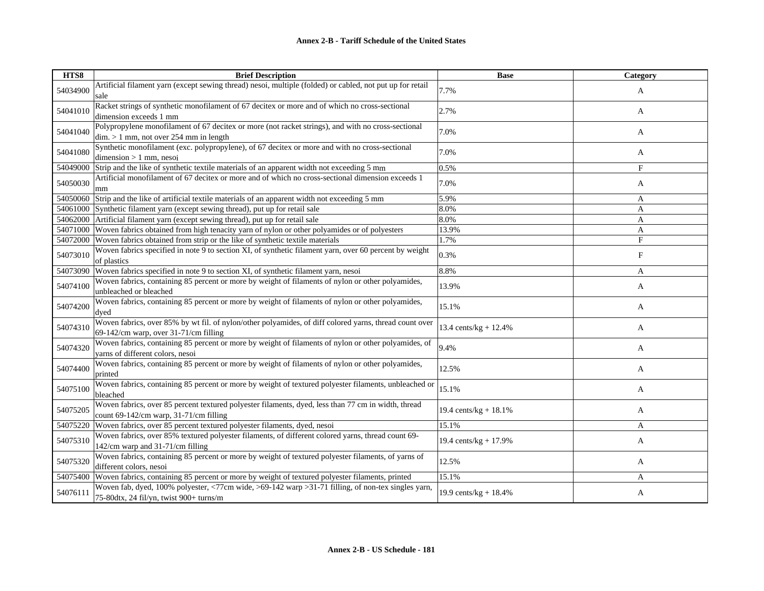## Annex 2-B - Tariff Schedule of the United States

| HTS8 | Brief Description | Base | Category |
|---|---|---|---|
| 54034900 | Artificial filament yarn (except sewing thread) nesoi, multiple (folded) or cabled, not put up for retail sale | 7.7% | A |
| 54041010 | Racket strings of synthetic monofilament of 67 decitex or more and of which no cross-sectional dimension exceeds 1 mm | 2.7% | A |
| 54041040 | Polypropylene monofilament of 67 decitex or more (not racket strings), and with no cross-sectional dim. > 1 mm, not over 254 mm in length | 7.0% | A |
| 54041080 | Synthetic monofilament (exc. polypropylene), of 67 decitex or more and with no cross-sectional dimension > 1 mm, nesoi | 7.0% | A |
| 54049000 | Strip and the like of synthetic textile materials of an apparent width not exceeding 5 mm | 0.5% | F |
| 54050030 | Artificial monofilament of 67 decitex or more and of which no cross-sectional dimension exceeds 1 mm | 7.0% | A |
| 54050060 | Strip and the like of artificial textile materials of an apparent width not exceeding 5 mm | 5.9% | A |
| 54061000 | Synthetic filament yarn (except sewing thread), put up for retail sale | 8.0% | A |
| 54062000 | Artificial filament yarn (except sewing thread), put up for retail sale | 8.0% | A |
| 54071000 | Woven fabrics obtained from high tenacity yarn of nylon or other polyamides or of polyesters | 13.9% | A |
| 54072000 | Woven fabrics obtained from strip or the like of synthetic textile materials | 1.7% | F |
| 54073010 | Woven fabrics specified in note 9 to section XI, of synthetic filament yarn, over 60 percent by weight of plastics | 0.3% | F |
| 54073090 | Woven fabrics specified in note 9 to section XI, of synthetic filament yarn, nesoi | 8.8% | A |
| 54074100 | Woven fabrics, containing 85 percent or more by weight of filaments of nylon or other polyamides, unbleached or bleached | 13.9% | A |
| 54074200 | Woven fabrics, containing 85 percent or more by weight of filaments of nylon or other polyamides, dyed | 15.1% | A |
| 54074310 | Woven fabrics, over 85% by wt fil. of nylon/other polyamides, of diff colored yarns, thread count over 69-142/cm warp, over 31-71/cm filling | 13.4 cents/kg + 12.4% | A |
| 54074320 | Woven fabrics, containing 85 percent or more by weight of filaments of nylon or other polyamides, of yarns of different colors, nesoi | 9.4% | A |
| 54074400 | Woven fabrics, containing 85 percent or more by weight of filaments of nylon or other polyamides, printed | 12.5% | A |
| 54075100 | Woven fabrics, containing 85 percent or more by weight of textured polyester filaments, unbleached or bleached | 15.1% | A |
| 54075205 | Woven fabrics, over 85 percent textured polyester filaments, dyed, less than 77 cm in width, thread count 69-142/cm warp, 31-71/cm filling | 19.4 cents/kg + 18.1% | A |
| 54075220 | Woven fabrics, over 85 percent textured polyester filaments, dyed, nesoi | 15.1% | A |
| 54075310 | Woven fabrics, over 85% textured polyester filaments, of different colored yarns, thread count 69-142/cm warp and 31-71/cm filling | 19.4 cents/kg + 17.9% | A |
| 54075320 | Woven fabrics, containing 85 percent or more by weight of textured polyester filaments, of yarns of different colors, nesoi | 12.5% | A |
| 54075400 | Woven fabrics, containing 85 percent or more by weight of textured polyester filaments, printed | 15.1% | A |
| 54076111 | Woven fab, dyed, 100% polyester, <77cm wide, >69-142 warp >31-71 filling, of non-tex singles yarn, 75-80dtx, 24 fil/yn, twist 900+ turns/m | 19.9 cents/kg + 18.4% | A |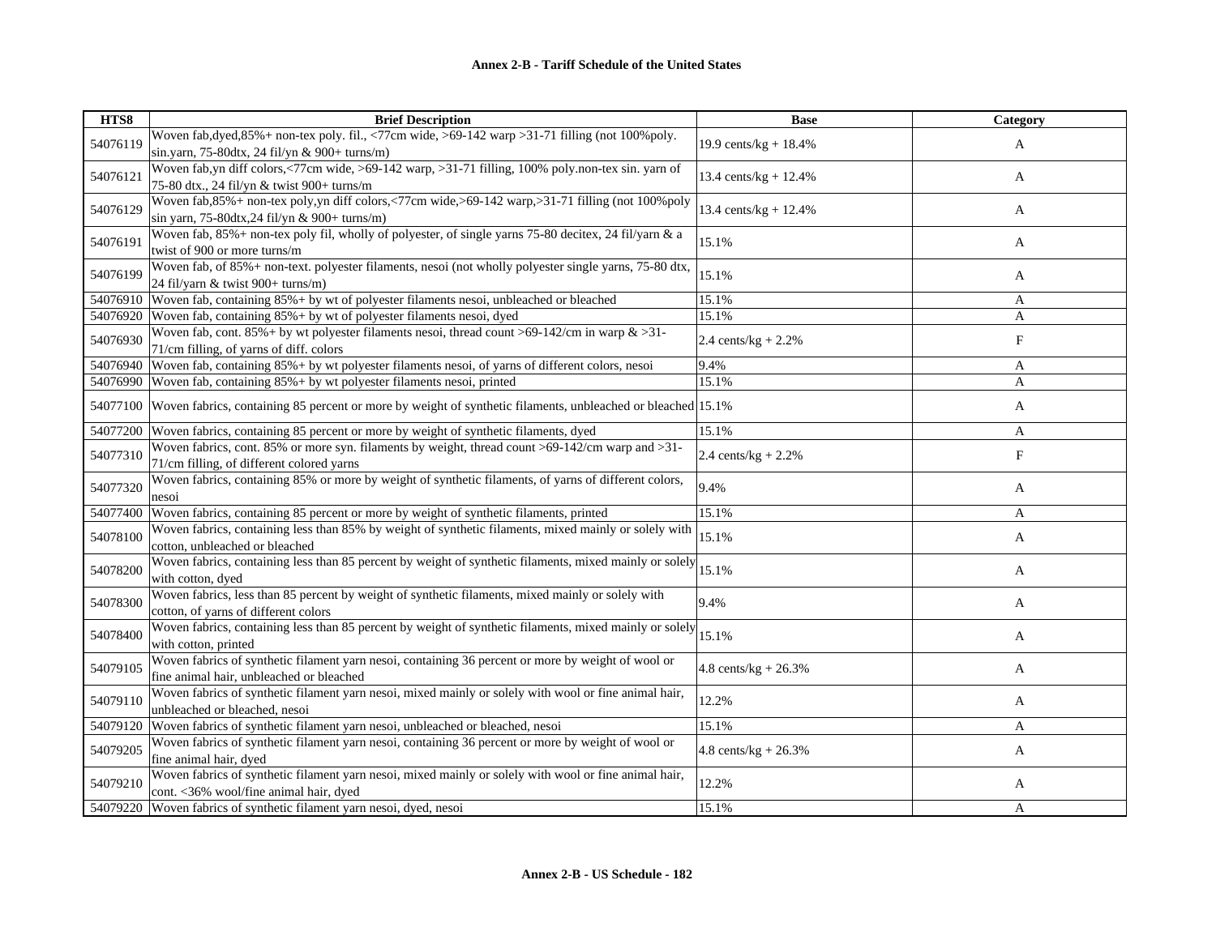**Annex 2-B - Tariff Schedule of the United States**

| HTS8 | Brief Description | Base | Category |
|---|---|---|---|
| 54076119 | Woven fab,dyed,85%+ non-tex poly. fil., <77cm wide, >69-142 warp >31-71 filling (not 100%poly. sin.yarn, 75-80dtx, 24 fil/yn & 900+ turns/m) | 19.9 cents/kg + 18.4% | A |
| 54076121 | Woven fab,yn diff colors,<77cm wide, >69-142 warp, >31-71 filling, 100% poly.non-tex sin. yarn of 75-80 dtx., 24 fil/yn & twist 900+ turns/m | 13.4 cents/kg + 12.4% | A |
| 54076129 | Woven fab,85%+ non-tex poly,yn diff colors,<77cm wide,>69-142 warp,>31-71 filling (not 100%poly sin yarn, 75-80dtx,24 fil/yn & 900+ turns/m) | 13.4 cents/kg + 12.4% | A |
| 54076191 | Woven fab, 85%+ non-tex poly fil, wholly of polyester, of single yarns 75-80 decitex, 24 fil/yarn & a twist of 900 or more turns/m | 15.1% | A |
| 54076199 | Woven fab, of 85%+ non-text. polyester filaments, nesoi (not wholly polyester single yarns, 75-80 dtx, 24 fil/yarn & twist 900+ turns/m) | 15.1% | A |
| 54076910 | Woven fab, containing 85%+ by wt of polyester filaments nesoi, unbleached or bleached | 15.1% | A |
| 54076920 | Woven fab, containing 85%+ by wt of polyester filaments nesoi, dyed | 15.1% | A |
| 54076930 | Woven fab, cont. 85%+ by wt polyester filaments nesoi, thread count >69-142/cm in warp & >31-71/cm filling, of yarns of diff. colors | 2.4 cents/kg + 2.2% | F |
| 54076940 | Woven fab, containing 85%+ by wt polyester filaments nesoi, of yarns of different colors, nesoi | 9.4% | A |
| 54076990 | Woven fab, containing 85%+ by wt polyester filaments nesoi, printed | 15.1% | A |
| 54077100 | Woven fabrics, containing 85 percent or more by weight of synthetic filaments, unbleached or bleached | 15.1% | A |
| 54077200 | Woven fabrics, containing 85 percent or more by weight of synthetic filaments, dyed | 15.1% | A |
| 54077310 | Woven fabrics, cont. 85% or more syn. filaments by weight, thread count >69-142/cm warp and >31-71/cm filling, of different colored yarns | 2.4 cents/kg + 2.2% | F |
| 54077320 | Woven fabrics, containing 85% or more by weight of synthetic filaments, of yarns of different colors, nesoi | 9.4% | A |
| 54077400 | Woven fabrics, containing 85 percent or more by weight of synthetic filaments, printed | 15.1% | A |
| 54078100 | Woven fabrics, containing less than 85% by weight of synthetic filaments, mixed mainly or solely with cotton, unbleached or bleached | 15.1% | A |
| 54078200 | Woven fabrics, containing less than 85 percent by weight of synthetic filaments, mixed mainly or solely with cotton, dyed | 15.1% | A |
| 54078300 | Woven fabrics, less than 85 percent by weight of synthetic filaments, mixed mainly or solely with cotton, of yarns of different colors | 9.4% | A |
| 54078400 | Woven fabrics, containing less than 85 percent by weight of synthetic filaments, mixed mainly or solely with cotton, printed | 15.1% | A |
| 54079105 | Woven fabrics of synthetic filament yarn nesoi, containing 36 percent or more by weight of wool or fine animal hair, unbleached or bleached | 4.8 cents/kg + 26.3% | A |
| 54079110 | Woven fabrics of synthetic filament yarn nesoi, mixed mainly or solely with wool or fine animal hair, unbleached or bleached, nesoi | 12.2% | A |
| 54079120 | Woven fabrics of synthetic filament yarn nesoi, unbleached or bleached, nesoi | 15.1% | A |
| 54079205 | Woven fabrics of synthetic filament yarn nesoi, containing 36 percent or more by weight of wool or fine animal hair, dyed | 4.8 cents/kg + 26.3% | A |
| 54079210 | Woven fabrics of synthetic filament yarn nesoi, mixed mainly or solely with wool or fine animal hair, cont. <36% wool/fine animal hair, dyed | 12.2% | A |
| 54079220 | Woven fabrics of synthetic filament yarn nesoi, dyed, nesoi | 15.1% | A |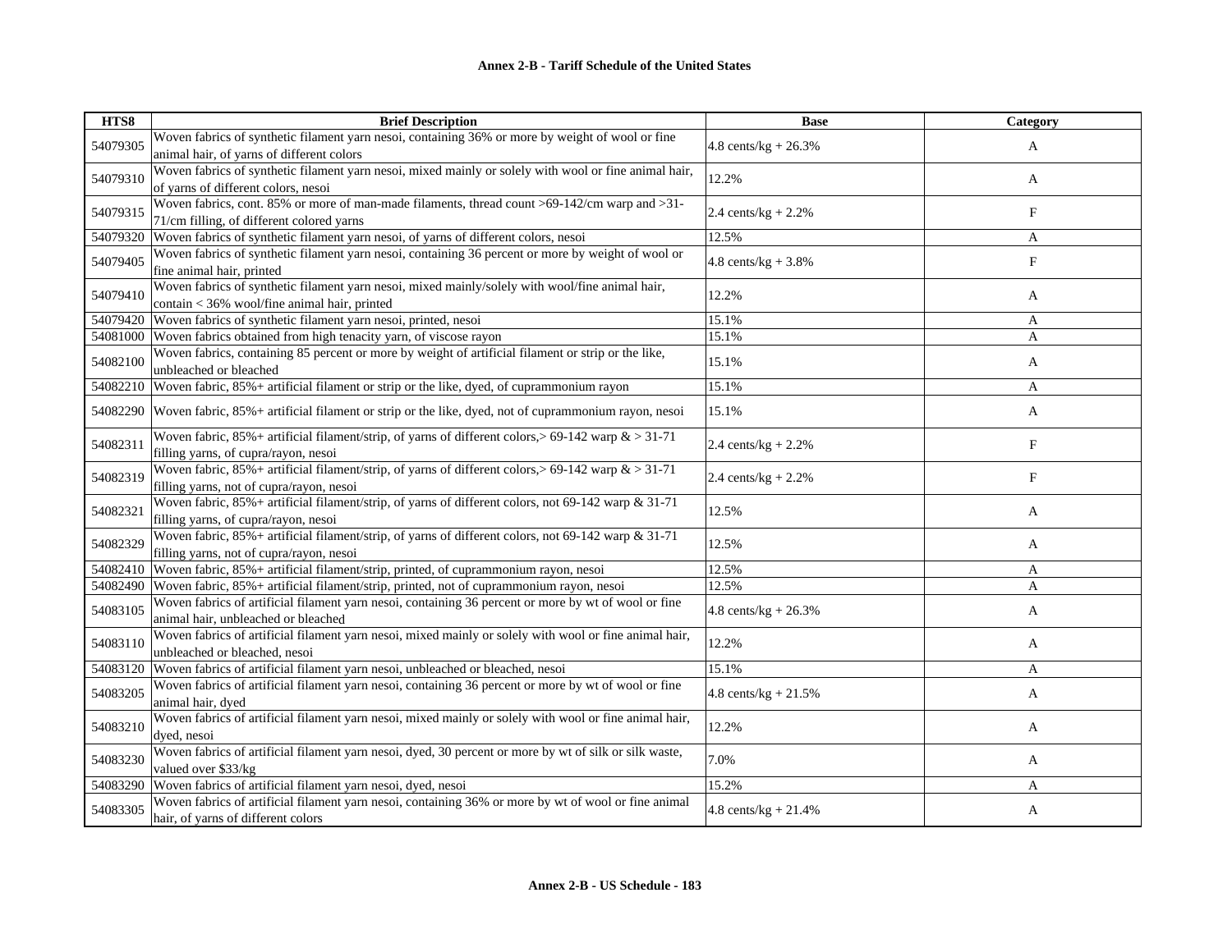| HTS8 | Brief Description | Base | Category |
|---|---|---|---|
| 54079305 | Woven fabrics of synthetic filament yarn nesoi, containing 36% or more by weight of wool or fine animal hair, of yarns of different colors | 4.8 cents/kg + 26.3% | A |
| 54079310 | Woven fabrics of synthetic filament yarn nesoi, mixed mainly or solely with wool or fine animal hair, of yarns of different colors, nesoi | 12.2% | A |
| 54079315 | Woven fabrics, cont. 85% or more of man-made filaments, thread count >69-142/cm warp and >31-71/cm filling, of different colored yarns | 2.4 cents/kg + 2.2% | F |
| 54079320 | Woven fabrics of synthetic filament yarn nesoi, of yarns of different colors, nesoi | 12.5% | A |
| 54079405 | Woven fabrics of synthetic filament yarn nesoi, containing 36 percent or more by weight of wool or fine animal hair, printed | 4.8 cents/kg + 3.8% | F |
| 54079410 | Woven fabrics of synthetic filament yarn nesoi, mixed mainly/solely with wool/fine animal hair, contain < 36% wool/fine animal hair, printed | 12.2% | A |
| 54079420 | Woven fabrics of synthetic filament yarn nesoi, printed, nesoi | 15.1% | A |
| 54081000 | Woven fabrics obtained from high tenacity yarn, of viscose rayon | 15.1% | A |
| 54082100 | Woven fabrics, containing 85 percent or more by weight of artificial filament or strip or the like, unbleached or bleached | 15.1% | A |
| 54082210 | Woven fabric, 85%+ artificial filament or strip or the like, dyed, of cuprammonium rayon | 15.1% | A |
| 54082290 | Woven fabric, 85%+ artificial filament or strip or the like, dyed, not of cuprammonium rayon, nesoi | 15.1% | A |
| 54082311 | Woven fabric, 85%+ artificial filament/strip, of yarns of different colors,> 69-142 warp & > 31-71 filling yarns, of cupra/rayon, nesoi | 2.4 cents/kg + 2.2% | F |
| 54082319 | Woven fabric, 85%+ artificial filament/strip, of yarns of different colors,> 69-142 warp & > 31-71 filling yarns, not of cupra/rayon, nesoi | 2.4 cents/kg + 2.2% | F |
| 54082321 | Woven fabric, 85%+ artificial filament/strip, of yarns of different colors, not 69-142 warp & 31-71 filling yarns, of cupra/rayon, nesoi | 12.5% | A |
| 54082329 | Woven fabric, 85%+ artificial filament/strip, of yarns of different colors, not 69-142 warp & 31-71 filling yarns, not of cupra/rayon, nesoi | 12.5% | A |
| 54082410 | Woven fabric, 85%+ artificial filament/strip, printed, of cuprammonium rayon, nesoi | 12.5% | A |
| 54082490 | Woven fabric, 85%+ artificial filament/strip, printed, not of cuprammonium rayon, nesoi | 12.5% | A |
| 54083105 | Woven fabrics of artificial filament yarn nesoi, containing 36 percent or more by wt of wool or fine animal hair, unbleached or bleached | 4.8 cents/kg + 26.3% | A |
| 54083110 | Woven fabrics of artificial filament yarn nesoi, mixed mainly or solely with wool or fine animal hair, unbleached or bleached, nesoi | 12.2% | A |
| 54083120 | Woven fabrics of artificial filament yarn nesoi, unbleached or bleached, nesoi | 15.1% | A |
| 54083205 | Woven fabrics of artificial filament yarn nesoi, containing 36 percent or more by wt of wool or fine animal hair, dyed | 4.8 cents/kg + 21.5% | A |
| 54083210 | Woven fabrics of artificial filament yarn nesoi, mixed mainly or solely with wool or fine animal hair, dyed, nesoi | 12.2% | A |
| 54083230 | Woven fabrics of artificial filament yarn nesoi, dyed, 30 percent or more by wt of silk or silk waste, valued over $33/kg | 7.0% | A |
| 54083290 | Woven fabrics of artificial filament yarn nesoi, dyed, nesoi | 15.2% | A |
| 54083305 | Woven fabrics of artificial filament yarn nesoi, containing 36% or more by wt of wool or fine animal hair, of yarns of different colors | 4.8 cents/kg + 21.4% | A |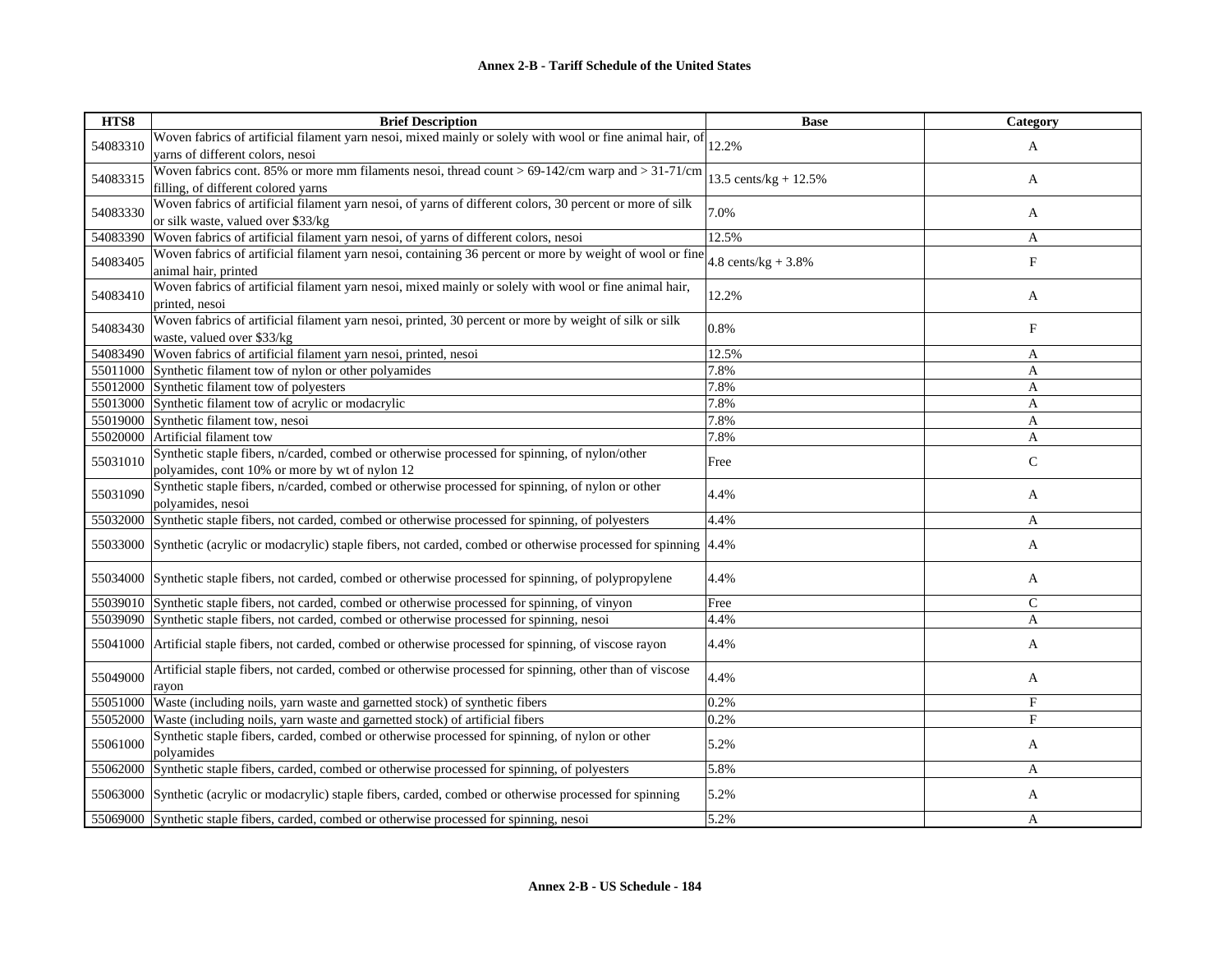**Annex 2-B - Tariff Schedule of the United States**

| HTS8 | Brief Description | Base | Category |
|---|---|---|---|
| 54083310 | Woven fabrics of artificial filament yarn nesoi, mixed mainly or solely with wool or fine animal hair, of yarns of different colors, nesoi | 12.2% | A |
| 54083315 | Woven fabrics cont. 85% or more mm filaments nesoi, thread count > 69-142/cm warp and > 31-71/cm filling, of different colored yarns | 13.5 cents/kg + 12.5% | A |
| 54083330 | Woven fabrics of artificial filament yarn nesoi, of yarns of different colors, 30 percent or more of silk or silk waste, valued over $33/kg | 7.0% | A |
| 54083390 | Woven fabrics of artificial filament yarn nesoi, of yarns of different colors, nesoi | 12.5% | A |
| 54083405 | Woven fabrics of artificial filament yarn nesoi, containing 36 percent or more by weight of wool or fine animal hair, printed | 4.8 cents/kg + 3.8% | F |
| 54083410 | Woven fabrics of artificial filament yarn nesoi, mixed mainly or solely with wool or fine animal hair, printed, nesoi | 12.2% | A |
| 54083430 | Woven fabrics of artificial filament yarn nesoi, printed, 30 percent or more by weight of silk or silk waste, valued over $33/kg | 0.8% | F |
| 54083490 | Woven fabrics of artificial filament yarn nesoi, printed, nesoi | 12.5% | A |
| 55011000 | Synthetic filament tow of nylon or other polyamides | 7.8% | A |
| 55012000 | Synthetic filament tow of polyesters | 7.8% | A |
| 55013000 | Synthetic filament tow of acrylic or modacrylic | 7.8% | A |
| 55019000 | Synthetic filament tow, nesoi | 7.8% | A |
| 55020000 | Artificial filament tow | 7.8% | A |
| 55031010 | Synthetic staple fibers, n/carded, combed or otherwise processed for spinning, of nylon/other polyamides, cont 10% or more by wt of nylon 12 | Free | C |
| 55031090 | Synthetic staple fibers, n/carded, combed or otherwise processed for spinning, of nylon or other polyamides, nesoi | 4.4% | A |
| 55032000 | Synthetic staple fibers, not carded, combed or otherwise processed for spinning, of polyesters | 4.4% | A |
| 55033000 | Synthetic (acrylic or modacrylic) staple fibers, not carded, combed or otherwise processed for spinning | 4.4% | A |
| 55034000 | Synthetic staple fibers, not carded, combed or otherwise processed for spinning, of polypropylene | 4.4% | A |
| 55039010 | Synthetic staple fibers, not carded, combed or otherwise processed for spinning, of vinyon | Free | C |
| 55039090 | Synthetic staple fibers, not carded, combed or otherwise processed for spinning, nesoi | 4.4% | A |
| 55041000 | Artificial staple fibers, not carded, combed or otherwise processed for spinning, of viscose rayon | 4.4% | A |
| 55049000 | Artificial staple fibers, not carded, combed or otherwise processed for spinning, other than of viscose rayon | 4.4% | A |
| 55051000 | Waste (including noils, yarn waste and garnetted stock) of synthetic fibers | 0.2% | F |
| 55052000 | Waste (including noils, yarn waste and garnetted stock) of artificial fibers | 0.2% | F |
| 55061000 | Synthetic staple fibers, carded, combed or otherwise processed for spinning, of nylon or other polyamides | 5.2% | A |
| 55062000 | Synthetic staple fibers, carded, combed or otherwise processed for spinning, of polyesters | 5.8% | A |
| 55063000 | Synthetic (acrylic or modacrylic) staple fibers, carded, combed or otherwise processed for spinning | 5.2% | A |
| 55069000 | Synthetic staple fibers, carded, combed or otherwise processed for spinning, nesoi | 5.2% | A |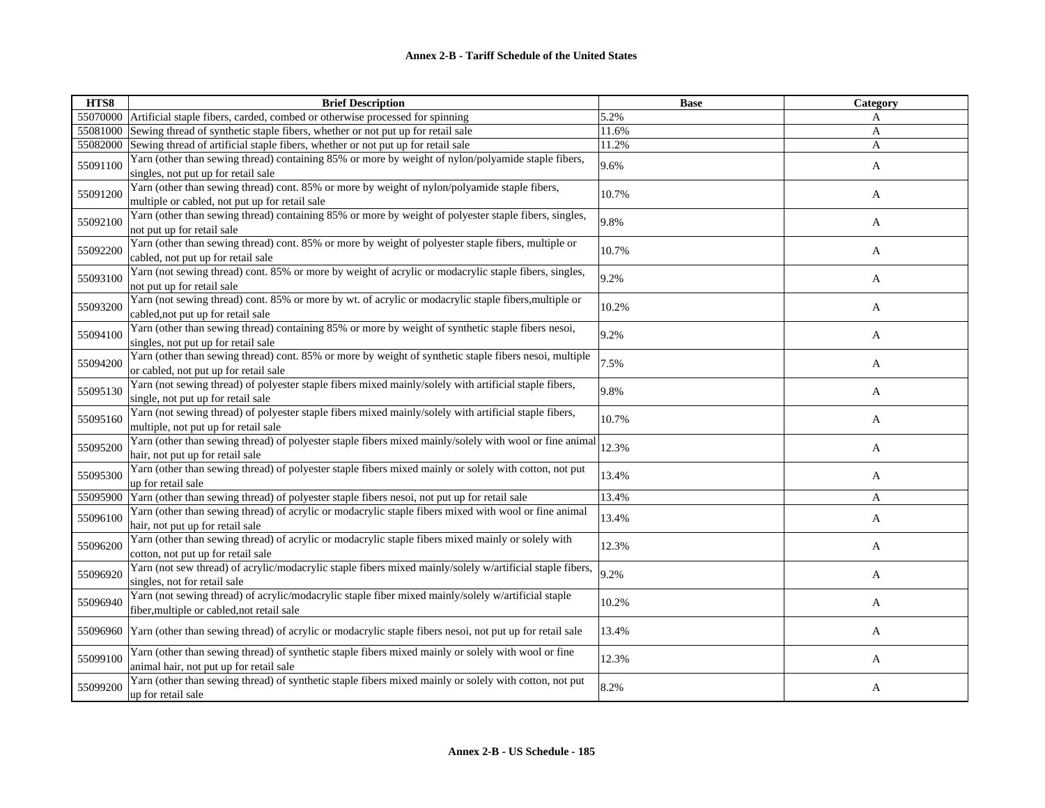## Annex 2-B - Tariff Schedule of the United States

| HTS8 | Brief Description | Base | Category |
|---|---|---|---|
| 55070000 | Artificial staple fibers, carded, combed or otherwise processed for spinning | 5.2% | A |
| 55081000 | Sewing thread of synthetic staple fibers, whether or not put up for retail sale | 11.6% | A |
| 55082000 | Sewing thread of artificial staple fibers, whether or not put up for retail sale | 11.2% | A |
| 55091100 | Yarn (other than sewing thread) containing 85% or more by weight of nylon/polyamide staple fibers, singles, not put up for retail sale | 9.6% | A |
| 55091200 | Yarn (other than sewing thread) cont. 85% or more by weight of nylon/polyamide staple fibers, multiple or cabled, not put up for retail sale | 10.7% | A |
| 55092100 | Yarn (other than sewing thread) containing 85% or more by weight of polyester staple fibers, singles, not put up for retail sale | 9.8% | A |
| 55092200 | Yarn (other than sewing thread) cont. 85% or more by weight of polyester staple fibers, multiple or cabled, not put up for retail sale | 10.7% | A |
| 55093100 | Yarn (not sewing thread) cont. 85% or more by weight of acrylic or modacrylic staple fibers, singles, not put up for retail sale | 9.2% | A |
| 55093200 | Yarn (not sewing thread) cont. 85% or more by wt. of acrylic or modacrylic staple fibers,multiple or cabled,not put up for retail sale | 10.2% | A |
| 55094100 | Yarn (other than sewing thread) containing 85% or more by weight of synthetic staple fibers nesoi, singles, not put up for retail sale | 9.2% | A |
| 55094200 | Yarn (other than sewing thread) cont. 85% or more by weight of synthetic staple fibers nesoi, multiple or cabled, not put up for retail sale | 7.5% | A |
| 55095130 | Yarn (not sewing thread) of polyester staple fibers mixed mainly/solely with artificial staple fibers, single, not put up for retail sale | 9.8% | A |
| 55095160 | Yarn (not sewing thread) of polyester staple fibers mixed mainly/solely with artificial staple fibers, multiple, not put up for retail sale | 10.7% | A |
| 55095200 | Yarn (other than sewing thread) of polyester staple fibers mixed mainly/solely with wool or fine animal hair, not put up for retail sale | 12.3% | A |
| 55095300 | Yarn (other than sewing thread) of polyester staple fibers mixed mainly or solely with cotton, not put up for retail sale | 13.4% | A |
| 55095900 | Yarn (other than sewing thread) of polyester staple fibers nesoi, not put up for retail sale | 13.4% | A |
| 55096100 | Yarn (other than sewing thread) of acrylic or modacrylic staple fibers mixed with wool or fine animal hair, not put up for retail sale | 13.4% | A |
| 55096200 | Yarn (other than sewing thread) of acrylic or modacrylic staple fibers mixed mainly or solely with cotton, not put up for retail sale | 12.3% | A |
| 55096920 | Yarn (not sew thread) of acrylic/modacrylic staple fibers mixed mainly/solely w/artificial staple fibers, singles, not for retail sale | 9.2% | A |
| 55096940 | Yarn (not sewing thread) of acrylic/modacrylic staple fiber mixed mainly/solely w/artificial staple fiber,multiple or cabled,not retail sale | 10.2% | A |
| 55096960 | Yarn (other than sewing thread) of acrylic or modacrylic staple fibers nesoi, not put up for retail sale | 13.4% | A |
| 55099100 | Yarn (other than sewing thread) of synthetic staple fibers mixed mainly or solely with wool or fine animal hair, not put up for retail sale | 12.3% | A |
| 55099200 | Yarn (other than sewing thread) of synthetic staple fibers mixed mainly or solely with cotton, not put up for retail sale | 8.2% | A |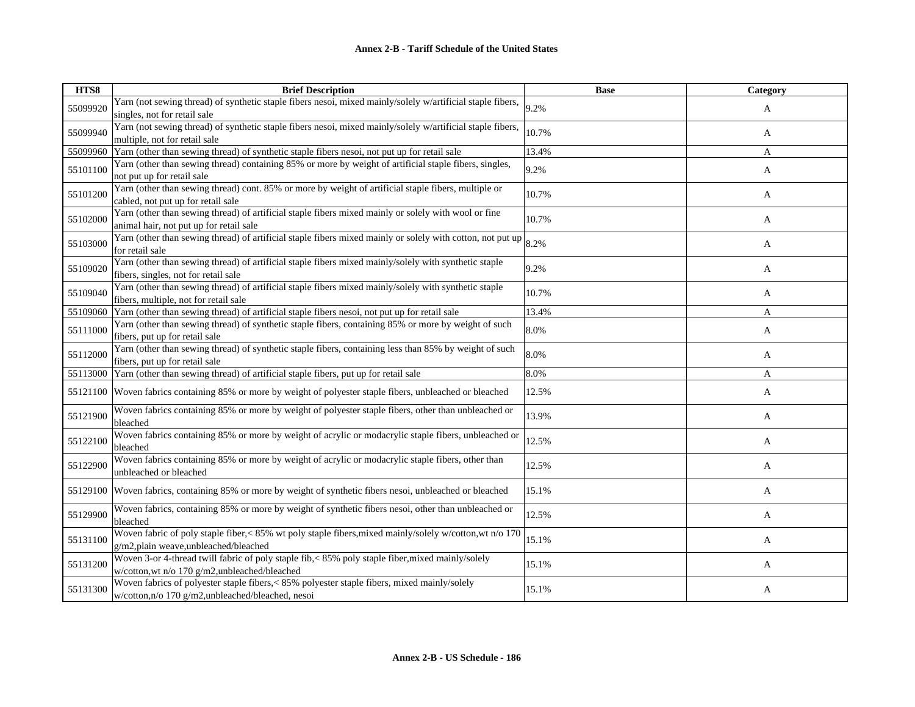| HTS8 | Brief Description | Base | Category |
|---|---|---|---|
| 55099920 | Yarn (not sewing thread) of synthetic staple fibers nesoi, mixed mainly/solely w/artificial staple fibers, singles, not for retail sale | 9.2% | A |
| 55099940 | Yarn (not sewing thread) of synthetic staple fibers nesoi, mixed mainly/solely w/artificial staple fibers, multiple, not for retail sale | 10.7% | A |
| 55099960 | Yarn (other than sewing thread) of synthetic staple fibers nesoi, not put up for retail sale | 13.4% | A |
| 55101100 | Yarn (other than sewing thread) containing 85% or more by weight of artificial staple fibers, singles, not put up for retail sale | 9.2% | A |
| 55101200 | Yarn (other than sewing thread) cont. 85% or more by weight of artificial staple fibers, multiple or cabled, not put up for retail sale | 10.7% | A |
| 55102000 | Yarn (other than sewing thread) of artificial staple fibers mixed mainly or solely with wool or fine animal hair, not put up for retail sale | 10.7% | A |
| 55103000 | Yarn (other than sewing thread) of artificial staple fibers mixed mainly or solely with cotton, not put up for retail sale | 8.2% | A |
| 55109020 | Yarn (other than sewing thread) of artificial staple fibers mixed mainly/solely with synthetic staple fibers, singles, not for retail sale | 9.2% | A |
| 55109040 | Yarn (other than sewing thread) of artificial staple fibers mixed mainly/solely with synthetic staple fibers, multiple, not for retail sale | 10.7% | A |
| 55109060 | Yarn (other than sewing thread) of artificial staple fibers nesoi, not put up for retail sale | 13.4% | A |
| 55111000 | Yarn (other than sewing thread) of synthetic staple fibers, containing 85% or more by weight of such fibers, put up for retail sale | 8.0% | A |
| 55112000 | Yarn (other than sewing thread) of synthetic staple fibers, containing less than 85% by weight of such fibers, put up for retail sale | 8.0% | A |
| 55113000 | Yarn (other than sewing thread) of artificial staple fibers, put up for retail sale | 8.0% | A |
| 55121100 | Woven fabrics containing 85% or more by weight of polyester staple fibers, unbleached or bleached | 12.5% | A |
| 55121900 | Woven fabrics containing 85% or more by weight of polyester staple fibers, other than unbleached or bleached | 13.9% | A |
| 55122100 | Woven fabrics containing 85% or more by weight of acrylic or modacrylic staple fibers, unbleached or bleached | 12.5% | A |
| 55122900 | Woven fabrics containing 85% or more by weight of acrylic or modacrylic staple fibers, other than unbleached or bleached | 12.5% | A |
| 55129100 | Woven fabrics, containing 85% or more by weight of synthetic fibers nesoi, unbleached or bleached | 15.1% | A |
| 55129900 | Woven fabrics, containing 85% or more by weight of synthetic fibers nesoi, other than unbleached or bleached | 12.5% | A |
| 55131100 | Woven fabric of poly staple fiber,< 85% wt poly staple fibers,mixed mainly/solely w/cotton,wt n/o 170 g/m2,plain weave,unbleached/bleached | 15.1% | A |
| 55131200 | Woven 3-or 4-thread twill fabric of poly staple fib,< 85% poly staple fiber,mixed mainly/solely w/cotton,wt n/o 170 g/m2,unbleached/bleached | 15.1% | A |
| 55131300 | Woven fabrics of polyester staple fibers,< 85% polyester staple fibers, mixed mainly/solely w/cotton,n/o 170 g/m2,unbleached/bleached, nesoi | 15.1% | A |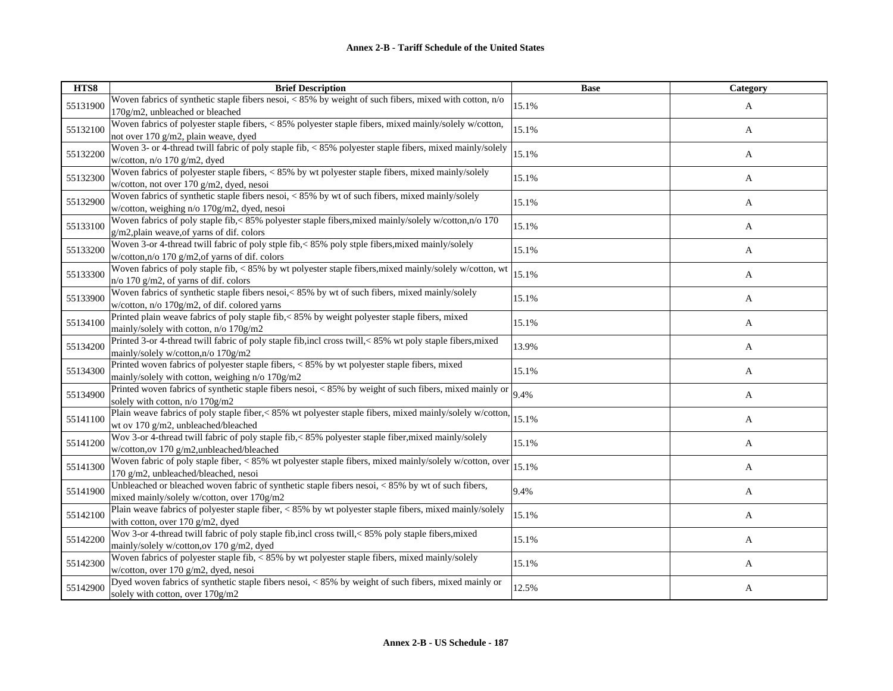**Annex 2-B - Tariff Schedule of the United States**

| HTS8 | Brief Description | Base | Category |
|---|---|---|---|
| 55131900 | Woven fabrics of synthetic staple fibers nesoi, < 85% by weight of such fibers, mixed with cotton, n/o 170g/m2, unbleached or bleached | 15.1% | A |
| 55132100 | Woven fabrics of polyester staple fibers, < 85% polyester staple fibers, mixed mainly/solely w/cotton, not over 170 g/m2, plain weave, dyed | 15.1% | A |
| 55132200 | Woven 3- or 4-thread twill fabric of poly staple fib, < 85% polyester staple fibers, mixed mainly/solely w/cotton, n/o 170 g/m2, dyed | 15.1% | A |
| 55132300 | Woven fabrics of polyester staple fibers, < 85% by wt polyester staple fibers, mixed mainly/solely w/cotton, not over 170 g/m2, dyed, nesoi | 15.1% | A |
| 55132900 | Woven fabrics of synthetic staple fibers nesoi, < 85% by wt of such fibers, mixed mainly/solely w/cotton, weighing n/o 170g/m2, dyed, nesoi | 15.1% | A |
| 55133100 | Woven fabrics of poly staple fib,< 85% polyester staple fibers,mixed mainly/solely w/cotton,n/o 170 g/m2,plain weave,of yarns of dif. colors | 15.1% | A |
| 55133200 | Woven 3-or 4-thread twill fabric of poly stple fib,< 85% poly stple fibers,mixed mainly/solely w/cotton,n/o 170 g/m2,of yarns of dif. colors | 15.1% | A |
| 55133300 | Woven fabrics of poly staple fib, < 85% by wt polyester staple fibers,mixed mainly/solely w/cotton, wt n/o 170 g/m2, of yarns of dif. colors | 15.1% | A |
| 55133900 | Woven fabrics of synthetic staple fibers nesoi,< 85% by wt of such fibers, mixed mainly/solely w/cotton, n/o 170g/m2, of dif. colored yarns | 15.1% | A |
| 55134100 | Printed plain weave fabrics of poly staple fib,< 85% by weight polyester staple fibers, mixed mainly/solely with cotton, n/o 170g/m2 | 15.1% | A |
| 55134200 | Printed 3-or 4-thread twill fabric of poly staple fib,incl cross twill,< 85% wt poly staple fibers,mixed mainly/solely w/cotton,n/o 170g/m2 | 13.9% | A |
| 55134300 | Printed woven fabrics of polyester staple fibers, < 85% by wt polyester staple fibers, mixed mainly/solely with cotton, weighing n/o 170g/m2 | 15.1% | A |
| 55134900 | Printed woven fabrics of synthetic staple fibers nesoi, < 85% by weight of such fibers, mixed mainly or solely with cotton, n/o 170g/m2 | 9.4% | A |
| 55141100 | Plain weave fabrics of poly staple fiber,< 85% wt polyester staple fibers, mixed mainly/solely w/cotton, wt ov 170 g/m2, unbleached/bleached | 15.1% | A |
| 55141200 | Wov 3-or 4-thread twill fabric of poly staple fib,< 85% polyester staple fiber,mixed mainly/solely w/cotton,ov 170 g/m2,unbleached/bleached | 15.1% | A |
| 55141300 | Woven fabric of poly staple fiber, < 85% wt polyester staple fibers, mixed mainly/solely w/cotton, over 170 g/m2, unbleached/bleached, nesoi | 15.1% | A |
| 55141900 | Unbleached or bleached woven fabric of synthetic staple fibers nesoi, < 85% by wt of such fibers, mixed mainly/solely w/cotton, over 170g/m2 | 9.4% | A |
| 55142100 | Plain weave fabrics of polyester staple fiber, < 85% by wt polyester staple fibers, mixed mainly/solely with cotton, over 170 g/m2, dyed | 15.1% | A |
| 55142200 | Wov 3-or 4-thread twill fabric of poly staple fib,incl cross twill,< 85% poly staple fibers,mixed mainly/solely w/cotton,ov 170 g/m2, dyed | 15.1% | A |
| 55142300 | Woven fabrics of polyester staple fib, < 85% by wt polyester staple fibers, mixed mainly/solely w/cotton, over 170 g/m2, dyed, nesoi | 15.1% | A |
| 55142900 | Dyed woven fabrics of synthetic staple fibers nesoi, < 85% by weight of such fibers, mixed mainly or solely with cotton, over 170g/m2 | 12.5% | A |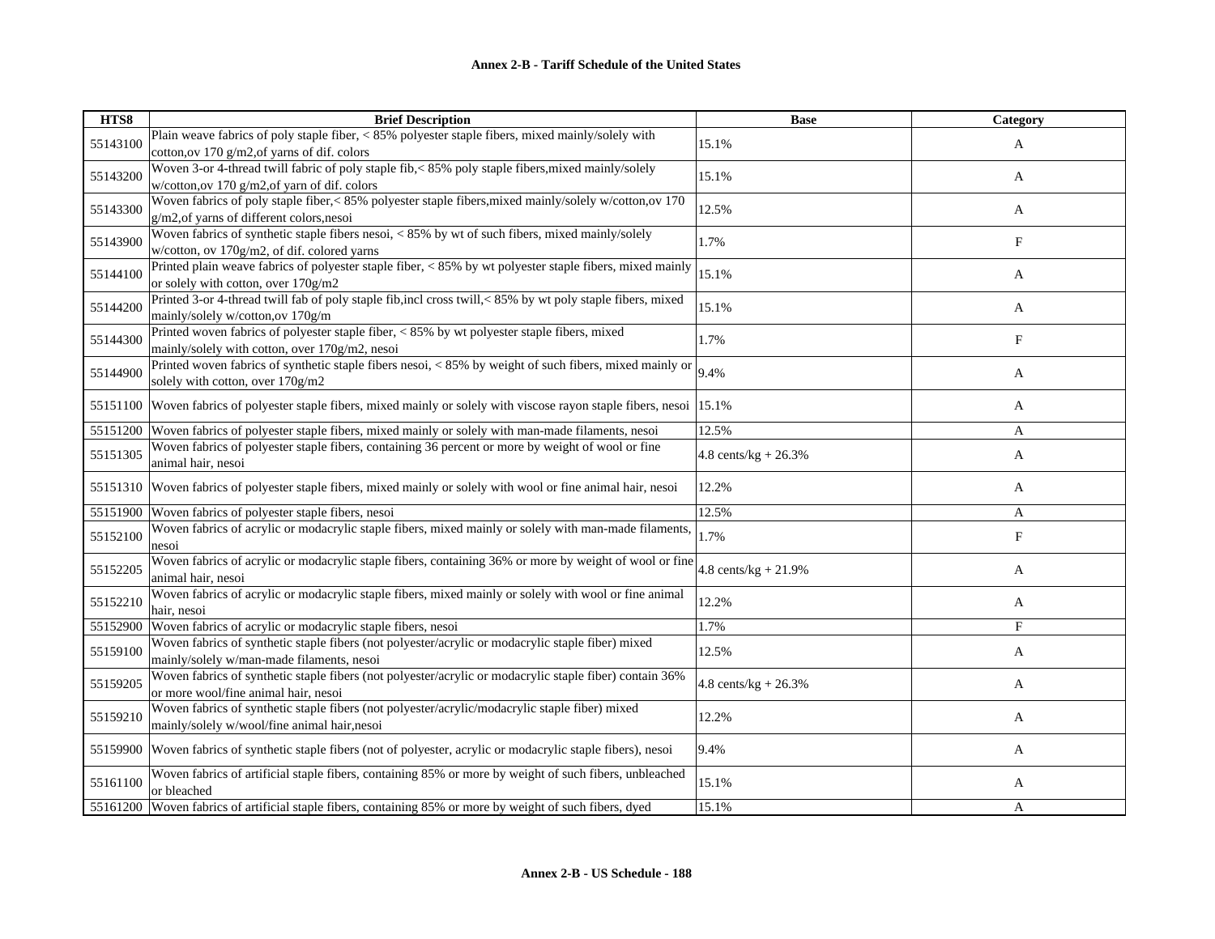# Annex 2-B - Tariff Schedule of the United States

| HTS8 | Brief Description | Base | Category |
|---|---|---|---|
| 55143100 | Plain weave fabrics of poly staple fiber, < 85% polyester staple fibers, mixed mainly/solely with cotton,ov 170 g/m2,of yarns of dif. colors | 15.1% | A |
| 55143200 | Woven 3-or 4-thread twill fabric of poly staple fib,< 85% poly staple fibers,mixed mainly/solely w/cotton,ov 170 g/m2,of yarn of dif. colors | 15.1% | A |
| 55143300 | Woven fabrics of poly staple fiber,< 85% polyester staple fibers,mixed mainly/solely w/cotton,ov 170 g/m2,of yarns of different colors,nesoi | 12.5% | A |
| 55143900 | Woven fabrics of synthetic staple fibers nesoi, < 85% by wt of such fibers, mixed mainly/solely w/cotton, ov 170g/m2, of dif. colored yarns | 1.7% | F |
| 55144100 | Printed plain weave fabrics of polyester staple fiber, < 85% by wt polyester staple fibers, mixed mainly or solely with cotton, over 170g/m2 | 15.1% | A |
| 55144200 | Printed 3-or 4-thread twill fab of poly staple fib,incl cross twill,< 85% by wt poly staple fibers, mixed mainly/solely w/cotton,ov 170g/m | 15.1% | A |
| 55144300 | Printed woven fabrics of polyester staple fiber, < 85% by wt polyester staple fibers, mixed mainly/solely with cotton, over 170g/m2, nesoi | 1.7% | F |
| 55144900 | Printed woven fabrics of synthetic staple fibers nesoi, < 85% by weight of such fibers, mixed mainly or solely with cotton, over 170g/m2 | 9.4% | A |
| 55151100 | Woven fabrics of polyester staple fibers, mixed mainly or solely with viscose rayon staple fibers, nesoi | 15.1% | A |
| 55151200 | Woven fabrics of polyester staple fibers, mixed mainly or solely with man-made filaments, nesoi | 12.5% | A |
| 55151305 | Woven fabrics of polyester staple fibers, containing 36 percent or more by weight of wool or fine animal hair, nesoi | 4.8 cents/kg + 26.3% | A |
| 55151310 | Woven fabrics of polyester staple fibers, mixed mainly or solely with wool or fine animal hair, nesoi | 12.2% | A |
| 55151900 | Woven fabrics of polyester staple fibers, nesoi | 12.5% | A |
| 55152100 | Woven fabrics of acrylic or modacrylic staple fibers, mixed mainly or solely with man-made filaments, nesoi | 1.7% | F |
| 55152205 | Woven fabrics of acrylic or modacrylic staple fibers, containing 36% or more by weight of wool or fine animal hair, nesoi | 4.8 cents/kg + 21.9% | A |
| 55152210 | Woven fabrics of acrylic or modacrylic staple fibers, mixed mainly or solely with wool or fine animal hair, nesoi | 12.2% | A |
| 55152900 | Woven fabrics of acrylic or modacrylic staple fibers, nesoi | 1.7% | F |
| 55159100 | Woven fabrics of synthetic staple fibers (not polyester/acrylic or modacrylic staple fiber) mixed mainly/solely w/man-made filaments, nesoi | 12.5% | A |
| 55159205 | Woven fabrics of synthetic staple fibers (not polyester/acrylic or modacrylic staple fiber) contain 36% or more wool/fine animal hair, nesoi | 4.8 cents/kg + 26.3% | A |
| 55159210 | Woven fabrics of synthetic staple fibers (not polyester/acrylic/modacrylic staple fiber) mixed mainly/solely w/wool/fine animal hair,nesoi | 12.2% | A |
| 55159900 | Woven fabrics of synthetic staple fibers (not of polyester, acrylic or modacrylic staple fibers), nesoi | 9.4% | A |
| 55161100 | Woven fabrics of artificial staple fibers, containing 85% or more by weight of such fibers, unbleached or bleached | 15.1% | A |
| 55161200 | Woven fabrics of artificial staple fibers, containing 85% or more by weight of such fibers, dyed | 15.1% | A |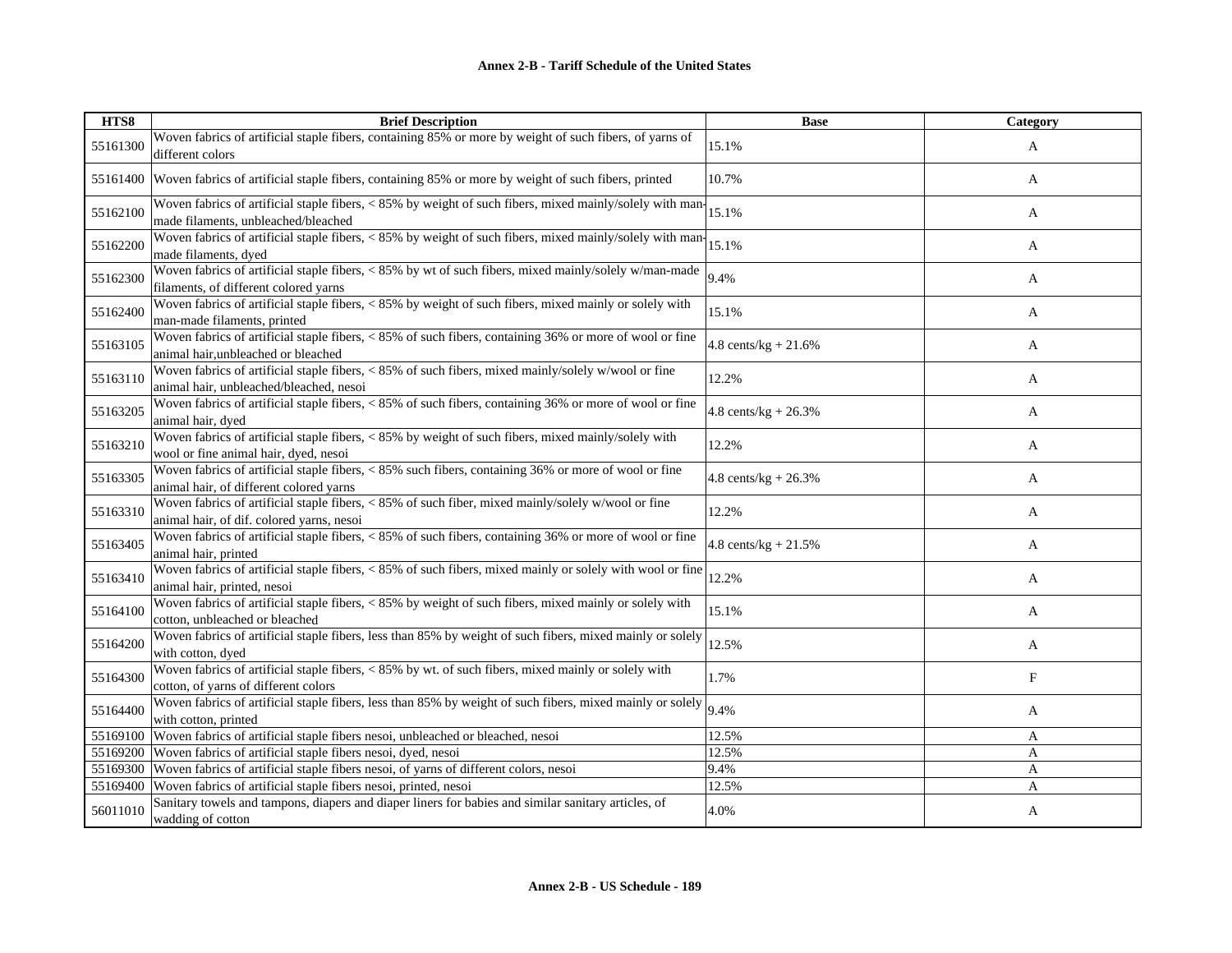## Annex 2-B - Tariff Schedule of the United States

| HTS8 | Brief Description | Base | Category |
|---|---|---|---|
| 55161300 | Woven fabrics of artificial staple fibers, containing 85% or more by weight of such fibers, of yarns of different colors | 15.1% | A |
| 55161400 | Woven fabrics of artificial staple fibers, containing 85% or more by weight of such fibers, printed | 10.7% | A |
| 55162100 | Woven fabrics of artificial staple fibers, < 85% by weight of such fibers, mixed mainly/solely with man-made filaments, unbleached/bleached | 15.1% | A |
| 55162200 | Woven fabrics of artificial staple fibers, < 85% by weight of such fibers, mixed mainly/solely with man-made filaments, dyed | 15.1% | A |
| 55162300 | Woven fabrics of artificial staple fibers, < 85% by wt of such fibers, mixed mainly/solely w/man-made filaments, of different colored yarns | 9.4% | A |
| 55162400 | Woven fabrics of artificial staple fibers, < 85% by weight of such fibers, mixed mainly or solely with man-made filaments, printed | 15.1% | A |
| 55163105 | Woven fabrics of artificial staple fibers, < 85% of such fibers, containing 36% or more of wool or fine animal hair,unbleached or bleached | 4.8 cents/kg + 21.6% | A |
| 55163110 | Woven fabrics of artificial staple fibers, < 85% of such fibers, mixed mainly/solely w/wool or fine animal hair, unbleached/bleached, nesoi | 12.2% | A |
| 55163205 | Woven fabrics of artificial staple fibers, < 85% of such fibers, containing 36% or more of wool or fine animal hair, dyed | 4.8 cents/kg + 26.3% | A |
| 55163210 | Woven fabrics of artificial staple fibers, < 85% by weight of such fibers, mixed mainly/solely with wool or fine animal hair, dyed, nesoi | 12.2% | A |
| 55163305 | Woven fabrics of artificial staple fibers, < 85% such fibers, containing 36% or more of wool or fine animal hair, of different colored yarns | 4.8 cents/kg + 26.3% | A |
| 55163310 | Woven fabrics of artificial staple fibers, < 85% of such fiber, mixed mainly/solely w/wool or fine animal hair, of dif. colored yarns, nesoi | 12.2% | A |
| 55163405 | Woven fabrics of artificial staple fibers, < 85% of such fibers, containing 36% or more of wool or fine animal hair, printed | 4.8 cents/kg + 21.5% | A |
| 55163410 | Woven fabrics of artificial staple fibers, < 85% of such fibers, mixed mainly or solely with wool or fine animal hair, printed, nesoi | 12.2% | A |
| 55164100 | Woven fabrics of artificial staple fibers, < 85% by weight of such fibers, mixed mainly or solely with cotton, unbleached or bleached | 15.1% | A |
| 55164200 | Woven fabrics of artificial staple fibers, less than 85% by weight of such fibers, mixed mainly or solely with cotton, dyed | 12.5% | A |
| 55164300 | Woven fabrics of artificial staple fibers, < 85% by wt. of such fibers, mixed mainly or solely with cotton, of yarns of different colors | 1.7% | F |
| 55164400 | Woven fabrics of artificial staple fibers, less than 85% by weight of such fibers, mixed mainly or solely with cotton, printed | 9.4% | A |
| 55169100 | Woven fabrics of artificial staple fibers nesoi, unbleached or bleached, nesoi | 12.5% | A |
| 55169200 | Woven fabrics of artificial staple fibers nesoi, dyed, nesoi | 12.5% | A |
| 55169300 | Woven fabrics of artificial staple fibers nesoi, of yarns of different colors, nesoi | 9.4% | A |
| 55169400 | Woven fabrics of artificial staple fibers nesoi, printed, nesoi | 12.5% | A |
| 56011010 | Sanitary towels and tampons, diapers and diaper liners for babies and similar sanitary articles, of wadding of cotton | 4.0% | A |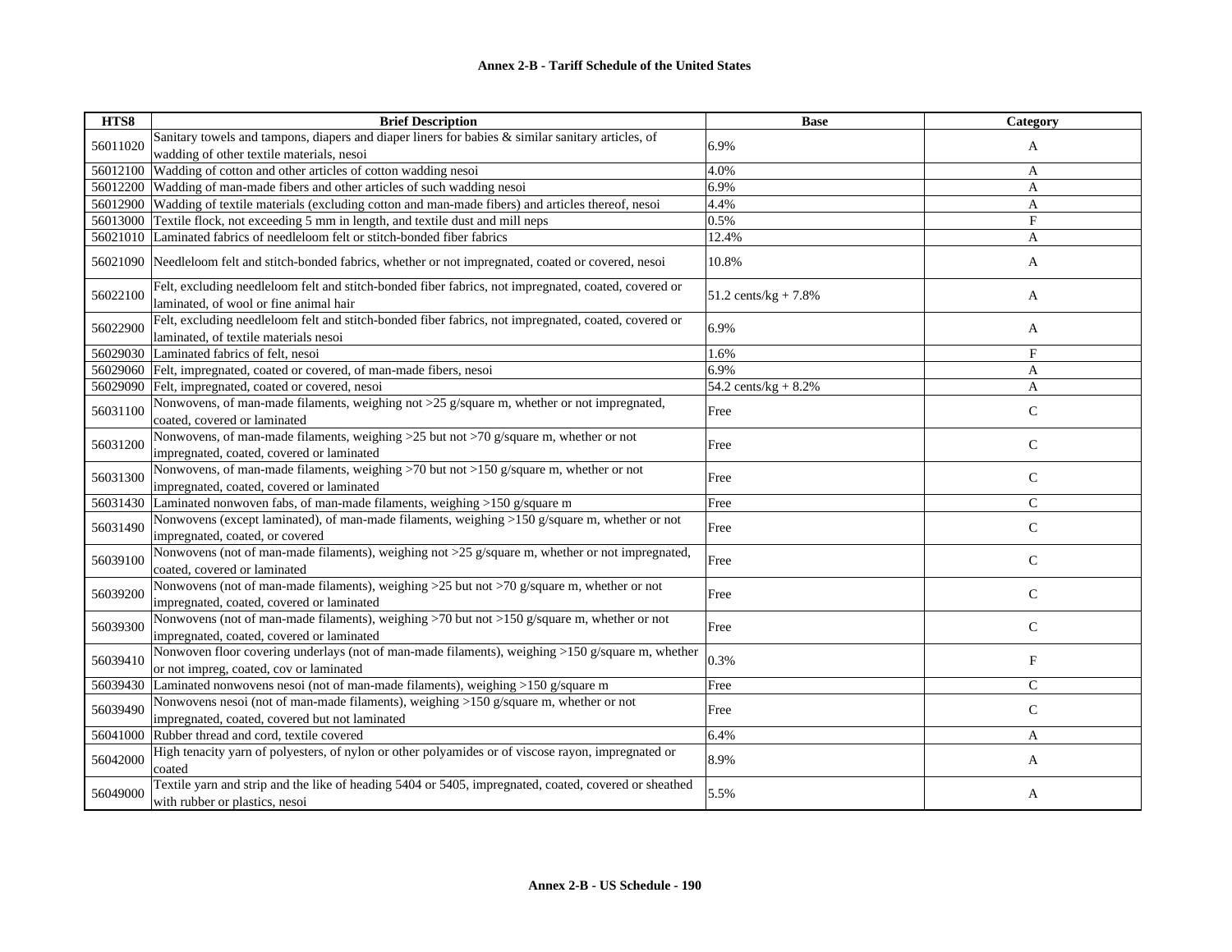## Annex 2-B - Tariff Schedule of the United States

| HTS8 | Brief Description | Base | Category |
|---|---|---|---|
| 56011020 | Sanitary towels and tampons, diapers and diaper liners for babies & similar sanitary articles, of wadding of other textile materials, nesoi | 6.9% | A |
| 56012100 | Wadding of cotton and other articles of cotton wadding nesoi | 4.0% | A |
| 56012200 | Wadding of man-made fibers and other articles of such wadding nesoi | 6.9% | A |
| 56012900 | Wadding of textile materials (excluding cotton and man-made fibers) and articles thereof, nesoi | 4.4% | A |
| 56013000 | Textile flock, not exceeding 5 mm in length, and textile dust and mill neps | 0.5% | F |
| 56021010 | Laminated fabrics of needleloom felt or stitch-bonded fiber fabrics | 12.4% | A |
| 56021090 | Needleloom felt and stitch-bonded fabrics, whether or not impregnated, coated or covered, nesoi | 10.8% | A |
| 56022100 | Felt, excluding needleloom felt and stitch-bonded fiber fabrics, not impregnated, coated, covered or laminated, of wool or fine animal hair | 51.2 cents/kg + 7.8% | A |
| 56022900 | Felt, excluding needleloom felt and stitch-bonded fiber fabrics, not impregnated, coated, covered or laminated, of textile materials nesoi | 6.9% | A |
| 56029030 | Laminated fabrics of felt, nesoi | 1.6% | F |
| 56029060 | Felt, impregnated, coated or covered, of man-made fibers, nesoi | 6.9% | A |
| 56029090 | Felt, impregnated, coated or covered, nesoi | 54.2 cents/kg + 8.2% | A |
| 56031100 | Nonwovens, of man-made filaments, weighing not >25 g/square m, whether or not impregnated, coated, covered or laminated | Free | C |
| 56031200 | Nonwovens, of man-made filaments, weighing >25 but not >70 g/square m, whether or not impregnated, coated, covered or laminated | Free | C |
| 56031300 | Nonwovens, of man-made filaments, weighing >70 but not >150 g/square m, whether or not impregnated, coated, covered or laminated | Free | C |
| 56031430 | Laminated nonwoven fabs, of man-made filaments, weighing >150 g/square m | Free | C |
| 56031490 | Nonwovens (except laminated), of man-made filaments, weighing >150 g/square m, whether or not impregnated, coated, or covered | Free | C |
| 56039100 | Nonwovens (not of man-made filaments), weighing not >25 g/square m, whether or not impregnated, coated, covered or laminated | Free | C |
| 56039200 | Nonwovens (not of man-made filaments), weighing >25 but not >70 g/square m, whether or not impregnated, coated, covered or laminated | Free | C |
| 56039300 | Nonwovens (not of man-made filaments), weighing >70 but not >150 g/square m, whether or not impregnated, coated, covered or laminated | Free | C |
| 56039410 | Nonwoven floor covering underlays (not of man-made filaments), weighing >150 g/square m, whether or not impreg, coated, cov or laminated | 0.3% | F |
| 56039430 | Laminated nonwovens nesoi (not of man-made filaments), weighing >150 g/square m | Free | C |
| 56039490 | Nonwovens nesoi (not of man-made filaments), weighing >150 g/square m, whether or not impregnated, coated, covered but not laminated | Free | C |
| 56041000 | Rubber thread and cord, textile covered | 6.4% | A |
| 56042000 | High tenacity yarn of polyesters, of nylon or other polyamides or of viscose rayon, impregnated or coated | 8.9% | A |
| 56049000 | Textile yarn and strip and the like of heading 5404 or 5405, impregnated, coated, covered or sheathed with rubber or plastics, nesoi | 5.5% | A |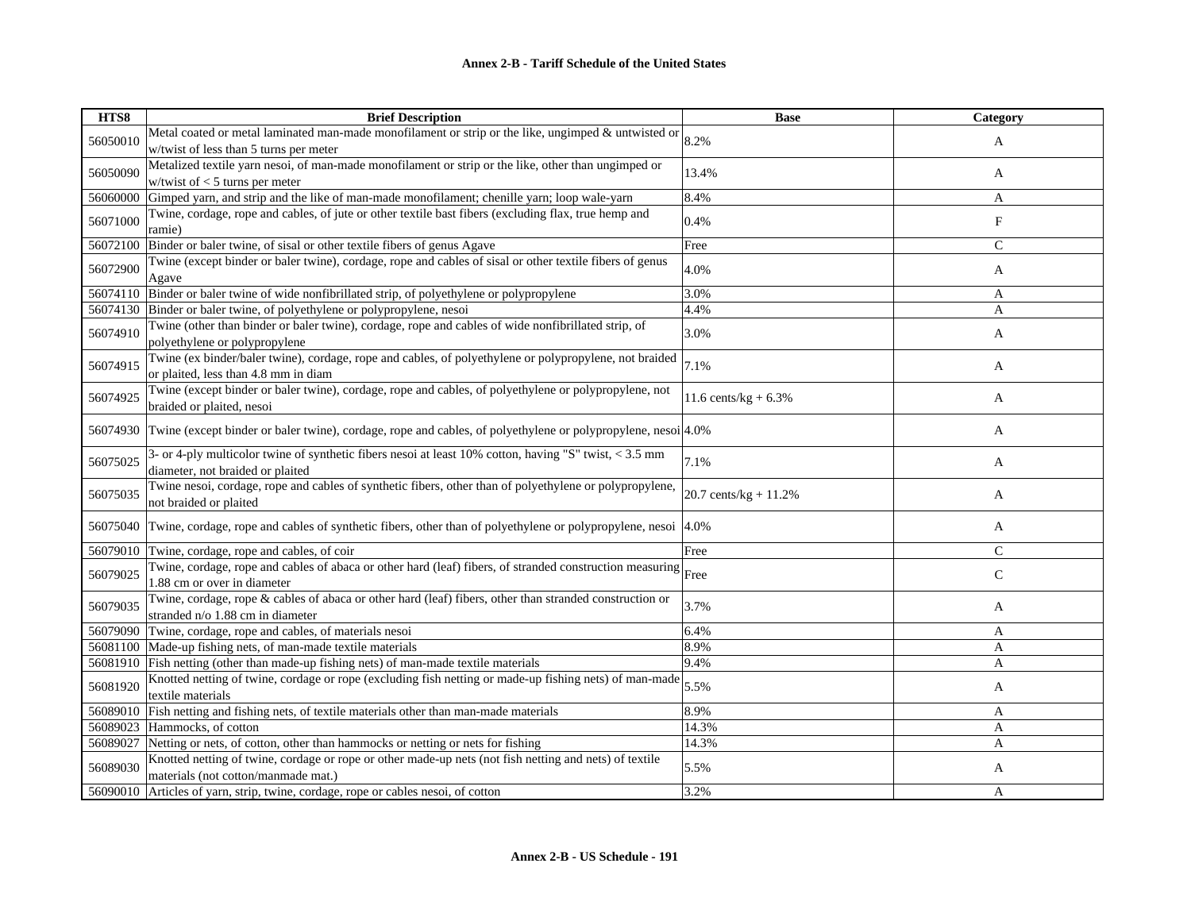**Annex 2-B - Tariff Schedule of the United States**

| HTS8 | Brief Description | Base | Category |
|---|---|---|---|
| 56050010 | Metal coated or metal laminated man-made monofilament or strip or the like, ungimped & untwisted or w/twist of less than 5 turns per meter | 8.2% | A |
| 56050090 | Metalized textile yarn nesoi, of man-made monofilament or strip or the like, other than ungimped or w/twist of < 5 turns per meter | 13.4% | A |
| 56060000 | Gimped yarn, and strip and the like of man-made monofilament; chenille yarn; loop wale-yarn | 8.4% | A |
| 56071000 | Twine, cordage, rope and cables, of jute or other textile bast fibers (excluding flax, true hemp and ramie) | 0.4% | F |
| 56072100 | Binder or baler twine, of sisal or other textile fibers of genus Agave | Free | C |
| 56072900 | Twine (except binder or baler twine), cordage, rope and cables of sisal or other textile fibers of genus Agave | 4.0% | A |
| 56074110 | Binder or baler twine of wide nonfibrillated strip, of polyethylene or polypropylene | 3.0% | A |
| 56074130 | Binder or baler twine, of polyethylene or polypropylene, nesoi | 4.4% | A |
| 56074910 | Twine (other than binder or baler twine), cordage, rope and cables of wide nonfibrillated strip, of polyethylene or polypropylene | 3.0% | A |
| 56074915 | Twine (ex binder/baler twine), cordage, rope and cables, of polyethylene or polypropylene, not braided or plaited, less than 4.8 mm in diam | 7.1% | A |
| 56074925 | Twine (except binder or baler twine), cordage, rope and cables, of polyethylene or polypropylene, not braided or plaited, nesoi | 11.6 cents/kg + 6.3% | A |
| 56074930 | Twine (except binder or baler twine), cordage, rope and cables, of polyethylene or polypropylene, nesoi | 4.0% | A |
| 56075025 | 3- or 4-ply multicolor twine of synthetic fibers nesoi at least 10% cotton, having "S" twist, < 3.5 mm diameter, not braided or plaited | 7.1% | A |
| 56075035 | Twine nesoi, cordage, rope and cables of synthetic fibers, other than of polyethylene or polypropylene, not braided or plaited | 20.7 cents/kg + 11.2% | A |
| 56075040 | Twine, cordage, rope and cables of synthetic fibers, other than of polyethylene or polypropylene, nesoi | 4.0% | A |
| 56079010 | Twine, cordage, rope and cables, of coir | Free | C |
| 56079025 | Twine, cordage, rope and cables of abaca or other hard (leaf) fibers, of stranded construction measuring 1.88 cm or over in diameter | Free | C |
| 56079035 | Twine, cordage, rope & cables of abaca or other hard (leaf) fibers, other than stranded construction or stranded n/o 1.88 cm in diameter | 3.7% | A |
| 56079090 | Twine, cordage, rope and cables, of materials nesoi | 6.4% | A |
| 56081100 | Made-up fishing nets, of man-made textile materials | 8.9% | A |
| 56081910 | Fish netting (other than made-up fishing nets) of man-made textile materials | 9.4% | A |
| 56081920 | Knotted netting of twine, cordage or rope (excluding fish netting or made-up fishing nets) of man-made textile materials | 5.5% | A |
| 56089010 | Fish netting and fishing nets, of textile materials other than man-made materials | 8.9% | A |
| 56089023 | Hammocks, of cotton | 14.3% | A |
| 56089027 | Netting or nets, of cotton, other than hammocks or netting or nets for fishing | 14.3% | A |
| 56089030 | Knotted netting of twine, cordage or rope or other made-up nets (not fish netting and nets) of textile materials (not cotton/manmade mat.) | 5.5% | A |
| 56090010 | Articles of yarn, strip, twine, cordage, rope or cables nesoi, of cotton | 3.2% | A |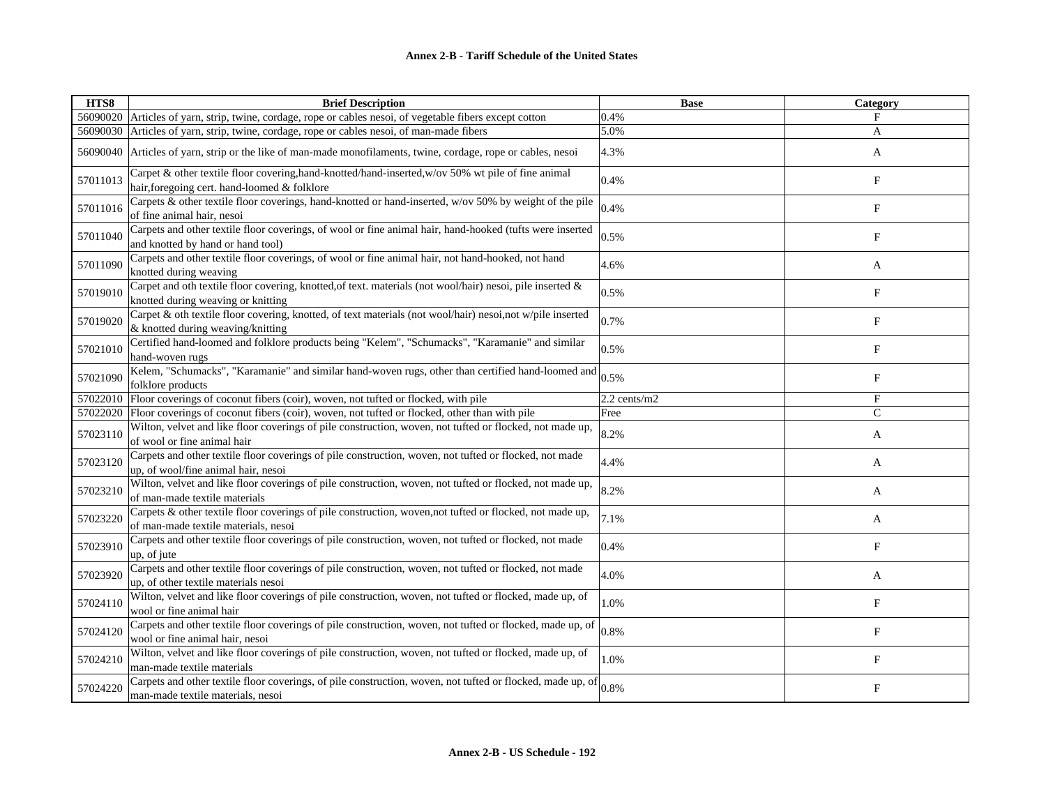| HTS8 | Brief Description | Base | Category |
|---|---|---|---|
| 56090020 | Articles of yarn, strip, twine, cordage, rope or cables nesoi, of vegetable fibers except cotton | 0.4% | F |
| 56090030 | Articles of yarn, strip, twine, cordage, rope or cables nesoi, of man-made fibers | 5.0% | A |
| 56090040 | Articles of yarn, strip or the like of man-made monofilaments, twine, cordage, rope or cables, nesoi | 4.3% | A |
| 57011013 | Carpet & other textile floor covering,hand-knotted/hand-inserted,w/ov 50% wt pile of fine animal hair,foregoing cert. hand-loomed & folklore | 0.4% | F |
| 57011016 | Carpets & other textile floor coverings, hand-knotted or hand-inserted, w/ov 50% by weight of the pile of fine animal hair, nesoi | 0.4% | F |
| 57011040 | Carpets and other textile floor coverings, of wool or fine animal hair, hand-hooked (tufts were inserted and knotted by hand or hand tool) | 0.5% | F |
| 57011090 | Carpets and other textile floor coverings, of wool or fine animal hair, not hand-hooked, not hand knotted during weaving | 4.6% | A |
| 57019010 | Carpet and oth textile floor covering, knotted,of text. materials (not wool/hair) nesoi, pile inserted & knotted during weaving or knitting | 0.5% | F |
| 57019020 | Carpet & oth textile floor covering, knotted, of text materials (not wool/hair) nesoi,not w/pile inserted & knotted during weaving/knitting | 0.7% | F |
| 57021010 | Certified hand-loomed and folklore products being "Kelem", "Schumacks", "Karamanie" and similar hand-woven rugs | 0.5% | F |
| 57021090 | Kelem, "Schumacks", "Karamanie" and similar hand-woven rugs, other than certified hand-loomed and folklore products | 0.5% | F |
| 57022010 | Floor coverings of coconut fibers (coir), woven, not tufted or flocked, with pile | 2.2 cents/m2 | F |
| 57022020 | Floor coverings of coconut fibers (coir), woven, not tufted or flocked, other than with pile | Free | C |
| 57023110 | Wilton, velvet and like floor coverings of pile construction, woven, not tufted or flocked, not made up, of wool or fine animal hair | 8.2% | A |
| 57023120 | Carpets and other textile floor coverings of pile construction, woven, not tufted or flocked, not made up, of wool/fine animal hair, nesoi | 4.4% | A |
| 57023210 | Wilton, velvet and like floor coverings of pile construction, woven, not tufted or flocked, not made up, of man-made textile materials | 8.2% | A |
| 57023220 | Carpets & other textile floor coverings of pile construction, woven,not tufted or flocked, not made up, of man-made textile materials, nesoi | 7.1% | A |
| 57023910 | Carpets and other textile floor coverings of pile construction, woven, not tufted or flocked, not made up, of jute | 0.4% | F |
| 57023920 | Carpets and other textile floor coverings of pile construction, woven, not tufted or flocked, not made up, of other textile materials nesoi | 4.0% | A |
| 57024110 | Wilton, velvet and like floor coverings of pile construction, woven, not tufted or flocked, made up, of wool or fine animal hair | 1.0% | F |
| 57024120 | Carpets and other textile floor coverings of pile construction, woven, not tufted or flocked, made up, of wool or fine animal hair, nesoi | 0.8% | F |
| 57024210 | Wilton, velvet and like floor coverings of pile construction, woven, not tufted or flocked, made up, of man-made textile materials | 1.0% | F |
| 57024220 | Carpets and other textile floor coverings, of pile construction, woven, not tufted or flocked, made up, of man-made textile materials, nesoi | 0.8% | F |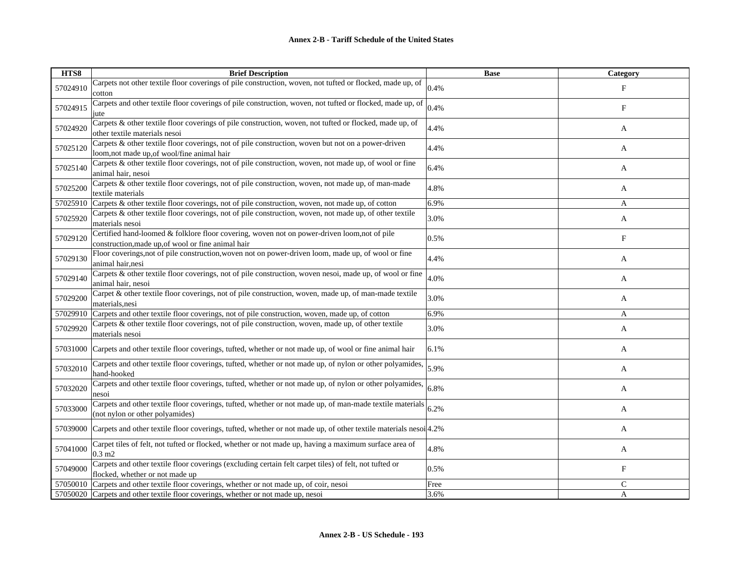| HTS8 | Brief Description | Base | Category |
|---|---|---|---|
| 57024910 | Carpets not other textile floor coverings of pile construction, woven, not tufted or flocked, made up, of cotton | 0.4% | F |
| 57024915 | Carpets and other textile floor coverings of pile construction, woven, not tufted or flocked, made up, of jute | 0.4% | F |
| 57024920 | Carpets & other textile floor coverings of pile construction, woven, not tufted or flocked, made up, of other textile materials nesoi | 4.4% | A |
| 57025120 | Carpets & other textile floor coverings, not of pile construction, woven but not on a power-driven loom,not made up,of wool/fine animal hair | 4.4% | A |
| 57025140 | Carpets & other textile floor coverings, not of pile construction, woven, not made up, of wool or fine animal hair, nesoi | 6.4% | A |
| 57025200 | Carpets & other textile floor coverings, not of pile construction, woven, not made up, of man-made textile materials | 4.8% | A |
| 57025910 | Carpets & other textile floor coverings, not of pile construction, woven, not made up, of cotton | 6.9% | A |
| 57025920 | Carpets & other textile floor coverings, not of pile construction, woven, not made up, of other textile materials nesoi | 3.0% | A |
| 57029120 | Certified hand-loomed & folklore floor covering, woven not on power-driven loom,not of pile construction,made up,of wool or fine animal hair | 0.5% | F |
| 57029130 | Floor coverings,not of pile construction,woven not on power-driven loom, made up, of wool or fine animal hair,nesi | 4.4% | A |
| 57029140 | Carpets & other textile floor coverings, not of pile construction, woven nesoi, made up, of wool or fine animal hair, nesoi | 4.0% | A |
| 57029200 | Carpet & other textile floor coverings, not of pile construction, woven, made up, of man-made textile materials,nesi | 3.0% | A |
| 57029910 | Carpets and other textile floor coverings, not of pile construction, woven, made up, of cotton | 6.9% | A |
| 57029920 | Carpets & other textile floor coverings, not of pile construction, woven, made up, of other textile materials nesoi | 3.0% | A |
| 57031000 | Carpets and other textile floor coverings, tufted, whether or not made up, of wool or fine animal hair | 6.1% | A |
| 57032010 | Carpets and other textile floor coverings, tufted, whether or not made up, of nylon or other polyamides, hand-hooked | 5.9% | A |
| 57032020 | Carpets and other textile floor coverings, tufted, whether or not made up, of nylon or other polyamides, nesoi | 6.8% | A |
| 57033000 | Carpets and other textile floor coverings, tufted, whether or not made up, of man-made textile materials (not nylon or other polyamides) | 6.2% | A |
| 57039000 | Carpets and other textile floor coverings, tufted, whether or not made up, of other textile materials nesoi | 4.2% | A |
| 57041000 | Carpet tiles of felt, not tufted or flocked, whether or not made up, having a maximum surface area of 0.3 m2 | 4.8% | A |
| 57049000 | Carpets and other textile floor coverings (excluding certain felt carpet tiles) of felt, not tufted or flocked, whether or not made up | 0.5% | F |
| 57050010 | Carpets and other textile floor coverings, whether or not made up, of coir, nesoi | Free | C |
| 57050020 | Carpets and other textile floor coverings, whether or not made up, nesoi | 3.6% | A |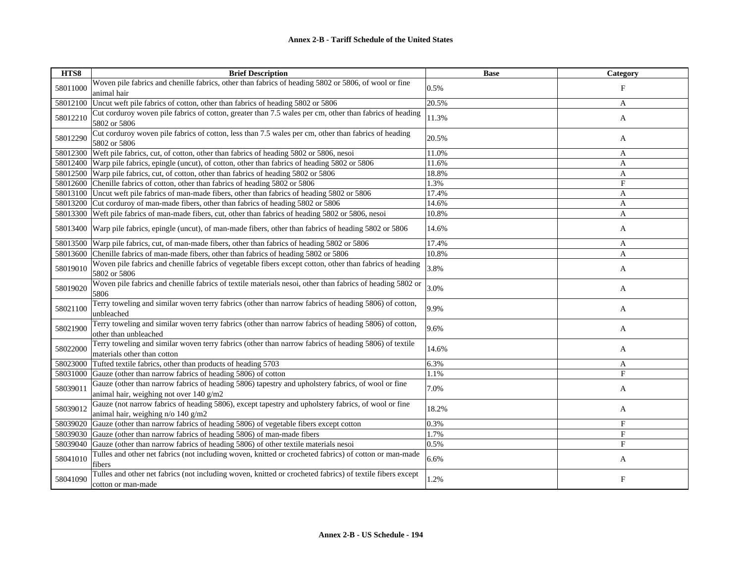**Annex 2-B - Tariff Schedule of the United States**

| HTS8 | Brief Description | Base | Category |
|---|---|---|---|
| 58011000 | Woven pile fabrics and chenille fabrics, other than fabrics of heading 5802 or 5806, of wool or fine animal hair | 0.5% | F |
| 58012100 | Uncut weft pile fabrics of cotton, other than fabrics of heading 5802 or 5806 | 20.5% | A |
| 58012210 | Cut corduroy woven pile fabrics of cotton, greater than 7.5 wales per cm, other than fabrics of heading 5802 or 5806 | 11.3% | A |
| 58012290 | Cut corduroy woven pile fabrics of cotton, less than 7.5 wales per cm, other than fabrics of heading 5802 or 5806 | 20.5% | A |
| 58012300 | Weft pile fabrics, cut, of cotton, other than fabrics of heading 5802 or 5806, nesoi | 11.0% | A |
| 58012400 | Warp pile fabrics, epingle (uncut), of cotton, other than fabrics of heading 5802 or 5806 | 11.6% | A |
| 58012500 | Warp pile fabrics, cut, of cotton, other than fabrics of heading 5802 or 5806 | 18.8% | A |
| 58012600 | Chenille fabrics of cotton, other than fabrics of heading 5802 or 5806 | 1.3% | F |
| 58013100 | Uncut weft pile fabrics of man-made fibers, other than fabrics of heading 5802 or 5806 | 17.4% | A |
| 58013200 | Cut corduroy of man-made fibers, other than fabrics of heading 5802 or 5806 | 14.6% | A |
| 58013300 | Weft pile fabrics of man-made fibers, cut, other than fabrics of heading 5802 or 5806, nesoi | 10.8% | A |
| 58013400 | Warp pile fabrics, epingle (uncut), of man-made fibers, other than fabrics of heading 5802 or 5806 | 14.6% | A |
| 58013500 | Warp pile fabrics, cut, of man-made fibers, other than fabrics of heading 5802 or 5806 | 17.4% | A |
| 58013600 | Chenille fabrics of man-made fibers, other than fabrics of heading 5802 or 5806 | 10.8% | A |
| 58019010 | Woven pile fabrics and chenille fabrics of vegetable fibers except cotton, other than fabrics of heading 5802 or 5806 | 3.8% | A |
| 58019020 | Woven pile fabrics and chenille fabrics of textile materials nesoi, other than fabrics of heading 5802 or 5806 | 3.0% | A |
| 58021100 | Terry toweling and similar woven terry fabrics (other than narrow fabrics of heading 5806) of cotton, unbleached | 9.9% | A |
| 58021900 | Terry toweling and similar woven terry fabrics (other than narrow fabrics of heading 5806) of cotton, other than unbleached | 9.6% | A |
| 58022000 | Terry toweling and similar woven terry fabrics (other than narrow fabrics of heading 5806) of textile materials other than cotton | 14.6% | A |
| 58023000 | Tufted textile fabrics, other than products of heading 5703 | 6.3% | A |
| 58031000 | Gauze (other than narrow fabrics of heading 5806) of cotton | 1.1% | F |
| 58039011 | Gauze (other than narrow fabrics of heading 5806) tapestry and upholstery fabrics, of wool or fine animal hair, weighing not over 140 g/m2 | 7.0% | A |
| 58039012 | Gauze (not narrow fabrics of heading 5806), except tapestry and upholstery fabrics, of wool or fine animal hair, weighing n/o 140 g/m2 | 18.2% | A |
| 58039020 | Gauze (other than narrow fabrics of heading 5806) of vegetable fibers except cotton | 0.3% | F |
| 58039030 | Gauze (other than narrow fabrics of heading 5806) of man-made fibers | 1.7% | F |
| 58039040 | Gauze (other than narrow fabrics of heading 5806) of other textile materials nesoi | 0.5% | F |
| 58041010 | Tulles and other net fabrics (not including woven, knitted or crocheted fabrics) of cotton or man-made fibers | 6.6% | A |
| 58041090 | Tulles and other net fabrics (not including woven, knitted or crocheted fabrics) of textile fibers except cotton or man-made | 1.2% | F |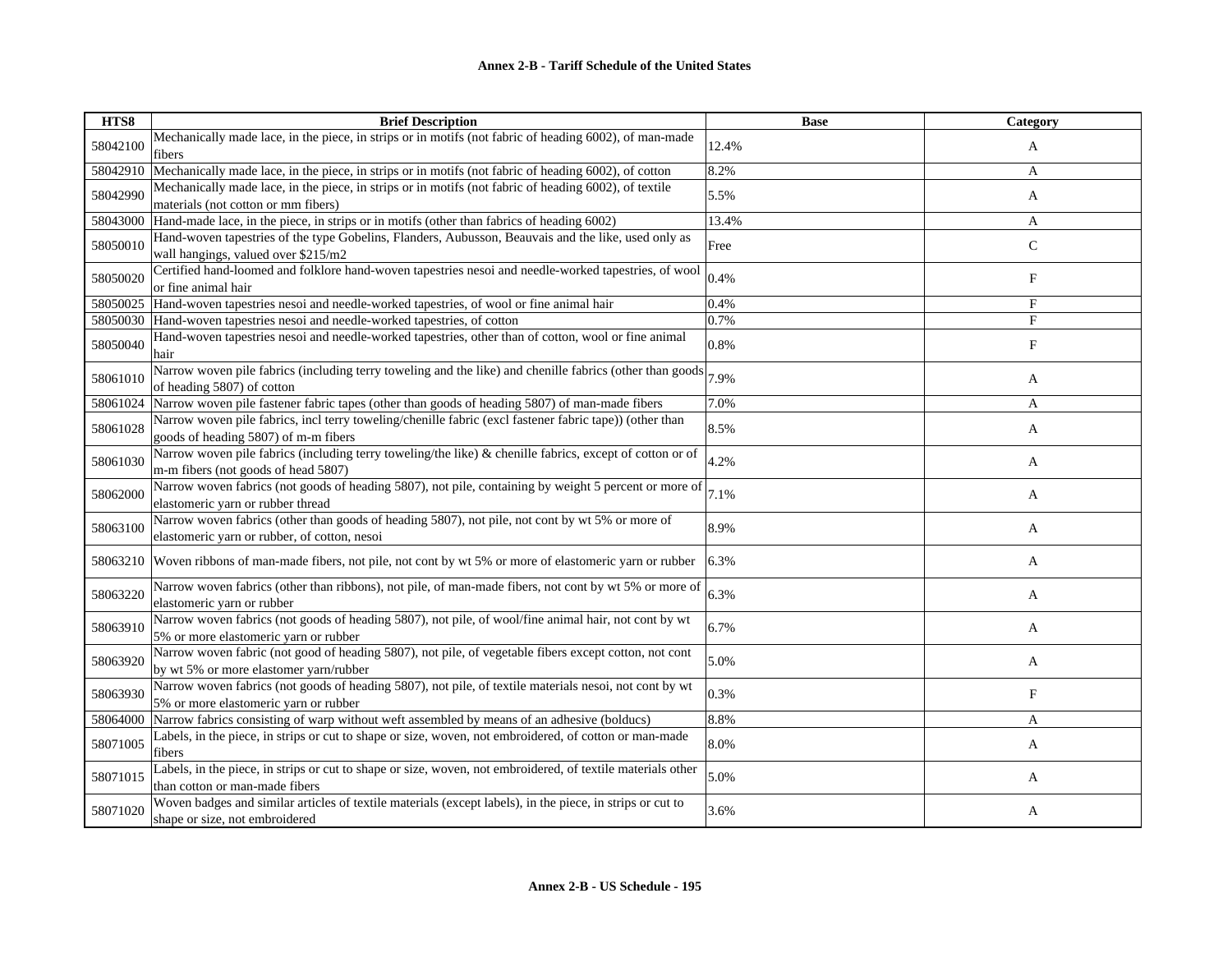| HTS8 | Brief Description | Base | Category |
|---|---|---|---|
| 58042100 | Mechanically made lace, in the piece, in strips or in motifs (not fabric of heading 6002), of man-made fibers | 12.4% | A |
| 58042910 | Mechanically made lace, in the piece, in strips or in motifs (not fabric of heading 6002), of cotton | 8.2% | A |
| 58042990 | Mechanically made lace, in the piece, in strips or in motifs (not fabric of heading 6002), of textile materials (not cotton or mm fibers) | 5.5% | A |
| 58043000 | Hand-made lace, in the piece, in strips or in motifs (other than fabrics of heading 6002) | 13.4% | A |
| 58050010 | Hand-woven tapestries of the type Gobelins, Flanders, Aubusson, Beauvais and the like, used only as wall hangings, valued over $215/m2 | Free | C |
| 58050020 | Certified hand-loomed and folklore hand-woven tapestries nesoi and needle-worked tapestries, of wool or fine animal hair | 0.4% | F |
| 58050025 | Hand-woven tapestries nesoi and needle-worked tapestries, of wool or fine animal hair | 0.4% | F |
| 58050030 | Hand-woven tapestries nesoi and needle-worked tapestries, of cotton | 0.7% | F |
| 58050040 | Hand-woven tapestries nesoi and needle-worked tapestries, other than of cotton, wool or fine animal hair | 0.8% | F |
| 58061010 | Narrow woven pile fabrics (including terry toweling and the like) and chenille fabrics (other than goods of heading 5807) of cotton | 7.9% | A |
| 58061024 | Narrow woven pile fastener fabric tapes (other than goods of heading 5807) of man-made fibers | 7.0% | A |
| 58061028 | Narrow woven pile fabrics, incl terry toweling/chenille fabric (excl fastener fabric tape)) (other than goods of heading 5807) of m-m fibers | 8.5% | A |
| 58061030 | Narrow woven pile fabrics (including terry toweling/the like) & chenille fabrics, except of cotton or of m-m fibers (not goods of head 5807) | 4.2% | A |
| 58062000 | Narrow woven fabrics (not goods of heading 5807), not pile, containing by weight 5 percent or more of elastomeric yarn or rubber thread | 7.1% | A |
| 58063100 | Narrow woven fabrics (other than goods of heading 5807), not pile, not cont by wt 5% or more of elastomeric yarn or rubber, of cotton, nesoi | 8.9% | A |
| 58063210 | Woven ribbons of man-made fibers, not pile, not cont by wt 5% or more of elastomeric yarn or rubber | 6.3% | A |
| 58063220 | Narrow woven fabrics (other than ribbons), not pile, of man-made fibers, not cont by wt 5% or more of elastomeric yarn or rubber | 6.3% | A |
| 58063910 | Narrow woven fabrics (not goods of heading 5807), not pile, of wool/fine animal hair, not cont by wt 5% or more elastomeric yarn or rubber | 6.7% | A |
| 58063920 | Narrow woven fabric (not good of heading 5807), not pile, of vegetable fibers except cotton, not cont by wt 5% or more elastomer yarn/rubber | 5.0% | A |
| 58063930 | Narrow woven fabrics (not goods of heading 5807), not pile, of textile materials nesoi, not cont by wt 5% or more elastomeric yarn or rubber | 0.3% | F |
| 58064000 | Narrow fabrics consisting of warp without weft assembled by means of an adhesive (bolducs) | 8.8% | A |
| 58071005 | Labels, in the piece, in strips or cut to shape or size, woven, not embroidered, of cotton or man-made fibers | 8.0% | A |
| 58071015 | Labels, in the piece, in strips or cut to shape or size, woven, not embroidered, of textile materials other than cotton or man-made fibers | 5.0% | A |
| 58071020 | Woven badges and similar articles of textile materials (except labels), in the piece, in strips or cut to shape or size, not embroidered | 3.6% | A |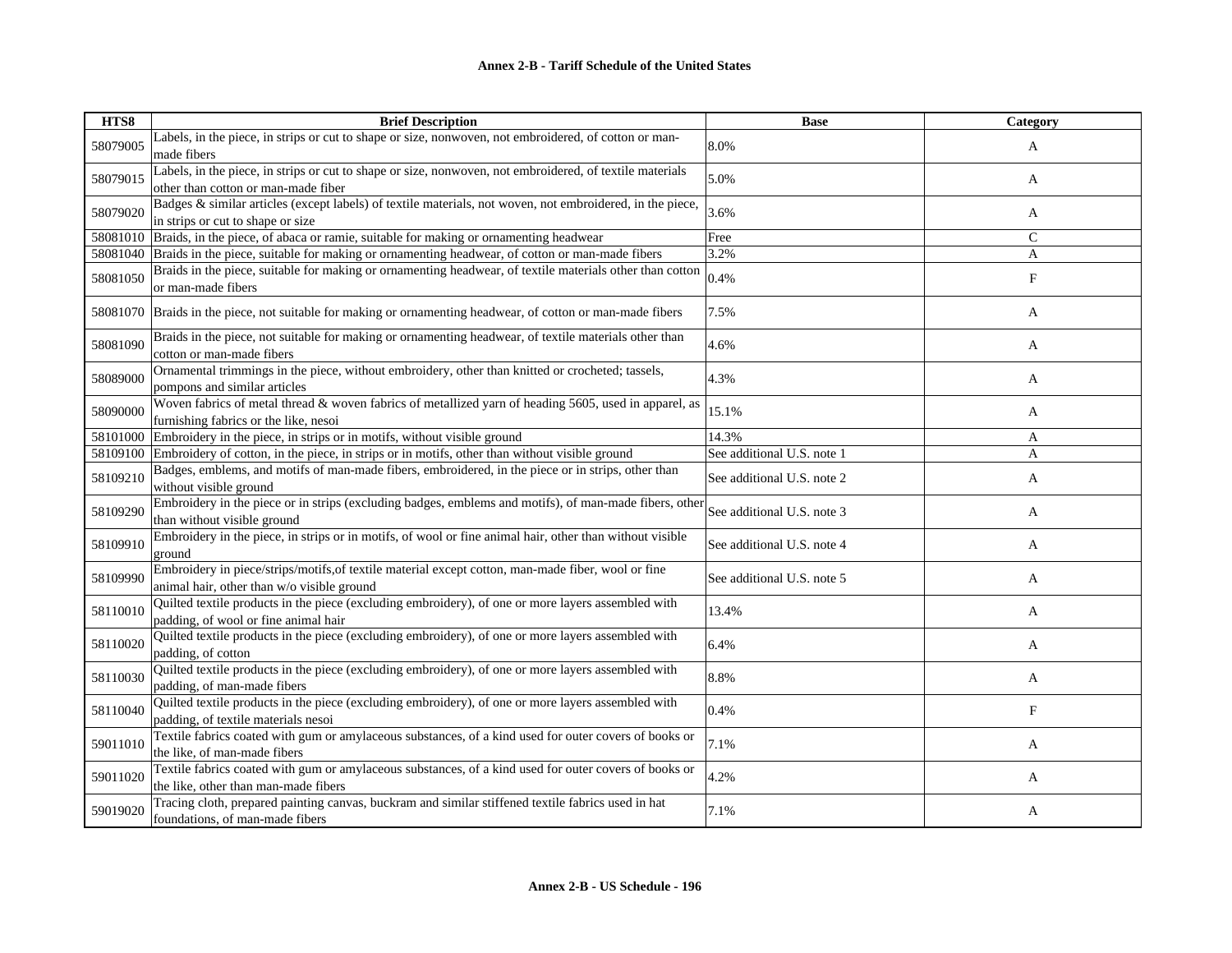| HTS8 | Brief Description | Base | Category |
|---|---|---|---|
| 58079005 | Labels, in the piece, in strips or cut to shape or size, nonwoven, not embroidered, of cotton or man-made fibers | 8.0% | A |
| 58079015 | Labels, in the piece, in strips or cut to shape or size, nonwoven, not embroidered, of textile materials other than cotton or man-made fiber | 5.0% | A |
| 58079020 | Badges & similar articles (except labels) of textile materials, not woven, not embroidered, in the piece, in strips or cut to shape or size | 3.6% | A |
| 58081010 | Braids, in the piece, of abaca or ramie, suitable for making or ornamenting headwear | Free | C |
| 58081040 | Braids in the piece, suitable for making or ornamenting headwear, of cotton or man-made fibers | 3.2% | A |
| 58081050 | Braids in the piece, suitable for making or ornamenting headwear, of textile materials other than cotton or man-made fibers | 0.4% | F |
| 58081070 | Braids in the piece, not suitable for making or ornamenting headwear, of cotton or man-made fibers | 7.5% | A |
| 58081090 | Braids in the piece, not suitable for making or ornamenting headwear, of textile materials other than cotton or man-made fibers | 4.6% | A |
| 58089000 | Ornamental trimmings in the piece, without embroidery, other than knitted or crocheted; tassels, pompons and similar articles | 4.3% | A |
| 58090000 | Woven fabrics of metal thread & woven fabrics of metallized yarn of heading 5605, used in apparel, as furnishing fabrics or the like, nesoi | 15.1% | A |
| 58101000 | Embroidery in the piece, in strips or in motifs, without visible ground | 14.3% | A |
| 58109100 | Embroidery of cotton, in the piece, in strips or in motifs, other than without visible ground | See additional U.S. note 1 | A |
| 58109210 | Badges, emblems, and motifs of man-made fibers, embroidered, in the piece or in strips, other than without visible ground | See additional U.S. note 2 | A |
| 58109290 | Embroidery in the piece or in strips (excluding badges, emblems and motifs), of man-made fibers, other than without visible ground | See additional U.S. note 3 | A |
| 58109910 | Embroidery in the piece, in strips or in motifs, of wool or fine animal hair, other than without visible ground | See additional U.S. note 4 | A |
| 58109990 | Embroidery in piece/strips/motifs,of textile material except cotton, man-made fiber, wool or fine animal hair, other than w/o visible ground | See additional U.S. note 5 | A |
| 58110010 | Quilted textile products in the piece (excluding embroidery), of one or more layers assembled with padding, of wool or fine animal hair | 13.4% | A |
| 58110020 | Quilted textile products in the piece (excluding embroidery), of one or more layers assembled with padding, of cotton | 6.4% | A |
| 58110030 | Quilted textile products in the piece (excluding embroidery), of one or more layers assembled with padding, of man-made fibers | 8.8% | A |
| 58110040 | Quilted textile products in the piece (excluding embroidery), of one or more layers assembled with padding, of textile materials nesoi | 0.4% | F |
| 59011010 | Textile fabrics coated with gum or amylaceous substances, of a kind used for outer covers of books or the like, of man-made fibers | 7.1% | A |
| 59011020 | Textile fabrics coated with gum or amylaceous substances, of a kind used for outer covers of books or the like, other than man-made fibers | 4.2% | A |
| 59019020 | Tracing cloth, prepared painting canvas, buckram and similar stiffened textile fabrics used in hat foundations, of man-made fibers | 7.1% | A |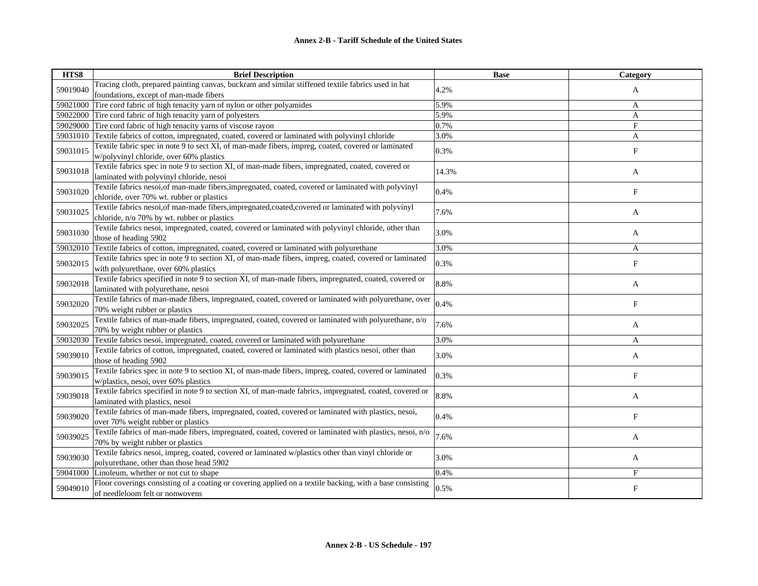**Annex 2-B - Tariff Schedule of the United States**

| HTS8 | Brief Description | Base | Category |
|---|---|---|---|
| 59019040 | Tracing cloth, prepared painting canvas, buckram and similar stiffened textile fabrics used in hat foundations, except of man-made fibers | 4.2% | A |
| 59021000 | Tire cord fabric of high tenacity yarn of nylon or other polyamides | 5.9% | A |
| 59022000 | Tire cord fabric of high tenacity yarn of polyesters | 5.9% | A |
| 59029000 | Tire cord fabric of high tenacity yarns of viscose rayon | 0.7% | F |
| 59031010 | Textile fabrics of cotton, impregnated, coated, covered or laminated with polyvinyl chloride | 3.0% | A |
| 59031015 | Textile fabric spec in note 9 to sect XI, of man-made fibers, impreg, coated, covered or laminated w/polyvinyl chloride, over 60% plastics | 0.3% | F |
| 59031018 | Textile fabrics spec in note 9 to section XI, of man-made fibers, impregnated, coated, covered or laminated with polyvinyl chloride, nesoi | 14.3% | A |
| 59031020 | Textile fabrics nesoi,of man-made fibers,impregnated, coated, covered or laminated with polyvinyl chloride, over 70% wt. rubber or plastics | 0.4% | F |
| 59031025 | Textile fabrics nesoi,of man-made fibers,impregnated,coated,covered or laminated with polyvinyl chloride, n/o 70% by wt. rubber or plastics | 7.6% | A |
| 59031030 | Textile fabrics nesoi, impregnated, coated, covered or laminated with polyvinyl chloride, other than those of heading 5902 | 3.0% | A |
| 59032010 | Textile fabrics of cotton, impregnated, coated, covered or laminated with polyurethane | 3.0% | A |
| 59032015 | Textile fabrics spec in note 9 to section XI, of man-made fibers, impreg, coated, covered or laminated with polyurethane, over 60% plastics | 0.3% | F |
| 59032018 | Textile fabrics specified in note 9 to section XI, of man-made fibers, impregnated, coated, covered or laminated with polyurethane, nesoi | 8.8% | A |
| 59032020 | Textile fabrics of man-made fibers, impregnated, coated, covered or laminated with polyurethane, over 70% weight rubber or plastics | 0.4% | F |
| 59032025 | Textile fabrics of man-made fibers, impregnated, coated, covered or laminated with polyurethane, n/o 70% by weight rubber or plastics | 7.6% | A |
| 59032030 | Textile fabrics nesoi, impregnated, coated, covered or laminated with polyurethane | 3.0% | A |
| 59039010 | Textile fabrics of cotton, impregnated, coated, covered or laminated with plastics nesoi, other than those of heading 5902 | 3.0% | A |
| 59039015 | Textile fabrics spec in note 9 to section XI, of man-made fibers, impreg, coated, covered or laminated w/plastics, nesoi, over 60% plastics | 0.3% | F |
| 59039018 | Textile fabrics specified in note 9 to section XI, of man-made fabrics, impregnated, coated, covered or laminated with plastics, nesoi | 8.8% | A |
| 59039020 | Textile fabrics of man-made fibers, impregnated, coated, covered or laminated with plastics, nesoi, over 70% weight rubber or plastics | 0.4% | F |
| 59039025 | Textile fabrics of man-made fibers, impregnated, coated, covered or laminated with plastics, nesoi, n/o 70% by weight rubber or plastics | 7.6% | A |
| 59039030 | Textile fabrics nesoi, impreg, coated, covered or laminated w/plastics other than vinyl chloride or polyurethane, other than those head 5902 | 3.0% | A |
| 59041000 | Linoleum, whether or not cut to shape | 0.4% | F |
| 59049010 | Floor coverings consisting of a coating or covering applied on a textile backing, with a base consisting of needleloom felt or nonwovens | 0.5% | F |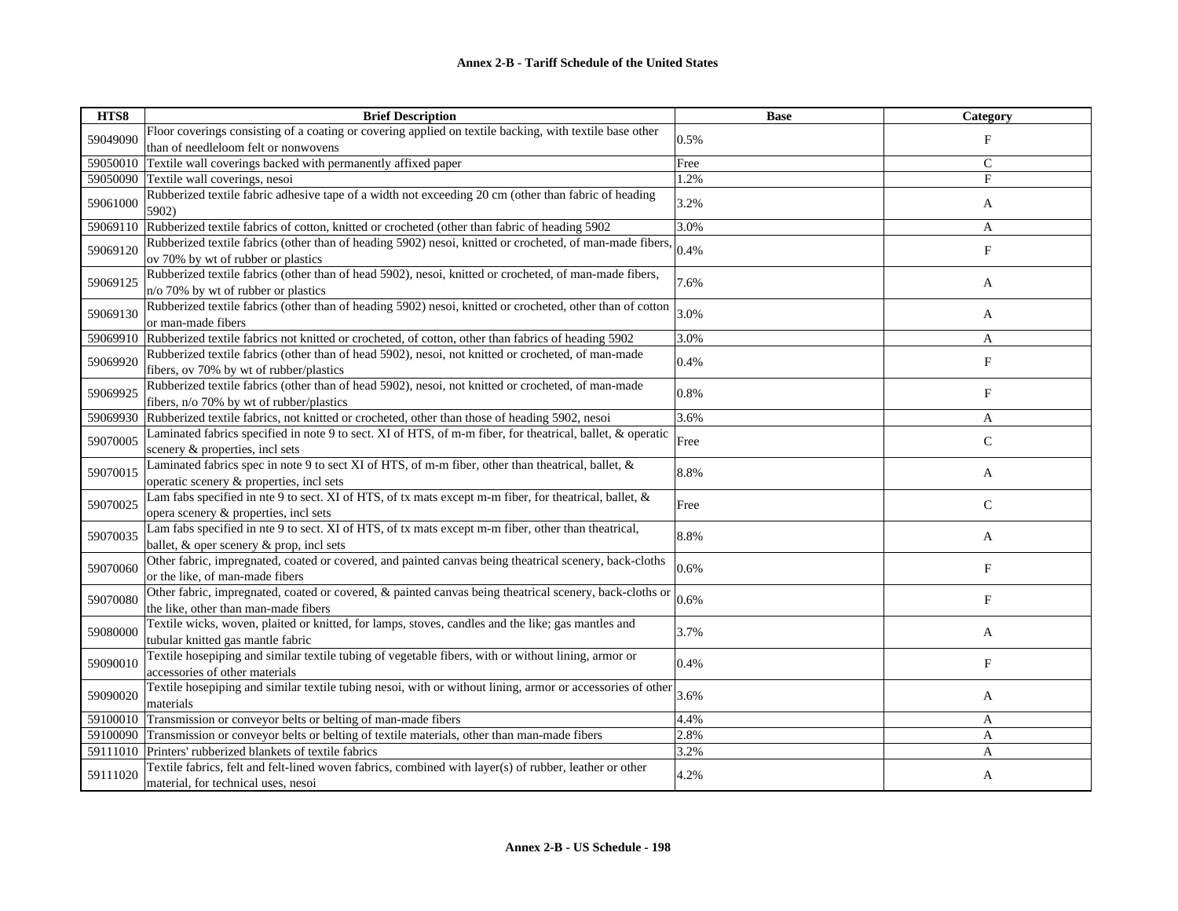| HTS8 | Brief Description | Base | Category |
|---|---|---|---|
| 59049090 | Floor coverings consisting of a coating or covering applied on textile backing, with textile base other than of needleloom felt or nonwovens | 0.5% | F |
| 59050010 | Textile wall coverings backed with permanently affixed paper | Free | C |
| 59050090 | Textile wall coverings, nesoi | 1.2% | F |
| 59061000 | Rubberized textile fabric adhesive tape of a width not exceeding 20 cm (other than fabric of heading 5902) | 3.2% | A |
| 59069110 | Rubberized textile fabrics of cotton, knitted or crocheted (other than fabric of heading 5902 | 3.0% | A |
| 59069120 | Rubberized textile fabrics (other than of heading 5902) nesoi, knitted or crocheted, of man-made fibers, ov 70% by wt of rubber or plastics | 0.4% | F |
| 59069125 | Rubberized textile fabrics (other than of head 5902), nesoi, knitted or crocheted, of man-made fibers, n/o 70% by wt of rubber or plastics | 7.6% | A |
| 59069130 | Rubberized textile fabrics (other than of heading 5902) nesoi, knitted or crocheted, other than of cotton or man-made fibers | 3.0% | A |
| 59069910 | Rubberized textile fabrics not knitted or crocheted, of cotton, other than fabrics of heading 5902 | 3.0% | A |
| 59069920 | Rubberized textile fabrics (other than of head 5902), nesoi, not knitted or crocheted, of man-made fibers, ov 70% by wt of rubber/plastics | 0.4% | F |
| 59069925 | Rubberized textile fabrics (other than of head 5902), nesoi, not knitted or crocheted, of man-made fibers, n/o 70% by wt of rubber/plastics | 0.8% | F |
| 59069930 | Rubberized textile fabrics, not knitted or crocheted, other than those of heading 5902, nesoi | 3.6% | A |
| 59070005 | Laminated fabrics specified in note 9 to sect. XI of HTS, of m-m fiber, for theatrical, ballet, & operatic scenery & properties, incl sets | Free | C |
| 59070015 | Laminated fabrics spec in note 9 to sect XI of HTS, of m-m fiber, other than theatrical, ballet, & operatic scenery & properties, incl sets | 8.8% | A |
| 59070025 | Lam fabs specified in nte 9 to sect. XI of HTS, of tx mats except m-m fiber, for theatrical, ballet, & opera scenery & properties, incl sets | Free | C |
| 59070035 | Lam fabs specified in nte 9 to sect. XI of HTS, of tx mats except m-m fiber, other than theatrical, ballet, & oper scenery & prop, incl sets | 8.8% | A |
| 59070060 | Other fabric, impregnated, coated or covered, and painted canvas being theatrical scenery, back-cloths or the like, of man-made fibers | 0.6% | F |
| 59070080 | Other fabric, impregnated, coated or covered, & painted canvas being theatrical scenery, back-cloths or the like, other than man-made fibers | 0.6% | F |
| 59080000 | Textile wicks, woven, plaited or knitted, for lamps, stoves, candles and the like; gas mantles and tubular knitted gas mantle fabric | 3.7% | A |
| 59090010 | Textile hosepiping and similar textile tubing of vegetable fibers, with or without lining, armor or accessories of other materials | 0.4% | F |
| 59090020 | Textile hosepiping and similar textile tubing nesoi, with or without lining, armor or accessories of other materials | 3.6% | A |
| 59100010 | Transmission or conveyor belts or belting of man-made fibers | 4.4% | A |
| 59100090 | Transmission or conveyor belts or belting of textile materials, other than man-made fibers | 2.8% | A |
| 59111010 | Printers' rubberized blankets of textile fabrics | 3.2% | A |
| 59111020 | Textile fabrics, felt and felt-lined woven fabrics, combined with layer(s) of rubber, leather or other material, for technical uses, nesoi | 4.2% | A |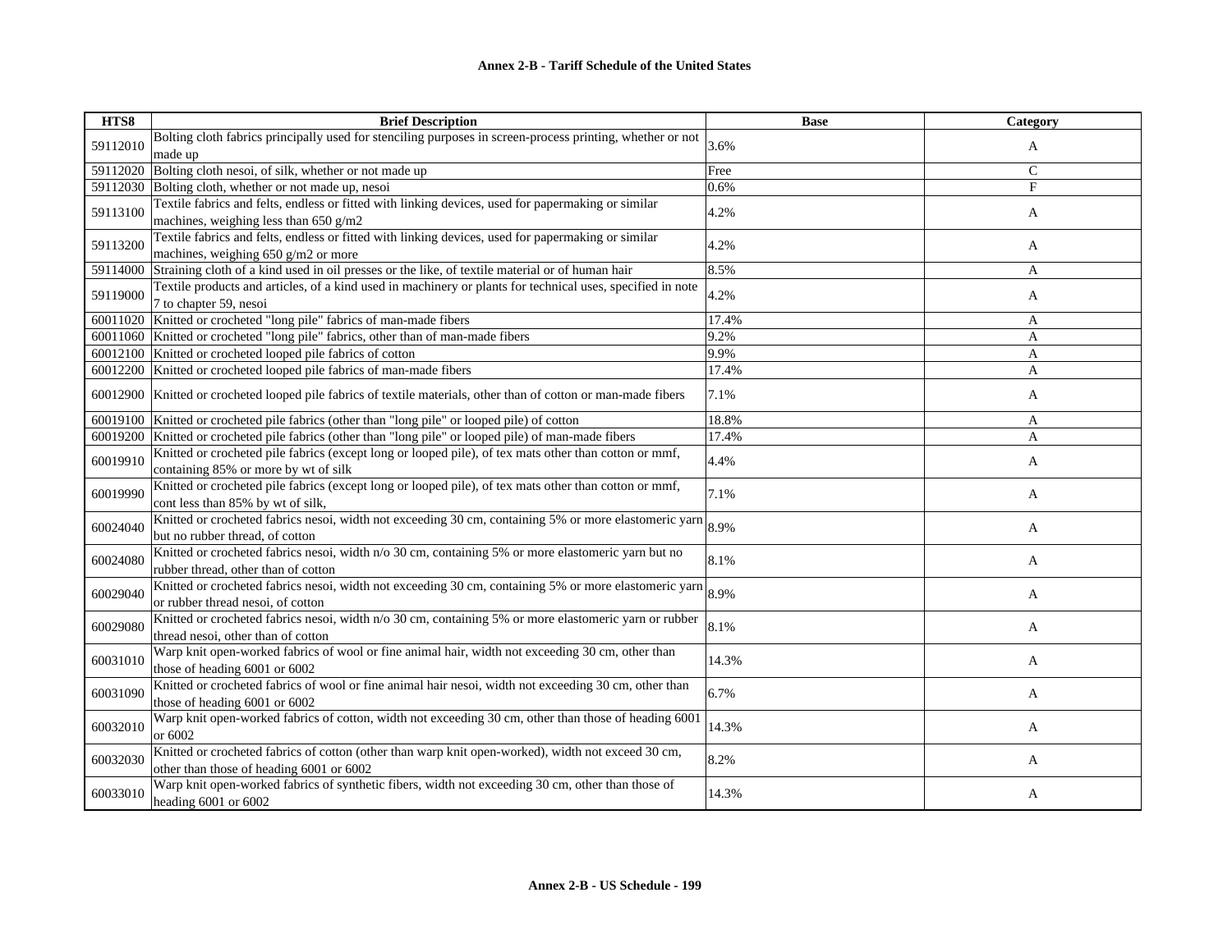| HTS8 | Brief Description | Base | Category |
|---|---|---|---|
| 59112010 | Bolting cloth fabrics principally used for stenciling purposes in screen-process printing, whether or not made up | 3.6% | A |
| 59112020 | Bolting cloth nesoi, of silk, whether or not made up | Free | C |
| 59112030 | Bolting cloth, whether or not made up, nesoi | 0.6% | F |
| 59113100 | Textile fabrics and felts, endless or fitted with linking devices, used for papermaking or similar machines, weighing less than 650 g/m2 | 4.2% | A |
| 59113200 | Textile fabrics and felts, endless or fitted with linking devices, used for papermaking or similar machines, weighing 650 g/m2 or more | 4.2% | A |
| 59114000 | Straining cloth of a kind used in oil presses or the like, of textile material or of human hair | 8.5% | A |
| 59119000 | Textile products and articles, of a kind used in machinery or plants for technical uses, specified in note 7 to chapter 59, nesoi | 4.2% | A |
| 60011020 | Knitted or crocheted "long pile" fabrics of man-made fibers | 17.4% | A |
| 60011060 | Knitted or crocheted "long pile" fabrics, other than of man-made fibers | 9.2% | A |
| 60012100 | Knitted or crocheted looped pile fabrics of cotton | 9.9% | A |
| 60012200 | Knitted or crocheted looped pile fabrics of man-made fibers | 17.4% | A |
| 60012900 | Knitted or crocheted looped pile fabrics of textile materials, other than of cotton or man-made fibers | 7.1% | A |
| 60019100 | Knitted or crocheted pile fabrics (other than "long pile" or looped pile) of cotton | 18.8% | A |
| 60019200 | Knitted or crocheted pile fabrics (other than "long pile" or looped pile) of man-made fibers | 17.4% | A |
| 60019910 | Knitted or crocheted pile fabrics (except long or looped pile), of tex mats other than cotton or mmf, containing 85% or more by wt of silk | 4.4% | A |
| 60019990 | Knitted or crocheted pile fabrics (except long or looped pile), of tex mats other than cotton or mmf, cont less than 85% by wt of silk, | 7.1% | A |
| 60024040 | Knitted or crocheted fabrics nesoi, width not exceeding 30 cm, containing 5% or more elastomeric yarn but no rubber thread, of cotton | 8.9% | A |
| 60024080 | Knitted or crocheted fabrics nesoi, width n/o 30 cm, containing 5% or more elastomeric yarn but no rubber thread, other than of cotton | 8.1% | A |
| 60029040 | Knitted or crocheted fabrics nesoi, width not exceeding 30 cm, containing 5% or more elastomeric yarn or rubber thread nesoi, of cotton | 8.9% | A |
| 60029080 | Knitted or crocheted fabrics nesoi, width n/o 30 cm, containing 5% or more elastomeric yarn or rubber thread nesoi, other than of cotton | 8.1% | A |
| 60031010 | Warp knit open-worked fabrics of wool or fine animal hair, width not exceeding 30 cm, other than those of heading 6001 or 6002 | 14.3% | A |
| 60031090 | Knitted or crocheted fabrics of wool or fine animal hair nesoi, width not exceeding 30 cm, other than those of heading 6001 or 6002 | 6.7% | A |
| 60032010 | Warp knit open-worked fabrics of cotton, width not exceeding 30 cm, other than those of heading 6001 or 6002 | 14.3% | A |
| 60032030 | Knitted or crocheted fabrics of cotton (other than warp knit open-worked), width not exceed 30 cm, other than those of heading 6001 or 6002 | 8.2% | A |
| 60033010 | Warp knit open-worked fabrics of synthetic fibers, width not exceeding 30 cm, other than those of heading 6001 or 6002 | 14.3% | A |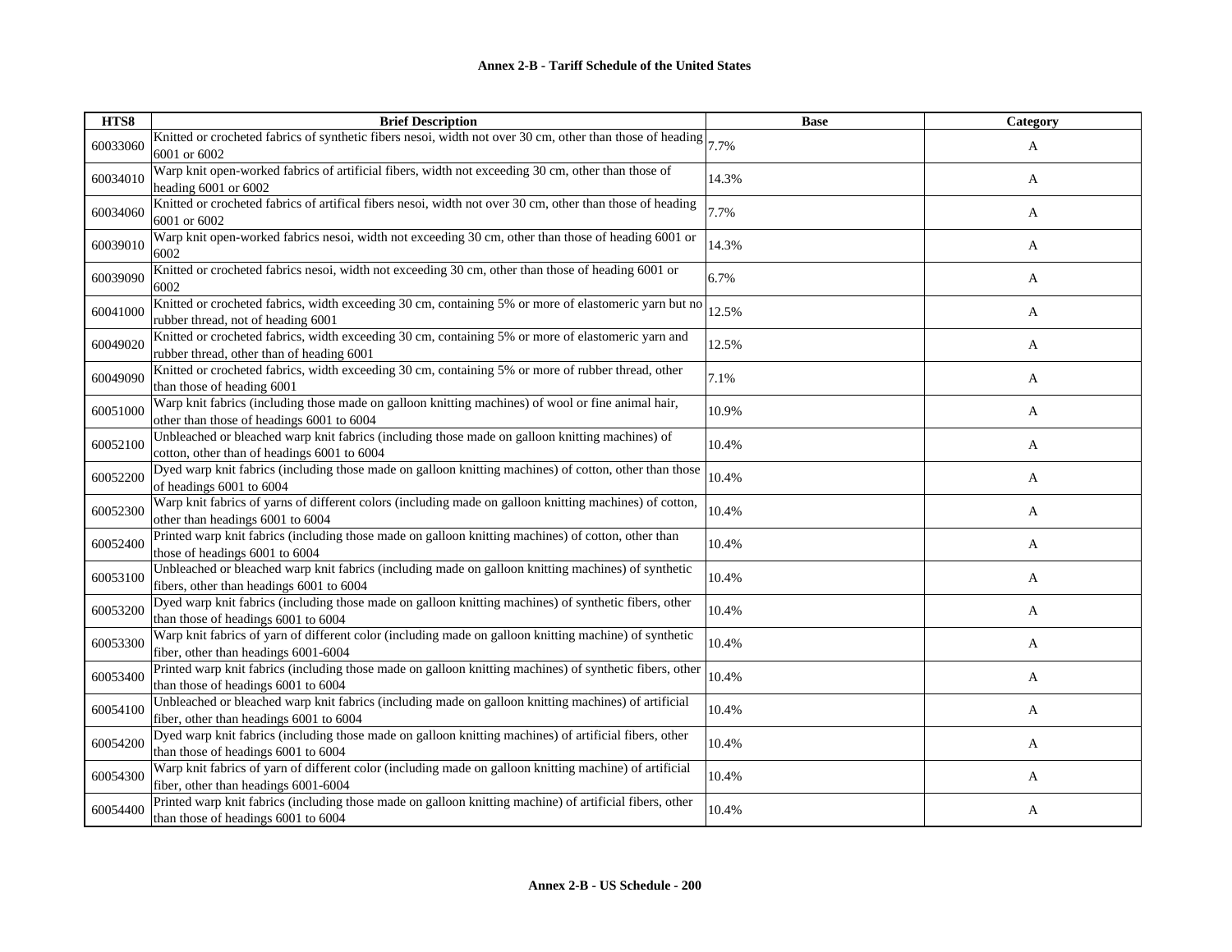| HTS8 | Brief Description | Base | Category |
|---|---|---|---|
| 60033060 | Knitted or crocheted fabrics of synthetic fibers nesoi, width not over 30 cm, other than those of heading 6001 or 6002 | 7.7% | A |
| 60034010 | Warp knit open-worked fabrics of artificial fibers, width not exceeding 30 cm, other than those of heading 6001 or 6002 | 14.3% | A |
| 60034060 | Knitted or crocheted fabrics of artifical fibers nesoi, width not over 30 cm, other than those of heading 6001 or 6002 | 7.7% | A |
| 60039010 | Warp knit open-worked fabrics nesoi, width not exceeding 30 cm, other than those of heading 6001 or 6002 | 14.3% | A |
| 60039090 | Knitted or crocheted fabrics nesoi, width not exceeding 30 cm, other than those of heading 6001 or 6002 | 6.7% | A |
| 60041000 | Knitted or crocheted fabrics, width exceeding 30 cm, containing 5% or more of elastomeric yarn but no rubber thread, not of heading 6001 | 12.5% | A |
| 60049020 | Knitted or crocheted fabrics, width exceeding 30 cm, containing 5% or more of elastomeric yarn and rubber thread, other than of heading 6001 | 12.5% | A |
| 60049090 | Knitted or crocheted fabrics, width exceeding 30 cm, containing 5% or more of rubber thread, other than those of heading 6001 | 7.1% | A |
| 60051000 | Warp knit fabrics (including those made on galloon knitting machines) of wool or fine animal hair, other than those of headings 6001 to 6004 | 10.9% | A |
| 60052100 | Unbleached or bleached warp knit fabrics (including those made on galloon knitting machines) of cotton, other than of headings 6001 to 6004 | 10.4% | A |
| 60052200 | Dyed warp knit fabrics (including those made on galloon knitting machines) of cotton, other than those of headings 6001 to 6004 | 10.4% | A |
| 60052300 | Warp knit fabrics of yarns of different colors (including made on galloon knitting machines) of cotton, other than headings 6001 to 6004 | 10.4% | A |
| 60052400 | Printed warp knit fabrics (including those made on galloon knitting machines) of cotton, other than those of headings 6001 to 6004 | 10.4% | A |
| 60053100 | Unbleached or bleached warp knit fabrics (including made on galloon knitting machines) of synthetic fibers, other than headings 6001 to 6004 | 10.4% | A |
| 60053200 | Dyed warp knit fabrics (including those made on galloon knitting machines) of synthetic fibers, other than those of headings 6001 to 6004 | 10.4% | A |
| 60053300 | Warp knit fabrics of yarn of different color (including made on galloon knitting machine) of synthetic fiber, other than headings 6001-6004 | 10.4% | A |
| 60053400 | Printed warp knit fabrics (including those made on galloon knitting machines) of synthetic fibers, other than those of headings 6001 to 6004 | 10.4% | A |
| 60054100 | Unbleached or bleached warp knit fabrics (including made on galloon knitting machines) of artificial fiber, other than headings 6001 to 6004 | 10.4% | A |
| 60054200 | Dyed warp knit fabrics (including those made on galloon knitting machines) of artificial fibers, other than those of headings 6001 to 6004 | 10.4% | A |
| 60054300 | Warp knit fabrics of yarn of different color (including made on galloon knitting machine) of artificial fiber, other than headings 6001-6004 | 10.4% | A |
| 60054400 | Printed warp knit fabrics (including those made on galloon knitting machine) of artificial fibers, other than those of headings 6001 to 6004 | 10.4% | A |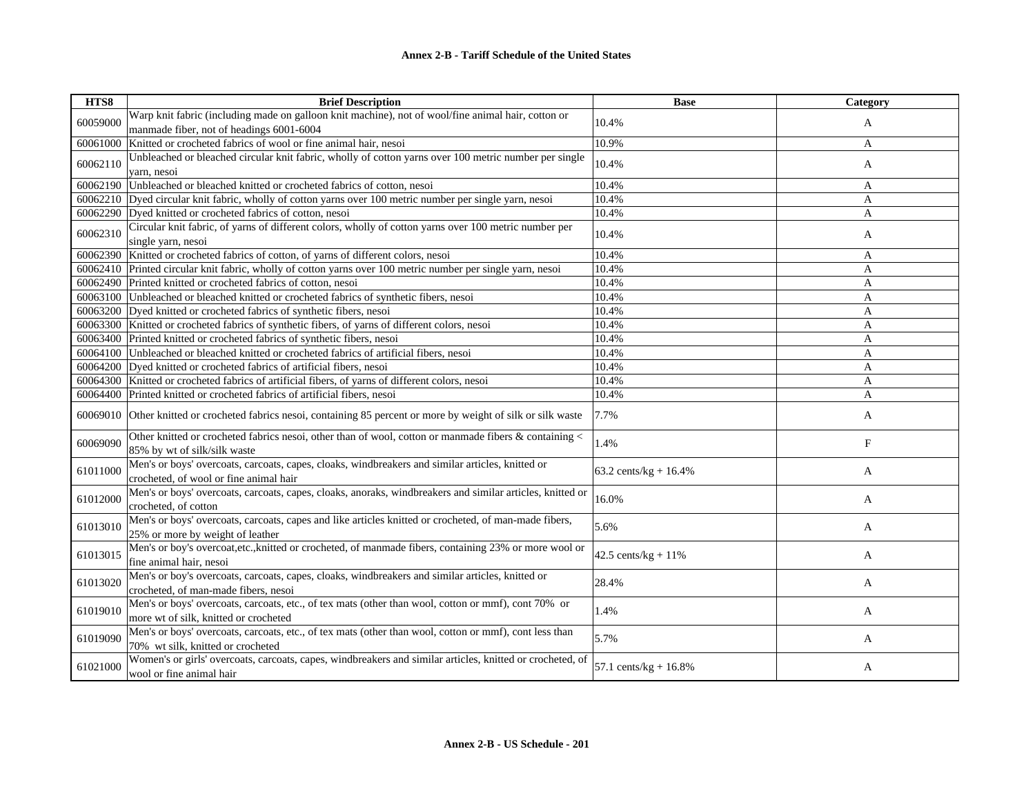## Annex 2-B - Tariff Schedule of the United States

| HTS8 | Brief Description | Base | Category |
|---|---|---|---|
| 60059000 | Warp knit fabric (including made on galloon knit machine), not of wool/fine animal hair, cotton or manmade fiber, not of headings 6001-6004 | 10.4% | A |
| 60061000 | Knitted or crocheted fabrics of wool or fine animal hair, nesoi | 10.9% | A |
| 60062110 | Unbleached or bleached circular knit fabric, wholly of cotton yarns over 100 metric number per single yarn, nesoi | 10.4% | A |
| 60062190 | Unbleached or bleached knitted or crocheted fabrics of cotton, nesoi | 10.4% | A |
| 60062210 | Dyed circular knit fabric, wholly of cotton yarns over 100 metric number per single yarn, nesoi | 10.4% | A |
| 60062290 | Dyed knitted or crocheted fabrics of cotton, nesoi | 10.4% | A |
| 60062310 | Circular knit fabric, of yarns of different colors, wholly of cotton yarns over 100 metric number per single yarn, nesoi | 10.4% | A |
| 60062390 | Knitted or crocheted fabrics of cotton, of yarns of different colors, nesoi | 10.4% | A |
| 60062410 | Printed circular knit fabric, wholly of cotton yarns over 100 metric number per single yarn, nesoi | 10.4% | A |
| 60062490 | Printed knitted or crocheted fabrics of cotton, nesoi | 10.4% | A |
| 60063100 | Unbleached or bleached knitted or crocheted fabrics of synthetic fibers, nesoi | 10.4% | A |
| 60063200 | Dyed knitted or crocheted fabrics of synthetic fibers, nesoi | 10.4% | A |
| 60063300 | Knitted or crocheted fabrics of synthetic fibers, of yarns of different colors, nesoi | 10.4% | A |
| 60063400 | Printed knitted or crocheted fabrics of synthetic fibers, nesoi | 10.4% | A |
| 60064100 | Unbleached or bleached knitted or crocheted fabrics of artificial fibers, nesoi | 10.4% | A |
| 60064200 | Dyed knitted or crocheted fabrics of artificial fibers, nesoi | 10.4% | A |
| 60064300 | Knitted or crocheted fabrics of artificial fibers, of yarns of different colors, nesoi | 10.4% | A |
| 60064400 | Printed knitted or crocheted fabrics of artificial fibers, nesoi | 10.4% | A |
| 60069010 | Other knitted or crocheted fabrics nesoi, containing 85 percent or more by weight of silk or silk waste | 7.7% | A |
| 60069090 | Other knitted or crocheted fabrics nesoi, other than of wool, cotton or manmade fibers & containing < 85% by wt of silk/silk waste | 1.4% | F |
| 61011000 | Men's or boys' overcoats, carcoats, capes, cloaks, windbreakers and similar articles, knitted or crocheted, of wool or fine animal hair | 63.2 cents/kg + 16.4% | A |
| 61012000 | Men's or boys' overcoats, carcoats, capes, cloaks, anoraks, windbreakers and similar articles, knitted or crocheted, of cotton | 16.0% | A |
| 61013010 | Men's or boys' overcoats, carcoats, capes and like articles knitted or crocheted, of man-made fibers, 25% or more by weight of leather | 5.6% | A |
| 61013015 | Men's or boy's overcoat,etc.,knitted or crocheted, of manmade fibers, containing 23% or more wool or fine animal hair, nesoi | 42.5 cents/kg + 11% | A |
| 61013020 | Men's or boy's overcoats, carcoats, capes, cloaks, windbreakers and similar articles, knitted or crocheted, of man-made fibers, nesoi | 28.4% | A |
| 61019010 | Men's or boys' overcoats, carcoats, etc., of tex mats (other than wool, cotton or mmf), cont 70% or more wt of silk, knitted or crocheted | 1.4% | A |
| 61019090 | Men's or boys' overcoats, carcoats, etc., of tex mats (other than wool, cotton or mmf), cont less than 70% wt silk, knitted or crocheted | 5.7% | A |
| 61021000 | Women's or girls' overcoats, carcoats, capes, windbreakers and similar articles, knitted or crocheted, of wool or fine animal hair | 57.1 cents/kg + 16.8% | A |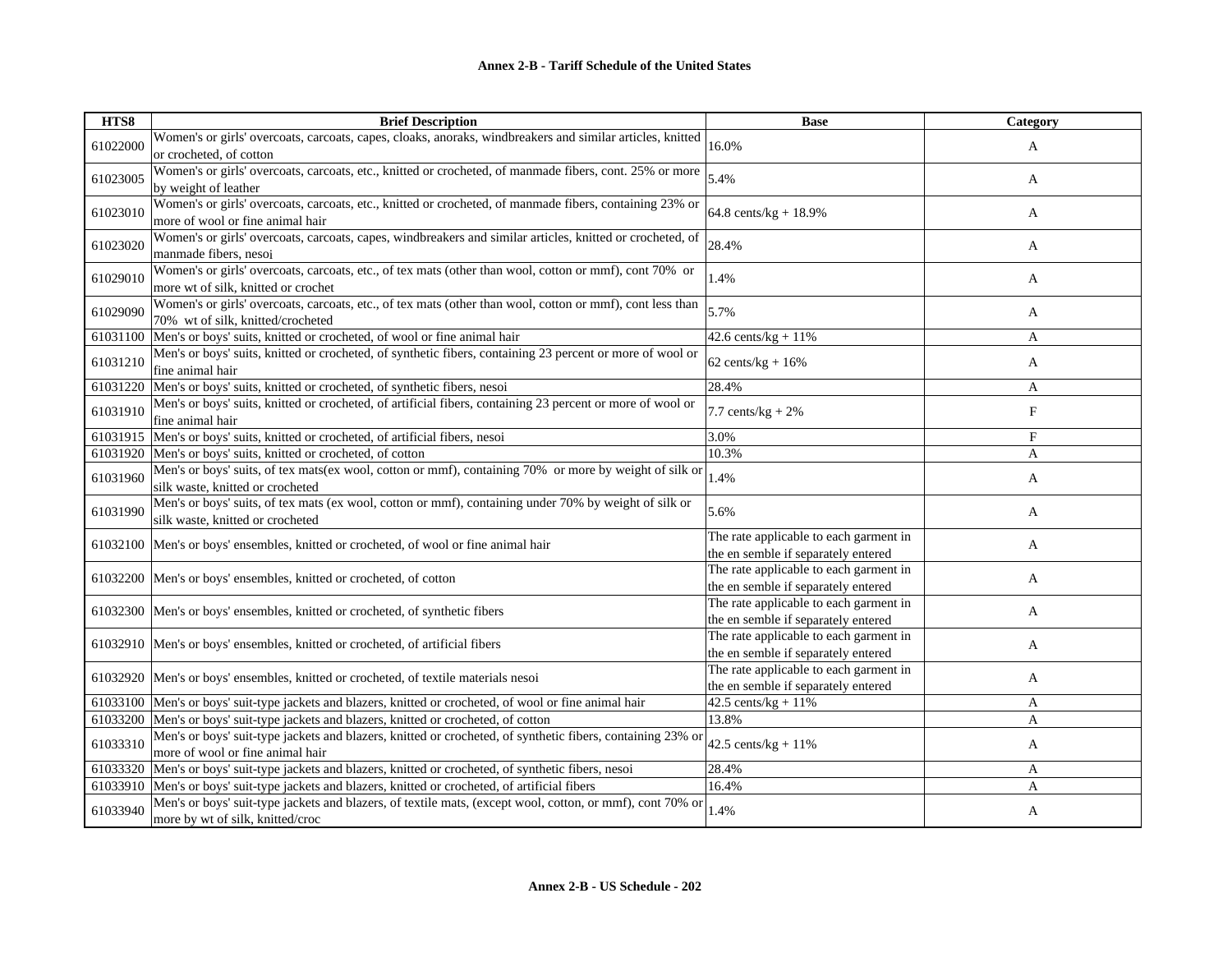## Annex 2-B - Tariff Schedule of the United States

| HTS8 | Brief Description | Base | Category |
|---|---|---|---|
| 61022000 | Women's or girls' overcoats, carcoats, capes, cloaks, anoraks, windbreakers and similar articles, knitted or crocheted, of cotton | 16.0% | A |
| 61023005 | Women's or girls' overcoats, carcoats, etc., knitted or crocheted, of manmade fibers, cont. 25% or more by weight of leather | 5.4% | A |
| 61023010 | Women's or girls' overcoats, carcoats, etc., knitted or crocheted, of manmade fibers, containing 23% or more of wool or fine animal hair | 64.8 cents/kg + 18.9% | A |
| 61023020 | Women's or girls' overcoats, carcoats, capes, windbreakers and similar articles, knitted or crocheted, of manmade fibers, nesoi | 28.4% | A |
| 61029010 | Women's or girls' overcoats, carcoats, etc., of tex mats (other than wool, cotton or mmf), cont 70% or more wt of silk, knitted or crochet | 1.4% | A |
| 61029090 | Women's or girls' overcoats, carcoats, etc., of tex mats (other than wool, cotton or mmf), cont less than 70% wt of silk, knitted/crocheted | 5.7% | A |
| 61031100 | Men's or boys' suits, knitted or crocheted, of wool or fine animal hair | 42.6 cents/kg + 11% | A |
| 61031210 | Men's or boys' suits, knitted or crocheted, of synthetic fibers, containing 23 percent or more of wool or fine animal hair | 62 cents/kg + 16% | A |
| 61031220 | Men's or boys' suits, knitted or crocheted, of synthetic fibers, nesoi | 28.4% | A |
| 61031910 | Men's or boys' suits, knitted or crocheted, of artificial fibers, containing 23 percent or more of wool or fine animal hair | 7.7 cents/kg + 2% | F |
| 61031915 | Men's or boys' suits, knitted or crocheted, of artificial fibers, nesoi | 3.0% | F |
| 61031920 | Men's or boys' suits, knitted or crocheted, of cotton | 10.3% | A |
| 61031960 | Men's or boys' suits, of tex mats(ex wool, cotton or mmf), containing 70% or more by weight of silk or silk waste, knitted or crocheted | 1.4% | A |
| 61031990 | Men's or boys' suits, of tex mats (ex wool, cotton or mmf), containing under 70% by weight of silk or silk waste, knitted or crocheted | 5.6% | A |
| 61032100 | Men's or boys' ensembles, knitted or crocheted, of wool or fine animal hair | The rate applicable to each garment in the en semble if separately entered | A |
| 61032200 | Men's or boys' ensembles, knitted or crocheted, of cotton | The rate applicable to each garment in the en semble if separately entered | A |
| 61032300 | Men's or boys' ensembles, knitted or crocheted, of synthetic fibers | The rate applicable to each garment in the en semble if separately entered | A |
| 61032910 | Men's or boys' ensembles, knitted or crocheted, of artificial fibers | The rate applicable to each garment in the en semble if separately entered | A |
| 61032920 | Men's or boys' ensembles, knitted or crocheted, of textile materials nesoi | The rate applicable to each garment in the en semble if separately entered | A |
| 61033100 | Men's or boys' suit-type jackets and blazers, knitted or crocheted, of wool or fine animal hair | 42.5 cents/kg + 11% | A |
| 61033200 | Men's or boys' suit-type jackets and blazers, knitted or crocheted, of cotton | 13.8% | A |
| 61033310 | Men's or boys' suit-type jackets and blazers, knitted or crocheted, of synthetic fibers, containing 23% or more of wool or fine animal hair | 42.5 cents/kg + 11% | A |
| 61033320 | Men's or boys' suit-type jackets and blazers, knitted or crocheted, of synthetic fibers, nesoi | 28.4% | A |
| 61033910 | Men's or boys' suit-type jackets and blazers, knitted or crocheted, of artificial fibers | 16.4% | A |
| 61033940 | Men's or boys' suit-type jackets and blazers, of textile mats, (except wool, cotton, or mmf), cont 70% or more by wt of silk, knitted/croc | 1.4% | A |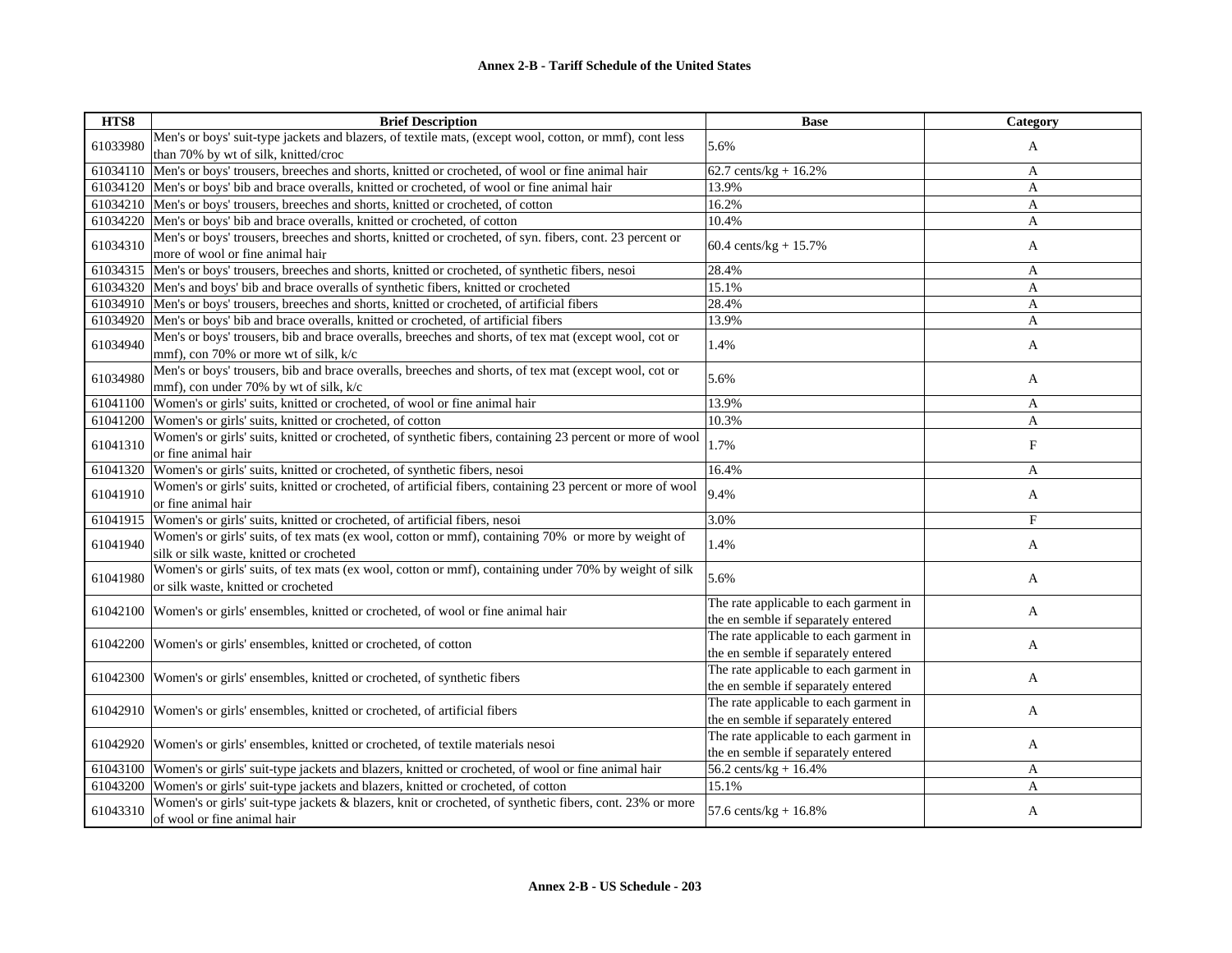## Annex 2-B - Tariff Schedule of the United States

| HTS8 | Brief Description | Base | Category |
|---|---|---|---|
| 61033980 | Men's or boys' suit-type jackets and blazers, of textile mats, (except wool, cotton, or mmf), cont less than 70% by wt of silk, knitted/croc | 5.6% | A |
| 61034110 | Men's or boys' trousers, breeches and shorts, knitted or crocheted, of wool or fine animal hair | 62.7 cents/kg + 16.2% | A |
| 61034120 | Men's or boys' bib and brace overalls, knitted or crocheted, of wool or fine animal hair | 13.9% | A |
| 61034210 | Men's or boys' trousers, breeches and shorts, knitted or crocheted, of cotton | 16.2% | A |
| 61034220 | Men's or boys' bib and brace overalls, knitted or crocheted, of cotton | 10.4% | A |
| 61034310 | Men's or boys' trousers, breeches and shorts, knitted or crocheted, of syn. fibers, cont. 23 percent or more of wool or fine animal hair | 60.4 cents/kg + 15.7% | A |
| 61034315 | Men's or boys' trousers, breeches and shorts, knitted or crocheted, of synthetic fibers, nesoi | 28.4% | A |
| 61034320 | Men's and boys' bib and brace overalls of synthetic fibers, knitted or crocheted | 15.1% | A |
| 61034910 | Men's or boys' trousers, breeches and shorts, knitted or crocheted, of artificial fibers | 28.4% | A |
| 61034920 | Men's or boys' bib and brace overalls, knitted or crocheted, of artificial fibers | 13.9% | A |
| 61034940 | Men's or boys' trousers, bib and brace overalls, breeches and shorts, of tex mat (except wool, cot or mmf), con 70% or more wt of silk, k/c | 1.4% | A |
| 61034980 | Men's or boys' trousers, bib and brace overalls, breeches and shorts, of tex mat (except wool, cot or mmf), con under 70% by wt of silk, k/c | 5.6% | A |
| 61041100 | Women's or girls' suits, knitted or crocheted, of wool or fine animal hair | 13.9% | A |
| 61041200 | Women's or girls' suits, knitted or crocheted, of cotton | 10.3% | A |
| 61041310 | Women's or girls' suits, knitted or crocheted, of synthetic fibers, containing 23 percent or more of wool or fine animal hair | 1.7% | F |
| 61041320 | Women's or girls' suits, knitted or crocheted, of synthetic fibers, nesoi | 16.4% | A |
| 61041910 | Women's or girls' suits, knitted or crocheted, of artificial fibers, containing 23 percent or more of wool or fine animal hair | 9.4% | A |
| 61041915 | Women's or girls' suits, knitted or crocheted, of artificial fibers, nesoi | 3.0% | F |
| 61041940 | Women's or girls' suits, of tex mats (ex wool, cotton or mmf), containing 70% or more by weight of silk or silk waste, knitted or crocheted | 1.4% | A |
| 61041980 | Women's or girls' suits, of tex mats (ex wool, cotton or mmf), containing under 70% by weight of silk or silk waste, knitted or crocheted | 5.6% | A |
| 61042100 | Women's or girls' ensembles, knitted or crocheted, of wool or fine animal hair | The rate applicable to each garment in the en semble if separately entered | A |
| 61042200 | Women's or girls' ensembles, knitted or crocheted, of cotton | The rate applicable to each garment in the en semble if separately entered | A |
| 61042300 | Women's or girls' ensembles, knitted or crocheted, of synthetic fibers | The rate applicable to each garment in the en semble if separately entered | A |
| 61042910 | Women's or girls' ensembles, knitted or crocheted, of artificial fibers | The rate applicable to each garment in the en semble if separately entered | A |
| 61042920 | Women's or girls' ensembles, knitted or crocheted, of textile materials nesoi | The rate applicable to each garment in the en semble if separately entered | A |
| 61043100 | Women's or girls' suit-type jackets and blazers, knitted or crocheted, of wool or fine animal hair | 56.2 cents/kg + 16.4% | A |
| 61043200 | Women's or girls' suit-type jackets and blazers, knitted or crocheted, of cotton | 15.1% | A |
| 61043310 | Women's or girls' suit-type jackets & blazers, knit or crocheted, of synthetic fibers, cont. 23% or more of wool or fine animal hair | 57.6 cents/kg + 16.8% | A |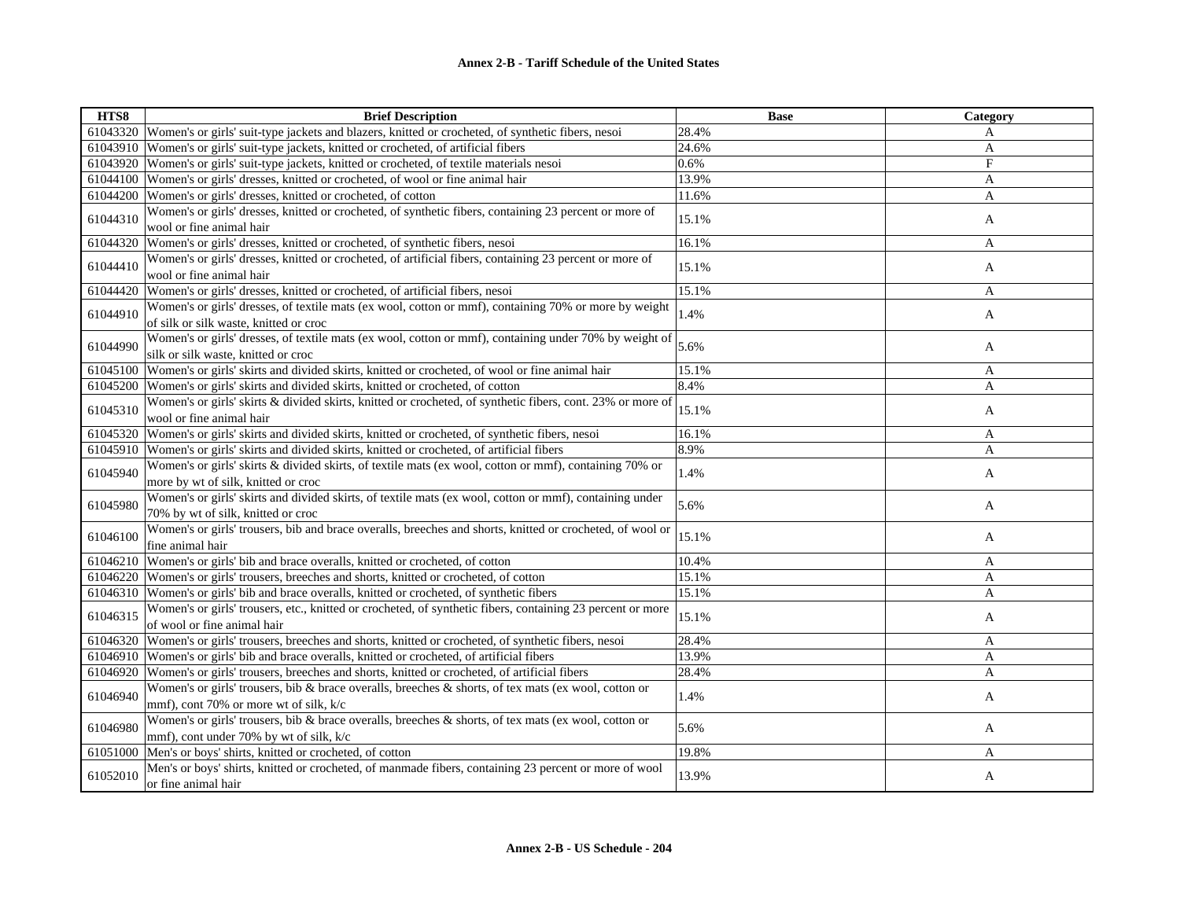| HTS8 | Brief Description | Base | Category |
|---|---|---|---|
| 61043320 | Women's or girls' suit-type jackets and blazers, knitted or crocheted, of synthetic fibers, nesoi | 28.4% | A |
| 61043910 | Women's or girls' suit-type jackets, knitted or crocheted, of artificial fibers | 24.6% | A |
| 61043920 | Women's or girls' suit-type jackets, knitted or crocheted, of textile materials nesoi | 0.6% | F |
| 61044100 | Women's or girls' dresses, knitted or crocheted, of wool or fine animal hair | 13.9% | A |
| 61044200 | Women's or girls' dresses, knitted or crocheted, of cotton | 11.6% | A |
| 61044310 | Women's or girls' dresses, knitted or crocheted, of synthetic fibers, containing 23 percent or more of wool or fine animal hair | 15.1% | A |
| 61044320 | Women's or girls' dresses, knitted or crocheted, of synthetic fibers, nesoi | 16.1% | A |
| 61044410 | Women's or girls' dresses, knitted or crocheted, of artificial fibers, containing 23 percent or more of wool or fine animal hair | 15.1% | A |
| 61044420 | Women's or girls' dresses, knitted or crocheted, of artificial fibers, nesoi | 15.1% | A |
| 61044910 | Women's or girls' dresses, of textile mats (ex wool, cotton or mmf), containing 70% or more by weight of silk or silk waste, knitted or croc | 1.4% | A |
| 61044990 | Women's or girls' dresses, of textile mats (ex wool, cotton or mmf), containing under 70% by weight of silk or silk waste, knitted or croc | 5.6% | A |
| 61045100 | Women's or girls' skirts and divided skirts, knitted or crocheted, of wool or fine animal hair | 15.1% | A |
| 61045200 | Women's or girls' skirts and divided skirts, knitted or crocheted, of cotton | 8.4% | A |
| 61045310 | Women's or girls' skirts & divided skirts, knitted or crocheted, of synthetic fibers, cont. 23% or more of wool or fine animal hair | 15.1% | A |
| 61045320 | Women's or girls' skirts and divided skirts, knitted or crocheted, of synthetic fibers, nesoi | 16.1% | A |
| 61045910 | Women's or girls' skirts and divided skirts, knitted or crocheted, of artificial fibers | 8.9% | A |
| 61045940 | Women's or girls' skirts & divided skirts, of textile mats (ex wool, cotton or mmf), containing 70% or more by wt of silk, knitted or croc | 1.4% | A |
| 61045980 | Women's or girls' skirts and divided skirts, of textile mats (ex wool, cotton or mmf), containing under 70% by wt of silk, knitted or croc | 5.6% | A |
| 61046100 | Women's or girls' trousers, bib and brace overalls, breeches and shorts, knitted or crocheted, of wool or fine animal hair | 15.1% | A |
| 61046210 | Women's or girls' bib and brace overalls, knitted or crocheted, of cotton | 10.4% | A |
| 61046220 | Women's or girls' trousers, breeches and shorts, knitted or crocheted, of cotton | 15.1% | A |
| 61046310 | Women's or girls' bib and brace overalls, knitted or crocheted, of synthetic fibers | 15.1% | A |
| 61046315 | Women's or girls' trousers, etc., knitted or crocheted, of synthetic fibers, containing 23 percent or more of wool or fine animal hair | 15.1% | A |
| 61046320 | Women's or girls' trousers, breeches and shorts, knitted or crocheted, of synthetic fibers, nesoi | 28.4% | A |
| 61046910 | Women's or girls' bib and brace overalls, knitted or crocheted, of artificial fibers | 13.9% | A |
| 61046920 | Women's or girls' trousers, breeches and shorts, knitted or crocheted, of artificial fibers | 28.4% | A |
| 61046940 | Women's or girls' trousers, bib & brace overalls, breeches & shorts, of tex mats (ex wool, cotton or mmf), cont 70% or more wt of silk, k/c | 1.4% | A |
| 61046980 | Women's or girls' trousers, bib & brace overalls, breeches & shorts, of tex mats (ex wool, cotton or mmf), cont under 70% by wt of silk, k/c | 5.6% | A |
| 61051000 | Men's or boys' shirts, knitted or crocheted, of cotton | 19.8% | A |
| 61052010 | Men's or boys' shirts, knitted or crocheted, of manmade fibers, containing 23 percent or more of wool or fine animal hair | 13.9% | A |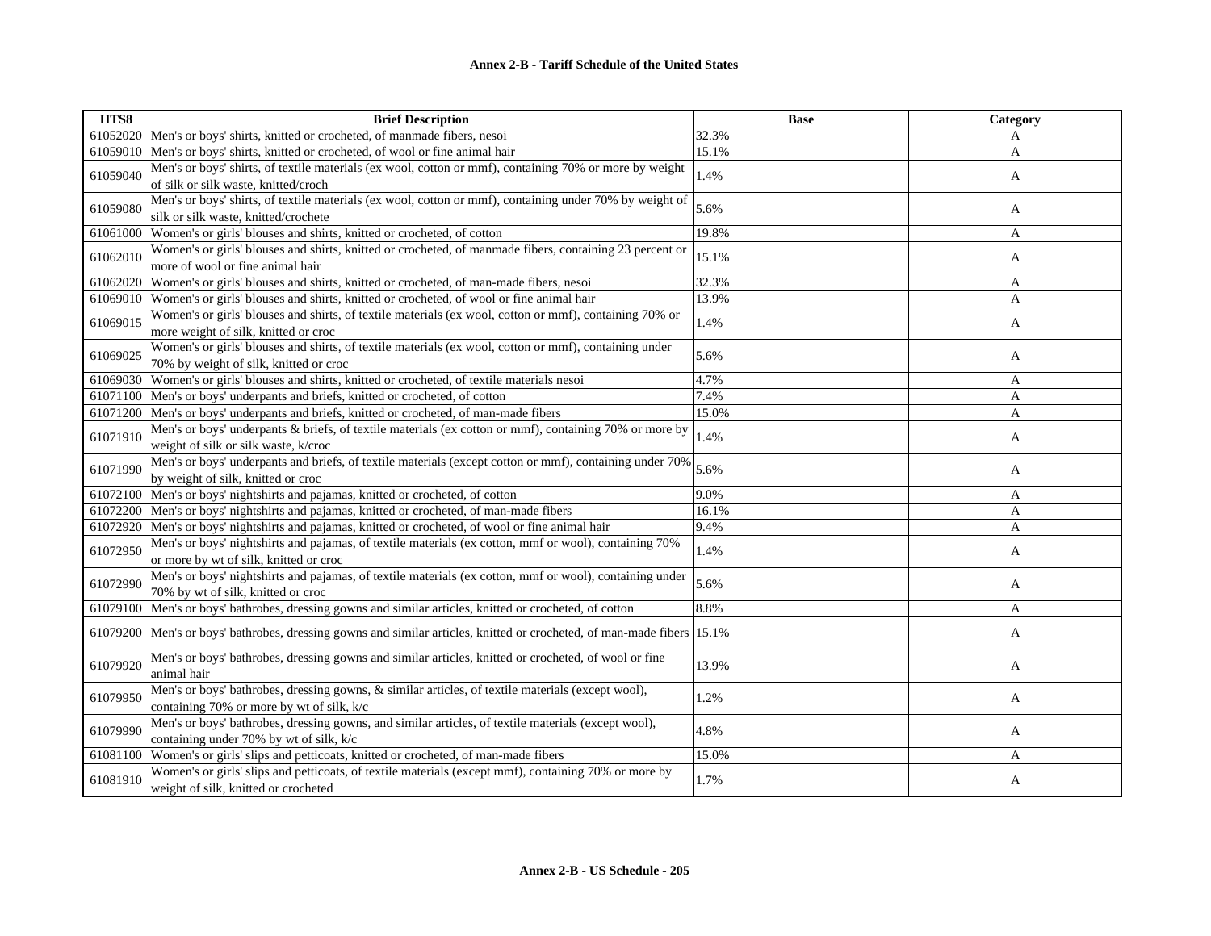**Annex 2-B - Tariff Schedule of the United States**

| HTS8 | Brief Description | Base | Category |
|---|---|---|---|
| 61052020 | Men's or boys' shirts, knitted or crocheted, of manmade fibers, nesoi | 32.3% | A |
| 61059010 | Men's or boys' shirts, knitted or crocheted, of wool or fine animal hair | 15.1% | A |
| 61059040 | Men's or boys' shirts, of textile materials (ex wool, cotton or mmf), containing 70% or more by weight of silk or silk waste, knitted/croch | 1.4% | A |
| 61059080 | Men's or boys' shirts, of textile materials (ex wool, cotton or mmf), containing under 70% by weight of silk or silk waste, knitted/crochete | 5.6% | A |
| 61061000 | Women's or girls' blouses and shirts, knitted or crocheted, of cotton | 19.8% | A |
| 61062010 | Women's or girls' blouses and shirts, knitted or crocheted, of manmade fibers, containing 23 percent or more of wool or fine animal hair | 15.1% | A |
| 61062020 | Women's or girls' blouses and shirts, knitted or crocheted, of man-made fibers, nesoi | 32.3% | A |
| 61069010 | Women's or girls' blouses and shirts, knitted or crocheted, of wool or fine animal hair | 13.9% | A |
| 61069015 | Women's or girls' blouses and shirts, of textile materials (ex wool, cotton or mmf), containing 70% or more weight of silk, knitted or croc | 1.4% | A |
| 61069025 | Women's or girls' blouses and shirts, of textile materials (ex wool, cotton or mmf), containing under 70% by weight of silk, knitted or croc | 5.6% | A |
| 61069030 | Women's or girls' blouses and shirts, knitted or crocheted, of textile materials nesoi | 4.7% | A |
| 61071100 | Men's or boys' underpants and briefs, knitted or crocheted, of cotton | 7.4% | A |
| 61071200 | Men's or boys' underpants and briefs, knitted or crocheted, of man-made fibers | 15.0% | A |
| 61071910 | Men's or boys' underpants & briefs, of textile materials (ex cotton or mmf), containing 70% or more by weight of silk or silk waste, k/croc | 1.4% | A |
| 61071990 | Men's or boys' underpants and briefs, of textile materials (except cotton or mmf), containing under 70% by weight of silk, knitted or croc | 5.6% | A |
| 61072100 | Men's or boys' nightshirts and pajamas, knitted or crocheted, of cotton | 9.0% | A |
| 61072200 | Men's or boys' nightshirts and pajamas, knitted or crocheted, of man-made fibers | 16.1% | A |
| 61072920 | Men's or boys' nightshirts and pajamas, knitted or crocheted, of wool or fine animal hair | 9.4% | A |
| 61072950 | Men's or boys' nightshirts and pajamas, of textile materials (ex cotton, mmf or wool), containing 70% or more by wt of silk, knitted or croc | 1.4% | A |
| 61072990 | Men's or boys' nightshirts and pajamas, of textile materials (ex cotton, mmf or wool), containing under 70% by wt of silk, knitted or croc | 5.6% | A |
| 61079100 | Men's or boys' bathrobes, dressing gowns and similar articles, knitted or crocheted, of cotton | 8.8% | A |
| 61079200 | Men's or boys' bathrobes, dressing gowns and similar articles, knitted or crocheted, of man-made fibers | 15.1% | A |
| 61079920 | Men's or boys' bathrobes, dressing gowns and similar articles, knitted or crocheted, of wool or fine animal hair | 13.9% | A |
| 61079950 | Men's or boys' bathrobes, dressing gowns, & similar articles, of textile materials (except wool), containing 70% or more by wt of silk, k/c | 1.2% | A |
| 61079990 | Men's or boys' bathrobes, dressing gowns, and similar articles, of textile materials (except wool), containing under 70% by wt of silk, k/c | 4.8% | A |
| 61081100 | Women's or girls' slips and petticoats, knitted or crocheted, of man-made fibers | 15.0% | A |
| 61081910 | Women's or girls' slips and petticoats, of textile materials (except mmf), containing 70% or more by weight of silk, knitted or crocheted | 1.7% | A |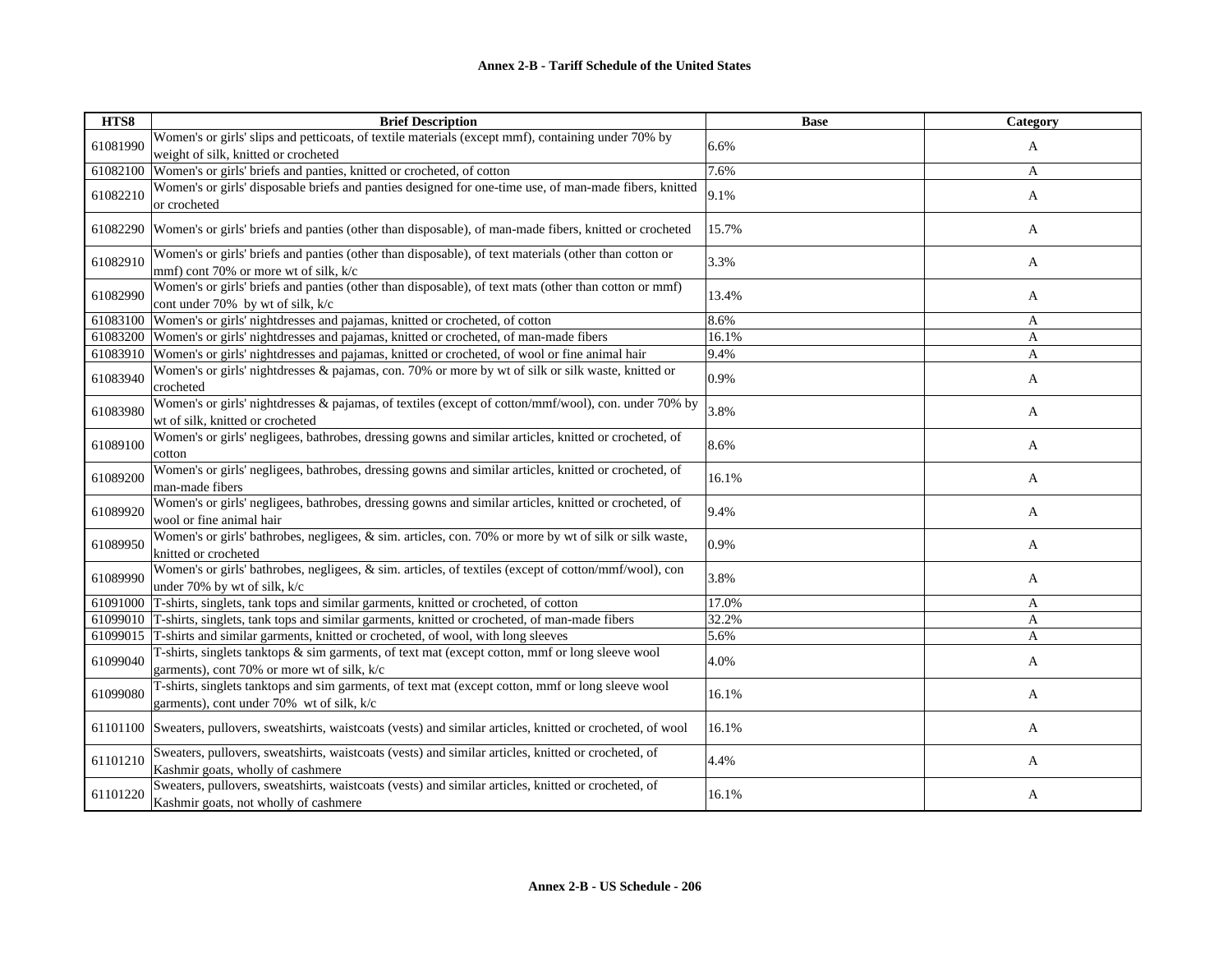# Annex 2-B - Tariff Schedule of the United States

| HTS8 | Brief Description | Base | Category |
|---|---|---|---|
| 61081990 | Women's or girls' slips and petticoats, of textile materials (except mmf), containing under 70% by weight of silk, knitted or crocheted | 6.6% | A |
| 61082100 | Women's or girls' briefs and panties, knitted or crocheted, of cotton | 7.6% | A |
| 61082210 | Women's or girls' disposable briefs and panties designed for one-time use, of man-made fibers, knitted or crocheted | 9.1% | A |
| 61082290 | Women's or girls' briefs and panties (other than disposable), of man-made fibers, knitted or crocheted | 15.7% | A |
| 61082910 | Women's or girls' briefs and panties (other than disposable), of text materials (other than cotton or mmf) cont 70% or more wt of silk, k/c | 3.3% | A |
| 61082990 | Women's or girls' briefs and panties (other than disposable), of text mats (other than cotton or mmf) cont under 70% by wt of silk, k/c | 13.4% | A |
| 61083100 | Women's or girls' nightdresses and pajamas, knitted or crocheted, of cotton | 8.6% | A |
| 61083200 | Women's or girls' nightdresses and pajamas, knitted or crocheted, of man-made fibers | 16.1% | A |
| 61083910 | Women's or girls' nightdresses and pajamas, knitted or crocheted, of wool or fine animal hair | 9.4% | A |
| 61083940 | Women's or girls' nightdresses & pajamas, con. 70% or more by wt of silk or silk waste, knitted or crocheted | 0.9% | A |
| 61083980 | Women's or girls' nightdresses & pajamas, of textiles (except of cotton/mmf/wool), con. under 70% by wt of silk, knitted or crocheted | 3.8% | A |
| 61089100 | Women's or girls' negligees, bathrobes, dressing gowns and similar articles, knitted or crocheted, of cotton | 8.6% | A |
| 61089200 | Women's or girls' negligees, bathrobes, dressing gowns and similar articles, knitted or crocheted, of man-made fibers | 16.1% | A |
| 61089920 | Women's or girls' negligees, bathrobes, dressing gowns and similar articles, knitted or crocheted, of wool or fine animal hair | 9.4% | A |
| 61089950 | Women's or girls' bathrobes, negligees, & sim. articles, con. 70% or more by wt of silk or silk waste, knitted or crocheted | 0.9% | A |
| 61089990 | Women's or girls' bathrobes, negligees, & sim. articles, of textiles (except of cotton/mmf/wool), con under 70% by wt of silk, k/c | 3.8% | A |
| 61091000 | T-shirts, singlets, tank tops and similar garments, knitted or crocheted, of cotton | 17.0% | A |
| 61099010 | T-shirts, singlets, tank tops and similar garments, knitted or crocheted, of man-made fibers | 32.2% | A |
| 61099015 | T-shirts and similar garments, knitted or crocheted, of wool, with long sleeves | 5.6% | A |
| 61099040 | T-shirts, singlets tanktops & sim garments, of text mat (except cotton, mmf or long sleeve wool garments), cont 70% or more wt of silk, k/c | 4.0% | A |
| 61099080 | T-shirts, singlets tanktops and sim garments, of text mat (except cotton, mmf or long sleeve wool garments), cont under 70% wt of silk, k/c | 16.1% | A |
| 61101100 | Sweaters, pullovers, sweatshirts, waistcoats (vests) and similar articles, knitted or crocheted, of wool | 16.1% | A |
| 61101210 | Sweaters, pullovers, sweatshirts, waistcoats (vests) and similar articles, knitted or crocheted, of Kashmir goats, wholly of cashmere | 4.4% | A |
| 61101220 | Sweaters, pullovers, sweatshirts, waistcoats (vests) and similar articles, knitted or crocheted, of Kashmir goats, not wholly of cashmere | 16.1% | A |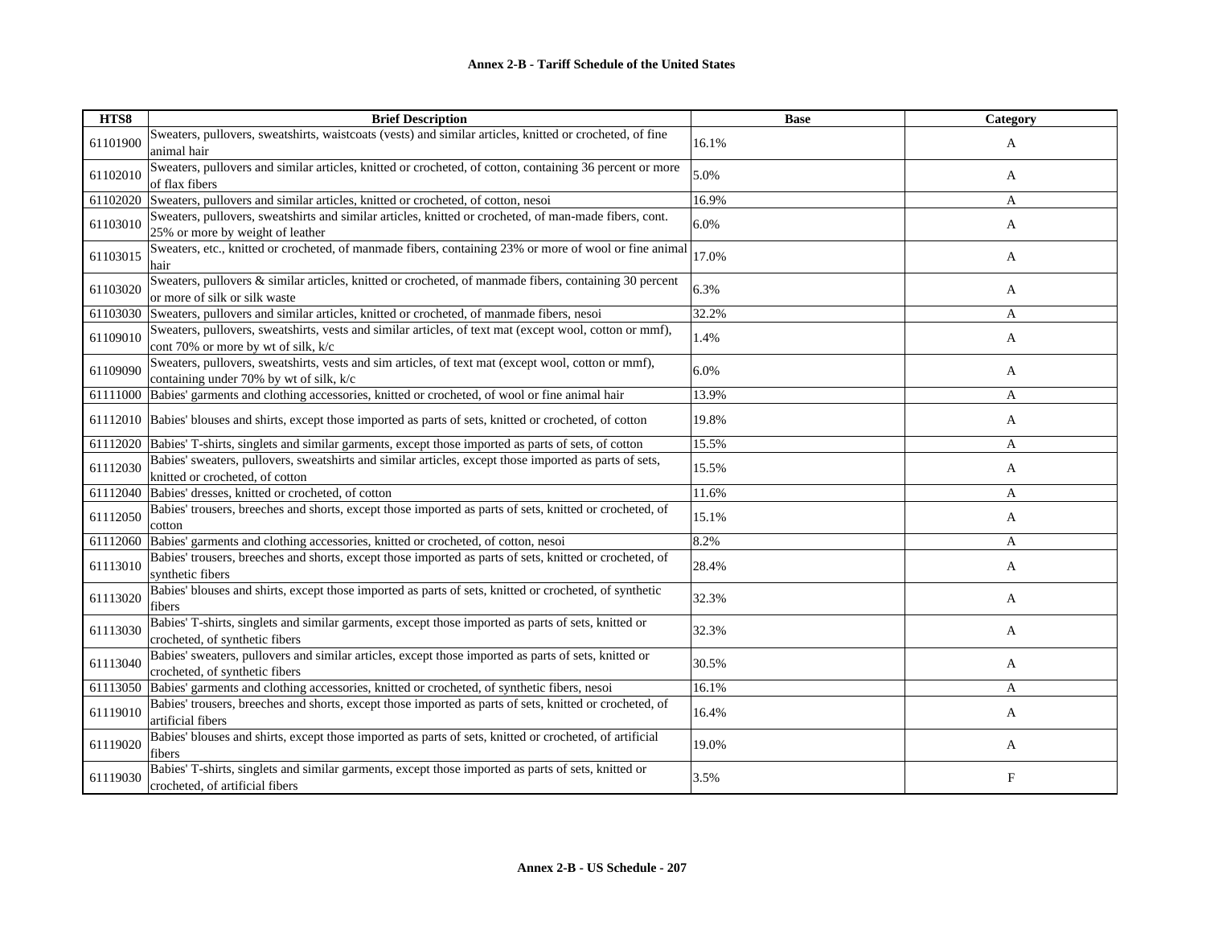**Annex 2-B - Tariff Schedule of the United States**

| HTS8 | Brief Description | Base | Category |
|---|---|---|---|
| 61101900 | Sweaters, pullovers, sweatshirts, waistcoats (vests) and similar articles, knitted or crocheted, of fine animal hair | 16.1% | A |
| 61102010 | Sweaters, pullovers and similar articles, knitted or crocheted, of cotton, containing 36 percent or more of flax fibers | 5.0% | A |
| 61102020 | Sweaters, pullovers and similar articles, knitted or crocheted, of cotton, nesoi | 16.9% | A |
| 61103010 | Sweaters, pullovers, sweatshirts and similar articles, knitted or crocheted, of man-made fibers, cont. 25% or more by weight of leather | 6.0% | A |
| 61103015 | Sweaters, etc., knitted or crocheted, of manmade fibers, containing 23% or more of wool or fine animal hair | 17.0% | A |
| 61103020 | Sweaters, pullovers & similar articles, knitted or crocheted, of manmade fibers, containing 30 percent or more of silk or silk waste | 6.3% | A |
| 61103030 | Sweaters, pullovers and similar articles, knitted or crocheted, of manmade fibers, nesoi | 32.2% | A |
| 61109010 | Sweaters, pullovers, sweatshirts, vests and similar articles, of text mat (except wool, cotton or mmf), cont 70% or more by wt of silk, k/c | 1.4% | A |
| 61109090 | Sweaters, pullovers, sweatshirts, vests and sim articles, of text mat (except wool, cotton or mmf), containing under 70% by wt of silk, k/c | 6.0% | A |
| 61111000 | Babies' garments and clothing accessories, knitted or crocheted, of wool or fine animal hair | 13.9% | A |
| 61112010 | Babies' blouses and shirts, except those imported as parts of sets, knitted or crocheted, of cotton | 19.8% | A |
| 61112020 | Babies' T-shirts, singlets and similar garments, except those imported as parts of sets, of cotton | 15.5% | A |
| 61112030 | Babies' sweaters, pullovers, sweatshirts and similar articles, except those imported as parts of sets, knitted or crocheted, of cotton | 15.5% | A |
| 61112040 | Babies' dresses, knitted or crocheted, of cotton | 11.6% | A |
| 61112050 | Babies' trousers, breeches and shorts, except those imported as parts of sets, knitted or crocheted, of cotton | 15.1% | A |
| 61112060 | Babies' garments and clothing accessories, knitted or crocheted, of cotton, nesoi | 8.2% | A |
| 61113010 | Babies' trousers, breeches and shorts, except those imported as parts of sets, knitted or crocheted, of synthetic fibers | 28.4% | A |
| 61113020 | Babies' blouses and shirts, except those imported as parts of sets, knitted or crocheted, of synthetic fibers | 32.3% | A |
| 61113030 | Babies' T-shirts, singlets and similar garments, except those imported as parts of sets, knitted or crocheted, of synthetic fibers | 32.3% | A |
| 61113040 | Babies' sweaters, pullovers and similar articles, except those imported as parts of sets, knitted or crocheted, of synthetic fibers | 30.5% | A |
| 61113050 | Babies' garments and clothing accessories, knitted or crocheted, of synthetic fibers, nesoi | 16.1% | A |
| 61119010 | Babies' trousers, breeches and shorts, except those imported as parts of sets, knitted or crocheted, of artificial fibers | 16.4% | A |
| 61119020 | Babies' blouses and shirts, except those imported as parts of sets, knitted or crocheted, of artificial fibers | 19.0% | A |
| 61119030 | Babies' T-shirts, singlets and similar garments, except those imported as parts of sets, knitted or crocheted, of artificial fibers | 3.5% | F |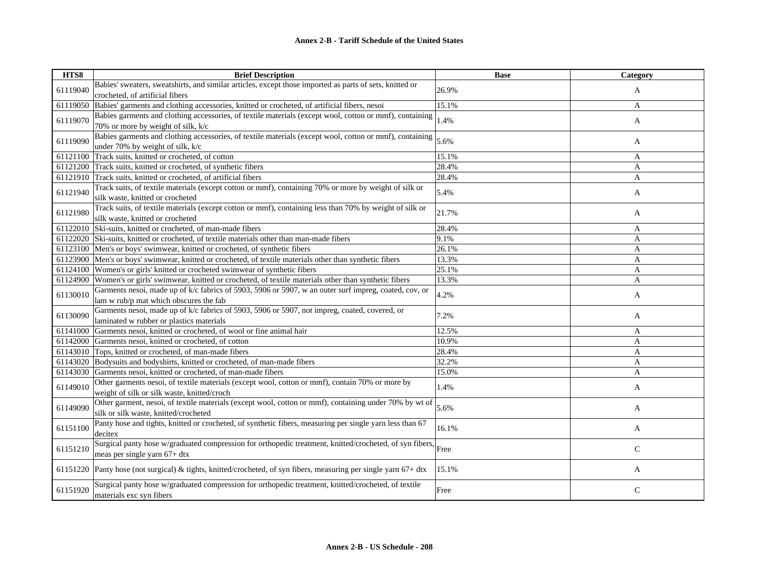**Annex 2-B - Tariff Schedule of the United States**

| HTS8 | Brief Description | Base | Category |
|---|---|---|---|
| 61119040 | Babies' sweaters, sweatshirts, and similar articles, except those imported as parts of sets, knitted or crocheted, of artificial fibers | 26.9% | A |
| 61119050 | Babies' garments and clothing accessories, knitted or crocheted, of artificial fibers, nesoi | 15.1% | A |
| 61119070 | Babies garments and clothing accessories, of textile materials (except wool, cotton or mmf), containing 70% or more by weight of silk, k/c | 1.4% | A |
| 61119090 | Babies garments and clothing accessories, of textile materials (except wool, cotton or mmf), containing under 70% by weight of silk, k/c | 5.6% | A |
| 61121100 | Track suits, knitted or crocheted, of cotton | 15.1% | A |
| 61121200 | Track suits, knitted or crocheted, of synthetic fibers | 28.4% | A |
| 61121910 | Track suits, knitted or crocheted, of artificial fibers | 28.4% | A |
| 61121940 | Track suits, of textile materials (except cotton or mmf), containing 70% or more by weight of silk or silk waste, knitted or crocheted | 5.4% | A |
| 61121980 | Track suits, of textile materials (except cotton or mmf), containing less than 70% by weight of silk or silk waste, knitted or crocheted | 21.7% | A |
| 61122010 | Ski-suits, knitted or crocheted, of man-made fibers | 28.4% | A |
| 61122020 | Ski-suits, knitted or crocheted, of textile materials other than man-made fibers | 9.1% | A |
| 61123100 | Men's or boys' swimwear, knitted or crocheted, of synthetic fibers | 26.1% | A |
| 61123900 | Men's or boys' swimwear, knitted or crocheted, of textile materials other than synthetic fibers | 13.3% | A |
| 61124100 | Women's or girls' knitted or crocheted swimwear of synthetic fibers | 25.1% | A |
| 61124900 | Women's or girls' swimwear, knitted or crocheted, of textile materials other than synthetic fibers | 13.3% | A |
| 61130010 | Garments nesoi, made up of k/c fabrics of 5903, 5906 or 5907, w an outer surf impreg, coated, cov, or lam w rub/p mat which obscures the fab | 4.2% | A |
| 61130090 | Garments nesoi, made up of k/c fabrics of 5903, 5906 or 5907, not impreg, coated, covered, or laminated w rubber or plastics materials | 7.2% | A |
| 61141000 | Garments nesoi, knitted or crocheted, of wool or fine animal hair | 12.5% | A |
| 61142000 | Garments nesoi, knitted or crocheted, of cotton | 10.9% | A |
| 61143010 | Tops, knitted or crocheted, of man-made fibers | 28.4% | A |
| 61143020 | Bodysuits and bodyshirts, knitted or crocheted, of man-made fibers | 32.2% | A |
| 61143030 | Garments nesoi, knitted or crocheted, of man-made fibers | 15.0% | A |
| 61149010 | Other garments nesoi, of textile materials (except wool, cotton or mmf), contain 70% or more by weight of silk or silk waste, knitted/croch | 1.4% | A |
| 61149090 | Other garment, nesoi, of textile materials (except wool, cotton or mmf), containing under 70% by wt of silk or silk waste, knitted/crocheted | 5.6% | A |
| 61151100 | Panty hose and tights, knitted or crocheted, of synthetic fibers, measuring per single yarn less than 67 decitex | 16.1% | A |
| 61151210 | Surgical panty hose w/graduated compression for orthopedic treatment, knitted/crocheted, of syn fibers, meas per single yarn 67+ dtx | Free | C |
| 61151220 | Panty hose (not surgical) & tights, knitted/crocheted, of syn fibers, measuring per single yarn 67+ dtx | 15.1% | A |
| 61151920 | Surgical panty hose w/graduated compression for orthopedic treatment, knitted/crocheted, of textile materials exc syn fibers | Free | C |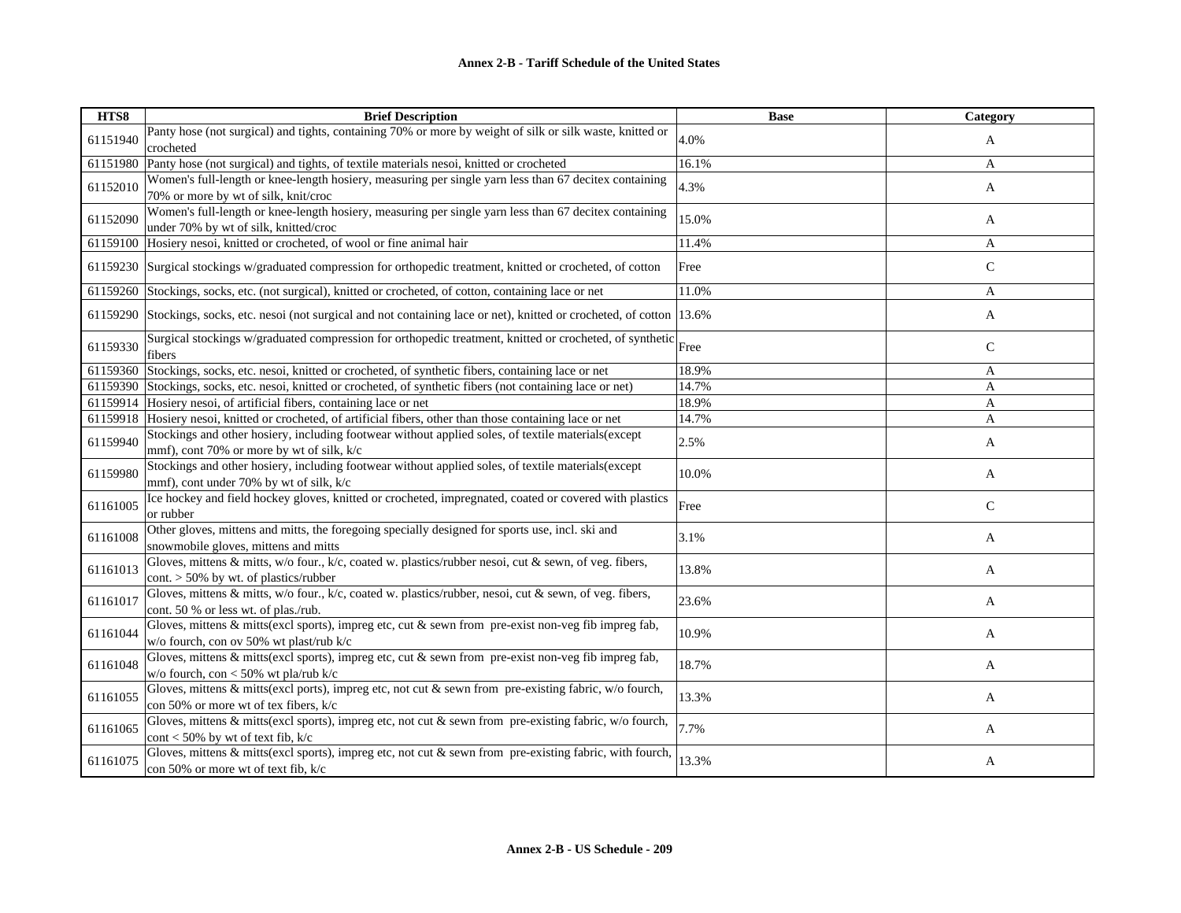**Annex 2-B - Tariff Schedule of the United States**

| HTS8 | Brief Description | Base | Category |
|---|---|---|---|
| 61151940 | Panty hose (not surgical) and tights, containing 70% or more by weight of silk or silk waste, knitted or crocheted | 4.0% | A |
| 61151980 | Panty hose (not surgical) and tights, of textile materials nesoi, knitted or crocheted | 16.1% | A |
| 61152010 | Women's full-length or knee-length hosiery, measuring per single yarn less than 67 decitex containing 70% or more by wt of silk, knit/croc | 4.3% | A |
| 61152090 | Women's full-length or knee-length hosiery, measuring per single yarn less than 67 decitex containing under 70% by wt of silk, knitted/croc | 15.0% | A |
| 61159100 | Hosiery nesoi, knitted or crocheted, of wool or fine animal hair | 11.4% | A |
| 61159230 | Surgical stockings w/graduated compression for orthopedic treatment, knitted or crocheted, of cotton | Free | C |
| 61159260 | Stockings, socks, etc. (not surgical), knitted or crocheted, of cotton, containing lace or net | 11.0% | A |
| 61159290 | Stockings, socks, etc. nesoi (not surgical and not containing lace or net), knitted or crocheted, of cotton | 13.6% | A |
| 61159330 | Surgical stockings w/graduated compression for orthopedic treatment, knitted or crocheted, of synthetic fibers | Free | C |
| 61159360 | Stockings, socks, etc. nesoi, knitted or crocheted, of synthetic fibers, containing lace or net | 18.9% | A |
| 61159390 | Stockings, socks, etc. nesoi, knitted or crocheted, of synthetic fibers (not containing lace or net) | 14.7% | A |
| 61159914 | Hosiery nesoi, of artificial fibers, containing lace or net | 18.9% | A |
| 61159918 | Hosiery nesoi, knitted or crocheted, of artificial fibers, other than those containing lace or net | 14.7% | A |
| 61159940 | Stockings and other hosiery, including footwear without applied soles, of textile materials(except mmf), cont 70% or more by wt of silk, k/c | 2.5% | A |
| 61159980 | Stockings and other hosiery, including footwear without applied soles, of textile materials(except mmf), cont under 70% by wt of silk, k/c | 10.0% | A |
| 61161005 | Ice hockey and field hockey gloves, knitted or crocheted, impregnated, coated or covered with plastics or rubber | Free | C |
| 61161008 | Other gloves, mittens and mitts, the foregoing specially designed for sports use, incl. ski and snowmobile gloves, mittens and mitts | 3.1% | A |
| 61161013 | Gloves, mittens & mitts, w/o four., k/c, coated w. plastics/rubber nesoi, cut & sewn, of veg. fibers, cont. > 50% by wt. of plastics/rubber | 13.8% | A |
| 61161017 | Gloves, mittens & mitts, w/o four., k/c, coated w. plastics/rubber, nesoi, cut & sewn, of veg. fibers, cont. 50 % or less wt. of plas./rub. | 23.6% | A |
| 61161044 | Gloves, mittens & mitts(excl sports), impreg etc, cut & sewn from pre-exist non-veg fib impreg fab, w/o fourch, con ov 50% wt plast/rub k/c | 10.9% | A |
| 61161048 | Gloves, mittens & mitts(excl sports), impreg etc, cut & sewn from pre-exist non-veg fib impreg fab, w/o fourch, con < 50% wt pla/rub k/c | 18.7% | A |
| 61161055 | Gloves, mittens & mitts(excl ports), impreg etc, not cut & sewn from pre-existing fabric, w/o fourch, con 50% or more wt of tex fibers, k/c | 13.3% | A |
| 61161065 | Gloves, mittens & mitts(excl sports), impreg etc, not cut & sewn from pre-existing fabric, w/o fourch, cont < 50% by wt of text fib, k/c | 7.7% | A |
| 61161075 | Gloves, mittens & mitts(excl sports), impreg etc, not cut & sewn from pre-existing fabric, with fourch, con 50% or more wt of text fib, k/c | 13.3% | A |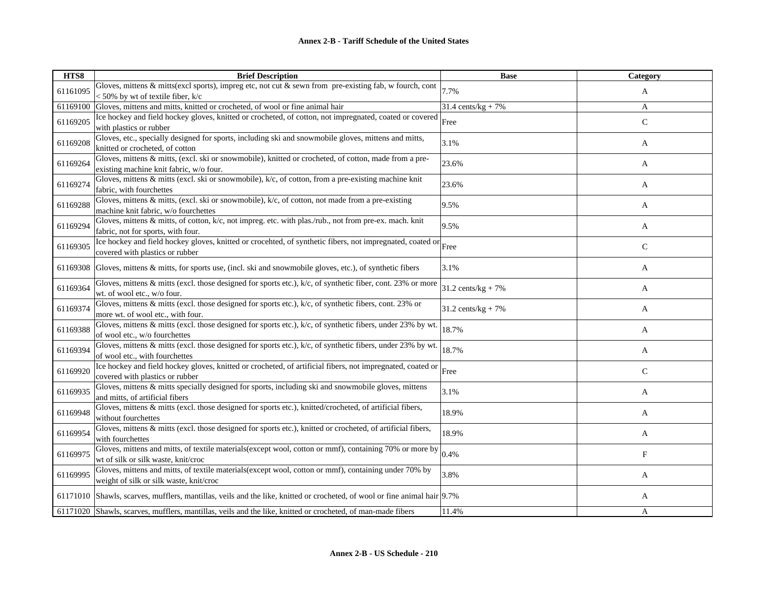## Annex 2-B - Tariff Schedule of the United States

| HTS8 | Brief Description | Base | Category |
|---|---|---|---|
| 61161095 | Gloves, mittens & mitts(excl sports), impreg etc, not cut & sewn from pre-existing fab, w fourch, cont < 50% by wt of textile fiber, k/c | 7.7% | A |
| 61169100 | Gloves, mittens and mitts, knitted or crocheted, of wool or fine animal hair | 31.4 cents/kg + 7% | A |
| 61169205 | Ice hockey and field hockey gloves, knitted or crocheted, of cotton, not impregnated, coated or covered with plastics or rubber | Free | C |
| 61169208 | Gloves, etc., specially designed for sports, including ski and snowmobile gloves, mittens and mitts, knitted or crocheted, of cotton | 3.1% | A |
| 61169264 | Gloves, mittens & mitts, (excl. ski or snowmobile), knitted or crocheted, of cotton, made from a pre-existing machine knit fabric, w/o four. | 23.6% | A |
| 61169274 | Gloves, mittens & mitts (excl. ski or snowmobile), k/c, of cotton, from a pre-existing machine knit fabric, with fourchettes | 23.6% | A |
| 61169288 | Gloves, mittens & mitts, (excl. ski or snowmobile), k/c, of cotton, not made from a pre-existing machine knit fabric, w/o fourchettes | 9.5% | A |
| 61169294 | Gloves, mittens & mitts, of cotton, k/c, not impreg. etc. with plas./rub., not from pre-ex. mach. knit fabric, not for sports, with four. | 9.5% | A |
| 61169305 | Ice hockey and field hockey gloves, knitted or crocehted, of synthetic fibers, not impregnated, coated or covered with plastics or rubber | Free | C |
| 61169308 | Gloves, mittens & mitts, for sports use, (incl. ski and snowmobile gloves, etc.), of synthetic fibers | 3.1% | A |
| 61169364 | Gloves, mittens & mitts (excl. those designed for sports etc.), k/c, of synthetic fiber, cont. 23% or more wt. of wool etc., w/o four. | 31.2 cents/kg + 7% | A |
| 61169374 | Gloves, mittens & mitts (excl. those designed for sports etc.), k/c, of synthetic fibers, cont. 23% or more wt. of wool etc., with four. | 31.2 cents/kg + 7% | A |
| 61169388 | Gloves, mittens & mitts (excl. those designed for sports etc.), k/c, of synthetic fibers, under 23% by wt. of wool etc., w/o fourchettes | 18.7% | A |
| 61169394 | Gloves, mittens & mitts (excl. those designed for sports etc.), k/c, of synthetic fibers, under 23% by wt. of wool etc., with fourchettes | 18.7% | A |
| 61169920 | Ice hockey and field hockey gloves, knitted or crocheted, of artificial fibers, not impregnated, coated or covered with plastics or rubber | Free | C |
| 61169935 | Gloves, mittens & mitts specially designed for sports, including ski and snowmobile gloves, mittens and mitts, of artificial fibers | 3.1% | A |
| 61169948 | Gloves, mittens & mitts (excl. those designed for sports etc.), knitted/crocheted, of artificial fibers, without fourchettes | 18.9% | A |
| 61169954 | Gloves, mittens & mitts (excl. those designed for sports etc.), knitted or crocheted, of artificial fibers, with fourchettes | 18.9% | A |
| 61169975 | Gloves, mittens and mitts, of textile materials(except wool, cotton or mmf), containing 70% or more by wt of silk or silk waste, knit/croc | 0.4% | F |
| 61169995 | Gloves, mittens and mitts, of textile materials(except wool, cotton or mmf), containing under 70% by weight of silk or silk waste, knit/croc | 3.8% | A |
| 61171010 | Shawls, scarves, mufflers, mantillas, veils and the like, knitted or crocheted, of wool or fine animal hair | 9.7% | A |
| 61171020 | Shawls, scarves, mufflers, mantillas, veils and the like, knitted or crocheted, of man-made fibers | 11.4% | A |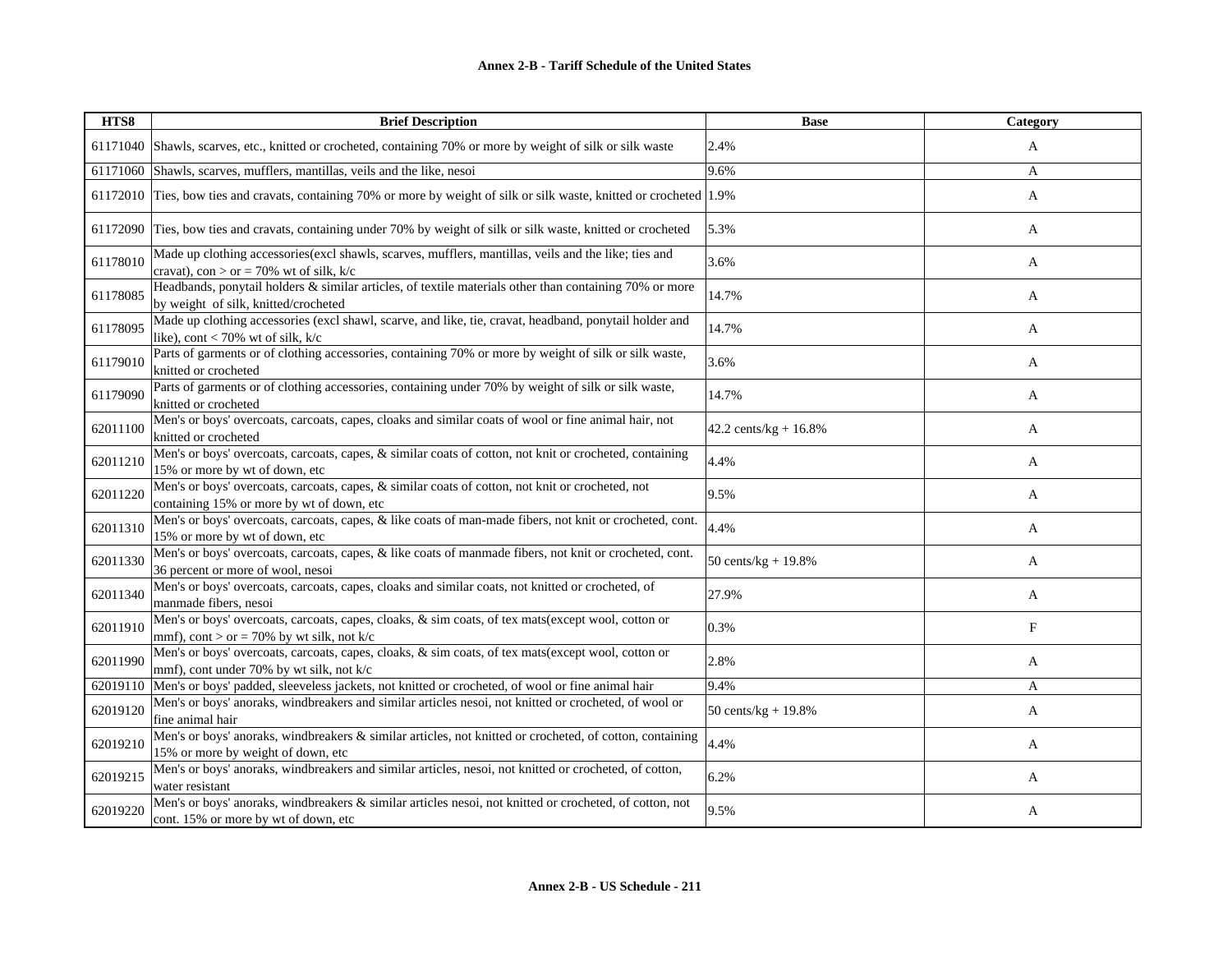# Annex 2-B - Tariff Schedule of the United States

| HTS8 | Brief Description | Base | Category |
|---|---|---|---|
| 61171040 | Shawls, scarves, etc., knitted or crocheted, containing 70% or more by weight of silk or silk waste | 2.4% | A |
| 61171060 | Shawls, scarves, mufflers, mantillas, veils and the like, nesoi | 9.6% | A |
| 61172010 | Ties, bow ties and cravats, containing 70% or more by weight of silk or silk waste, knitted or crocheted | 1.9% | A |
| 61172090 | Ties, bow ties and cravats, containing under 70% by weight of silk or silk waste, knitted or crocheted | 5.3% | A |
| 61178010 | Made up clothing accessories(excl shawls, scarves, mufflers, mantillas, veils and the like; ties and cravat), con > or = 70% wt of silk, k/c | 3.6% | A |
| 61178085 | Headbands, ponytail holders & similar articles, of textile materials other than containing 70% or more by weight of silk, knitted/crocheted | 14.7% | A |
| 61178095 | Made up clothing accessories (excl shawl, scarve, and like, tie, cravat, headband, ponytail holder and like), cont < 70% wt of silk, k/c | 14.7% | A |
| 61179010 | Parts of garments or of clothing accessories, containing 70% or more by weight of silk or silk waste, knitted or crocheted | 3.6% | A |
| 61179090 | Parts of garments or of clothing accessories, containing under 70% by weight of silk or silk waste, knitted or crocheted | 14.7% | A |
| 62011100 | Men's or boys' overcoats, carcoats, capes, cloaks and similar coats of wool or fine animal hair, not knitted or crocheted | 42.2 cents/kg + 16.8% | A |
| 62011210 | Men's or boys' overcoats, carcoats, capes, & similar coats of cotton, not knit or crocheted, containing 15% or more by wt of down, etc | 4.4% | A |
| 62011220 | Men's or boys' overcoats, carcoats, capes, & similar coats of cotton, not knit or crocheted, not containing 15% or more by wt of down, etc | 9.5% | A |
| 62011310 | Men's or boys' overcoats, carcoats, capes, & like coats of man-made fibers, not knit or crocheted, cont. 15% or more by wt of down, etc | 4.4% | A |
| 62011330 | Men's or boys' overcoats, carcoats, capes, & like coats of manmade fibers, not knit or crocheted, cont. 36 percent or more of wool, nesoi | 50 cents/kg + 19.8% | A |
| 62011340 | Men's or boys' overcoats, carcoats, capes, cloaks and similar coats, not knitted or crocheted, of manmade fibers, nesoi | 27.9% | A |
| 62011910 | Men's or boys' overcoats, carcoats, capes, cloaks, & sim coats, of tex mats(except wool, cotton or mmf), cont > or = 70% by wt silk, not k/c | 0.3% | F |
| 62011990 | Men's or boys' overcoats, carcoats, capes, cloaks, & sim coats, of tex mats(except wool, cotton or mmf), cont under 70% by wt silk, not k/c | 2.8% | A |
| 62019110 | Men's or boys' padded, sleeveless jackets, not knitted or crocheted, of wool or fine animal hair | 9.4% | A |
| 62019120 | Men's or boys' anoraks, windbreakers and similar articles nesoi, not knitted or crocheted, of wool or fine animal hair | 50 cents/kg + 19.8% | A |
| 62019210 | Men's or boys' anoraks, windbreakers & similar articles, not knitted or crocheted, of cotton, containing 15% or more by weight of down, etc | 4.4% | A |
| 62019215 | Men's or boys' anoraks, windbreakers and similar articles, nesoi, not knitted or crocheted, of cotton, water resistant | 6.2% | A |
| 62019220 | Men's or boys' anoraks, windbreakers & similar articles nesoi, not knitted or crocheted, of cotton, not cont. 15% or more by wt of down, etc | 9.5% | A |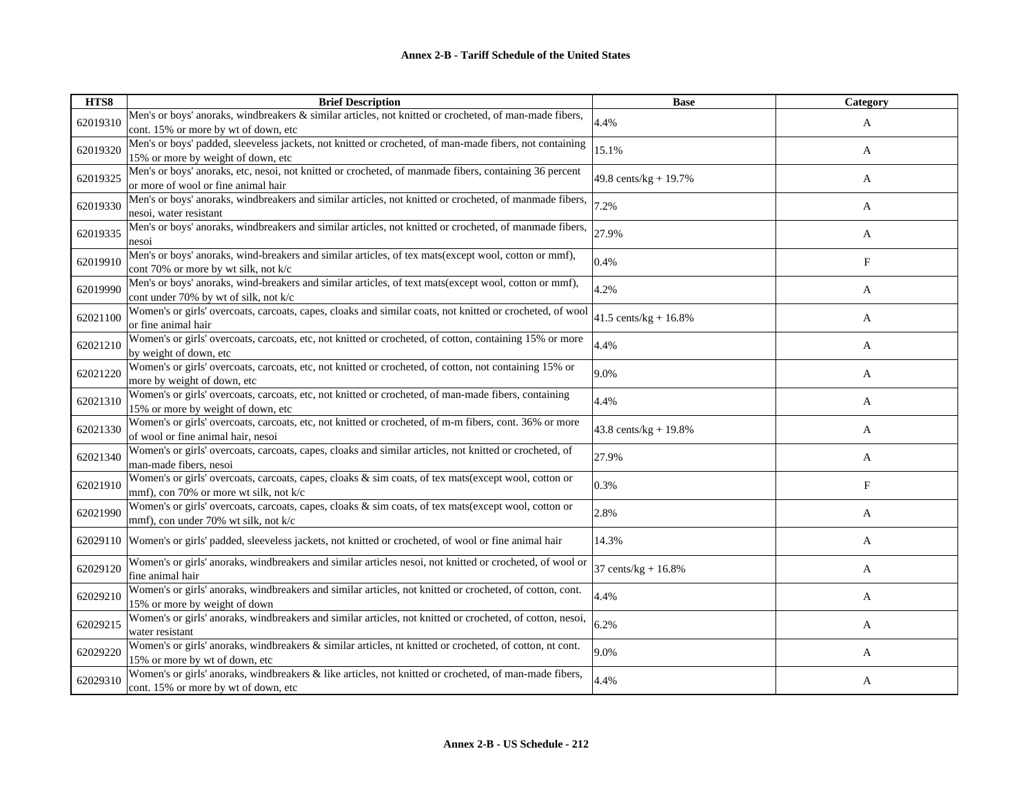| HTS8 | Brief Description | Base | Category |
|---|---|---|---|
| 62019310 | Men's or boys' anoraks, windbreakers & similar articles, not knitted or crocheted, of man-made fibers, cont. 15% or more by wt of down, etc | 4.4% | A |
| 62019320 | Men's or boys' padded, sleeveless jackets, not knitted or crocheted, of man-made fibers, not containing 15% or more by weight of down, etc | 15.1% | A |
| 62019325 | Men's or boys' anoraks, etc, nesoi, not knitted or crocheted, of manmade fibers, containing 36 percent or more of wool or fine animal hair | 49.8 cents/kg + 19.7% | A |
| 62019330 | Men's or boys' anoraks, windbreakers and similar articles, not knitted or crocheted, of manmade fibers, nesoi, water resistant | 7.2% | A |
| 62019335 | Men's or boys' anoraks, windbreakers and similar articles, not knitted or crocheted, of manmade fibers, nesoi | 27.9% | A |
| 62019910 | Men's or boys' anoraks, wind-breakers and similar articles, of tex mats(except wool, cotton or mmf), cont 70% or more by wt silk, not k/c | 0.4% | F |
| 62019990 | Men's or boys' anoraks, wind-breakers and similar articles, of text mats(except wool, cotton or mmf), cont under 70% by wt of silk, not k/c | 4.2% | A |
| 62021100 | Women's or girls' overcoats, carcoats, capes, cloaks and similar coats, not knitted or crocheted, of wool or fine animal hair | 41.5 cents/kg + 16.8% | A |
| 62021210 | Women's or girls' overcoats, carcoats, etc, not knitted or crocheted, of cotton, containing 15% or more by weight of down, etc | 4.4% | A |
| 62021220 | Women's or girls' overcoats, carcoats, etc, not knitted or crocheted, of cotton, not containing 15% or more by weight of down, etc | 9.0% | A |
| 62021310 | Women's or girls' overcoats, carcoats, etc, not knitted or crocheted, of man-made fibers, containing 15% or more by weight of down, etc | 4.4% | A |
| 62021330 | Women's or girls' overcoats, carcoats, etc, not knitted or crocheted, of m-m fibers, cont. 36% or more of wool or fine animal hair, nesoi | 43.8 cents/kg + 19.8% | A |
| 62021340 | Women's or girls' overcoats, carcoats, capes, cloaks and similar articles, not knitted or crocheted, of man-made fibers, nesoi | 27.9% | A |
| 62021910 | Women's or girls' overcoats, carcoats, capes, cloaks & sim coats, of tex mats(except wool, cotton or mmf), con 70% or more wt silk, not k/c | 0.3% | F |
| 62021990 | Women's or girls' overcoats, carcoats, capes, cloaks & sim coats, of tex mats(except wool, cotton or mmf), con under 70% wt silk, not k/c | 2.8% | A |
| 62029110 | Women's or girls' padded, sleeveless jackets, not knitted or crocheted, of wool or fine animal hair | 14.3% | A |
| 62029120 | Women's or girls' anoraks, windbreakers and similar articles nesoi, not knitted or crocheted, of wool or fine animal hair | 37 cents/kg + 16.8% | A |
| 62029210 | Women's or girls' anoraks, windbreakers and similar articles, not knitted or crocheted, of cotton, cont. 15% or more by weight of down | 4.4% | A |
| 62029215 | Women's or girls' anoraks, windbreakers and similar articles, not knitted or crocheted, of cotton, nesoi, water resistant | 6.2% | A |
| 62029220 | Women's or girls' anoraks, windbreakers & similar articles, nt knitted or crocheted, of cotton, nt cont. 15% or more by wt of down, etc | 9.0% | A |
| 62029310 | Women's or girls' anoraks, windbreakers & like articles, not knitted or crocheted, of man-made fibers, cont. 15% or more by wt of down, etc | 4.4% | A |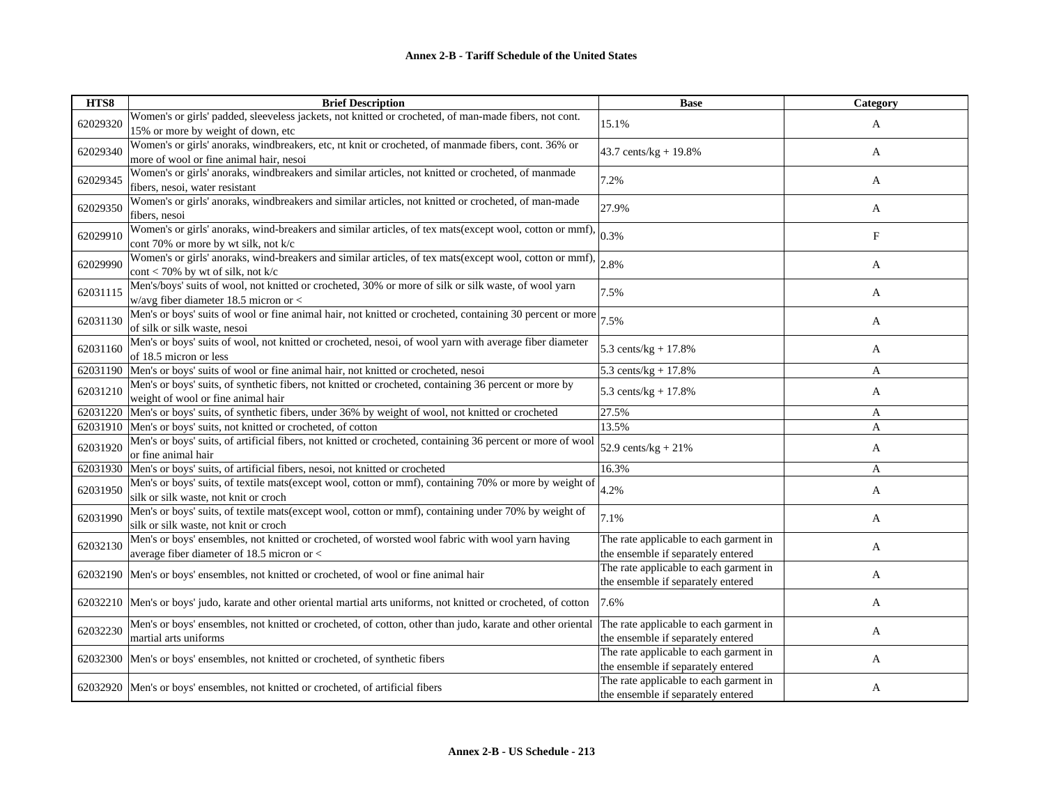**Annex 2-B - Tariff Schedule of the United States**

| HTS8 | Brief Description | Base | Category |
|---|---|---|---|
| 62029320 | Women's or girls' padded, sleeveless jackets, not knitted or crocheted, of man-made fibers, not cont. 15% or more by weight of down, etc | 15.1% | A |
| 62029340 | Women's or girls' anoraks, windbreakers, etc, nt knit or crocheted, of manmade fibers, cont. 36% or more of wool or fine animal hair, nesoi | 43.7 cents/kg + 19.8% | A |
| 62029345 | Women's or girls' anoraks, windbreakers and similar articles, not knitted or crocheted, of manmade fibers, nesoi, water resistant | 7.2% | A |
| 62029350 | Women's or girls' anoraks, windbreakers and similar articles, not knitted or crocheted, of man-made fibers, nesoi | 27.9% | A |
| 62029910 | Women's or girls' anoraks, wind-breakers and similar articles, of tex mats(except wool, cotton or mmf), cont 70% or more by wt silk, not k/c | 0.3% | F |
| 62029990 | Women's or girls' anoraks, wind-breakers and similar articles, of tex mats(except wool, cotton or mmf), cont < 70% by wt of silk, not k/c | 2.8% | A |
| 62031115 | Men's/boys' suits of wool, not knitted or crocheted, 30% or more of silk or silk waste, of wool yarn w/avg fiber diameter 18.5 micron or < | 7.5% | A |
| 62031130 | Men's or boys' suits of wool or fine animal hair, not knitted or crocheted, containing 30 percent or more of silk or silk waste, nesoi | 7.5% | A |
| 62031160 | Men's or boys' suits of wool, not knitted or crocheted, nesoi, of wool yarn with average fiber diameter of 18.5 micron or less | 5.3 cents/kg + 17.8% | A |
| 62031190 | Men's or boys' suits of wool or fine animal hair, not knitted or crocheted, nesoi | 5.3 cents/kg + 17.8% | A |
| 62031210 | Men's or boys' suits, of synthetic fibers, not knitted or crocheted, containing 36 percent or more by weight of wool or fine animal hair | 5.3 cents/kg + 17.8% | A |
| 62031220 | Men's or boys' suits, of synthetic fibers, under 36% by weight of wool, not knitted or crocheted | 27.5% | A |
| 62031910 | Men's or boys' suits, not knitted or crocheted, of cotton | 13.5% | A |
| 62031920 | Men's or boys' suits, of artificial fibers, not knitted or crocheted, containing 36 percent or more of wool or fine animal hair | 52.9 cents/kg + 21% | A |
| 62031930 | Men's or boys' suits, of artificial fibers, nesoi, not knitted or crocheted | 16.3% | A |
| 62031950 | Men's or boys' suits, of textile mats(except wool, cotton or mmf), containing 70% or more by weight of silk or silk waste, not knit or croch | 4.2% | A |
| 62031990 | Men's or boys' suits, of textile mats(except wool, cotton or mmf), containing under 70% by weight of silk or silk waste, not knit or croch | 7.1% | A |
| 62032130 | Men's or boys' ensembles, not knitted or crocheted, of worsted wool fabric with wool yarn having average fiber diameter of 18.5 micron or < | The rate applicable to each garment in the ensemble if separately entered | A |
| 62032190 | Men's or boys' ensembles, not knitted or crocheted, of wool or fine animal hair | The rate applicable to each garment in the ensemble if separately entered | A |
| 62032210 | Men's or boys' judo, karate and other oriental martial arts uniforms, not knitted or crocheted, of cotton | 7.6% | A |
| 62032230 | Men's or boys' ensembles, not knitted or crocheted, of cotton, other than judo, karate and other oriental martial arts uniforms | The rate applicable to each garment in the ensemble if separately entered | A |
| 62032300 | Men's or boys' ensembles, not knitted or crocheted, of synthetic fibers | The rate applicable to each garment in the ensemble if separately entered | A |
| 62032920 | Men's or boys' ensembles, not knitted or crocheted, of artificial fibers | The rate applicable to each garment in the ensemble if separately entered | A |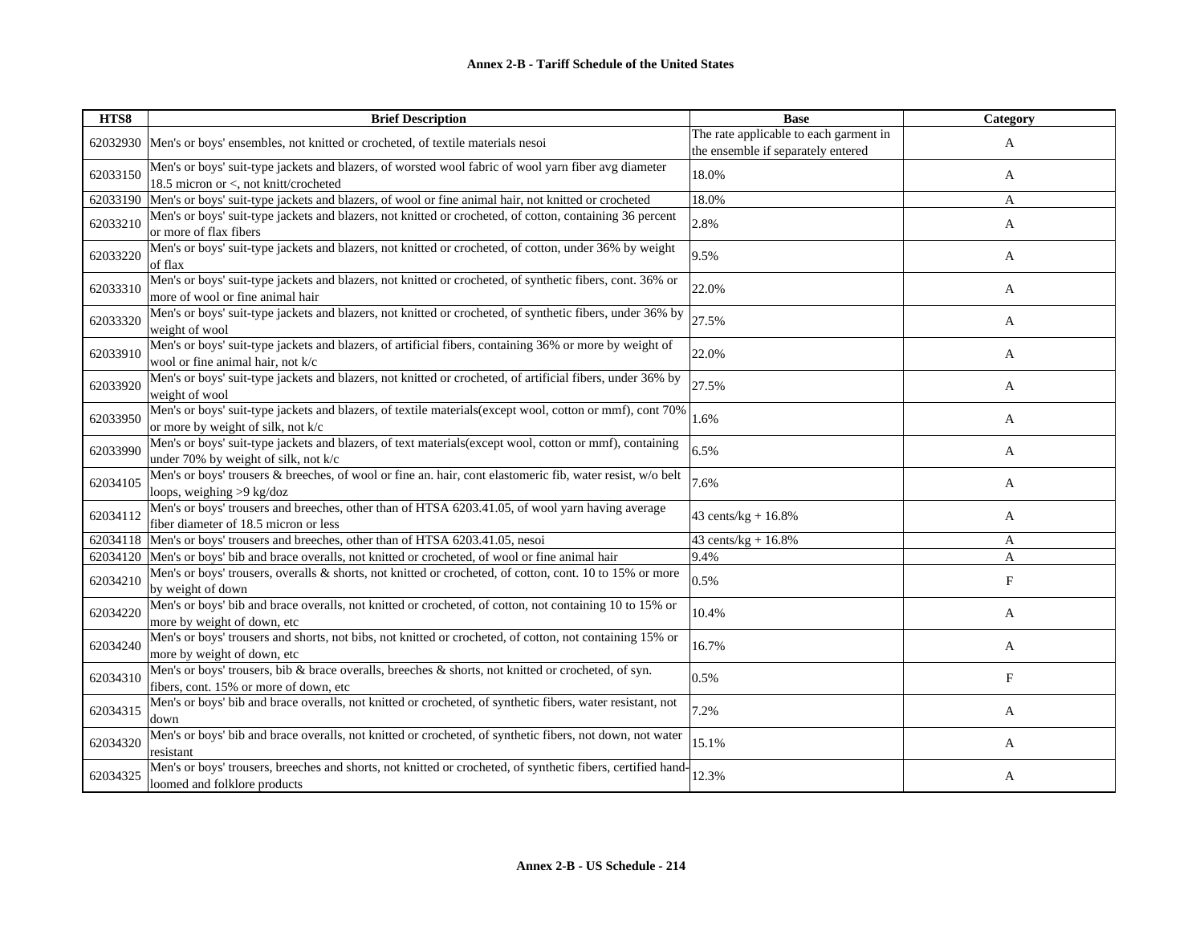**Annex 2-B - Tariff Schedule of the United States**

| HTS8 | Brief Description | Base | Category |
|---|---|---|---|
| 62032930 | Men's or boys' ensembles, not knitted or crocheted, of textile materials nesoi | The rate applicable to each garment in the ensemble if separately entered | A |
| 62033150 | Men's or boys' suit-type jackets and blazers, of worsted wool fabric of wool yarn fiber avg diameter 18.5 micron or <, not knitt/crocheted | 18.0% | A |
| 62033190 | Men's or boys' suit-type jackets and blazers, of wool or fine animal hair, not knitted or crocheted | 18.0% | A |
| 62033210 | Men's or boys' suit-type jackets and blazers, not knitted or crocheted, of cotton, containing 36 percent or more of flax fibers | 2.8% | A |
| 62033220 | Men's or boys' suit-type jackets and blazers, not knitted or crocheted, of cotton, under 36% by weight of flax | 9.5% | A |
| 62033310 | Men's or boys' suit-type jackets and blazers, not knitted or crocheted, of synthetic fibers, cont. 36% or more of wool or fine animal hair | 22.0% | A |
| 62033320 | Men's or boys' suit-type jackets and blazers, not knitted or crocheted, of synthetic fibers, under 36% by weight of wool | 27.5% | A |
| 62033910 | Men's or boys' suit-type jackets and blazers, of artificial fibers, containing 36% or more by weight of wool or fine animal hair, not k/c | 22.0% | A |
| 62033920 | Men's or boys' suit-type jackets and blazers, not knitted or crocheted, of artificial fibers, under 36% by weight of wool | 27.5% | A |
| 62033950 | Men's or boys' suit-type jackets and blazers, of textile materials(except wool, cotton or mmf), cont 70% or more by weight of silk, not k/c | 1.6% | A |
| 62033990 | Men's or boys' suit-type jackets and blazers, of text materials(except wool, cotton or mmf), containing under 70% by weight of silk, not k/c | 6.5% | A |
| 62034105 | Men's or boys' trousers & breeches, of wool or fine an. hair, cont elastomeric fib, water resist, w/o belt loops, weighing >9 kg/doz | 7.6% | A |
| 62034112 | Men's or boys' trousers and breeches, other than of HTSA 6203.41.05, of wool yarn having average fiber diameter of 18.5 micron or less | 43 cents/kg + 16.8% | A |
| 62034118 | Men's or boys' trousers and breeches, other than of HTSA 6203.41.05, nesoi | 43 cents/kg + 16.8% | A |
| 62034120 | Men's or boys' bib and brace overalls, not knitted or crocheted, of wool or fine animal hair | 9.4% | A |
| 62034210 | Men's or boys' trousers, overalls & shorts, not knitted or crocheted, of cotton, cont. 10 to 15% or more by weight of down | 0.5% | F |
| 62034220 | Men's or boys' bib and brace overalls, not knitted or crocheted, of cotton, not containing 10 to 15% or more by weight of down, etc | 10.4% | A |
| 62034240 | Men's or boys' trousers and shorts, not bibs, not knitted or crocheted, of cotton, not containing 15% or more by weight of down, etc | 16.7% | A |
| 62034310 | Men's or boys' trousers, bib & brace overalls, breeches & shorts, not knitted or crocheted, of syn. fibers, cont. 15% or more of down, etc | 0.5% | F |
| 62034315 | Men's or boys' bib and brace overalls, not knitted or crocheted, of synthetic fibers, water resistant, not down | 7.2% | A |
| 62034320 | Men's or boys' bib and brace overalls, not knitted or crocheted, of synthetic fibers, not down, not water resistant | 15.1% | A |
| 62034325 | Men's or boys' trousers, breeches and shorts, not knitted or crocheted, of synthetic fibers, certified hand-loomed and folklore products | 12.3% | A |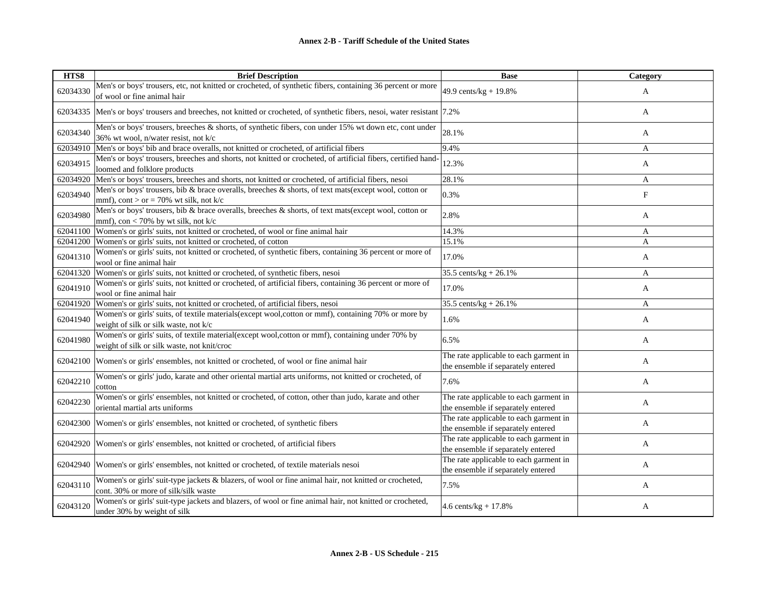**Annex 2-B - Tariff Schedule of the United States**

| HTS8 | Brief Description | Base | Category |
|---|---|---|---|
| 62034330 | Men's or boys' trousers, etc, not knitted or crocheted, of synthetic fibers, containing 36 percent or more of wool or fine animal hair | 49.9 cents/kg + 19.8% | A |
| 62034335 | Men's or boys' trousers and breeches, not knitted or crocheted, of synthetic fibers, nesoi, water resistant | 7.2% | A |
| 62034340 | Men's or boys' trousers, breeches & shorts, of synthetic fibers, con under 15% wt down etc, cont under 36% wt wool, n/water resist, not k/c | 28.1% | A |
| 62034910 | Men's or boys' bib and brace overalls, not knitted or crocheted, of artificial fibers | 9.4% | A |
| 62034915 | Men's or boys' trousers, breeches and shorts, not knitted or crocheted, of artificial fibers, certified hand-loomed and folklore products | 12.3% | A |
| 62034920 | Men's or boys' trousers, breeches and shorts, not knitted or crocheted, of artificial fibers, nesoi | 28.1% | A |
| 62034940 | Men's or boys' trousers, bib & brace overalls, breeches & shorts, of text mats(except wool, cotton or mmf), cont > or = 70% wt silk, not k/c | 0.3% | F |
| 62034980 | Men's or boys' trousers, bib & brace overalls, breeches & shorts, of text mats(except wool, cotton or mmf), con < 70% by wt silk, not k/c | 2.8% | A |
| 62041100 | Women's or girls' suits, not knitted or crocheted, of wool or fine animal hair | 14.3% | A |
| 62041200 | Women's or girls' suits, not knitted or crocheted, of cotton | 15.1% | A |
| 62041310 | Women's or girls' suits, not knitted or crocheted, of synthetic fibers, containing 36 percent or more of wool or fine animal hair | 17.0% | A |
| 62041320 | Women's or girls' suits, not knitted or crocheted, of synthetic fibers, nesoi | 35.5 cents/kg + 26.1% | A |
| 62041910 | Women's or girls' suits, not knitted or crocheted, of artificial fibers, containing 36 percent or more of wool or fine animal hair | 17.0% | A |
| 62041920 | Women's or girls' suits, not knitted or crocheted, of artificial fibers, nesoi | 35.5 cents/kg + 26.1% | A |
| 62041940 | Women's or girls' suits, of textile materials(except wool,cotton or mmf), containing 70% or more by weight of silk or silk waste, not k/c | 1.6% | A |
| 62041980 | Women's or girls' suits, of textile material(except wool,cotton or mmf), containing under 70% by weight of silk or silk waste, not knit/croc | 6.5% | A |
| 62042100 | Women's or girls' ensembles, not knitted or crocheted, of wool or fine animal hair | The rate applicable to each garment in the ensemble if separately entered | A |
| 62042210 | Women's or girls' judo, karate and other oriental martial arts uniforms, not knitted or crocheted, of cotton | 7.6% | A |
| 62042230 | Women's or girls' ensembles, not knitted or crocheted, of cotton, other than judo, karate and other oriental martial arts uniforms | The rate applicable to each garment in the ensemble if separately entered | A |
| 62042300 | Women's or girls' ensembles, not knitted or crocheted, of synthetic fibers | The rate applicable to each garment in the ensemble if separately entered | A |
| 62042920 | Women's or girls' ensembles, not knitted or crocheted, of artificial fibers | The rate applicable to each garment in the ensemble if separately entered | A |
| 62042940 | Women's or girls' ensembles, not knitted or crocheted, of textile materials nesoi | The rate applicable to each garment in the ensemble if separately entered | A |
| 62043110 | Women's or girls' suit-type jackets & blazers, of wool or fine animal hair, not knitted or crocheted, cont. 30% or more of silk/silk waste | 7.5% | A |
| 62043120 | Women's or girls' suit-type jackets and blazers, of wool or fine animal hair, not knitted or crocheted, under 30% by weight of silk | 4.6 cents/kg + 17.8% | A |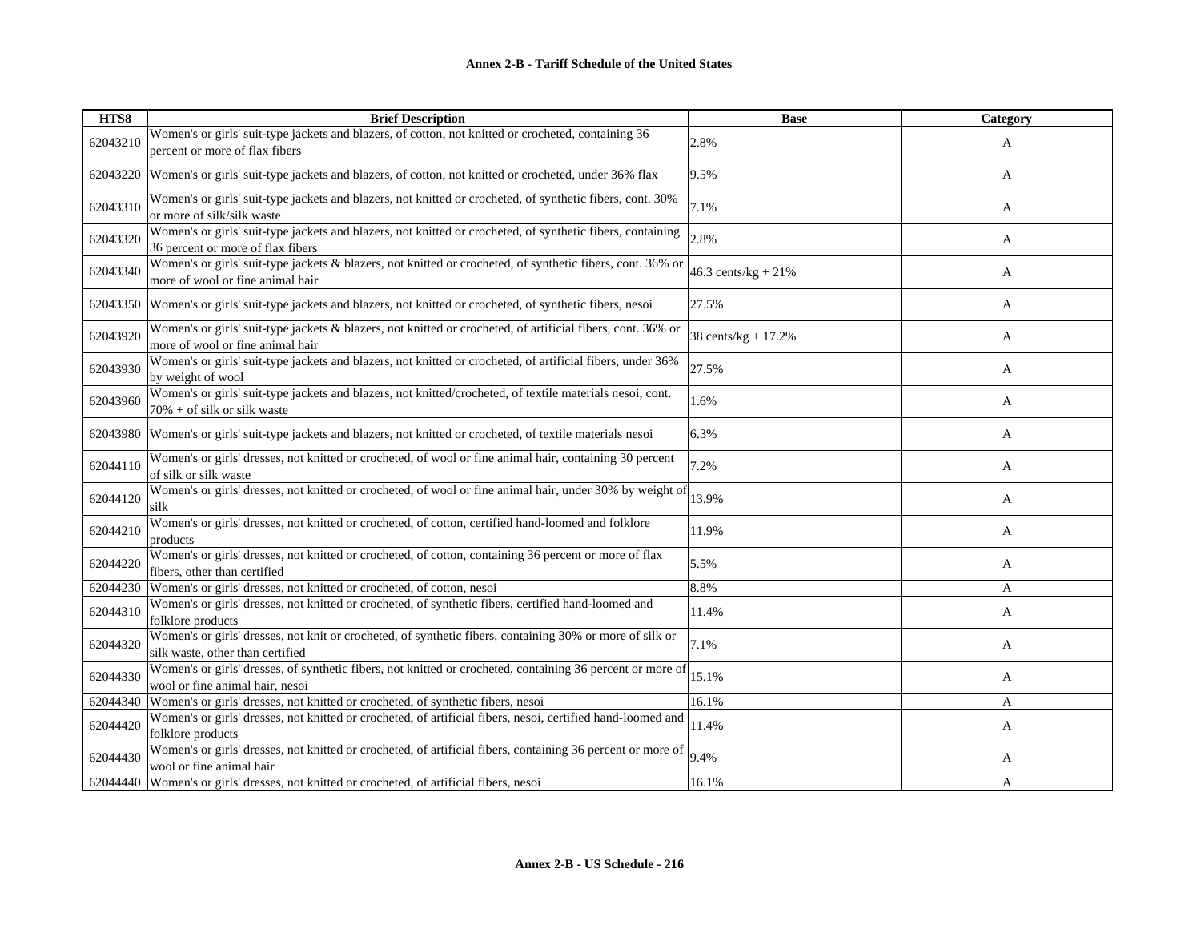**Annex 2-B - Tariff Schedule of the United States**

| HTS8 | Brief Description | Base | Category |
|---|---|---|---|
| 62043210 | Women's or girls' suit-type jackets and blazers, of cotton, not knitted or crocheted, containing 36 percent or more of flax fibers | 2.8% | A |
| 62043220 | Women's or girls' suit-type jackets and blazers, of cotton, not knitted or crocheted, under 36% flax | 9.5% | A |
| 62043310 | Women's or girls' suit-type jackets and blazers, not knitted or crocheted, of synthetic fibers, cont. 30% or more of silk/silk waste | 7.1% | A |
| 62043320 | Women's or girls' suit-type jackets and blazers, not knitted or crocheted, of synthetic fibers, containing 36 percent or more of flax fibers | 2.8% | A |
| 62043340 | Women's or girls' suit-type jackets & blazers, not knitted or crocheted, of synthetic fibers, cont. 36% or more of wool or fine animal hair | 46.3 cents/kg + 21% | A |
| 62043350 | Women's or girls' suit-type jackets and blazers, not knitted or crocheted, of synthetic fibers, nesoi | 27.5% | A |
| 62043920 | Women's or girls' suit-type jackets & blazers, not knitted or crocheted, of artificial fibers, cont. 36% or more of wool or fine animal hair | 38 cents/kg + 17.2% | A |
| 62043930 | Women's or girls' suit-type jackets and blazers, not knitted or crocheted, of artificial fibers, under 36% by weight of wool | 27.5% | A |
| 62043960 | Women's or girls' suit-type jackets and blazers, not knitted/crocheted, of textile materials nesoi, cont. 70% + of silk or silk waste | 1.6% | A |
| 62043980 | Women's or girls' suit-type jackets and blazers, not knitted or crocheted, of textile materials nesoi | 6.3% | A |
| 62044110 | Women's or girls' dresses, not knitted or crocheted, of wool or fine animal hair, containing 30 percent of silk or silk waste | 7.2% | A |
| 62044120 | Women's or girls' dresses, not knitted or crocheted, of wool or fine animal hair, under 30% by weight of silk | 13.9% | A |
| 62044210 | Women's or girls' dresses, not knitted or crocheted, of cotton, certified hand-loomed and folklore products | 11.9% | A |
| 62044220 | Women's or girls' dresses, not knitted or crocheted, of cotton, containing 36 percent or more of flax fibers, other than certified | 5.5% | A |
| 62044230 | Women's or girls' dresses, not knitted or crocheted, of cotton, nesoi | 8.8% | A |
| 62044310 | Women's or girls' dresses, not knitted or crocheted, of synthetic fibers, certified hand-loomed and folklore products | 11.4% | A |
| 62044320 | Women's or girls' dresses, not knit or crocheted, of synthetic fibers, containing 30% or more of silk or silk waste, other than certified | 7.1% | A |
| 62044330 | Women's or girls' dresses, of synthetic fibers, not knitted or crocheted, containing 36 percent or more of wool or fine animal hair, nesoi | 15.1% | A |
| 62044340 | Women's or girls' dresses, not knitted or crocheted, of synthetic fibers, nesoi | 16.1% | A |
| 62044420 | Women's or girls' dresses, not knitted or crocheted, of artificial fibers, nesoi, certified hand-loomed and folklore products | 11.4% | A |
| 62044430 | Women's or girls' dresses, not knitted or crocheted, of artificial fibers, containing 36 percent or more of wool or fine animal hair | 9.4% | A |
| 62044440 | Women's or girls' dresses, not knitted or crocheted, of artificial fibers, nesoi | 16.1% | A |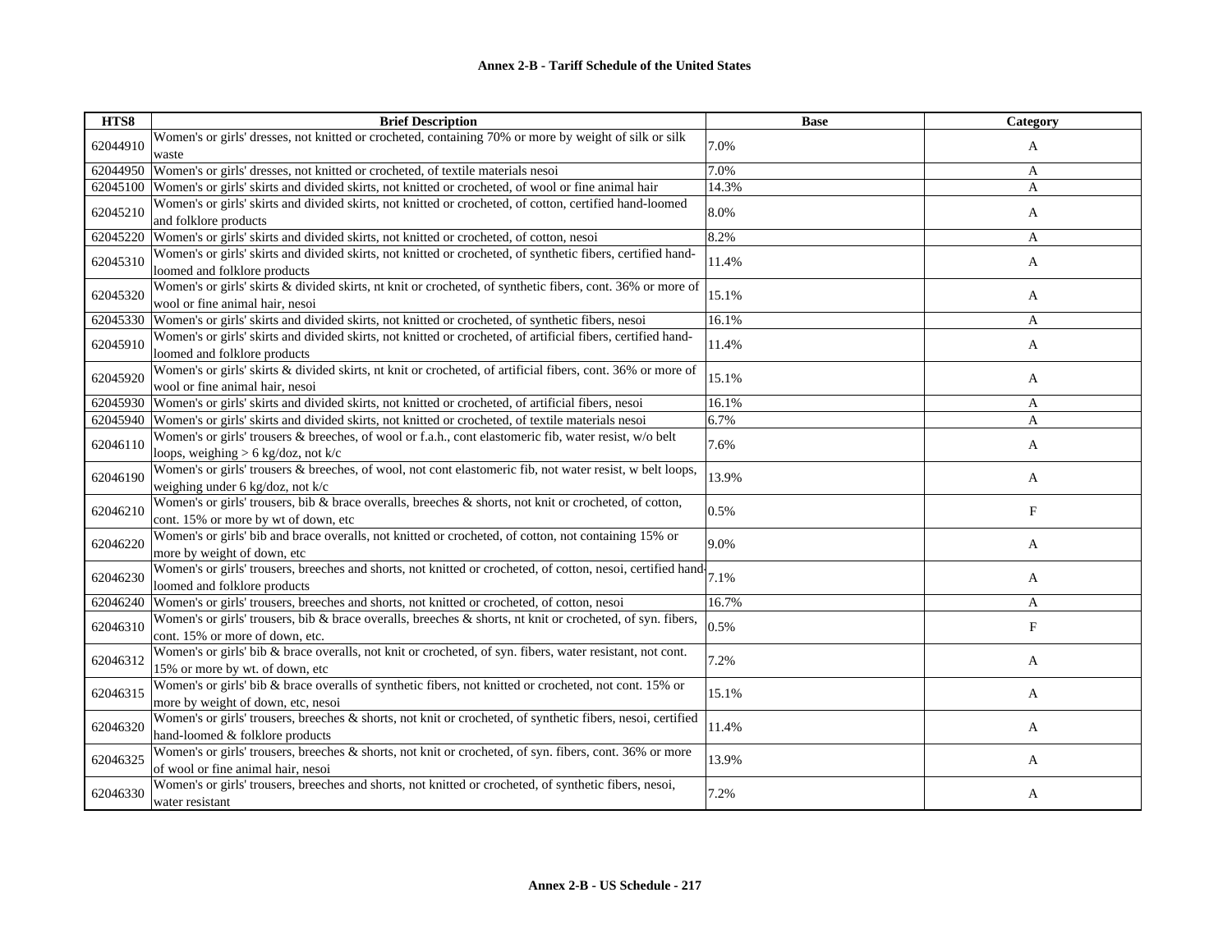| HTS8 | Brief Description | Base | Category |
|---|---|---|---|
| 62044910 | Women's or girls' dresses, not knitted or crocheted, containing 70% or more by weight of silk or silk waste | 7.0% | A |
| 62044950 | Women's or girls' dresses, not knitted or crocheted, of textile materials nesoi | 7.0% | A |
| 62045100 | Women's or girls' skirts and divided skirts, not knitted or crocheted, of wool or fine animal hair | 14.3% | A |
| 62045210 | Women's or girls' skirts and divided skirts, not knitted or crocheted, of cotton, certified hand-loomed and folklore products | 8.0% | A |
| 62045220 | Women's or girls' skirts and divided skirts, not knitted or crocheted, of cotton, nesoi | 8.2% | A |
| 62045310 | Women's or girls' skirts and divided skirts, not knitted or crocheted, of synthetic fibers, certified hand-loomed and folklore products | 11.4% | A |
| 62045320 | Women's or girls' skirts & divided skirts, nt knit or crocheted, of synthetic fibers, cont. 36% or more of wool or fine animal hair, nesoi | 15.1% | A |
| 62045330 | Women's or girls' skirts and divided skirts, not knitted or crocheted, of synthetic fibers, nesoi | 16.1% | A |
| 62045910 | Women's or girls' skirts and divided skirts, not knitted or crocheted, of artificial fibers, certified hand-loomed and folklore products | 11.4% | A |
| 62045920 | Women's or girls' skirts & divided skirts, nt knit or crocheted, of artificial fibers, cont. 36% or more of wool or fine animal hair, nesoi | 15.1% | A |
| 62045930 | Women's or girls' skirts and divided skirts, not knitted or crocheted, of artificial fibers, nesoi | 16.1% | A |
| 62045940 | Women's or girls' skirts and divided skirts, not knitted or crocheted, of textile materials nesoi | 6.7% | A |
| 62046110 | Women's or girls' trousers & breeches, of wool or f.a.h., cont elastomeric fib, water resist, w/o belt loops, weighing > 6 kg/doz, not k/c | 7.6% | A |
| 62046190 | Women's or girls' trousers & breeches, of wool, not cont elastomeric fib, not water resist, w belt loops, weighing under 6 kg/doz, not k/c | 13.9% | A |
| 62046210 | Women's or girls' trousers, bib & brace overalls, breeches & shorts, not knit or crocheted, of cotton, cont. 15% or more by wt of down, etc | 0.5% | F |
| 62046220 | Women's or girls' bib and brace overalls, not knitted or crocheted, of cotton, not containing 15% or more by weight of down, etc | 9.0% | A |
| 62046230 | Women's or girls' trousers, breeches and shorts, not knitted or crocheted, of cotton, nesoi, certified hand-loomed and folklore products | 7.1% | A |
| 62046240 | Women's or girls' trousers, breeches and shorts, not knitted or crocheted, of cotton, nesoi | 16.7% | A |
| 62046310 | Women's or girls' trousers, bib & brace overalls, breeches & shorts, nt knit or crocheted, of syn. fibers, cont. 15% or more of down, etc. | 0.5% | F |
| 62046312 | Women's or girls' bib & brace overalls, not knit or crocheted, of syn. fibers, water resistant, not cont. 15% or more by wt. of down, etc | 7.2% | A |
| 62046315 | Women's or girls' bib & brace overalls of synthetic fibers, not knitted or crocheted, not cont. 15% or more by weight of down, etc, nesoi | 15.1% | A |
| 62046320 | Women's or girls' trousers, breeches & shorts, not knit or crocheted, of synthetic fibers, nesoi, certified hand-loomed & folklore products | 11.4% | A |
| 62046325 | Women's or girls' trousers, breeches & shorts, not knit or crocheted, of syn. fibers, cont. 36% or more of wool or fine animal hair, nesoi | 13.9% | A |
| 62046330 | Women's or girls' trousers, breeches and shorts, not knitted or crocheted, of synthetic fibers, nesoi, water resistant | 7.2% | A |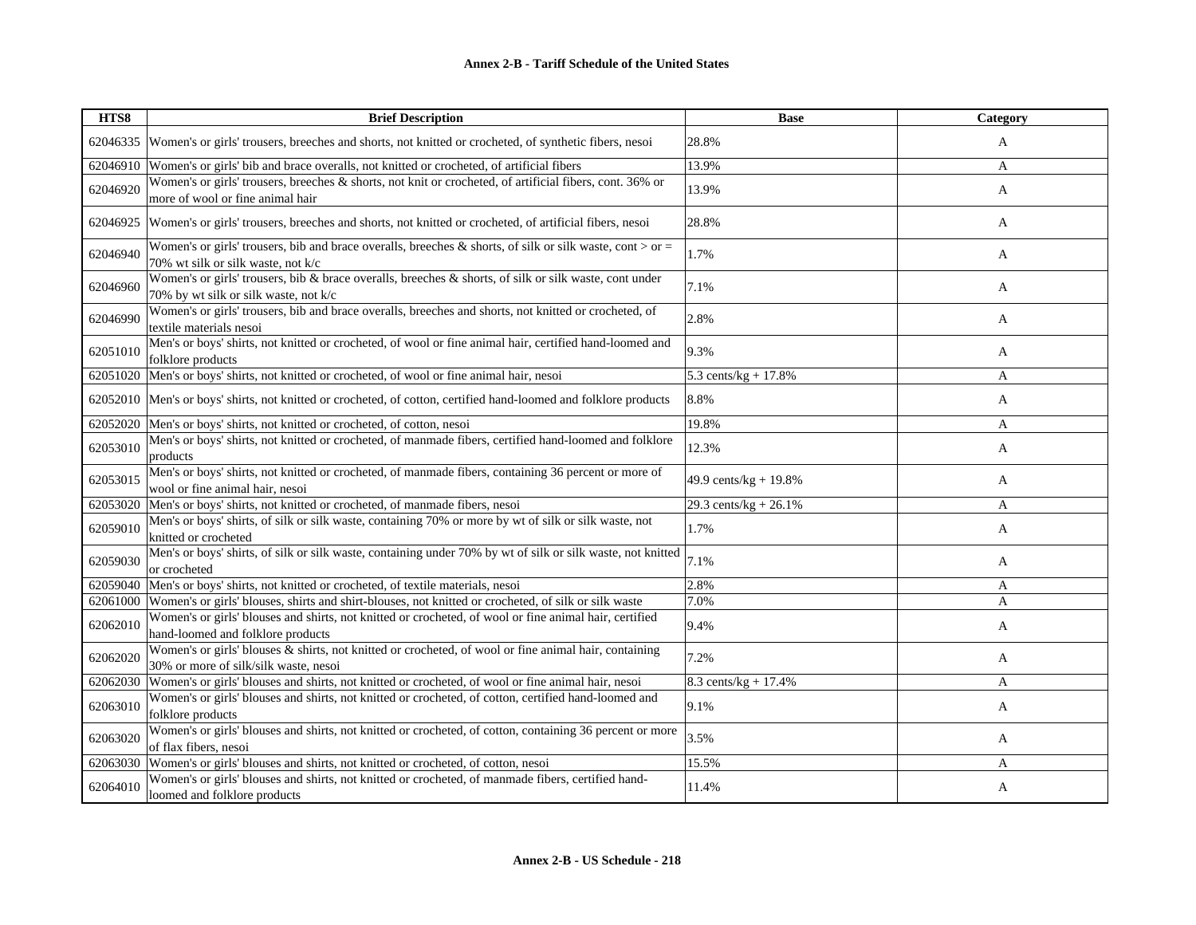## Annex 2-B - Tariff Schedule of the United States

| HTS8 | Brief Description | Base | Category |
|---|---|---|---|
| 62046335 | Women's or girls' trousers, breeches and shorts, not knitted or crocheted, of synthetic fibers, nesoi | 28.8% | A |
| 62046910 | Women's or girls' bib and brace overalls, not knitted or crocheted, of artificial fibers | 13.9% | A |
| 62046920 | Women's or girls' trousers, breeches & shorts, not knit or crocheted, of artificial fibers, cont. 36% or more of wool or fine animal hair | 13.9% | A |
| 62046925 | Women's or girls' trousers, breeches and shorts, not knitted or crocheted, of artificial fibers, nesoi | 28.8% | A |
| 62046940 | Women's or girls' trousers, bib and brace overalls, breeches & shorts, of silk or silk waste, cont > or = 70% wt silk or silk waste, not k/c | 1.7% | A |
| 62046960 | Women's or girls' trousers, bib & brace overalls, breeches & shorts, of silk or silk waste, cont under 70% by wt silk or silk waste, not k/c | 7.1% | A |
| 62046990 | Women's or girls' trousers, bib and brace overalls, breeches and shorts, not knitted or crocheted, of textile materials nesoi | 2.8% | A |
| 62051010 | Men's or boys' shirts, not knitted or crocheted, of wool or fine animal hair, certified hand-loomed and folklore products | 9.3% | A |
| 62051020 | Men's or boys' shirts, not knitted or crocheted, of wool or fine animal hair, nesoi | 5.3 cents/kg + 17.8% | A |
| 62052010 | Men's or boys' shirts, not knitted or crocheted, of cotton, certified hand-loomed and folklore products | 8.8% | A |
| 62052020 | Men's or boys' shirts, not knitted or crocheted, of cotton, nesoi | 19.8% | A |
| 62053010 | Men's or boys' shirts, not knitted or crocheted, of manmade fibers, certified hand-loomed and folklore products | 12.3% | A |
| 62053015 | Men's or boys' shirts, not knitted or crocheted, of manmade fibers, containing 36 percent or more of wool or fine animal hair, nesoi | 49.9 cents/kg + 19.8% | A |
| 62053020 | Men's or boys' shirts, not knitted or crocheted, of manmade fibers, nesoi | 29.3 cents/kg + 26.1% | A |
| 62059010 | Men's or boys' shirts, of silk or silk waste, containing 70% or more by wt of silk or silk waste, not knitted or crocheted | 1.7% | A |
| 62059030 | Men's or boys' shirts, of silk or silk waste, containing under 70% by wt of silk or silk waste, not knitted or crocheted | 7.1% | A |
| 62059040 | Men's or boys' shirts, not knitted or crocheted, of textile materials, nesoi | 2.8% | A |
| 62061000 | Women's or girls' blouses, shirts and shirt-blouses, not knitted or crocheted, of silk or silk waste | 7.0% | A |
| 62062010 | Women's or girls' blouses and shirts, not knitted or crocheted, of wool or fine animal hair, certified hand-loomed and folklore products | 9.4% | A |
| 62062020 | Women's or girls' blouses & shirts, not knitted or crocheted, of wool or fine animal hair, containing 30% or more of silk/silk waste, nesoi | 7.2% | A |
| 62062030 | Women's or girls' blouses and shirts, not knitted or crocheted, of wool or fine animal hair, nesoi | 8.3 cents/kg + 17.4% | A |
| 62063010 | Women's or girls' blouses and shirts, not knitted or crocheted, of cotton, certified hand-loomed and folklore products | 9.1% | A |
| 62063020 | Women's or girls' blouses and shirts, not knitted or crocheted, of cotton, containing 36 percent or more of flax fibers, nesoi | 3.5% | A |
| 62063030 | Women's or girls' blouses and shirts, not knitted or crocheted, of cotton, nesoi | 15.5% | A |
| 62064010 | Women's or girls' blouses and shirts, not knitted or crocheted, of manmade fibers, certified hand-loomed and folklore products | 11.4% | A |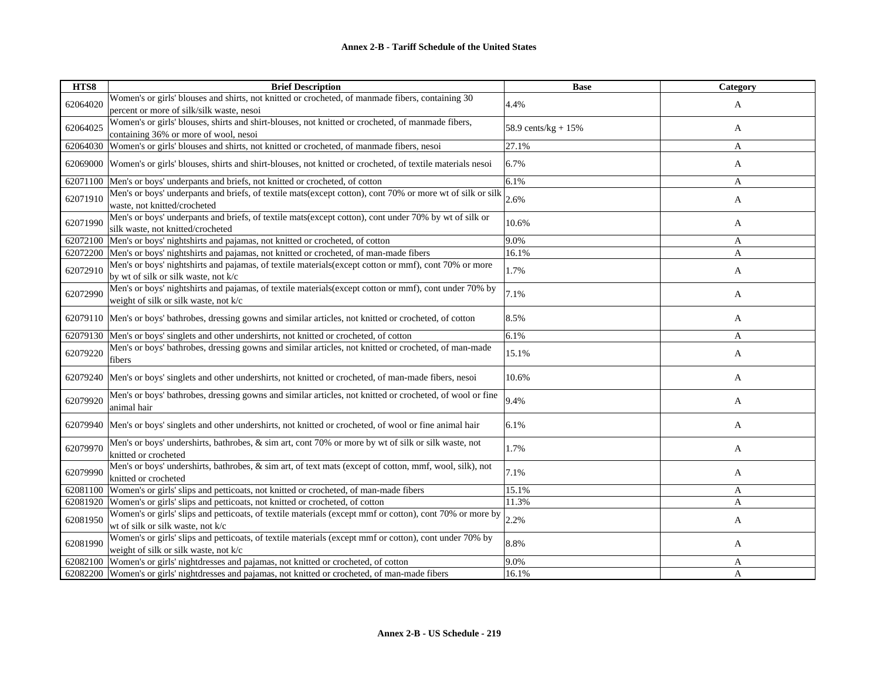## Annex 2-B - Tariff Schedule of the United States

| HTS8 | Brief Description | Base | Category |
|---|---|---|---|
| 62064020 | Women's or girls' blouses and shirts, not knitted or crocheted, of manmade fibers, containing 30 percent or more of silk/silk waste, nesoi | 4.4% | A |
| 62064025 | Women's or girls' blouses, shirts and shirt-blouses, not knitted or crocheted, of manmade fibers, containing 36% or more of wool, nesoi | 58.9 cents/kg + 15% | A |
| 62064030 | Women's or girls' blouses and shirts, not knitted or crocheted, of manmade fibers, nesoi | 27.1% | A |
| 62069000 | Women's or girls' blouses, shirts and shirt-blouses, not knitted or crocheted, of textile materials nesoi | 6.7% | A |
| 62071100 | Men's or boys' underpants and briefs, not knitted or crocheted, of cotton | 6.1% | A |
| 62071910 | Men's or boys' underpants and briefs, of textile mats(except cotton), cont 70% or more wt of silk or silk waste, not knitted/crocheted | 2.6% | A |
| 62071990 | Men's or boys' underpants and briefs, of textile mats(except cotton), cont under 70% by wt of silk or silk waste, not knitted/crocheted | 10.6% | A |
| 62072100 | Men's or boys' nightshirts and pajamas, not knitted or crocheted, of cotton | 9.0% | A |
| 62072200 | Men's or boys' nightshirts and pajamas, not knitted or crocheted, of man-made fibers | 16.1% | A |
| 62072910 | Men's or boys' nightshirts and pajamas, of textile materials(except cotton or mmf), cont 70% or more by wt of silk or silk waste, not k/c | 1.7% | A |
| 62072990 | Men's or boys' nightshirts and pajamas, of textile materials(except cotton or mmf), cont under 70% by weight of silk or silk waste, not k/c | 7.1% | A |
| 62079110 | Men's or boys' bathrobes, dressing gowns and similar articles, not knitted or crocheted, of cotton | 8.5% | A |
| 62079130 | Men's or boys' singlets and other undershirts, not knitted or crocheted, of cotton | 6.1% | A |
| 62079220 | Men's or boys' bathrobes, dressing gowns and similar articles, not knitted or crocheted, of man-made fibers | 15.1% | A |
| 62079240 | Men's or boys' singlets and other undershirts, not knitted or crocheted, of man-made fibers, nesoi | 10.6% | A |
| 62079920 | Men's or boys' bathrobes, dressing gowns and similar articles, not knitted or crocheted, of wool or fine animal hair | 9.4% | A |
| 62079940 | Men's or boys' singlets and other undershirts, not knitted or crocheted, of wool or fine animal hair | 6.1% | A |
| 62079970 | Men's or boys' undershirts, bathrobes, & sim art, cont 70% or more by wt of silk or silk waste, not knitted or crocheted | 1.7% | A |
| 62079990 | Men's or boys' undershirts, bathrobes, & sim art, of text mats (except of cotton, mmf, wool, silk), not knitted or crocheted | 7.1% | A |
| 62081100 | Women's or girls' slips and petticoats, not knitted or crocheted, of man-made fibers | 15.1% | A |
| 62081920 | Women's or girls' slips and petticoats, not knitted or crocheted, of cotton | 11.3% | A |
| 62081950 | Women's or girls' slips and petticoats, of textile materials (except mmf or cotton), cont 70% or more by wt of silk or silk waste, not k/c | 2.2% | A |
| 62081990 | Women's or girls' slips and petticoats, of textile materials (except mmf or cotton), cont under 70% by weight of silk or silk waste, not k/c | 8.8% | A |
| 62082100 | Women's or girls' nightdresses and pajamas, not knitted or crocheted, of cotton | 9.0% | A |
| 62082200 | Women's or girls' nightdresses and pajamas, not knitted or crocheted, of man-made fibers | 16.1% | A |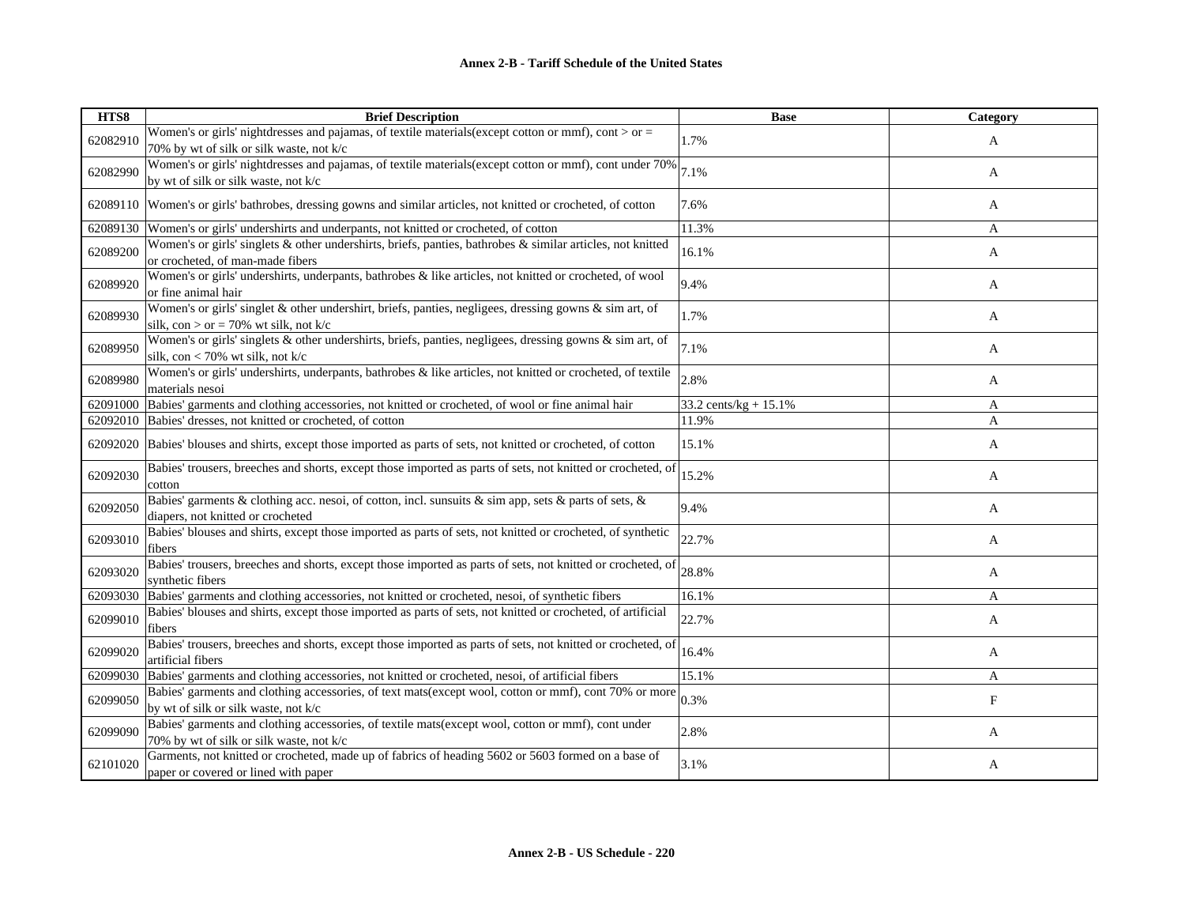| HTS8 | Brief Description | Base | Category |
|---|---|---|---|
| 62082910 | Women's or girls' nightdresses and pajamas, of textile materials(except cotton or mmf), cont > or = 70% by wt of silk or silk waste, not k/c | 1.7% | A |
| 62082990 | Women's or girls' nightdresses and pajamas, of textile materials(except cotton or mmf), cont under 70% by wt of silk or silk waste, not k/c | 7.1% | A |
| 62089110 | Women's or girls' bathrobes, dressing gowns and similar articles, not knitted or crocheted, of cotton | 7.6% | A |
| 62089130 | Women's or girls' undershirts and underpants, not knitted or crocheted, of cotton | 11.3% | A |
| 62089200 | Women's or girls' singlets & other undershirts, briefs, panties, bathrobes & similar articles, not knitted or crocheted, of man-made fibers | 16.1% | A |
| 62089920 | Women's or girls' undershirts, underpants, bathrobes & like articles, not knitted or crocheted, of wool or fine animal hair | 9.4% | A |
| 62089930 | Women's or girls' singlet & other undershirt, briefs, panties, negligees, dressing gowns & sim art, of silk, con > or = 70% wt silk, not k/c | 1.7% | A |
| 62089950 | Women's or girls' singlets & other undershirts, briefs, panties, negligees, dressing gowns & sim art, of silk, con < 70% wt silk, not k/c | 7.1% | A |
| 62089980 | Women's or girls' undershirts, underpants, bathrobes & like articles, not knitted or crocheted, of textile materials nesoi | 2.8% | A |
| 62091000 | Babies' garments and clothing accessories, not knitted or crocheted, of wool or fine animal hair | 33.2 cents/kg + 15.1% | A |
| 62092010 | Babies' dresses, not knitted or crocheted, of cotton | 11.9% | A |
| 62092020 | Babies' blouses and shirts, except those imported as parts of sets, not knitted or crocheted, of cotton | 15.1% | A |
| 62092030 | Babies' trousers, breeches and shorts, except those imported as parts of sets, not knitted or crocheted, of cotton | 15.2% | A |
| 62092050 | Babies' garments & clothing acc. nesoi, of cotton, incl. sunsuits & sim app, sets & parts of sets, & diapers, not knitted or crocheted | 9.4% | A |
| 62093010 | Babies' blouses and shirts, except those imported as parts of sets, not knitted or crocheted, of synthetic fibers | 22.7% | A |
| 62093020 | Babies' trousers, breeches and shorts, except those imported as parts of sets, not knitted or crocheted, of synthetic fibers | 28.8% | A |
| 62093030 | Babies' garments and clothing accessories, not knitted or crocheted, nesoi, of synthetic fibers | 16.1% | A |
| 62099010 | Babies' blouses and shirts, except those imported as parts of sets, not knitted or crocheted, of artificial fibers | 22.7% | A |
| 62099020 | Babies' trousers, breeches and shorts, except those imported as parts of sets, not knitted or crocheted, of artificial fibers | 16.4% | A |
| 62099030 | Babies' garments and clothing accessories, not knitted or crocheted, nesoi, of artificial fibers | 15.1% | A |
| 62099050 | Babies' garments and clothing accessories, of text mats(except wool, cotton or mmf), cont 70% or more by wt of silk or silk waste, not k/c | 0.3% | F |
| 62099090 | Babies' garments and clothing accessories, of textile mats(except wool, cotton or mmf), cont under 70% by wt of silk or silk waste, not k/c | 2.8% | A |
| 62101020 | Garments, not knitted or crocheted, made up of fabrics of heading 5602 or 5603 formed on a base of paper or covered or lined with paper | 3.1% | A |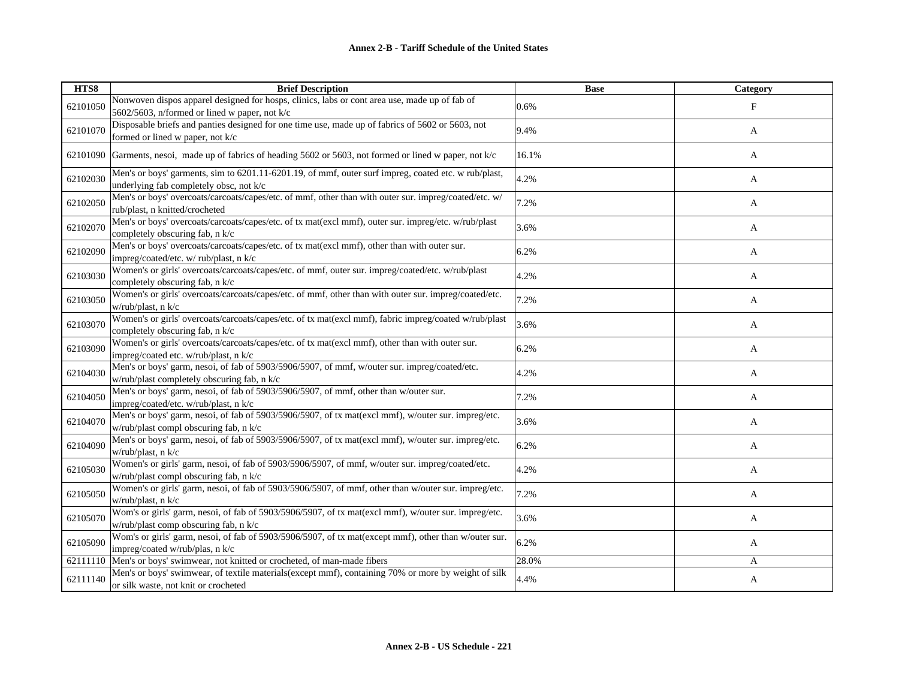**Annex 2-B - Tariff Schedule of the United States**

| HTS8 | Brief Description | Base | Category |
|---|---|---|---|
| 62101050 | Nonwoven dispos apparel designed for hosps, clinics, labs or cont area use, made up of fab of 5602/5603, n/formed or lined w paper, not k/c | 0.6% | F |
| 62101070 | Disposable briefs and panties designed for one time use, made up of fabrics of 5602 or 5603, not formed or lined w paper, not k/c | 9.4% | A |
| 62101090 | Garments, nesoi, made up of fabrics of heading 5602 or 5603, not formed or lined w paper, not k/c | 16.1% | A |
| 62102030 | Men's or boys' garments, sim to 6201.11-6201.19, of mmf, outer surf impreg, coated etc. w rub/plast, underlying fab completely obsc, not k/c | 4.2% | A |
| 62102050 | Men's or boys' overcoats/carcoats/capes/etc. of mmf, other than with outer sur. impreg/coated/etc. w/ rub/plast, n knitted/crocheted | 7.2% | A |
| 62102070 | Men's or boys' overcoats/carcoats/capes/etc. of tx mat(excl mmf), outer sur. impreg/etc. w/rub/plast completely obscuring fab, n k/c | 3.6% | A |
| 62102090 | Men's or boys' overcoats/carcoats/capes/etc. of tx mat(excl mmf), other than with outer sur. impreg/coated/etc. w/ rub/plast, n k/c | 6.2% | A |
| 62103030 | Women's or girls' overcoats/carcoats/capes/etc. of mmf, outer sur. impreg/coated/etc. w/rub/plast completely obscuring fab, n k/c | 4.2% | A |
| 62103050 | Women's or girls' overcoats/carcoats/capes/etc. of mmf, other than with outer sur. impreg/coated/etc. w/rub/plast, n k/c | 7.2% | A |
| 62103070 | Women's or girls' overcoats/carcoats/capes/etc. of tx mat(excl mmf), fabric impreg/coated w/rub/plast completely obscuring fab, n k/c | 3.6% | A |
| 62103090 | Women's or girls' overcoats/carcoats/capes/etc. of tx mat(excl mmf), other than with outer sur. impreg/coated etc. w/rub/plast, n k/c | 6.2% | A |
| 62104030 | Men's or boys' garm, nesoi, of fab of 5903/5906/5907, of mmf, w/outer sur. impreg/coated/etc. w/rub/plast completely obscuring fab, n k/c | 4.2% | A |
| 62104050 | Men's or boys' garm, nesoi, of fab of 5903/5906/5907, of mmf, other than w/outer sur. impreg/coated/etc. w/rub/plast, n k/c | 7.2% | A |
| 62104070 | Men's or boys' garm, nesoi, of fab of 5903/5906/5907, of tx mat(excl mmf), w/outer sur. impreg/etc. w/rub/plast compl obscuring fab, n k/c | 3.6% | A |
| 62104090 | Men's or boys' garm, nesoi, of fab of 5903/5906/5907, of tx mat(excl mmf), w/outer sur. impreg/etc. w/rub/plast, n k/c | 6.2% | A |
| 62105030 | Women's or girls' garm, nesoi, of fab of 5903/5906/5907, of mmf, w/outer sur. impreg/coated/etc. w/rub/plast compl obscuring fab, n k/c | 4.2% | A |
| 62105050 | Women's or girls' garm, nesoi, of fab of 5903/5906/5907, of mmf, other than w/outer sur. impreg/etc. w/rub/plast, n k/c | 7.2% | A |
| 62105070 | Wom's or girls' garm, nesoi, of fab of 5903/5906/5907, of tx mat(excl mmf), w/outer sur. impreg/etc. w/rub/plast comp obscuring fab, n k/c | 3.6% | A |
| 62105090 | Wom's or girls' garm, nesoi, of fab of 5903/5906/5907, of tx mat(except mmf), other than w/outer sur. impreg/coated w/rub/plas, n k/c | 6.2% | A |
| 62111110 | Men's or boys' swimwear, not knitted or crocheted, of man-made fibers | 28.0% | A |
| 62111140 | Men's or boys' swimwear, of textile materials(except mmf), containing 70% or more by weight of silk or silk waste, not knit or crocheted | 4.4% | A |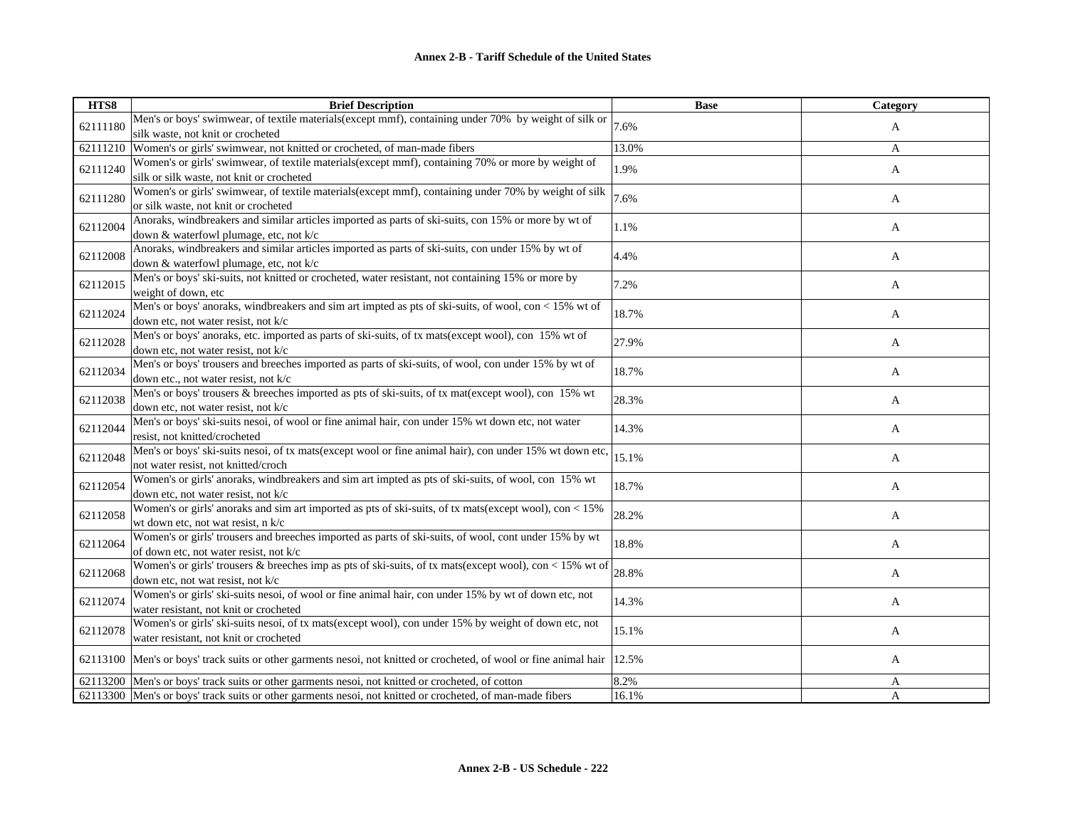| HTS8 | Brief Description | Base | Category |
|---|---|---|---|
| 62111180 | Men's or boys' swimwear, of textile materials(except mmf), containing under 70% by weight of silk or silk waste, not knit or crocheted | 7.6% | A |
| 62111210 | Women's or girls' swimwear, not knitted or crocheted, of man-made fibers | 13.0% | A |
| 62111240 | Women's or girls' swimwear, of textile materials(except mmf), containing 70% or more by weight of silk or silk waste, not knit or crocheted | 1.9% | A |
| 62111280 | Women's or girls' swimwear, of textile materials(except mmf), containing under 70% by weight of silk or silk waste, not knit or crocheted | 7.6% | A |
| 62112004 | Anoraks, windbreakers and similar articles imported as parts of ski-suits, con 15% or more by wt of down & waterfowl plumage, etc, not k/c | 1.1% | A |
| 62112008 | Anoraks, windbreakers and similar articles imported as parts of ski-suits, con under 15% by wt of down & waterfowl plumage, etc, not k/c | 4.4% | A |
| 62112015 | Men's or boys' ski-suits, not knitted or crocheted, water resistant, not containing 15% or more by weight of down, etc | 7.2% | A |
| 62112024 | Men's or boys' anoraks, windbreakers and sim art impted as pts of ski-suits, of wool, con < 15% wt of down etc, not water resist, not k/c | 18.7% | A |
| 62112028 | Men's or boys' anoraks, etc. imported as parts of ski-suits, of tx mats(except wool), con 15% wt of down etc, not water resist, not k/c | 27.9% | A |
| 62112034 | Men's or boys' trousers and breeches imported as parts of ski-suits, of wool, con under 15% by wt of down etc., not water resist, not k/c | 18.7% | A |
| 62112038 | Men's or boys' trousers & breeches imported as pts of ski-suits, of tx mat(except wool), con 15% wt down etc, not water resist, not k/c | 28.3% | A |
| 62112044 | Men's or boys' ski-suits nesoi, of wool or fine animal hair, con under 15% wt down etc, not water resist, not knitted/crocheted | 14.3% | A |
| 62112048 | Men's or boys' ski-suits nesoi, of tx mats(except wool or fine animal hair), con under 15% wt down etc, not water resist, not knitted/croch | 15.1% | A |
| 62112054 | Women's or girls' anoraks, windbreakers and sim art impted as pts of ski-suits, of wool, con 15% wt down etc, not water resist, not k/c | 18.7% | A |
| 62112058 | Women's or girls' anoraks and sim art imported as pts of ski-suits, of tx mats(except wool), con < 15% wt down etc, not wat resist, n k/c | 28.2% | A |
| 62112064 | Women's or girls' trousers and breeches imported as parts of ski-suits, of wool, cont under 15% by wt of down etc, not water resist, not k/c | 18.8% | A |
| 62112068 | Women's or girls' trousers & breeches imp as pts of ski-suits, of tx mats(except wool), con < 15% wt of down etc, not wat resist, not k/c | 28.8% | A |
| 62112074 | Women's or girls' ski-suits nesoi, of wool or fine animal hair, con under 15% by wt of down etc, not water resistant, not knit or crocheted | 14.3% | A |
| 62112078 | Women's or girls' ski-suits nesoi, of tx mats(except wool), con under 15% by weight of down etc, not water resistant, not knit or crocheted | 15.1% | A |
| 62113100 | Men's or boys' track suits or other garments nesoi, not knitted or crocheted, of wool or fine animal hair | 12.5% | A |
| 62113200 | Men's or boys' track suits or other garments nesoi, not knitted or crocheted, of cotton | 8.2% | A |
| 62113300 | Men's or boys' track suits or other garments nesoi, not knitted or crocheted, of man-made fibers | 16.1% | A |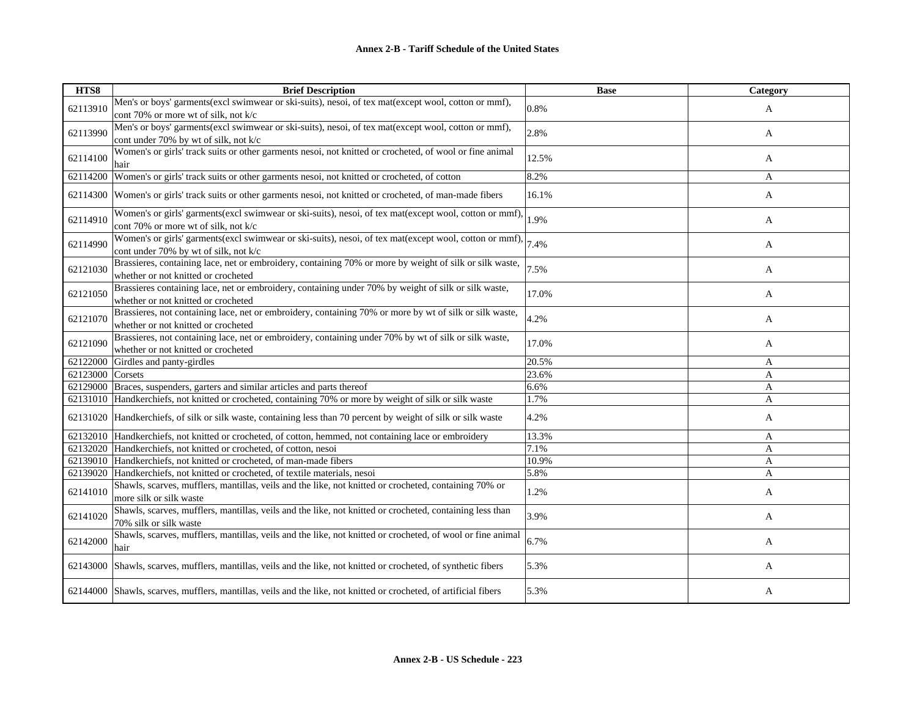# Annex 2-B - Tariff Schedule of the United States

| HTS8 | Brief Description | Base | Category |
|---|---|---|---|
| 62113910 | Men's or boys' garments(excl swimwear or ski-suits), nesoi, of tex mat(except wool, cotton or mmf), cont 70% or more wt of silk, not k/c | 0.8% | A |
| 62113990 | Men's or boys' garments(excl swimwear or ski-suits), nesoi, of tex mat(except wool, cotton or mmf), cont under 70% by wt of silk, not k/c | 2.8% | A |
| 62114100 | Women's or girls' track suits or other garments nesoi, not knitted or crocheted, of wool or fine animal hair | 12.5% | A |
| 62114200 | Women's or girls' track suits or other garments nesoi, not knitted or crocheted, of cotton | 8.2% | A |
| 62114300 | Women's or girls' track suits or other garments nesoi, not knitted or crocheted, of man-made fibers | 16.1% | A |
| 62114910 | Women's or girls' garments(excl swimwear or ski-suits), nesoi, of tex mat(except wool, cotton or mmf), cont 70% or more wt of silk, not k/c | 1.9% | A |
| 62114990 | Women's or girls' garments(excl swimwear or ski-suits), nesoi, of tex mat(except wool, cotton or mmf), cont under 70% by wt of silk, not k/c | 7.4% | A |
| 62121030 | Brassieres, containing lace, net or embroidery, containing 70% or more by weight of silk or silk waste, whether or not knitted or crocheted | 7.5% | A |
| 62121050 | Brassieres containing lace, net or embroidery, containing under 70% by weight of silk or silk waste, whether or not knitted or crocheted | 17.0% | A |
| 62121070 | Brassieres, not containing lace, net or embroidery, containing 70% or more by wt of silk or silk waste, whether or not knitted or crocheted | 4.2% | A |
| 62121090 | Brassieres, not containing lace, net or embroidery, containing under 70% by wt of silk or silk waste, whether or not knitted or crocheted | 17.0% | A |
| 62122000 | Girdles and panty-girdles | 20.5% | A |
| 62123000 | Corsets | 23.6% | A |
| 62129000 | Braces, suspenders, garters and similar articles and parts thereof | 6.6% | A |
| 62131010 | Handkerchiefs, not knitted or crocheted, containing 70% or more by weight of silk or silk waste | 1.7% | A |
| 62131020 | Handkerchiefs, of silk or silk waste, containing less than 70 percent by weight of silk or silk waste | 4.2% | A |
| 62132010 | Handkerchiefs, not knitted or crocheted, of cotton, hemmed, not containing lace or embroidery | 13.3% | A |
| 62132020 | Handkerchiefs, not knitted or crocheted, of cotton, nesoi | 7.1% | A |
| 62139010 | Handkerchiefs, not knitted or crocheted, of man-made fibers | 10.9% | A |
| 62139020 | Handkerchiefs, not knitted or crocheted, of textile materials, nesoi | 5.8% | A |
| 62141010 | Shawls, scarves, mufflers, mantillas, veils and the like, not knitted or crocheted, containing 70% or more silk or silk waste | 1.2% | A |
| 62141020 | Shawls, scarves, mufflers, mantillas, veils and the like, not knitted or crocheted, containing less than 70% silk or silk waste | 3.9% | A |
| 62142000 | Shawls, scarves, mufflers, mantillas, veils and the like, not knitted or crocheted, of wool or fine animal hair | 6.7% | A |
| 62143000 | Shawls, scarves, mufflers, mantillas, veils and the like, not knitted or crocheted, of synthetic fibers | 5.3% | A |
| 62144000 | Shawls, scarves, mufflers, mantillas, veils and the like, not knitted or crocheted, of artificial fibers | 5.3% | A |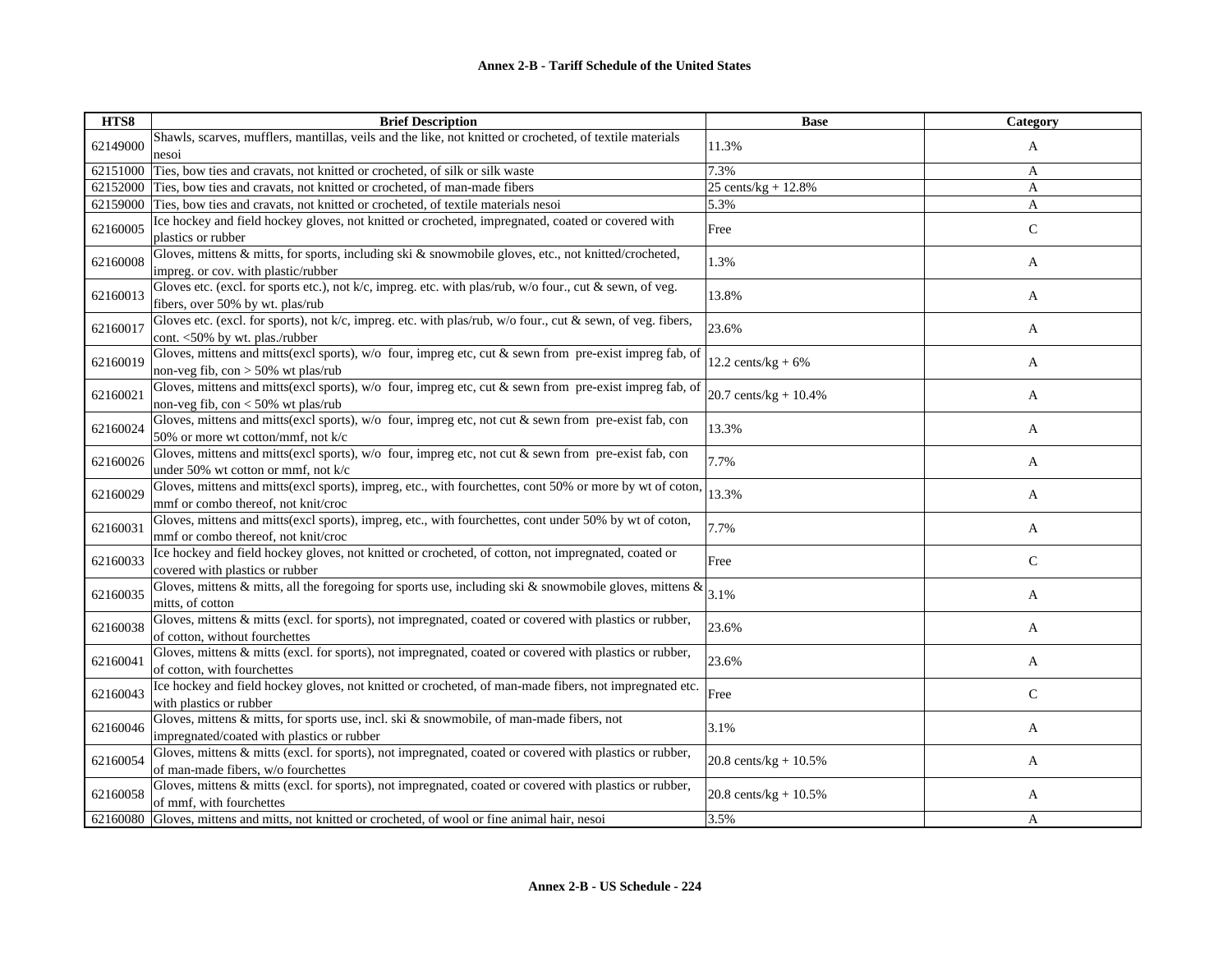# Annex 2-B - Tariff Schedule of the United States

| HTS8 | Brief Description | Base | Category |
|---|---|---|---|
| 62149000 | Shawls, scarves, mufflers, mantillas, veils and the like, not knitted or crocheted, of textile materials nesoi | 11.3% | A |
| 62151000 | Ties, bow ties and cravats, not knitted or crocheted, of silk or silk waste | 7.3% | A |
| 62152000 | Ties, bow ties and cravats, not knitted or crocheted, of man-made fibers | 25 cents/kg + 12.8% | A |
| 62159000 | Ties, bow ties and cravats, not knitted or crocheted, of textile materials nesoi | 5.3% | A |
| 62160005 | Ice hockey and field hockey gloves, not knitted or crocheted, impregnated, coated or covered with plastics or rubber | Free | C |
| 62160008 | Gloves, mittens & mitts, for sports, including ski & snowmobile gloves, etc., not knitted/crocheted, impreg. or cov. with plastic/rubber | 1.3% | A |
| 62160013 | Gloves etc. (excl. for sports etc.), not k/c, impreg. etc. with plas/rub, w/o four., cut & sewn, of veg. fibers, over 50% by wt. plas/rub | 13.8% | A |
| 62160017 | Gloves etc. (excl. for sports), not k/c, impreg. etc. with plas/rub, w/o four., cut & sewn, of veg. fibers, cont. <50% by wt. plas./rubber | 23.6% | A |
| 62160019 | Gloves, mittens and mitts(excl sports), w/o four, impreg etc, cut & sewn from pre-exist impreg fab, of non-veg fib, con > 50% wt plas/rub | 12.2 cents/kg + 6% | A |
| 62160021 | Gloves, mittens and mitts(excl sports), w/o four, impreg etc, cut & sewn from pre-exist impreg fab, of non-veg fib, con < 50% wt plas/rub | 20.7 cents/kg + 10.4% | A |
| 62160024 | Gloves, mittens and mitts(excl sports), w/o four, impreg etc, not cut & sewn from pre-exist fab, con 50% or more wt cotton/mmf, not k/c | 13.3% | A |
| 62160026 | Gloves, mittens and mitts(excl sports), w/o four, impreg etc, not cut & sewn from pre-exist fab, con under 50% wt cotton or mmf, not k/c | 7.7% | A |
| 62160029 | Gloves, mittens and mitts(excl sports), impreg, etc., with fourchettes, cont 50% or more by wt of coton, mmf or combo thereof, not knit/croc | 13.3% | A |
| 62160031 | Gloves, mittens and mitts(excl sports), impreg, etc., with fourchettes, cont under 50% by wt of coton, mmf or combo thereof, not knit/croc | 7.7% | A |
| 62160033 | Ice hockey and field hockey gloves, not knitted or crocheted, of cotton, not impregnated, coated or covered with plastics or rubber | Free | C |
| 62160035 | Gloves, mittens & mitts, all the foregoing for sports use, including ski & snowmobile gloves, mittens & mitts, of cotton | 3.1% | A |
| 62160038 | Gloves, mittens & mitts (excl. for sports), not impregnated, coated or covered with plastics or rubber, of cotton, without fourchettes | 23.6% | A |
| 62160041 | Gloves, mittens & mitts (excl. for sports), not impregnated, coated or covered with plastics or rubber, of cotton, with fourchettes | 23.6% | A |
| 62160043 | Ice hockey and field hockey gloves, not knitted or crocheted, of man-made fibers, not impregnated etc. with plastics or rubber | Free | C |
| 62160046 | Gloves, mittens & mitts, for sports use, incl. ski & snowmobile, of man-made fibers, not impregnated/coated with plastics or rubber | 3.1% | A |
| 62160054 | Gloves, mittens & mitts (excl. for sports), not impregnated, coated or covered with plastics or rubber, of man-made fibers, w/o fourchettes | 20.8 cents/kg + 10.5% | A |
| 62160058 | Gloves, mittens & mitts (excl. for sports), not impregnated, coated or covered with plastics or rubber, of mmf, with fourchettes | 20.8 cents/kg + 10.5% | A |
| 62160080 | Gloves, mittens and mitts, not knitted or crocheted, of wool or fine animal hair, nesoi | 3.5% | A |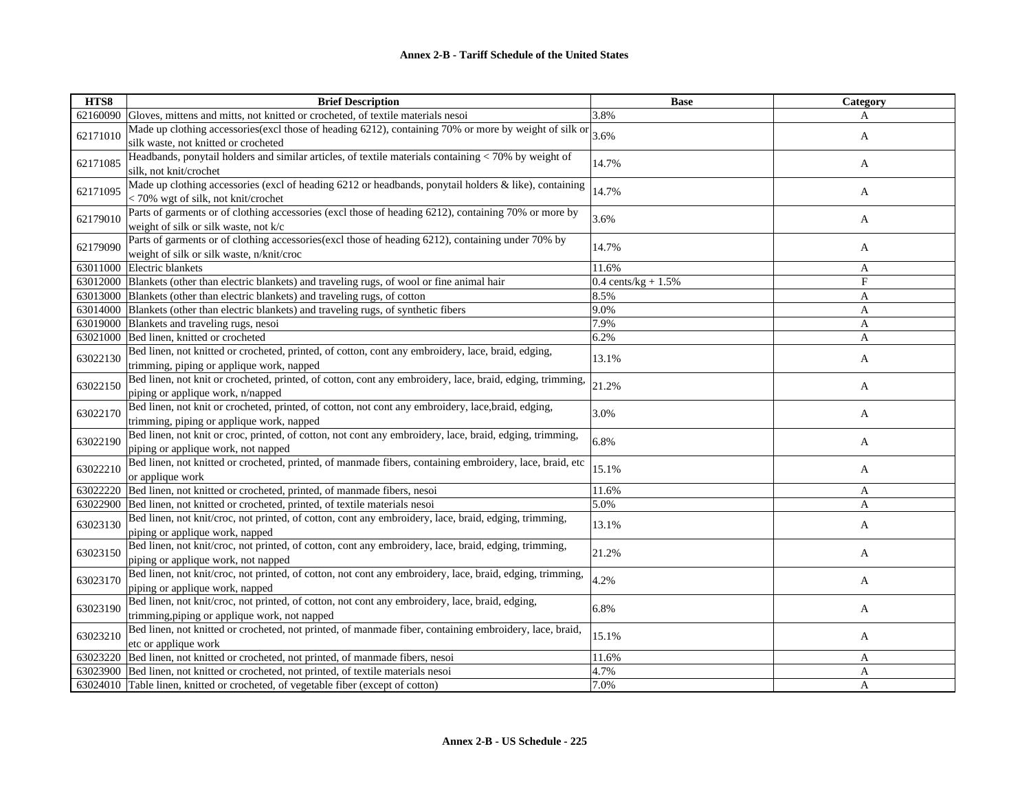## Annex 2-B - Tariff Schedule of the United States

| HTS8 | Brief Description | Base | Category |
|---|---|---|---|
| 62160090 | Gloves, mittens and mitts, not knitted or crocheted, of textile materials nesoi | 3.8% | A |
| 62171010 | Made up clothing accessories(excl those of heading 6212), containing 70% or more by weight of silk or silk waste, not knitted or crocheted | 3.6% | A |
| 62171085 | Headbands, ponytail holders and similar articles, of textile materials containing < 70% by weight of silk, not knit/crochet | 14.7% | A |
| 62171095 | Made up clothing accessories (excl of heading 6212 or headbands, ponytail holders & like), containing < 70% wgt of silk, not knit/crochet | 14.7% | A |
| 62179010 | Parts of garments or of clothing accessories (excl those of heading 6212), containing 70% or more by weight of silk or silk waste, not k/c | 3.6% | A |
| 62179090 | Parts of garments or of clothing accessories(excl those of heading 6212), containing under 70% by weight of silk or silk waste, n/knit/croc | 14.7% | A |
| 63011000 | Electric blankets | 11.6% | A |
| 63012000 | Blankets (other than electric blankets) and traveling rugs, of wool or fine animal hair | 0.4 cents/kg + 1.5% | F |
| 63013000 | Blankets (other than electric blankets) and traveling rugs, of cotton | 8.5% | A |
| 63014000 | Blankets (other than electric blankets) and traveling rugs, of synthetic fibers | 9.0% | A |
| 63019000 | Blankets and traveling rugs, nesoi | 7.9% | A |
| 63021000 | Bed linen, knitted or crocheted | 6.2% | A |
| 63022130 | Bed linen, not knitted or crocheted, printed, of cotton, cont any embroidery, lace, braid, edging, trimming, piping or applique work, napped | 13.1% | A |
| 63022150 | Bed linen, not knit or crocheted, printed, of cotton, cont any embroidery, lace, braid, edging, trimming, piping or applique work, n/napped | 21.2% | A |
| 63022170 | Bed linen, not knit or crocheted, printed, of cotton, not cont any embroidery, lace,braid, edging, trimming, piping or applique work, napped | 3.0% | A |
| 63022190 | Bed linen, not knit or croc, printed, of cotton, not cont any embroidery, lace, braid, edging, trimming, piping or applique work, not napped | 6.8% | A |
| 63022210 | Bed linen, not knitted or crocheted, printed, of manmade fibers, containing embroidery, lace, braid, etc or applique work | 15.1% | A |
| 63022220 | Bed linen, not knitted or crocheted, printed, of manmade fibers, nesoi | 11.6% | A |
| 63022900 | Bed linen, not knitted or crocheted, printed, of textile materials nesoi | 5.0% | A |
| 63023130 | Bed linen, not knit/croc, not printed, of cotton, cont any embroidery, lace, braid, edging, trimming, piping or applique work, napped | 13.1% | A |
| 63023150 | Bed linen, not knit/croc, not printed, of cotton, cont any embroidery, lace, braid, edging, trimming, piping or applique work, not napped | 21.2% | A |
| 63023170 | Bed linen, not knit/croc, not printed, of cotton, not cont any embroidery, lace, braid, edging, trimming, piping or applique work, napped | 4.2% | A |
| 63023190 | Bed linen, not knit/croc, not printed, of cotton, not cont any embroidery, lace, braid, edging, trimming,piping or applique work, not napped | 6.8% | A |
| 63023210 | Bed linen, not knitted or crocheted, not printed, of manmade fiber, containing embroidery, lace, braid, etc or applique work | 15.1% | A |
| 63023220 | Bed linen, not knitted or crocheted, not printed, of manmade fibers, nesoi | 11.6% | A |
| 63023900 | Bed linen, not knitted or crocheted, not printed, of textile materials nesoi | 4.7% | A |
| 63024010 | Table linen, knitted or crocheted, of vegetable fiber (except of cotton) | 7.0% | A |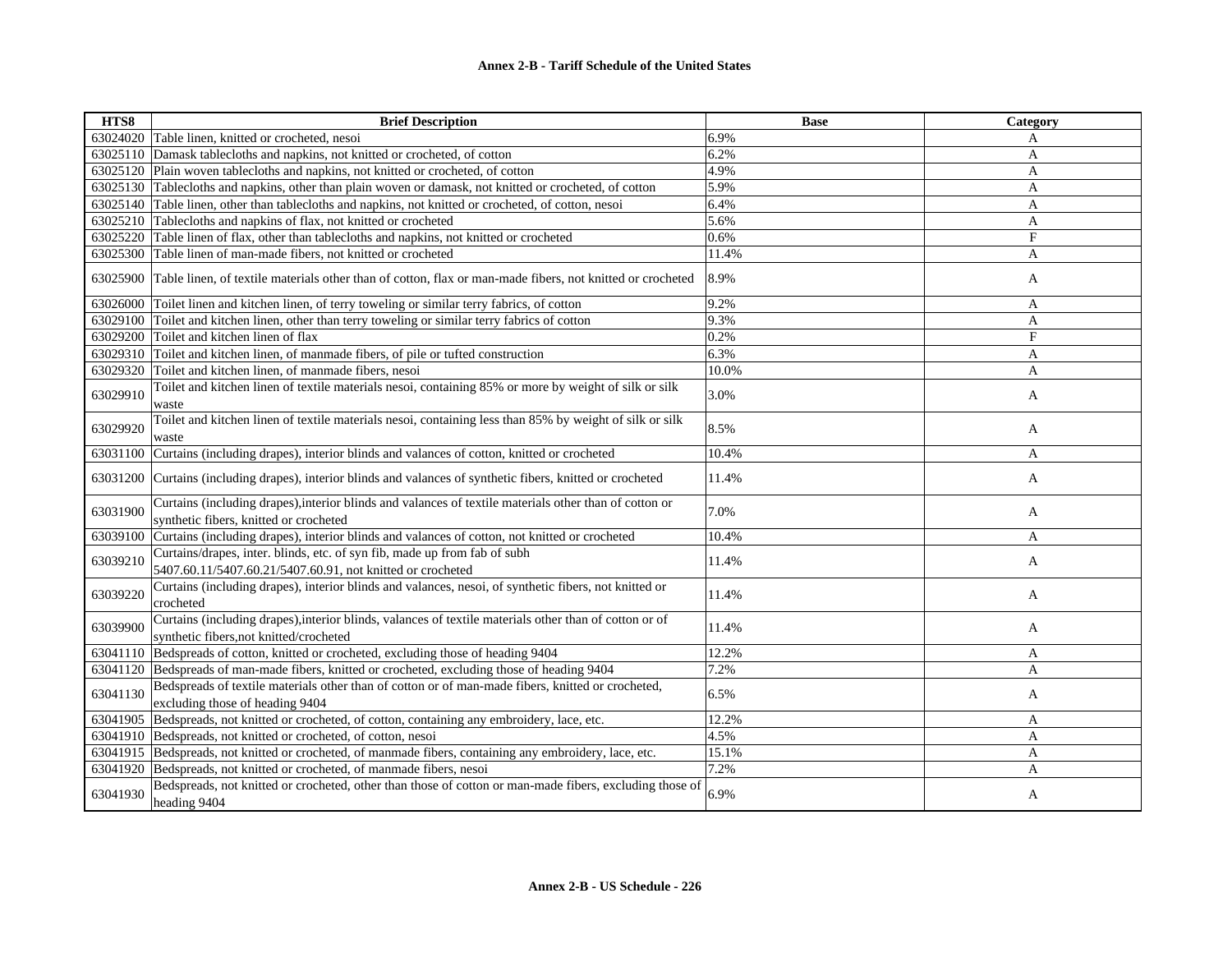**Annex 2-B - Tariff Schedule of the United States**

| HTS8 | Brief Description | Base | Category |
|---|---|---|---|
| 63024020 | Table linen, knitted or crocheted, nesoi | 6.9% | A |
| 63025110 | Damask tablecloths and napkins, not knitted or crocheted, of cotton | 6.2% | A |
| 63025120 | Plain woven tablecloths and napkins, not knitted or crocheted, of cotton | 4.9% | A |
| 63025130 | Tablecloths and napkins, other than plain woven or damask, not knitted or crocheted, of cotton | 5.9% | A |
| 63025140 | Table linen, other than tablecloths and napkins, not knitted or crocheted, of cotton, nesoi | 6.4% | A |
| 63025210 | Tablecloths and napkins of flax, not knitted or crocheted | 5.6% | A |
| 63025220 | Table linen of flax, other than tablecloths and napkins, not knitted or crocheted | 0.6% | F |
| 63025300 | Table linen of man-made fibers, not knitted or crocheted | 11.4% | A |
| 63025900 | Table linen, of textile materials other than of cotton, flax or man-made fibers, not knitted or crocheted | 8.9% | A |
| 63026000 | Toilet linen and kitchen linen, of terry toweling or similar terry fabrics, of cotton | 9.2% | A |
| 63029100 | Toilet and kitchen linen, other than terry toweling or similar terry fabrics of cotton | 9.3% | A |
| 63029200 | Toilet and kitchen linen of flax | 0.2% | F |
| 63029310 | Toilet and kitchen linen, of manmade fibers, of pile or tufted construction | 6.3% | A |
| 63029320 | Toilet and kitchen linen, of manmade fibers, nesoi | 10.0% | A |
| 63029910 | Toilet and kitchen linen of textile materials nesoi, containing 85% or more by weight of silk or silk waste | 3.0% | A |
| 63029920 | Toilet and kitchen linen of textile materials nesoi, containing less than 85% by weight of silk or silk waste | 8.5% | A |
| 63031100 | Curtains (including drapes), interior blinds and valances of cotton, knitted or crocheted | 10.4% | A |
| 63031200 | Curtains (including drapes), interior blinds and valances of synthetic fibers, knitted or crocheted | 11.4% | A |
| 63031900 | Curtains (including drapes),interior blinds and valances of textile materials other than of cotton or synthetic fibers, knitted or crocheted | 7.0% | A |
| 63039100 | Curtains (including drapes), interior blinds and valances of cotton, not knitted or crocheted | 10.4% | A |
| 63039210 | Curtains/drapes, inter. blinds, etc. of syn fib, made up from fab of subh 5407.60.11/5407.60.21/5407.60.91, not knitted or crocheted | 11.4% | A |
| 63039220 | Curtains (including drapes), interior blinds and valances, nesoi, of synthetic fibers, not knitted or crocheted | 11.4% | A |
| 63039900 | Curtains (including drapes),interior blinds, valances of textile materials other than of cotton or of synthetic fibers,not knitted/crocheted | 11.4% | A |
| 63041110 | Bedspreads of cotton, knitted or crocheted, excluding those of heading 9404 | 12.2% | A |
| 63041120 | Bedspreads of man-made fibers, knitted or crocheted, excluding those of heading 9404 | 7.2% | A |
| 63041130 | Bedspreads of textile materials other than of cotton or of man-made fibers, knitted or crocheted, excluding those of heading 9404 | 6.5% | A |
| 63041905 | Bedspreads, not knitted or crocheted, of cotton, containing any embroidery, lace, etc. | 12.2% | A |
| 63041910 | Bedspreads, not knitted or crocheted, of cotton, nesoi | 4.5% | A |
| 63041915 | Bedspreads, not knitted or crocheted, of manmade fibers, containing any embroidery, lace, etc. | 15.1% | A |
| 63041920 | Bedspreads, not knitted or crocheted, of manmade fibers, nesoi | 7.2% | A |
| 63041930 | Bedspreads, not knitted or crocheted, other than those of cotton or man-made fibers, excluding those of heading 9404 | 6.9% | A |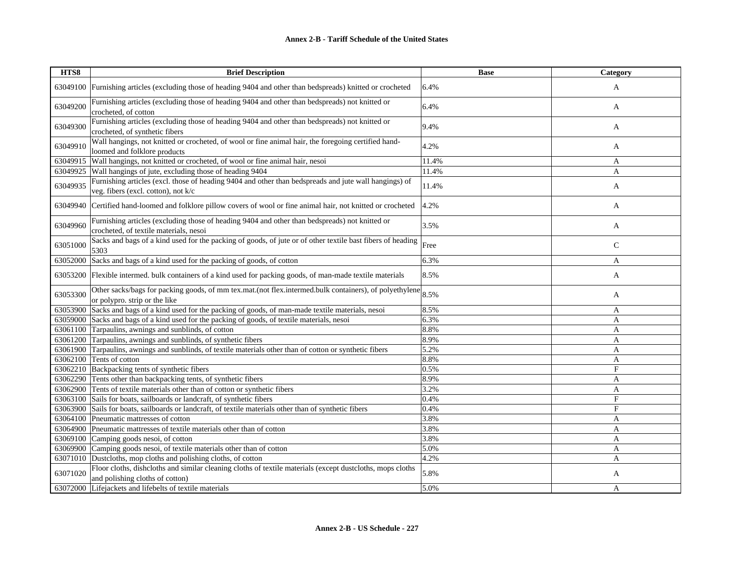| HTS8 | Brief Description | Base | Category |
|---|---|---|---|
| 63049100 | Furnishing articles (excluding those of heading 9404 and other than bedspreads) knitted or crocheted | 6.4% | A |
| 63049200 | Furnishing articles (excluding those of heading 9404 and other than bedspreads) not knitted or crocheted, of cotton | 6.4% | A |
| 63049300 | Furnishing articles (excluding those of heading 9404 and other than bedspreads) not knitted or crocheted, of synthetic fibers | 9.4% | A |
| 63049910 | Wall hangings, not knitted or crocheted, of wool or fine animal hair, the foregoing certified hand-loomed and folklore products | 4.2% | A |
| 63049915 | Wall hangings, not knitted or crocheted, of wool or fine animal hair, nesoi | 11.4% | A |
| 63049925 | Wall hangings of jute, excluding those of heading 9404 | 11.4% | A |
| 63049935 | Furnishing articles (excl. those of heading 9404 and other than bedspreads and jute wall hangings) of veg. fibers (excl. cotton), not k/c | 11.4% | A |
| 63049940 | Certified hand-loomed and folklore pillow covers of wool or fine animal hair, not knitted or crocheted | 4.2% | A |
| 63049960 | Furnishing articles (excluding those of heading 9404 and other than bedspreads) not knitted or crocheted, of textile materials, nesoi | 3.5% | A |
| 63051000 | Sacks and bags of a kind used for the packing of goods, of jute or of other textile bast fibers of heading 5303 | Free | C |
| 63052000 | Sacks and bags of a kind used for the packing of goods, of cotton | 6.3% | A |
| 63053200 | Flexible intermed. bulk containers of a kind used for packing goods, of man-made textile materials | 8.5% | A |
| 63053300 | Other sacks/bags for packing goods, of mm tex.mat.(not flex.intermed.bulk containers), of polyethylene or polypro. strip or the like | 8.5% | A |
| 63053900 | Sacks and bags of a kind used for the packing of goods, of man-made textile materials, nesoi | 8.5% | A |
| 63059000 | Sacks and bags of a kind used for the packing of goods, of textile materials, nesoi | 6.3% | A |
| 63061100 | Tarpaulins, awnings and sunblinds, of cotton | 8.8% | A |
| 63061200 | Tarpaulins, awnings and sunblinds, of synthetic fibers | 8.9% | A |
| 63061900 | Tarpaulins, awnings and sunblinds, of textile materials other than of cotton or synthetic fibers | 5.2% | A |
| 63062100 | Tents of cotton | 8.8% | A |
| 63062210 | Backpacking tents of synthetic fibers | 0.5% | F |
| 63062290 | Tents other than backpacking tents, of synthetic fibers | 8.9% | A |
| 63062900 | Tents of textile materials other than of cotton or synthetic fibers | 3.2% | A |
| 63063100 | Sails for boats, sailboards or landcraft, of synthetic fibers | 0.4% | F |
| 63063900 | Sails for boats, sailboards or landcraft, of textile materials other than of synthetic fibers | 0.4% | F |
| 63064100 | Pneumatic mattresses of cotton | 3.8% | A |
| 63064900 | Pneumatic mattresses of textile materials other than of cotton | 3.8% | A |
| 63069100 | Camping goods nesoi, of cotton | 3.8% | A |
| 63069900 | Camping goods nesoi, of textile materials other than of cotton | 5.0% | A |
| 63071010 | Dustcloths, mop cloths and polishing cloths, of cotton | 4.2% | A |
| 63071020 | Floor cloths, dishcloths and similar cleaning cloths of textile materials (except dustcloths, mops cloths and polishing cloths of cotton) | 5.8% | A |
| 63072000 | Lifejackets and lifebelts of textile materials | 5.0% | A |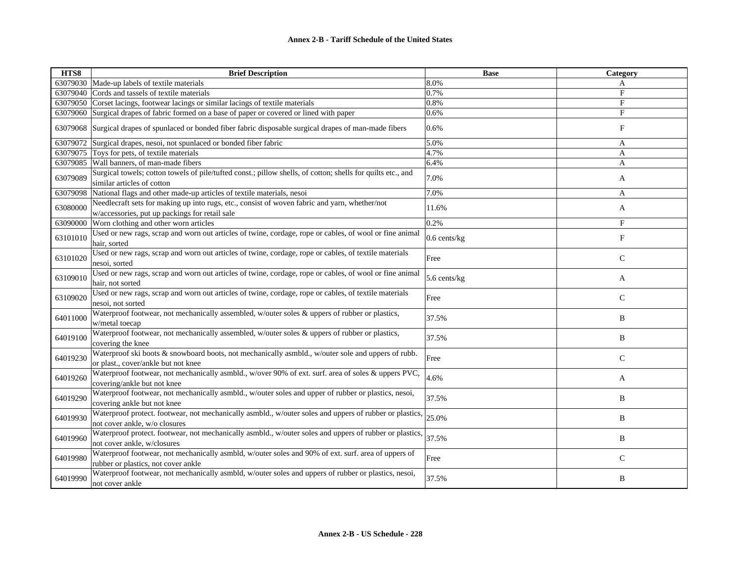| HTS8 | Brief Description | Base | Category |
|---|---|---|---|
| 63079030 | Made-up labels of textile materials | 8.0% | A |
| 63079040 | Cords and tassels of textile materials | 0.7% | F |
| 63079050 | Corset lacings, footwear lacings or similar lacings of textile materials | 0.8% | F |
| 63079060 | Surgical drapes of fabric formed on a base of paper or covered or lined with paper | 0.6% | F |
| 63079068 | Surgical drapes of spunlaced or bonded fiber fabric disposable surgical drapes of man-made fibers | 0.6% | F |
| 63079072 | Surgical drapes, nesoi, not spunlaced or bonded fiber fabric | 5.0% | A |
| 63079075 | Toys for pets, of textile materials | 4.7% | A |
| 63079085 | Wall banners, of man-made fibers | 6.4% | A |
| 63079089 | Surgical towels; cotton towels of pile/tufted const.; pillow shells, of cotton; shells for quilts etc., and similar articles of cotton | 7.0% | A |
| 63079098 | National flags and other made-up articles of textile materials, nesoi | 7.0% | A |
| 63080000 | Needlecraft sets for making up into rugs, etc., consist of woven fabric and yarn, whether/not w/accessories, put up packings for retail sale | 11.6% | A |
| 63090000 | Worn clothing and other worn articles | 0.2% | F |
| 63101010 | Used or new rags, scrap and worn out articles of twine, cordage, rope or cables, of wool or fine animal hair, sorted | 0.6 cents/kg | F |
| 63101020 | Used or new rags, scrap and worn out articles of twine, cordage, rope or cables, of textile materials nesoi, sorted | Free | C |
| 63109010 | Used or new rags, scrap and worn out articles of twine, cordage, rope or cables, of wool or fine animal hair, not sorted | 5.6 cents/kg | A |
| 63109020 | Used or new rags, scrap and worn out articles of twine, cordage, rope or cables, of textile materials nesoi, not sorted | Free | C |
| 64011000 | Waterproof footwear, not mechanically assembled, w/outer soles & uppers of rubber or plastics, w/metal toecap | 37.5% | B |
| 64019100 | Waterproof footwear, not mechanically assembled, w/outer soles & uppers of rubber or plastics, covering the knee | 37.5% | B |
| 64019230 | Waterproof ski boots & snowboard boots, not mechanically asmbld., w/outer sole and uppers of rubb. or plast., cover/ankle but not knee | Free | C |
| 64019260 | Waterproof footwear, not mechanically asmbld., w/over 90% of ext. surf. area of soles & uppers PVC, covering/ankle but not knee | 4.6% | A |
| 64019290 | Waterproof footwear, not mechanically asmbld., w/outer soles and upper of rubber or plastics, nesoi, covering ankle but not knee | 37.5% | B |
| 64019930 | Waterproof protect. footwear, not mechanically asmbld., w/outer soles and uppers of rubber or plastics, not cover ankle, w/o closures | 25.0% | B |
| 64019960 | Waterproof protect. footwear, not mechanically asmbld., w/outer soles and uppers of rubber or plastics, not cover ankle, w/closures | 37.5% | B |
| 64019980 | Waterproof footwear, not mechanically asmbld, w/outer soles and 90% of ext. surf. area of uppers of rubber or plastics, not cover ankle | Free | C |
| 64019990 | Waterproof footwear, not mechanically asmbld, w/outer soles and uppers of rubber or plastics, nesoi, not cover ankle | 37.5% | B |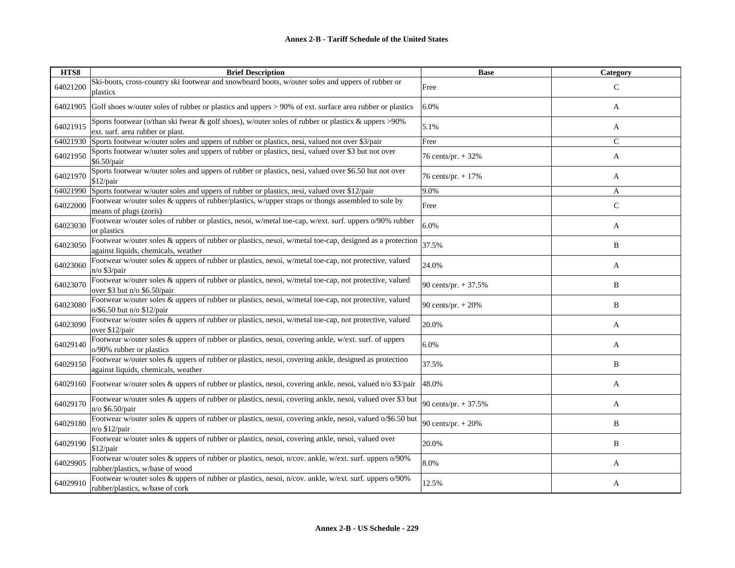**Annex 2-B - Tariff Schedule of the United States**

| HTS8 | Brief Description | Base | Category |
|---|---|---|---|
| 64021200 | Ski-boots, cross-country ski footwear and snowboard boots, w/outer soles and uppers of rubber or plastics | Free | C |
| 64021905 | Golf shoes w/outer soles of rubber or plastics and uppers > 90% of ext. surface area rubber or plastics | 6.0% | A |
| 64021915 | Sports footwear (o/than ski fwear & golf shoes), w/outer soles of rubber or plastics & uppers >90% ext. surf. area rubber or plast. | 5.1% | A |
| 64021930 | Sports footwear w/outer soles and uppers of rubber or plastics, nesi, valued not over $3/pair | Free | C |
| 64021950 | Sports footwear w/outer soles and uppers of rubber or plastics, nesi, valued over $3 but not over $6.50/pair | 76 cents/pr. + 32% | A |
| 64021970 | Sports footwear w/outer soles and uppers of rubber or plastics, nesi, valued over $6.50 but not over $12/pair | 76 cents/pr. + 17% | A |
| 64021990 | Sports footwear w/outer soles and uppers of rubber or plastics, nesi, valued over $12/pair | 9.0% | A |
| 64022000 | Footwear w/outer soles & uppers of rubber/plastics, w/upper straps or thongs assembled to sole by means of plugs (zoris) | Free | C |
| 64023030 | Footwear w/outer soles of rubber or plastics, nesoi, w/metal toe-cap, w/ext. surf. uppers o/90% rubber or plastics | 6.0% | A |
| 64023050 | Footwear w/outer soles & uppers of rubber or plastics, nesoi, w/metal toe-cap, designed as a protection against liquids, chemicals, weather | 37.5% | B |
| 64023060 | Footwear w/outer soles & uppers of rubber or plastics, nesoi, w/metal toe-cap, not protective, valued n/o $3/pair | 24.0% | A |
| 64023070 | Footwear w/outer soles & uppers of rubber or plastics, nesoi, w/metal toe-cap, not protective, valued over $3 but n/o $6.50/pair | 90 cents/pr. + 37.5% | B |
| 64023080 | Footwear w/outer soles & uppers of rubber or plastics, nesoi, w/metal toe-cap, not protective, valued o/$6.50 but n/o $12/pair | 90 cents/pr. + 20% | B |
| 64023090 | Footwear w/outer soles & uppers of rubber or plastics, nesoi, w/metal toe-cap, not protective, valued over $12/pair | 20.0% | A |
| 64029140 | Footwear w/outer soles & uppers of rubber or plastics, nesoi, covering ankle, w/ext. surf. of uppers o/90% rubber or plastics | 6.0% | A |
| 64029150 | Footwear w/outer soles & uppers of rubber or plastics, nesoi, covering ankle, designed as protection against liquids, chemicals, weather | 37.5% | B |
| 64029160 | Footwear w/outer soles & uppers of rubber or plastics, nesoi, covering ankle, nesoi, valued n/o $3/pair | 48.0% | A |
| 64029170 | Footwear w/outer soles & uppers of rubber or plastics, nesoi, covering ankle, nesoi, valued over $3 but n/o $6.50/pair | 90 cents/pr. + 37.5% | A |
| 64029180 | Footwear w/outer soles & uppers of rubber or plastics, nesoi, covering ankle, nesoi, valued o/$6.50 but n/o $12/pair | 90 cents/pr. + 20% | B |
| 64029190 | Footwear w/outer soles & uppers of rubber or plastics, nesoi, covering ankle, nesoi, valued over $12/pair | 20.0% | B |
| 64029905 | Footwear w/outer soles & uppers of rubber or plastics, nesoi, n/cov. ankle, w/ext. surf. uppers o/90% rubber/plastics, w/base of wood | 8.0% | A |
| 64029910 | Footwear w/outer soles & uppers of rubber or plastics, nesoi, n/cov. ankle, w/ext. surf. uppers o/90% rubber/plastics, w/base of cork | 12.5% | A |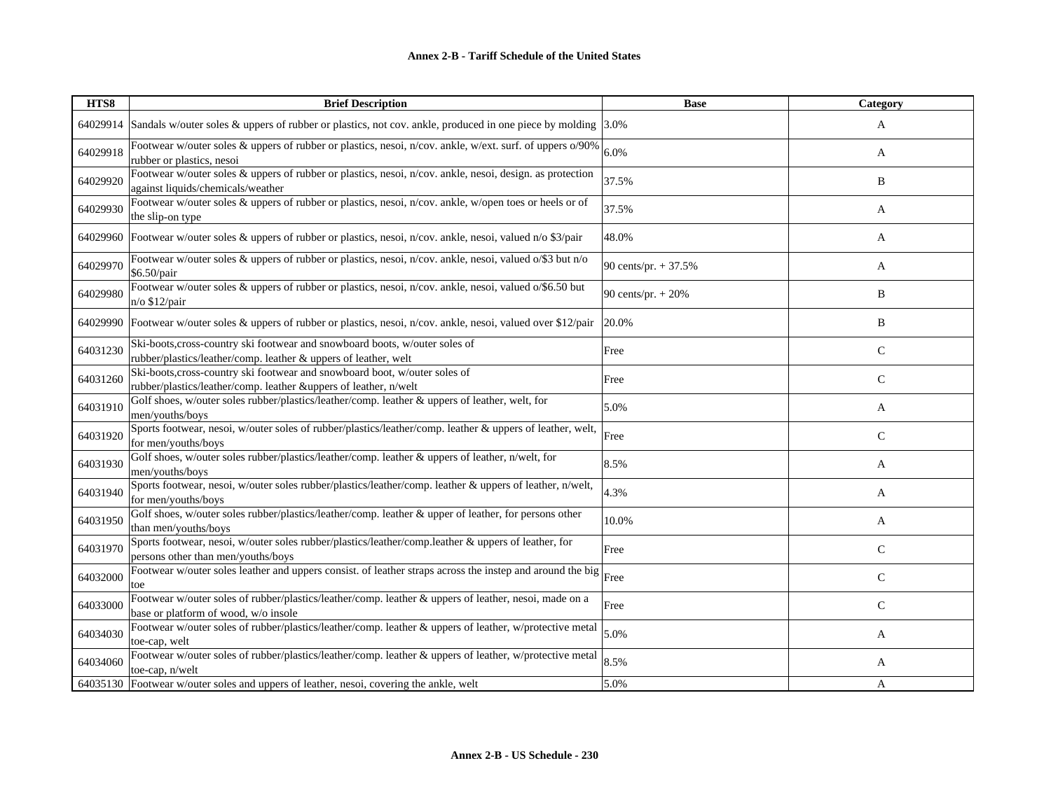| HTS8 | Brief Description | Base | Category |
|---|---|---|---|
| 64029914 | Sandals w/outer soles & uppers of rubber or plastics, not cov. ankle, produced in one piece by molding | 3.0% | A |
| 64029918 | Footwear w/outer soles & uppers of rubber or plastics, nesoi, n/cov. ankle, w/ext. surf. of uppers o/90% rubber or plastics, nesoi | 6.0% | A |
| 64029920 | Footwear w/outer soles & uppers of rubber or plastics, nesoi, n/cov. ankle, nesoi, design. as protection against liquids/chemicals/weather | 37.5% | B |
| 64029930 | Footwear w/outer soles & uppers of rubber or plastics, nesoi, n/cov. ankle, w/open toes or heels or of the slip-on type | 37.5% | A |
| 64029960 | Footwear w/outer soles & uppers of rubber or plastics, nesoi, n/cov. ankle, nesoi, valued n/o $3/pair | 48.0% | A |
| 64029970 | Footwear w/outer soles & uppers of rubber or plastics, nesoi, n/cov. ankle, nesoi, valued o/$3 but n/o $6.50/pair | 90 cents/pr. + 37.5% | A |
| 64029980 | Footwear w/outer soles & uppers of rubber or plastics, nesoi, n/cov. ankle, nesoi, valued o/$6.50 but n/o $12/pair | 90 cents/pr. + 20% | B |
| 64029990 | Footwear w/outer soles & uppers of rubber or plastics, nesoi, n/cov. ankle, nesoi, valued over $12/pair | 20.0% | B |
| 64031230 | Ski-boots,cross-country ski footwear and snowboard boots, w/outer soles of rubber/plastics/leather/comp. leather & uppers of leather, welt | Free | C |
| 64031260 | Ski-boots,cross-country ski footwear and snowboard boot, w/outer soles of rubber/plastics/leather/comp. leather &uppers of leather, n/welt | Free | C |
| 64031910 | Golf shoes, w/outer soles rubber/plastics/leather/comp. leather & uppers of leather, welt, for men/youths/boys | 5.0% | A |
| 64031920 | Sports footwear, nesoi, w/outer soles of rubber/plastics/leather/comp. leather & uppers of leather, welt, for men/youths/boys | Free | C |
| 64031930 | Golf shoes, w/outer soles rubber/plastics/leather/comp. leather & uppers of leather, n/welt, for men/youths/boys | 8.5% | A |
| 64031940 | Sports footwear, nesoi, w/outer soles rubber/plastics/leather/comp. leather & uppers of leather, n/welt, for men/youths/boys | 4.3% | A |
| 64031950 | Golf shoes, w/outer soles rubber/plastics/leather/comp. leather & upper of leather, for persons other than men/youths/boys | 10.0% | A |
| 64031970 | Sports footwear, nesoi, w/outer soles rubber/plastics/leather/comp.leather & uppers of leather, for persons other than men/youths/boys | Free | C |
| 64032000 | Footwear w/outer soles leather and uppers consist. of leather straps across the instep and around the big toe | Free | C |
| 64033000 | Footwear w/outer soles of rubber/plastics/leather/comp. leather & uppers of leather, nesoi, made on a base or platform of wood, w/o insole | Free | C |
| 64034030 | Footwear w/outer soles of rubber/plastics/leather/comp. leather & uppers of leather, w/protective metal toe-cap, welt | 5.0% | A |
| 64034060 | Footwear w/outer soles of rubber/plastics/leather/comp. leather & uppers of leather, w/protective metal toe-cap, n/welt | 8.5% | A |
| 64035130 | Footwear w/outer soles and uppers of leather, nesoi, covering the ankle, welt | 5.0% | A |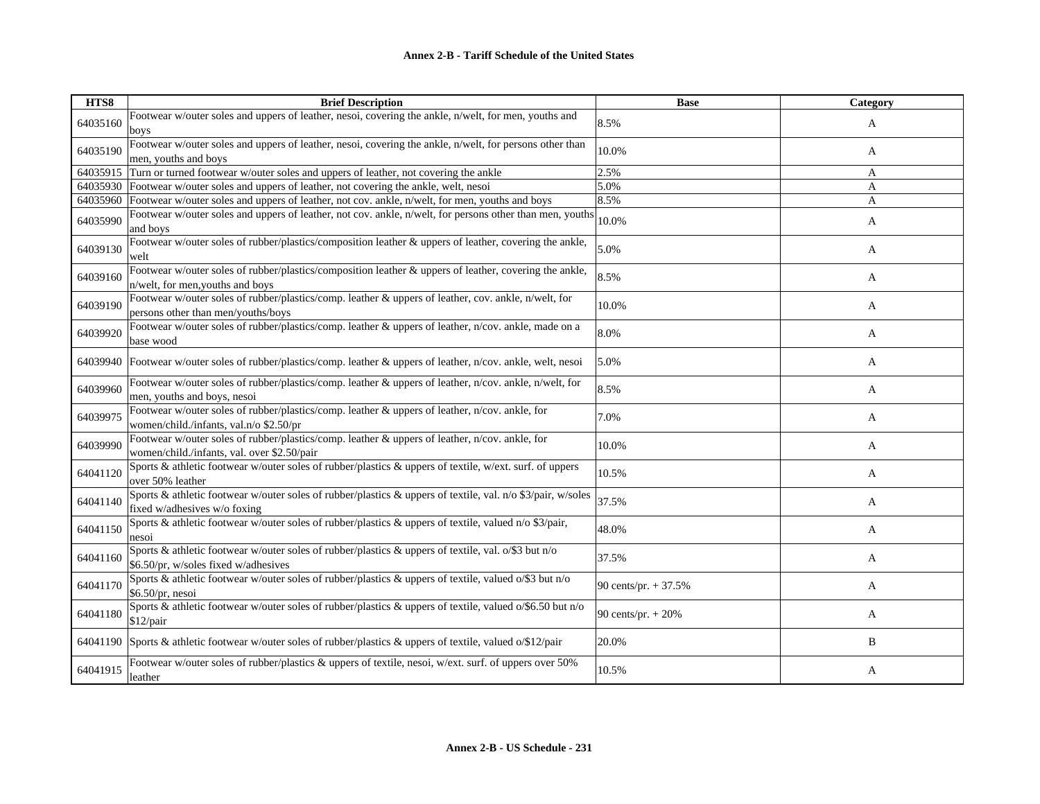**Annex 2-B - Tariff Schedule of the United States**

| HTS8 | Brief Description | Base | Category |
|---|---|---|---|
| 64035160 | Footwear w/outer soles and uppers of leather, nesoi, covering the ankle, n/welt, for men, youths and boys | 8.5% | A |
| 64035190 | Footwear w/outer soles and uppers of leather, nesoi, covering the ankle, n/welt, for persons other than men, youths and boys | 10.0% | A |
| 64035915 | Turn or turned footwear w/outer soles and uppers of leather, not covering the ankle | 2.5% | A |
| 64035930 | Footwear w/outer soles and uppers of leather, not covering the ankle, welt, nesoi | 5.0% | A |
| 64035960 | Footwear w/outer soles and uppers of leather, not cov. ankle, n/welt, for men, youths and boys | 8.5% | A |
| 64035990 | Footwear w/outer soles and uppers of leather, not cov. ankle, n/welt, for persons other than men, youths and boys | 10.0% | A |
| 64039130 | Footwear w/outer soles of rubber/plastics/composition leather & uppers of leather, covering the ankle, welt | 5.0% | A |
| 64039160 | Footwear w/outer soles of rubber/plastics/composition leather & uppers of leather, covering the ankle, n/welt, for men,youths and boys | 8.5% | A |
| 64039190 | Footwear w/outer soles of rubber/plastics/comp. leather & uppers of leather, cov. ankle, n/welt, for persons other than men/youths/boys | 10.0% | A |
| 64039920 | Footwear w/outer soles of rubber/plastics/comp. leather & uppers of leather, n/cov. ankle, made on a base wood | 8.0% | A |
| 64039940 | Footwear w/outer soles of rubber/plastics/comp. leather & uppers of leather, n/cov. ankle, welt, nesoi | 5.0% | A |
| 64039960 | Footwear w/outer soles of rubber/plastics/comp. leather & uppers of leather, n/cov. ankle, n/welt, for men, youths and boys, nesoi | 8.5% | A |
| 64039975 | Footwear w/outer soles of rubber/plastics/comp. leather & uppers of leather, n/cov. ankle, for women/child./infants, val.n/o $2.50/pr | 7.0% | A |
| 64039990 | Footwear w/outer soles of rubber/plastics/comp. leather & uppers of leather, n/cov. ankle, for women/child./infants, val. over $2.50/pair | 10.0% | A |
| 64041120 | Sports & athletic footwear w/outer soles of rubber/plastics & uppers of textile, w/ext. surf. of uppers over 50% leather | 10.5% | A |
| 64041140 | Sports & athletic footwear w/outer soles of rubber/plastics & uppers of textile, val. n/o $3/pair, w/soles fixed w/adhesives w/o foxing | 37.5% | A |
| 64041150 | Sports & athletic footwear w/outer soles of rubber/plastics & uppers of textile, valued n/o $3/pair, nesoi | 48.0% | A |
| 64041160 | Sports & athletic footwear w/outer soles of rubber/plastics & uppers of textile, val. o/$3 but n/o $6.50/pr, w/soles fixed w/adhesives | 37.5% | A |
| 64041170 | Sports & athletic footwear w/outer soles of rubber/plastics & uppers of textile, valued o/$3 but n/o $6.50/pr, nesoi | 90 cents/pr. + 37.5% | A |
| 64041180 | Sports & athletic footwear w/outer soles of rubber/plastics & uppers of textile, valued o/$6.50 but n/o $12/pair | 90 cents/pr. + 20% | A |
| 64041190 | Sports & athletic footwear w/outer soles of rubber/plastics & uppers of textile, valued o/$12/pair | 20.0% | B |
| 64041915 | Footwear w/outer soles of rubber/plastics & uppers of textile, nesoi, w/ext. surf. of uppers over 50% leather | 10.5% | A |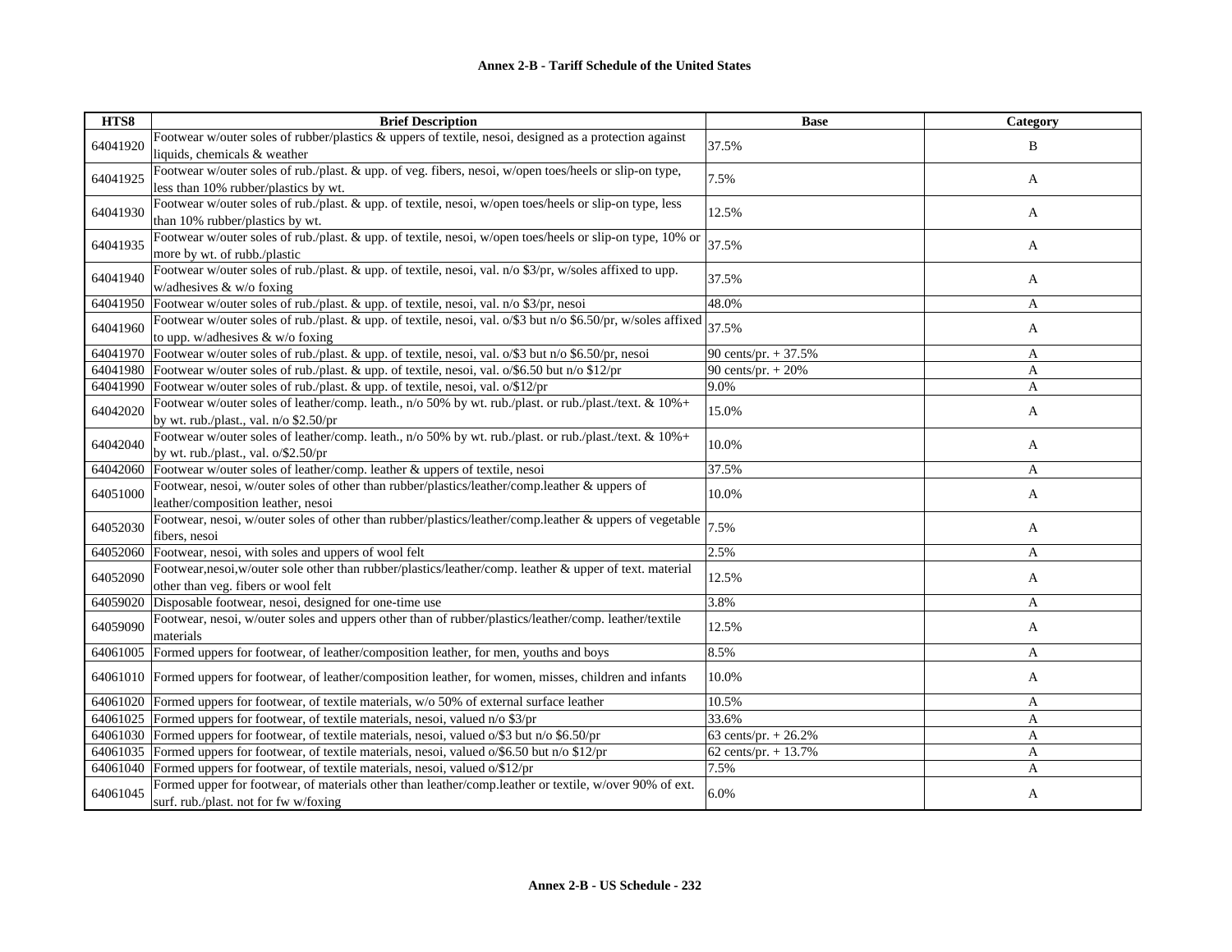| HTS8 | Brief Description | Base | Category |
|---|---|---|---|
| 64041920 | Footwear w/outer soles of rubber/plastics & uppers of textile, nesoi, designed as a protection against liquids, chemicals & weather | 37.5% | B |
| 64041925 | Footwear w/outer soles of rub./plast. & upp. of veg. fibers, nesoi, w/open toes/heels or slip-on type, less than 10% rubber/plastics by wt. | 7.5% | A |
| 64041930 | Footwear w/outer soles of rub./plast. & upp. of textile, nesoi, w/open toes/heels or slip-on type, less than 10% rubber/plastics by wt. | 12.5% | A |
| 64041935 | Footwear w/outer soles of rub./plast. & upp. of textile, nesoi, w/open toes/heels or slip-on type, 10% or more by wt. of rubb./plastic | 37.5% | A |
| 64041940 | Footwear w/outer soles of rub./plast. & upp. of textile, nesoi, val. n/o $3/pr, w/soles affixed to upp. w/adhesives & w/o foxing | 37.5% | A |
| 64041950 | Footwear w/outer soles of rub./plast. & upp. of textile, nesoi, val. n/o $3/pr, nesoi | 48.0% | A |
| 64041960 | Footwear w/outer soles of rub./plast. & upp. of textile, nesoi, val. o/$3 but n/o $6.50/pr, w/soles affixed to upp. w/adhesives & w/o foxing | 37.5% | A |
| 64041970 | Footwear w/outer soles of rub./plast. & upp. of textile, nesoi, val. o/$3 but n/o $6.50/pr, nesoi | 90 cents/pr. + 37.5% | A |
| 64041980 | Footwear w/outer soles of rub./plast. & upp. of textile, nesoi, val. o/$6.50 but n/o $12/pr | 90 cents/pr. + 20% | A |
| 64041990 | Footwear w/outer soles of rub./plast. & upp. of textile, nesoi, val. o/$12/pr | 9.0% | A |
| 64042020 | Footwear w/outer soles of leather/comp. leath., n/o 50% by wt. rub./plast. or rub./plast./text. & 10%+ by wt. rub./plast., val. n/o $2.50/pr | 15.0% | A |
| 64042040 | Footwear w/outer soles of leather/comp. leath., n/o 50% by wt. rub./plast. or rub./plast./text. & 10%+ by wt. rub./plast., val. o/$2.50/pr | 10.0% | A |
| 64042060 | Footwear w/outer soles of leather/comp. leather & uppers of textile, nesoi | 37.5% | A |
| 64051000 | Footwear, nesoi, w/outer soles of other than rubber/plastics/leather/comp.leather & uppers of leather/composition leather, nesoi | 10.0% | A |
| 64052030 | Footwear, nesoi, w/outer soles of other than rubber/plastics/leather/comp.leather & uppers of vegetable fibers, nesoi | 7.5% | A |
| 64052060 | Footwear, nesoi, with soles and uppers of wool felt | 2.5% | A |
| 64052090 | Footwear,nesoi,w/outer sole other than rubber/plastics/leather/comp. leather & upper of text. material other than veg. fibers or wool felt | 12.5% | A |
| 64059020 | Disposable footwear, nesoi, designed for one-time use | 3.8% | A |
| 64059090 | Footwear, nesoi, w/outer soles and uppers other than of rubber/plastics/leather/comp. leather/textile materials | 12.5% | A |
| 64061005 | Formed uppers for footwear, of leather/composition leather, for men, youths and boys | 8.5% | A |
| 64061010 | Formed uppers for footwear, of leather/composition leather, for women, misses, children and infants | 10.0% | A |
| 64061020 | Formed uppers for footwear, of textile materials, w/o 50% of external surface leather | 10.5% | A |
| 64061025 | Formed uppers for footwear, of textile materials, nesoi, valued n/o $3/pr | 33.6% | A |
| 64061030 | Formed uppers for footwear, of textile materials, nesoi, valued o/$3 but n/o $6.50/pr | 63 cents/pr. + 26.2% | A |
| 64061035 | Formed uppers for footwear, of textile materials, nesoi, valued o/$6.50 but n/o $12/pr | 62 cents/pr. + 13.7% | A |
| 64061040 | Formed uppers for footwear, of textile materials, nesoi, valued o/$12/pr | 7.5% | A |
| 64061045 | Formed upper for footwear, of materials other than leather/comp.leather or textile, w/over 90% of ext. surf. rub./plast. not for fw w/foxing | 6.0% | A |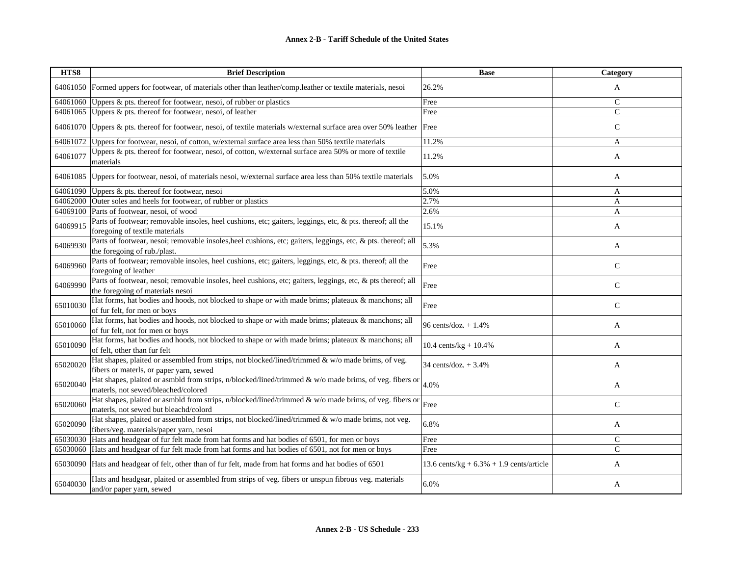| HTS8 | Brief Description | Base | Category |
|---|---|---|---|
| 64061050 | Formed uppers for footwear, of materials other than leather/comp.leather or textile materials, nesoi | 26.2% | A |
| 64061060 | Uppers & pts. thereof for footwear, nesoi, of rubber or plastics | Free | C |
| 64061065 | Uppers & pts. thereof for footwear, nesoi, of leather | Free | C |
| 64061070 | Uppers & pts. thereof for footwear, nesoi, of textile materials w/external surface area over 50% leather | Free | C |
| 64061072 | Uppers for footwear, nesoi, of cotton, w/external surface area less than 50% textile materials | 11.2% | A |
| 64061077 | Uppers & pts. thereof for footwear, nesoi, of cotton, w/external surface area 50% or more of textile materials | 11.2% | A |
| 64061085 | Uppers for footwear, nesoi, of materials nesoi, w/external surface area less than 50% textile materials | 5.0% | A |
| 64061090 | Uppers & pts. thereof for footwear, nesoi | 5.0% | A |
| 64062000 | Outer soles and heels for footwear, of rubber or plastics | 2.7% | A |
| 64069100 | Parts of footwear, nesoi, of wood | 2.6% | A |
| 64069915 | Parts of footwear; removable insoles, heel cushions, etc; gaiters, leggings, etc, & pts. thereof; all the foregoing of textile materials | 15.1% | A |
| 64069930 | Parts of footwear, nesoi; removable insoles,heel cushions, etc; gaiters, leggings, etc, & pts. thereof; all the foregoing of rub./plast. | 5.3% | A |
| 64069960 | Parts of footwear; removable insoles, heel cushions, etc; gaiters, leggings, etc, & pts. thereof; all the foregoing of leather | Free | C |
| 64069990 | Parts of footwear, nesoi; removable insoles, heel cushions, etc; gaiters, leggings, etc, & pts thereof; all the foregoing of materials nesoi | Free | C |
| 65010030 | Hat forms, hat bodies and hoods, not blocked to shape or with made brims; plateaux & manchons; all of fur felt, for men or boys | Free | C |
| 65010060 | Hat forms, hat bodies and hoods, not blocked to shape or with made brims; plateaux & manchons; all of fur felt, not for men or boys | 96 cents/doz. + 1.4% | A |
| 65010090 | Hat forms, hat bodies and hoods, not blocked to shape or with made brims; plateaux & manchons; all of felt, other than fur felt | 10.4 cents/kg + 10.4% | A |
| 65020020 | Hat shapes, plaited or assembled from strips, not blocked/lined/trimmed & w/o made brims, of veg. fibers or materls, or paper yarn, sewed | 34 cents/doz. + 3.4% | A |
| 65020040 | Hat shapes, plaited or asmbld from strips, n/blocked/lined/trimmed & w/o made brims, of veg. fibers or materls, not sewed/bleached/colored | 4.0% | A |
| 65020060 | Hat shapes, plaited or asmbld from strips, n/blocked/lined/trimmed & w/o made brims, of veg. fibers or materls, not sewed but bleachd/colord | Free | C |
| 65020090 | Hat shapes, plaited or assembled from strips, not blocked/lined/trimmed & w/o made brims, not veg. fibers/veg. materials/paper yarn, nesoi | 6.8% | A |
| 65030030 | Hats and headgear of fur felt made from hat forms and hat bodies of 6501, for men or boys | Free | C |
| 65030060 | Hats and headgear of fur felt made from hat forms and hat bodies of 6501, not for men or boys | Free | C |
| 65030090 | Hats and headgear of felt, other than of fur felt, made from hat forms and hat bodies of 6501 | 13.6 cents/kg + 6.3% + 1.9 cents/article | A |
| 65040030 | Hats and headgear, plaited or assembled from strips of veg. fibers or unspun fibrous veg. materials and/or paper yarn, sewed | 6.0% | A |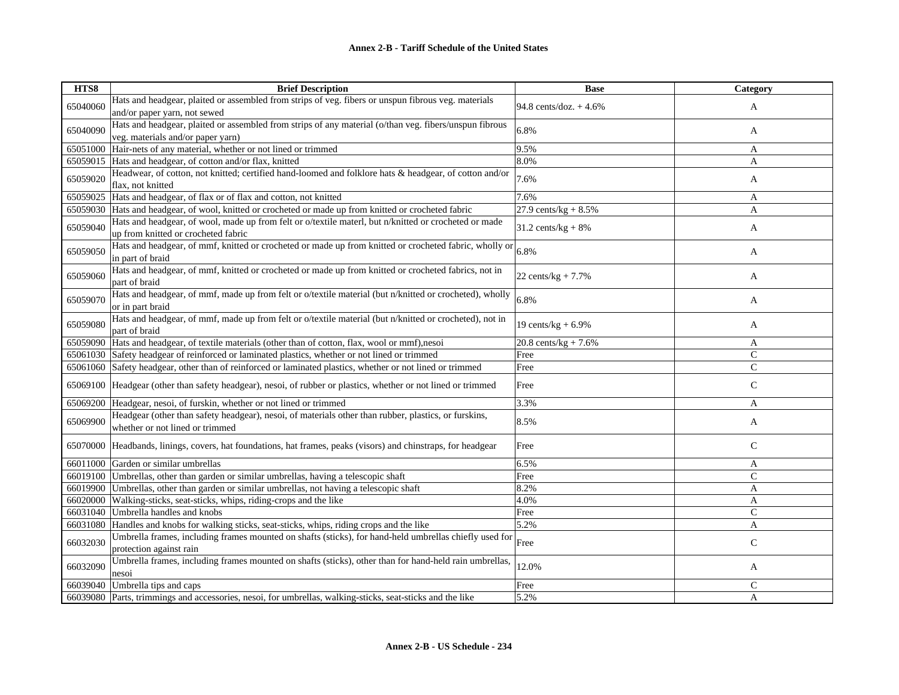**Annex 2-B - Tariff Schedule of the United States**

| HTS8 | Brief Description | Base | Category |
|---|---|---|---|
| 65040060 | Hats and headgear, plaited or assembled from strips of veg. fibers or unspun fibrous veg. materials and/or paper yarn, not sewed | 94.8 cents/doz. + 4.6% | A |
| 65040090 | Hats and headgear, plaited or assembled from strips of any material (o/than veg. fibers/unspun fibrous veg. materials and/or paper yarn) | 6.8% | A |
| 65051000 | Hair-nets of any material, whether or not lined or trimmed | 9.5% | A |
| 65059015 | Hats and headgear, of cotton and/or flax, knitted | 8.0% | A |
| 65059020 | Headwear, of cotton, not knitted; certified hand-loomed and folklore hats & headgear, of cotton and/or flax, not knitted | 7.6% | A |
| 65059025 | Hats and headgear, of flax or of flax and cotton, not knitted | 7.6% | A |
| 65059030 | Hats and headgear, of wool, knitted or crocheted or made up from knitted or crocheted fabric | 27.9 cents/kg + 8.5% | A |
| 65059040 | Hats and headgear, of wool, made up from felt or o/textile materl, but n/knitted or crocheted or made up from knitted or crocheted fabric | 31.2 cents/kg + 8% | A |
| 65059050 | Hats and headgear, of mmf, knitted or crocheted or made up from knitted or crocheted fabric, wholly or in part of braid | 6.8% | A |
| 65059060 | Hats and headgear, of mmf, knitted or crocheted or made up from knitted or crocheted fabrics, not in part of braid | 22 cents/kg + 7.7% | A |
| 65059070 | Hats and headgear, of mmf, made up from felt or o/textile material (but n/knitted or crocheted), wholly or in part braid | 6.8% | A |
| 65059080 | Hats and headgear, of mmf, made up from felt or o/textile material (but n/knitted or crocheted), not in part of braid | 19 cents/kg + 6.9% | A |
| 65059090 | Hats and headgear, of textile materials (other than of cotton, flax, wool or mmf),nesoi | 20.8 cents/kg + 7.6% | A |
| 65061030 | Safety headgear of reinforced or laminated plastics, whether or not lined or trimmed | Free | C |
| 65061060 | Safety headgear, other than of reinforced or laminated plastics, whether or not lined or trimmed | Free | C |
| 65069100 | Headgear (other than safety headgear), nesoi, of rubber or plastics, whether or not lined or trimmed | Free | C |
| 65069200 | Headgear, nesoi, of furskin, whether or not lined or trimmed | 3.3% | A |
| 65069900 | Headgear (other than safety headgear), nesoi, of materials other than rubber, plastics, or furskins, whether or not lined or trimmed | 8.5% | A |
| 65070000 | Headbands, linings, covers, hat foundations, hat frames, peaks (visors) and chinstraps, for headgear | Free | C |
| 66011000 | Garden or similar umbrellas | 6.5% | A |
| 66019100 | Umbrellas, other than garden or similar umbrellas, having a telescopic shaft | Free | C |
| 66019900 | Umbrellas, other than garden or similar umbrellas, not having a telescopic shaft | 8.2% | A |
| 66020000 | Walking-sticks, seat-sticks, whips, riding-crops and the like | 4.0% | A |
| 66031040 | Umbrella handles and knobs | Free | C |
| 66031080 | Handles and knobs for walking sticks, seat-sticks, whips, riding crops and the like | 5.2% | A |
| 66032030 | Umbrella frames, including frames mounted on shafts (sticks), for hand-held umbrellas chiefly used for protection against rain | Free | C |
| 66032090 | Umbrella frames, including frames mounted on shafts (sticks), other than for hand-held rain umbrellas, nesoi | 12.0% | A |
| 66039040 | Umbrella tips and caps | Free | C |
| 66039080 | Parts, trimmings and accessories, nesoi, for umbrellas, walking-sticks, seat-sticks and the like | 5.2% | A |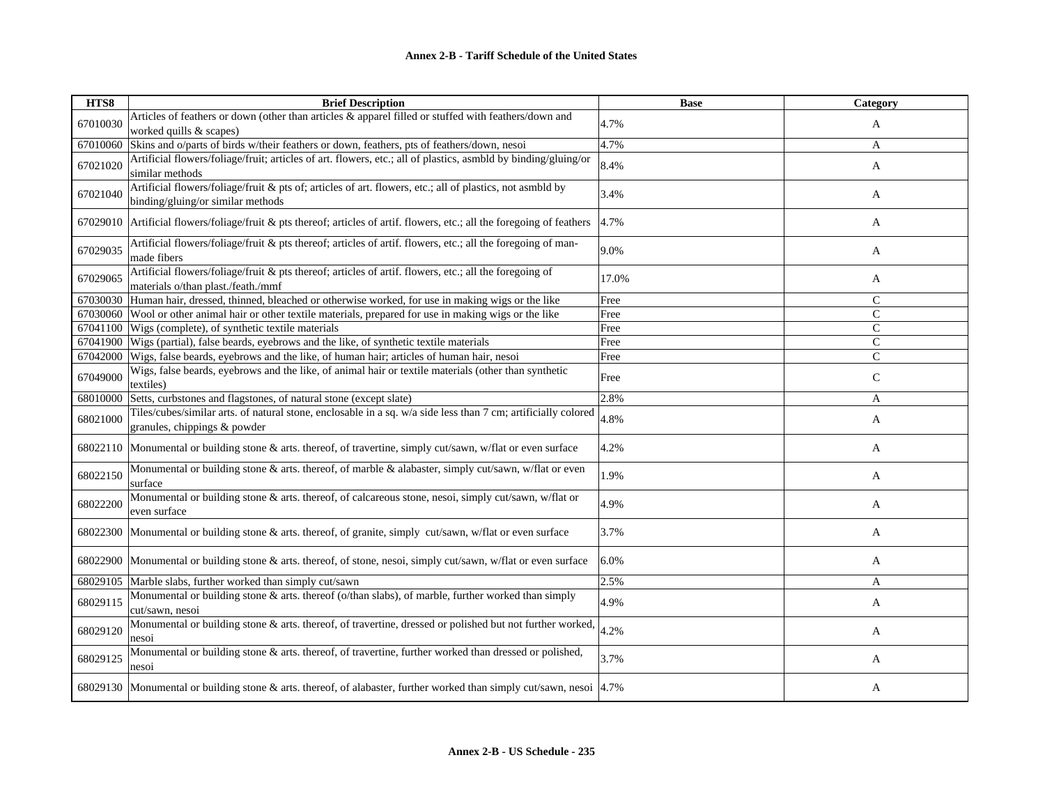| HTS8 | Brief Description | Base | Category |
|---|---|---|---|
| 67010030 | Articles of feathers or down (other than articles & apparel filled or stuffed with feathers/down and worked quills & scapes) | 4.7% | A |
| 67010060 | Skins and o/parts of birds w/their feathers or down, feathers, pts of feathers/down, nesoi | 4.7% | A |
| 67021020 | Artificial flowers/foliage/fruit; articles of art. flowers, etc.; all of plastics, asmbld by binding/gluing/or similar methods | 8.4% | A |
| 67021040 | Artificial flowers/foliage/fruit & pts of; articles of art. flowers, etc.; all of plastics, not asmbld by binding/gluing/or similar methods | 3.4% | A |
| 67029010 | Artificial flowers/foliage/fruit & pts thereof; articles of artif. flowers, etc.; all the foregoing of feathers | 4.7% | A |
| 67029035 | Artificial flowers/foliage/fruit & pts thereof; articles of artif. flowers, etc.; all the foregoing of man-made fibers | 9.0% | A |
| 67029065 | Artificial flowers/foliage/fruit & pts thereof; articles of artif. flowers, etc.; all the foregoing of materials o/than plast./feath./mmf | 17.0% | A |
| 67030030 | Human hair, dressed, thinned, bleached or otherwise worked, for use in making wigs or the like | Free | C |
| 67030060 | Wool or other animal hair or other textile materials, prepared for use in making wigs or the like | Free | C |
| 67041100 | Wigs (complete), of synthetic textile materials | Free | C |
| 67041900 | Wigs (partial), false beards, eyebrows and the like, of synthetic textile materials | Free | C |
| 67042000 | Wigs, false beards, eyebrows and the like, of human hair; articles of human hair, nesoi | Free | C |
| 67049000 | Wigs, false beards, eyebrows and the like, of animal hair or textile materials (other than synthetic textiles) | Free | C |
| 68010000 | Setts, curbstones and flagstones, of natural stone (except slate) | 2.8% | A |
| 68021000 | Tiles/cubes/similar arts. of natural stone, enclosable in a sq. w/a side less than 7 cm; artificially colored granules, chippings & powder | 4.8% | A |
| 68022110 | Monumental or building stone & arts. thereof, of travertine, simply cut/sawn, w/flat or even surface | 4.2% | A |
| 68022150 | Monumental or building stone & arts. thereof, of marble & alabaster, simply cut/sawn, w/flat or even surface | 1.9% | A |
| 68022200 | Monumental or building stone & arts. thereof, of calcareous stone, nesoi, simply cut/sawn, w/flat or even surface | 4.9% | A |
| 68022300 | Monumental or building stone & arts. thereof, of granite, simply cut/sawn, w/flat or even surface | 3.7% | A |
| 68022900 | Monumental or building stone & arts. thereof, of stone, nesoi, simply cut/sawn, w/flat or even surface | 6.0% | A |
| 68029105 | Marble slabs, further worked than simply cut/sawn | 2.5% | A |
| 68029115 | Monumental or building stone & arts. thereof (o/than slabs), of marble, further worked than simply cut/sawn, nesoi | 4.9% | A |
| 68029120 | Monumental or building stone & arts. thereof, of travertine, dressed or polished but not further worked, nesoi | 4.2% | A |
| 68029125 | Monumental or building stone & arts. thereof, of travertine, further worked than dressed or polished, nesoi | 3.7% | A |
| 68029130 | Monumental or building stone & arts. thereof, of alabaster, further worked than simply cut/sawn, nesoi | 4.7% | A |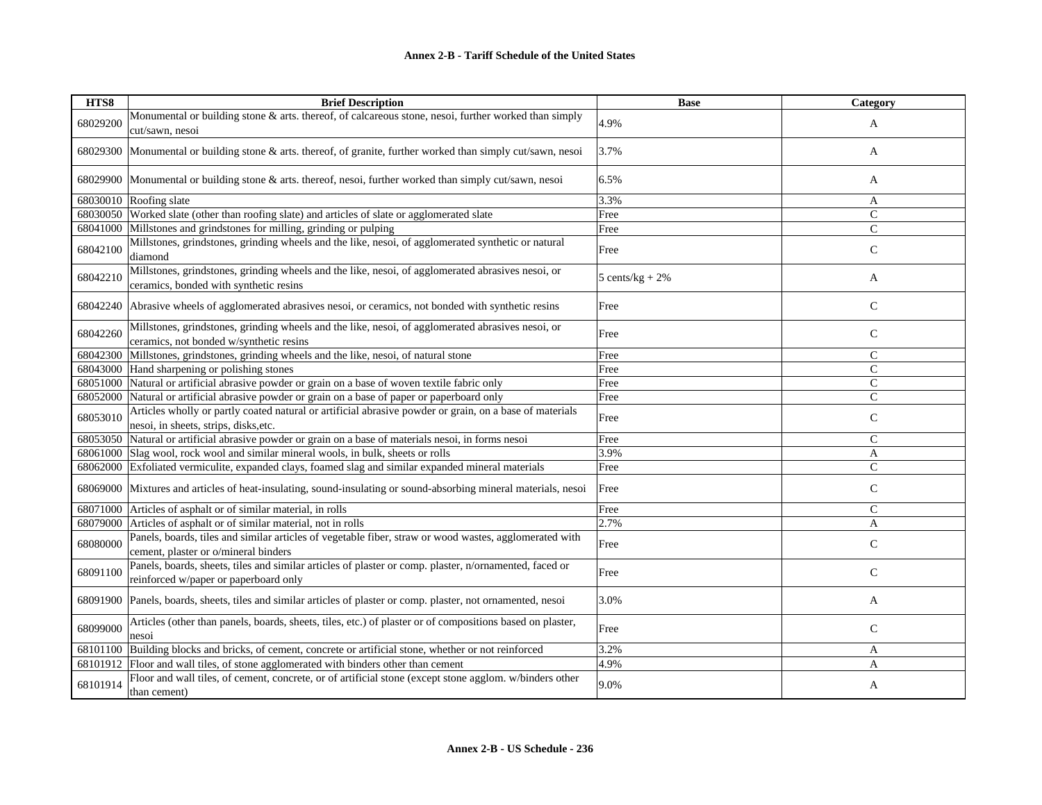## Annex 2-B - Tariff Schedule of the United States

| HTS8 | Brief Description | Base | Category |
|---|---|---|---|
| 68029200 | Monumental or building stone & arts. thereof, of calcareous stone, nesoi, further worked than simply cut/sawn, nesoi | 4.9% | A |
| 68029300 | Monumental or building stone & arts. thereof, of granite, further worked than simply cut/sawn, nesoi | 3.7% | A |
| 68029900 | Monumental or building stone & arts. thereof, nesoi, further worked than simply cut/sawn, nesoi | 6.5% | A |
| 68030010 | Roofing slate | 3.3% | A |
| 68030050 | Worked slate (other than roofing slate) and articles of slate or agglomerated slate | Free | C |
| 68041000 | Millstones and grindstones for milling, grinding or pulping | Free | C |
| 68042100 | Millstones, grindstones, grinding wheels and the like, nesoi, of agglomerated synthetic or natural diamond | Free | C |
| 68042210 | Millstones, grindstones, grinding wheels and the like, nesoi, of agglomerated abrasives nesoi, or ceramics, bonded with synthetic resins | 5 cents/kg + 2% | A |
| 68042240 | Abrasive wheels of agglomerated abrasives nesoi, or ceramics, not bonded with synthetic resins | Free | C |
| 68042260 | Millstones, grindstones, grinding wheels and the like, nesoi, of agglomerated abrasives nesoi, or ceramics, not bonded w/synthetic resins | Free | C |
| 68042300 | Millstones, grindstones, grinding wheels and the like, nesoi, of natural stone | Free | C |
| 68043000 | Hand sharpening or polishing stones | Free | C |
| 68051000 | Natural or artificial abrasive powder or grain on a base of woven textile fabric only | Free | C |
| 68052000 | Natural or artificial abrasive powder or grain on a base of paper or paperboard only | Free | C |
| 68053010 | Articles wholly or partly coated natural or artificial abrasive powder or grain, on a base of materials nesoi, in sheets, strips, disks,etc. | Free | C |
| 68053050 | Natural or artificial abrasive powder or grain on a base of materials nesoi, in forms nesoi | Free | C |
| 68061000 | Slag wool, rock wool and similar mineral wools, in bulk, sheets or rolls | 3.9% | A |
| 68062000 | Exfoliated vermiculite, expanded clays, foamed slag and similar expanded mineral materials | Free | C |
| 68069000 | Mixtures and articles of heat-insulating, sound-insulating or sound-absorbing mineral materials, nesoi | Free | C |
| 68071000 | Articles of asphalt or of similar material, in rolls | Free | C |
| 68079000 | Articles of asphalt or of similar material, not in rolls | 2.7% | A |
| 68080000 | Panels, boards, tiles and similar articles of vegetable fiber, straw or wood wastes, agglomerated with cement, plaster or o/mineral binders | Free | C |
| 68091100 | Panels, boards, sheets, tiles and similar articles of plaster or comp. plaster, n/ornamented, faced or reinforced w/paper or paperboard only | Free | C |
| 68091900 | Panels, boards, sheets, tiles and similar articles of plaster or comp. plaster, not ornamented, nesoi | 3.0% | A |
| 68099000 | Articles (other than panels, boards, sheets, tiles, etc.) of plaster or of compositions based on plaster, nesoi | Free | C |
| 68101100 | Building blocks and bricks, of cement, concrete or artificial stone, whether or not reinforced | 3.2% | A |
| 68101912 | Floor and wall tiles, of stone agglomerated with binders other than cement | 4.9% | A |
| 68101914 | Floor and wall tiles, of cement, concrete, or of artificial stone (except stone agglom. w/binders other than cement) | 9.0% | A |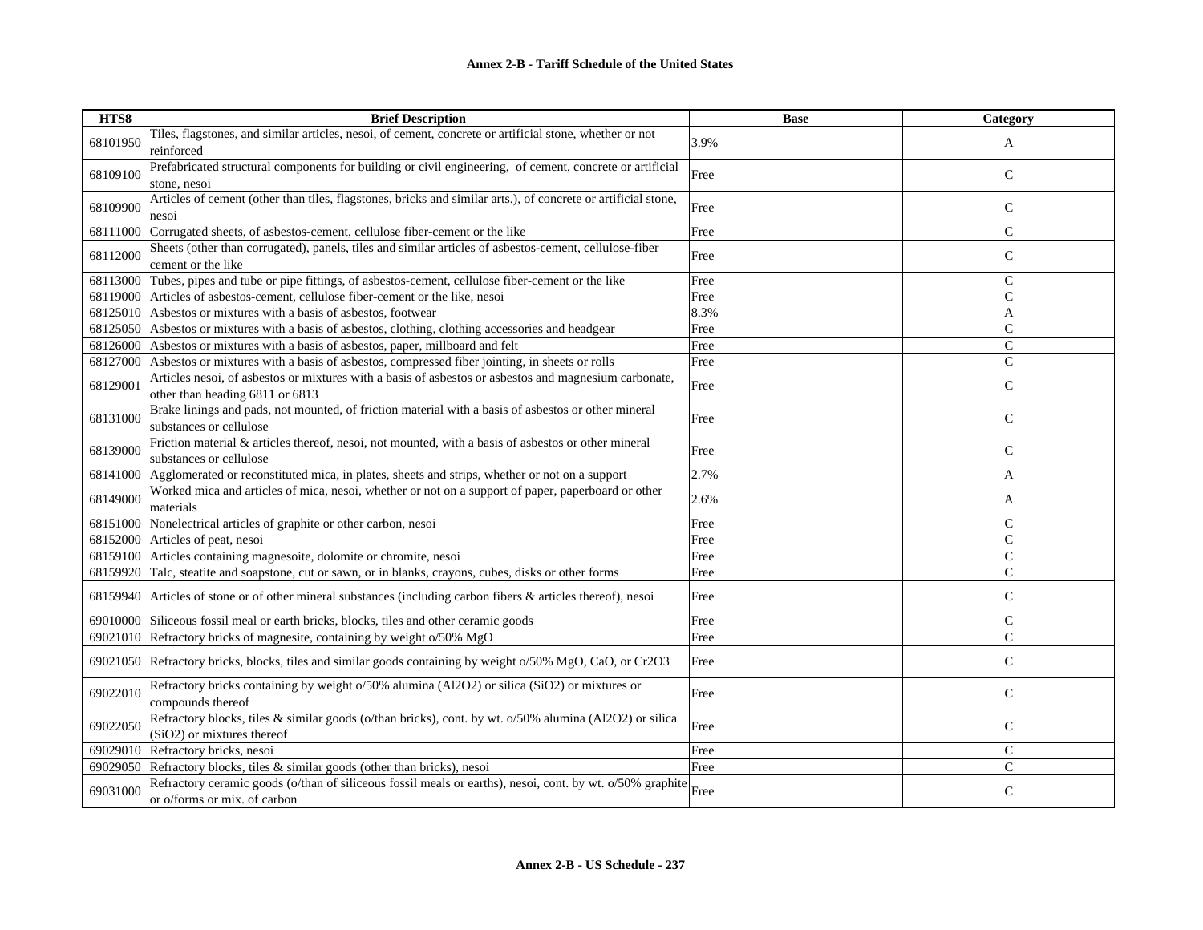## Annex 2-B - Tariff Schedule of the United States

| HTS8 | Brief Description | Base | Category |
|---|---|---|---|
| 68101950 | Tiles, flagstones, and similar articles, nesoi, of cement, concrete or artificial stone, whether or not reinforced | 3.9% | A |
| 68109100 | Prefabricated structural components for building or civil engineering, of cement, concrete or artificial stone, nesoi | Free | C |
| 68109900 | Articles of cement (other than tiles, flagstones, bricks and similar arts.), of concrete or artificial stone, nesoi | Free | C |
| 68111000 | Corrugated sheets, of asbestos-cement, cellulose fiber-cement or the like | Free | C |
| 68112000 | Sheets (other than corrugated), panels, tiles and similar articles of asbestos-cement, cellulose-fiber cement or the like | Free | C |
| 68113000 | Tubes, pipes and tube or pipe fittings, of asbestos-cement, cellulose fiber-cement or the like | Free | C |
| 68119000 | Articles of asbestos-cement, cellulose fiber-cement or the like, nesoi | Free | C |
| 68125010 | Asbestos or mixtures with a basis of asbestos, footwear | 8.3% | A |
| 68125050 | Asbestos or mixtures with a basis of asbestos, clothing, clothing accessories and headgear | Free | C |
| 68126000 | Asbestos or mixtures with a basis of asbestos, paper, millboard and felt | Free | C |
| 68127000 | Asbestos or mixtures with a basis of asbestos, compressed fiber jointing, in sheets or rolls | Free | C |
| 68129001 | Articles nesoi, of asbestos or mixtures with a basis of asbestos or asbestos and magnesium carbonate, other than heading 6811 or 6813 | Free | C |
| 68131000 | Brake linings and pads, not mounted, of friction material with a basis of asbestos or other mineral substances or cellulose | Free | C |
| 68139000 | Friction material & articles thereof, nesoi, not mounted, with a basis of asbestos or other mineral substances or cellulose | Free | C |
| 68141000 | Agglomerated or reconstituted mica, in plates, sheets and strips, whether or not on a support | 2.7% | A |
| 68149000 | Worked mica and articles of mica, nesoi, whether or not on a support of paper, paperboard or other materials | 2.6% | A |
| 68151000 | Nonelectrical articles of graphite or other carbon, nesoi | Free | C |
| 68152000 | Articles of peat, nesoi | Free | C |
| 68159100 | Articles containing magnesoite, dolomite or chromite, nesoi | Free | C |
| 68159920 | Talc, steatite and soapstone, cut or sawn, or in blanks, crayons, cubes, disks or other forms | Free | C |
| 68159940 | Articles of stone or of other mineral substances (including carbon fibers & articles thereof), nesoi | Free | C |
| 69010000 | Siliceous fossil meal or earth bricks, blocks, tiles and other ceramic goods | Free | C |
| 69021010 | Refractory bricks of magnesite, containing by weight o/50% MgO | Free | C |
| 69021050 | Refractory bricks, blocks, tiles and similar goods containing by weight o/50% MgO, CaO, or Cr2O3 | Free | C |
| 69022010 | Refractory bricks containing by weight o/50% alumina (Al2O2) or silica (SiO2) or mixtures or compounds thereof | Free | C |
| 69022050 | Refractory blocks, tiles & similar goods (o/than bricks), cont. by wt. o/50% alumina (Al2O2) or silica (SiO2) or mixtures thereof | Free | C |
| 69029010 | Refractory bricks, nesoi | Free | C |
| 69029050 | Refractory blocks, tiles & similar goods (other than bricks), nesoi | Free | C |
| 69031000 | Refractory ceramic goods (o/than of siliceous fossil meals or earths), nesoi, cont. by wt. o/50% graphite or o/forms or mix. of carbon | Free | C |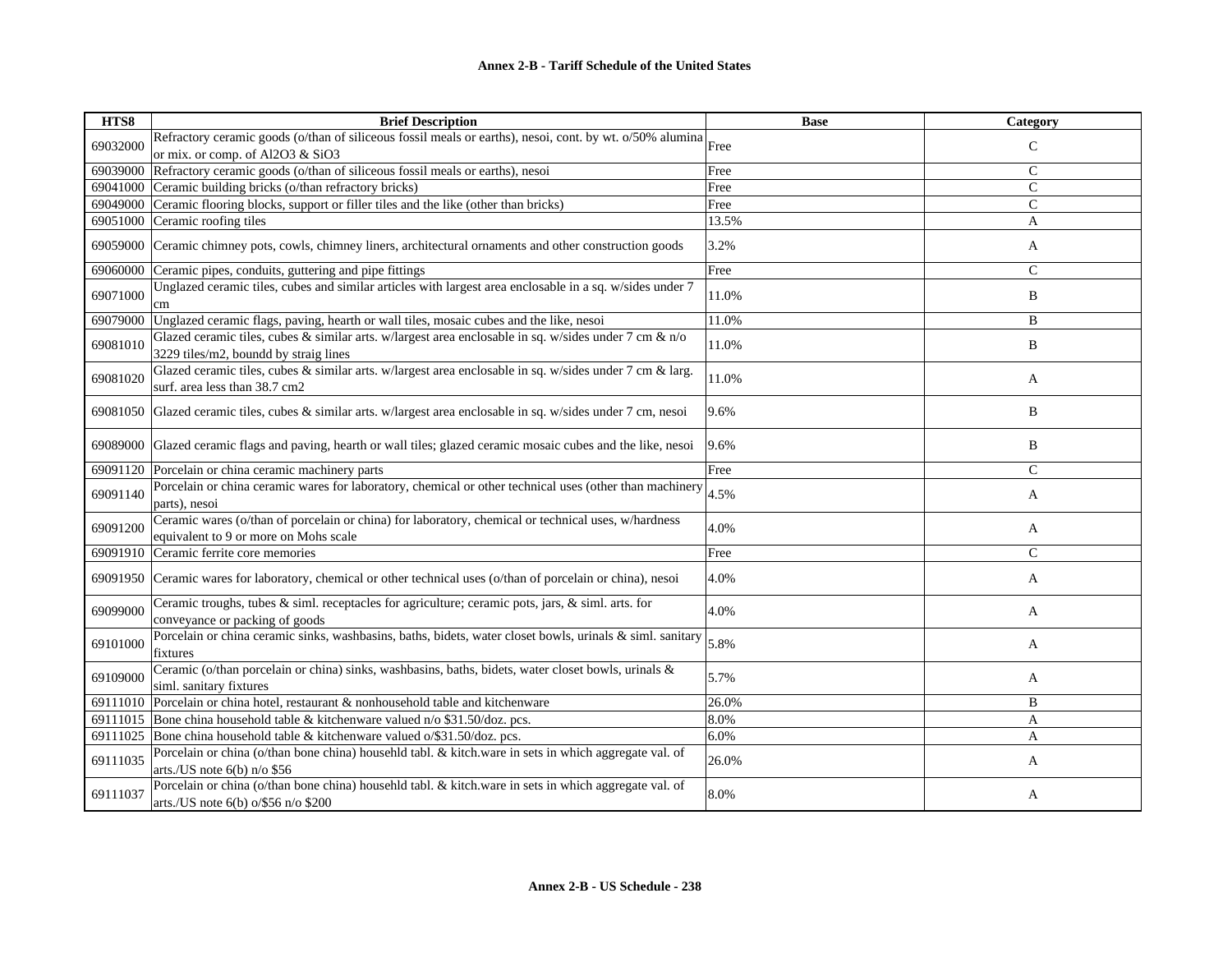**Annex 2-B - Tariff Schedule of the United States**

| HTS8 | Brief Description | Base | Category |
|---|---|---|---|
| 69032000 | Refractory ceramic goods (o/than of siliceous fossil meals or earths), nesoi, cont. by wt. o/50% alumina or mix. or comp. of Al2O3 & SiO3 | Free | C |
| 69039000 | Refractory ceramic goods (o/than of siliceous fossil meals or earths), nesoi | Free | C |
| 69041000 | Ceramic building bricks (o/than refractory bricks) | Free | C |
| 69049000 | Ceramic flooring blocks, support or filler tiles and the like (other than bricks) | Free | C |
| 69051000 | Ceramic roofing tiles | 13.5% | A |
| 69059000 | Ceramic chimney pots, cowls, chimney liners, architectural ornaments and other construction goods | 3.2% | A |
| 69060000 | Ceramic pipes, conduits, guttering and pipe fittings | Free | C |
| 69071000 | Unglazed ceramic tiles, cubes and similar articles with largest area enclosable in a sq. w/sides under 7 cm | 11.0% | B |
| 69079000 | Unglazed ceramic flags, paving, hearth or wall tiles, mosaic cubes and the like, nesoi | 11.0% | B |
| 69081010 | Glazed ceramic tiles, cubes & similar arts. w/largest area enclosable in sq. w/sides under 7 cm & n/o 3229 tiles/m2, boundd by straig lines | 11.0% | B |
| 69081020 | Glazed ceramic tiles, cubes & similar arts. w/largest area enclosable in sq. w/sides under 7 cm & larg. surf. area less than 38.7 cm2 | 11.0% | A |
| 69081050 | Glazed ceramic tiles, cubes & similar arts. w/largest area enclosable in sq. w/sides under 7 cm, nesoi | 9.6% | B |
| 69089000 | Glazed ceramic flags and paving, hearth or wall tiles; glazed ceramic mosaic cubes and the like, nesoi | 9.6% | B |
| 69091120 | Porcelain or china ceramic machinery parts | Free | C |
| 69091140 | Porcelain or china ceramic wares for laboratory, chemical or other technical uses (other than machinery parts), nesoi | 4.5% | A |
| 69091200 | Ceramic wares (o/than of porcelain or china) for laboratory, chemical or technical uses, w/hardness equivalent to 9 or more on Mohs scale | 4.0% | A |
| 69091910 | Ceramic ferrite core memories | Free | C |
| 69091950 | Ceramic wares for laboratory, chemical or other technical uses (o/than of porcelain or china), nesoi | 4.0% | A |
| 69099000 | Ceramic troughs, tubes & siml. receptacles for agriculture; ceramic pots, jars, & siml. arts. for conveyance or packing of goods | 4.0% | A |
| 69101000 | Porcelain or china ceramic sinks, washbasins, baths, bidets, water closet bowls, urinals & siml. sanitary fixtures | 5.8% | A |
| 69109000 | Ceramic (o/than porcelain or china) sinks, washbasins, baths, bidets, water closet bowls, urinals & siml. sanitary fixtures | 5.7% | A |
| 69111010 | Porcelain or china hotel, restaurant & nonhousehold table and kitchenware | 26.0% | B |
| 69111015 | Bone china household table & kitchenware valued n/o $31.50/doz. pcs. | 8.0% | A |
| 69111025 | Bone china household table & kitchenware valued o/$31.50/doz. pcs. | 6.0% | A |
| 69111035 | Porcelain or china (o/than bone china) househld tabl. & kitch.ware in sets in which aggregate val. of arts./US note 6(b) n/o $56 | 26.0% | A |
| 69111037 | Porcelain or china (o/than bone china) househld tabl. & kitch.ware in sets in which aggregate val. of arts./US note 6(b) o/$56 n/o $200 | 8.0% | A |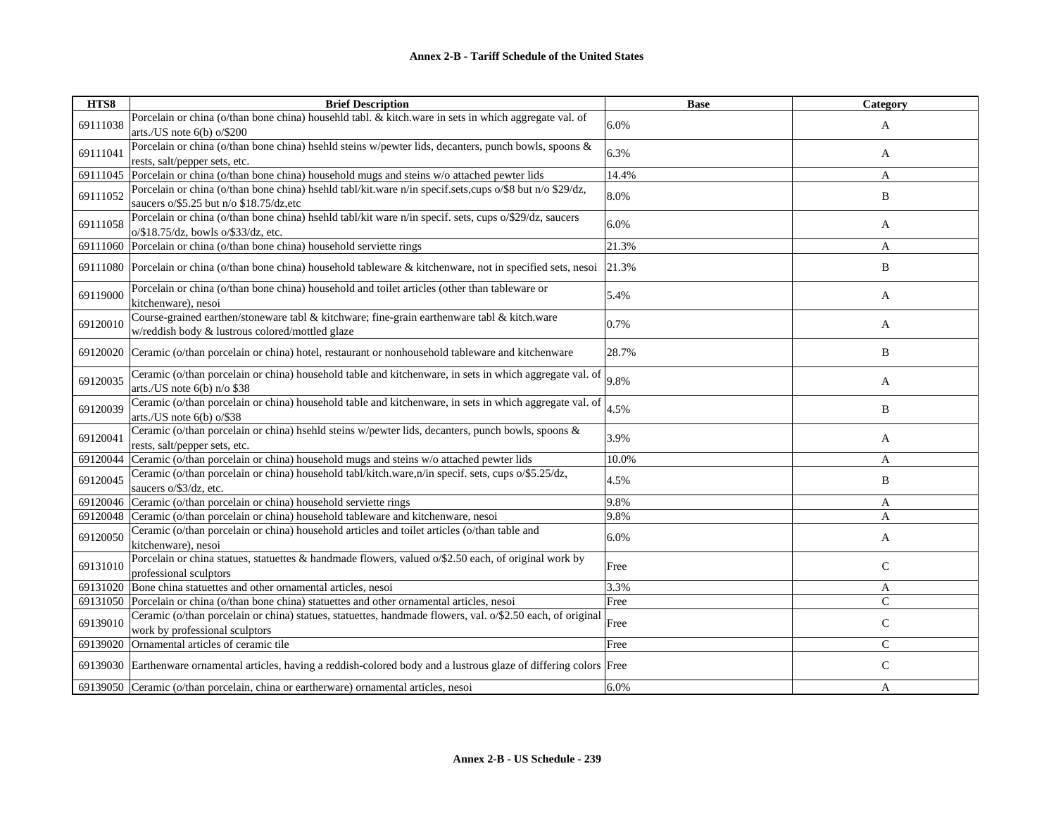| HTS8 | Brief Description | Base | Category |
|---|---|---|---|
| 69111038 | Porcelain or china (o/than bone china) househld tabl. & kitch.ware in sets in which aggregate val. of arts./US note 6(b) o/$200 | 6.0% | A |
| 69111041 | Porcelain or china (o/than bone china) hsehld steins w/pewter lids, decanters, punch bowls, spoons & rests, salt/pepper sets, etc. | 6.3% | A |
| 69111045 | Porcelain or china (o/than bone china) household mugs and steins w/o attached pewter lids | 14.4% | A |
| 69111052 | Porcelain or china (o/than bone china) hsehld tabl/kit.ware n/in specif.sets,cups o/$8 but n/o $29/dz, saucers o/$5.25 but n/o $18.75/dz,etc | 8.0% | B |
| 69111058 | Porcelain or china (o/than bone china) hsehld tabl/kit ware n/in specif. sets, cups o/$29/dz, saucers o/$18.75/dz, bowls o/$33/dz, etc. | 6.0% | A |
| 69111060 | Porcelain or china (o/than bone china) household serviette rings | 21.3% | A |
| 69111080 | Porcelain or china (o/than bone china) household tableware & kitchenware, not in specified sets, nesoi | 21.3% | B |
| 69119000 | Porcelain or china (o/than bone china) household and toilet articles (other than tableware or kitchenware), nesoi | 5.4% | A |
| 69120010 | Course-grained earthen/stoneware tabl & kitchware; fine-grain earthenware tabl & kitch.ware w/reddish body & lustrous colored/mottled glaze | 0.7% | A |
| 69120020 | Ceramic (o/than porcelain or china) hotel, restaurant or nonhousehold tableware and kitchenware | 28.7% | B |
| 69120035 | Ceramic (o/than porcelain or china) household table and kitchenware, in sets in which aggregate val. of arts./US note 6(b) n/o $38 | 9.8% | A |
| 69120039 | Ceramic (o/than porcelain or china) household table and kitchenware, in sets in which aggregate val. of arts./US note 6(b) o/$38 | 4.5% | B |
| 69120041 | Ceramic (o/than porcelain or china) hsehld steins w/pewter lids, decanters, punch bowls, spoons & rests, salt/pepper sets, etc. | 3.9% | A |
| 69120044 | Ceramic (o/than porcelain or china) household mugs and steins w/o attached pewter lids | 10.0% | A |
| 69120045 | Ceramic (o/than porcelain or china) household tabl/kitch.ware,n/in specif. sets, cups o/$5.25/dz, saucers o/$3/dz, etc. | 4.5% | B |
| 69120046 | Ceramic (o/than porcelain or china) household serviette rings | 9.8% | A |
| 69120048 | Ceramic (o/than porcelain or china) household tableware and kitchenware, nesoi | 9.8% | A |
| 69120050 | Ceramic (o/than porcelain or china) household articles and toilet articles (o/than table and kitchenware), nesoi | 6.0% | A |
| 69131010 | Porcelain or china statues, statuettes & handmade flowers, valued o/$2.50 each, of original work by professional sculptors | Free | C |
| 69131020 | Bone china statuettes and other ornamental articles, nesoi | 3.3% | A |
| 69131050 | Porcelain or china (o/than bone china) statuettes and other ornamental articles, nesoi | Free | C |
| 69139010 | Ceramic (o/than porcelain or china) statues, statuettes, handmade flowers, val. o/$2.50 each, of original work by professional sculptors | Free | C |
| 69139020 | Ornamental articles of ceramic tile | Free | C |
| 69139030 | Earthenware ornamental articles, having a reddish-colored body and a lustrous glaze of differing colors | Free | C |
| 69139050 | Ceramic (o/than porcelain, china or eartherware) ornamental articles, nesoi | 6.0% | A |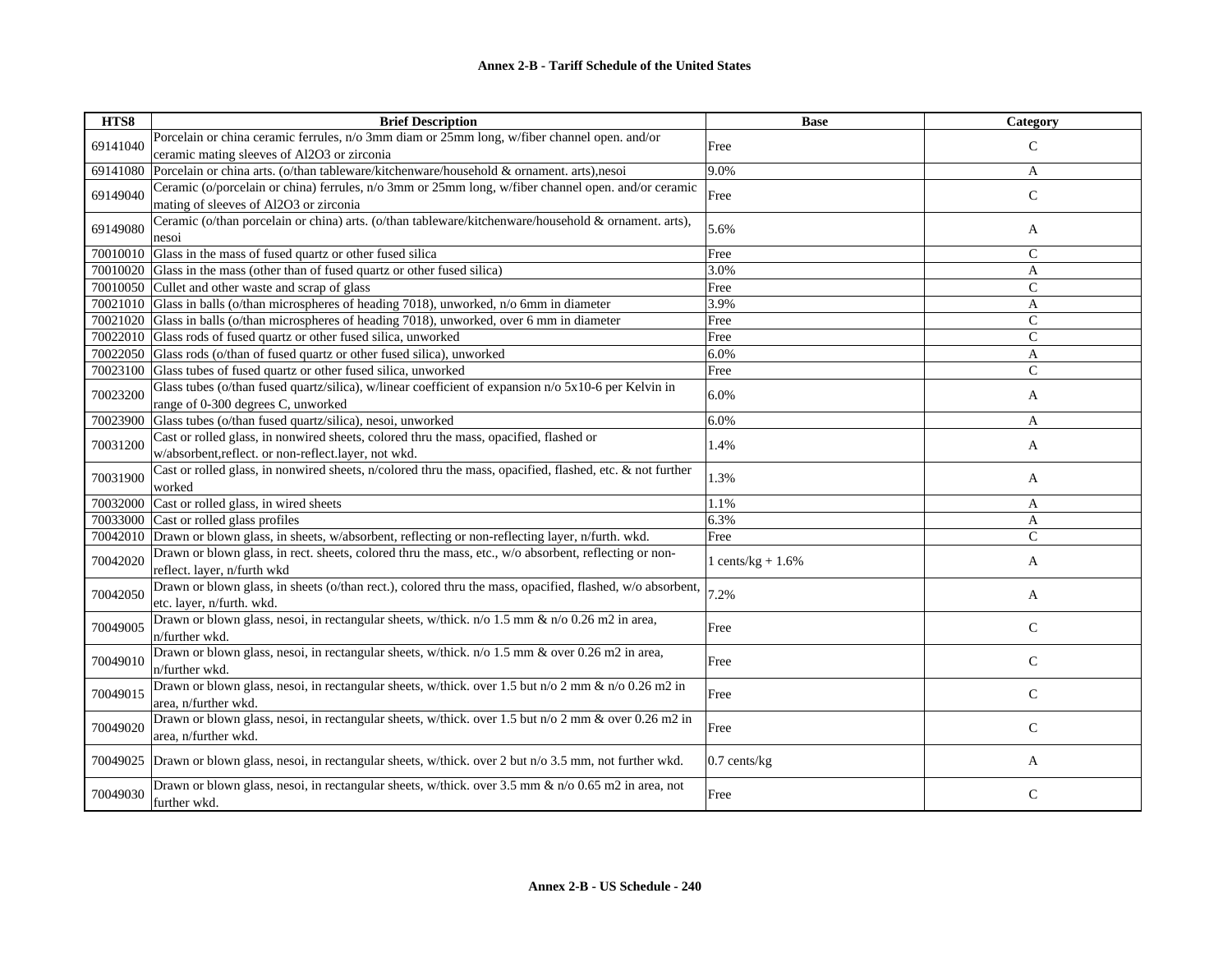| HTS8 | Brief Description | Base | Category |
|---|---|---|---|
| 69141040 | Porcelain or china ceramic ferrules, n/o 3mm diam or 25mm long, w/fiber channel open. and/or ceramic mating sleeves of Al2O3 or zirconia | Free | C |
| 69141080 | Porcelain or china arts. (o/than tableware/kitchenware/household & ornament. arts),nesoi | 9.0% | A |
| 69149040 | Ceramic (o/porcelain or china) ferrules, n/o 3mm or 25mm long, w/fiber channel open. and/or ceramic mating of sleeves of Al2O3 or zirconia | Free | C |
| 69149080 | Ceramic (o/than porcelain or china) arts. (o/than tableware/kitchenware/household & ornament. arts), nesoi | 5.6% | A |
| 70010010 | Glass in the mass of fused quartz or other fused silica | Free | C |
| 70010020 | Glass in the mass (other than of fused quartz or other fused silica) | 3.0% | A |
| 70010050 | Cullet and other waste and scrap of glass | Free | C |
| 70021010 | Glass in balls (o/than microspheres of heading 7018), unworked, n/o 6mm in diameter | 3.9% | A |
| 70021020 | Glass in balls (o/than microspheres of heading 7018), unworked, over 6 mm in diameter | Free | C |
| 70022010 | Glass rods of fused quartz or other fused silica, unworked | Free | C |
| 70022050 | Glass rods (o/than of fused quartz or other fused silica), unworked | 6.0% | A |
| 70023100 | Glass tubes of fused quartz or other fused silica, unworked | Free | C |
| 70023200 | Glass tubes (o/than fused quartz/silica), w/linear coefficient of expansion n/o 5x10-6 per Kelvin in range of 0-300 degrees C, unworked | 6.0% | A |
| 70023900 | Glass tubes (o/than fused quartz/silica), nesoi, unworked | 6.0% | A |
| 70031200 | Cast or rolled glass, in nonwired sheets, colored thru the mass, opacified, flashed or w/absorbent,reflect. or non-reflect.layer, not wkd. | 1.4% | A |
| 70031900 | Cast or rolled glass, in nonwired sheets, n/colored thru the mass, opacified, flashed, etc. & not further worked | 1.3% | A |
| 70032000 | Cast or rolled glass, in wired sheets | 1.1% | A |
| 70033000 | Cast or rolled glass profiles | 6.3% | A |
| 70042010 | Drawn or blown glass, in sheets, w/absorbent, reflecting or non-reflecting layer, n/furth. wkd. | Free | C |
| 70042020 | Drawn or blown glass, in rect. sheets, colored thru the mass, etc., w/o absorbent, reflecting or non-reflect. layer, n/furth wkd | 1 cents/kg + 1.6% | A |
| 70042050 | Drawn or blown glass, in sheets (o/than rect.), colored thru the mass, opacified, flashed, w/o absorbent, etc. layer, n/furth. wkd. | 7.2% | A |
| 70049005 | Drawn or blown glass, nesoi, in rectangular sheets, w/thick. n/o 1.5 mm & n/o 0.26 m2 in area, n/further wkd. | Free | C |
| 70049010 | Drawn or blown glass, nesoi, in rectangular sheets, w/thick. n/o 1.5 mm & over 0.26 m2 in area, n/further wkd. | Free | C |
| 70049015 | Drawn or blown glass, nesoi, in rectangular sheets, w/thick. over 1.5 but n/o 2 mm & n/o 0.26 m2 in area, n/further wkd. | Free | C |
| 70049020 | Drawn or blown glass, nesoi, in rectangular sheets, w/thick. over 1.5 but n/o 2 mm & over 0.26 m2 in area, n/further wkd. | Free | C |
| 70049025 | Drawn or blown glass, nesoi, in rectangular sheets, w/thick. over 2 but n/o 3.5 mm, not further wkd. | 0.7 cents/kg | A |
| 70049030 | Drawn or blown glass, nesoi, in rectangular sheets, w/thick. over 3.5 mm & n/o 0.65 m2 in area, not further wkd. | Free | C |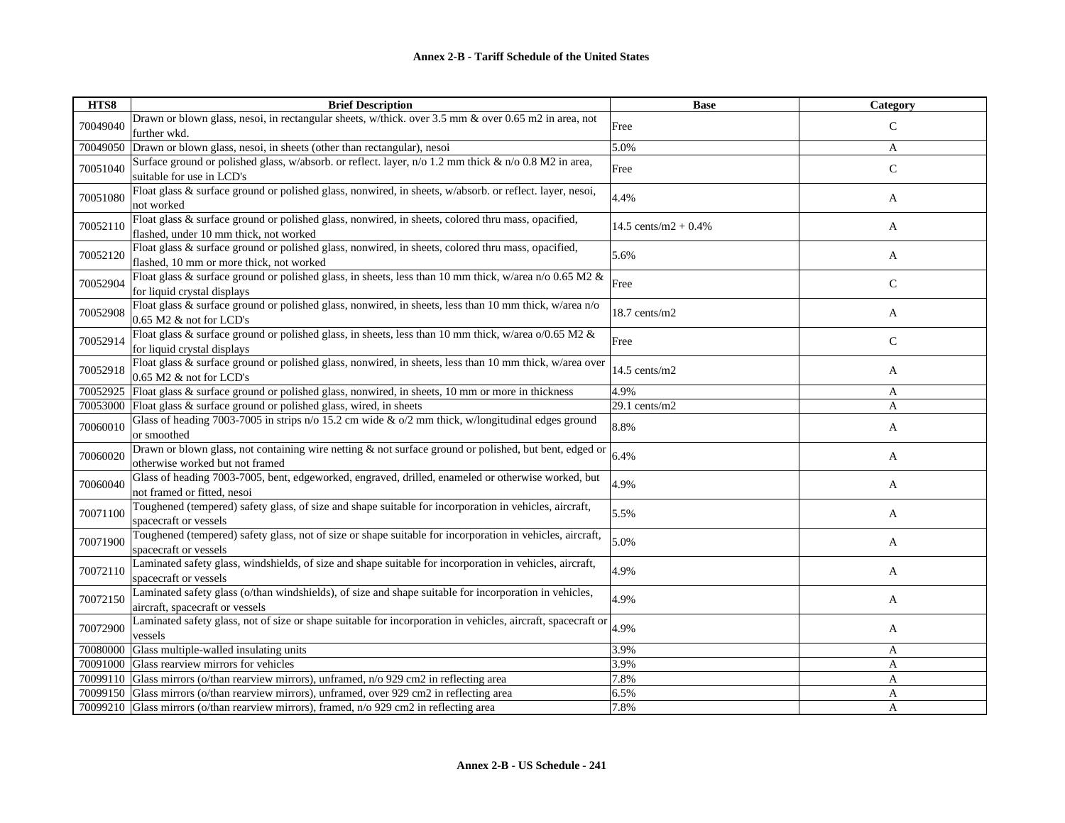**Annex 2-B - Tariff Schedule of the United States**

| HTS8 | Brief Description | Base | Category |
|---|---|---|---|
| 70049040 | Drawn or blown glass, nesoi, in rectangular sheets, w/thick. over 3.5 mm & over 0.65 m2 in area, not further wkd. | Free | C |
| 70049050 | Drawn or blown glass, nesoi, in sheets (other than rectangular), nesoi | 5.0% | A |
| 70051040 | Surface ground or polished glass, w/absorb. or reflect. layer, n/o 1.2 mm thick & n/o 0.8 M2 in area, suitable for use in LCD's | Free | C |
| 70051080 | Float glass & surface ground or polished glass, nonwired, in sheets, w/absorb. or reflect. layer, nesoi, not worked | 4.4% | A |
| 70052110 | Float glass & surface ground or polished glass, nonwired, in sheets, colored thru mass, opacified, flashed, under 10 mm thick, not worked | 14.5 cents/m2 + 0.4% | A |
| 70052120 | Float glass & surface ground or polished glass, nonwired, in sheets, colored thru mass, opacified, flashed, 10 mm or more thick, not worked | 5.6% | A |
| 70052904 | Float glass & surface ground or polished glass, in sheets, less than 10 mm thick, w/area n/o 0.65 M2 & for liquid crystal displays | Free | C |
| 70052908 | Float glass & surface ground or polished glass, nonwired, in sheets, less than 10 mm thick, w/area n/o 0.65 M2 & not for LCD's | 18.7 cents/m2 | A |
| 70052914 | Float glass & surface ground or polished glass, in sheets, less than 10 mm thick, w/area o/0.65 M2 & for liquid crystal displays | Free | C |
| 70052918 | Float glass & surface ground or polished glass, nonwired, in sheets, less than 10 mm thick, w/area over 0.65 M2 & not for LCD's | 14.5 cents/m2 | A |
| 70052925 | Float glass & surface ground or polished glass, nonwired, in sheets, 10 mm or more in thickness | 4.9% | A |
| 70053000 | Float glass & surface ground or polished glass, wired, in sheets | 29.1 cents/m2 | A |
| 70060010 | Glass of heading 7003-7005 in strips n/o 15.2 cm wide & o/2 mm thick, w/longitudinal edges ground or smoothed | 8.8% | A |
| 70060020 | Drawn or blown glass, not containing wire netting & not surface ground or polished, but bent, edged or otherwise worked but not framed | 6.4% | A |
| 70060040 | Glass of heading 7003-7005, bent, edgeworked, engraved, drilled, enameled or otherwise worked, but not framed or fitted, nesoi | 4.9% | A |
| 70071100 | Toughened (tempered) safety glass, of size and shape suitable for incorporation in vehicles, aircraft, spacecraft or vessels | 5.5% | A |
| 70071900 | Toughened (tempered) safety glass, not of size or shape suitable for incorporation in vehicles, aircraft, spacecraft or vessels | 5.0% | A |
| 70072110 | Laminated safety glass, windshields, of size and shape suitable for incorporation in vehicles, aircraft, spacecraft or vessels | 4.9% | A |
| 70072150 | Laminated safety glass (o/than windshields), of size and shape suitable for incorporation in vehicles, aircraft, spacecraft or vessels | 4.9% | A |
| 70072900 | Laminated safety glass, not of size or shape suitable for incorporation in vehicles, aircraft, spacecraft or vessels | 4.9% | A |
| 70080000 | Glass multiple-walled insulating units | 3.9% | A |
| 70091000 | Glass rearview mirrors for vehicles | 3.9% | A |
| 70099110 | Glass mirrors (o/than rearview mirrors), unframed, n/o 929 cm2 in reflecting area | 7.8% | A |
| 70099150 | Glass mirrors (o/than rearview mirrors), unframed, over 929 cm2 in reflecting area | 6.5% | A |
| 70099210 | Glass mirrors (o/than rearview mirrors), framed, n/o 929 cm2 in reflecting area | 7.8% | A |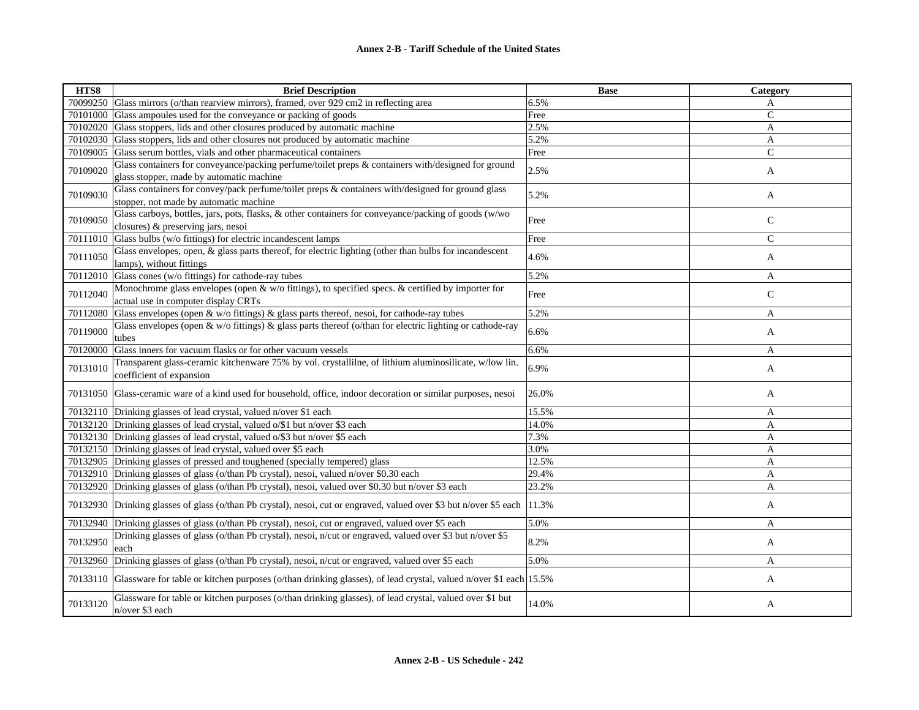**Annex 2-B - Tariff Schedule of the United States**

| HTS8 | Brief Description | Base | Category |
|---|---|---|---|
| 70099250 | Glass mirrors (o/than rearview mirrors), framed, over 929 cm2 in reflecting area | 6.5% | A |
| 70101000 | Glass ampoules used for the conveyance or packing of goods | Free | C |
| 70102020 | Glass stoppers, lids and other closures produced by automatic machine | 2.5% | A |
| 70102030 | Glass stoppers, lids and other closures not produced by automatic machine | 5.2% | A |
| 70109005 | Glass serum bottles, vials and other pharmaceutical containers | Free | C |
| 70109020 | Glass containers for conveyance/packing perfume/toilet preps & containers with/designed for ground glass stopper, made by automatic machine | 2.5% | A |
| 70109030 | Glass containers for convey/pack perfume/toilet preps & containers with/designed for ground glass stopper, not made by automatic machine | 5.2% | A |
| 70109050 | Glass carboys, bottles, jars, pots, flasks, & other containers for conveyance/packing of goods (w/wo closures) & preserving jars, nesoi | Free | C |
| 70111010 | Glass bulbs (w/o fittings) for electric incandescent lamps | Free | C |
| 70111050 | Glass envelopes, open, & glass parts thereof, for electric lighting (other than bulbs for incandescent lamps), without fittings | 4.6% | A |
| 70112010 | Glass cones (w/o fittings) for cathode-ray tubes | 5.2% | A |
| 70112040 | Monochrome glass envelopes (open & w/o fittings), to specified specs. & certified by importer for actual use in computer display CRTs | Free | C |
| 70112080 | Glass envelopes (open & w/o fittings) & glass parts thereof, nesoi, for cathode-ray tubes | 5.2% | A |
| 70119000 | Glass envelopes (open & w/o fittings) & glass parts thereof (o/than for electric lighting or cathode-ray tubes | 6.6% | A |
| 70120000 | Glass inners for vacuum flasks or for other vacuum vessels | 6.6% | A |
| 70131010 | Transparent glass-ceramic kitchenware 75% by vol. crystallilne, of lithium aluminosilicate, w/low lin. coefficient of expansion | 6.9% | A |
| 70131050 | Glass-ceramic ware of a kind used for household, office, indoor decoration or similar purposes, nesoi | 26.0% | A |
| 70132110 | Drinking glasses of lead crystal, valued n/over $1 each | 15.5% | A |
| 70132120 | Drinking glasses of lead crystal, valued o/$1 but n/over $3 each | 14.0% | A |
| 70132130 | Drinking glasses of lead crystal, valued o/$3 but n/over $5 each | 7.3% | A |
| 70132150 | Drinking glasses of lead crystal, valued over $5 each | 3.0% | A |
| 70132905 | Drinking glasses of pressed and toughened (specially tempered) glass | 12.5% | A |
| 70132910 | Drinking glasses of glass (o/than Pb crystal), nesoi, valued n/over $0.30 each | 29.4% | A |
| 70132920 | Drinking glasses of glass (o/than Pb crystal), nesoi, valued over $0.30 but n/over $3 each | 23.2% | A |
| 70132930 | Drinking glasses of glass (o/than Pb crystal), nesoi, cut or engraved, valued over $3 but n/over $5 each | 11.3% | A |
| 70132940 | Drinking glasses of glass (o/than Pb crystal), nesoi, cut or engraved, valued over $5 each | 5.0% | A |
| 70132950 | Drinking glasses of glass (o/than Pb crystal), nesoi, n/cut or engraved, valued over $3 but n/over $5 each | 8.2% | A |
| 70132960 | Drinking glasses of glass (o/than Pb crystal), nesoi, n/cut or engraved, valued over $5 each | 5.0% | A |
| 70133110 | Glassware for table or kitchen purposes (o/than drinking glasses), of lead crystal, valued n/over $1 each | 15.5% | A |
| 70133120 | Glassware for table or kitchen purposes (o/than drinking glasses), of lead crystal, valued over $1 but n/over $3 each | 14.0% | A |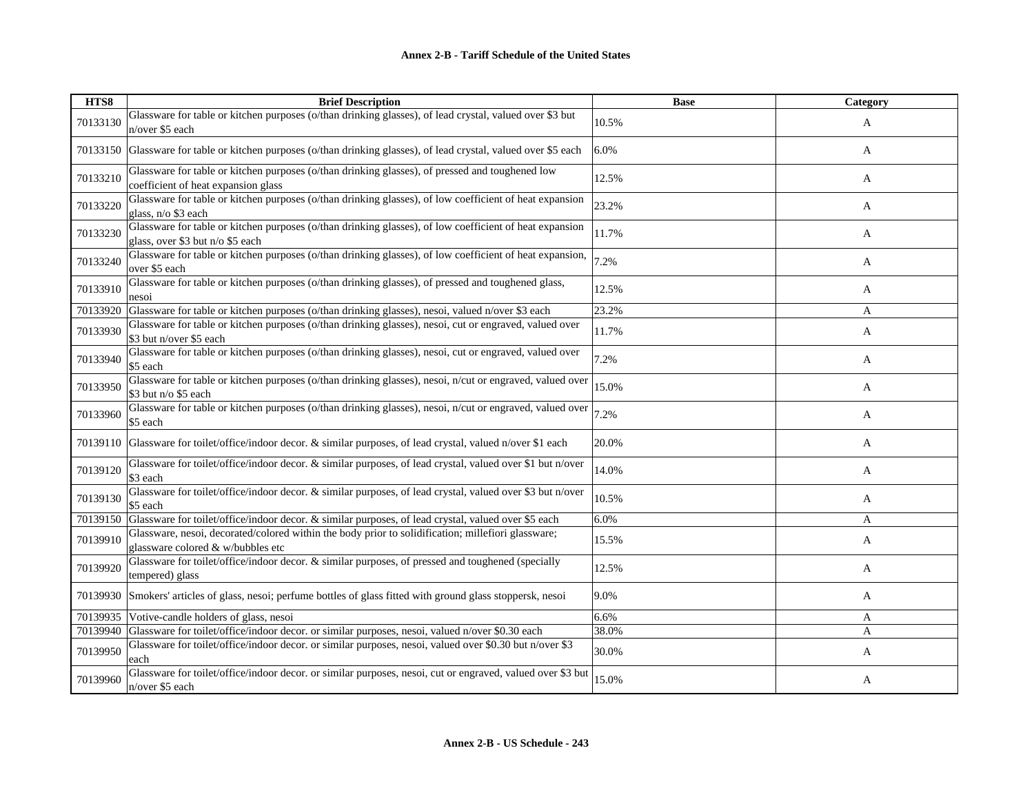| HTS8 | Brief Description | Base | Category |
|---|---|---|---|
| 70133130 | Glassware for table or kitchen purposes (o/than drinking glasses), of lead crystal, valued over $3 but n/over $5 each | 10.5% | A |
| 70133150 | Glassware for table or kitchen purposes (o/than drinking glasses), of lead crystal, valued over $5 each | 6.0% | A |
| 70133210 | Glassware for table or kitchen purposes (o/than drinking glasses), of pressed and toughened low coefficient of heat expansion glass | 12.5% | A |
| 70133220 | Glassware for table or kitchen purposes (o/than drinking glasses), of low coefficient of heat expansion glass, n/o $3 each | 23.2% | A |
| 70133230 | Glassware for table or kitchen purposes (o/than drinking glasses), of low coefficient of heat expansion glass, over $3 but n/o $5 each | 11.7% | A |
| 70133240 | Glassware for table or kitchen purposes (o/than drinking glasses), of low coefficient of heat expansion, over $5 each | 7.2% | A |
| 70133910 | Glassware for table or kitchen purposes (o/than drinking glasses), of pressed and toughened glass, nesoi | 12.5% | A |
| 70133920 | Glassware for table or kitchen purposes (o/than drinking glasses), nesoi, valued n/over $3 each | 23.2% | A |
| 70133930 | Glassware for table or kitchen purposes (o/than drinking glasses), nesoi, cut or engraved, valued over $3 but n/over $5 each | 11.7% | A |
| 70133940 | Glassware for table or kitchen purposes (o/than drinking glasses), nesoi, cut or engraved, valued over $5 each | 7.2% | A |
| 70133950 | Glassware for table or kitchen purposes (o/than drinking glasses), nesoi, n/cut or engraved, valued over $3 but n/o $5 each | 15.0% | A |
| 70133960 | Glassware for table or kitchen purposes (o/than drinking glasses), nesoi, n/cut or engraved, valued over $5 each | 7.2% | A |
| 70139110 | Glassware for toilet/office/indoor decor. & similar purposes, of lead crystal, valued n/over $1 each | 20.0% | A |
| 70139120 | Glassware for toilet/office/indoor decor. & similar purposes, of lead crystal, valued over $1 but n/over $3 each | 14.0% | A |
| 70139130 | Glassware for toilet/office/indoor decor. & similar purposes, of lead crystal, valued over $3 but n/over $5 each | 10.5% | A |
| 70139150 | Glassware for toilet/office/indoor decor. & similar purposes, of lead crystal, valued over $5 each | 6.0% | A |
| 70139910 | Glassware, nesoi, decorated/colored within the body prior to solidification; millefiori glassware; glassware colored & w/bubbles etc | 15.5% | A |
| 70139920 | Glassware for toilet/office/indoor decor. & similar purposes, of pressed and toughened (specially tempered) glass | 12.5% | A |
| 70139930 | Smokers' articles of glass, nesoi; perfume bottles of glass fitted with ground glass stoppersk, nesoi | 9.0% | A |
| 70139935 | Votive-candle holders of glass, nesoi | 6.6% | A |
| 70139940 | Glassware for toilet/office/indoor decor. or similar purposes, nesoi, valued n/over $0.30 each | 38.0% | A |
| 70139950 | Glassware for toilet/office/indoor decor. or similar purposes, nesoi, valued over $0.30 but n/over $3 each | 30.0% | A |
| 70139960 | Glassware for toilet/office/indoor decor. or similar purposes, nesoi, cut or engraved, valued over $3 but n/over $5 each | 15.0% | A |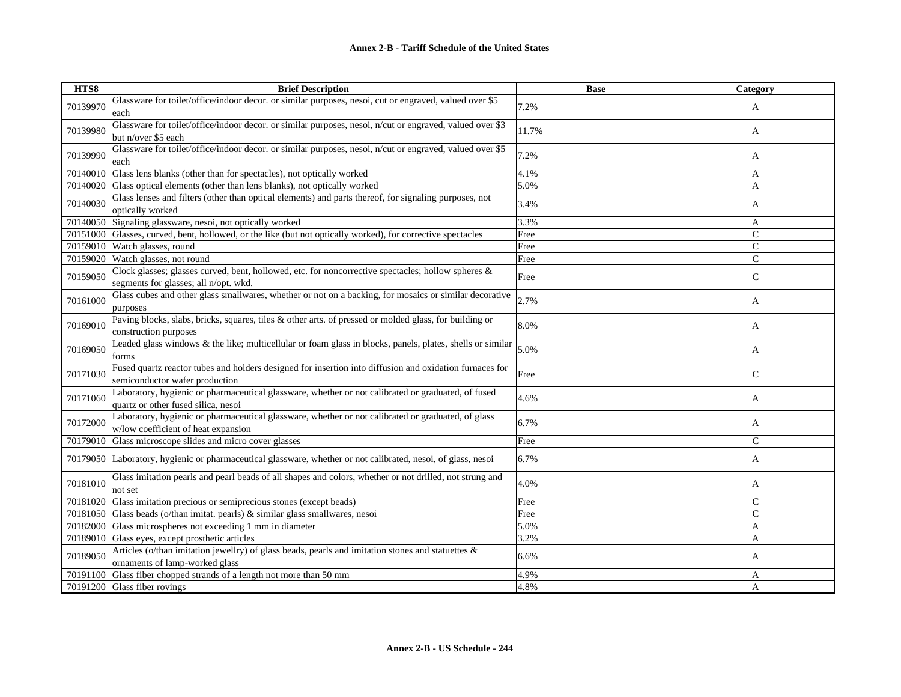| HTS8 | Brief Description | Base | Category |
|---|---|---|---|
| 70139970 | Glassware for toilet/office/indoor decor. or similar purposes, nesoi, cut or engraved, valued over $5 each | 7.2% | A |
| 70139980 | Glassware for toilet/office/indoor decor. or similar purposes, nesoi, n/cut or engraved, valued over $3 but n/over $5 each | 11.7% | A |
| 70139990 | Glassware for toilet/office/indoor decor. or similar purposes, nesoi, n/cut or engraved, valued over $5 each | 7.2% | A |
| 70140010 | Glass lens blanks (other than for spectacles), not optically worked | 4.1% | A |
| 70140020 | Glass optical elements (other than lens blanks), not optically worked | 5.0% | A |
| 70140030 | Glass lenses and filters (other than optical elements) and parts thereof, for signaling purposes, not optically worked | 3.4% | A |
| 70140050 | Signaling glassware, nesoi, not optically worked | 3.3% | A |
| 70151000 | Glasses, curved, bent, hollowed, or the like (but not optically worked), for corrective spectacles | Free | C |
| 70159010 | Watch glasses, round | Free | C |
| 70159020 | Watch glasses, not round | Free | C |
| 70159050 | Clock glasses; glasses curved, bent, hollowed, etc. for noncorrective spectacles; hollow spheres & segments for glasses; all n/opt. wkd. | Free | C |
| 70161000 | Glass cubes and other glass smallwares, whether or not on a backing, for mosaics or similar decorative purposes | 2.7% | A |
| 70169010 | Paving blocks, slabs, bricks, squares, tiles & other arts. of pressed or molded glass, for building or construction purposes | 8.0% | A |
| 70169050 | Leaded glass windows & the like; multicellular or foam glass in blocks, panels, plates, shells or similar forms | 5.0% | A |
| 70171030 | Fused quartz reactor tubes and holders designed for insertion into diffusion and oxidation furnaces for semiconductor wafer production | Free | C |
| 70171060 | Laboratory, hygienic or pharmaceutical glassware, whether or not calibrated or graduated, of fused quartz or other fused silica, nesoi | 4.6% | A |
| 70172000 | Laboratory, hygienic or pharmaceutical glassware, whether or not calibrated or graduated, of glass w/low coefficient of heat expansion | 6.7% | A |
| 70179010 | Glass microscope slides and micro cover glasses | Free | C |
| 70179050 | Laboratory, hygienic or pharmaceutical glassware, whether or not calibrated, nesoi, of glass, nesoi | 6.7% | A |
| 70181010 | Glass imitation pearls and pearl beads of all shapes and colors, whether or not drilled, not strung and not set | 4.0% | A |
| 70181020 | Glass imitation precious or semiprecious stones (except beads) | Free | C |
| 70181050 | Glass beads (o/than imitat. pearls) & similar glass smallwares, nesoi | Free | C |
| 70182000 | Glass microspheres not exceeding 1 mm in diameter | 5.0% | A |
| 70189010 | Glass eyes, except prosthetic articles | 3.2% | A |
| 70189050 | Articles (o/than imitation jewellry) of glass beads, pearls and imitation stones and statuettes & ornaments of lamp-worked glass | 6.6% | A |
| 70191100 | Glass fiber chopped strands of a length not more than 50 mm | 4.9% | A |
| 70191200 | Glass fiber rovings | 4.8% | A |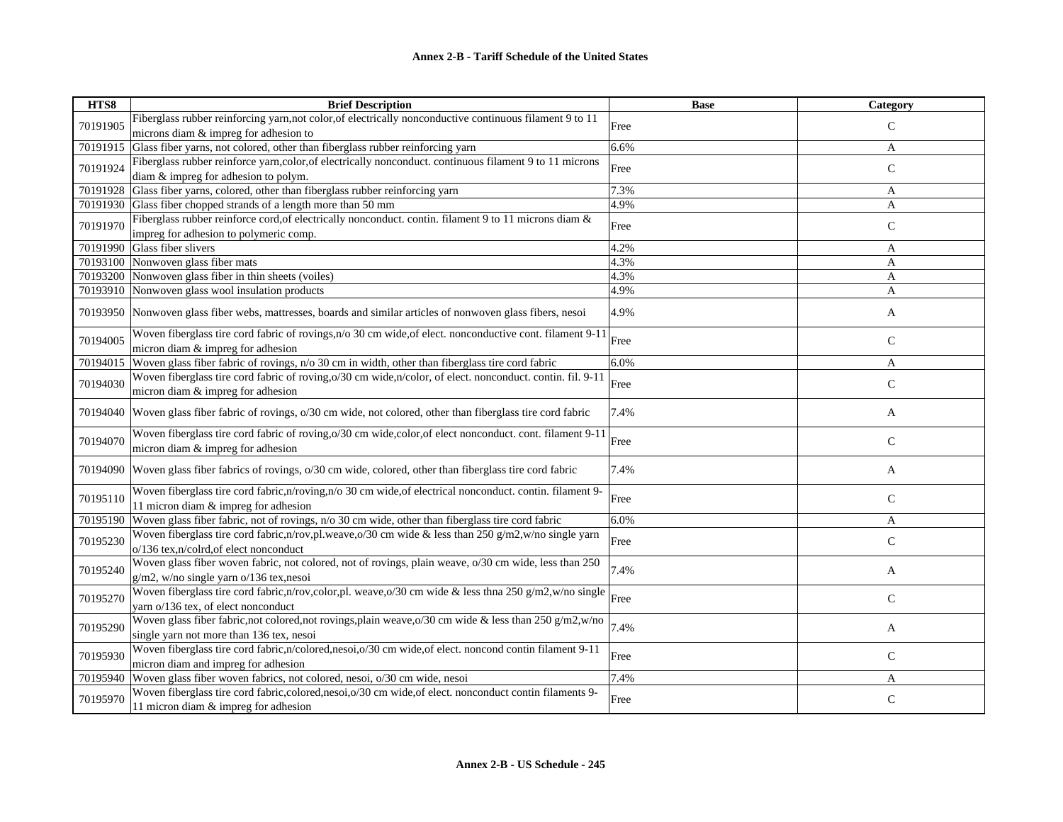## Annex 2-B - Tariff Schedule of the United States

| HTS8 | Brief Description | Base | Category |
|---|---|---|---|
| 70191905 | Fiberglass rubber reinforcing yarn,not color,of electrically nonconductive continuous filament 9 to 11 microns diam & impreg for adhesion to | Free | C |
| 70191915 | Glass fiber yarns, not colored, other than fiberglass rubber reinforcing yarn | 6.6% | A |
| 70191924 | Fiberglass rubber reinforce yarn,color,of electrically nonconduct. continuous filament 9 to 11 microns diam & impreg for adhesion to polym. | Free | C |
| 70191928 | Glass fiber yarns, colored, other than fiberglass rubber reinforcing yarn | 7.3% | A |
| 70191930 | Glass fiber chopped strands of a length more than 50 mm | 4.9% | A |
| 70191970 | Fiberglass rubber reinforce cord,of electrically nonconduct. contin. filament 9 to 11 microns diam & impreg for adhesion to polymeric comp. | Free | C |
| 70191990 | Glass fiber slivers | 4.2% | A |
| 70193100 | Nonwoven glass fiber mats | 4.3% | A |
| 70193200 | Nonwoven glass fiber in thin sheets (voiles) | 4.3% | A |
| 70193910 | Nonwoven glass wool insulation products | 4.9% | A |
| 70193950 | Nonwoven glass fiber webs, mattresses, boards and similar articles of nonwoven glass fibers, nesoi | 4.9% | A |
| 70194005 | Woven fiberglass tire cord fabric of rovings,n/o 30 cm wide,of elect. nonconductive cont. filament 9-11 micron diam & impreg for adhesion | Free | C |
| 70194015 | Woven glass fiber fabric of rovings, n/o 30 cm in width, other than fiberglass tire cord fabric | 6.0% | A |
| 70194030 | Woven fiberglass tire cord fabric of roving,o/30 cm wide,n/color, of elect. nonconduct. contin. fil. 9-11 micron diam & impreg for adhesion | Free | C |
| 70194040 | Woven glass fiber fabric of rovings, o/30 cm wide, not colored, other than fiberglass tire cord fabric | 7.4% | A |
| 70194070 | Woven fiberglass tire cord fabric of roving,o/30 cm wide,color,of elect nonconduct. cont. filament 9-11 micron diam & impreg for adhesion | Free | C |
| 70194090 | Woven glass fiber fabrics of rovings, o/30 cm wide, colored, other than fiberglass tire cord fabric | 7.4% | A |
| 70195110 | Woven fiberglass tire cord fabric,n/roving,n/o 30 cm wide,of electrical nonconduct. contin. filament 9-11 micron diam & impreg for adhesion | Free | C |
| 70195190 | Woven glass fiber fabric, not of rovings, n/o 30 cm wide, other than fiberglass tire cord fabric | 6.0% | A |
| 70195230 | Woven fiberglass tire cord fabric,n/rov,pl.weave,o/30 cm wide & less than 250 g/m2,w/no single yarn o/136 tex,n/colrd,of elect nonconduct | Free | C |
| 70195240 | Woven glass fiber woven fabric, not colored, not of rovings, plain weave, o/30 cm wide, less than 250 g/m2, w/no single yarn o/136 tex,nesoi | 7.4% | A |
| 70195270 | Woven fiberglass tire cord fabric,n/rov,color,pl. weave,o/30 cm wide & less thna 250 g/m2,w/no single yarn o/136 tex, of elect nonconduct | Free | C |
| 70195290 | Woven glass fiber fabric,not colored,not rovings,plain weave,o/30 cm wide & less than 250 g/m2,w/no single yarn not more than 136 tex, nesoi | 7.4% | A |
| 70195930 | Woven fiberglass tire cord fabric,n/colored,nesoi,o/30 cm wide,of elect. noncond contin filament 9-11 micron diam and impreg for adhesion | Free | C |
| 70195940 | Woven glass fiber woven fabrics, not colored, nesoi, o/30 cm wide, nesoi | 7.4% | A |
| 70195970 | Woven fiberglass tire cord fabric,colored,nesoi,o/30 cm wide,of elect. nonconduct contin filaments 9-11 micron diam & impreg for adhesion | Free | C |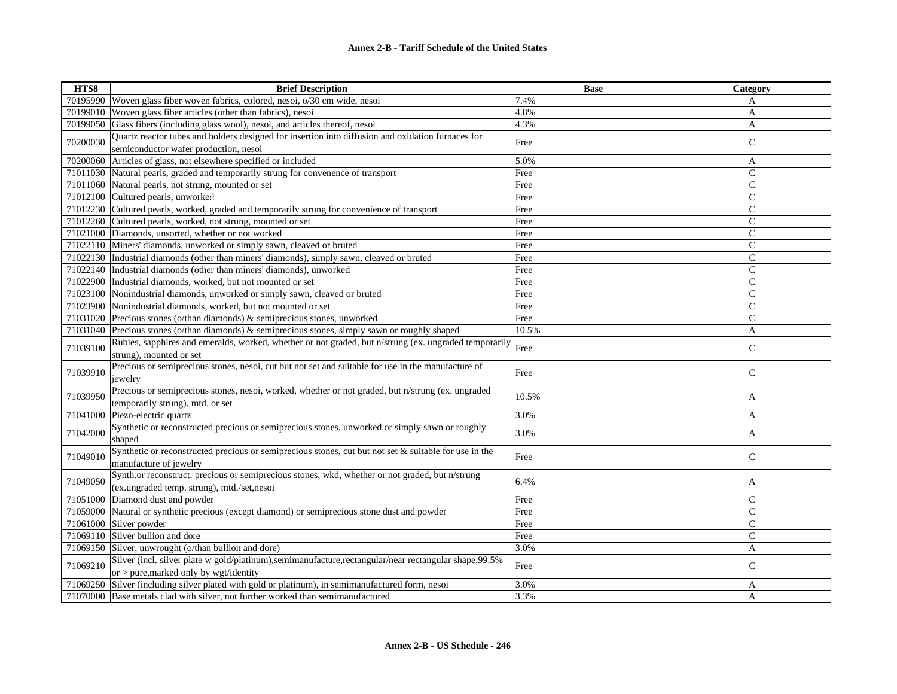| HTS8 | Brief Description | Base | Category |
|---|---|---|---|
| 70195990 | Woven glass fiber woven fabrics, colored, nesoi, o/30 cm wide, nesoi | 7.4% | A |
| 70199010 | Woven glass fiber articles (other than fabrics), nesoi | 4.8% | A |
| 70199050 | Glass fibers (including glass wool), nesoi, and articles thereof, nesoi | 4.3% | A |
| 70200030 | Quartz reactor tubes and holders designed for insertion into diffusion and oxidation furnaces for semiconductor wafer production, nesoi | Free | C |
| 70200060 | Articles of glass, not elsewhere specified or included | 5.0% | A |
| 71011030 | Natural pearls, graded and temporarily strung for convenence of transport | Free | C |
| 71011060 | Natural pearls, not strung, mounted or set | Free | C |
| 71012100 | Cultured pearls, unworked | Free | C |
| 71012230 | Cultured pearls, worked, graded and temporarily strung for convenience of transport | Free | C |
| 71012260 | Cultured pearls, worked, not strung, mounted or set | Free | C |
| 71021000 | Diamonds, unsorted, whether or not worked | Free | C |
| 71022110 | Miners' diamonds, unworked or simply sawn, cleaved or bruted | Free | C |
| 71022130 | Industrial diamonds (other than miners' diamonds), simply sawn, cleaved or bruted | Free | C |
| 71022140 | Industrial diamonds (other than miners' diamonds), unworked | Free | C |
| 71022900 | Industrial diamonds, worked, but not mounted or set | Free | C |
| 71023100 | Nonindustrial diamonds, unworked or simply sawn, cleaved or bruted | Free | C |
| 71023900 | Nonindustrial diamonds, worked, but not mounted or set | Free | C |
| 71031020 | Precious stones (o/than diamonds) & semiprecious stones, unworked | Free | C |
| 71031040 | Precious stones (o/than diamonds) & semiprecious stones, simply sawn or roughly shaped | 10.5% | A |
| 71039100 | Rubies, sapphires and emeralds, worked, whether or not graded, but n/strung (ex. ungraded temporarily strung), mounted or set | Free | C |
| 71039910 | Precious or semiprecious stones, nesoi, cut but not set and suitable for use in the manufacture of jewelry | Free | C |
| 71039950 | Precious or semiprecious stones, nesoi, worked, whether or not graded, but n/strung (ex. ungraded temporarily strung), mtd. or set | 10.5% | A |
| 71041000 | Piezo-electric quartz | 3.0% | A |
| 71042000 | Synthetic or reconstructed precious or semiprecious stones, unworked or simply sawn or roughly shaped | 3.0% | A |
| 71049010 | Synthetic or reconstructed precious or semiprecious stones, cut but not set & suitable for use in the manufacture of jewelry | Free | C |
| 71049050 | Synth.or reconstruct. precious or semiprecious stones, wkd, whether or not graded, but n/strung (ex.ungraded temp. strung), mtd./set,nesoi | 6.4% | A |
| 71051000 | Diamond dust and powder | Free | C |
| 71059000 | Natural or synthetic precious (except diamond) or semiprecious stone dust and powder | Free | C |
| 71061000 | Silver powder | Free | C |
| 71069110 | Silver bullion and dore | Free | C |
| 71069150 | Silver, unwrought (o/than bullion and dore) | 3.0% | A |
| 71069210 | Silver (incl. silver plate w gold/platinum),semimanufacture,rectangular/near rectangular shape,99.5% or > pure,marked only by wgt/identity | Free | C |
| 71069250 | Silver (including silver plated with gold or platinum), in semimanufactured form, nesoi | 3.0% | A |
| 71070000 | Base metals clad with silver, not further worked than semimanufactured | 3.3% | A |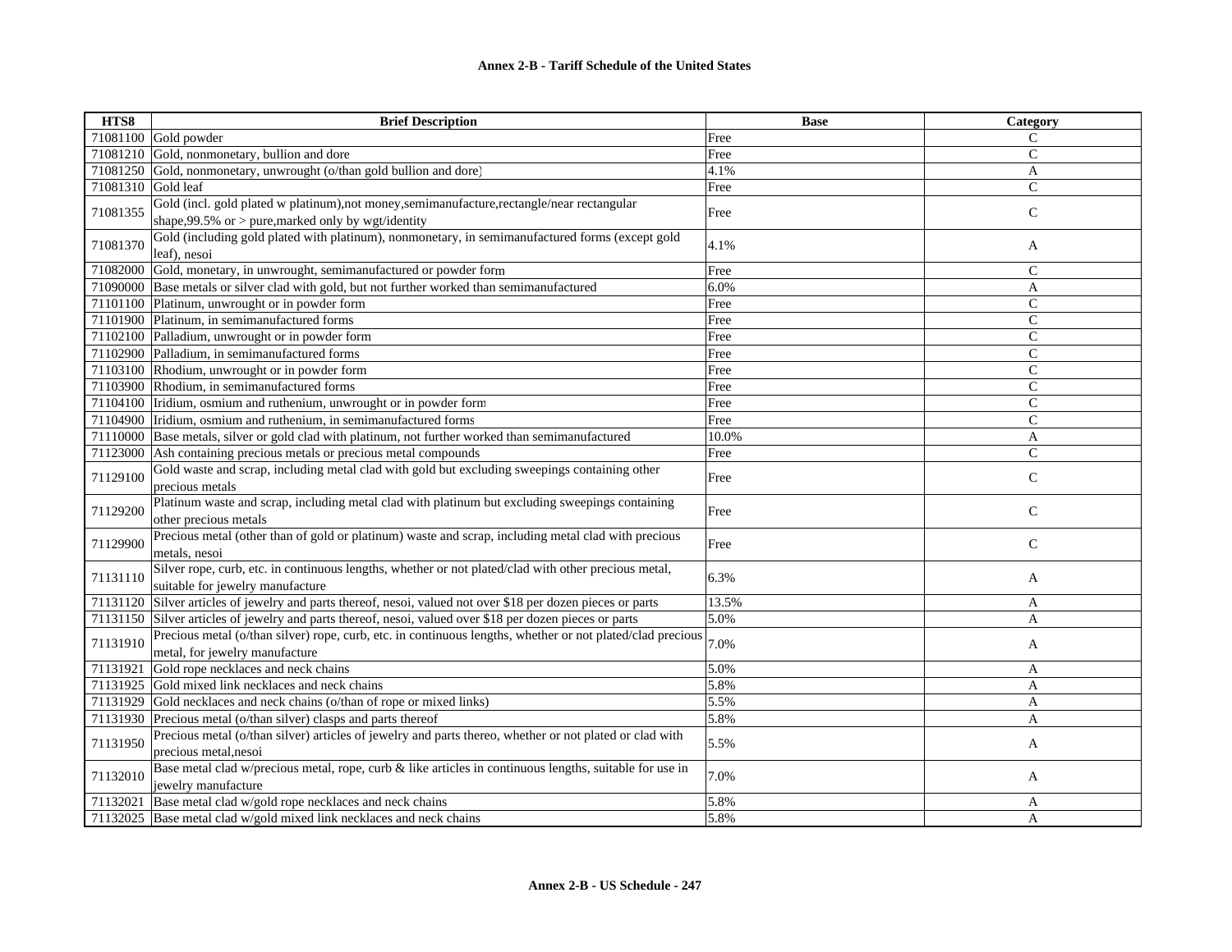## Annex 2-B - Tariff Schedule of the United States

| HTS8 | Brief Description | Base | Category |
|---|---|---|---|
| 71081100 | Gold powder | Free | C |
| 71081210 | Gold, nonmonetary, bullion and dore | Free | C |
| 71081250 | Gold, nonmonetary, unwrought (o/than gold bullion and dore) | 4.1% | A |
| 71081310 | Gold leaf | Free | C |
| 71081355 | Gold (incl. gold plated w platinum),not money,semimanufacture,rectangle/near rectangular shape,99.5% or > pure,marked only by wgt/identity | Free | C |
| 71081370 | Gold (including gold plated with platinum), nonmonetary, in semimanufactured forms (except gold leaf), nesoi | 4.1% | A |
| 71082000 | Gold, monetary, in unwrought, semimanufactured or powder form | Free | C |
| 71090000 | Base metals or silver clad with gold, but not further worked than semimanufactured | 6.0% | A |
| 71101100 | Platinum, unwrought or in powder form | Free | C |
| 71101900 | Platinum, in semimanufactured forms | Free | C |
| 71102100 | Palladium, unwrought or in powder form | Free | C |
| 71102900 | Palladium, in semimanufactured forms | Free | C |
| 71103100 | Rhodium, unwrought or in powder form | Free | C |
| 71103900 | Rhodium, in semimanufactured forms | Free | C |
| 71104100 | Iridium, osmium and ruthenium, unwrought or in powder form | Free | C |
| 71104900 | Iridium, osmium and ruthenium, in semimanufactured forms | Free | C |
| 71110000 | Base metals, silver or gold clad with platinum, not further worked than semimanufactured | 10.0% | A |
| 71123000 | Ash containing precious metals or precious metal compounds | Free | C |
| 71129100 | Gold waste and scrap, including metal clad with gold but excluding sweepings containing other precious metals | Free | C |
| 71129200 | Platinum waste and scrap, including metal clad with platinum but excluding sweepings containing other precious metals | Free | C |
| 71129900 | Precious metal (other than of gold or platinum) waste and scrap, including metal clad with precious metals, nesoi | Free | C |
| 71131110 | Silver rope, curb, etc. in continuous lengths, whether or not plated/clad with other precious metal, suitable for jewelry manufacture | 6.3% | A |
| 71131120 | Silver articles of jewelry and parts thereof, nesoi, valued not over $18 per dozen pieces or parts | 13.5% | A |
| 71131150 | Silver articles of jewelry and parts thereof, nesoi, valued over $18 per dozen pieces or parts | 5.0% | A |
| 71131910 | Precious metal (o/than silver) rope, curb, etc. in continuous lengths, whether or not plated/clad precious metal, for jewelry manufacture | 7.0% | A |
| 71131921 | Gold rope necklaces and neck chains | 5.0% | A |
| 71131925 | Gold mixed link necklaces and neck chains | 5.8% | A |
| 71131929 | Gold necklaces and neck chains (o/than of rope or mixed links) | 5.5% | A |
| 71131930 | Precious metal (o/than silver) clasps and parts thereof | 5.8% | A |
| 71131950 | Precious metal (o/than silver) articles of jewelry and parts thereo, whether or not plated or clad with precious metal,nesoi | 5.5% | A |
| 71132010 | Base metal clad w/precious metal, rope, curb & like articles in continuous lengths, suitable for use in jewelry manufacture | 7.0% | A |
| 71132021 | Base metal clad w/gold rope necklaces and neck chains | 5.8% | A |
| 71132025 | Base metal clad w/gold mixed link necklaces and neck chains | 5.8% | A |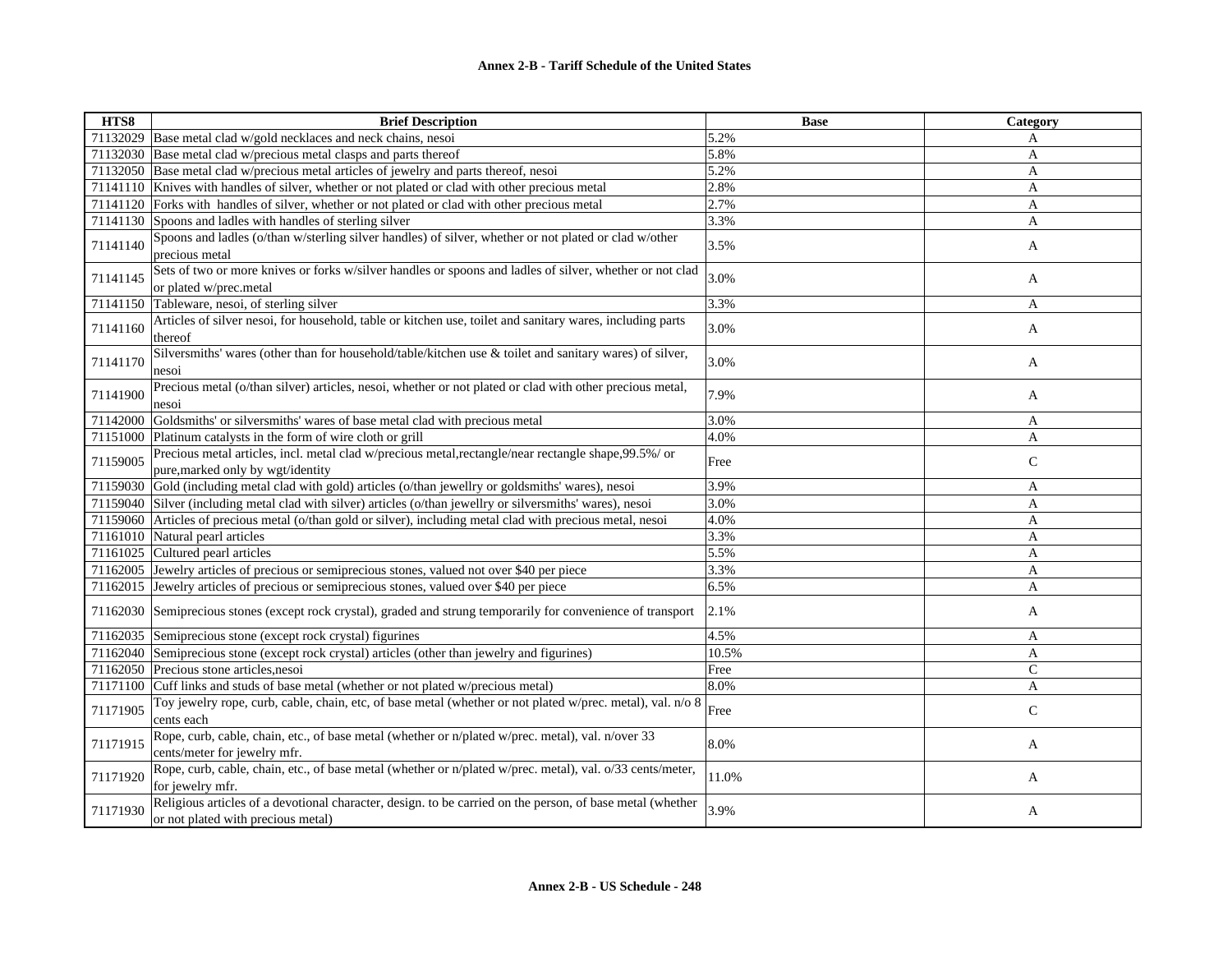**Annex 2-B - Tariff Schedule of the United States**

| HTS8 | Brief Description | Base | Category |
|---|---|---|---|
| 71132029 | Base metal clad w/gold necklaces and neck chains, nesoi | 5.2% | A |
| 71132030 | Base metal clad w/precious metal clasps and parts thereof | 5.8% | A |
| 71132050 | Base metal clad w/precious metal articles of jewelry and parts thereof, nesoi | 5.2% | A |
| 71141110 | Knives with handles of silver, whether or not plated or clad with other precious metal | 2.8% | A |
| 71141120 | Forks with handles of silver, whether or not plated or clad with other precious metal | 2.7% | A |
| 71141130 | Spoons and ladles with handles of sterling silver | 3.3% | A |
| 71141140 | Spoons and ladles (o/than w/sterling silver handles) of silver, whether or not plated or clad w/other precious metal | 3.5% | A |
| 71141145 | Sets of two or more knives or forks w/silver handles or spoons and ladles of silver, whether or not clad or plated w/prec.metal | 3.0% | A |
| 71141150 | Tableware, nesoi, of sterling silver | 3.3% | A |
| 71141160 | Articles of silver nesoi, for household, table or kitchen use, toilet and sanitary wares, including parts thereof | 3.0% | A |
| 71141170 | Silversmiths' wares (other than for household/table/kitchen use & toilet and sanitary wares) of silver, nesoi | 3.0% | A |
| 71141900 | Precious metal (o/than silver) articles, nesoi, whether or not plated or clad with other precious metal, nesoi | 7.9% | A |
| 71142000 | Goldsmiths' or silversmiths' wares of base metal clad with precious metal | 3.0% | A |
| 71151000 | Platinum catalysts in the form of wire cloth or grill | 4.0% | A |
| 71159005 | Precious metal articles, incl. metal clad w/precious metal,rectangle/near rectangle shape,99.5%/ or pure,marked only by wgt/identity | Free | C |
| 71159030 | Gold (including metal clad with gold) articles (o/than jewellry or goldsmiths' wares), nesoi | 3.9% | A |
| 71159040 | Silver (including metal clad with silver) articles (o/than jewellry or silversmiths' wares), nesoi | 3.0% | A |
| 71159060 | Articles of precious metal (o/than gold or silver), including metal clad with precious metal, nesoi | 4.0% | A |
| 71161010 | Natural pearl articles | 3.3% | A |
| 71161025 | Cultured pearl articles | 5.5% | A |
| 71162005 | Jewelry articles of precious or semiprecious stones, valued not over $40 per piece | 3.3% | A |
| 71162015 | Jewelry articles of precious or semiprecious stones, valued over $40 per piece | 6.5% | A |
| 71162030 | Semiprecious stones (except rock crystal), graded and strung temporarily for convenience of transport | 2.1% | A |
| 71162035 | Semiprecious stone (except rock crystal) figurines | 4.5% | A |
| 71162040 | Semiprecious stone (except rock crystal) articles (other than jewelry and figurines) | 10.5% | A |
| 71162050 | Precious stone articles,nesoi | Free | C |
| 71171100 | Cuff links and studs of base metal (whether or not plated w/precious metal) | 8.0% | A |
| 71171905 | Toy jewelry rope, curb, cable, chain, etc, of base metal (whether or not plated w/prec. metal), val. n/o 8 cents each | Free | C |
| 71171915 | Rope, curb, cable, chain, etc., of base metal (whether or n/plated w/prec. metal), val. n/over 33 cents/meter for jewelry mfr. | 8.0% | A |
| 71171920 | Rope, curb, cable, chain, etc., of base metal (whether or n/plated w/prec. metal), val. o/33 cents/meter, for jewelry mfr. | 11.0% | A |
| 71171930 | Religious articles of a devotional character, design. to be carried on the person, of base metal (whether or not plated with precious metal) | 3.9% | A |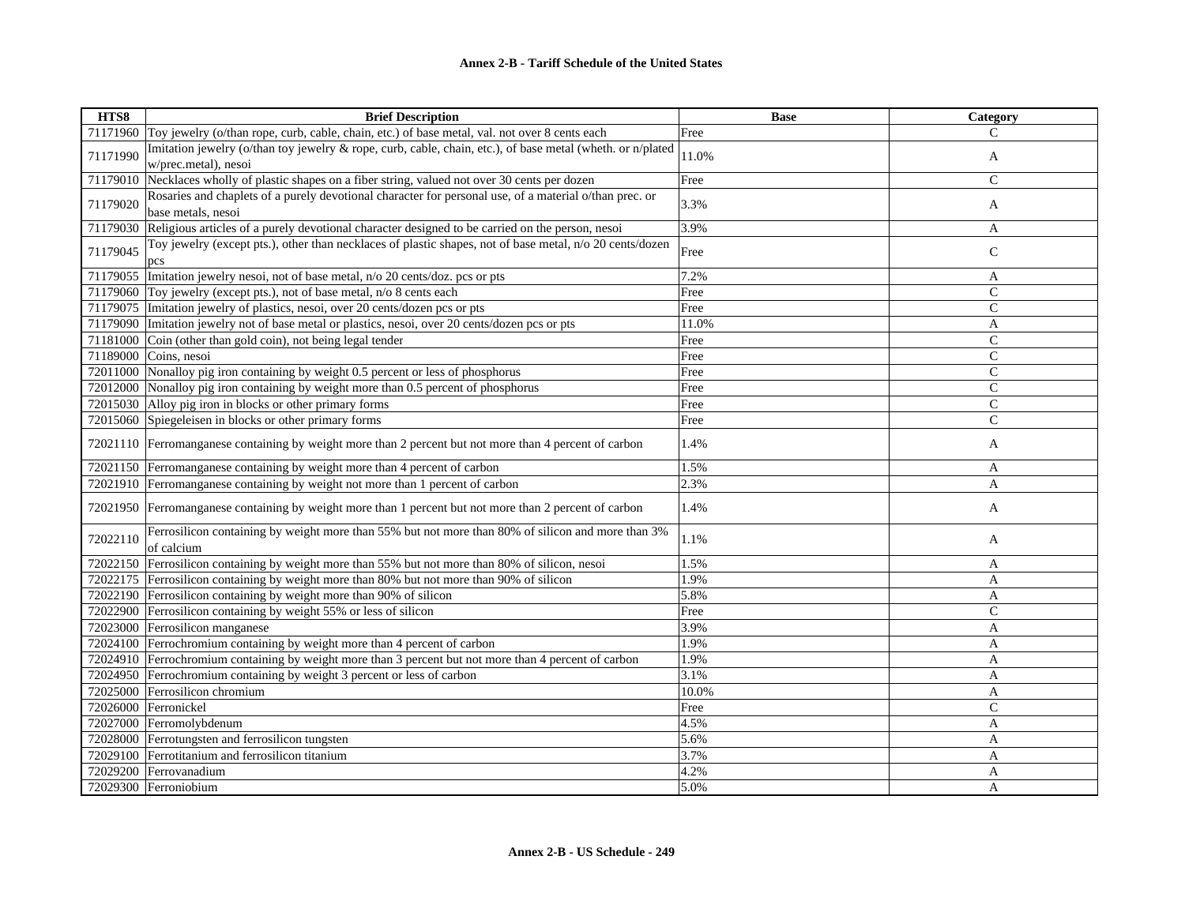| HTS8 | Brief Description | Base | Category |
|---|---|---|---|
| 71171960 | Toy jewelry (o/than rope, curb, cable, chain, etc.) of base metal, val. not over 8 cents each | Free | C |
| 71171990 | Imitation jewelry (o/than toy jewelry & rope, curb, cable, chain, etc.), of base metal (wheth. or n/plated w/prec.metal), nesoi | 11.0% | A |
| 71179010 | Necklaces wholly of plastic shapes on a fiber string, valued not over 30 cents per dozen | Free | C |
| 71179020 | Rosaries and chaplets of a purely devotional character for personal use, of a material o/than prec. or base metals, nesoi | 3.3% | A |
| 71179030 | Religious articles of a purely devotional character designed to be carried on the person, nesoi | 3.9% | A |
| 71179045 | Toy jewelry (except pts.), other than necklaces of plastic shapes, not of base metal, n/o 20 cents/dozen pcs | Free | C |
| 71179055 | Imitation jewelry nesoi, not of base metal, n/o 20 cents/doz. pcs or pts | 7.2% | A |
| 71179060 | Toy jewelry (except pts.), not of base metal, n/o 8 cents each | Free | C |
| 71179075 | Imitation jewelry of plastics, nesoi, over 20 cents/dozen pcs or pts | Free | C |
| 71179090 | Imitation jewelry not of base metal or plastics, nesoi, over 20 cents/dozen pcs or pts | 11.0% | A |
| 71181000 | Coin (other than gold coin), not being legal tender | Free | C |
| 71189000 | Coins, nesoi | Free | C |
| 72011000 | Nonalloy pig iron containing by weight 0.5 percent or less of phosphorus | Free | C |
| 72012000 | Nonalloy pig iron containing by weight more than 0.5 percent of phosphorus | Free | C |
| 72015030 | Alloy pig iron in blocks or other primary forms | Free | C |
| 72015060 | Spiegeleisen in blocks or other primary forms | Free | C |
| 72021110 | Ferromanganese containing by weight more than 2 percent but not more than 4 percent of carbon | 1.4% | A |
| 72021150 | Ferromanganese containing by weight more than 4 percent of carbon | 1.5% | A |
| 72021910 | Ferromanganese containing by weight not more than 1 percent of carbon | 2.3% | A |
| 72021950 | Ferromanganese containing by weight more than 1 percent but not more than 2 percent of carbon | 1.4% | A |
| 72022110 | Ferrosilicon containing by weight more than 55% but not more than 80% of silicon and more than 3% of calcium | 1.1% | A |
| 72022150 | Ferrosilicon containing by weight more than 55% but not more than 80% of silicon, nesoi | 1.5% | A |
| 72022175 | Ferrosilicon containing by weight more than 80% but not more than 90% of silicon | 1.9% | A |
| 72022190 | Ferrosilicon containing by weight more than 90% of silicon | 5.8% | A |
| 72022900 | Ferrosilicon containing by weight 55% or less of silicon | Free | C |
| 72023000 | Ferrosilicon manganese | 3.9% | A |
| 72024100 | Ferrochromium containing by weight more than 4 percent of carbon | 1.9% | A |
| 72024910 | Ferrochromium containing by weight more than 3 percent but not more than 4 percent of carbon | 1.9% | A |
| 72024950 | Ferrochromium containing by weight 3 percent or less of carbon | 3.1% | A |
| 72025000 | Ferrosilicon chromium | 10.0% | A |
| 72026000 | Ferronickel | Free | C |
| 72027000 | Ferromolybdenum | 4.5% | A |
| 72028000 | Ferrotungsten and ferrosilicon tungsten | 5.6% | A |
| 72029100 | Ferrotitanium and ferrosilicon titanium | 3.7% | A |
| 72029200 | Ferrovanadium | 4.2% | A |
| 72029300 | Ferroniobium | 5.0% | A |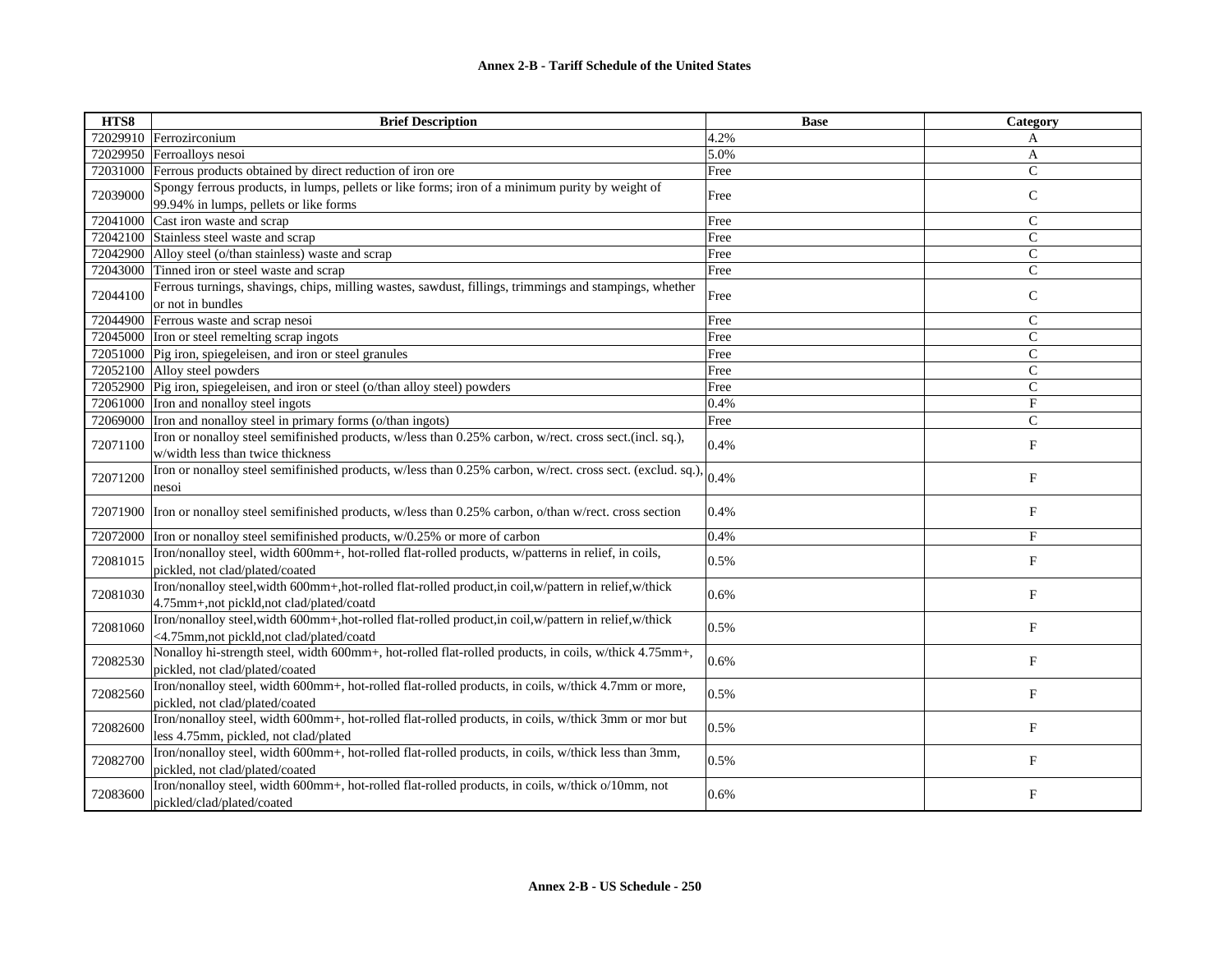| HTS8 | Brief Description | Base | Category |
|---|---|---|---|
| 72029910 | Ferrozirconium | 4.2% | A |
| 72029950 | Ferroalloys nesoi | 5.0% | A |
| 72031000 | Ferrous products obtained by direct reduction of iron ore | Free | C |
| 72039000 | Spongy ferrous products, in lumps, pellets or like forms; iron of a minimum purity by weight of 99.94% in lumps, pellets or like forms | Free | C |
| 72041000 | Cast iron waste and scrap | Free | C |
| 72042100 | Stainless steel waste and scrap | Free | C |
| 72042900 | Alloy steel (o/than stainless) waste and scrap | Free | C |
| 72043000 | Tinned iron or steel waste and scrap | Free | C |
| 72044100 | Ferrous turnings, shavings, chips, milling wastes, sawdust, fillings, trimmings and stampings, whether or not in bundles | Free | C |
| 72044900 | Ferrous waste and scrap nesoi | Free | C |
| 72045000 | Iron or steel remelting scrap ingots | Free | C |
| 72051000 | Pig iron, spiegeleisen, and iron or steel granules | Free | C |
| 72052100 | Alloy steel powders | Free | C |
| 72052900 | Pig iron, spiegeleisen, and iron or steel (o/than alloy steel) powders | Free | C |
| 72061000 | Iron and nonalloy steel ingots | 0.4% | F |
| 72069000 | Iron and nonalloy steel in primary forms (o/than ingots) | Free | C |
| 72071100 | Iron or nonalloy steel semifinished products, w/less than 0.25% carbon, w/rect. cross sect.(incl. sq.), w/width less than twice thickness | 0.4% | F |
| 72071200 | Iron or nonalloy steel semifinished products, w/less than 0.25% carbon, w/rect. cross sect. (exclud. sq.), nesoi | 0.4% | F |
| 72071900 | Iron or nonalloy steel semifinished products, w/less than 0.25% carbon, o/than w/rect. cross section | 0.4% | F |
| 72072000 | Iron or nonalloy steel semifinished products, w/0.25% or more of carbon | 0.4% | F |
| 72081015 | Iron/nonalloy steel, width 600mm+, hot-rolled flat-rolled products, w/patterns in relief, in coils, pickled, not clad/plated/coated | 0.5% | F |
| 72081030 | Iron/nonalloy steel,width 600mm+,hot-rolled flat-rolled product,in coil,w/pattern in relief,w/thick 4.75mm+,not pickld,not clad/plated/coatd | 0.6% | F |
| 72081060 | Iron/nonalloy steel,width 600mm+,hot-rolled flat-rolled product,in coil,w/pattern in relief,w/thick <4.75mm,not pickld,not clad/plated/coatd | 0.5% | F |
| 72082530 | Nonalloy hi-strength steel, width 600mm+, hot-rolled flat-rolled products, in coils, w/thick 4.75mm+, pickled, not clad/plated/coated | 0.6% | F |
| 72082560 | Iron/nonalloy steel, width 600mm+, hot-rolled flat-rolled products, in coils, w/thick 4.7mm or more, pickled, not clad/plated/coated | 0.5% | F |
| 72082600 | Iron/nonalloy steel, width 600mm+, hot-rolled flat-rolled products, in coils, w/thick 3mm or mor but less 4.75mm, pickled, not clad/plated | 0.5% | F |
| 72082700 | Iron/nonalloy steel, width 600mm+, hot-rolled flat-rolled products, in coils, w/thick less than 3mm, pickled, not clad/plated/coated | 0.5% | F |
| 72083600 | Iron/nonalloy steel, width 600mm+, hot-rolled flat-rolled products, in coils, w/thick o/10mm, not pickled/clad/plated/coated | 0.6% | F |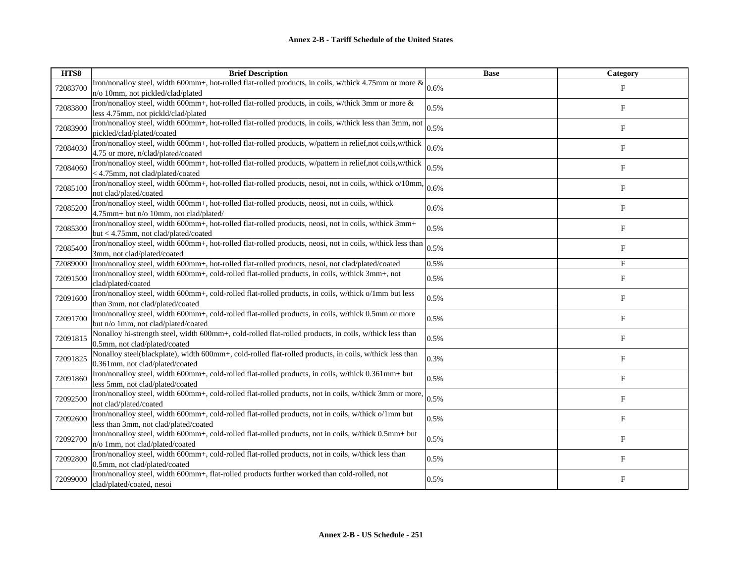## Annex 2-B - Tariff Schedule of the United States

| HTS8 | Brief Description | Base | Category |
|---|---|---|---|
| 72083700 | Iron/nonalloy steel, width 600mm+, hot-rolled flat-rolled products, in coils, w/thick 4.75mm or more & n/o 10mm, not pickled/clad/plated | 0.6% | F |
| 72083800 | Iron/nonalloy steel, width 600mm+, hot-rolled flat-rolled products, in coils, w/thick 3mm or more & less 4.75mm, not pickld/clad/plated | 0.5% | F |
| 72083900 | Iron/nonalloy steel, width 600mm+, hot-rolled flat-rolled products, in coils, w/thick less than 3mm, not pickled/clad/plated/coated | 0.5% | F |
| 72084030 | Iron/nonalloy steel, width 600mm+, hot-rolled flat-rolled products, w/pattern in relief,not coils,w/thick 4.75 or more, n/clad/plated/coated | 0.6% | F |
| 72084060 | Iron/nonalloy steel, width 600mm+, hot-rolled flat-rolled products, w/pattern in relief,not coils,w/thick < 4.75mm, not clad/plated/coated | 0.5% | F |
| 72085100 | Iron/nonalloy steel, width 600mm+, hot-rolled flat-rolled products, nesoi, not in coils, w/thick o/10mm, not clad/plated/coated | 0.6% | F |
| 72085200 | Iron/nonalloy steel, width 600mm+, hot-rolled flat-rolled products, neosi, not in coils, w/thick 4.75mm+ but n/o 10mm, not clad/plated/ | 0.6% | F |
| 72085300 | Iron/nonalloy steel, width 600mm+, hot-rolled flat-rolled products, neosi, not in coils, w/thick 3mm+ but < 4.75mm, not clad/plated/coated | 0.5% | F |
| 72085400 | Iron/nonalloy steel, width 600mm+, hot-rolled flat-rolled products, neosi, not in coils, w/thick less than 3mm, not clad/plated/coated | 0.5% | F |
| 72089000 | Iron/nonalloy steel, width 600mm+, hot-rolled flat-rolled products, nesoi, not clad/plated/coated | 0.5% | F |
| 72091500 | Iron/nonalloy steel, width 600mm+, cold-rolled flat-rolled products, in coils, w/thick 3mm+, not clad/plated/coated | 0.5% | F |
| 72091600 | Iron/nonalloy steel, width 600mm+, cold-rolled flat-rolled products, in coils, w/thick o/1mm but less than 3mm, not clad/plated/coated | 0.5% | F |
| 72091700 | Iron/nonalloy steel, width 600mm+, cold-rolled flat-rolled products, in coils, w/thick 0.5mm or more but n/o 1mm, not clad/plated/coated | 0.5% | F |
| 72091815 | Nonalloy hi-strength steel, width 600mm+, cold-rolled flat-rolled products, in coils, w/thick less than 0.5mm, not clad/plated/coated | 0.5% | F |
| 72091825 | Nonalloy steel(blackplate), width 600mm+, cold-rolled flat-rolled products, in coils, w/thick less than 0.361mm, not clad/plated/coated | 0.3% | F |
| 72091860 | Iron/nonalloy steel, width 600mm+, cold-rolled flat-rolled products, in coils, w/thick 0.361mm+ but less 5mm, not clad/plated/coated | 0.5% | F |
| 72092500 | Iron/nonalloy steel, width 600mm+, cold-rolled flat-rolled products, not in coils, w/thick 3mm or more, not clad/plated/coated | 0.5% | F |
| 72092600 | Iron/nonalloy steel, width 600mm+, cold-rolled flat-rolled products, not in coils, w/thick o/1mm but less than 3mm, not clad/plated/coated | 0.5% | F |
| 72092700 | Iron/nonalloy steel, width 600mm+, cold-rolled flat-rolled products, not in coils, w/thick 0.5mm+ but n/o 1mm, not clad/plated/coated | 0.5% | F |
| 72092800 | Iron/nonalloy steel, width 600mm+, cold-rolled flat-rolled products, not in coils, w/thick less than 0.5mm, not clad/plated/coated | 0.5% | F |
| 72099000 | Iron/nonalloy steel, width 600mm+, flat-rolled products further worked than cold-rolled, not clad/plated/coated, nesoi | 0.5% | F |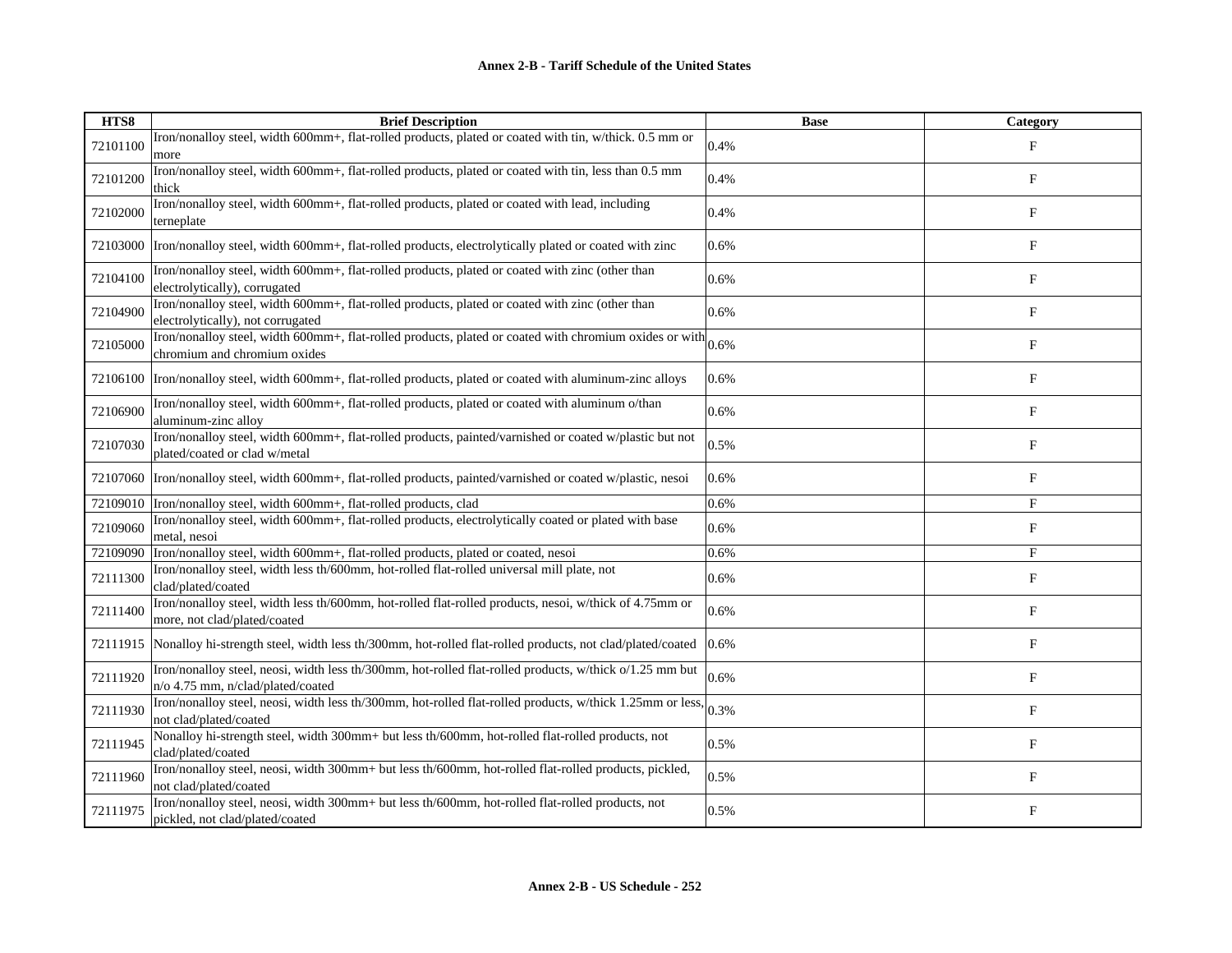## Annex 2-B - Tariff Schedule of the United States

| HTS8 | Brief Description | Base | Category |
|---|---|---|---|
| 72101100 | Iron/nonalloy steel, width 600mm+, flat-rolled products, plated or coated with tin, w/thick. 0.5 mm or more | 0.4% | F |
| 72101200 | Iron/nonalloy steel, width 600mm+, flat-rolled products, plated or coated with tin, less than 0.5 mm thick | 0.4% | F |
| 72102000 | Iron/nonalloy steel, width 600mm+, flat-rolled products, plated or coated with lead, including terneplate | 0.4% | F |
| 72103000 | Iron/nonalloy steel, width 600mm+, flat-rolled products, electrolytically plated or coated with zinc | 0.6% | F |
| 72104100 | Iron/nonalloy steel, width 600mm+, flat-rolled products, plated or coated with zinc (other than electrolytically), corrugated | 0.6% | F |
| 72104900 | Iron/nonalloy steel, width 600mm+, flat-rolled products, plated or coated with zinc (other than electrolytically), not corrugated | 0.6% | F |
| 72105000 | Iron/nonalloy steel, width 600mm+, flat-rolled products, plated or coated with chromium oxides or with chromium and chromium oxides | 0.6% | F |
| 72106100 | Iron/nonalloy steel, width 600mm+, flat-rolled products, plated or coated with aluminum-zinc alloys | 0.6% | F |
| 72106900 | Iron/nonalloy steel, width 600mm+, flat-rolled products, plated or coated with aluminum o/than aluminum-zinc alloy | 0.6% | F |
| 72107030 | Iron/nonalloy steel, width 600mm+, flat-rolled products, painted/varnished or coated w/plastic but not plated/coated or clad w/metal | 0.5% | F |
| 72107060 | Iron/nonalloy steel, width 600mm+, flat-rolled products, painted/varnished or coated w/plastic, nesoi | 0.6% | F |
| 72109010 | Iron/nonalloy steel, width 600mm+, flat-rolled products, clad | 0.6% | F |
| 72109060 | Iron/nonalloy steel, width 600mm+, flat-rolled products, electrolytically coated or plated with base metal, nesoi | 0.6% | F |
| 72109090 | Iron/nonalloy steel, width 600mm+, flat-rolled products, plated or coated, nesoi | 0.6% | F |
| 72111300 | Iron/nonalloy steel, width less th/600mm, hot-rolled flat-rolled universal mill plate, not clad/plated/coated | 0.6% | F |
| 72111400 | Iron/nonalloy steel, width less th/600mm, hot-rolled flat-rolled products, nesoi, w/thick of 4.75mm or more, not clad/plated/coated | 0.6% | F |
| 72111915 | Nonalloy hi-strength steel, width less th/300mm, hot-rolled flat-rolled products, not clad/plated/coated | 0.6% | F |
| 72111920 | Iron/nonalloy steel, neosi, width less th/300mm, hot-rolled flat-rolled products, w/thick o/1.25 mm but n/o 4.75 mm, n/clad/plated/coated | 0.6% | F |
| 72111930 | Iron/nonalloy steel, neosi, width less th/300mm, hot-rolled flat-rolled products, w/thick 1.25mm or less, not clad/plated/coated | 0.3% | F |
| 72111945 | Nonalloy hi-strength steel, width 300mm+ but less th/600mm, hot-rolled flat-rolled products, not clad/plated/coated | 0.5% | F |
| 72111960 | Iron/nonalloy steel, neosi, width 300mm+ but less th/600mm, hot-rolled flat-rolled products, pickled, not clad/plated/coated | 0.5% | F |
| 72111975 | Iron/nonalloy steel, neosi, width 300mm+ but less th/600mm, hot-rolled flat-rolled products, not pickled, not clad/plated/coated | 0.5% | F |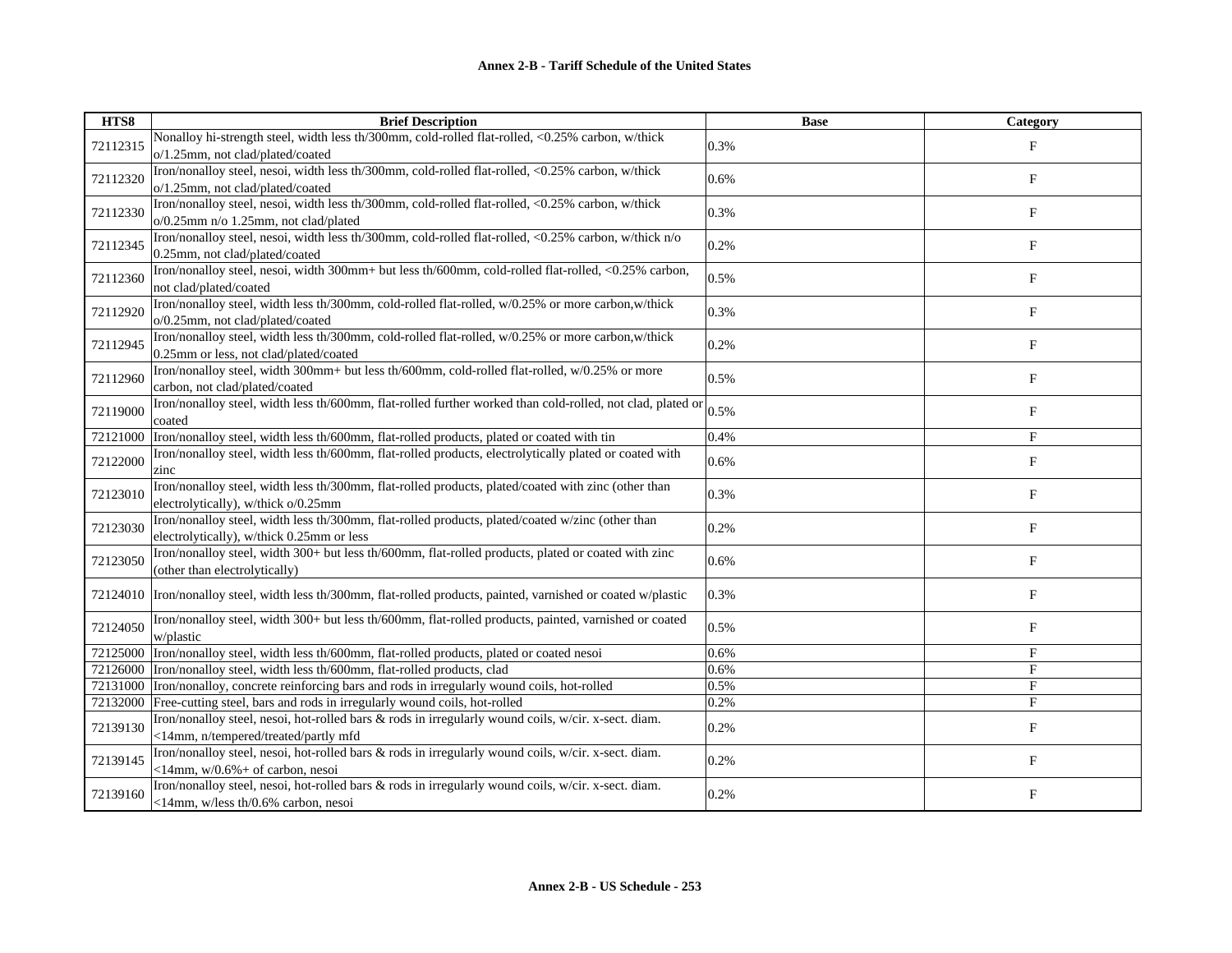**Annex 2-B - Tariff Schedule of the United States**

| HTS8 | Brief Description | Base | Category |
|---|---|---|---|
| 72112315 | Nonalloy hi-strength steel, width less th/300mm, cold-rolled flat-rolled, <0.25% carbon, w/thick o/1.25mm, not clad/plated/coated | 0.3% | F |
| 72112320 | Iron/nonalloy steel, nesoi, width less th/300mm, cold-rolled flat-rolled, <0.25% carbon, w/thick o/1.25mm, not clad/plated/coated | 0.6% | F |
| 72112330 | Iron/nonalloy steel, nesoi, width less th/300mm, cold-rolled flat-rolled, <0.25% carbon, w/thick o/0.25mm n/o 1.25mm, not clad/plated | 0.3% | F |
| 72112345 | Iron/nonalloy steel, nesoi, width less th/300mm, cold-rolled flat-rolled, <0.25% carbon, w/thick n/o 0.25mm, not clad/plated/coated | 0.2% | F |
| 72112360 | Iron/nonalloy steel, nesoi, width 300mm+ but less th/600mm, cold-rolled flat-rolled, <0.25% carbon, not clad/plated/coated | 0.5% | F |
| 72112920 | Iron/nonalloy steel, width less th/300mm, cold-rolled flat-rolled, w/0.25% or more carbon,w/thick o/0.25mm, not clad/plated/coated | 0.3% | F |
| 72112945 | Iron/nonalloy steel, width less th/300mm, cold-rolled flat-rolled, w/0.25% or more carbon,w/thick 0.25mm or less, not clad/plated/coated | 0.2% | F |
| 72112960 | Iron/nonalloy steel, width 300mm+ but less th/600mm, cold-rolled flat-rolled, w/0.25% or more carbon, not clad/plated/coated | 0.5% | F |
| 72119000 | Iron/nonalloy steel, width less th/600mm, flat-rolled further worked than cold-rolled, not clad, plated or coated | 0.5% | F |
| 72121000 | Iron/nonalloy steel, width less th/600mm, flat-rolled products, plated or coated with tin | 0.4% | F |
| 72122000 | Iron/nonalloy steel, width less th/600mm, flat-rolled products, electrolytically plated or coated with zinc | 0.6% | F |
| 72123010 | Iron/nonalloy steel, width less th/300mm, flat-rolled products, plated/coated with zinc (other than electrolytically), w/thick o/0.25mm | 0.3% | F |
| 72123030 | Iron/nonalloy steel, width less th/300mm, flat-rolled products, plated/coated w/zinc (other than electrolytically), w/thick 0.25mm or less | 0.2% | F |
| 72123050 | Iron/nonalloy steel, width 300+ but less th/600mm, flat-rolled products, plated or coated with zinc (other than electrolytically) | 0.6% | F |
| 72124010 | Iron/nonalloy steel, width less th/300mm, flat-rolled products, painted, varnished or coated w/plastic | 0.3% | F |
| 72124050 | Iron/nonalloy steel, width 300+ but less th/600mm, flat-rolled products, painted, varnished or coated w/plastic | 0.5% | F |
| 72125000 | Iron/nonalloy steel, width less th/600mm, flat-rolled products, plated or coated nesoi | 0.6% | F |
| 72126000 | Iron/nonalloy steel, width less th/600mm, flat-rolled products, clad | 0.6% | F |
| 72131000 | Iron/nonalloy, concrete reinforcing bars and rods in irregularly wound coils, hot-rolled | 0.5% | F |
| 72132000 | Free-cutting steel, bars and rods in irregularly wound coils, hot-rolled | 0.2% | F |
| 72139130 | Iron/nonalloy steel, nesoi, hot-rolled bars & rods in irregularly wound coils, w/cir. x-sect. diam. <14mm, n/tempered/treated/partly mfd | 0.2% | F |
| 72139145 | Iron/nonalloy steel, nesoi, hot-rolled bars & rods in irregularly wound coils, w/cir. x-sect. diam. <14mm, w/0.6%+ of carbon, nesoi | 0.2% | F |
| 72139160 | Iron/nonalloy steel, nesoi, hot-rolled bars & rods in irregularly wound coils, w/cir. x-sect. diam. <14mm, w/less th/0.6% carbon, nesoi | 0.2% | F |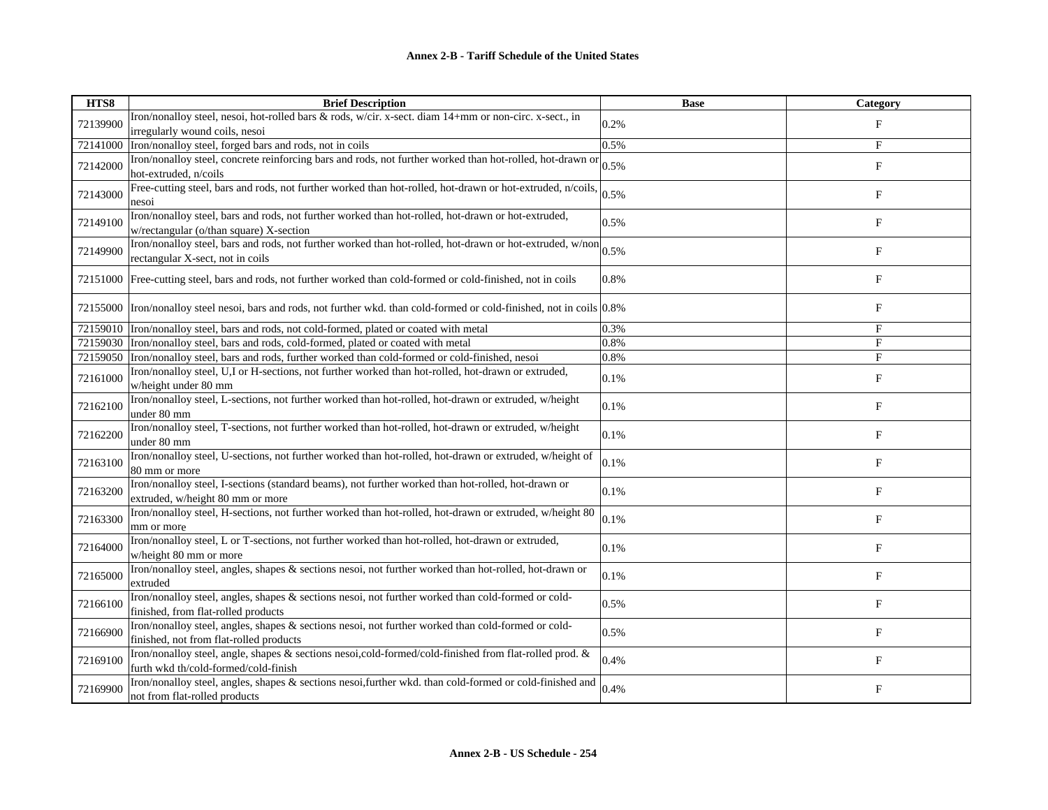## Annex 2-B - Tariff Schedule of the United States

| HTS8 | Brief Description | Base | Category |
|---|---|---|---|
| 72139900 | Iron/nonalloy steel, nesoi, hot-rolled bars & rods, w/cir. x-sect. diam 14+mm or non-circ. x-sect., in irregularly wound coils, nesoi | 0.2% | F |
| 72141000 | Iron/nonalloy steel, forged bars and rods, not in coils | 0.5% | F |
| 72142000 | Iron/nonalloy steel, concrete reinforcing bars and rods, not further worked than hot-rolled, hot-drawn or hot-extruded, n/coils | 0.5% | F |
| 72143000 | Free-cutting steel, bars and rods, not further worked than hot-rolled, hot-drawn or hot-extruded, n/coils, nesoi | 0.5% | F |
| 72149100 | Iron/nonalloy steel, bars and rods, not further worked than hot-rolled, hot-drawn or hot-extruded, w/rectangular (o/than square) X-section | 0.5% | F |
| 72149900 | Iron/nonalloy steel, bars and rods, not further worked than hot-rolled, hot-drawn or hot-extruded, w/non rectangular X-sect, not in coils | 0.5% | F |
| 72151000 | Free-cutting steel, bars and rods, not further worked than cold-formed or cold-finished, not in coils | 0.8% | F |
| 72155000 | Iron/nonalloy steel nesoi, bars and rods, not further wkd. than cold-formed or cold-finished, not in coils | 0.8% | F |
| 72159010 | Iron/nonalloy steel, bars and rods, not cold-formed, plated or coated with metal | 0.3% | F |
| 72159030 | Iron/nonalloy steel, bars and rods, cold-formed, plated or coated with metal | 0.8% | F |
| 72159050 | Iron/nonalloy steel, bars and rods, further worked than cold-formed or cold-finished, nesoi | 0.8% | F |
| 72161000 | Iron/nonalloy steel, U,I or H-sections, not further worked than hot-rolled, hot-drawn or extruded, w/height under 80 mm | 0.1% | F |
| 72162100 | Iron/nonalloy steel, L-sections, not further worked than hot-rolled, hot-drawn or extruded, w/height under 80 mm | 0.1% | F |
| 72162200 | Iron/nonalloy steel, T-sections, not further worked than hot-rolled, hot-drawn or extruded, w/height under 80 mm | 0.1% | F |
| 72163100 | Iron/nonalloy steel, U-sections, not further worked than hot-rolled, hot-drawn or extruded, w/height of 80 mm or more | 0.1% | F |
| 72163200 | Iron/nonalloy steel, I-sections (standard beams), not further worked than hot-rolled, hot-drawn or extruded, w/height 80 mm or more | 0.1% | F |
| 72163300 | Iron/nonalloy steel, H-sections, not further worked than hot-rolled, hot-drawn or extruded, w/height 80 mm or more | 0.1% | F |
| 72164000 | Iron/nonalloy steel, L or T-sections, not further worked than hot-rolled, hot-drawn or extruded, w/height 80 mm or more | 0.1% | F |
| 72165000 | Iron/nonalloy steel, angles, shapes & sections nesoi, not further worked than hot-rolled, hot-drawn or extruded | 0.1% | F |
| 72166100 | Iron/nonalloy steel, angles, shapes & sections nesoi, not further worked than cold-formed or cold-finished, from flat-rolled products | 0.5% | F |
| 72166900 | Iron/nonalloy steel, angles, shapes & sections nesoi, not further worked than cold-formed or cold-finished, not from flat-rolled products | 0.5% | F |
| 72169100 | Iron/nonalloy steel, angle, shapes & sections nesoi,cold-formed/cold-finished from flat-rolled prod. & furth wkd th/cold-formed/cold-finish | 0.4% | F |
| 72169900 | Iron/nonalloy steel, angles, shapes & sections nesoi,further wkd. than cold-formed or cold-finished and not from flat-rolled products | 0.4% | F |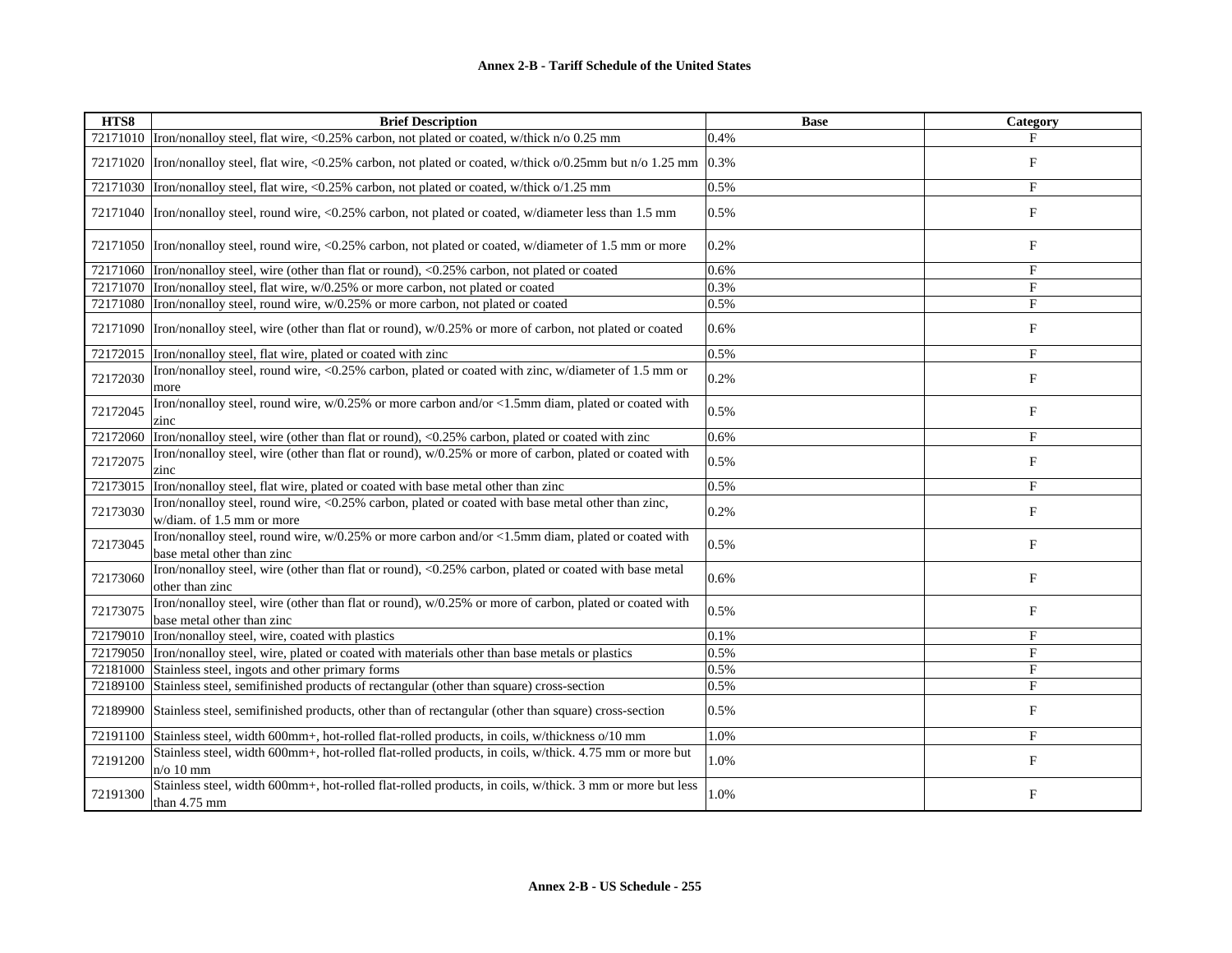**Annex 2-B - Tariff Schedule of the United States**

| HTS8 | Brief Description | Base | Category |
|---|---|---|---|
| 72171010 | Iron/nonalloy steel, flat wire, <0.25% carbon, not plated or coated, w/thick n/o 0.25 mm | 0.4% | F |
| 72171020 | Iron/nonalloy steel, flat wire, <0.25% carbon, not plated or coated, w/thick o/0.25mm but n/o 1.25 mm | 0.3% | F |
| 72171030 | Iron/nonalloy steel, flat wire, <0.25% carbon, not plated or coated, w/thick o/1.25 mm | 0.5% | F |
| 72171040 | Iron/nonalloy steel, round wire, <0.25% carbon, not plated or coated, w/diameter less than 1.5 mm | 0.5% | F |
| 72171050 | Iron/nonalloy steel, round wire, <0.25% carbon, not plated or coated, w/diameter of 1.5 mm or more | 0.2% | F |
| 72171060 | Iron/nonalloy steel, wire (other than flat or round), <0.25% carbon, not plated or coated | 0.6% | F |
| 72171070 | Iron/nonalloy steel, flat wire, w/0.25% or more carbon, not plated or coated | 0.3% | F |
| 72171080 | Iron/nonalloy steel, round wire, w/0.25% or more carbon, not plated or coated | 0.5% | F |
| 72171090 | Iron/nonalloy steel, wire (other than flat or round), w/0.25% or more of carbon, not plated or coated | 0.6% | F |
| 72172015 | Iron/nonalloy steel, flat wire, plated or coated with zinc | 0.5% | F |
| 72172030 | Iron/nonalloy steel, round wire, <0.25% carbon, plated or coated with zinc, w/diameter of 1.5 mm or more | 0.2% | F |
| 72172045 | Iron/nonalloy steel, round wire, w/0.25% or more carbon and/or <1.5mm diam, plated or coated with zinc | 0.5% | F |
| 72172060 | Iron/nonalloy steel, wire (other than flat or round), <0.25% carbon, plated or coated with zinc | 0.6% | F |
| 72172075 | Iron/nonalloy steel, wire (other than flat or round), w/0.25% or more of carbon, plated or coated with zinc | 0.5% | F |
| 72173015 | Iron/nonalloy steel, flat wire, plated or coated with base metal other than zinc | 0.5% | F |
| 72173030 | Iron/nonalloy steel, round wire, <0.25% carbon, plated or coated with base metal other than zinc, w/diam. of 1.5 mm or more | 0.2% | F |
| 72173045 | Iron/nonalloy steel, round wire, w/0.25% or more carbon and/or <1.5mm diam, plated or coated with base metal other than zinc | 0.5% | F |
| 72173060 | Iron/nonalloy steel, wire (other than flat or round), <0.25% carbon, plated or coated with base metal other than zinc | 0.6% | F |
| 72173075 | Iron/nonalloy steel, wire (other than flat or round), w/0.25% or more of carbon, plated or coated with base metal other than zinc | 0.5% | F |
| 72179010 | Iron/nonalloy steel, wire, coated with plastics | 0.1% | F |
| 72179050 | Iron/nonalloy steel, wire, plated or coated with materials other than base metals or plastics | 0.5% | F |
| 72181000 | Stainless steel, ingots and other primary forms | 0.5% | F |
| 72189100 | Stainless steel, semifinished products of rectangular (other than square) cross-section | 0.5% | F |
| 72189900 | Stainless steel, semifinished products, other than of rectangular (other than square) cross-section | 0.5% | F |
| 72191100 | Stainless steel, width 600mm+, hot-rolled flat-rolled products, in coils, w/thickness o/10 mm | 1.0% | F |
| 72191200 | Stainless steel, width 600mm+, hot-rolled flat-rolled products, in coils, w/thick. 4.75 mm or more but n/o 10 mm | 1.0% | F |
| 72191300 | Stainless steel, width 600mm+, hot-rolled flat-rolled products, in coils, w/thick. 3 mm or more but less than 4.75 mm | 1.0% | F |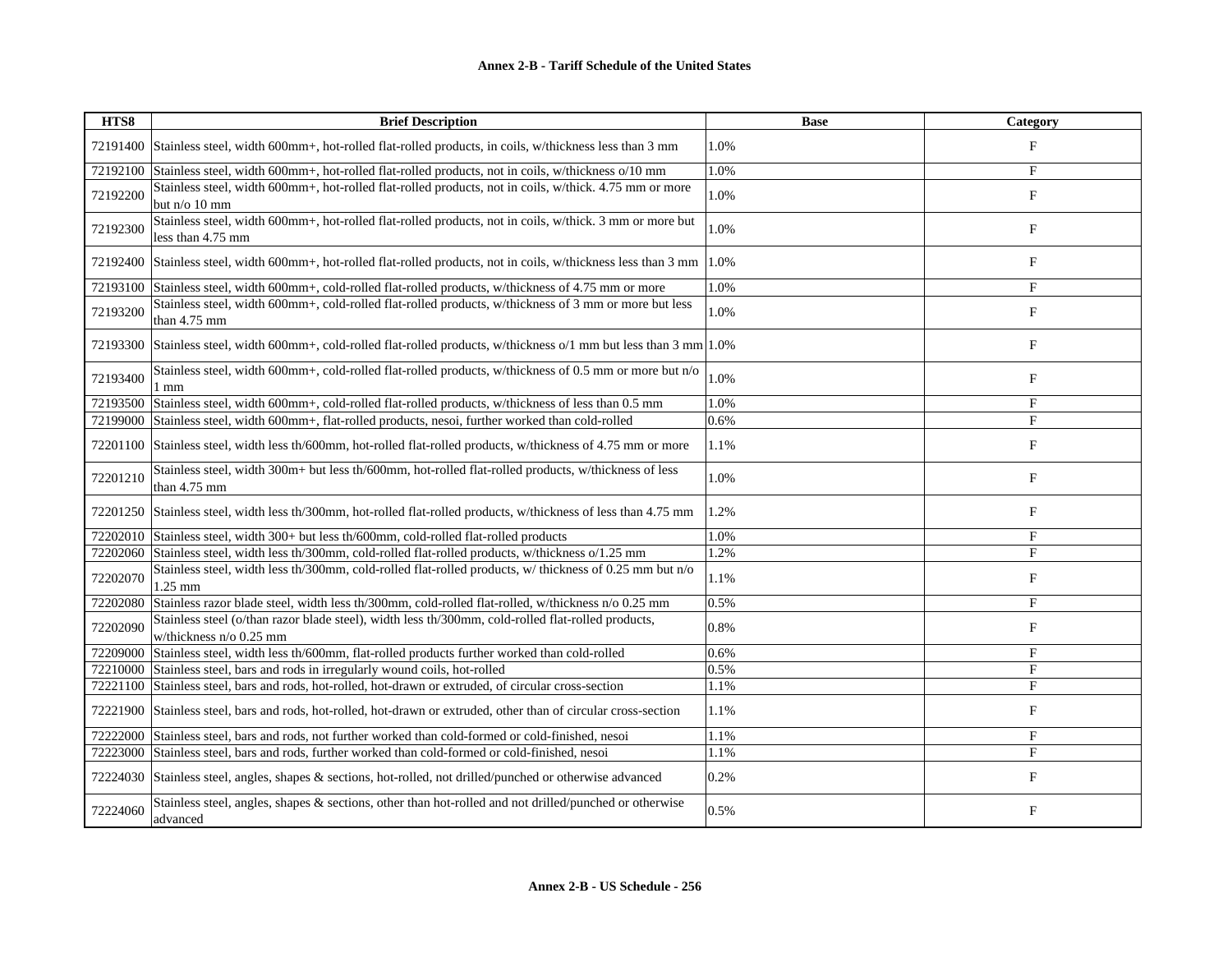**Annex 2-B - Tariff Schedule of the United States**

| HTS8 | Brief Description | Base | Category |
|---|---|---|---|
| 72191400 | Stainless steel, width 600mm+, hot-rolled flat-rolled products, in coils, w/thickness less than 3 mm | 1.0% | F |
| 72192100 | Stainless steel, width 600mm+, hot-rolled flat-rolled products, not in coils, w/thickness o/10 mm | 1.0% | F |
| 72192200 | Stainless steel, width 600mm+, hot-rolled flat-rolled products, not in coils, w/thick. 4.75 mm or more but n/o 10 mm | 1.0% | F |
| 72192300 | Stainless steel, width 600mm+, hot-rolled flat-rolled products, not in coils, w/thick. 3 mm or more but less than 4.75 mm | 1.0% | F |
| 72192400 | Stainless steel, width 600mm+, hot-rolled flat-rolled products, not in coils, w/thickness less than 3 mm | 1.0% | F |
| 72193100 | Stainless steel, width 600mm+, cold-rolled flat-rolled products, w/thickness of 4.75 mm or more | 1.0% | F |
| 72193200 | Stainless steel, width 600mm+, cold-rolled flat-rolled products, w/thickness of 3 mm or more but less than 4.75 mm | 1.0% | F |
| 72193300 | Stainless steel, width 600mm+, cold-rolled flat-rolled products, w/thickness o/1 mm but less than 3 mm | 1.0% | F |
| 72193400 | Stainless steel, width 600mm+, cold-rolled flat-rolled products, w/thickness of 0.5 mm or more but n/o 1 mm | 1.0% | F |
| 72193500 | Stainless steel, width 600mm+, cold-rolled flat-rolled products, w/thickness of less than 0.5 mm | 1.0% | F |
| 72199000 | Stainless steel, width 600mm+, flat-rolled products, nesoi, further worked than cold-rolled | 0.6% | F |
| 72201100 | Stainless steel, width less th/600mm, hot-rolled flat-rolled products, w/thickness of 4.75 mm or more | 1.1% | F |
| 72201210 | Stainless steel, width 300m+ but less th/600mm, hot-rolled flat-rolled products, w/thickness of less than 4.75 mm | 1.0% | F |
| 72201250 | Stainless steel, width less th/300mm, hot-rolled flat-rolled products, w/thickness of less than 4.75 mm | 1.2% | F |
| 72202010 | Stainless steel, width 300+ but less th/600mm, cold-rolled flat-rolled products | 1.0% | F |
| 72202060 | Stainless steel, width less th/300mm, cold-rolled flat-rolled products, w/thickness o/1.25 mm | 1.2% | F |
| 72202070 | Stainless steel, width less th/300mm, cold-rolled flat-rolled products, w/ thickness of 0.25 mm but n/o 1.25 mm | 1.1% | F |
| 72202080 | Stainless razor blade steel, width less th/300mm, cold-rolled flat-rolled, w/thickness n/o 0.25 mm | 0.5% | F |
| 72202090 | Stainless steel (o/than razor blade steel), width less th/300mm, cold-rolled flat-rolled products, w/thickness n/o 0.25 mm | 0.8% | F |
| 72209000 | Stainless steel, width less th/600mm, flat-rolled products further worked than cold-rolled | 0.6% | F |
| 72210000 | Stainless steel, bars and rods in irregularly wound coils, hot-rolled | 0.5% | F |
| 72221100 | Stainless steel, bars and rods, hot-rolled, hot-drawn or extruded, of circular cross-section | 1.1% | F |
| 72221900 | Stainless steel, bars and rods, hot-rolled, hot-drawn or extruded, other than of circular cross-section | 1.1% | F |
| 72222000 | Stainless steel, bars and rods, not further worked than cold-formed or cold-finished, nesoi | 1.1% | F |
| 72223000 | Stainless steel, bars and rods, further worked than cold-formed or cold-finished, nesoi | 1.1% | F |
| 72224030 | Stainless steel, angles, shapes & sections, hot-rolled, not drilled/punched or otherwise advanced | 0.2% | F |
| 72224060 | Stainless steel, angles, shapes & sections, other than hot-rolled and not drilled/punched or otherwise advanced | 0.5% | F |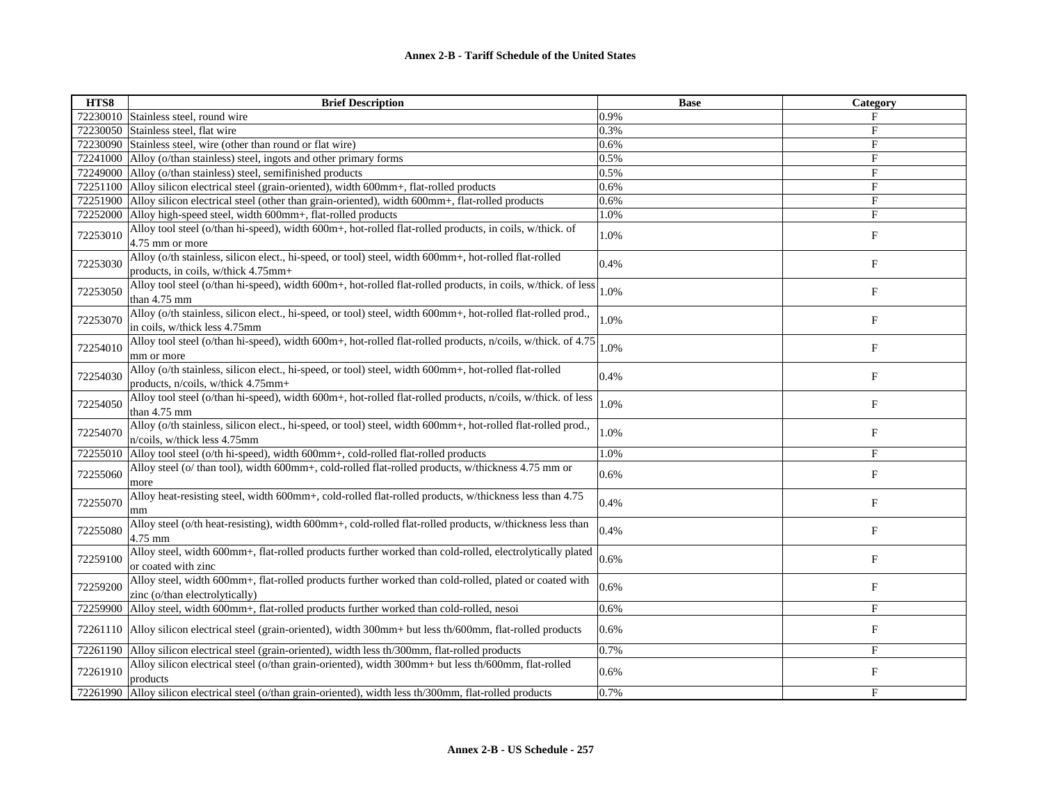| HTS8 | Brief Description | Base | Category |
|---|---|---|---|
| 72230010 | Stainless steel, round wire | 0.9% | F |
| 72230050 | Stainless steel, flat wire | 0.3% | F |
| 72230090 | Stainless steel, wire (other than round or flat wire) | 0.6% | F |
| 72241000 | Alloy (o/than stainless) steel, ingots and other primary forms | 0.5% | F |
| 72249000 | Alloy (o/than stainless) steel, semifinished products | 0.5% | F |
| 72251100 | Alloy silicon electrical steel (grain-oriented), width 600mm+, flat-rolled products | 0.6% | F |
| 72251900 | Alloy silicon electrical steel (other than grain-oriented), width 600mm+, flat-rolled products | 0.6% | F |
| 72252000 | Alloy high-speed steel, width 600mm+, flat-rolled products | 1.0% | F |
| 72253010 | Alloy tool steel (o/than hi-speed), width 600m+, hot-rolled flat-rolled products, in coils, w/thick. of 4.75 mm or more | 1.0% | F |
| 72253030 | Alloy (o/th stainless, silicon elect., hi-speed, or tool) steel, width 600mm+, hot-rolled flat-rolled products, in coils, w/thick 4.75mm+ | 0.4% | F |
| 72253050 | Alloy tool steel (o/than hi-speed), width 600m+, hot-rolled flat-rolled products, in coils, w/thick. of less than 4.75 mm | 1.0% | F |
| 72253070 | Alloy (o/th stainless, silicon elect., hi-speed, or tool) steel, width 600mm+, hot-rolled flat-rolled prod., in coils, w/thick less 4.75mm | 1.0% | F |
| 72254010 | Alloy tool steel (o/than hi-speed), width 600m+, hot-rolled flat-rolled products, n/coils, w/thick. of 4.75 mm or more | 1.0% | F |
| 72254030 | Alloy (o/th stainless, silicon elect., hi-speed, or tool) steel, width 600mm+, hot-rolled flat-rolled products, n/coils, w/thick 4.75mm+ | 0.4% | F |
| 72254050 | Alloy tool steel (o/than hi-speed), width 600m+, hot-rolled flat-rolled products, n/coils, w/thick. of less than 4.75 mm | 1.0% | F |
| 72254070 | Alloy (o/th stainless, silicon elect., hi-speed, or tool) steel, width 600mm+, hot-rolled flat-rolled prod., n/coils, w/thick less 4.75mm | 1.0% | F |
| 72255010 | Alloy tool steel (o/th hi-speed), width 600mm+, cold-rolled flat-rolled products | 1.0% | F |
| 72255060 | Alloy steel (o/ than tool), width 600mm+, cold-rolled flat-rolled products, w/thickness 4.75 mm or more | 0.6% | F |
| 72255070 | Alloy heat-resisting steel, width 600mm+, cold-rolled flat-rolled products, w/thickness less than 4.75 mm | 0.4% | F |
| 72255080 | Alloy steel (o/th heat-resisting), width 600mm+, cold-rolled flat-rolled products, w/thickness less than 4.75 mm | 0.4% | F |
| 72259100 | Alloy steel, width 600mm+, flat-rolled products further worked than cold-rolled, electrolytically plated or coated with zinc | 0.6% | F |
| 72259200 | Alloy steel, width 600mm+, flat-rolled products further worked than cold-rolled, plated or coated with zinc (o/than electrolytically) | 0.6% | F |
| 72259900 | Alloy steel, width 600mm+, flat-rolled products further worked than cold-rolled, nesoi | 0.6% | F |
| 72261110 | Alloy silicon electrical steel (grain-oriented), width 300mm+ but less th/600mm, flat-rolled products | 0.6% | F |
| 72261190 | Alloy silicon electrical steel (grain-oriented), width less th/300mm, flat-rolled products | 0.7% | F |
| 72261910 | Alloy silicon electrical steel (o/than grain-oriented), width 300mm+ but less th/600mm, flat-rolled products | 0.6% | F |
| 72261990 | Alloy silicon electrical steel (o/than grain-oriented), width less th/300mm, flat-rolled products | 0.7% | F |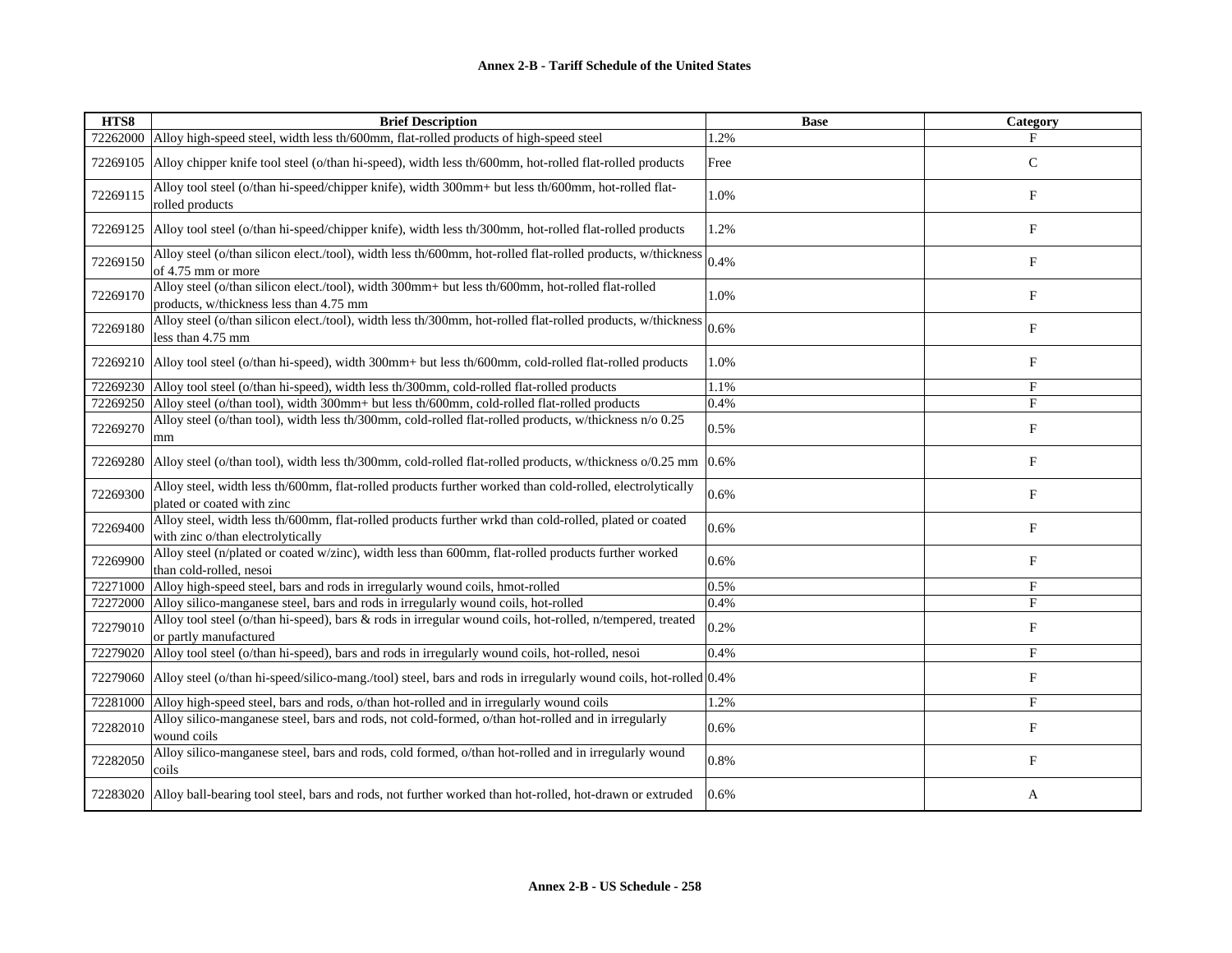**Annex 2-B - Tariff Schedule of the United States**

| HTS8 | Brief Description | Base | Category |
|---|---|---|---|
| 72262000 | Alloy high-speed steel, width less th/600mm, flat-rolled products of high-speed steel | 1.2% | F |
| 72269105 | Alloy chipper knife tool steel (o/than hi-speed), width less th/600mm, hot-rolled flat-rolled products | Free | C |
| 72269115 | Alloy tool steel (o/than hi-speed/chipper knife), width 300mm+ but less th/600mm, hot-rolled flat-rolled products | 1.0% | F |
| 72269125 | Alloy tool steel (o/than hi-speed/chipper knife), width less th/300mm, hot-rolled flat-rolled products | 1.2% | F |
| 72269150 | Alloy steel (o/than silicon elect./tool), width less th/600mm, hot-rolled flat-rolled products, w/thickness of 4.75 mm or more | 0.4% | F |
| 72269170 | Alloy steel (o/than silicon elect./tool), width 300mm+ but less th/600mm, hot-rolled flat-rolled products, w/thickness less than 4.75 mm | 1.0% | F |
| 72269180 | Alloy steel (o/than silicon elect./tool), width less th/300mm, hot-rolled flat-rolled products, w/thickness less than 4.75 mm | 0.6% | F |
| 72269210 | Alloy tool steel (o/than hi-speed), width 300mm+ but less th/600mm, cold-rolled flat-rolled products | 1.0% | F |
| 72269230 | Alloy tool steel (o/than hi-speed), width less th/300mm, cold-rolled flat-rolled products | 1.1% | F |
| 72269250 | Alloy steel (o/than tool), width 300mm+ but less th/600mm, cold-rolled flat-rolled products | 0.4% | F |
| 72269270 | Alloy steel (o/than tool), width less th/300mm, cold-rolled flat-rolled products, w/thickness n/o 0.25 mm | 0.5% | F |
| 72269280 | Alloy steel (o/than tool), width less th/300mm, cold-rolled flat-rolled products, w/thickness o/0.25 mm | 0.6% | F |
| 72269300 | Alloy steel, width less th/600mm, flat-rolled products further worked than cold-rolled, electrolytically plated or coated with zinc | 0.6% | F |
| 72269400 | Alloy steel, width less th/600mm, flat-rolled products further wrkd than cold-rolled, plated or coated with zinc o/than electrolytically | 0.6% | F |
| 72269900 | Alloy steel (n/plated or coated w/zinc), width less than 600mm, flat-rolled products further worked than cold-rolled, nesoi | 0.6% | F |
| 72271000 | Alloy high-speed steel, bars and rods in irregularly wound coils, hmot-rolled | 0.5% | F |
| 72272000 | Alloy silico-manganese steel, bars and rods in irregularly wound coils, hot-rolled | 0.4% | F |
| 72279010 | Alloy tool steel (o/than hi-speed), bars & rods in irregular wound coils, hot-rolled, n/tempered, treated or partly manufactured | 0.2% | F |
| 72279020 | Alloy tool steel (o/than hi-speed), bars and rods in irregularly wound coils, hot-rolled, nesoi | 0.4% | F |
| 72279060 | Alloy steel (o/than hi-speed/silico-mang./tool) steel, bars and rods in irregularly wound coils, hot-rolled | 0.4% | F |
| 72281000 | Alloy high-speed steel, bars and rods, o/than hot-rolled and in irregularly wound coils | 1.2% | F |
| 72282010 | Alloy silico-manganese steel, bars and rods, not cold-formed, o/than hot-rolled and in irregularly wound coils | 0.6% | F |
| 72282050 | Alloy silico-manganese steel, bars and rods, cold formed, o/than hot-rolled and in irregularly wound coils | 0.8% | F |
| 72283020 | Alloy ball-bearing tool steel, bars and rods, not further worked than hot-rolled, hot-drawn or extruded | 0.6% | A |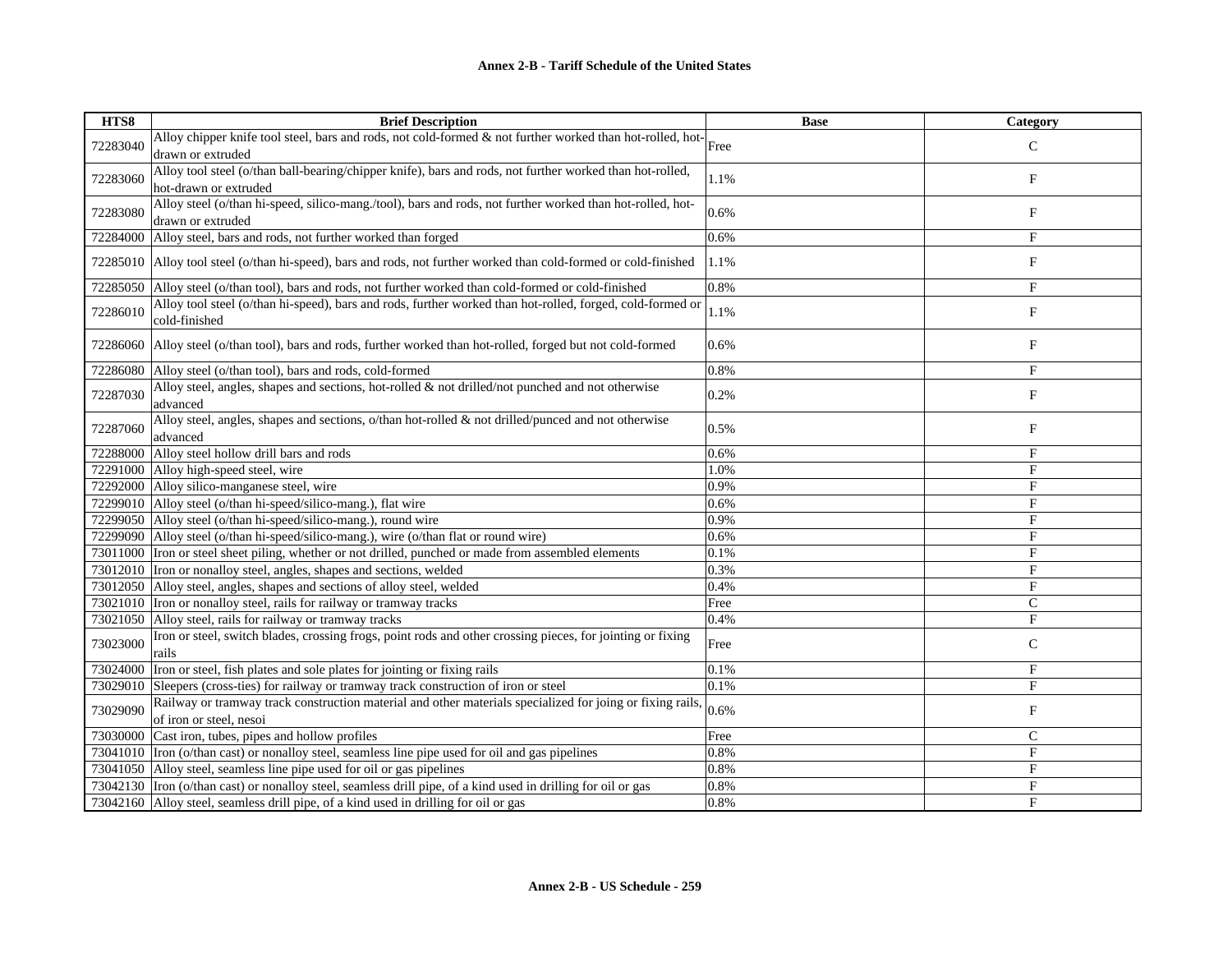**Annex 2-B - Tariff Schedule of the United States**

| HTS8 | Brief Description | Base | Category |
|---|---|---|---|
| 72283040 | Alloy chipper knife tool steel, bars and rods, not cold-formed & not further worked than hot-rolled, hot-drawn or extruded | Free | C |
| 72283060 | Alloy tool steel (o/than ball-bearing/chipper knife), bars and rods, not further worked than hot-rolled, hot-drawn or extruded | 1.1% | F |
| 72283080 | Alloy steel (o/than hi-speed, silico-mang./tool), bars and rods, not further worked than hot-rolled, hot-drawn or extruded | 0.6% | F |
| 72284000 | Alloy steel, bars and rods, not further worked than forged | 0.6% | F |
| 72285010 | Alloy tool steel (o/than hi-speed), bars and rods, not further worked than cold-formed or cold-finished | 1.1% | F |
| 72285050 | Alloy steel (o/than tool), bars and rods, not further worked than cold-formed or cold-finished | 0.8% | F |
| 72286010 | Alloy tool steel (o/than hi-speed), bars and rods, further worked than hot-rolled, forged, cold-formed or cold-finished | 1.1% | F |
| 72286060 | Alloy steel (o/than tool), bars and rods, further worked than hot-rolled, forged but not cold-formed | 0.6% | F |
| 72286080 | Alloy steel (o/than tool), bars and rods, cold-formed | 0.8% | F |
| 72287030 | Alloy steel, angles, shapes and sections, hot-rolled & not drilled/not punched and not otherwise advanced | 0.2% | F |
| 72287060 | Alloy steel, angles, shapes and sections, o/than hot-rolled & not drilled/punced and not otherwise advanced | 0.5% | F |
| 72288000 | Alloy steel hollow drill bars and rods | 0.6% | F |
| 72291000 | Alloy high-speed steel, wire | 1.0% | F |
| 72292000 | Alloy silico-manganese steel, wire | 0.9% | F |
| 72299010 | Alloy steel (o/than hi-speed/silico-mang.), flat wire | 0.6% | F |
| 72299050 | Alloy steel (o/than hi-speed/silico-mang.), round wire | 0.9% | F |
| 72299090 | Alloy steel (o/than hi-speed/silico-mang.), wire (o/than flat or round wire) | 0.6% | F |
| 73011000 | Iron or steel sheet piling, whether or not drilled, punched or made from assembled elements | 0.1% | F |
| 73012010 | Iron or nonalloy steel, angles, shapes and sections, welded | 0.3% | F |
| 73012050 | Alloy steel, angles, shapes and sections of alloy steel, welded | 0.4% | F |
| 73021010 | Iron or nonalloy steel, rails for railway or tramway tracks | Free | C |
| 73021050 | Alloy steel, rails for railway or tramway tracks | 0.4% | F |
| 73023000 | Iron or steel, switch blades, crossing frogs, point rods and other crossing pieces, for jointing or fixing rails | Free | C |
| 73024000 | Iron or steel, fish plates and sole plates for jointing or fixing rails | 0.1% | F |
| 73029010 | Sleepers (cross-ties) for railway or tramway track construction of iron or steel | 0.1% | F |
| 73029090 | Railway or tramway track construction material and other materials specialized for joing or fixing rails, of iron or steel, nesoi | 0.6% | F |
| 73030000 | Cast iron, tubes, pipes and hollow profiles | Free | C |
| 73041010 | Iron (o/than cast) or nonalloy steel, seamless line pipe used for oil and gas pipelines | 0.8% | F |
| 73041050 | Alloy steel, seamless line pipe used for oil or gas pipelines | 0.8% | F |
| 73042130 | Iron (o/than cast) or nonalloy steel, seamless drill pipe, of a kind used in drilling for oil or gas | 0.8% | F |
| 73042160 | Alloy steel, seamless drill pipe, of a kind used in drilling for oil or gas | 0.8% | F |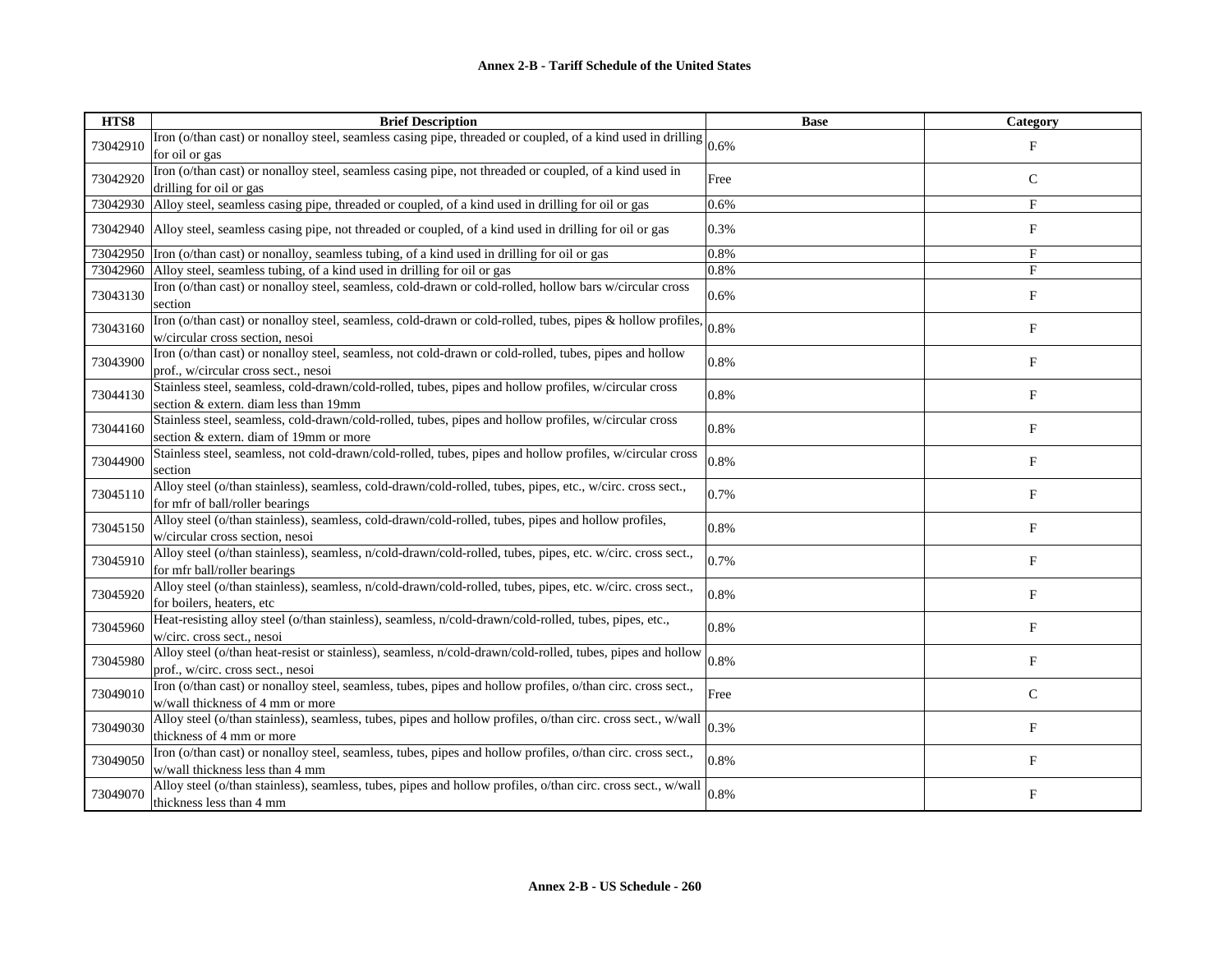| HTS8 | Brief Description | Base | Category |
|---|---|---|---|
| 73042910 | Iron (o/than cast) or nonalloy steel, seamless casing pipe, threaded or coupled, of a kind used in drilling for oil or gas | 0.6% | F |
| 73042920 | Iron (o/than cast) or nonalloy steel, seamless casing pipe, not threaded or coupled, of a kind used in drilling for oil or gas | Free | C |
| 73042930 | Alloy steel, seamless casing pipe, threaded or coupled, of a kind used in drilling for oil or gas | 0.6% | F |
| 73042940 | Alloy steel, seamless casing pipe, not threaded or coupled, of a kind used in drilling for oil or gas | 0.3% | F |
| 73042950 | Iron (o/than cast) or nonalloy, seamless tubing, of a kind used in drilling for oil or gas | 0.8% | F |
| 73042960 | Alloy steel, seamless tubing, of a kind used in drilling for oil or gas | 0.8% | F |
| 73043130 | Iron (o/than cast) or nonalloy steel, seamless, cold-drawn or cold-rolled, hollow bars w/circular cross section | 0.6% | F |
| 73043160 | Iron (o/than cast) or nonalloy steel, seamless, cold-drawn or cold-rolled, tubes, pipes & hollow profiles, w/circular cross section, nesoi | 0.8% | F |
| 73043900 | Iron (o/than cast) or nonalloy steel, seamless, not cold-drawn or cold-rolled, tubes, pipes and hollow prof., w/circular cross sect., nesoi | 0.8% | F |
| 73044130 | Stainless steel, seamless, cold-drawn/cold-rolled, tubes, pipes and hollow profiles, w/circular cross section & extern. diam less than 19mm | 0.8% | F |
| 73044160 | Stainless steel, seamless, cold-drawn/cold-rolled, tubes, pipes and hollow profiles, w/circular cross section & extern. diam of 19mm or more | 0.8% | F |
| 73044900 | Stainless steel, seamless, not cold-drawn/cold-rolled, tubes, pipes and hollow profiles, w/circular cross section | 0.8% | F |
| 73045110 | Alloy steel (o/than stainless), seamless, cold-drawn/cold-rolled, tubes, pipes, etc., w/circ. cross sect., for mfr of ball/roller bearings | 0.7% | F |
| 73045150 | Alloy steel (o/than stainless), seamless, cold-drawn/cold-rolled, tubes, pipes and hollow profiles, w/circular cross section, nesoi | 0.8% | F |
| 73045910 | Alloy steel (o/than stainless), seamless, n/cold-drawn/cold-rolled, tubes, pipes, etc. w/circ. cross sect., for mfr ball/roller bearings | 0.7% | F |
| 73045920 | Alloy steel (o/than stainless), seamless, n/cold-drawn/cold-rolled, tubes, pipes, etc. w/circ. cross sect., for boilers, heaters, etc | 0.8% | F |
| 73045960 | Heat-resisting alloy steel (o/than stainless), seamless, n/cold-drawn/cold-rolled, tubes, pipes, etc., w/circ. cross sect., nesoi | 0.8% | F |
| 73045980 | Alloy steel (o/than heat-resist or stainless), seamless, n/cold-drawn/cold-rolled, tubes, pipes and hollow prof., w/circ. cross sect., nesoi | 0.8% | F |
| 73049010 | Iron (o/than cast) or nonalloy steel, seamless, tubes, pipes and hollow profiles, o/than circ. cross sect., w/wall thickness of 4 mm or more | Free | C |
| 73049030 | Alloy steel (o/than stainless), seamless, tubes, pipes and hollow profiles, o/than circ. cross sect., w/wall thickness of 4 mm or more | 0.3% | F |
| 73049050 | Iron (o/than cast) or nonalloy steel, seamless, tubes, pipes and hollow profiles, o/than circ. cross sect., w/wall thickness less than 4 mm | 0.8% | F |
| 73049070 | Alloy steel (o/than stainless), seamless, tubes, pipes and hollow profiles, o/than circ. cross sect., w/wall thickness less than 4 mm | 0.8% | F |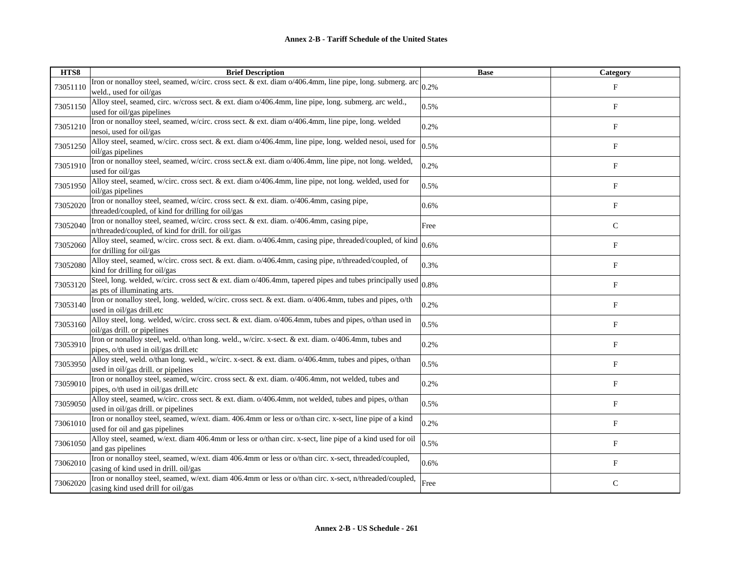# Annex 2-B - Tariff Schedule of the United States

| HTS8 | Brief Description | Base | Category |
|---|---|---|---|
| 73051110 | Iron or nonalloy steel, seamed, w/circ. cross sect. & ext. diam o/406.4mm, line pipe, long. submerg. arc weld., used for oil/gas | 0.2% | F |
| 73051150 | Alloy steel, seamed, circ. w/cross sect. & ext. diam o/406.4mm, line pipe, long. submerg. arc weld., used for oil/gas pipelines | 0.5% | F |
| 73051210 | Iron or nonalloy steel, seamed, w/circ. cross sect. & ext. diam o/406.4mm, line pipe, long. welded nesoi, used for oil/gas | 0.2% | F |
| 73051250 | Alloy steel, seamed, w/circ. cross sect. & ext. diam o/406.4mm, line pipe, long. welded nesoi, used for oil/gas pipelines | 0.5% | F |
| 73051910 | Iron or nonalloy steel, seamed, w/circ. cross sect.& ext. diam o/406.4mm, line pipe, not long. welded, used for oil/gas | 0.2% | F |
| 73051950 | Alloy steel, seamed, w/circ. cross sect. & ext. diam o/406.4mm, line pipe, not long. welded, used for oil/gas pipelines | 0.5% | F |
| 73052020 | Iron or nonalloy steel, seamed, w/circ. cross sect. & ext. diam. o/406.4mm, casing pipe, threaded/coupled, of kind for drilling for oil/gas | 0.6% | F |
| 73052040 | Iron or nonalloy steel, seamed, w/circ. cross sect. & ext. diam. o/406.4mm, casing pipe, n/threaded/coupled, of kind for drill. for oil/gas | Free | C |
| 73052060 | Alloy steel, seamed, w/circ. cross sect. & ext. diam. o/406.4mm, casing pipe, threaded/coupled, of kind for drilling for oil/gas | 0.6% | F |
| 73052080 | Alloy steel, seamed, w/circ. cross sect. & ext. diam. o/406.4mm, casing pipe, n/threaded/coupled, of kind for drilling for oil/gas | 0.3% | F |
| 73053120 | Steel, long. welded, w/circ. cross sect & ext. diam o/406.4mm, tapered pipes and tubes principally used as pts of illuminating arts. | 0.8% | F |
| 73053140 | Iron or nonalloy steel, long. welded, w/circ. cross sect. & ext. diam. o/406.4mm, tubes and pipes, o/th used in oil/gas drill.etc | 0.2% | F |
| 73053160 | Alloy steel, long. welded, w/circ. cross sect. & ext. diam. o/406.4mm, tubes and pipes, o/than used in oil/gas drill. or pipelines | 0.5% | F |
| 73053910 | Iron or nonalloy steel, weld. o/than long. weld., w/circ. x-sect. & ext. diam. o/406.4mm, tubes and pipes, o/th used in oil/gas drill.etc | 0.2% | F |
| 73053950 | Alloy steel, weld. o/than long. weld., w/circ. x-sect. & ext. diam. o/406.4mm, tubes and pipes, o/than used in oil/gas drill. or pipelines | 0.5% | F |
| 73059010 | Iron or nonalloy steel, seamed, w/circ. cross sect. & ext. diam. o/406.4mm, not welded, tubes and pipes, o/th used in oil/gas drill.etc | 0.2% | F |
| 73059050 | Alloy steel, seamed, w/circ. cross sect. & ext. diam. o/406.4mm, not welded, tubes and pipes, o/than used in oil/gas drill. or pipelines | 0.5% | F |
| 73061010 | Iron or nonalloy steel, seamed, w/ext. diam. 406.4mm or less or o/than circ. x-sect, line pipe of a kind used for oil and gas pipelines | 0.2% | F |
| 73061050 | Alloy steel, seamed, w/ext. diam 406.4mm or less or o/than circ. x-sect, line pipe of a kind used for oil and gas pipelines | 0.5% | F |
| 73062010 | Iron or nonalloy steel, seamed, w/ext. diam 406.4mm or less or o/than circ. x-sect, threaded/coupled, casing of kind used in drill. oil/gas | 0.6% | F |
| 73062020 | Iron or nonalloy steel, seamed, w/ext. diam 406.4mm or less or o/than circ. x-sect, n/threaded/coupled, casing kind used drill for oil/gas | Free | C |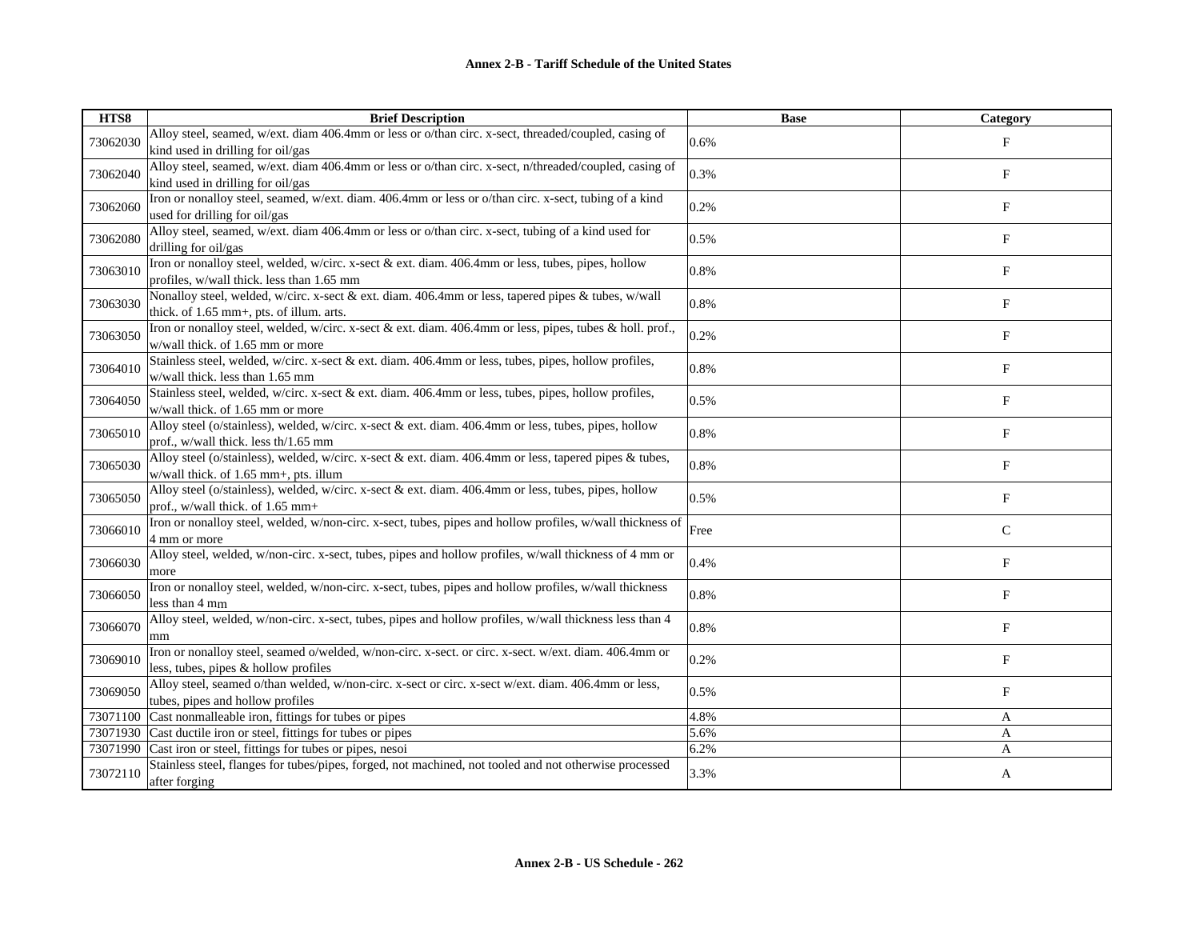**Annex 2-B - Tariff Schedule of the United States**

| HTS8 | Brief Description | Base | Category |
|---|---|---|---|
| 73062030 | Alloy steel, seamed, w/ext. diam 406.4mm or less or o/than circ. x-sect, threaded/coupled, casing of kind used in drilling for oil/gas | 0.6% | F |
| 73062040 | Alloy steel, seamed, w/ext. diam 406.4mm or less or o/than circ. x-sect, n/threaded/coupled, casing of kind used in drilling for oil/gas | 0.3% | F |
| 73062060 | Iron or nonalloy steel, seamed, w/ext. diam. 406.4mm or less or o/than circ. x-sect, tubing of a kind used for drilling for oil/gas | 0.2% | F |
| 73062080 | Alloy steel, seamed, w/ext. diam 406.4mm or less or o/than circ. x-sect, tubing of a kind used for drilling for oil/gas | 0.5% | F |
| 73063010 | Iron or nonalloy steel, welded, w/circ. x-sect & ext. diam. 406.4mm or less, tubes, pipes, hollow profiles, w/wall thick. less than 1.65 mm | 0.8% | F |
| 73063030 | Nonalloy steel, welded, w/circ. x-sect & ext. diam. 406.4mm or less, tapered pipes & tubes, w/wall thick. of 1.65 mm+, pts. of illum. arts. | 0.8% | F |
| 73063050 | Iron or nonalloy steel, welded, w/circ. x-sect & ext. diam. 406.4mm or less, pipes, tubes & holl. prof., w/wall thick. of 1.65 mm or more | 0.2% | F |
| 73064010 | Stainless steel, welded, w/circ. x-sect & ext. diam. 406.4mm or less, tubes, pipes, hollow profiles, w/wall thick. less than 1.65 mm | 0.8% | F |
| 73064050 | Stainless steel, welded, w/circ. x-sect & ext. diam. 406.4mm or less, tubes, pipes, hollow profiles, w/wall thick. of 1.65 mm or more | 0.5% | F |
| 73065010 | Alloy steel (o/stainless), welded, w/circ. x-sect & ext. diam. 406.4mm or less, tubes, pipes, hollow prof., w/wall thick. less th/1.65 mm | 0.8% | F |
| 73065030 | Alloy steel (o/stainless), welded, w/circ. x-sect & ext. diam. 406.4mm or less, tapered pipes & tubes, w/wall thick. of 1.65 mm+, pts. illum | 0.8% | F |
| 73065050 | Alloy steel (o/stainless), welded, w/circ. x-sect & ext. diam. 406.4mm or less, tubes, pipes, hollow prof., w/wall thick. of 1.65 mm+ | 0.5% | F |
| 73066010 | Iron or nonalloy steel, welded, w/non-circ. x-sect, tubes, pipes and hollow profiles, w/wall thickness of 4 mm or more | Free | C |
| 73066030 | Alloy steel, welded, w/non-circ. x-sect, tubes, pipes and hollow profiles, w/wall thickness of 4 mm or more | 0.4% | F |
| 73066050 | Iron or nonalloy steel, welded, w/non-circ. x-sect, tubes, pipes and hollow profiles, w/wall thickness less than 4 mm | 0.8% | F |
| 73066070 | Alloy steel, welded, w/non-circ. x-sect, tubes, pipes and hollow profiles, w/wall thickness less than 4 mm | 0.8% | F |
| 73069010 | Iron or nonalloy steel, seamed o/welded, w/non-circ. x-sect. or circ. x-sect. w/ext. diam. 406.4mm or less, tubes, pipes & hollow profiles | 0.2% | F |
| 73069050 | Alloy steel, seamed o/than welded, w/non-circ. x-sect or circ. x-sect w/ext. diam. 406.4mm or less, tubes, pipes and hollow profiles | 0.5% | F |
| 73071100 | Cast nonmalleable iron, fittings for tubes or pipes | 4.8% | A |
| 73071930 | Cast ductile iron or steel, fittings for tubes or pipes | 5.6% | A |
| 73071990 | Cast iron or steel, fittings for tubes or pipes, nesoi | 6.2% | A |
| 73072110 | Stainless steel, flanges for tubes/pipes, forged, not machined, not tooled and not otherwise processed after forging | 3.3% | A |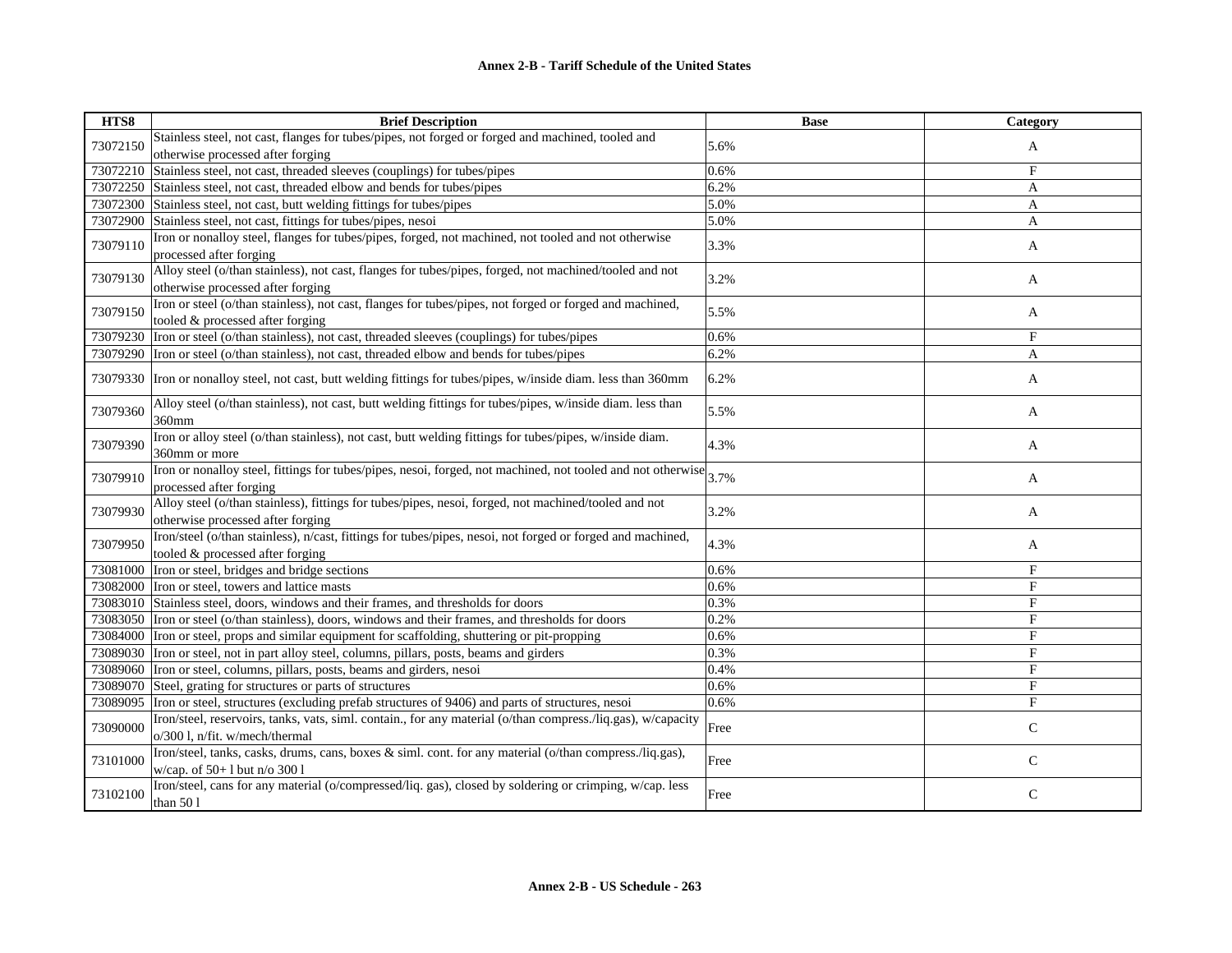**Annex 2-B - Tariff Schedule of the United States**

| HTS8 | Brief Description | Base | Category |
|---|---|---|---|
| 73072150 | Stainless steel, not cast, flanges for tubes/pipes, not forged or forged and machined, tooled and otherwise processed after forging | 5.6% | A |
| 73072210 | Stainless steel, not cast, threaded sleeves (couplings) for tubes/pipes | 0.6% | F |
| 73072250 | Stainless steel, not cast, threaded elbow and bends for tubes/pipes | 6.2% | A |
| 73072300 | Stainless steel, not cast, butt welding fittings for tubes/pipes | 5.0% | A |
| 73072900 | Stainless steel, not cast, fittings for tubes/pipes, nesoi | 5.0% | A |
| 73079110 | Iron or nonalloy steel, flanges for tubes/pipes, forged, not machined, not tooled and not otherwise processed after forging | 3.3% | A |
| 73079130 | Alloy steel (o/than stainless), not cast, flanges for tubes/pipes, forged, not machined/tooled and not otherwise processed after forging | 3.2% | A |
| 73079150 | Iron or steel (o/than stainless), not cast, flanges for tubes/pipes, not forged or forged and machined, tooled & processed after forging | 5.5% | A |
| 73079230 | Iron or steel (o/than stainless), not cast, threaded sleeves (couplings) for tubes/pipes | 0.6% | F |
| 73079290 | Iron or steel (o/than stainless), not cast, threaded elbow and bends for tubes/pipes | 6.2% | A |
| 73079330 | Iron or nonalloy steel, not cast, butt welding fittings for tubes/pipes, w/inside diam. less than 360mm | 6.2% | A |
| 73079360 | Alloy steel (o/than stainless), not cast, butt welding fittings for tubes/pipes, w/inside diam. less than 360mm | 5.5% | A |
| 73079390 | Iron or alloy steel (o/than stainless), not cast, butt welding fittings for tubes/pipes, w/inside diam. 360mm or more | 4.3% | A |
| 73079910 | Iron or nonalloy steel, fittings for tubes/pipes, nesoi, forged, not machined, not tooled and not otherwise processed after forging | 3.7% | A |
| 73079930 | Alloy steel (o/than stainless), fittings for tubes/pipes, nesoi, forged, not machined/tooled and not otherwise processed after forging | 3.2% | A |
| 73079950 | Iron/steel (o/than stainless), n/cast, fittings for tubes/pipes, nesoi, not forged or forged and machined, tooled & processed after forging | 4.3% | A |
| 73081000 | Iron or steel, bridges and bridge sections | 0.6% | F |
| 73082000 | Iron or steel, towers and lattice masts | 0.6% | F |
| 73083010 | Stainless steel, doors, windows and their frames, and thresholds for doors | 0.3% | F |
| 73083050 | Iron or steel (o/than stainless), doors, windows and their frames, and thresholds for doors | 0.2% | F |
| 73084000 | Iron or steel, props and similar equipment for scaffolding, shuttering or pit-propping | 0.6% | F |
| 73089030 | Iron or steel, not in part alloy steel, columns, pillars, posts, beams and girders | 0.3% | F |
| 73089060 | Iron or steel, columns, pillars, posts, beams and girders, nesoi | 0.4% | F |
| 73089070 | Steel, grating for structures or parts of structures | 0.6% | F |
| 73089095 | Iron or steel, structures (excluding prefab structures of 9406) and parts of structures, nesoi | 0.6% | F |
| 73090000 | Iron/steel, reservoirs, tanks, vats, siml. contain., for any material (o/than compress./liq.gas), w/capacity o/300 l, n/fit. w/mech/thermal | Free | C |
| 73101000 | Iron/steel, tanks, casks, drums, cans, boxes & siml. cont. for any material (o/than compress./liq.gas), w/cap. of 50+ l but n/o 300 l | Free | C |
| 73102100 | Iron/steel, cans for any material (o/compressed/liq. gas), closed by soldering or crimping, w/cap. less than 50 l | Free | C |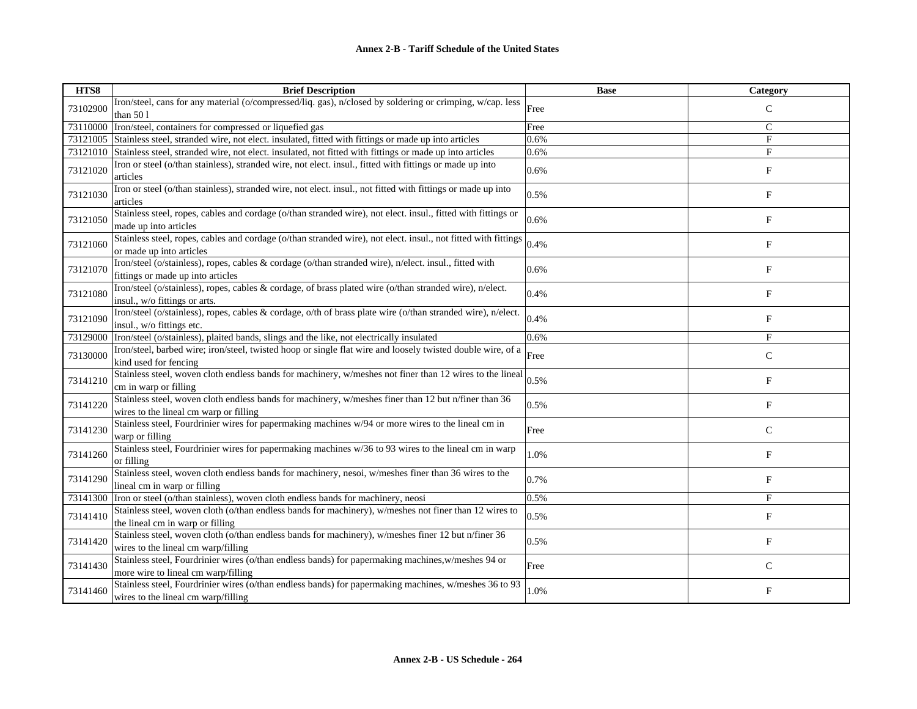| HTS8 | Brief Description | Base | Category |
|---|---|---|---|
| 73102900 | Iron/steel, cans for any material (o/compressed/liq. gas), n/closed by soldering or crimping, w/cap. less than 50 l | Free | C |
| 73110000 | Iron/steel, containers for compressed or liquefied gas | Free | C |
| 73121005 | Stainless steel, stranded wire, not elect. insulated, fitted with fittings or made up into articles | 0.6% | F |
| 73121010 | Stainless steel, stranded wire, not elect. insulated, not fitted with fittings or made up into articles | 0.6% | F |
| 73121020 | Iron or steel (o/than stainless), stranded wire, not elect. insul., fitted with fittings or made up into articles | 0.6% | F |
| 73121030 | Iron or steel (o/than stainless), stranded wire, not elect. insul., not fitted with fittings or made up into articles | 0.5% | F |
| 73121050 | Stainless steel, ropes, cables and cordage (o/than stranded wire), not elect. insul., fitted with fittings or made up into articles | 0.6% | F |
| 73121060 | Stainless steel, ropes, cables and cordage (o/than stranded wire), not elect. insul., not fitted with fittings or made up into articles | 0.4% | F |
| 73121070 | Iron/steel (o/stainless), ropes, cables & cordage (o/than stranded wire), n/elect. insul., fitted with fittings or made up into articles | 0.6% | F |
| 73121080 | Iron/steel (o/stainless), ropes, cables & cordage, of brass plated wire (o/than stranded wire), n/elect. insul., w/o fittings or arts. | 0.4% | F |
| 73121090 | Iron/steel (o/stainless), ropes, cables & cordage, o/th of brass plate wire (o/than stranded wire), n/elect. insul., w/o fittings etc. | 0.4% | F |
| 73129000 | Iron/steel (o/stainless), plaited bands, slings and the like, not electrically insulated | 0.6% | F |
| 73130000 | Iron/steel, barbed wire; iron/steel, twisted hoop or single flat wire and loosely twisted double wire, of a kind used for fencing | Free | C |
| 73141210 | Stainless steel, woven cloth endless bands for machinery, w/meshes not finer than 12 wires to the lineal cm in warp or filling | 0.5% | F |
| 73141220 | Stainless steel, woven cloth endless bands for machinery, w/meshes finer than 12 but n/finer than 36 wires to the lineal cm warp or filling | 0.5% | F |
| 73141230 | Stainless steel, Fourdrinier wires for papermaking machines w/94 or more wires to the lineal cm in warp or filling | Free | C |
| 73141260 | Stainless steel, Fourdrinier wires for papermaking machines w/36 to 93 wires to the lineal cm in warp or filling | 1.0% | F |
| 73141290 | Stainless steel, woven cloth endless bands for machinery, nesoi, w/meshes finer than 36 wires to the lineal cm in warp or filling | 0.7% | F |
| 73141300 | Iron or steel (o/than stainless), woven cloth endless bands for machinery, neosi | 0.5% | F |
| 73141410 | Stainless steel, woven cloth (o/than endless bands for machinery), w/meshes not finer than 12 wires to the lineal cm in warp or filling | 0.5% | F |
| 73141420 | Stainless steel, woven cloth (o/than endless bands for machinery), w/meshes finer 12 but n/finer 36 wires to the lineal cm warp/filling | 0.5% | F |
| 73141430 | Stainless steel, Fourdrinier wires (o/than endless bands) for papermaking machines,w/meshes 94 or more wire to lineal cm warp/filling | Free | C |
| 73141460 | Stainless steel, Fourdrinier wires (o/than endless bands) for papermaking machines, w/meshes 36 to 93 wires to the lineal cm warp/filling | 1.0% | F |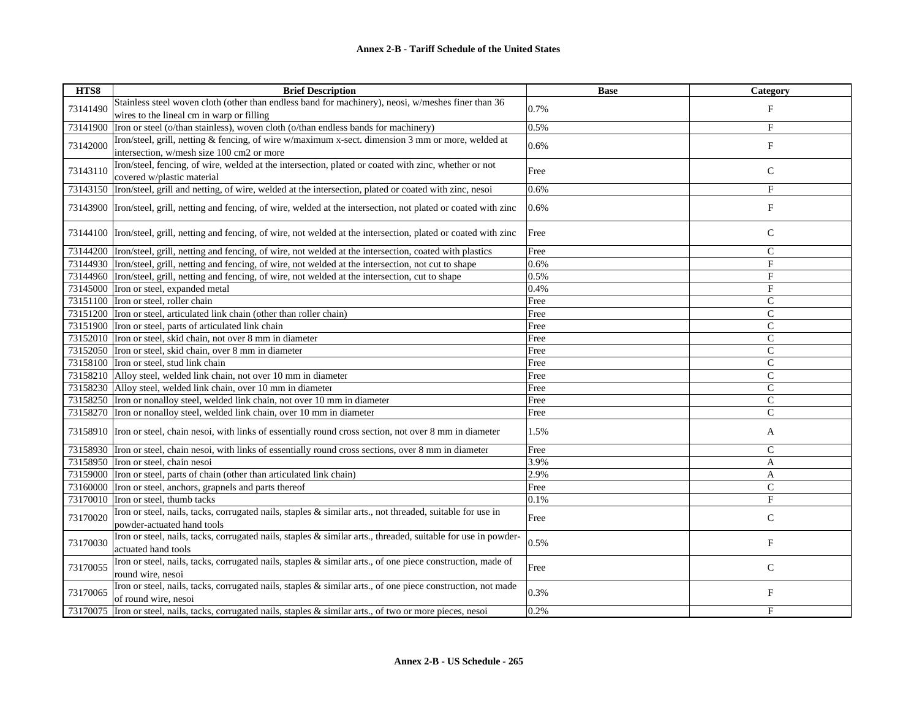| HTS8 | Brief Description | Base | Category |
|---|---|---|---|
| 73141490 | Stainless steel woven cloth (other than endless band for machinery), neosi, w/meshes finer than 36 wires to the lineal cm in warp or filling | 0.7% | F |
| 73141900 | Iron or steel (o/than stainless), woven cloth (o/than endless bands for machinery) | 0.5% | F |
| 73142000 | Iron/steel, grill, netting & fencing, of wire w/maximum x-sect. dimension 3 mm or more, welded at intersection, w/mesh size 100 cm2 or more | 0.6% | F |
| 73143110 | Iron/steel, fencing, of wire, welded at the intersection, plated or coated with zinc, whether or not covered w/plastic material | Free | C |
| 73143150 | Iron/steel, grill and netting, of wire, welded at the intersection, plated or coated with zinc, nesoi | 0.6% | F |
| 73143900 | Iron/steel, grill, netting and fencing, of wire, welded at the intersection, not plated or coated with zinc | 0.6% | F |
| 73144100 | Iron/steel, grill, netting and fencing, of wire, not welded at the intersection, plated or coated with zinc | Free | C |
| 73144200 | Iron/steel, grill, netting and fencing, of wire, not welded at the intersection, coated with plastics | Free | C |
| 73144930 | Iron/steel, grill, netting and fencing, of wire, not welded at the intersection, not cut to shape | 0.6% | F |
| 73144960 | Iron/steel, grill, netting and fencing, of wire, not welded at the intersection, cut to shape | 0.5% | F |
| 73145000 | Iron or steel, expanded metal | 0.4% | F |
| 73151100 | Iron or steel, roller chain | Free | C |
| 73151200 | Iron or steel, articulated link chain (other than roller chain) | Free | C |
| 73151900 | Iron or steel, parts of articulated link chain | Free | C |
| 73152010 | Iron or steel, skid chain, not over 8 mm in diameter | Free | C |
| 73152050 | Iron or steel, skid chain, over 8 mm in diameter | Free | C |
| 73158100 | Iron or steel, stud link chain | Free | C |
| 73158210 | Alloy steel, welded link chain, not over 10 mm in diameter | Free | C |
| 73158230 | Alloy steel, welded link chain, over 10 mm in diameter | Free | C |
| 73158250 | Iron or nonalloy steel, welded link chain, not over 10 mm in diameter | Free | C |
| 73158270 | Iron or nonalloy steel, welded link chain, over 10 mm in diameter | Free | C |
| 73158910 | Iron or steel, chain nesoi, with links of essentially round cross section, not over 8 mm in diameter | 1.5% | A |
| 73158930 | Iron or steel, chain nesoi, with links of essentially round cross sections, over 8 mm in diameter | Free | C |
| 73158950 | Iron or steel, chain nesoi | 3.9% | A |
| 73159000 | Iron or steel, parts of chain (other than articulated link chain) | 2.9% | A |
| 73160000 | Iron or steel, anchors, grapnels and parts thereof | Free | C |
| 73170010 | Iron or steel, thumb tacks | 0.1% | F |
| 73170020 | Iron or steel, nails, tacks, corrugated nails, staples & similar arts., not threaded, suitable for use in powder-actuated hand tools | Free | C |
| 73170030 | Iron or steel, nails, tacks, corrugated nails, staples & similar arts., threaded, suitable for use in powder-actuated hand tools | 0.5% | F |
| 73170055 | Iron or steel, nails, tacks, corrugated nails, staples & similar arts., of one piece construction, made of round wire, nesoi | Free | C |
| 73170065 | Iron or steel, nails, tacks, corrugated nails, staples & similar arts., of one piece construction, not made of round wire, nesoi | 0.3% | F |
| 73170075 | Iron or steel, nails, tacks, corrugated nails, staples & similar arts., of two or more pieces, nesoi | 0.2% | F |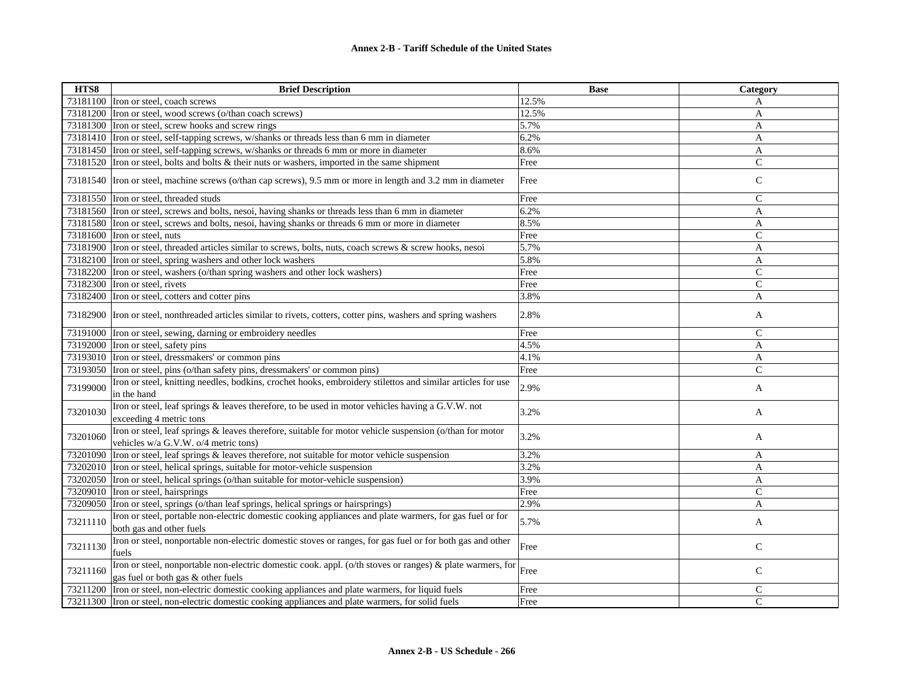| HTS8 | Brief Description | Base | Category |
|---|---|---|---|
| 73181100 | Iron or steel, coach screws | 12.5% | A |
| 73181200 | Iron or steel, wood screws (o/than coach screws) | 12.5% | A |
| 73181300 | Iron or steel, screw hooks and screw rings | 5.7% | A |
| 73181410 | Iron or steel, self-tapping screws, w/shanks or threads less than 6 mm in diameter | 6.2% | A |
| 73181450 | Iron or steel, self-tapping screws, w/shanks or threads 6 mm or more in diameter | 8.6% | A |
| 73181520 | Iron or steel, bolts and bolts & their nuts or washers, imported in the same shipment | Free | C |
| 73181540 | Iron or steel, machine screws (o/than cap screws), 9.5 mm or more in length and 3.2 mm in diameter | Free | C |
| 73181550 | Iron or steel, threaded studs | Free | C |
| 73181560 | Iron or steel, screws and bolts, nesoi, having shanks or threads less than 6 mm in diameter | 6.2% | A |
| 73181580 | Iron or steel, screws and bolts, nesoi, having shanks or threads 6 mm or more in diameter | 8.5% | A |
| 73181600 | Iron or steel, nuts | Free | C |
| 73181900 | Iron or steel, threaded articles similar to screws, bolts, nuts, coach screws & screw hooks, nesoi | 5.7% | A |
| 73182100 | Iron or steel, spring washers and other lock washers | 5.8% | A |
| 73182200 | Iron or steel, washers (o/than spring washers and other lock washers) | Free | C |
| 73182300 | Iron or steel, rivets | Free | C |
| 73182400 | Iron or steel, cotters and cotter pins | 3.8% | A |
| 73182900 | Iron or steel, nonthreaded articles similar to rivets, cotters, cotter pins, washers and spring washers | 2.8% | A |
| 73191000 | Iron or steel, sewing, darning or embroidery needles | Free | C |
| 73192000 | Iron or steel, safety pins | 4.5% | A |
| 73193010 | Iron or steel, dressmakers' or common pins | 4.1% | A |
| 73193050 | Iron or steel, pins (o/than safety pins, dressmakers' or common pins) | Free | C |
| 73199000 | Iron or steel, knitting needles, bodkins, crochet hooks, embroidery stilettos and similar articles for use in the hand | 2.9% | A |
| 73201030 | Iron or steel, leaf springs & leaves therefore, to be used in motor vehicles having a G.V.W. not exceeding 4 metric tons | 3.2% | A |
| 73201060 | Iron or steel, leaf springs & leaves therefore, suitable for motor vehicle suspension (o/than for motor vehicles w/a G.V.W. o/4 metric tons) | 3.2% | A |
| 73201090 | Iron or steel, leaf springs & leaves therefore, not suitable for motor vehicle suspension | 3.2% | A |
| 73202010 | Iron or steel, helical springs, suitable for motor-vehicle suspension | 3.2% | A |
| 73202050 | Iron or steel, helical springs (o/than suitable for motor-vehicle suspension) | 3.9% | A |
| 73209010 | Iron or steel, hairsprings | Free | C |
| 73209050 | Iron or steel, springs (o/than leaf springs, helical springs or hairsprings) | 2.9% | A |
| 73211110 | Iron or steel, portable non-electric domestic cooking appliances and plate warmers, for gas fuel or for both gas and other fuels | 5.7% | A |
| 73211130 | Iron or steel, nonportable non-electric domestic stoves or ranges, for gas fuel or for both gas and other fuels | Free | C |
| 73211160 | Iron or steel, nonportable non-electric domestic cook. appl. (o/th stoves or ranges) & plate warmers, for gas fuel or both gas & other fuels | Free | C |
| 73211200 | Iron or steel, non-electric domestic cooking appliances and plate warmers, for liquid fuels | Free | C |
| 73211300 | Iron or steel, non-electric domestic cooking appliances and plate warmers, for solid fuels | Free | C |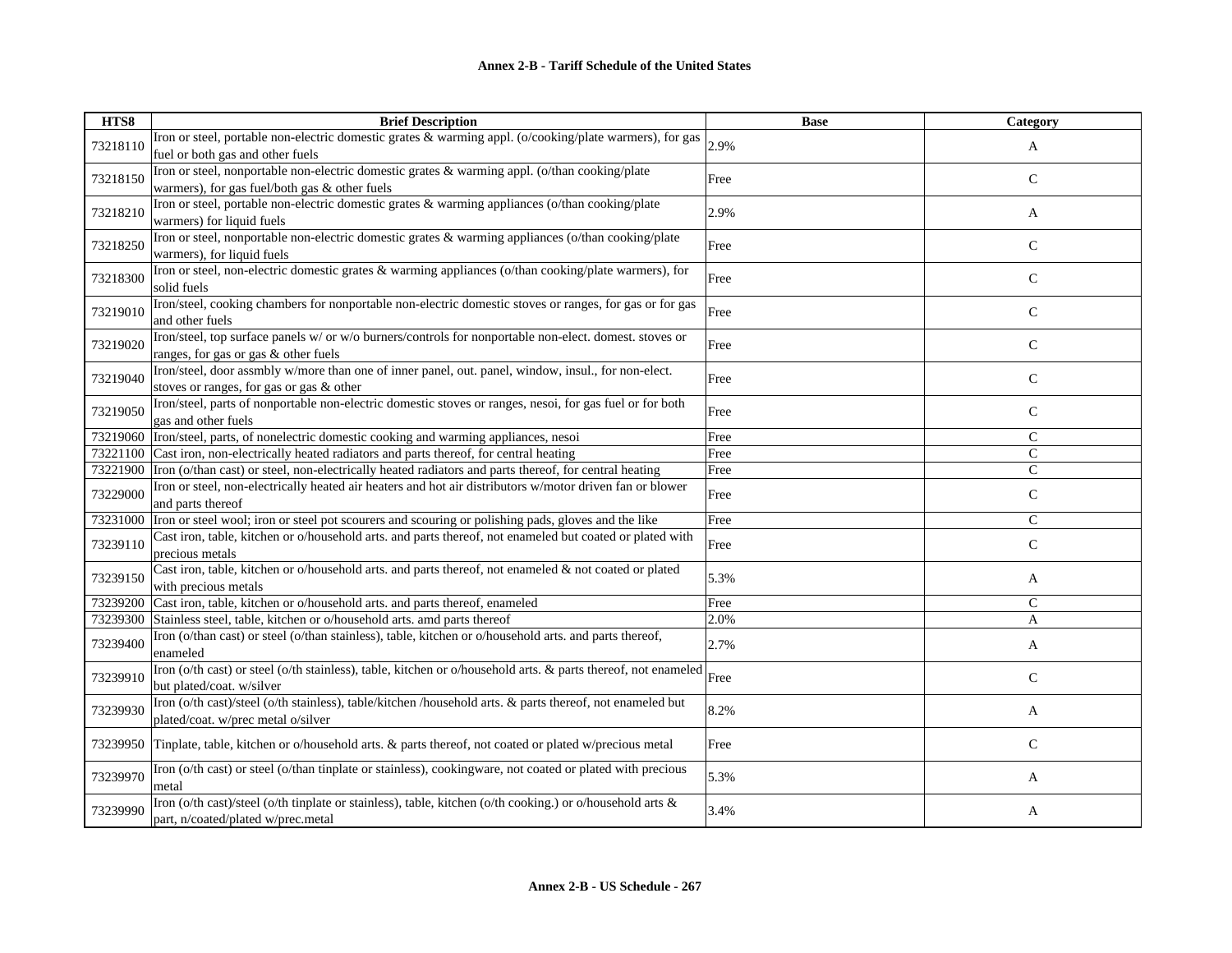## Annex 2-B - Tariff Schedule of the United States

| HTS8 | Brief Description | Base | Category |
|---|---|---|---|
| 73218110 | Iron or steel, portable non-electric domestic grates & warming appl. (o/cooking/plate warmers), for gas fuel or both gas and other fuels | 2.9% | A |
| 73218150 | Iron or steel, nonportable non-electric domestic grates & warming appl. (o/than cooking/plate warmers), for gas fuel/both gas & other fuels | Free | C |
| 73218210 | Iron or steel, portable non-electric domestic grates & warming appliances (o/than cooking/plate warmers) for liquid fuels | 2.9% | A |
| 73218250 | Iron or steel, nonportable non-electric domestic grates & warming appliances (o/than cooking/plate warmers), for liquid fuels | Free | C |
| 73218300 | Iron or steel, non-electric domestic grates & warming appliances (o/than cooking/plate warmers), for solid fuels | Free | C |
| 73219010 | Iron/steel, cooking chambers for nonportable non-electric domestic stoves or ranges, for gas or for gas and other fuels | Free | C |
| 73219020 | Iron/steel, top surface panels w/ or w/o burners/controls for nonportable non-elect. domest. stoves or ranges, for gas or gas & other fuels | Free | C |
| 73219040 | Iron/steel, door assmbly w/more than one of inner panel, out. panel, window, insul., for non-elect. stoves or ranges, for gas or gas & other | Free | C |
| 73219050 | Iron/steel, parts of nonportable non-electric domestic stoves or ranges, nesoi, for gas fuel or for both gas and other fuels | Free | C |
| 73219060 | Iron/steel, parts, of nonelectric domestic cooking and warming appliances, nesoi | Free | C |
| 73221100 | Cast iron, non-electrically heated radiators and parts thereof, for central heating | Free | C |
| 73221900 | Iron (o/than cast) or steel, non-electrically heated radiators and parts thereof, for central heating | Free | C |
| 73229000 | Iron or steel, non-electrically heated air heaters and hot air distributors w/motor driven fan or blower and parts thereof | Free | C |
| 73231000 | Iron or steel wool; iron or steel pot scourers and scouring or polishing pads, gloves and the like | Free | C |
| 73239110 | Cast iron, table, kitchen or o/household arts. and parts thereof, not enameled but coated or plated with precious metals | Free | C |
| 73239150 | Cast iron, table, kitchen or o/household arts. and parts thereof, not enameled & not coated or plated with precious metals | 5.3% | A |
| 73239200 | Cast iron, table, kitchen or o/household arts. and parts thereof, enameled | Free | C |
| 73239300 | Stainless steel, table, kitchen or o/household arts. amd parts thereof | 2.0% | A |
| 73239400 | Iron (o/than cast) or steel (o/than stainless), table, kitchen or o/household arts. and parts thereof, enameled | 2.7% | A |
| 73239910 | Iron (o/th cast) or steel (o/th stainless), table, kitchen or o/household arts. & parts thereof, not enameled but plated/coat. w/silver | Free | C |
| 73239930 | Iron (o/th cast)/steel (o/th stainless), table/kitchen /household arts. & parts thereof, not enameled but plated/coat. w/prec metal o/silver | 8.2% | A |
| 73239950 | Tinplate, table, kitchen or o/household arts. & parts thereof, not coated or plated w/precious metal | Free | C |
| 73239970 | Iron (o/th cast) or steel (o/than tinplate or stainless), cookingware, not coated or plated with precious metal | 5.3% | A |
| 73239990 | Iron (o/th cast)/steel (o/th tinplate or stainless), table, kitchen (o/th cooking.) or o/household arts & part, n/coated/plated w/prec.metal | 3.4% | A |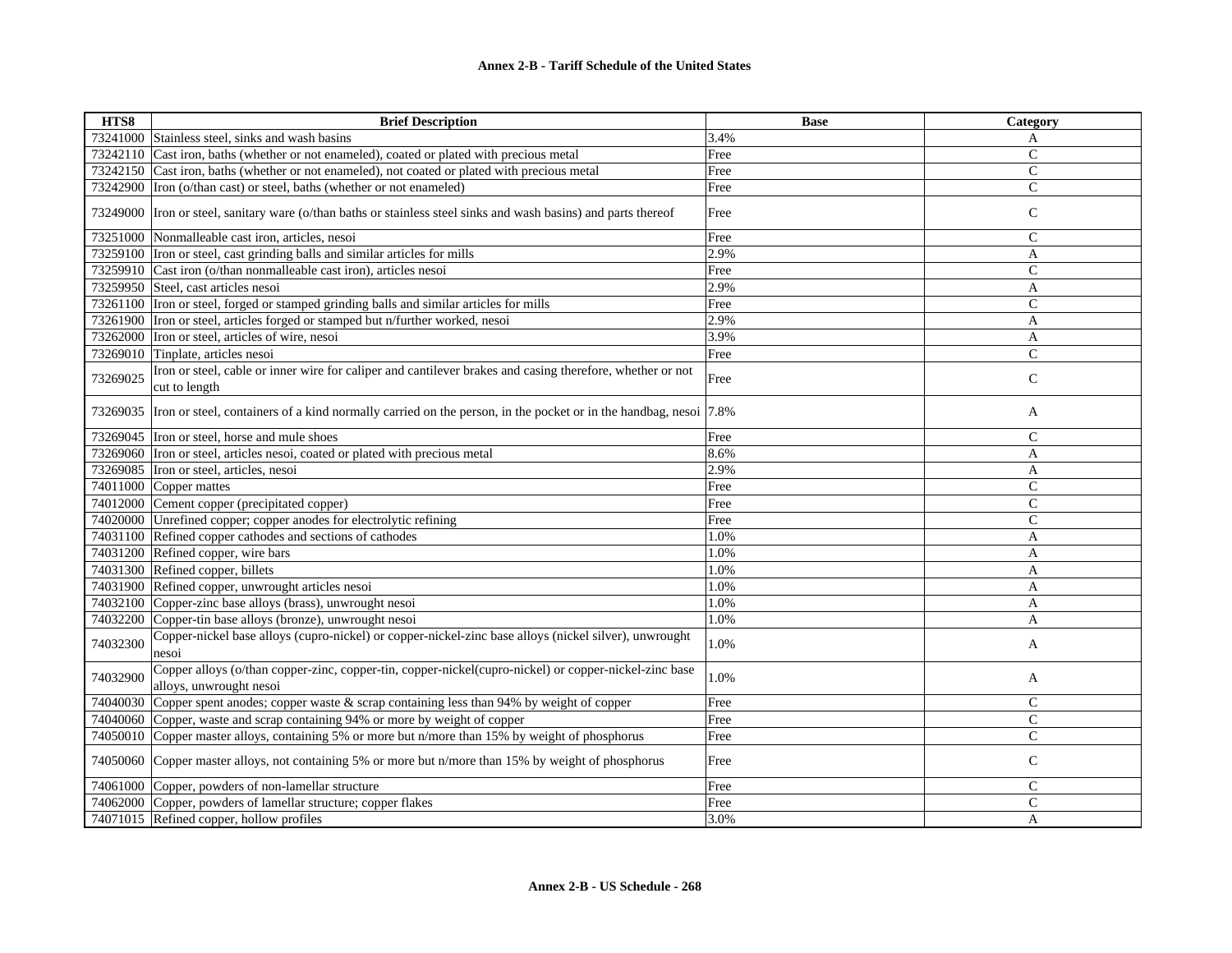| HTS8 | Brief Description | Base | Category |
|---|---|---|---|
| 73241000 | Stainless steel, sinks and wash basins | 3.4% | A |
| 73242110 | Cast iron, baths (whether or not enameled), coated or plated with precious metal | Free | C |
| 73242150 | Cast iron, baths (whether or not enameled), not coated or plated with precious metal | Free | C |
| 73242900 | Iron (o/than cast) or steel, baths (whether or not enameled) | Free | C |
| 73249000 | Iron or steel, sanitary ware (o/than baths or stainless steel sinks and wash basins) and parts thereof | Free | C |
| 73251000 | Nonmalleable cast iron, articles, nesoi | Free | C |
| 73259100 | Iron or steel, cast grinding balls and similar articles for mills | 2.9% | A |
| 73259910 | Cast iron (o/than nonmalleable cast iron), articles nesoi | Free | C |
| 73259950 | Steel, cast articles nesoi | 2.9% | A |
| 73261100 | Iron or steel, forged or stamped grinding balls and similar articles for mills | Free | C |
| 73261900 | Iron or steel, articles forged or stamped but n/further worked, nesoi | 2.9% | A |
| 73262000 | Iron or steel, articles of wire, nesoi | 3.9% | A |
| 73269010 | Tinplate, articles nesoi | Free | C |
| 73269025 | Iron or steel, cable or inner wire for caliper and cantilever brakes and casing therefore, whether or not cut to length | Free | C |
| 73269035 | Iron or steel, containers of a kind normally carried on the person, in the pocket or in the handbag, nesoi | 7.8% | A |
| 73269045 | Iron or steel, horse and mule shoes | Free | C |
| 73269060 | Iron or steel, articles nesoi, coated or plated with precious metal | 8.6% | A |
| 73269085 | Iron or steel, articles, nesoi | 2.9% | A |
| 74011000 | Copper mattes | Free | C |
| 74012000 | Cement copper (precipitated copper) | Free | C |
| 74020000 | Unrefined copper; copper anodes for electrolytic refining | Free | C |
| 74031100 | Refined copper cathodes and sections of cathodes | 1.0% | A |
| 74031200 | Refined copper, wire bars | 1.0% | A |
| 74031300 | Refined copper, billets | 1.0% | A |
| 74031900 | Refined copper, unwrought articles nesoi | 1.0% | A |
| 74032100 | Copper-zinc base alloys (brass), unwrought nesoi | 1.0% | A |
| 74032200 | Copper-tin base alloys (bronze), unwrought nesoi | 1.0% | A |
| 74032300 | Copper-nickel base alloys (cupro-nickel) or copper-nickel-zinc base alloys (nickel silver), unwrought nesoi | 1.0% | A |
| 74032900 | Copper alloys (o/than copper-zinc, copper-tin, copper-nickel(cupro-nickel) or copper-nickel-zinc base alloys, unwrought nesoi | 1.0% | A |
| 74040030 | Copper spent anodes; copper waste & scrap containing less than 94% by weight of copper | Free | C |
| 74040060 | Copper, waste and scrap containing 94% or more by weight of copper | Free | C |
| 74050010 | Copper master alloys, containing 5% or more but n/more than 15% by weight of phosphorus | Free | C |
| 74050060 | Copper master alloys, not containing 5% or more but n/more than 15% by weight of phosphorus | Free | C |
| 74061000 | Copper, powders of non-lamellar structure | Free | C |
| 74062000 | Copper, powders of lamellar structure; copper flakes | Free | C |
| 74071015 | Refined copper, hollow profiles | 3.0% | A |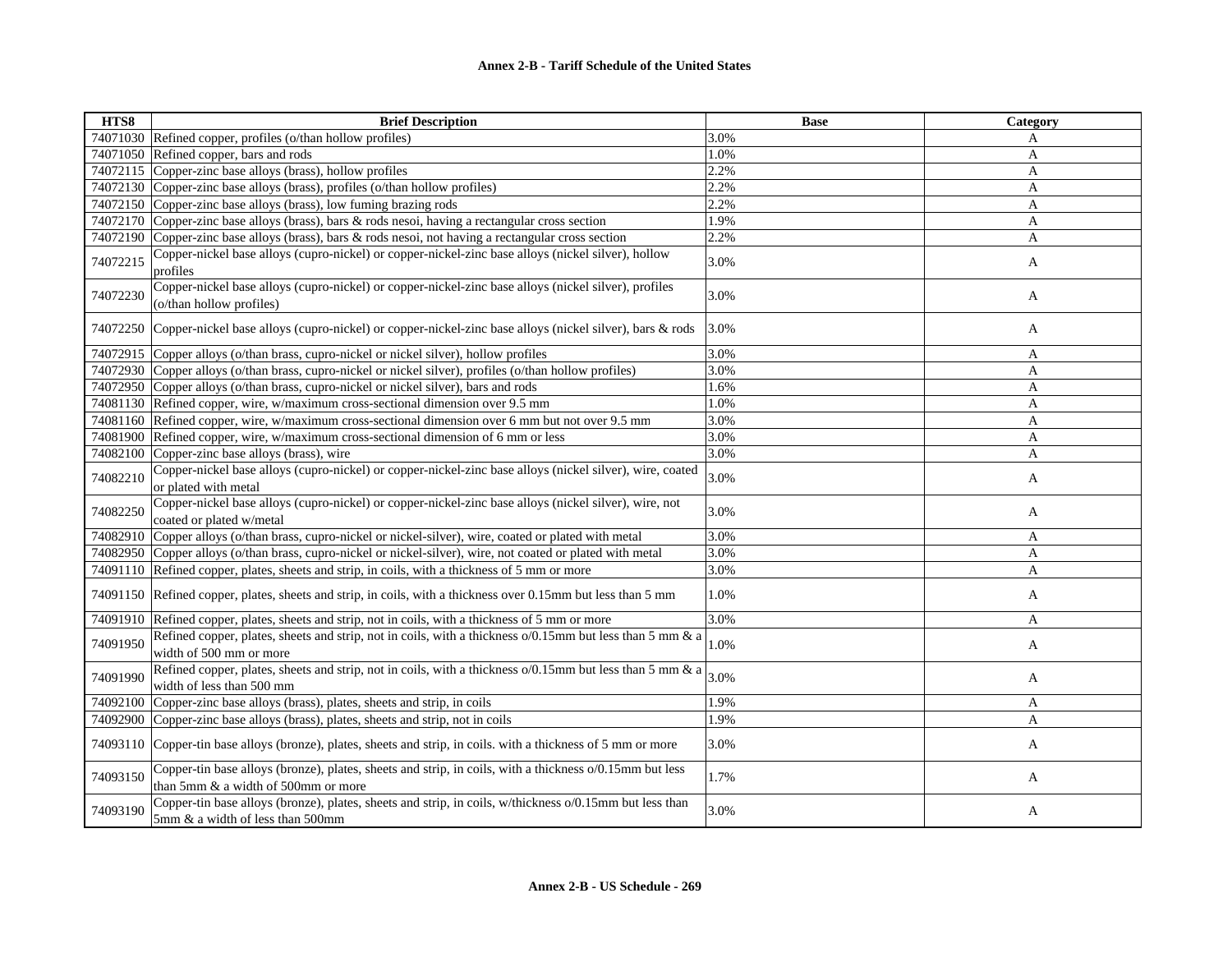| HTS8 | Brief Description | Base | Category |
|---|---|---|---|
| 74071030 | Refined copper, profiles (o/than hollow profiles) | 3.0% | A |
| 74071050 | Refined copper, bars and rods | 1.0% | A |
| 74072115 | Copper-zinc base alloys (brass), hollow profiles | 2.2% | A |
| 74072130 | Copper-zinc base alloys (brass), profiles (o/than hollow profiles) | 2.2% | A |
| 74072150 | Copper-zinc base alloys (brass), low fuming brazing rods | 2.2% | A |
| 74072170 | Copper-zinc base alloys (brass), bars & rods nesoi, having a rectangular cross section | 1.9% | A |
| 74072190 | Copper-zinc base alloys (brass), bars & rods nesoi, not having a rectangular cross section | 2.2% | A |
| 74072215 | Copper-nickel base alloys (cupro-nickel) or copper-nickel-zinc base alloys (nickel silver), hollow profiles | 3.0% | A |
| 74072230 | Copper-nickel base alloys (cupro-nickel) or copper-nickel-zinc base alloys (nickel silver), profiles (o/than hollow profiles) | 3.0% | A |
| 74072250 | Copper-nickel base alloys (cupro-nickel) or copper-nickel-zinc base alloys (nickel silver), bars & rods | 3.0% | A |
| 74072915 | Copper alloys (o/than brass, cupro-nickel or nickel silver), hollow profiles | 3.0% | A |
| 74072930 | Copper alloys (o/than brass, cupro-nickel or nickel silver), profiles (o/than hollow profiles) | 3.0% | A |
| 74072950 | Copper alloys (o/than brass, cupro-nickel or nickel silver), bars and rods | 1.6% | A |
| 74081130 | Refined copper, wire, w/maximum cross-sectional dimension over 9.5 mm | 1.0% | A |
| 74081160 | Refined copper, wire, w/maximum cross-sectional dimension over 6 mm but not over 9.5 mm | 3.0% | A |
| 74081900 | Refined copper, wire, w/maximum cross-sectional dimension of 6 mm or less | 3.0% | A |
| 74082100 | Copper-zinc base alloys (brass), wire | 3.0% | A |
| 74082210 | Copper-nickel base alloys (cupro-nickel) or copper-nickel-zinc base alloys (nickel silver), wire, coated or plated with metal | 3.0% | A |
| 74082250 | Copper-nickel base alloys (cupro-nickel) or copper-nickel-zinc base alloys (nickel silver), wire, not coated or plated w/metal | 3.0% | A |
| 74082910 | Copper alloys (o/than brass, cupro-nickel or nickel-silver), wire, coated or plated with metal | 3.0% | A |
| 74082950 | Copper alloys (o/than brass, cupro-nickel or nickel-silver), wire, not coated or plated with metal | 3.0% | A |
| 74091110 | Refined copper, plates, sheets and strip, in coils, with a thickness of 5 mm or more | 3.0% | A |
| 74091150 | Refined copper, plates, sheets and strip, in coils, with a thickness over 0.15mm but less than 5 mm | 1.0% | A |
| 74091910 | Refined copper, plates, sheets and strip, not in coils, with a thickness of 5 mm or more | 3.0% | A |
| 74091950 | Refined copper, plates, sheets and strip, not in coils, with a thickness o/0.15mm but less than 5 mm & a width of 500 mm or more | 1.0% | A |
| 74091990 | Refined copper, plates, sheets and strip, not in coils, with a thickness o/0.15mm but less than 5 mm & a width of less than 500 mm | 3.0% | A |
| 74092100 | Copper-zinc base alloys (brass), plates, sheets and strip, in coils | 1.9% | A |
| 74092900 | Copper-zinc base alloys (brass), plates, sheets and strip, not in coils | 1.9% | A |
| 74093110 | Copper-tin base alloys (bronze), plates, sheets and strip, in coils. with a thickness of 5 mm or more | 3.0% | A |
| 74093150 | Copper-tin base alloys (bronze), plates, sheets and strip, in coils, with a thickness o/0.15mm but less than 5mm & a width of 500mm or more | 1.7% | A |
| 74093190 | Copper-tin base alloys (bronze), plates, sheets and strip, in coils, w/thickness o/0.15mm but less than 5mm & a width of less than 500mm | 3.0% | A |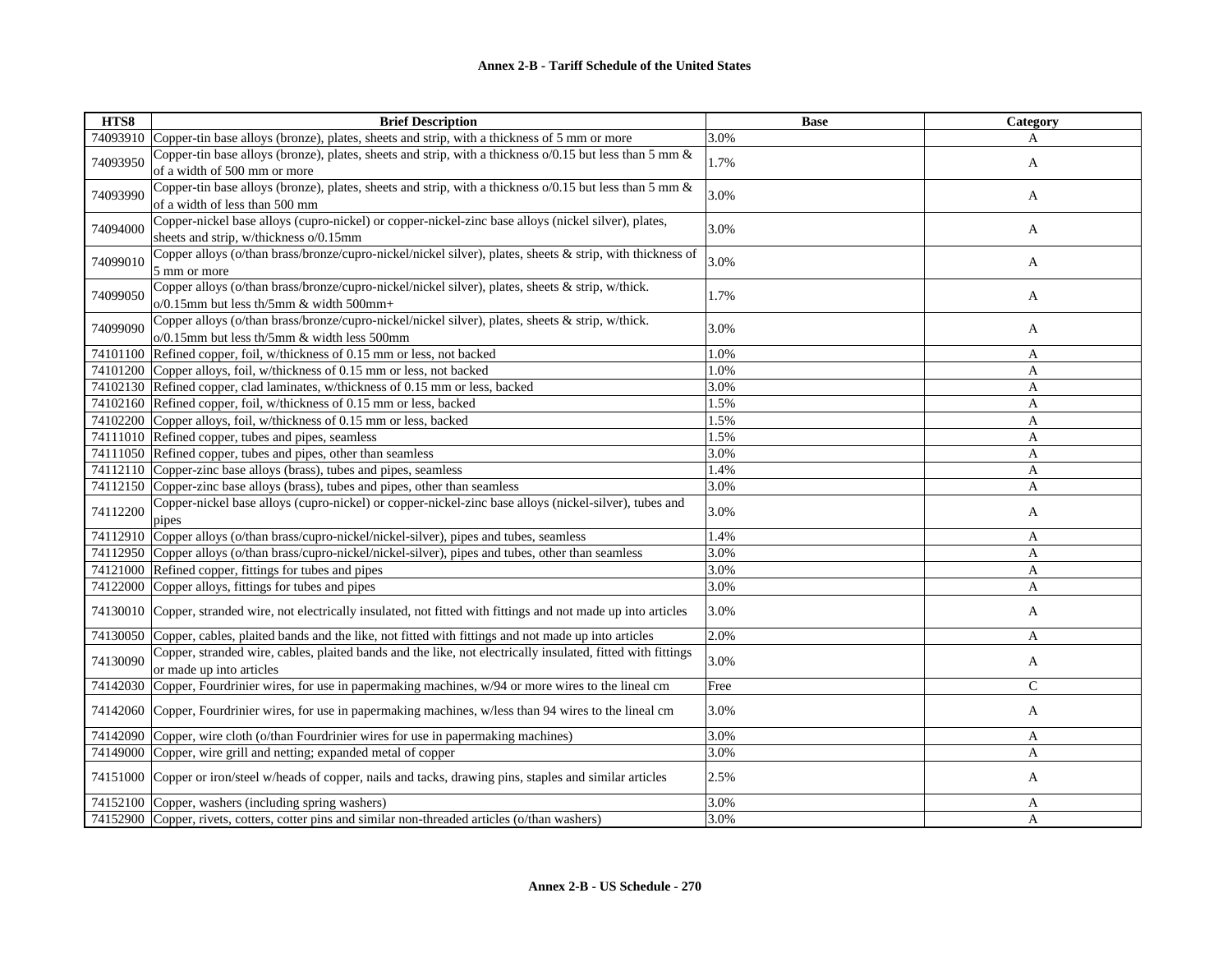## Annex 2-B - Tariff Schedule of the United States

| HTS8 | Brief Description | Base | Category |
|---|---|---|---|
| 74093910 | Copper-tin base alloys (bronze), plates, sheets and strip, with a thickness of 5 mm or more | 3.0% | A |
| 74093950 | Copper-tin base alloys (bronze), plates, sheets and strip, with a thickness o/0.15 but less than 5 mm & of a width of 500 mm or more | 1.7% | A |
| 74093990 | Copper-tin base alloys (bronze), plates, sheets and strip, with a thickness o/0.15 but less than 5 mm & of a width of less than 500 mm | 3.0% | A |
| 74094000 | Copper-nickel base alloys (cupro-nickel) or copper-nickel-zinc base alloys (nickel silver), plates, sheets and strip, w/thickness o/0.15mm | 3.0% | A |
| 74099010 | Copper alloys (o/than brass/bronze/cupro-nickel/nickel silver), plates, sheets & strip, with thickness of 5 mm or more | 3.0% | A |
| 74099050 | Copper alloys (o/than brass/bronze/cupro-nickel/nickel silver), plates, sheets & strip, w/thick. o/0.15mm but less th/5mm & width 500mm+ | 1.7% | A |
| 74099090 | Copper alloys (o/than brass/bronze/cupro-nickel/nickel silver), plates, sheets & strip, w/thick. o/0.15mm but less th/5mm & width less 500mm | 3.0% | A |
| 74101100 | Refined copper, foil, w/thickness of 0.15 mm or less, not backed | 1.0% | A |
| 74101200 | Copper alloys, foil, w/thickness of 0.15 mm or less, not backed | 1.0% | A |
| 74102130 | Refined copper, clad laminates, w/thickness of 0.15 mm or less, backed | 3.0% | A |
| 74102160 | Refined copper, foil, w/thickness of 0.15 mm or less, backed | 1.5% | A |
| 74102200 | Copper alloys, foil, w/thickness of 0.15 mm or less, backed | 1.5% | A |
| 74111010 | Refined copper, tubes and pipes, seamless | 1.5% | A |
| 74111050 | Refined copper, tubes and pipes, other than seamless | 3.0% | A |
| 74112110 | Copper-zinc base alloys (brass), tubes and pipes, seamless | 1.4% | A |
| 74112150 | Copper-zinc base alloys (brass), tubes and pipes, other than seamless | 3.0% | A |
| 74112200 | Copper-nickel base alloys (cupro-nickel) or copper-nickel-zinc base alloys (nickel-silver), tubes and pipes | 3.0% | A |
| 74112910 | Copper alloys (o/than brass/cupro-nickel/nickel-silver), pipes and tubes, seamless | 1.4% | A |
| 74112950 | Copper alloys (o/than brass/cupro-nickel/nickel-silver), pipes and tubes, other than seamless | 3.0% | A |
| 74121000 | Refined copper, fittings for tubes and pipes | 3.0% | A |
| 74122000 | Copper alloys, fittings for tubes and pipes | 3.0% | A |
| 74130010 | Copper, stranded wire, not electrically insulated, not fitted with fittings and not made up into articles | 3.0% | A |
| 74130050 | Copper, cables, plaited bands and the like, not fitted with fittings and not made up into articles | 2.0% | A |
| 74130090 | Copper, stranded wire, cables, plaited bands and the like, not electrically insulated, fitted with fittings or made up into articles | 3.0% | A |
| 74142030 | Copper, Fourdrinier wires, for use in papermaking machines, w/94 or more wires to the lineal cm | Free | C |
| 74142060 | Copper, Fourdrinier wires, for use in papermaking machines, w/less than 94 wires to the lineal cm | 3.0% | A |
| 74142090 | Copper, wire cloth (o/than Fourdrinier wires for use in papermaking machines) | 3.0% | A |
| 74149000 | Copper, wire grill and netting; expanded metal of copper | 3.0% | A |
| 74151000 | Copper or iron/steel w/heads of copper, nails and tacks, drawing pins, staples and similar articles | 2.5% | A |
| 74152100 | Copper, washers (including spring washers) | 3.0% | A |
| 74152900 | Copper, rivets, cotters, cotter pins and similar non-threaded articles (o/than washers) | 3.0% | A |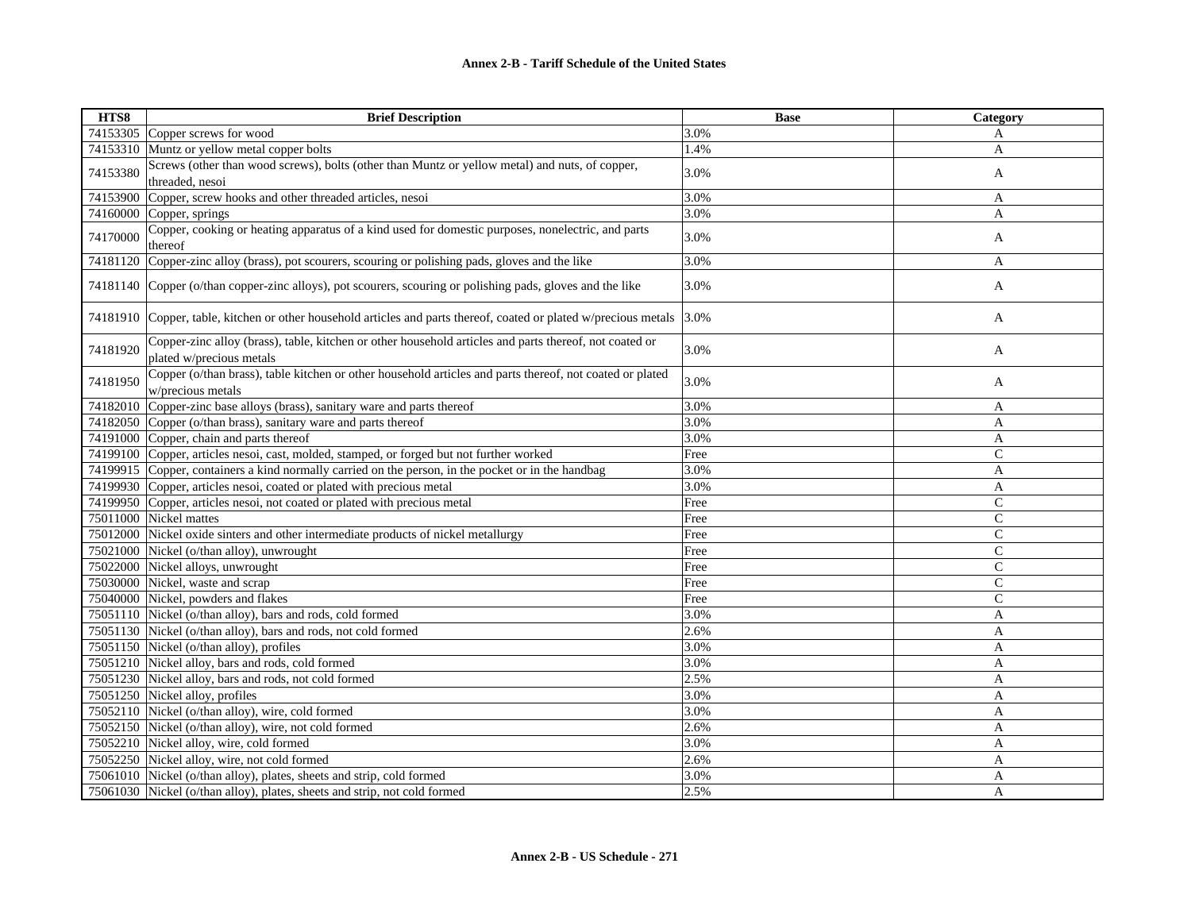## Annex 2-B - Tariff Schedule of the United States

| HTS8 | Brief Description | Base | Category |
|---|---|---|---|
| 74153305 | Copper screws for wood | 3.0% | A |
| 74153310 | Muntz or yellow metal copper bolts | 1.4% | A |
| 74153380 | Screws (other than wood screws), bolts (other than Muntz or yellow metal) and nuts, of copper, threaded, nesoi | 3.0% | A |
| 74153900 | Copper, screw hooks and other threaded articles, nesoi | 3.0% | A |
| 74160000 | Copper, springs | 3.0% | A |
| 74170000 | Copper, cooking or heating apparatus of a kind used for domestic purposes, nonelectric, and parts thereof | 3.0% | A |
| 74181120 | Copper-zinc alloy (brass), pot scourers, scouring or polishing pads, gloves and the like | 3.0% | A |
| 74181140 | Copper (o/than copper-zinc alloys), pot scourers, scouring or polishing pads, gloves and the like | 3.0% | A |
| 74181910 | Copper, table, kitchen or other household articles and parts thereof, coated or plated w/precious metals | 3.0% | A |
| 74181920 | Copper-zinc alloy (brass), table, kitchen or other household articles and parts thereof, not coated or plated w/precious metals | 3.0% | A |
| 74181950 | Copper (o/than brass), table kitchen or other household articles and parts thereof, not coated or plated w/precious metals | 3.0% | A |
| 74182010 | Copper-zinc base alloys (brass), sanitary ware and parts thereof | 3.0% | A |
| 74182050 | Copper (o/than brass), sanitary ware and parts thereof | 3.0% | A |
| 74191000 | Copper, chain and parts thereof | 3.0% | A |
| 74199100 | Copper, articles nesoi, cast, molded, stamped, or forged but not further worked | Free | C |
| 74199915 | Copper, containers a kind normally carried on the person, in the pocket or in the handbag | 3.0% | A |
| 74199930 | Copper, articles nesoi, coated or plated with precious metal | 3.0% | A |
| 74199950 | Copper, articles nesoi, not coated or plated with precious metal | Free | C |
| 75011000 | Nickel mattes | Free | C |
| 75012000 | Nickel oxide sinters and other intermediate products of nickel metallurgy | Free | C |
| 75021000 | Nickel (o/than alloy), unwrought | Free | C |
| 75022000 | Nickel alloys, unwrought | Free | C |
| 75030000 | Nickel, waste and scrap | Free | C |
| 75040000 | Nickel, powders and flakes | Free | C |
| 75051110 | Nickel (o/than alloy), bars and rods, cold formed | 3.0% | A |
| 75051130 | Nickel (o/than alloy), bars and rods, not cold formed | 2.6% | A |
| 75051150 | Nickel (o/than alloy), profiles | 3.0% | A |
| 75051210 | Nickel alloy, bars and rods, cold formed | 3.0% | A |
| 75051230 | Nickel alloy, bars and rods, not cold formed | 2.5% | A |
| 75051250 | Nickel alloy, profiles | 3.0% | A |
| 75052110 | Nickel (o/than alloy), wire, cold formed | 3.0% | A |
| 75052150 | Nickel (o/than alloy), wire, not cold formed | 2.6% | A |
| 75052210 | Nickel alloy, wire, cold formed | 3.0% | A |
| 75052250 | Nickel alloy, wire, not cold formed | 2.6% | A |
| 75061010 | Nickel (o/than alloy), plates, sheets and strip, cold formed | 3.0% | A |
| 75061030 | Nickel (o/than alloy), plates, sheets and strip, not cold formed | 2.5% | A |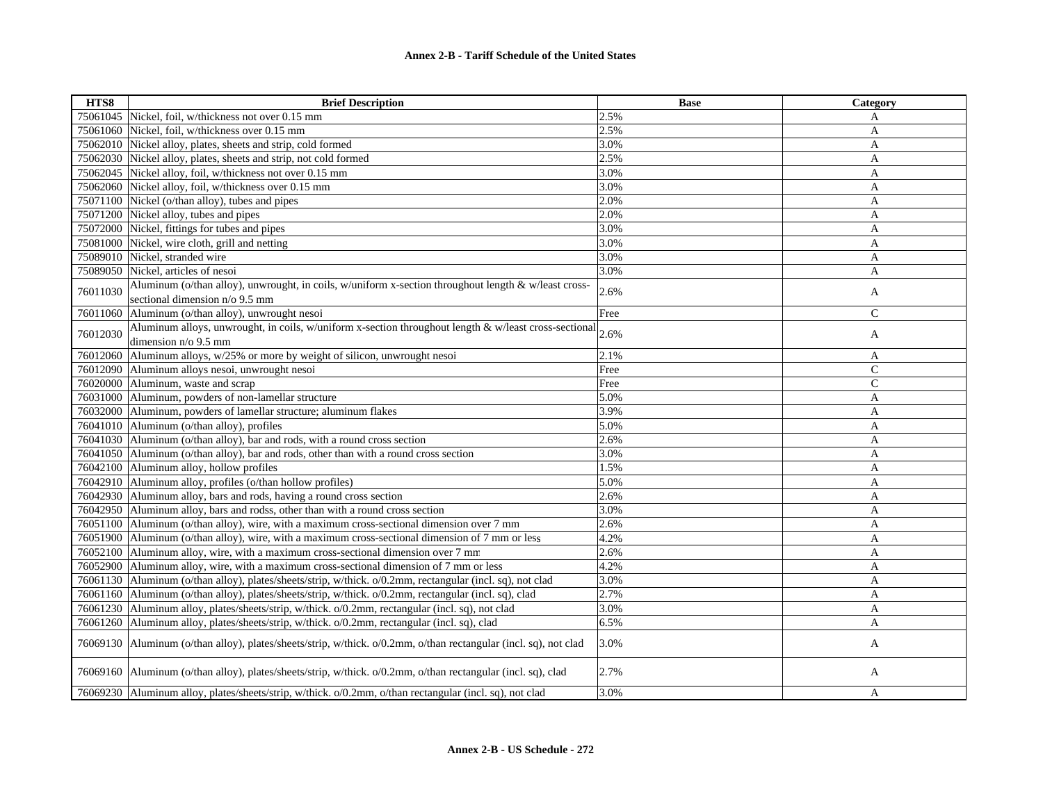# Annex 2-B - Tariff Schedule of the United States

| HTS8 | Brief Description | Base | Category |
|---|---|---|---|
| 75061045 | Nickel, foil, w/thickness not over 0.15 mm | 2.5% | A |
| 75061060 | Nickel, foil, w/thickness over 0.15 mm | 2.5% | A |
| 75062010 | Nickel alloy, plates, sheets and strip, cold formed | 3.0% | A |
| 75062030 | Nickel alloy, plates, sheets and strip, not cold formed | 2.5% | A |
| 75062045 | Nickel alloy, foil, w/thickness not over 0.15 mm | 3.0% | A |
| 75062060 | Nickel alloy, foil, w/thickness over 0.15 mm | 3.0% | A |
| 75071100 | Nickel (o/than alloy), tubes and pipes | 2.0% | A |
| 75071200 | Nickel alloy, tubes and pipes | 2.0% | A |
| 75072000 | Nickel, fittings for tubes and pipes | 3.0% | A |
| 75081000 | Nickel, wire cloth, grill and netting | 3.0% | A |
| 75089010 | Nickel, stranded wire | 3.0% | A |
| 75089050 | Nickel, articles of nesoi | 3.0% | A |
| 76011030 | Aluminum (o/than alloy), unwrought, in coils, w/uniform x-section throughout length & w/least cross-sectional dimension n/o 9.5 mm | 2.6% | A |
| 76011060 | Aluminum (o/than alloy), unwrought nesoi | Free | C |
| 76012030 | Aluminum alloys, unwrought, in coils, w/uniform x-section throughout length & w/least cross-sectional dimension n/o 9.5 mm | 2.6% | A |
| 76012060 | Aluminum alloys, w/25% or more by weight of silicon, unwrought nesoi | 2.1% | A |
| 76012090 | Aluminum alloys nesoi, unwrought nesoi | Free | C |
| 76020000 | Aluminum, waste and scrap | Free | C |
| 76031000 | Aluminum, powders of non-lamellar structure | 5.0% | A |
| 76032000 | Aluminum, powders of lamellar structure; aluminum flakes | 3.9% | A |
| 76041010 | Aluminum (o/than alloy), profiles | 5.0% | A |
| 76041030 | Aluminum (o/than alloy), bar and rods, with a round cross section | 2.6% | A |
| 76041050 | Aluminum (o/than alloy), bar and rods, other than with a round cross section | 3.0% | A |
| 76042100 | Aluminum alloy, hollow profiles | 1.5% | A |
| 76042910 | Aluminum alloy, profiles (o/than hollow profiles) | 5.0% | A |
| 76042930 | Aluminum alloy, bars and rods, having a round cross section | 2.6% | A |
| 76042950 | Aluminum alloy, bars and rodss, other than with a round cross section | 3.0% | A |
| 76051100 | Aluminum (o/than alloy), wire, with a maximum cross-sectional dimension over 7 mm | 2.6% | A |
| 76051900 | Aluminum (o/than alloy), wire, with a maximum cross-sectional dimension of 7 mm or less | 4.2% | A |
| 76052100 | Aluminum alloy, wire, with a maximum cross-sectional dimension over 7 mm | 2.6% | A |
| 76052900 | Aluminum alloy, wire, with a maximum cross-sectional dimension of 7 mm or less | 4.2% | A |
| 76061130 | Aluminum (o/than alloy), plates/sheets/strip, w/thick. o/0.2mm, rectangular (incl. sq), not clad | 3.0% | A |
| 76061160 | Aluminum (o/than alloy), plates/sheets/strip, w/thick. o/0.2mm, rectangular (incl. sq), clad | 2.7% | A |
| 76061230 | Aluminum alloy, plates/sheets/strip, w/thick. o/0.2mm, rectangular (incl. sq), not clad | 3.0% | A |
| 76061260 | Aluminum alloy, plates/sheets/strip, w/thick. o/0.2mm, rectangular (incl. sq), clad | 6.5% | A |
| 76069130 | Aluminum (o/than alloy), plates/sheets/strip, w/thick. o/0.2mm, o/than rectangular (incl. sq), not clad | 3.0% | A |
| 76069160 | Aluminum (o/than alloy), plates/sheets/strip, w/thick. o/0.2mm, o/than rectangular (incl. sq), clad | 2.7% | A |
| 76069230 | Aluminum alloy, plates/sheets/strip, w/thick. o/0.2mm, o/than rectangular (incl. sq), not clad | 3.0% | A |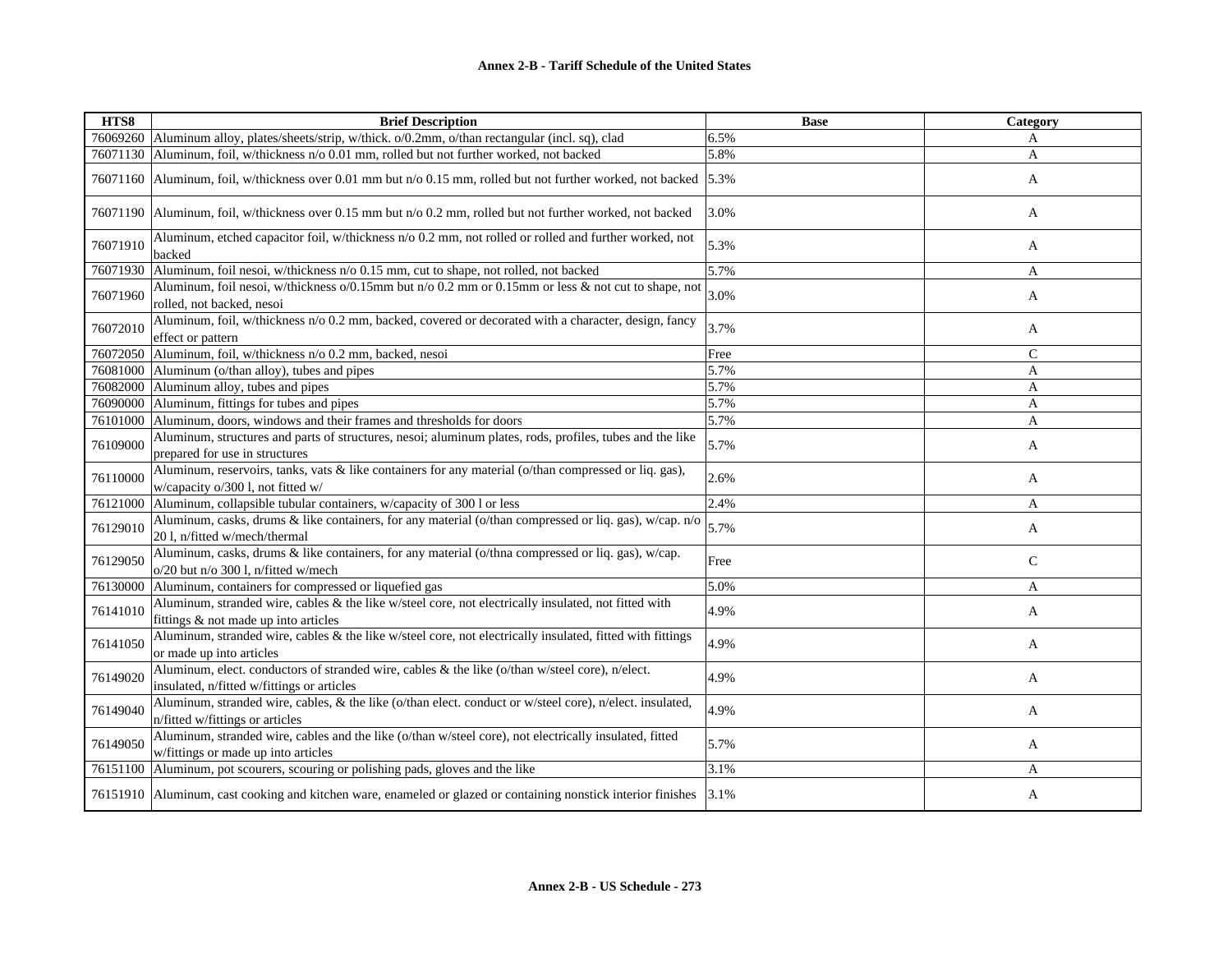## Annex 2-B - Tariff Schedule of the United States

| HTS8 | Brief Description | Base | Category |
|---|---|---|---|
| 76069260 | Aluminum alloy, plates/sheets/strip, w/thick. o/0.2mm, o/than rectangular (incl. sq), clad | 6.5% | A |
| 76071130 | Aluminum, foil, w/thickness n/o 0.01 mm, rolled but not further worked, not backed | 5.8% | A |
| 76071160 | Aluminum, foil, w/thickness over 0.01 mm but n/o 0.15 mm, rolled but not further worked, not backed | 5.3% | A |
| 76071190 | Aluminum, foil, w/thickness over 0.15 mm but n/o 0.2 mm, rolled but not further worked, not backed | 3.0% | A |
| 76071910 | Aluminum, etched capacitor foil, w/thickness n/o 0.2 mm, not rolled or rolled and further worked, not backed | 5.3% | A |
| 76071930 | Aluminum, foil nesoi, w/thickness n/o 0.15 mm, cut to shape, not rolled, not backed | 5.7% | A |
| 76071960 | Aluminum, foil nesoi, w/thickness o/0.15mm but n/o 0.2 mm or 0.15mm or less & not cut to shape, not rolled, not backed, nesoi | 3.0% | A |
| 76072010 | Aluminum, foil, w/thickness n/o 0.2 mm, backed, covered or decorated with a character, design, fancy effect or pattern | 3.7% | A |
| 76072050 | Aluminum, foil, w/thickness n/o 0.2 mm, backed, nesoi | Free | C |
| 76081000 | Aluminum (o/than alloy), tubes and pipes | 5.7% | A |
| 76082000 | Aluminum alloy, tubes and pipes | 5.7% | A |
| 76090000 | Aluminum, fittings for tubes and pipes | 5.7% | A |
| 76101000 | Aluminum, doors, windows and their frames and thresholds for doors | 5.7% | A |
| 76109000 | Aluminum, structures and parts of structures, nesoi; aluminum plates, rods, profiles, tubes and the like prepared for use in structures | 5.7% | A |
| 76110000 | Aluminum, reservoirs, tanks, vats & like containers for any material (o/than compressed or liq. gas), w/capacity o/300 l, not fitted w/ | 2.6% | A |
| 76121000 | Aluminum, collapsible tubular containers, w/capacity of 300 l or less | 2.4% | A |
| 76129010 | Aluminum, casks, drums & like containers, for any material (o/than compressed or liq. gas), w/cap. n/o 20 l, n/fitted w/mech/thermal | 5.7% | A |
| 76129050 | Aluminum, casks, drums & like containers, for any material (o/thna compressed or liq. gas), w/cap. o/20 but n/o 300 l, n/fitted w/mech | Free | C |
| 76130000 | Aluminum, containers for compressed or liquefied gas | 5.0% | A |
| 76141010 | Aluminum, stranded wire, cables & the like w/steel core, not electrically insulated, not fitted with fittings & not made up into articles | 4.9% | A |
| 76141050 | Aluminum, stranded wire, cables & the like w/steel core, not electrically insulated, fitted with fittings or made up into articles | 4.9% | A |
| 76149020 | Aluminum, elect. conductors of stranded wire, cables & the like (o/than w/steel core), n/elect. insulated, n/fitted w/fittings or articles | 4.9% | A |
| 76149040 | Aluminum, stranded wire, cables, & the like (o/than elect. conduct or w/steel core), n/elect. insulated, n/fitted w/fittings or articles | 4.9% | A |
| 76149050 | Aluminum, stranded wire, cables and the like (o/than w/steel core), not electrically insulated, fitted w/fittings or made up into articles | 5.7% | A |
| 76151100 | Aluminum, pot scourers, scouring or polishing pads, gloves and the like | 3.1% | A |
| 76151910 | Aluminum, cast cooking and kitchen ware, enameled or glazed or containing nonstick interior finishes | 3.1% | A |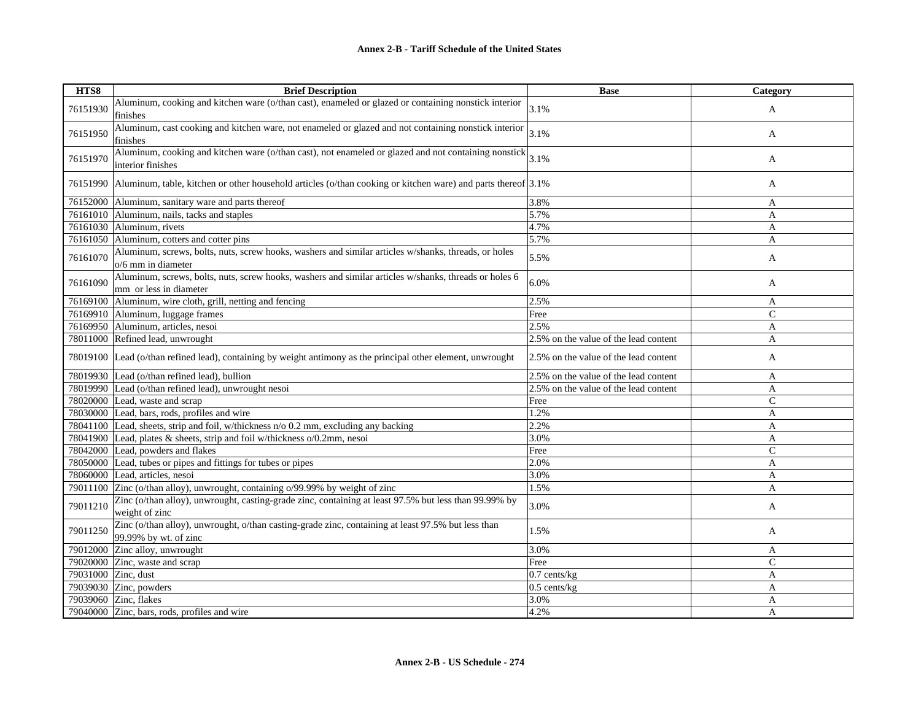| HTS8 | Brief Description | Base | Category |
|---|---|---|---|
| 76151930 | Aluminum, cooking and kitchen ware (o/than cast), enameled or glazed or containing nonstick interior finishes | 3.1% | A |
| 76151950 | Aluminum, cast cooking and kitchen ware, not enameled or glazed and not containing nonstick interior finishes | 3.1% | A |
| 76151970 | Aluminum, cooking and kitchen ware (o/than cast), not enameled or glazed and not containing nonstick interior finishes | 3.1% | A |
| 76151990 | Aluminum, table, kitchen or other household articles (o/than cooking or kitchen ware) and parts thereof | 3.1% | A |
| 76152000 | Aluminum, sanitary ware and parts thereof | 3.8% | A |
| 76161010 | Aluminum, nails, tacks and staples | 5.7% | A |
| 76161030 | Aluminum, rivets | 4.7% | A |
| 76161050 | Aluminum, cotters and cotter pins | 5.7% | A |
| 76161070 | Aluminum, screws, bolts, nuts, screw hooks, washers and similar articles w/shanks, threads, or holes o/6 mm in diameter | 5.5% | A |
| 76161090 | Aluminum, screws, bolts, nuts, screw hooks, washers and similar articles w/shanks, threads or holes 6 mm or less in diameter | 6.0% | A |
| 76169100 | Aluminum, wire cloth, grill, netting and fencing | 2.5% | A |
| 76169910 | Aluminum, luggage frames | Free | C |
| 76169950 | Aluminum, articles, nesoi | 2.5% | A |
| 78011000 | Refined lead, unwrought | 2.5% on the value of the lead content | A |
| 78019100 | Lead (o/than refined lead), containing by weight antimony as the principal other element, unwrought | 2.5% on the value of the lead content | A |
| 78019930 | Lead (o/than refined lead), bullion | 2.5% on the value of the lead content | A |
| 78019990 | Lead (o/than refined lead), unwrought nesoi | 2.5% on the value of the lead content | A |
| 78020000 | Lead, waste and scrap | Free | C |
| 78030000 | Lead, bars, rods, profiles and wire | 1.2% | A |
| 78041100 | Lead, sheets, strip and foil, w/thickness n/o 0.2 mm, excluding any backing | 2.2% | A |
| 78041900 | Lead, plates & sheets, strip and foil w/thickness o/0.2mm, nesoi | 3.0% | A |
| 78042000 | Lead, powders and flakes | Free | C |
| 78050000 | Lead, tubes or pipes and fittings for tubes or pipes | 2.0% | A |
| 78060000 | Lead, articles, nesoi | 3.0% | A |
| 79011100 | Zinc (o/than alloy), unwrought, containing o/99.99% by weight of zinc | 1.5% | A |
| 79011210 | Zinc (o/than alloy), unwrought, casting-grade zinc, containing at least 97.5% but less than 99.99% by weight of zinc | 3.0% | A |
| 79011250 | Zinc (o/than alloy), unwrought, o/than casting-grade zinc, containing at least 97.5% but less than 99.99% by wt. of zinc | 1.5% | A |
| 79012000 | Zinc alloy, unwrought | 3.0% | A |
| 79020000 | Zinc, waste and scrap | Free | C |
| 79031000 | Zinc, dust | 0.7 cents/kg | A |
| 79039030 | Zinc, powders | 0.5 cents/kg | A |
| 79039060 | Zinc, flakes | 3.0% | A |
| 79040000 | Zinc, bars, rods, profiles and wire | 4.2% | A |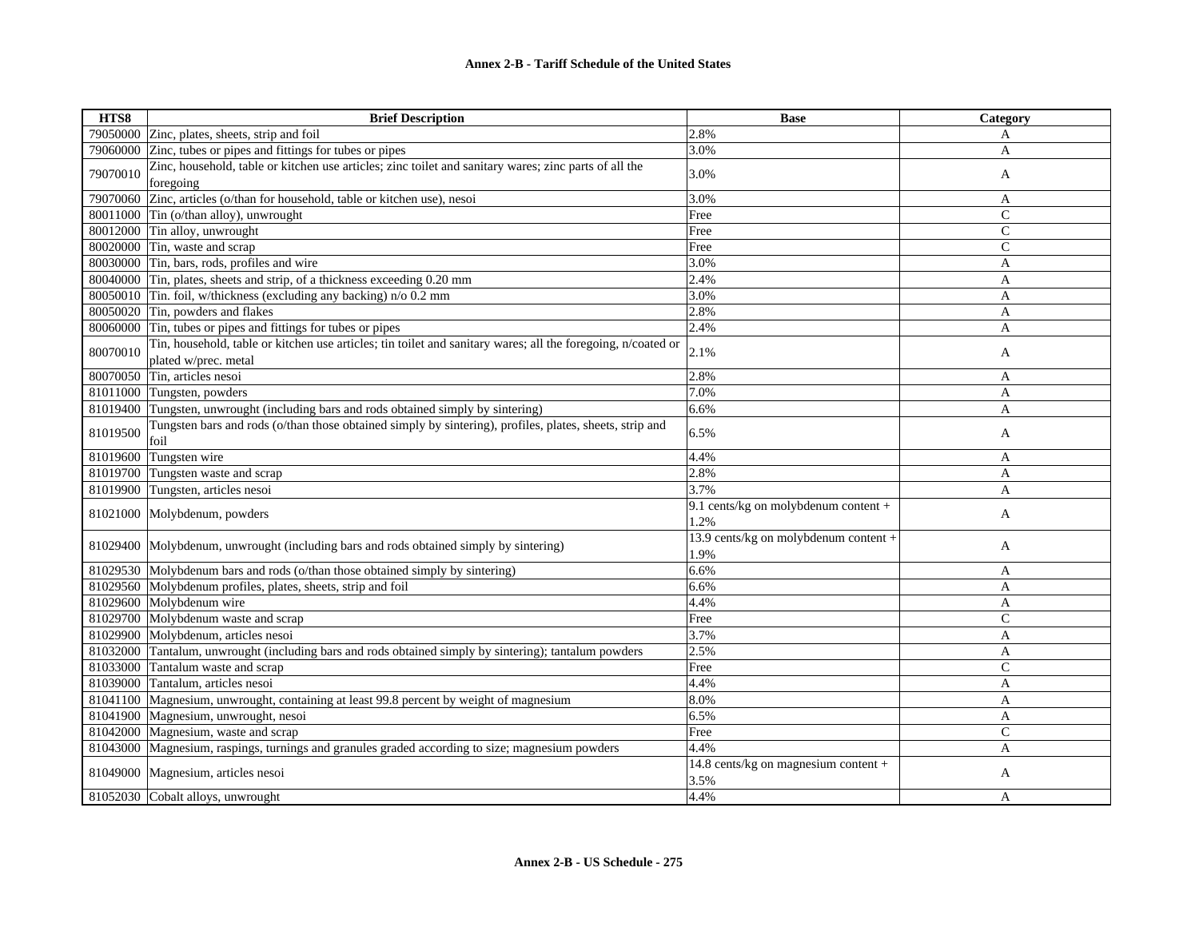**Annex 2-B - Tariff Schedule of the United States**

| HTS8 | Brief Description | Base | Category |
|---|---|---|---|
| 79050000 | Zinc, plates, sheets, strip and foil | 2.8% | A |
| 79060000 | Zinc, tubes or pipes and fittings for tubes or pipes | 3.0% | A |
| 79070010 | Zinc, household, table or kitchen use articles; zinc toilet and sanitary wares; zinc parts of all the foregoing | 3.0% | A |
| 79070060 | Zinc, articles (o/than for household, table or kitchen use), nesoi | 3.0% | A |
| 80011000 | Tin (o/than alloy), unwrought | Free | C |
| 80012000 | Tin alloy, unwrought | Free | C |
| 80020000 | Tin, waste and scrap | Free | C |
| 80030000 | Tin, bars, rods, profiles and wire | 3.0% | A |
| 80040000 | Tin, plates, sheets and strip, of a thickness exceeding 0.20 mm | 2.4% | A |
| 80050010 | Tin. foil, w/thickness (excluding any backing) n/o 0.2 mm | 3.0% | A |
| 80050020 | Tin, powders and flakes | 2.8% | A |
| 80060000 | Tin, tubes or pipes and fittings for tubes or pipes | 2.4% | A |
| 80070010 | Tin, household, table or kitchen use articles; tin toilet and sanitary wares; all the foregoing, n/coated or plated w/prec. metal | 2.1% | A |
| 80070050 | Tin, articles nesoi | 2.8% | A |
| 81011000 | Tungsten, powders | 7.0% | A |
| 81019400 | Tungsten, unwrought (including bars and rods obtained simply by sintering) | 6.6% | A |
| 81019500 | Tungsten bars and rods (o/than those obtained simply by sintering), profiles, plates, sheets, strip and foil | 6.5% | A |
| 81019600 | Tungsten wire | 4.4% | A |
| 81019700 | Tungsten waste and scrap | 2.8% | A |
| 81019900 | Tungsten, articles nesoi | 3.7% | A |
| 81021000 | Molybdenum, powders | 9.1 cents/kg on molybdenum content + 1.2% | A |
| 81029400 | Molybdenum, unwrought (including bars and rods obtained simply by sintering) | 13.9 cents/kg on molybdenum content + 1.9% | A |
| 81029530 | Molybdenum bars and rods (o/than those obtained simply by sintering) | 6.6% | A |
| 81029560 | Molybdenum profiles, plates, sheets, strip and foil | 6.6% | A |
| 81029600 | Molybdenum wire | 4.4% | A |
| 81029700 | Molybdenum waste and scrap | Free | C |
| 81029900 | Molybdenum, articles nesoi | 3.7% | A |
| 81032000 | Tantalum, unwrought (including bars and rods obtained simply by sintering); tantalum powders | 2.5% | A |
| 81033000 | Tantalum waste and scrap | Free | C |
| 81039000 | Tantalum, articles nesoi | 4.4% | A |
| 81041100 | Magnesium, unwrought, containing at least 99.8 percent by weight of magnesium | 8.0% | A |
| 81041900 | Magnesium, unwrought, nesoi | 6.5% | A |
| 81042000 | Magnesium, waste and scrap | Free | C |
| 81043000 | Magnesium, raspings, turnings and granules graded according to size; magnesium powders | 4.4% | A |
| 81049000 | Magnesium, articles nesoi | 14.8 cents/kg on magnesium content + 3.5% | A |
| 81052030 | Cobalt alloys, unwrought | 4.4% | A |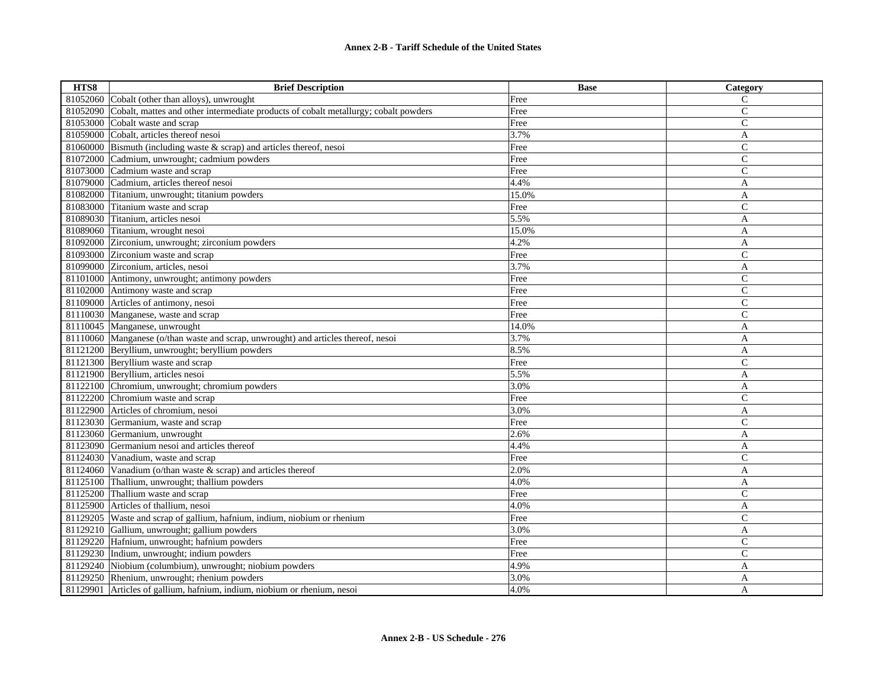**Annex 2-B - Tariff Schedule of the United States**

| HTS8 | Brief Description | Base | Category |
|---|---|---|---|
| 81052060 | Cobalt (other than alloys), unwrought | Free | C |
| 81052090 | Cobalt, mattes and other intermediate products of cobalt metallurgy; cobalt powders | Free | C |
| 81053000 | Cobalt waste and scrap | Free | C |
| 81059000 | Cobalt, articles thereof nesoi | 3.7% | A |
| 81060000 | Bismuth (including waste & scrap) and articles thereof, nesoi | Free | C |
| 81072000 | Cadmium, unwrought; cadmium powders | Free | C |
| 81073000 | Cadmium waste and scrap | Free | C |
| 81079000 | Cadmium, articles thereof nesoi | 4.4% | A |
| 81082000 | Titanium, unwrought; titanium powders | 15.0% | A |
| 81083000 | Titanium waste and scrap | Free | C |
| 81089030 | Titanium, articles nesoi | 5.5% | A |
| 81089060 | Titanium, wrought nesoi | 15.0% | A |
| 81092000 | Zirconium, unwrought; zirconium powders | 4.2% | A |
| 81093000 | Zirconium waste and scrap | Free | C |
| 81099000 | Zirconium, articles, nesoi | 3.7% | A |
| 81101000 | Antimony, unwrought; antimony powders | Free | C |
| 81102000 | Antimony waste and scrap | Free | C |
| 81109000 | Articles of antimony, nesoi | Free | C |
| 81110030 | Manganese, waste and scrap | Free | C |
| 81110045 | Manganese, unwrought | 14.0% | A |
| 81110060 | Manganese (o/than waste and scrap, unwrought) and articles thereof, nesoi | 3.7% | A |
| 81121200 | Beryllium, unwrought; beryllium powders | 8.5% | A |
| 81121300 | Beryllium waste and scrap | Free | C |
| 81121900 | Beryllium, articles nesoi | 5.5% | A |
| 81122100 | Chromium, unwrought; chromium powders | 3.0% | A |
| 81122200 | Chromium waste and scrap | Free | C |
| 81122900 | Articles of chromium, nesoi | 3.0% | A |
| 81123030 | Germanium, waste and scrap | Free | C |
| 81123060 | Germanium, unwrought | 2.6% | A |
| 81123090 | Germanium nesoi and articles thereof | 4.4% | A |
| 81124030 | Vanadium, waste and scrap | Free | C |
| 81124060 | Vanadium (o/than waste & scrap) and articles thereof | 2.0% | A |
| 81125100 | Thallium, unwrought; thallium powders | 4.0% | A |
| 81125200 | Thallium waste and scrap | Free | C |
| 81125900 | Articles of thallium, nesoi | 4.0% | A |
| 81129205 | Waste and scrap of gallium, hafnium, indium, niobium or rhenium | Free | C |
| 81129210 | Gallium, unwrought; gallium powders | 3.0% | A |
| 81129220 | Hafnium, unwrought; hafnium powders | Free | C |
| 81129230 | Indium, unwrought; indium powders | Free | C |
| 81129240 | Niobium (columbium), unwrought; niobium powders | 4.9% | A |
| 81129250 | Rhenium, unwrought; rhenium powders | 3.0% | A |
| 81129901 | Articles of gallium, hafnium, indium, niobium or rhenium, nesoi | 4.0% | A |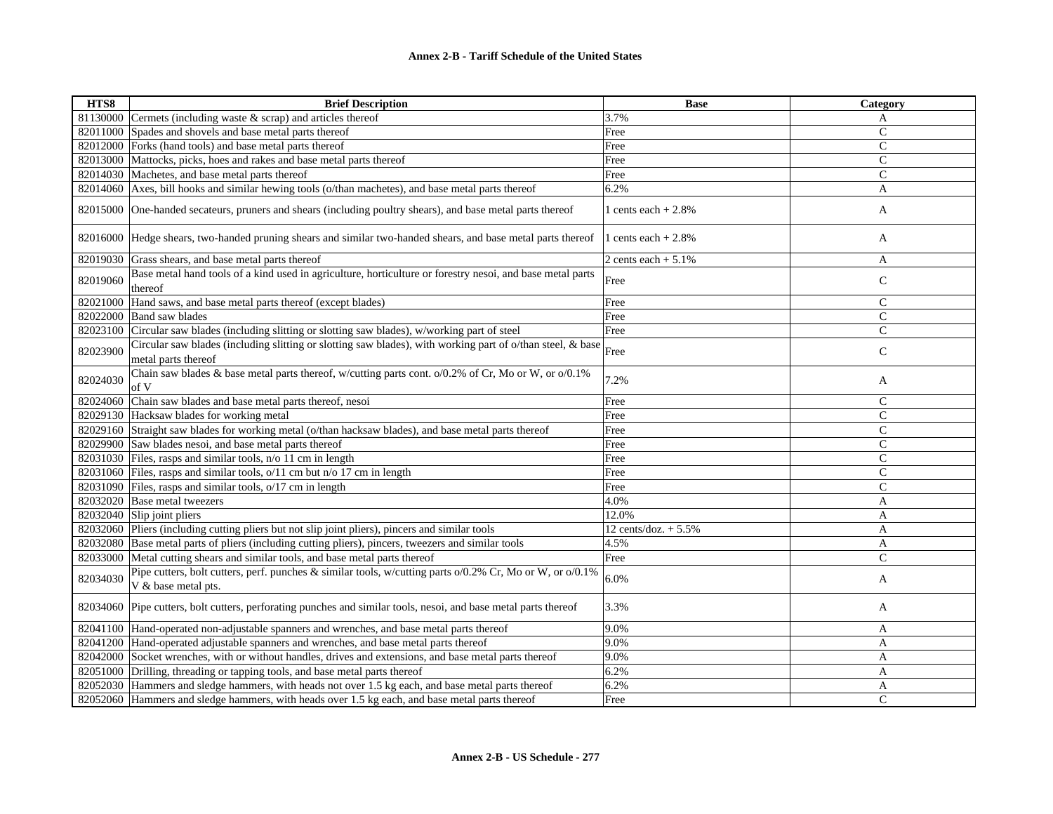## Annex 2-B - Tariff Schedule of the United States

| HTS8 | Brief Description | Base | Category |
|---|---|---|---|
| 81130000 | Cermets (including waste & scrap) and articles thereof | 3.7% | A |
| 82011000 | Spades and shovels and base metal parts thereof | Free | C |
| 82012000 | Forks (hand tools) and base metal parts thereof | Free | C |
| 82013000 | Mattocks, picks, hoes and rakes and base metal parts thereof | Free | C |
| 82014030 | Machetes, and base metal parts thereof | Free | C |
| 82014060 | Axes, bill hooks and similar hewing tools (o/than machetes), and base metal parts thereof | 6.2% | A |
| 82015000 | One-handed secateurs, pruners and shears (including poultry shears), and base metal parts thereof | 1 cents each + 2.8% | A |
| 82016000 | Hedge shears, two-handed pruning shears and similar two-handed shears, and base metal parts thereof | 1 cents each + 2.8% | A |
| 82019030 | Grass shears, and base metal parts thereof | 2 cents each + 5.1% | A |
| 82019060 | Base metal hand tools of a kind used in agriculture, horticulture or forestry nesoi, and base metal parts thereof | Free | C |
| 82021000 | Hand saws, and base metal parts thereof (except blades) | Free | C |
| 82022000 | Band saw blades | Free | C |
| 82023100 | Circular saw blades (including slitting or slotting saw blades), w/working part of steel | Free | C |
| 82023900 | Circular saw blades (including slitting or slotting saw blades), with working part of o/than steel, & base metal parts thereof | Free | C |
| 82024030 | Chain saw blades & base metal parts thereof, w/cutting parts cont. o/0.2% of Cr, Mo or W, or o/0.1% of V | 7.2% | A |
| 82024060 | Chain saw blades and base metal parts thereof, nesoi | Free | C |
| 82029130 | Hacksaw blades for working metal | Free | C |
| 82029160 | Straight saw blades for working metal (o/than hacksaw blades), and base metal parts thereof | Free | C |
| 82029900 | Saw blades nesoi, and base metal parts thereof | Free | C |
| 82031030 | Files, rasps and similar tools, n/o 11 cm in length | Free | C |
| 82031060 | Files, rasps and similar tools, o/11 cm but n/o 17 cm in length | Free | C |
| 82031090 | Files, rasps and similar tools, o/17 cm in length | Free | C |
| 82032020 | Base metal tweezers | 4.0% | A |
| 82032040 | Slip joint pliers | 12.0% | A |
| 82032060 | Pliers (including cutting pliers but not slip joint pliers), pincers and similar tools | 12 cents/doz. + 5.5% | A |
| 82032080 | Base metal parts of pliers (including cutting pliers), pincers, tweezers and similar tools | 4.5% | A |
| 82033000 | Metal cutting shears and similar tools, and base metal parts thereof | Free | C |
| 82034030 | Pipe cutters, bolt cutters, perf. punches & similar tools, w/cutting parts o/0.2% Cr, Mo or W, or o/0.1% V & base metal pts. | 6.0% | A |
| 82034060 | Pipe cutters, bolt cutters, perforating punches and similar tools, nesoi, and base metal parts thereof | 3.3% | A |
| 82041100 | Hand-operated non-adjustable spanners and wrenches, and base metal parts thereof | 9.0% | A |
| 82041200 | Hand-operated adjustable spanners and wrenches, and base metal parts thereof | 9.0% | A |
| 82042000 | Socket wrenches, with or without handles, drives and extensions, and base metal parts thereof | 9.0% | A |
| 82051000 | Drilling, threading or tapping tools, and base metal parts thereof | 6.2% | A |
| 82052030 | Hammers and sledge hammers, with heads not over 1.5 kg each, and base metal parts thereof | 6.2% | A |
| 82052060 | Hammers and sledge hammers, with heads over 1.5 kg each, and base metal parts thereof | Free | C |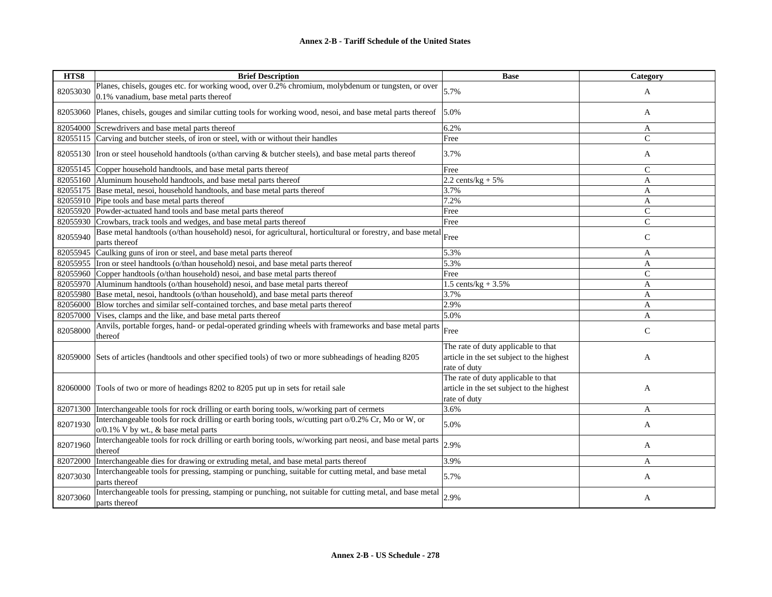**Annex 2-B - Tariff Schedule of the United States**

| HTS8 | Brief Description | Base | Category |
|---|---|---|---|
| 82053030 | Planes, chisels, gouges etc. for working wood, over 0.2% chromium, molybdenum or tungsten, or over 0.1% vanadium, base metal parts thereof | 5.7% | A |
| 82053060 | Planes, chisels, gouges and similar cutting tools for working wood, nesoi, and base metal parts thereof | 5.0% | A |
| 82054000 | Screwdrivers and base metal parts thereof | 6.2% | A |
| 82055115 | Carving and butcher steels, of iron or steel, with or without their handles | Free | C |
| 82055130 | Iron or steel household handtools (o/than carving & butcher steels), and base metal parts thereof | 3.7% | A |
| 82055145 | Copper household handtools, and base metal parts thereof | Free | C |
| 82055160 | Aluminum household handtools, and base metal parts thereof | 2.2 cents/kg + 5% | A |
| 82055175 | Base metal, nesoi, household handtools, and base metal parts thereof | 3.7% | A |
| 82055910 | Pipe tools and base metal parts thereof | 7.2% | A |
| 82055920 | Powder-actuated hand tools and base metal parts thereof | Free | C |
| 82055930 | Crowbars, track tools and wedges, and base metal parts thereof | Free | C |
| 82055940 | Base metal handtools (o/than household) nesoi, for agricultural, horticultural or forestry, and base metal parts thereof | Free | C |
| 82055945 | Caulking guns of iron or steel, and base metal parts thereof | 5.3% | A |
| 82055955 | Iron or steel handtools (o/than household) nesoi, and base metal parts thereof | 5.3% | A |
| 82055960 | Copper handtools (o/than household) nesoi, and base metal parts thereof | Free | C |
| 82055970 | Aluminum handtools (o/than household) nesoi, and base metal parts thereof | 1.5 cents/kg + 3.5% | A |
| 82055980 | Base metal, nesoi, handtools (o/than household), and base metal parts thereof | 3.7% | A |
| 82056000 | Blow torches and similar self-contained torches, and base metal parts thereof | 2.9% | A |
| 82057000 | Vises, clamps and the like, and base metal parts thereof | 5.0% | A |
| 82058000 | Anvils, portable forges, hand- or pedal-operated grinding wheels with frameworks and base metal parts thereof | Free | C |
| 82059000 | Sets of articles (handtools and other specified tools) of two or more subheadings of heading 8205 | The rate of duty applicable to that article in the set subject to the highest rate of duty | A |
| 82060000 | Tools of two or more of headings 8202 to 8205 put up in sets for retail sale | The rate of duty applicable to that article in the set subject to the highest rate of duty | A |
| 82071300 | Interchangeable tools for rock drilling or earth boring tools, w/working part of cermets | 3.6% | A |
| 82071930 | Interchangeable tools for rock drilling or earth boring tools, w/cutting part o/0.2% Cr, Mo or W, or o/0.1% V by wt., & base metal parts | 5.0% | A |
| 82071960 | Interchangeable tools for rock drilling or earth boring tools, w/working part neosi, and base metal parts thereof | 2.9% | A |
| 82072000 | Interchangeable dies for drawing or extruding metal, and base metal parts thereof | 3.9% | A |
| 82073030 | Interchangeable tools for pressing, stamping or punching, suitable for cutting metal, and base metal parts thereof | 5.7% | A |
| 82073060 | Interchangeable tools for pressing, stamping or punching, not suitable for cutting metal, and base metal parts thereof | 2.9% | A |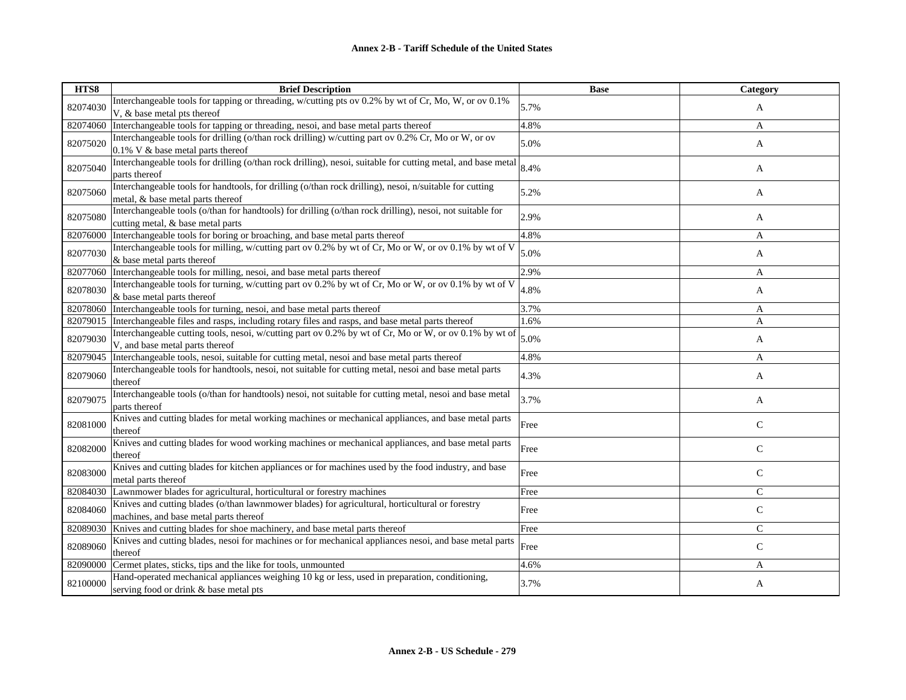**Annex 2-B - Tariff Schedule of the United States**

| HTS8 | Brief Description | Base | Category |
|---|---|---|---|
| 82074030 | Interchangeable tools for tapping or threading, w/cutting pts ov 0.2% by wt of Cr, Mo, W, or ov 0.1% V, & base metal pts thereof | 5.7% | A |
| 82074060 | Interchangeable tools for tapping or threading, nesoi, and base metal parts thereof | 4.8% | A |
| 82075020 | Interchangeable tools for drilling (o/than rock drilling) w/cutting part ov 0.2% Cr, Mo or W, or ov 0.1% V & base metal parts thereof | 5.0% | A |
| 82075040 | Interchangeable tools for drilling (o/than rock drilling), nesoi, suitable for cutting metal, and base metal parts thereof | 8.4% | A |
| 82075060 | Interchangeable tools for handtools, for drilling (o/than rock drilling), nesoi, n/suitable for cutting metal, & base metal parts thereof | 5.2% | A |
| 82075080 | Interchangeable tools (o/than for handtools) for drilling (o/than rock drilling), nesoi, not suitable for cutting metal, & base metal parts | 2.9% | A |
| 82076000 | Interchangeable tools for boring or broaching, and base metal parts thereof | 4.8% | A |
| 82077030 | Interchangeable tools for milling, w/cutting part ov 0.2% by wt of Cr, Mo or W, or ov 0.1% by wt of V & base metal parts thereof | 5.0% | A |
| 82077060 | Interchangeable tools for milling, nesoi, and base metal parts thereof | 2.9% | A |
| 82078030 | Interchangeable tools for turning, w/cutting part ov 0.2% by wt of Cr, Mo or W, or ov 0.1% by wt of V & base metal parts thereof | 4.8% | A |
| 82078060 | Interchangeable tools for turning, nesoi, and base metal parts thereof | 3.7% | A |
| 82079015 | Interchangeable files and rasps, including rotary files and rasps, and base metal parts thereof | 1.6% | A |
| 82079030 | Interchangeable cutting tools, nesoi, w/cutting part ov 0.2% by wt of Cr, Mo or W, or ov 0.1% by wt of V, and base metal parts thereof | 5.0% | A |
| 82079045 | Interchangeable tools, nesoi, suitable for cutting metal, nesoi and base metal parts thereof | 4.8% | A |
| 82079060 | Interchangeable tools for handtools, nesoi, not suitable for cutting metal, nesoi and base metal parts thereof | 4.3% | A |
| 82079075 | Interchangeable tools (o/than for handtools) nesoi, not suitable for cutting metal, nesoi and base metal parts thereof | 3.7% | A |
| 82081000 | Knives and cutting blades for metal working machines or mechanical appliances, and base metal parts thereof | Free | C |
| 82082000 | Knives and cutting blades for wood working machines or mechanical appliances, and base metal parts thereof | Free | C |
| 82083000 | Knives and cutting blades for kitchen appliances or for machines used by the food industry, and base metal parts thereof | Free | C |
| 82084030 | Lawnmower blades for agricultural, horticultural or forestry machines | Free | C |
| 82084060 | Knives and cutting blades (o/than lawnmower blades) for agricultural, horticultural or forestry machines, and base metal parts thereof | Free | C |
| 82089030 | Knives and cutting blades for shoe machinery, and base metal parts thereof | Free | C |
| 82089060 | Knives and cutting blades, nesoi for machines or for mechanical appliances nesoi, and base metal parts thereof | Free | C |
| 82090000 | Cermet plates, sticks, tips and the like for tools, unmounted | 4.6% | A |
| 82100000 | Hand-operated mechanical appliances weighing 10 kg or less, used in preparation, conditioning, serving food or drink & base metal pts | 3.7% | A |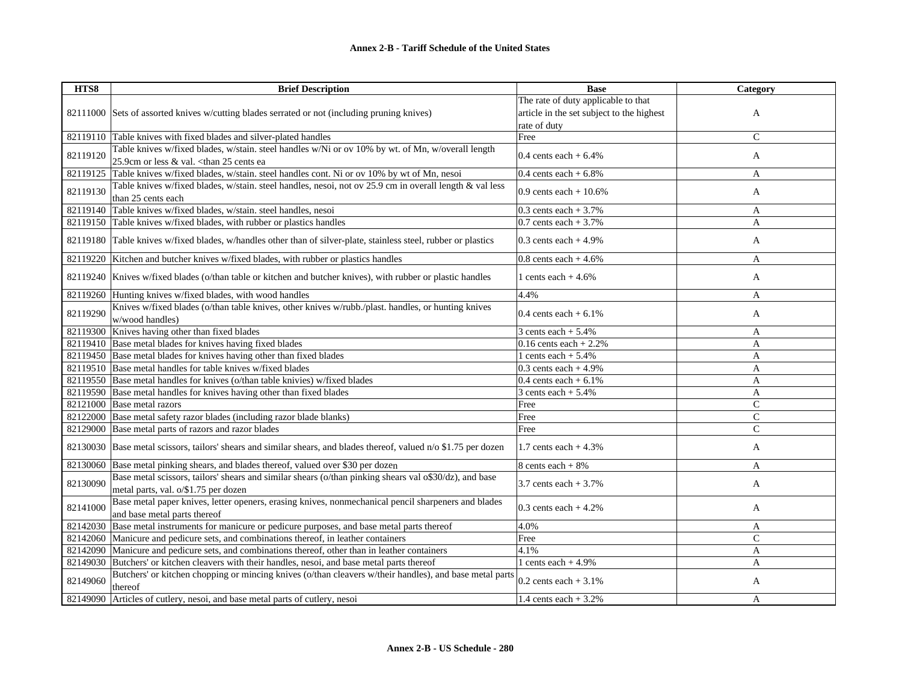| HTS8 | Brief Description | Base | Category |
|---|---|---|---|
| 82111000 | Sets of assorted knives w/cutting blades serrated or not (including pruning knives) | The rate of duty applicable to that article in the set subject to the highest rate of duty | A |
| 82119110 | Table knives with fixed blades and silver-plated handles | Free | C |
| 82119120 | Table knives w/fixed blades, w/stain. steel handles w/Ni or ov 10% by wt. of Mn, w/overall length 25.9cm or less & val. <than 25 cents ea | 0.4 cents each + 6.4% | A |
| 82119125 | Table knives w/fixed blades, w/stain. steel handles cont. Ni or ov 10% by wt of Mn, nesoi | 0.4 cents each + 6.8% | A |
| 82119130 | Table knives w/fixed blades, w/stain. steel handles, nesoi, not ov 25.9 cm in overall length & val less than 25 cents each | 0.9 cents each + 10.6% | A |
| 82119140 | Table knives w/fixed blades, w/stain. steel handles, nesoi | 0.3 cents each + 3.7% | A |
| 82119150 | Table knives w/fixed blades, with rubber or plastics handles | 0.7 cents each + 3.7% | A |
| 82119180 | Table knives w/fixed blades, w/handles other than of silver-plate, stainless steel, rubber or plastics | 0.3 cents each + 4.9% | A |
| 82119220 | Kitchen and butcher knives w/fixed blades, with rubber or plastics handles | 0.8 cents each + 4.6% | A |
| 82119240 | Knives w/fixed blades (o/than table or kitchen and butcher knives), with rubber or plastic handles | 1 cents each + 4.6% | A |
| 82119260 | Hunting knives w/fixed blades, with wood handles | 4.4% | A |
| 82119290 | Knives w/fixed blades (o/than table knives, other knives w/rubb./plast. handles, or hunting knives w/wood handles) | 0.4 cents each + 6.1% | A |
| 82119300 | Knives having other than fixed blades | 3 cents each + 5.4% | A |
| 82119410 | Base metal blades for knives having fixed blades | 0.16 cents each + 2.2% | A |
| 82119450 | Base metal blades for knives having other than fixed blades | 1 cents each + 5.4% | A |
| 82119510 | Base metal handles for table knives w/fixed blades | 0.3 cents each + 4.9% | A |
| 82119550 | Base metal handles for knives (o/than table knivies) w/fixed blades | 0.4 cents each + 6.1% | A |
| 82119590 | Base metal handles for knives having other than fixed blades | 3 cents each + 5.4% | A |
| 82121000 | Base metal razors | Free | C |
| 82122000 | Base metal safety razor blades (including razor blade blanks) | Free | C |
| 82129000 | Base metal parts of razors and razor blades | Free | C |
| 82130030 | Base metal scissors, tailors' shears and similar shears, and blades thereof, valued n/o $1.75 per dozen | 1.7 cents each + 4.3% | A |
| 82130060 | Base metal pinking shears, and blades thereof, valued over $30 per dozen | 8 cents each + 8% | A |
| 82130090 | Base metal scissors, tailors' shears and similar shears (o/than pinking shears val o$30/dz), and base metal parts, val. o/$1.75 per dozen | 3.7 cents each + 3.7% | A |
| 82141000 | Base metal paper knives, letter openers, erasing knives, nonmechanical pencil sharpeners and blades and base metal parts thereof | 0.3 cents each + 4.2% | A |
| 82142030 | Base metal instruments for manicure or pedicure purposes, and base metal parts thereof | 4.0% | A |
| 82142060 | Manicure and pedicure sets, and combinations thereof, in leather containers | Free | C |
| 82142090 | Manicure and pedicure sets, and combinations thereof, other than in leather containers | 4.1% | A |
| 82149030 | Butchers' or kitchen cleavers with their handles, nesoi, and base metal parts thereof | 1 cents each + 4.9% | A |
| 82149060 | Butchers' or kitchen chopping or mincing knives (o/than cleavers w/their handles), and base metal parts thereof | 0.2 cents each + 3.1% | A |
| 82149090 | Articles of cutlery, nesoi, and base metal parts of cutlery, nesoi | 1.4 cents each + 3.2% | A |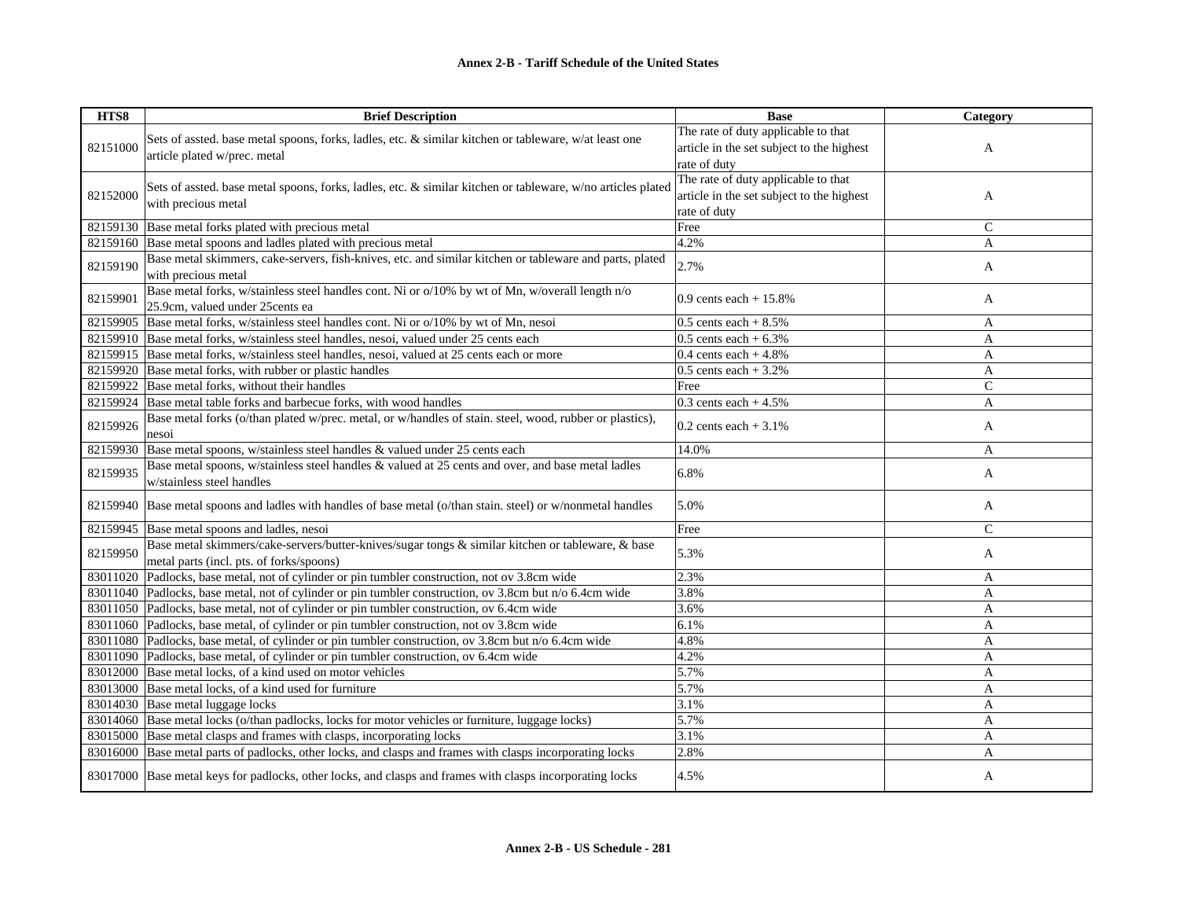**Annex 2-B - Tariff Schedule of the United States**

| HTS8 | Brief Description | Base | Category |
|---|---|---|---|
| 82151000 | Sets of assted. base metal spoons, forks, ladles, etc. & similar kitchen or tableware, w/at least one article plated w/prec. metal | The rate of duty applicable to that article in the set subject to the highest rate of duty | A |
| 82152000 | Sets of assted. base metal spoons, forks, ladles, etc. & similar kitchen or tableware, w/no articles plated with precious metal | The rate of duty applicable to that article in the set subject to the highest rate of duty | A |
| 82159130 | Base metal forks plated with precious metal | Free | C |
| 82159160 | Base metal spoons and ladles plated with precious metal | 4.2% | A |
| 82159190 | Base metal skimmers, cake-servers, fish-knives, etc. and similar kitchen or tableware and parts, plated with precious metal | 2.7% | A |
| 82159901 | Base metal forks, w/stainless steel handles cont. Ni or o/10% by wt of Mn, w/overall length n/o 25.9cm, valued under 25cents ea | 0.9 cents each + 15.8% | A |
| 82159905 | Base metal forks, w/stainless steel handles cont. Ni or o/10% by wt of Mn, nesoi | 0.5 cents each + 8.5% | A |
| 82159910 | Base metal forks, w/stainless steel handles, nesoi, valued under 25 cents each | 0.5 cents each + 6.3% | A |
| 82159915 | Base metal forks, w/stainless steel handles, nesoi, valued at 25 cents each or more | 0.4 cents each + 4.8% | A |
| 82159920 | Base metal forks, with rubber or plastic handles | 0.5 cents each + 3.2% | A |
| 82159922 | Base metal forks, without their handles | Free | C |
| 82159924 | Base metal table forks and barbecue forks, with wood handles | 0.3 cents each + 4.5% | A |
| 82159926 | Base metal forks (o/than plated w/prec. metal, or w/handles of stain. steel, wood, rubber or plastics), nesoi | 0.2 cents each + 3.1% | A |
| 82159930 | Base metal spoons, w/stainless steel handles & valued under 25 cents each | 14.0% | A |
| 82159935 | Base metal spoons, w/stainless steel handles & valued at 25 cents and over, and base metal ladles w/stainless steel handles | 6.8% | A |
| 82159940 | Base metal spoons and ladles with handles of base metal (o/than stain. steel) or w/nonmetal handles | 5.0% | A |
| 82159945 | Base metal spoons and ladles, nesoi | Free | C |
| 82159950 | Base metal skimmers/cake-servers/butter-knives/sugar tongs & similar kitchen or tableware, & base metal parts (incl. pts. of forks/spoons) | 5.3% | A |
| 83011020 | Padlocks, base metal, not of cylinder or pin tumbler construction, not ov 3.8cm wide | 2.3% | A |
| 83011040 | Padlocks, base metal, not of cylinder or pin tumbler construction, ov 3.8cm but n/o 6.4cm wide | 3.8% | A |
| 83011050 | Padlocks, base metal, not of cylinder or pin tumbler construction, ov 6.4cm wide | 3.6% | A |
| 83011060 | Padlocks, base metal, of cylinder or pin tumbler construction, not ov 3.8cm wide | 6.1% | A |
| 83011080 | Padlocks, base metal, of cylinder or pin tumbler construction, ov 3.8cm but n/o 6.4cm wide | 4.8% | A |
| 83011090 | Padlocks, base metal, of cylinder or pin tumbler construction, ov 6.4cm wide | 4.2% | A |
| 83012000 | Base metal locks, of a kind used on motor vehicles | 5.7% | A |
| 83013000 | Base metal locks, of a kind used for furniture | 5.7% | A |
| 83014030 | Base metal luggage locks | 3.1% | A |
| 83014060 | Base metal locks (o/than padlocks, locks for motor vehicles or furniture, luggage locks) | 5.7% | A |
| 83015000 | Base metal clasps and frames with clasps, incorporating locks | 3.1% | A |
| 83016000 | Base metal parts of padlocks, other locks, and clasps and frames with clasps incorporating locks | 2.8% | A |
| 83017000 | Base metal keys for padlocks, other locks, and clasps and frames with clasps incorporating locks | 4.5% | A |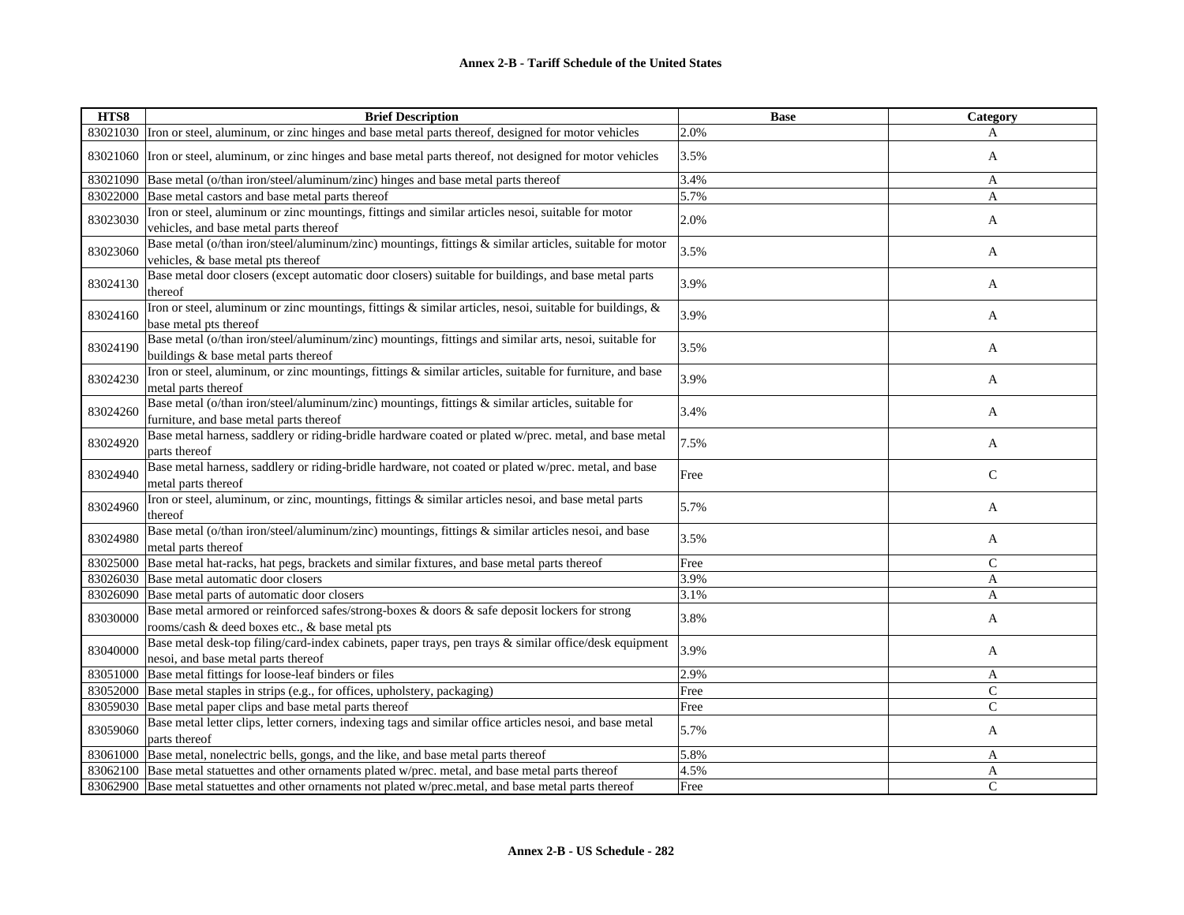| HTS8 | Brief Description | Base | Category |
|---|---|---|---|
| 83021030 | Iron or steel, aluminum, or zinc hinges and base metal parts thereof, designed for motor vehicles | 2.0% | A |
| 83021060 | Iron or steel, aluminum, or zinc hinges and base metal parts thereof, not designed for motor vehicles | 3.5% | A |
| 83021090 | Base metal (o/than iron/steel/aluminum/zinc) hinges and base metal parts thereof | 3.4% | A |
| 83022000 | Base metal castors and base metal parts thereof | 5.7% | A |
| 83023030 | Iron or steel, aluminum or zinc mountings, fittings and similar articles nesoi, suitable for motor vehicles, and base metal parts thereof | 2.0% | A |
| 83023060 | Base metal (o/than iron/steel/aluminum/zinc) mountings, fittings & similar articles, suitable for motor vehicles, & base metal pts thereof | 3.5% | A |
| 83024130 | Base metal door closers (except automatic door closers) suitable for buildings, and base metal parts thereof | 3.9% | A |
| 83024160 | Iron or steel, aluminum or zinc mountings, fittings & similar articles, nesoi, suitable for buildings, & base metal pts thereof | 3.9% | A |
| 83024190 | Base metal (o/than iron/steel/aluminum/zinc) mountings, fittings and similar arts, nesoi, suitable for buildings & base metal parts thereof | 3.5% | A |
| 83024230 | Iron or steel, aluminum, or zinc mountings, fittings & similar articles, suitable for furniture, and base metal parts thereof | 3.9% | A |
| 83024260 | Base metal (o/than iron/steel/aluminum/zinc) mountings, fittings & similar articles, suitable for furniture, and base metal parts thereof | 3.4% | A |
| 83024920 | Base metal harness, saddlery or riding-bridle hardware coated or plated w/prec. metal, and base metal parts thereof | 7.5% | A |
| 83024940 | Base metal harness, saddlery or riding-bridle hardware, not coated or plated w/prec. metal, and base metal parts thereof | Free | C |
| 83024960 | Iron or steel, aluminum, or zinc, mountings, fittings & similar articles nesoi, and base metal parts thereof | 5.7% | A |
| 83024980 | Base metal (o/than iron/steel/aluminum/zinc) mountings, fittings & similar articles nesoi, and base metal parts thereof | 3.5% | A |
| 83025000 | Base metal hat-racks, hat pegs, brackets and similar fixtures, and base metal parts thereof | Free | C |
| 83026030 | Base metal automatic door closers | 3.9% | A |
| 83026090 | Base metal parts of automatic door closers | 3.1% | A |
| 83030000 | Base metal armored or reinforced safes/strong-boxes & doors & safe deposit lockers for strong rooms/cash & deed boxes etc., & base metal pts | 3.8% | A |
| 83040000 | Base metal desk-top filing/card-index cabinets, paper trays, pen trays & similar office/desk equipment nesoi, and base metal parts thereof | 3.9% | A |
| 83051000 | Base metal fittings for loose-leaf binders or files | 2.9% | A |
| 83052000 | Base metal staples in strips (e.g., for offices, upholstery, packaging) | Free | C |
| 83059030 | Base metal paper clips and base metal parts thereof | Free | C |
| 83059060 | Base metal letter clips, letter corners, indexing tags and similar office articles nesoi, and base metal parts thereof | 5.7% | A |
| 83061000 | Base metal, nonelectric bells, gongs, and the like, and base metal parts thereof | 5.8% | A |
| 83062100 | Base metal statuettes and other ornaments plated w/prec. metal, and base metal parts thereof | 4.5% | A |
| 83062900 | Base metal statuettes and other ornaments not plated w/prec.metal, and base metal parts thereof | Free | C |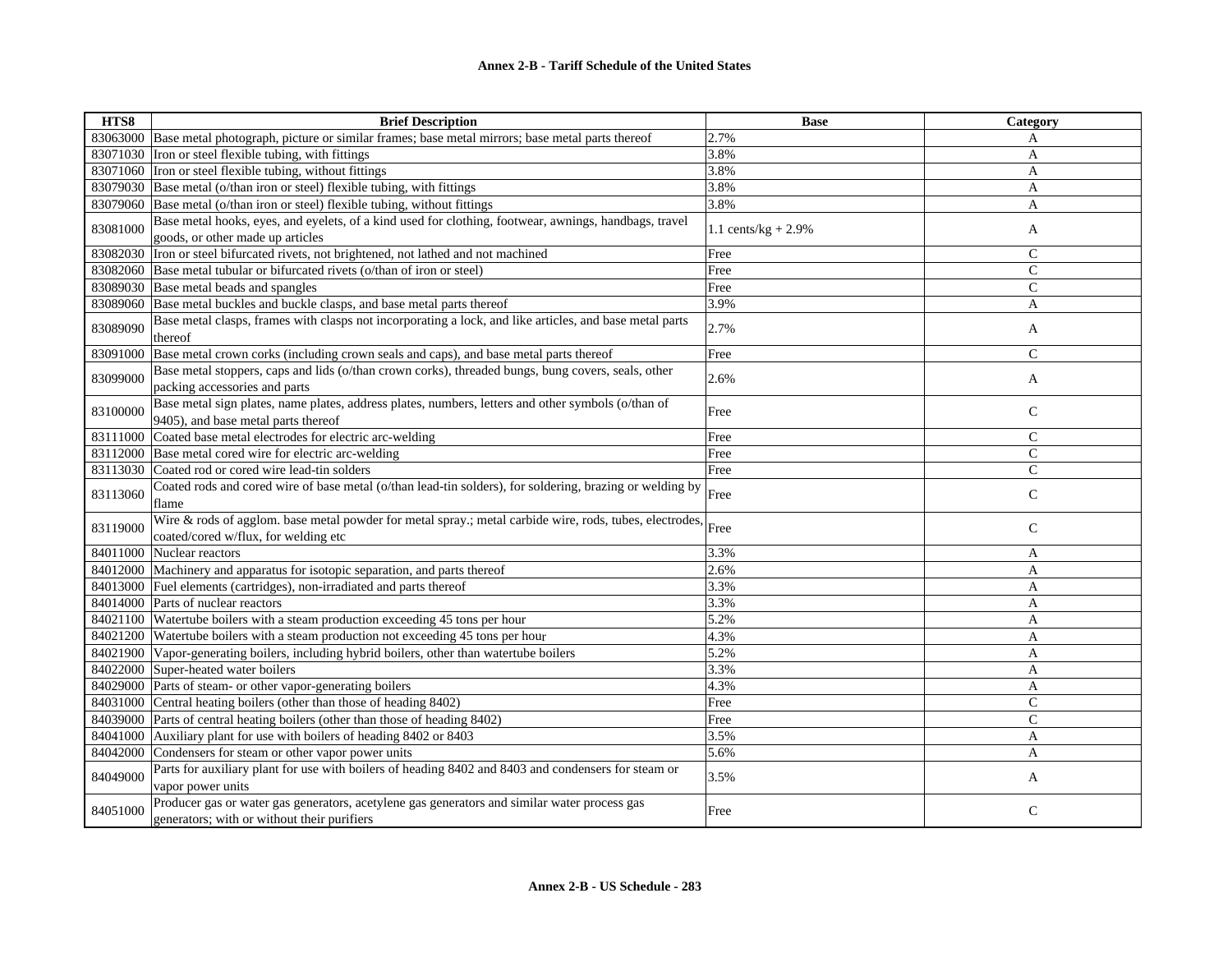# Annex 2-B - Tariff Schedule of the United States

| HTS8 | Brief Description | Base | Category |
|---|---|---|---|
| 83063000 | Base metal photograph, picture or similar frames; base metal mirrors; base metal parts thereof | 2.7% | A |
| 83071030 | Iron or steel flexible tubing, with fittings | 3.8% | A |
| 83071060 | Iron or steel flexible tubing, without fittings | 3.8% | A |
| 83079030 | Base metal (o/than iron or steel) flexible tubing, with fittings | 3.8% | A |
| 83079060 | Base metal (o/than iron or steel) flexible tubing, without fittings | 3.8% | A |
| 83081000 | Base metal hooks, eyes, and eyelets, of a kind used for clothing, footwear, awnings, handbags, travel goods, or other made up articles | 1.1 cents/kg + 2.9% | A |
| 83082030 | Iron or steel bifurcated rivets, not brightened, not lathed and not machined | Free | C |
| 83082060 | Base metal tubular or bifurcated rivets (o/than of iron or steel) | Free | C |
| 83089030 | Base metal beads and spangles | Free | C |
| 83089060 | Base metal buckles and buckle clasps, and base metal parts thereof | 3.9% | A |
| 83089090 | Base metal clasps, frames with clasps not incorporating a lock, and like articles, and base metal parts thereof | 2.7% | A |
| 83091000 | Base metal crown corks (including crown seals and caps), and base metal parts thereof | Free | C |
| 83099000 | Base metal stoppers, caps and lids (o/than crown corks), threaded bungs, bung covers, seals, other packing accessories and parts | 2.6% | A |
| 83100000 | Base metal sign plates, name plates, address plates, numbers, letters and other symbols (o/than of 9405), and base metal parts thereof | Free | C |
| 83111000 | Coated base metal electrodes for electric arc-welding | Free | C |
| 83112000 | Base metal cored wire for electric arc-welding | Free | C |
| 83113030 | Coated rod or cored wire lead-tin solders | Free | C |
| 83113060 | Coated rods and cored wire of base metal (o/than lead-tin solders), for soldering, brazing or welding by flame | Free | C |
| 83119000 | Wire & rods of agglom. base metal powder for metal spray.; metal carbide wire, rods, tubes, electrodes, coated/cored w/flux, for welding etc | Free | C |
| 84011000 | Nuclear reactors | 3.3% | A |
| 84012000 | Machinery and apparatus for isotopic separation, and parts thereof | 2.6% | A |
| 84013000 | Fuel elements (cartridges), non-irradiated and parts thereof | 3.3% | A |
| 84014000 | Parts of nuclear reactors | 3.3% | A |
| 84021100 | Watertube boilers with a steam production exceeding 45 tons per hour | 5.2% | A |
| 84021200 | Watertube boilers with a steam production not exceeding 45 tons per hour | 4.3% | A |
| 84021900 | Vapor-generating boilers, including hybrid boilers, other than watertube boilers | 5.2% | A |
| 84022000 | Super-heated water boilers | 3.3% | A |
| 84029000 | Parts of steam- or other vapor-generating boilers | 4.3% | A |
| 84031000 | Central heating boilers (other than those of heading 8402) | Free | C |
| 84039000 | Parts of central heating boilers (other than those of heading 8402) | Free | C |
| 84041000 | Auxiliary plant for use with boilers of heading 8402 or 8403 | 3.5% | A |
| 84042000 | Condensers for steam or other vapor power units | 5.6% | A |
| 84049000 | Parts for auxiliary plant for use with boilers of heading 8402 and 8403 and condensers for steam or vapor power units | 3.5% | A |
| 84051000 | Producer gas or water gas generators, acetylene gas generators and similar water process gas generators; with or without their purifiers | Free | C |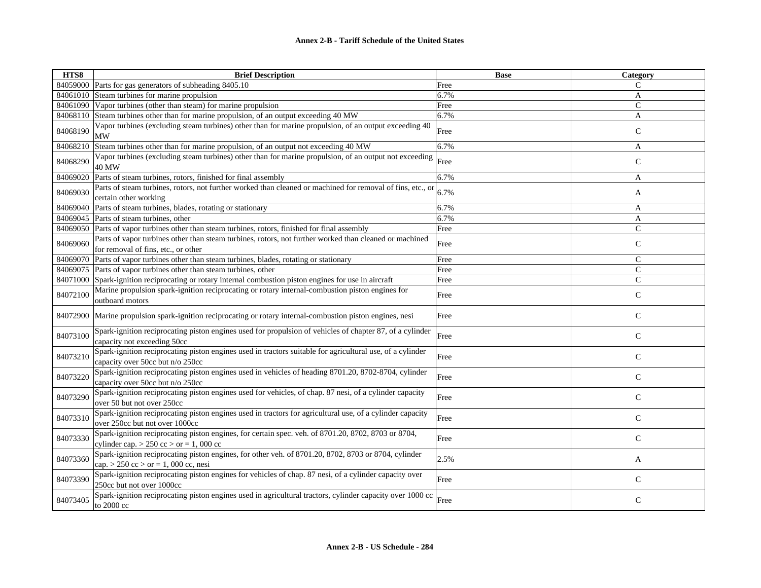**Annex 2-B - Tariff Schedule of the United States**

| HTS8 | Brief Description | Base | Category |
|---|---|---|---|
| 84059000 | Parts for gas generators of subheading 8405.10 | Free | C |
| 84061010 | Steam turbines for marine propulsion | 6.7% | A |
| 84061090 | Vapor turbines (other than steam) for marine propulsion | Free | C |
| 84068110 | Steam turbines other than for marine propulsion, of an output exceeding 40 MW | 6.7% | A |
| 84068190 | Vapor turbines (excluding steam turbines) other than for marine propulsion, of an output exceeding 40 MW | Free | C |
| 84068210 | Steam turbines other than for marine propulsion, of an output not exceeding 40 MW | 6.7% | A |
| 84068290 | Vapor turbines (excluding steam turbines) other than for marine propulsion, of an output not exceeding 40 MW | Free | C |
| 84069020 | Parts of steam turbines, rotors, finished for final assembly | 6.7% | A |
| 84069030 | Parts of steam turbines, rotors, not further worked than cleaned or machined for removal of fins, etc., or certain other working | 6.7% | A |
| 84069040 | Parts of steam turbines, blades, rotating or stationary | 6.7% | A |
| 84069045 | Parts of steam turbines, other | 6.7% | A |
| 84069050 | Parts of vapor turbines other than steam turbines, rotors, finished for final assembly | Free | C |
| 84069060 | Parts of vapor turbines other than steam turbines, rotors, not further worked than cleaned or machined for removal of fins, etc., or other | Free | C |
| 84069070 | Parts of vapor turbines other than steam turbines, blades, rotating or stationary | Free | C |
| 84069075 | Parts of vapor turbines other than steam turbines, other | Free | C |
| 84071000 | Spark-ignition reciprocating or rotary internal combustion piston engines for use in aircraft | Free | C |
| 84072100 | Marine propulsion spark-ignition reciprocating or rotary internal-combustion piston engines for outboard motors | Free | C |
| 84072900 | Marine propulsion spark-ignition reciprocating or rotary internal-combustion piston engines, nesi | Free | C |
| 84073100 | Spark-ignition reciprocating piston engines used for propulsion of vehicles of chapter 87, of a cylinder capacity not exceeding 50cc | Free | C |
| 84073210 | Spark-ignition reciprocating piston engines used in tractors suitable for agricultural use, of a cylinder capacity over 50cc but n/o 250cc | Free | C |
| 84073220 | Spark-ignition reciprocating piston engines used in vehicles of heading 8701.20, 8702-8704, cylinder capacity over 50cc but n/o 250cc | Free | C |
| 84073290 | Spark-ignition reciprocating piston engines used for vehicles, of chap. 87 nesi, of a cylinder capacity over 50 but not over 250cc | Free | C |
| 84073310 | Spark-ignition reciprocating piston engines used in tractors for agricultural use, of a cylinder capacity over 250cc but not over 1000cc | Free | C |
| 84073330 | Spark-ignition reciprocating piston engines, for certain spec. veh. of 8701.20, 8702, 8703 or 8704, cylinder cap. > 250 cc > or = 1, 000 cc | Free | C |
| 84073360 | Spark-ignition reciprocating piston engines, for other veh. of 8701.20, 8702, 8703 or 8704, cylinder cap. > 250 cc > or = 1, 000 cc, nesi | 2.5% | A |
| 84073390 | Spark-ignition reciprocating piston engines for vehicles of chap. 87 nesi, of a cylinder capacity over 250cc but not over 1000cc | Free | C |
| 84073405 | Spark-ignition reciprocating piston engines used in agricultural tractors, cylinder capacity over 1000 cc to 2000 cc | Free | C |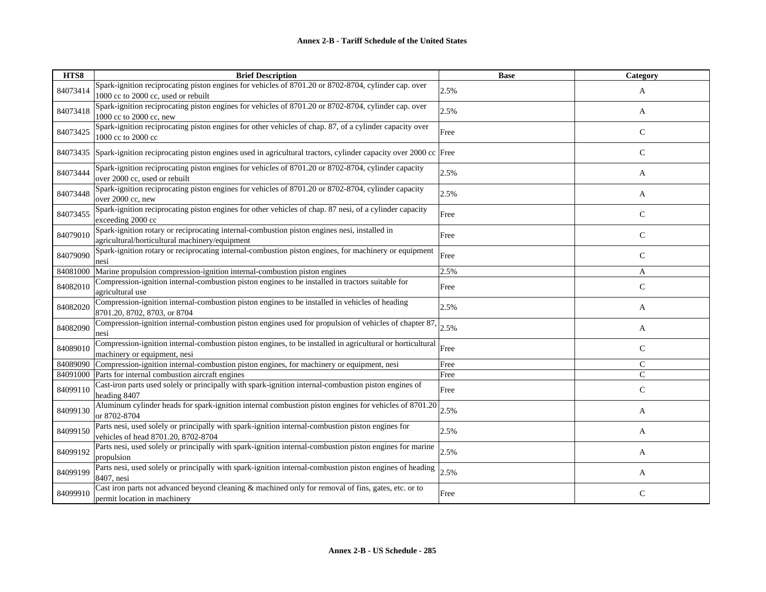| HTS8 | Brief Description | Base | Category |
|---|---|---|---|
| 84073414 | Spark-ignition reciprocating piston engines for vehicles of 8701.20 or 8702-8704, cylinder cap. over 1000 cc to 2000 cc, used or rebuilt | 2.5% | A |
| 84073418 | Spark-ignition reciprocating piston engines for vehicles of 8701.20 or 8702-8704, cylinder cap. over 1000 cc to 2000 cc, new | 2.5% | A |
| 84073425 | Spark-ignition reciprocating piston engines for other vehicles of chap. 87, of a cylinder capacity over 1000 cc to 2000 cc | Free | C |
| 84073435 | Spark-ignition reciprocating piston engines used in agricultural tractors, cylinder capacity over 2000 cc | Free | C |
| 84073444 | Spark-ignition reciprocating piston engines for vehicles of 8701.20 or 8702-8704, cylinder capacity over 2000 cc, used or rebuilt | 2.5% | A |
| 84073448 | Spark-ignition reciprocating piston engines for vehicles of 8701.20 or 8702-8704, cylinder capacity over 2000 cc, new | 2.5% | A |
| 84073455 | Spark-ignition reciprocating piston engines for other vehicles of chap. 87 nesi, of a cylinder capacity exceeding 2000 cc | Free | C |
| 84079010 | Spark-ignition rotary or reciprocating internal-combustion piston engines nesi, installed in agricultural/horticultural machinery/equipment | Free | C |
| 84079090 | Spark-ignition rotary or reciprocating internal-combustion piston engines, for machinery or equipment nesi | Free | C |
| 84081000 | Marine propulsion compression-ignition internal-combustion piston engines | 2.5% | A |
| 84082010 | Compression-ignition internal-combustion piston engines to be installed in tractors suitable for agricultural use | Free | C |
| 84082020 | Compression-ignition internal-combustion piston engines to be installed in vehicles of heading 8701.20, 8702, 8703, or 8704 | 2.5% | A |
| 84082090 | Compression-ignition internal-combustion piston engines used for propulsion of vehicles of chapter 87, nesi | 2.5% | A |
| 84089010 | Compression-ignition internal-combustion piston engines, to be installed in agricultural or horticultural machinery or equipment, nesi | Free | C |
| 84089090 | Compression-ignition internal-combustion piston engines, for machinery or equipment, nesi | Free | C |
| 84091000 | Parts for internal combustion aircraft engines | Free | C |
| 84099110 | Cast-iron parts used solely or principally with spark-ignition internal-combustion piston engines of heading 8407 | Free | C |
| 84099130 | Aluminum cylinder heads for spark-ignition internal combustion piston engines for vehicles of 8701.20 or 8702-8704 | 2.5% | A |
| 84099150 | Parts nesi, used solely or principally with spark-ignition internal-combustion piston engines for vehicles of head 8701.20, 8702-8704 | 2.5% | A |
| 84099192 | Parts nesi, used solely or principally with spark-ignition internal-combustion piston engines for marine propulsion | 2.5% | A |
| 84099199 | Parts nesi, used solely or principally with spark-ignition internal-combustion piston engines of heading 8407, nesi | 2.5% | A |
| 84099910 | Cast iron parts not advanced beyond cleaning & machined only for removal of fins, gates, etc. or to permit location in machinery | Free | C |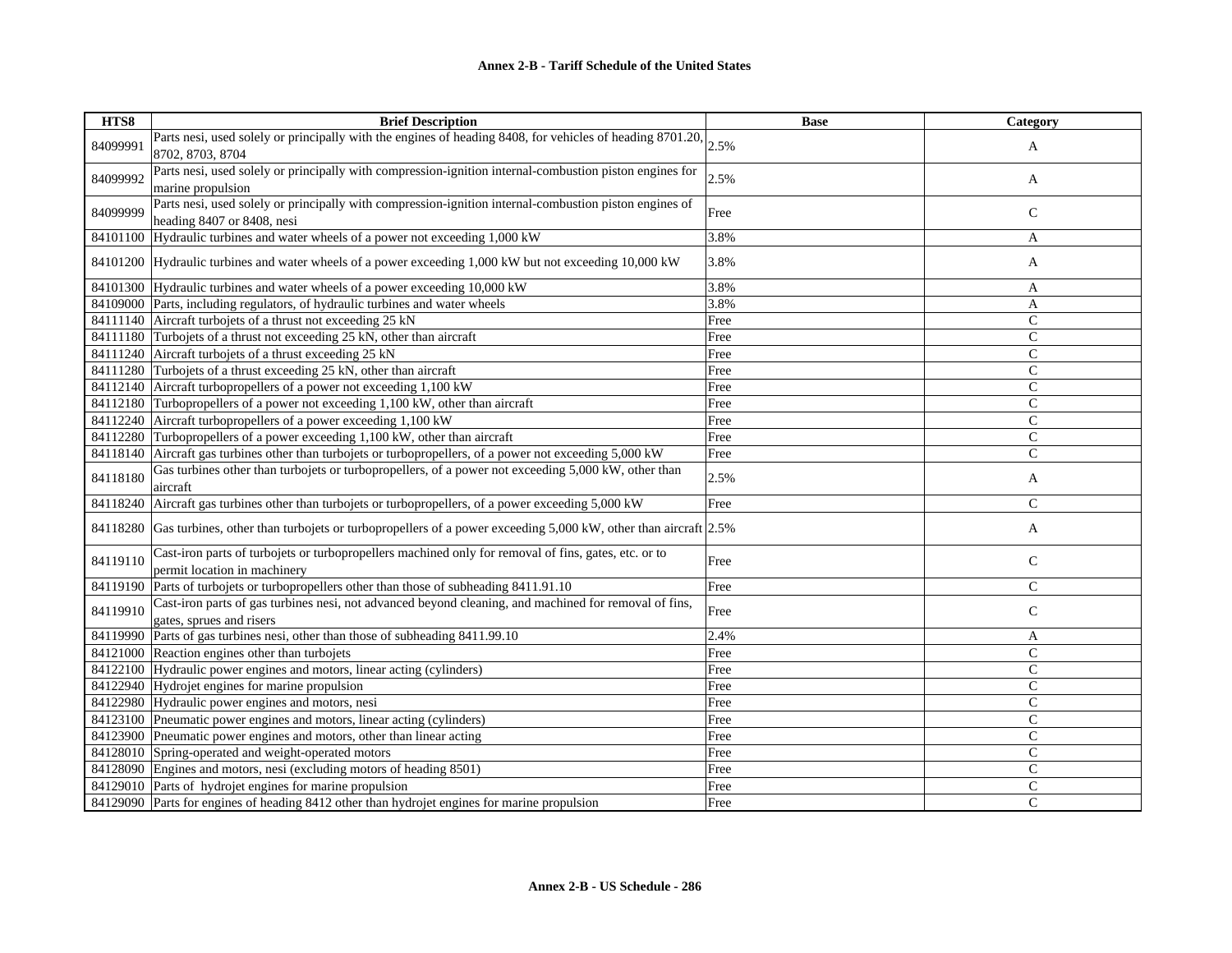| HTS8 | Brief Description | Base | Category |
|---|---|---|---|
| 84099991 | Parts nesi, used solely or principally with the engines of heading 8408, for vehicles of heading 8701.20, 8702, 8703, 8704 | 2.5% | A |
| 84099992 | Parts nesi, used solely or principally with compression-ignition internal-combustion piston engines for marine propulsion | 2.5% | A |
| 84099999 | Parts nesi, used solely or principally with compression-ignition internal-combustion piston engines of heading 8407 or 8408, nesi | Free | C |
| 84101100 | Hydraulic turbines and water wheels of a power not exceeding 1,000 kW | 3.8% | A |
| 84101200 | Hydraulic turbines and water wheels of a power exceeding 1,000 kW but not exceeding 10,000 kW | 3.8% | A |
| 84101300 | Hydraulic turbines and water wheels of a power exceeding 10,000 kW | 3.8% | A |
| 84109000 | Parts, including regulators, of hydraulic turbines and water wheels | 3.8% | A |
| 84111140 | Aircraft turbojets of a thrust not exceeding 25 kN | Free | C |
| 84111180 | Turbojets of a thrust not exceeding 25 kN, other than aircraft | Free | C |
| 84111240 | Aircraft turbojets of a thrust exceeding 25 kN | Free | C |
| 84111280 | Turbojets of a thrust exceeding 25 kN, other than aircraft | Free | C |
| 84112140 | Aircraft turbopropellers of a power not exceeding 1,100 kW | Free | C |
| 84112180 | Turbopropellers of a power not exceeding 1,100 kW, other than aircraft | Free | C |
| 84112240 | Aircraft turbopropellers of a power exceeding 1,100 kW | Free | C |
| 84112280 | Turbopropellers of a power exceeding 1,100 kW, other than aircraft | Free | C |
| 84118140 | Aircraft gas turbines other than turbojets or turbopropellers, of a power not exceeding 5,000 kW | Free | C |
| 84118180 | Gas turbines other than turbojets or turbopropellers, of a power not exceeding 5,000 kW, other than aircraft | 2.5% | A |
| 84118240 | Aircraft gas turbines other than turbojets or turbopropellers, of a power exceeding 5,000 kW | Free | C |
| 84118280 | Gas turbines, other than turbojets or turbopropellers of a power exceeding 5,000 kW, other than aircraft | 2.5% | A |
| 84119110 | Cast-iron parts of turbojets or turbopropellers machined only for removal of fins, gates, etc. or to permit location in machinery | Free | C |
| 84119190 | Parts of turbojets or turbopropellers other than those of subheading 8411.91.10 | Free | C |
| 84119910 | Cast-iron parts of gas turbines nesi, not advanced beyond cleaning, and machined for removal of fins, gates, sprues and risers | Free | C |
| 84119990 | Parts of gas turbines nesi, other than those of subheading 8411.99.10 | 2.4% | A |
| 84121000 | Reaction engines other than turbojets | Free | C |
| 84122100 | Hydraulic power engines and motors, linear acting (cylinders) | Free | C |
| 84122940 | Hydrojet engines for marine propulsion | Free | C |
| 84122980 | Hydraulic power engines and motors, nesi | Free | C |
| 84123100 | Pneumatic power engines and motors, linear acting (cylinders) | Free | C |
| 84123900 | Pneumatic power engines and motors, other than linear acting | Free | C |
| 84128010 | Spring-operated and weight-operated motors | Free | C |
| 84128090 | Engines and motors, nesi (excluding motors of heading 8501) | Free | C |
| 84129010 | Parts of hydrojet engines for marine propulsion | Free | C |
| 84129090 | Parts for engines of heading 8412 other than hydrojet engines for marine propulsion | Free | C |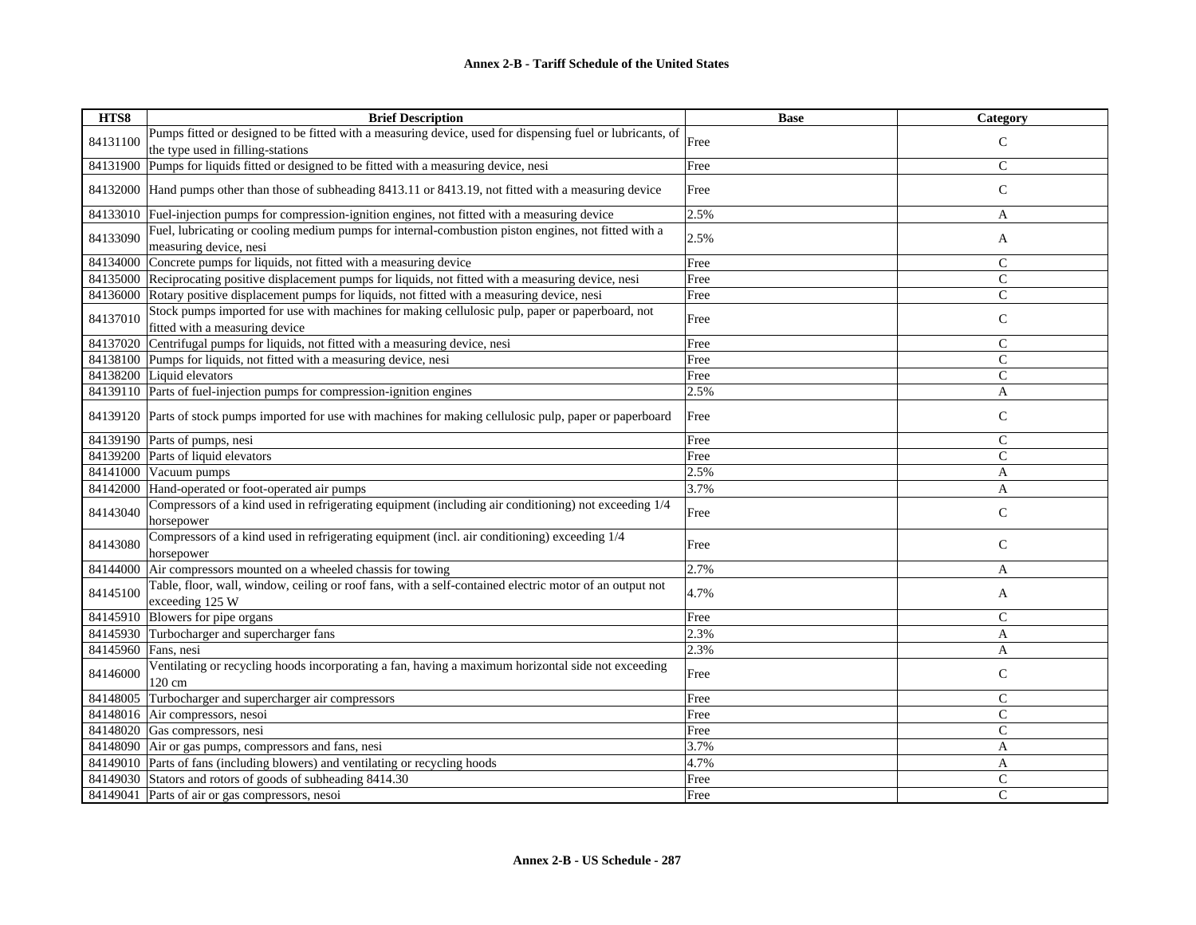**Annex 2-B - Tariff Schedule of the United States**

| HTS8 | Brief Description | Base | Category |
|---|---|---|---|
| 84131100 | Pumps fitted or designed to be fitted with a measuring device, used for dispensing fuel or lubricants, of the type used in filling-stations | Free | C |
| 84131900 | Pumps for liquids fitted or designed to be fitted with a measuring device, nesi | Free | C |
| 84132000 | Hand pumps other than those of subheading 8413.11 or 8413.19, not fitted with a measuring device | Free | C |
| 84133010 | Fuel-injection pumps for compression-ignition engines, not fitted with a measuring device | 2.5% | A |
| 84133090 | Fuel, lubricating or cooling medium pumps for internal-combustion piston engines, not fitted with a measuring device, nesi | 2.5% | A |
| 84134000 | Concrete pumps for liquids, not fitted with a measuring device | Free | C |
| 84135000 | Reciprocating positive displacement pumps for liquids, not fitted with a measuring device, nesi | Free | C |
| 84136000 | Rotary positive displacement pumps for liquids, not fitted with a measuring device, nesi | Free | C |
| 84137010 | Stock pumps imported for use with machines for making cellulosic pulp, paper or paperboard, not fitted with a measuring device | Free | C |
| 84137020 | Centrifugal pumps for liquids, not fitted with a measuring device, nesi | Free | C |
| 84138100 | Pumps for liquids, not fitted with a measuring device, nesi | Free | C |
| 84138200 | Liquid elevators | Free | C |
| 84139110 | Parts of fuel-injection pumps for compression-ignition engines | 2.5% | A |
| 84139120 | Parts of stock pumps imported for use with machines for making cellulosic pulp, paper or paperboard | Free | C |
| 84139190 | Parts of pumps, nesi | Free | C |
| 84139200 | Parts of liquid elevators | Free | C |
| 84141000 | Vacuum pumps | 2.5% | A |
| 84142000 | Hand-operated or foot-operated air pumps | 3.7% | A |
| 84143040 | Compressors of a kind used in refrigerating equipment (including air conditioning) not exceeding 1/4 horsepower | Free | C |
| 84143080 | Compressors of a kind used in refrigerating equipment (incl. air conditioning) exceeding 1/4 horsepower | Free | C |
| 84144000 | Air compressors mounted on a wheeled chassis for towing | 2.7% | A |
| 84145100 | Table, floor, wall, window, ceiling or roof fans, with a self-contained electric motor of an output not exceeding 125 W | 4.7% | A |
| 84145910 | Blowers for pipe organs | Free | C |
| 84145930 | Turbocharger and supercharger fans | 2.3% | A |
| 84145960 | Fans, nesi | 2.3% | A |
| 84146000 | Ventilating or recycling hoods incorporating a fan, having a maximum horizontal side not exceeding 120 cm | Free | C |
| 84148005 | Turbocharger and supercharger air compressors | Free | C |
| 84148016 | Air compressors, nesoi | Free | C |
| 84148020 | Gas compressors, nesi | Free | C |
| 84148090 | Air or gas pumps, compressors and fans, nesi | 3.7% | A |
| 84149010 | Parts of fans (including blowers) and ventilating or recycling hoods | 4.7% | A |
| 84149030 | Stators and rotors of goods of subheading 8414.30 | Free | C |
| 84149041 | Parts of air or gas compressors, nesoi | Free | C |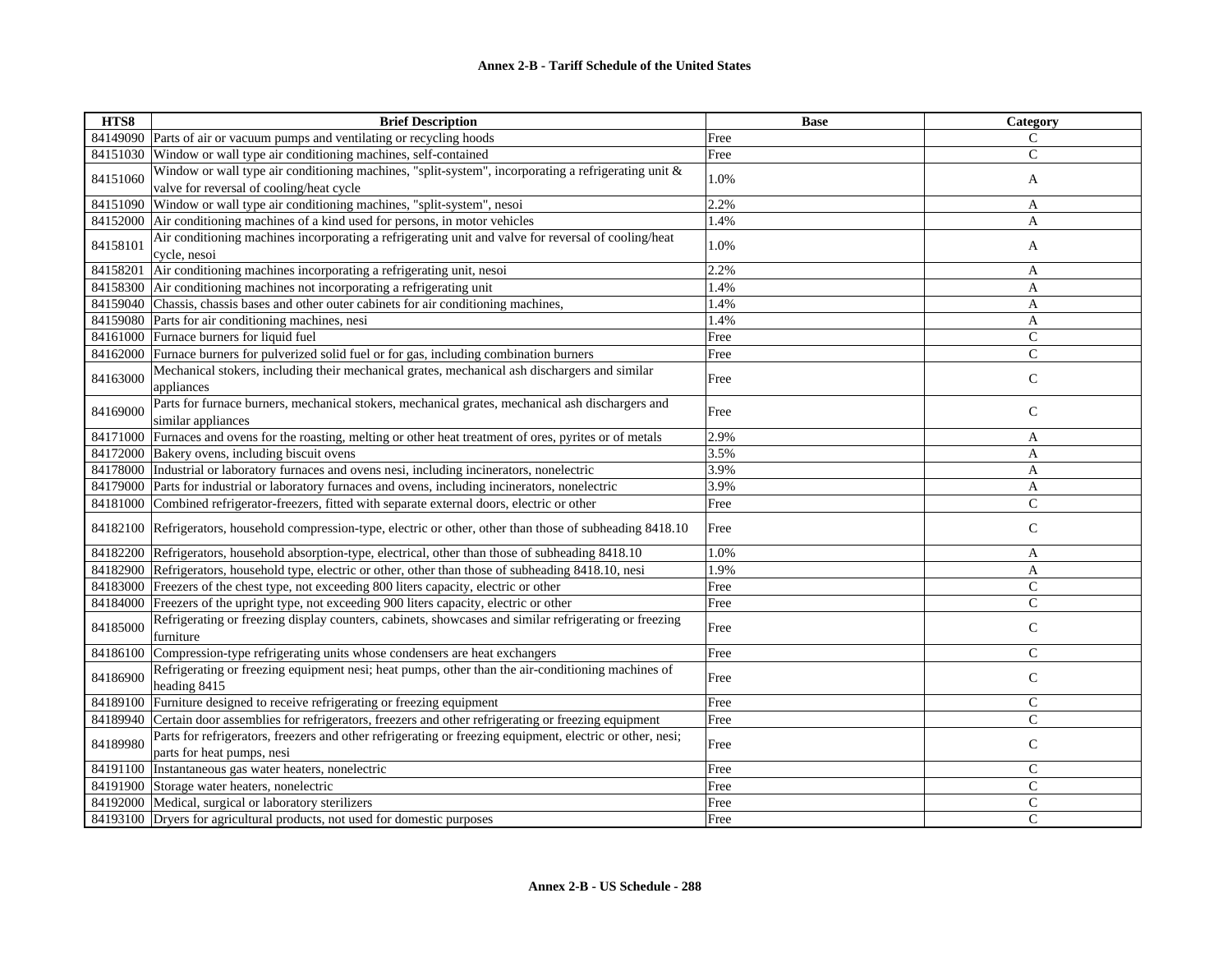| HTS8 | Brief Description | Base | Category |
|---|---|---|---|
| 84149090 | Parts of air or vacuum pumps and ventilating or recycling hoods | Free | C |
| 84151030 | Window or wall type air conditioning machines, self-contained | Free | C |
| 84151060 | Window or wall type air conditioning machines, "split-system", incorporating a refrigerating unit & valve for reversal of cooling/heat cycle | 1.0% | A |
| 84151090 | Window or wall type air conditioning machines, "split-system", nesoi | 2.2% | A |
| 84152000 | Air conditioning machines of a kind used for persons, in motor vehicles | 1.4% | A |
| 84158101 | Air conditioning machines incorporating a refrigerating unit and valve for reversal of cooling/heat cycle, nesoi | 1.0% | A |
| 84158201 | Air conditioning machines incorporating a refrigerating unit, nesoi | 2.2% | A |
| 84158300 | Air conditioning machines not incorporating a refrigerating unit | 1.4% | A |
| 84159040 | Chassis, chassis bases and other outer cabinets for air conditioning machines, | 1.4% | A |
| 84159080 | Parts for air conditioning machines, nesi | 1.4% | A |
| 84161000 | Furnace burners for liquid fuel | Free | C |
| 84162000 | Furnace burners for pulverized solid fuel or for gas, including combination burners | Free | C |
| 84163000 | Mechanical stokers, including their mechanical grates, mechanical ash dischargers and similar appliances | Free | C |
| 84169000 | Parts for furnace burners, mechanical stokers, mechanical grates, mechanical ash dischargers and similar appliances | Free | C |
| 84171000 | Furnaces and ovens for the roasting, melting or other heat treatment of ores, pyrites or of metals | 2.9% | A |
| 84172000 | Bakery ovens, including biscuit ovens | 3.5% | A |
| 84178000 | Industrial or laboratory furnaces and ovens nesi, including incinerators, nonelectric | 3.9% | A |
| 84179000 | Parts for industrial or laboratory furnaces and ovens, including incinerators, nonelectric | 3.9% | A |
| 84181000 | Combined refrigerator-freezers, fitted with separate external doors, electric or other | Free | C |
| 84182100 | Refrigerators, household compression-type, electric or other, other than those of subheading 8418.10 | Free | C |
| 84182200 | Refrigerators, household absorption-type, electrical, other than those of subheading 8418.10 | 1.0% | A |
| 84182900 | Refrigerators, household type, electric or other, other than those of subheading 8418.10, nesi | 1.9% | A |
| 84183000 | Freezers of the chest type, not exceeding 800 liters capacity, electric or other | Free | C |
| 84184000 | Freezers of the upright type, not exceeding 900 liters capacity, electric or other | Free | C |
| 84185000 | Refrigerating or freezing display counters, cabinets, showcases and similar refrigerating or freezing furniture | Free | C |
| 84186100 | Compression-type refrigerating units whose condensers are heat exchangers | Free | C |
| 84186900 | Refrigerating or freezing equipment nesi; heat pumps, other than the air-conditioning machines of heading 8415 | Free | C |
| 84189100 | Furniture designed to receive refrigerating or freezing equipment | Free | C |
| 84189940 | Certain door assemblies for refrigerators, freezers and other refrigerating or freezing equipment | Free | C |
| 84189980 | Parts for refrigerators, freezers and other refrigerating or freezing equipment, electric or other, nesi; parts for heat pumps, nesi | Free | C |
| 84191100 | Instantaneous gas water heaters, nonelectric | Free | C |
| 84191900 | Storage water heaters, nonelectric | Free | C |
| 84192000 | Medical, surgical or laboratory sterilizers | Free | C |
| 84193100 | Dryers for agricultural products, not used for domestic purposes | Free | C |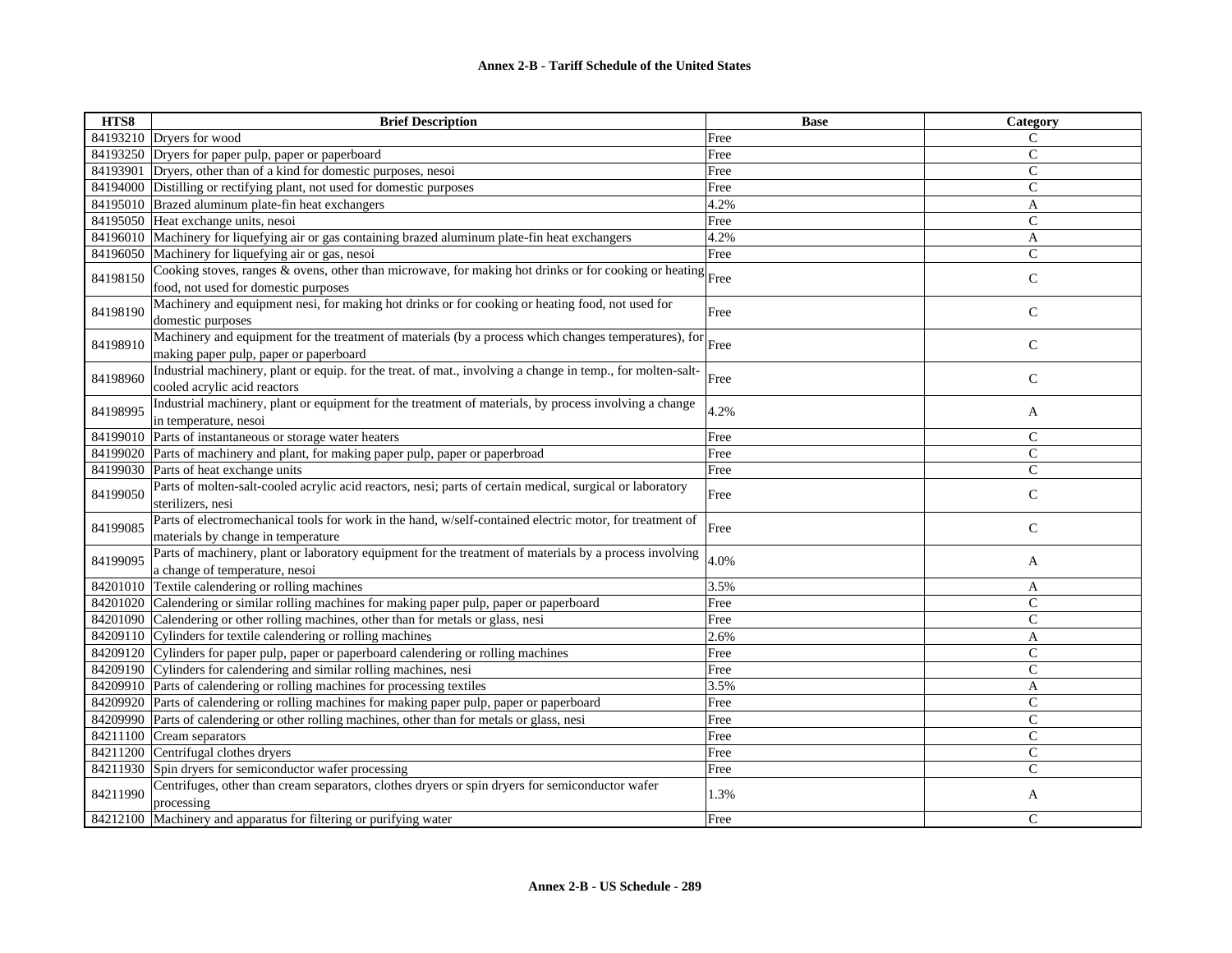**Annex 2-B - Tariff Schedule of the United States**

| HTS8 | Brief Description | Base | Category |
|---|---|---|---|
| 84193210 | Dryers for wood | Free | C |
| 84193250 | Dryers for paper pulp, paper or paperboard | Free | C |
| 84193901 | Dryers, other than of a kind for domestic purposes, nesoi | Free | C |
| 84194000 | Distilling or rectifying plant, not used for domestic purposes | Free | C |
| 84195010 | Brazed aluminum plate-fin heat exchangers | 4.2% | A |
| 84195050 | Heat exchange units, nesoi | Free | C |
| 84196010 | Machinery for liquefying air or gas containing brazed aluminum plate-fin heat exchangers | 4.2% | A |
| 84196050 | Machinery for liquefying air or gas, nesoi | Free | C |
| 84198150 | Cooking stoves, ranges & ovens, other than microwave, for making hot drinks or for cooking or heating food, not used for domestic purposes | Free | C |
| 84198190 | Machinery and equipment nesi, for making hot drinks or for cooking or heating food, not used for domestic purposes | Free | C |
| 84198910 | Machinery and equipment for the treatment of materials (by a process which changes temperatures), for making paper pulp, paper or paperboard | Free | C |
| 84198960 | Industrial machinery, plant or equip. for the treat. of mat., involving a change in temp., for molten-salt-cooled acrylic acid reactors | Free | C |
| 84198995 | Industrial machinery, plant or equipment for the treatment of materials, by process involving a change in temperature, nesoi | 4.2% | A |
| 84199010 | Parts of instantaneous or storage water heaters | Free | C |
| 84199020 | Parts of machinery and plant, for making paper pulp, paper or paperbroad | Free | C |
| 84199030 | Parts of heat exchange units | Free | C |
| 84199050 | Parts of molten-salt-cooled acrylic acid reactors, nesi; parts of certain medical, surgical or laboratory sterilizers, nesi | Free | C |
| 84199085 | Parts of electromechanical tools for work in the hand, w/self-contained electric motor, for treatment of materials by change in temperature | Free | C |
| 84199095 | Parts of machinery, plant or laboratory equipment for the treatment of materials by a process involving a change of temperature, nesoi | 4.0% | A |
| 84201010 | Textile calendering or rolling machines | 3.5% | A |
| 84201020 | Calendering or similar rolling machines for making paper pulp, paper or paperboard | Free | C |
| 84201090 | Calendering or other rolling machines, other than for metals or glass, nesi | Free | C |
| 84209110 | Cylinders for textile calendering or rolling machines | 2.6% | A |
| 84209120 | Cylinders for paper pulp, paper or paperboard calendering or rolling machines | Free | C |
| 84209190 | Cylinders for calendering and similar rolling machines, nesi | Free | C |
| 84209910 | Parts of calendering or rolling machines for processing textiles | 3.5% | A |
| 84209920 | Parts of calendering or rolling machines for making paper pulp, paper or paperboard | Free | C |
| 84209990 | Parts of calendering or other rolling machines, other than for metals or glass, nesi | Free | C |
| 84211100 | Cream separators | Free | C |
| 84211200 | Centrifugal clothes dryers | Free | C |
| 84211930 | Spin dryers for semiconductor wafer processing | Free | C |
| 84211990 | Centrifuges, other than cream separators, clothes dryers or spin dryers for semiconductor wafer processing | 1.3% | A |
| 84212100 | Machinery and apparatus for filtering or purifying water | Free | C |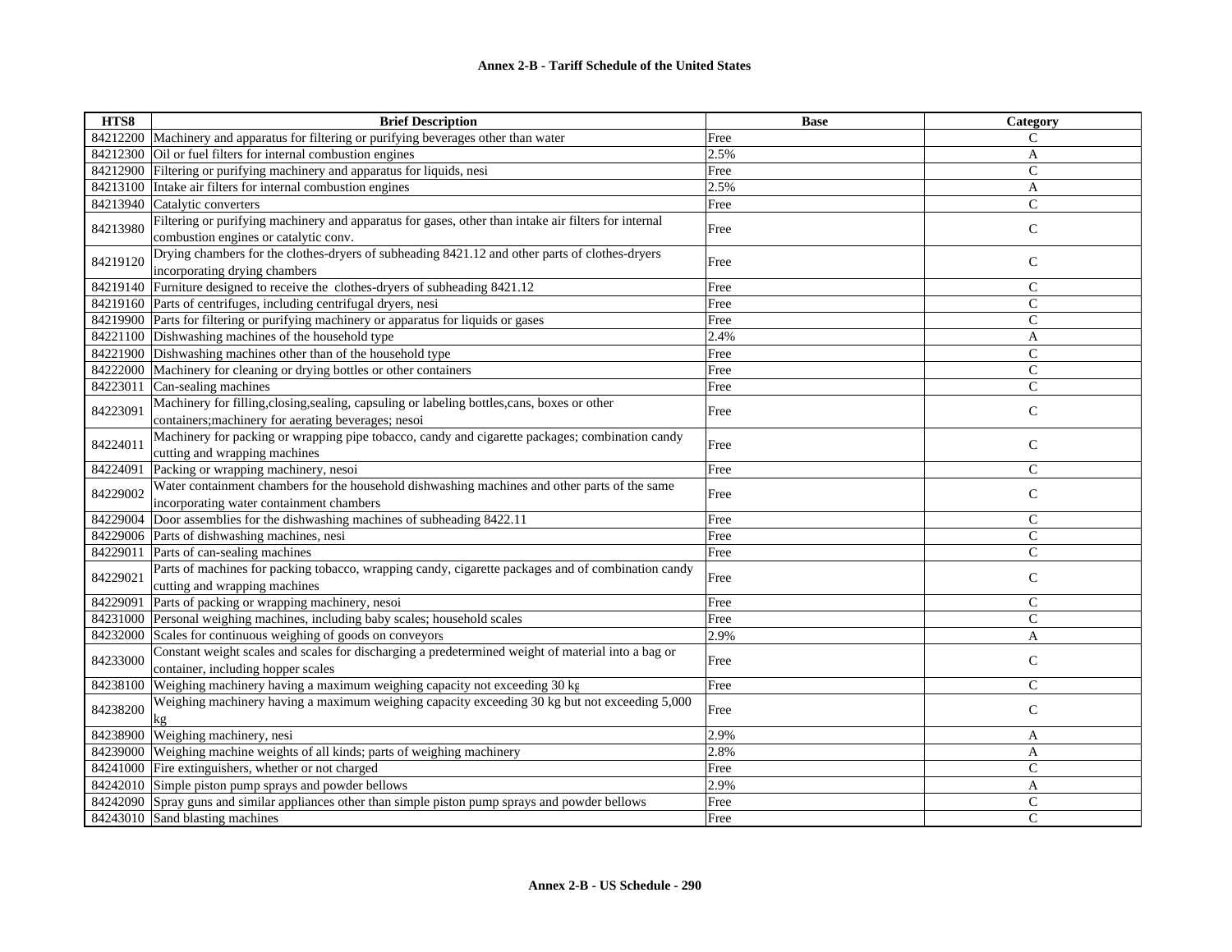**Annex 2-B - Tariff Schedule of the United States**

| HTS8 | Brief Description | Base | Category |
|---|---|---|---|
| 84212200 | Machinery and apparatus for filtering or purifying beverages other than water | Free | C |
| 84212300 | Oil or fuel filters for internal combustion engines | 2.5% | A |
| 84212900 | Filtering or purifying machinery and apparatus for liquids, nesi | Free | C |
| 84213100 | Intake air filters for internal combustion engines | 2.5% | A |
| 84213940 | Catalytic converters | Free | C |
| 84213980 | Filtering or purifying machinery and apparatus for gases, other than intake air filters for internal combustion engines or catalytic conv. | Free | C |
| 84219120 | Drying chambers for the clothes-dryers of subheading 8421.12 and other parts of clothes-dryers incorporating drying chambers | Free | C |
| 84219140 | Furniture designed to receive the clothes-dryers of subheading 8421.12 | Free | C |
| 84219160 | Parts of centrifuges, including centrifugal dryers, nesi | Free | C |
| 84219900 | Parts for filtering or purifying machinery or apparatus for liquids or gases | Free | C |
| 84221100 | Dishwashing machines of the household type | 2.4% | A |
| 84221900 | Dishwashing machines other than of the household type | Free | C |
| 84222000 | Machinery for cleaning or drying bottles or other containers | Free | C |
| 84223011 | Can-sealing machines | Free | C |
| 84223091 | Machinery for filling,closing,sealing, capsuling or labeling bottles,cans, boxes or other containers;machinery for aerating beverages; nesoi | Free | C |
| 84224011 | Machinery for packing or wrapping pipe tobacco, candy and cigarette packages; combination candy cutting and wrapping machines | Free | C |
| 84224091 | Packing or wrapping machinery, nesoi | Free | C |
| 84229002 | Water containment chambers for the household dishwashing machines and other parts of the same incorporating water containment chambers | Free | C |
| 84229004 | Door assemblies for the dishwashing machines of subheading 8422.11 | Free | C |
| 84229006 | Parts of dishwashing machines, nesi | Free | C |
| 84229011 | Parts of can-sealing machines | Free | C |
| 84229021 | Parts of machines for packing tobacco, wrapping candy, cigarette packages and of combination candy cutting and wrapping machines | Free | C |
| 84229091 | Parts of packing or wrapping machinery, nesoi | Free | C |
| 84231000 | Personal weighing machines, including baby scales; household scales | Free | C |
| 84232000 | Scales for continuous weighing of goods on conveyors | 2.9% | A |
| 84233000 | Constant weight scales and scales for discharging a predetermined weight of material into a bag or container, including hopper scales | Free | C |
| 84238100 | Weighing machinery having a maximum weighing capacity not exceeding 30 kg | Free | C |
| 84238200 | Weighing machinery having a maximum weighing capacity exceeding 30 kg but not exceeding 5,000 kg | Free | C |
| 84238900 | Weighing machinery, nesi | 2.9% | A |
| 84239000 | Weighing machine weights of all kinds; parts of weighing machinery | 2.8% | A |
| 84241000 | Fire extinguishers, whether or not charged | Free | C |
| 84242010 | Simple piston pump sprays and powder bellows | 2.9% | A |
| 84242090 | Spray guns and similar appliances other than simple piston pump sprays and powder bellows | Free | C |
| 84243010 | Sand blasting machines | Free | C |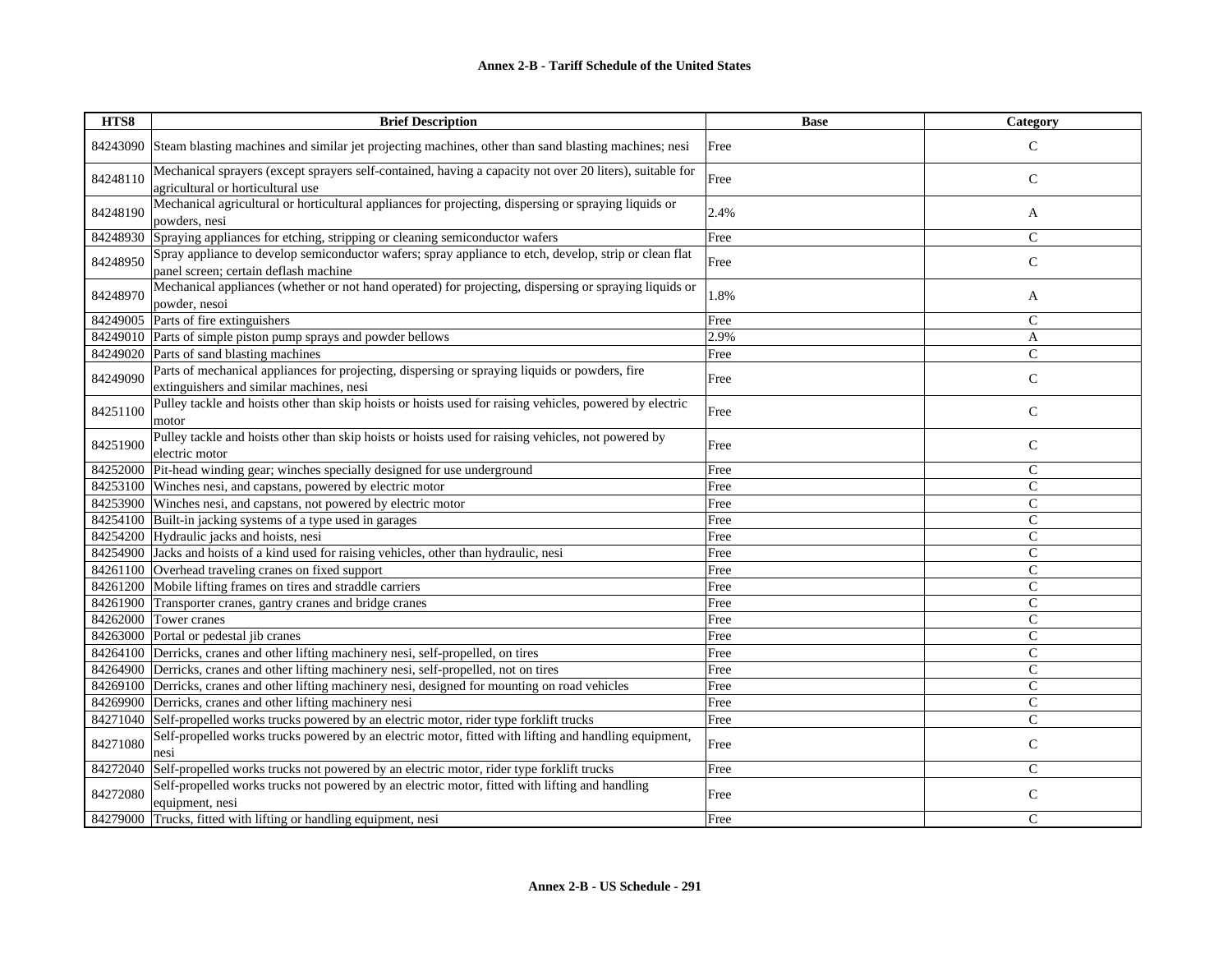**Annex 2-B - Tariff Schedule of the United States**

| HTS8 | Brief Description | Base | Category |
|---|---|---|---|
| 84243090 | Steam blasting machines and similar jet projecting machines, other than sand blasting machines; nesi | Free | C |
| 84248110 | Mechanical sprayers (except sprayers self-contained, having a capacity not over 20 liters), suitable for agricultural or horticultural use | Free | C |
| 84248190 | Mechanical agricultural or horticultural appliances for projecting, dispersing or spraying liquids or powders, nesi | 2.4% | A |
| 84248930 | Spraying appliances for etching, stripping or cleaning semiconductor wafers | Free | C |
| 84248950 | Spray appliance to develop semiconductor wafers; spray appliance to etch, develop, strip or clean flat panel screen; certain deflash machine | Free | C |
| 84248970 | Mechanical appliances (whether or not hand operated) for projecting, dispersing or spraying liquids or powder, nesoi | 1.8% | A |
| 84249005 | Parts of fire extinguishers | Free | C |
| 84249010 | Parts of simple piston pump sprays and powder bellows | 2.9% | A |
| 84249020 | Parts of sand blasting machines | Free | C |
| 84249090 | Parts of mechanical appliances for projecting, dispersing or spraying liquids or powders, fire extinguishers and similar machines, nesi | Free | C |
| 84251100 | Pulley tackle and hoists other than skip hoists or hoists used for raising vehicles, powered by electric motor | Free | C |
| 84251900 | Pulley tackle and hoists other than skip hoists or hoists used for raising vehicles, not powered by electric motor | Free | C |
| 84252000 | Pit-head winding gear; winches specially designed for use underground | Free | C |
| 84253100 | Winches nesi, and capstans, powered by electric motor | Free | C |
| 84253900 | Winches nesi, and capstans, not powered by electric motor | Free | C |
| 84254100 | Built-in jacking systems of a type used in garages | Free | C |
| 84254200 | Hydraulic jacks and hoists, nesi | Free | C |
| 84254900 | Jacks and hoists of a kind used for raising vehicles, other than hydraulic, nesi | Free | C |
| 84261100 | Overhead traveling cranes on fixed support | Free | C |
| 84261200 | Mobile lifting frames on tires and straddle carriers | Free | C |
| 84261900 | Transporter cranes, gantry cranes and bridge cranes | Free | C |
| 84262000 | Tower cranes | Free | C |
| 84263000 | Portal or pedestal jib cranes | Free | C |
| 84264100 | Derricks, cranes and other lifting machinery nesi, self-propelled, on tires | Free | C |
| 84264900 | Derricks, cranes and other lifting machinery nesi, self-propelled, not on tires | Free | C |
| 84269100 | Derricks, cranes and other lifting machinery nesi, designed for mounting on road vehicles | Free | C |
| 84269900 | Derricks, cranes and other lifting machinery nesi | Free | C |
| 84271040 | Self-propelled works trucks powered by an electric motor, rider type forklift trucks | Free | C |
| 84271080 | Self-propelled works trucks powered by an electric motor, fitted with lifting and handling equipment, nesi | Free | C |
| 84272040 | Self-propelled works trucks not powered by an electric motor, rider type forklift trucks | Free | C |
| 84272080 | Self-propelled works trucks not powered by an electric motor, fitted with lifting and handling equipment, nesi | Free | C |
| 84279000 | Trucks, fitted with lifting or handling equipment, nesi | Free | C |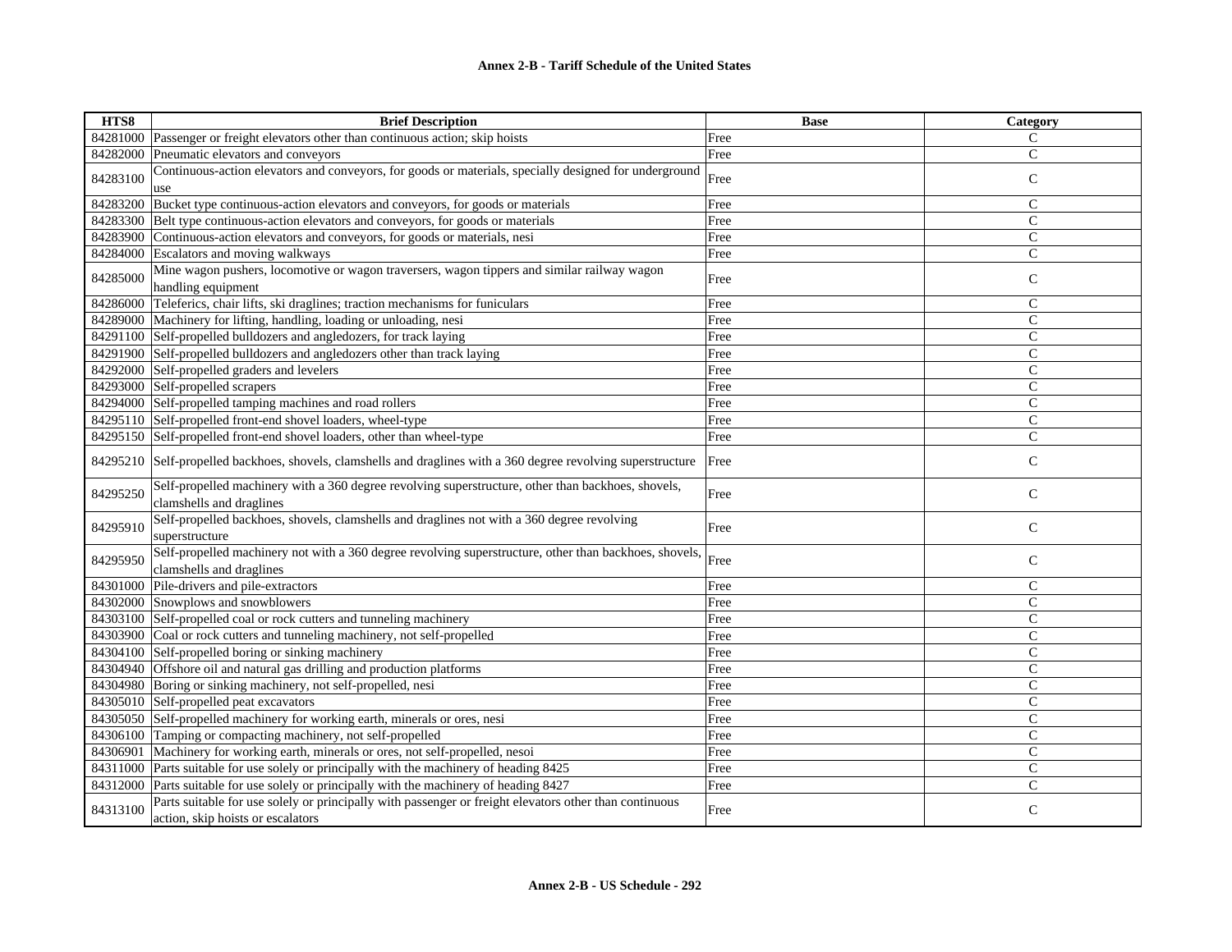| HTS8 | Brief Description | Base | Category |
|---|---|---|---|
| 84281000 | Passenger or freight elevators other than continuous action; skip hoists | Free | C |
| 84282000 | Pneumatic elevators and conveyors | Free | C |
| 84283100 | Continuous-action elevators and conveyors, for goods or materials, specially designed for underground use | Free | C |
| 84283200 | Bucket type continuous-action elevators and conveyors, for goods or materials | Free | C |
| 84283300 | Belt type continuous-action elevators and conveyors, for goods or materials | Free | C |
| 84283900 | Continuous-action elevators and conveyors, for goods or materials, nesi | Free | C |
| 84284000 | Escalators and moving walkways | Free | C |
| 84285000 | Mine wagon pushers, locomotive or wagon traversers, wagon tippers and similar railway wagon handling equipment | Free | C |
| 84286000 | Teleferics, chair lifts, ski draglines; traction mechanisms for funiculars | Free | C |
| 84289000 | Machinery for lifting, handling, loading or unloading, nesi | Free | C |
| 84291100 | Self-propelled bulldozers and angledozers, for track laying | Free | C |
| 84291900 | Self-propelled bulldozers and angledozers other than track laying | Free | C |
| 84292000 | Self-propelled graders and levelers | Free | C |
| 84293000 | Self-propelled scrapers | Free | C |
| 84294000 | Self-propelled tamping machines and road rollers | Free | C |
| 84295110 | Self-propelled front-end shovel loaders, wheel-type | Free | C |
| 84295150 | Self-propelled front-end shovel loaders, other than wheel-type | Free | C |
| 84295210 | Self-propelled backhoes, shovels, clamshells and draglines with a 360 degree revolving superstructure | Free | C |
| 84295250 | Self-propelled machinery with a 360 degree revolving superstructure, other than backhoes, shovels, clamshells and draglines | Free | C |
| 84295910 | Self-propelled backhoes, shovels, clamshells and draglines not with a 360 degree revolving superstructure | Free | C |
| 84295950 | Self-propelled machinery not with a 360 degree revolving superstructure, other than backhoes, shovels, clamshells and draglines | Free | C |
| 84301000 | Pile-drivers and pile-extractors | Free | C |
| 84302000 | Snowplows and snowblowers | Free | C |
| 84303100 | Self-propelled coal or rock cutters and tunneling machinery | Free | C |
| 84303900 | Coal or rock cutters and tunneling machinery, not self-propelled | Free | C |
| 84304100 | Self-propelled boring or sinking machinery | Free | C |
| 84304940 | Offshore oil and natural gas drilling and production platforms | Free | C |
| 84304980 | Boring or sinking machinery, not self-propelled, nesi | Free | C |
| 84305010 | Self-propelled peat excavators | Free | C |
| 84305050 | Self-propelled machinery for working earth, minerals or ores, nesi | Free | C |
| 84306100 | Tamping or compacting machinery, not self-propelled | Free | C |
| 84306901 | Machinery for working earth, minerals or ores, not self-propelled, nesoi | Free | C |
| 84311000 | Parts suitable for use solely or principally with the machinery of heading 8425 | Free | C |
| 84312000 | Parts suitable for use solely or principally with the machinery of heading 8427 | Free | C |
| 84313100 | Parts suitable for use solely or principally with passenger or freight elevators other than continuous action, skip hoists or escalators | Free | C |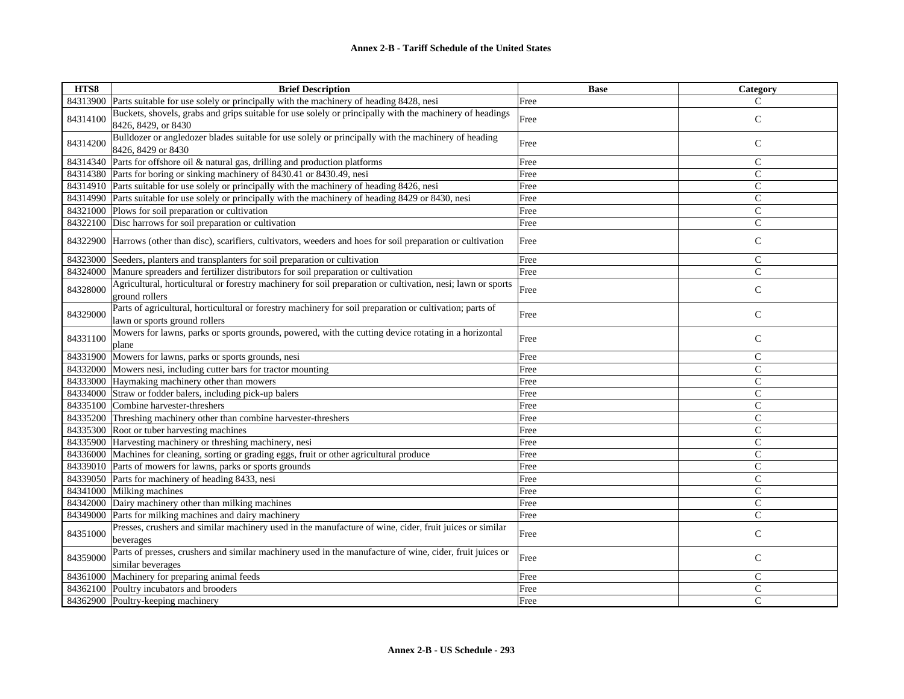**Annex 2-B - Tariff Schedule of the United States**

| HTS8 | Brief Description | Base | Category |
|---|---|---|---|
| 84313900 | Parts suitable for use solely or principally with the machinery of heading 8428, nesi | Free | C |
| 84314100 | Buckets, shovels, grabs and grips suitable for use solely or principally with the machinery of headings 8426, 8429, or 8430 | Free | C |
| 84314200 | Bulldozer or angledozer blades suitable for use solely or principally with the machinery of heading 8426, 8429 or 8430 | Free | C |
| 84314340 | Parts for offshore oil & natural gas, drilling and production platforms | Free | C |
| 84314380 | Parts for boring or sinking machinery of 8430.41 or 8430.49, nesi | Free | C |
| 84314910 | Parts suitable for use solely or principally with the machinery of heading 8426, nesi | Free | C |
| 84314990 | Parts suitable for use solely or principally with the machinery of heading 8429 or 8430, nesi | Free | C |
| 84321000 | Plows for soil preparation or cultivation | Free | C |
| 84322100 | Disc harrows for soil preparation or cultivation | Free | C |
| 84322900 | Harrows (other than disc), scarifiers, cultivators, weeders and hoes for soil preparation or cultivation | Free | C |
| 84323000 | Seeders, planters and transplanters for soil preparation or cultivation | Free | C |
| 84324000 | Manure spreaders and fertilizer distributors for soil preparation or cultivation | Free | C |
| 84328000 | Agricultural, horticultural or forestry machinery for soil preparation or cultivation, nesi; lawn or sports ground rollers | Free | C |
| 84329000 | Parts of agricultural, horticultural or forestry machinery for soil preparation or cultivation; parts of lawn or sports ground rollers | Free | C |
| 84331100 | Mowers for lawns, parks or sports grounds, powered, with the cutting device rotating in a horizontal plane | Free | C |
| 84331900 | Mowers for lawns, parks or sports grounds, nesi | Free | C |
| 84332000 | Mowers nesi, including cutter bars for tractor mounting | Free | C |
| 84333000 | Haymaking machinery other than mowers | Free | C |
| 84334000 | Straw or fodder balers, including pick-up balers | Free | C |
| 84335100 | Combine harvester-threshers | Free | C |
| 84335200 | Threshing machinery other than combine harvester-threshers | Free | C |
| 84335300 | Root or tuber harvesting machines | Free | C |
| 84335900 | Harvesting machinery or threshing machinery, nesi | Free | C |
| 84336000 | Machines for cleaning, sorting or grading eggs, fruit or other agricultural produce | Free | C |
| 84339010 | Parts of mowers for lawns, parks or sports grounds | Free | C |
| 84339050 | Parts for machinery of heading 8433, nesi | Free | C |
| 84341000 | Milking machines | Free | C |
| 84342000 | Dairy machinery other than milking machines | Free | C |
| 84349000 | Parts for milking machines and dairy machinery | Free | C |
| 84351000 | Presses, crushers and similar machinery used in the manufacture of wine, cider, fruit juices or similar beverages | Free | C |
| 84359000 | Parts of presses, crushers and similar machinery used in the manufacture of wine, cider, fruit juices or similar beverages | Free | C |
| 84361000 | Machinery for preparing animal feeds | Free | C |
| 84362100 | Poultry incubators and brooders | Free | C |
| 84362900 | Poultry-keeping machinery | Free | C |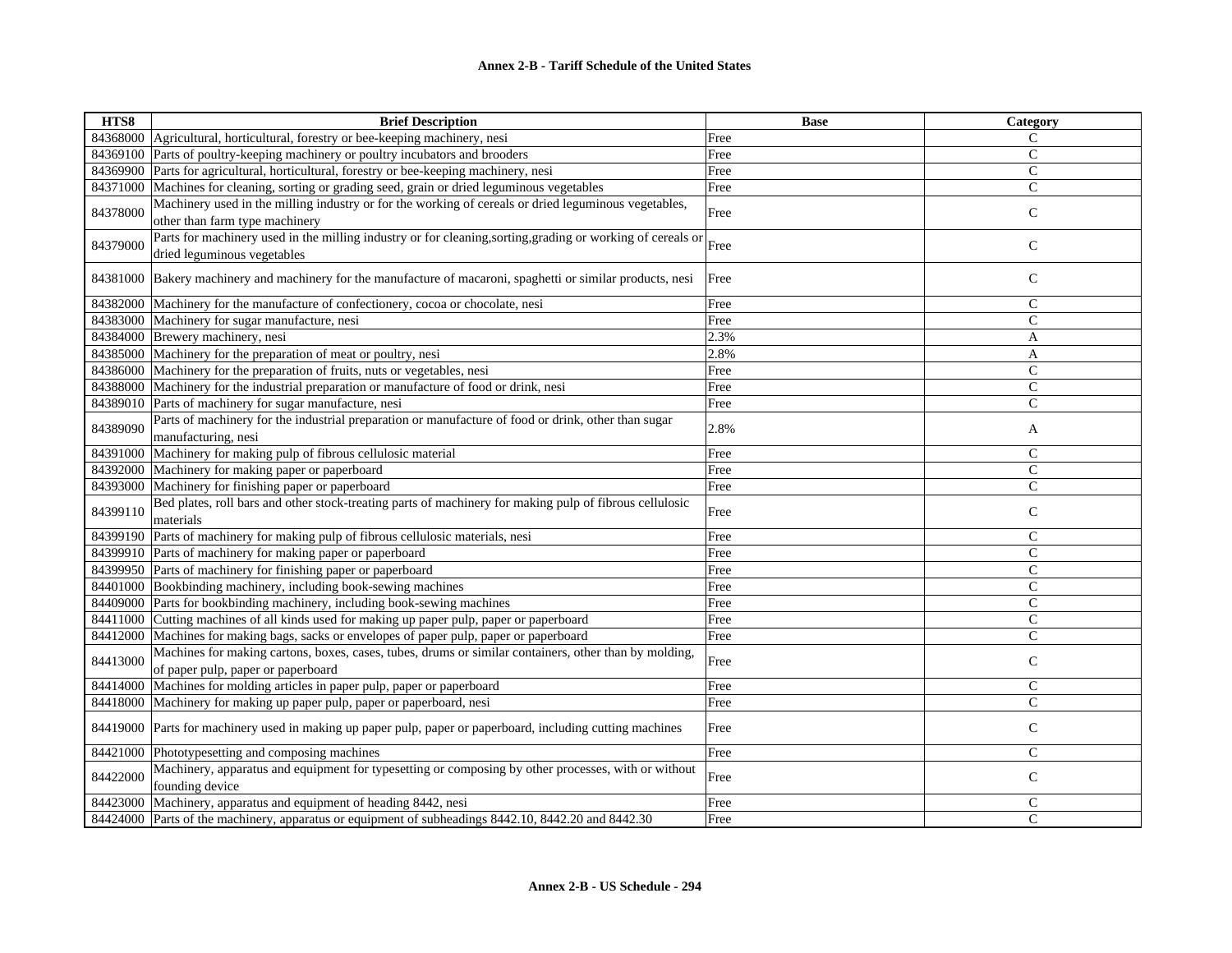| HTS8 | Brief Description | Base | Category |
|---|---|---|---|
| 84368000 | Agricultural, horticultural, forestry or bee-keeping machinery, nesi | Free | C |
| 84369100 | Parts of poultry-keeping machinery or poultry incubators and brooders | Free | C |
| 84369900 | Parts for agricultural, horticultural, forestry or bee-keeping machinery, nesi | Free | C |
| 84371000 | Machines for cleaning, sorting or grading seed, grain or dried leguminous vegetables | Free | C |
| 84378000 | Machinery used in the milling industry or for the working of cereals or dried leguminous vegetables, other than farm type machinery | Free | C |
| 84379000 | Parts for machinery used in the milling industry or for cleaning,sorting,grading or working of cereals or dried leguminous vegetables | Free | C |
| 84381000 | Bakery machinery and machinery for the manufacture of macaroni, spaghetti or similar products, nesi | Free | C |
| 84382000 | Machinery for the manufacture of confectionery, cocoa or chocolate, nesi | Free | C |
| 84383000 | Machinery for sugar manufacture, nesi | Free | C |
| 84384000 | Brewery machinery, nesi | 2.3% | A |
| 84385000 | Machinery for the preparation of meat or poultry, nesi | 2.8% | A |
| 84386000 | Machinery for the preparation of fruits, nuts or vegetables, nesi | Free | C |
| 84388000 | Machinery for the industrial preparation or manufacture of food or drink, nesi | Free | C |
| 84389010 | Parts of machinery for sugar manufacture, nesi | Free | C |
| 84389090 | Parts of machinery for the industrial preparation or manufacture of food or drink, other than sugar manufacturing, nesi | 2.8% | A |
| 84391000 | Machinery for making pulp of fibrous cellulosic material | Free | C |
| 84392000 | Machinery for making paper or paperboard | Free | C |
| 84393000 | Machinery for finishing paper or paperboard | Free | C |
| 84399110 | Bed plates, roll bars and other stock-treating parts of machinery for making pulp of fibrous cellulosic materials | Free | C |
| 84399190 | Parts of machinery for making pulp of fibrous cellulosic materials, nesi | Free | C |
| 84399910 | Parts of machinery for making paper or paperboard | Free | C |
| 84399950 | Parts of machinery for finishing paper or paperboard | Free | C |
| 84401000 | Bookbinding machinery, including book-sewing machines | Free | C |
| 84409000 | Parts for bookbinding machinery, including book-sewing machines | Free | C |
| 84411000 | Cutting machines of all kinds used for making up paper pulp, paper or paperboard | Free | C |
| 84412000 | Machines for making bags, sacks or envelopes of paper pulp, paper or paperboard | Free | C |
| 84413000 | Machines for making cartons, boxes, cases, tubes, drums or similar containers, other than by molding, of paper pulp, paper or paperboard | Free | C |
| 84414000 | Machines for molding articles in paper pulp, paper or paperboard | Free | C |
| 84418000 | Machinery for making up paper pulp, paper or paperboard, nesi | Free | C |
| 84419000 | Parts for machinery used in making up paper pulp, paper or paperboard, including cutting machines | Free | C |
| 84421000 | Phototypesetting and composing machines | Free | C |
| 84422000 | Machinery, apparatus and equipment for typesetting or composing by other processes, with or without founding device | Free | C |
| 84423000 | Machinery, apparatus and equipment of heading 8442, nesi | Free | C |
| 84424000 | Parts of the machinery, apparatus or equipment of subheadings 8442.10, 8442.20 and 8442.30 | Free | C |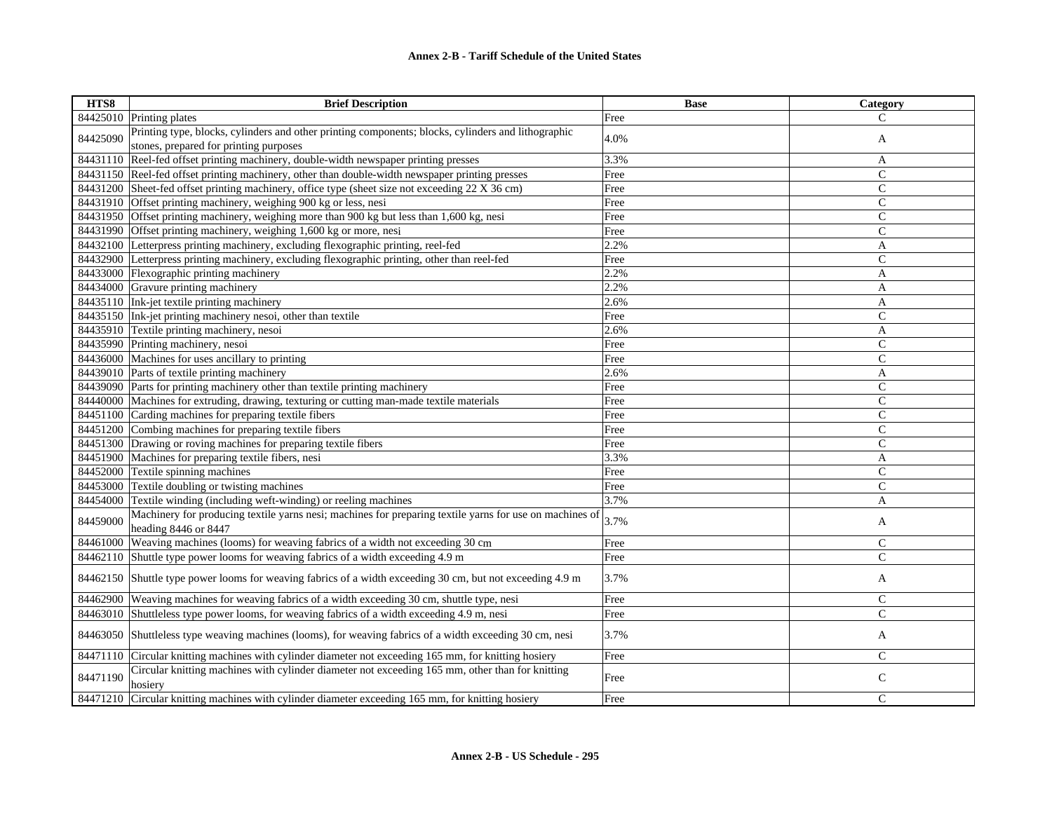## Annex 2-B - Tariff Schedule of the United States

| HTS8 | Brief Description | Base | Category |
|---|---|---|---|
| 84425010 | Printing plates | Free | C |
| 84425090 | Printing type, blocks, cylinders and other printing components; blocks, cylinders and lithographic stones, prepared for printing purposes | 4.0% | A |
| 84431110 | Reel-fed offset printing machinery, double-width newspaper printing presses | 3.3% | A |
| 84431150 | Reel-fed offset printing machinery, other than double-width newspaper printing presses | Free | C |
| 84431200 | Sheet-fed offset printing machinery, office type (sheet size not exceeding 22 X 36 cm) | Free | C |
| 84431910 | Offset printing machinery, weighing 900 kg or less, nesi | Free | C |
| 84431950 | Offset printing machinery, weighing more than 900 kg but less than 1,600 kg, nesi | Free | C |
| 84431990 | Offset printing machinery, weighing 1,600 kg or more, nesi | Free | C |
| 84432100 | Letterpress printing machinery, excluding flexographic printing, reel-fed | 2.2% | A |
| 84432900 | Letterpress printing machinery, excluding flexographic printing, other than reel-fed | Free | C |
| 84433000 | Flexographic printing machinery | 2.2% | A |
| 84434000 | Gravure printing machinery | 2.2% | A |
| 84435110 | Ink-jet textile printing machinery | 2.6% | A |
| 84435150 | Ink-jet printing machinery nesoi, other than textile | Free | C |
| 84435910 | Textile printing machinery, nesoi | 2.6% | A |
| 84435990 | Printing machinery, nesoi | Free | C |
| 84436000 | Machines for uses ancillary to printing | Free | C |
| 84439010 | Parts of textile printing machinery | 2.6% | A |
| 84439090 | Parts for printing machinery other than textile printing machinery | Free | C |
| 84440000 | Machines for extruding, drawing, texturing or cutting man-made textile materials | Free | C |
| 84451100 | Carding machines for preparing textile fibers | Free | C |
| 84451200 | Combing machines for preparing textile fibers | Free | C |
| 84451300 | Drawing or roving machines for preparing textile fibers | Free | C |
| 84451900 | Machines for preparing textile fibers, nesi | 3.3% | A |
| 84452000 | Textile spinning machines | Free | C |
| 84453000 | Textile doubling or twisting machines | Free | C |
| 84454000 | Textile winding (including weft-winding) or reeling machines | 3.7% | A |
| 84459000 | Machinery for producing textile yarns nesi; machines for preparing textile yarns for use on machines of heading 8446 or 8447 | 3.7% | A |
| 84461000 | Weaving machines (looms) for weaving fabrics of a width not exceeding 30 cm | Free | C |
| 84462110 | Shuttle type power looms for weaving fabrics of a width exceeding 4.9 m | Free | C |
| 84462150 | Shuttle type power looms for weaving fabrics of a width exceeding 30 cm, but not exceeding 4.9 m | 3.7% | A |
| 84462900 | Weaving machines for weaving fabrics of a width exceeding 30 cm, shuttle type, nesi | Free | C |
| 84463010 | Shuttleless type power looms, for weaving fabrics of a width exceeding 4.9 m, nesi | Free | C |
| 84463050 | Shuttleless type weaving machines (looms), for weaving fabrics of a width exceeding 30 cm, nesi | 3.7% | A |
| 84471110 | Circular knitting machines with cylinder diameter not exceeding 165 mm, for knitting hosiery | Free | C |
| 84471190 | Circular knitting machines with cylinder diameter not exceeding 165 mm, other than for knitting hosiery | Free | C |
| 84471210 | Circular knitting machines with cylinder diameter exceeding 165 mm, for knitting hosiery | Free | C |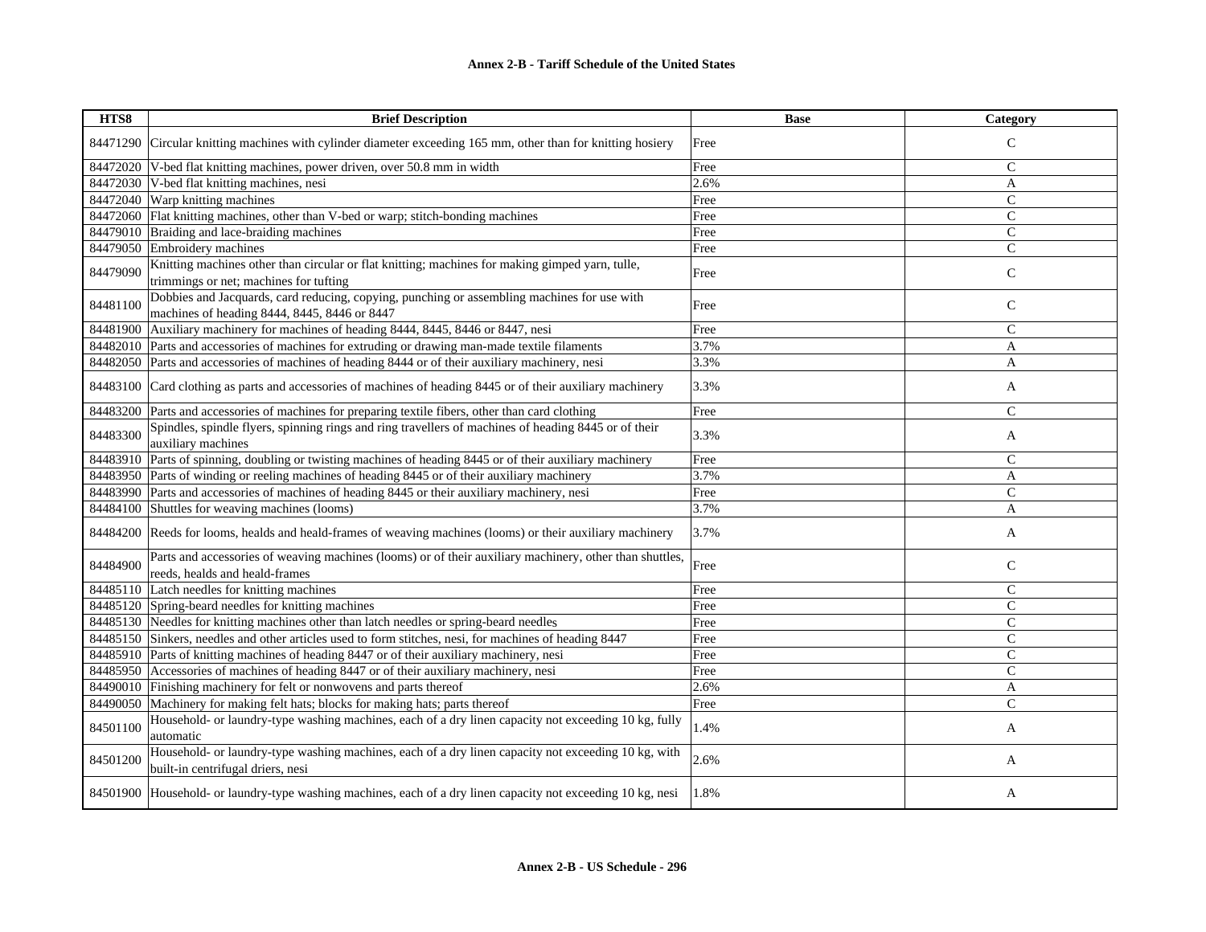| HTS8 | Brief Description | Base | Category |
|---|---|---|---|
| 84471290 | Circular knitting machines with cylinder diameter exceeding 165 mm, other than for knitting hosiery | Free | C |
| 84472020 | V-bed flat knitting machines, power driven, over 50.8 mm in width | Free | C |
| 84472030 | V-bed flat knitting machines, nesi | 2.6% | A |
| 84472040 | Warp knitting machines | Free | C |
| 84472060 | Flat knitting machines, other than V-bed or warp; stitch-bonding machines | Free | C |
| 84479010 | Braiding and lace-braiding machines | Free | C |
| 84479050 | Embroidery machines | Free | C |
| 84479090 | Knitting machines other than circular or flat knitting; machines for making gimped yarn, tulle, trimmings or net; machines for tufting | Free | C |
| 84481100 | Dobbies and Jacquards, card reducing, copying, punching or assembling machines for use with machines of heading 8444, 8445, 8446 or 8447 | Free | C |
| 84481900 | Auxiliary machinery for machines of heading 8444, 8445, 8446 or 8447, nesi | Free | C |
| 84482010 | Parts and accessories of machines for extruding or drawing man-made textile filaments | 3.7% | A |
| 84482050 | Parts and accessories of machines of heading 8444 or of their auxiliary machinery, nesi | 3.3% | A |
| 84483100 | Card clothing as parts and accessories of machines of heading 8445 or of their auxiliary machinery | 3.3% | A |
| 84483200 | Parts and accessories of machines for preparing textile fibers, other than card clothing | Free | C |
| 84483300 | Spindles, spindle flyers, spinning rings and ring travellers of machines of heading 8445 or of their auxiliary machines | 3.3% | A |
| 84483910 | Parts of spinning, doubling or twisting machines of heading 8445 or of their auxiliary machinery | Free | C |
| 84483950 | Parts of winding or reeling machines of heading 8445 or of their auxiliary machinery | 3.7% | A |
| 84483990 | Parts and accessories of machines of heading 8445 or their auxiliary machinery, nesi | Free | C |
| 84484100 | Shuttles for weaving machines (looms) | 3.7% | A |
| 84484200 | Reeds for looms, healds and heald-frames of weaving machines (looms) or their auxiliary machinery | 3.7% | A |
| 84484900 | Parts and accessories of weaving machines (looms) or of their auxiliary machinery, other than shuttles, reeds, healds and heald-frames | Free | C |
| 84485110 | Latch needles for knitting machines | Free | C |
| 84485120 | Spring-beard needles for knitting machines | Free | C |
| 84485130 | Needles for knitting machines other than latch needles or spring-beard needles | Free | C |
| 84485150 | Sinkers, needles and other articles used to form stitches, nesi, for machines of heading 8447 | Free | C |
| 84485910 | Parts of knitting machines of heading 8447 or of their auxiliary machinery, nesi | Free | C |
| 84485950 | Accessories of machines of heading 8447 or of their auxiliary machinery, nesi | Free | C |
| 84490010 | Finishing machinery for felt or nonwovens and parts thereof | 2.6% | A |
| 84490050 | Machinery for making felt hats; blocks for making hats; parts thereof | Free | C |
| 84501100 | Household- or laundry-type washing machines, each of a dry linen capacity not exceeding 10 kg, fully automatic | 1.4% | A |
| 84501200 | Household- or laundry-type washing machines, each of a dry linen capacity not exceeding 10 kg, with built-in centrifugal driers, nesi | 2.6% | A |
| 84501900 | Household- or laundry-type washing machines, each of a dry linen capacity not exceeding 10 kg, nesi | 1.8% | A |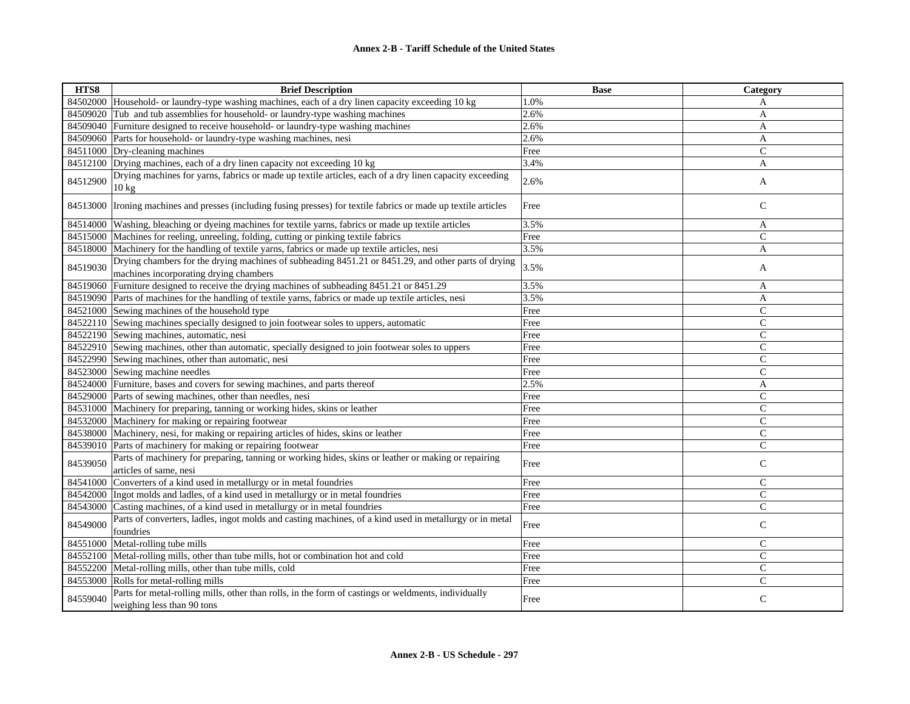**Annex 2-B - Tariff Schedule of the United States**

| HTS8 | Brief Description | Base | Category |
|---|---|---|---|
| 84502000 | Household- or laundry-type washing machines, each of a dry linen capacity exceeding 10 kg | 1.0% | A |
| 84509020 | Tub and tub assemblies for household- or laundry-type washing machines | 2.6% | A |
| 84509040 | Furniture designed to receive household- or laundry-type washing machines | 2.6% | A |
| 84509060 | Parts for household- or laundry-type washing machines, nesi | 2.6% | A |
| 84511000 | Dry-cleaning machines | Free | C |
| 84512100 | Drying machines, each of a dry linen capacity not exceeding 10 kg | 3.4% | A |
| 84512900 | Drying machines for yarns, fabrics or made up textile articles, each of a dry linen capacity exceeding 10 kg | 2.6% | A |
| 84513000 | Ironing machines and presses (including fusing presses) for textile fabrics or made up textile articles | Free | C |
| 84514000 | Washing, bleaching or dyeing machines for textile yarns, fabrics or made up textile articles | 3.5% | A |
| 84515000 | Machines for reeling, unreeling, folding, cutting or pinking textile fabrics | Free | C |
| 84518000 | Machinery for the handling of textile yarns, fabrics or made up textile articles, nesi | 3.5% | A |
| 84519030 | Drying chambers for the drying machines of subheading 8451.21 or 8451.29, and other parts of drying machines incorporating drying chambers | 3.5% | A |
| 84519060 | Furniture designed to receive the drying machines of subheading 8451.21 or 8451.29 | 3.5% | A |
| 84519090 | Parts of machines for the handling of textile yarns, fabrics or made up textile articles, nesi | 3.5% | A |
| 84521000 | Sewing machines of the household type | Free | C |
| 84522110 | Sewing machines specially designed to join footwear soles to uppers, automatic | Free | C |
| 84522190 | Sewing machines, automatic, nesi | Free | C |
| 84522910 | Sewing machines, other than automatic, specially designed to join footwear soles to uppers | Free | C |
| 84522990 | Sewing machines, other than automatic, nesi | Free | C |
| 84523000 | Sewing machine needles | Free | C |
| 84524000 | Furniture, bases and covers for sewing machines, and parts thereof | 2.5% | A |
| 84529000 | Parts of sewing machines, other than needles, nesi | Free | C |
| 84531000 | Machinery for preparing, tanning or working hides, skins or leather | Free | C |
| 84532000 | Machinery for making or repairing footwear | Free | C |
| 84538000 | Machinery, nesi, for making or repairing articles of hides, skins or leather | Free | C |
| 84539010 | Parts of machinery for making or repairing footwear | Free | C |
| 84539050 | Parts of machinery for preparing, tanning or working hides, skins or leather or making or repairing articles of same, nesi | Free | C |
| 84541000 | Converters of a kind used in metallurgy or in metal foundries | Free | C |
| 84542000 | Ingot molds and ladles, of a kind used in metallurgy or in metal foundries | Free | C |
| 84543000 | Casting machines, of a kind used in metallurgy or in metal foundries | Free | C |
| 84549000 | Parts of converters, ladles, ingot molds and casting machines, of a kind used in metallurgy or in metal foundries | Free | C |
| 84551000 | Metal-rolling tube mills | Free | C |
| 84552100 | Metal-rolling mills, other than tube mills, hot or combination hot and cold | Free | C |
| 84552200 | Metal-rolling mills, other than tube mills, cold | Free | C |
| 84553000 | Rolls for metal-rolling mills | Free | C |
| 84559040 | Parts for metal-rolling mills, other than rolls, in the form of castings or weldments, individually weighing less than 90 tons | Free | C |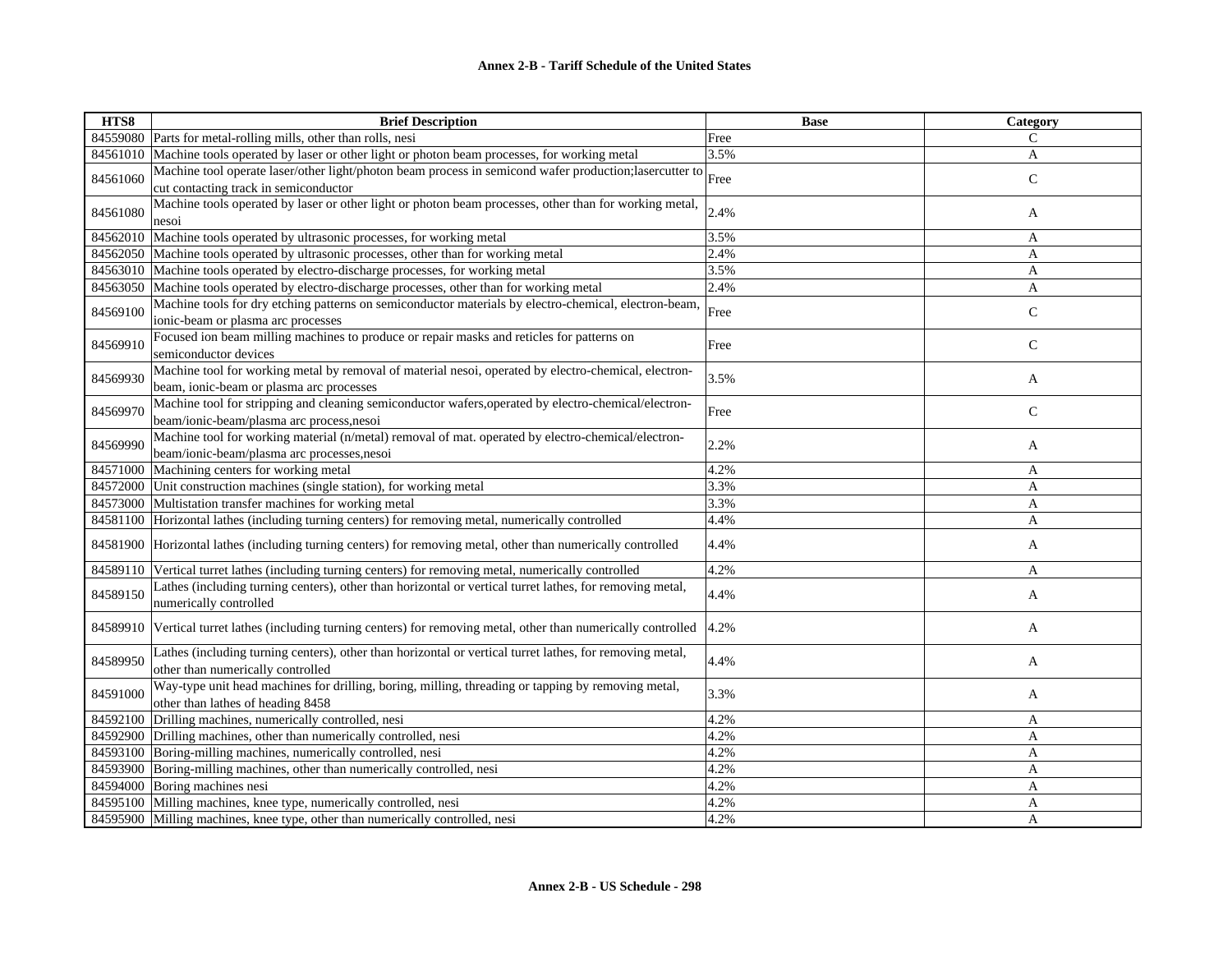| HTS8 | Brief Description | Base | Category |
|---|---|---|---|
| 84559080 | Parts for metal-rolling mills, other than rolls, nesi | Free | C |
| 84561010 | Machine tools operated by laser or other light or photon beam processes, for working metal | 3.5% | A |
| 84561060 | Machine tool operate laser/other light/photon beam process in semicond wafer production;lasercutter to cut contacting track in semiconductor | Free | C |
| 84561080 | Machine tools operated by laser or other light or photon beam processes, other than for working metal, nesoi | 2.4% | A |
| 84562010 | Machine tools operated by ultrasonic processes, for working metal | 3.5% | A |
| 84562050 | Machine tools operated by ultrasonic processes, other than for working metal | 2.4% | A |
| 84563010 | Machine tools operated by electro-discharge processes, for working metal | 3.5% | A |
| 84563050 | Machine tools operated by electro-discharge processes, other than for working metal | 2.4% | A |
| 84569100 | Machine tools for dry etching patterns on semiconductor materials by electro-chemical, electron-beam, ionic-beam or plasma arc processes | Free | C |
| 84569910 | Focused ion beam milling machines to produce or repair masks and reticles for patterns on semiconductor devices | Free | C |
| 84569930 | Machine tool for working metal by removal of material nesoi, operated by electro-chemical, electron-beam, ionic-beam or plasma arc processes | 3.5% | A |
| 84569970 | Machine tool for stripping and cleaning semiconductor wafers,operated by electro-chemical/electron-beam/ionic-beam/plasma arc process,nesoi | Free | C |
| 84569990 | Machine tool for working material (n/metal) removal of mat. operated by electro-chemical/electron-beam/ionic-beam/plasma arc processes,nesoi | 2.2% | A |
| 84571000 | Machining centers for working metal | 4.2% | A |
| 84572000 | Unit construction machines (single station), for working metal | 3.3% | A |
| 84573000 | Multistation transfer machines for working metal | 3.3% | A |
| 84581100 | Horizontal lathes (including turning centers) for removing metal, numerically controlled | 4.4% | A |
| 84581900 | Horizontal lathes (including turning centers) for removing metal, other than numerically controlled | 4.4% | A |
| 84589110 | Vertical turret lathes (including turning centers) for removing metal, numerically controlled | 4.2% | A |
| 84589150 | Lathes (including turning centers), other than horizontal or vertical turret lathes, for removing metal, numerically controlled | 4.4% | A |
| 84589910 | Vertical turret lathes (including turning centers) for removing metal, other than numerically controlled | 4.2% | A |
| 84589950 | Lathes (including turning centers), other than horizontal or vertical turret lathes, for removing metal, other than numerically controlled | 4.4% | A |
| 84591000 | Way-type unit head machines for drilling, boring, milling, threading or tapping by removing metal, other than lathes of heading 8458 | 3.3% | A |
| 84592100 | Drilling machines, numerically controlled, nesi | 4.2% | A |
| 84592900 | Drilling machines, other than numerically controlled, nesi | 4.2% | A |
| 84593100 | Boring-milling machines, numerically controlled, nesi | 4.2% | A |
| 84593900 | Boring-milling machines, other than numerically controlled, nesi | 4.2% | A |
| 84594000 | Boring machines nesi | 4.2% | A |
| 84595100 | Milling machines, knee type, numerically controlled, nesi | 4.2% | A |
| 84595900 | Milling machines, knee type, other than numerically controlled, nesi | 4.2% | A |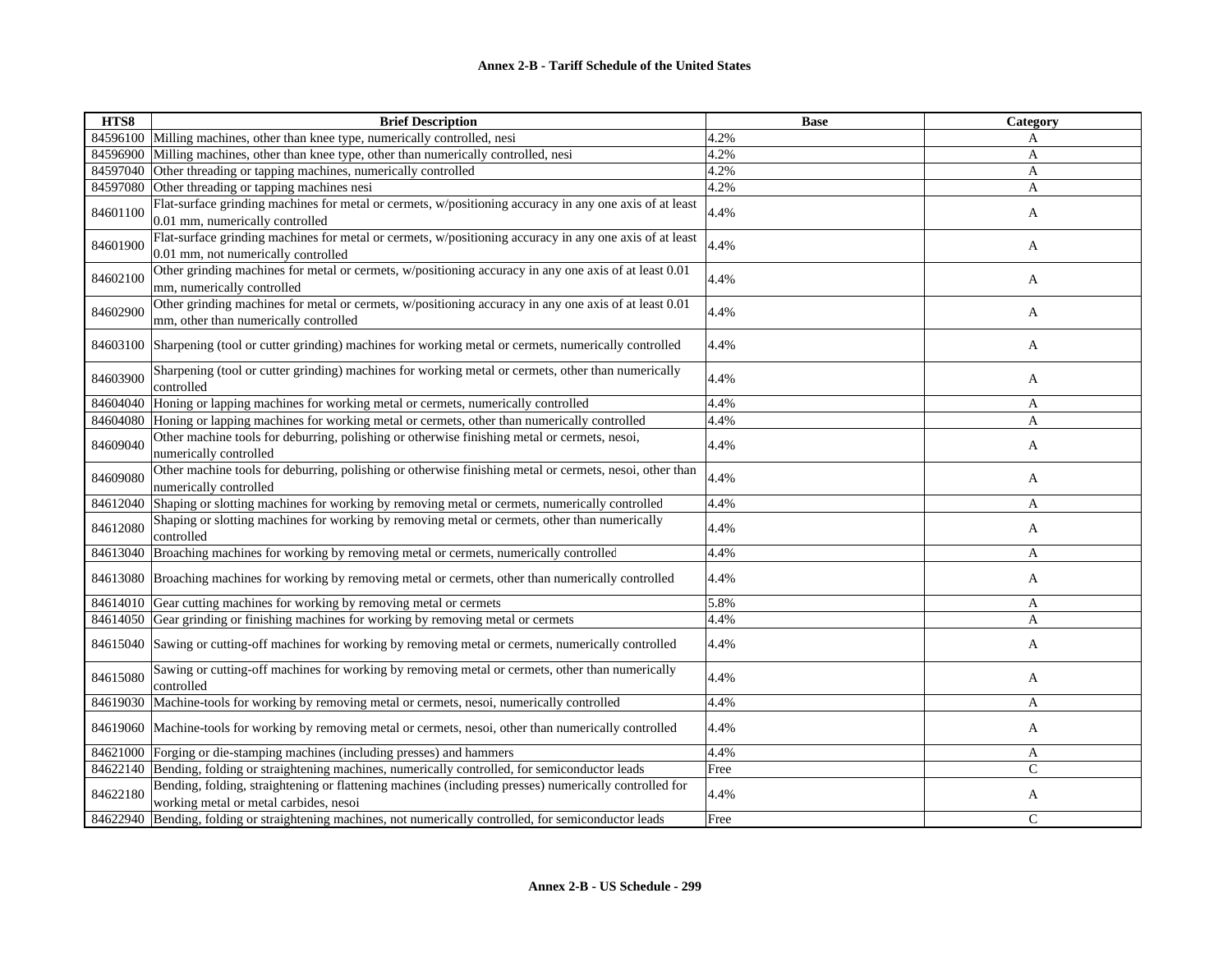| HTS8 | Brief Description | Base | Category |
| --- | --- | --- | --- |
| 84596100 | Milling machines, other than knee type, numerically controlled, nesi | 4.2% | A |
| 84596900 | Milling machines, other than knee type, other than numerically controlled, nesi | 4.2% | A |
| 84597040 | Other threading or tapping machines, numerically controlled | 4.2% | A |
| 84597080 | Other threading or tapping machines nesi | 4.2% | A |
| 84601100 | Flat-surface grinding machines for metal or cermets, w/positioning accuracy in any one axis of at least 0.01 mm, numerically controlled | 4.4% | A |
| 84601900 | Flat-surface grinding machines for metal or cermets, w/positioning accuracy in any one axis of at least 0.01 mm, not numerically controlled | 4.4% | A |
| 84602100 | Other grinding machines for metal or cermets, w/positioning accuracy in any one axis of at least 0.01 mm, numerically controlled | 4.4% | A |
| 84602900 | Other grinding machines for metal or cermets, w/positioning accuracy in any one axis of at least 0.01 mm, other than numerically controlled | 4.4% | A |
| 84603100 | Sharpening (tool or cutter grinding) machines for working metal or cermets, numerically controlled | 4.4% | A |
| 84603900 | Sharpening (tool or cutter grinding) machines for working metal or cermets, other than numerically controlled | 4.4% | A |
| 84604040 | Honing or lapping machines for working metal or cermets, numerically controlled | 4.4% | A |
| 84604080 | Honing or lapping machines for working metal or cermets, other than numerically controlled | 4.4% | A |
| 84609040 | Other machine tools for deburring, polishing or otherwise finishing metal or cermets, nesoi, numerically controlled | 4.4% | A |
| 84609080 | Other machine tools for deburring, polishing or otherwise finishing metal or cermets, nesoi, other than numerically controlled | 4.4% | A |
| 84612040 | Shaping or slotting machines for working by removing metal or cermets, numerically controlled | 4.4% | A |
| 84612080 | Shaping or slotting machines for working by removing metal or cermets, other than numerically controlled | 4.4% | A |
| 84613040 | Broaching machines for working by removing metal or cermets, numerically controlled | 4.4% | A |
| 84613080 | Broaching machines for working by removing metal or cermets, other than numerically controlled | 4.4% | A |
| 84614010 | Gear cutting machines for working by removing metal or cermets | 5.8% | A |
| 84614050 | Gear grinding or finishing machines for working by removing metal or cermets | 4.4% | A |
| 84615040 | Sawing or cutting-off machines for working by removing metal or cermets, numerically controlled | 4.4% | A |
| 84615080 | Sawing or cutting-off machines for working by removing metal or cermets, other than numerically controlled | 4.4% | A |
| 84619030 | Machine-tools for working by removing metal or cermets, nesoi, numerically controlled | 4.4% | A |
| 84619060 | Machine-tools for working by removing metal or cermets, nesoi, other than numerically controlled | 4.4% | A |
| 84621000 | Forging or die-stamping machines (including presses) and hammers | 4.4% | A |
| 84622140 | Bending, folding or straightening machines, numerically controlled, for semiconductor leads | Free | C |
| 84622180 | Bending, folding, straightening or flattening machines (including presses) numerically controlled for working metal or metal carbides, nesoi | 4.4% | A |
| 84622940 | Bending, folding or straightening machines, not numerically controlled, for semiconductor leads | Free | C |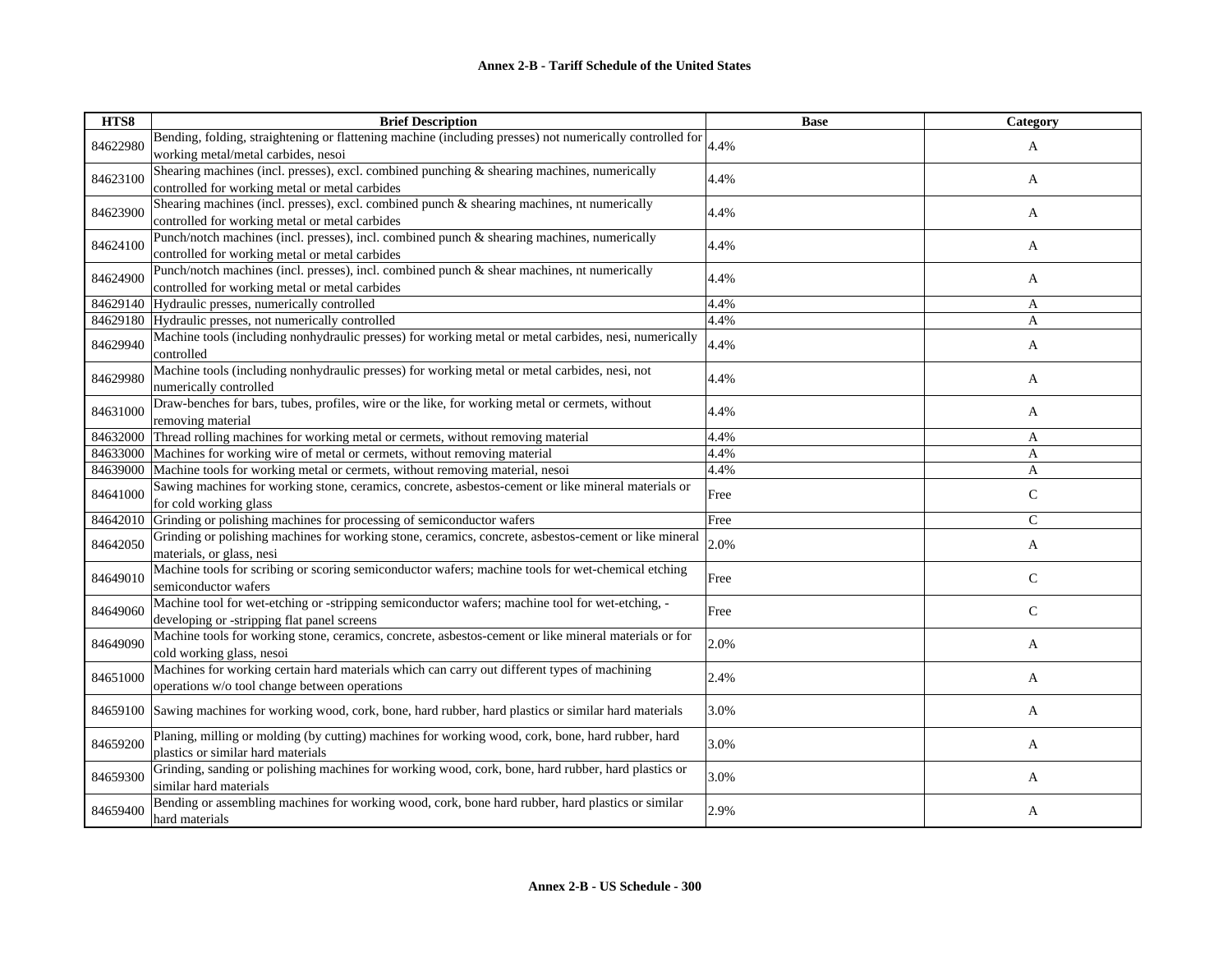| HTS8 | Brief Description | Base | Category |
|---|---|---|---|
| 84622980 | Bending, folding, straightening or flattening machine (including presses) not numerically controlled for working metal/metal carbides, nesoi | 4.4% | A |
| 84623100 | Shearing machines (incl. presses), excl. combined punching & shearing machines, numerically controlled for working metal or metal carbides | 4.4% | A |
| 84623900 | Shearing machines (incl. presses), excl. combined punch & shearing machines, nt numerically controlled for working metal or metal carbides | 4.4% | A |
| 84624100 | Punch/notch machines (incl. presses), incl. combined punch & shearing machines, numerically controlled for working metal or metal carbides | 4.4% | A |
| 84624900 | Punch/notch machines (incl. presses), incl. combined punch & shear machines, nt numerically controlled for working metal or metal carbides | 4.4% | A |
| 84629140 | Hydraulic presses, numerically controlled | 4.4% | A |
| 84629180 | Hydraulic presses, not numerically controlled | 4.4% | A |
| 84629940 | Machine tools (including nonhydraulic presses) for working metal or metal carbides, nesi, numerically controlled | 4.4% | A |
| 84629980 | Machine tools (including nonhydraulic presses) for working metal or metal carbides, nesi, not numerically controlled | 4.4% | A |
| 84631000 | Draw-benches for bars, tubes, profiles, wire or the like, for working metal or cermets, without removing material | 4.4% | A |
| 84632000 | Thread rolling machines for working metal or cermets, without removing material | 4.4% | A |
| 84633000 | Machines for working wire of metal or cermets, without removing material | 4.4% | A |
| 84639000 | Machine tools for working metal or cermets, without removing material, nesoi | 4.4% | A |
| 84641000 | Sawing machines for working stone, ceramics, concrete, asbestos-cement or like mineral materials or for cold working glass | Free | C |
| 84642010 | Grinding or polishing machines for processing of semiconductor wafers | Free | C |
| 84642050 | Grinding or polishing machines for working stone, ceramics, concrete, asbestos-cement or like mineral materials, or glass, nesi | 2.0% | A |
| 84649010 | Machine tools for scribing or scoring semiconductor wafers; machine tools for wet-chemical etching semiconductor wafers | Free | C |
| 84649060 | Machine tool for wet-etching or -stripping semiconductor wafers; machine tool for wet-etching, -developing or -stripping flat panel screens | Free | C |
| 84649090 | Machine tools for working stone, ceramics, concrete, asbestos-cement or like mineral materials or for cold working glass, nesoi | 2.0% | A |
| 84651000 | Machines for working certain hard materials which can carry out different types of machining operations w/o tool change between operations | 2.4% | A |
| 84659100 | Sawing machines for working wood, cork, bone, hard rubber, hard plastics or similar hard materials | 3.0% | A |
| 84659200 | Planing, milling or molding (by cutting) machines for working wood, cork, bone, hard rubber, hard plastics or similar hard materials | 3.0% | A |
| 84659300 | Grinding, sanding or polishing machines for working wood, cork, bone, hard rubber, hard plastics or similar hard materials | 3.0% | A |
| 84659400 | Bending or assembling machines for working wood, cork, bone hard rubber, hard plastics or similar hard materials | 2.9% | A |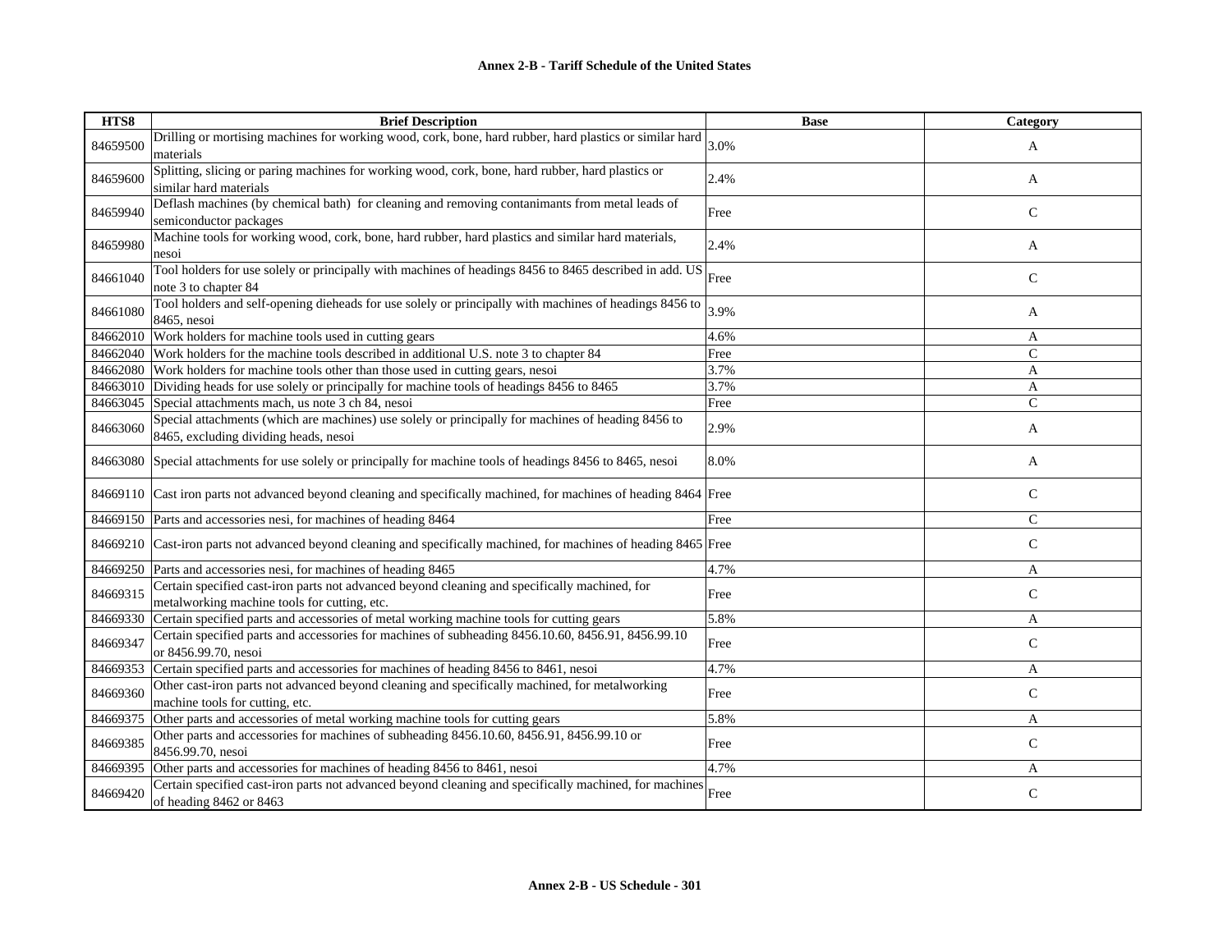# Annex 2-B - Tariff Schedule of the United States

| HTS8 | Brief Description | Base | Category |
|---|---|---|---|
| 84659500 | Drilling or mortising machines for working wood, cork, bone, hard rubber, hard plastics or similar hard materials | 3.0% | A |
| 84659600 | Splitting, slicing or paring machines for working wood, cork, bone, hard rubber, hard plastics or similar hard materials | 2.4% | A |
| 84659940 | Deflash machines (by chemical bath) for cleaning and removing contanimants from metal leads of semiconductor packages | Free | C |
| 84659980 | Machine tools for working wood, cork, bone, hard rubber, hard plastics and similar hard materials, nesoi | 2.4% | A |
| 84661040 | Tool holders for use solely or principally with machines of headings 8456 to 8465 described in add. US note 3 to chapter 84 | Free | C |
| 84661080 | Tool holders and self-opening dieheads for use solely or principally with machines of headings 8456 to 8465, nesoi | 3.9% | A |
| 84662010 | Work holders for machine tools used in cutting gears | 4.6% | A |
| 84662040 | Work holders for the machine tools described in additional U.S. note 3 to chapter 84 | Free | C |
| 84662080 | Work holders for machine tools other than those used in cutting gears, nesoi | 3.7% | A |
| 84663010 | Dividing heads for use solely or principally for machine tools of headings 8456 to 8465 | 3.7% | A |
| 84663045 | Special attachments mach, us note 3 ch 84, nesoi | Free | C |
| 84663060 | Special attachments (which are machines) use solely or principally for machines of heading 8456 to 8465, excluding dividing heads, nesoi | 2.9% | A |
| 84663080 | Special attachments for use solely or principally for machine tools of headings 8456 to 8465, nesoi | 8.0% | A |
| 84669110 | Cast iron parts not advanced beyond cleaning and specifically machined, for machines of heading 8464 | Free | C |
| 84669150 | Parts and accessories nesi, for machines of heading 8464 | Free | C |
| 84669210 | Cast-iron parts not advanced beyond cleaning and specifically machined, for machines of heading 8465 | Free | C |
| 84669250 | Parts and accessories nesi, for machines of heading 8465 | 4.7% | A |
| 84669315 | Certain specified cast-iron parts not advanced beyond cleaning and specifically machined, for metalworking machine tools for cutting, etc. | Free | C |
| 84669330 | Certain specified parts and accessories of metal working machine tools for cutting gears | 5.8% | A |
| 84669347 | Certain specified parts and accessories for machines of subheading 8456.10.60, 8456.91, 8456.99.10 or 8456.99.70, nesoi | Free | C |
| 84669353 | Certain specified parts and accessories for machines of heading 8456 to 8461, nesoi | 4.7% | A |
| 84669360 | Other cast-iron parts not advanced beyond cleaning and specifically machined, for metalworking machine tools for cutting, etc. | Free | C |
| 84669375 | Other parts and accessories of metal working machine tools for cutting gears | 5.8% | A |
| 84669385 | Other parts and accessories for machines of subheading 8456.10.60, 8456.91, 8456.99.10 or 8456.99.70, nesoi | Free | C |
| 84669395 | Other parts and accessories for machines of heading 8456 to 8461, nesoi | 4.7% | A |
| 84669420 | Certain specified cast-iron parts not advanced beyond cleaning and specifically machined, for machines of heading 8462 or 8463 | Free | C |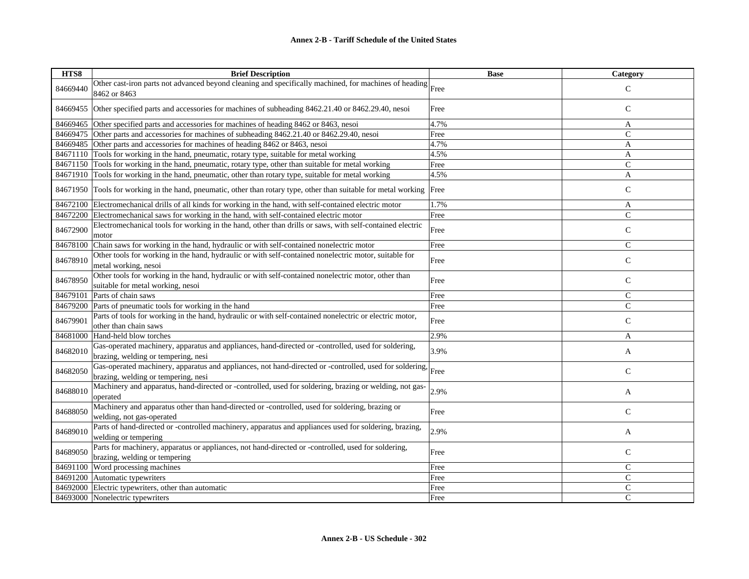| HTS8 | Brief Description | Base | Category |
|---|---|---|---|
| 84669440 | Other cast-iron parts not advanced beyond cleaning and specifically machined, for machines of heading 8462 or 8463 | Free | C |
| 84669455 | Other specified parts and accessories for machines of subheading 8462.21.40 or 8462.29.40, nesoi | Free | C |
| 84669465 | Other specified parts and accessories for machines of heading 8462 or 8463, nesoi | 4.7% | A |
| 84669475 | Other parts and accessories for machines of subheading 8462.21.40 or 8462.29.40, nesoi | Free | C |
| 84669485 | Other parts and accessories for machines of heading 8462 or 8463, nesoi | 4.7% | A |
| 84671110 | Tools for working in the hand, pneumatic, rotary type, suitable for metal working | 4.5% | A |
| 84671150 | Tools for working in the hand, pneumatic, rotary type, other than suitable for metal working | Free | C |
| 84671910 | Tools for working in the hand, pneumatic, other than rotary type, suitable for metal working | 4.5% | A |
| 84671950 | Tools for working in the hand, pneumatic, other than rotary type, other than suitable for metal working | Free | C |
| 84672100 | Electromechanical drills of all kinds for working in the hand, with self-contained electric motor | 1.7% | A |
| 84672200 | Electromechanical saws for working in the hand, with self-contained electric motor | Free | C |
| 84672900 | Electromechanical tools for working in the hand, other than drills or saws, with self-contained electric motor | Free | C |
| 84678100 | Chain saws for working in the hand, hydraulic or with self-contained nonelectric motor | Free | C |
| 84678910 | Other tools for working in the hand, hydraulic or with self-contained nonelectric motor, suitable for metal working, nesoi | Free | C |
| 84678950 | Other tools for working in the hand, hydraulic or with self-contained nonelectric motor, other than suitable for metal working, nesoi | Free | C |
| 84679101 | Parts of chain saws | Free | C |
| 84679200 | Parts of pneumatic tools for working in the hand | Free | C |
| 84679901 | Parts of tools for working in the hand, hydraulic or with self-contained nonelectric or electric motor, other than chain saws | Free | C |
| 84681000 | Hand-held blow torches | 2.9% | A |
| 84682010 | Gas-operated machinery, apparatus and appliances, hand-directed or -controlled, used for soldering, brazing, welding or tempering, nesi | 3.9% | A |
| 84682050 | Gas-operated machinery, apparatus and appliances, not hand-directed or -controlled, used for soldering, brazing, welding or tempering, nesi | Free | C |
| 84688010 | Machinery and apparatus, hand-directed or -controlled, used for soldering, brazing or welding, not gas-operated | 2.9% | A |
| 84688050 | Machinery and apparatus other than hand-directed or -controlled, used for soldering, brazing or welding, not gas-operated | Free | C |
| 84689010 | Parts of hand-directed or -controlled machinery, apparatus and appliances used for soldering, brazing, welding or tempering | 2.9% | A |
| 84689050 | Parts for machinery, apparatus or appliances, not hand-directed or -controlled, used for soldering, brazing, welding or tempering | Free | C |
| 84691100 | Word processing machines | Free | C |
| 84691200 | Automatic typewriters | Free | C |
| 84692000 | Electric typewriters, other than automatic | Free | C |
| 84693000 | Nonelectric typewriters | Free | C |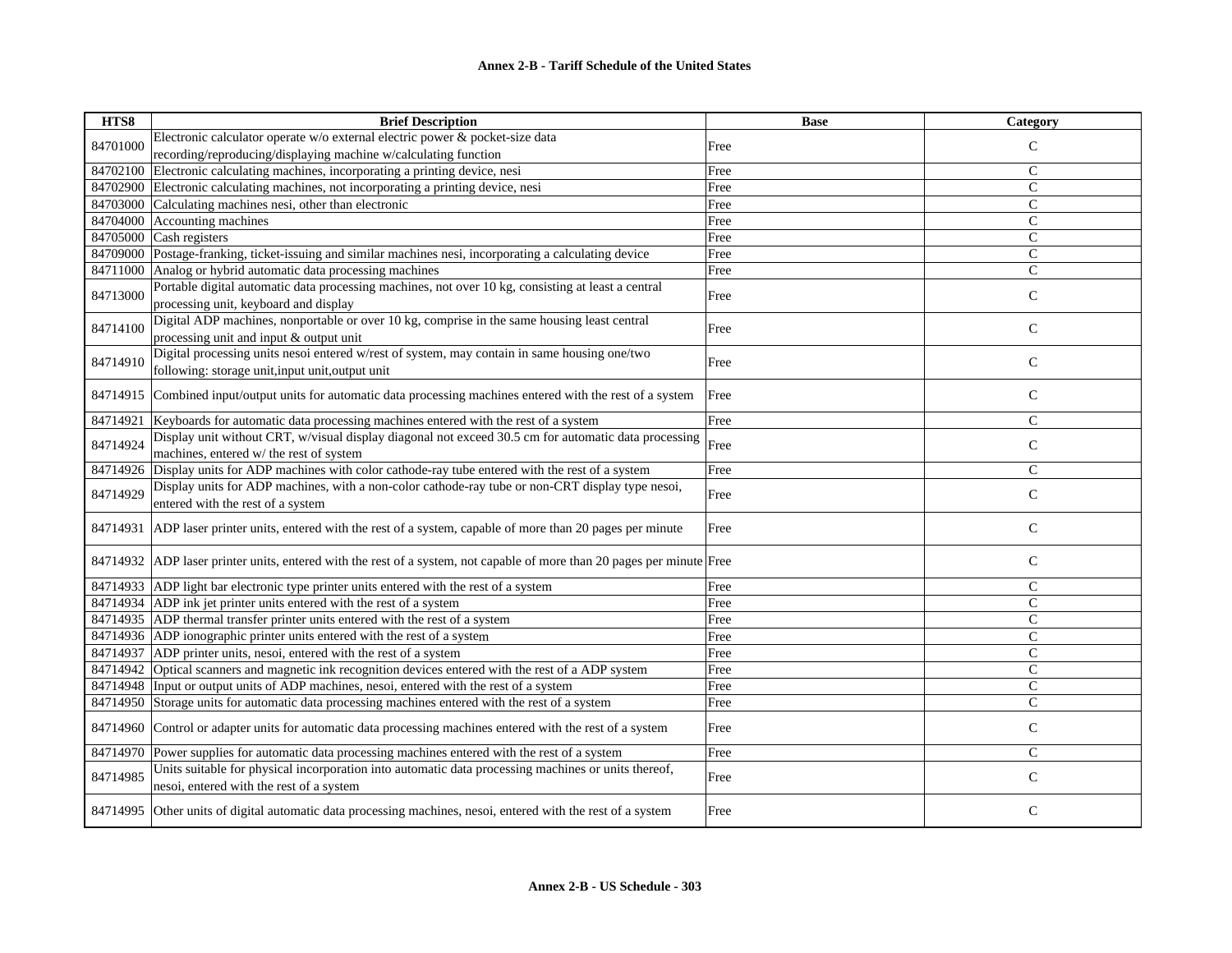## Annex 2-B - Tariff Schedule of the United States

| HTS8 | Brief Description | Base | Category |
|---|---|---|---|
| 84701000 | Electronic calculator operate w/o external electric power & pocket-size data recording/reproducing/displaying machine w/calculating function | Free | C |
| 84702100 | Electronic calculating machines, incorporating a printing device, nesi | Free | C |
| 84702900 | Electronic calculating machines, not incorporating a printing device, nesi | Free | C |
| 84703000 | Calculating machines nesi, other than electronic | Free | C |
| 84704000 | Accounting machines | Free | C |
| 84705000 | Cash registers | Free | C |
| 84709000 | Postage-franking, ticket-issuing and similar machines nesi, incorporating a calculating device | Free | C |
| 84711000 | Analog or hybrid automatic data processing machines | Free | C |
| 84713000 | Portable digital automatic data processing machines, not over 10 kg, consisting at least a central processing unit, keyboard and display | Free | C |
| 84714100 | Digital ADP machines, nonportable or over 10 kg, comprise in the same housing least central processing unit and input & output unit | Free | C |
| 84714910 | Digital processing units nesoi entered w/rest of system, may contain in same housing one/two following: storage unit,input unit,output unit | Free | C |
| 84714915 | Combined input/output units for automatic data processing machines entered with the rest of a system | Free | C |
| 84714921 | Keyboards for automatic data processing machines entered with the rest of a system | Free | C |
| 84714924 | Display unit without CRT, w/visual display diagonal not exceed 30.5 cm for automatic data processing machines, entered w/ the rest of system | Free | C |
| 84714926 | Display units for ADP machines with color cathode-ray tube entered with the rest of a system | Free | C |
| 84714929 | Display units for ADP machines, with a non-color cathode-ray tube or non-CRT display type nesoi, entered with the rest of a system | Free | C |
| 84714931 | ADP laser printer units, entered with the rest of a system, capable of more than 20 pages per minute | Free | C |
| 84714932 | ADP laser printer units, entered with the rest of a system, not capable of more than 20 pages per minute | Free | C |
| 84714933 | ADP light bar electronic type printer units entered with the rest of a system | Free | C |
| 84714934 | ADP ink jet printer units entered with the rest of a system | Free | C |
| 84714935 | ADP thermal transfer printer units entered with the rest of a system | Free | C |
| 84714936 | ADP ionographic printer units entered with the rest of a system | Free | C |
| 84714937 | ADP printer units, nesoi, entered with the rest of a system | Free | C |
| 84714942 | Optical scanners and magnetic ink recognition devices entered with the rest of a ADP system | Free | C |
| 84714948 | Input or output units of ADP machines, nesoi, entered with the rest of a system | Free | C |
| 84714950 | Storage units for automatic data processing machines entered with the rest of a system | Free | C |
| 84714960 | Control or adapter units for automatic data processing machines entered with the rest of a system | Free | C |
| 84714970 | Power supplies for automatic data processing machines entered with the rest of a system | Free | C |
| 84714985 | Units suitable for physical incorporation into automatic data processing machines or units thereof, nesoi, entered with the rest of a system | Free | C |
| 84714995 | Other units of digital automatic data processing machines, nesoi, entered with the rest of a system | Free | C |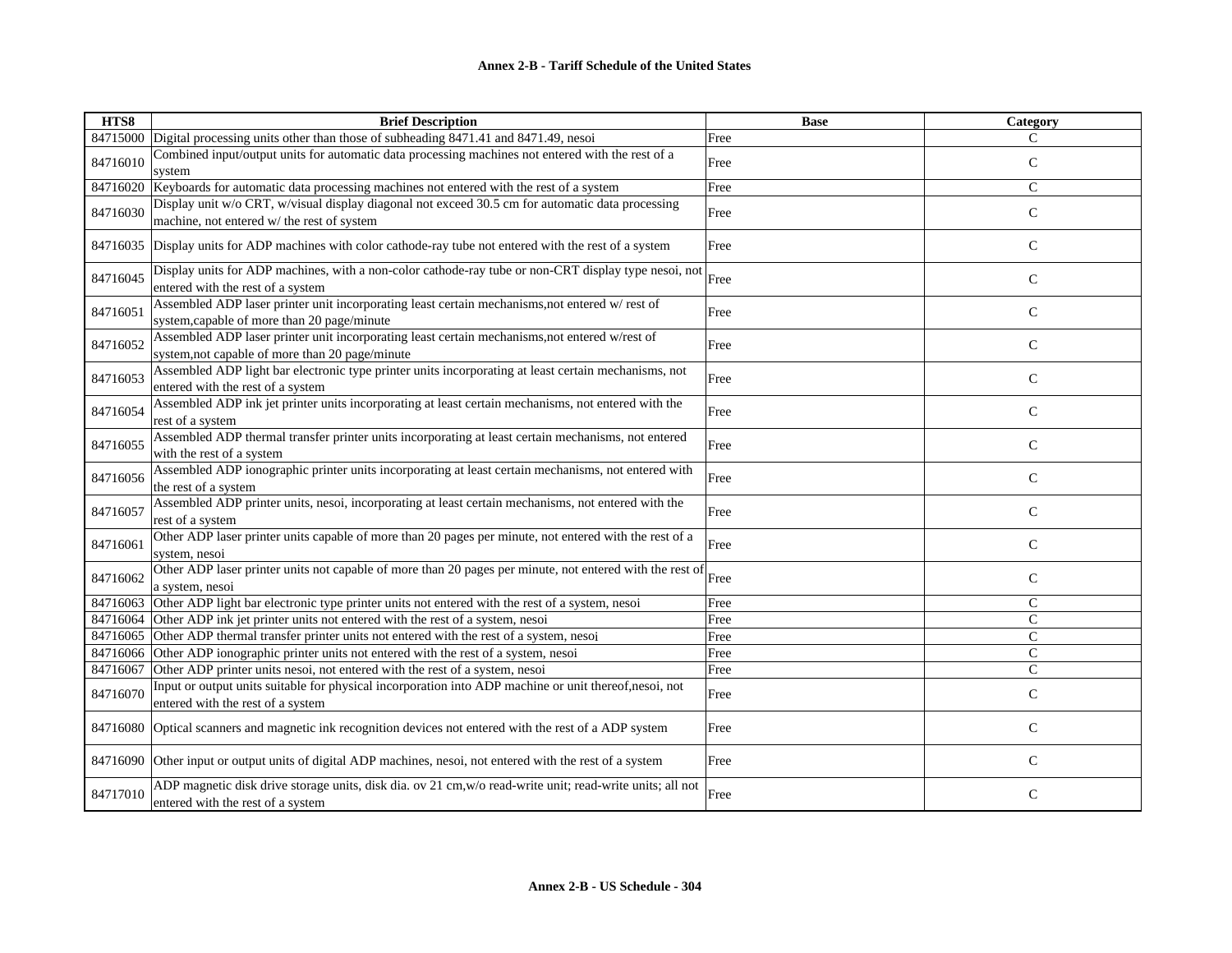| HTS8 | Brief Description | Base | Category |
|---|---|---|---|
| 84715000 | Digital processing units other than those of subheading 8471.41 and 8471.49, nesoi | Free | C |
| 84716010 | Combined input/output units for automatic data processing machines not entered with the rest of a system | Free | C |
| 84716020 | Keyboards for automatic data processing machines not entered with the rest of a system | Free | C |
| 84716030 | Display unit w/o CRT, w/visual display diagonal not exceed 30.5 cm for automatic data processing machine, not entered w/ the rest of system | Free | C |
| 84716035 | Display units for ADP machines with color cathode-ray tube not entered with the rest of a system | Free | C |
| 84716045 | Display units for ADP machines, with a non-color cathode-ray tube or non-CRT display type nesoi, not entered with the rest of a system | Free | C |
| 84716051 | Assembled ADP laser printer unit incorporating least certain mechanisms,not entered w/ rest of system,capable of more than 20 page/minute | Free | C |
| 84716052 | Assembled ADP laser printer unit incorporating least certain mechanisms,not entered w/rest of system,not capable of more than 20 page/minute | Free | C |
| 84716053 | Assembled ADP light bar electronic type printer units incorporating at least certain mechanisms, not entered with the rest of a system | Free | C |
| 84716054 | Assembled ADP ink jet printer units incorporating at least certain mechanisms, not entered with the rest of a system | Free | C |
| 84716055 | Assembled ADP thermal transfer printer units incorporating at least certain mechanisms, not entered with the rest of a system | Free | C |
| 84716056 | Assembled ADP ionographic printer units incorporating at least certain mechanisms, not entered with the rest of a system | Free | C |
| 84716057 | Assembled ADP printer units, nesoi, incorporating at least certain mechanisms, not entered with the rest of a system | Free | C |
| 84716061 | Other ADP laser printer units capable of more than 20 pages per minute, not entered with the rest of a system, nesoi | Free | C |
| 84716062 | Other ADP laser printer units not capable of more than 20 pages per minute, not entered with the rest of a system, nesoi | Free | C |
| 84716063 | Other ADP light bar electronic type printer units not entered with the rest of a system, nesoi | Free | C |
| 84716064 | Other ADP ink jet printer units not entered with the rest of a system, nesoi | Free | C |
| 84716065 | Other ADP thermal transfer printer units not entered with the rest of a system, nesoi | Free | C |
| 84716066 | Other ADP ionographic printer units not entered with the rest of a system, nesoi | Free | C |
| 84716067 | Other ADP printer units nesoi, not entered with the rest of a system, nesoi | Free | C |
| 84716070 | Input or output units suitable for physical incorporation into ADP machine or unit thereof,nesoi, not entered with the rest of a system | Free | C |
| 84716080 | Optical scanners and magnetic ink recognition devices not entered with the rest of a ADP system | Free | C |
| 84716090 | Other input or output units of digital ADP machines, nesoi, not entered with the rest of a system | Free | C |
| 84717010 | ADP magnetic disk drive storage units, disk dia. ov 21 cm,w/o read-write unit; read-write units; all not entered with the rest of a system | Free | C |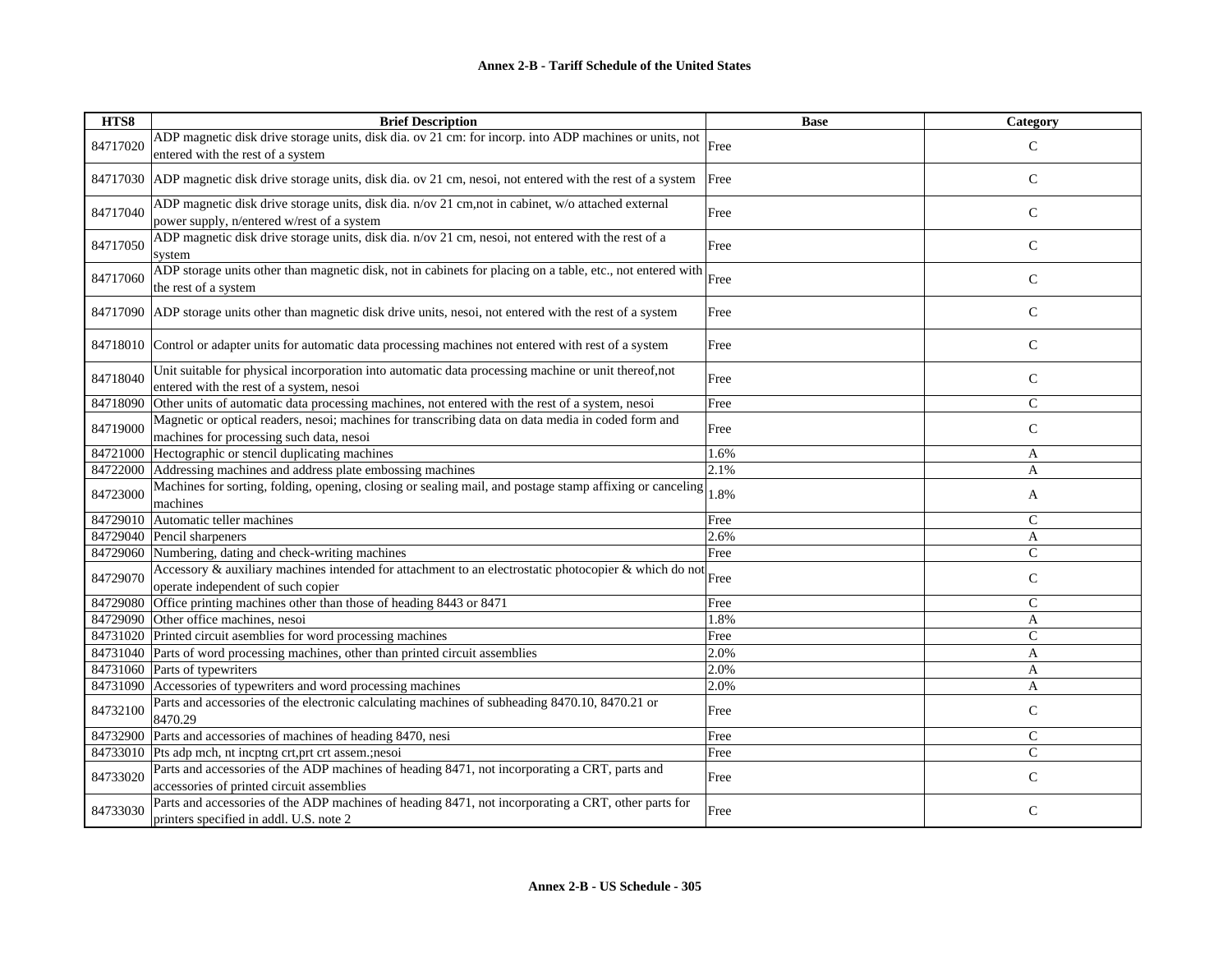| HTS8 | Brief Description | Base | Category |
|---|---|---|---|
| 84717020 | ADP magnetic disk drive storage units, disk dia. ov 21 cm: for incorp. into ADP machines or units, not entered with the rest of a system | Free | C |
| 84717030 | ADP magnetic disk drive storage units, disk dia. ov 21 cm, nesoi, not entered with the rest of a system | Free | C |
| 84717040 | ADP magnetic disk drive storage units, disk dia. n/ov 21 cm,not in cabinet, w/o attached external power supply, n/entered w/rest of a system | Free | C |
| 84717050 | ADP magnetic disk drive storage units, disk dia. n/ov 21 cm, nesoi, not entered with the rest of a system | Free | C |
| 84717060 | ADP storage units other than magnetic disk, not in cabinets for placing on a table, etc., not entered with the rest of a system | Free | C |
| 84717090 | ADP storage units other than magnetic disk drive units, nesoi, not entered with the rest of a system | Free | C |
| 84718010 | Control or adapter units for automatic data processing machines not entered with rest of a system | Free | C |
| 84718040 | Unit suitable for physical incorporation into automatic data processing machine or unit thereof,not entered with the rest of a system, nesoi | Free | C |
| 84718090 | Other units of automatic data processing machines, not entered with the rest of a system, nesoi | Free | C |
| 84719000 | Magnetic or optical readers, nesoi; machines for transcribing data on data media in coded form and machines for processing such data, nesoi | Free | C |
| 84721000 | Hectographic or stencil duplicating machines | 1.6% | A |
| 84722000 | Addressing machines and address plate embossing machines | 2.1% | A |
| 84723000 | Machines for sorting, folding, opening, closing or sealing mail, and postage stamp affixing or canceling machines | 1.8% | A |
| 84729010 | Automatic teller machines | Free | C |
| 84729040 | Pencil sharpeners | 2.6% | A |
| 84729060 | Numbering, dating and check-writing machines | Free | C |
| 84729070 | Accessory & auxiliary machines intended for attachment to an electrostatic photocopier & which do not operate independent of such copier | Free | C |
| 84729080 | Office printing machines other than those of heading 8443 or 8471 | Free | C |
| 84729090 | Other office machines, nesoi | 1.8% | A |
| 84731020 | Printed circuit asemblies for word processing machines | Free | C |
| 84731040 | Parts of word processing machines, other than printed circuit assemblies | 2.0% | A |
| 84731060 | Parts of typewriters | 2.0% | A |
| 84731090 | Accessories of typewriters and word processing machines | 2.0% | A |
| 84732100 | Parts and accessories of the electronic calculating machines of subheading 8470.10, 8470.21 or 8470.29 | Free | C |
| 84732900 | Parts and accessories of machines of heading 8470, nesi | Free | C |
| 84733010 | Pts adp mch, nt incptng crt,prt crt assem.;nesoi | Free | C |
| 84733020 | Parts and accessories of the ADP machines of heading 8471, not incorporating a CRT, parts and accessories of printed circuit assemblies | Free | C |
| 84733030 | Parts and accessories of the ADP machines of heading 8471, not incorporating a CRT, other parts for printers specified in addl. U.S. note 2 | Free | C |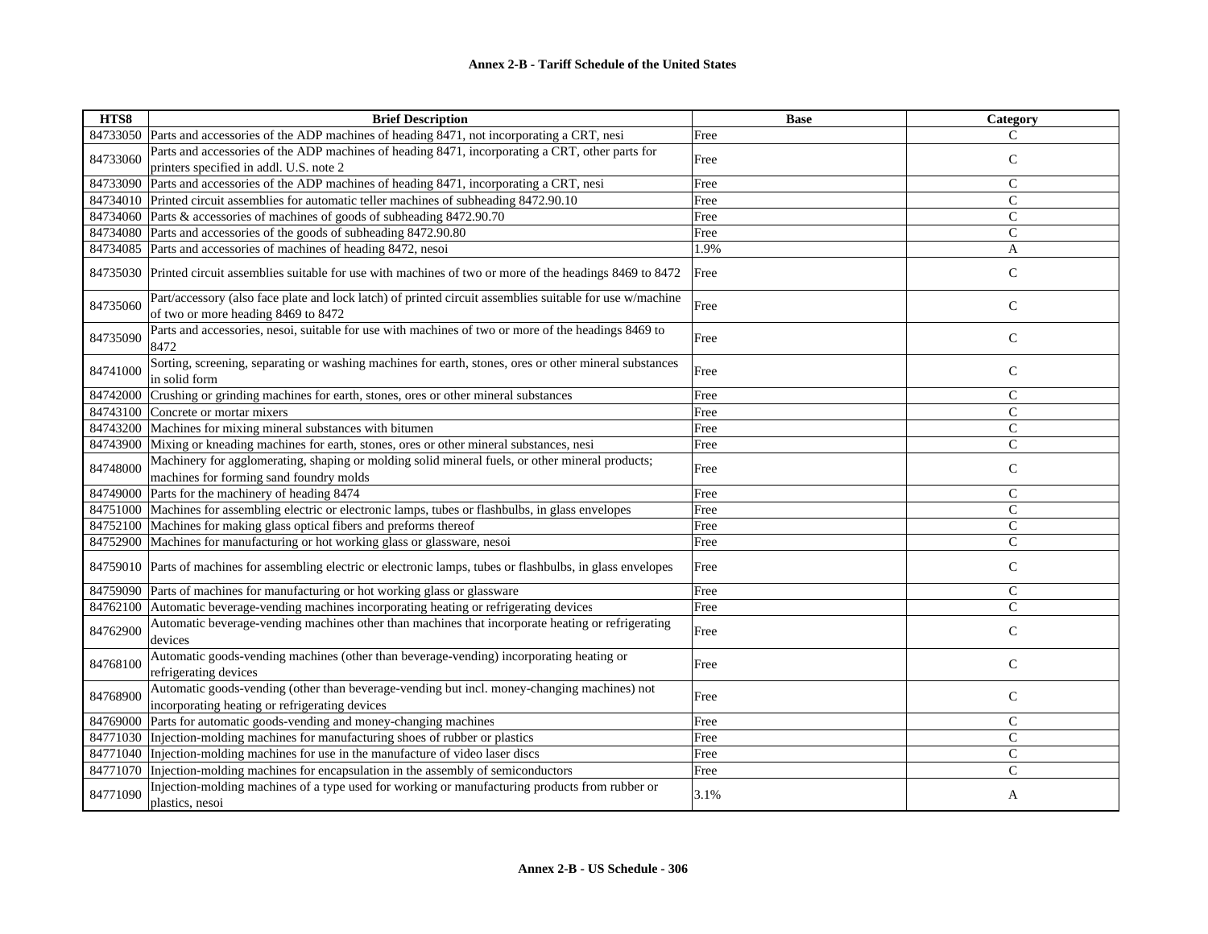| HTS8 | Brief Description | Base | Category |
|---|---|---|---|
| 84733050 | Parts and accessories of the ADP machines of heading 8471, not incorporating a CRT, nesi | Free | C |
| 84733060 | Parts and accessories of the ADP machines of heading 8471, incorporating a CRT, other parts for printers specified in addl. U.S. note 2 | Free | C |
| 84733090 | Parts and accessories of the ADP machines of heading 8471, incorporating a CRT, nesi | Free | C |
| 84734010 | Printed circuit assemblies for automatic teller machines of subheading 8472.90.10 | Free | C |
| 84734060 | Parts & accessories of machines of goods of subheading 8472.90.70 | Free | C |
| 84734080 | Parts and accessories of the goods of subheading 8472.90.80 | Free | C |
| 84734085 | Parts and accessories of machines of heading 8472, nesoi | 1.9% | A |
| 84735030 | Printed circuit assemblies suitable for use with machines of two or more of the headings 8469 to 8472 | Free | C |
| 84735060 | Part/accessory (also face plate and lock latch) of printed circuit assemblies suitable for use w/machine of two or more heading 8469 to 8472 | Free | C |
| 84735090 | Parts and accessories, nesoi, suitable for use with machines of two or more of the headings 8469 to 8472 | Free | C |
| 84741000 | Sorting, screening, separating or washing machines for earth, stones, ores or other mineral substances in solid form | Free | C |
| 84742000 | Crushing or grinding machines for earth, stones, ores or other mineral substances | Free | C |
| 84743100 | Concrete or mortar mixers | Free | C |
| 84743200 | Machines for mixing mineral substances with bitumen | Free | C |
| 84743900 | Mixing or kneading machines for earth, stones, ores or other mineral substances, nesi | Free | C |
| 84748000 | Machinery for agglomerating, shaping or molding solid mineral fuels, or other mineral products; machines for forming sand foundry molds | Free | C |
| 84749000 | Parts for the machinery of heading 8474 | Free | C |
| 84751000 | Machines for assembling electric or electronic lamps, tubes or flashbulbs, in glass envelopes | Free | C |
| 84752100 | Machines for making glass optical fibers and preforms thereof | Free | C |
| 84752900 | Machines for manufacturing or hot working glass or glassware, nesoi | Free | C |
| 84759010 | Parts of machines for assembling electric or electronic lamps, tubes or flashbulbs, in glass envelopes | Free | C |
| 84759090 | Parts of machines for manufacturing or hot working glass or glassware | Free | C |
| 84762100 | Automatic beverage-vending machines incorporating heating or refrigerating devices | Free | C |
| 84762900 | Automatic beverage-vending machines other than machines that incorporate heating or refrigerating devices | Free | C |
| 84768100 | Automatic goods-vending machines (other than beverage-vending) incorporating heating or refrigerating devices | Free | C |
| 84768900 | Automatic goods-vending (other than beverage-vending but incl. money-changing machines) not incorporating heating or refrigerating devices | Free | C |
| 84769000 | Parts for automatic goods-vending and money-changing machines | Free | C |
| 84771030 | Injection-molding machines for manufacturing shoes of rubber or plastics | Free | C |
| 84771040 | Injection-molding machines for use in the manufacture of video laser discs | Free | C |
| 84771070 | Injection-molding machines for encapsulation in the assembly of semiconductors | Free | C |
| 84771090 | Injection-molding machines of a type used for working or manufacturing products from rubber or plastics, nesoi | 3.1% | A |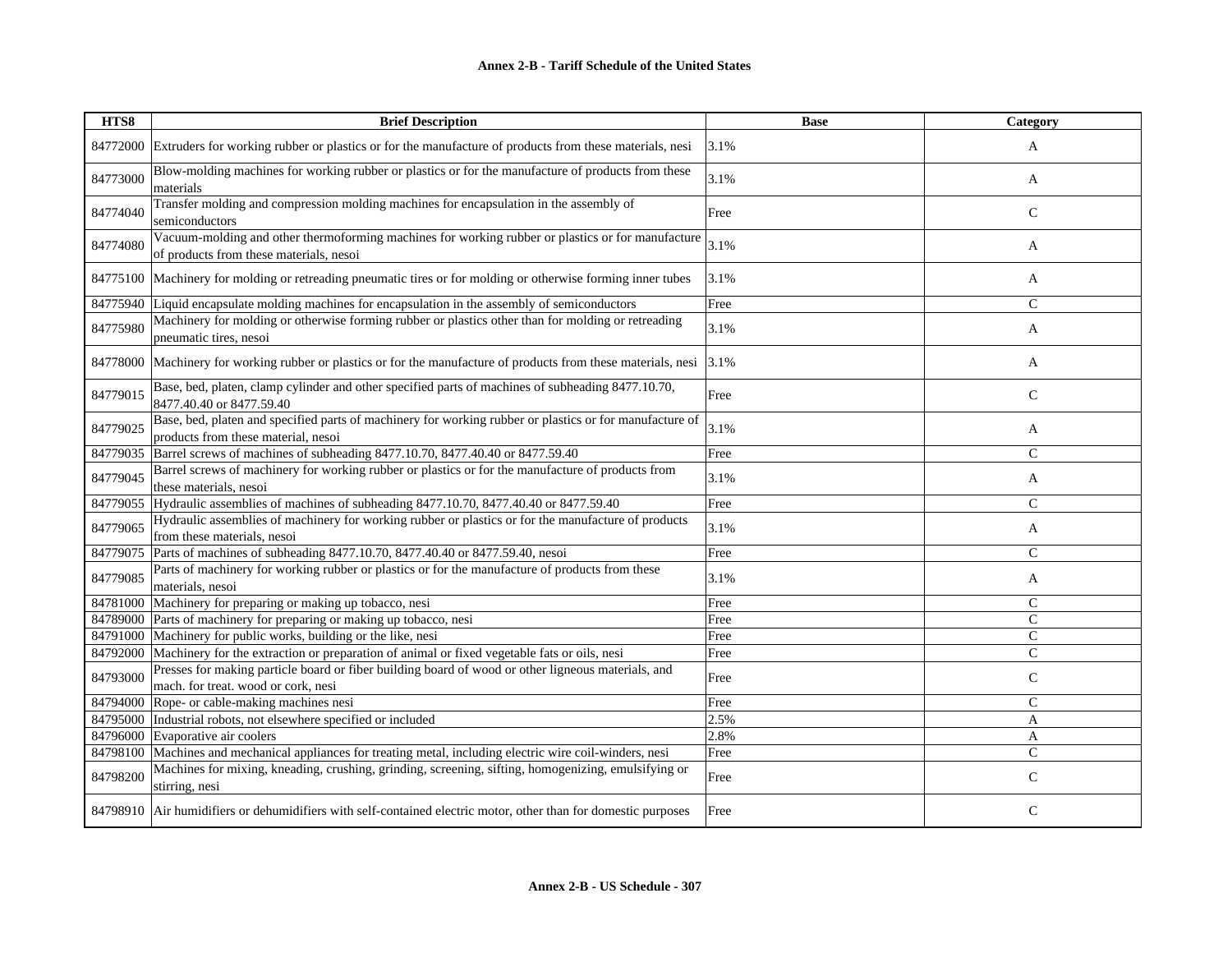# Annex 2-B - Tariff Schedule of the United States

| HTS8 | Brief Description | Base | Category |
|---|---|---|---|
| 84772000 | Extruders for working rubber or plastics or for the manufacture of products from these materials, nesi | 3.1% | A |
| 84773000 | Blow-molding machines for working rubber or plastics or for the manufacture of products from these materials | 3.1% | A |
| 84774040 | Transfer molding and compression molding machines for encapsulation in the assembly of semiconductors | Free | C |
| 84774080 | Vacuum-molding and other thermoforming machines for working rubber or plastics or for manufacture of products from these materials, nesoi | 3.1% | A |
| 84775100 | Machinery for molding or retreading pneumatic tires or for molding or otherwise forming inner tubes | 3.1% | A |
| 84775940 | Liquid encapsulate molding machines for encapsulation in the assembly of semiconductors | Free | C |
| 84775980 | Machinery for molding or otherwise forming rubber or plastics other than for molding or retreading pneumatic tires, nesoi | 3.1% | A |
| 84778000 | Machinery for working rubber or plastics or for the manufacture of products from these materials, nesi | 3.1% | A |
| 84779015 | Base, bed, platen, clamp cylinder and other specified parts of machines of subheading 8477.10.70, 8477.40.40 or 8477.59.40 | Free | C |
| 84779025 | Base, bed, platen and specified parts of machinery for working rubber or plastics or for manufacture of products from these material, nesoi | 3.1% | A |
| 84779035 | Barrel screws of machines of subheading 8477.10.70, 8477.40.40 or 8477.59.40 | Free | C |
| 84779045 | Barrel screws of machinery for working rubber or plastics or for the manufacture of products from these materials, nesoi | 3.1% | A |
| 84779055 | Hydraulic assemblies of machines of subheading 8477.10.70, 8477.40.40 or 8477.59.40 | Free | C |
| 84779065 | Hydraulic assemblies of machinery for working rubber or plastics or for the manufacture of products from these materials, nesoi | 3.1% | A |
| 84779075 | Parts of machines of subheading 8477.10.70, 8477.40.40 or 8477.59.40, nesoi | Free | C |
| 84779085 | Parts of machinery for working rubber or plastics or for the manufacture of products from these materials, nesoi | 3.1% | A |
| 84781000 | Machinery for preparing or making up tobacco, nesi | Free | C |
| 84789000 | Parts of machinery for preparing or making up tobacco, nesi | Free | C |
| 84791000 | Machinery for public works, building or the like, nesi | Free | C |
| 84792000 | Machinery for the extraction or preparation of animal or fixed vegetable fats or oils, nesi | Free | C |
| 84793000 | Presses for making particle board or fiber building board of wood or other ligneous materials, and mach. for treat. wood or cork, nesi | Free | C |
| 84794000 | Rope- or cable-making machines nesi | Free | C |
| 84795000 | Industrial robots, not elsewhere specified or included | 2.5% | A |
| 84796000 | Evaporative air coolers | 2.8% | A |
| 84798100 | Machines and mechanical appliances for treating metal, including electric wire coil-winders, nesi | Free | C |
| 84798200 | Machines for mixing, kneading, crushing, grinding, screening, sifting, homogenizing, emulsifying or stirring, nesi | Free | C |
| 84798910 | Air humidifiers or dehumidifiers with self-contained electric motor, other than for domestic purposes | Free | C |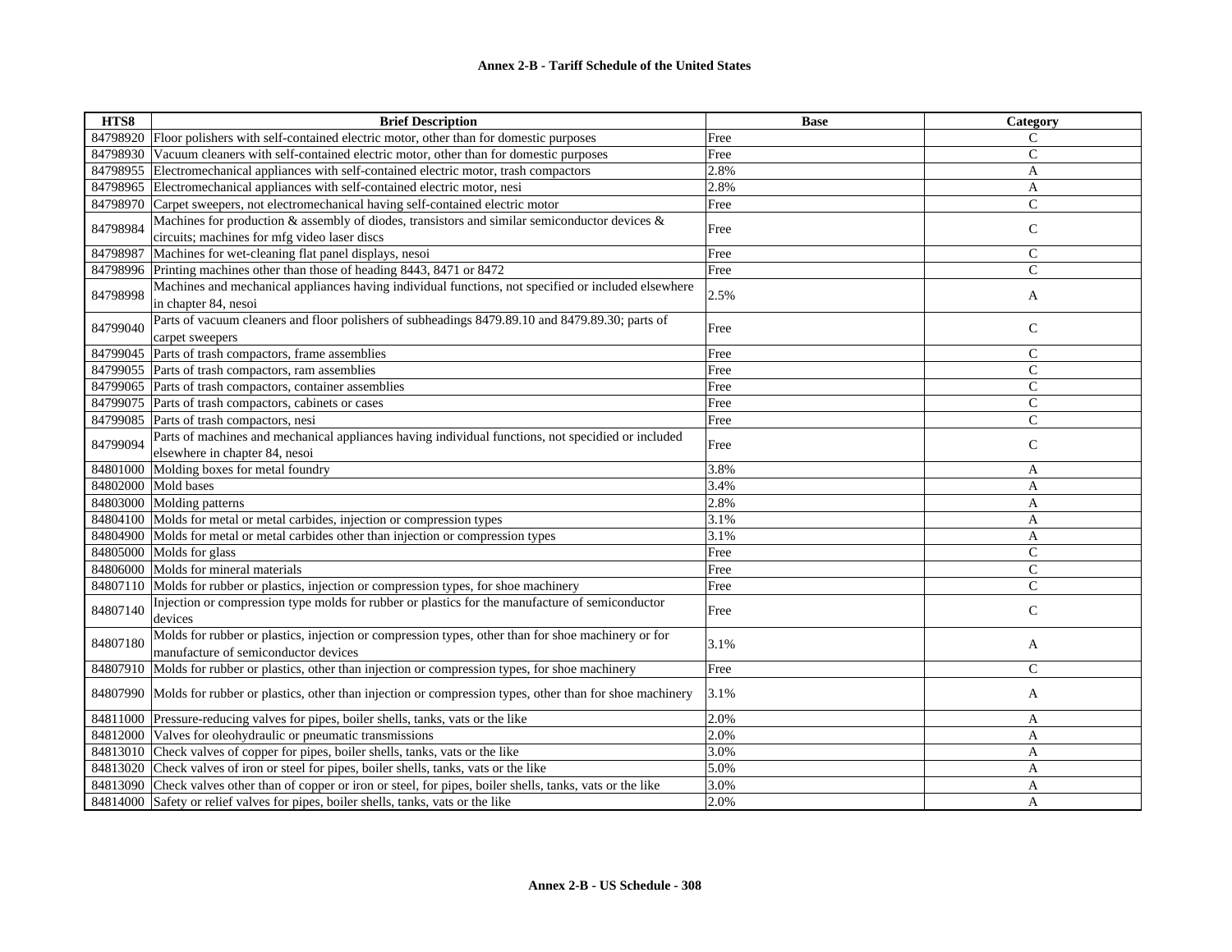| HTS8 | Brief Description | Base | Category |
|---|---|---|---|
| 84798920 | Floor polishers with self-contained electric motor, other than for domestic purposes | Free | C |
| 84798930 | Vacuum cleaners with self-contained electric motor, other than for domestic purposes | Free | C |
| 84798955 | Electromechanical appliances with self-contained electric motor, trash compactors | 2.8% | A |
| 84798965 | Electromechanical appliances with self-contained electric motor, nesi | 2.8% | A |
| 84798970 | Carpet sweepers, not electromechanical having self-contained electric motor | Free | C |
| 84798984 | Machines for production & assembly of diodes, transistors and similar semiconductor devices & circuits; machines for mfg video laser discs | Free | C |
| 84798987 | Machines for wet-cleaning flat panel displays, nesoi | Free | C |
| 84798996 | Printing machines other than those of heading 8443, 8471 or 8472 | Free | C |
| 84798998 | Machines and mechanical appliances having individual functions, not specified or included elsewhere in chapter 84, nesoi | 2.5% | A |
| 84799040 | Parts of vacuum cleaners and floor polishers of subheadings 8479.89.10 and 8479.89.30; parts of carpet sweepers | Free | C |
| 84799045 | Parts of trash compactors, frame assemblies | Free | C |
| 84799055 | Parts of trash compactors, ram assemblies | Free | C |
| 84799065 | Parts of trash compactors, container assemblies | Free | C |
| 84799075 | Parts of trash compactors, cabinets or cases | Free | C |
| 84799085 | Parts of trash compactors, nesi | Free | C |
| 84799094 | Parts of machines and mechanical appliances having individual functions, not specidied or included elsewhere in chapter 84, nesoi | Free | C |
| 84801000 | Molding boxes for metal foundry | 3.8% | A |
| 84802000 | Mold bases | 3.4% | A |
| 84803000 | Molding patterns | 2.8% | A |
| 84804100 | Molds for metal or metal carbides, injection or compression types | 3.1% | A |
| 84804900 | Molds for metal or metal carbides other than injection or compression types | 3.1% | A |
| 84805000 | Molds for glass | Free | C |
| 84806000 | Molds for mineral materials | Free | C |
| 84807110 | Molds for rubber or plastics, injection or compression types, for shoe machinery | Free | C |
| 84807140 | Injection or compression type molds for rubber or plastics for the manufacture of semiconductor devices | Free | C |
| 84807180 | Molds for rubber or plastics, injection or compression types, other than for shoe machinery or for manufacture of semiconductor devices | 3.1% | A |
| 84807910 | Molds for rubber or plastics, other than injection or compression types, for shoe machinery | Free | C |
| 84807990 | Molds for rubber or plastics, other than injection or compression types, other than for shoe machinery | 3.1% | A |
| 84811000 | Pressure-reducing valves for pipes, boiler shells, tanks, vats or the like | 2.0% | A |
| 84812000 | Valves for oleohydraulic or pneumatic transmissions | 2.0% | A |
| 84813010 | Check valves of copper for pipes, boiler shells, tanks, vats or the like | 3.0% | A |
| 84813020 | Check valves of iron or steel for pipes, boiler shells, tanks, vats or the like | 5.0% | A |
| 84813090 | Check valves other than of copper or iron or steel, for pipes, boiler shells, tanks, vats or the like | 3.0% | A |
| 84814000 | Safety or relief valves for pipes, boiler shells, tanks, vats or the like | 2.0% | A |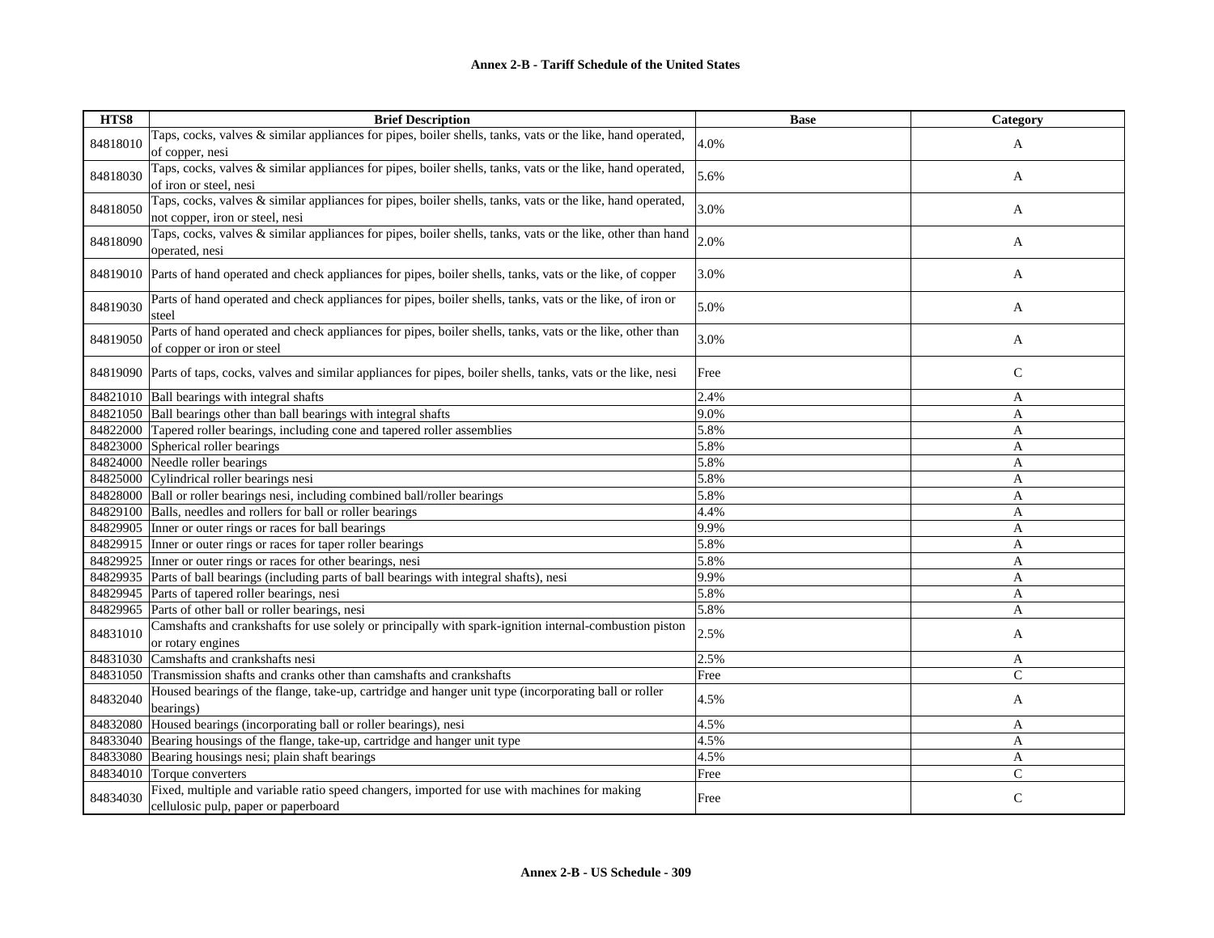**Annex 2-B - Tariff Schedule of the United States**

| HTS8 | Brief Description | Base | Category |
|---|---|---|---|
| 84818010 | Taps, cocks, valves & similar appliances for pipes, boiler shells, tanks, vats or the like, hand operated, of copper, nesi | 4.0% | A |
| 84818030 | Taps, cocks, valves & similar appliances for pipes, boiler shells, tanks, vats or the like, hand operated, of iron or steel, nesi | 5.6% | A |
| 84818050 | Taps, cocks, valves & similar appliances for pipes, boiler shells, tanks, vats or the like, hand operated, not copper, iron or steel, nesi | 3.0% | A |
| 84818090 | Taps, cocks, valves & similar appliances for pipes, boiler shells, tanks, vats or the like, other than hand operated, nesi | 2.0% | A |
| 84819010 | Parts of hand operated and check appliances for pipes, boiler shells, tanks, vats or the like, of copper | 3.0% | A |
| 84819030 | Parts of hand operated and check appliances for pipes, boiler shells, tanks, vats or the like, of iron or steel | 5.0% | A |
| 84819050 | Parts of hand operated and check appliances for pipes, boiler shells, tanks, vats or the like, other than of copper or iron or steel | 3.0% | A |
| 84819090 | Parts of taps, cocks, valves and similar appliances for pipes, boiler shells, tanks, vats or the like, nesi | Free | C |
| 84821010 | Ball bearings with integral shafts | 2.4% | A |
| 84821050 | Ball bearings other than ball bearings with integral shafts | 9.0% | A |
| 84822000 | Tapered roller bearings, including cone and tapered roller assemblies | 5.8% | A |
| 84823000 | Spherical roller bearings | 5.8% | A |
| 84824000 | Needle roller bearings | 5.8% | A |
| 84825000 | Cylindrical roller bearings nesi | 5.8% | A |
| 84828000 | Ball or roller bearings nesi, including combined ball/roller bearings | 5.8% | A |
| 84829100 | Balls, needles and rollers for ball or roller bearings | 4.4% | A |
| 84829905 | Inner or outer rings or races for ball bearings | 9.9% | A |
| 84829915 | Inner or outer rings or races for taper roller bearings | 5.8% | A |
| 84829925 | Inner or outer rings or races for other bearings, nesi | 5.8% | A |
| 84829935 | Parts of ball bearings (including parts of ball bearings with integral shafts), nesi | 9.9% | A |
| 84829945 | Parts of tapered roller bearings, nesi | 5.8% | A |
| 84829965 | Parts of other ball or roller bearings, nesi | 5.8% | A |
| 84831010 | Camshafts and crankshafts for use solely or principally with spark-ignition internal-combustion piston or rotary engines | 2.5% | A |
| 84831030 | Camshafts and crankshafts nesi | 2.5% | A |
| 84831050 | Transmission shafts and cranks other than camshafts and crankshafts | Free | C |
| 84832040 | Housed bearings of the flange, take-up, cartridge and hanger unit type (incorporating ball or roller bearings) | 4.5% | A |
| 84832080 | Housed bearings (incorporating ball or roller bearings), nesi | 4.5% | A |
| 84833040 | Bearing housings of the flange, take-up, cartridge and hanger unit type | 4.5% | A |
| 84833080 | Bearing housings nesi; plain shaft bearings | 4.5% | A |
| 84834010 | Torque converters | Free | C |
| 84834030 | Fixed, multiple and variable ratio speed changers, imported for use with machines for making cellulosic pulp, paper or paperboard | Free | C |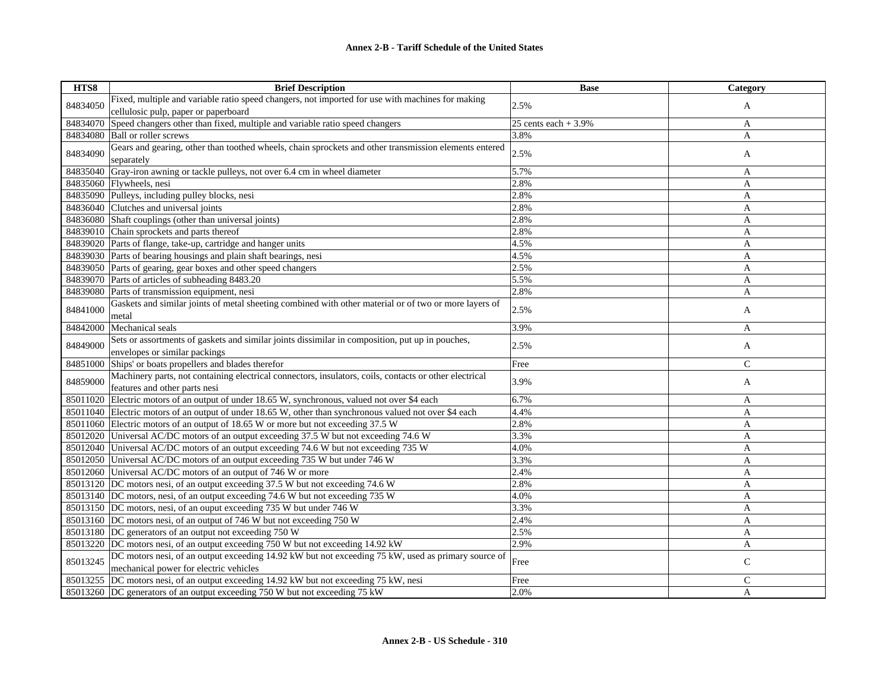| HTS8 | Brief Description | Base | Category |
|---|---|---|---|
| 84834050 | Fixed, multiple and variable ratio speed changers, not imported for use with machines for making cellulosic pulp, paper or paperboard | 2.5% | A |
| 84834070 | Speed changers other than fixed, multiple and variable ratio speed changers | 25 cents each + 3.9% | A |
| 84834080 | Ball or roller screws | 3.8% | A |
| 84834090 | Gears and gearing, other than toothed wheels, chain sprockets and other transmission elements entered separately | 2.5% | A |
| 84835040 | Gray-iron awning or tackle pulleys, not over 6.4 cm in wheel diameter | 5.7% | A |
| 84835060 | Flywheels, nesi | 2.8% | A |
| 84835090 | Pulleys, including pulley blocks, nesi | 2.8% | A |
| 84836040 | Clutches and universal joints | 2.8% | A |
| 84836080 | Shaft couplings (other than universal joints) | 2.8% | A |
| 84839010 | Chain sprockets and parts thereof | 2.8% | A |
| 84839020 | Parts of flange, take-up, cartridge and hanger units | 4.5% | A |
| 84839030 | Parts of bearing housings and plain shaft bearings, nesi | 4.5% | A |
| 84839050 | Parts of gearing, gear boxes and other speed changers | 2.5% | A |
| 84839070 | Parts of articles of subheading 8483.20 | 5.5% | A |
| 84839080 | Parts of transmission equipment, nesi | 2.8% | A |
| 84841000 | Gaskets and similar joints of metal sheeting combined with other material or of two or more layers of metal | 2.5% | A |
| 84842000 | Mechanical seals | 3.9% | A |
| 84849000 | Sets or assortments of gaskets and similar joints dissimilar in composition, put up in pouches, envelopes or similar packings | 2.5% | A |
| 84851000 | Ships' or boats propellers and blades therefor | Free | C |
| 84859000 | Machinery parts, not containing electrical connectors, insulators, coils, contacts or other electrical features and other parts nesi | 3.9% | A |
| 85011020 | Electric motors of an output of under 18.65 W, synchronous, valued not over $4 each | 6.7% | A |
| 85011040 | Electric motors of an output of under 18.65 W, other than synchronous valued not over $4 each | 4.4% | A |
| 85011060 | Electric motors of an output of 18.65 W or more but not exceeding 37.5 W | 2.8% | A |
| 85012020 | Universal AC/DC motors of an output exceeding 37.5 W but not exceeding 74.6 W | 3.3% | A |
| 85012040 | Universal AC/DC motors of an output exceeding 74.6 W but not exceeding 735 W | 4.0% | A |
| 85012050 | Universal AC/DC motors of an output exceeding 735 W but under 746 W | 3.3% | A |
| 85012060 | Universal AC/DC motors of an output of 746 W or more | 2.4% | A |
| 85013120 | DC motors nesi, of an output exceeding 37.5 W but not exceeding 74.6 W | 2.8% | A |
| 85013140 | DC motors, nesi, of an output exceeding 74.6 W but not exceeding 735 W | 4.0% | A |
| 85013150 | DC motors, nesi, of an ouput exceeding 735 W but under 746 W | 3.3% | A |
| 85013160 | DC motors nesi, of an output of 746 W but not exceeding 750 W | 2.4% | A |
| 85013180 | DC generators of an output not exceeding 750 W | 2.5% | A |
| 85013220 | DC motors nesi, of an output exceeding 750 W but not exceeding 14.92 kW | 2.9% | A |
| 85013245 | DC motors nesi, of an output exceeding 14.92 kW but not exceeding 75 kW, used as primary source of mechanical power for electric vehicles | Free | C |
| 85013255 | DC motors nesi, of an output exceeding 14.92 kW but not exceeding 75 kW, nesi | Free | C |
| 85013260 | DC generators of an output exceeding 750 W but not exceeding 75 kW | 2.0% | A |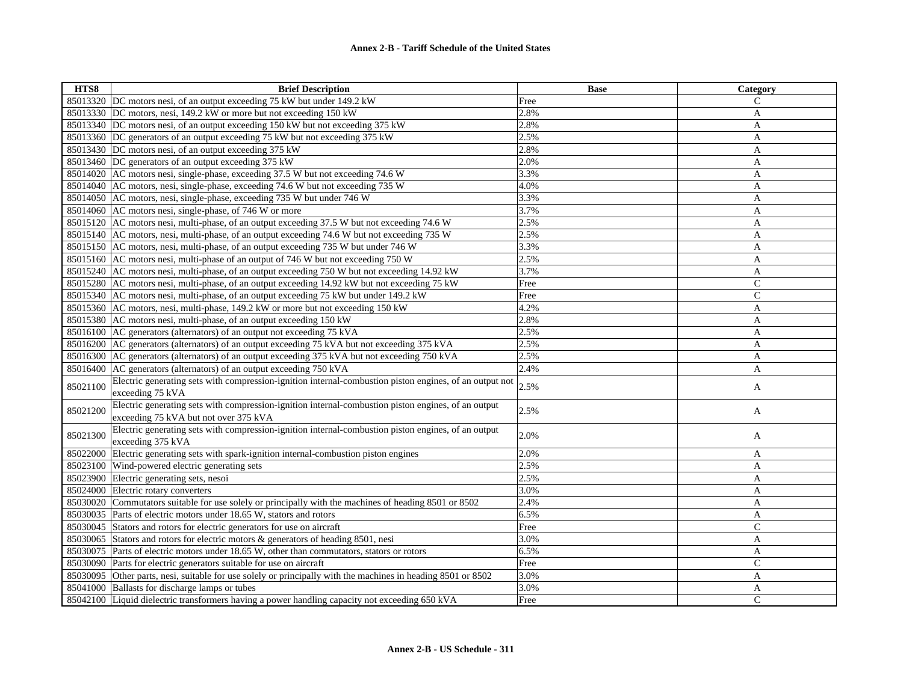| HTS8 | Brief Description | Base | Category |
|---|---|---|---|
| 85013320 | DC motors nesi, of an output exceeding 75 kW but under 149.2 kW | Free | C |
| 85013330 | DC motors, nesi, 149.2 kW or more but not exceeding 150 kW | 2.8% | A |
| 85013340 | DC motors nesi, of an output exceeding 150 kW but not exceeding 375 kW | 2.8% | A |
| 85013360 | DC generators of an output exceeding 75 kW but not exceeding 375 kW | 2.5% | A |
| 85013430 | DC motors nesi, of an output exceeding 375 kW | 2.8% | A |
| 85013460 | DC generators of an output exceeding 375 kW | 2.0% | A |
| 85014020 | AC motors nesi, single-phase, exceeding 37.5 W but not exceeding 74.6 W | 3.3% | A |
| 85014040 | AC motors, nesi, single-phase, exceeding 74.6 W but not exceeding 735 W | 4.0% | A |
| 85014050 | AC motors, nesi, single-phase, exceeding 735 W but under 746 W | 3.3% | A |
| 85014060 | AC motors nesi, single-phase, of 746 W or more | 3.7% | A |
| 85015120 | AC motors nesi, multi-phase, of an output exceeding 37.5 W but not exceeding 74.6 W | 2.5% | A |
| 85015140 | AC motors, nesi, multi-phase, of an output exceeding 74.6 W but not exceeding 735 W | 2.5% | A |
| 85015150 | AC motors nesi, multi-phase, of an output exceeding 735 W but under 746 W | 3.3% | A |
| 85015160 | AC motors nesi, multi-phase of an output of 746 W but not exceeding 750 W | 2.5% | A |
| 85015240 | AC motors nesi, multi-phase, of an output exceeding 750 W but not exceeding 14.92 kW | 3.7% | A |
| 85015280 | AC motors nesi, multi-phase, of an output exceeding 14.92 kW but not exceeding 75 kW | Free | C |
| 85015340 | AC motors nesi, multi-phase, of an output exceeding 75 kW but under 149.2 kW | Free | C |
| 85015360 | AC motors, nesi, multi-phase, 149.2 kW or more but not exceeding 150 kW | 4.2% | A |
| 85015380 | AC motors nesi, multi-phase, of an output exceeding 150 kW | 2.8% | A |
| 85016100 | AC generators (alternators) of an output not exceeding 75 kVA | 2.5% | A |
| 85016200 | AC generators (alternators) of an output exceeding 75 kVA but not exceeding 375 kVA | 2.5% | A |
| 85016300 | AC generators (alternators) of an output exceeding 375 kVA but not exceeding 750 kVA | 2.5% | A |
| 85016400 | AC generators (alternators) of an output exceeding 750 kVA | 2.4% | A |
| 85021100 | Electric generating sets with compression-ignition internal-combustion piston engines, of an output not exceeding 75 kVA | 2.5% | A |
| 85021200 | Electric generating sets with compression-ignition internal-combustion piston engines, of an output exceeding 75 kVA but not over 375 kVA | 2.5% | A |
| 85021300 | Electric generating sets with compression-ignition internal-combustion piston engines, of an output exceeding 375 kVA | 2.0% | A |
| 85022000 | Electric generating sets with spark-ignition internal-combustion piston engines | 2.0% | A |
| 85023100 | Wind-powered electric generating sets | 2.5% | A |
| 85023900 | Electric generating sets, nesoi | 2.5% | A |
| 85024000 | Electric rotary converters | 3.0% | A |
| 85030020 | Commutators suitable for use solely or principally with the machines of heading 8501 or 8502 | 2.4% | A |
| 85030035 | Parts of electric motors under 18.65 W, stators and rotors | 6.5% | A |
| 85030045 | Stators and rotors for electric generators for use on aircraft | Free | C |
| 85030065 | Stators and rotors for electric motors & generators of heading 8501, nesi | 3.0% | A |
| 85030075 | Parts of electric motors under 18.65 W, other than commutators, stators or rotors | 6.5% | A |
| 85030090 | Parts for electric generators suitable for use on aircraft | Free | C |
| 85030095 | Other parts, nesi, suitable for use solely or principally with the machines in heading 8501 or 8502 | 3.0% | A |
| 85041000 | Ballasts for discharge lamps or tubes | 3.0% | A |
| 85042100 | Liquid dielectric transformers having a power handling capacity not exceeding 650 kVA | Free | C |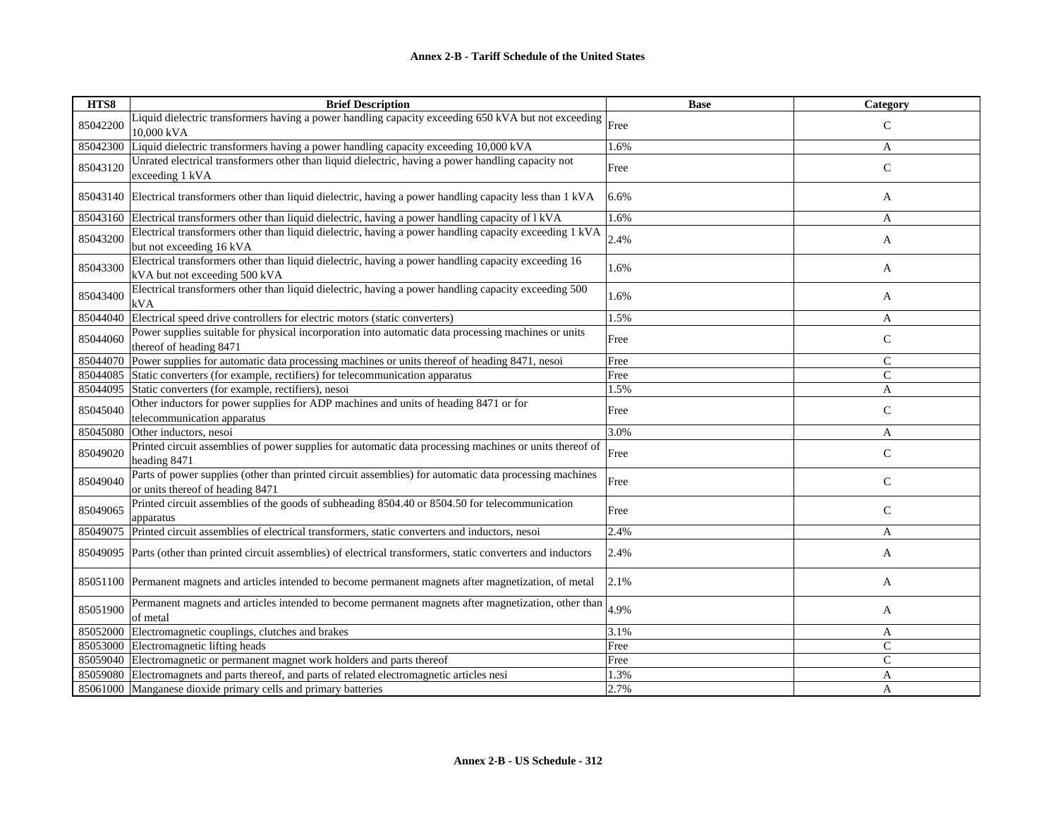| HTS8 | Brief Description | Base | Category |
|---|---|---|---|
| 85042200 | Liquid dielectric transformers having a power handling capacity exceeding 650 kVA but not exceeding 10,000 kVA | Free | C |
| 85042300 | Liquid dielectric transformers having a power handling capacity exceeding 10,000 kVA | 1.6% | A |
| 85043120 | Unrated electrical transformers other than liquid dielectric, having a power handling capacity not exceeding 1 kVA | Free | C |
| 85043140 | Electrical transformers other than liquid dielectric, having a power handling capacity less than 1 kVA | 6.6% | A |
| 85043160 | Electrical transformers other than liquid dielectric, having a power handling capacity of l kVA | 1.6% | A |
| 85043200 | Electrical transformers other than liquid dielectric, having a power handling capacity exceeding 1 kVA but not exceeding 16 kVA | 2.4% | A |
| 85043300 | Electrical transformers other than liquid dielectric, having a power handling capacity exceeding 16 kVA but not exceeding 500 kVA | 1.6% | A |
| 85043400 | Electrical transformers other than liquid dielectric, having a power handling capacity exceeding 500 kVA | 1.6% | A |
| 85044040 | Electrical speed drive controllers for electric motors (static converters) | 1.5% | A |
| 85044060 | Power supplies suitable for physical incorporation into automatic data processing machines or units thereof of heading 8471 | Free | C |
| 85044070 | Power supplies for automatic data processing machines or units thereof of heading 8471, nesoi | Free | C |
| 85044085 | Static converters (for example, rectifiers) for telecommunication apparatus | Free | C |
| 85044095 | Static converters (for example, rectifiers), nesoi | 1.5% | A |
| 85045040 | Other inductors for power supplies for ADP machines and units of heading 8471 or for telecommunication apparatus | Free | C |
| 85045080 | Other inductors, nesoi | 3.0% | A |
| 85049020 | Printed circuit assemblies of power supplies for automatic data processing machines or units thereof of heading 8471 | Free | C |
| 85049040 | Parts of power supplies (other than printed circuit assemblies) for automatic data processing machines or units thereof of heading 8471 | Free | C |
| 85049065 | Printed circuit assemblies of the goods of subheading 8504.40 or 8504.50 for telecommunication apparatus | Free | C |
| 85049075 | Printed circuit assemblies of electrical transformers, static converters and inductors, nesoi | 2.4% | A |
| 85049095 | Parts (other than printed circuit assemblies) of electrical transformers, static converters and inductors | 2.4% | A |
| 85051100 | Permanent magnets and articles intended to become permanent magnets after magnetization, of metal | 2.1% | A |
| 85051900 | Permanent magnets and articles intended to become permanent magnets after magnetization, other than of metal | 4.9% | A |
| 85052000 | Electromagnetic couplings, clutches and brakes | 3.1% | A |
| 85053000 | Electromagnetic lifting heads | Free | C |
| 85059040 | Electromagnetic or permanent magnet work holders and parts thereof | Free | C |
| 85059080 | Electromagnets and parts thereof, and parts of related electromagnetic articles nesi | 1.3% | A |
| 85061000 | Manganese dioxide primary cells and primary batteries | 2.7% | A |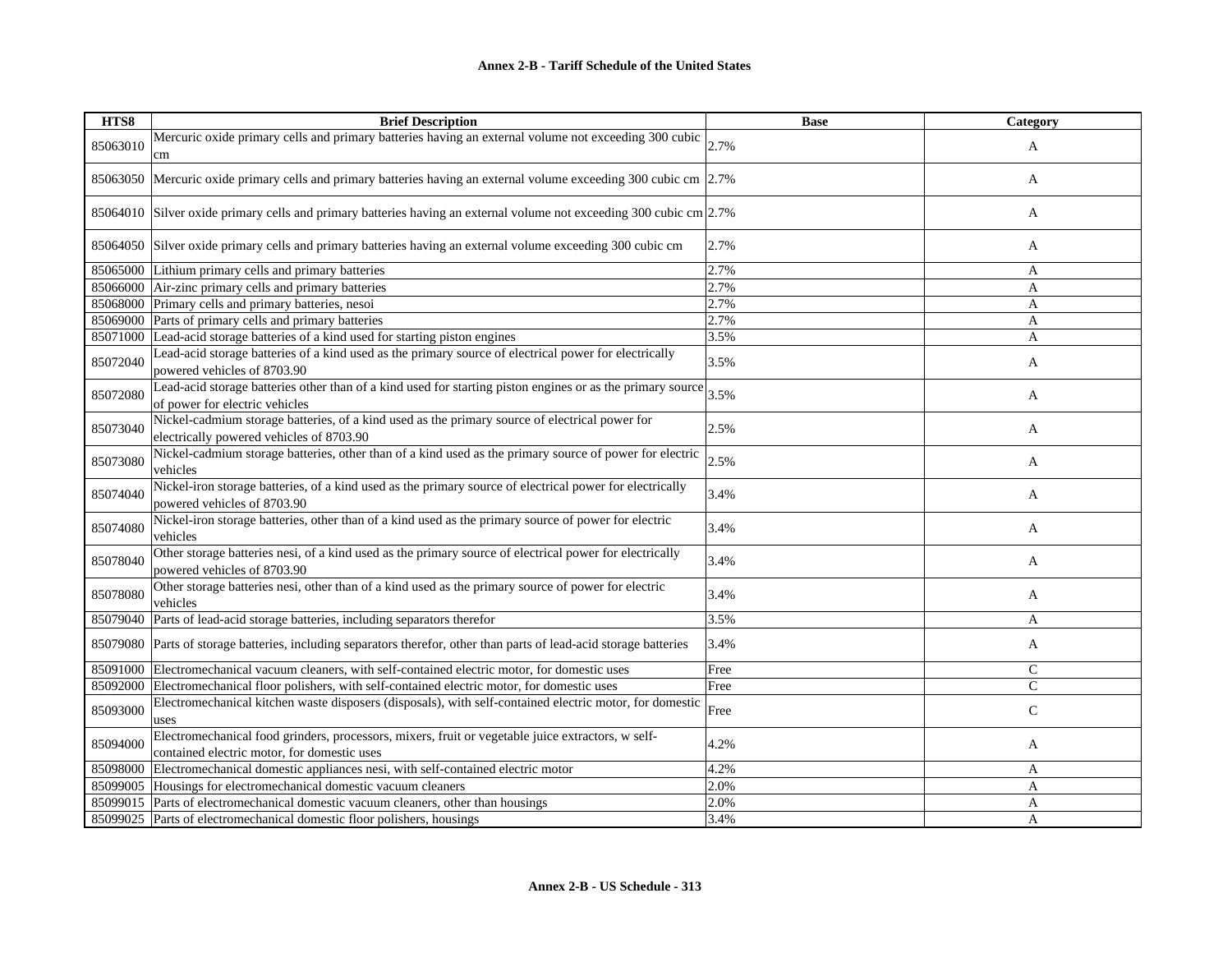| HTS8 | Brief Description | Base | Category |
|---|---|---|---|
| 85063010 | Mercuric oxide primary cells and primary batteries having an external volume not exceeding 300 cubic cm | 2.7% | A |
| 85063050 | Mercuric oxide primary cells and primary batteries having an external volume exceeding 300 cubic cm | 2.7% | A |
| 85064010 | Silver oxide primary cells and primary batteries having an external volume not exceeding 300 cubic cm | 2.7% | A |
| 85064050 | Silver oxide primary cells and primary batteries having an external volume exceeding 300 cubic cm | 2.7% | A |
| 85065000 | Lithium primary cells and primary batteries | 2.7% | A |
| 85066000 | Air-zinc primary cells and primary batteries | 2.7% | A |
| 85068000 | Primary cells and primary batteries, nesoi | 2.7% | A |
| 85069000 | Parts of primary cells and primary batteries | 2.7% | A |
| 85071000 | Lead-acid storage batteries of a kind used for starting piston engines | 3.5% | A |
| 85072040 | Lead-acid storage batteries of a kind used as the primary source of electrical power for electrically powered vehicles of 8703.90 | 3.5% | A |
| 85072080 | Lead-acid storage batteries other than of a kind used for starting piston engines or as the primary source of power for electric vehicles | 3.5% | A |
| 85073040 | Nickel-cadmium storage batteries, of a kind used as the primary source of electrical power for electrically powered vehicles of 8703.90 | 2.5% | A |
| 85073080 | Nickel-cadmium storage batteries, other than of a kind used as the primary source of power for electric vehicles | 2.5% | A |
| 85074040 | Nickel-iron storage batteries, of a kind used as the primary source of electrical power for electrically powered vehicles of 8703.90 | 3.4% | A |
| 85074080 | Nickel-iron storage batteries, other than of a kind used as the primary source of power for electric vehicles | 3.4% | A |
| 85078040 | Other storage batteries nesi, of a kind used as the primary source of electrical power for electrically powered vehicles of 8703.90 | 3.4% | A |
| 85078080 | Other storage batteries nesi, other than of a kind used as the primary source of power for electric vehicles | 3.4% | A |
| 85079040 | Parts of lead-acid storage batteries, including separators therefor | 3.5% | A |
| 85079080 | Parts of storage batteries, including separators therefor, other than parts of lead-acid storage batteries | 3.4% | A |
| 85091000 | Electromechanical vacuum cleaners, with self-contained electric motor, for domestic uses | Free | C |
| 85092000 | Electromechanical floor polishers, with self-contained electric motor, for domestic uses | Free | C |
| 85093000 | Electromechanical kitchen waste disposers (disposals), with self-contained electric motor, for domestic uses | Free | C |
| 85094000 | Electromechanical food grinders, processors, mixers, fruit or vegetable juice extractors, w self-contained electric motor, for domestic uses | 4.2% | A |
| 85098000 | Electromechanical domestic appliances nesi, with self-contained electric motor | 4.2% | A |
| 85099005 | Housings for electromechanical domestic vacuum cleaners | 2.0% | A |
| 85099015 | Parts of electromechanical domestic vacuum cleaners, other than housings | 2.0% | A |
| 85099025 | Parts of electromechanical domestic floor polishers, housings | 3.4% | A |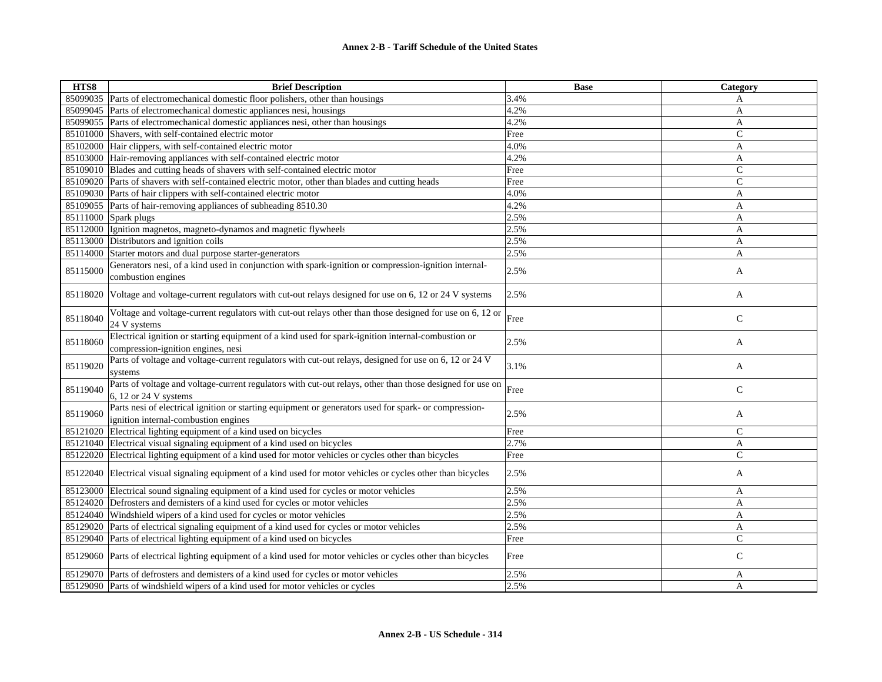**Annex 2-B - Tariff Schedule of the United States**

| HTS8 | Brief Description | Base | Category |
|---|---|---|---|
| 85099035 | Parts of electromechanical domestic floor polishers, other than housings | 3.4% | A |
| 85099045 | Parts of electromechanical domestic appliances nesi, housings | 4.2% | A |
| 85099055 | Parts of electromechanical domestic appliances nesi, other than housings | 4.2% | A |
| 85101000 | Shavers, with self-contained electric motor | Free | C |
| 85102000 | Hair clippers, with self-contained electric motor | 4.0% | A |
| 85103000 | Hair-removing appliances with self-contained electric motor | 4.2% | A |
| 85109010 | Blades and cutting heads of shavers with self-contained electric motor | Free | C |
| 85109020 | Parts of shavers with self-contained electric motor, other than blades and cutting heads | Free | C |
| 85109030 | Parts of hair clippers with self-contained electric motor | 4.0% | A |
| 85109055 | Parts of hair-removing appliances of subheading 8510.30 | 4.2% | A |
| 85111000 | Spark plugs | 2.5% | A |
| 85112000 | Ignition magnetos, magneto-dynamos and magnetic flywheels | 2.5% | A |
| 85113000 | Distributors and ignition coils | 2.5% | A |
| 85114000 | Starter motors and dual purpose starter-generators | 2.5% | A |
| 85115000 | Generators nesi, of a kind used in conjunction with spark-ignition or compression-ignition internal-combustion engines | 2.5% | A |
| 85118020 | Voltage and voltage-current regulators with cut-out relays designed for use on 6, 12 or 24 V systems | 2.5% | A |
| 85118040 | Voltage and voltage-current regulators with cut-out relays other than those designed for use on 6, 12 or 24 V systems | Free | C |
| 85118060 | Electrical ignition or starting equipment of a kind used for spark-ignition internal-combustion or compression-ignition engines, nesi | 2.5% | A |
| 85119020 | Parts of voltage and voltage-current regulators with cut-out relays, designed for use on 6, 12 or 24 V systems | 3.1% | A |
| 85119040 | Parts of voltage and voltage-current regulators with cut-out relays, other than those designed for use on 6, 12 or 24 V systems | Free | C |
| 85119060 | Parts nesi of electrical ignition or starting equipment or generators used for spark- or compression-ignition internal-combustion engines | 2.5% | A |
| 85121020 | Electrical lighting equipment of a kind used on bicycles | Free | C |
| 85121040 | Electrical visual signaling equipment of a kind used on bicycles | 2.7% | A |
| 85122020 | Electrical lighting equipment of a kind used for motor vehicles or cycles other than bicycles | Free | C |
| 85122040 | Electrical visual signaling equipment of a kind used for motor vehicles or cycles other than bicycles | 2.5% | A |
| 85123000 | Electrical sound signaling equipment of a kind used for cycles or motor vehicles | 2.5% | A |
| 85124020 | Defrosters and demisters of a kind used for cycles or motor vehicles | 2.5% | A |
| 85124040 | Windshield wipers of a kind used for cycles or motor vehicles | 2.5% | A |
| 85129020 | Parts of electrical signaling equipment of a kind used for cycles or motor vehicles | 2.5% | A |
| 85129040 | Parts of electrical lighting equipment of a kind used on bicycles | Free | C |
| 85129060 | Parts of electrical lighting equipment of a kind used for motor vehicles or cycles other than bicycles | Free | C |
| 85129070 | Parts of defrosters and demisters of a kind used for cycles or motor vehicles | 2.5% | A |
| 85129090 | Parts of windshield wipers of a kind used for motor vehicles or cycles | 2.5% | A |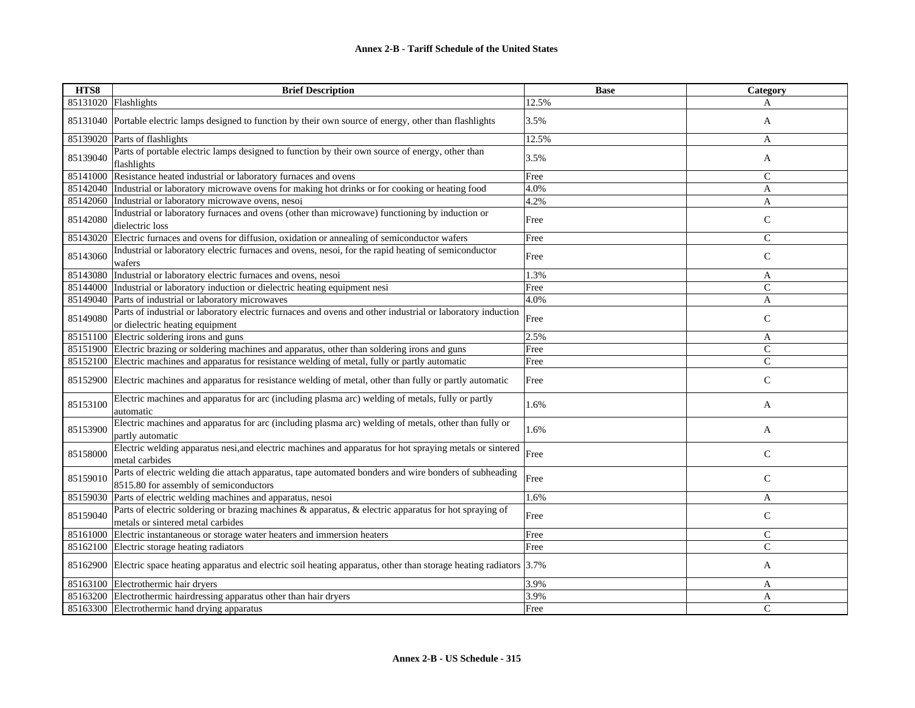| HTS8 | Brief Description | Base | Category |
|---|---|---|---|
| 85131020 | Flashlights | 12.5% | A |
| 85131040 | Portable electric lamps designed to function by their own source of energy, other than flashlights | 3.5% | A |
| 85139020 | Parts of flashlights | 12.5% | A |
| 85139040 | Parts of portable electric lamps designed to function by their own source of energy, other than flashlights | 3.5% | A |
| 85141000 | Resistance heated industrial or laboratory furnaces and ovens | Free | C |
| 85142040 | Industrial or laboratory microwave ovens for making hot drinks or for cooking or heating food | 4.0% | A |
| 85142060 | Industrial or laboratory microwave ovens, nesoi | 4.2% | A |
| 85142080 | Industrial or laboratory furnaces and ovens (other than microwave) functioning by induction or dielectric loss | Free | C |
| 85143020 | Electric furnaces and ovens for diffusion, oxidation or annealing of semiconductor wafers | Free | C |
| 85143060 | Industrial or laboratory electric furnaces and ovens, nesoi, for the rapid heating of semiconductor wafers | Free | C |
| 85143080 | Industrial or laboratory electric furnaces and ovens, nesoi | 1.3% | A |
| 85144000 | Industrial or laboratory induction or dielectric heating equipment nesi | Free | C |
| 85149040 | Parts of industrial or laboratory microwaves | 4.0% | A |
| 85149080 | Parts of industrial or laboratory electric furnaces and ovens and other industrial or laboratory induction or dielectric heating equipment | Free | C |
| 85151100 | Electric soldering irons and guns | 2.5% | A |
| 85151900 | Electric brazing or soldering machines and apparatus, other than soldering irons and guns | Free | C |
| 85152100 | Electric machines and apparatus for resistance welding of metal, fully or partly automatic | Free | C |
| 85152900 | Electric machines and apparatus for resistance welding of metal, other than fully or partly automatic | Free | C |
| 85153100 | Electric machines and apparatus for arc (including plasma arc) welding of metals, fully or partly automatic | 1.6% | A |
| 85153900 | Electric machines and apparatus for arc (including plasma arc) welding of metals, other than fully or partly automatic | 1.6% | A |
| 85158000 | Electric welding apparatus nesi,and electric machines and apparatus for hot spraying metals or sintered metal carbides | Free | C |
| 85159010 | Parts of electric welding die attach apparatus, tape automated bonders and wire bonders of subheading 8515.80 for assembly of semiconductors | Free | C |
| 85159030 | Parts of electric welding machines and apparatus, nesoi | 1.6% | A |
| 85159040 | Parts of electric soldering or brazing machines & apparatus, & electric apparatus for hot spraying of metals or sintered metal carbides | Free | C |
| 85161000 | Electric instantaneous or storage water heaters and immersion heaters | Free | C |
| 85162100 | Electric storage heating radiators | Free | C |
| 85162900 | Electric space heating apparatus and electric soil heating apparatus, other than storage heating radiators | 3.7% | A |
| 85163100 | Electrothermic hair dryers | 3.9% | A |
| 85163200 | Electrothermic hairdressing apparatus other than hair dryers | 3.9% | A |
| 85163300 | Electrothermic hand drying apparatus | Free | C |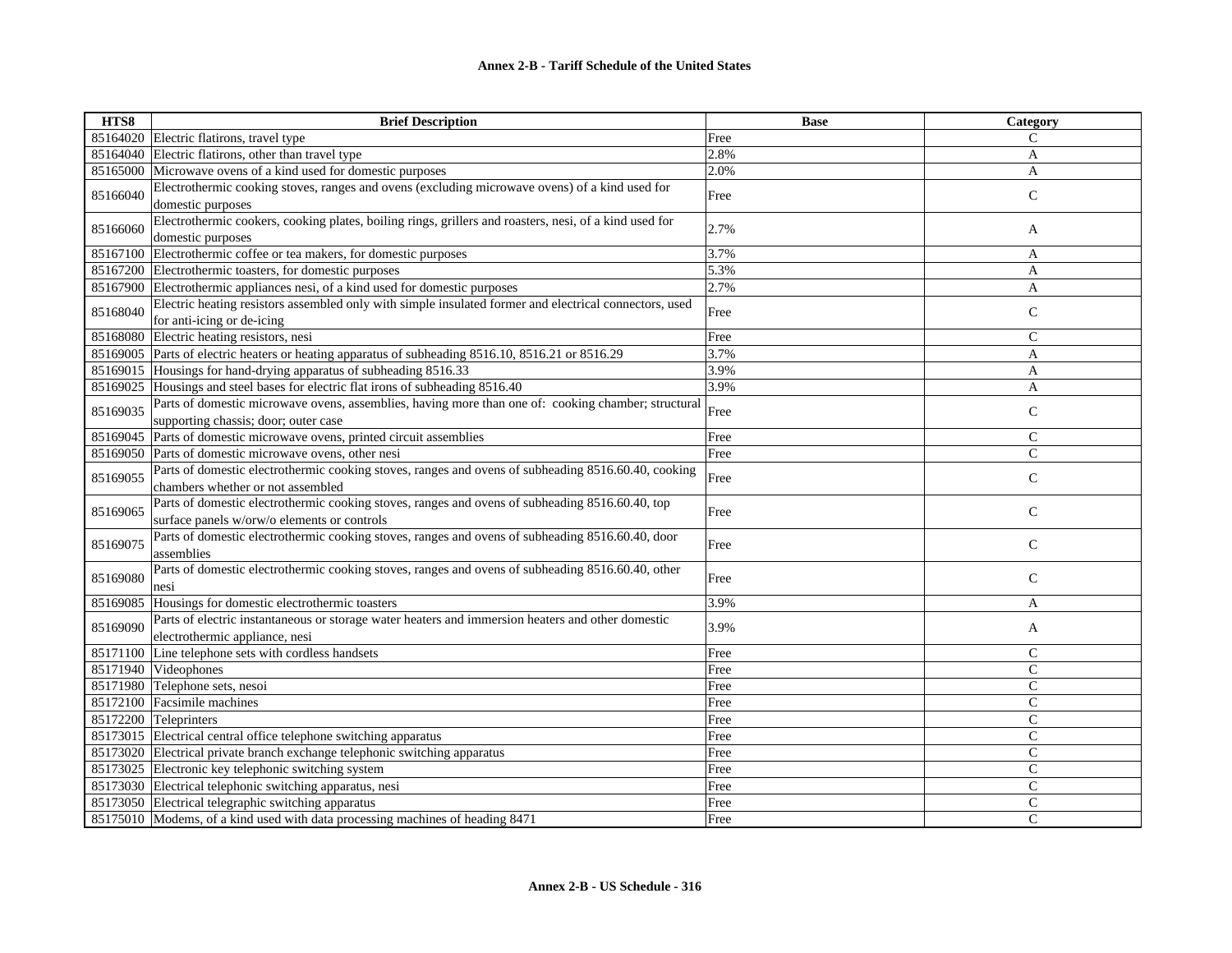| HTS8 | Brief Description | Base | Category |
|---|---|---|---|
| 85164020 | Electric flatirons, travel type | Free | C |
| 85164040 | Electric flatirons, other than travel type | 2.8% | A |
| 85165000 | Microwave ovens of a kind used for domestic purposes | 2.0% | A |
| 85166040 | Electrothermic cooking stoves, ranges and ovens (excluding microwave ovens) of a kind used for domestic purposes | Free | C |
| 85166060 | Electrothermic cookers, cooking plates, boiling rings, grillers and roasters, nesi, of a kind used for domestic purposes | 2.7% | A |
| 85167100 | Electrothermic coffee or tea makers, for domestic purposes | 3.7% | A |
| 85167200 | Electrothermic toasters, for domestic purposes | 5.3% | A |
| 85167900 | Electrothermic appliances nesi, of a kind used for domestic purposes | 2.7% | A |
| 85168040 | Electric heating resistors assembled only with simple insulated former and electrical connectors, used for anti-icing or de-icing | Free | C |
| 85168080 | Electric heating resistors, nesi | Free | C |
| 85169005 | Parts of electric heaters or heating apparatus of subheading 8516.10, 8516.21 or 8516.29 | 3.7% | A |
| 85169015 | Housings for hand-drying apparatus of subheading 8516.33 | 3.9% | A |
| 85169025 | Housings and steel bases for electric flat irons of subheading 8516.40 | 3.9% | A |
| 85169035 | Parts of domestic microwave ovens, assemblies, having more than one of: cooking chamber; structural supporting chassis; door; outer case | Free | C |
| 85169045 | Parts of domestic microwave ovens, printed circuit assemblies | Free | C |
| 85169050 | Parts of domestic microwave ovens, other nesi | Free | C |
| 85169055 | Parts of domestic electrothermic cooking stoves, ranges and ovens of subheading 8516.60.40, cooking chambers whether or not assembled | Free | C |
| 85169065 | Parts of domestic electrothermic cooking stoves, ranges and ovens of subheading 8516.60.40, top surface panels w/orw/o elements or controls | Free | C |
| 85169075 | Parts of domestic electrothermic cooking stoves, ranges and ovens of subheading 8516.60.40, door assemblies | Free | C |
| 85169080 | Parts of domestic electrothermic cooking stoves, ranges and ovens of subheading 8516.60.40, other nesi | Free | C |
| 85169085 | Housings for domestic electrothermic toasters | 3.9% | A |
| 85169090 | Parts of electric instantaneous or storage water heaters and immersion heaters and other domestic electrothermic appliance, nesi | 3.9% | A |
| 85171100 | Line telephone sets with cordless handsets | Free | C |
| 85171940 | Videophones | Free | C |
| 85171980 | Telephone sets, nesoi | Free | C |
| 85172100 | Facsimile machines | Free | C |
| 85172200 | Teleprinters | Free | C |
| 85173015 | Electrical central office telephone switching apparatus | Free | C |
| 85173020 | Electrical private branch exchange telephonic switching apparatus | Free | C |
| 85173025 | Electronic key telephonic switching system | Free | C |
| 85173030 | Electrical telephonic switching apparatus, nesi | Free | C |
| 85173050 | Electrical telegraphic switching apparatus | Free | C |
| 85175010 | Modems, of a kind used with data processing machines of heading 8471 | Free | C |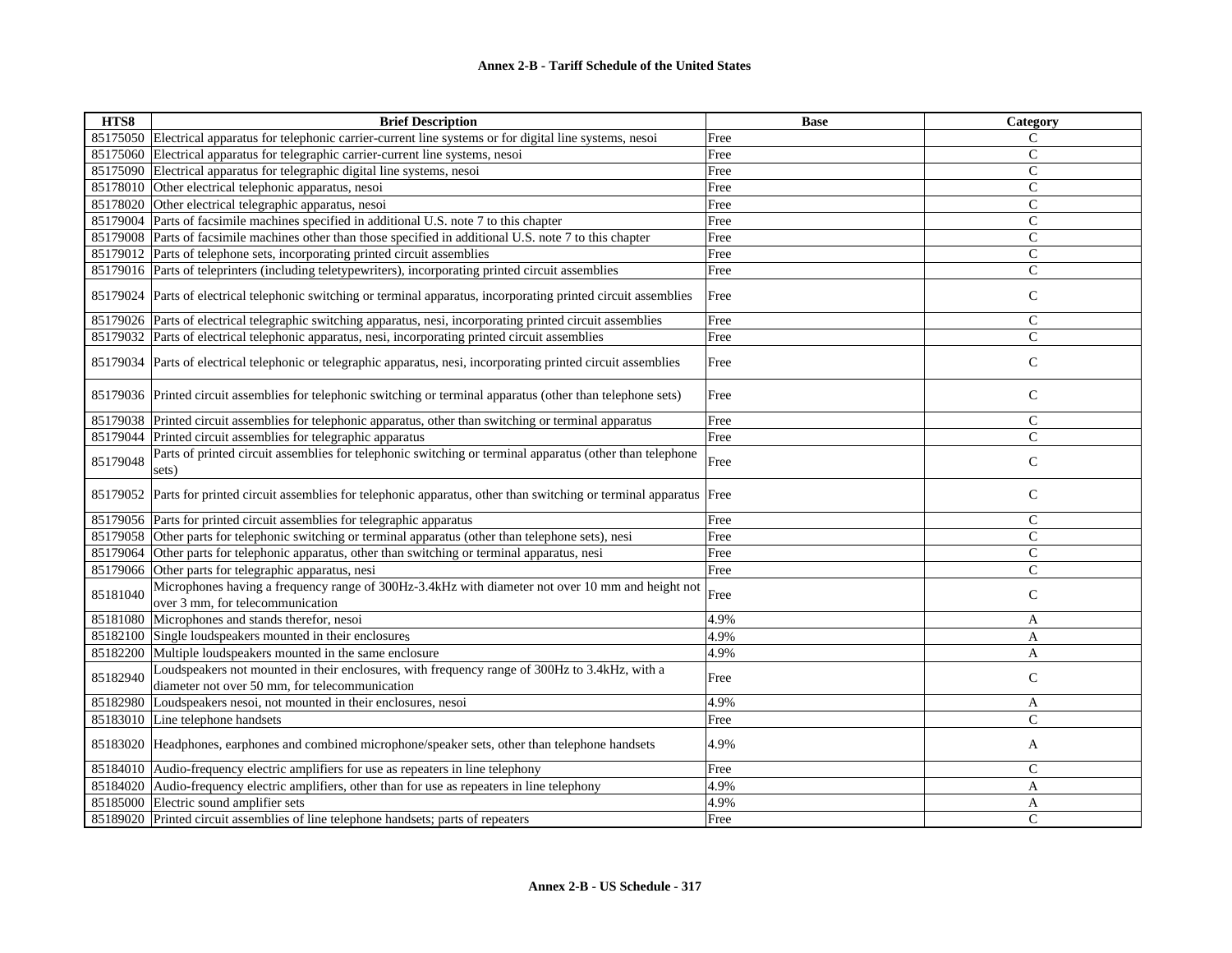| HTS8 | Brief Description | Base | Category |
|---|---|---|---|
| 85175050 | Electrical apparatus for telephonic carrier-current line systems or for digital line systems, nesoi | Free | C |
| 85175060 | Electrical apparatus for telegraphic carrier-current line systems, nesoi | Free | C |
| 85175090 | Electrical apparatus for telegraphic digital line systems, nesoi | Free | C |
| 85178010 | Other electrical telephonic apparatus, nesoi | Free | C |
| 85178020 | Other electrical telegraphic apparatus, nesoi | Free | C |
| 85179004 | Parts of facsimile machines specified in additional U.S. note 7 to this chapter | Free | C |
| 85179008 | Parts of facsimile machines other than those specified in additional U.S. note 7 to this chapter | Free | C |
| 85179012 | Parts of telephone sets, incorporating printed circuit assemblies | Free | C |
| 85179016 | Parts of teleprinters (including teletypewriters), incorporating printed circuit assemblies | Free | C |
| 85179024 | Parts of electrical telephonic switching or terminal apparatus, incorporating printed circuit assemblies | Free | C |
| 85179026 | Parts of electrical telegraphic switching apparatus, nesi, incorporating printed circuit assemblies | Free | C |
| 85179032 | Parts of electrical telephonic apparatus, nesi, incorporating printed circuit assemblies | Free | C |
| 85179034 | Parts of electrical telephonic or telegraphic apparatus, nesi, incorporating printed circuit assemblies | Free | C |
| 85179036 | Printed circuit assemblies for telephonic switching or terminal apparatus (other than telephone sets) | Free | C |
| 85179038 | Printed circuit assemblies for telephonic apparatus, other than switching or terminal apparatus | Free | C |
| 85179044 | Printed circuit assemblies for telegraphic apparatus | Free | C |
| 85179048 | Parts of printed circuit assemblies for telephonic switching or terminal apparatus (other than telephone sets) | Free | C |
| 85179052 | Parts for printed circuit assemblies for telephonic apparatus, other than switching or terminal apparatus | Free | C |
| 85179056 | Parts for printed circuit assemblies for telegraphic apparatus | Free | C |
| 85179058 | Other parts for telephonic switching or terminal apparatus (other than telephone sets), nesi | Free | C |
| 85179064 | Other parts for telephonic apparatus, other than switching or terminal apparatus, nesi | Free | C |
| 85179066 | Other parts for telegraphic apparatus, nesi | Free | C |
| 85181040 | Microphones having a frequency range of 300Hz-3.4kHz with diameter not over 10 mm and height not over 3 mm, for telecommunication | Free | C |
| 85181080 | Microphones and stands therefor, nesoi | 4.9% | A |
| 85182100 | Single loudspeakers mounted in their enclosures | 4.9% | A |
| 85182200 | Multiple loudspeakers mounted in the same enclosure | 4.9% | A |
| 85182940 | Loudspeakers not mounted in their enclosures, with frequency range of 300Hz to 3.4kHz, with a diameter not over 50 mm, for telecommunication | Free | C |
| 85182980 | Loudspeakers nesoi, not mounted in their enclosures, nesoi | 4.9% | A |
| 85183010 | Line telephone handsets | Free | C |
| 85183020 | Headphones, earphones and combined microphone/speaker sets, other than telephone handsets | 4.9% | A |
| 85184010 | Audio-frequency electric amplifiers for use as repeaters in line telephony | Free | C |
| 85184020 | Audio-frequency electric amplifiers, other than for use as repeaters in line telephony | 4.9% | A |
| 85185000 | Electric sound amplifier sets | 4.9% | A |
| 85189020 | Printed circuit assemblies of line telephone handsets; parts of repeaters | Free | C |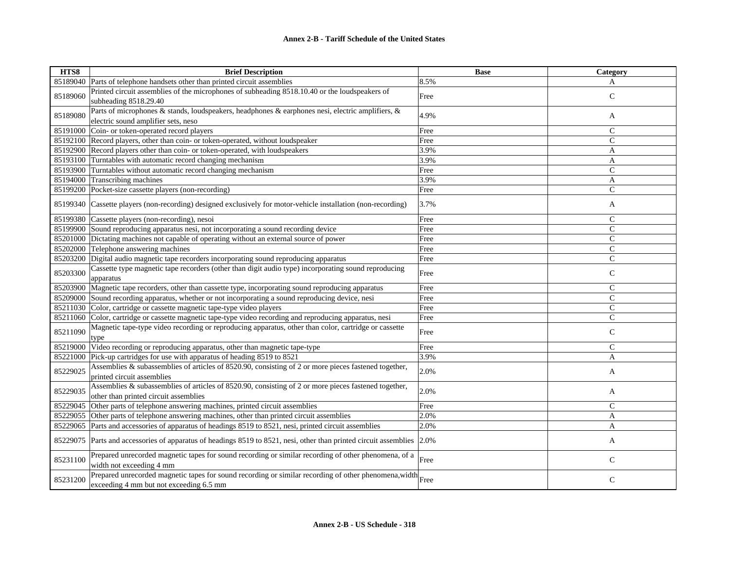# Annex 2-B - Tariff Schedule of the United States

| HTS8 | Brief Description | Base | Category |
|---|---|---|---|
| 85189040 | Parts of telephone handsets other than printed circuit assemblies | 8.5% | A |
| 85189060 | Printed circuit assemblies of the microphones of subheading 8518.10.40 or the loudspeakers of subheading 8518.29.40 | Free | C |
| 85189080 | Parts of microphones & stands, loudspeakers, headphones & earphones nesi, electric amplifiers, & electric sound amplifier sets, neso | 4.9% | A |
| 85191000 | Coin- or token-operated record players | Free | C |
| 85192100 | Record players, other than coin- or token-operated, without loudspeaker | Free | C |
| 85192900 | Record players other than coin- or token-operated, with loudspeakers | 3.9% | A |
| 85193100 | Turntables with automatic record changing mechanism | 3.9% | A |
| 85193900 | Turntables without automatic record changing mechanism | Free | C |
| 85194000 | Transcribing machines | 3.9% | A |
| 85199200 | Pocket-size cassette players (non-recording) | Free | C |
| 85199340 | Cassette players (non-recording) designed exclusively for motor-vehicle installation (non-recording) | 3.7% | A |
| 85199380 | Cassette players (non-recording), nesoi | Free | C |
| 85199900 | Sound reproducing apparatus nesi, not incorporating a sound recording device | Free | C |
| 85201000 | Dictating machines not capable of operating without an external source of power | Free | C |
| 85202000 | Telephone answering machines | Free | C |
| 85203200 | Digital audio magnetic tape recorders incorporating sound reproducing apparatus | Free | C |
| 85203300 | Cassette type magnetic tape recorders (other than digit audio type) incorporating sound reproducing apparatus | Free | C |
| 85203900 | Magnetic tape recorders, other than cassette type, incorporating sound reproducing apparatus | Free | C |
| 85209000 | Sound recording apparatus, whether or not incorporating a sound reproducing device, nesi | Free | C |
| 85211030 | Color, cartridge or cassette magnetic tape-type video players | Free | C |
| 85211060 | Color, cartridge or cassette magnetic tape-type video recording and reproducing apparatus, nesi | Free | C |
| 85211090 | Magnetic tape-type video recording or reproducing apparatus, other than color, cartridge or cassette type | Free | C |
| 85219000 | Video recording or reproducing apparatus, other than magnetic tape-type | Free | C |
| 85221000 | Pick-up cartridges for use with apparatus of heading 8519 to 8521 | 3.9% | A |
| 85229025 | Assemblies & subassemblies of articles of 8520.90, consisting of 2 or more pieces fastened together, printed circuit assemblies | 2.0% | A |
| 85229035 | Assemblies & subassemblies of articles of 8520.90, consisting of 2 or more pieces fastened together, other than printed circuit assemblies | 2.0% | A |
| 85229045 | Other parts of telephone answering machines, printed circuit assemblies | Free | C |
| 85229055 | Other parts of telephone answering machines, other than printed circuit assemblies | 2.0% | A |
| 85229065 | Parts and accessories of apparatus of headings 8519 to 8521, nesi, printed circuit assemblies | 2.0% | A |
| 85229075 | Parts and accessories of apparatus of headings 8519 to 8521, nesi, other than printed circuit assemblies | 2.0% | A |
| 85231100 | Prepared unrecorded magnetic tapes for sound recording or similar recording of other phenomena, of a width not exceeding 4 mm | Free | C |
| 85231200 | Prepared unrecorded magnetic tapes for sound recording or similar recording of other phenomena,width exceeding 4 mm but not exceeding 6.5 mm | Free | C |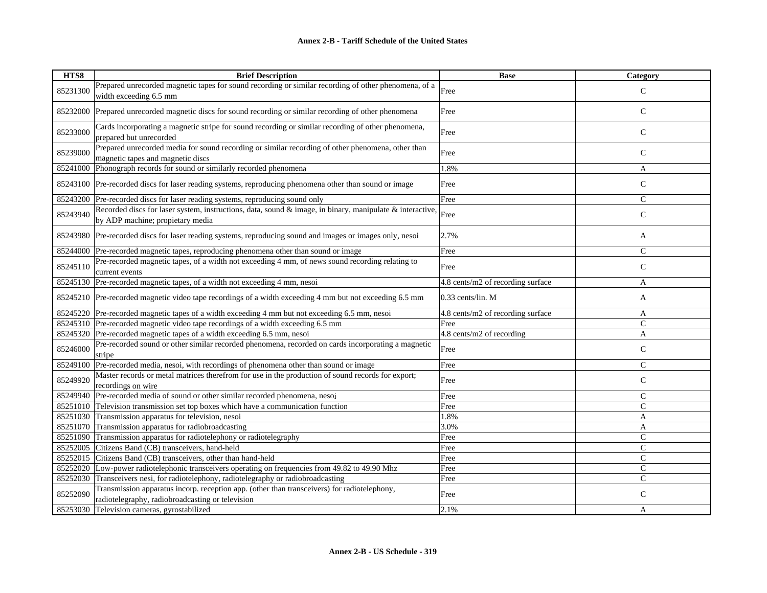**Annex 2-B - Tariff Schedule of the United States**

| HTS8 | Brief Description | Base | Category |
|---|---|---|---|
| 85231300 | Prepared unrecorded magnetic tapes for sound recording or similar recording of other phenomena, of a width exceeding 6.5 mm | Free | C |
| 85232000 | Prepared unrecorded magnetic discs for sound recording or similar recording of other phenomena | Free | C |
| 85233000 | Cards incorporating a magnetic stripe for sound recording or similar recording of other phenomena, prepared but unrecorded | Free | C |
| 85239000 | Prepared unrecorded media for sound recording or similar recording of other phenomena, other than magnetic tapes and magnetic discs | Free | C |
| 85241000 | Phonograph records for sound or similarly recorded phenomena | 1.8% | A |
| 85243100 | Pre-recorded discs for laser reading systems, reproducing phenomena other than sound or image | Free | C |
| 85243200 | Pre-recorded discs for laser reading systems, reproducing sound only | Free | C |
| 85243940 | Recorded discs for laser system, instructions, data, sound & image, in binary, manipulate & interactive, by ADP machine; propietary media | Free | C |
| 85243980 | Pre-recorded discs for laser reading systems, reproducing sound and images or images only, nesoi | 2.7% | A |
| 85244000 | Pre-recorded magnetic tapes, reproducing phenomena other than sound or image | Free | C |
| 85245110 | Pre-recorded magnetic tapes, of a width not exceeding 4 mm, of news sound recording relating to current events | Free | C |
| 85245130 | Pre-recorded magnetic tapes, of a width not exceeding 4 mm, nesoi | 4.8 cents/m2 of recording surface | A |
| 85245210 | Pre-recorded magnetic video tape recordings of a width exceeding 4 mm but not exceeding 6.5 mm | 0.33 cents/lin. M | A |
| 85245220 | Pre-recorded magnetic tapes of a width exceeding 4 mm but not exceeding 6.5 mm, nesoi | 4.8 cents/m2 of recording surface | A |
| 85245310 | Pre-recorded magnetic video tape recordings of a width exceeding 6.5 mm | Free | C |
| 85245320 | Pre-recorded magnetic tapes of a width exceeding 6.5 mm, nesoi | 4.8 cents/m2 of recording | A |
| 85246000 | Pre-recorded sound or other similar recorded phenomena, recorded on cards incorporating a magnetic stripe | Free | C |
| 85249100 | Pre-recorded media, nesoi, with recordings of phenomena other than sound or image | Free | C |
| 85249920 | Master records or metal matrices therefrom for use in the production of sound records for export; recordings on wire | Free | C |
| 85249940 | Pre-recorded media of sound or other similar recorded phenomena, nesoi | Free | C |
| 85251010 | Television transmission set top boxes which have a communication function | Free | C |
| 85251030 | Transmission apparatus for television, nesoi | 1.8% | A |
| 85251070 | Transmission apparatus for radiobroadcasting | 3.0% | A |
| 85251090 | Transmission apparatus for radiotelephony or radiotelegraphy | Free | C |
| 85252005 | Citizens Band (CB) transceivers, hand-held | Free | C |
| 85252015 | Citizens Band (CB) transceivers, other than hand-held | Free | C |
| 85252020 | Low-power radiotelephonic transceivers operating on frequencies from 49.82 to 49.90 Mhz | Free | C |
| 85252030 | Transceivers nesi, for radiotelephony, radiotelegraphy or radiobroadcasting | Free | C |
| 85252090 | Transmission apparatus incorp. reception app. (other than transceivers) for radiotelephony, radiotelegraphy, radiobroadcasting or television | Free | C |
| 85253030 | Television cameras, gyrostabilized | 2.1% | A |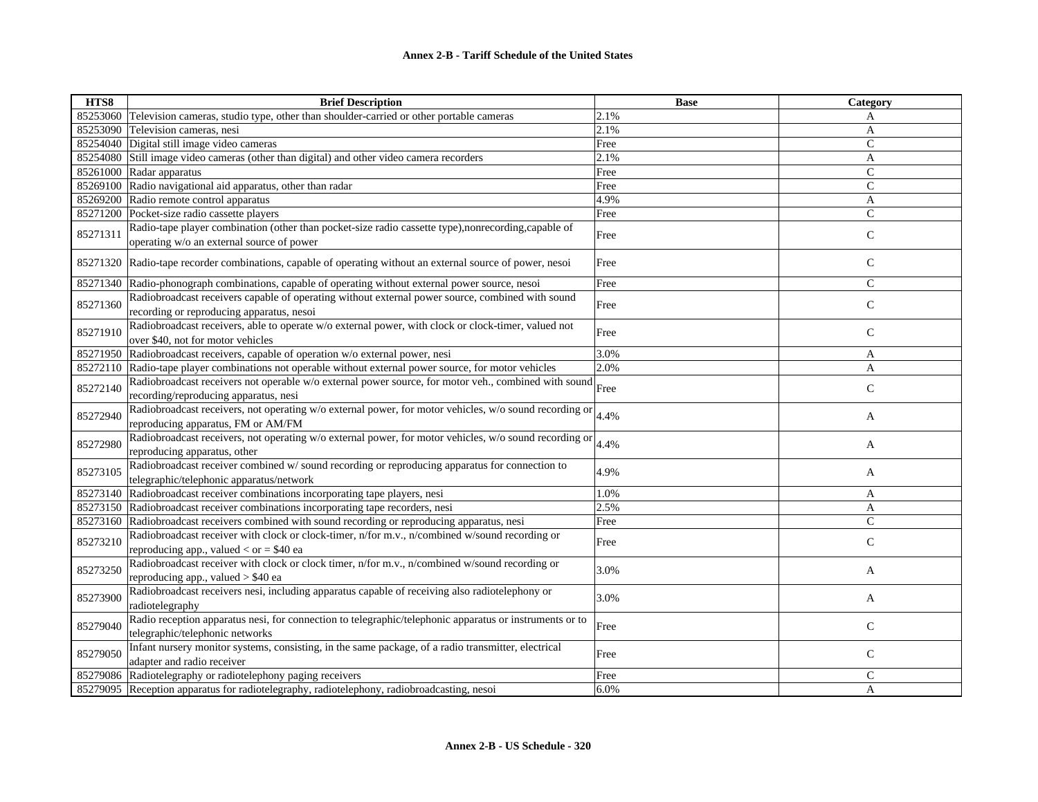| HTS8 | Brief Description | Base | Category |
|---|---|---|---|
| 85253060 | Television cameras, studio type, other than shoulder-carried or other portable cameras | 2.1% | A |
| 85253090 | Television cameras, nesi | 2.1% | A |
| 85254040 | Digital still image video cameras | Free | C |
| 85254080 | Still image video cameras (other than digital) and other video camera recorders | 2.1% | A |
| 85261000 | Radar apparatus | Free | C |
| 85269100 | Radio navigational aid apparatus, other than radar | Free | C |
| 85269200 | Radio remote control apparatus | 4.9% | A |
| 85271200 | Pocket-size radio cassette players | Free | C |
| 85271311 | Radio-tape player combination (other than pocket-size radio cassette type),nonrecording,capable of operating w/o an external source of power | Free | C |
| 85271320 | Radio-tape recorder combinations, capable of operating without an external source of power, nesoi | Free | C |
| 85271340 | Radio-phonograph combinations, capable of operating without external power source, nesoi | Free | C |
| 85271360 | Radiobroadcast receivers capable of operating without external power source, combined with sound recording or reproducing apparatus, nesoi | Free | C |
| 85271910 | Radiobroadcast receivers, able to operate w/o external power, with clock or clock-timer, valued not over $40, not for motor vehicles | Free | C |
| 85271950 | Radiobroadcast receivers, capable of operation w/o external power, nesi | 3.0% | A |
| 85272110 | Radio-tape player combinations not operable without external power source, for motor vehicles | 2.0% | A |
| 85272140 | Radiobroadcast receivers not operable w/o external power source, for motor veh., combined with sound recording/reproducing apparatus, nesi | Free | C |
| 85272940 | Radiobroadcast receivers, not operating w/o external power, for motor vehicles, w/o sound recording or reproducing apparatus, FM or AM/FM | 4.4% | A |
| 85272980 | Radiobroadcast receivers, not operating w/o external power, for motor vehicles, w/o sound recording or reproducing apparatus, other | 4.4% | A |
| 85273105 | Radiobroadcast receiver combined w/ sound recording or reproducing apparatus for connection to telegraphic/telephonic apparatus/network | 4.9% | A |
| 85273140 | Radiobroadcast receiver combinations incorporating tape players, nesi | 1.0% | A |
| 85273150 | Radiobroadcast receiver combinations incorporating tape recorders, nesi | 2.5% | A |
| 85273160 | Radiobroadcast receivers combined with sound recording or reproducing apparatus, nesi | Free | C |
| 85273210 | Radiobroadcast receiver with clock or clock-timer, n/for m.v., n/combined w/sound recording or reproducing app., valued < or = $40 ea | Free | C |
| 85273250 | Radiobroadcast receiver with clock or clock timer, n/for m.v., n/combined w/sound recording or reproducing app., valued > $40 ea | 3.0% | A |
| 85273900 | Radiobroadcast receivers nesi, including apparatus capable of receiving also radiotelephony or radiotelegraphy | 3.0% | A |
| 85279040 | Radio reception apparatus nesi, for connection to telegraphic/telephonic apparatus or instruments or to telegraphic/telephonic networks | Free | C |
| 85279050 | Infant nursery monitor systems, consisting, in the same package, of a radio transmitter, electrical adapter and radio receiver | Free | C |
| 85279086 | Radiotelegraphy or radiotelephony paging receivers | Free | C |
| 85279095 | Reception apparatus for radiotelegraphy, radiotelephony, radiobroadcasting, nesoi | 6.0% | A |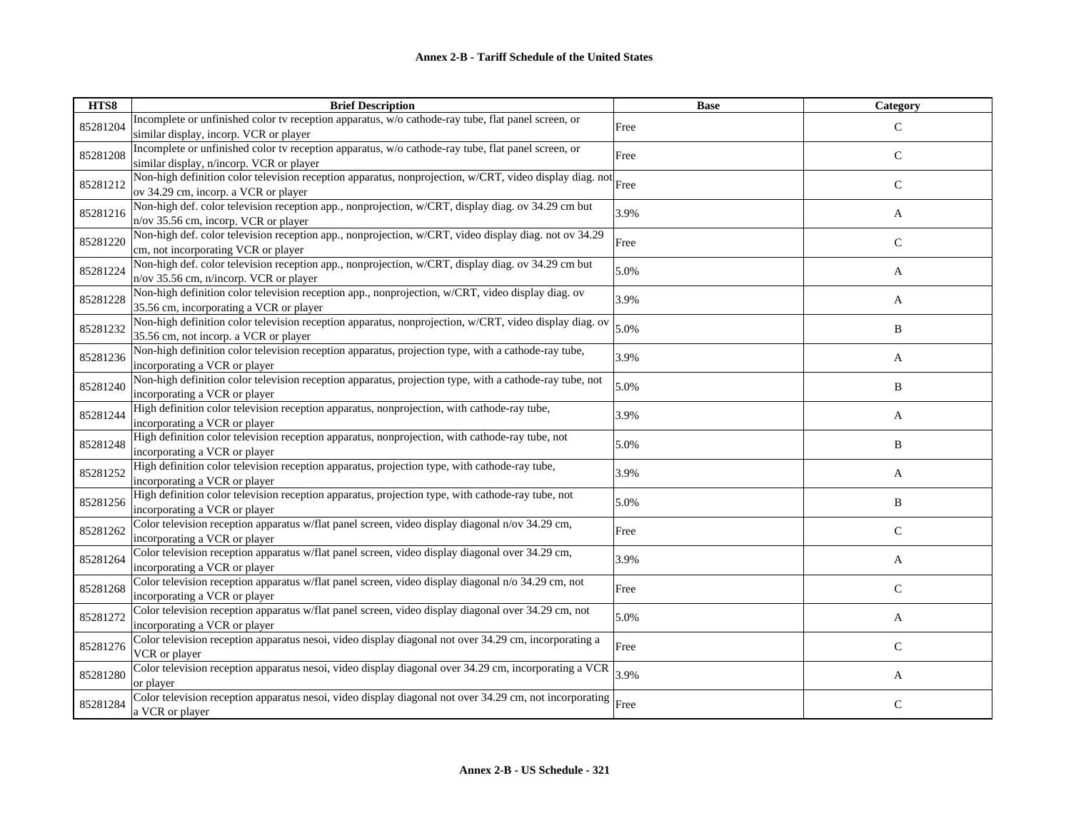| HTS8 | Brief Description | Base | Category |
|---|---|---|---|
| 85281204 | Incomplete or unfinished color tv reception apparatus, w/o cathode-ray tube, flat panel screen, or similar display, incorp. VCR or player | Free | C |
| 85281208 | Incomplete or unfinished color tv reception apparatus, w/o cathode-ray tube, flat panel screen, or similar display, n/incorp. VCR or player | Free | C |
| 85281212 | Non-high definition color television reception apparatus, nonprojection, w/CRT, video display diag. not ov 34.29 cm, incorp. a VCR or player | Free | C |
| 85281216 | Non-high def. color television reception app., nonprojection, w/CRT, display diag. ov 34.29 cm but n/ov 35.56 cm, incorp. VCR or player | 3.9% | A |
| 85281220 | Non-high def. color television reception app., nonprojection, w/CRT, video display diag. not ov 34.29 cm, not incorporating VCR or player | Free | C |
| 85281224 | Non-high def. color television reception app., nonprojection, w/CRT, display diag. ov 34.29 cm but n/ov 35.56 cm, n/incorp. VCR or player | 5.0% | A |
| 85281228 | Non-high definition color television reception app., nonprojection, w/CRT, video display diag. ov 35.56 cm, incorporating a VCR or player | 3.9% | A |
| 85281232 | Non-high definition color television reception apparatus, nonprojection, w/CRT, video display diag. ov 35.56 cm, not incorp. a VCR or player | 5.0% | B |
| 85281236 | Non-high definition color television reception apparatus, projection type, with a cathode-ray tube, incorporating a VCR or player | 3.9% | A |
| 85281240 | Non-high definition color television reception apparatus, projection type, with a cathode-ray tube, not incorporating a VCR or player | 5.0% | B |
| 85281244 | High definition color television reception apparatus, nonprojection, with cathode-ray tube, incorporating a VCR or player | 3.9% | A |
| 85281248 | High definition color television reception apparatus, nonprojection, with cathode-ray tube, not incorporating a VCR or player | 5.0% | B |
| 85281252 | High definition color television reception apparatus, projection type, with cathode-ray tube, incorporating a VCR or player | 3.9% | A |
| 85281256 | High definition color television reception apparatus, projection type, with cathode-ray tube, not incorporating a VCR or player | 5.0% | B |
| 85281262 | Color television reception apparatus w/flat panel screen, video display diagonal n/ov 34.29 cm, incorporating a VCR or player | Free | C |
| 85281264 | Color television reception apparatus w/flat panel screen, video display diagonal over 34.29 cm, incorporating a VCR or player | 3.9% | A |
| 85281268 | Color television reception apparatus w/flat panel screen, video display diagonal n/o 34.29 cm, not incorporating a VCR or player | Free | C |
| 85281272 | Color television reception apparatus w/flat panel screen, video display diagonal over 34.29 cm, not incorporating a VCR or player | 5.0% | A |
| 85281276 | Color television reception apparatus nesoi, video display diagonal not over 34.29 cm, incorporating a VCR or player | Free | C |
| 85281280 | Color television reception apparatus nesoi, video display diagonal over 34.29 cm, incorporating a VCR or player | 3.9% | A |
| 85281284 | Color television reception apparatus nesoi, video display diagonal not over 34.29 cm, not incorporating a VCR or player | Free | C |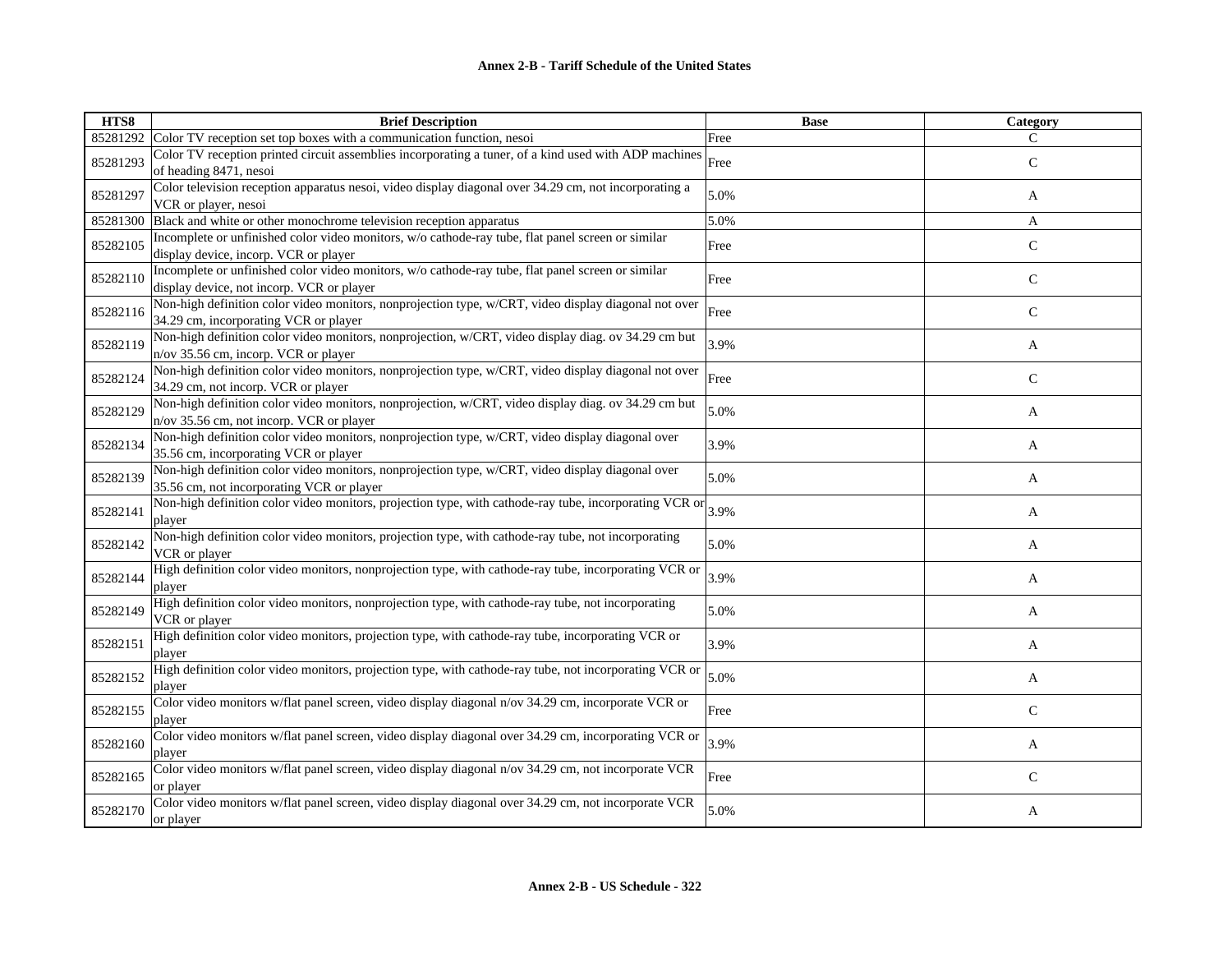| HTS8 | Brief Description | Base | Category |
|---|---|---|---|
| 85281292 | Color TV reception set top boxes with a communication function, nesoi | Free | C |
| 85281293 | Color TV reception printed circuit assemblies incorporating a tuner, of a kind used with ADP machines of heading 8471, nesoi | Free | C |
| 85281297 | Color television reception apparatus nesoi, video display diagonal over 34.29 cm, not incorporating a VCR or player, nesoi | 5.0% | A |
| 85281300 | Black and white or other monochrome television reception apparatus | 5.0% | A |
| 85282105 | Incomplete or unfinished color video monitors, w/o cathode-ray tube, flat panel screen or similar display device, incorp. VCR or player | Free | C |
| 85282110 | Incomplete or unfinished color video monitors, w/o cathode-ray tube, flat panel screen or similar display device, not incorp. VCR or player | Free | C |
| 85282116 | Non-high definition color video monitors, nonprojection type, w/CRT, video display diagonal not over 34.29 cm, incorporating VCR or player | Free | C |
| 85282119 | Non-high definition color video monitors, nonprojection, w/CRT, video display diag. ov 34.29 cm but n/ov 35.56 cm, incorp. VCR or player | 3.9% | A |
| 85282124 | Non-high definition color video monitors, nonprojection type, w/CRT, video display diagonal not over 34.29 cm, not incorp. VCR or player | Free | C |
| 85282129 | Non-high definition color video monitors, nonprojection, w/CRT, video display diag. ov 34.29 cm but n/ov 35.56 cm, not incorp. VCR or player | 5.0% | A |
| 85282134 | Non-high definition color video monitors, nonprojection type, w/CRT, video display diagonal over 35.56 cm, incorporating VCR or player | 3.9% | A |
| 85282139 | Non-high definition color video monitors, nonprojection type, w/CRT, video display diagonal over 35.56 cm, not incorporating VCR or player | 5.0% | A |
| 85282141 | Non-high definition color video monitors, projection type, with cathode-ray tube, incorporating VCR or player | 3.9% | A |
| 85282142 | Non-high definition color video monitors, projection type, with cathode-ray tube, not incorporating VCR or player | 5.0% | A |
| 85282144 | High definition color video monitors, nonprojection type, with cathode-ray tube, incorporating VCR or player | 3.9% | A |
| 85282149 | High definition color video monitors, nonprojection type, with cathode-ray tube, not incorporating VCR or player | 5.0% | A |
| 85282151 | High definition color video monitors, projection type, with cathode-ray tube, incorporating VCR or player | 3.9% | A |
| 85282152 | High definition color video monitors, projection type, with cathode-ray tube, not incorporating VCR or player | 5.0% | A |
| 85282155 | Color video monitors w/flat panel screen, video display diagonal n/ov 34.29 cm, incorporate VCR or player | Free | C |
| 85282160 | Color video monitors w/flat panel screen, video display diagonal over 34.29 cm, incorporating VCR or player | 3.9% | A |
| 85282165 | Color video monitors w/flat panel screen, video display diagonal n/ov 34.29 cm, not incorporate VCR or player | Free | C |
| 85282170 | Color video monitors w/flat panel screen, video display diagonal over 34.29 cm, not incorporate VCR or player | 5.0% | A |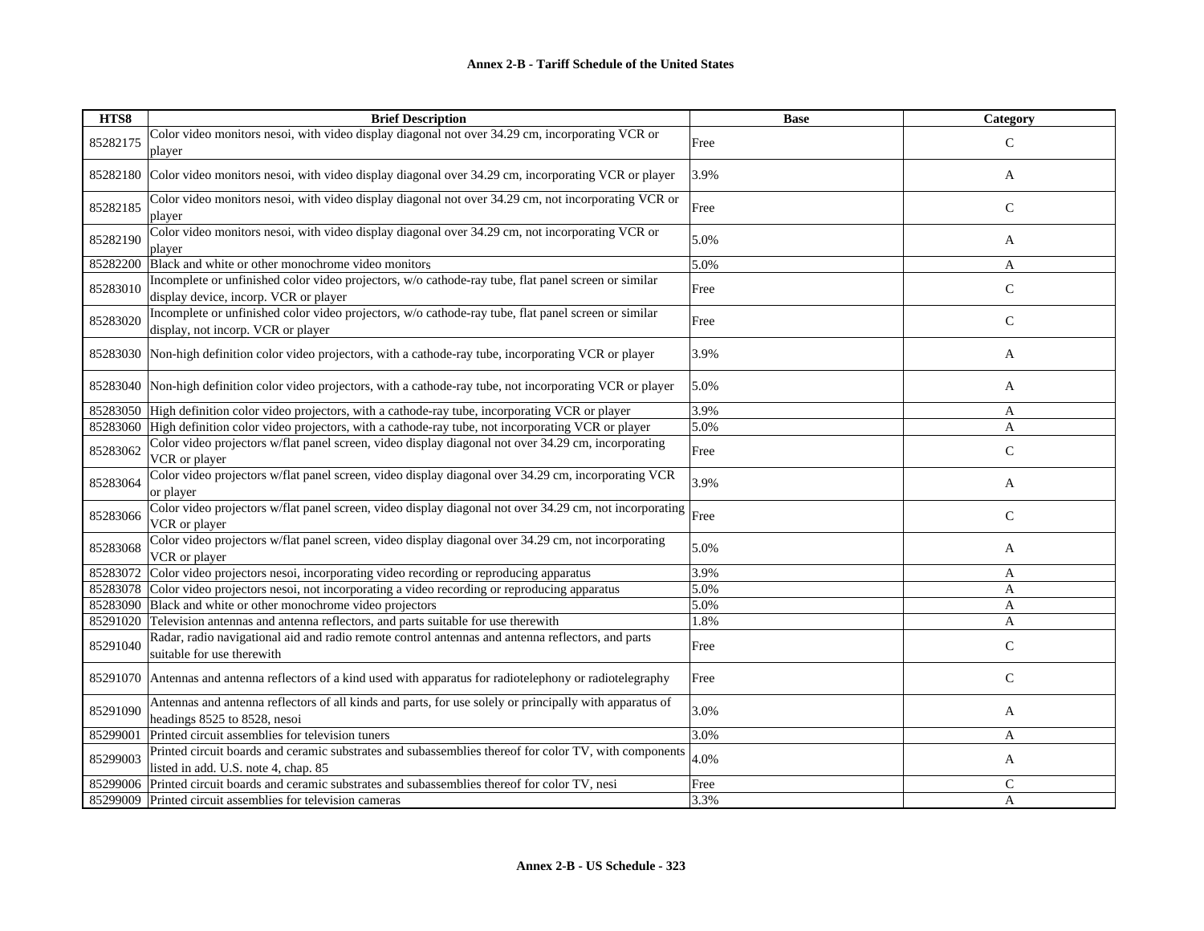**Annex 2-B - Tariff Schedule of the United States**

| HTS8 | Brief Description | Base | Category |
|---|---|---|---|
| 85282175 | Color video monitors nesoi, with video display diagonal not over 34.29 cm, incorporating VCR or player | Free | C |
| 85282180 | Color video monitors nesoi, with video display diagonal over 34.29 cm, incorporating VCR or player | 3.9% | A |
| 85282185 | Color video monitors nesoi, with video display diagonal not over 34.29 cm, not incorporating VCR or player | Free | C |
| 85282190 | Color video monitors nesoi, with video display diagonal over 34.29 cm, not incorporating VCR or player | 5.0% | A |
| 85282200 | Black and white or other monochrome video monitors | 5.0% | A |
| 85283010 | Incomplete or unfinished color video projectors, w/o cathode-ray tube, flat panel screen or similar display device, incorp. VCR or player | Free | C |
| 85283020 | Incomplete or unfinished color video projectors, w/o cathode-ray tube, flat panel screen or similar display, not incorp. VCR or player | Free | C |
| 85283030 | Non-high definition color video projectors, with a cathode-ray tube, incorporating VCR or player | 3.9% | A |
| 85283040 | Non-high definition color video projectors, with a cathode-ray tube, not incorporating VCR or player | 5.0% | A |
| 85283050 | High definition color video projectors, with a cathode-ray tube, incorporating VCR or player | 3.9% | A |
| 85283060 | High definition color video projectors, with a cathode-ray tube, not incorporating VCR or player | 5.0% | A |
| 85283062 | Color video projectors w/flat panel screen, video display diagonal not over 34.29 cm, incorporating VCR or player | Free | C |
| 85283064 | Color video projectors w/flat panel screen, video display diagonal over 34.29 cm, incorporating VCR or player | 3.9% | A |
| 85283066 | Color video projectors w/flat panel screen, video display diagonal not over 34.29 cm, not incorporating VCR or player | Free | C |
| 85283068 | Color video projectors w/flat panel screen, video display diagonal over 34.29 cm, not incorporating VCR or player | 5.0% | A |
| 85283072 | Color video projectors nesoi, incorporating video recording or reproducing apparatus | 3.9% | A |
| 85283078 | Color video projectors nesoi, not incorporating a video recording or reproducing apparatus | 5.0% | A |
| 85283090 | Black and white or other monochrome video projectors | 5.0% | A |
| 85291020 | Television antennas and antenna reflectors, and parts suitable for use therewith | 1.8% | A |
| 85291040 | Radar, radio navigational aid and radio remote control antennas and antenna reflectors, and parts suitable for use therewith | Free | C |
| 85291070 | Antennas and antenna reflectors of a kind used with apparatus for radiotelephony or radiotelegraphy | Free | C |
| 85291090 | Antennas and antenna reflectors of all kinds and parts, for use solely or principally with apparatus of headings 8525 to 8528, nesoi | 3.0% | A |
| 85299001 | Printed circuit assemblies for television tuners | 3.0% | A |
| 85299003 | Printed circuit boards and ceramic substrates and subassemblies thereof for color TV, with components listed in add. U.S. note 4, chap. 85 | 4.0% | A |
| 85299006 | Printed circuit boards and ceramic substrates and subassemblies thereof for color TV, nesi | Free | C |
| 85299009 | Printed circuit assemblies for television cameras | 3.3% | A |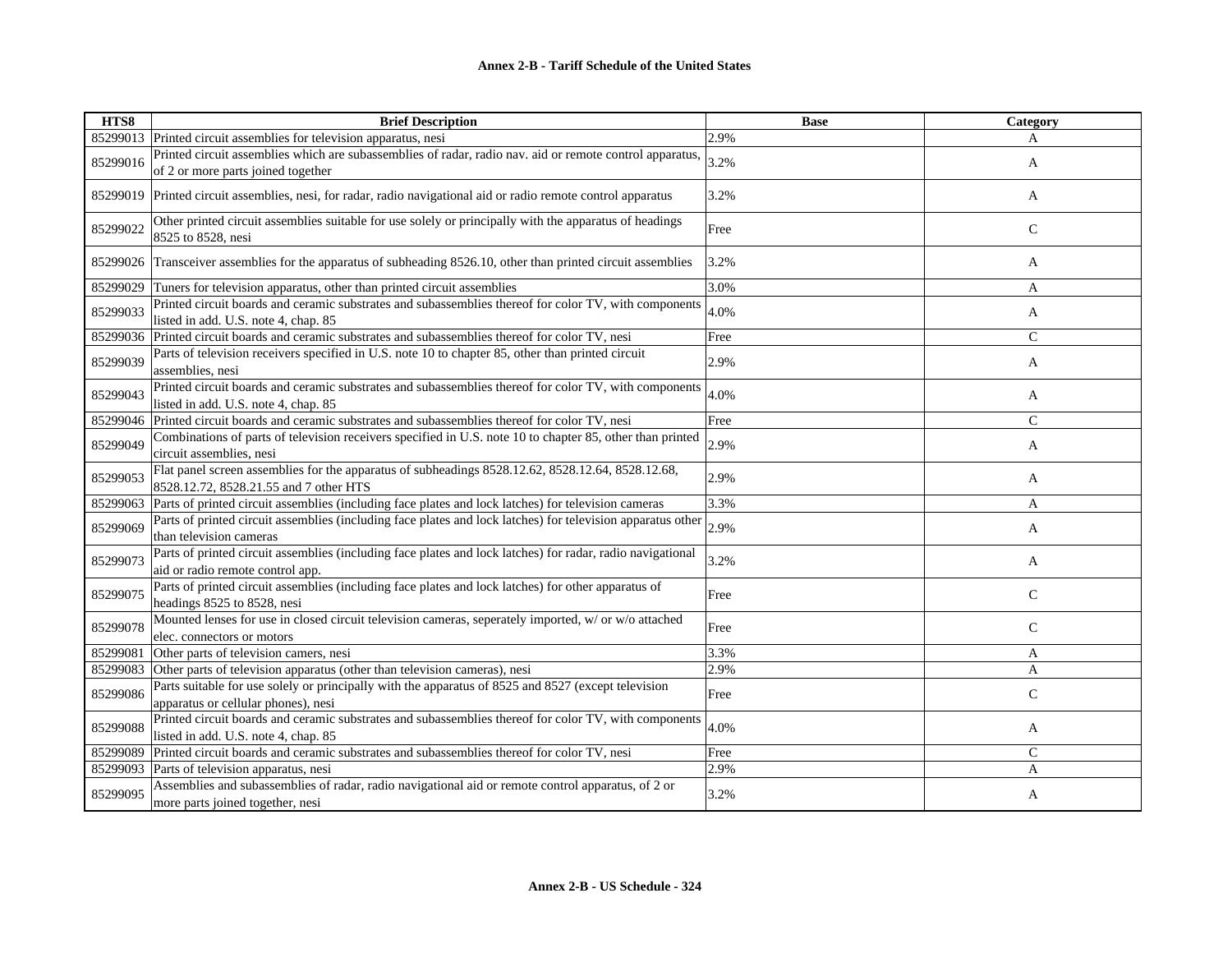**Annex 2-B - Tariff Schedule of the United States**

| HTS8 | Brief Description | Base | Category |
|---|---|---|---|
| 85299013 | Printed circuit assemblies for television apparatus, nesi | 2.9% | A |
| 85299016 | Printed circuit assemblies which are subassemblies of radar, radio nav. aid or remote control apparatus, of 2 or more parts joined together | 3.2% | A |
| 85299019 | Printed circuit assemblies, nesi, for radar, radio navigational aid or radio remote control apparatus | 3.2% | A |
| 85299022 | Other printed circuit assemblies suitable for use solely or principally with the apparatus of headings 8525 to 8528, nesi | Free | C |
| 85299026 | Transceiver assemblies for the apparatus of subheading 8526.10, other than printed circuit assemblies | 3.2% | A |
| 85299029 | Tuners for television apparatus, other than printed circuit assemblies | 3.0% | A |
| 85299033 | Printed circuit boards and ceramic substrates and subassemblies thereof for color TV, with components listed in add. U.S. note 4, chap. 85 | 4.0% | A |
| 85299036 | Printed circuit boards and ceramic substrates and subassemblies thereof for color TV, nesi | Free | C |
| 85299039 | Parts of television receivers specified in U.S. note 10 to chapter 85, other than printed circuit assemblies, nesi | 2.9% | A |
| 85299043 | Printed circuit boards and ceramic substrates and subassemblies thereof for color TV, with components listed in add. U.S. note 4, chap. 85 | 4.0% | A |
| 85299046 | Printed circuit boards and ceramic substrates and subassemblies thereof for color TV, nesi | Free | C |
| 85299049 | Combinations of parts of television receivers specified in U.S. note 10 to chapter 85, other than printed circuit assemblies, nesi | 2.9% | A |
| 85299053 | Flat panel screen assemblies for the apparatus of subheadings 8528.12.62, 8528.12.64, 8528.12.68, 8528.12.72, 8528.21.55 and 7 other HTS | 2.9% | A |
| 85299063 | Parts of printed circuit assemblies (including face plates and lock latches) for television cameras | 3.3% | A |
| 85299069 | Parts of printed circuit assemblies (including face plates and lock latches) for television apparatus other than television cameras | 2.9% | A |
| 85299073 | Parts of printed circuit assemblies (including face plates and lock latches) for radar, radio navigational aid or radio remote control app. | 3.2% | A |
| 85299075 | Parts of printed circuit assemblies (including face plates and lock latches) for other apparatus of headings 8525 to 8528, nesi | Free | C |
| 85299078 | Mounted lenses for use in closed circuit television cameras, seperately imported, w/ or w/o attached elec. connectors or motors | Free | C |
| 85299081 | Other parts of television camers, nesi | 3.3% | A |
| 85299083 | Other parts of television apparatus (other than television cameras), nesi | 2.9% | A |
| 85299086 | Parts suitable for use solely or principally with the apparatus of 8525 and 8527 (except television apparatus or cellular phones), nesi | Free | C |
| 85299088 | Printed circuit boards and ceramic substrates and subassemblies thereof for color TV, with components listed in add. U.S. note 4, chap. 85 | 4.0% | A |
| 85299089 | Printed circuit boards and ceramic substrates and subassemblies thereof for color TV, nesi | Free | C |
| 85299093 | Parts of television apparatus, nesi | 2.9% | A |
| 85299095 | Assemblies and subassemblies of radar, radio navigational aid or remote control apparatus, of 2 or more parts joined together, nesi | 3.2% | A |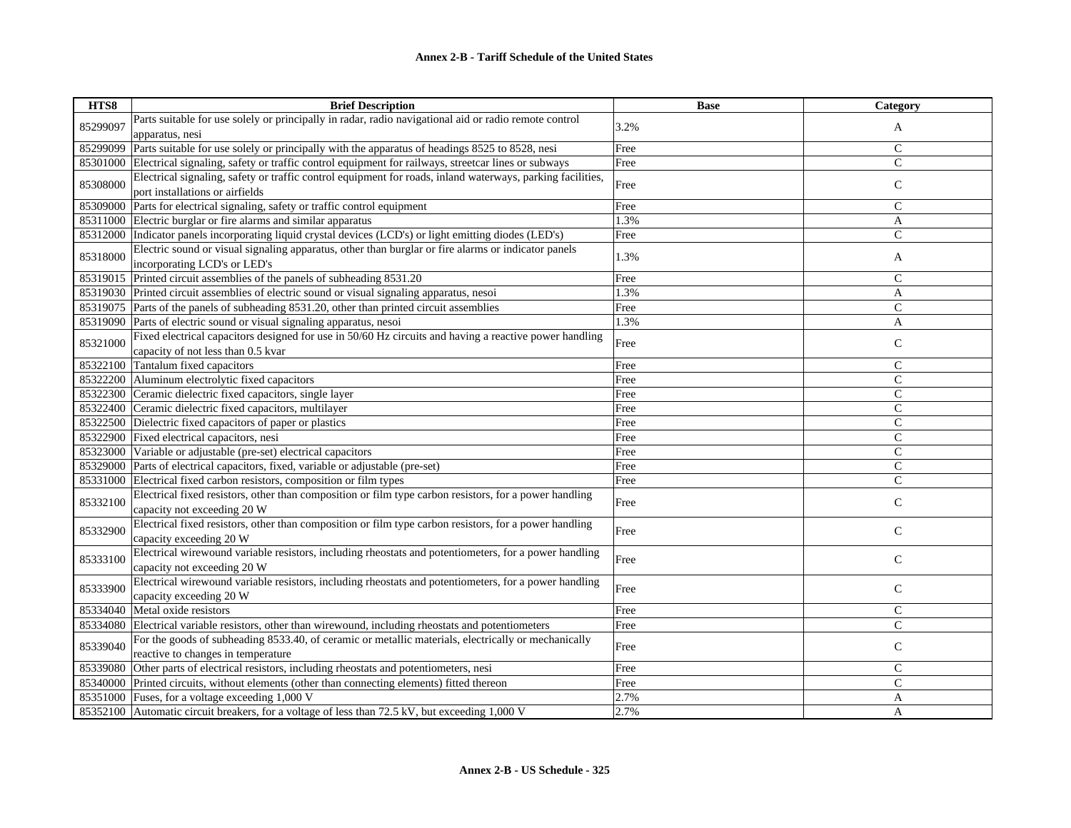| HTS8 | Brief Description | Base | Category |
|---|---|---|---|
| 85299097 | Parts suitable for use solely or principally in radar, radio navigational aid or radio remote control apparatus, nesi | 3.2% | A |
| 85299099 | Parts suitable for use solely or principally with the apparatus of headings 8525 to 8528, nesi | Free | C |
| 85301000 | Electrical signaling, safety or traffic control equipment for railways, streetcar lines or subways | Free | C |
| 85308000 | Electrical signaling, safety or traffic control equipment for roads, inland waterways, parking facilities, port installations or airfields | Free | C |
| 85309000 | Parts for electrical signaling, safety or traffic control equipment | Free | C |
| 85311000 | Electric burglar or fire alarms and similar apparatus | 1.3% | A |
| 85312000 | Indicator panels incorporating liquid crystal devices (LCD's) or light emitting diodes (LED's) | Free | C |
| 85318000 | Electric sound or visual signaling apparatus, other than burglar or fire alarms or indicator panels incorporating LCD's or LED's | 1.3% | A |
| 85319015 | Printed circuit assemblies of the panels of subheading 8531.20 | Free | C |
| 85319030 | Printed circuit assemblies of electric sound or visual signaling apparatus, nesoi | 1.3% | A |
| 85319075 | Parts of the panels of subheading 8531.20, other than printed circuit assemblies | Free | C |
| 85319090 | Parts of electric sound or visual signaling apparatus, nesoi | 1.3% | A |
| 85321000 | Fixed electrical capacitors designed for use in 50/60 Hz circuits and having a reactive power handling capacity of not less than 0.5 kvar | Free | C |
| 85322100 | Tantalum fixed capacitors | Free | C |
| 85322200 | Aluminum electrolytic fixed capacitors | Free | C |
| 85322300 | Ceramic dielectric fixed capacitors, single layer | Free | C |
| 85322400 | Ceramic dielectric fixed capacitors, multilayer | Free | C |
| 85322500 | Dielectric fixed capacitors of paper or plastics | Free | C |
| 85322900 | Fixed electrical capacitors, nesi | Free | C |
| 85323000 | Variable or adjustable (pre-set) electrical capacitors | Free | C |
| 85329000 | Parts of electrical capacitors, fixed, variable or adjustable (pre-set) | Free | C |
| 85331000 | Electrical fixed carbon resistors, composition or film types | Free | C |
| 85332100 | Electrical fixed resistors, other than composition or film type carbon resistors, for a power handling capacity not exceeding 20 W | Free | C |
| 85332900 | Electrical fixed resistors, other than composition or film type carbon resistors, for a power handling capacity exceeding 20 W | Free | C |
| 85333100 | Electrical wirewound variable resistors, including rheostats and potentiometers, for a power handling capacity not exceeding 20 W | Free | C |
| 85333900 | Electrical wirewound variable resistors, including rheostats and potentiometers, for a power handling capacity exceeding 20 W | Free | C |
| 85334040 | Metal oxide resistors | Free | C |
| 85334080 | Electrical variable resistors, other than wirewound, including rheostats and potentiometers | Free | C |
| 85339040 | For the goods of subheading 8533.40, of ceramic or metallic materials, electrically or mechanically reactive to changes in temperature | Free | C |
| 85339080 | Other parts of electrical resistors, including rheostats and potentiometers, nesi | Free | C |
| 85340000 | Printed circuits, without elements (other than connecting elements) fitted thereon | Free | C |
| 85351000 | Fuses, for a voltage exceeding 1,000 V | 2.7% | A |
| 85352100 | Automatic circuit breakers, for a voltage of less than 72.5 kV, but exceeding 1,000 V | 2.7% | A |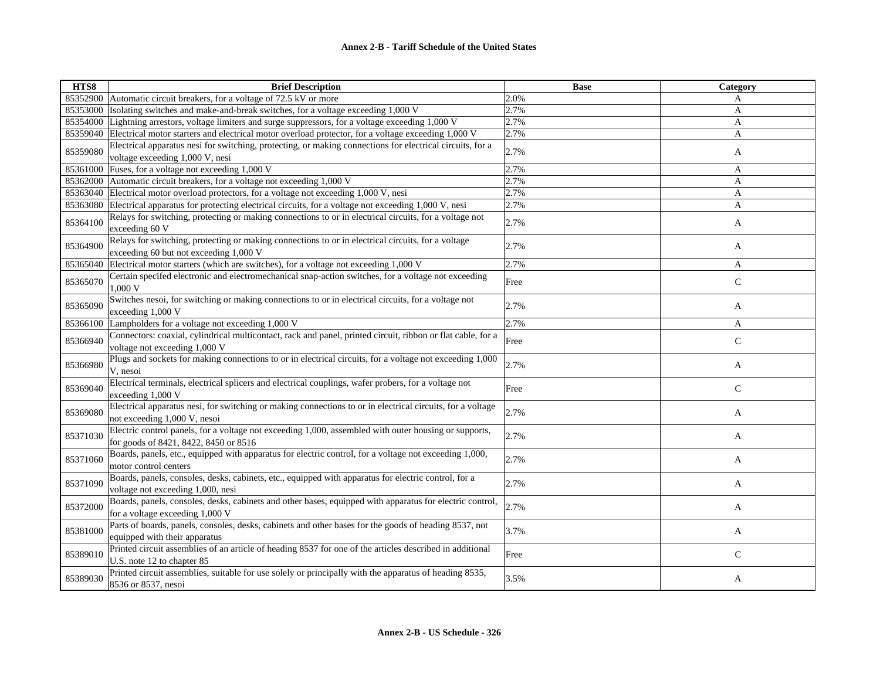| HTS8 | Brief Description | Base | Category |
|---|---|---|---|
| 85352900 | Automatic circuit breakers, for a voltage of 72.5 kV or more | 2.0% | A |
| 85353000 | Isolating switches and make-and-break switches, for a voltage exceeding 1,000 V | 2.7% | A |
| 85354000 | Lightning arrestors, voltage limiters and surge suppressors, for a voltage exceeding 1,000 V | 2.7% | A |
| 85359040 | Electrical motor starters and electrical motor overload protector, for a voltage exceeding 1,000 V | 2.7% | A |
| 85359080 | Electrical apparatus nesi for switching, protecting, or making connections for electrical circuits, for a voltage exceeding 1,000 V, nesi | 2.7% | A |
| 85361000 | Fuses, for a voltage not exceeding 1,000 V | 2.7% | A |
| 85362000 | Automatic circuit breakers, for a voltage not exceeding 1,000 V | 2.7% | A |
| 85363040 | Electrical motor overload protectors, for a voltage not exceeding 1,000 V, nesi | 2.7% | A |
| 85363080 | Electrical apparatus for protecting electrical circuits, for a voltage not exceeding 1,000 V, nesi | 2.7% | A |
| 85364100 | Relays for switching, protecting or making connections to or in electrical circuits, for a voltage not exceeding 60 V | 2.7% | A |
| 85364900 | Relays for switching, protecting or making connections to or in electrical circuits, for a voltage exceeding 60 but not exceeding 1,000 V | 2.7% | A |
| 85365040 | Electrical motor starters (which are switches), for a voltage not exceeding 1,000 V | 2.7% | A |
| 85365070 | Certain specifed electronic and electromechanical snap-action switches, for a voltage not exceeding 1,000 V | Free | C |
| 85365090 | Switches nesoi, for switching or making connections to or in electrical circuits, for a voltage not exceeding 1,000 V | 2.7% | A |
| 85366100 | Lampholders for a voltage not exceeding 1,000 V | 2.7% | A |
| 85366940 | Connectors: coaxial, cylindrical multicontact, rack and panel, printed circuit, ribbon or flat cable, for a voltage not exceeding 1,000 V | Free | C |
| 85366980 | Plugs and sockets for making connections to or in electrical circuits, for a voltage not exceeding 1,000 V, nesoi | 2.7% | A |
| 85369040 | Electrical terminals, electrical splicers and electrical couplings, wafer probers, for a voltage not exceeding 1,000 V | Free | C |
| 85369080 | Electrical apparatus nesi, for switching or making connections to or in electrical circuits, for a voltage not exceeding 1,000 V, nesoi | 2.7% | A |
| 85371030 | Electric control panels, for a voltage not exceeding 1,000, assembled with outer housing or supports, for goods of 8421, 8422, 8450 or 8516 | 2.7% | A |
| 85371060 | Boards, panels, etc., equipped with apparatus for electric control, for a voltage not exceeding 1,000, motor control centers | 2.7% | A |
| 85371090 | Boards, panels, consoles, desks, cabinets, etc., equipped with apparatus for electric control, for a voltage not exceeding 1,000, nesi | 2.7% | A |
| 85372000 | Boards, panels, consoles, desks, cabinets and other bases, equipped with apparatus for electric control, for a voltage exceeding 1,000 V | 2.7% | A |
| 85381000 | Parts of boards, panels, consoles, desks, cabinets and other bases for the goods of heading 8537, not equipped with their apparatus | 3.7% | A |
| 85389010 | Printed circuit assemblies of an article of heading 8537 for one of the articles described in additional U.S. note 12 to chapter 85 | Free | C |
| 85389030 | Printed circuit assemblies, suitable for use solely or principally with the apparatus of heading 8535, 8536 or 8537, nesoi | 3.5% | A |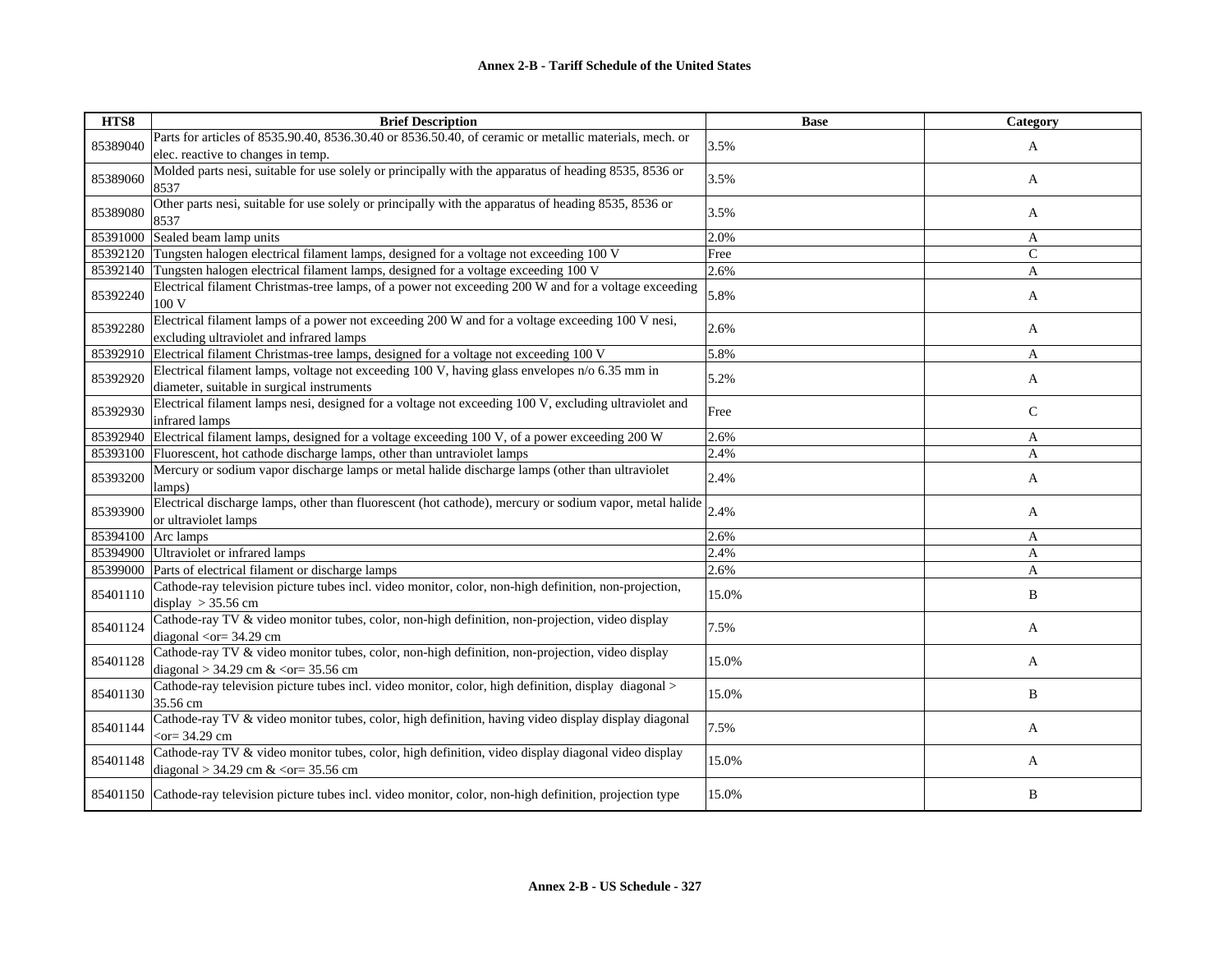| HTS8 | Brief Description | Base | Category |
|---|---|---|---|
| 85389040 | Parts for articles of 8535.90.40, 8536.30.40 or 8536.50.40, of ceramic or metallic materials, mech. or elec. reactive to changes in temp. | 3.5% | A |
| 85389060 | Molded parts nesi, suitable for use solely or principally with the apparatus of heading 8535, 8536 or 8537 | 3.5% | A |
| 85389080 | Other parts nesi, suitable for use solely or principally with the apparatus of heading 8535, 8536 or 8537 | 3.5% | A |
| 85391000 | Sealed beam lamp units | 2.0% | A |
| 85392120 | Tungsten halogen electrical filament lamps, designed for a voltage not exceeding 100 V | Free | C |
| 85392140 | Tungsten halogen electrical filament lamps, designed for a voltage exceeding 100 V | 2.6% | A |
| 85392240 | Electrical filament Christmas-tree lamps, of a power not exceeding 200 W and for a voltage exceeding 100 V | 5.8% | A |
| 85392280 | Electrical filament lamps of a power not exceeding 200 W and for a voltage exceeding 100 V nesi, excluding ultraviolet and infrared lamps | 2.6% | A |
| 85392910 | Electrical filament Christmas-tree lamps, designed for a voltage not exceeding 100 V | 5.8% | A |
| 85392920 | Electrical filament lamps, voltage not exceeding 100 V, having glass envelopes n/o 6.35 mm in diameter, suitable in surgical instruments | 5.2% | A |
| 85392930 | Electrical filament lamps nesi, designed for a voltage not exceeding 100 V, excluding ultraviolet and infrared lamps | Free | C |
| 85392940 | Electrical filament lamps, designed for a voltage exceeding 100 V, of a power exceeding 200 W | 2.6% | A |
| 85393100 | Fluorescent, hot cathode discharge lamps, other than untraviolet lamps | 2.4% | A |
| 85393200 | Mercury or sodium vapor discharge lamps or metal halide discharge lamps (other than ultraviolet lamps) | 2.4% | A |
| 85393900 | Electrical discharge lamps, other than fluorescent (hot cathode), mercury or sodium vapor, metal halide or ultraviolet lamps | 2.4% | A |
| 85394100 | Arc lamps | 2.6% | A |
| 85394900 | Ultraviolet or infrared lamps | 2.4% | A |
| 85399000 | Parts of electrical filament or discharge lamps | 2.6% | A |
| 85401110 | Cathode-ray television picture tubes incl. video monitor, color, non-high definition, non-projection, display > 35.56 cm | 15.0% | B |
| 85401124 | Cathode-ray TV & video monitor tubes, color, non-high definition, non-projection, video display diagonal <or= 34.29 cm | 7.5% | A |
| 85401128 | Cathode-ray TV & video monitor tubes, color, non-high definition, non-projection, video display diagonal > 34.29 cm & <or= 35.56 cm | 15.0% | A |
| 85401130 | Cathode-ray television picture tubes incl. video monitor, color, high definition, display diagonal > 35.56 cm | 15.0% | B |
| 85401144 | Cathode-ray TV & video monitor tubes, color, high definition, having video display display diagonal <or= 34.29 cm | 7.5% | A |
| 85401148 | Cathode-ray TV & video monitor tubes, color, high definition, video display diagonal video display diagonal > 34.29 cm & <or= 35.56 cm | 15.0% | A |
| 85401150 | Cathode-ray television picture tubes incl. video monitor, color, non-high definition, projection type | 15.0% | B |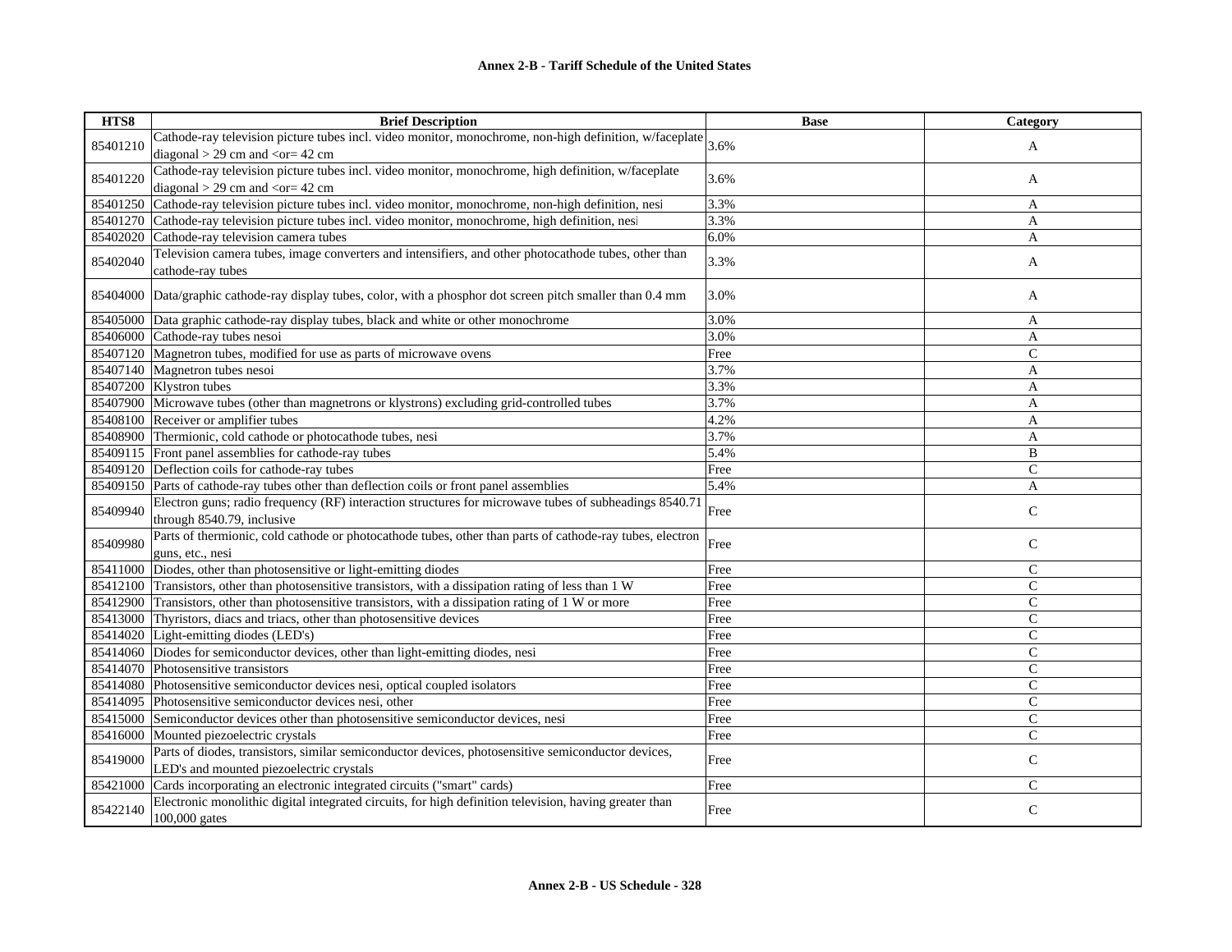| HTS8 | Brief Description | Base | Category |
|---|---|---|---|
| 85401210 | Cathode-ray television picture tubes incl. video monitor, monochrome, non-high definition, w/faceplate diagonal > 29 cm and <or= 42 cm | 3.6% | A |
| 85401220 | Cathode-ray television picture tubes incl. video monitor, monochrome, high definition, w/faceplate diagonal > 29 cm and <or= 42 cm | 3.6% | A |
| 85401250 | Cathode-ray television picture tubes incl. video monitor, monochrome, non-high definition, nesi | 3.3% | A |
| 85401270 | Cathode-ray television picture tubes incl. video monitor, monochrome, high definition, nesi | 3.3% | A |
| 85402020 | Cathode-ray television camera tubes | 6.0% | A |
| 85402040 | Television camera tubes, image converters and intensifiers, and other photocathode tubes, other than cathode-ray tubes | 3.3% | A |
| 85404000 | Data/graphic cathode-ray display tubes, color, with a phosphor dot screen pitch smaller than 0.4 mm | 3.0% | A |
| 85405000 | Data graphic cathode-ray display tubes, black and white or other monochrome | 3.0% | A |
| 85406000 | Cathode-ray tubes nesoi | 3.0% | A |
| 85407120 | Magnetron tubes, modified for use as parts of microwave ovens | Free | C |
| 85407140 | Magnetron tubes nesoi | 3.7% | A |
| 85407200 | Klystron tubes | 3.3% | A |
| 85407900 | Microwave tubes (other than magnetrons or klystrons) excluding grid-controlled tubes | 3.7% | A |
| 85408100 | Receiver or amplifier tubes | 4.2% | A |
| 85408900 | Thermionic, cold cathode or photocathode tubes, nesi | 3.7% | A |
| 85409115 | Front panel assemblies for cathode-ray tubes | 5.4% | B |
| 85409120 | Deflection coils for cathode-ray tubes | Free | C |
| 85409150 | Parts of cathode-ray tubes other than deflection coils or front panel assemblies | 5.4% | A |
| 85409940 | Electron guns; radio frequency (RF) interaction structures for microwave tubes of subheadings 8540.71 through 8540.79, inclusive | Free | C |
| 85409980 | Parts of thermionic, cold cathode or photocathode tubes, other than parts of cathode-ray tubes, electron guns, etc., nesi | Free | C |
| 85411000 | Diodes, other than photosensitive or light-emitting diodes | Free | C |
| 85412100 | Transistors, other than photosensitive transistors, with a dissipation rating of less than 1 W | Free | C |
| 85412900 | Transistors, other than photosensitive transistors, with a dissipation rating of 1 W or more | Free | C |
| 85413000 | Thyristors, diacs and triacs, other than photosensitive devices | Free | C |
| 85414020 | Light-emitting diodes (LED's) | Free | C |
| 85414060 | Diodes for semiconductor devices, other than light-emitting diodes, nesi | Free | C |
| 85414070 | Photosensitive transistors | Free | C |
| 85414080 | Photosensitive semiconductor devices nesi, optical coupled isolators | Free | C |
| 85414095 | Photosensitive semiconductor devices nesi, other | Free | C |
| 85415000 | Semiconductor devices other than photosensitive semiconductor devices, nesi | Free | C |
| 85416000 | Mounted piezoelectric crystals | Free | C |
| 85419000 | Parts of diodes, transistors, similar semiconductor devices, photosensitive semiconductor devices, LED's and mounted piezoelectric crystals | Free | C |
| 85421000 | Cards incorporating an electronic integrated circuits ("smart" cards) | Free | C |
| 85422140 | Electronic monolithic digital integrated circuits, for high definition television, having greater than 100,000 gates | Free | C |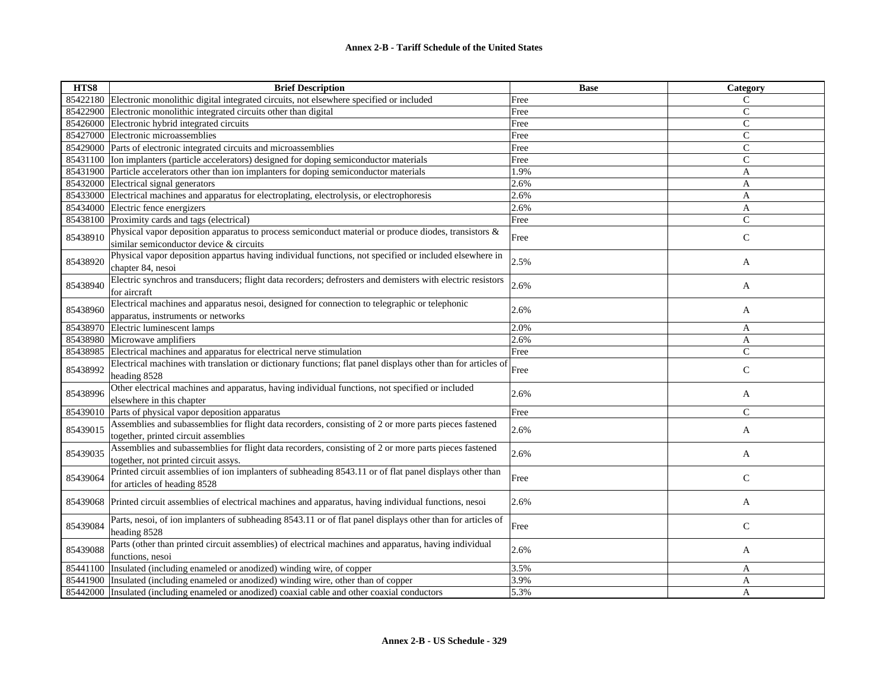| HTS8 | Brief Description | Base | Category |
|---|---|---|---|
| 85422180 | Electronic monolithic digital integrated circuits, not elsewhere specified or included | Free | C |
| 85422900 | Electronic monolithic integrated circuits other than digital | Free | C |
| 85426000 | Electronic hybrid integrated circuits | Free | C |
| 85427000 | Electronic microassemblies | Free | C |
| 85429000 | Parts of electronic integrated circuits and microassemblies | Free | C |
| 85431100 | Ion implanters (particle accelerators) designed for doping semiconductor materials | Free | C |
| 85431900 | Particle accelerators other than ion implanters for doping semiconductor materials | 1.9% | A |
| 85432000 | Electrical signal generators | 2.6% | A |
| 85433000 | Electrical machines and apparatus for electroplating, electrolysis, or electrophoresis | 2.6% | A |
| 85434000 | Electric fence energizers | 2.6% | A |
| 85438100 | Proximity cards and tags (electrical) | Free | C |
| 85438910 | Physical vapor deposition apparatus to process semiconduct material or produce diodes, transistors & similar semiconductor device & circuits | Free | C |
| 85438920 | Physical vapor deposition appartus having individual functions, not specified or included elsewhere in chapter 84, nesoi | 2.5% | A |
| 85438940 | Electric synchros and transducers; flight data recorders; defrosters and demisters with electric resistors for aircraft | 2.6% | A |
| 85438960 | Electrical machines and apparatus nesoi, designed for connection to telegraphic or telephonic apparatus, instruments or networks | 2.6% | A |
| 85438970 | Electric luminescent lamps | 2.0% | A |
| 85438980 | Microwave amplifiers | 2.6% | A |
| 85438985 | Electrical machines and apparatus for electrical nerve stimulation | Free | C |
| 85438992 | Electrical machines with translation or dictionary functions; flat panel displays other than for articles of heading 8528 | Free | C |
| 85438996 | Other electrical machines and apparatus, having individual functions, not specified or included elsewhere in this chapter | 2.6% | A |
| 85439010 | Parts of physical vapor deposition apparatus | Free | C |
| 85439015 | Assemblies and subassemblies for flight data recorders, consisting of 2 or more parts pieces fastened together, printed circuit assemblies | 2.6% | A |
| 85439035 | Assemblies and subassemblies for flight data recorders, consisting of 2 or more parts pieces fastened together, not printed circuit assys. | 2.6% | A |
| 85439064 | Printed circuit assemblies of ion implanters of subheading 8543.11 or of flat panel displays other than for articles of heading 8528 | Free | C |
| 85439068 | Printed circuit assemblies of electrical machines and apparatus, having individual functions, nesoi | 2.6% | A |
| 85439084 | Parts, nesoi, of ion implanters of subheading 8543.11 or of flat panel displays other than for articles of heading 8528 | Free | C |
| 85439088 | Parts (other than printed circuit assemblies) of electrical machines and apparatus, having individual functions, nesoi | 2.6% | A |
| 85441100 | Insulated (including enameled or anodized) winding wire, of copper | 3.5% | A |
| 85441900 | Insulated (including enameled or anodized) winding wire, other than of copper | 3.9% | A |
| 85442000 | Insulated (including enameled or anodized) coaxial cable and other coaxial conductors | 5.3% | A |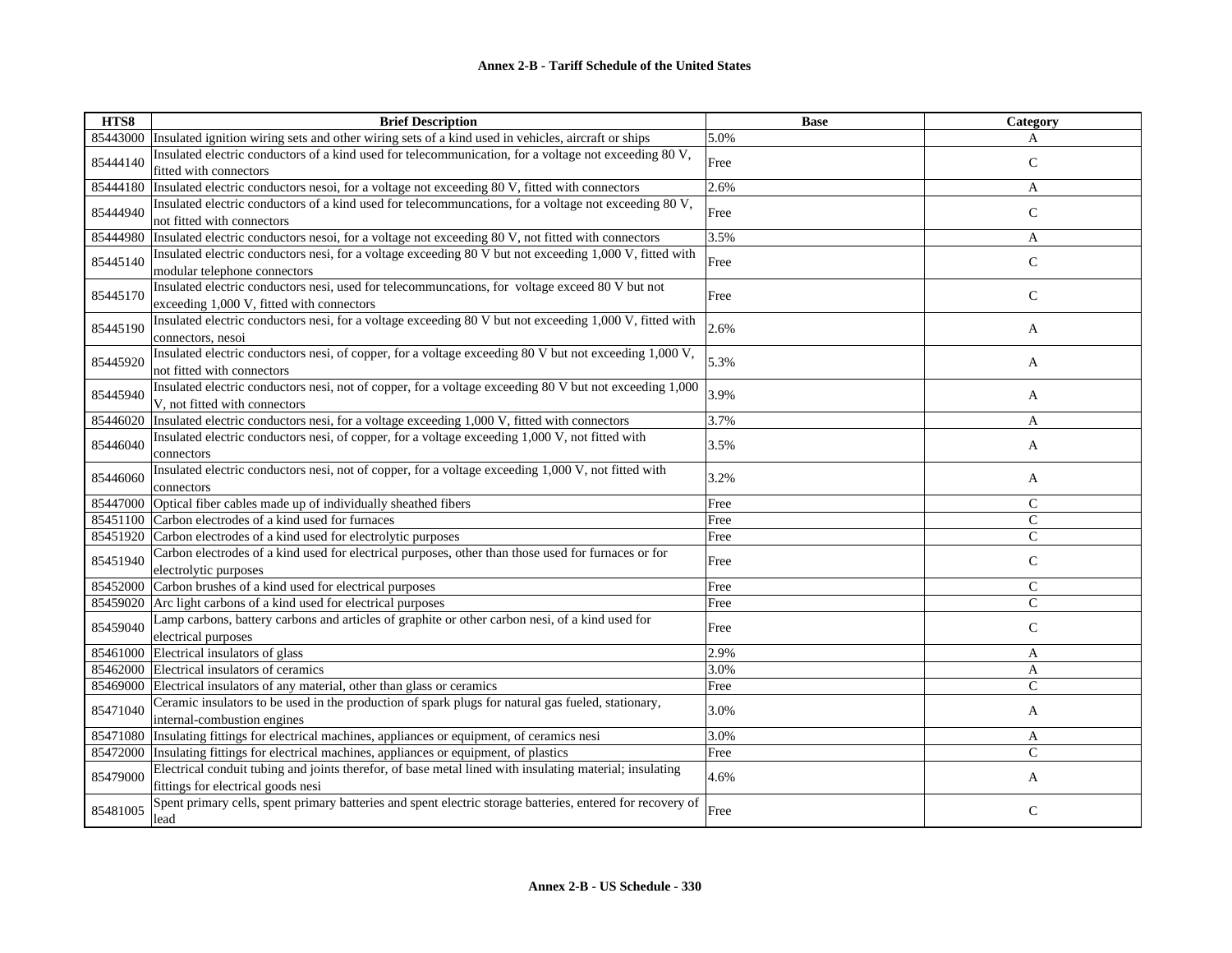**Annex 2-B - Tariff Schedule of the United States**

| HTS8 | Brief Description | Base | Category |
|---|---|---|---|
| 85443000 | Insulated ignition wiring sets and other wiring sets of a kind used in vehicles, aircraft or ships | 5.0% | A |
| 85444140 | Insulated electric conductors of a kind used for telecommunication, for a voltage not exceeding 80 V, fitted with connectors | Free | C |
| 85444180 | Insulated electric conductors nesoi, for a voltage not exceeding 80 V, fitted with connectors | 2.6% | A |
| 85444940 | Insulated electric conductors of a kind used for telecommuncations, for a voltage not exceeding 80 V, not fitted with connectors | Free | C |
| 85444980 | Insulated electric conductors nesoi, for a voltage not exceeding 80 V, not fitted with connectors | 3.5% | A |
| 85445140 | Insulated electric conductors nesi, for a voltage exceeding 80 V but not exceeding 1,000 V, fitted with modular telephone connectors | Free | C |
| 85445170 | Insulated electric conductors nesi, used for telecommuncations, for voltage exceed 80 V but not exceeding 1,000 V, fitted with connectors | Free | C |
| 85445190 | Insulated electric conductors nesi, for a voltage exceeding 80 V but not exceeding 1,000 V, fitted with connectors, nesoi | 2.6% | A |
| 85445920 | Insulated electric conductors nesi, of copper, for a voltage exceeding 80 V but not exceeding 1,000 V, not fitted with connectors | 5.3% | A |
| 85445940 | Insulated electric conductors nesi, not of copper, for a voltage exceeding 80 V but not exceeding 1,000 V, not fitted with connectors | 3.9% | A |
| 85446020 | Insulated electric conductors nesi, for a voltage exceeding 1,000 V, fitted with connectors | 3.7% | A |
| 85446040 | Insulated electric conductors nesi, of copper, for a voltage exceeding 1,000 V, not fitted with connectors | 3.5% | A |
| 85446060 | Insulated electric conductors nesi, not of copper, for a voltage exceeding 1,000 V, not fitted with connectors | 3.2% | A |
| 85447000 | Optical fiber cables made up of individually sheathed fibers | Free | C |
| 85451100 | Carbon electrodes of a kind used for furnaces | Free | C |
| 85451920 | Carbon electrodes of a kind used for electrolytic purposes | Free | C |
| 85451940 | Carbon electrodes of a kind used for electrical purposes, other than those used for furnaces or for electrolytic purposes | Free | C |
| 85452000 | Carbon brushes of a kind used for electrical purposes | Free | C |
| 85459020 | Arc light carbons of a kind used for electrical purposes | Free | C |
| 85459040 | Lamp carbons, battery carbons and articles of graphite or other carbon nesi, of a kind used for electrical purposes | Free | C |
| 85461000 | Electrical insulators of glass | 2.9% | A |
| 85462000 | Electrical insulators of ceramics | 3.0% | A |
| 85469000 | Electrical insulators of any material, other than glass or ceramics | Free | C |
| 85471040 | Ceramic insulators to be used in the production of spark plugs for natural gas fueled, stationary, internal-combustion engines | 3.0% | A |
| 85471080 | Insulating fittings for electrical machines, appliances or equipment, of ceramics nesi | 3.0% | A |
| 85472000 | Insulating fittings for electrical machines, appliances or equipment, of plastics | Free | C |
| 85479000 | Electrical conduit tubing and joints therefor, of base metal lined with insulating material; insulating fittings for electrical goods nesi | 4.6% | A |
| 85481005 | Spent primary cells, spent primary batteries and spent electric storage batteries, entered for recovery of lead | Free | C |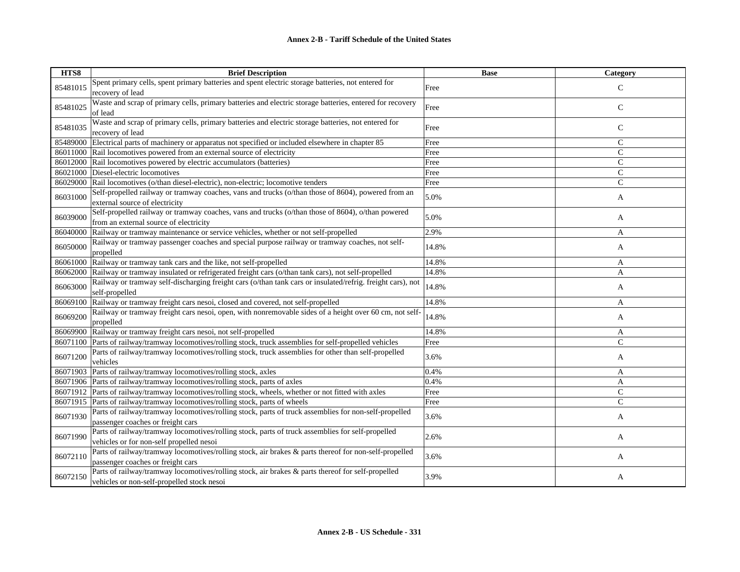# Annex 2-B - Tariff Schedule of the United States

| HTS8 | Brief Description | Base | Category |
|---|---|---|---|
| 85481015 | Spent primary cells, spent primary batteries and spent electric storage batteries, not entered for recovery of lead | Free | C |
| 85481025 | Waste and scrap of primary cells, primary batteries and electric storage batteries, entered for recovery of lead | Free | C |
| 85481035 | Waste and scrap of primary cells, primary batteries and electric storage batteries, not entered for recovery of lead | Free | C |
| 85489000 | Electrical parts of machinery or apparatus not specified or included elsewhere in chapter 85 | Free | C |
| 86011000 | Rail locomotives powered from an external source of electricity | Free | C |
| 86012000 | Rail locomotives powered by electric accumulators (batteries) | Free | C |
| 86021000 | Diesel-electric locomotives | Free | C |
| 86029000 | Rail locomotives (o/than diesel-electric), non-electric; locomotive tenders | Free | C |
| 86031000 | Self-propelled railway or tramway coaches, vans and trucks (o/than those of 8604), powered from an external source of electricity | 5.0% | A |
| 86039000 | Self-propelled railway or tramway coaches, vans and trucks (o/than those of 8604), o/than powered from an external source of electricity | 5.0% | A |
| 86040000 | Railway or tramway maintenance or service vehicles, whether or not self-propelled | 2.9% | A |
| 86050000 | Railway or tramway passenger coaches and special purpose railway or tramway coaches, not self-propelled | 14.8% | A |
| 86061000 | Railway or tramway tank cars and the like, not self-propelled | 14.8% | A |
| 86062000 | Railway or tramway insulated or refrigerated freight cars (o/than tank cars), not self-propelled | 14.8% | A |
| 86063000 | Railway or tramway self-discharging freight cars (o/than tank cars or insulated/refrig. freight cars), not self-propelled | 14.8% | A |
| 86069100 | Railway or tramway freight cars nesoi, closed and covered, not self-propelled | 14.8% | A |
| 86069200 | Railway or tramway freight cars nesoi, open, with nonremovable sides of a height over 60 cm, not self-propelled | 14.8% | A |
| 86069900 | Railway or tramway freight cars nesoi, not self-propelled | 14.8% | A |
| 86071100 | Parts of railway/tramway locomotives/rolling stock, truck assemblies for self-propelled vehicles | Free | C |
| 86071200 | Parts of railway/tramway locomotives/rolling stock, truck assemblies for other than self-propelled vehicles | 3.6% | A |
| 86071903 | Parts of railway/tramway locomotives/rolling stock, axles | 0.4% | A |
| 86071906 | Parts of railway/tramway locomotives/rolling stock, parts of axles | 0.4% | A |
| 86071912 | Parts of railway/tramway locomotives/rolling stock, wheels, whether or not fitted with axles | Free | C |
| 86071915 | Parts of railway/tramway locomotives/rolling stock, parts of wheels | Free | C |
| 86071930 | Parts of railway/tramway locomotives/rolling stock, parts of truck assemblies for non-self-propelled passenger coaches or freight cars | 3.6% | A |
| 86071990 | Parts of railway/tramway locomotives/rolling stock, parts of truck assemblies for self-propelled vehicles or for non-self propelled nesoi | 2.6% | A |
| 86072110 | Parts of railway/tramway locomotives/rolling stock, air brakes & parts thereof for non-self-propelled passenger coaches or freight cars | 3.6% | A |
| 86072150 | Parts of railway/tramway locomotives/rolling stock, air brakes & parts thereof for self-propelled vehicles or non-self-propelled stock nesoi | 3.9% | A |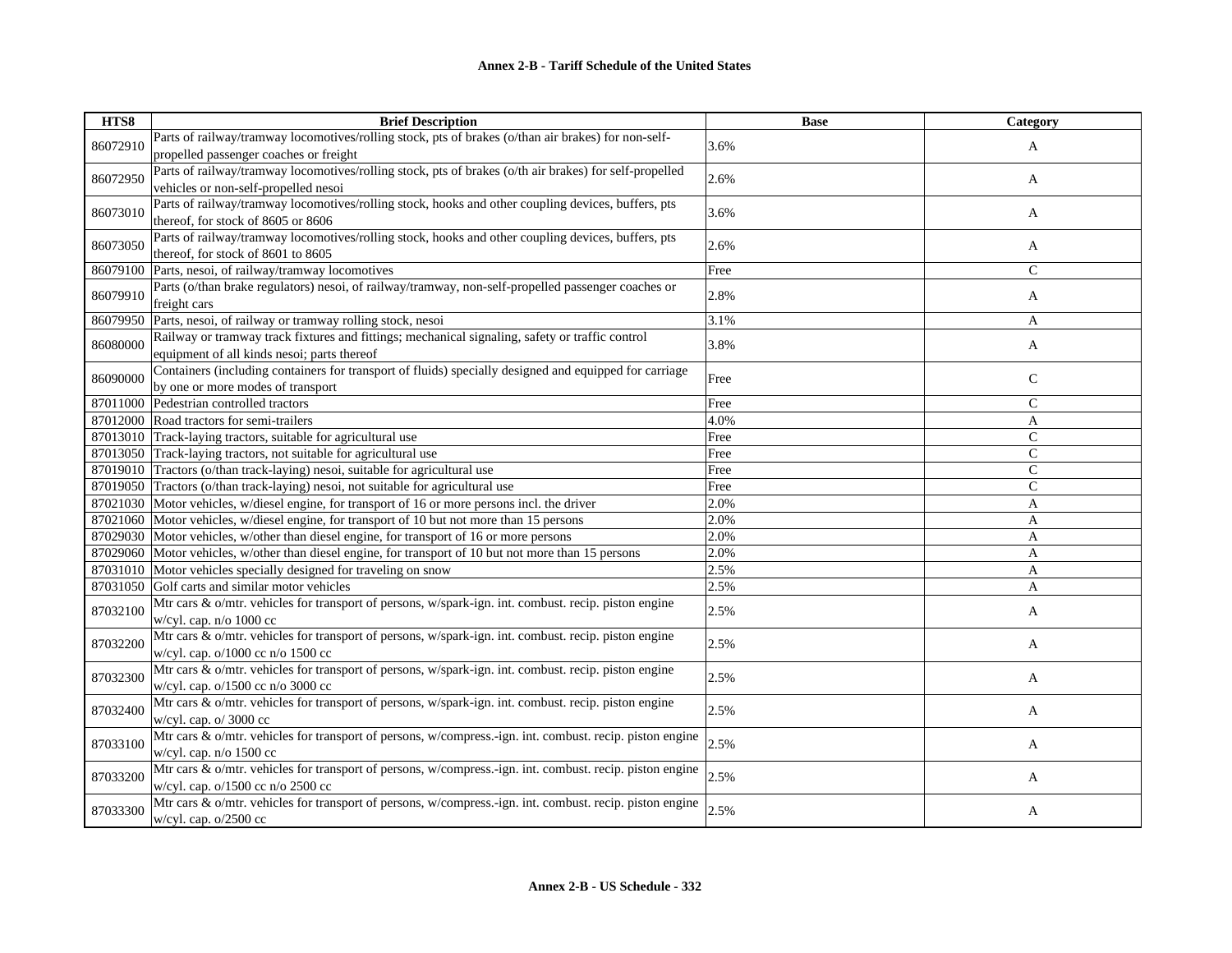**Annex 2-B - Tariff Schedule of the United States**

| HTS8 | Brief Description | Base | Category |
|---|---|---|---|
| 86072910 | Parts of railway/tramway locomotives/rolling stock, pts of brakes (o/than air brakes) for non-self-propelled passenger coaches or freight | 3.6% | A |
| 86072950 | Parts of railway/tramway locomotives/rolling stock, pts of brakes (o/th air brakes) for self-propelled vehicles or non-self-propelled nesoi | 2.6% | A |
| 86073010 | Parts of railway/tramway locomotives/rolling stock, hooks and other coupling devices, buffers, pts thereof, for stock of 8605 or 8606 | 3.6% | A |
| 86073050 | Parts of railway/tramway locomotives/rolling stock, hooks and other coupling devices, buffers, pts thereof, for stock of 8601 to 8605 | 2.6% | A |
| 86079100 | Parts, nesoi, of railway/tramway locomotives | Free | C |
| 86079910 | Parts (o/than brake regulators) nesoi, of railway/tramway, non-self-propelled passenger coaches or freight cars | 2.8% | A |
| 86079950 | Parts, nesoi, of railway or tramway rolling stock, nesoi | 3.1% | A |
| 86080000 | Railway or tramway track fixtures and fittings; mechanical signaling, safety or traffic control equipment of all kinds nesoi; parts thereof | 3.8% | A |
| 86090000 | Containers (including containers for transport of fluids) specially designed and equipped for carriage by one or more modes of transport | Free | C |
| 87011000 | Pedestrian controlled tractors | Free | C |
| 87012000 | Road tractors for semi-trailers | 4.0% | A |
| 87013010 | Track-laying tractors, suitable for agricultural use | Free | C |
| 87013050 | Track-laying tractors, not suitable for agricultural use | Free | C |
| 87019010 | Tractors (o/than track-laying) nesoi, suitable for agricultural use | Free | C |
| 87019050 | Tractors (o/than track-laying) nesoi, not suitable for agricultural use | Free | C |
| 87021030 | Motor vehicles, w/diesel engine, for transport of 16 or more persons incl. the driver | 2.0% | A |
| 87021060 | Motor vehicles, w/diesel engine, for transport of 10 but not more than 15 persons | 2.0% | A |
| 87029030 | Motor vehicles, w/other than diesel engine, for transport of 16 or more persons | 2.0% | A |
| 87029060 | Motor vehicles, w/other than diesel engine, for transport of 10 but not more than 15 persons | 2.0% | A |
| 87031010 | Motor vehicles specially designed for traveling on snow | 2.5% | A |
| 87031050 | Golf carts and similar motor vehicles | 2.5% | A |
| 87032100 | Mtr cars & o/mtr. vehicles for transport of persons, w/spark-ign. int. combust. recip. piston engine w/cyl. cap. n/o 1000 cc | 2.5% | A |
| 87032200 | Mtr cars & o/mtr. vehicles for transport of persons, w/spark-ign. int. combust. recip. piston engine w/cyl. cap. o/1000 cc n/o 1500 cc | 2.5% | A |
| 87032300 | Mtr cars & o/mtr. vehicles for transport of persons, w/spark-ign. int. combust. recip. piston engine w/cyl. cap. o/1500 cc n/o 3000 cc | 2.5% | A |
| 87032400 | Mtr cars & o/mtr. vehicles for transport of persons, w/spark-ign. int. combust. recip. piston engine w/cyl. cap. o/ 3000 cc | 2.5% | A |
| 87033100 | Mtr cars & o/mtr. vehicles for transport of persons, w/compress.-ign. int. combust. recip. piston engine w/cyl. cap. n/o 1500 cc | 2.5% | A |
| 87033200 | Mtr cars & o/mtr. vehicles for transport of persons, w/compress.-ign. int. combust. recip. piston engine w/cyl. cap. o/1500 cc n/o 2500 cc | 2.5% | A |
| 87033300 | Mtr cars & o/mtr. vehicles for transport of persons, w/compress.-ign. int. combust. recip. piston engine w/cyl. cap. o/2500 cc | 2.5% | A |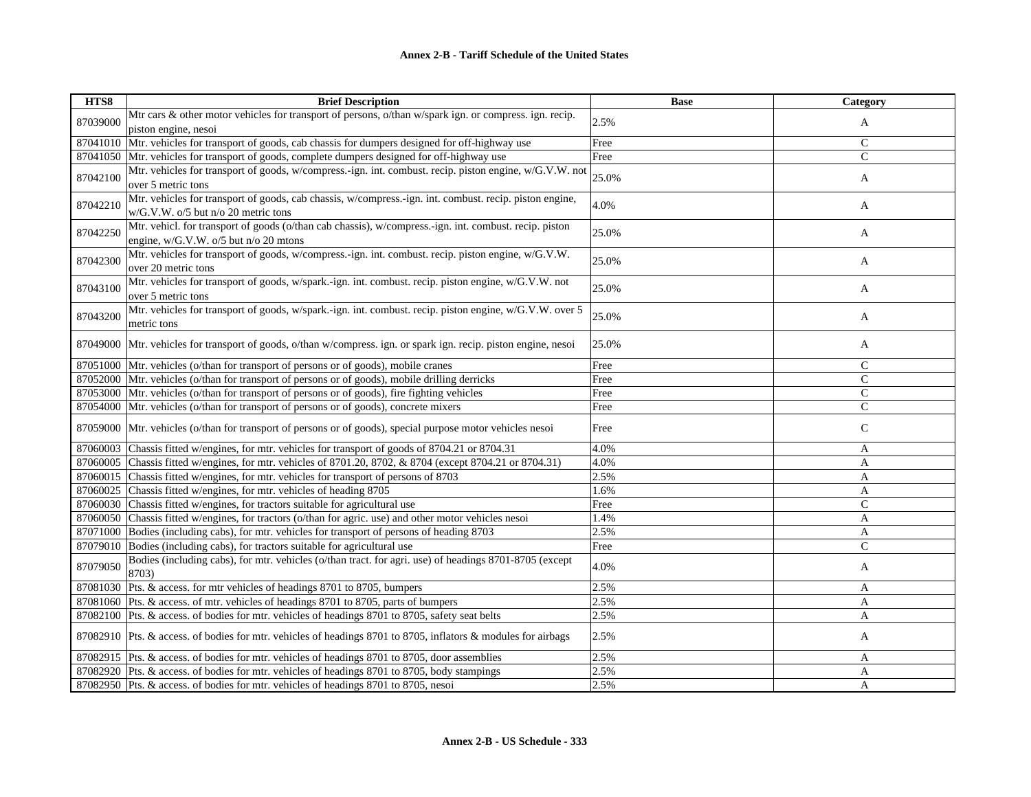## Annex 2-B - Tariff Schedule of the United States

| HTS8 | Brief Description | Base | Category |
|---|---|---|---|
| 87039000 | Mtr cars & other motor vehicles for transport of persons, o/than w/spark ign. or compress. ign. recip. piston engine, nesoi | 2.5% | A |
| 87041010 | Mtr. vehicles for transport of goods, cab chassis for dumpers designed for off-highway use | Free | C |
| 87041050 | Mtr. vehicles for transport of goods, complete dumpers designed for off-highway use | Free | C |
| 87042100 | Mtr. vehicles for transport of goods, w/compress.-ign. int. combust. recip. piston engine, w/G.V.W. not over 5 metric tons | 25.0% | A |
| 87042210 | Mtr. vehicles for transport of goods, cab chassis, w/compress.-ign. int. combust. recip. piston engine, w/G.V.W. o/5 but n/o 20 metric tons | 4.0% | A |
| 87042250 | Mtr. vehicl. for transport of goods (o/than cab chassis), w/compress.-ign. int. combust. recip. piston engine, w/G.V.W. o/5 but n/o 20 mtons | 25.0% | A |
| 87042300 | Mtr. vehicles for transport of goods, w/compress.-ign. int. combust. recip. piston engine, w/G.V.W. over 20 metric tons | 25.0% | A |
| 87043100 | Mtr. vehicles for transport of goods, w/spark.-ign. int. combust. recip. piston engine, w/G.V.W. not over 5 metric tons | 25.0% | A |
| 87043200 | Mtr. vehicles for transport of goods, w/spark.-ign. int. combust. recip. piston engine, w/G.V.W. over 5 metric tons | 25.0% | A |
| 87049000 | Mtr. vehicles for transport of goods, o/than w/compress. ign. or spark ign. recip. piston engine, nesoi | 25.0% | A |
| 87051000 | Mtr. vehicles (o/than for transport of persons or of goods), mobile cranes | Free | C |
| 87052000 | Mtr. vehicles (o/than for transport of persons or of goods), mobile drilling derricks | Free | C |
| 87053000 | Mtr. vehicles (o/than for transport of persons or of goods), fire fighting vehicles | Free | C |
| 87054000 | Mtr. vehicles (o/than for transport of persons or of goods), concrete mixers | Free | C |
| 87059000 | Mtr. vehicles (o/than for transport of persons or of goods), special purpose motor vehicles nesoi | Free | C |
| 87060003 | Chassis fitted w/engines, for mtr. vehicles for transport of goods of 8704.21 or 8704.31 | 4.0% | A |
| 87060005 | Chassis fitted w/engines, for mtr. vehicles of 8701.20, 8702, & 8704 (except 8704.21 or 8704.31) | 4.0% | A |
| 87060015 | Chassis fitted w/engines, for mtr. vehicles for transport of persons of 8703 | 2.5% | A |
| 87060025 | Chassis fitted w/engines, for mtr. vehicles of heading 8705 | 1.6% | A |
| 87060030 | Chassis fitted w/engines, for tractors suitable for agricultural use | Free | C |
| 87060050 | Chassis fitted w/engines, for tractors (o/than for agric. use) and other motor vehicles nesoi | 1.4% | A |
| 87071000 | Bodies (including cabs), for mtr. vehicles for transport of persons of heading 8703 | 2.5% | A |
| 87079010 | Bodies (including cabs), for tractors suitable for agricultural use | Free | C |
| 87079050 | Bodies (including cabs), for mtr. vehicles (o/than tract. for agri. use) of headings 8701-8705 (except 8703) | 4.0% | A |
| 87081030 | Pts. & access. for mtr vehicles of headings 8701 to 8705, bumpers | 2.5% | A |
| 87081060 | Pts. & access. of mtr. vehicles of headings 8701 to 8705, parts of bumpers | 2.5% | A |
| 87082100 | Pts. & access. of bodies for mtr. vehicles of headings 8701 to 8705, safety seat belts | 2.5% | A |
| 87082910 | Pts. & access. of bodies for mtr. vehicles of headings 8701 to 8705, inflators & modules for airbags | 2.5% | A |
| 87082915 | Pts. & access. of bodies for mtr. vehicles of headings 8701 to 8705, door assemblies | 2.5% | A |
| 87082920 | Pts. & access. of bodies for mtr. vehicles of headings 8701 to 8705, body stampings | 2.5% | A |
| 87082950 | Pts. & access. of bodies for mtr. vehicles of headings 8701 to 8705, nesoi | 2.5% | A |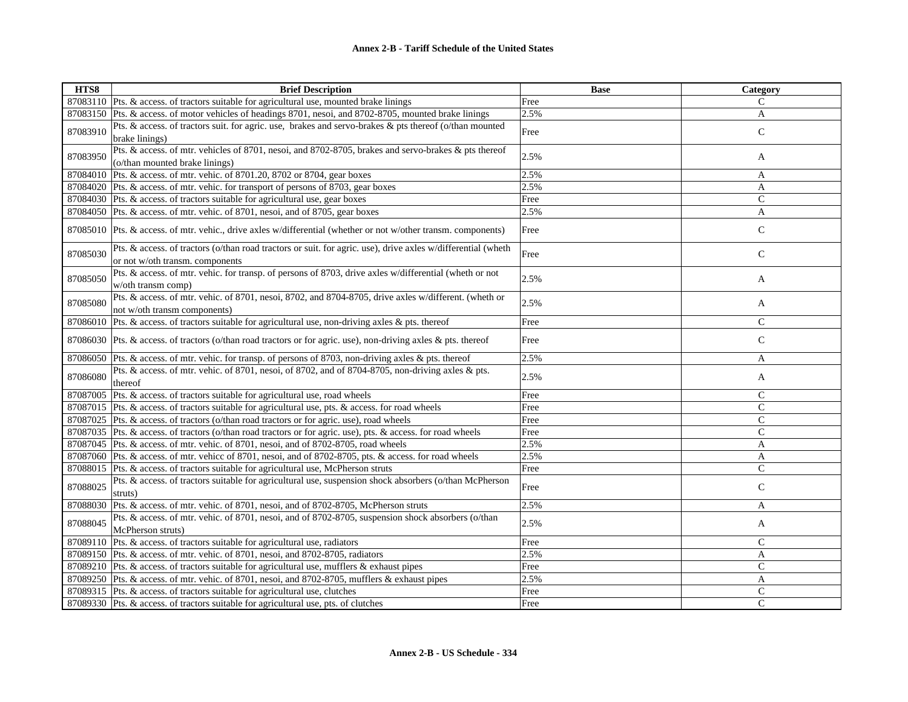# Annex 2-B - Tariff Schedule of the United States

| HTS8 | Brief Description | Base | Category |
|---|---|---|---|
| 87083110 | Pts. & access. of tractors suitable for agricultural use, mounted brake linings | Free | C |
| 87083150 | Pts. & access. of motor vehicles of headings 8701, nesoi, and 8702-8705, mounted brake linings | 2.5% | A |
| 87083910 | Pts. & access. of tractors suit. for agric. use, brakes and servo-brakes & pts thereof (o/than mounted brake linings) | Free | C |
| 87083950 | Pts. & access. of mtr. vehicles of 8701, nesoi, and 8702-8705, brakes and servo-brakes & pts thereof (o/than mounted brake linings) | 2.5% | A |
| 87084010 | Pts. & access. of mtr. vehic. of 8701.20, 8702 or 8704, gear boxes | 2.5% | A |
| 87084020 | Pts. & access. of mtr. vehic. for transport of persons of 8703, gear boxes | 2.5% | A |
| 87084030 | Pts. & access. of tractors suitable for agricultural use, gear boxes | Free | C |
| 87084050 | Pts. & access. of mtr. vehic. of 8701, nesoi, and of 8705, gear boxes | 2.5% | A |
| 87085010 | Pts. & access. of mtr. vehic., drive axles w/differential (whether or not w/other transm. components) | Free | C |
| 87085030 | Pts. & access. of tractors (o/than road tractors or suit. for agric. use), drive axles w/differential (wheth or not w/oth transm. components | Free | C |
| 87085050 | Pts. & access. of mtr. vehic. for transp. of persons of 8703, drive axles w/differential (wheth or not w/oth transm comp) | 2.5% | A |
| 87085080 | Pts. & access. of mtr. vehic. of 8701, nesoi, 8702, and 8704-8705, drive axles w/different. (wheth or not w/oth transm components) | 2.5% | A |
| 87086010 | Pts. & access. of tractors suitable for agricultural use, non-driving axles & pts. thereof | Free | C |
| 87086030 | Pts. & access. of tractors (o/than road tractors or for agric. use), non-driving axles & pts. thereof | Free | C |
| 87086050 | Pts. & access. of mtr. vehic. for transp. of persons of 8703, non-driving axles & pts. thereof | 2.5% | A |
| 87086080 | Pts. & access. of mtr. vehic. of 8701, nesoi, of 8702, and of 8704-8705, non-driving axles & pts. thereof | 2.5% | A |
| 87087005 | Pts. & access. of tractors suitable for agricultural use, road wheels | Free | C |
| 87087015 | Pts. & access. of tractors suitable for agricultural use, pts. & access. for road wheels | Free | C |
| 87087025 | Pts. & access. of tractors (o/than road tractors or for agric. use), road wheels | Free | C |
| 87087035 | Pts. & access. of tractors (o/than road tractors or for agric. use), pts. & access. for road wheels | Free | C |
| 87087045 | Pts. & access. of mtr. vehic. of 8701, nesoi, and of 8702-8705, road wheels | 2.5% | A |
| 87087060 | Pts. & access. of mtr. vehicc of 8701, nesoi, and of 8702-8705, pts. & access. for road wheels | 2.5% | A |
| 87088015 | Pts. & access. of tractors suitable for agricultural use, McPherson struts | Free | C |
| 87088025 | Pts. & access. of tractors suitable for agricultural use, suspension shock absorbers (o/than McPherson struts) | Free | C |
| 87088030 | Pts. & access. of mtr. vehic. of 8701, nesoi, and of 8702-8705, McPherson struts | 2.5% | A |
| 87088045 | Pts. & access. of mtr. vehic. of 8701, nesoi, and of 8702-8705, suspension shock absorbers (o/than McPherson struts) | 2.5% | A |
| 87089110 | Pts. & access. of tractors suitable for agricultural use, radiators | Free | C |
| 87089150 | Pts. & access. of mtr. vehic. of 8701, nesoi, and 8702-8705, radiators | 2.5% | A |
| 87089210 | Pts. & access. of tractors suitable for agricultural use, mufflers & exhaust pipes | Free | C |
| 87089250 | Pts. & access. of mtr. vehic. of 8701, nesoi, and 8702-8705, mufflers & exhaust pipes | 2.5% | A |
| 87089315 | Pts. & access. of tractors suitable for agricultural use, clutches | Free | C |
| 87089330 | Pts. & access. of tractors suitable for agricultural use, pts. of clutches | Free | C |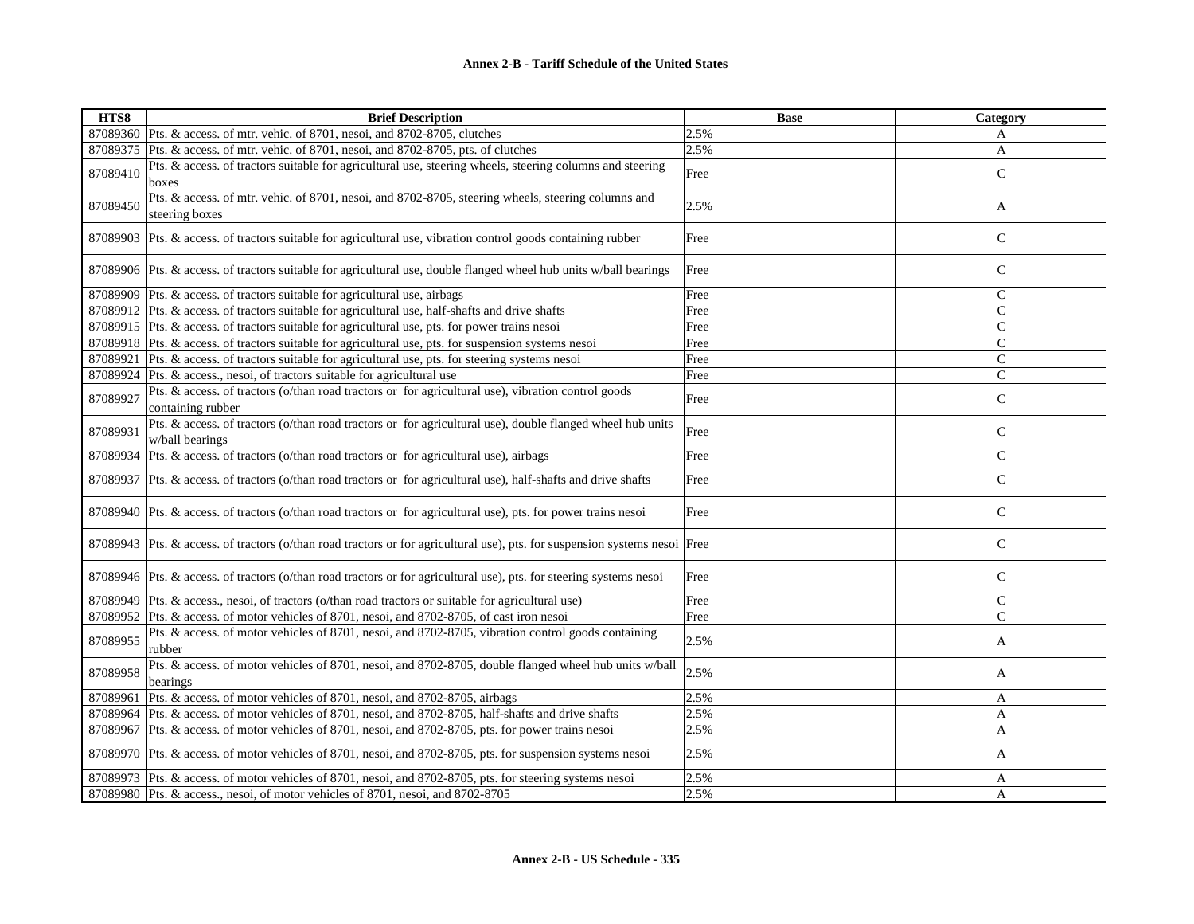# Annex 2-B - Tariff Schedule of the United States

| HTS8 | Brief Description | Base | Category |
|---|---|---|---|
| 87089360 | Pts. & access. of mtr. vehic. of 8701, nesoi, and 8702-8705, clutches | 2.5% | A |
| 87089375 | Pts. & access. of mtr. vehic. of 8701, nesoi, and 8702-8705, pts. of clutches | 2.5% | A |
| 87089410 | Pts. & access. of tractors suitable for agricultural use, steering wheels, steering columns and steering boxes | Free | C |
| 87089450 | Pts. & access. of mtr. vehic. of 8701, nesoi, and 8702-8705, steering wheels, steering columns and steering boxes | 2.5% | A |
| 87089903 | Pts. & access. of tractors suitable for agricultural use, vibration control goods containing rubber | Free | C |
| 87089906 | Pts. & access. of tractors suitable for agricultural use, double flanged wheel hub units w/ball bearings | Free | C |
| 87089909 | Pts. & access. of tractors suitable for agricultural use, airbags | Free | C |
| 87089912 | Pts. & access. of tractors suitable for agricultural use, half-shafts and drive shafts | Free | C |
| 87089915 | Pts. & access. of tractors suitable for agricultural use, pts. for power trains nesoi | Free | C |
| 87089918 | Pts. & access. of tractors suitable for agricultural use, pts. for suspension systems nesoi | Free | C |
| 87089921 | Pts. & access. of tractors suitable for agricultural use, pts. for steering systems nesoi | Free | C |
| 87089924 | Pts. & access., nesoi, of tractors suitable for agricultural use | Free | C |
| 87089927 | Pts. & access. of tractors (o/than road tractors or for agricultural use), vibration control goods containing rubber | Free | C |
| 87089931 | Pts. & access. of tractors (o/than road tractors or for agricultural use), double flanged wheel hub units w/ball bearings | Free | C |
| 87089934 | Pts. & access. of tractors (o/than road tractors or for agricultural use), airbags | Free | C |
| 87089937 | Pts. & access. of tractors (o/than road tractors or for agricultural use), half-shafts and drive shafts | Free | C |
| 87089940 | Pts. & access. of tractors (o/than road tractors or for agricultural use), pts. for power trains nesoi | Free | C |
| 87089943 | Pts. & access. of tractors (o/than road tractors or for agricultural use), pts. for suspension systems nesoi | Free | C |
| 87089946 | Pts. & access. of tractors (o/than road tractors or for agricultural use), pts. for steering systems nesoi | Free | C |
| 87089949 | Pts. & access., nesoi, of tractors (o/than road tractors or suitable for agricultural use) | Free | C |
| 87089952 | Pts. & access. of motor vehicles of 8701, nesoi, and 8702-8705, of cast iron nesoi | Free | C |
| 87089955 | Pts. & access. of motor vehicles of 8701, nesoi, and 8702-8705, vibration control goods containing rubber | 2.5% | A |
| 87089958 | Pts. & access. of motor vehicles of 8701, nesoi, and 8702-8705, double flanged wheel hub units w/ball bearings | 2.5% | A |
| 87089961 | Pts. & access. of motor vehicles of 8701, nesoi, and 8702-8705, airbags | 2.5% | A |
| 87089964 | Pts. & access. of motor vehicles of 8701, nesoi, and 8702-8705, half-shafts and drive shafts | 2.5% | A |
| 87089967 | Pts. & access. of motor vehicles of 8701, nesoi, and 8702-8705, pts. for power trains nesoi | 2.5% | A |
| 87089970 | Pts. & access. of motor vehicles of 8701, nesoi, and 8702-8705, pts. for suspension systems nesoi | 2.5% | A |
| 87089973 | Pts. & access. of motor vehicles of 8701, nesoi, and 8702-8705, pts. for steering systems nesoi | 2.5% | A |
| 87089980 | Pts. & access., nesoi, of motor vehicles of 8701, nesoi, and 8702-8705 | 2.5% | A |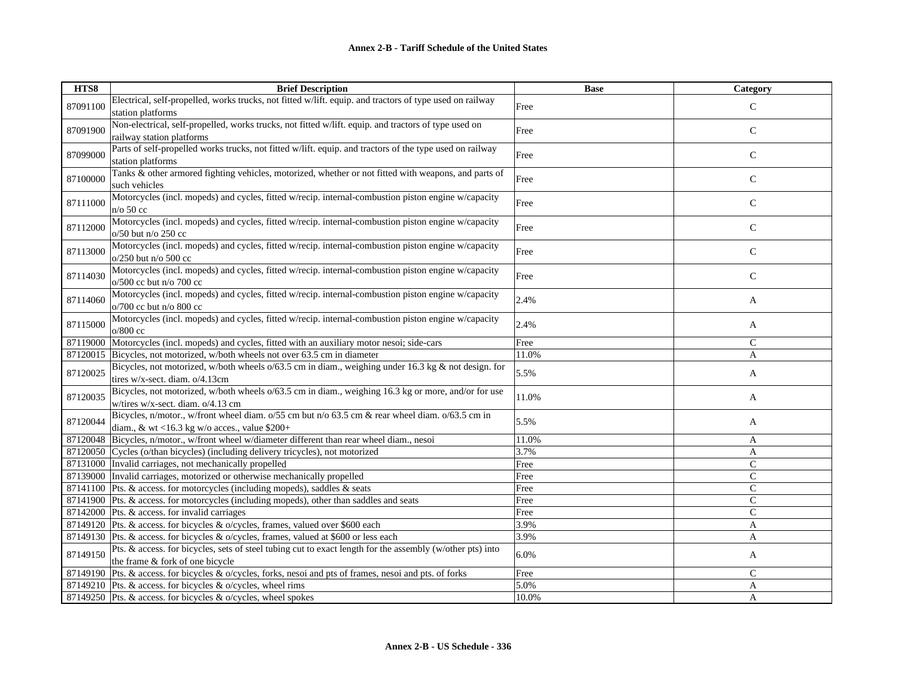## Annex 2-B - Tariff Schedule of the United States

| HTS8 | Brief Description | Base | Category |
|---|---|---|---|
| 87091100 | Electrical, self-propelled, works trucks, not fitted w/lift. equip. and tractors of type used on railway station platforms | Free | C |
| 87091900 | Non-electrical, self-propelled, works trucks, not fitted w/lift. equip. and tractors of type used on railway station platforms | Free | C |
| 87099000 | Parts of self-propelled works trucks, not fitted w/lift. equip. and tractors of the type used on railway station platforms | Free | C |
| 87100000 | Tanks & other armored fighting vehicles, motorized, whether or not fitted with weapons, and parts of such vehicles | Free | C |
| 87111000 | Motorcycles (incl. mopeds) and cycles, fitted w/recip. internal-combustion piston engine w/capacity n/o 50 cc | Free | C |
| 87112000 | Motorcycles (incl. mopeds) and cycles, fitted w/recip. internal-combustion piston engine w/capacity o/50 but n/o 250 cc | Free | C |
| 87113000 | Motorcycles (incl. mopeds) and cycles, fitted w/recip. internal-combustion piston engine w/capacity o/250 but n/o 500 cc | Free | C |
| 87114030 | Motorcycles (incl. mopeds) and cycles, fitted w/recip. internal-combustion piston engine w/capacity o/500 cc but n/o 700 cc | Free | C |
| 87114060 | Motorcycles (incl. mopeds) and cycles, fitted w/recip. internal-combustion piston engine w/capacity o/700 cc but n/o 800 cc | 2.4% | A |
| 87115000 | Motorcycles (incl. mopeds) and cycles, fitted w/recip. internal-combustion piston engine w/capacity o/800 cc | 2.4% | A |
| 87119000 | Motorcycles (incl. mopeds) and cycles, fitted with an auxiliary motor nesoi; side-cars | Free | C |
| 87120015 | Bicycles, not motorized, w/both wheels not over 63.5 cm in diameter | 11.0% | A |
| 87120025 | Bicycles, not motorized, w/both wheels o/63.5 cm in diam., weighing under 16.3 kg & not design. for tires w/x-sect. diam. o/4.13cm | 5.5% | A |
| 87120035 | Bicycles, not motorized, w/both wheels o/63.5 cm in diam., weighing 16.3 kg or more, and/or for use w/tires w/x-sect. diam. o/4.13 cm | 11.0% | A |
| 87120044 | Bicycles, n/motor., w/front wheel diam. o/55 cm but n/o 63.5 cm & rear wheel diam. o/63.5 cm in diam., & wt <16.3 kg w/o acces., value $200+ | 5.5% | A |
| 87120048 | Bicycles, n/motor., w/front wheel w/diameter different than rear wheel diam., nesoi | 11.0% | A |
| 87120050 | Cycles (o/than bicycles) (including delivery tricycles), not motorized | 3.7% | A |
| 87131000 | Invalid carriages, not mechanically propelled | Free | C |
| 87139000 | Invalid carriages, motorized or otherwise mechanically propelled | Free | C |
| 87141100 | Pts. & access. for motorcycles (including mopeds), saddles & seats | Free | C |
| 87141900 | Pts. & access. for motorcycles (including mopeds), other than saddles and seats | Free | C |
| 87142000 | Pts. & access. for invalid carriages | Free | C |
| 87149120 | Pts. & access. for bicycles & o/cycles, frames, valued over $600 each | 3.9% | A |
| 87149130 | Pts. & access. for bicycles & o/cycles, frames, valued at $600 or less each | 3.9% | A |
| 87149150 | Pts. & access. for bicycles, sets of steel tubing cut to exact length for the assembly (w/other pts) into the frame & fork of one bicycle | 6.0% | A |
| 87149190 | Pts. & access. for bicycles & o/cycles, forks, nesoi and pts of frames, nesoi and pts. of forks | Free | C |
| 87149210 | Pts. & access. for bicycles & o/cycles, wheel rims | 5.0% | A |
| 87149250 | Pts. & access. for bicycles & o/cycles, wheel spokes | 10.0% | A |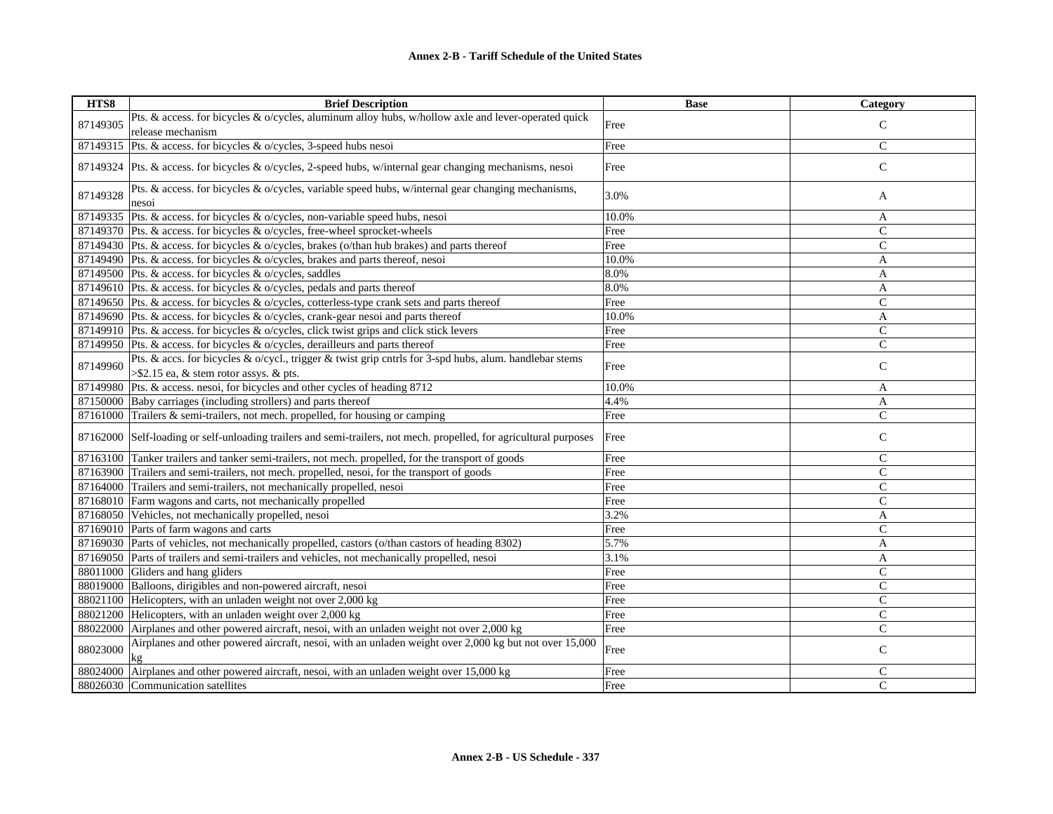**Annex 2-B - Tariff Schedule of the United States**

| HTS8 | Brief Description | Base | Category |
|---|---|---|---|
| 87149305 | Pts. & access. for bicycles & o/cycles, aluminum alloy hubs, w/hollow axle and lever-operated quick release mechanism | Free | C |
| 87149315 | Pts. & access. for bicycles & o/cycles, 3-speed hubs nesoi | Free | C |
| 87149324 | Pts. & access. for bicycles & o/cycles, 2-speed hubs, w/internal gear changing mechanisms, nesoi | Free | C |
| 87149328 | Pts. & access. for bicycles & o/cycles, variable speed hubs, w/internal gear changing mechanisms, nesoi | 3.0% | A |
| 87149335 | Pts. & access. for bicycles & o/cycles, non-variable speed hubs, nesoi | 10.0% | A |
| 87149370 | Pts. & access. for bicycles & o/cycles, free-wheel sprocket-wheels | Free | C |
| 87149430 | Pts. & access. for bicycles & o/cycles, brakes (o/than hub brakes) and parts thereof | Free | C |
| 87149490 | Pts. & access. for bicycles & o/cycles, brakes and parts thereof, nesoi | 10.0% | A |
| 87149500 | Pts. & access. for bicycles & o/cycles, saddles | 8.0% | A |
| 87149610 | Pts. & access. for bicycles & o/cycles, pedals and parts thereof | 8.0% | A |
| 87149650 | Pts. & access. for bicycles & o/cycles, cotterless-type crank sets and parts thereof | Free | C |
| 87149690 | Pts. & access. for bicycles & o/cycles, crank-gear nesoi and parts thereof | 10.0% | A |
| 87149910 | Pts. & access. for bicycles & o/cycles, click twist grips and click stick levers | Free | C |
| 87149950 | Pts. & access. for bicycles & o/cycles, derailleurs and parts thereof | Free | C |
| 87149960 | Pts. & accs. for bicycles & o/cycl., trigger & twist grip cntrls for 3-spd hubs, alum. handlebar stems >$2.15 ea, & stem rotor assys. & pts. | Free | C |
| 87149980 | Pts. & access. nesoi, for bicycles and other cycles of heading 8712 | 10.0% | A |
| 87150000 | Baby carriages (including strollers) and parts thereof | 4.4% | A |
| 87161000 | Trailers & semi-trailers, not mech. propelled, for housing or camping | Free | C |
| 87162000 | Self-loading or self-unloading trailers and semi-trailers, not mech. propelled, for agricultural purposes | Free | C |
| 87163100 | Tanker trailers and tanker semi-trailers, not mech. propelled, for the transport of goods | Free | C |
| 87163900 | Trailers and semi-trailers, not mech. propelled, nesoi, for the transport of goods | Free | C |
| 87164000 | Trailers and semi-trailers, not mechanically propelled, nesoi | Free | C |
| 87168010 | Farm wagons and carts, not mechanically propelled | Free | C |
| 87168050 | Vehicles, not mechanically propelled, nesoi | 3.2% | A |
| 87169010 | Parts of farm wagons and carts | Free | C |
| 87169030 | Parts of vehicles, not mechanically propelled, castors (o/than castors of heading 8302) | 5.7% | A |
| 87169050 | Parts of trailers and semi-trailers and vehicles, not mechanically propelled, nesoi | 3.1% | A |
| 88011000 | Gliders and hang gliders | Free | C |
| 88019000 | Balloons, dirigibles and non-powered aircraft, nesoi | Free | C |
| 88021100 | Helicopters, with an unladen weight not over 2,000 kg | Free | C |
| 88021200 | Helicopters, with an unladen weight over 2,000 kg | Free | C |
| 88022000 | Airplanes and other powered aircraft, nesoi, with an unladen weight not over 2,000 kg | Free | C |
| 88023000 | Airplanes and other powered aircraft, nesoi, with an unladen weight over 2,000 kg but not over 15,000 kg | Free | C |
| 88024000 | Airplanes and other powered aircraft, nesoi, with an unladen weight over 15,000 kg | Free | C |
| 88026030 | Communication satellites | Free | C |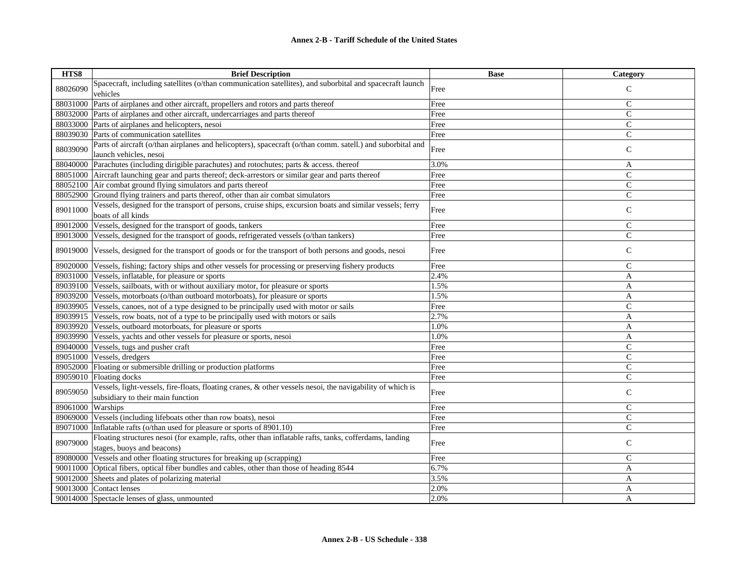**Annex 2-B - Tariff Schedule of the United States**

| HTS8 | Brief Description | Base | Category |
|---|---|---|---|
| 88026090 | Spacecraft, including satellites (o/than communication satellites), and suborbital and spacecraft launch vehicles | Free | C |
| 88031000 | Parts of airplanes and other aircraft, propellers and rotors and parts thereof | Free | C |
| 88032000 | Parts of airplanes and other aircraft, undercarriages and parts thereof | Free | C |
| 88033000 | Parts of airplanes and helicopters, nesoi | Free | C |
| 88039030 | Parts of communication satellites | Free | C |
| 88039090 | Parts of aircraft (o/than airplanes and helicopters), spacecraft (o/than comm. satell.) and suborbital and launch vehicles, nesoi | Free | C |
| 88040000 | Parachutes (including dirigible parachutes) and rotochutes; parts & access. thereof | 3.0% | A |
| 88051000 | Aircraft launching gear and parts thereof; deck-arrestors or similar gear and parts thereof | Free | C |
| 88052100 | Air combat ground flying simulators and parts thereof | Free | C |
| 88052900 | Ground flying trainers and parts thereof, other than air combat simulators | Free | C |
| 89011000 | Vessels, designed for the transport of persons, cruise ships, excursion boats and similar vessels; ferry boats of all kinds | Free | C |
| 89012000 | Vessels, designed for the transport of goods, tankers | Free | C |
| 89013000 | Vessels, designed for the transport of goods, refrigerated vessels (o/than tankers) | Free | C |
| 89019000 | Vessels, designed for the transport of goods or for the transport of both persons and goods, nesoi | Free | C |
| 89020000 | Vessels, fishing; factory ships and other vessels for processing or preserving fishery products | Free | C |
| 89031000 | Vessels, inflatable, for pleasure or sports | 2.4% | A |
| 89039100 | Vessels, sailboats, with or without auxiliary motor, for pleasure or sports | 1.5% | A |
| 89039200 | Vessels, motorboats (o/than outboard motorboats), for pleasure or sports | 1.5% | A |
| 89039905 | Vessels, canoes, not of a type designed to be principally used with motor or sails | Free | C |
| 89039915 | Vessels, row boats, not of a type to be principally used with motors or sails | 2.7% | A |
| 89039920 | Vessels, outboard motorboats, for pleasure or sports | 1.0% | A |
| 89039990 | Vessels, yachts and other vessels for pleasure or sports, nesoi | 1.0% | A |
| 89040000 | Vessels, tugs and pusher craft | Free | C |
| 89051000 | Vessels, dredgers | Free | C |
| 89052000 | Floating or submersible drilling or production platforms | Free | C |
| 89059010 | Floating docks | Free | C |
| 89059050 | Vessels, light-vessels, fire-floats, floating cranes, & other vessels nesoi, the navigability of which is subsidiary to their main function | Free | C |
| 89061000 | Warships | Free | C |
| 89069000 | Vessels (including lifeboats other than row boats), nesoi | Free | C |
| 89071000 | Inflatable rafts (o/than used for pleasure or sports of 8901.10) | Free | C |
| 89079000 | Floating structures nesoi (for example, rafts, other than inflatable rafts, tanks, cofferdams, landing stages, buoys and beacons) | Free | C |
| 89080000 | Vessels and other floating structures for breaking up (scrapping) | Free | C |
| 90011000 | Optical fibers, optical fiber bundles and cables, other than those of heading 8544 | 6.7% | A |
| 90012000 | Sheets and plates of polarizing material | 3.5% | A |
| 90013000 | Contact lenses | 2.0% | A |
| 90014000 | Spectacle lenses of glass, unmounted | 2.0% | A |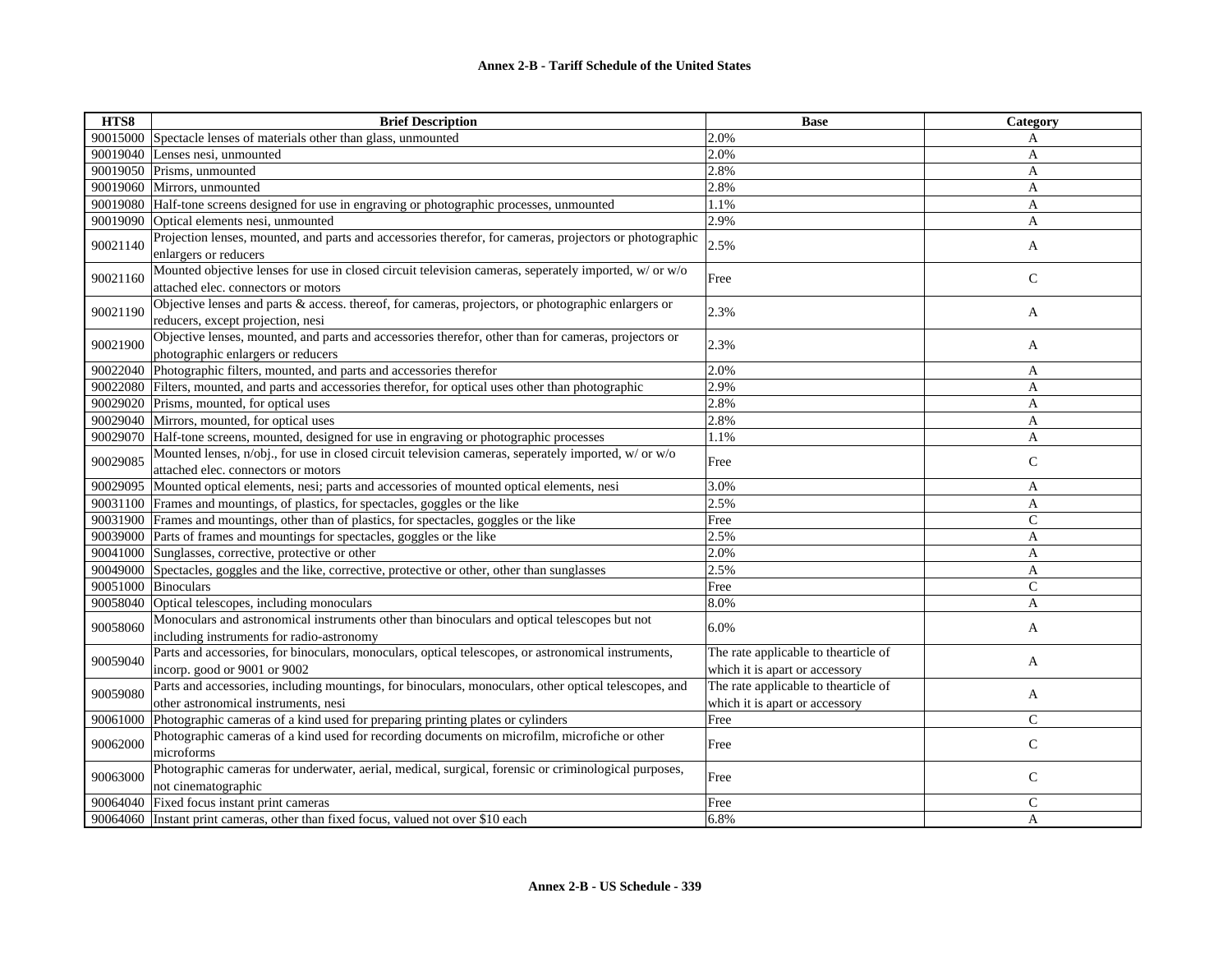**Annex 2-B - Tariff Schedule of the United States**

| HTS8 | Brief Description | Base | Category |
|---|---|---|---|
| 90015000 | Spectacle lenses of materials other than glass, unmounted | 2.0% | A |
| 90019040 | Lenses nesi, unmounted | 2.0% | A |
| 90019050 | Prisms, unmounted | 2.8% | A |
| 90019060 | Mirrors, unmounted | 2.8% | A |
| 90019080 | Half-tone screens designed for use in engraving or photographic processes, unmounted | 1.1% | A |
| 90019090 | Optical elements nesi, unmounted | 2.9% | A |
| 90021140 | Projection lenses, mounted, and parts and accessories therefor, for cameras, projectors or photographic enlargers or reducers | 2.5% | A |
| 90021160 | Mounted objective lenses for use in closed circuit television cameras, seperately imported, w/ or w/o attached elec. connectors or motors | Free | C |
| 90021190 | Objective lenses and parts & access. thereof, for cameras, projectors, or photographic enlargers or reducers, except projection, nesi | 2.3% | A |
| 90021900 | Objective lenses, mounted, and parts and accessories therefor, other than for cameras, projectors or photographic enlargers or reducers | 2.3% | A |
| 90022040 | Photographic filters, mounted, and parts and accessories therefor | 2.0% | A |
| 90022080 | Filters, mounted, and parts and accessories therefor, for optical uses other than photographic | 2.9% | A |
| 90029020 | Prisms, mounted, for optical uses | 2.8% | A |
| 90029040 | Mirrors, mounted, for optical uses | 2.8% | A |
| 90029070 | Half-tone screens, mounted, designed for use in engraving or photographic processes | 1.1% | A |
| 90029085 | Mounted lenses, n/obj., for use in closed circuit television cameras, seperately imported, w/ or w/o attached elec. connectors or motors | Free | C |
| 90029095 | Mounted optical elements, nesi; parts and accessories of mounted optical elements, nesi | 3.0% | A |
| 90031100 | Frames and mountings, of plastics, for spectacles, goggles or the like | 2.5% | A |
| 90031900 | Frames and mountings, other than of plastics, for spectacles, goggles or the like | Free | C |
| 90039000 | Parts of frames and mountings for spectacles, goggles or the like | 2.5% | A |
| 90041000 | Sunglasses, corrective, protective or other | 2.0% | A |
| 90049000 | Spectacles, goggles and the like, corrective, protective or other, other than sunglasses | 2.5% | A |
| 90051000 | Binoculars | Free | C |
| 90058040 | Optical telescopes, including monoculars | 8.0% | A |
| 90058060 | Monoculars and astronomical instruments other than binoculars and optical telescopes but not including instruments for radio-astronomy | 6.0% | A |
| 90059040 | Parts and accessories, for binoculars, monoculars, optical telescopes, or astronomical instruments, incorp. good or 9001 or 9002 | The rate applicable to thearticle of which it is apart or accessory | A |
| 90059080 | Parts and accessories, including mountings, for binoculars, monoculars, other optical telescopes, and other astronomical instruments, nesi | The rate applicable to thearticle of which it is apart or accessory | A |
| 90061000 | Photographic cameras of a kind used for preparing printing plates or cylinders | Free | C |
| 90062000 | Photographic cameras of a kind used for recording documents on microfilm, microfiche or other microforms | Free | C |
| 90063000 | Photographic cameras for underwater, aerial, medical, surgical, forensic or criminological purposes, not cinematographic | Free | C |
| 90064040 | Fixed focus instant print cameras | Free | C |
| 90064060 | Instant print cameras, other than fixed focus, valued not over $10 each | 6.8% | A |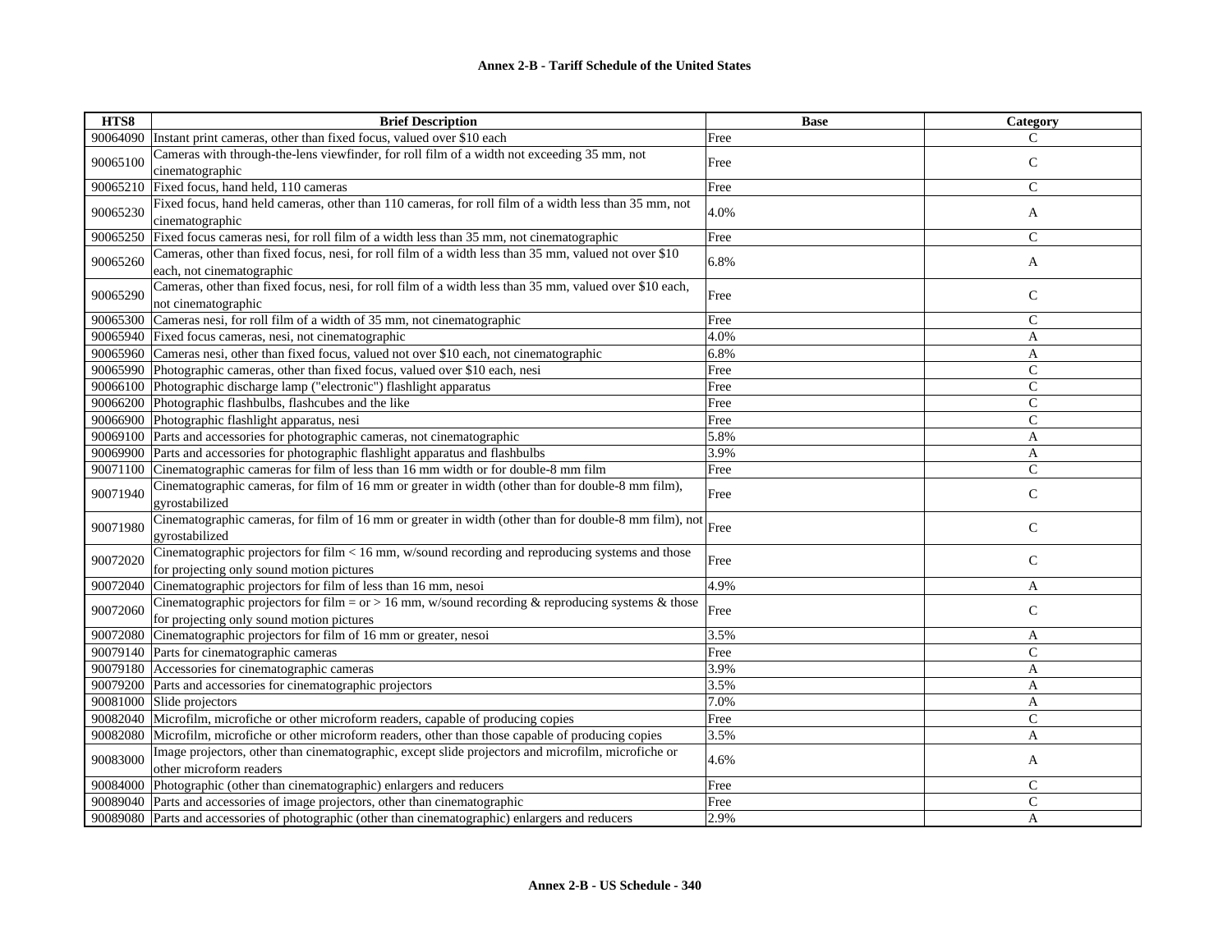**Annex 2-B - Tariff Schedule of the United States**

| HTS8 | Brief Description | Base | Category |
|---|---|---|---|
| 90064090 | Instant print cameras, other than fixed focus, valued over $10 each | Free | C |
| 90065100 | Cameras with through-the-lens viewfinder, for roll film of a width not exceeding 35 mm, not cinematographic | Free | C |
| 90065210 | Fixed focus, hand held, 110 cameras | Free | C |
| 90065230 | Fixed focus, hand held cameras, other than 110 cameras, for roll film of a width less than 35 mm, not cinematographic | 4.0% | A |
| 90065250 | Fixed focus cameras nesi, for roll film of a width less than 35 mm, not cinematographic | Free | C |
| 90065260 | Cameras, other than fixed focus, nesi, for roll film of a width less than 35 mm, valued not over $10 each, not cinematographic | 6.8% | A |
| 90065290 | Cameras, other than fixed focus, nesi, for roll film of a width less than 35 mm, valued over $10 each, not cinematographic | Free | C |
| 90065300 | Cameras nesi, for roll film of a width of 35 mm, not cinematographic | Free | C |
| 90065940 | Fixed focus cameras, nesi, not cinematographic | 4.0% | A |
| 90065960 | Cameras nesi, other than fixed focus, valued not over $10 each, not cinematographic | 6.8% | A |
| 90065990 | Photographic cameras, other than fixed focus, valued over $10 each, nesi | Free | C |
| 90066100 | Photographic discharge lamp ("electronic") flashlight apparatus | Free | C |
| 90066200 | Photographic flashbulbs, flashcubes and the like | Free | C |
| 90066900 | Photographic flashlight apparatus, nesi | Free | C |
| 90069100 | Parts and accessories for photographic cameras, not cinematographic | 5.8% | A |
| 90069900 | Parts and accessories for photographic flashlight apparatus and flashbulbs | 3.9% | A |
| 90071100 | Cinematographic cameras for film of less than 16 mm width or for double-8 mm film | Free | C |
| 90071940 | Cinematographic cameras, for film of 16 mm or greater in width (other than for double-8 mm film), gyrostabilized | Free | C |
| 90071980 | Cinematographic cameras, for film of 16 mm or greater in width (other than for double-8 mm film), not gyrostabilized | Free | C |
| 90072020 | Cinematographic projectors for film < 16 mm, w/sound recording and reproducing systems and those for projecting only sound motion pictures | Free | C |
| 90072040 | Cinematographic projectors for film of less than 16 mm, nesoi | 4.9% | A |
| 90072060 | Cinematographic projectors for film = or > 16 mm, w/sound recording & reproducing systems & those for projecting only sound motion pictures | Free | C |
| 90072080 | Cinematographic projectors for film of 16 mm or greater, nesoi | 3.5% | A |
| 90079140 | Parts for cinematographic cameras | Free | C |
| 90079180 | Accessories for cinematographic cameras | 3.9% | A |
| 90079200 | Parts and accessories for cinematographic projectors | 3.5% | A |
| 90081000 | Slide projectors | 7.0% | A |
| 90082040 | Microfilm, microfiche or other microform readers, capable of producing copies | Free | C |
| 90082080 | Microfilm, microfiche or other microform readers, other than those capable of producing copies | 3.5% | A |
| 90083000 | Image projectors, other than cinematographic, except slide projectors and microfilm, microfiche or other microform readers | 4.6% | A |
| 90084000 | Photographic (other than cinematographic) enlargers and reducers | Free | C |
| 90089040 | Parts and accessories of image projectors, other than cinematographic | Free | C |
| 90089080 | Parts and accessories of photographic (other than cinematographic) enlargers and reducers | 2.9% | A |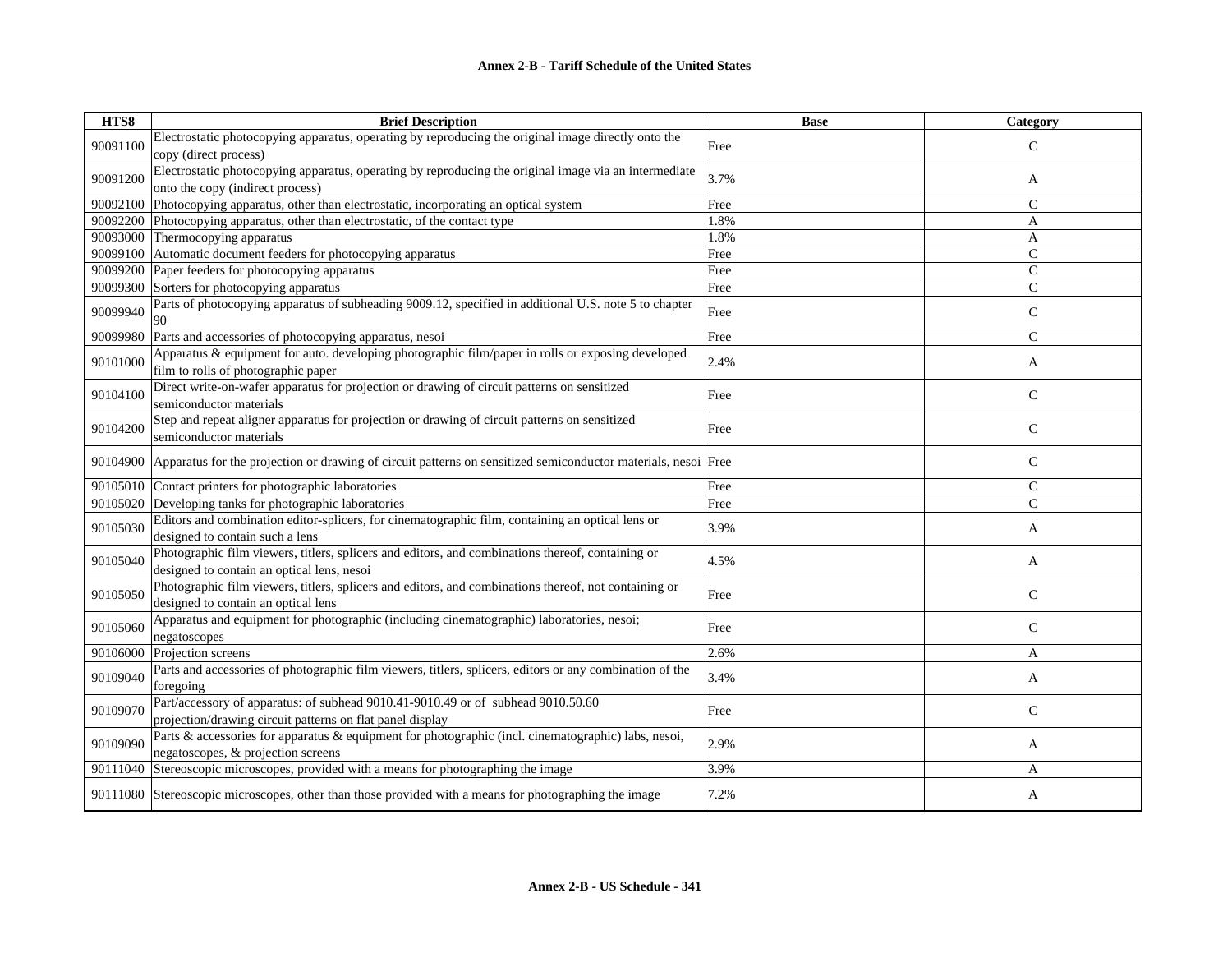**Annex 2-B - Tariff Schedule of the United States**

| HTS8 | Brief Description | Base | Category |
|---|---|---|---|
| 90091100 | Electrostatic photocopying apparatus, operating by reproducing the original image directly onto the copy (direct process) | Free | C |
| 90091200 | Electrostatic photocopying apparatus, operating by reproducing the original image via an intermediate onto the copy (indirect process) | 3.7% | A |
| 90092100 | Photocopying apparatus, other than electrostatic, incorporating an optical system | Free | C |
| 90092200 | Photocopying apparatus, other than electrostatic, of the contact type | 1.8% | A |
| 90093000 | Thermocopying apparatus | 1.8% | A |
| 90099100 | Automatic document feeders for photocopying apparatus | Free | C |
| 90099200 | Paper feeders for photocopying apparatus | Free | C |
| 90099300 | Sorters for photocopying apparatus | Free | C |
| 90099940 | Parts of photocopying apparatus of subheading 9009.12, specified in additional U.S. note 5 to chapter 90 | Free | C |
| 90099980 | Parts and accessories of photocopying apparatus, nesoi | Free | C |
| 90101000 | Apparatus & equipment for auto. developing photographic film/paper in rolls or exposing developed film to rolls of photographic paper | 2.4% | A |
| 90104100 | Direct write-on-wafer apparatus for projection or drawing of circuit patterns on sensitized semiconductor materials | Free | C |
| 90104200 | Step and repeat aligner apparatus for projection or drawing of circuit patterns on sensitized semiconductor materials | Free | C |
| 90104900 | Apparatus for the projection or drawing of circuit patterns on sensitized semiconductor materials, nesoi | Free | C |
| 90105010 | Contact printers for photographic laboratories | Free | C |
| 90105020 | Developing tanks for photographic laboratories | Free | C |
| 90105030 | Editors and combination editor-splicers, for cinematographic film, containing an optical lens or designed to contain such a lens | 3.9% | A |
| 90105040 | Photographic film viewers, titlers, splicers and editors, and combinations thereof, containing or designed to contain an optical lens, nesoi | 4.5% | A |
| 90105050 | Photographic film viewers, titlers, splicers and editors, and combinations thereof, not containing or designed to contain an optical lens | Free | C |
| 90105060 | Apparatus and equipment for photographic (including cinematographic) laboratories, nesoi; negatoscopes | Free | C |
| 90106000 | Projection screens | 2.6% | A |
| 90109040 | Parts and accessories of photographic film viewers, titlers, splicers, editors or any combination of the foregoing | 3.4% | A |
| 90109070 | Part/accessory of apparatus: of subhead 9010.41-9010.49 or of subhead 9010.50.60 projection/drawing circuit patterns on flat panel display | Free | C |
| 90109090 | Parts & accessories for apparatus & equipment for photographic (incl. cinematographic) labs, nesoi, negatoscopes, & projection screens | 2.9% | A |
| 90111040 | Stereoscopic microscopes, provided with a means for photographing the image | 3.9% | A |
| 90111080 | Stereoscopic microscopes, other than those provided with a means for photographing the image | 7.2% | A |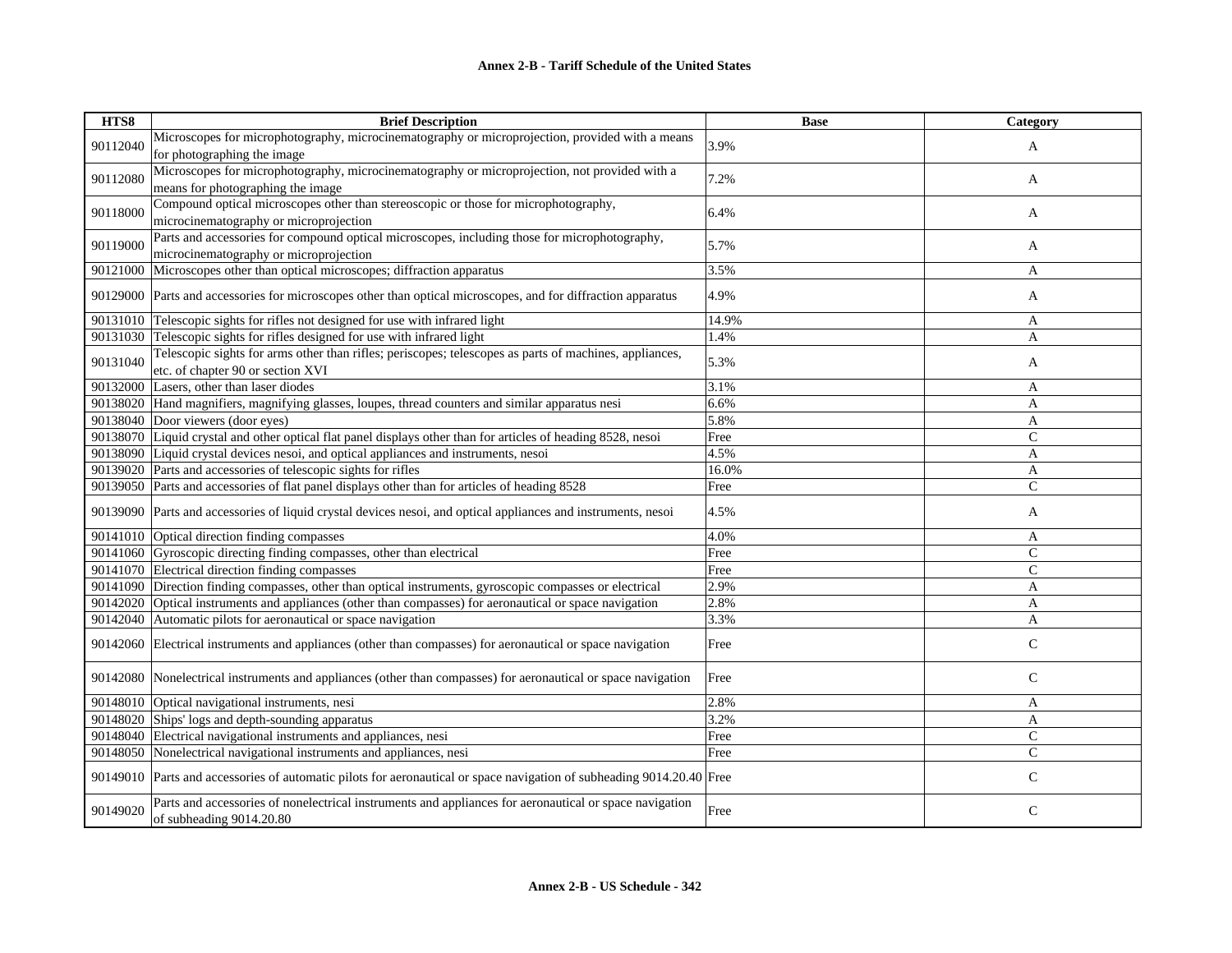| HTS8 | Brief Description | Base | Category |
|---|---|---|---|
| 90112040 | Microscopes for microphotography, microcinematography or microprojection, provided with a means for photographing the image | 3.9% | A |
| 90112080 | Microscopes for microphotography, microcinematography or microprojection, not provided with a means for photographing the image | 7.2% | A |
| 90118000 | Compound optical microscopes other than stereoscopic or those for microphotography, microcinematography or microprojection | 6.4% | A |
| 90119000 | Parts and accessories for compound optical microscopes, including those for microphotography, microcinematography or microprojection | 5.7% | A |
| 90121000 | Microscopes other than optical microscopes; diffraction apparatus | 3.5% | A |
| 90129000 | Parts and accessories for microscopes other than optical microscopes, and for diffraction apparatus | 4.9% | A |
| 90131010 | Telescopic sights for rifles not designed for use with infrared light | 14.9% | A |
| 90131030 | Telescopic sights for rifles designed for use with infrared light | 1.4% | A |
| 90131040 | Telescopic sights for arms other than rifles; periscopes; telescopes as parts of machines, appliances, etc. of chapter 90 or section XVI | 5.3% | A |
| 90132000 | Lasers, other than laser diodes | 3.1% | A |
| 90138020 | Hand magnifiers, magnifying glasses, loupes, thread counters and similar apparatus nesi | 6.6% | A |
| 90138040 | Door viewers (door eyes) | 5.8% | A |
| 90138070 | Liquid crystal and other optical flat panel displays other than for articles of heading 8528, nesoi | Free | C |
| 90138090 | Liquid crystal devices nesoi, and optical appliances and instruments, nesoi | 4.5% | A |
| 90139020 | Parts and accessories of telescopic sights for rifles | 16.0% | A |
| 90139050 | Parts and accessories of flat panel displays other than for articles of heading 8528 | Free | C |
| 90139090 | Parts and accessories of liquid crystal devices nesoi, and optical appliances and instruments, nesoi | 4.5% | A |
| 90141010 | Optical direction finding compasses | 4.0% | A |
| 90141060 | Gyroscopic directing finding compasses, other than electrical | Free | C |
| 90141070 | Electrical direction finding compasses | Free | C |
| 90141090 | Direction finding compasses, other than optical instruments, gyroscopic compasses or electrical | 2.9% | A |
| 90142020 | Optical instruments and appliances (other than compasses) for aeronautical or space navigation | 2.8% | A |
| 90142040 | Automatic pilots for aeronautical or space navigation | 3.3% | A |
| 90142060 | Electrical instruments and appliances (other than compasses) for aeronautical or space navigation | Free | C |
| 90142080 | Nonelectrical instruments and appliances (other than compasses) for aeronautical or space navigation | Free | C |
| 90148010 | Optical navigational instruments, nesi | 2.8% | A |
| 90148020 | Ships' logs and depth-sounding apparatus | 3.2% | A |
| 90148040 | Electrical navigational instruments and appliances, nesi | Free | C |
| 90148050 | Nonelectrical navigational instruments and appliances, nesi | Free | C |
| 90149010 | Parts and accessories of automatic pilots for aeronautical or space navigation of subheading 9014.20.40 | Free | C |
| 90149020 | Parts and accessories of nonelectrical instruments and appliances for aeronautical or space navigation of subheading 9014.20.80 | Free | C |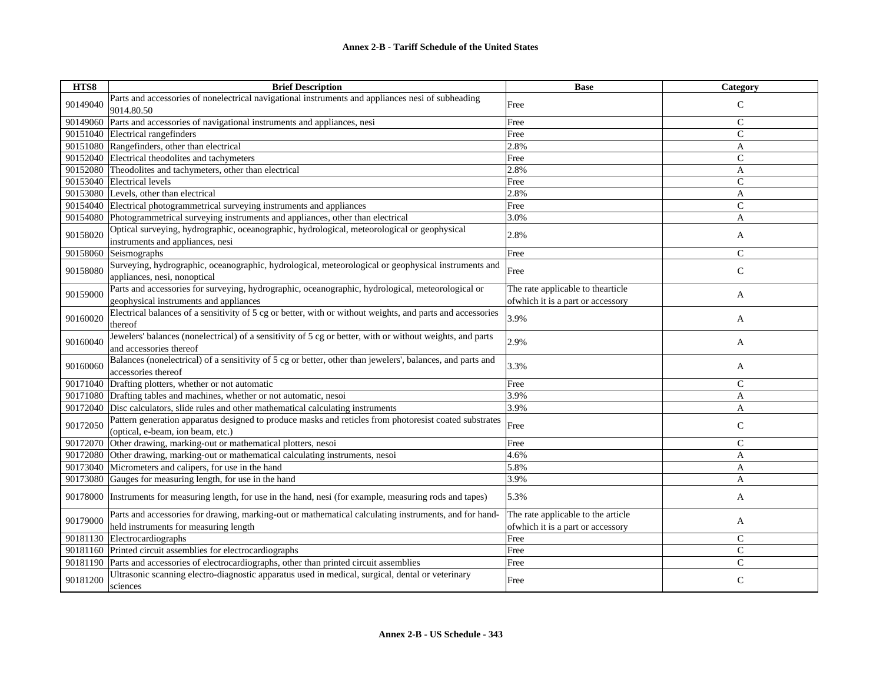| HTS8 | Brief Description | Base | Category |
|---|---|---|---|
| 90149040 | Parts and accessories of nonelectrical navigational instruments and appliances nesi of subheading 9014.80.50 | Free | C |
| 90149060 | Parts and accessories of navigational instruments and appliances, nesi | Free | C |
| 90151040 | Electrical rangefinders | Free | C |
| 90151080 | Rangefinders, other than electrical | 2.8% | A |
| 90152040 | Electrical theodolites and tachymeters | Free | C |
| 90152080 | Theodolites and tachymeters, other than electrical | 2.8% | A |
| 90153040 | Electrical levels | Free | C |
| 90153080 | Levels, other than electrical | 2.8% | A |
| 90154040 | Electrical photogrammetrical surveying instruments and appliances | Free | C |
| 90154080 | Photogrammetrical surveying instruments and appliances, other than electrical | 3.0% | A |
| 90158020 | Optical surveying, hydrographic, oceanographic, hydrological, meteorological or geophysical instruments and appliances, nesi | 2.8% | A |
| 90158060 | Seismographs | Free | C |
| 90158080 | Surveying, hydrographic, oceanographic, hydrological, meteorological or geophysical instruments and appliances, nesi, nonoptical | Free | C |
| 90159000 | Parts and accessories for surveying, hydrographic, oceanographic, hydrological, meteorological or geophysical instruments and appliances | The rate applicable to thearticle ofwhich it is a part or accessory | A |
| 90160020 | Electrical balances of a sensitivity of 5 cg or better, with or without weights, and parts and accessories thereof | 3.9% | A |
| 90160040 | Jewelers' balances (nonelectrical) of a sensitivity of 5 cg or better, with or without weights, and parts and accessories thereof | 2.9% | A |
| 90160060 | Balances (nonelectrical) of a sensitivity of 5 cg or better, other than jewelers', balances, and parts and accessories thereof | 3.3% | A |
| 90171040 | Drafting plotters, whether or not automatic | Free | C |
| 90171080 | Drafting tables and machines, whether or not automatic, nesoi | 3.9% | A |
| 90172040 | Disc calculators, slide rules and other mathematical calculating instruments | 3.9% | A |
| 90172050 | Pattern generation apparatus designed to produce masks and reticles from photoresist coated substrates (optical, e-beam, ion beam, etc.) | Free | C |
| 90172070 | Other drawing, marking-out or mathematical plotters, nesoi | Free | C |
| 90172080 | Other drawing, marking-out or mathematical calculating instruments, nesoi | 4.6% | A |
| 90173040 | Micrometers and calipers, for use in the hand | 5.8% | A |
| 90173080 | Gauges for measuring length, for use in the hand | 3.9% | A |
| 90178000 | Instruments for measuring length, for use in the hand, nesi (for example, measuring rods and tapes) | 5.3% | A |
| 90179000 | Parts and accessories for drawing, marking-out or mathematical calculating instruments, and for hand-held instruments for measuring length | The rate applicable to the article ofwhich it is a part or accessory | A |
| 90181130 | Electrocardiographs | Free | C |
| 90181160 | Printed circuit assemblies for electrocardiographs | Free | C |
| 90181190 | Parts and accessories of electrocardiographs, other than printed circuit assemblies | Free | C |
| 90181200 | Ultrasonic scanning electro-diagnostic apparatus used in medical, surgical, dental or veterinary sciences | Free | C |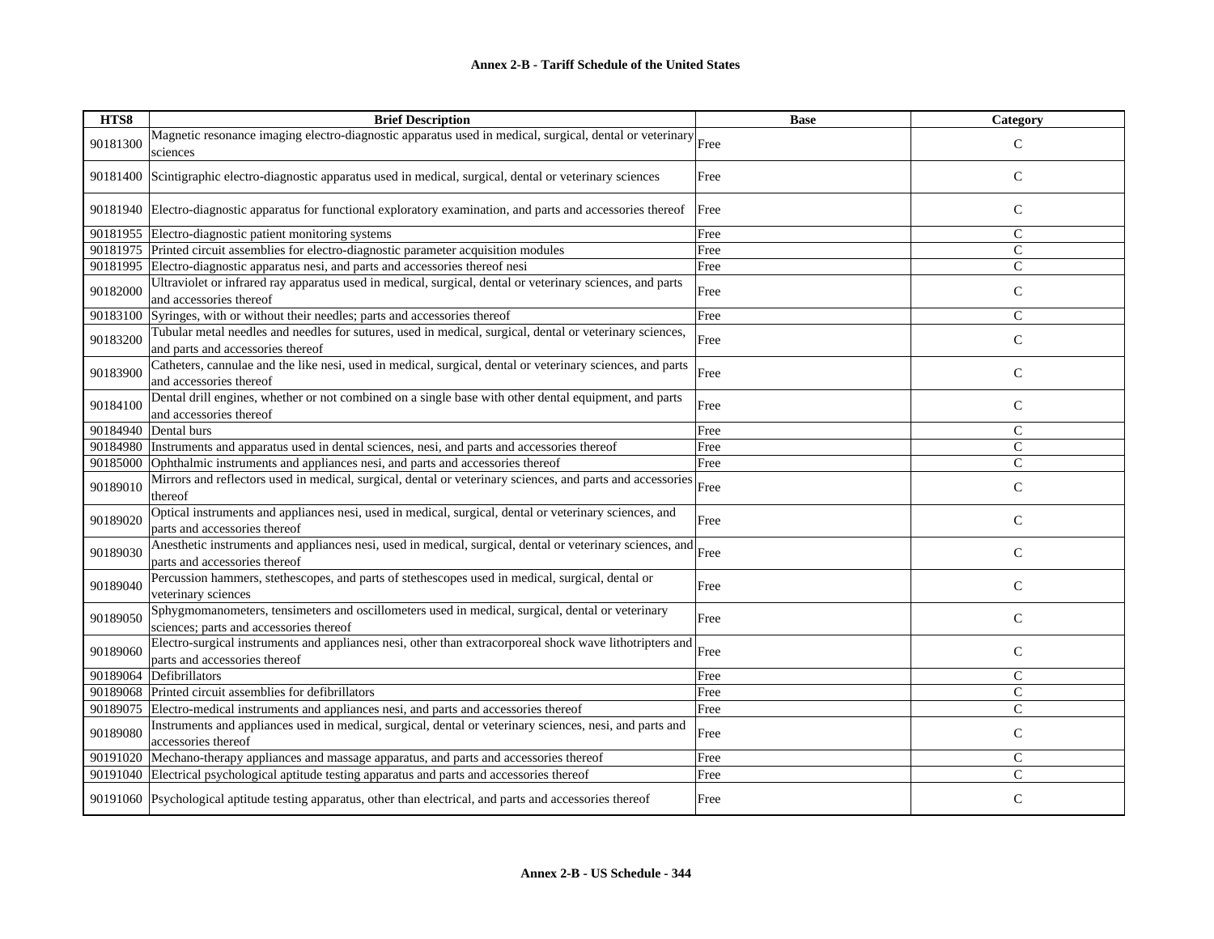| HTS8 | Brief Description | Base | Category |
|---|---|---|---|
| 90181300 | Magnetic resonance imaging electro-diagnostic apparatus used in medical, surgical, dental or veterinary sciences | Free | C |
| 90181400 | Scintigraphic electro-diagnostic apparatus used in medical, surgical, dental or veterinary sciences | Free | C |
| 90181940 | Electro-diagnostic apparatus for functional exploratory examination, and parts and accessories thereof | Free | C |
| 90181955 | Electro-diagnostic patient monitoring systems | Free | C |
| 90181975 | Printed circuit assemblies for electro-diagnostic parameter acquisition modules | Free | C |
| 90181995 | Electro-diagnostic apparatus nesi, and parts and accessories thereof nesi | Free | C |
| 90182000 | Ultraviolet or infrared ray apparatus used in medical, surgical, dental or veterinary sciences, and parts and accessories thereof | Free | C |
| 90183100 | Syringes, with or without their needles; parts and accessories thereof | Free | C |
| 90183200 | Tubular metal needles and needles for sutures, used in medical, surgical, dental or veterinary sciences, and parts and accessories thereof | Free | C |
| 90183900 | Catheters, cannulae and the like nesi, used in medical, surgical, dental or veterinary sciences, and parts and accessories thereof | Free | C |
| 90184100 | Dental drill engines, whether or not combined on a single base with other dental equipment, and parts and accessories thereof | Free | C |
| 90184940 | Dental burs | Free | C |
| 90184980 | Instruments and apparatus used in dental sciences, nesi, and parts and accessories thereof | Free | C |
| 90185000 | Ophthalmic instruments and appliances nesi, and parts and accessories thereof | Free | C |
| 90189010 | Mirrors and reflectors used in medical, surgical, dental or veterinary sciences, and parts and accessories thereof | Free | C |
| 90189020 | Optical instruments and appliances nesi, used in medical, surgical, dental or veterinary sciences, and parts and accessories thereof | Free | C |
| 90189030 | Anesthetic instruments and appliances nesi, used in medical, surgical, dental or veterinary sciences, and parts and accessories thereof | Free | C |
| 90189040 | Percussion hammers, stethescopes, and parts of stethescopes used in medical, surgical, dental or veterinary sciences | Free | C |
| 90189050 | Sphygmomanometers, tensimeters and oscillometers used in medical, surgical, dental or veterinary sciences; parts and accessories thereof | Free | C |
| 90189060 | Electro-surgical instruments and appliances nesi, other than extracorporeal shock wave lithotripters and parts and accessories thereof | Free | C |
| 90189064 | Defibrillators | Free | C |
| 90189068 | Printed circuit assemblies for defibrillators | Free | C |
| 90189075 | Electro-medical instruments and appliances nesi, and parts and accessories thereof | Free | C |
| 90189080 | Instruments and appliances used in medical, surgical, dental or veterinary sciences, nesi, and parts and accessories thereof | Free | C |
| 90191020 | Mechano-therapy appliances and massage apparatus, and parts and accessories thereof | Free | C |
| 90191040 | Electrical psychological aptitude testing apparatus and parts and accessories thereof | Free | C |
| 90191060 | Psychological aptitude testing apparatus, other than electrical, and parts and accessories thereof | Free | C |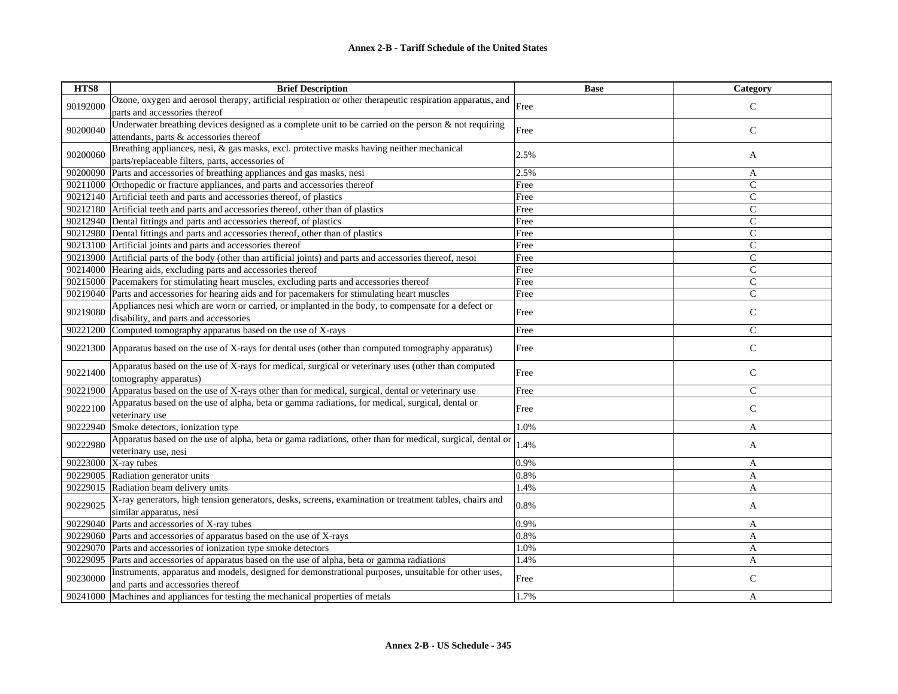**Annex 2-B - Tariff Schedule of the United States**

| HTS8 | Brief Description | Base | Category |
|---|---|---|---|
| 90192000 | Ozone, oxygen and aerosol therapy, artificial respiration or other therapeutic respiration apparatus, and parts and accessories thereof | Free | C |
| 90200040 | Underwater breathing devices designed as a complete unit to be carried on the person & not requiring attendants, parts & accessories thereof | Free | C |
| 90200060 | Breathing appliances, nesi, & gas masks, excl. protective masks having neither mechanical parts/replaceable filters, parts, accessories of | 2.5% | A |
| 90200090 | Parts and accessories of breathing appliances and gas masks, nesi | 2.5% | A |
| 90211000 | Orthopedic or fracture appliances, and parts and accessories thereof | Free | C |
| 90212140 | Artificial teeth and parts and accessories thereof, of plastics | Free | C |
| 90212180 | Artificial teeth and parts and accessories thereof, other than of plastics | Free | C |
| 90212940 | Dental fittings and parts and accessories thereof, of plastics | Free | C |
| 90212980 | Dental fittings and parts and accessories thereof, other than of plastics | Free | C |
| 90213100 | Artificial joints and parts and accessories thereof | Free | C |
| 90213900 | Artificial parts of the body (other than artificial joints) and parts and accessories thereof, nesoi | Free | C |
| 90214000 | Hearing aids, excluding parts and accessories thereof | Free | C |
| 90215000 | Pacemakers for stimulating heart muscles, excluding parts and accessories thereof | Free | C |
| 90219040 | Parts and accessories for hearing aids and for pacemakers for stimulating heart muscles | Free | C |
| 90219080 | Appliances nesi which are worn or carried, or implanted in the body, to compensate for a defect or disability, and parts and accessories | Free | C |
| 90221200 | Computed tomography apparatus based on the use of X-rays | Free | C |
| 90221300 | Apparatus based on the use of X-rays for dental uses (other than computed tomography apparatus) | Free | C |
| 90221400 | Apparatus based on the use of X-rays for medical, surgical or veterinary uses (other than computed tomography apparatus) | Free | C |
| 90221900 | Apparatus based on the use of X-rays other than for medical, surgical, dental or veterinary use | Free | C |
| 90222100 | Apparatus based on the use of alpha, beta or gamma radiations, for medical, surgical, dental or veterinary use | Free | C |
| 90222940 | Smoke detectors, ionization type | 1.0% | A |
| 90222980 | Apparatus based on the use of alpha, beta or gama radiations, other than for medical, surgical, dental or veterinary use, nesi | 1.4% | A |
| 90223000 | X-ray tubes | 0.9% | A |
| 90229005 | Radiation generator units | 0.8% | A |
| 90229015 | Radiation beam delivery units | 1.4% | A |
| 90229025 | X-ray generators, high tension generators, desks, screens, examination or treatment tables, chairs and similar apparatus, nesi | 0.8% | A |
| 90229040 | Parts and accessories of X-ray tubes | 0.9% | A |
| 90229060 | Parts and accessories of apparatus based on the use of X-rays | 0.8% | A |
| 90229070 | Parts and accessories of ionization type smoke detectors | 1.0% | A |
| 90229095 | Parts and accessories of apparatus based on the use of alpha, beta or gamma radiations | 1.4% | A |
| 90230000 | Instruments, apparatus and models, designed for demonstrational purposes, unsuitable for other uses, and parts and accessories thereof | Free | C |
| 90241000 | Machines and appliances for testing the mechanical properties of metals | 1.7% | A |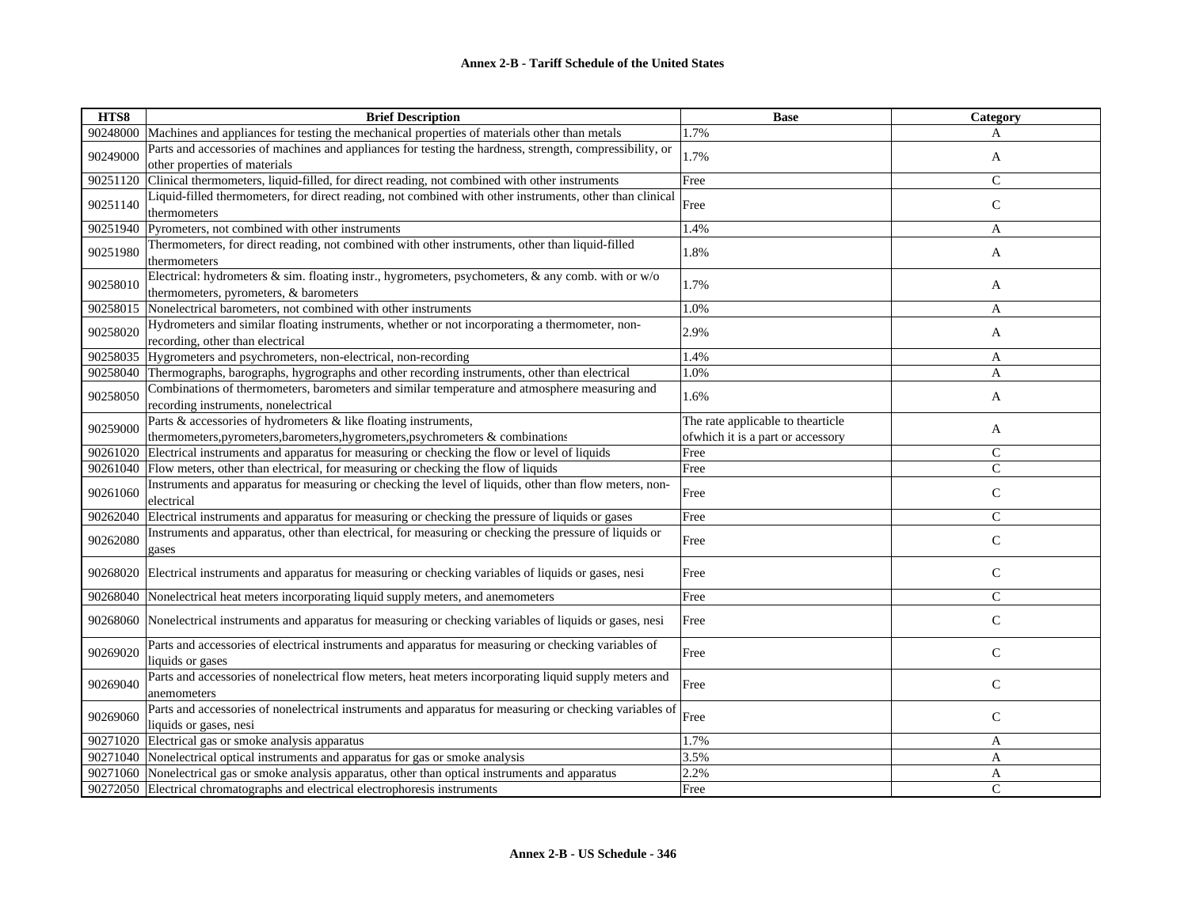**Annex 2-B - Tariff Schedule of the United States**

| HTS8 | Brief Description | Base | Category |
|---|---|---|---|
| 90248000 | Machines and appliances for testing the mechanical properties of materials other than metals | 1.7% | A |
| 90249000 | Parts and accessories of machines and appliances for testing the hardness, strength, compressibility, or other properties of materials | 1.7% | A |
| 90251120 | Clinical thermometers, liquid-filled, for direct reading, not combined with other instruments | Free | C |
| 90251140 | Liquid-filled thermometers, for direct reading, not combined with other instruments, other than clinical thermometers | Free | C |
| 90251940 | Pyrometers, not combined with other instruments | 1.4% | A |
| 90251980 | Thermometers, for direct reading, not combined with other instruments, other than liquid-filled thermometers | 1.8% | A |
| 90258010 | Electrical: hydrometers & sim. floating instr., hygrometers, psychometers, & any comb. with or w/o thermometers, pyrometers, & barometers | 1.7% | A |
| 90258015 | Nonelectrical barometers, not combined with other instruments | 1.0% | A |
| 90258020 | Hydrometers and similar floating instruments, whether or not incorporating a thermometer, non-recording, other than electrical | 2.9% | A |
| 90258035 | Hygrometers and psychrometers, non-electrical, non-recording | 1.4% | A |
| 90258040 | Thermographs, barographs, hygrographs and other recording instruments, other than electrical | 1.0% | A |
| 90258050 | Combinations of thermometers, barometers and similar temperature and atmosphere measuring and recording instruments, nonelectrical | 1.6% | A |
| 90259000 | Parts & accessories of hydrometers & like floating instruments, thermometers,pyrometers,barometers,hygrometers,psychrometers & combinations | The rate applicable to thearticle ofwhich it is a part or accessory | A |
| 90261020 | Electrical instruments and apparatus for measuring or checking the flow or level of liquids | Free | C |
| 90261040 | Flow meters, other than electrical, for measuring or checking the flow of liquids | Free | C |
| 90261060 | Instruments and apparatus for measuring or checking the level of liquids, other than flow meters, non-electrical | Free | C |
| 90262040 | Electrical instruments and apparatus for measuring or checking the pressure of liquids or gases | Free | C |
| 90262080 | Instruments and apparatus, other than electrical, for measuring or checking the pressure of liquids or gases | Free | C |
| 90268020 | Electrical instruments and apparatus for measuring or checking variables of liquids or gases, nesi | Free | C |
| 90268040 | Nonelectrical heat meters incorporating liquid supply meters, and anemometers | Free | C |
| 90268060 | Nonelectrical instruments and apparatus for measuring or checking variables of liquids or gases, nesi | Free | C |
| 90269020 | Parts and accessories of electrical instruments and apparatus for measuring or checking variables of liquids or gases | Free | C |
| 90269040 | Parts and accessories of nonelectrical flow meters, heat meters incorporating liquid supply meters and anemometers | Free | C |
| 90269060 | Parts and accessories of nonelectrical instruments and apparatus for measuring or checking variables of liquids or gases, nesi | Free | C |
| 90271020 | Electrical gas or smoke analysis apparatus | 1.7% | A |
| 90271040 | Nonelectrical optical instruments and apparatus for gas or smoke analysis | 3.5% | A |
| 90271060 | Nonelectrical gas or smoke analysis apparatus, other than optical instruments and apparatus | 2.2% | A |
| 90272050 | Electrical chromatographs and electrical electrophoresis instruments | Free | C |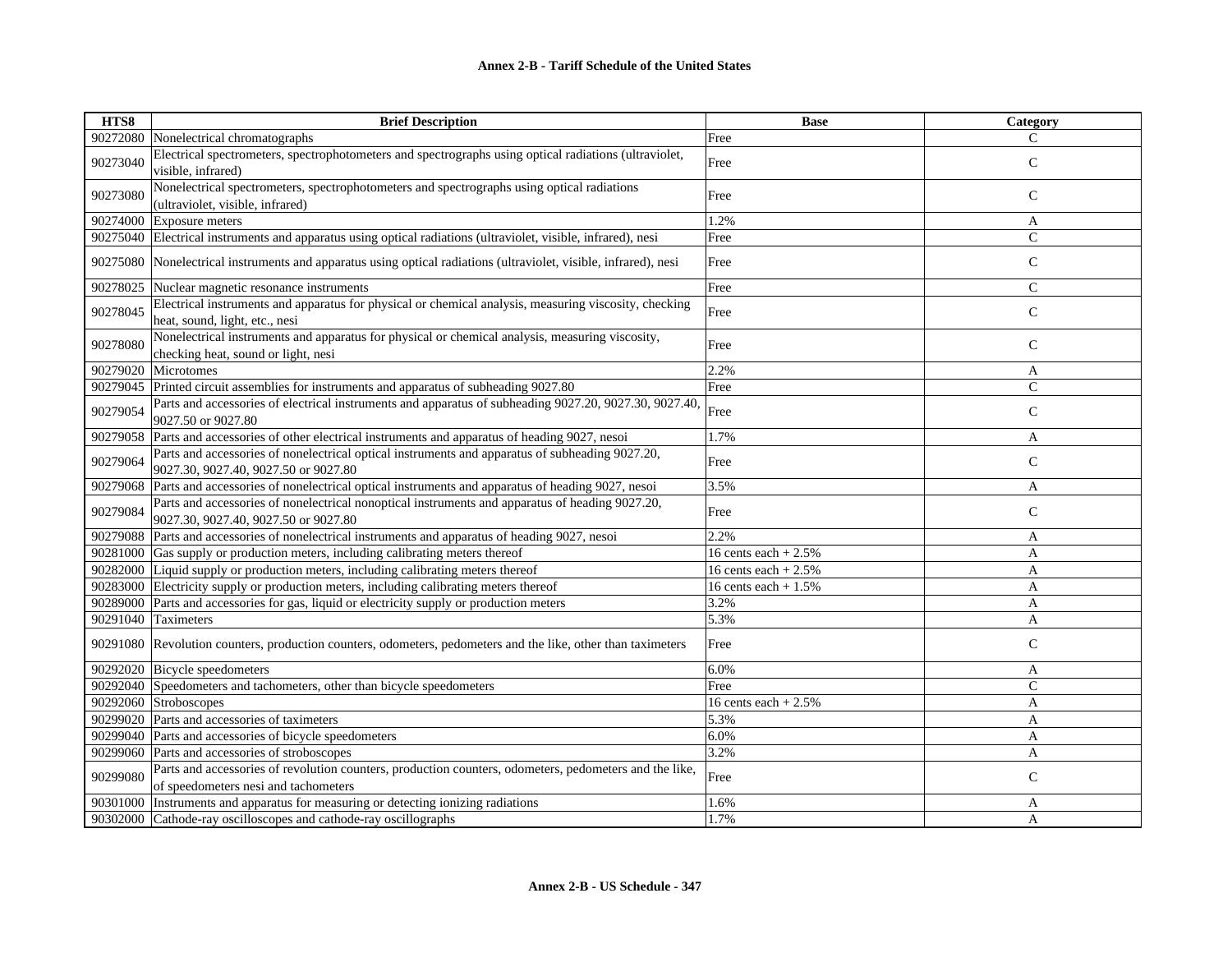**Annex 2-B - Tariff Schedule of the United States**

| HTS8 | Brief Description | Base | Category |
|---|---|---|---|
| 90272080 | Nonelectrical chromatographs | Free | C |
| 90273040 | Electrical spectrometers, spectrophotometers and spectrographs using optical radiations (ultraviolet, visible, infrared) | Free | C |
| 90273080 | Nonelectrical spectrometers, spectrophotometers and spectrographs using optical radiations (ultraviolet, visible, infrared) | Free | C |
| 90274000 | Exposure meters | 1.2% | A |
| 90275040 | Electrical instruments and apparatus using optical radiations (ultraviolet, visible, infrared), nesi | Free | C |
| 90275080 | Nonelectrical instruments and apparatus using optical radiations (ultraviolet, visible, infrared), nesi | Free | C |
| 90278025 | Nuclear magnetic resonance instruments | Free | C |
| 90278045 | Electrical instruments and apparatus for physical or chemical analysis, measuring viscosity, checking heat, sound, light, etc., nesi | Free | C |
| 90278080 | Nonelectrical instruments and apparatus for physical or chemical analysis, measuring viscosity, checking heat, sound or light, nesi | Free | C |
| 90279020 | Microtomes | 2.2% | A |
| 90279045 | Printed circuit assemblies for instruments and apparatus of subheading 9027.80 | Free | C |
| 90279054 | Parts and accessories of electrical instruments and apparatus of subheading 9027.20, 9027.30, 9027.40, 9027.50 or 9027.80 | Free | C |
| 90279058 | Parts and accessories of other electrical instruments and apparatus of heading 9027, nesoi | 1.7% | A |
| 90279064 | Parts and accessories of nonelectrical optical instruments and apparatus of subheading 9027.20, 9027.30, 9027.40, 9027.50 or 9027.80 | Free | C |
| 90279068 | Parts and accessories of nonelectrical optical instruments and apparatus of heading 9027, nesoi | 3.5% | A |
| 90279084 | Parts and accessories of nonelectrical nonoptical instruments and apparatus of heading 9027.20, 9027.30, 9027.40, 9027.50 or 9027.80 | Free | C |
| 90279088 | Parts and accessories of nonelectrical instruments and apparatus of heading 9027, nesoi | 2.2% | A |
| 90281000 | Gas supply or production meters, including calibrating meters thereof | 16 cents each + 2.5% | A |
| 90282000 | Liquid supply or production meters, including calibrating meters thereof | 16 cents each + 2.5% | A |
| 90283000 | Electricity supply or production meters, including calibrating meters thereof | 16 cents each + 1.5% | A |
| 90289000 | Parts and accessories for gas, liquid or electricity supply or production meters | 3.2% | A |
| 90291040 | Taximeters | 5.3% | A |
| 90291080 | Revolution counters, production counters, odometers, pedometers and the like, other than taximeters | Free | C |
| 90292020 | Bicycle speedometers | 6.0% | A |
| 90292040 | Speedometers and tachometers, other than bicycle speedometers | Free | C |
| 90292060 | Stroboscopes | 16 cents each + 2.5% | A |
| 90299020 | Parts and accessories of taximeters | 5.3% | A |
| 90299040 | Parts and accessories of bicycle speedometers | 6.0% | A |
| 90299060 | Parts and accessories of stroboscopes | 3.2% | A |
| 90299080 | Parts and accessories of revolution counters, production counters, odometers, pedometers and the like, of speedometers nesi and tachometers | Free | C |
| 90301000 | Instruments and apparatus for measuring or detecting ionizing radiations | 1.6% | A |
| 90302000 | Cathode-ray oscilloscopes and cathode-ray oscillographs | 1.7% | A |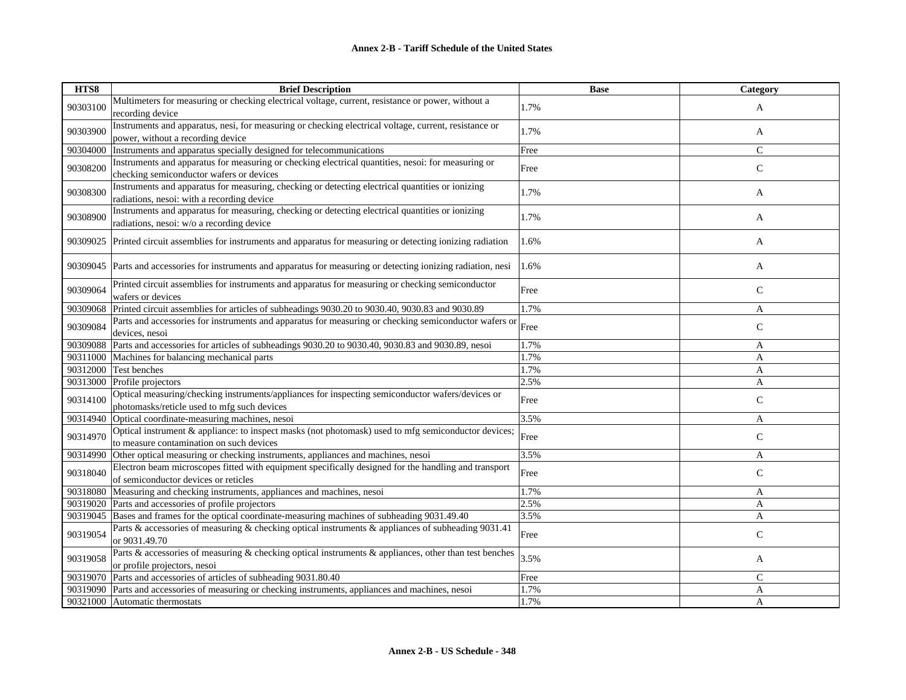| HTS8 | Brief Description | Base | Category |
|---|---|---|---|
| 90303100 | Multimeters for measuring or checking electrical voltage, current, resistance or power, without a recording device | 1.7% | A |
| 90303900 | Instruments and apparatus, nesi, for measuring or checking electrical voltage, current, resistance or power, without a recording device | 1.7% | A |
| 90304000 | Instruments and apparatus specially designed for telecommunications | Free | C |
| 90308200 | Instruments and apparatus for measuring or checking electrical quantities, nesoi: for measuring or checking semiconductor wafers or devices | Free | C |
| 90308300 | Instruments and apparatus for measuring, checking or detecting electrical quantities or ionizing radiations, nesoi: with a recording device | 1.7% | A |
| 90308900 | Instruments and apparatus for measuring, checking or detecting electrical quantities or ionizing radiations, nesoi: w/o a recording device | 1.7% | A |
| 90309025 | Printed circuit assemblies for instruments and apparatus for measuring or detecting ionizing radiation | 1.6% | A |
| 90309045 | Parts and accessories for instruments and apparatus for measuring or detecting ionizing radiation, nesi | 1.6% | A |
| 90309064 | Printed circuit assemblies for instruments and apparatus for measuring or checking semiconductor wafers or devices | Free | C |
| 90309068 | Printed circuit assemblies for articles of subheadings 9030.20 to 9030.40, 9030.83 and 9030.89 | 1.7% | A |
| 90309084 | Parts and accessories for instruments and apparatus for measuring or checking semiconductor wafers or devices, nesoi | Free | C |
| 90309088 | Parts and accessories for articles of subheadings 9030.20 to 9030.40, 9030.83 and 9030.89, nesoi | 1.7% | A |
| 90311000 | Machines for balancing mechanical parts | 1.7% | A |
| 90312000 | Test benches | 1.7% | A |
| 90313000 | Profile projectors | 2.5% | A |
| 90314100 | Optical measuring/checking instruments/appliances for inspecting semiconductor wafers/devices or photomasks/reticle used to mfg such devices | Free | C |
| 90314940 | Optical coordinate-measuring machines, nesoi | 3.5% | A |
| 90314970 | Optical instrument & appliance: to inspect masks (not photomask) used to mfg semiconductor devices; to measure contamination on such devices | Free | C |
| 90314990 | Other optical measuring or checking instruments, appliances and machines, nesoi | 3.5% | A |
| 90318040 | Electron beam microscopes fitted with equipment specifically designed for the handling and transport of semiconductor devices or reticles | Free | C |
| 90318080 | Measuring and checking instruments, appliances and machines, nesoi | 1.7% | A |
| 90319020 | Parts and accessories of profile projectors | 2.5% | A |
| 90319045 | Bases and frames for the optical coordinate-measuring machines of subheading 9031.49.40 | 3.5% | A |
| 90319054 | Parts & accessories of measuring & checking optical instruments & appliances of subheading 9031.41 or 9031.49.70 | Free | C |
| 90319058 | Parts & accessories of measuring & checking optical instruments & appliances, other than test benches or profile projectors, nesoi | 3.5% | A |
| 90319070 | Parts and accessories of articles of subheading 9031.80.40 | Free | C |
| 90319090 | Parts and accessories of measuring or checking instruments, appliances and machines, nesoi | 1.7% | A |
| 90321000 | Automatic thermostats | 1.7% | A |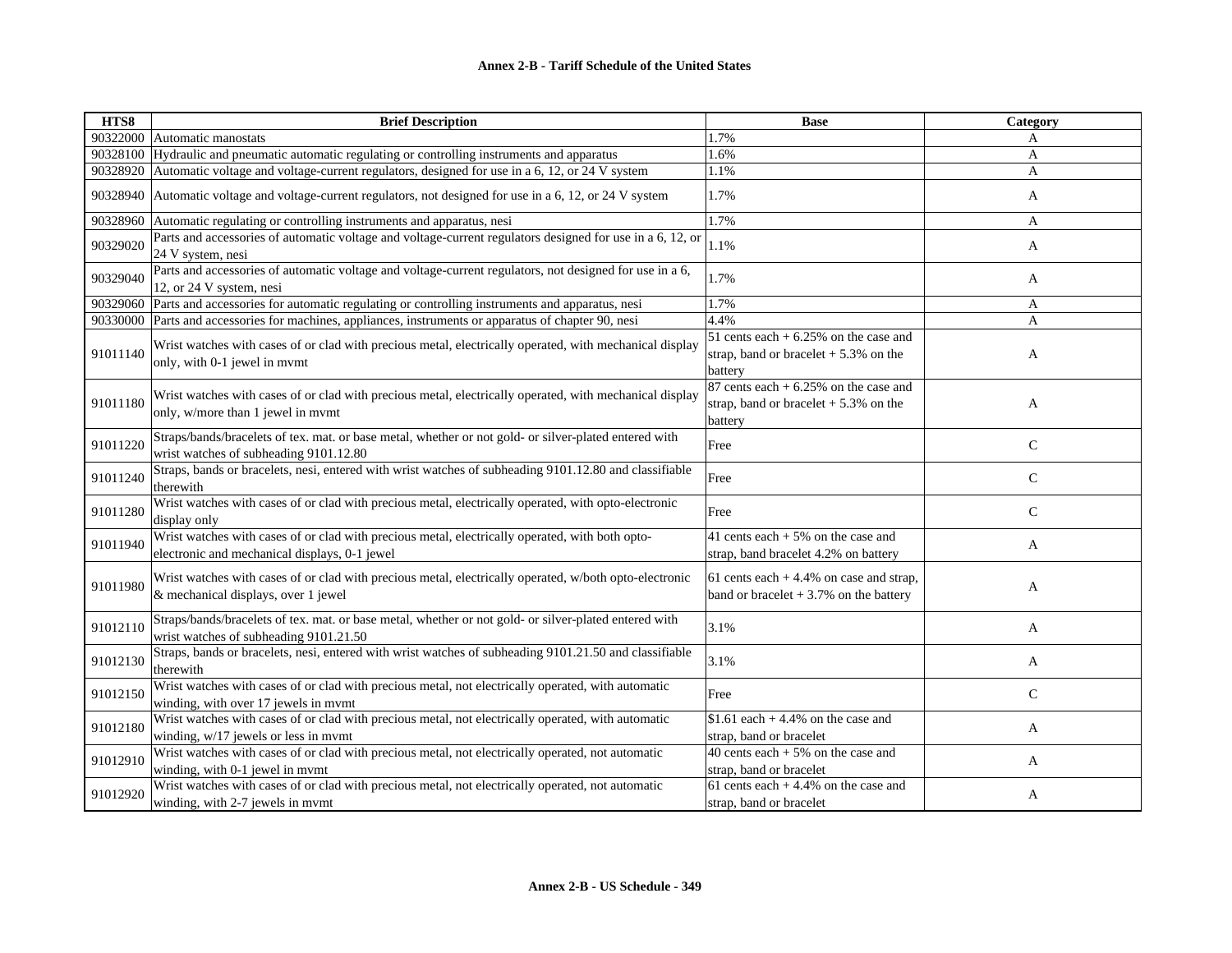**Annex 2-B - Tariff Schedule of the United States**

| HTS8 | Brief Description | Base | Category |
|---|---|---|---|
| 90322000 | Automatic manostats | 1.7% | A |
| 90328100 | Hydraulic and pneumatic automatic regulating or controlling instruments and apparatus | 1.6% | A |
| 90328920 | Automatic voltage and voltage-current regulators, designed for use in a 6, 12, or 24 V system | 1.1% | A |
| 90328940 | Automatic voltage and voltage-current regulators, not designed for use in a 6, 12, or 24 V system | 1.7% | A |
| 90328960 | Automatic regulating or controlling instruments and apparatus, nesi | 1.7% | A |
| 90329020 | Parts and accessories of automatic voltage and voltage-current regulators designed for use in a 6, 12, or 24 V system, nesi | 1.1% | A |
| 90329040 | Parts and accessories of automatic voltage and voltage-current regulators, not designed for use in a 6, 12, or 24 V system, nesi | 1.7% | A |
| 90329060 | Parts and accessories for automatic regulating or controlling instruments and apparatus, nesi | 1.7% | A |
| 90330000 | Parts and accessories for machines, appliances, instruments or apparatus of chapter 90, nesi | 4.4% | A |
| 91011140 | Wrist watches with cases of or clad with precious metal, electrically operated, with mechanical display only, with 0-1 jewel in mvmt | 51 cents each + 6.25% on the case and strap, band or bracelet + 5.3% on the battery | A |
| 91011180 | Wrist watches with cases of or clad with precious metal, electrically operated, with mechanical display only, w/more than 1 jewel in mvmt | 87 cents each + 6.25% on the case and strap, band or bracelet + 5.3% on the battery | A |
| 91011220 | Straps/bands/bracelets of tex. mat. or base metal, whether or not gold- or silver-plated entered with wrist watches of subheading 9101.12.80 | Free | C |
| 91011240 | Straps, bands or bracelets, nesi, entered with wrist watches of subheading 9101.12.80 and classifiable therewith | Free | C |
| 91011280 | Wrist watches with cases of or clad with precious metal, electrically operated, with opto-electronic display only | Free | C |
| 91011940 | Wrist watches with cases of or clad with precious metal, electrically operated, with both opto-electronic and mechanical displays, 0-1 jewel | 41 cents each + 5% on the case and strap, band bracelet 4.2% on battery | A |
| 91011980 | Wrist watches with cases of or clad with precious metal, electrically operated, w/both opto-electronic & mechanical displays, over 1 jewel | 61 cents each + 4.4% on case and strap, band or bracelet + 3.7% on the battery | A |
| 91012110 | Straps/bands/bracelets of tex. mat. or base metal, whether or not gold- or silver-plated entered with wrist watches of subheading 9101.21.50 | 3.1% | A |
| 91012130 | Straps, bands or bracelets, nesi, entered with wrist watches of subheading 9101.21.50 and classifiable therewith | 3.1% | A |
| 91012150 | Wrist watches with cases of or clad with precious metal, not electrically operated, with automatic winding, with over 17 jewels in mvmt | Free | C |
| 91012180 | Wrist watches with cases of or clad with precious metal, not electrically operated, with automatic winding, w/17 jewels or less in mvmt | $1.61 each + 4.4% on the case and strap, band or bracelet | A |
| 91012910 | Wrist watches with cases of or clad with precious metal, not electrically operated, not automatic winding, with 0-1 jewel in mvmt | 40 cents each + 5% on the case and strap, band or bracelet | A |
| 91012920 | Wrist watches with cases of or clad with precious metal, not electrically operated, not automatic winding, with 2-7 jewels in mvmt | 61 cents each + 4.4% on the case and strap, band or bracelet | A |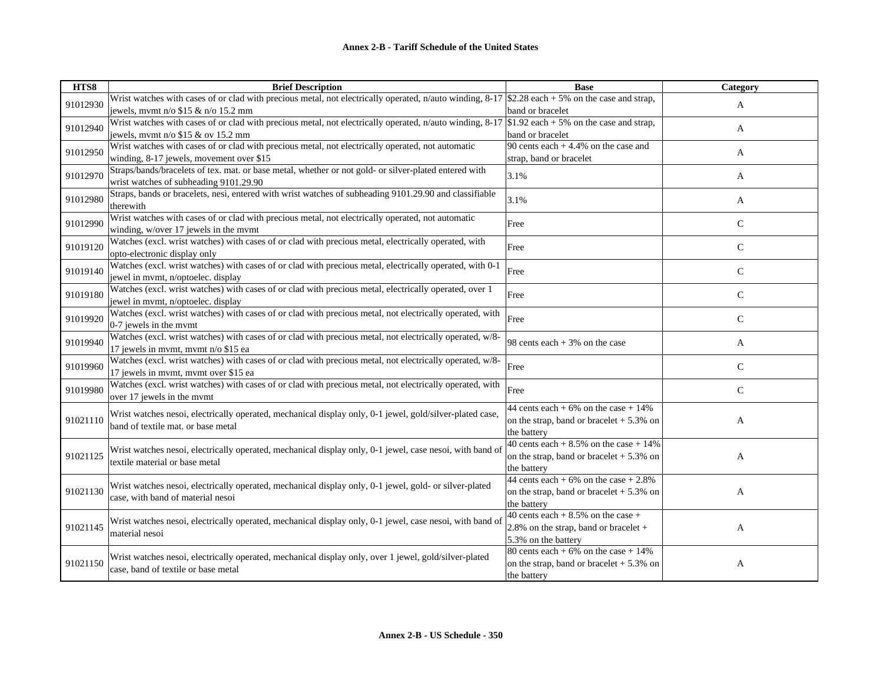| HTS8 | Brief Description | Base | Category |
|---|---|---|---|
| 91012930 | Wrist watches with cases of or clad with precious metal, not electrically operated, n/auto winding, 8-17 jewels, mvmt n/o $15 & n/o 15.2 mm | $2.28 each + 5% on the case and strap, band or bracelet | A |
| 91012940 | Wrist watches with cases of or clad with precious metal, not electrically operated, n/auto winding, 8-17 jewels, mvmt n/o $15 & ov 15.2 mm | $1.92 each + 5% on the case and strap, band or bracelet | A |
| 91012950 | Wrist watches with cases of or clad with precious metal, not electrically operated, not automatic winding, 8-17 jewels, movement over $15 | 90 cents each + 4.4% on the case and strap, band or bracelet | A |
| 91012970 | Straps/bands/bracelets of tex. mat. or base metal, whether or not gold- or silver-plated entered with wrist watches of subheading 9101.29.90 | 3.1% | A |
| 91012980 | Straps, bands or bracelets, nesi, entered with wrist watches of subheading 9101.29.90 and classifiable therewith | 3.1% | A |
| 91012990 | Wrist watches with cases of or clad with precious metal, not electrically operated, not automatic winding, w/over 17 jewels in the mvmt | Free | C |
| 91019120 | Watches (excl. wrist watches) with cases of or clad with precious metal, electrically operated, with opto-electronic display only | Free | C |
| 91019140 | Watches (excl. wrist watches) with cases of or clad with precious metal, electrically operated, with 0-1 jewel in mvmt, n/optoelec. display | Free | C |
| 91019180 | Watches (excl. wrist watches) with cases of or clad with precious metal, electrically operated, over 1 jewel in mvmt, n/optoelec. display | Free | C |
| 91019920 | Watches (excl. wrist watches) with cases of or clad with precious metal, not electrically operated, with 0-7 jewels in the mvmt | Free | C |
| 91019940 | Watches (excl. wrist watches) with cases of or clad with precious metal, not electrically operated, w/8-17 jewels in mvmt, mvmt n/o $15 ea | 98 cents each + 3% on the case | A |
| 91019960 | Watches (excl. wrist watches) with cases of or clad with precious metal, not electrically operated, w/8-17 jewels in mvmt, mvmt over $15 ea | Free | C |
| 91019980 | Watches (excl. wrist watches) with cases of or clad with precious metal, not electrically operated, with over 17 jewels in the mvmt | Free | C |
| 91021110 | Wrist watches nesoi, electrically operated, mechanical display only, 0-1 jewel, gold/silver-plated case, band of textile mat. or base metal | 44 cents each + 6% on the case + 14% on the strap, band or bracelet + 5.3% on the battery | A |
| 91021125 | Wrist watches nesoi, electrically operated, mechanical display only, 0-1 jewel, case nesoi, with band of textile material or base metal | 40 cents each + 8.5% on the case + 14% on the strap, band or bracelet + 5.3% on the battery | A |
| 91021130 | Wrist watches nesoi, electrically operated, mechanical display only, 0-1 jewel, gold- or silver-plated case, with band of material nesoi | 44 cents each + 6% on the case + 2.8% on the strap, band or bracelet + 5.3% on the battery | A |
| 91021145 | Wrist watches nesoi, electrically operated, mechanical display only, 0-1 jewel, case nesoi, with band of material nesoi | 40 cents each + 8.5% on the case + 2.8% on the strap, band or bracelet + 5.3% on the battery | A |
| 91021150 | Wrist watches nesoi, electrically operated, mechanical display only, over 1 jewel, gold/silver-plated case, band of textile or base metal | 80 cents each + 6% on the case + 14% on the strap, band or bracelet + 5.3% on the battery | A |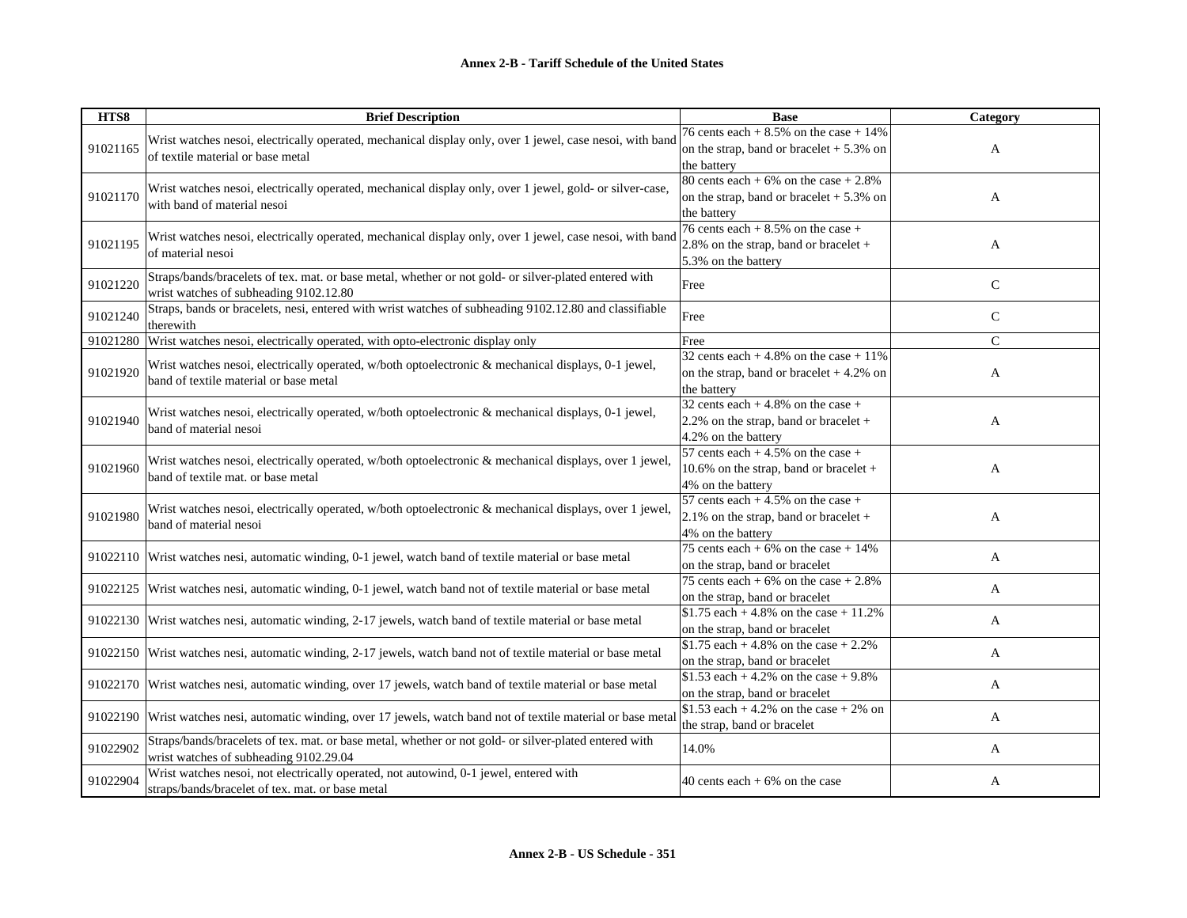**Annex 2-B - Tariff Schedule of the United States**

| HTS8 | Brief Description | Base | Category |
|---|---|---|---|
| 91021165 | Wrist watches nesoi, electrically operated, mechanical display only, over 1 jewel, case nesoi, with band of textile material or base metal | 76 cents each + 8.5% on the case + 14% on the strap, band or bracelet + 5.3% on the battery | A |
| 91021170 | Wrist watches nesoi, electrically operated, mechanical display only, over 1 jewel, gold- or silver-case, with band of material nesoi | 80 cents each + 6% on the case + 2.8% on the strap, band or bracelet + 5.3% on the battery | A |
| 91021195 | Wrist watches nesoi, electrically operated, mechanical display only, over 1 jewel, case nesoi, with band of material nesoi | 76 cents each + 8.5% on the case + 2.8% on the strap, band or bracelet + 5.3% on the battery | A |
| 91021220 | Straps/bands/bracelets of tex. mat. or base metal, whether or not gold- or silver-plated entered with wrist watches of subheading 9102.12.80 | Free | C |
| 91021240 | Straps, bands or bracelets, nesi, entered with wrist watches of subheading 9102.12.80 and classifiable therewith | Free | C |
| 91021280 | Wrist watches nesoi, electrically operated, with opto-electronic display only | Free | C |
| 91021920 | Wrist watches nesoi, electrically operated, w/both optoelectronic & mechanical displays, 0-1 jewel, band of textile material or base metal | 32 cents each + 4.8% on the case + 11% on the strap, band or bracelet + 4.2% on the battery | A |
| 91021940 | Wrist watches nesoi, electrically operated, w/both optoelectronic & mechanical displays, 0-1 jewel, band of material nesoi | 32 cents each + 4.8% on the case + 2.2% on the strap, band or bracelet + 4.2% on the battery | A |
| 91021960 | Wrist watches nesoi, electrically operated, w/both optoelectronic & mechanical displays, over 1 jewel, band of textile mat. or base metal | 57 cents each + 4.5% on the case + 10.6% on the strap, band or bracelet + 4% on the battery | A |
| 91021980 | Wrist watches nesoi, electrically operated, w/both optoelectronic & mechanical displays, over 1 jewel, band of material nesoi | 57 cents each + 4.5% on the case + 2.1% on the strap, band or bracelet + 4% on the battery | A |
| 91022110 | Wrist watches nesi, automatic winding, 0-1 jewel, watch band of textile material or base metal | 75 cents each + 6% on the case + 14% on the strap, band or bracelet | A |
| 91022125 | Wrist watches nesi, automatic winding, 0-1 jewel, watch band not of textile material or base metal | 75 cents each + 6% on the case + 2.8% on the strap, band or bracelet | A |
| 91022130 | Wrist watches nesi, automatic winding, 2-17 jewels, watch band of textile material or base metal | $1.75 each + 4.8% on the case + 11.2% on the strap, band or bracelet | A |
| 91022150 | Wrist watches nesi, automatic winding, 2-17 jewels, watch band not of textile material or base metal | $1.75 each + 4.8% on the case + 2.2% on the strap, band or bracelet | A |
| 91022170 | Wrist watches nesi, automatic winding, over 17 jewels, watch band of textile material or base metal | $1.53 each + 4.2% on the case + 9.8% on the strap, band or bracelet | A |
| 91022190 | Wrist watches nesi, automatic winding, over 17 jewels, watch band not of textile material or base metal | $1.53 each + 4.2% on the case + 2% on the strap, band or bracelet | A |
| 91022902 | Straps/bands/bracelets of tex. mat. or base metal, whether or not gold- or silver-plated entered with wrist watches of subheading 9102.29.04 | 14.0% | A |
| 91022904 | Wrist watches nesoi, not electrically operated, not autowind, 0-1 jewel, entered with straps/bands/bracelet of tex. mat. or base metal | 40 cents each + 6% on the case | A |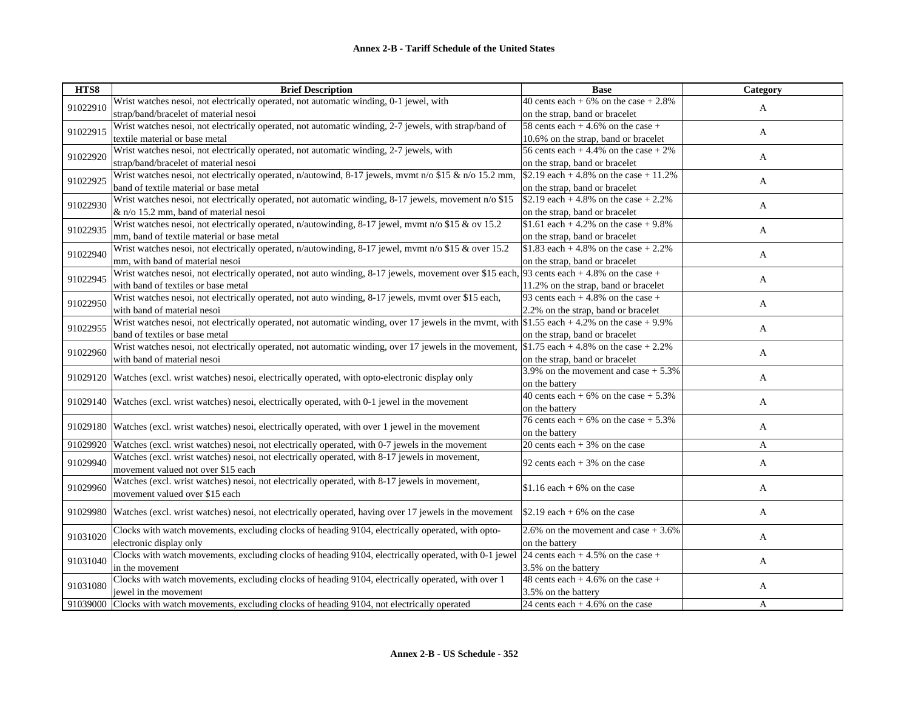# Annex 2-B - Tariff Schedule of the United States

| HTS8 | Brief Description | Base | Category |
|---|---|---|---|
| 91022910 | Wrist watches nesoi, not electrically operated, not automatic winding, 0-1 jewel, with strap/band/bracelet of material nesoi | 40 cents each + 6% on the case + 2.8% on the strap, band or bracelet | A |
| 91022915 | Wrist watches nesoi, not electrically operated, not automatic winding, 2-7 jewels, with strap/band of textile material or base metal | 58 cents each + 4.6% on the case + 10.6% on the strap, band or bracelet | A |
| 91022920 | Wrist watches nesoi, not electrically operated, not automatic winding, 2-7 jewels, with strap/band/bracelet of material nesoi | 56 cents each + 4.4% on the case + 2% on the strap, band or bracelet | A |
| 91022925 | Wrist watches nesoi, not electrically operated, n/autowind, 8-17 jewels, mvmt n/o $15 & n/o 15.2 mm, band of textile material or base metal | $2.19 each + 4.8% on the case + 11.2% on the strap, band or bracelet | A |
| 91022930 | Wrist watches nesoi, not electrically operated, not automatic winding, 8-17 jewels, movement n/o $15 & n/o 15.2 mm, band of material nesoi | $2.19 each + 4.8% on the case + 2.2% on the strap, band or bracelet | A |
| 91022935 | Wrist watches nesoi, not electrically operated, n/autowinding, 8-17 jewel, mvmt n/o $15 & ov 15.2 mm, band of textile material or base metal | $1.61 each + 4.2% on the case + 9.8% on the strap, band or bracelet | A |
| 91022940 | Wrist watches nesoi, not electrically operated, n/autowinding, 8-17 jewel, mvmt n/o $15 & over 15.2 mm, with band of material nesoi | $1.83 each + 4.8% on the case + 2.2% on the strap, band or bracelet | A |
| 91022945 | Wrist watches nesoi, not electrically operated, not auto winding, 8-17 jewels, movement over $15 each, with band of textiles or base metal | 93 cents each + 4.8% on the case + 11.2% on the strap, band or bracelet | A |
| 91022950 | Wrist watches nesoi, not electrically operated, not auto winding, 8-17 jewels, mvmt over $15 each, with band of material nesoi | 93 cents each + 4.8% on the case + 2.2% on the strap, band or bracelet | A |
| 91022955 | Wrist watches nesoi, not electrically operated, not automatic winding, over 17 jewels in the mvmt, with band of textiles or base metal | $1.55 each + 4.2% on the case + 9.9% on the strap, band or bracelet | A |
| 91022960 | Wrist watches nesoi, not electrically operated, not automatic winding, over 17 jewels in the movement, with band of material nesoi | $1.75 each + 4.8% on the case + 2.2% on the strap, band or bracelet | A |
| 91029120 | Watches (excl. wrist watches) nesoi, electrically operated, with opto-electronic display only | 3.9% on the movement and case + 5.3% on the battery | A |
| 91029140 | Watches (excl. wrist watches) nesoi, electrically operated, with 0-1 jewel in the movement | 40 cents each + 6% on the case + 5.3% on the battery | A |
| 91029180 | Watches (excl. wrist watches) nesoi, electrically operated, with over 1 jewel in the movement | 76 cents each + 6% on the case + 5.3% on the battery | A |
| 91029920 | Watches (excl. wrist watches) nesoi, not electrically operated, with 0-7 jewels in the movement | 20 cents each + 3% on the case | A |
| 91029940 | Watches (excl. wrist watches) nesoi, not electrically operated, with 8-17 jewels in movement, movement valued not over $15 each | 92 cents each + 3% on the case | A |
| 91029960 | Watches (excl. wrist watches) nesoi, not electrically operated, with 8-17 jewels in movement, movement valued over $15 each | $1.16 each + 6% on the case | A |
| 91029980 | Watches (excl. wrist watches) nesoi, not electrically operated, having over 17 jewels in the movement | $2.19 each + 6% on the case | A |
| 91031020 | Clocks with watch movements, excluding clocks of heading 9104, electrically operated, with opto-electronic display only | 2.6% on the movement and case + 3.6% on the battery | A |
| 91031040 | Clocks with watch movements, excluding clocks of heading 9104, electrically operated, with 0-1 jewel in the movement | 24 cents each + 4.5% on the case + 3.5% on the battery | A |
| 91031080 | Clocks with watch movements, excluding clocks of heading 9104, electrically operated, with over 1 jewel in the movement | 48 cents each + 4.6% on the case + 3.5% on the battery | A |
| 91039000 | Clocks with watch movements, excluding clocks of heading 9104, not electrically operated | 24 cents each + 4.6% on the case | A |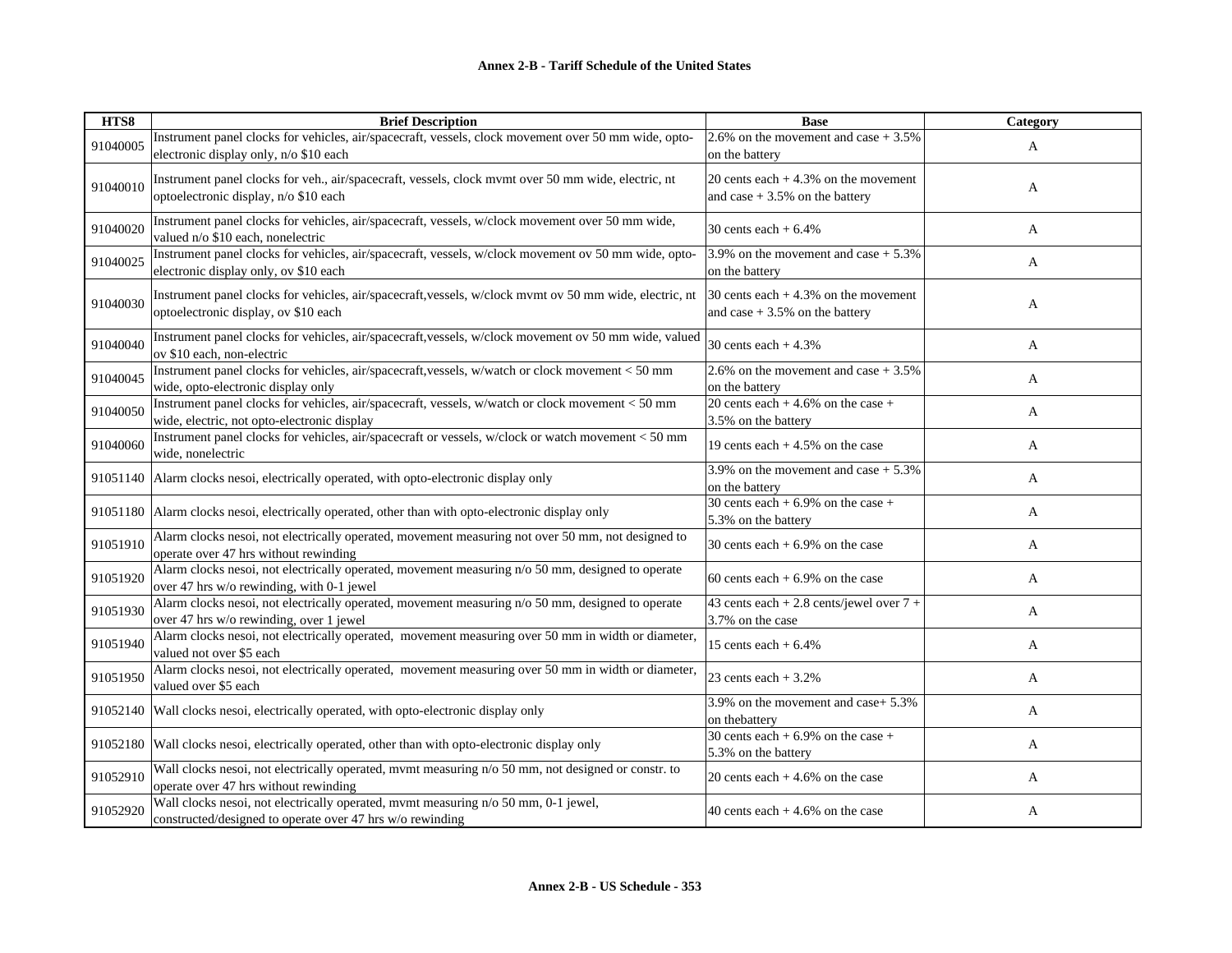| HTS8 | Brief Description | Base | Category |
|---|---|---|---|
| 91040005 | Instrument panel clocks for vehicles, air/spacecraft, vessels, clock movement over 50 mm wide, opto-electronic display only, n/o $10 each | 2.6% on the movement and case + 3.5% on the battery | A |
| 91040010 | Instrument panel clocks for veh., air/spacecraft, vessels, clock mvmt over 50 mm wide, electric, nt optoelectronic display, n/o $10 each | 20 cents each + 4.3% on the movement and case + 3.5% on the battery | A |
| 91040020 | Instrument panel clocks for vehicles, air/spacecraft, vessels, w/clock movement over 50 mm wide, valued n/o $10 each, nonelectric | 30 cents each + 6.4% | A |
| 91040025 | Instrument panel clocks for vehicles, air/spacecraft, vessels, w/clock movement ov 50 mm wide, opto-electronic display only, ov $10 each | 3.9% on the movement and case + 5.3% on the battery | A |
| 91040030 | Instrument panel clocks for vehicles, air/spacecraft,vessels, w/clock mvmt ov 50 mm wide, electric, nt optoelectronic display, ov $10 each | 30 cents each + 4.3% on the movement and case + 3.5% on the battery | A |
| 91040040 | Instrument panel clocks for vehicles, air/spacecraft,vessels, w/clock movement ov 50 mm wide, valued ov $10 each, non-electric | 30 cents each + 4.3% | A |
| 91040045 | Instrument panel clocks for vehicles, air/spacecraft,vessels, w/watch or clock movement < 50 mm wide, opto-electronic display only | 2.6% on the movement and case + 3.5% on the battery | A |
| 91040050 | Instrument panel clocks for vehicles, air/spacecraft, vessels, w/watch or clock movement < 50 mm wide, electric, not opto-electronic display | 20 cents each + 4.6% on the case + 3.5% on the battery | A |
| 91040060 | Instrument panel clocks for vehicles, air/spacecraft or vessels, w/clock or watch movement < 50 mm wide, nonelectric | 19 cents each + 4.5% on the case | A |
| 91051140 | Alarm clocks nesoi, electrically operated, with opto-electronic display only | 3.9% on the movement and case + 5.3% on the battery | A |
| 91051180 | Alarm clocks nesoi, electrically operated, other than with opto-electronic display only | 30 cents each + 6.9% on the case + 5.3% on the battery | A |
| 91051910 | Alarm clocks nesoi, not electrically operated, movement measuring not over 50 mm, not designed to operate over 47 hrs without rewinding | 30 cents each + 6.9% on the case | A |
| 91051920 | Alarm clocks nesoi, not electrically operated, movement measuring n/o 50 mm, designed to operate over 47 hrs w/o rewinding, with 0-1 jewel | 60 cents each + 6.9% on the case | A |
| 91051930 | Alarm clocks nesoi, not electrically operated, movement measuring n/o 50 mm, designed to operate over 47 hrs w/o rewinding, over 1 jewel | 43 cents each + 2.8 cents/jewel over 7 + 3.7% on the case | A |
| 91051940 | Alarm clocks nesoi, not electrically operated, movement measuring over 50 mm in width or diameter, valued not over $5 each | 15 cents each + 6.4% | A |
| 91051950 | Alarm clocks nesoi, not electrically operated, movement measuring over 50 mm in width or diameter, valued over $5 each | 23 cents each + 3.2% | A |
| 91052140 | Wall clocks nesoi, electrically operated, with opto-electronic display only | 3.9% on the movement and case+ 5.3% on thebattery | A |
| 91052180 | Wall clocks nesoi, electrically operated, other than with opto-electronic display only | 30 cents each + 6.9% on the case + 5.3% on the battery | A |
| 91052910 | Wall clocks nesoi, not electrically operated, mvmt measuring n/o 50 mm, not designed or constr. to operate over 47 hrs without rewinding | 20 cents each + 4.6% on the case | A |
| 91052920 | Wall clocks nesoi, not electrically operated, mvmt measuring n/o 50 mm, 0-1 jewel, constructed/designed to operate over 47 hrs w/o rewinding | 40 cents each + 4.6% on the case | A |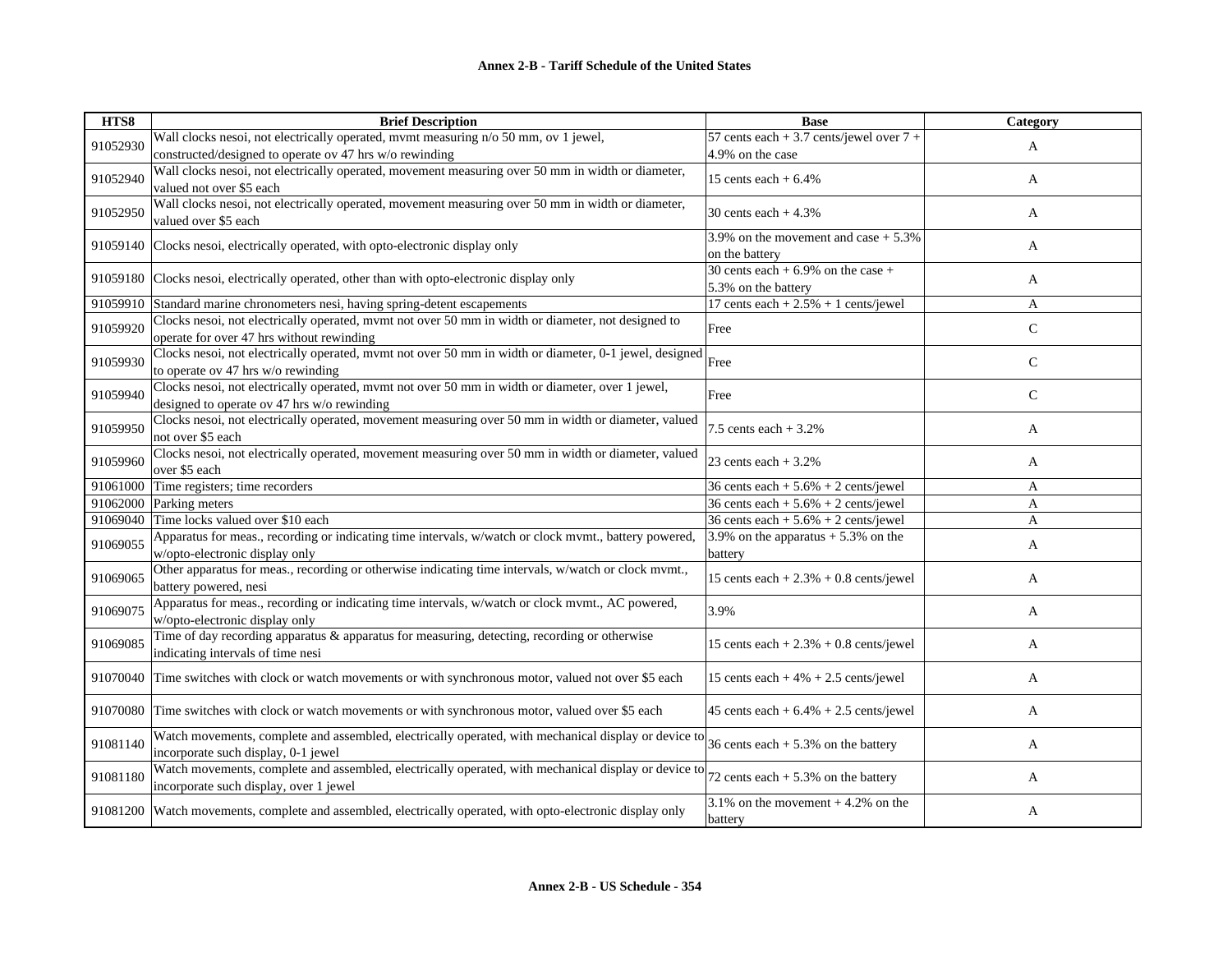**Annex 2-B - Tariff Schedule of the United States**

| HTS8 | Brief Description | Base | Category |
|---|---|---|---|
| 91052930 | Wall clocks nesoi, not electrically operated, mvmt measuring n/o 50 mm, ov 1 jewel, constructed/designed to operate ov 47 hrs w/o rewinding | 57 cents each + 3.7 cents/jewel over 7 + 4.9% on the case | A |
| 91052940 | Wall clocks nesoi, not electrically operated, movement measuring over 50 mm in width or diameter, valued not over $5 each | 15 cents each + 6.4% | A |
| 91052950 | Wall clocks nesoi, not electrically operated, movement measuring over 50 mm in width or diameter, valued over $5 each | 30 cents each + 4.3% | A |
| 91059140 | Clocks nesoi, electrically operated, with opto-electronic display only | 3.9% on the movement and case + 5.3% on the battery | A |
| 91059180 | Clocks nesoi, electrically operated, other than with opto-electronic display only | 30 cents each + 6.9% on the case + 5.3% on the battery | A |
| 91059910 | Standard marine chronometers nesi, having spring-detent escapements | 17 cents each + 2.5% + 1 cents/jewel | A |
| 91059920 | Clocks nesoi, not electrically operated, mvmt not over 50 mm in width or diameter, not designed to operate for over 47 hrs without rewinding | Free | C |
| 91059930 | Clocks nesoi, not electrically operated, mvmt not over 50 mm in width or diameter, 0-1 jewel, designed to operate ov 47 hrs w/o rewinding | Free | C |
| 91059940 | Clocks nesoi, not electrically operated, mvmt not over 50 mm in width or diameter, over 1 jewel, designed to operate ov 47 hrs w/o rewinding | Free | C |
| 91059950 | Clocks nesoi, not electrically operated, movement measuring over 50 mm in width or diameter, valued not over $5 each | 7.5 cents each + 3.2% | A |
| 91059960 | Clocks nesoi, not electrically operated, movement measuring over 50 mm in width or diameter, valued over $5 each | 23 cents each + 3.2% | A |
| 91061000 | Time registers; time recorders | 36 cents each + 5.6% + 2 cents/jewel | A |
| 91062000 | Parking meters | 36 cents each + 5.6% + 2 cents/jewel | A |
| 91069040 | Time locks valued over $10 each | 36 cents each + 5.6% + 2 cents/jewel | A |
| 91069055 | Apparatus for meas., recording or indicating time intervals, w/watch or clock mvmt., battery powered, w/opto-electronic display only | 3.9% on the apparatus + 5.3% on the battery | A |
| 91069065 | Other apparatus for meas., recording or otherwise indicating time intervals, w/watch or clock mvmt., battery powered, nesi | 15 cents each + 2.3% + 0.8 cents/jewel | A |
| 91069075 | Apparatus for meas., recording or indicating time intervals, w/watch or clock mvmt., AC powered, w/opto-electronic display only | 3.9% | A |
| 91069085 | Time of day recording apparatus & apparatus for measuring, detecting, recording or otherwise indicating intervals of time nesi | 15 cents each + 2.3% + 0.8 cents/jewel | A |
| 91070040 | Time switches with clock or watch movements or with synchronous motor, valued not over $5 each | 15 cents each + 4% + 2.5 cents/jewel | A |
| 91070080 | Time switches with clock or watch movements or with synchronous motor, valued over $5 each | 45 cents each + 6.4% + 2.5 cents/jewel | A |
| 91081140 | Watch movements, complete and assembled, electrically operated, with mechanical display or device to incorporate such display, 0-1 jewel | 36 cents each + 5.3% on the battery | A |
| 91081180 | Watch movements, complete and assembled, electrically operated, with mechanical display or device to incorporate such display, over 1 jewel | 72 cents each + 5.3% on the battery | A |
| 91081200 | Watch movements, complete and assembled, electrically operated, with opto-electronic display only | 3.1% on the movement + 4.2% on the battery | A |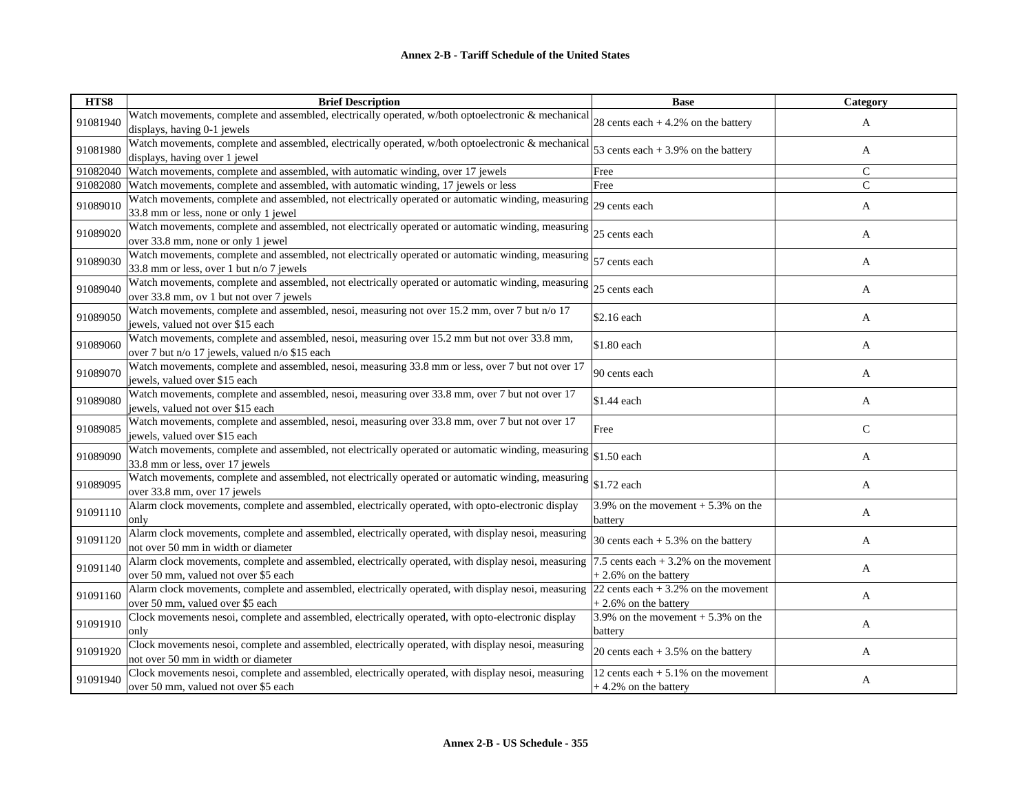| HTS8 | Brief Description | Base | Category |
|---|---|---|---|
| 91081940 | Watch movements, complete and assembled, electrically operated, w/both optoelectronic & mechanical displays, having 0-1 jewels | 28 cents each + 4.2% on the battery | A |
| 91081980 | Watch movements, complete and assembled, electrically operated, w/both optoelectronic & mechanical displays, having over 1 jewel | 53 cents each + 3.9% on the battery | A |
| 91082040 | Watch movements, complete and assembled, with automatic winding, over 17 jewels | Free | C |
| 91082080 | Watch movements, complete and assembled, with automatic winding, 17 jewels or less | Free | C |
| 91089010 | Watch movements, complete and assembled, not electrically operated or automatic winding, measuring 33.8 mm or less, none or only 1 jewel | 29 cents each | A |
| 91089020 | Watch movements, complete and assembled, not electrically operated or automatic winding, measuring over 33.8 mm, none or only 1 jewel | 25 cents each | A |
| 91089030 | Watch movements, complete and assembled, not electrically operated or automatic winding, measuring 33.8 mm or less, over 1 but n/o 7 jewels | 57 cents each | A |
| 91089040 | Watch movements, complete and assembled, not electrically operated or automatic winding, measuring over 33.8 mm, ov 1 but not over 7 jewels | 25 cents each | A |
| 91089050 | Watch movements, complete and assembled, nesoi, measuring not over 15.2 mm, over 7 but n/o 17 jewels, valued not over $15 each | $2.16 each | A |
| 91089060 | Watch movements, complete and assembled, nesoi, measuring over 15.2 mm but not over 33.8 mm, over 7 but n/o 17 jewels, valued n/o $15 each | $1.80 each | A |
| 91089070 | Watch movements, complete and assembled, nesoi, measuring 33.8 mm or less, over 7 but not over 17 jewels, valued over $15 each | 90 cents each | A |
| 91089080 | Watch movements, complete and assembled, nesoi, measuring over 33.8 mm, over 7 but not over 17 jewels, valued not over $15 each | $1.44 each | A |
| 91089085 | Watch movements, complete and assembled, nesoi, measuring over 33.8 mm, over 7 but not over 17 jewels, valued over $15 each | Free | C |
| 91089090 | Watch movements, complete and assembled, not electrically operated or automatic winding, measuring 33.8 mm or less, over 17 jewels | $1.50 each | A |
| 91089095 | Watch movements, complete and assembled, not electrically operated or automatic winding, measuring over 33.8 mm, over 17 jewels | $1.72 each | A |
| 91091110 | Alarm clock movements, complete and assembled, electrically operated, with opto-electronic display only | 3.9% on the movement + 5.3% on the battery | A |
| 91091120 | Alarm clock movements, complete and assembled, electrically operated, with display nesoi, measuring not over 50 mm in width or diameter | 30 cents each + 5.3% on the battery | A |
| 91091140 | Alarm clock movements, complete and assembled, electrically operated, with display nesoi, measuring over 50 mm, valued not over $5 each | 7.5 cents each + 3.2% on the movement + 2.6% on the battery | A |
| 91091160 | Alarm clock movements, complete and assembled, electrically operated, with display nesoi, measuring over 50 mm, valued over $5 each | 22 cents each + 3.2% on the movement + 2.6% on the battery | A |
| 91091910 | Clock movements nesoi, complete and assembled, electrically operated, with opto-electronic display only | 3.9% on the movement + 5.3% on the battery | A |
| 91091920 | Clock movements nesoi, complete and assembled, electrically operated, with display nesoi, measuring not over 50 mm in width or diameter | 20 cents each + 3.5% on the battery | A |
| 91091940 | Clock movements nesoi, complete and assembled, electrically operated, with display nesoi, measuring over 50 mm, valued not over $5 each | 12 cents each + 5.1% on the movement + 4.2% on the battery | A |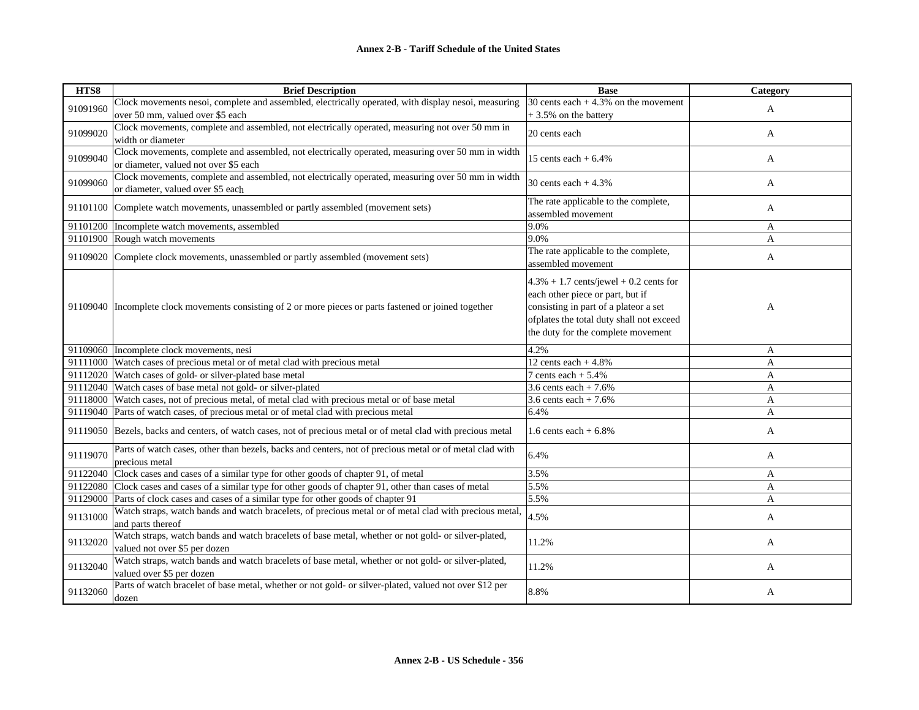# Annex 2-B - Tariff Schedule of the United States

| HTS8 | Brief Description | Base | Category |
|---|---|---|---|
| 91091960 | Clock movements nesoi, complete and assembled, electrically operated, with display nesoi, measuring over 50 mm, valued over $5 each | 30 cents each + 4.3% on the movement + 3.5% on the battery | A |
| 91099020 | Clock movements, complete and assembled, not electrically operated, measuring not over 50 mm in width or diameter | 20 cents each | A |
| 91099040 | Clock movements, complete and assembled, not electrically operated, measuring over 50 mm in width or diameter, valued not over $5 each | 15 cents each + 6.4% | A |
| 91099060 | Clock movements, complete and assembled, not electrically operated, measuring over 50 mm in width or diameter, valued over $5 each | 30 cents each + 4.3% | A |
| 91101100 | Complete watch movements, unassembled or partly assembled (movement sets) | The rate applicable to the complete, assembled movement | A |
| 91101200 | Incomplete watch movements, assembled | 9.0% | A |
| 91101900 | Rough watch movements | 9.0% | A |
| 91109020 | Complete clock movements, unassembled or partly assembled (movement sets) | The rate applicable to the complete, assembled movement | A |
| 91109040 | Incomplete clock movements consisting of 2 or more pieces or parts fastened or joined together | 4.3% + 1.7 cents/jewel + 0.2 cents for each other piece or part, but if consisting in part of a plateor a set ofplates the total duty shall not exceed the duty for the complete movement | A |
| 91109060 | Incomplete clock movements, nesi | 4.2% | A |
| 91111000 | Watch cases of precious metal or of metal clad with precious metal | 12 cents each + 4.8% | A |
| 91112020 | Watch cases of gold- or silver-plated base metal | 7 cents each + 5.4% | A |
| 91112040 | Watch cases of base metal not gold- or silver-plated | 3.6 cents each + 7.6% | A |
| 91118000 | Watch cases, not of precious metal, of metal clad with precious metal or of base metal | 3.6 cents each + 7.6% | A |
| 91119040 | Parts of watch cases, of precious metal or of metal clad with precious metal | 6.4% | A |
| 91119050 | Bezels, backs and centers, of watch cases, not of precious metal or of metal clad with precious metal | 1.6 cents each + 6.8% | A |
| 91119070 | Parts of watch cases, other than bezels, backs and centers, not of precious metal or of metal clad with precious metal | 6.4% | A |
| 91122040 | Clock cases and cases of a similar type for other goods of chapter 91, of metal | 3.5% | A |
| 91122080 | Clock cases and cases of a similar type for other goods of chapter 91, other than cases of metal | 5.5% | A |
| 91129000 | Parts of clock cases and cases of a similar type for other goods of chapter 91 | 5.5% | A |
| 91131000 | Watch straps, watch bands and watch bracelets, of precious metal or of metal clad with precious metal, and parts thereof | 4.5% | A |
| 91132020 | Watch straps, watch bands and watch bracelets of base metal, whether or not gold- or silver-plated, valued not over $5 per dozen | 11.2% | A |
| 91132040 | Watch straps, watch bands and watch bracelets of base metal, whether or not gold- or silver-plated, valued over $5 per dozen | 11.2% | A |
| 91132060 | Parts of watch bracelet of base metal, whether or not gold- or silver-plated, valued not over $12 per dozen | 8.8% | A |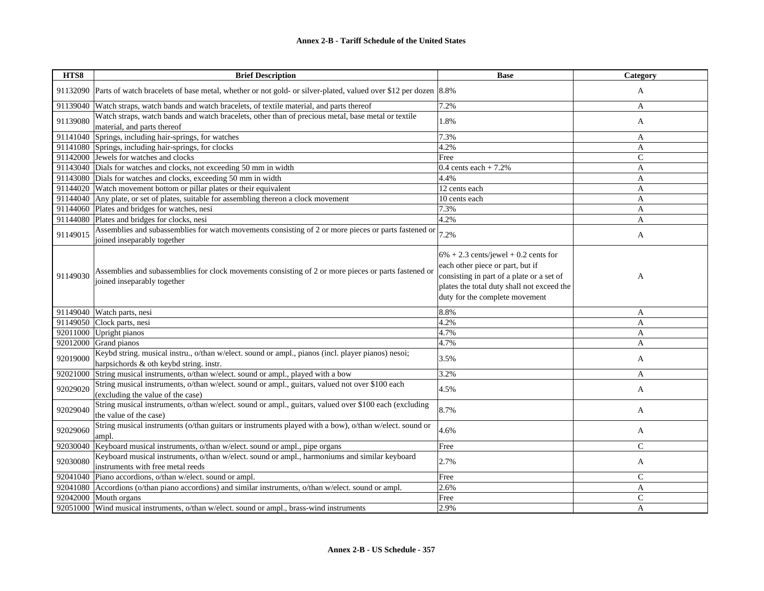| HTS8 | Brief Description | Base | Category |
|---|---|---|---|
| 91132090 | Parts of watch bracelets of base metal, whether or not gold- or silver-plated, valued over $12 per dozen | 8.8% | A |
| 91139040 | Watch straps, watch bands and watch bracelets, of textile material, and parts thereof | 7.2% | A |
| 91139080 | Watch straps, watch bands and watch bracelets, other than of precious metal, base metal or textile material, and parts thereof | 1.8% | A |
| 91141040 | Springs, including hair-springs, for watches | 7.3% | A |
| 91141080 | Springs, including hair-springs, for clocks | 4.2% | A |
| 91142000 | Jewels for watches and clocks | Free | C |
| 91143040 | Dials for watches and clocks, not exceeding 50 mm in width | 0.4 cents each + 7.2% | A |
| 91143080 | Dials for watches and clocks, exceeding 50 mm in width | 4.4% | A |
| 91144020 | Watch movement bottom or pillar plates or their equivalent | 12 cents each | A |
| 91144040 | Any plate, or set of plates, suitable for assembling thereon a clock movement | 10 cents each | A |
| 91144060 | Plates and bridges for watches, nesi | 7.3% | A |
| 91144080 | Plates and bridges for clocks, nesi | 4.2% | A |
| 91149015 | Assemblies and subassemblies for watch movements consisting of 2 or more pieces or parts fastened or joined inseparably together | 7.2% | A |
| 91149030 | Assemblies and subassemblies for clock movements consisting of 2 or more pieces or parts fastened or joined inseparably together | 6% + 2.3 cents/jewel + 0.2 cents for each other piece or part, but if consisting in part of a plate or a set of plates the total duty shall not exceed the duty for the complete movement | A |
| 91149040 | Watch parts, nesi | 8.8% | A |
| 91149050 | Clock parts, nesi | 4.2% | A |
| 92011000 | Upright pianos | 4.7% | A |
| 92012000 | Grand pianos | 4.7% | A |
| 92019000 | Keybd string. musical instru., o/than w/elect. sound or ampl., pianos (incl. player pianos) nesoi; harpsichords & oth keybd string. instr. | 3.5% | A |
| 92021000 | String musical instruments, o/than w/elect. sound or ampl., played with a bow | 3.2% | A |
| 92029020 | String musical instruments, o/than w/elect. sound or ampl., guitars, valued not over $100 each (excluding the value of the case) | 4.5% | A |
| 92029040 | String musical instruments, o/than w/elect. sound or ampl., guitars, valued over $100 each (excluding the value of the case) | 8.7% | A |
| 92029060 | String musical instruments (o/than guitars or instruments played with a bow), o/than w/elect. sound or ampl. | 4.6% | A |
| 92030040 | Keyboard musical instruments, o/than w/elect. sound or ampl., pipe organs | Free | C |
| 92030080 | Keyboard musical instruments, o/than w/elect. sound or ampl., harmoniums and similar keyboard instruments with free metal reeds | 2.7% | A |
| 92041040 | Piano accordions, o/than w/elect. sound or ampl. | Free | C |
| 92041080 | Accordions (o/than piano accordions) and similar instruments, o/than w/elect. sound or ampl. | 2.6% | A |
| 92042000 | Mouth organs | Free | C |
| 92051000 | Wind musical instruments, o/than w/elect. sound or ampl., brass-wind instruments | 2.9% | A |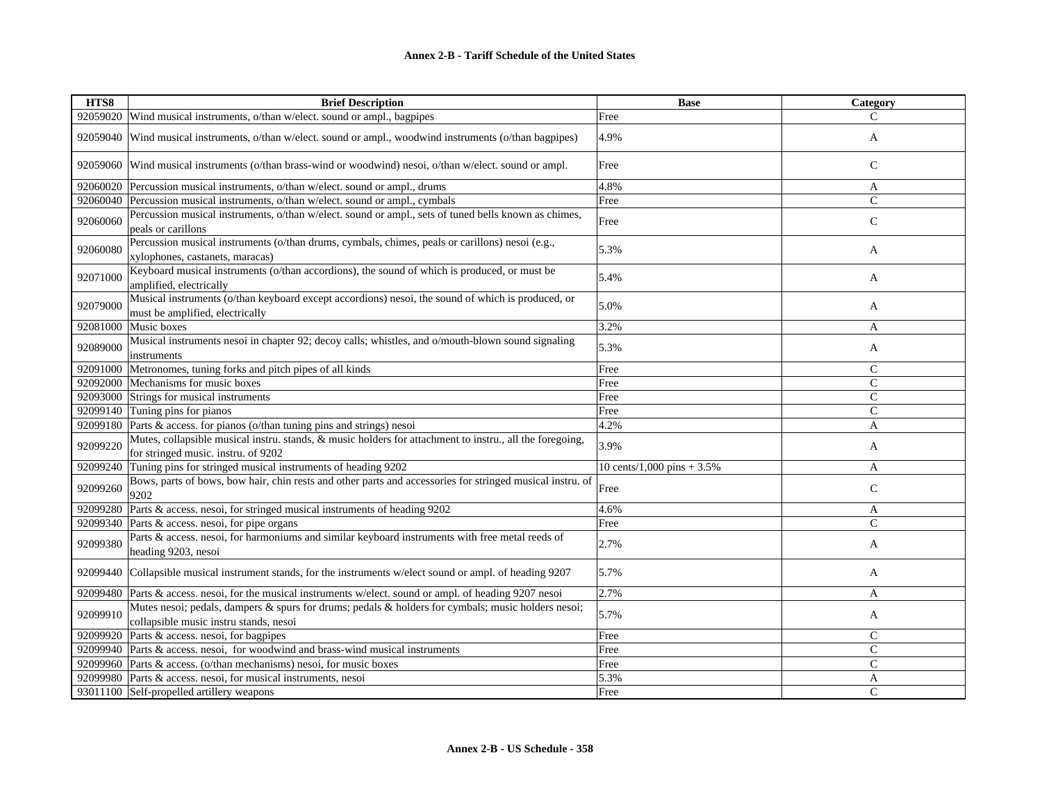**Annex 2-B - Tariff Schedule of the United States**

| HTS8 | Brief Description | Base | Category |
|---|---|---|---|
| 92059020 | Wind musical instruments, o/than w/elect. sound or ampl., bagpipes | Free | C |
| 92059040 | Wind musical instruments, o/than w/elect. sound or ampl., woodwind instruments (o/than bagpipes) | 4.9% | A |
| 92059060 | Wind musical instruments (o/than brass-wind or woodwind) nesoi, o/than w/elect. sound or ampl. | Free | C |
| 92060020 | Percussion musical instruments, o/than w/elect. sound or ampl., drums | 4.8% | A |
| 92060040 | Percussion musical instruments, o/than w/elect. sound or ampl., cymbals | Free | C |
| 92060060 | Percussion musical instruments, o/than w/elect. sound or ampl., sets of tuned bells known as chimes, peals or carillons | Free | C |
| 92060080 | Percussion musical instruments (o/than drums, cymbals, chimes, peals or carillons) nesoi (e.g., xylophones, castanets, maracas) | 5.3% | A |
| 92071000 | Keyboard musical instruments (o/than accordions), the sound of which is produced, or must be amplified, electrically | 5.4% | A |
| 92079000 | Musical instruments (o/than keyboard except accordions) nesoi, the sound of which is produced, or must be amplified, electrically | 5.0% | A |
| 92081000 | Music boxes | 3.2% | A |
| 92089000 | Musical instruments nesoi in chapter 92; decoy calls; whistles, and o/mouth-blown sound signaling instruments | 5.3% | A |
| 92091000 | Metronomes, tuning forks and pitch pipes of all kinds | Free | C |
| 92092000 | Mechanisms for music boxes | Free | C |
| 92093000 | Strings for musical instruments | Free | C |
| 92099140 | Tuning pins for pianos | Free | C |
| 92099180 | Parts & access. for pianos (o/than tuning pins and strings) nesoi | 4.2% | A |
| 92099220 | Mutes, collapsible musical instru. stands, & music holders for attachment to instru., all the foregoing, for stringed music. instru. of 9202 | 3.9% | A |
| 92099240 | Tuning pins for stringed musical instruments of heading 9202 | 10 cents/1,000 pins + 3.5% | A |
| 92099260 | Bows, parts of bows, bow hair, chin rests and other parts and accessories for stringed musical instru. of 9202 | Free | C |
| 92099280 | Parts & access. nesoi, for stringed musical instruments of heading 9202 | 4.6% | A |
| 92099340 | Parts & access. nesoi, for pipe organs | Free | C |
| 92099380 | Parts & access. nesoi, for harmoniums and similar keyboard instruments with free metal reeds of heading 9203, nesoi | 2.7% | A |
| 92099440 | Collapsible musical instrument stands, for the instruments w/elect sound or ampl. of heading 9207 | 5.7% | A |
| 92099480 | Parts & access. nesoi, for the musical instruments w/elect. sound or ampl. of heading 9207 nesoi | 2.7% | A |
| 92099910 | Mutes nesoi; pedals, dampers & spurs for drums; pedals & holders for cymbals; music holders nesoi; collapsible music instru stands, nesoi | 5.7% | A |
| 92099920 | Parts & access. nesoi, for bagpipes | Free | C |
| 92099940 | Parts & access. nesoi, for woodwind and brass-wind musical instruments | Free | C |
| 92099960 | Parts & access. (o/than mechanisms) nesoi, for music boxes | Free | C |
| 92099980 | Parts & access. nesoi, for musical instruments, nesoi | 5.3% | A |
| 93011100 | Self-propelled artillery weapons | Free | C |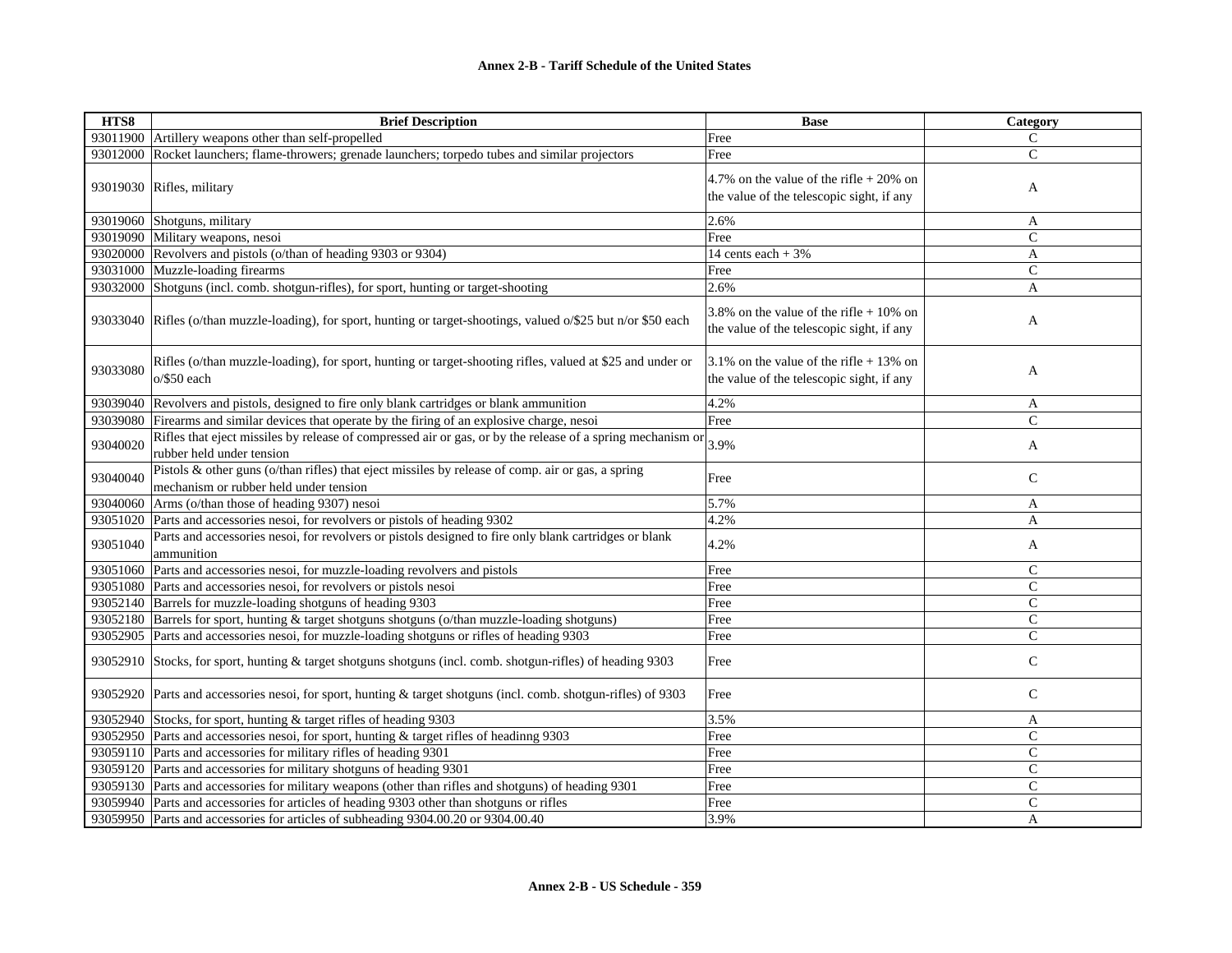**Annex 2-B - Tariff Schedule of the United States**

| HTS8 | Brief Description | Base | Category |
|---|---|---|---|
| 93011900 | Artillery weapons other than self-propelled | Free | C |
| 93012000 | Rocket launchers; flame-throwers; grenade launchers; torpedo tubes and similar projectors | Free | C |
| 93019030 | Rifles, military | 4.7% on the value of the rifle + 20% on the value of the telescopic sight, if any | A |
| 93019060 | Shotguns, military | 2.6% | A |
| 93019090 | Military weapons, nesoi | Free | C |
| 93020000 | Revolvers and pistols (o/than of heading 9303 or 9304) | 14 cents each + 3% | A |
| 93031000 | Muzzle-loading firearms | Free | C |
| 93032000 | Shotguns (incl. comb. shotgun-rifles), for sport, hunting or target-shooting | 2.6% | A |
| 93033040 | Rifles (o/than muzzle-loading), for sport, hunting or target-shootings, valued o/$25 but n/or $50 each | 3.8% on the value of the rifle + 10% on the value of the telescopic sight, if any | A |
| 93033080 | Rifles (o/than muzzle-loading), for sport, hunting or target-shooting rifles, valued at $25 and under or o/$50 each | 3.1% on the value of the rifle + 13% on the value of the telescopic sight, if any | A |
| 93039040 | Revolvers and pistols, designed to fire only blank cartridges or blank ammunition | 4.2% | A |
| 93039080 | Firearms and similar devices that operate by the firing of an explosive charge, nesoi | Free | C |
| 93040020 | Rifles that eject missiles by release of compressed air or gas, or by the release of a spring mechanism or rubber held under tension | 3.9% | A |
| 93040040 | Pistols & other guns (o/than rifles) that eject missiles by release of comp. air or gas, a spring mechanism or rubber held under tension | Free | C |
| 93040060 | Arms (o/than those of heading 9307) nesoi | 5.7% | A |
| 93051020 | Parts and accessories nesoi, for revolvers or pistols of heading 9302 | 4.2% | A |
| 93051040 | Parts and accessories nesoi, for revolvers or pistols designed to fire only blank cartridges or blank ammunition | 4.2% | A |
| 93051060 | Parts and accessories nesoi, for muzzle-loading revolvers and pistols | Free | C |
| 93051080 | Parts and accessories nesoi, for revolvers or pistols nesoi | Free | C |
| 93052140 | Barrels for muzzle-loading shotguns of heading 9303 | Free | C |
| 93052180 | Barrels for sport, hunting & target shotguns shotguns (o/than muzzle-loading shotguns) | Free | C |
| 93052905 | Parts and accessories nesoi, for muzzle-loading shotguns or rifles of heading 9303 | Free | C |
| 93052910 | Stocks, for sport, hunting & target shotguns shotguns (incl. comb. shotgun-rifles) of heading 9303 | Free | C |
| 93052920 | Parts and accessories nesoi, for sport, hunting & target shotguns (incl. comb. shotgun-rifles) of 9303 | Free | C |
| 93052940 | Stocks, for sport, hunting & target rifles of heading 9303 | 3.5% | A |
| 93052950 | Parts and accessories nesoi, for sport, hunting & target rifles of headinng 9303 | Free | C |
| 93059110 | Parts and accessories for military rifles of heading 9301 | Free | C |
| 93059120 | Parts and accessories for military shotguns of heading 9301 | Free | C |
| 93059130 | Parts and accessories for military weapons (other than rifles and shotguns) of heading 9301 | Free | C |
| 93059940 | Parts and accessories for articles of heading 9303 other than shotguns or rifles | Free | C |
| 93059950 | Parts and accessories for articles of subheading 9304.00.20 or 9304.00.40 | 3.9% | A |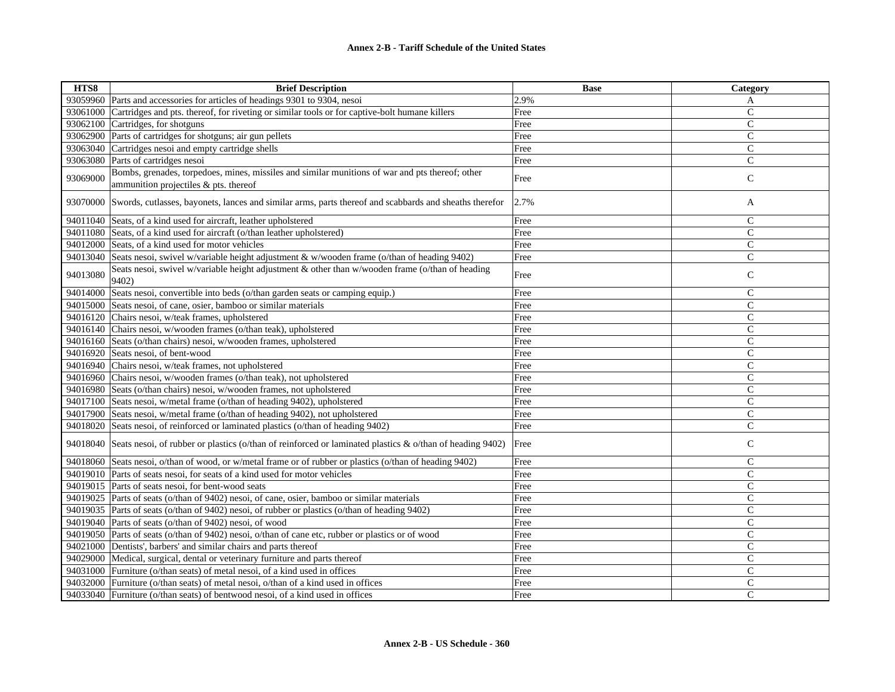| HTS8 | Brief Description | Base | Category |
|---|---|---|---|
| 93059960 | Parts and accessories for articles of headings 9301 to 9304, nesoi | 2.9% | A |
| 93061000 | Cartridges and pts. thereof, for riveting or similar tools or for captive-bolt humane killers | Free | C |
| 93062100 | Cartridges, for shotguns | Free | C |
| 93062900 | Parts of cartridges for shotguns; air gun pellets | Free | C |
| 93063040 | Cartridges nesoi and empty cartridge shells | Free | C |
| 93063080 | Parts of cartridges nesoi | Free | C |
| 93069000 | Bombs, grenades, torpedoes, mines, missiles and similar munitions of war and pts thereof; other ammunition projectiles & pts. thereof | Free | C |
| 93070000 | Swords, cutlasses, bayonets, lances and similar arms, parts thereof and scabbards and sheaths therefor | 2.7% | A |
| 94011040 | Seats, of a kind used for aircraft, leather upholstered | Free | C |
| 94011080 | Seats, of a kind used for aircraft (o/than leather upholstered) | Free | C |
| 94012000 | Seats, of a kind used for motor vehicles | Free | C |
| 94013040 | Seats nesoi, swivel w/variable height adjustment & w/wooden frame (o/than of heading 9402) | Free | C |
| 94013080 | Seats nesoi, swivel w/variable height adjustment & other than w/wooden frame (o/than of heading 9402) | Free | C |
| 94014000 | Seats nesoi, convertible into beds (o/than garden seats or camping equip.) | Free | C |
| 94015000 | Seats nesoi, of cane, osier, bamboo or similar materials | Free | C |
| 94016120 | Chairs nesoi, w/teak frames, upholstered | Free | C |
| 94016140 | Chairs nesoi, w/wooden frames (o/than teak), upholstered | Free | C |
| 94016160 | Seats (o/than chairs) nesoi, w/wooden frames, upholstered | Free | C |
| 94016920 | Seats nesoi, of bent-wood | Free | C |
| 94016940 | Chairs nesoi, w/teak frames, not upholstered | Free | C |
| 94016960 | Chairs nesoi, w/wooden frames (o/than teak), not upholstered | Free | C |
| 94016980 | Seats (o/than chairs) nesoi, w/wooden frames, not upholstered | Free | C |
| 94017100 | Seats nesoi, w/metal frame (o/than of heading 9402), upholstered | Free | C |
| 94017900 | Seats nesoi, w/metal frame (o/than of heading 9402), not upholstered | Free | C |
| 94018020 | Seats nesoi, of reinforced or laminated plastics (o/than of heading 9402) | Free | C |
| 94018040 | Seats nesoi, of rubber or plastics (o/than of reinforced or laminated plastics & o/than of heading 9402) | Free | C |
| 94018060 | Seats nesoi, o/than of wood, or w/metal frame or of rubber or plastics (o/than of heading 9402) | Free | C |
| 94019010 | Parts of seats nesoi, for seats of a kind used for motor vehicles | Free | C |
| 94019015 | Parts of seats nesoi, for bent-wood seats | Free | C |
| 94019025 | Parts of seats (o/than of 9402) nesoi, of cane, osier, bamboo or similar materials | Free | C |
| 94019035 | Parts of seats (o/than of 9402) nesoi, of rubber or plastics (o/than of heading 9402) | Free | C |
| 94019040 | Parts of seats (o/than of 9402) nesoi, of wood | Free | C |
| 94019050 | Parts of seats (o/than of 9402) nesoi, o/than of cane etc, rubber or plastics or of wood | Free | C |
| 94021000 | Dentists', barbers' and similar chairs and parts thereof | Free | C |
| 94029000 | Medical, surgical, dental or veterinary furniture and parts thereof | Free | C |
| 94031000 | Furniture (o/than seats) of metal nesoi, of a kind used in offices | Free | C |
| 94032000 | Furniture (o/than seats) of metal nesoi, o/than of a kind used in offices | Free | C |
| 94033040 | Furniture (o/than seats) of bentwood nesoi, of a kind used in offices | Free | C |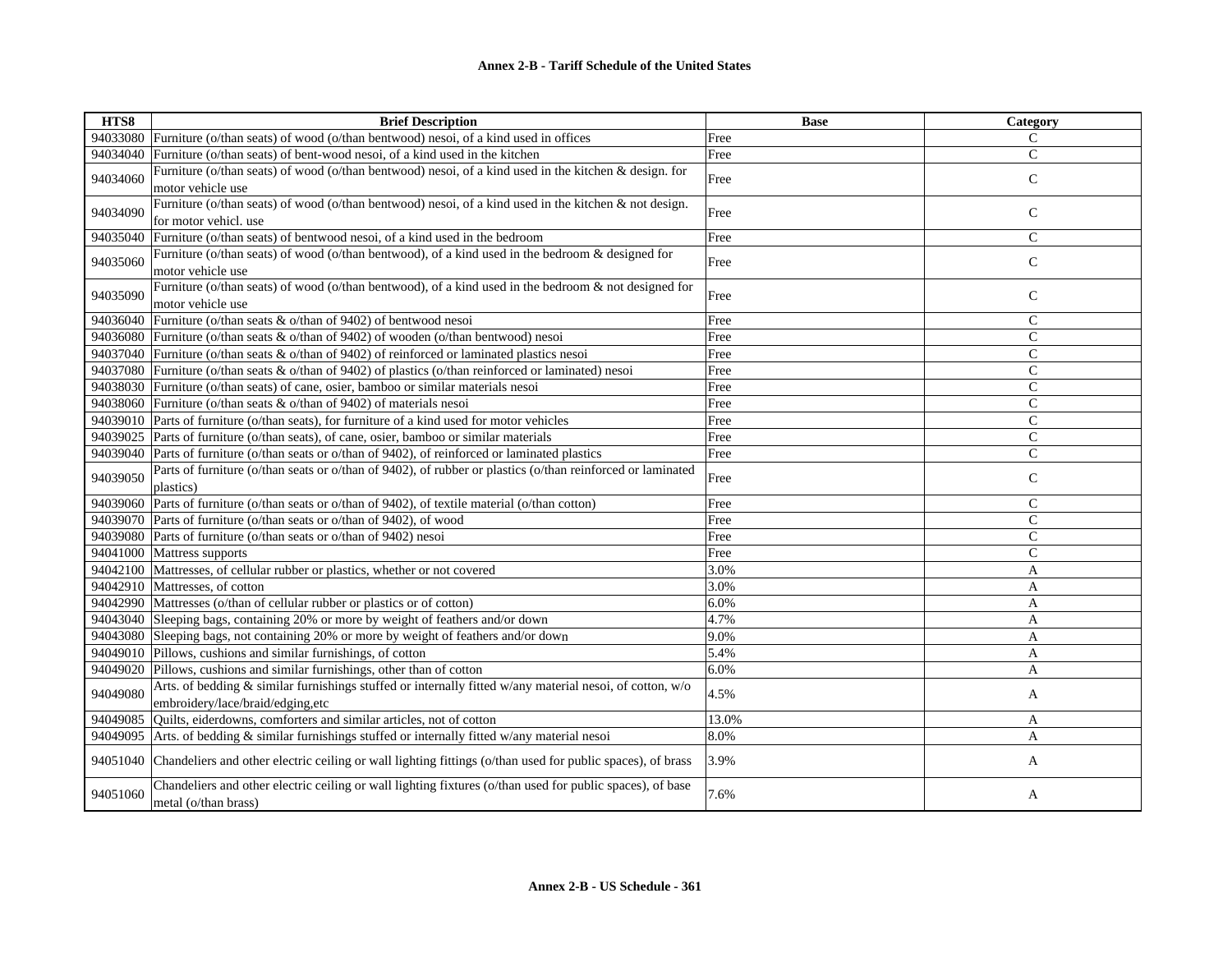## Annex 2-B - Tariff Schedule of the United States

| HTS8 | Brief Description | Base | Category |
|---|---|---|---|
| 94033080 | Furniture (o/than seats) of wood (o/than bentwood) nesoi, of a kind used in offices | Free | C |
| 94034040 | Furniture (o/than seats) of bent-wood nesoi, of a kind used in the kitchen | Free | C |
| 94034060 | Furniture (o/than seats) of wood (o/than bentwood) nesoi, of a kind used in the kitchen & design. for motor vehicle use | Free | C |
| 94034090 | Furniture (o/than seats) of wood (o/than bentwood) nesoi, of a kind used in the kitchen & not design. for motor vehicl. use | Free | C |
| 94035040 | Furniture (o/than seats) of bentwood nesoi, of a kind used in the bedroom | Free | C |
| 94035060 | Furniture (o/than seats) of wood (o/than bentwood), of a kind used in the bedroom & designed for motor vehicle use | Free | C |
| 94035090 | Furniture (o/than seats) of wood (o/than bentwood), of a kind used in the bedroom & not designed for motor vehicle use | Free | C |
| 94036040 | Furniture (o/than seats & o/than of 9402) of bentwood nesoi | Free | C |
| 94036080 | Furniture (o/than seats & o/than of 9402) of wooden (o/than bentwood) nesoi | Free | C |
| 94037040 | Furniture (o/than seats & o/than of 9402) of reinforced or laminated plastics nesoi | Free | C |
| 94037080 | Furniture (o/than seats & o/than of 9402) of plastics (o/than reinforced or laminated) nesoi | Free | C |
| 94038030 | Furniture (o/than seats) of cane, osier, bamboo or similar materials nesoi | Free | C |
| 94038060 | Furniture (o/than seats & o/than of 9402) of materials nesoi | Free | C |
| 94039010 | Parts of furniture (o/than seats), for furniture of a kind used for motor vehicles | Free | C |
| 94039025 | Parts of furniture (o/than seats), of cane, osier, bamboo or similar materials | Free | C |
| 94039040 | Parts of furniture (o/than seats or o/than of 9402), of reinforced or laminated plastics | Free | C |
| 94039050 | Parts of furniture (o/than seats or o/than of 9402), of rubber or plastics (o/than reinforced or laminated plastics) | Free | C |
| 94039060 | Parts of furniture (o/than seats or o/than of 9402), of textile material (o/than cotton) | Free | C |
| 94039070 | Parts of furniture (o/than seats or o/than of 9402), of wood | Free | C |
| 94039080 | Parts of furniture (o/than seats or o/than of 9402) nesoi | Free | C |
| 94041000 | Mattress supports | Free | C |
| 94042100 | Mattresses, of cellular rubber or plastics, whether or not covered | 3.0% | A |
| 94042910 | Mattresses, of cotton | 3.0% | A |
| 94042990 | Mattresses (o/than of cellular rubber or plastics or of cotton) | 6.0% | A |
| 94043040 | Sleeping bags, containing 20% or more by weight of feathers and/or down | 4.7% | A |
| 94043080 | Sleeping bags, not containing 20% or more by weight of feathers and/or down | 9.0% | A |
| 94049010 | Pillows, cushions and similar furnishings, of cotton | 5.4% | A |
| 94049020 | Pillows, cushions and similar furnishings, other than of cotton | 6.0% | A |
| 94049080 | Arts. of bedding & similar furnishings stuffed or internally fitted w/any material nesoi, of cotton, w/o embroidery/lace/braid/edging,etc | 4.5% | A |
| 94049085 | Quilts, eiderdowns, comforters and similar articles, not of cotton | 13.0% | A |
| 94049095 | Arts. of bedding & similar furnishings stuffed or internally fitted w/any material nesoi | 8.0% | A |
| 94051040 | Chandeliers and other electric ceiling or wall lighting fittings (o/than used for public spaces), of brass | 3.9% | A |
| 94051060 | Chandeliers and other electric ceiling or wall lighting fixtures (o/than used for public spaces), of base metal (o/than brass) | 7.6% | A |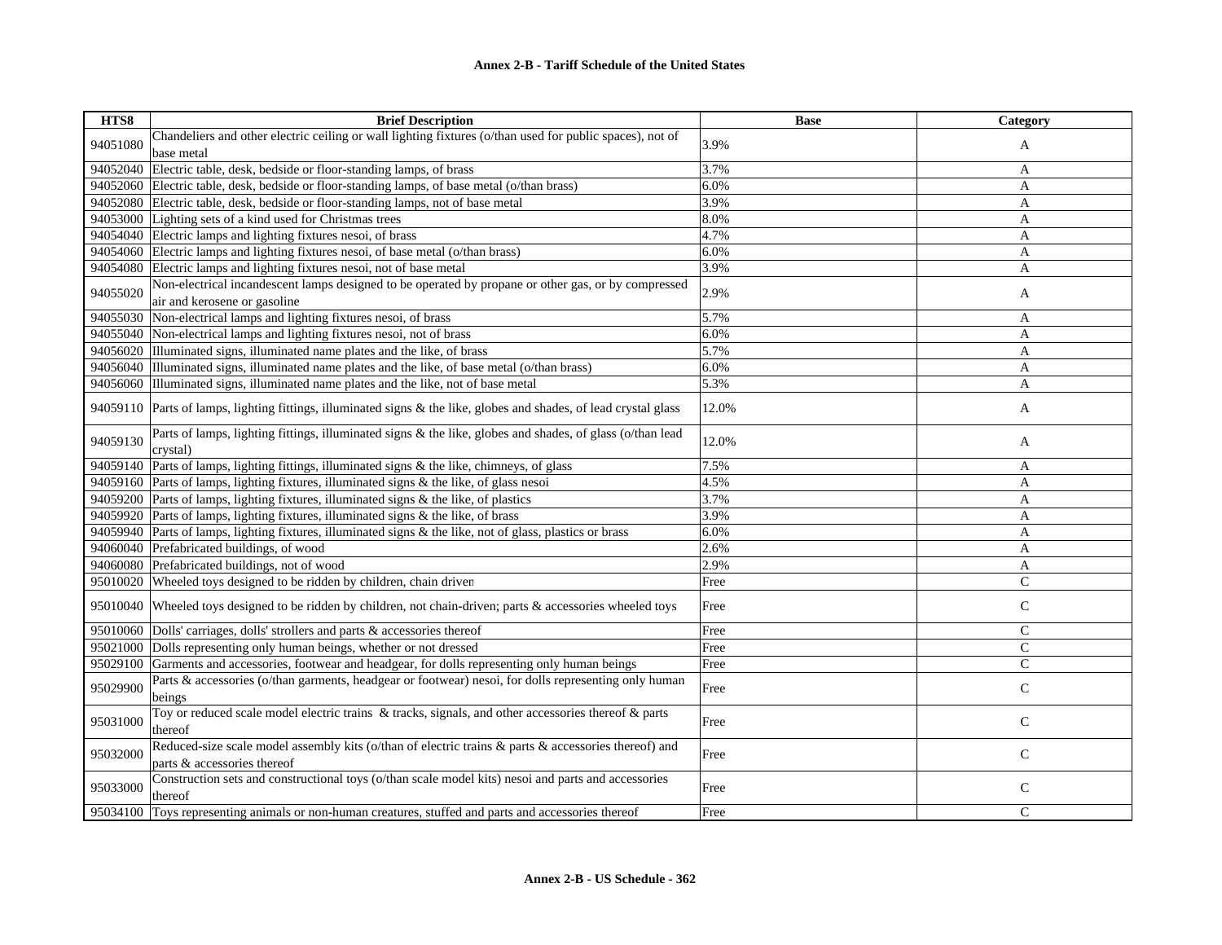## Annex 2-B - Tariff Schedule of the United States

| HTS8 | Brief Description | Base | Category |
|---|---|---|---|
| 94051080 | Chandeliers and other electric ceiling or wall lighting fixtures (o/than used for public spaces), not of base metal | 3.9% | A |
| 94052040 | Electric table, desk, bedside or floor-standing lamps, of brass | 3.7% | A |
| 94052060 | Electric table, desk, bedside or floor-standing lamps, of base metal (o/than brass) | 6.0% | A |
| 94052080 | Electric table, desk, bedside or floor-standing lamps, not of base metal | 3.9% | A |
| 94053000 | Lighting sets of a kind used for Christmas trees | 8.0% | A |
| 94054040 | Electric lamps and lighting fixtures nesoi, of brass | 4.7% | A |
| 94054060 | Electric lamps and lighting fixtures nesoi, of base metal (o/than brass) | 6.0% | A |
| 94054080 | Electric lamps and lighting fixtures nesoi, not of base metal | 3.9% | A |
| 94055020 | Non-electrical incandescent lamps designed to be operated by propane or other gas, or by compressed air and kerosene or gasoline | 2.9% | A |
| 94055030 | Non-electrical lamps and lighting fixtures nesoi, of brass | 5.7% | A |
| 94055040 | Non-electrical lamps and lighting fixtures nesoi, not of brass | 6.0% | A |
| 94056020 | Illuminated signs, illuminated name plates and the like, of brass | 5.7% | A |
| 94056040 | Illuminated signs, illuminated name plates and the like, of base metal (o/than brass) | 6.0% | A |
| 94056060 | Illuminated signs, illuminated name plates and the like, not of base metal | 5.3% | A |
| 94059110 | Parts of lamps, lighting fittings, illuminated signs & the like, globes and shades, of lead crystal glass | 12.0% | A |
| 94059130 | Parts of lamps, lighting fittings, illuminated signs & the like, globes and shades, of glass (o/than lead crystal) | 12.0% | A |
| 94059140 | Parts of lamps, lighting fittings, illuminated signs & the like, chimneys, of glass | 7.5% | A |
| 94059160 | Parts of lamps, lighting fixtures, illuminated signs & the like, of glass nesoi | 4.5% | A |
| 94059200 | Parts of lamps, lighting fixtures, illuminated signs & the like, of plastics | 3.7% | A |
| 94059920 | Parts of lamps, lighting fixtures, illuminated signs & the like, of brass | 3.9% | A |
| 94059940 | Parts of lamps, lighting fixtures, illuminated signs & the like, not of glass, plastics or brass | 6.0% | A |
| 94060040 | Prefabricated buildings, of wood | 2.6% | A |
| 94060080 | Prefabricated buildings, not of wood | 2.9% | A |
| 95010020 | Wheeled toys designed to be ridden by children, chain driven | Free | C |
| 95010040 | Wheeled toys designed to be ridden by children, not chain-driven; parts & accessories wheeled toys | Free | C |
| 95010060 | Dolls' carriages, dolls' strollers and parts & accessories thereof | Free | C |
| 95021000 | Dolls representing only human beings, whether or not dressed | Free | C |
| 95029100 | Garments and accessories, footwear and headgear, for dolls representing only human beings | Free | C |
| 95029900 | Parts & accessories (o/than garments, headgear or footwear) nesoi, for dolls representing only human beings | Free | C |
| 95031000 | Toy or reduced scale model electric trains & tracks, signals, and other accessories thereof & parts thereof | Free | C |
| 95032000 | Reduced-size scale model assembly kits (o/than of electric trains & parts & accessories thereof) and parts & accessories thereof | Free | C |
| 95033000 | Construction sets and constructional toys (o/than scale model kits) nesoi and parts and accessories thereof | Free | C |
| 95034100 | Toys representing animals or non-human creatures, stuffed and parts and accessories thereof | Free | C |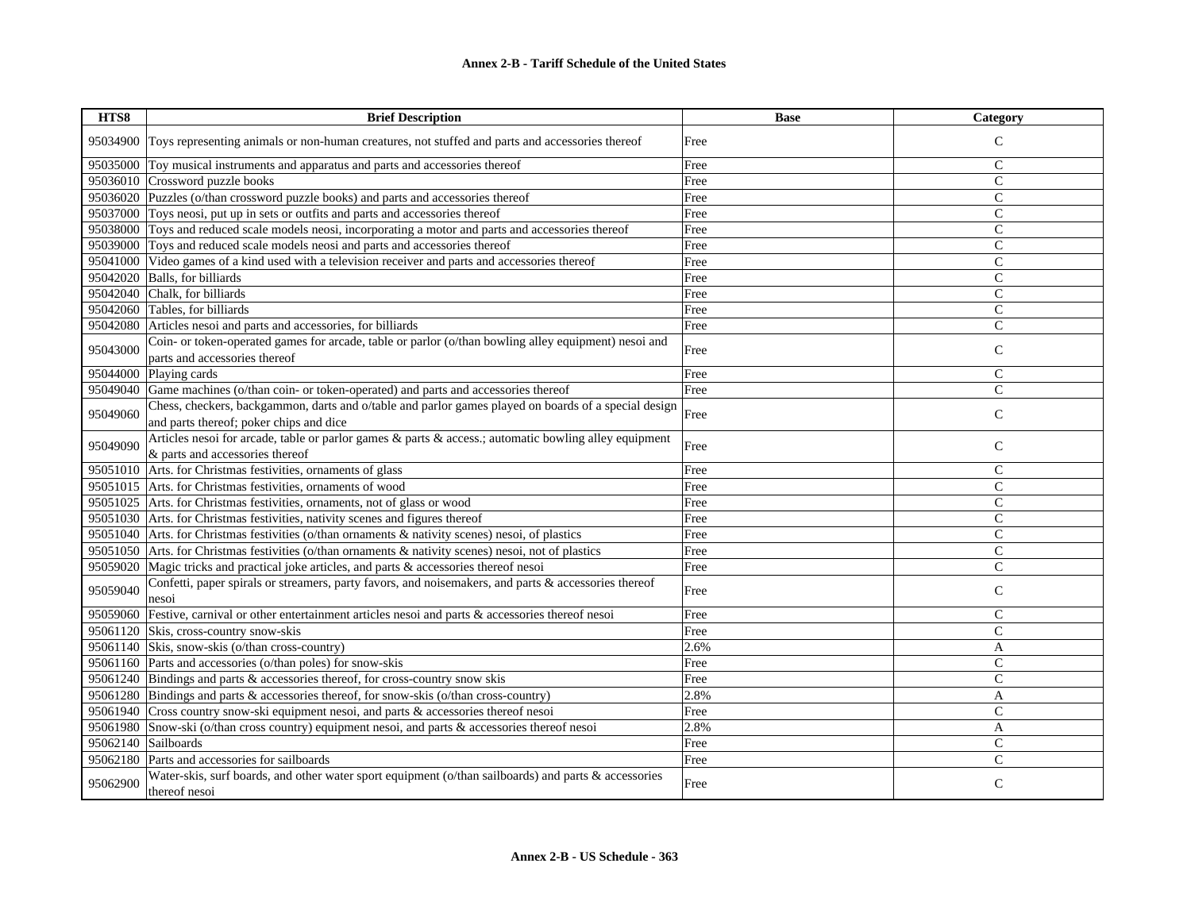| HTS8 | Brief Description | Base | Category |
|---|---|---|---|
| 95034900 | Toys representing animals or non-human creatures, not stuffed and parts and accessories thereof | Free | C |
| 95035000 | Toy musical instruments and apparatus and parts and accessories thereof | Free | C |
| 95036010 | Crossword puzzle books | Free | C |
| 95036020 | Puzzles (o/than crossword puzzle books) and parts and accessories thereof | Free | C |
| 95037000 | Toys neosi, put up in sets or outfits and parts and accessories thereof | Free | C |
| 95038000 | Toys and reduced scale models neosi, incorporating a motor and parts and accessories thereof | Free | C |
| 95039000 | Toys and reduced scale models neosi and parts and accessories thereof | Free | C |
| 95041000 | Video games of a kind used with a television receiver and parts and accessories thereof | Free | C |
| 95042020 | Balls, for billiards | Free | C |
| 95042040 | Chalk, for billiards | Free | C |
| 95042060 | Tables, for billiards | Free | C |
| 95042080 | Articles nesoi and parts and accessories, for billiards | Free | C |
| 95043000 | Coin- or token-operated games for arcade, table or parlor (o/than bowling alley equipment) nesoi and parts and accessories thereof | Free | C |
| 95044000 | Playing cards | Free | C |
| 95049040 | Game machines (o/than coin- or token-operated) and parts and accessories thereof | Free | C |
| 95049060 | Chess, checkers, backgammon, darts and o/table and parlor games played on boards of a special design and parts thereof; poker chips and dice | Free | C |
| 95049090 | Articles nesoi for arcade, table or parlor games & parts & access.; automatic bowling alley equipment & parts and accessories thereof | Free | C |
| 95051010 | Arts. for Christmas festivities, ornaments of glass | Free | C |
| 95051015 | Arts. for Christmas festivities, ornaments of wood | Free | C |
| 95051025 | Arts. for Christmas festivities, ornaments, not of glass or wood | Free | C |
| 95051030 | Arts. for Christmas festivities, nativity scenes and figures thereof | Free | C |
| 95051040 | Arts. for Christmas festivities (o/than ornaments & nativity scenes) nesoi, of plastics | Free | C |
| 95051050 | Arts. for Christmas festivities (o/than ornaments & nativity scenes) nesoi, not of plastics | Free | C |
| 95059020 | Magic tricks and practical joke articles, and parts & accessories thereof nesoi | Free | C |
| 95059040 | Confetti, paper spirals or streamers, party favors, and noisemakers, and parts & accessories thereof nesoi | Free | C |
| 95059060 | Festive, carnival or other entertainment articles nesoi and parts & accessories thereof nesoi | Free | C |
| 95061120 | Skis, cross-country snow-skis | Free | C |
| 95061140 | Skis, snow-skis (o/than cross-country) | 2.6% | A |
| 95061160 | Parts and accessories (o/than poles) for snow-skis | Free | C |
| 95061240 | Bindings and parts & accessories thereof, for cross-country snow skis | Free | C |
| 95061280 | Bindings and parts & accessories thereof, for snow-skis (o/than cross-country) | 2.8% | A |
| 95061940 | Cross country snow-ski equipment nesoi, and parts & accessories thereof nesoi | Free | C |
| 95061980 | Snow-ski (o/than cross country) equipment nesoi, and parts & accessories thereof nesoi | 2.8% | A |
| 95062140 | Sailboards | Free | C |
| 95062180 | Parts and accessories for sailboards | Free | C |
| 95062900 | Water-skis, surf boards, and other water sport equipment (o/than sailboards) and parts & accessories thereof nesoi | Free | C |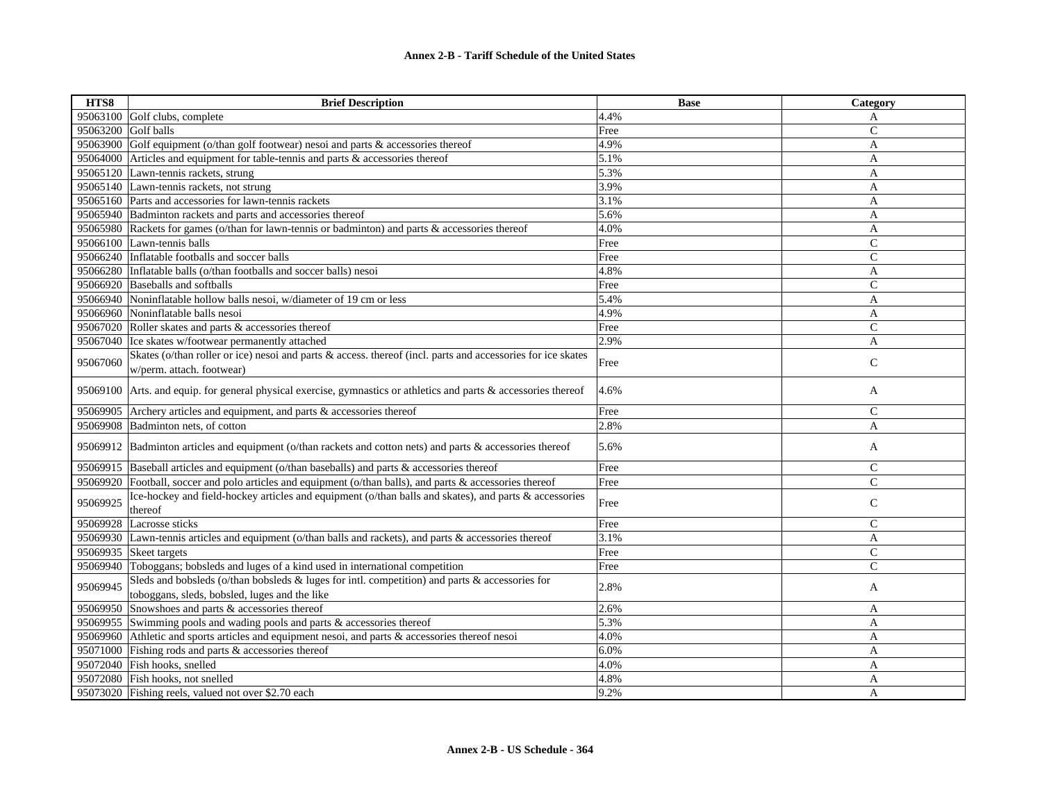| HTS8 | Brief Description | Base | Category |
|---|---|---|---|
| 95063100 | Golf clubs, complete | 4.4% | A |
| 95063200 | Golf balls | Free | C |
| 95063900 | Golf equipment (o/than golf footwear) nesoi and parts & accessories thereof | 4.9% | A |
| 95064000 | Articles and equipment for table-tennis and parts & accessories thereof | 5.1% | A |
| 95065120 | Lawn-tennis rackets, strung | 5.3% | A |
| 95065140 | Lawn-tennis rackets, not strung | 3.9% | A |
| 95065160 | Parts and accessories for lawn-tennis rackets | 3.1% | A |
| 95065940 | Badminton rackets and parts and accessories thereof | 5.6% | A |
| 95065980 | Rackets for games (o/than for lawn-tennis or badminton) and parts & accessories thereof | 4.0% | A |
| 95066100 | Lawn-tennis balls | Free | C |
| 95066240 | Inflatable footballs and soccer balls | Free | C |
| 95066280 | Inflatable balls (o/than footballs and soccer balls) nesoi | 4.8% | A |
| 95066920 | Baseballs and softballs | Free | C |
| 95066940 | Noninflatable hollow balls nesoi, w/diameter of 19 cm or less | 5.4% | A |
| 95066960 | Noninflatable balls nesoi | 4.9% | A |
| 95067020 | Roller skates and parts & accessories thereof | Free | C |
| 95067040 | Ice skates w/footwear permanently attached | 2.9% | A |
| 95067060 | Skates (o/than roller or ice) nesoi and parts & access. thereof (incl. parts and accessories for ice skates w/perm. attach. footwear) | Free | C |
| 95069100 | Arts. and equip. for general physical exercise, gymnastics or athletics and parts & accessories thereof | 4.6% | A |
| 95069905 | Archery articles and equipment, and parts & accessories thereof | Free | C |
| 95069908 | Badminton nets, of cotton | 2.8% | A |
| 95069912 | Badminton articles and equipment (o/than rackets and cotton nets) and parts & accessories thereof | 5.6% | A |
| 95069915 | Baseball articles and equipment (o/than baseballs) and parts & accessories thereof | Free | C |
| 95069920 | Football, soccer and polo articles and equipment (o/than balls), and parts & accessories thereof | Free | C |
| 95069925 | Ice-hockey and field-hockey articles and equipment (o/than balls and skates), and parts & accessories thereof | Free | C |
| 95069928 | Lacrosse sticks | Free | C |
| 95069930 | Lawn-tennis articles and equipment (o/than balls and rackets), and parts & accessories thereof | 3.1% | A |
| 95069935 | Skeet targets | Free | C |
| 95069940 | Toboggans; bobsleds and luges of a kind used in international competition | Free | C |
| 95069945 | Sleds and bobsleds (o/than bobsleds & luges for intl. competition) and parts & accessories for toboggans, sleds, bobsled, luges and the like | 2.8% | A |
| 95069950 | Snowshoes and parts & accessories thereof | 2.6% | A |
| 95069955 | Swimming pools and wading pools and parts & accessories thereof | 5.3% | A |
| 95069960 | Athletic and sports articles and equipment nesoi, and parts & accessories thereof nesoi | 4.0% | A |
| 95071000 | Fishing rods and parts & accessories thereof | 6.0% | A |
| 95072040 | Fish hooks, snelled | 4.0% | A |
| 95072080 | Fish hooks, not snelled | 4.8% | A |
| 95073020 | Fishing reels, valued not over $2.70 each | 9.2% | A |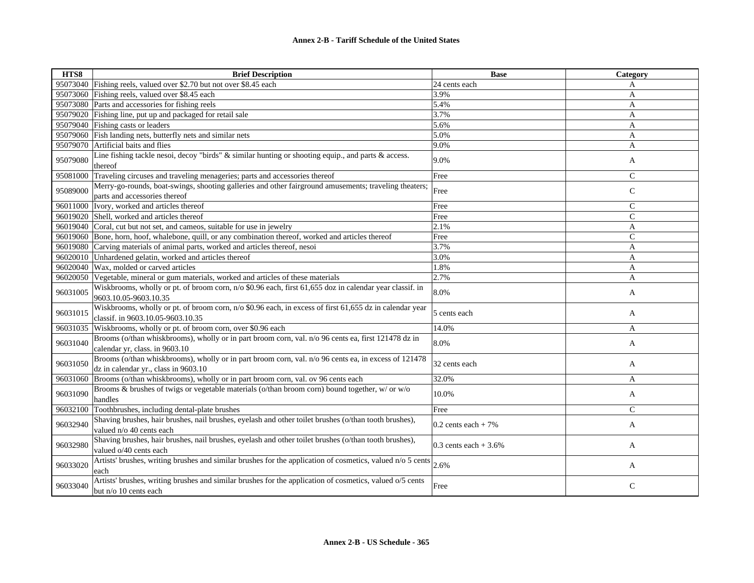| HTS8 | Brief Description | Base | Category |
|---|---|---|---|
| 95073040 | Fishing reels, valued over $2.70 but not over $8.45 each | 24 cents each | A |
| 95073060 | Fishing reels, valued over $8.45 each | 3.9% | A |
| 95073080 | Parts and accessories for fishing reels | 5.4% | A |
| 95079020 | Fishing line, put up and packaged for retail sale | 3.7% | A |
| 95079040 | Fishing casts or leaders | 5.6% | A |
| 95079060 | Fish landing nets, butterfly nets and similar nets | 5.0% | A |
| 95079070 | Artificial baits and flies | 9.0% | A |
| 95079080 | Line fishing tackle nesoi, decoy "birds" & similar hunting or shooting equip., and parts & access. thereof | 9.0% | A |
| 95081000 | Traveling circuses and traveling menageries; parts and accessories thereof | Free | C |
| 95089000 | Merry-go-rounds, boat-swings, shooting galleries and other fairground amusements; traveling theaters; parts and accessories thereof | Free | C |
| 96011000 | Ivory, worked and articles thereof | Free | C |
| 96019020 | Shell, worked and articles thereof | Free | C |
| 96019040 | Coral, cut but not set, and cameos, suitable for use in jewelry | 2.1% | A |
| 96019060 | Bone, horn, hoof, whalebone, quill, or any combination thereof, worked and articles thereof | Free | C |
| 96019080 | Carving materials of animal parts, worked and articles thereof, nesoi | 3.7% | A |
| 96020010 | Unhardened gelatin, worked and articles thereof | 3.0% | A |
| 96020040 | Wax, molded or carved articles | 1.8% | A |
| 96020050 | Vegetable, mineral or gum materials, worked and articles of these materials | 2.7% | A |
| 96031005 | Wiskbrooms, wholly or pt. of broom corn, n/o $0.96 each, first 61,655 doz in calendar year classif. in 9603.10.05-9603.10.35 | 8.0% | A |
| 96031015 | Wiskbrooms, wholly or pt. of broom corn, n/o $0.96 each, in excess of first 61,655 dz in calendar year classif. in 9603.10.05-9603.10.35 | 5 cents each | A |
| 96031035 | Wiskbrooms, wholly or pt. of broom corn, over $0.96 each | 14.0% | A |
| 96031040 | Brooms (o/than whiskbrooms), wholly or in part broom corn, val. n/o 96 cents ea, first 121478 dz in calendar yr, class. in 9603.10 | 8.0% | A |
| 96031050 | Brooms (o/than whiskbrooms), wholly or in part broom corn, val. n/o 96 cents ea, in excess of 121478 dz in calendar yr., class in 9603.10 | 32 cents each | A |
| 96031060 | Brooms (o/than whiskbrooms), wholly or in part broom corn, val. ov 96 cents each | 32.0% | A |
| 96031090 | Brooms & brushes of twigs or vegetable materials (o/than broom corn) bound together, w/ or w/o handles | 10.0% | A |
| 96032100 | Toothbrushes, including dental-plate brushes | Free | C |
| 96032940 | Shaving brushes, hair brushes, nail brushes, eyelash and other toilet brushes (o/than tooth brushes), valued n/o 40 cents each | 0.2 cents each + 7% | A |
| 96032980 | Shaving brushes, hair brushes, nail brushes, eyelash and other toilet brushes (o/than tooth brushes), valued o/40 cents each | 0.3 cents each + 3.6% | A |
| 96033020 | Artists' brushes, writing brushes and similar brushes for the application of cosmetics, valued n/o 5 cents each | 2.6% | A |
| 96033040 | Artists' brushes, writing brushes and similar brushes for the application of cosmetics, valued o/5 cents but n/o 10 cents each | Free | C |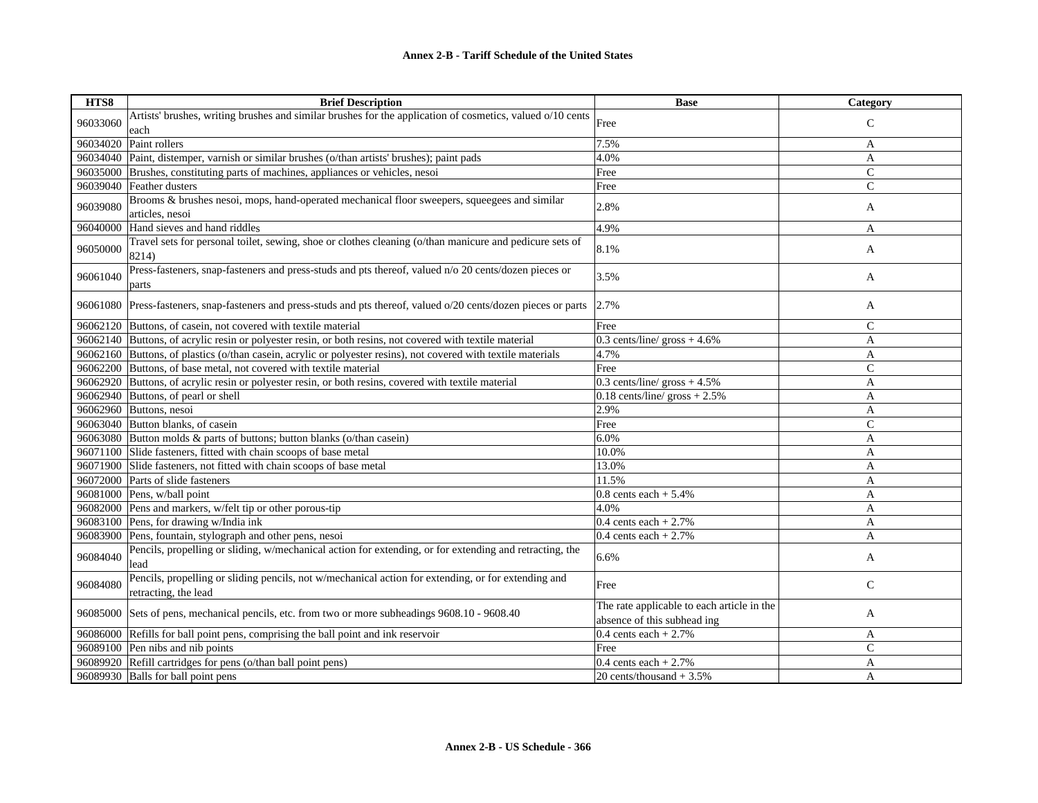**Annex 2-B - Tariff Schedule of the United States**

| HTS8 | Brief Description | Base | Category |
|---|---|---|---|
| 96033060 | Artists' brushes, writing brushes and similar brushes for the application of cosmetics, valued o/10 cents each | Free | C |
| 96034020 | Paint rollers | 7.5% | A |
| 96034040 | Paint, distemper, varnish or similar brushes (o/than artists' brushes); paint pads | 4.0% | A |
| 96035000 | Brushes, constituting parts of machines, appliances or vehicles, nesoi | Free | C |
| 96039040 | Feather dusters | Free | C |
| 96039080 | Brooms & brushes nesoi, mops, hand-operated mechanical floor sweepers, squeegees and similar articles, nesoi | 2.8% | A |
| 96040000 | Hand sieves and hand riddles | 4.9% | A |
| 96050000 | Travel sets for personal toilet, sewing, shoe or clothes cleaning (o/than manicure and pedicure sets of 8214) | 8.1% | A |
| 96061040 | Press-fasteners, snap-fasteners and press-studs and pts thereof, valued n/o 20 cents/dozen pieces or parts | 3.5% | A |
| 96061080 | Press-fasteners, snap-fasteners and press-studs and pts thereof, valued o/20 cents/dozen pieces or parts | 2.7% | A |
| 96062120 | Buttons, of casein, not covered with textile material | Free | C |
| 96062140 | Buttons, of acrylic resin or polyester resin, or both resins, not covered with textile material | 0.3 cents/line/ gross + 4.6% | A |
| 96062160 | Buttons, of plastics (o/than casein, acrylic or polyester resins), not covered with textile materials | 4.7% | A |
| 96062200 | Buttons, of base metal, not covered with textile material | Free | C |
| 96062920 | Buttons, of acrylic resin or polyester resin, or both resins, covered with textile material | 0.3 cents/line/ gross + 4.5% | A |
| 96062940 | Buttons, of pearl or shell | 0.18 cents/line/ gross + 2.5% | A |
| 96062960 | Buttons, nesoi | 2.9% | A |
| 96063040 | Button blanks, of casein | Free | C |
| 96063080 | Button molds & parts of buttons; button blanks (o/than casein) | 6.0% | A |
| 96071100 | Slide fasteners, fitted with chain scoops of base metal | 10.0% | A |
| 96071900 | Slide fasteners, not fitted with chain scoops of base metal | 13.0% | A |
| 96072000 | Parts of slide fasteners | 11.5% | A |
| 96081000 | Pens, w/ball point | 0.8 cents each + 5.4% | A |
| 96082000 | Pens and markers, w/felt tip or other porous-tip | 4.0% | A |
| 96083100 | Pens, for drawing w/India ink | 0.4 cents each + 2.7% | A |
| 96083900 | Pens, fountain, stylograph and other pens, nesoi | 0.4 cents each + 2.7% | A |
| 96084040 | Pencils, propelling or sliding, w/mechanical action for extending, or for extending and retracting, the lead | 6.6% | A |
| 96084080 | Pencils, propelling or sliding pencils, not w/mechanical action for extending, or for extending and retracting, the lead | Free | C |
| 96085000 | Sets of pens, mechanical pencils, etc. from two or more subheadings 9608.10 - 9608.40 | The rate applicable to each article in the absence of this subhead ing | A |
| 96086000 | Refills for ball point pens, comprising the ball point and ink reservoir | 0.4 cents each + 2.7% | A |
| 96089100 | Pen nibs and nib points | Free | C |
| 96089920 | Refill cartridges for pens (o/than ball point pens) | 0.4 cents each + 2.7% | A |
| 96089930 | Balls for ball point pens | 20 cents/thousand + 3.5% | A |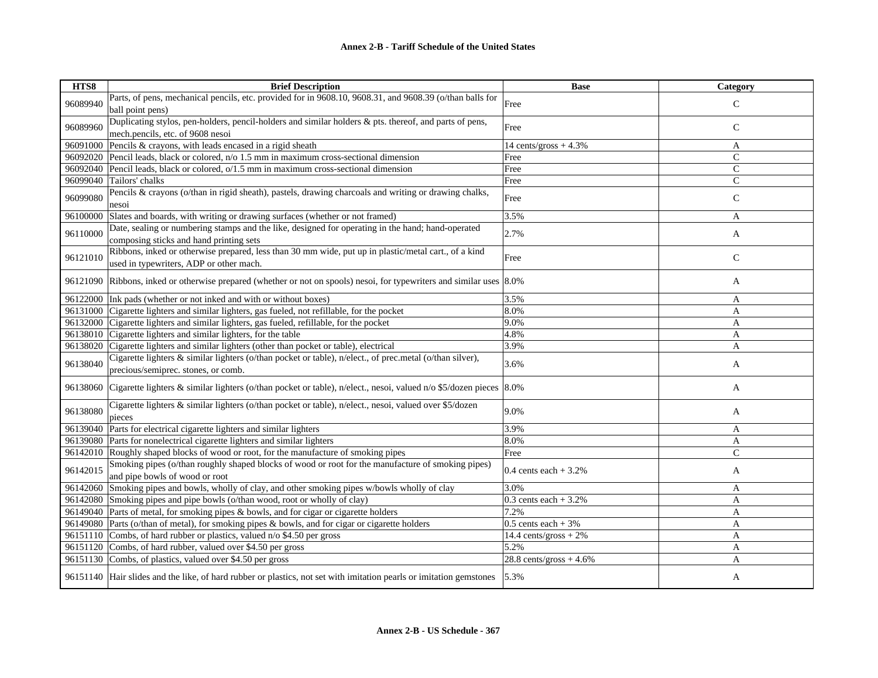**Annex 2-B - Tariff Schedule of the United States**

| HTS8 | Brief Description | Base | Category |
|---|---|---|---|
| 96089940 | Parts, of pens, mechanical pencils, etc. provided for in 9608.10, 9608.31, and 9608.39 (o/than balls for ball point pens) | Free | C |
| 96089960 | Duplicating stylos, pen-holders, pencil-holders and similar holders & pts. thereof, and parts of pens, mech.pencils, etc. of 9608 nesoi | Free | C |
| 96091000 | Pencils & crayons, with leads encased in a rigid sheath | 14 cents/gross + 4.3% | A |
| 96092020 | Pencil leads, black or colored, n/o 1.5 mm in maximum cross-sectional dimension | Free | C |
| 96092040 | Pencil leads, black or colored, o/1.5 mm in maximum cross-sectional dimension | Free | C |
| 96099040 | Tailors' chalks | Free | C |
| 96099080 | Pencils & crayons (o/than in rigid sheath), pastels, drawing charcoals and writing or drawing chalks, nesoi | Free | C |
| 96100000 | Slates and boards, with writing or drawing surfaces (whether or not framed) | 3.5% | A |
| 96110000 | Date, sealing or numbering stamps and the like, designed for operating in the hand; hand-operated composing sticks and hand printing sets | 2.7% | A |
| 96121010 | Ribbons, inked or otherwise prepared, less than 30 mm wide, put up in plastic/metal cart., of a kind used in typewriters, ADP or other mach. | Free | C |
| 96121090 | Ribbons, inked or otherwise prepared (whether or not on spools) nesoi, for typewriters and similar uses | 8.0% | A |
| 96122000 | Ink pads (whether or not inked and with or without boxes) | 3.5% | A |
| 96131000 | Cigarette lighters and similar lighters, gas fueled, not refillable, for the pocket | 8.0% | A |
| 96132000 | Cigarette lighters and similar lighters, gas fueled, refillable, for the pocket | 9.0% | A |
| 96138010 | Cigarette lighters and similar lighters, for the table | 4.8% | A |
| 96138020 | Cigarette lighters and similar lighters (other than pocket or table), electrical | 3.9% | A |
| 96138040 | Cigarette lighters & similar lighters (o/than pocket or table), n/elect., of prec.metal (o/than silver), precious/semiprec. stones, or comb. | 3.6% | A |
| 96138060 | Cigarette lighters & similar lighters (o/than pocket or table), n/elect., nesoi, valued n/o $5/dozen pieces | 8.0% | A |
| 96138080 | Cigarette lighters & similar lighters (o/than pocket or table), n/elect., nesoi, valued over $5/dozen pieces | 9.0% | A |
| 96139040 | Parts for electrical cigarette lighters and similar lighters | 3.9% | A |
| 96139080 | Parts for nonelectrical cigarette lighters and similar lighters | 8.0% | A |
| 96142010 | Roughly shaped blocks of wood or root, for the manufacture of smoking pipes | Free | C |
| 96142015 | Smoking pipes (o/than roughly shaped blocks of wood or root for the manufacture of smoking pipes) and pipe bowls of wood or root | 0.4 cents each + 3.2% | A |
| 96142060 | Smoking pipes and bowls, wholly of clay, and other smoking pipes w/bowls wholly of clay | 3.0% | A |
| 96142080 | Smoking pipes and pipe bowls (o/than wood, root or wholly of clay) | 0.3 cents each + 3.2% | A |
| 96149040 | Parts of metal, for smoking pipes & bowls, and for cigar or cigarette holders | 7.2% | A |
| 96149080 | Parts (o/than of metal), for smoking pipes & bowls, and for cigar or cigarette holders | 0.5 cents each + 3% | A |
| 96151110 | Combs, of hard rubber or plastics, valued n/o $4.50 per gross | 14.4 cents/gross + 2% | A |
| 96151120 | Combs, of hard rubber, valued over $4.50 per gross | 5.2% | A |
| 96151130 | Combs, of plastics, valued over $4.50 per gross | 28.8 cents/gross + 4.6% | A |
| 96151140 | Hair slides and the like, of hard rubber or plastics, not set with imitation pearls or imitation gemstones | 5.3% | A |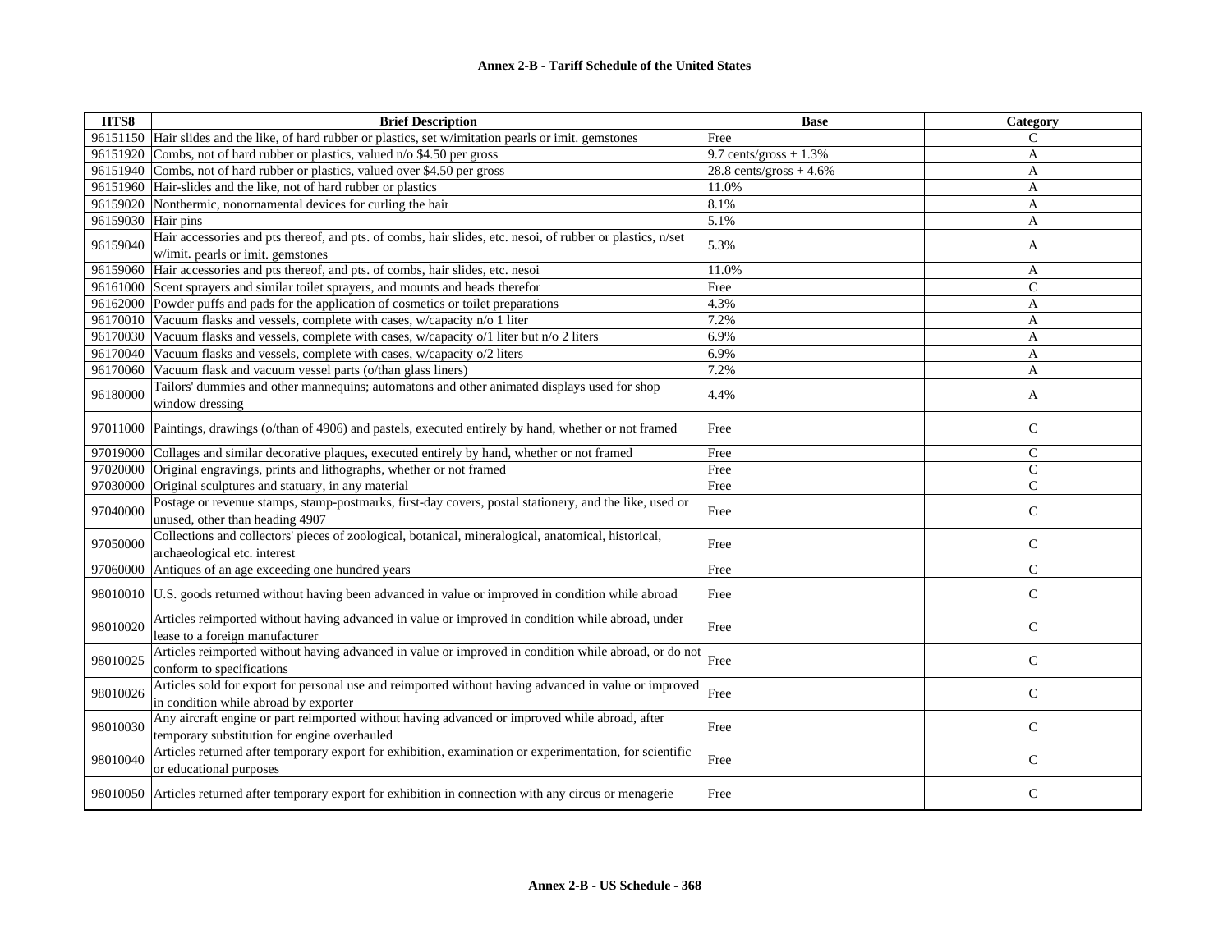| HTS8 | Brief Description | Base | Category |
|---|---|---|---|
| 96151150 | Hair slides and the like, of hard rubber or plastics, set w/imitation pearls or imit. gemstones | Free | C |
| 96151920 | Combs, not of hard rubber or plastics, valued n/o $4.50 per gross | 9.7 cents/gross + 1.3% | A |
| 96151940 | Combs, not of hard rubber or plastics, valued over $4.50 per gross | 28.8 cents/gross + 4.6% | A |
| 96151960 | Hair-slides and the like, not of hard rubber or plastics | 11.0% | A |
| 96159020 | Nonthermic, nonornamental devices for curling the hair | 8.1% | A |
| 96159030 | Hair pins | 5.1% | A |
| 96159040 | Hair accessories and pts thereof, and pts. of combs, hair slides, etc. nesoi, of rubber or plastics, n/set w/imit. pearls or imit. gemstones | 5.3% | A |
| 96159060 | Hair accessories and pts thereof, and pts. of combs, hair slides, etc. nesoi | 11.0% | A |
| 96161000 | Scent sprayers and similar toilet sprayers, and mounts and heads therefor | Free | C |
| 96162000 | Powder puffs and pads for the application of cosmetics or toilet preparations | 4.3% | A |
| 96170010 | Vacuum flasks and vessels, complete with cases, w/capacity n/o 1 liter | 7.2% | A |
| 96170030 | Vacuum flasks and vessels, complete with cases, w/capacity o/1 liter but n/o 2 liters | 6.9% | A |
| 96170040 | Vacuum flasks and vessels, complete with cases, w/capacity o/2 liters | 6.9% | A |
| 96170060 | Vacuum flask and vacuum vessel parts (o/than glass liners) | 7.2% | A |
| 96180000 | Tailors' dummies and other mannequins; automatons and other animated displays used for shop window dressing | 4.4% | A |
| 97011000 | Paintings, drawings (o/than of 4906) and pastels, executed entirely by hand, whether or not framed | Free | C |
| 97019000 | Collages and similar decorative plaques, executed entirely by hand, whether or not framed | Free | C |
| 97020000 | Original engravings, prints and lithographs, whether or not framed | Free | C |
| 97030000 | Original sculptures and statuary, in any material | Free | C |
| 97040000 | Postage or revenue stamps, stamp-postmarks, first-day covers, postal stationery, and the like, used or unused, other than heading 4907 | Free | C |
| 97050000 | Collections and collectors' pieces of zoological, botanical, mineralogical, anatomical, historical, archaeological etc. interest | Free | C |
| 97060000 | Antiques of an age exceeding one hundred years | Free | C |
| 98010010 | U.S. goods returned without having been advanced in value or improved in condition while abroad | Free | C |
| 98010020 | Articles reimported without having advanced in value or improved in condition while abroad, under lease to a foreign manufacturer | Free | C |
| 98010025 | Articles reimported without having advanced in value or improved in condition while abroad, or do not conform to specifications | Free | C |
| 98010026 | Articles sold for export for personal use and reimported without having advanced in value or improved in condition while abroad by exporter | Free | C |
| 98010030 | Any aircraft engine or part reimported without having advanced or improved while abroad, after temporary substitution for engine overhauled | Free | C |
| 98010040 | Articles returned after temporary export for exhibition, examination or experimentation, for scientific or educational purposes | Free | C |
| 98010050 | Articles returned after temporary export for exhibition in connection with any circus or menagerie | Free | C |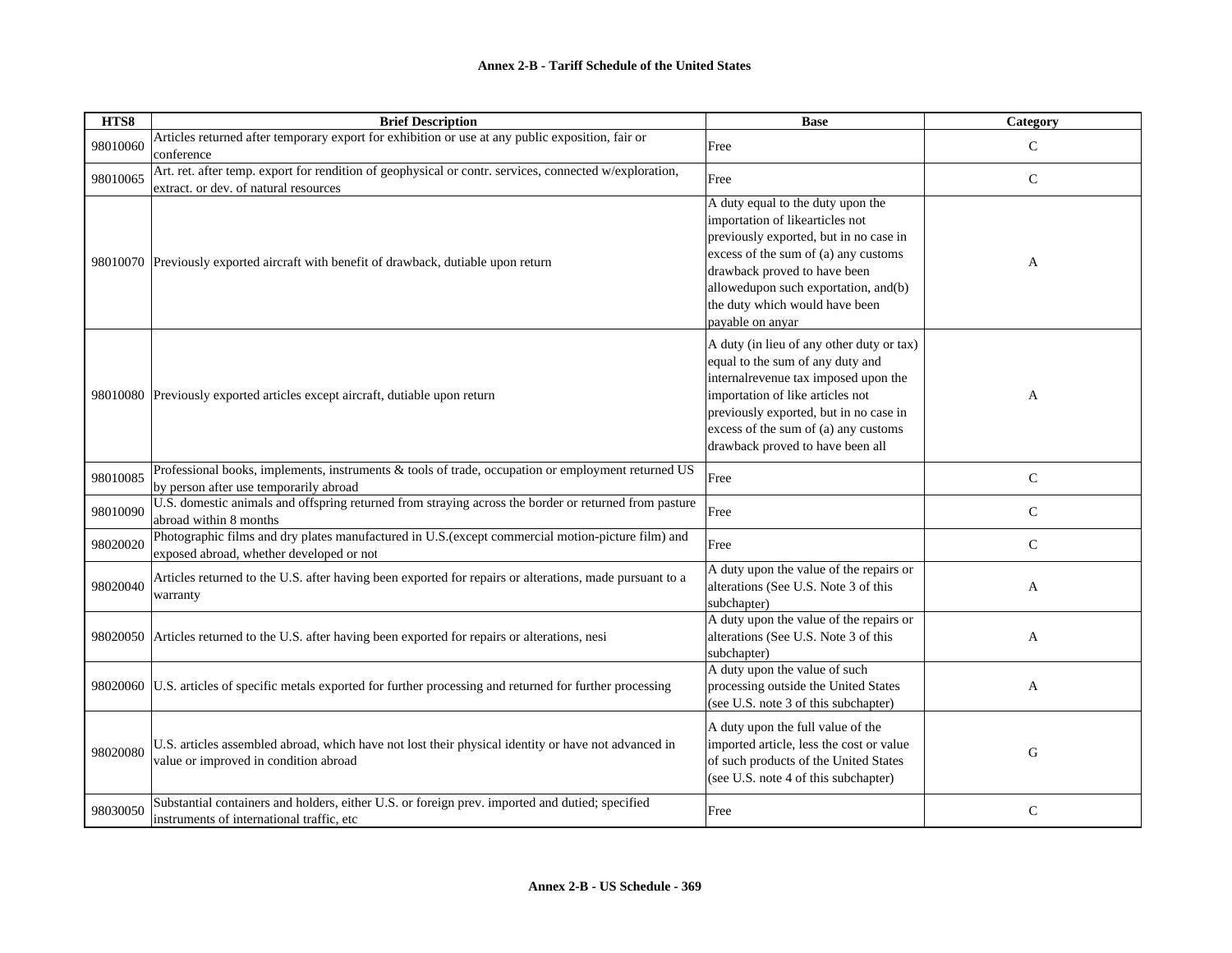## Annex 2-B - Tariff Schedule of the United States

| HTS8 | Brief Description | Base | Category |
|---|---|---|---|
| 98010060 | Articles returned after temporary export for exhibition or use at any public exposition, fair or conference | Free | C |
| 98010065 | Art. ret. after temp. export for rendition of geophysical or contr. services, connected w/exploration, extract. or dev. of natural resources | Free | C |
| 98010070 | Previously exported aircraft with benefit of drawback, dutiable upon return | A duty equal to the duty upon the importation of likearticles not previously exported, but in no case in excess of the sum of (a) any customs drawback proved to have been allowedupon such exportation, and(b) the duty which would have been payable on anyar | A |
| 98010080 | Previously exported articles except aircraft, dutiable upon return | A duty (in lieu of any other duty or tax) equal to the sum of any duty and internalrevenue tax imposed upon the importation of like articles not previously exported, but in no case in excess of the sum of (a) any customs drawback proved to have been all | A |
| 98010085 | Professional books, implements, instruments & tools of trade, occupation or employment returned US by person after use temporarily abroad | Free | C |
| 98010090 | U.S. domestic animals and offspring returned from straying across the border or returned from pasture abroad within 8 months | Free | C |
| 98020020 | Photographic films and dry plates manufactured in U.S.(except commercial motion-picture film) and exposed abroad, whether developed or not | Free | C |
| 98020040 | Articles returned to the U.S. after having been exported for repairs or alterations, made pursuant to a warranty | A duty upon the value of the repairs or alterations (See U.S. Note 3 of this subchapter) | A |
| 98020050 | Articles returned to the U.S. after having been exported for repairs or alterations, nesi | A duty upon the value of the repairs or alterations (See U.S. Note 3 of this subchapter) | A |
| 98020060 | U.S. articles of specific metals exported for further processing and returned for further processing | A duty upon the value of such processing outside the United States (see U.S. note 3 of this subchapter) | A |
| 98020080 | U.S. articles assembled abroad, which have not lost their physical identity or have not advanced in value or improved in condition abroad | A duty upon the full value of the imported article, less the cost or value of such products of the United States (see U.S. note 4 of this subchapter) | G |
| 98030050 | Substantial containers and holders, either U.S. or foreign prev. imported and dutied; specified instruments of international traffic, etc | Free | C |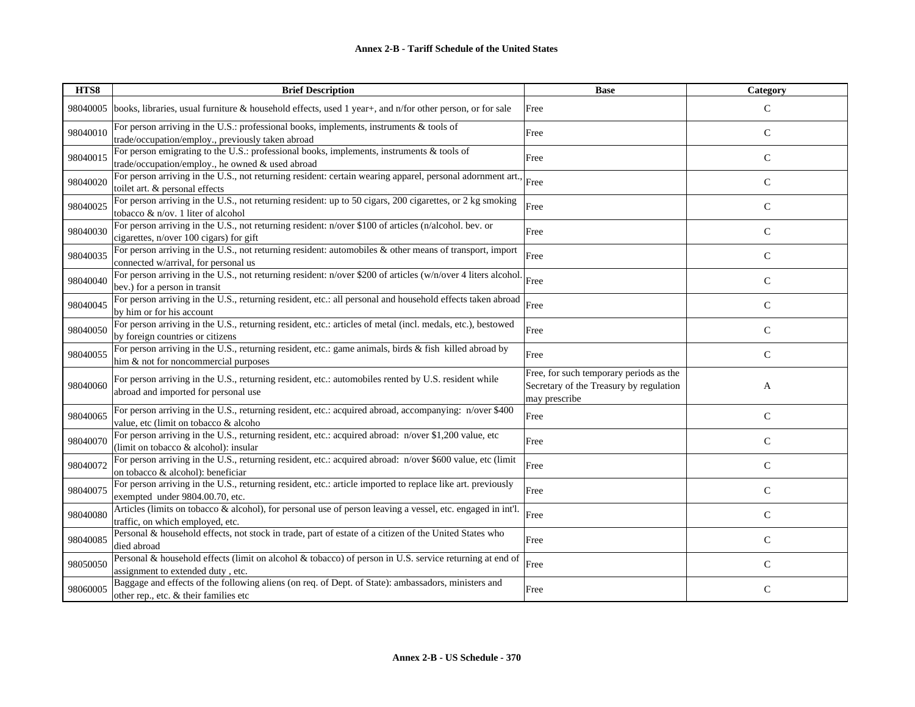| HTS8 | Brief Description | Base | Category |
|---|---|---|---|
| 98040005 | books, libraries, usual furniture & household effects, used 1 year+, and n/for other person, or for sale | Free | C |
| 98040010 | For person arriving in the U.S.: professional books, implements, instruments & tools of trade/occupation/employ., previously taken abroad | Free | C |
| 98040015 | For person emigrating to the U.S.: professional books, implements, instruments & tools of trade/occupation/employ., he owned & used abroad | Free | C |
| 98040020 | For person arriving in the U.S., not returning resident: certain wearing apparel, personal adornment art., toilet art. & personal effects | Free | C |
| 98040025 | For person arriving in the U.S., not returning resident: up to 50 cigars, 200 cigarettes, or 2 kg smoking tobacco & n/ov. 1 liter of alcohol | Free | C |
| 98040030 | For person arriving in the U.S., not returning resident: n/over $100 of articles (n/alcohol. bev. or cigarettes, n/over 100 cigars) for gift | Free | C |
| 98040035 | For person arriving in the U.S., not returning resident: automobiles & other means of transport, import connected w/arrival, for personal us | Free | C |
| 98040040 | For person arriving in the U.S., not returning resident: n/over $200 of articles (w/n/over 4 liters alcohol. bev.) for a person in transit | Free | C |
| 98040045 | For person arriving in the U.S., returning resident, etc.: all personal and household effects taken abroad by him or for his account | Free | C |
| 98040050 | For person arriving in the U.S., returning resident, etc.: articles of metal (incl. medals, etc.), bestowed by foreign countries or citizens | Free | C |
| 98040055 | For person arriving in the U.S., returning resident, etc.: game animals, birds & fish killed abroad by him & not for noncommercial purposes | Free | C |
| 98040060 | For person arriving in the U.S., returning resident, etc.: automobiles rented by U.S. resident while abroad and imported for personal use | Free, for such temporary periods as the Secretary of the Treasury by regulation may prescribe | A |
| 98040065 | For person arriving in the U.S., returning resident, etc.: acquired abroad, accompanying: n/over $400 value, etc (limit on tobacco & alcoho | Free | C |
| 98040070 | For person arriving in the U.S., returning resident, etc.: acquired abroad: n/over $1,200 value, etc (limit on tobacco & alcohol): insular | Free | C |
| 98040072 | For person arriving in the U.S., returning resident, etc.: acquired abroad: n/over $600 value, etc (limit on tobacco & alcohol): beneficiar | Free | C |
| 98040075 | For person arriving in the U.S., returning resident, etc.: article imported to replace like art. previously exempted under 9804.00.70, etc. | Free | C |
| 98040080 | Articles (limits on tobacco & alcohol), for personal use of person leaving a vessel, etc. engaged in int'l. traffic, on which employed, etc. | Free | C |
| 98040085 | Personal & household effects, not stock in trade, part of estate of a citizen of the United States who died abroad | Free | C |
| 98050050 | Personal & household effects (limit on alcohol & tobacco) of person in U.S. service returning at end of assignment to extended duty , etc. | Free | C |
| 98060005 | Baggage and effects of the following aliens (on req. of Dept. of State): ambassadors, ministers and other rep., etc. & their families etc | Free | C |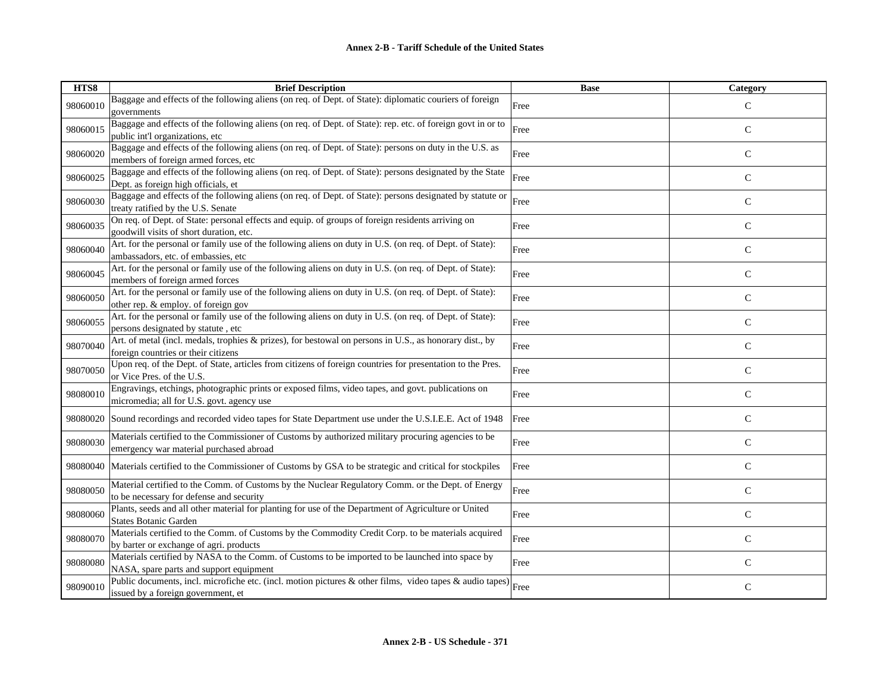**Annex 2-B - Tariff Schedule of the United States**

| HTS8 | Brief Description | Base | Category |
|---|---|---|---|
| 98060010 | Baggage and effects of the following aliens (on req. of Dept. of State): diplomatic couriers of foreign governments | Free | C |
| 98060015 | Baggage and effects of the following aliens (on req. of Dept. of State): rep. etc. of foreign govt in or to public int'l organizations, etc | Free | C |
| 98060020 | Baggage and effects of the following aliens (on req. of Dept. of State): persons on duty in the U.S. as members of foreign armed forces, etc | Free | C |
| 98060025 | Baggage and effects of the following aliens (on req. of Dept. of State): persons designated by the State Dept. as foreign high officials, et | Free | C |
| 98060030 | Baggage and effects of the following aliens (on req. of Dept. of State): persons designated by statute or treaty ratified by the U.S. Senate | Free | C |
| 98060035 | On req. of Dept. of State: personal effects and equip. of groups of foreign residents arriving on goodwill visits of short duration, etc. | Free | C |
| 98060040 | Art. for the personal or family use of the following aliens on duty in U.S. (on req. of Dept. of State): ambassadors, etc. of embassies, etc | Free | C |
| 98060045 | Art. for the personal or family use of the following aliens on duty in U.S. (on req. of Dept. of State): members of foreign armed forces | Free | C |
| 98060050 | Art. for the personal or family use of the following aliens on duty in U.S. (on req. of Dept. of State): other rep. & employ. of foreign gov | Free | C |
| 98060055 | Art. for the personal or family use of the following aliens on duty in U.S. (on req. of Dept. of State): persons designated by statute , etc | Free | C |
| 98070040 | Art. of metal (incl. medals, trophies & prizes), for bestowal on persons in U.S., as honorary dist., by foreign countries or their citizens | Free | C |
| 98070050 | Upon req. of the Dept. of State, articles from citizens of foreign countries for presentation to the Pres. or Vice Pres. of the U.S. | Free | C |
| 98080010 | Engravings, etchings, photographic prints or exposed films, video tapes, and govt. publications on micromedia; all for U.S. govt. agency use | Free | C |
| 98080020 | Sound recordings and recorded video tapes for State Department use under the U.S.I.E.E. Act of 1948 | Free | C |
| 98080030 | Materials certified to the Commissioner of Customs by authorized military procuring agencies to be emergency war material purchased abroad | Free | C |
| 98080040 | Materials certified to the Commissioner of Customs by GSA to be strategic and critical for stockpiles | Free | C |
| 98080050 | Material certified to the Comm. of Customs by the Nuclear Regulatory Comm. or the Dept. of Energy to be necessary for defense and security | Free | C |
| 98080060 | Plants, seeds and all other material for planting for use of the Department of Agriculture or United States Botanic Garden | Free | C |
| 98080070 | Materials certified to the Comm. of Customs by the Commodity Credit Corp. to be materials acquired by barter or exchange of agri. products | Free | C |
| 98080080 | Materials certified by NASA to the Comm. of Customs to be imported to be launched into space by NASA, spare parts and support equipment | Free | C |
| 98090010 | Public documents, incl. microfiche etc. (incl. motion pictures & other films, video tapes & audio tapes) issued by a foreign government, et | Free | C |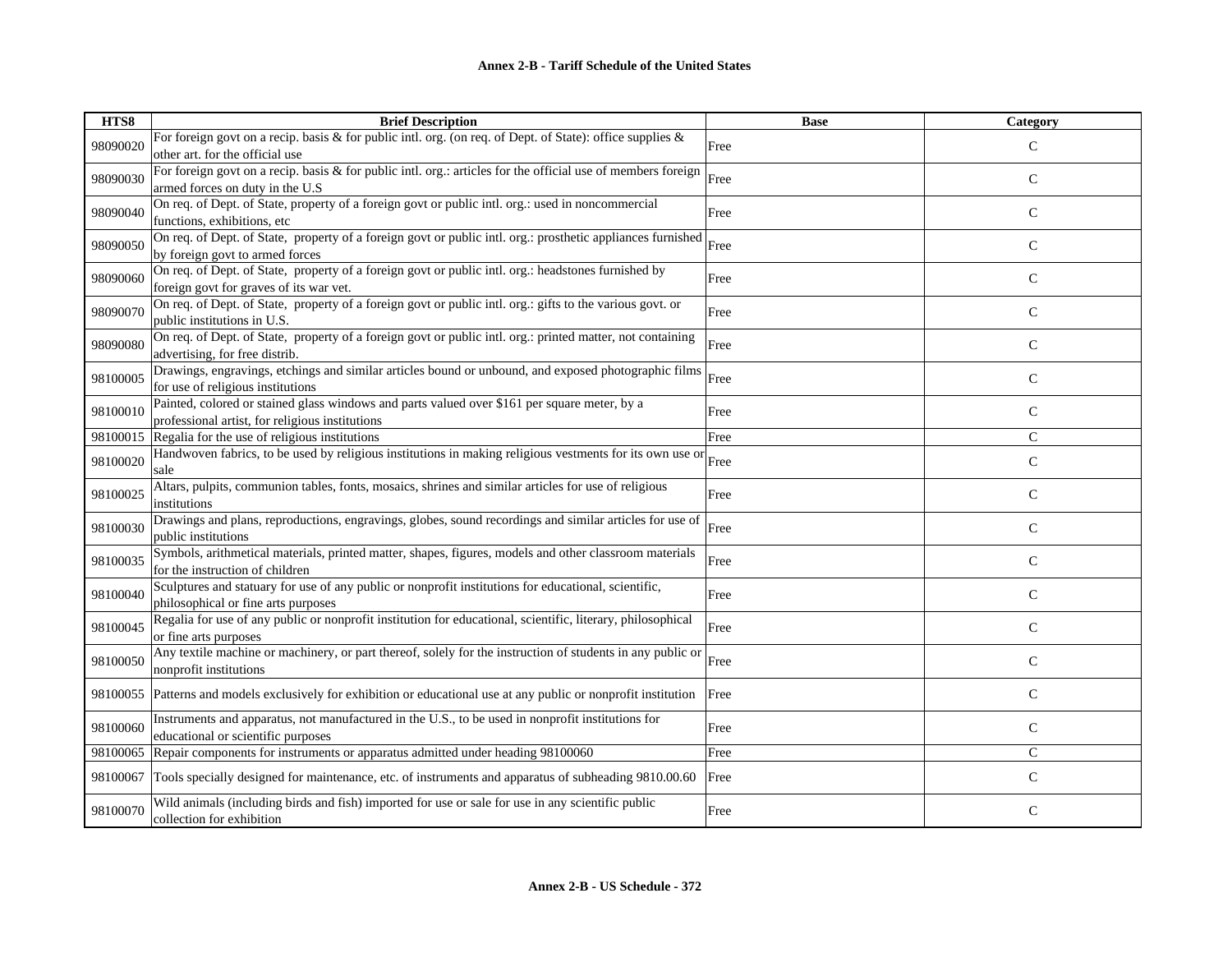| HTS8 | Brief Description | Base | Category |
|---|---|---|---|
| 98090020 | For foreign govt on a recip. basis & for public intl. org. (on req. of Dept. of State): office supplies & other art. for the official use | Free | C |
| 98090030 | For foreign govt on a recip. basis & for public intl. org.: articles for the official use of members foreign armed forces on duty in the U.S | Free | C |
| 98090040 | On req. of Dept. of State, property of a foreign govt or public intl. org.: used in noncommercial functions, exhibitions, etc | Free | C |
| 98090050 | On req. of Dept. of State, property of a foreign govt or public intl. org.: prosthetic appliances furnished by foreign govt to armed forces | Free | C |
| 98090060 | On req. of Dept. of State, property of a foreign govt or public intl. org.: headstones furnished by foreign govt for graves of its war vet. | Free | C |
| 98090070 | On req. of Dept. of State, property of a foreign govt or public intl. org.: gifts to the various govt. or public institutions in U.S. | Free | C |
| 98090080 | On req. of Dept. of State, property of a foreign govt or public intl. org.: printed matter, not containing advertising, for free distrib. | Free | C |
| 98100005 | Drawings, engravings, etchings and similar articles bound or unbound, and exposed photographic films for use of religious institutions | Free | C |
| 98100010 | Painted, colored or stained glass windows and parts valued over $161 per square meter, by a professional artist, for religious institutions | Free | C |
| 98100015 | Regalia for the use of religious institutions | Free | C |
| 98100020 | Handwoven fabrics, to be used by religious institutions in making religious vestments for its own use or sale | Free | C |
| 98100025 | Altars, pulpits, communion tables, fonts, mosaics, shrines and similar articles for use of religious institutions | Free | C |
| 98100030 | Drawings and plans, reproductions, engravings, globes, sound recordings and similar articles for use of public institutions | Free | C |
| 98100035 | Symbols, arithmetical materials, printed matter, shapes, figures, models and other classroom materials for the instruction of children | Free | C |
| 98100040 | Sculptures and statuary for use of any public or nonprofit institutions for educational, scientific, philosophical or fine arts purposes | Free | C |
| 98100045 | Regalia for use of any public or nonprofit institution for educational, scientific, literary, philosophical or fine arts purposes | Free | C |
| 98100050 | Any textile machine or machinery, or part thereof, solely for the instruction of students in any public or nonprofit institutions | Free | C |
| 98100055 | Patterns and models exclusively for exhibition or educational use at any public or nonprofit institution | Free | C |
| 98100060 | Instruments and apparatus, not manufactured in the U.S., to be used in nonprofit institutions for educational or scientific purposes | Free | C |
| 98100065 | Repair components for instruments or apparatus admitted under heading 98100060 | Free | C |
| 98100067 | Tools specially designed for maintenance, etc. of instruments and apparatus of subheading 9810.00.60 | Free | C |
| 98100070 | Wild animals (including birds and fish) imported for use or sale for use in any scientific public collection for exhibition | Free | C |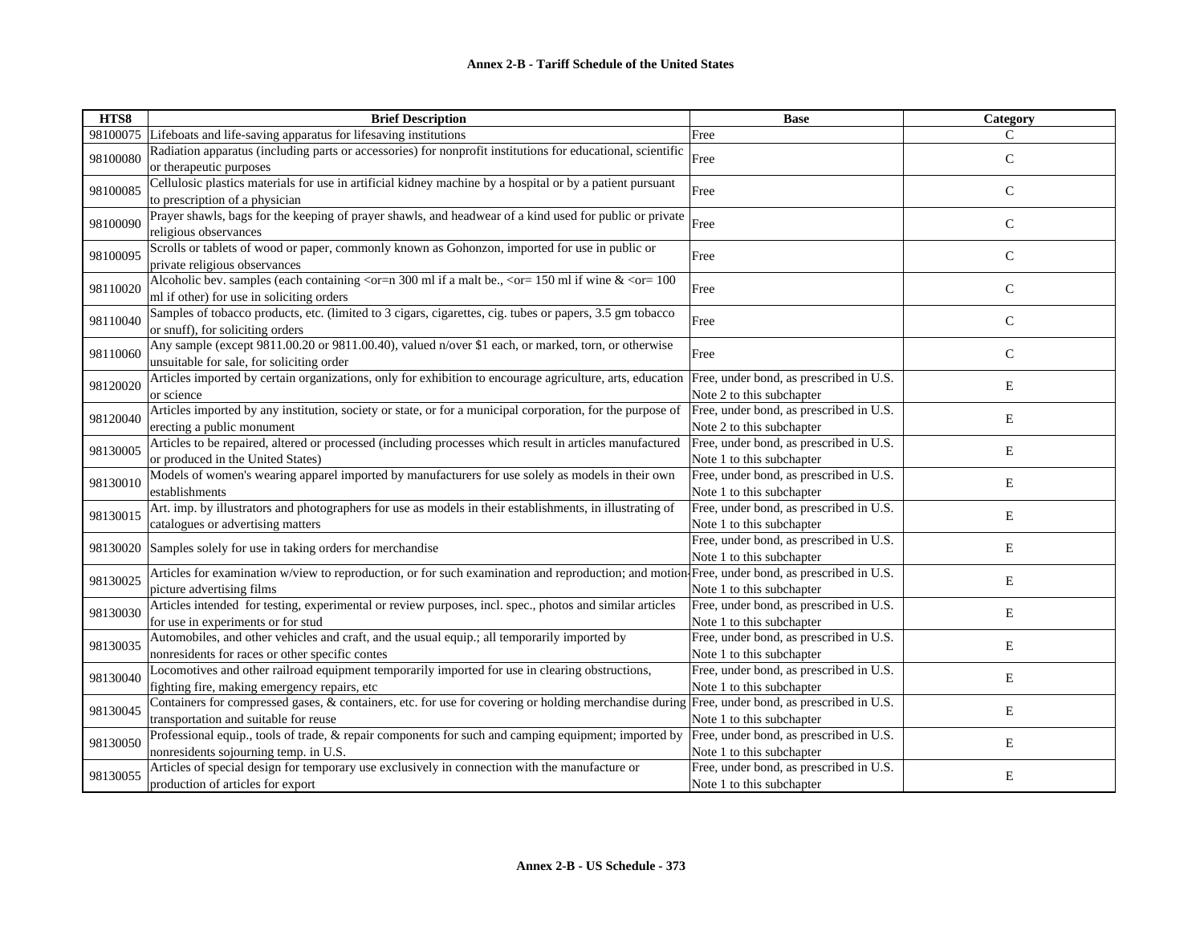**Annex 2-B - Tariff Schedule of the United States**

| HTS8 | Brief Description | Base | Category |
|---|---|---|---|
| 98100075 | Lifeboats and life-saving apparatus for lifesaving institutions | Free | C |
| 98100080 | Radiation apparatus (including parts or accessories) for nonprofit institutions for educational, scientific or therapeutic purposes | Free | C |
| 98100085 | Cellulosic plastics materials for use in artificial kidney machine by a hospital or by a patient pursuant to prescription of a physician | Free | C |
| 98100090 | Prayer shawls, bags for the keeping of prayer shawls, and headwear of a kind used for public or private religious observances | Free | C |
| 98100095 | Scrolls or tablets of wood or paper, commonly known as Gohonzon, imported for use in public or private religious observances | Free | C |
| 98110020 | Alcoholic bev. samples (each containing <or=n 300 ml if a malt be., <or= 150 ml if wine & <or= 100 ml if other) for use in soliciting orders | Free | C |
| 98110040 | Samples of tobacco products, etc. (limited to 3 cigars, cigarettes, cig. tubes or papers, 3.5 gm tobacco or snuff), for soliciting orders | Free | C |
| 98110060 | Any sample (except 9811.00.20 or 9811.00.40), valued n/over $1 each, or marked, torn, or otherwise unsuitable for sale, for soliciting order | Free | C |
| 98120020 | Articles imported by certain organizations, only for exhibition to encourage agriculture, arts, education or science | Free, under bond, as prescribed in U.S. Note 2 to this subchapter | E |
| 98120040 | Articles imported by any institution, society or state, or for a municipal corporation, for the purpose of erecting a public monument | Free, under bond, as prescribed in U.S. Note 2 to this subchapter | E |
| 98130005 | Articles to be repaired, altered or processed (including processes which result in articles manufactured or produced in the United States) | Free, under bond, as prescribed in U.S. Note 1 to this subchapter | E |
| 98130010 | Models of women's wearing apparel imported by manufacturers for use solely as models in their own establishments | Free, under bond, as prescribed in U.S. Note 1 to this subchapter | E |
| 98130015 | Art. imp. by illustrators and photographers for use as models in their establishments, in illustrating of catalogues or advertising matters | Free, under bond, as prescribed in U.S. Note 1 to this subchapter | E |
| 98130020 | Samples solely for use in taking orders for merchandise | Free, under bond, as prescribed in U.S. Note 1 to this subchapter | E |
| 98130025 | Articles for examination w/view to reproduction, or for such examination and reproduction; and motion-picture advertising films | Free, under bond, as prescribed in U.S. Note 1 to this subchapter | E |
| 98130030 | Articles intended for testing, experimental or review purposes, incl. spec., photos and similar articles for use in experiments or for stud | Free, under bond, as prescribed in U.S. Note 1 to this subchapter | E |
| 98130035 | Automobiles, and other vehicles and craft, and the usual equip.; all temporarily imported by nonresidents for races or other specific contes | Free, under bond, as prescribed in U.S. Note 1 to this subchapter | E |
| 98130040 | Locomotives and other railroad equipment temporarily imported for use in clearing obstructions, fighting fire, making emergency repairs, etc | Free, under bond, as prescribed in U.S. Note 1 to this subchapter | E |
| 98130045 | Containers for compressed gases, & containers, etc. for use for covering or holding merchandise during transportation and suitable for reuse | Free, under bond, as prescribed in U.S. Note 1 to this subchapter | E |
| 98130050 | Professional equip., tools of trade, & repair components for such and camping equipment; imported by nonresidents sojourning temp. in U.S. | Free, under bond, as prescribed in U.S. Note 1 to this subchapter | E |
| 98130055 | Articles of special design for temporary use exclusively in connection with the manufacture or production of articles for export | Free, under bond, as prescribed in U.S. Note 1 to this subchapter | E |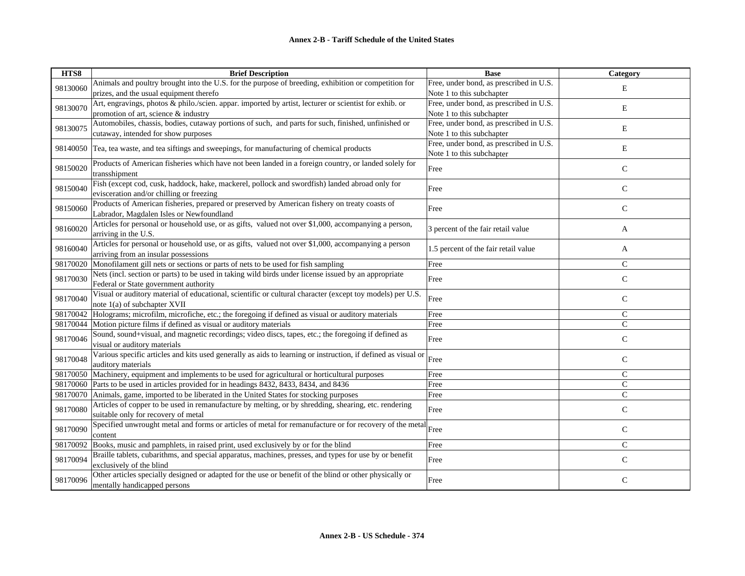**Annex 2-B - Tariff Schedule of the United States**

| HTS8 | Brief Description | Base | Category |
|---|---|---|---|
| 98130060 | Animals and poultry brought into the U.S. for the purpose of breeding, exhibition or competition for prizes, and the usual equipment therefo | Free, under bond, as prescribed in U.S. Note 1 to this subchapter | E |
| 98130070 | Art, engravings, photos & philo./scien. appar. imported by artist, lecturer or scientist for exhib. or promotion of art, science & industry | Free, under bond, as prescribed in U.S. Note 1 to this subchapter | E |
| 98130075 | Automobiles, chassis, bodies, cutaway portions of such, and parts for such, finished, unfinished or cutaway, intended for show purposes | Free, under bond, as prescribed in U.S. Note 1 to this subchapter | E |
| 98140050 | Tea, tea waste, and tea siftings and sweepings, for manufacturing of chemical products | Free, under bond, as prescribed in U.S. Note 1 to this subchapter | E |
| 98150020 | Products of American fisheries which have not been landed in a foreign country, or landed solely for transshipment | Free | C |
| 98150040 | Fish (except cod, cusk, haddock, hake, mackerel, pollock and swordfish) landed abroad only for evisceration and/or chilling or freezing | Free | C |
| 98150060 | Products of American fisheries, prepared or preserved by American fishery on treaty coasts of Labrador, Magdalen Isles or Newfoundland | Free | C |
| 98160020 | Articles for personal or household use, or as gifts, valued not over $1,000, accompanying a person, arriving in the U.S. | 3 percent of the fair retail value | A |
| 98160040 | Articles for personal or household use, or as gifts, valued not over $1,000, accompanying a person arriving from an insular possessions | 1.5 percent of the fair retail value | A |
| 98170020 | Monofilament gill nets or sections or parts of nets to be used for fish sampling | Free | C |
| 98170030 | Nets (incl. section or parts) to be used in taking wild birds under license issued by an appropriate Federal or State government authority | Free | C |
| 98170040 | Visual or auditory material of educational, scientific or cultural character (except toy models) per U.S. note 1(a) of subchapter XVII | Free | C |
| 98170042 | Holograms; microfilm, microfiche, etc.; the foregoing if defined as visual or auditory materials | Free | C |
| 98170044 | Motion picture films if defined as visual or auditory materials | Free | C |
| 98170046 | Sound, sound+visual, and magnetic recordings; video discs, tapes, etc.; the foregoing if defined as visual or auditory materials | Free | C |
| 98170048 | Various specific articles and kits used generally as aids to learning or instruction, if defined as visual or auditory materials | Free | C |
| 98170050 | Machinery, equipment and implements to be used for agricultural or horticultural purposes | Free | C |
| 98170060 | Parts to be used in articles provided for in headings 8432, 8433, 8434, and 8436 | Free | C |
| 98170070 | Animals, game, imported to be liberated in the United States for stocking purposes | Free | C |
| 98170080 | Articles of copper to be used in remanufacture by melting, or by shredding, shearing, etc. rendering suitable only for recovery of metal | Free | C |
| 98170090 | Specified unwrought metal and forms or articles of metal for remanufacture or for recovery of the metal content | Free | C |
| 98170092 | Books, music and pamphlets, in raised print, used exclusively by or for the blind | Free | C |
| 98170094 | Braille tablets, cubarithms, and special apparatus, machines, presses, and types for use by or benefit exclusively of the blind | Free | C |
| 98170096 | Other articles specially designed or adapted for the use or benefit of the blind or other physically or mentally handicapped persons | Free | C |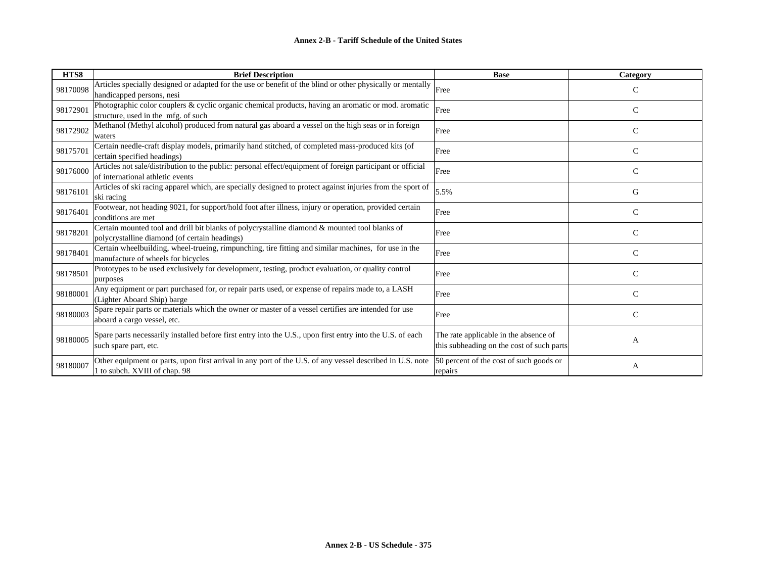| HTS8 | Brief Description | Base | Category |
|---|---|---|---|
| 98170098 | Articles specially designed or adapted for the use or benefit of the blind or other physically or mentally handicapped persons, nesi | Free | C |
| 98172901 | Photographic color couplers & cyclic organic chemical products, having an aromatic or mod. aromatic structure, used in the mfg. of such | Free | C |
| 98172902 | Methanol (Methyl alcohol) produced from natural gas aboard a vessel on the high seas or in foreign waters | Free | C |
| 98175701 | Certain needle-craft display models, primarily hand stitched, of completed mass-produced kits (of certain specified headings) | Free | C |
| 98176000 | Articles not sale/distribution to the public: personal effect/equipment of foreign participant or official of international athletic events | Free | C |
| 98176101 | Articles of ski racing apparel which, are specially designed to protect against injuries from the sport of ski racing | 5.5% | G |
| 98176401 | Footwear, not heading 9021, for support/hold foot after illness, injury or operation, provided certain conditions are met | Free | C |
| 98178201 | Certain mounted tool and drill bit blanks of polycrystalline diamond & mounted tool blanks of polycrystalline diamond (of certain headings) | Free | C |
| 98178401 | Certain wheelbuilding, wheel-trueing, rimpunching, tire fitting and similar machines, for use in the manufacture of wheels for bicycles | Free | C |
| 98178501 | Prototypes to be used exclusively for development, testing, product evaluation, or quality control purposes | Free | C |
| 98180001 | Any equipment or part purchased for, or repair parts used, or expense of repairs made to, a LASH (Lighter Aboard Ship) barge | Free | C |
| 98180003 | Spare repair parts or materials which the owner or master of a vessel certifies are intended for use aboard a cargo vessel, etc. | Free | C |
| 98180005 | Spare parts necessarily installed before first entry into the U.S., upon first entry into the U.S. of each such spare part, etc. | The rate applicable in the absence of this subheading on the cost of such parts | A |
| 98180007 | Other equipment or parts, upon first arrival in any port of the U.S. of any vessel described in U.S. note 1 to subch. XVIII of chap. 98 | 50 percent of the cost of such goods or repairs | A |